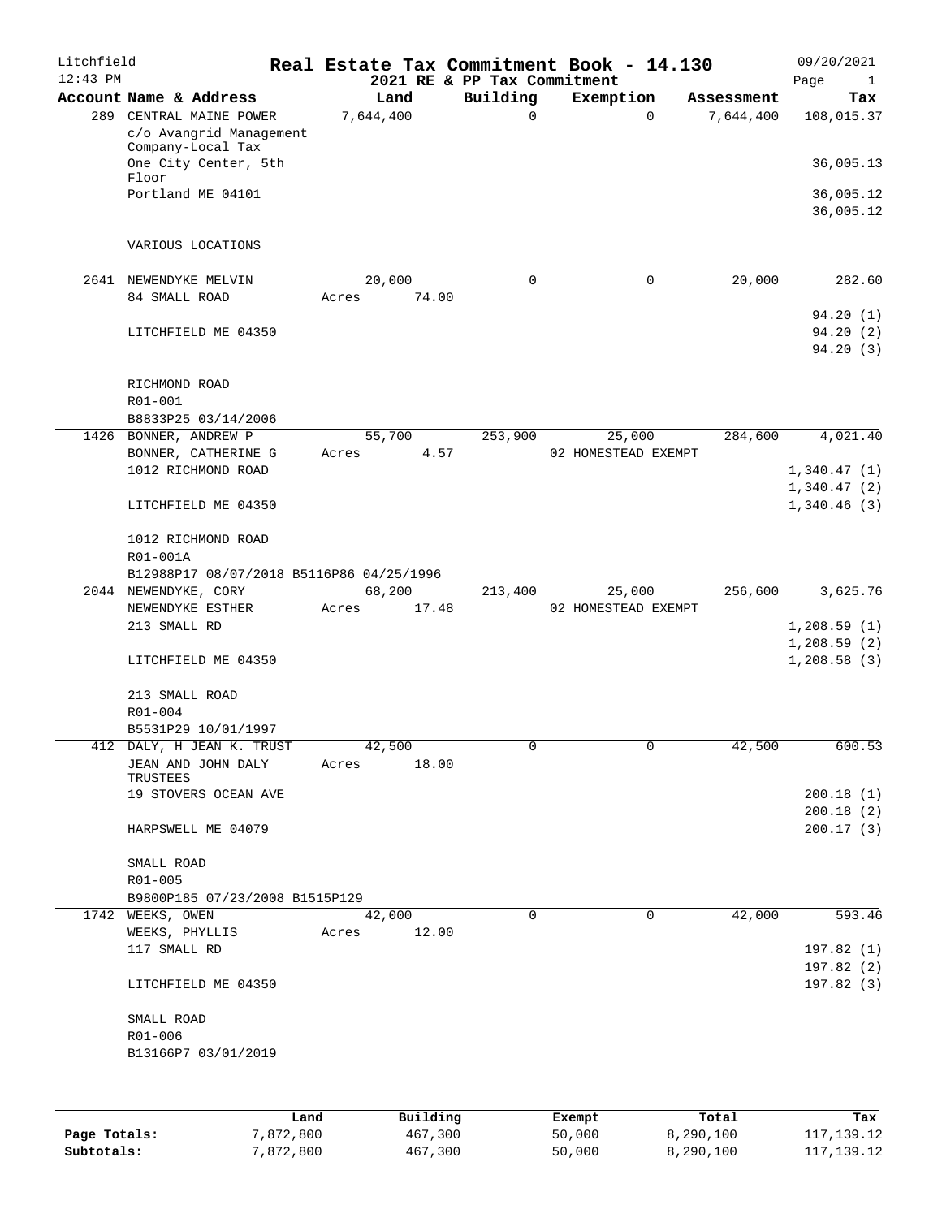Litchfield
12:43 PM

# Real Estate Tax Commitment Book - 14.130
## 2021 RE & PP Tax Commitment

09/20/2021

| Account Name & Address | Land | Building | Exemption | Assessment | Tax |
|---|---|---|---|---|---|
| 289 CENTRAL MAINE POWER | 7,644,400 | 0 | 0 | 7,644,400 | 108,015.37 |
| c/o Avangrid Management Company-Local Tax | | | | | |
| One City Center, 5th Floor | | | | | 36,005.13 |
| Portland ME 04101 | | | | | 36,005.12 |
| | | | | | 36,005.12 |
| VARIOUS LOCATIONS | | | | | |
| 2641 NEWENDYKE MELVIN | 20,000 | 0 | 0 | 20,000 | 282.60 |
| 84 SMALL ROAD | Acres 74.00 | | | | |
| | | | | | 94.20 (1) |
| LITCHFIELD ME 04350 | | | | | 94.20 (2) |
| | | | | | 94.20 (3) |
| RICHMOND ROAD | | | | | |
| R01-001 | | | | | |
| B8833P25 03/14/2006 | | | | | |
| 1426 BONNER, ANDREW P | 55,700 | 253,900 | 25,000 | 284,600 | 4,021.40 |
| BONNER, CATHERINE G | Acres 4.57 | | 02 HOMESTEAD EXEMPT | | |
| 1012 RICHMOND ROAD | | | | | 1,340.47 (1) |
| | | | | | 1,340.47 (2) |
| LITCHFIELD ME 04350 | | | | | 1,340.46 (3) |
| 1012 RICHMOND ROAD | | | | | |
| R01-001A | | | | | |
| B12988P17 08/07/2018 B5116P86 04/25/1996 | | | | | |
| 2044 NEWENDYKE, CORY | 68,200 | 213,400 | 25,000 | 256,600 | 3,625.76 |
| NEWENDYKE ESTHER | Acres 17.48 | | 02 HOMESTEAD EXEMPT | | |
| 213 SMALL RD | | | | | 1,208.59 (1) |
| | | | | | 1,208.59 (2) |
| LITCHFIELD ME 04350 | | | | | 1,208.58 (3) |
| 213 SMALL ROAD | | | | | |
| R01-004 | | | | | |
| B5531P29 10/01/1997 | | | | | |
| 412 DALY, H JEAN K. TRUST | 42,500 | 0 | 0 | 42,500 | 600.53 |
| JEAN AND JOHN DALY TRUSTEES | Acres 18.00 | | | | |
| 19 STOVERS OCEAN AVE | | | | | 200.18 (1) |
| | | | | | 200.18 (2) |
| HARPSWELL ME 04079 | | | | | 200.17 (3) |
| SMALL ROAD | | | | | |
| R01-005 | | | | | |
| B9800P185 07/23/2008 B1515P129 | | | | | |
| 1742 WEEKS, OWEN | 42,000 | 0 | 0 | 42,000 | 593.46 |
| WEEKS, PHYLLIS | Acres 12.00 | | | | |
| 117 SMALL RD | | | | | 197.82 (1) |
| | | | | | 197.82 (2) |
| LITCHFIELD ME 04350 | | | | | 197.82 (3) |
| SMALL ROAD | | | | | |
| R01-006 | | | | | |
| B13166P7 03/01/2019 | | | | | |

| | Land | Building | Exempt | Total | Tax |
|---|---|---|---|---|---|
| **Page Totals:** | 7,872,800 | 467,300 | 50,000 | 8,290,100 | 117,139.12 |
| **Subtotals:** | 7,872,800 | 467,300 | 50,000 | 8,290,100 | 117,139.12 |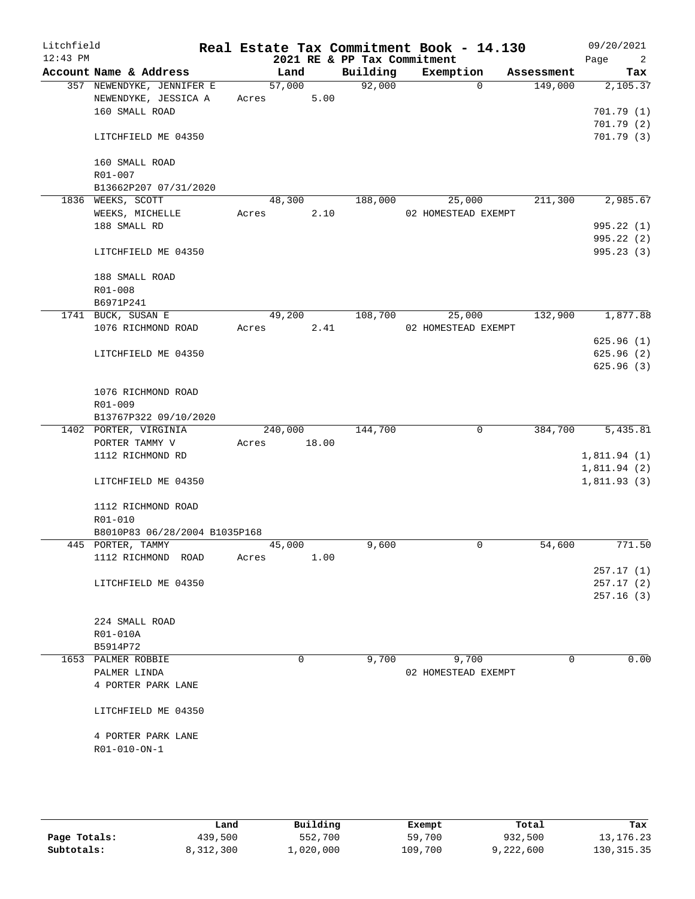# Real Estate Tax Commitment Book - 14.130

Litchfield  
12:43 PM  
2021 RE & PP Tax Commitment  
09/20/2021

| Account Name & Address | Land | Building | Exemption | Assessment | Tax |
|---|---|---|---|---|---|
| 357 NEWENDYKE, JENNIFER E | 57,000 | 92,000 | 0 | 149,000 | 2,105.37 |
| NEWENDYKE, JESSICA A | Acres 5.00 | | | | |
| 160 SMALL ROAD | | | | | 701.79 (1) |
| | | | | | 701.79 (2) |
| LITCHFIELD ME 04350 | | | | | 701.79 (3) |
| 160 SMALL ROAD | | | | | |
| R01-007 | | | | | |
| B13662P207 07/31/2020 | | | | | |
| 1836 WEEKS, SCOTT | 48,300 | 188,000 | 25,000 | 211,300 | 2,985.67 |
| WEEKS, MICHELLE | Acres 2.10 | | 02 HOMESTEAD EXEMPT | | |
| 188 SMALL RD | | | | | 995.22 (1) |
| | | | | | 995.22 (2) |
| LITCHFIELD ME 04350 | | | | | 995.23 (3) |
| 188 SMALL ROAD | | | | | |
| R01-008 | | | | | |
| B6971P241 | | | | | |
| 1741 BUCK, SUSAN E | 49,200 | 108,700 | 25,000 | 132,900 | 1,877.88 |
| 1076 RICHMOND ROAD | Acres 2.41 | | 02 HOMESTEAD EXEMPT | | |
| | | | | | 625.96 (1) |
| LITCHFIELD ME 04350 | | | | | 625.96 (2) |
| | | | | | 625.96 (3) |
| 1076 RICHMOND ROAD | | | | | |
| R01-009 | | | | | |
| B13767P322 09/10/2020 | | | | | |
| 1402 PORTER, VIRGINIA | 240,000 | 144,700 | 0 | 384,700 | 5,435.81 |
| PORTER TAMMY V | Acres 18.00 | | | | |
| 1112 RICHMOND RD | | | | | 1,811.94 (1) |
| | | | | | 1,811.94 (2) |
| LITCHFIELD ME 04350 | | | | | 1,811.93 (3) |
| 1112 RICHMOND ROAD | | | | | |
| R01-010 | | | | | |
| B8010P83 06/28/2004 B1035P168 | | | | | |
| 445 PORTER, TAMMY | 45,000 | 9,600 | 0 | 54,600 | 771.50 |
| 1112 RICHMOND ROAD | Acres 1.00 | | | | |
| | | | | | 257.17 (1) |
| LITCHFIELD ME 04350 | | | | | 257.17 (2) |
| | | | | | 257.16 (3) |
| 224 SMALL ROAD | | | | | |
| R01-010A | | | | | |
| B5914P72 | | | | | |
| 1653 PALMER ROBBIE | 0 | 9,700 | 9,700 | 0 | 0.00 |
| PALMER LINDA | | | 02 HOMESTEAD EXEMPT | | |
| 4 PORTER PARK LANE | | | | | |
| LITCHFIELD ME 04350 | | | | | |
| 4 PORTER PARK LANE | | | | | |
| R01-010-ON-1 | | | | | |

| | Land | Building | Exempt | Total | Tax |
|---|---|---|---|---|---|
| Page Totals: | 439,500 | 552,700 | 59,700 | 932,500 | 13,176.23 |
| Subtotals: | 8,312,300 | 1,020,000 | 109,700 | 9,222,600 | 130,315.35 |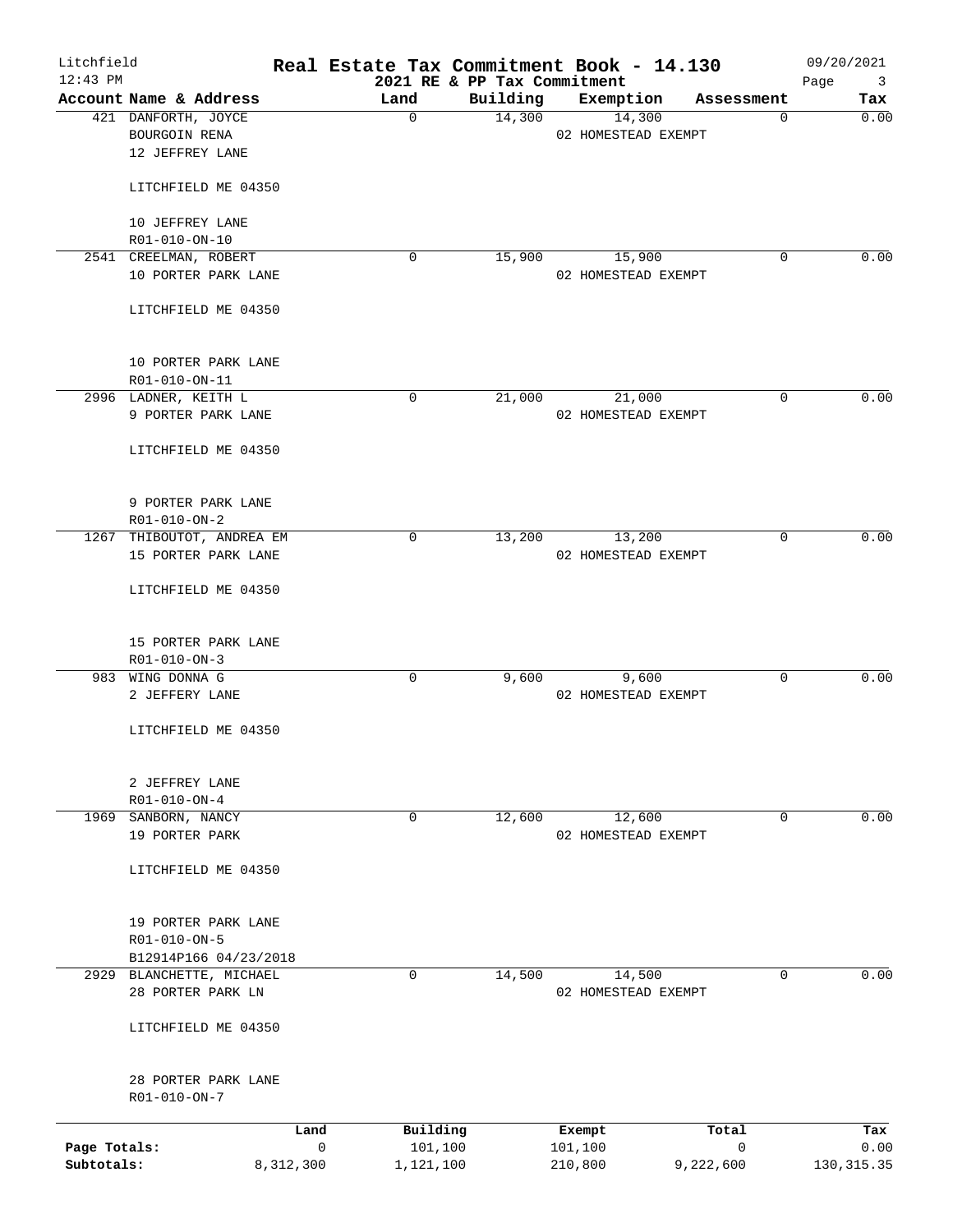# Litchfield — Real Estate Tax Commitment Book - 14.130

12:43 PM — 2021 RE & PP Tax Commitment — 09/20/2021

| Account | Name & Address | Land | Building | Exemption | Assessment | Tax |
|---|---|---|---|---|---|---|
| 421 | DANFORTH, JOYCE<br>BOURGOIN RENA<br>12 JEFFREY LANE<br><br>LITCHFIELD ME 04350<br><br>10 JEFFREY LANE<br>R01-010-ON-10 | 0 | 14,300 | 14,300<br>02 HOMESTEAD EXEMPT | 0 | 0.00 |
| 2541 | CREELMAN, ROBERT<br>10 PORTER PARK LANE<br><br>LITCHFIELD ME 04350<br><br>10 PORTER PARK LANE<br>R01-010-ON-11 | 0 | 15,900 | 15,900<br>02 HOMESTEAD EXEMPT | 0 | 0.00 |
| 2996 | LADNER, KEITH L<br>9 PORTER PARK LANE<br><br>LITCHFIELD ME 04350<br><br>9 PORTER PARK LANE<br>R01-010-ON-2 | 0 | 21,000 | 21,000<br>02 HOMESTEAD EXEMPT | 0 | 0.00 |
| 1267 | THIBOUTOT, ANDREA EM<br>15 PORTER PARK LANE<br><br>LITCHFIELD ME 04350<br><br>15 PORTER PARK LANE<br>R01-010-ON-3 | 0 | 13,200 | 13,200<br>02 HOMESTEAD EXEMPT | 0 | 0.00 |
| 983 | WING DONNA G<br>2 JEFFERY LANE<br><br>LITCHFIELD ME 04350<br><br>2 JEFFREY LANE<br>R01-010-ON-4 | 0 | 9,600 | 9,600<br>02 HOMESTEAD EXEMPT | 0 | 0.00 |
| 1969 | SANBORN, NANCY<br>19 PORTER PARK<br><br>LITCHFIELD ME 04350<br><br>19 PORTER PARK LANE<br>R01-010-ON-5<br>B12914P166 04/23/2018 | 0 | 12,600 | 12,600<br>02 HOMESTEAD EXEMPT | 0 | 0.00 |
| 2929 | BLANCHETTE, MICHAEL<br>28 PORTER PARK LN<br><br>LITCHFIELD ME 04350<br><br>28 PORTER PARK LANE<br>R01-010-ON-7 | 0 | 14,500 | 14,500<br>02 HOMESTEAD EXEMPT | 0 | 0.00 |

| | Land | Building | Exempt | Total | Tax |
|---|---|---|---|---|---|
| Page Totals: | 0 | 101,100 | 101,100 | 0 | 0.00 |
| Subtotals: | 8,312,300 | 1,121,100 | 210,800 | 9,222,600 | 130,315.35 |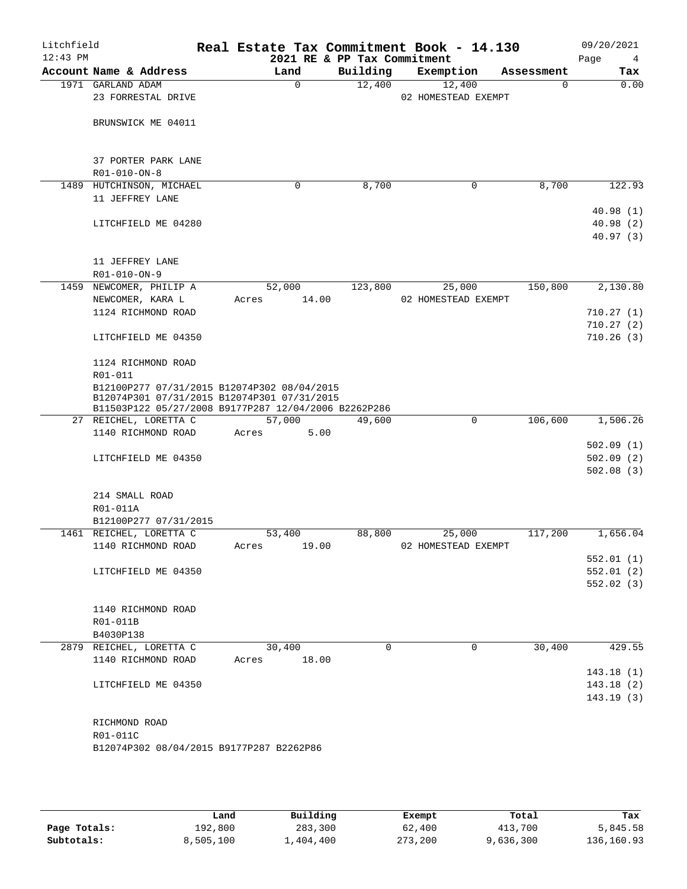# Real Estate Tax Commitment Book - 14.130

Litchfield
12:43 PM

2021 RE & PP Tax Commitment

09/20/2021

| Account Name & Address | Land | Building | Exemption | Assessment | Tax |
|---|---|---|---|---|---|
| 1971 GARLAND ADAM | 0 | 12,400 | 12,400 | 0 | 0.00 |
| 23 FORRESTAL DRIVE | | | 02 HOMESTEAD EXEMPT | | |
| BRUNSWICK ME 04011 | | | | | |
| 37 PORTER PARK LANE | | | | | |
| R01-010-ON-8 | | | | | |
| 1489 HUTCHINSON, MICHAEL | 0 | 8,700 | 0 | 8,700 | 122.93 |
| 11 JEFFREY LANE | | | | | 40.98 (1) |
| LITCHFIELD ME 04280 | | | | | 40.98 (2) |
| | | | | | 40.97 (3) |
| 11 JEFFREY LANE | | | | | |
| R01-010-ON-9 | | | | | |
| 1459 NEWCOMER, PHILIP A | 52,000 | 123,800 | 25,000 | 150,800 | 2,130.80 |
| NEWCOMER, KARA L | Acres 14.00 | | 02 HOMESTEAD EXEMPT | | |
| 1124 RICHMOND ROAD | | | | | 710.27 (1) |
| | | | | | 710.27 (2) |
| LITCHFIELD ME 04350 | | | | | 710.26 (3) |
| 1124 RICHMOND ROAD | | | | | |
| R01-011 | | | | | |
| B12100P277 07/31/2015 B12074P302 08/04/2015 | | | | | |
| B12074P301 07/31/2015 B12074P301 07/31/2015 | | | | | |
| B11503P122 05/27/2008 B9177P287 12/04/2006 B2262P286 | | | | | |
| 27 REICHEL, LORETTA C | 57,000 | 49,600 | 0 | 106,600 | 1,506.26 |
| 1140 RICHMOND ROAD | Acres 5.00 | | | | |
| | | | | | 502.09 (1) |
| LITCHFIELD ME 04350 | | | | | 502.09 (2) |
| | | | | | 502.08 (3) |
| 214 SMALL ROAD | | | | | |
| R01-011A | | | | | |
| B12100P277 07/31/2015 | | | | | |
| 1461 REICHEL, LORETTA C | 53,400 | 88,800 | 25,000 | 117,200 | 1,656.04 |
| 1140 RICHMOND ROAD | Acres 19.00 | | 02 HOMESTEAD EXEMPT | | |
| | | | | | 552.01 (1) |
| LITCHFIELD ME 04350 | | | | | 552.01 (2) |
| | | | | | 552.02 (3) |
| 1140 RICHMOND ROAD | | | | | |
| R01-011B | | | | | |
| B4030P138 | | | | | |
| 2879 REICHEL, LORETTA C | 30,400 | 0 | 0 | 30,400 | 429.55 |
| 1140 RICHMOND ROAD | Acres 18.00 | | | | |
| | | | | | 143.18 (1) |
| LITCHFIELD ME 04350 | | | | | 143.18 (2) |
| | | | | | 143.19 (3) |
| RICHMOND ROAD | | | | | |
| R01-011C | | | | | |
| B12074P302 08/04/2015 B9177P287 B2262P86 | | | | | |

| | Land | Building | Exempt | Total | Tax |
|---|---|---|---|---|---|
| Page Totals: | 192,800 | 283,300 | 62,400 | 413,700 | 5,845.58 |
| Subtotals: | 8,505,100 | 1,404,400 | 273,200 | 9,636,300 | 136,160.93 |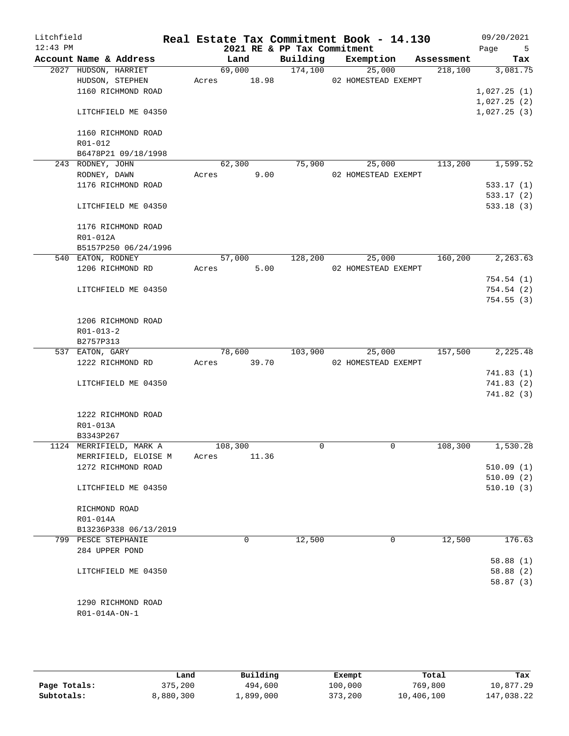Litchfield 12:43 PM

# Real Estate Tax Commitment Book - 14.130
## 2021 RE & PP Tax Commitment

09/20/2021

| Account Name & Address | Land | Building | Exemption | Assessment | Tax |
|---|---|---|---|---|---|
| 2027 HUDSON, HARRIET<br>HUDSON, STEPHEN<br>1160 RICHMOND ROAD<br><br>LITCHFIELD ME 04350<br><br>1160 RICHMOND ROAD<br>R01-012<br>B6478P21 09/18/1998 | 69,000<br>Acres 18.98 | 174,100 | 25,000<br>02 HOMESTEAD EXEMPT | 218,100 | 3,081.75<br><br>1,027.25 (1)<br>1,027.25 (2)<br>1,027.25 (3) |
| 243 RODNEY, JOHN<br>RODNEY, DAWN<br>1176 RICHMOND ROAD<br><br>LITCHFIELD ME 04350<br><br>1176 RICHMOND ROAD<br>R01-012A<br>B5157P250 06/24/1996 | 62,300<br>Acres 9.00 | 75,900 | 25,000<br>02 HOMESTEAD EXEMPT | 113,200 | 1,599.52<br><br>533.17 (1)<br>533.17 (2)<br>533.18 (3) |
| 540 EATON, RODNEY<br>1206 RICHMOND RD<br><br>LITCHFIELD ME 04350<br><br>1206 RICHMOND ROAD<br>R01-013-2<br>B2757P313 | 57,000<br>Acres 5.00 | 128,200 | 25,000<br>02 HOMESTEAD EXEMPT | 160,200 | 2,263.63<br><br>754.54 (1)<br>754.54 (2)<br>754.55 (3) |
| 537 EATON, GARY<br>1222 RICHMOND RD<br><br>LITCHFIELD ME 04350<br><br>1222 RICHMOND ROAD<br>R01-013A<br>B3343P267 | 78,600<br>Acres 39.70 | 103,900 | 25,000<br>02 HOMESTEAD EXEMPT | 157,500 | 2,225.48<br><br>741.83 (1)<br>741.83 (2)<br>741.82 (3) |
| 1124 MERRIFIELD, MARK A<br>MERRIFIELD, ELOISE M<br>1272 RICHMOND ROAD<br><br>LITCHFIELD ME 04350<br><br>RICHMOND ROAD<br>R01-014A<br>B13236P338 06/13/2019 | 108,300<br>Acres 11.36 | 0 | 0 | 108,300 | 1,530.28<br><br>510.09 (1)<br>510.09 (2)<br>510.10 (3) |
| 799 PESCE STEPHANIE<br>284 UPPER POND<br><br>LITCHFIELD ME 04350<br><br>1290 RICHMOND ROAD<br>R01-014A-ON-1 | 0 | 12,500 | 0 | 12,500 | 176.63<br><br>58.88 (1)<br>58.88 (2)<br>58.87 (3) |

| | Land | Building | Exempt | Total | Tax |
|---|---|---|---|---|---|
| Page Totals: | 375,200 | 494,600 | 100,000 | 769,800 | 10,877.29 |
| Subtotals: | 8,880,300 | 1,899,000 | 373,200 | 10,406,100 | 147,038.22 |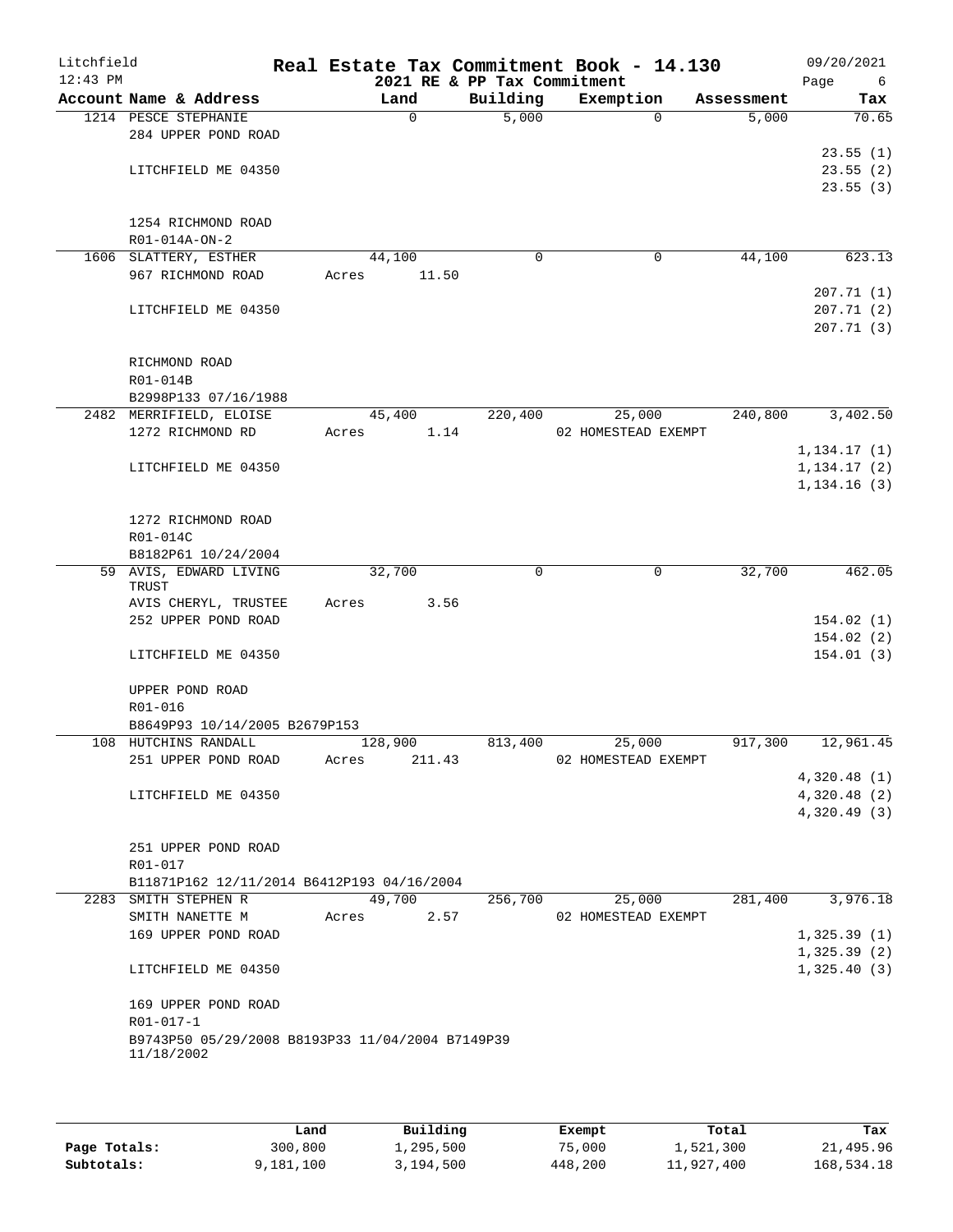Litchfield
12:43 PM

# Real Estate Tax Commitment Book - 14.130

2021 RE & PP Tax Commitment

09/20/2021

| Account | Name & Address | Land | Building | Exemption | Assessment | Tax |
|---|---|---|---|---|---|---|
| 1214 | PESCE STEPHANIE<br>284 UPPER POND ROAD<br><br>LITCHFIELD ME 04350<br><br>1254 RICHMOND ROAD<br>R01-014A-ON-2 | 0 | 5,000 | 0 | 5,000 | 70.65<br>23.55 (1)<br>23.55 (2)<br>23.55 (3) |
| 1606 | SLATTERY, ESTHER<br>967 RICHMOND ROAD<br><br>LITCHFIELD ME 04350<br><br>RICHMOND ROAD<br>R01-014B<br>B2998P133 07/16/1988 | 44,100<br>Acres 11.50 | 0 | 0 | 44,100 | 623.13<br>207.71 (1)<br>207.71 (2)<br>207.71 (3) |
| 2482 | MERRIFIELD, ELOISE<br>1272 RICHMOND RD<br><br>LITCHFIELD ME 04350<br><br>1272 RICHMOND ROAD<br>R01-014C<br>B8182P61 10/24/2004 | 45,400<br>Acres 1.14 | 220,400 | 25,000<br>02 HOMESTEAD EXEMPT | 240,800 | 3,402.50<br>1,134.17 (1)<br>1,134.17 (2)<br>1,134.16 (3) |
| 59 | AVIS, EDWARD LIVING TRUST<br>AVIS CHERYL, TRUSTEE<br>252 UPPER POND ROAD<br><br>LITCHFIELD ME 04350<br><br>UPPER POND ROAD<br>R01-016<br>B8649P93 10/14/2005 B2679P153 | 32,700<br>Acres 3.56 | 0 | 0 | 32,700 | 462.05<br>154.02 (1)<br>154.02 (2)<br>154.01 (3) |
| 108 | HUTCHINS RANDALL<br>251 UPPER POND ROAD<br><br>LITCHFIELD ME 04350<br><br>251 UPPER POND ROAD<br>R01-017<br>B11871P162 12/11/2014 B6412P193 04/16/2004 | 128,900<br>Acres 211.43 | 813,400 | 25,000<br>02 HOMESTEAD EXEMPT | 917,300 | 12,961.45<br>4,320.48 (1)<br>4,320.48 (2)<br>4,320.49 (3) |
| 2283 | SMITH STEPHEN R<br>SMITH NANETTE M<br>169 UPPER POND ROAD<br><br>LITCHFIELD ME 04350<br><br>169 UPPER POND ROAD<br>R01-017-1<br>B9743P50 05/29/2008 B8193P33 11/04/2004 B7149P39 11/18/2002 | 49,700<br>Acres 2.57 | 256,700 | 25,000<br>02 HOMESTEAD EXEMPT | 281,400 | 3,976.18<br>1,325.39 (1)<br>1,325.39 (2)<br>1,325.40 (3) |

| | Land | Building | Exempt | Total | Tax |
|---|---|---|---|---|---|
| **Page Totals:** | 300,800 | 1,295,500 | 75,000 | 1,521,300 | 21,495.96 |
| **Subtotals:** | 9,181,100 | 3,194,500 | 448,200 | 11,927,400 | 168,534.18 |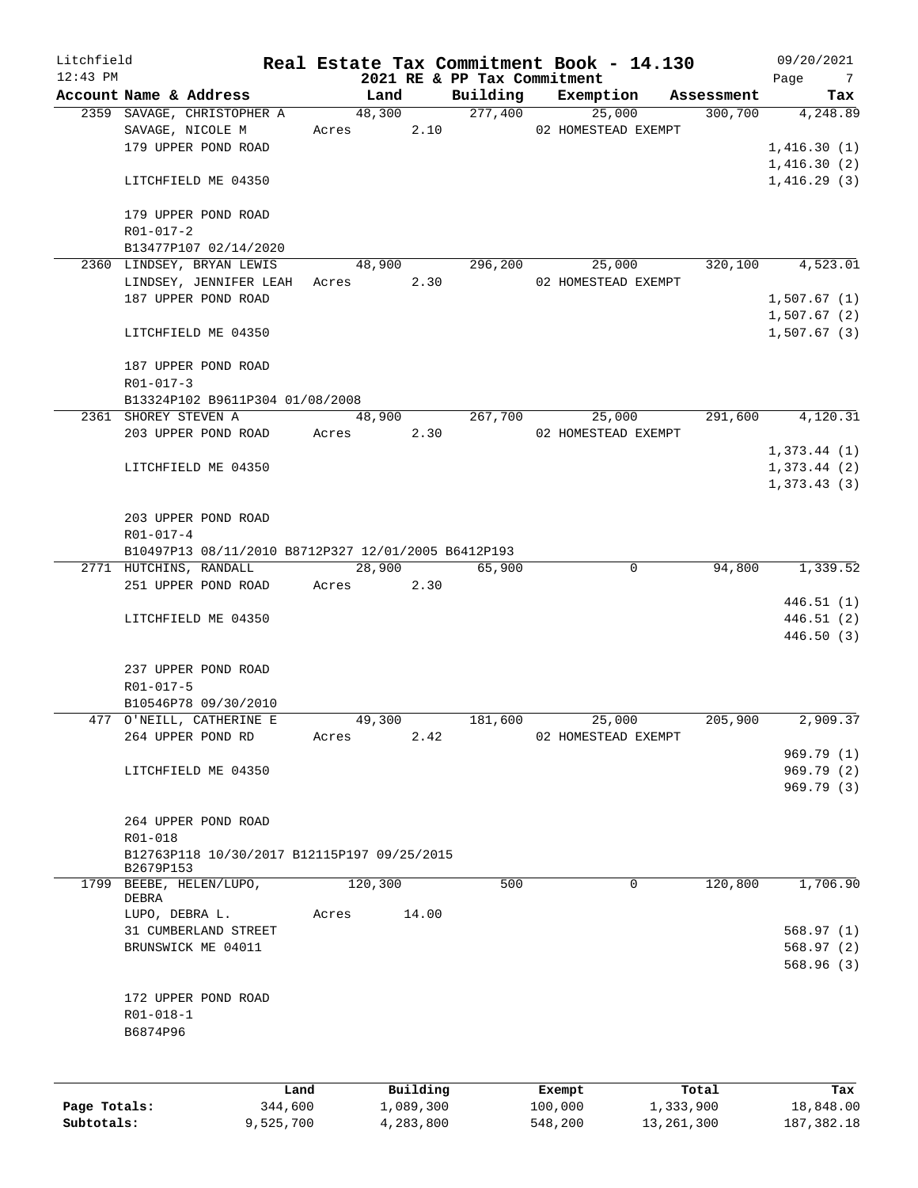# Real Estate Tax Commitment Book - 14.130

Litchfield 12:43 PM — 2021 RE & PP Tax Commitment — 09/20/2021

| Account Name & Address | Land | Building | Exemption | Assessment | Tax |
|---|---|---|---|---|---|
| 2359 SAVAGE, CHRISTOPHER A | 48,300 | 277,400 | 25,000 | 300,700 | 4,248.89 |
| SAVAGE, NICOLE M | Acres 2.10 | | 02 HOMESTEAD EXEMPT | | |
| 179 UPPER POND ROAD | | | | | 1,416.30 (1) |
| | | | | | 1,416.30 (2) |
| LITCHFIELD ME 04350 | | | | | 1,416.29 (3) |
| 179 UPPER POND ROAD | | | | | |
| R01-017-2 | | | | | |
| B13477P107 02/14/2020 | | | | | |
| 2360 LINDSEY, BRYAN LEWIS | 48,900 | 296,200 | 25,000 | 320,100 | 4,523.01 |
| LINDSEY, JENNIFER LEAH | Acres 2.30 | | 02 HOMESTEAD EXEMPT | | |
| 187 UPPER POND ROAD | | | | | 1,507.67 (1) |
| | | | | | 1,507.67 (2) |
| LITCHFIELD ME 04350 | | | | | 1,507.67 (3) |
| 187 UPPER POND ROAD | | | | | |
| R01-017-3 | | | | | |
| B13324P102 B9611P304 01/08/2008 | | | | | |
| 2361 SHOREY STEVEN A | 48,900 | 267,700 | 25,000 | 291,600 | 4,120.31 |
| 203 UPPER POND ROAD | Acres 2.30 | | 02 HOMESTEAD EXEMPT | | |
| | | | | | 1,373.44 (1) |
| LITCHFIELD ME 04350 | | | | | 1,373.44 (2) |
| | | | | | 1,373.43 (3) |
| 203 UPPER POND ROAD | | | | | |
| R01-017-4 | | | | | |
| B10497P13 08/11/2010 B8712P327 12/01/2005 B6412P193 | | | | | |
| 2771 HUTCHINS, RANDALL | 28,900 | 65,900 | 0 | 94,800 | 1,339.52 |
| 251 UPPER POND ROAD | Acres 2.30 | | | | |
| | | | | | 446.51 (1) |
| LITCHFIELD ME 04350 | | | | | 446.51 (2) |
| | | | | | 446.50 (3) |
| 237 UPPER POND ROAD | | | | | |
| R01-017-5 | | | | | |
| B10546P78 09/30/2010 | | | | | |
| 477 O'NEILL, CATHERINE E | 49,300 | 181,600 | 25,000 | 205,900 | 2,909.37 |
| 264 UPPER POND RD | Acres 2.42 | | 02 HOMESTEAD EXEMPT | | |
| | | | | | 969.79 (1) |
| LITCHFIELD ME 04350 | | | | | 969.79 (2) |
| | | | | | 969.79 (3) |
| 264 UPPER POND ROAD | | | | | |
| R01-018 | | | | | |
| B12763P118 10/30/2017 B12115P197 09/25/2015 B2679P153 | | | | | |
| 1799 BEEBE, HELEN/LUPO, DEBRA | 120,300 | 500 | 0 | 120,800 | 1,706.90 |
| LUPO, DEBRA L. | Acres 14.00 | | | | |
| 31 CUMBERLAND STREET | | | | | 568.97 (1) |
| BRUNSWICK ME 04011 | | | | | 568.97 (2) |
| | | | | | 568.96 (3) |
| 172 UPPER POND ROAD | | | | | |
| R01-018-1 | | | | | |
| B6874P96 | | | | | |

| | Land | Building | Exempt | Total | Tax |
|---|---|---|---|---|---|
| Page Totals: | 344,600 | 1,089,300 | 100,000 | 1,333,900 | 18,848.00 |
| Subtotals: | 9,525,700 | 4,283,800 | 548,200 | 13,261,300 | 187,382.18 |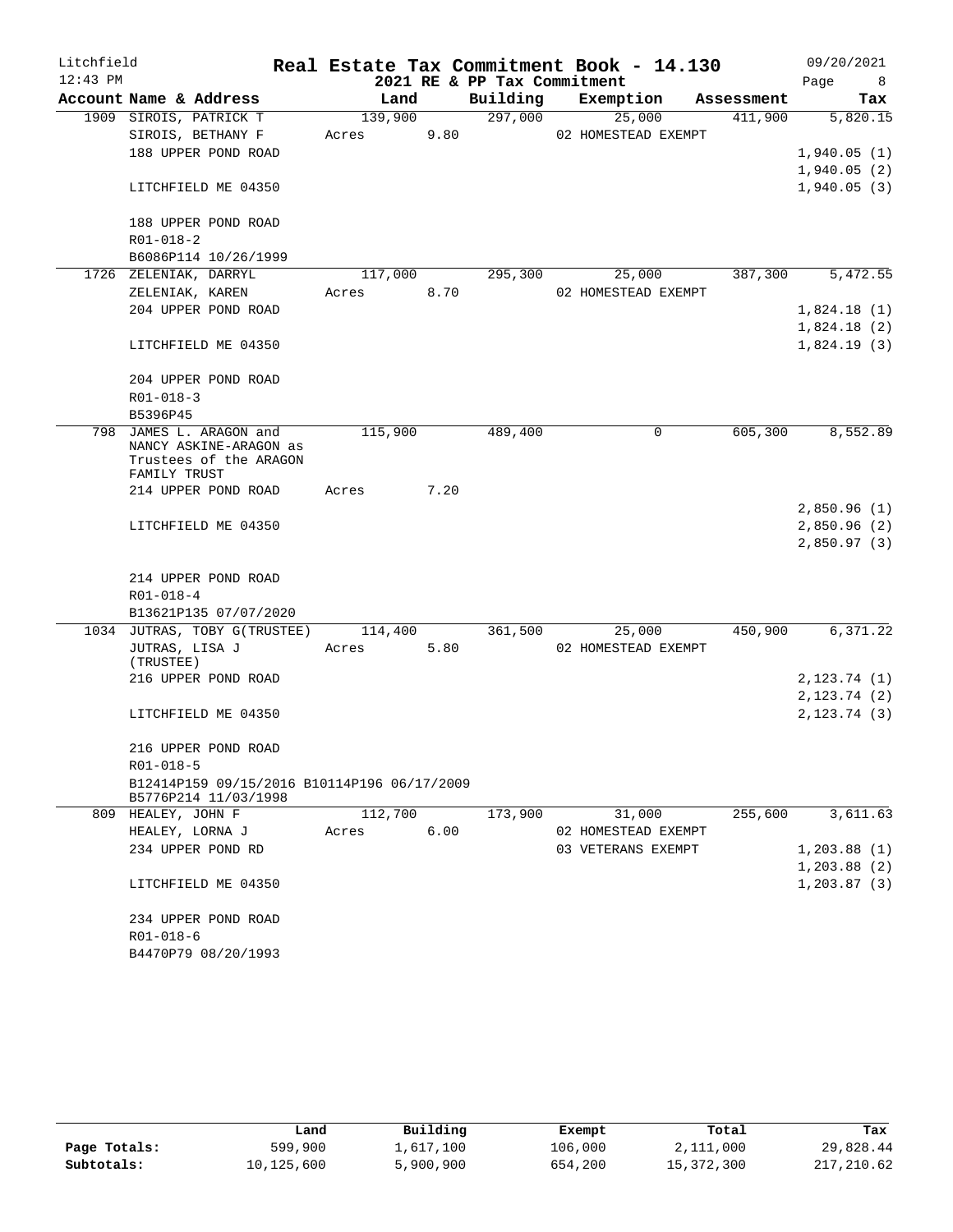Litchfield
12:43 PM

# Real Estate Tax Commitment Book - 14.130

2021 RE & PP Tax Commitment

09/20/2021

| Account Name & Address | Land | Building | Exemption | Assessment | Tax |
|---|---|---|---|---|---|
| 1909 SIROIS, PATRICK T | 139,900 | 297,000 | 25,000 | 411,900 | 5,820.15 |
| SIROIS, BETHANY F | Acres 9.80 | | 02 HOMESTEAD EXEMPT | | |
| 188 UPPER POND ROAD | | | | | 1,940.05 (1) |
| | | | | | 1,940.05 (2) |
| LITCHFIELD ME 04350 | | | | | 1,940.05 (3) |
| 188 UPPER POND ROAD | | | | | |
| R01-018-2 | | | | | |
| B6086P114 10/26/1999 | | | | | |
| 1726 ZELENIAK, DARRYL | 117,000 | 295,300 | 25,000 | 387,300 | 5,472.55 |
| ZELENIAK, KAREN | Acres 8.70 | | 02 HOMESTEAD EXEMPT | | |
| 204 UPPER POND ROAD | | | | | 1,824.18 (1) |
| | | | | | 1,824.18 (2) |
| LITCHFIELD ME 04350 | | | | | 1,824.19 (3) |
| 204 UPPER POND ROAD | | | | | |
| R01-018-3 | | | | | |
| B5396P45 | | | | | |
| 798 JAMES L. ARAGON and NANCY ASKINE-ARAGON as Trustees of the ARAGON FAMILY TRUST | 115,900 | 489,400 | 0 | 605,300 | 8,552.89 |
| 214 UPPER POND ROAD | Acres 7.20 | | | | |
| | | | | | 2,850.96 (1) |
| LITCHFIELD ME 04350 | | | | | 2,850.96 (2) |
| | | | | | 2,850.97 (3) |
| 214 UPPER POND ROAD | | | | | |
| R01-018-4 | | | | | |
| B13621P135 07/07/2020 | | | | | |
| 1034 JUTRAS, TOBY G(TRUSTEE) | 114,400 | 361,500 | 25,000 | 450,900 | 6,371.22 |
| JUTRAS, LISA J (TRUSTEE) | Acres 5.80 | | 02 HOMESTEAD EXEMPT | | |
| 216 UPPER POND ROAD | | | | | 2,123.74 (1) |
| | | | | | 2,123.74 (2) |
| LITCHFIELD ME 04350 | | | | | 2,123.74 (3) |
| 216 UPPER POND ROAD | | | | | |
| R01-018-5 | | | | | |
| B12414P159 09/15/2016 B10114P196 06/17/2009 B5776P214 11/03/1998 | | | | | |
| 809 HEALEY, JOHN F | 112,700 | 173,900 | 31,000 | 255,600 | 3,611.63 |
| HEALEY, LORNA J | Acres 6.00 | | 02 HOMESTEAD EXEMPT | | |
| 234 UPPER POND RD | | | 03 VETERANS EXEMPT | | 1,203.88 (1) |
| | | | | | 1,203.88 (2) |
| LITCHFIELD ME 04350 | | | | | 1,203.87 (3) |
| 234 UPPER POND ROAD | | | | | |
| R01-018-6 | | | | | |
| B4470P79 08/20/1993 | | | | | |

| | Land | Building | Exempt | Total | Tax |
|---|---|---|---|---|---|
| Page Totals: | 599,900 | 1,617,100 | 106,000 | 2,111,000 | 29,828.44 |
| Subtotals: | 10,125,600 | 5,900,900 | 654,200 | 15,372,300 | 217,210.62 |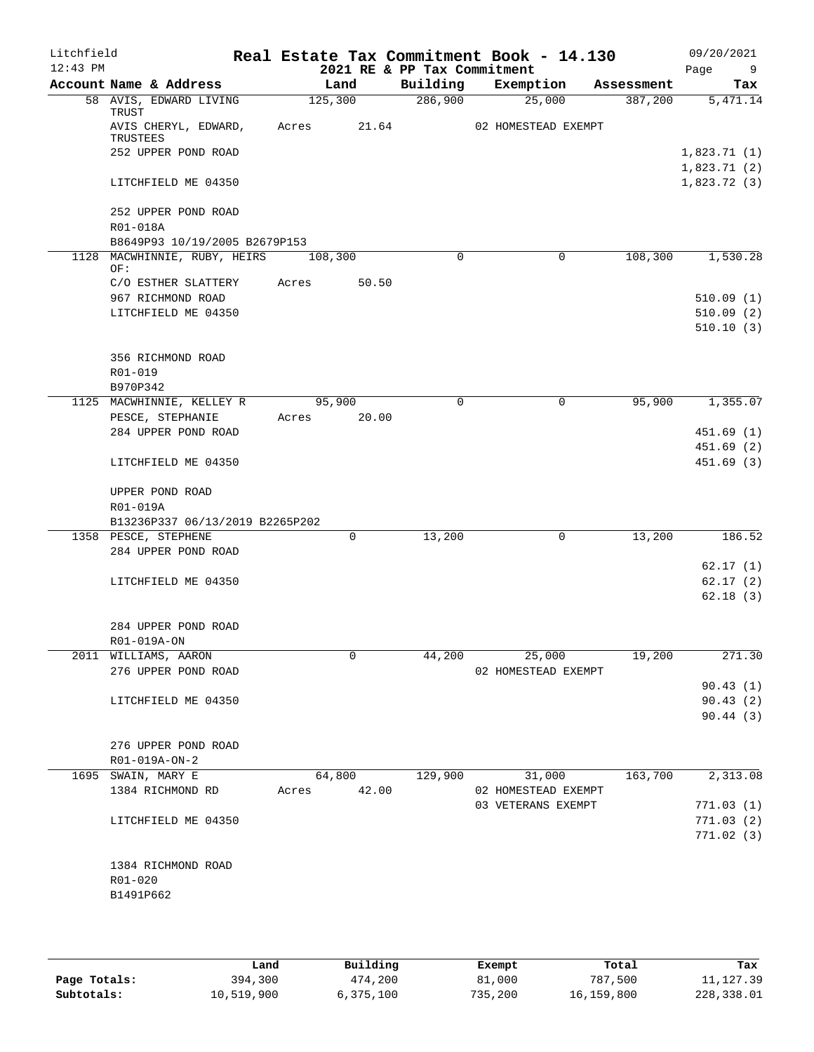# Real Estate Tax Commitment Book - 14.130

Litchfield
12:43 PM

2021 RE & PP Tax Commitment

09/20/2021

| Account Name & Address | Land | Building | Exemption | Assessment | Tax |
|---|---|---|---|---|---|
| 58 AVIS, EDWARD LIVING TRUST | 125,300 | 286,900 | 25,000 | 387,200 | 5,471.14 |
| AVIS CHERYL, EDWARD, TRUSTEES | Acres 21.64 | | 02 HOMESTEAD EXEMPT | | |
| 252 UPPER POND ROAD | | | | | 1,823.71 (1) |
| | | | | | 1,823.71 (2) |
| LITCHFIELD ME 04350 | | | | | 1,823.72 (3) |
| 252 UPPER POND ROAD | | | | | |
| R01-018A | | | | | |
| B8649P93 10/19/2005 B2679P153 | | | | | |
| 1128 MACWHINNIE, RUBY, HEIRS OF: | 108,300 | 0 | 0 | 108,300 | 1,530.28 |
| C/O ESTHER SLATTERY | Acres 50.50 | | | | |
| 967 RICHMOND ROAD | | | | | 510.09 (1) |
| LITCHFIELD ME 04350 | | | | | 510.09 (2) |
| | | | | | 510.10 (3) |
| 356 RICHMOND ROAD | | | | | |
| R01-019 | | | | | |
| B970P342 | | | | | |
| 1125 MACWHINNIE, KELLEY R | 95,900 | 0 | 0 | 95,900 | 1,355.07 |
| PESCE, STEPHANIE | Acres 20.00 | | | | |
| 284 UPPER POND ROAD | | | | | 451.69 (1) |
| | | | | | 451.69 (2) |
| LITCHFIELD ME 04350 | | | | | 451.69 (3) |
| UPPER POND ROAD | | | | | |
| R01-019A | | | | | |
| B13236P337 06/13/2019 B2265P202 | | | | | |
| 1358 PESCE, STEPHENE | 0 | 13,200 | 0 | 13,200 | 186.52 |
| 284 UPPER POND ROAD | | | | | |
| | | | | | 62.17 (1) |
| LITCHFIELD ME 04350 | | | | | 62.17 (2) |
| | | | | | 62.18 (3) |
| 284 UPPER POND ROAD | | | | | |
| R01-019A-ON | | | | | |
| 2011 WILLIAMS, AARON | 0 | 44,200 | 25,000 | 19,200 | 271.30 |
| 276 UPPER POND ROAD | | | 02 HOMESTEAD EXEMPT | | |
| | | | | | 90.43 (1) |
| LITCHFIELD ME 04350 | | | | | 90.43 (2) |
| | | | | | 90.44 (3) |
| 276 UPPER POND ROAD | | | | | |
| R01-019A-ON-2 | | | | | |
| 1695 SWAIN, MARY E | 64,800 | 129,900 | 31,000 | 163,700 | 2,313.08 |
| 1384 RICHMOND RD | Acres 42.00 | | 02 HOMESTEAD EXEMPT | | |
| | | | 03 VETERANS EXEMPT | | 771.03 (1) |
| LITCHFIELD ME 04350 | | | | | 771.03 (2) |
| | | | | | 771.02 (3) |
| 1384 RICHMOND ROAD | | | | | |
| R01-020 | | | | | |
| B1491P662 | | | | | |

| | Land | Building | Exempt | Total | Tax |
|---|---|---|---|---|---|
| Page Totals: | 394,300 | 474,200 | 81,000 | 787,500 | 11,127.39 |
| Subtotals: | 10,519,900 | 6,375,100 | 735,200 | 16,159,800 | 228,338.01 |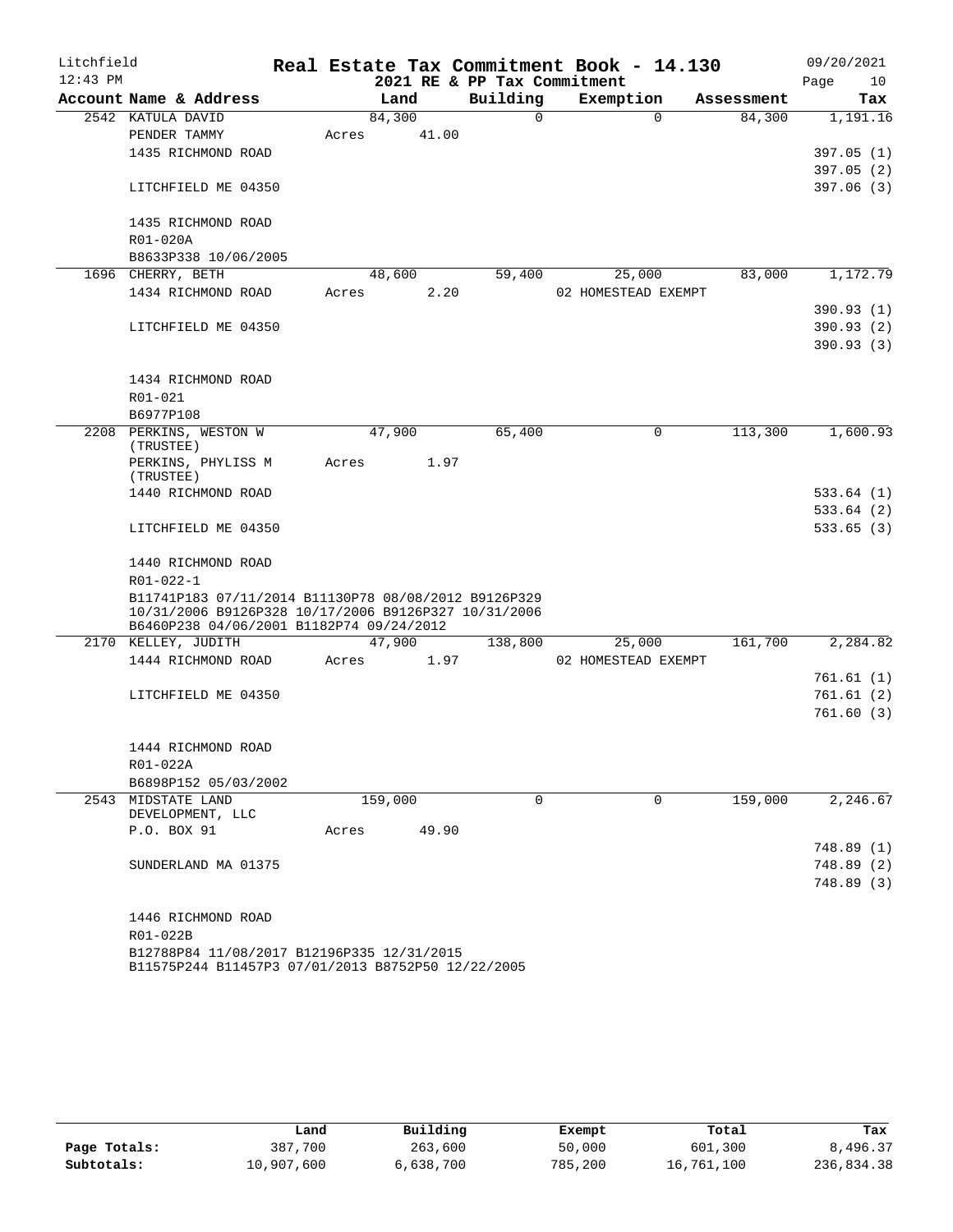Litchfield  
12:43 PM

# Real Estate Tax Commitment Book - 14.130

## 2021 RE & PP Tax Commitment

09/20/2021

| Account Name & Address | Land | Building | Exemption | Assessment | Tax |
|---|---|---|---|---|---|
| 2542 KATULA DAVID | 84,300 | 0 | 0 | 84,300 | 1,191.16 |
| PENDER TAMMY | Acres 41.00 | | | | |
| 1435 RICHMOND ROAD | | | | | 397.05 (1) |
| | | | | | 397.05 (2) |
| LITCHFIELD ME 04350 | | | | | 397.06 (3) |
| 1435 RICHMOND ROAD | | | | | |
| R01-020A | | | | | |
| B8633P338 10/06/2005 | | | | | |
| 1696 CHERRY, BETH | 48,600 | 59,400 | 25,000 | 83,000 | 1,172.79 |
| 1434 RICHMOND ROAD | Acres 2.20 | | 02 HOMESTEAD EXEMPT | | |
| | | | | | 390.93 (1) |
| LITCHFIELD ME 04350 | | | | | 390.93 (2) |
| | | | | | 390.93 (3) |
| 1434 RICHMOND ROAD | | | | | |
| R01-021 | | | | | |
| B6977P108 | | | | | |
| 2208 PERKINS, WESTON W (TRUSTEE) | 47,900 | 65,400 | 0 | 113,300 | 1,600.93 |
| PERKINS, PHYLISS M (TRUSTEE) | Acres 1.97 | | | | |
| 1440 RICHMOND ROAD | | | | | 533.64 (1) |
| | | | | | 533.64 (2) |
| LITCHFIELD ME 04350 | | | | | 533.65 (3) |
| 1440 RICHMOND ROAD | | | | | |
| R01-022-1 | | | | | |
| B11741P183 07/11/2014 B11130P78 08/08/2012 B9126P329 10/31/2006 B9126P328 10/17/2006 B9126P327 10/31/2006 B6460P238 04/06/2001 B1182P74 09/24/2012 | | | | | |
| 2170 KELLEY, JUDITH | 47,900 | 138,800 | 25,000 | 161,700 | 2,284.82 |
| 1444 RICHMOND ROAD | Acres 1.97 | | 02 HOMESTEAD EXEMPT | | |
| | | | | | 761.61 (1) |
| LITCHFIELD ME 04350 | | | | | 761.61 (2) |
| | | | | | 761.60 (3) |
| 1444 RICHMOND ROAD | | | | | |
| R01-022A | | | | | |
| B6898P152 05/03/2002 | | | | | |
| 2543 MIDSTATE LAND DEVELOPMENT, LLC | 159,000 | 0 | 0 | 159,000 | 2,246.67 |
| P.O. BOX 91 | Acres 49.90 | | | | |
| | | | | | 748.89 (1) |
| SUNDERLAND MA 01375 | | | | | 748.89 (2) |
| | | | | | 748.89 (3) |
| 1446 RICHMOND ROAD | | | | | |
| R01-022B | | | | | |
| B12788P84 11/08/2017 B12196P335 12/31/2015 B11575P244 B11457P3 07/01/2013 B8752P50 12/22/2005 | | | | | |

| | Land | Building | Exempt | Total | Tax |
|---|---|---|---|---|---|
| Page Totals: | 387,700 | 263,600 | 50,000 | 601,300 | 8,496.37 |
| Subtotals: | 10,907,600 | 6,638,700 | 785,200 | 16,761,100 | 236,834.38 |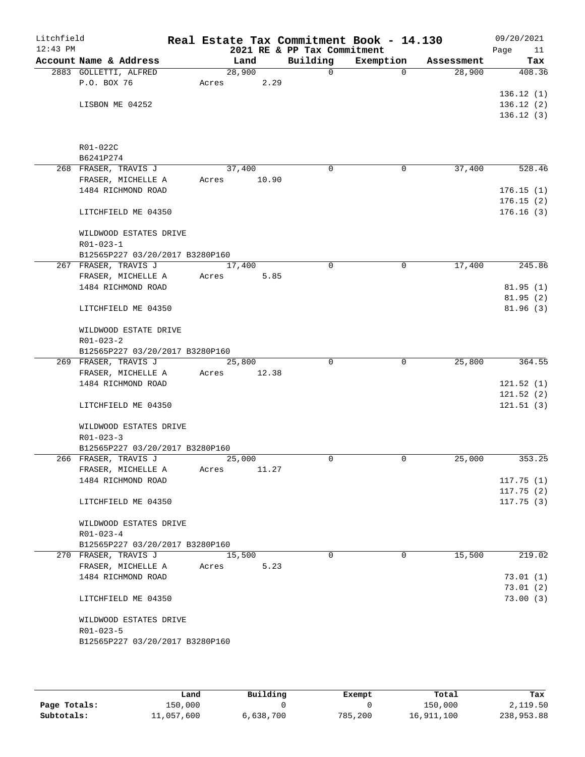Litchfield
12:43 PM

# Real Estate Tax Commitment Book - 14.130

2021 RE & PP Tax Commitment

09/20/2021

| Account Name & Address | Land | Building | Exemption | Assessment | Tax |
|---|---|---|---|---|---|
| 2883 GOLLETTI, ALFRED | 28,900 | 0 | 0 | 28,900 | 408.36 |
| P.O. BOX 76 | Acres 2.29 | | | | |
| | | | | | 136.12 (1) |
| LISBON ME 04252 | | | | | 136.12 (2) |
| | | | | | 136.12 (3) |
| R01-022C | | | | | |
| B6241P274 | | | | | |
| 268 FRASER, TRAVIS J | 37,400 | 0 | 0 | 37,400 | 528.46 |
| FRASER, MICHELLE A | Acres 10.90 | | | | |
| 1484 RICHMOND ROAD | | | | | 176.15 (1) |
| | | | | | 176.15 (2) |
| LITCHFIELD ME 04350 | | | | | 176.16 (3) |
| WILDWOOD ESTATES DRIVE | | | | | |
| R01-023-1 | | | | | |
| B12565P227 03/20/2017 B3280P160 | | | | | |
| 267 FRASER, TRAVIS J | 17,400 | 0 | 0 | 17,400 | 245.86 |
| FRASER, MICHELLE A | Acres 5.85 | | | | |
| 1484 RICHMOND ROAD | | | | | 81.95 (1) |
| | | | | | 81.95 (2) |
| LITCHFIELD ME 04350 | | | | | 81.96 (3) |
| WILDWOOD ESTATE DRIVE | | | | | |
| R01-023-2 | | | | | |
| B12565P227 03/20/2017 B3280P160 | | | | | |
| 269 FRASER, TRAVIS J | 25,800 | 0 | 0 | 25,800 | 364.55 |
| FRASER, MICHELLE A | Acres 12.38 | | | | |
| 1484 RICHMOND ROAD | | | | | 121.52 (1) |
| | | | | | 121.52 (2) |
| LITCHFIELD ME 04350 | | | | | 121.51 (3) |
| WILDWOOD ESTATES DRIVE | | | | | |
| R01-023-3 | | | | | |
| B12565P227 03/20/2017 B3280P160 | | | | | |
| 266 FRASER, TRAVIS J | 25,000 | 0 | 0 | 25,000 | 353.25 |
| FRASER, MICHELLE A | Acres 11.27 | | | | |
| 1484 RICHMOND ROAD | | | | | 117.75 (1) |
| | | | | | 117.75 (2) |
| LITCHFIELD ME 04350 | | | | | 117.75 (3) |
| WILDWOOD ESTATES DRIVE | | | | | |
| R01-023-4 | | | | | |
| B12565P227 03/20/2017 B3280P160 | | | | | |
| 270 FRASER, TRAVIS J | 15,500 | 0 | 0 | 15,500 | 219.02 |
| FRASER, MICHELLE A | Acres 5.23 | | | | |
| 1484 RICHMOND ROAD | | | | | 73.01 (1) |
| | | | | | 73.01 (2) |
| LITCHFIELD ME 04350 | | | | | 73.00 (3) |
| WILDWOOD ESTATES DRIVE | | | | | |
| R01-023-5 | | | | | |
| B12565P227 03/20/2017 B3280P160 | | | | | |

| | Land | Building | Exempt | Total | Tax |
|---|---|---|---|---|---|
| Page Totals: | 150,000 | 0 | 0 | 150,000 | 2,119.50 |
| Subtotals: | 11,057,600 | 6,638,700 | 785,200 | 16,911,100 | 238,953.88 |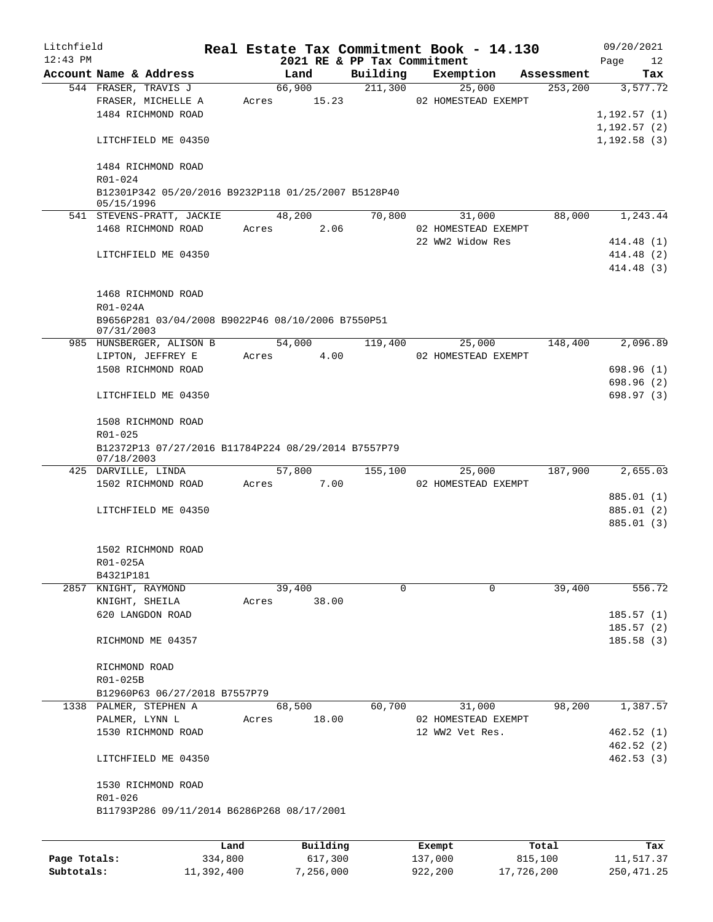Litchfield
12:43 PM

**Real Estate Tax Commitment Book - 14.130**

2021 RE & PP Tax Commitment

09/20/2021

| Account Name & Address | Land | Building | Exemption | Assessment | Tax |
|---|---|---|---|---|---|
| 544 FRASER, TRAVIS J | 66,900 | 211,300 | 25,000 | 253,200 | 3,577.72 |
| FRASER, MICHELLE A | Acres 15.23 | | 02 HOMESTEAD EXEMPT | | |
| 1484 RICHMOND ROAD | | | | | 1,192.57 (1) |
| | | | | | 1,192.57 (2) |
| LITCHFIELD ME 04350 | | | | | 1,192.58 (3) |
| 1484 RICHMOND ROAD | | | | | |
| R01-024 | | | | | |
| B12301P342 05/20/2016 B9232P118 01/25/2007 B5128P40 05/15/1996 | | | | | |
| 541 STEVENS-PRATT, JACKIE | 48,200 | 70,800 | 31,000 | 88,000 | 1,243.44 |
| 1468 RICHMOND ROAD | Acres 2.06 | | 02 HOMESTEAD EXEMPT | | |
| | | | 22 WW2 Widow Res | | 414.48 (1) |
| LITCHFIELD ME 04350 | | | | | 414.48 (2) |
| | | | | | 414.48 (3) |
| 1468 RICHMOND ROAD | | | | | |
| R01-024A | | | | | |
| B9656P281 03/04/2008 B9022P46 08/10/2006 B7550P51 07/31/2003 | | | | | |
| 985 HUNSBERGER, ALISON B | 54,000 | 119,400 | 25,000 | 148,400 | 2,096.89 |
| LIPTON, JEFFREY E | Acres 4.00 | | 02 HOMESTEAD EXEMPT | | |
| 1508 RICHMOND ROAD | | | | | 698.96 (1) |
| | | | | | 698.96 (2) |
| LITCHFIELD ME 04350 | | | | | 698.97 (3) |
| 1508 RICHMOND ROAD | | | | | |
| R01-025 | | | | | |
| B12372P13 07/27/2016 B11784P224 08/29/2014 B7557P79 07/18/2003 | | | | | |
| 425 DARVILLE, LINDA | 57,800 | 155,100 | 25,000 | 187,900 | 2,655.03 |
| 1502 RICHMOND ROAD | Acres 7.00 | | 02 HOMESTEAD EXEMPT | | |
| | | | | | 885.01 (1) |
| LITCHFIELD ME 04350 | | | | | 885.01 (2) |
| | | | | | 885.01 (3) |
| 1502 RICHMOND ROAD | | | | | |
| R01-025A | | | | | |
| B4321P181 | | | | | |
| 2857 KNIGHT, RAYMOND | 39,400 | 0 | 0 | 39,400 | 556.72 |
| KNIGHT, SHEILA | Acres 38.00 | | | | |
| 620 LANGDON ROAD | | | | | 185.57 (1) |
| | | | | | 185.57 (2) |
| RICHMOND ME 04357 | | | | | 185.58 (3) |
| RICHMOND ROAD | | | | | |
| R01-025B | | | | | |
| B12960P63 06/27/2018 B7557P79 | | | | | |
| 1338 PALMER, STEPHEN A | 68,500 | 60,700 | 31,000 | 98,200 | 1,387.57 |
| PALMER, LYNN L | Acres 18.00 | | 02 HOMESTEAD EXEMPT | | |
| 1530 RICHMOND ROAD | | | 12 WW2 Vet Res. | | 462.52 (1) |
| | | | | | 462.52 (2) |
| LITCHFIELD ME 04350 | | | | | 462.53 (3) |
| 1530 RICHMOND ROAD | | | | | |
| R01-026 | | | | | |
| B11793P286 09/11/2014 B6286P268 08/17/2001 | | | | | |

| | Land | Building | Exempt | Total | Tax |
|---|---|---|---|---|---|
| Page Totals: | 334,800 | 617,300 | 137,000 | 815,100 | 11,517.37 |
| Subtotals: | 11,392,400 | 7,256,000 | 922,200 | 17,726,200 | 250,471.25 |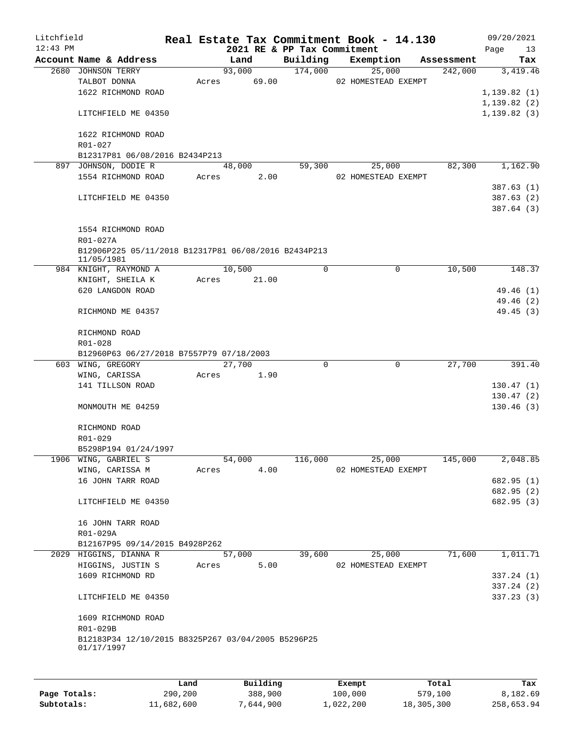Litchfield
12:43 PM

# Real Estate Tax Commitment Book - 14.130

## 2021 RE & PP Tax Commitment

09/20/2021

| Account | Name & Address | Land | Building | Exemption | Assessment | Tax |
|---|---|---|---|---|---|---|
| 2680 | JOHNSON TERRY<br>TALBOT DONNA<br>1622 RICHMOND ROAD<br><br>LITCHFIELD ME 04350<br><br>1622 RICHMOND ROAD<br>R01-027<br>B12317P81 06/08/2016 B2434P213 | 93,000<br>Acres 69.00 | 174,000 | 25,000<br>02 HOMESTEAD EXEMPT | 242,000 | 3,419.46<br><br>1,139.82 (1)<br>1,139.82 (2)<br>1,139.82 (3) |
| 897 | JOHNSON, DODIE R<br>1554 RICHMOND ROAD<br><br>LITCHFIELD ME 04350<br><br>1554 RICHMOND ROAD<br>R01-027A<br>B12906P225 05/11/2018 B12317P81 06/08/2016 B2434P213 11/05/1981 | 48,000<br>Acres 2.00 | 59,300 | 25,000<br>02 HOMESTEAD EXEMPT | 82,300 | 1,162.90<br><br>387.63 (1)<br>387.63 (2)<br>387.64 (3) |
| 984 | KNIGHT, RAYMOND A<br>KNIGHT, SHEILA K<br>620 LANGDON ROAD<br><br>RICHMOND ME 04357<br><br>RICHMOND ROAD<br>R01-028<br>B12960P63 06/27/2018 B7557P79 07/18/2003 | 10,500<br>Acres 21.00 | 0 | 0 | 10,500 | 148.37<br><br>49.46 (1)<br>49.46 (2)<br>49.45 (3) |
| 603 | WING, GREGORY<br>WING, CARISSA<br>141 TILLSON ROAD<br><br>MONMOUTH ME 04259<br><br>RICHMOND ROAD<br>R01-029<br>B5298P194 01/24/1997 | 27,700<br>Acres 1.90 | 0 | 0 | 27,700 | 391.40<br><br>130.47 (1)<br>130.47 (2)<br>130.46 (3) |
| 1906 | WING, GABRIEL S<br>WING, CARISSA M<br>16 JOHN TARR ROAD<br><br>LITCHFIELD ME 04350<br><br>16 JOHN TARR ROAD<br>R01-029A<br>B12167P95 09/14/2015 B4928P262 | 54,000<br>Acres 4.00 | 116,000 | 25,000<br>02 HOMESTEAD EXEMPT | 145,000 | 2,048.85<br><br>682.95 (1)<br>682.95 (2)<br>682.95 (3) |
| 2029 | HIGGINS, DIANNA R<br>HIGGINS, JUSTIN S<br>1609 RICHMOND RD<br><br>LITCHFIELD ME 04350<br><br>1609 RICHMOND ROAD<br>R01-029B<br>B12183P34 12/10/2015 B8325P267 03/04/2005 B5296P25 01/17/1997 | 57,000<br>Acres 5.00 | 39,600 | 25,000<br>02 HOMESTEAD EXEMPT | 71,600 | 1,011.71<br><br>337.24 (1)<br>337.24 (2)<br>337.23 (3) |

| | Land | Building | Exempt | Total | Tax |
|---|---|---|---|---|---|
| Page Totals: | 290,200 | 388,900 | 100,000 | 579,100 | 8,182.69 |
| Subtotals: | 11,682,600 | 7,644,900 | 1,022,200 | 18,305,300 | 258,653.94 |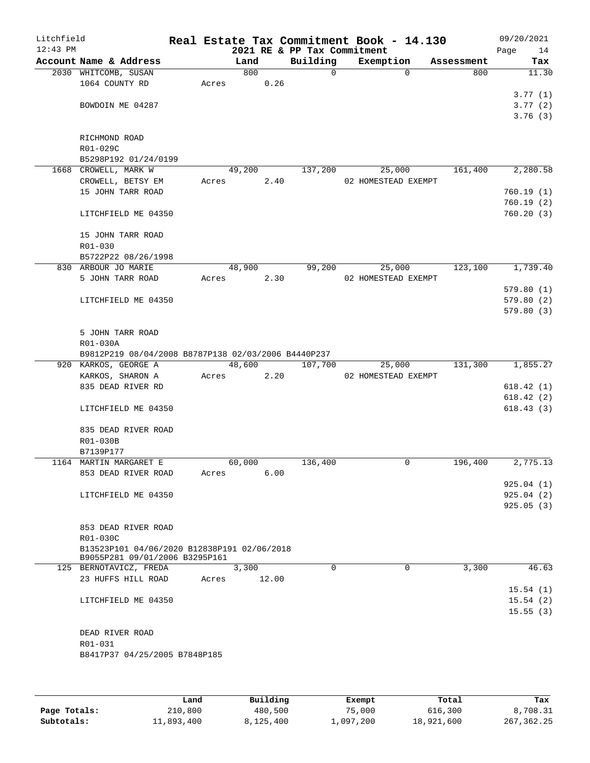# Real Estate Tax Commitment Book - 14.130

## 2021 RE & PP Tax Commitment

Litchfield 12:43 PM — 09/20/2021

| Account Name & Address | Land | Building | Exemption | Assessment | Tax |
|---|---|---|---|---|---|
| 2030 WHITCOMB, SUSAN | 800 | 0 | 0 | 800 | 11.30 |
| 1064 COUNTY RD | Acres 0.26 | | | | |
| | | | | | 3.77 (1) |
| BOWDOIN ME 04287 | | | | | 3.77 (2) |
| | | | | | 3.76 (3) |
| RICHMOND ROAD | | | | | |
| R01-029C | | | | | |
| B5298P192 01/24/0199 | | | | | |
| 1668 CROWELL, MARK W | 49,200 | 137,200 | 25,000 | 161,400 | 2,280.58 |
| CROWELL, BETSY EM | Acres 2.40 | | 02 HOMESTEAD EXEMPT | | |
| 15 JOHN TARR ROAD | | | | | 760.19 (1) |
| | | | | | 760.19 (2) |
| LITCHFIELD ME 04350 | | | | | 760.20 (3) |
| 15 JOHN TARR ROAD | | | | | |
| R01-030 | | | | | |
| B5722P22 08/26/1998 | | | | | |
| 830 ARBOUR JO MARIE | 48,900 | 99,200 | 25,000 | 123,100 | 1,739.40 |
| 5 JOHN TARR ROAD | Acres 2.30 | | 02 HOMESTEAD EXEMPT | | |
| | | | | | 579.80 (1) |
| LITCHFIELD ME 04350 | | | | | 579.80 (2) |
| | | | | | 579.80 (3) |
| 5 JOHN TARR ROAD | | | | | |
| R01-030A | | | | | |
| B9812P219 08/04/2008 B8787P138 02/03/2006 B4440P237 | | | | | |
| 920 KARKOS, GEORGE A | 48,600 | 107,700 | 25,000 | 131,300 | 1,855.27 |
| KARKOS, SHARON A | Acres 2.20 | | 02 HOMESTEAD EXEMPT | | |
| 835 DEAD RIVER RD | | | | | 618.42 (1) |
| | | | | | 618.42 (2) |
| LITCHFIELD ME 04350 | | | | | 618.43 (3) |
| 835 DEAD RIVER ROAD | | | | | |
| R01-030B | | | | | |
| B7139P177 | | | | | |
| 1164 MARTIN MARGARET E | 60,000 | 136,400 | 0 | 196,400 | 2,775.13 |
| 853 DEAD RIVER ROAD | Acres 6.00 | | | | |
| | | | | | 925.04 (1) |
| LITCHFIELD ME 04350 | | | | | 925.04 (2) |
| | | | | | 925.05 (3) |
| 853 DEAD RIVER ROAD | | | | | |
| R01-030C | | | | | |
| B13523P101 04/06/2020 B12838P191 02/06/2018 B9055P281 09/01/2006 B3295P161 | | | | | |
| 125 BERNOTAVICZ, FREDA | 3,300 | 0 | 0 | 3,300 | 46.63 |
| 23 HUFFS HILL ROAD | Acres 12.00 | | | | |
| | | | | | 15.54 (1) |
| LITCHFIELD ME 04350 | | | | | 15.54 (2) |
| | | | | | 15.55 (3) |
| DEAD RIVER ROAD | | | | | |
| R01-031 | | | | | |
| B8417P37 04/25/2005 B7848P185 | | | | | |

| | Land | Building | Exempt | Total | Tax |
|---|---|---|---|---|---|
| Page Totals: | 210,800 | 480,500 | 75,000 | 616,300 | 8,708.31 |
| Subtotals: | 11,893,400 | 8,125,400 | 1,097,200 | 18,921,600 | 267,362.25 |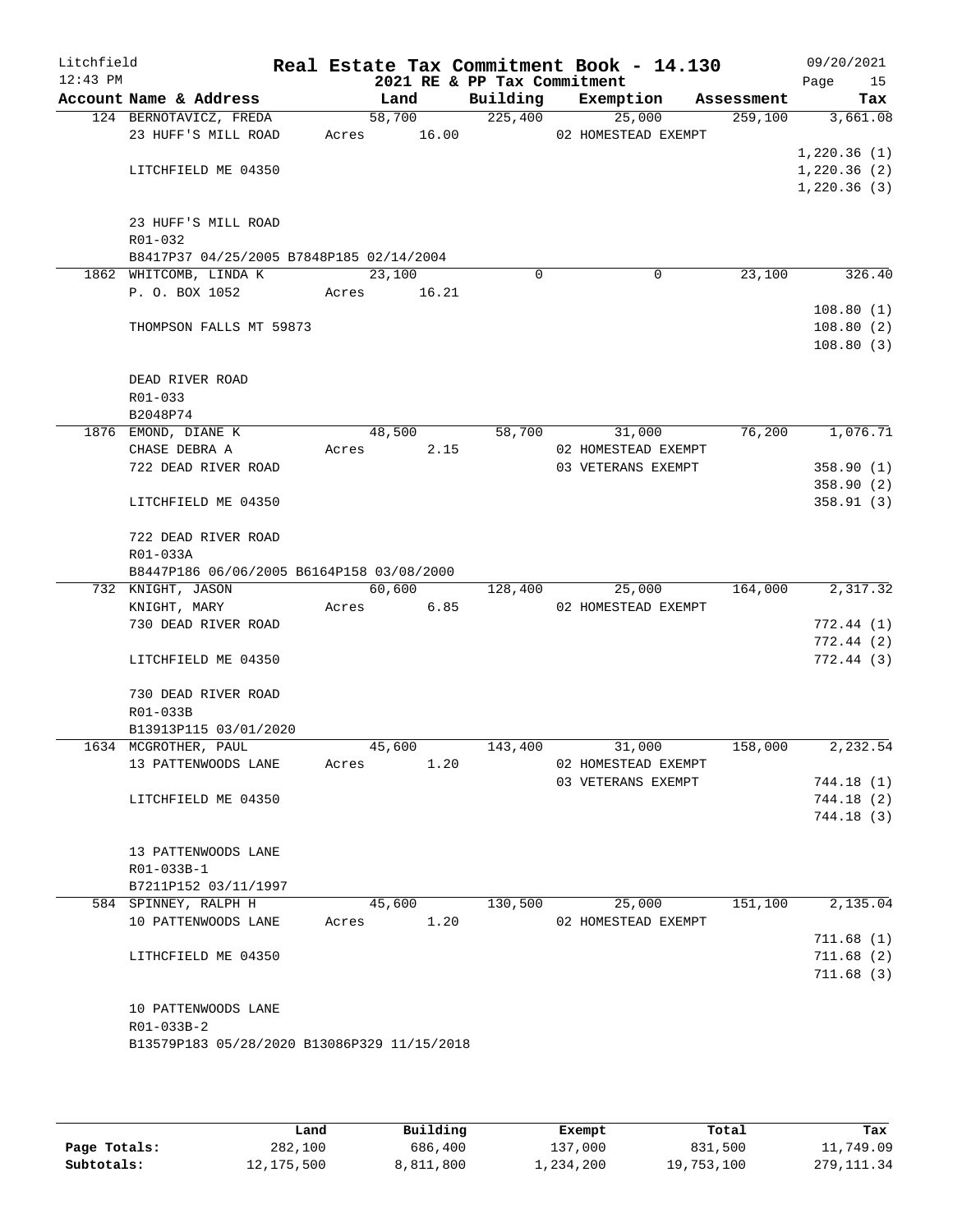Litchfield 12:43 PM

# Real Estate Tax Commitment Book - 14.130

## 2021 RE & PP Tax Commitment

09/20/2021

| Account | Name & Address | Land | Building | Exemption | Assessment | Tax |
|---|---|---|---|---|---|---|
| 124 | BERNOTAVICZ, FREDA | 58,700 | 225,400 | 25,000 | 259,100 | 3,661.08 |
| | 23 HUFF'S MILL ROAD | Acres 16.00 | | 02 HOMESTEAD EXEMPT | | |
| | | | | | | 1,220.36 (1) |
| | LITCHFIELD ME 04350 | | | | | 1,220.36 (2) |
| | | | | | | 1,220.36 (3) |
| | 23 HUFF'S MILL ROAD | | | | | |
| | R01-032 | | | | | |
| | B8417P37 04/25/2005 B7848P185 02/14/2004 | | | | | |
| 1862 | WHITCOMB, LINDA K | 23,100 | 0 | 0 | 23,100 | 326.40 |
| | P. O. BOX 1052 | Acres 16.21 | | | | |
| | | | | | | 108.80 (1) |
| | THOMPSON FALLS MT 59873 | | | | | 108.80 (2) |
| | | | | | | 108.80 (3) |
| | DEAD RIVER ROAD | | | | | |
| | R01-033 | | | | | |
| | B2048P74 | | | | | |
| 1876 | EMOND, DIANE K | 48,500 | 58,700 | 31,000 | 76,200 | 1,076.71 |
| | CHASE DEBRA A | Acres 2.15 | | 02 HOMESTEAD EXEMPT | | |
| | 722 DEAD RIVER ROAD | | | 03 VETERANS EXEMPT | | 358.90 (1) |
| | | | | | | 358.90 (2) |
| | LITCHFIELD ME 04350 | | | | | 358.91 (3) |
| | 722 DEAD RIVER ROAD | | | | | |
| | R01-033A | | | | | |
| | B8447P186 06/06/2005 B6164P158 03/08/2000 | | | | | |
| 732 | KNIGHT, JASON | 60,600 | 128,400 | 25,000 | 164,000 | 2,317.32 |
| | KNIGHT, MARY | Acres 6.85 | | 02 HOMESTEAD EXEMPT | | |
| | 730 DEAD RIVER ROAD | | | | | 772.44 (1) |
| | | | | | | 772.44 (2) |
| | LITCHFIELD ME 04350 | | | | | 772.44 (3) |
| | 730 DEAD RIVER ROAD | | | | | |
| | R01-033B | | | | | |
| | B13913P115 03/01/2020 | | | | | |
| 1634 | MCGROTHER, PAUL | 45,600 | 143,400 | 31,000 | 158,000 | 2,232.54 |
| | 13 PATTENWOODS LANE | Acres 1.20 | | 02 HOMESTEAD EXEMPT | | |
| | | | | 03 VETERANS EXEMPT | | 744.18 (1) |
| | LITCHFIELD ME 04350 | | | | | 744.18 (2) |
| | | | | | | 744.18 (3) |
| | 13 PATTENWOODS LANE | | | | | |
| | R01-033B-1 | | | | | |
| | B7211P152 03/11/1997 | | | | | |
| 584 | SPINNEY, RALPH H | 45,600 | 130,500 | 25,000 | 151,100 | 2,135.04 |
| | 10 PATTENWOODS LANE | Acres 1.20 | | 02 HOMESTEAD EXEMPT | | |
| | | | | | | 711.68 (1) |
| | LITHCFIELD ME 04350 | | | | | 711.68 (2) |
| | | | | | | 711.68 (3) |
| | 10 PATTENWOODS LANE | | | | | |
| | R01-033B-2 | | | | | |
| | B13579P183 05/28/2020 B13086P329 11/15/2018 | | | | | |

| | Land | Building | Exempt | Total | Tax |
|---|---|---|---|---|---|
| **Page Totals:** | 282,100 | 686,400 | 137,000 | 831,500 | 11,749.09 |
| **Subtotals:** | 12,175,500 | 8,811,800 | 1,234,200 | 19,753,100 | 279,111.34 |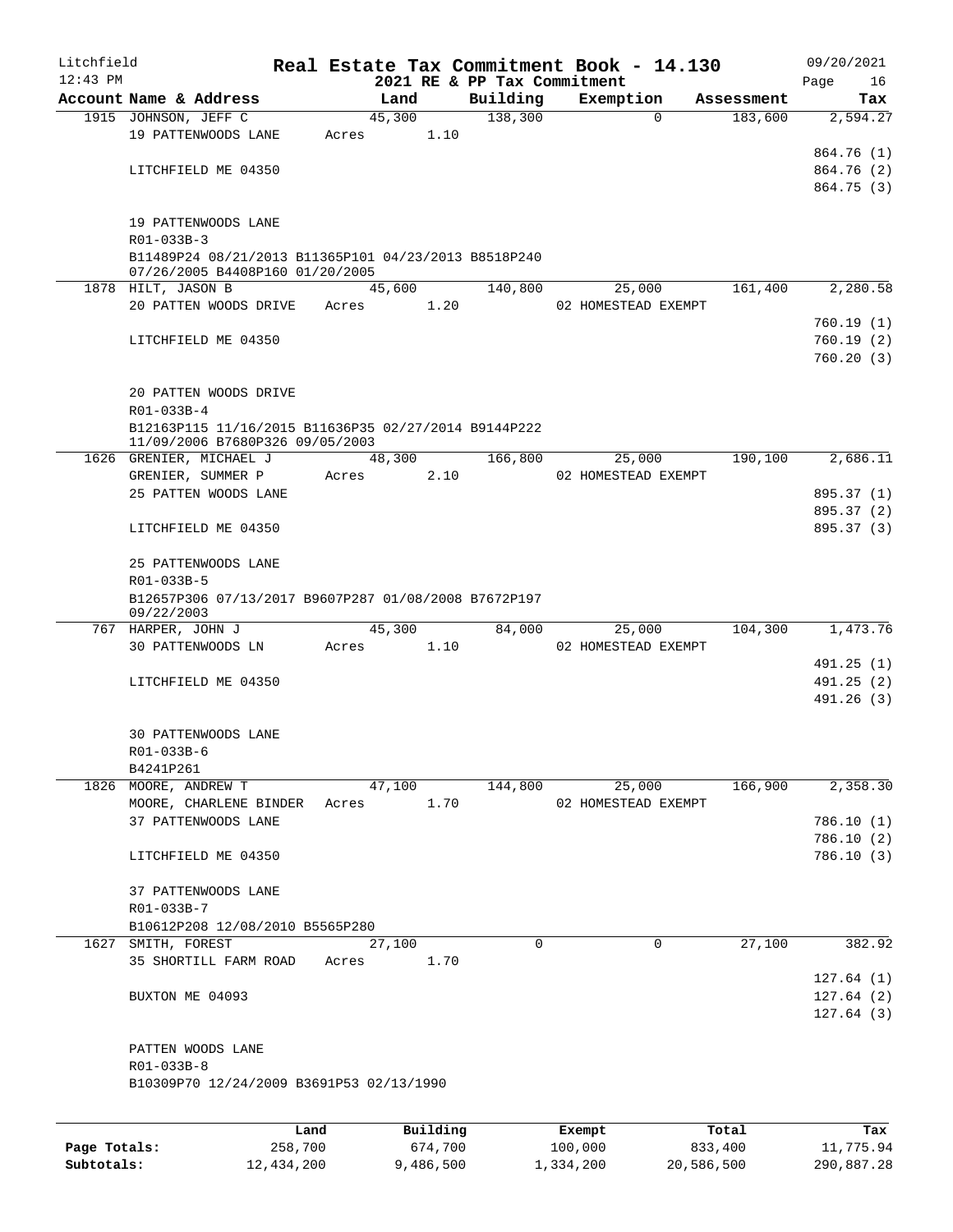Litchfield 12:43 PM

# Real Estate Tax Commitment Book - 14.130

2021 RE & PP Tax Commitment

09/20/2021

| Account Name & Address | Land | Building | Exemption | Assessment | Tax |
|---|---|---|---|---|---|
| 1915 JOHNSON, JEFF C | 45,300 | 138,300 | 0 | 183,600 | 2,594.27 |
| 19 PATTENWOODS LANE | Acres 1.10 | | | | |
| | | | | | 864.76 (1) |
| LITCHFIELD ME 04350 | | | | | 864.76 (2) |
| | | | | | 864.75 (3) |
| 19 PATTENWOODS LANE | | | | | |
| R01-033B-3 | | | | | |
| B11489P24 08/21/2013 B11365P101 04/23/2013 B8518P240 07/26/2005 B4408P160 01/20/2005 | | | | | |
| 1878 HILT, JASON B | 45,600 | 140,800 | 25,000 | 161,400 | 2,280.58 |
| 20 PATTEN WOODS DRIVE | Acres 1.20 | | 02 HOMESTEAD EXEMPT | | |
| | | | | | 760.19 (1) |
| LITCHFIELD ME 04350 | | | | | 760.19 (2) |
| | | | | | 760.20 (3) |
| 20 PATTEN WOODS DRIVE | | | | | |
| R01-033B-4 | | | | | |
| B12163P115 11/16/2015 B11636P35 02/27/2014 B9144P222 11/09/2006 B7680P326 09/05/2003 | | | | | |
| 1626 GRENIER, MICHAEL J | 48,300 | 166,800 | 25,000 | 190,100 | 2,686.11 |
| GRENIER, SUMMER P | Acres 2.10 | | 02 HOMESTEAD EXEMPT | | |
| 25 PATTEN WOODS LANE | | | | | 895.37 (1) |
| | | | | | 895.37 (2) |
| LITCHFIELD ME 04350 | | | | | 895.37 (3) |
| 25 PATTENWOODS LANE | | | | | |
| R01-033B-5 | | | | | |
| B12657P306 07/13/2017 B9607P287 01/08/2008 B7672P197 09/22/2003 | | | | | |
| 767 HARPER, JOHN J | 45,300 | 84,000 | 25,000 | 104,300 | 1,473.76 |
| 30 PATTENWOODS LN | Acres 1.10 | | 02 HOMESTEAD EXEMPT | | |
| | | | | | 491.25 (1) |
| LITCHFIELD ME 04350 | | | | | 491.25 (2) |
| | | | | | 491.26 (3) |
| 30 PATTENWOODS LANE | | | | | |
| R01-033B-6 | | | | | |
| B4241P261 | | | | | |
| 1826 MOORE, ANDREW T | 47,100 | 144,800 | 25,000 | 166,900 | 2,358.30 |
| MOORE, CHARLENE BINDER | Acres 1.70 | | 02 HOMESTEAD EXEMPT | | |
| 37 PATTENWOODS LANE | | | | | 786.10 (1) |
| | | | | | 786.10 (2) |
| LITCHFIELD ME 04350 | | | | | 786.10 (3) |
| 37 PATTENWOODS LANE | | | | | |
| R01-033B-7 | | | | | |
| B10612P208 12/08/2010 B5565P280 | | | | | |
| 1627 SMITH, FOREST | 27,100 | 0 | 0 | 27,100 | 382.92 |
| 35 SHORTILL FARM ROAD | Acres 1.70 | | | | |
| | | | | | 127.64 (1) |
| BUXTON ME 04093 | | | | | 127.64 (2) |
| | | | | | 127.64 (3) |
| PATTEN WOODS LANE | | | | | |
| R01-033B-8 | | | | | |
| B10309P70 12/24/2009 B3691P53 02/13/1990 | | | | | |

| | Land | Building | Exempt | Total | Tax |
|---|---|---|---|---|---|
| Page Totals: | 258,700 | 674,700 | 100,000 | 833,400 | 11,775.94 |
| Subtotals: | 12,434,200 | 9,486,500 | 1,334,200 | 20,586,500 | 290,887.28 |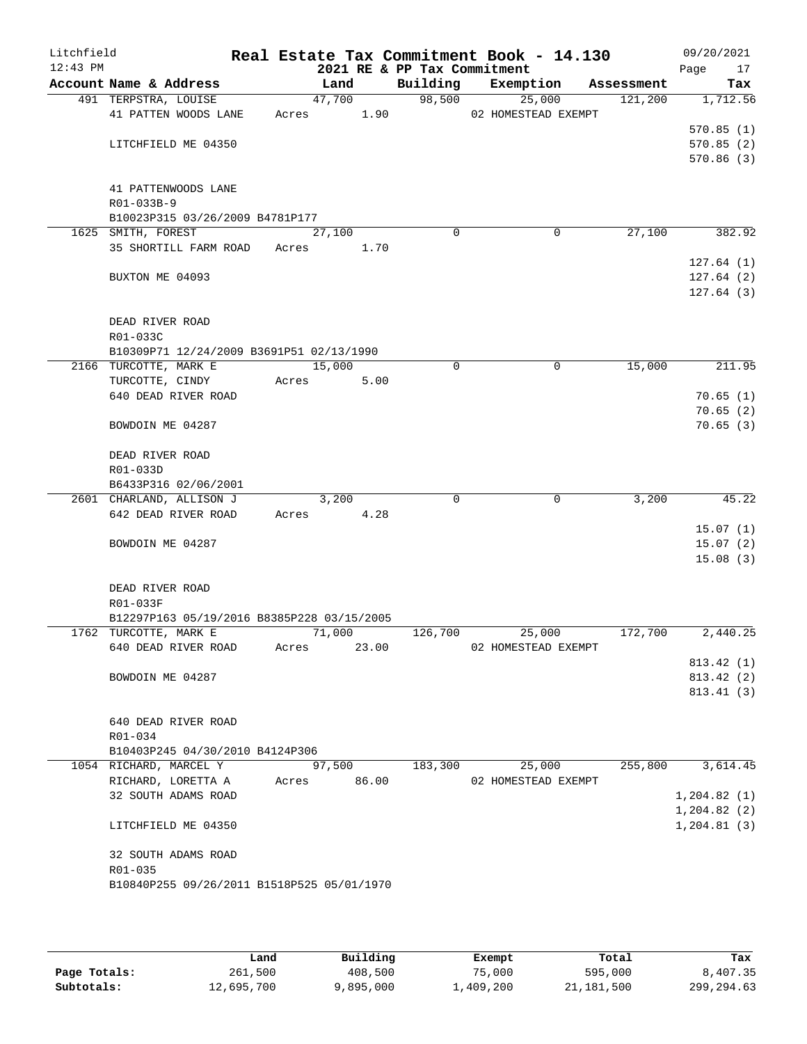Litchfield 12:43 PM

# Real Estate Tax Commitment Book - 14.130

## 2021 RE & PP Tax Commitment

09/20/2021

| Account Name & Address | Land | Building | Exemption | Assessment | Tax |
|---|---|---|---|---|---|
| 491 TERPSTRA, LOUISE | 47,700 | 98,500 | 25,000 | 121,200 | 1,712.56 |
| 41 PATTEN WOODS LANE | Acres 1.90 | | 02 HOMESTEAD EXEMPT | | |
| | | | | | 570.85 (1) |
| LITCHFIELD ME 04350 | | | | | 570.85 (2) |
| | | | | | 570.86 (3) |
| 41 PATTENWOODS LANE | | | | | |
| R01-033B-9 | | | | | |
| B10023P315 03/26/2009 B4781P177 | | | | | |
| 1625 SMITH, FOREST | 27,100 | 0 | 0 | 27,100 | 382.92 |
| 35 SHORTILL FARM ROAD | Acres 1.70 | | | | |
| | | | | | 127.64 (1) |
| BUXTON ME 04093 | | | | | 127.64 (2) |
| | | | | | 127.64 (3) |
| DEAD RIVER ROAD | | | | | |
| R01-033C | | | | | |
| B10309P71 12/24/2009 B3691P51 02/13/1990 | | | | | |
| 2166 TURCOTTE, MARK E | 15,000 | 0 | 0 | 15,000 | 211.95 |
| TURCOTTE, CINDY | Acres 5.00 | | | | |
| 640 DEAD RIVER ROAD | | | | | 70.65 (1) |
| | | | | | 70.65 (2) |
| BOWDOIN ME 04287 | | | | | 70.65 (3) |
| DEAD RIVER ROAD | | | | | |
| R01-033D | | | | | |
| B6433P316 02/06/2001 | | | | | |
| 2601 CHARLAND, ALLISON J | 3,200 | 0 | 0 | 3,200 | 45.22 |
| 642 DEAD RIVER ROAD | Acres 4.28 | | | | |
| | | | | | 15.07 (1) |
| BOWDOIN ME 04287 | | | | | 15.07 (2) |
| | | | | | 15.08 (3) |
| DEAD RIVER ROAD | | | | | |
| R01-033F | | | | | |
| B12297P163 05/19/2016 B8385P228 03/15/2005 | | | | | |
| 1762 TURCOTTE, MARK E | 71,000 | 126,700 | 25,000 | 172,700 | 2,440.25 |
| 640 DEAD RIVER ROAD | Acres 23.00 | | 02 HOMESTEAD EXEMPT | | |
| | | | | | 813.42 (1) |
| BOWDOIN ME 04287 | | | | | 813.42 (2) |
| | | | | | 813.41 (3) |
| 640 DEAD RIVER ROAD | | | | | |
| R01-034 | | | | | |
| B10403P245 04/30/2010 B4124P306 | | | | | |
| 1054 RICHARD, MARCEL Y | 97,500 | 183,300 | 25,000 | 255,800 | 3,614.45 |
| RICHARD, LORETTA A | Acres 86.00 | | 02 HOMESTEAD EXEMPT | | |
| 32 SOUTH ADAMS ROAD | | | | | 1,204.82 (1) |
| | | | | | 1,204.82 (2) |
| LITCHFIELD ME 04350 | | | | | 1,204.81 (3) |
| 32 SOUTH ADAMS ROAD | | | | | |
| R01-035 | | | | | |
| B10840P255 09/26/2011 B1518P525 05/01/1970 | | | | | |

| | Land | Building | Exempt | Total | Tax |
|---|---|---|---|---|---|
| Page Totals: | 261,500 | 408,500 | 75,000 | 595,000 | 8,407.35 |
| Subtotals: | 12,695,700 | 9,895,000 | 1,409,200 | 21,181,500 | 299,294.63 |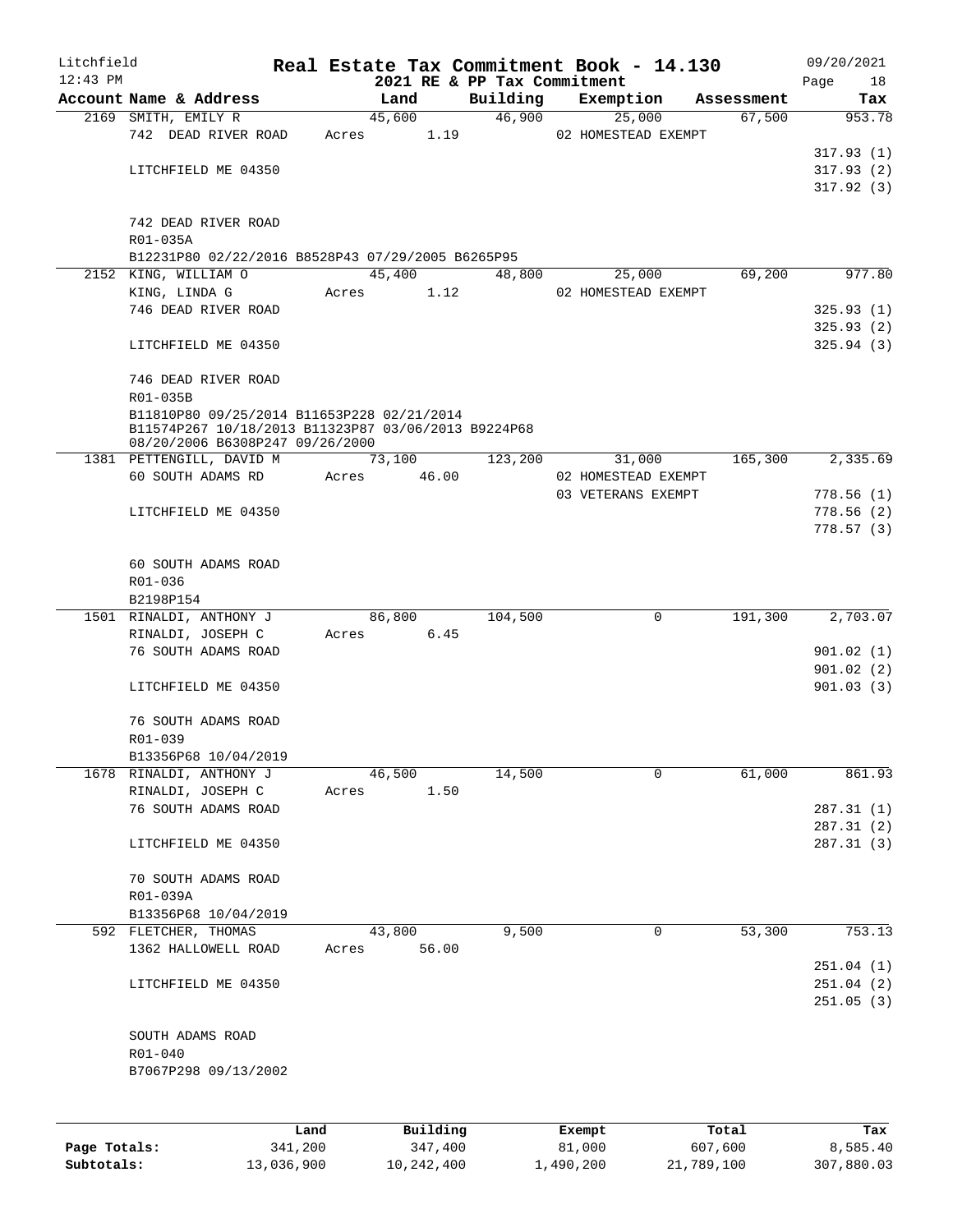Litchfield 12:43 PM

# Real Estate Tax Commitment Book - 14.130

## 2021 RE & PP Tax Commitment

09/20/2021

| Account Name & Address | Land | Building | Exemption | Assessment | Tax |
|---|---|---|---|---|---|
| 2169 SMITH, EMILY R | 45,600 | 46,900 | 25,000 | 67,500 | 953.78 |
| 742 DEAD RIVER ROAD | Acres 1.19 | | 02 HOMESTEAD EXEMPT | | |
| | | | | | 317.93 (1) |
| LITCHFIELD ME 04350 | | | | | 317.93 (2) |
| | | | | | 317.92 (3) |
| 742 DEAD RIVER ROAD | | | | | |
| R01-035A | | | | | |
| B12231P80 02/22/2016 B8528P43 07/29/2005 B6265P95 | | | | | |
| 2152 KING, WILLIAM O | 45,400 | 48,800 | 25,000 | 69,200 | 977.80 |
| KING, LINDA G | Acres 1.12 | | 02 HOMESTEAD EXEMPT | | |
| 746 DEAD RIVER ROAD | | | | | 325.93 (1) |
| | | | | | 325.93 (2) |
| LITCHFIELD ME 04350 | | | | | 325.94 (3) |
| 746 DEAD RIVER ROAD | | | | | |
| R01-035B | | | | | |
| B11810P80 09/25/2014 B11653P228 02/21/2014 B11574P267 10/18/2013 B11323P87 03/06/2013 B9224P68 08/20/2006 B6308P247 09/26/2000 | | | | | |
| 1381 PETTENGILL, DAVID M | 73,100 | 123,200 | 31,000 | 165,300 | 2,335.69 |
| 60 SOUTH ADAMS RD | Acres 46.00 | | 02 HOMESTEAD EXEMPT | | |
| | | | 03 VETERANS EXEMPT | | 778.56 (1) |
| LITCHFIELD ME 04350 | | | | | 778.56 (2) |
| | | | | | 778.57 (3) |
| 60 SOUTH ADAMS ROAD | | | | | |
| R01-036 | | | | | |
| B2198P154 | | | | | |
| 1501 RINALDI, ANTHONY J | 86,800 | 104,500 | 0 | 191,300 | 2,703.07 |
| RINALDI, JOSEPH C | Acres 6.45 | | | | |
| 76 SOUTH ADAMS ROAD | | | | | 901.02 (1) |
| | | | | | 901.02 (2) |
| LITCHFIELD ME 04350 | | | | | 901.03 (3) |
| 76 SOUTH ADAMS ROAD | | | | | |
| R01-039 | | | | | |
| B13356P68 10/04/2019 | | | | | |
| 1678 RINALDI, ANTHONY J | 46,500 | 14,500 | 0 | 61,000 | 861.93 |
| RINALDI, JOSEPH C | Acres 1.50 | | | | |
| 76 SOUTH ADAMS ROAD | | | | | 287.31 (1) |
| | | | | | 287.31 (2) |
| LITCHFIELD ME 04350 | | | | | 287.31 (3) |
| 70 SOUTH ADAMS ROAD | | | | | |
| R01-039A | | | | | |
| B13356P68 10/04/2019 | | | | | |
| 592 FLETCHER, THOMAS | 43,800 | 9,500 | 0 | 53,300 | 753.13 |
| 1362 HALLOWELL ROAD | Acres 56.00 | | | | |
| | | | | | 251.04 (1) |
| LITCHFIELD ME 04350 | | | | | 251.04 (2) |
| | | | | | 251.05 (3) |
| SOUTH ADAMS ROAD | | | | | |
| R01-040 | | | | | |
| B7067P298 09/13/2002 | | | | | |

| | Land | Building | Exempt | Total | Tax |
|---|---|---|---|---|---|
| Page Totals: | 341,200 | 347,400 | 81,000 | 607,600 | 8,585.40 |
| Subtotals: | 13,036,900 | 10,242,400 | 1,490,200 | 21,789,100 | 307,880.03 |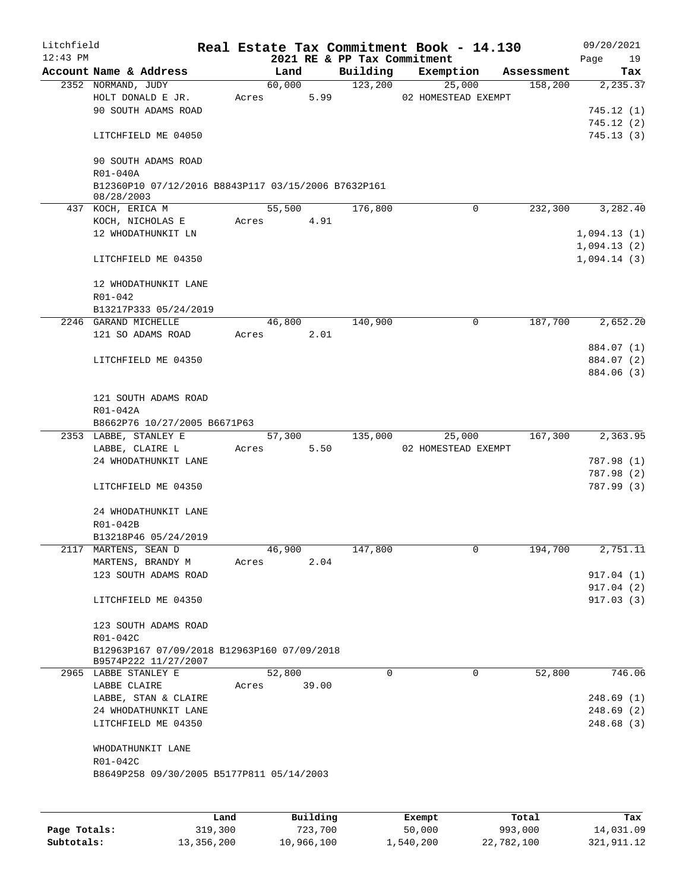# Real Estate Tax Commitment Book - 14.130

Litchfield 12:43 PM — 2021 RE & PP Tax Commitment — 09/20/2021

| Account Name & Address | Land | Building | Exemption | Assessment | Tax |
|---|---|---|---|---|---|
| 2352 NORMAND, JUDY | 60,000 | 123,200 | 25,000 | 158,200 | 2,235.37 |
| HOLT DONALD E JR. | Acres 5.99 | | 02 HOMESTEAD EXEMPT | | |
| 90 SOUTH ADAMS ROAD | | | | | 745.12 (1) |
| | | | | | 745.12 (2) |
| LITCHFIELD ME 04050 | | | | | 745.13 (3) |
| 90 SOUTH ADAMS ROAD | | | | | |
| R01-040A | | | | | |
| B12360P10 07/12/2016 B8843P117 03/15/2006 B7632P161 08/28/2003 | | | | | |
| 437 KOCH, ERICA M | 55,500 | 176,800 | 0 | 232,300 | 3,282.40 |
| KOCH, NICHOLAS E | Acres 4.91 | | | | |
| 12 WHODATHUNKIT LN | | | | | 1,094.13 (1) |
| | | | | | 1,094.13 (2) |
| LITCHFIELD ME 04350 | | | | | 1,094.14 (3) |
| 12 WHODATHUNKIT LANE | | | | | |
| R01-042 | | | | | |
| B13217P333 05/24/2019 | | | | | |
| 2246 GARAND MICHELLE | 46,800 | 140,900 | 0 | 187,700 | 2,652.20 |
| 121 SO ADAMS ROAD | Acres 2.01 | | | | |
| | | | | | 884.07 (1) |
| LITCHFIELD ME 04350 | | | | | 884.07 (2) |
| | | | | | 884.06 (3) |
| 121 SOUTH ADAMS ROAD | | | | | |
| R01-042A | | | | | |
| B8662P76 10/27/2005 B6671P63 | | | | | |
| 2353 LABBE, STANLEY E | 57,300 | 135,000 | 25,000 | 167,300 | 2,363.95 |
| LABBE, CLAIRE L | Acres 5.50 | | 02 HOMESTEAD EXEMPT | | |
| 24 WHODATHUNKIT LANE | | | | | 787.98 (1) |
| | | | | | 787.98 (2) |
| LITCHFIELD ME 04350 | | | | | 787.99 (3) |
| 24 WHODATHUNKIT LANE | | | | | |
| R01-042B | | | | | |
| B13218P46 05/24/2019 | | | | | |
| 2117 MARTENS, SEAN D | 46,900 | 147,800 | 0 | 194,700 | 2,751.11 |
| MARTENS, BRANDY M | Acres 2.04 | | | | |
| 123 SOUTH ADAMS ROAD | | | | | 917.04 (1) |
| | | | | | 917.04 (2) |
| LITCHFIELD ME 04350 | | | | | 917.03 (3) |
| 123 SOUTH ADAMS ROAD | | | | | |
| R01-042C | | | | | |
| B12963P167 07/09/2018 B12963P160 07/09/2018 B9574P222 11/27/2007 | | | | | |
| 2965 LABBE STANLEY E | 52,800 | 0 | 0 | 52,800 | 746.06 |
| LABBE CLAIRE | Acres 39.00 | | | | |
| LABBE, STAN & CLAIRE | | | | | 248.69 (1) |
| 24 WHODATHUNKIT LANE | | | | | 248.69 (2) |
| LITCHFIELD ME 04350 | | | | | 248.68 (3) |
| WHODATHUNKIT LANE | | | | | |
| R01-042C | | | | | |
| B8649P258 09/30/2005 B5177P811 05/14/2003 | | | | | |

| | Land | Building | Exempt | Total | Tax |
|---|---|---|---|---|---|
| Page Totals: | 319,300 | 723,700 | 50,000 | 993,000 | 14,031.09 |
| Subtotals: | 13,356,200 | 10,966,100 | 1,540,200 | 22,782,100 | 321,911.12 |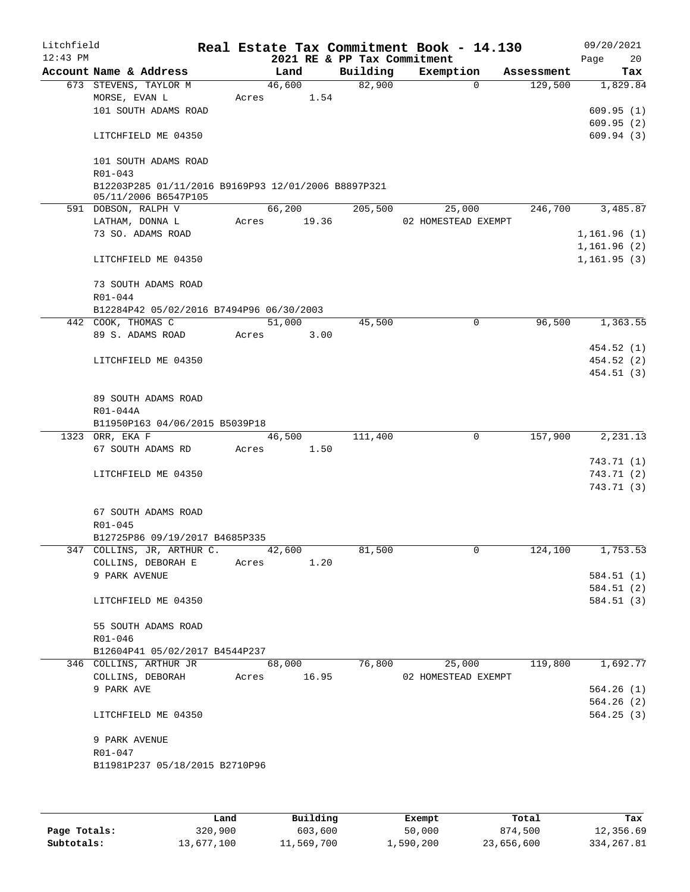Litchfield
12:43 PM

**Real Estate Tax Commitment Book - 14.130**
**2021 RE & PP Tax Commitment**

09/20/2021

| Account Name & Address | Land | Building | Exemption | Assessment | Tax |
|---|---|---|---|---|---|
| 673 STEVENS, TAYLOR M | 46,600 | 82,900 | 0 | 129,500 | 1,829.84 |
| MORSE, EVAN L | Acres 1.54 | | | | |
| 101 SOUTH ADAMS ROAD | | | | | 609.95 (1) |
| | | | | | 609.95 (2) |
| LITCHFIELD ME 04350 | | | | | 609.94 (3) |
| 101 SOUTH ADAMS ROAD | | | | | |
| R01-043 | | | | | |
| B12203P285 01/11/2016 B9169P93 12/01/2006 B8897P321 05/11/2006 B6547P105 | | | | | |
| 591 DOBSON, RALPH V | 66,200 | 205,500 | 25,000 | 246,700 | 3,485.87 |
| LATHAM, DONNA L | Acres 19.36 | | 02 HOMESTEAD EXEMPT | | |
| 73 SO. ADAMS ROAD | | | | | 1,161.96 (1) |
| | | | | | 1,161.96 (2) |
| LITCHFIELD ME 04350 | | | | | 1,161.95 (3) |
| 73 SOUTH ADAMS ROAD | | | | | |
| R01-044 | | | | | |
| B12284P42 05/02/2016 B7494P96 06/30/2003 | | | | | |
| 442 COOK, THOMAS C | 51,000 | 45,500 | 0 | 96,500 | 1,363.55 |
| 89 S. ADAMS ROAD | Acres 3.00 | | | | |
| | | | | | 454.52 (1) |
| LITCHFIELD ME 04350 | | | | | 454.52 (2) |
| | | | | | 454.51 (3) |
| 89 SOUTH ADAMS ROAD | | | | | |
| R01-044A | | | | | |
| B11950P163 04/06/2015 B5039P18 | | | | | |
| 1323 ORR, EKA F | 46,500 | 111,400 | 0 | 157,900 | 2,231.13 |
| 67 SOUTH ADAMS RD | Acres 1.50 | | | | |
| | | | | | 743.71 (1) |
| LITCHFIELD ME 04350 | | | | | 743.71 (2) |
| | | | | | 743.71 (3) |
| 67 SOUTH ADAMS ROAD | | | | | |
| R01-045 | | | | | |
| B12725P86 09/19/2017 B4685P335 | | | | | |
| 347 COLLINS, JR, ARTHUR C. | 42,600 | 81,500 | 0 | 124,100 | 1,753.53 |
| COLLINS, DEBORAH E | Acres 1.20 | | | | |
| 9 PARK AVENUE | | | | | 584.51 (1) |
| | | | | | 584.51 (2) |
| LITCHFIELD ME 04350 | | | | | 584.51 (3) |
| 55 SOUTH ADAMS ROAD | | | | | |
| R01-046 | | | | | |
| B12604P41 05/02/2017 B4544P237 | | | | | |
| 346 COLLINS, ARTHUR JR | 68,000 | 76,800 | 25,000 | 119,800 | 1,692.77 |
| COLLINS, DEBORAH | Acres 16.95 | | 02 HOMESTEAD EXEMPT | | |
| 9 PARK AVE | | | | | 564.26 (1) |
| | | | | | 564.26 (2) |
| LITCHFIELD ME 04350 | | | | | 564.25 (3) |
| 9 PARK AVENUE | | | | | |
| R01-047 | | | | | |
| B11981P237 05/18/2015 B2710P96 | | | | | |

| | Land | Building | Exempt | Total | Tax |
|---|---|---|---|---|---|
| **Page Totals:** | 320,900 | 603,600 | 50,000 | 874,500 | 12,356.69 |
| **Subtotals:** | 13,677,100 | 11,569,700 | 1,590,200 | 23,656,600 | 334,267.81 |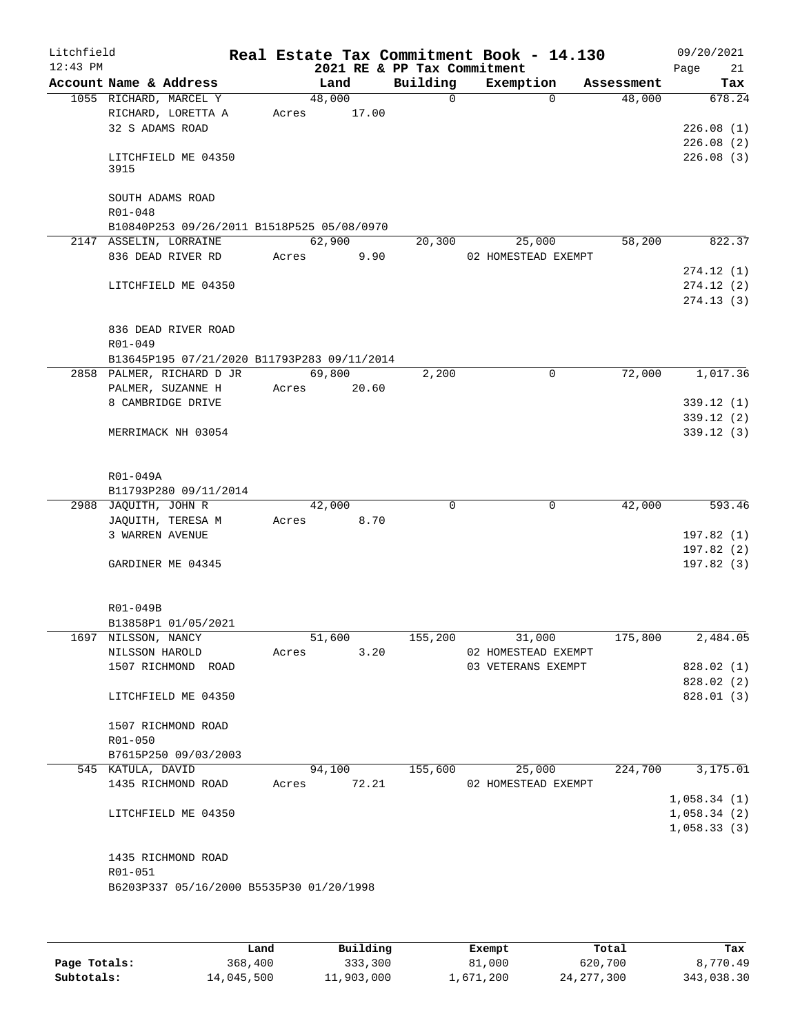Litchfield
12:43 PM

# Real Estate Tax Commitment Book - 14.130

## 2021 RE & PP Tax Commitment

09/20/2021

| Account Name & Address | Land | Building | Exemption | Assessment | Tax |
|---|---|---|---|---|---|
| 1055 RICHARD, MARCEL Y | 48,000 | 0 | 0 | 48,000 | 678.24 |
| RICHARD, LORETTA A | Acres 17.00 | | | | |
| 32 S ADAMS ROAD | | | | | 226.08 (1) |
| | | | | | 226.08 (2) |
| LITCHFIELD ME 04350 | | | | | 226.08 (3) |
| 3915 | | | | | |
| SOUTH ADAMS ROAD | | | | | |
| R01-048 | | | | | |
| B10840P253 09/26/2011 B1518P525 05/08/0970 | | | | | |
| 2147 ASSELIN, LORRAINE | 62,900 | 20,300 | 25,000 | 58,200 | 822.37 |
| 836 DEAD RIVER RD | Acres 9.90 | | 02 HOMESTEAD EXEMPT | | |
| | | | | | 274.12 (1) |
| LITCHFIELD ME 04350 | | | | | 274.12 (2) |
| | | | | | 274.13 (3) |
| 836 DEAD RIVER ROAD | | | | | |
| R01-049 | | | | | |
| B13645P195 07/21/2020 B11793P283 09/11/2014 | | | | | |
| 2858 PALMER, RICHARD D JR | 69,800 | 2,200 | 0 | 72,000 | 1,017.36 |
| PALMER, SUZANNE H | Acres 20.60 | | | | |
| 8 CAMBRIDGE DRIVE | | | | | 339.12 (1) |
| | | | | | 339.12 (2) |
| MERRIMACK NH 03054 | | | | | 339.12 (3) |
| R01-049A | | | | | |
| B11793P280 09/11/2014 | | | | | |
| 2988 JAQUITH, JOHN R | 42,000 | 0 | 0 | 42,000 | 593.46 |
| JAQUITH, TERESA M | Acres 8.70 | | | | |
| 3 WARREN AVENUE | | | | | 197.82 (1) |
| | | | | | 197.82 (2) |
| GARDINER ME 04345 | | | | | 197.82 (3) |
| R01-049B | | | | | |
| B13858P1 01/05/2021 | | | | | |
| 1697 NILSSON, NANCY | 51,600 | 155,200 | 31,000 | 175,800 | 2,484.05 |
| NILSSON HAROLD | Acres 3.20 | | 02 HOMESTEAD EXEMPT | | |
| 1507 RICHMOND ROAD | | | 03 VETERANS EXEMPT | | 828.02 (1) |
| | | | | | 828.02 (2) |
| LITCHFIELD ME 04350 | | | | | 828.01 (3) |
| 1507 RICHMOND ROAD | | | | | |
| R01-050 | | | | | |
| B7615P250 09/03/2003 | | | | | |
| 545 KATULA, DAVID | 94,100 | 155,600 | 25,000 | 224,700 | 3,175.01 |
| 1435 RICHMOND ROAD | Acres 72.21 | | 02 HOMESTEAD EXEMPT | | |
| | | | | | 1,058.34 (1) |
| LITCHFIELD ME 04350 | | | | | 1,058.34 (2) |
| | | | | | 1,058.33 (3) |
| 1435 RICHMOND ROAD | | | | | |
| R01-051 | | | | | |
| B6203P337 05/16/2000 B5535P30 01/20/1998 | | | | | |

| | Land | Building | Exempt | Total | Tax |
|---|---|---|---|---|---|
| **Page Totals:** | 368,400 | 333,300 | 81,000 | 620,700 | 8,770.49 |
| **Subtotals:** | 14,045,500 | 11,903,000 | 1,671,200 | 24,277,300 | 343,038.30 |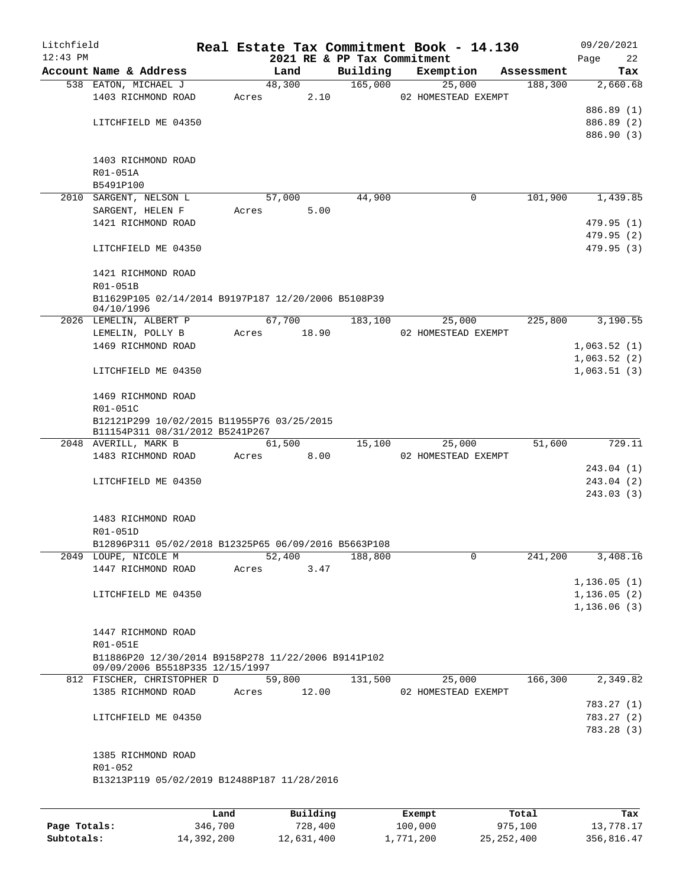# Real Estate Tax Commitment Book - 14.130

Litchfield
12:43 PM

2021 RE & PP Tax Commitment

09/20/2021

| Account | Name & Address | Land | Building | Exemption | Assessment | Tax |
|---|---|---|---|---|---|---|
| 538 | EATON, MICHAEL J | 48,300 | 165,000 | 25,000 | 188,300 | 2,660.68 |
| | 1403 RICHMOND ROAD | Acres 2.10 | | 02 HOMESTEAD EXEMPT | | |
| | | | | | | 886.89 (1) |
| | LITCHFIELD ME 04350 | | | | | 886.89 (2) |
| | | | | | | 886.90 (3) |
| | 1403 RICHMOND ROAD | | | | | |
| | R01-051A | | | | | |
| | B5491P100 | | | | | |
| 2010 | SARGENT, NELSON L | 57,000 | 44,900 | 0 | 101,900 | 1,439.85 |
| | SARGENT, HELEN F | Acres 5.00 | | | | |
| | 1421 RICHMOND ROAD | | | | | 479.95 (1) |
| | | | | | | 479.95 (2) |
| | LITCHFIELD ME 04350 | | | | | 479.95 (3) |
| | 1421 RICHMOND ROAD | | | | | |
| | R01-051B | | | | | |
| | B11629P105 02/14/2014 B9197P187 12/20/2006 B5108P39 04/10/1996 | | | | | |
| 2026 | LEMELIN, ALBERT P | 67,700 | 183,100 | 25,000 | 225,800 | 3,190.55 |
| | LEMELIN, POLLY B | Acres 18.90 | | 02 HOMESTEAD EXEMPT | | |
| | 1469 RICHMOND ROAD | | | | | 1,063.52 (1) |
| | | | | | | 1,063.52 (2) |
| | LITCHFIELD ME 04350 | | | | | 1,063.51 (3) |
| | 1469 RICHMOND ROAD | | | | | |
| | R01-051C | | | | | |
| | B12121P299 10/02/2015 B11955P76 03/25/2015 B11154P311 08/31/2012 B5241P267 | | | | | |
| 2048 | AVERILL, MARK B | 61,500 | 15,100 | 25,000 | 51,600 | 729.11 |
| | 1483 RICHMOND ROAD | Acres 8.00 | | 02 HOMESTEAD EXEMPT | | |
| | | | | | | 243.04 (1) |
| | LITCHFIELD ME 04350 | | | | | 243.04 (2) |
| | | | | | | 243.03 (3) |
| | 1483 RICHMOND ROAD | | | | | |
| | R01-051D | | | | | |
| | B12896P311 05/02/2018 B12325P65 06/09/2016 B5663P108 | | | | | |
| 2049 | LOUPE, NICOLE M | 52,400 | 188,800 | 0 | 241,200 | 3,408.16 |
| | 1447 RICHMOND ROAD | Acres 3.47 | | | | |
| | | | | | | 1,136.05 (1) |
| | LITCHFIELD ME 04350 | | | | | 1,136.05 (2) |
| | | | | | | 1,136.06 (3) |
| | 1447 RICHMOND ROAD | | | | | |
| | R01-051E | | | | | |
| | B11886P20 12/30/2014 B9158P278 11/22/2006 B9141P102 09/09/2006 B5518P335 12/15/1997 | | | | | |
| 812 | FISCHER, CHRISTOPHER D | 59,800 | 131,500 | 25,000 | 166,300 | 2,349.82 |
| | 1385 RICHMOND ROAD | Acres 12.00 | | 02 HOMESTEAD EXEMPT | | |
| | | | | | | 783.27 (1) |
| | LITCHFIELD ME 04350 | | | | | 783.27 (2) |
| | | | | | | 783.28 (3) |
| | 1385 RICHMOND ROAD | | | | | |
| | R01-052 | | | | | |
| | B13213P119 05/02/2019 B12488P187 11/28/2016 | | | | | |

| | Land | Building | Exempt | Total | Tax |
|---|---|---|---|---|---|
| Page Totals: | 346,700 | 728,400 | 100,000 | 975,100 | 13,778.17 |
| Subtotals: | 14,392,200 | 12,631,400 | 1,771,200 | 25,252,400 | 356,816.47 |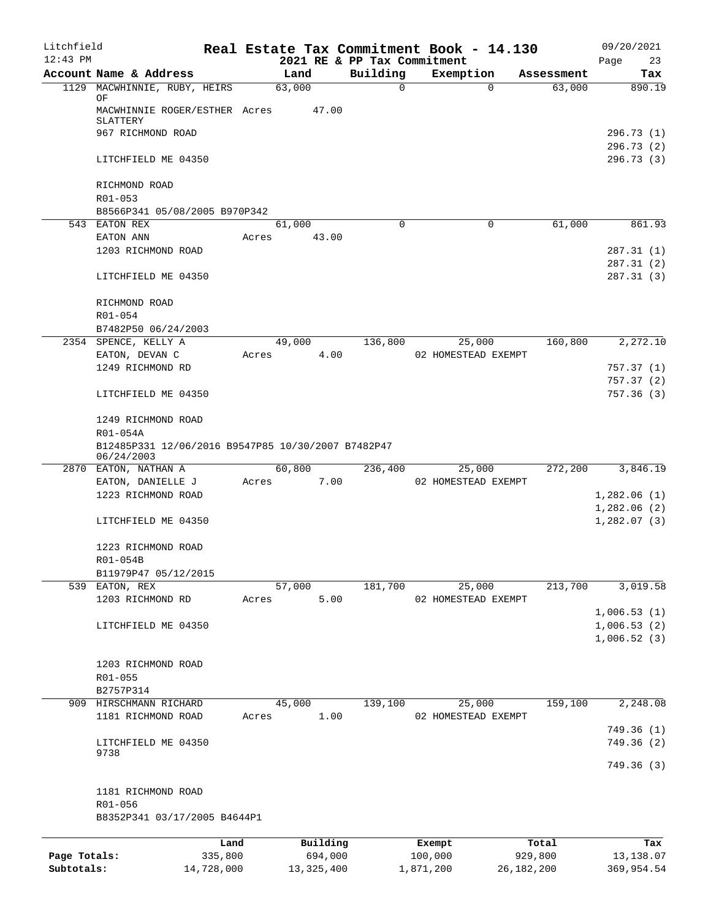Litchfield 12:43 PM

# Real Estate Tax Commitment Book - 14.130
## 2021 RE & PP Tax Commitment

09/20/2021

| Account Name & Address | Land | Building | Exemption | Assessment | Tax |
|---|---|---|---|---|---|
| 1129 MACWHINNIE, RUBY, HEIRS OF | 63,000 | 0 | 0 | 63,000 | 890.19 |
| MACWHINNIE ROGER/ESTHER SLATTERY | Acres 47.00 | | | | |
| 967 RICHMOND ROAD | | | | | 296.73 (1) |
| | | | | | 296.73 (2) |
| LITCHFIELD ME 04350 | | | | | 296.73 (3) |
| RICHMOND ROAD | | | | | |
| R01-053 | | | | | |
| B8566P341 05/08/2005 B970P342 | | | | | |
| 543 EATON REX | 61,000 | 0 | 0 | 61,000 | 861.93 |
| EATON ANN | Acres 43.00 | | | | |
| 1203 RICHMOND ROAD | | | | | 287.31 (1) |
| | | | | | 287.31 (2) |
| LITCHFIELD ME 04350 | | | | | 287.31 (3) |
| RICHMOND ROAD | | | | | |
| R01-054 | | | | | |
| B7482P50 06/24/2003 | | | | | |
| 2354 SPENCE, KELLY A | 49,000 | 136,800 | 25,000 | 160,800 | 2,272.10 |
| EATON, DEVAN C | Acres 4.00 | | 02 HOMESTEAD EXEMPT | | |
| 1249 RICHMOND RD | | | | | 757.37 (1) |
| | | | | | 757.37 (2) |
| LITCHFIELD ME 04350 | | | | | 757.36 (3) |
| 1249 RICHMOND ROAD | | | | | |
| R01-054A | | | | | |
| B12485P331 12/06/2016 B9547P85 10/30/2007 B7482P47 06/24/2003 | | | | | |
| 2870 EATON, NATHAN A | 60,800 | 236,400 | 25,000 | 272,200 | 3,846.19 |
| EATON, DANIELLE J | Acres 7.00 | | 02 HOMESTEAD EXEMPT | | |
| 1223 RICHMOND ROAD | | | | | 1,282.06 (1) |
| | | | | | 1,282.06 (2) |
| LITCHFIELD ME 04350 | | | | | 1,282.07 (3) |
| 1223 RICHMOND ROAD | | | | | |
| R01-054B | | | | | |
| B11979P47 05/12/2015 | | | | | |
| 539 EATON, REX | 57,000 | 181,700 | 25,000 | 213,700 | 3,019.58 |
| 1203 RICHMOND RD | Acres 5.00 | | 02 HOMESTEAD EXEMPT | | |
| | | | | | 1,006.53 (1) |
| LITCHFIELD ME 04350 | | | | | 1,006.53 (2) |
| | | | | | 1,006.52 (3) |
| 1203 RICHMOND ROAD | | | | | |
| R01-055 | | | | | |
| B2757P314 | | | | | |
| 909 HIRSCHMANN RICHARD | 45,000 | 139,100 | 25,000 | 159,100 | 2,248.08 |
| 1181 RICHMOND ROAD | Acres 1.00 | | 02 HOMESTEAD EXEMPT | | |
| | | | | | 749.36 (1) |
| LITCHFIELD ME 04350 9738 | | | | | 749.36 (2) |
| | | | | | 749.36 (3) |
| 1181 RICHMOND ROAD | | | | | |
| R01-056 | | | | | |
| B8352P341 03/17/2005 B4644P1 | | | | | |

| | Land | Building | Exempt | Total | Tax |
|---|---|---|---|---|---|
| Page Totals: | 335,800 | 694,000 | 100,000 | 929,800 | 13,138.07 |
| Subtotals: | 14,728,000 | 13,325,400 | 1,871,200 | 26,182,200 | 369,954.54 |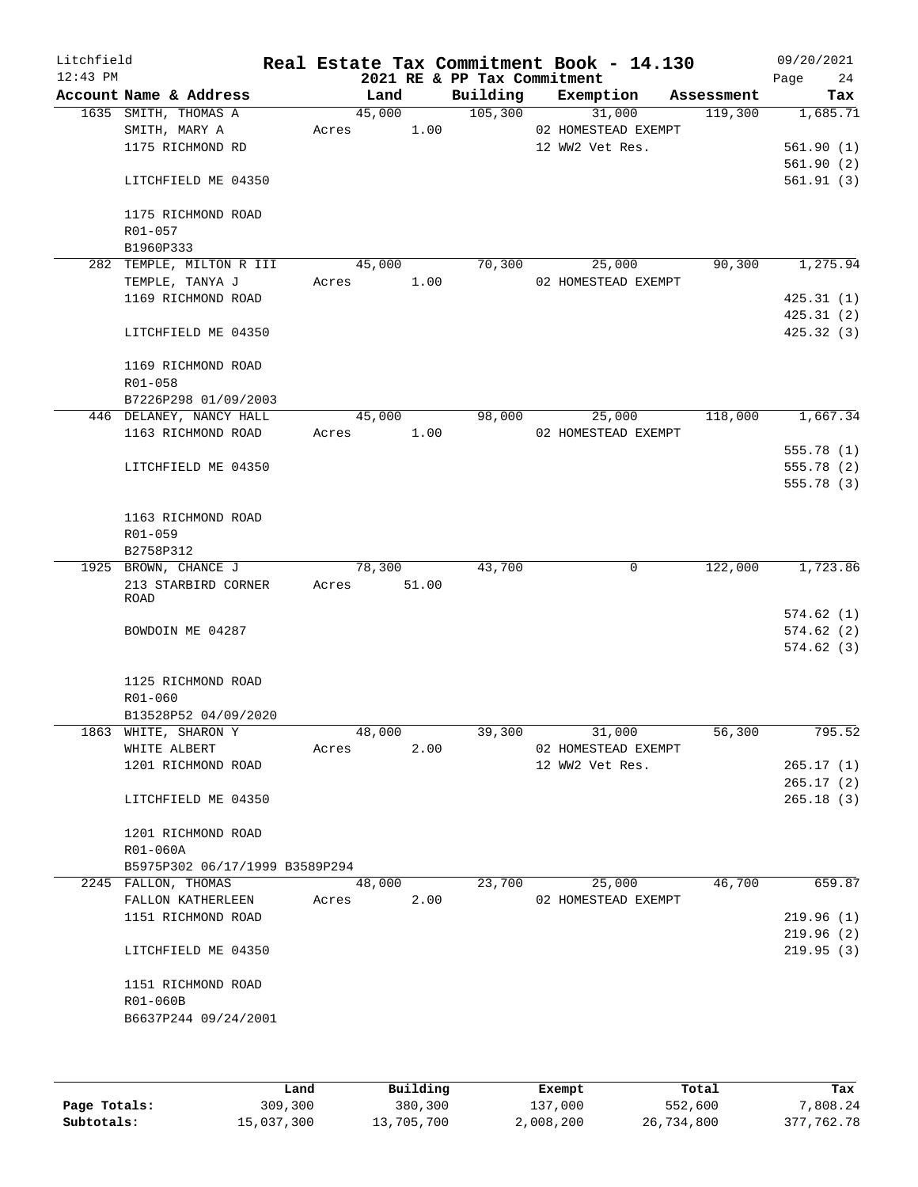Litchfield
12:43 PM

# Real Estate Tax Commitment Book - 14.130

2021 RE & PP Tax Commitment

09/20/2021
Page 24

| Account Name & Address | Land | Building | Exemption | Assessment | Tax |
|---|---|---|---|---|---|
| 1635 SMITH, THOMAS A | 45,000 | 105,300 | 31,000 | 119,300 | 1,685.71 |
| SMITH, MARY A | Acres 1.00 | | 02 HOMESTEAD EXEMPT | | |
| 1175 RICHMOND RD | | | 12 WW2 Vet Res. | | 561.90 (1) |
| | | | | | 561.90 (2) |
| LITCHFIELD ME 04350 | | | | | 561.91 (3) |
| 1175 RICHMOND ROAD | | | | | |
| R01-057 | | | | | |
| B1960P333 | | | | | |
| 282 TEMPLE, MILTON R III | 45,000 | 70,300 | 25,000 | 90,300 | 1,275.94 |
| TEMPLE, TANYA J | Acres 1.00 | | 02 HOMESTEAD EXEMPT | | |
| 1169 RICHMOND ROAD | | | | | 425.31 (1) |
| | | | | | 425.31 (2) |
| LITCHFIELD ME 04350 | | | | | 425.32 (3) |
| 1169 RICHMOND ROAD | | | | | |
| R01-058 | | | | | |
| B7226P298 01/09/2003 | | | | | |
| 446 DELANEY, NANCY HALL | 45,000 | 98,000 | 25,000 | 118,000 | 1,667.34 |
| 1163 RICHMOND ROAD | Acres 1.00 | | 02 HOMESTEAD EXEMPT | | |
| | | | | | 555.78 (1) |
| LITCHFIELD ME 04350 | | | | | 555.78 (2) |
| | | | | | 555.78 (3) |
| 1163 RICHMOND ROAD | | | | | |
| R01-059 | | | | | |
| B2758P312 | | | | | |
| 1925 BROWN, CHANCE J | 78,300 | 43,700 | 0 | 122,000 | 1,723.86 |
| 213 STARBIRD CORNER ROAD | Acres 51.00 | | | | |
| | | | | | 574.62 (1) |
| BOWDOIN ME 04287 | | | | | 574.62 (2) |
| | | | | | 574.62 (3) |
| 1125 RICHMOND ROAD | | | | | |
| R01-060 | | | | | |
| B13528P52 04/09/2020 | | | | | |
| 1863 WHITE, SHARON Y | 48,000 | 39,300 | 31,000 | 56,300 | 795.52 |
| WHITE ALBERT | Acres 2.00 | | 02 HOMESTEAD EXEMPT | | |
| 1201 RICHMOND ROAD | | | 12 WW2 Vet Res. | | 265.17 (1) |
| | | | | | 265.17 (2) |
| LITCHFIELD ME 04350 | | | | | 265.18 (3) |
| 1201 RICHMOND ROAD | | | | | |
| R01-060A | | | | | |
| B5975P302 06/17/1999 B3589P294 | | | | | |
| 2245 FALLON, THOMAS | 48,000 | 23,700 | 25,000 | 46,700 | 659.87 |
| FALLON KATHERLEEN | Acres 2.00 | | 02 HOMESTEAD EXEMPT | | |
| 1151 RICHMOND ROAD | | | | | 219.96 (1) |
| | | | | | 219.96 (2) |
| LITCHFIELD ME 04350 | | | | | 219.95 (3) |
| 1151 RICHMOND ROAD | | | | | |
| R01-060B | | | | | |
| B6637P244 09/24/2001 | | | | | |

| | Land | Building | Exempt | Total | Tax |
|---|---|---|---|---|---|
| Page Totals: | 309,300 | 380,300 | 137,000 | 552,600 | 7,808.24 |
| Subtotals: | 15,037,300 | 13,705,700 | 2,008,200 | 26,734,800 | 377,762.78 |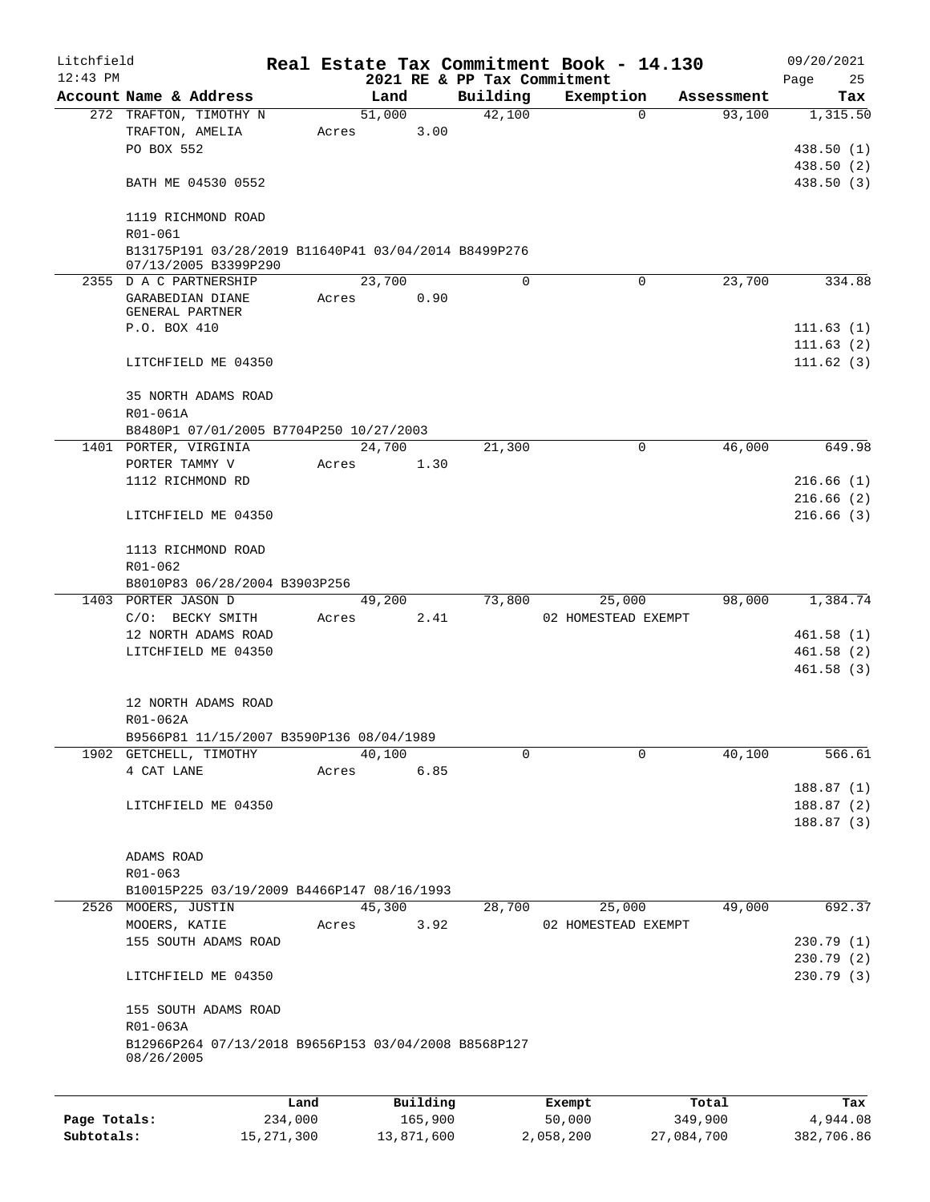Litchfield
12:43 PM

# Real Estate Tax Commitment Book - 14.130

09/20/2021

2021 RE & PP Tax Commitment

| Account Name & Address | Land | Building | Exemption | Assessment | Tax |
|---|---|---|---|---|---|
| 272 TRAFTON, TIMOTHY N | 51,000 | 42,100 | 0 | 93,100 | 1,315.50 |
| TRAFTON, AMELIA | Acres 3.00 | | | | |
| PO BOX 552 | | | | | 438.50 (1) |
| | | | | | 438.50 (2) |
| BATH ME 04530 0552 | | | | | 438.50 (3) |
| 1119 RICHMOND ROAD | | | | | |
| R01-061 | | | | | |
| B13175P191 03/28/2019 B11640P41 03/04/2014 B8499P276 07/13/2005 B3399P290 | | | | | |
| 2355 D A C PARTNERSHIP | 23,700 | 0 | 0 | 23,700 | 334.88 |
| GARABEDIAN DIANE GENERAL PARTNER | Acres 0.90 | | | | |
| P.O. BOX 410 | | | | | 111.63 (1) |
| | | | | | 111.63 (2) |
| LITCHFIELD ME 04350 | | | | | 111.62 (3) |
| 35 NORTH ADAMS ROAD | | | | | |
| R01-061A | | | | | |
| B8480P1 07/01/2005 B7704P250 10/27/2003 | | | | | |
| 1401 PORTER, VIRGINIA | 24,700 | 21,300 | 0 | 46,000 | 649.98 |
| PORTER TAMMY V | Acres 1.30 | | | | |
| 1112 RICHMOND RD | | | | | 216.66 (1) |
| | | | | | 216.66 (2) |
| LITCHFIELD ME 04350 | | | | | 216.66 (3) |
| 1113 RICHMOND ROAD | | | | | |
| R01-062 | | | | | |
| B8010P83 06/28/2004 B3903P256 | | | | | |
| 1403 PORTER JASON D | 49,200 | 73,800 | 25,000 | 98,000 | 1,384.74 |
| C/O: BECKY SMITH | Acres 2.41 | | 02 HOMESTEAD EXEMPT | | |
| 12 NORTH ADAMS ROAD | | | | | 461.58 (1) |
| LITCHFIELD ME 04350 | | | | | 461.58 (2) |
| | | | | | 461.58 (3) |
| 12 NORTH ADAMS ROAD | | | | | |
| R01-062A | | | | | |
| B9566P81 11/15/2007 B3590P136 08/04/1989 | | | | | |
| 1902 GETCHELL, TIMOTHY | 40,100 | 0 | 0 | 40,100 | 566.61 |
| 4 CAT LANE | Acres 6.85 | | | | |
| | | | | | 188.87 (1) |
| LITCHFIELD ME 04350 | | | | | 188.87 (2) |
| | | | | | 188.87 (3) |
| ADAMS ROAD | | | | | |
| R01-063 | | | | | |
| B10015P225 03/19/2009 B4466P147 08/16/1993 | | | | | |
| 2526 MOOERS, JUSTIN | 45,300 | 28,700 | 25,000 | 49,000 | 692.37 |
| MOOERS, KATIE | Acres 3.92 | | 02 HOMESTEAD EXEMPT | | |
| 155 SOUTH ADAMS ROAD | | | | | 230.79 (1) |
| | | | | | 230.79 (2) |
| LITCHFIELD ME 04350 | | | | | 230.79 (3) |
| 155 SOUTH ADAMS ROAD | | | | | |
| R01-063A | | | | | |
| B12966P264 07/13/2018 B9656P153 03/04/2008 B8568P127 08/26/2005 | | | | | |

| | Land | Building | Exempt | Total | Tax |
|---|---|---|---|---|---|
| Page Totals: | 234,000 | 165,900 | 50,000 | 349,900 | 4,944.08 |
| Subtotals: | 15,271,300 | 13,871,600 | 2,058,200 | 27,084,700 | 382,706.86 |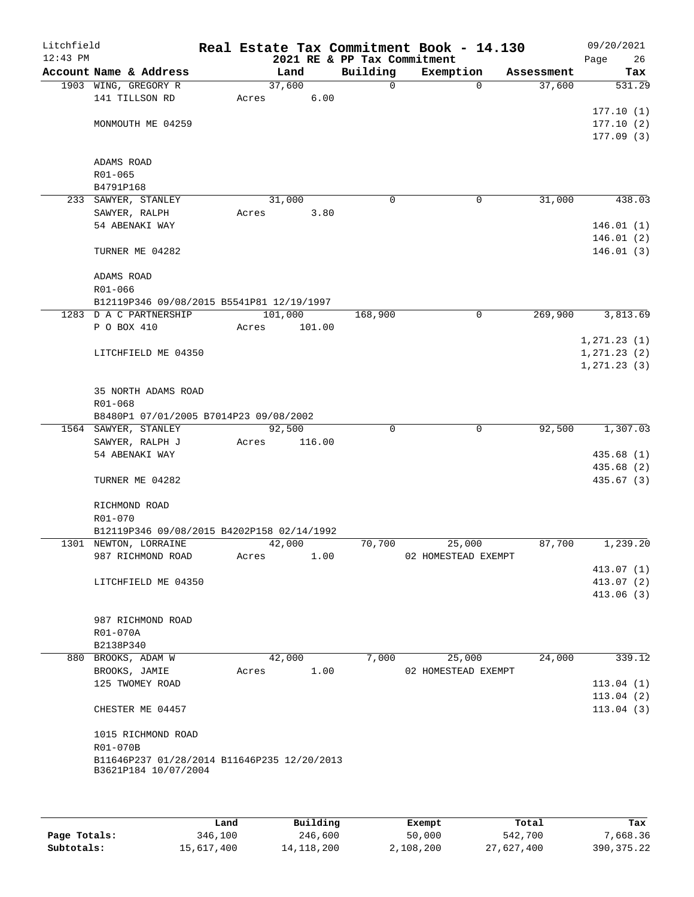Litchfield 12:43 PM

# Real Estate Tax Commitment Book - 14.130

2021 RE & PP Tax Commitment

09/20/2021 Page 26

| Account | Name & Address | Land | Building | Exemption | Assessment | Tax |
|---|---|---|---|---|---|---|
| 1903 | WING, GREGORY R<br>141 TILLSON RD<br><br>MONMOUTH ME 04259<br><br>ADAMS ROAD<br>R01-065<br>B4791P168 | 37,600<br>Acres 6.00 | 0 | 0 | 37,600 | 531.29<br>177.10 (1)<br>177.10 (2)<br>177.09 (3) |
| 233 | SAWYER, STANLEY<br>SAWYER, RALPH<br>54 ABENAKI WAY<br><br>TURNER ME 04282<br><br>ADAMS ROAD<br>R01-066<br>B12119P346 09/08/2015 B5541P81 12/19/1997 | 31,000<br>Acres 3.80 | 0 | 0 | 31,000 | 438.03<br>146.01 (1)<br>146.01 (2)<br>146.01 (3) |
| 1283 | D A C PARTNERSHIP<br>P O BOX 410<br><br>LITCHFIELD ME 04350<br><br>35 NORTH ADAMS ROAD<br>R01-068<br>B8480P1 07/01/2005 B7014P23 09/08/2002 | 101,000<br>Acres 101.00 | 168,900 | 0 | 269,900 | 3,813.69<br>1,271.23 (1)<br>1,271.23 (2)<br>1,271.23 (3) |
| 1564 | SAWYER, STANLEY<br>SAWYER, RALPH J<br>54 ABENAKI WAY<br><br>TURNER ME 04282<br><br>RICHMOND ROAD<br>R01-070<br>B12119P346 09/08/2015 B4202P158 02/14/1992 | 92,500<br>Acres 116.00 | 0 | 0 | 92,500 | 1,307.03<br>435.68 (1)<br>435.68 (2)<br>435.67 (3) |
| 1301 | NEWTON, LORRAINE<br>987 RICHMOND ROAD<br><br>LITCHFIELD ME 04350<br><br>987 RICHMOND ROAD<br>R01-070A<br>B2138P340 | 42,000<br>Acres 1.00 | 70,700 | 25,000<br>02 HOMESTEAD EXEMPT | 87,700 | 1,239.20<br>413.07 (1)<br>413.07 (2)<br>413.06 (3) |
| 880 | BROOKS, ADAM W<br>BROOKS, JAMIE<br>125 TWOMEY ROAD<br><br>CHESTER ME 04457<br><br>1015 RICHMOND ROAD<br>R01-070B<br>B11646P237 01/28/2014 B11646P235 12/20/2013<br>B3621P184 10/07/2004 | 42,000<br>Acres 1.00 | 7,000 | 25,000<br>02 HOMESTEAD EXEMPT | 24,000 | 339.12<br>113.04 (1)<br>113.04 (2)<br>113.04 (3) |

| | Land | Building | Exempt | Total | Tax |
|---|---|---|---|---|---|
| Page Totals: | 346,100 | 246,600 | 50,000 | 542,700 | 7,668.36 |
| Subtotals: | 15,617,400 | 14,118,200 | 2,108,200 | 27,627,400 | 390,375.22 |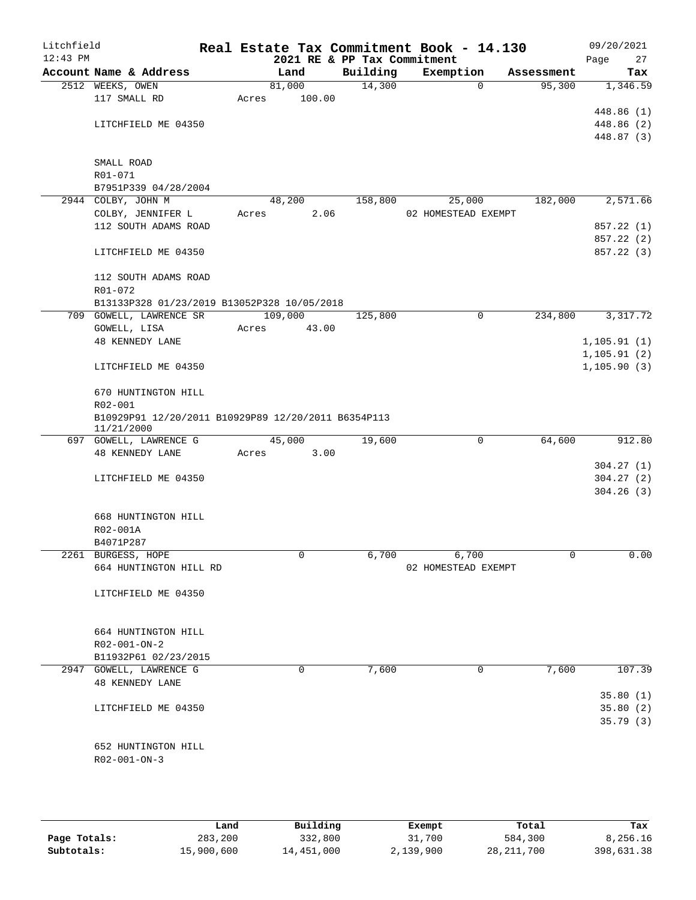Litchfield 12:43 PM

# Real Estate Tax Commitment Book - 14.130

## 2021 RE & PP Tax Commitment

09/20/2021 Page 27

| Account Name & Address | Land | Building | Exemption | Assessment | Tax |
|---|---|---|---|---|---|
| 2512 WEEKS, OWEN | 81,000 | 14,300 | 0 | 95,300 | 1,346.59 |
| 117 SMALL RD | Acres 100.00 | | | | |
| | | | | | 448.86 (1) |
| LITCHFIELD ME 04350 | | | | | 448.86 (2) |
| | | | | | 448.87 (3) |
| SMALL ROAD | | | | | |
| R01-071 | | | | | |
| B7951P339 04/28/2004 | | | | | |
| 2944 COLBY, JOHN M | 48,200 | 158,800 | 25,000 | 182,000 | 2,571.66 |
| COLBY, JENNIFER L | Acres 2.06 | | 02 HOMESTEAD EXEMPT | | |
| 112 SOUTH ADAMS ROAD | | | | | 857.22 (1) |
| | | | | | 857.22 (2) |
| LITCHFIELD ME 04350 | | | | | 857.22 (3) |
| 112 SOUTH ADAMS ROAD | | | | | |
| R01-072 | | | | | |
| B13133P328 01/23/2019 B13052P328 10/05/2018 | | | | | |
| 709 GOWELL, LAWRENCE SR | 109,000 | 125,800 | 0 | 234,800 | 3,317.72 |
| GOWELL, LISA | Acres 43.00 | | | | |
| 48 KENNEDY LANE | | | | | 1,105.91 (1) |
| | | | | | 1,105.91 (2) |
| LITCHFIELD ME 04350 | | | | | 1,105.90 (3) |
| 670 HUNTINGTON HILL | | | | | |
| R02-001 | | | | | |
| B10929P91 12/20/2011 B10929P89 12/20/2011 B6354P113 11/21/2000 | | | | | |
| 697 GOWELL, LAWRENCE G | 45,000 | 19,600 | 0 | 64,600 | 912.80 |
| 48 KENNEDY LANE | Acres 3.00 | | | | |
| | | | | | 304.27 (1) |
| LITCHFIELD ME 04350 | | | | | 304.27 (2) |
| | | | | | 304.26 (3) |
| 668 HUNTINGTON HILL | | | | | |
| R02-001A | | | | | |
| B4071P287 | | | | | |
| 2261 BURGESS, HOPE | 0 | 6,700 | 6,700 | 0 | 0.00 |
| 664 HUNTINGTON HILL RD | | | 02 HOMESTEAD EXEMPT | | |
| LITCHFIELD ME 04350 | | | | | |
| 664 HUNTINGTON HILL | | | | | |
| R02-001-ON-2 | | | | | |
| B11932P61 02/23/2015 | | | | | |
| 2947 GOWELL, LAWRENCE G | 0 | 7,600 | 0 | 7,600 | 107.39 |
| 48 KENNEDY LANE | | | | | |
| | | | | | 35.80 (1) |
| LITCHFIELD ME 04350 | | | | | 35.80 (2) |
| | | | | | 35.79 (3) |
| 652 HUNTINGTON HILL | | | | | |
| R02-001-ON-3 | | | | | |

| | Land | Building | Exempt | Total | Tax |
|---|---|---|---|---|---|
| Page Totals: | 283,200 | 332,800 | 31,700 | 584,300 | 8,256.16 |
| Subtotals: | 15,900,600 | 14,451,000 | 2,139,900 | 28,211,700 | 398,631.38 |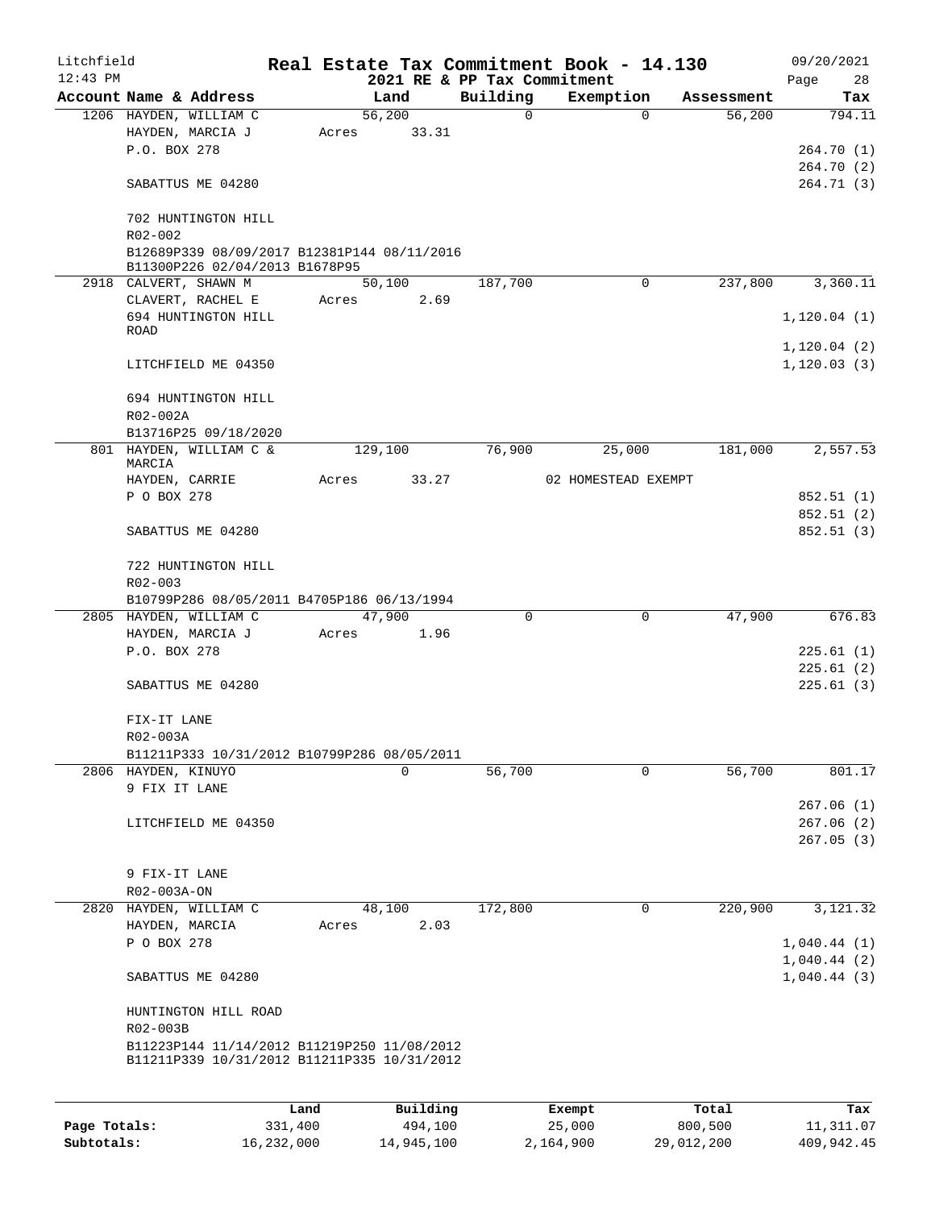# Real Estate Tax Commitment Book - 14.130

Litchfield 12:43 PM — 2021 RE & PP Tax Commitment — 09/20/2021

| Account Name & Address | Land | Building | Exemption | Assessment | Tax |
|---|---|---|---|---|---|
| 1206 HAYDEN, WILLIAM C | 56,200 | 0 | 0 | 56,200 | 794.11 |
| HAYDEN, MARCIA J | Acres 33.31 | | | | |
| P.O. BOX 278 | | | | | 264.70 (1) |
| | | | | | 264.70 (2) |
| SABATTUS ME 04280 | | | | | 264.71 (3) |
| 702 HUNTINGTON HILL | | | | | |
| R02-002 | | | | | |
| B12689P339 08/09/2017 B12381P144 08/11/2016 B11300P226 02/04/2013 B1678P95 | | | | | |
| 2918 CALVERT, SHAWN M | 50,100 | 187,700 | 0 | 237,800 | 3,360.11 |
| CLAVERT, RACHEL E | Acres 2.69 | | | | |
| 694 HUNTINGTON HILL ROAD | | | | | 1,120.04 (1) |
| | | | | | 1,120.04 (2) |
| LITCHFIELD ME 04350 | | | | | 1,120.03 (3) |
| 694 HUNTINGTON HILL | | | | | |
| R02-002A | | | | | |
| B13716P25 09/18/2020 | | | | | |
| 801 HAYDEN, WILLIAM C & MARCIA | 129,100 | 76,900 | 25,000 | 181,000 | 2,557.53 |
| HAYDEN, CARRIE | Acres 33.27 | | 02 HOMESTEAD EXEMPT | | |
| P O BOX 278 | | | | | 852.51 (1) |
| | | | | | 852.51 (2) |
| SABATTUS ME 04280 | | | | | 852.51 (3) |
| 722 HUNTINGTON HILL | | | | | |
| R02-003 | | | | | |
| B10799P286 08/05/2011 B4705P186 06/13/1994 | | | | | |
| 2805 HAYDEN, WILLIAM C | 47,900 | 0 | 0 | 47,900 | 676.83 |
| HAYDEN, MARCIA J | Acres 1.96 | | | | |
| P.O. BOX 278 | | | | | 225.61 (1) |
| | | | | | 225.61 (2) |
| SABATTUS ME 04280 | | | | | 225.61 (3) |
| FIX-IT LANE | | | | | |
| R02-003A | | | | | |
| B11211P333 10/31/2012 B10799P286 08/05/2011 | | | | | |
| 2806 HAYDEN, KINUYO | 0 | 56,700 | 0 | 56,700 | 801.17 |
| 9 FIX IT LANE | | | | | |
| | | | | | 267.06 (1) |
| LITCHFIELD ME 04350 | | | | | 267.06 (2) |
| | | | | | 267.05 (3) |
| 9 FIX-IT LANE | | | | | |
| R02-003A-ON | | | | | |
| 2820 HAYDEN, WILLIAM C | 48,100 | 172,800 | 0 | 220,900 | 3,121.32 |
| HAYDEN, MARCIA | Acres 2.03 | | | | |
| P O BOX 278 | | | | | 1,040.44 (1) |
| | | | | | 1,040.44 (2) |
| SABATTUS ME 04280 | | | | | 1,040.44 (3) |
| HUNTINGTON HILL ROAD | | | | | |
| R02-003B | | | | | |
| B11223P144 11/14/2012 B11219P250 11/08/2012 B11211P339 10/31/2012 B11211P335 10/31/2012 | | | | | |

| | Land | Building | Exempt | Total | Tax |
|---|---|---|---|---|---|
| Page Totals: | 331,400 | 494,100 | 25,000 | 800,500 | 11,311.07 |
| Subtotals: | 16,232,000 | 14,945,100 | 2,164,900 | 29,012,200 | 409,942.45 |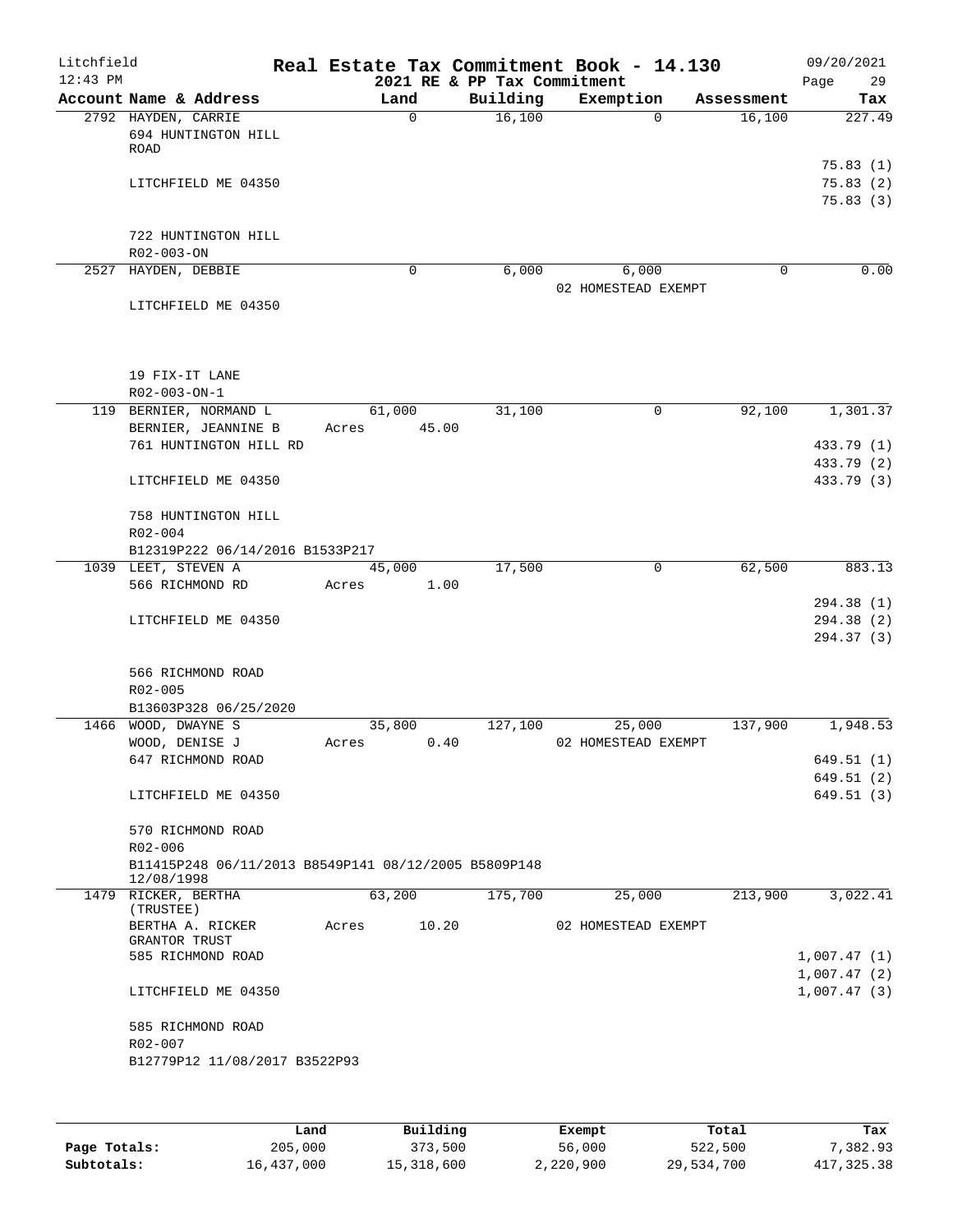# Real Estate Tax Commitment Book - 14.130

Litchfield 12:43 PM — 2021 RE & PP Tax Commitment — 09/20/2021

| Account Name & Address | Land | Building | Exemption | Assessment | Tax |
|---|---|---|---|---|---|
| 2792 HAYDEN, CARRIE<br>694 HUNTINGTON HILL ROAD<br>LITCHFIELD ME 04350<br>722 HUNTINGTON HILL<br>R02-003-ON | 0 | 16,100 | 0 | 16,100 | 227.49<br>75.83 (1)<br>75.83 (2)<br>75.83 (3) |
| 2527 HAYDEN, DEBBIE<br>LITCHFIELD ME 04350<br>19 FIX-IT LANE<br>R02-003-ON-1 | 0 | 6,000 | 6,000<br>02 HOMESTEAD EXEMPT | 0 | 0.00 |
| 119 BERNIER, NORMAND L<br>BERNIER, JEANNINE B<br>761 HUNTINGTON HILL RD<br>LITCHFIELD ME 04350<br>758 HUNTINGTON HILL<br>R02-004<br>B12319P222 06/14/2016 B1533P217 | 61,000<br>Acres 45.00 | 31,100 | 0 | 92,100 | 1,301.37<br>433.79 (1)<br>433.79 (2)<br>433.79 (3) |
| 1039 LEET, STEVEN A<br>566 RICHMOND RD<br>LITCHFIELD ME 04350<br>566 RICHMOND ROAD<br>R02-005<br>B13603P328 06/25/2020 | 45,000<br>Acres 1.00 | 17,500 | 0 | 62,500 | 883.13<br>294.38 (1)<br>294.38 (2)<br>294.37 (3) |
| 1466 WOOD, DWAYNE S<br>WOOD, DENISE J<br>647 RICHMOND ROAD<br>LITCHFIELD ME 04350<br>570 RICHMOND ROAD<br>R02-006<br>B11415P248 06/11/2013 B8549P141 08/12/2005 B5809P148 12/08/1998 | 35,800<br>Acres 0.40 | 127,100 | 25,000<br>02 HOMESTEAD EXEMPT | 137,900 | 1,948.53<br>649.51 (1)<br>649.51 (2)<br>649.51 (3) |
| 1479 RICKER, BERTHA (TRUSTEE)<br>BERTHA A. RICKER GRANTOR TRUST<br>585 RICHMOND ROAD<br>LITCHFIELD ME 04350<br>585 RICHMOND ROAD<br>R02-007<br>B12779P12 11/08/2017 B3522P93 | 63,200<br>Acres 10.20 | 175,700 | 25,000<br>02 HOMESTEAD EXEMPT | 213,900 | 3,022.41<br>1,007.47 (1)<br>1,007.47 (2)<br>1,007.47 (3) |

| | Land | Building | Exempt | Total | Tax |
|---|---|---|---|---|---|
| Page Totals: | 205,000 | 373,500 | 56,000 | 522,500 | 7,382.93 |
| Subtotals: | 16,437,000 | 15,318,600 | 2,220,900 | 29,534,700 | 417,325.38 |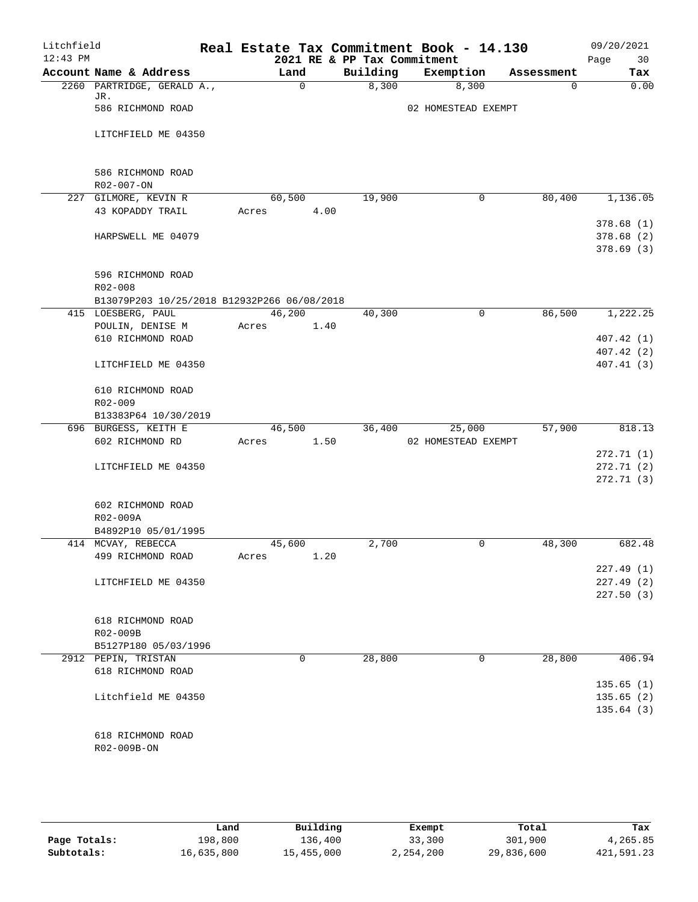# Real Estate Tax Commitment Book - 14.130

Litchfield
12:43 PM

## 2021 RE & PP Tax Commitment

09/20/2021

| Account Name & Address | Land | Building | Exemption | Assessment | Tax |
|---|---|---|---|---|---|
| 2260 PARTRIDGE, GERALD A., JR. | 0 | 8,300 | 8,300 | 0 | 0.00 |
| 586 RICHMOND ROAD | | | 02 HOMESTEAD EXEMPT | | |
| LITCHFIELD ME 04350 | | | | | |
| 586 RICHMOND ROAD | | | | | |
| R02-007-ON | | | | | |
| 227 GILMORE, KEVIN R | 60,500 | 19,900 | 0 | 80,400 | 1,136.05 |
| 43 KOPADDY TRAIL | Acres 4.00 | | | | |
| | | | | | 378.68 (1) |
| HARPSWELL ME 04079 | | | | | 378.68 (2) |
| | | | | | 378.69 (3) |
| 596 RICHMOND ROAD | | | | | |
| R02-008 | | | | | |
| B13079P203 10/25/2018 B12932P266 06/08/2018 | | | | | |
| 415 LOESBERG, PAUL | 46,200 | 40,300 | 0 | 86,500 | 1,222.25 |
| POULIN, DENISE M | Acres 1.40 | | | | |
| 610 RICHMOND ROAD | | | | | 407.42 (1) |
| | | | | | 407.42 (2) |
| LITCHFIELD ME 04350 | | | | | 407.41 (3) |
| 610 RICHMOND ROAD | | | | | |
| R02-009 | | | | | |
| B13383P64 10/30/2019 | | | | | |
| 696 BURGESS, KEITH E | 46,500 | 36,400 | 25,000 | 57,900 | 818.13 |
| 602 RICHMOND RD | Acres 1.50 | | 02 HOMESTEAD EXEMPT | | |
| | | | | | 272.71 (1) |
| LITCHFIELD ME 04350 | | | | | 272.71 (2) |
| | | | | | 272.71 (3) |
| 602 RICHMOND ROAD | | | | | |
| R02-009A | | | | | |
| B4892P10 05/01/1995 | | | | | |
| 414 MCVAY, REBECCA | 45,600 | 2,700 | 0 | 48,300 | 682.48 |
| 499 RICHMOND ROAD | Acres 1.20 | | | | |
| | | | | | 227.49 (1) |
| LITCHFIELD ME 04350 | | | | | 227.49 (2) |
| | | | | | 227.50 (3) |
| 618 RICHMOND ROAD | | | | | |
| R02-009B | | | | | |
| B5127P180 05/03/1996 | | | | | |
| 2912 PEPIN, TRISTAN | 0 | 28,800 | 0 | 28,800 | 406.94 |
| 618 RICHMOND ROAD | | | | | |
| | | | | | 135.65 (1) |
| Litchfield ME 04350 | | | | | 135.65 (2) |
| | | | | | 135.64 (3) |
| 618 RICHMOND ROAD | | | | | |
| R02-009B-ON | | | | | |

| | Land | Building | Exempt | Total | Tax |
|---|---|---|---|---|---|
| Page Totals: | 198,800 | 136,400 | 33,300 | 301,900 | 4,265.85 |
| Subtotals: | 16,635,800 | 15,455,000 | 2,254,200 | 29,836,600 | 421,591.23 |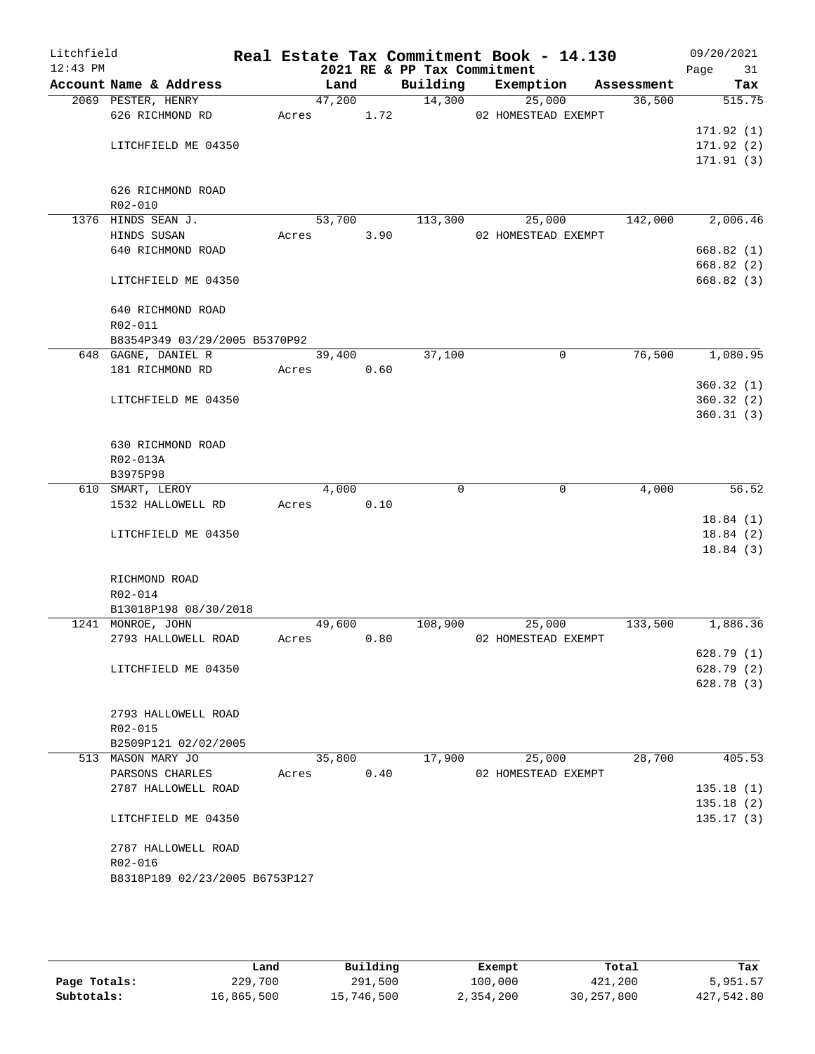# Real Estate Tax Commitment Book - 14.130

Litchfield
12:43 PM

2021 RE & PP Tax Commitment

09/20/2021

| Account Name & Address | Land | Building | Exemption | Assessment | Tax |
|---|---|---|---|---|---|
| 2069 PESTER, HENRY | 47,200 | 14,300 | 25,000 | 36,500 | 515.75 |
| 626 RICHMOND RD | Acres 1.72 | | 02 HOMESTEAD EXEMPT | | |
| | | | | | 171.92 (1) |
| LITCHFIELD ME 04350 | | | | | 171.92 (2) |
| | | | | | 171.91 (3) |
| 626 RICHMOND ROAD | | | | | |
| R02-010 | | | | | |
| 1376 HINDS SEAN J. | 53,700 | 113,300 | 25,000 | 142,000 | 2,006.46 |
| HINDS SUSAN | Acres 3.90 | | 02 HOMESTEAD EXEMPT | | |
| 640 RICHMOND ROAD | | | | | 668.82 (1) |
| | | | | | 668.82 (2) |
| LITCHFIELD ME 04350 | | | | | 668.82 (3) |
| 640 RICHMOND ROAD | | | | | |
| R02-011 | | | | | |
| B8354P349 03/29/2005 B5370P92 | | | | | |
| 648 GAGNE, DANIEL R | 39,400 | 37,100 | 0 | 76,500 | 1,080.95 |
| 181 RICHMOND RD | Acres 0.60 | | | | |
| | | | | | 360.32 (1) |
| LITCHFIELD ME 04350 | | | | | 360.32 (2) |
| | | | | | 360.31 (3) |
| 630 RICHMOND ROAD | | | | | |
| R02-013A | | | | | |
| B3975P98 | | | | | |
| 610 SMART, LEROY | 4,000 | 0 | 0 | 4,000 | 56.52 |
| 1532 HALLOWELL RD | Acres 0.10 | | | | |
| | | | | | 18.84 (1) |
| LITCHFIELD ME 04350 | | | | | 18.84 (2) |
| | | | | | 18.84 (3) |
| RICHMOND ROAD | | | | | |
| R02-014 | | | | | |
| B13018P198 08/30/2018 | | | | | |
| 1241 MONROE, JOHN | 49,600 | 108,900 | 25,000 | 133,500 | 1,886.36 |
| 2793 HALLOWELL ROAD | Acres 0.80 | | 02 HOMESTEAD EXEMPT | | |
| | | | | | 628.79 (1) |
| LITCHFIELD ME 04350 | | | | | 628.79 (2) |
| | | | | | 628.78 (3) |
| 2793 HALLOWELL ROAD | | | | | |
| R02-015 | | | | | |
| B2509P121 02/02/2005 | | | | | |
| 513 MASON MARY JO | 35,800 | 17,900 | 25,000 | 28,700 | 405.53 |
| PARSONS CHARLES | Acres 0.40 | | 02 HOMESTEAD EXEMPT | | |
| 2787 HALLOWELL ROAD | | | | | 135.18 (1) |
| | | | | | 135.18 (2) |
| LITCHFIELD ME 04350 | | | | | 135.17 (3) |
| 2787 HALLOWELL ROAD | | | | | |
| R02-016 | | | | | |
| B8318P189 02/23/2005 B6753P127 | | | | | |

| | Land | Building | Exempt | Total | Tax |
|---|---|---|---|---|---|
| Page Totals: | 229,700 | 291,500 | 100,000 | 421,200 | 5,951.57 |
| Subtotals: | 16,865,500 | 15,746,500 | 2,354,200 | 30,257,800 | 427,542.80 |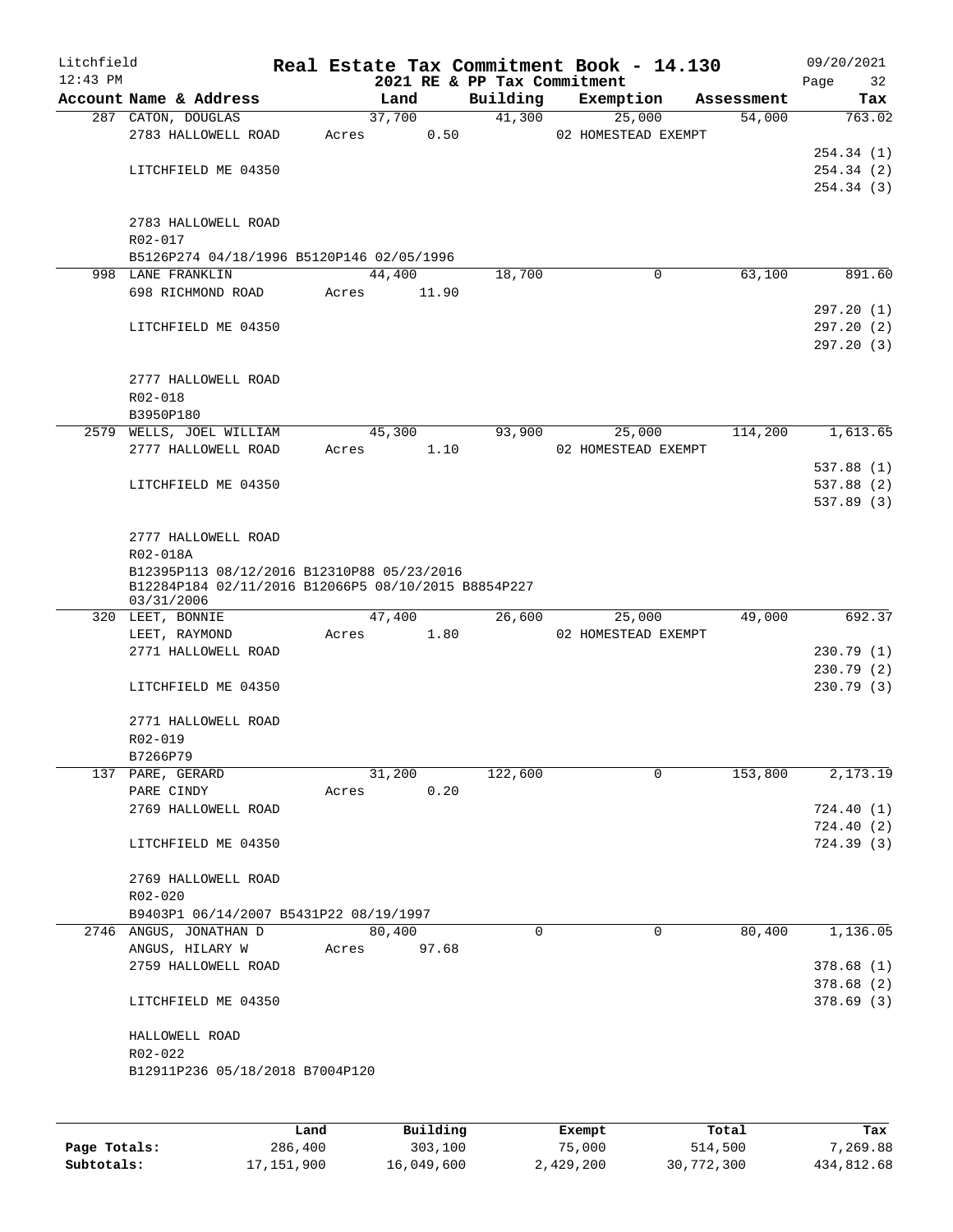Litchfield
12:43 PM

# Real Estate Tax Commitment Book - 14.130

2021 RE & PP Tax Commitment

09/20/2021

| Account Name & Address | Land | Building | Exemption | Assessment | Tax |
|---|---|---|---|---|---|
| 287 CATON, DOUGLAS | 37,700 | 41,300 | 25,000 | 54,000 | 763.02 |
| 2783 HALLOWELL ROAD | Acres 0.50 | | 02 HOMESTEAD EXEMPT | | |
| | | | | | 254.34 (1) |
| LITCHFIELD ME 04350 | | | | | 254.34 (2) |
| | | | | | 254.34 (3) |
| 2783 HALLOWELL ROAD | | | | | |
| R02-017 | | | | | |
| B5126P274 04/18/1996 B5120P146 02/05/1996 | | | | | |
| 998 LANE FRANKLIN | 44,400 | 18,700 | 0 | 63,100 | 891.60 |
| 698 RICHMOND ROAD | Acres 11.90 | | | | |
| | | | | | 297.20 (1) |
| LITCHFIELD ME 04350 | | | | | 297.20 (2) |
| | | | | | 297.20 (3) |
| 2777 HALLOWELL ROAD | | | | | |
| R02-018 | | | | | |
| B3950P180 | | | | | |
| 2579 WELLS, JOEL WILLIAM | 45,300 | 93,900 | 25,000 | 114,200 | 1,613.65 |
| 2777 HALLOWELL ROAD | Acres 1.10 | | 02 HOMESTEAD EXEMPT | | |
| | | | | | 537.88 (1) |
| LITCHFIELD ME 04350 | | | | | 537.88 (2) |
| | | | | | 537.89 (3) |
| 2777 HALLOWELL ROAD | | | | | |
| R02-018A | | | | | |
| B12395P113 08/12/2016 B12310P88 05/23/2016 B12284P184 02/11/2016 B12066P5 08/10/2015 B8854P227 03/31/2006 | | | | | |
| 320 LEET, BONNIE | 47,400 | 26,600 | 25,000 | 49,000 | 692.37 |
| LEET, RAYMOND | Acres 1.80 | | 02 HOMESTEAD EXEMPT | | |
| 2771 HALLOWELL ROAD | | | | | 230.79 (1) |
| | | | | | 230.79 (2) |
| LITCHFIELD ME 04350 | | | | | 230.79 (3) |
| 2771 HALLOWELL ROAD | | | | | |
| R02-019 | | | | | |
| B7266P79 | | | | | |
| 137 PARE, GERARD | 31,200 | 122,600 | 0 | 153,800 | 2,173.19 |
| PARE CINDY | Acres 0.20 | | | | |
| 2769 HALLOWELL ROAD | | | | | 724.40 (1) |
| | | | | | 724.40 (2) |
| LITCHFIELD ME 04350 | | | | | 724.39 (3) |
| 2769 HALLOWELL ROAD | | | | | |
| R02-020 | | | | | |
| B9403P1 06/14/2007 B5431P22 08/19/1997 | | | | | |
| 2746 ANGUS, JONATHAN D | 80,400 | 0 | 0 | 80,400 | 1,136.05 |
| ANGUS, HILARY W | Acres 97.68 | | | | |
| 2759 HALLOWELL ROAD | | | | | 378.68 (1) |
| | | | | | 378.68 (2) |
| LITCHFIELD ME 04350 | | | | | 378.69 (3) |
| HALLOWELL ROAD | | | | | |
| R02-022 | | | | | |
| B12911P236 05/18/2018 B7004P120 | | | | | |

| | Land | Building | Exempt | Total | Tax |
|---|---|---|---|---|---|
| Page Totals: | 286,400 | 303,100 | 75,000 | 514,500 | 7,269.88 |
| Subtotals: | 17,151,900 | 16,049,600 | 2,429,200 | 30,772,300 | 434,812.68 |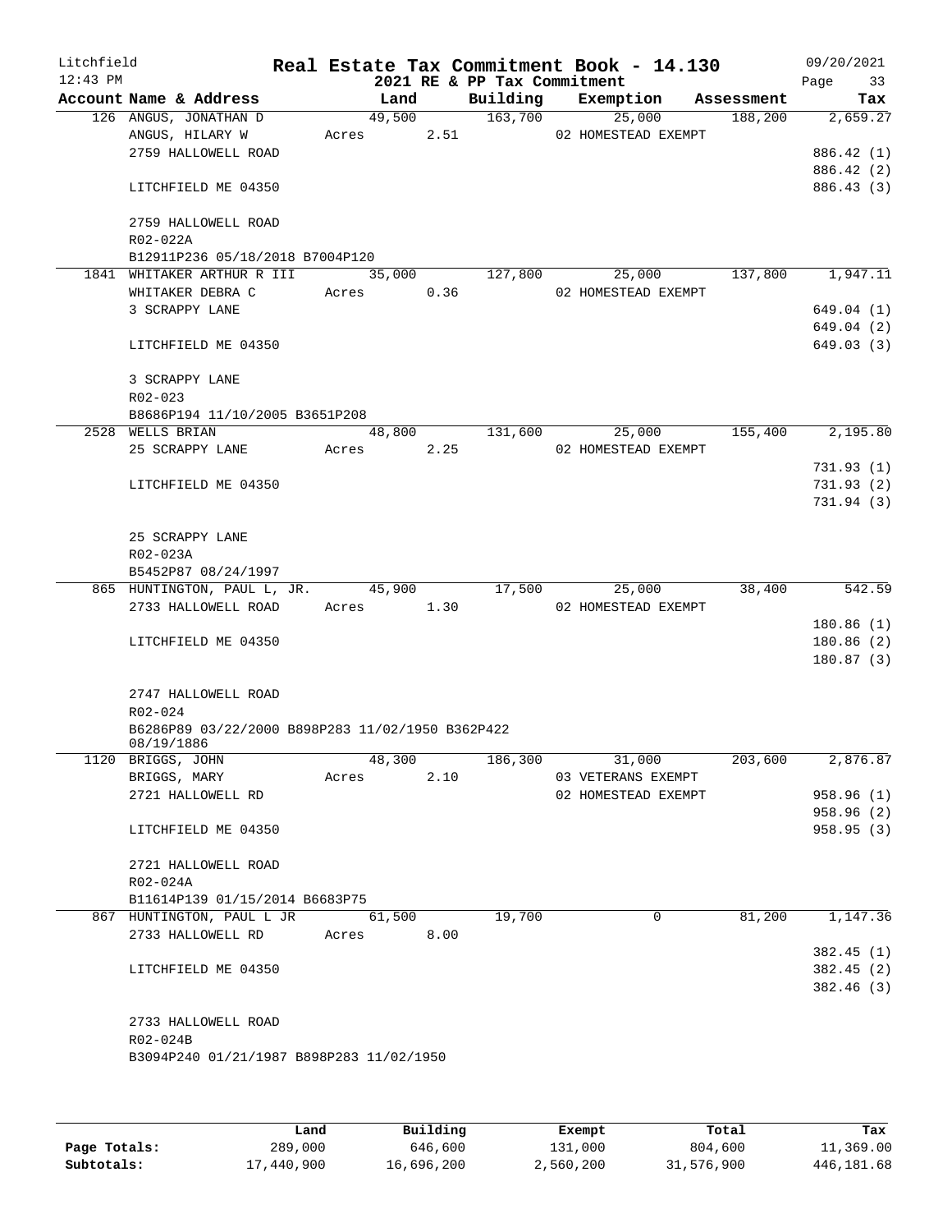Litchfield
12:43 PM

**Real Estate Tax Commitment Book - 14.130**
**2021 RE & PP Tax Commitment**

09/20/2021

| Account Name & Address | Land | Building | Exemption | Assessment | Tax |
|---|---|---|---|---|---|
| 126 ANGUS, JONATHAN D | 49,500 | 163,700 | 25,000 | 188,200 | 2,659.27 |
| ANGUS, HILARY W | Acres 2.51 | | 02 HOMESTEAD EXEMPT | | |
| 2759 HALLOWELL ROAD | | | | | 886.42 (1) |
| | | | | | 886.42 (2) |
| LITCHFIELD ME 04350 | | | | | 886.43 (3) |
| 2759 HALLOWELL ROAD | | | | | |
| R02-022A | | | | | |
| B12911P236 05/18/2018 B7004P120 | | | | | |
| 1841 WHITAKER ARTHUR R III | 35,000 | 127,800 | 25,000 | 137,800 | 1,947.11 |
| WHITAKER DEBRA C | Acres 0.36 | | 02 HOMESTEAD EXEMPT | | |
| 3 SCRAPPY LANE | | | | | 649.04 (1) |
| | | | | | 649.04 (2) |
| LITCHFIELD ME 04350 | | | | | 649.03 (3) |
| 3 SCRAPPY LANE | | | | | |
| R02-023 | | | | | |
| B8686P194 11/10/2005 B3651P208 | | | | | |
| 2528 WELLS BRIAN | 48,800 | 131,600 | 25,000 | 155,400 | 2,195.80 |
| 25 SCRAPPY LANE | Acres 2.25 | | 02 HOMESTEAD EXEMPT | | |
| | | | | | 731.93 (1) |
| LITCHFIELD ME 04350 | | | | | 731.93 (2) |
| | | | | | 731.94 (3) |
| 25 SCRAPPY LANE | | | | | |
| R02-023A | | | | | |
| B5452P87 08/24/1997 | | | | | |
| 865 HUNTINGTON, PAUL L, JR. | 45,900 | 17,500 | 25,000 | 38,400 | 542.59 |
| 2733 HALLOWELL ROAD | Acres 1.30 | | 02 HOMESTEAD EXEMPT | | |
| | | | | | 180.86 (1) |
| LITCHFIELD ME 04350 | | | | | 180.86 (2) |
| | | | | | 180.87 (3) |
| 2747 HALLOWELL ROAD | | | | | |
| R02-024 | | | | | |
| B6286P89 03/22/2000 B898P283 11/02/1950 B362P422 08/19/1886 | | | | | |
| 1120 BRIGGS, JOHN | 48,300 | 186,300 | 31,000 | 203,600 | 2,876.87 |
| BRIGGS, MARY | Acres 2.10 | | 03 VETERANS EXEMPT | | |
| 2721 HALLOWELL RD | | | 02 HOMESTEAD EXEMPT | | 958.96 (1) |
| | | | | | 958.96 (2) |
| LITCHFIELD ME 04350 | | | | | 958.95 (3) |
| 2721 HALLOWELL ROAD | | | | | |
| R02-024A | | | | | |
| B11614P139 01/15/2014 B6683P75 | | | | | |
| 867 HUNTINGTON, PAUL L JR | 61,500 | 19,700 | 0 | 81,200 | 1,147.36 |
| 2733 HALLOWELL RD | Acres 8.00 | | | | |
| | | | | | 382.45 (1) |
| LITCHFIELD ME 04350 | | | | | 382.45 (2) |
| | | | | | 382.46 (3) |
| 2733 HALLOWELL ROAD | | | | | |
| R02-024B | | | | | |
| B3094P240 01/21/1987 B898P283 11/02/1950 | | | | | |

| | Land | Building | Exempt | Total | Tax |
|---|---|---|---|---|---|
| **Page Totals:** | 289,000 | 646,600 | 131,000 | 804,600 | 11,369.00 |
| **Subtotals:** | 17,440,900 | 16,696,200 | 2,560,200 | 31,576,900 | 446,181.68 |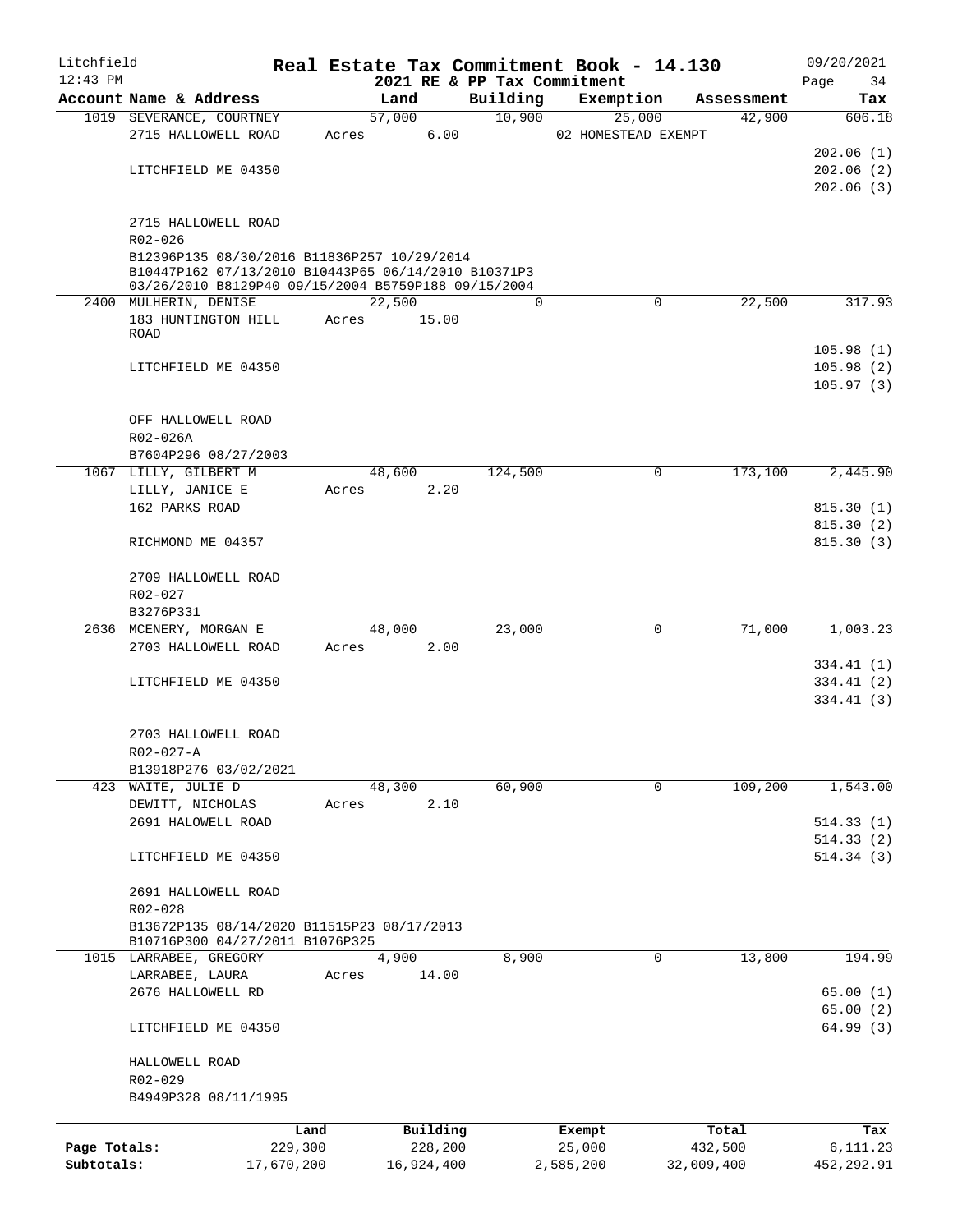Litchfield
12:43 PM

# Real Estate Tax Commitment Book - 14.130

2021 RE & PP Tax Commitment

09/20/2021

| Account Name & Address | Land | Building | Exemption | Assessment | Tax |
|---|---|---|---|---|---|
| 1019 SEVERANCE, COURTNEY | 57,000 | 10,900 | 25,000 | 42,900 | 606.18 |
| 2715 HALLOWELL ROAD | Acres 6.00 | | 02 HOMESTEAD EXEMPT | | |
| | | | | | 202.06 (1) |
| LITCHFIELD ME 04350 | | | | | 202.06 (2) |
| | | | | | 202.06 (3) |
| 2715 HALLOWELL ROAD | | | | | |
| R02-026 | | | | | |
| B12396P135 08/30/2016 B11836P257 10/29/2014 B10447P162 07/13/2010 B10443P65 06/14/2010 B10371P3 03/26/2010 B8129P40 09/15/2004 B5759P188 09/15/2004 | | | | | |
| 2400 MULHERIN, DENISE | 22,500 | 0 | 0 | 22,500 | 317.93 |
| 183 HUNTINGTON HILL ROAD | Acres 15.00 | | | | |
| | | | | | 105.98 (1) |
| LITCHFIELD ME 04350 | | | | | 105.98 (2) |
| | | | | | 105.97 (3) |
| OFF HALLOWELL ROAD | | | | | |
| R02-026A | | | | | |
| B7604P296 08/27/2003 | | | | | |
| 1067 LILLY, GILBERT M | 48,600 | 124,500 | 0 | 173,100 | 2,445.90 |
| LILLY, JANICE E | Acres 2.20 | | | | |
| 162 PARKS ROAD | | | | | 815.30 (1) |
| | | | | | 815.30 (2) |
| RICHMOND ME 04357 | | | | | 815.30 (3) |
| 2709 HALLOWELL ROAD | | | | | |
| R02-027 | | | | | |
| B3276P331 | | | | | |
| 2636 MCENERY, MORGAN E | 48,000 | 23,000 | 0 | 71,000 | 1,003.23 |
| 2703 HALLOWELL ROAD | Acres 2.00 | | | | |
| | | | | | 334.41 (1) |
| LITCHFIELD ME 04350 | | | | | 334.41 (2) |
| | | | | | 334.41 (3) |
| 2703 HALLOWELL ROAD | | | | | |
| R02-027-A | | | | | |
| B13918P276 03/02/2021 | | | | | |
| 423 WAITE, JULIE D | 48,300 | 60,900 | 0 | 109,200 | 1,543.00 |
| DEWITT, NICHOLAS | Acres 2.10 | | | | |
| 2691 HALOWELL ROAD | | | | | 514.33 (1) |
| | | | | | 514.33 (2) |
| LITCHFIELD ME 04350 | | | | | 514.34 (3) |
| 2691 HALLOWELL ROAD | | | | | |
| R02-028 | | | | | |
| B13672P135 08/14/2020 B11515P23 08/17/2013 B10716P300 04/27/2011 B1076P325 | | | | | |
| 1015 LARRABEE, GREGORY | 4,900 | 8,900 | 0 | 13,800 | 194.99 |
| LARRABEE, LAURA | Acres 14.00 | | | | |
| 2676 HALLOWELL RD | | | | | 65.00 (1) |
| | | | | | 65.00 (2) |
| LITCHFIELD ME 04350 | | | | | 64.99 (3) |
| HALLOWELL ROAD | | | | | |
| R02-029 | | | | | |
| B4949P328 08/11/1995 | | | | | |

| | Land | Building | Exempt | Total | Tax |
|---|---|---|---|---|---|
| Page Totals: | 229,300 | 228,200 | 25,000 | 432,500 | 6,111.23 |
| Subtotals: | 17,670,200 | 16,924,400 | 2,585,200 | 32,009,400 | 452,292.91 |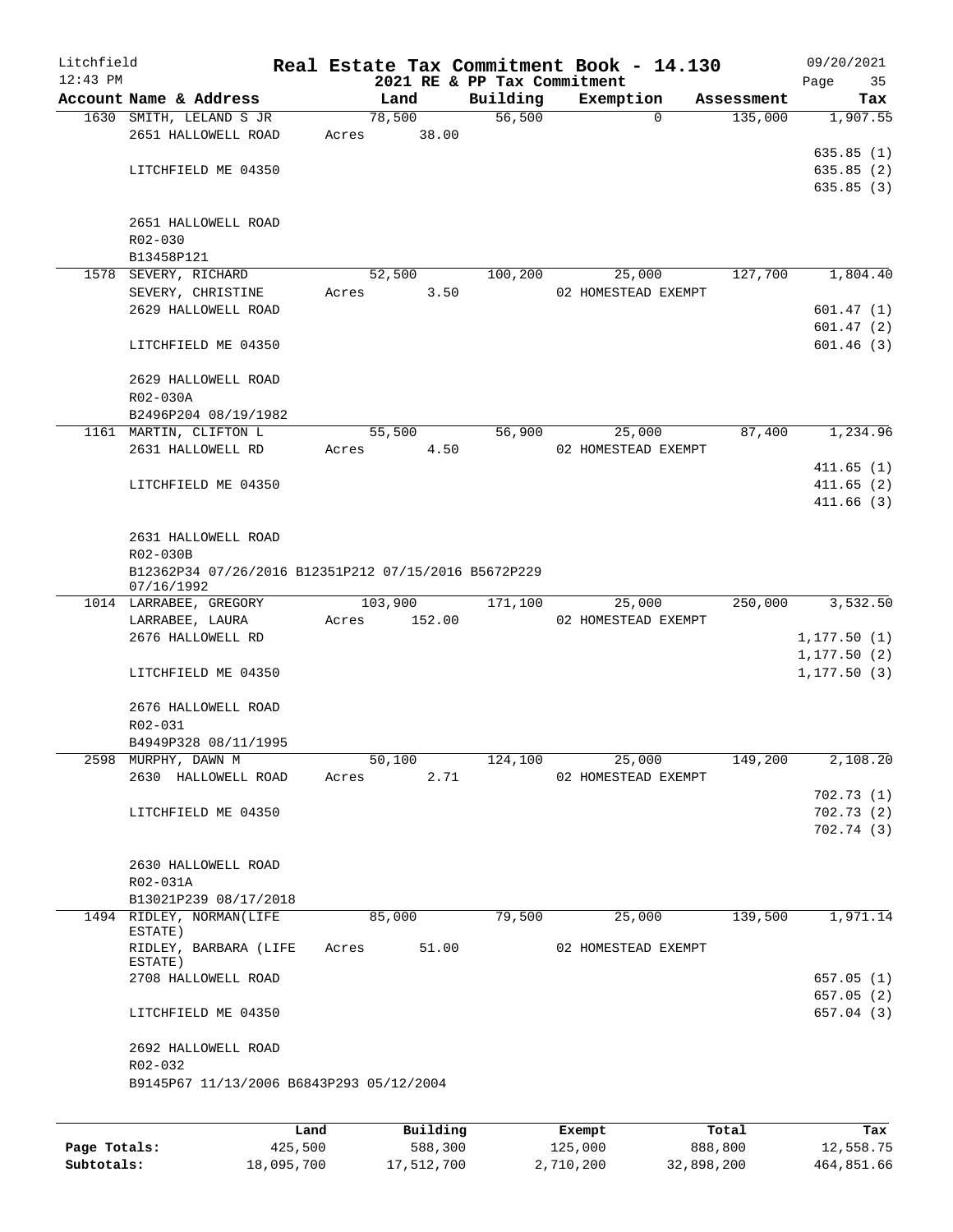# Real Estate Tax Commitment Book - 14.130

Litchfield
12:43 PM

2021 RE & PP Tax Commitment

09/20/2021

| Account Name & Address | Land | Building | Exemption | Assessment | Tax |
|---|---|---|---|---|---|
| 1630 SMITH, LELAND S JR | 78,500 | 56,500 | 0 | 135,000 | 1,907.55 |
| 2651 HALLOWELL ROAD | Acres 38.00 | | | | |
| | | | | | 635.85 (1) |
| LITCHFIELD ME 04350 | | | | | 635.85 (2) |
| | | | | | 635.85 (3) |
| 2651 HALLOWELL ROAD | | | | | |
| R02-030 | | | | | |
| B13458P121 | | | | | |
| 1578 SEVERY, RICHARD | 52,500 | 100,200 | 25,000 | 127,700 | 1,804.40 |
| SEVERY, CHRISTINE | Acres 3.50 | | 02 HOMESTEAD EXEMPT | | |
| 2629 HALLOWELL ROAD | | | | | 601.47 (1) |
| | | | | | 601.47 (2) |
| LITCHFIELD ME 04350 | | | | | 601.46 (3) |
| 2629 HALLOWELL ROAD | | | | | |
| R02-030A | | | | | |
| B2496P204 08/19/1982 | | | | | |
| 1161 MARTIN, CLIFTON L | 55,500 | 56,900 | 25,000 | 87,400 | 1,234.96 |
| 2631 HALLOWELL RD | Acres 4.50 | | 02 HOMESTEAD EXEMPT | | |
| | | | | | 411.65 (1) |
| LITCHFIELD ME 04350 | | | | | 411.65 (2) |
| | | | | | 411.66 (3) |
| 2631 HALLOWELL ROAD | | | | | |
| R02-030B | | | | | |
| B12362P34 07/26/2016 B12351P212 07/15/2016 B5672P229 07/16/1992 | | | | | |
| 1014 LARRABEE, GREGORY | 103,900 | 171,100 | 25,000 | 250,000 | 3,532.50 |
| LARRABEE, LAURA | Acres 152.00 | | 02 HOMESTEAD EXEMPT | | |
| 2676 HALLOWELL RD | | | | | 1,177.50 (1) |
| | | | | | 1,177.50 (2) |
| LITCHFIELD ME 04350 | | | | | 1,177.50 (3) |
| 2676 HALLOWELL ROAD | | | | | |
| R02-031 | | | | | |
| B4949P328 08/11/1995 | | | | | |
| 2598 MURPHY, DAWN M | 50,100 | 124,100 | 25,000 | 149,200 | 2,108.20 |
| 2630 HALLOWELL ROAD | Acres 2.71 | | 02 HOMESTEAD EXEMPT | | |
| | | | | | 702.73 (1) |
| LITCHFIELD ME 04350 | | | | | 702.73 (2) |
| | | | | | 702.74 (3) |
| 2630 HALLOWELL ROAD | | | | | |
| R02-031A | | | | | |
| B13021P239 08/17/2018 | | | | | |
| 1494 RIDLEY, NORMAN(LIFE ESTATE) | 85,000 | 79,500 | 25,000 | 139,500 | 1,971.14 |
| RIDLEY, BARBARA (LIFE ESTATE) | Acres 51.00 | | 02 HOMESTEAD EXEMPT | | |
| 2708 HALLOWELL ROAD | | | | | 657.05 (1) |
| | | | | | 657.05 (2) |
| LITCHFIELD ME 04350 | | | | | 657.04 (3) |
| 2692 HALLOWELL ROAD | | | | | |
| R02-032 | | | | | |
| B9145P67 11/13/2006 B6843P293 05/12/2004 | | | | | |

| | Land | Building | Exempt | Total | Tax |
|---|---|---|---|---|---|
| Page Totals: | 425,500 | 588,300 | 125,000 | 888,800 | 12,558.75 |
| Subtotals: | 18,095,700 | 17,512,700 | 2,710,200 | 32,898,200 | 464,851.66 |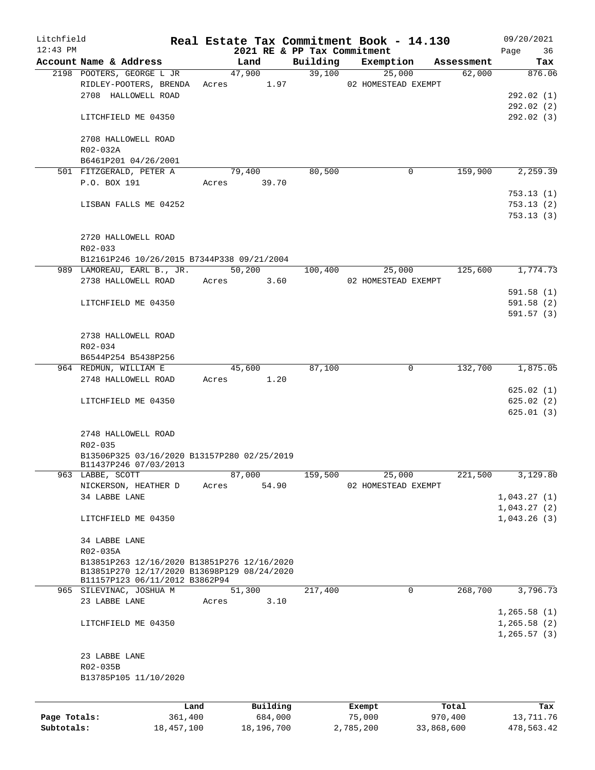# Real Estate Tax Commitment Book - 14.130

Litchfield 12:43 PM — 2021 RE & PP Tax Commitment — 09/20/2021

| Account Name & Address | Land | Building | Exemption | Assessment | Tax |
|---|---|---|---|---|---|
| 2198 POOTERS, GEORGE L JR<br>RIDLEY-POOTERS, BRENDA<br>2708 HALLOWELL ROAD<br><br>LITCHFIELD ME 04350<br><br>2708 HALLOWELL ROAD<br>R02-032A<br>B6461P201 04/26/2001 | 47,900<br>Acres 1.97 | 39,100 | 25,000<br>02 HOMESTEAD EXEMPT | 62,000 | 876.06<br><br>292.02 (1)<br>292.02 (2)<br>292.02 (3) |
| 501 FITZGERALD, PETER A<br>P.O. BOX 191<br><br>LISBAN FALLS ME 04252<br><br>2720 HALLOWELL ROAD<br>R02-033<br>B12161P246 10/26/2015 B7344P338 09/21/2004 | 79,400<br>Acres 39.70 | 80,500 | 0 | 159,900 | 2,259.39<br><br>753.13 (1)<br>753.13 (2)<br>753.13 (3) |
| 989 LAMOREAU, EARL B., JR.<br>2738 HALLOWELL ROAD<br><br>LITCHFIELD ME 04350<br><br>2738 HALLOWELL ROAD<br>R02-034<br>B6544P254 B5438P256 | 50,200<br>Acres 3.60 | 100,400 | 25,000<br>02 HOMESTEAD EXEMPT | 125,600 | 1,774.73<br><br>591.58 (1)<br>591.58 (2)<br>591.57 (3) |
| 964 REDMUN, WILLIAM E<br>2748 HALLOWELL ROAD<br><br>LITCHFIELD ME 04350<br><br>2748 HALLOWELL ROAD<br>R02-035<br>B13506P325 03/16/2020 B13157P280 02/25/2019<br>B11437P246 07/03/2013 | 45,600<br>Acres 1.20 | 87,100 | 0 | 132,700 | 1,875.05<br><br>625.02 (1)<br>625.02 (2)<br>625.01 (3) |
| 963 LABBE, SCOTT<br>NICKERSON, HEATHER D<br>34 LABBE LANE<br><br>LITCHFIELD ME 04350<br><br>34 LABBE LANE<br>R02-035A<br>B13851P263 12/16/2020 B13851P276 12/16/2020<br>B13851P270 12/17/2020 B13698P129 08/24/2020<br>B11157P123 06/11/2012 B3862P94 | 87,000<br>Acres 54.90 | 159,500 | 25,000<br>02 HOMESTEAD EXEMPT | 221,500 | 3,129.80<br><br>1,043.27 (1)<br>1,043.27 (2)<br>1,043.26 (3) |
| 965 SILEVINAC, JOSHUA M<br>23 LABBE LANE<br><br>LITCHFIELD ME 04350<br><br>23 LABBE LANE<br>R02-035B<br>B13785P105 11/10/2020 | 51,300<br>Acres 3.10 | 217,400 | 0 | 268,700 | 3,796.73<br><br>1,265.58 (1)<br>1,265.58 (2)<br>1,265.57 (3) |

| | Land | Building | Exempt | Total | Tax |
|---|---|---|---|---|---|
| Page Totals: | 361,400 | 684,000 | 75,000 | 970,400 | 13,711.76 |
| Subtotals: | 18,457,100 | 18,196,700 | 2,785,200 | 33,868,600 | 478,563.42 |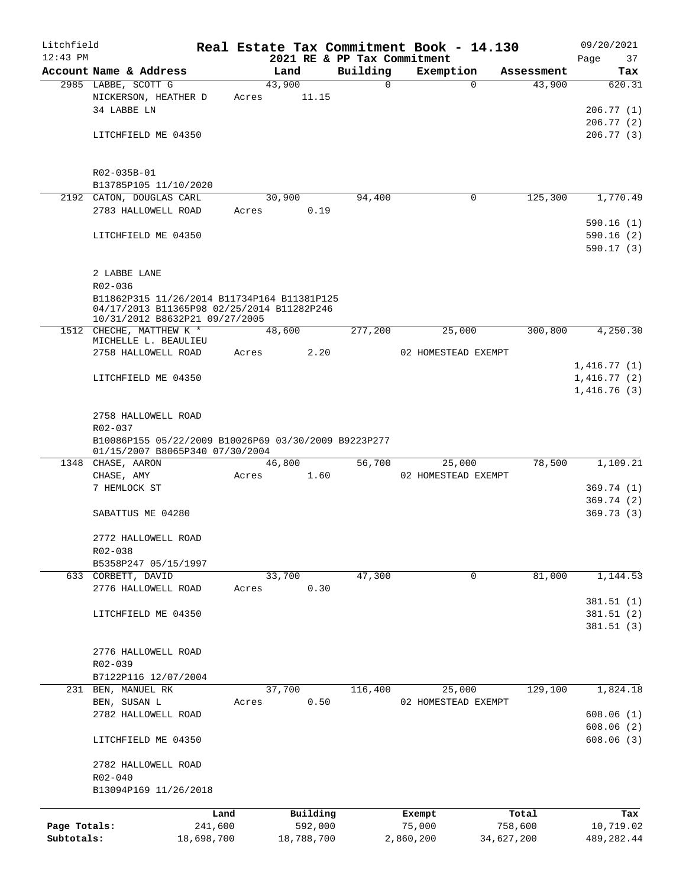Litchfield
12:43 PM

# Real Estate Tax Commitment Book - 14.130

2021 RE & PP Tax Commitment

09/20/2021

| Account Name & Address | Land | Building | Exemption | Assessment | Tax |
|---|---|---|---|---|---|
| 2985 LABBE, SCOTT G | 43,900 | 0 | 0 | 43,900 | 620.31 |
| NICKERSON, HEATHER D | Acres 11.15 | | | | |
| 34 LABBE LN | | | | | 206.77 (1) |
| | | | | | 206.77 (2) |
| LITCHFIELD ME 04350 | | | | | 206.77 (3) |
| R02-035B-01 | | | | | |
| B13785P105 11/10/2020 | | | | | |
| 2192 CATON, DOUGLAS CARL | 30,900 | 94,400 | 0 | 125,300 | 1,770.49 |
| 2783 HALLOWELL ROAD | Acres 0.19 | | | | |
| | | | | | 590.16 (1) |
| LITCHFIELD ME 04350 | | | | | 590.16 (2) |
| | | | | | 590.17 (3) |
| 2 LABBE LANE | | | | | |
| R02-036 | | | | | |
| B11862P315 11/26/2014 B11734P164 B11381P125 04/17/2013 B11365P98 02/25/2014 B11282P246 10/31/2012 B8632P21 09/27/2005 | | | | | |
| 1512 CHECHE, MATTHEW K * | 48,600 | 277,200 | 25,000 | 300,800 | 4,250.30 |
| MICHELLE L. BEAULIEU | | | | | |
| 2758 HALLOWELL ROAD | Acres 2.20 | | 02 HOMESTEAD EXEMPT | | |
| | | | | | 1,416.77 (1) |
| LITCHFIELD ME 04350 | | | | | 1,416.77 (2) |
| | | | | | 1,416.76 (3) |
| 2758 HALLOWELL ROAD | | | | | |
| R02-037 | | | | | |
| B10086P155 05/22/2009 B10026P69 03/30/2009 B9223P277 01/15/2007 B8065P340 07/30/2004 | | | | | |
| 1348 CHASE, AARON | 46,800 | 56,700 | 25,000 | 78,500 | 1,109.21 |
| CHASE, AMY | Acres 1.60 | | 02 HOMESTEAD EXEMPT | | |
| 7 HEMLOCK ST | | | | | 369.74 (1) |
| | | | | | 369.74 (2) |
| SABATTUS ME 04280 | | | | | 369.73 (3) |
| 2772 HALLOWELL ROAD | | | | | |
| R02-038 | | | | | |
| B5358P247 05/15/1997 | | | | | |
| 633 CORBETT, DAVID | 33,700 | 47,300 | 0 | 81,000 | 1,144.53 |
| 2776 HALLOWELL ROAD | Acres 0.30 | | | | |
| | | | | | 381.51 (1) |
| LITCHFIELD ME 04350 | | | | | 381.51 (2) |
| | | | | | 381.51 (3) |
| 2776 HALLOWELL ROAD | | | | | |
| R02-039 | | | | | |
| B7122P116 12/07/2004 | | | | | |
| 231 BEN, MANUEL RK | 37,700 | 116,400 | 25,000 | 129,100 | 1,824.18 |
| BEN, SUSAN L | Acres 0.50 | | 02 HOMESTEAD EXEMPT | | |
| 2782 HALLOWELL ROAD | | | | | 608.06 (1) |
| | | | | | 608.06 (2) |
| LITCHFIELD ME 04350 | | | | | 608.06 (3) |
| 2782 HALLOWELL ROAD | | | | | |
| R02-040 | | | | | |
| B13094P169 11/26/2018 | | | | | |

| | Land | Building | Exempt | Total | Tax |
|---|---|---|---|---|---|
| Page Totals: | 241,600 | 592,000 | 75,000 | 758,600 | 10,719.02 |
| Subtotals: | 18,698,700 | 18,788,700 | 2,860,200 | 34,627,200 | 489,282.44 |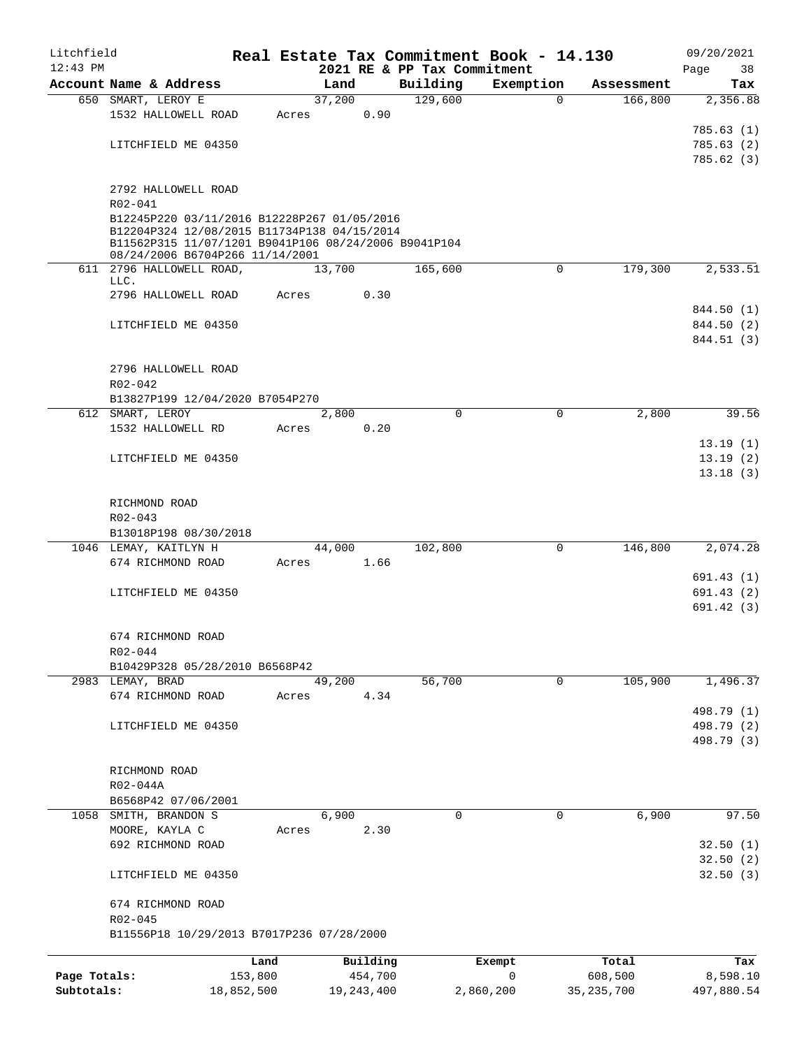Litchfield 12:43 PM

# Real Estate Tax Commitment Book - 14.130

## 2021 RE & PP Tax Commitment

09/20/2021

| Account Name & Address | Land | Building | Exemption | Assessment | Tax |
|---|---|---|---|---|---|
| 650 SMART, LEROY E | 37,200 | 129,600 | 0 | 166,800 | 2,356.88 |
| 1532 HALLOWELL ROAD | Acres 0.90 | | | | |
| | | | | | 785.63 (1) |
| LITCHFIELD ME 04350 | | | | | 785.63 (2) |
| | | | | | 785.62 (3) |
| 2792 HALLOWELL ROAD | | | | | |
| R02-041 | | | | | |
| B12245P220 03/11/2016 B12228P267 01/05/2016 B12204P324 12/08/2015 B11734P138 04/15/2014 B11562P315 11/07/1201 B9041P106 08/24/2006 B9041P104 08/24/2006 B6704P266 11/14/2001 | | | | | |
| 611 2796 HALLOWELL ROAD, LLC. | 13,700 | 165,600 | 0 | 179,300 | 2,533.51 |
| 2796 HALLOWELL ROAD | Acres 0.30 | | | | |
| | | | | | 844.50 (1) |
| LITCHFIELD ME 04350 | | | | | 844.50 (2) |
| | | | | | 844.51 (3) |
| 2796 HALLOWELL ROAD | | | | | |
| R02-042 | | | | | |
| B13827P199 12/04/2020 B7054P270 | | | | | |
| 612 SMART, LEROY | 2,800 | 0 | 0 | 2,800 | 39.56 |
| 1532 HALLOWELL RD | Acres 0.20 | | | | |
| | | | | | 13.19 (1) |
| LITCHFIELD ME 04350 | | | | | 13.19 (2) |
| | | | | | 13.18 (3) |
| RICHMOND ROAD | | | | | |
| R02-043 | | | | | |
| B13018P198 08/30/2018 | | | | | |
| 1046 LEMAY, KAITLYN H | 44,000 | 102,800 | 0 | 146,800 | 2,074.28 |
| 674 RICHMOND ROAD | Acres 1.66 | | | | |
| | | | | | 691.43 (1) |
| LITCHFIELD ME 04350 | | | | | 691.43 (2) |
| | | | | | 691.42 (3) |
| 674 RICHMOND ROAD | | | | | |
| R02-044 | | | | | |
| B10429P328 05/28/2010 B6568P42 | | | | | |
| 2983 LEMAY, BRAD | 49,200 | 56,700 | 0 | 105,900 | 1,496.37 |
| 674 RICHMOND ROAD | Acres 4.34 | | | | |
| | | | | | 498.79 (1) |
| LITCHFIELD ME 04350 | | | | | 498.79 (2) |
| | | | | | 498.79 (3) |
| RICHMOND ROAD | | | | | |
| R02-044A | | | | | |
| B6568P42 07/06/2001 | | | | | |
| 1058 SMITH, BRANDON S | 6,900 | 0 | 0 | 6,900 | 97.50 |
| MOORE, KAYLA C | Acres 2.30 | | | | |
| 692 RICHMOND ROAD | | | | | 32.50 (1) |
| | | | | | 32.50 (2) |
| LITCHFIELD ME 04350 | | | | | 32.50 (3) |
| 674 RICHMOND ROAD | | | | | |
| R02-045 | | | | | |
| B11556P18 10/29/2013 B7017P236 07/28/2000 | | | | | |

| | Land | Building | Exempt | Total | Tax |
|---|---|---|---|---|---|
| Page Totals: | 153,800 | 454,700 | 0 | 608,500 | 8,598.10 |
| Subtotals: | 18,852,500 | 19,243,400 | 2,860,200 | 35,235,700 | 497,880.54 |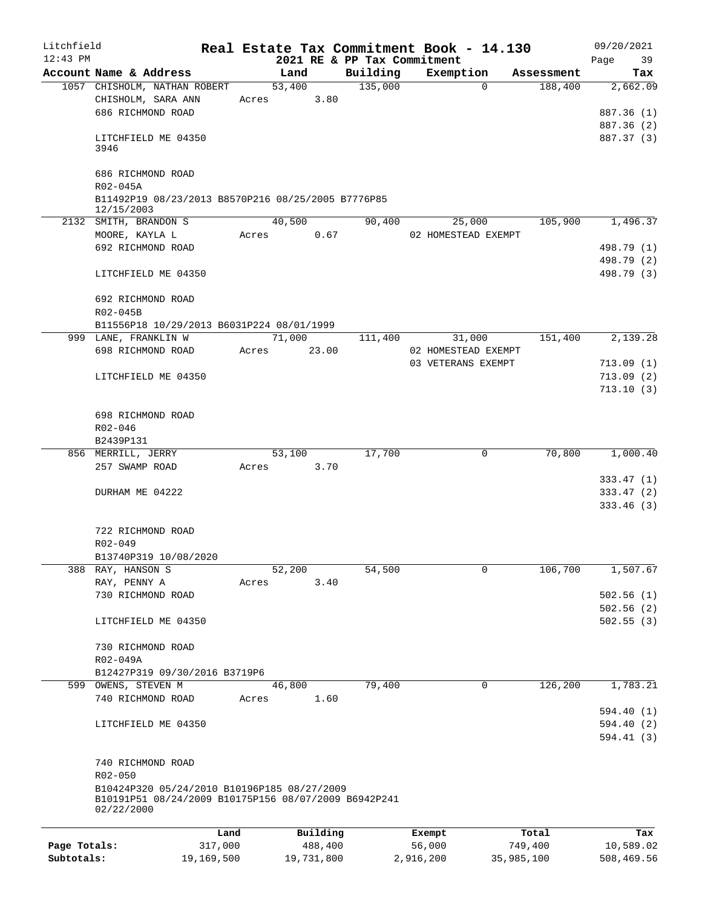Litchfield
12:43 PM

# Real Estate Tax Commitment Book - 14.130

2021 RE & PP Tax Commitment

09/20/2021

| Account Name & Address | Land | Building | Exemption | Assessment | Tax |
|---|---|---|---|---|---|
| 1057 CHISHOLM, NATHAN ROBERT | 53,400 | 135,000 | 0 | 188,400 | 2,662.09 |
| CHISHOLM, SARA ANN | Acres 3.80 | | | | |
| 686 RICHMOND ROAD | | | | | 887.36 (1) |
| | | | | | 887.36 (2) |
| LITCHFIELD ME 04350 | | | | | 887.37 (3) |
| 3946 | | | | | |
| 686 RICHMOND ROAD | | | | | |
| R02-045A | | | | | |
| B11492P19 08/23/2013 B8570P216 08/25/2005 B7776P85 12/15/2003 | | | | | |
| 2132 SMITH, BRANDON S | 40,500 | 90,400 | 25,000 | 105,900 | 1,496.37 |
| MOORE, KAYLA L | Acres 0.67 | | 02 HOMESTEAD EXEMPT | | |
| 692 RICHMOND ROAD | | | | | 498.79 (1) |
| | | | | | 498.79 (2) |
| LITCHFIELD ME 04350 | | | | | 498.79 (3) |
| 692 RICHMOND ROAD | | | | | |
| R02-045B | | | | | |
| B11556P18 10/29/2013 B6031P224 08/01/1999 | | | | | |
| 999 LANE, FRANKLIN W | 71,000 | 111,400 | 31,000 | 151,400 | 2,139.28 |
| 698 RICHMOND ROAD | Acres 23.00 | | 02 HOMESTEAD EXEMPT | | |
| | | | 03 VETERANS EXEMPT | | 713.09 (1) |
| LITCHFIELD ME 04350 | | | | | 713.09 (2) |
| | | | | | 713.10 (3) |
| 698 RICHMOND ROAD | | | | | |
| R02-046 | | | | | |
| B2439P131 | | | | | |
| 856 MERRILL, JERRY | 53,100 | 17,700 | 0 | 70,800 | 1,000.40 |
| 257 SWAMP ROAD | Acres 3.70 | | | | |
| | | | | | 333.47 (1) |
| DURHAM ME 04222 | | | | | 333.47 (2) |
| | | | | | 333.46 (3) |
| 722 RICHMOND ROAD | | | | | |
| R02-049 | | | | | |
| B13740P319 10/08/2020 | | | | | |
| 388 RAY, HANSON S | 52,200 | 54,500 | 0 | 106,700 | 1,507.67 |
| RAY, PENNY A | Acres 3.40 | | | | |
| 730 RICHMOND ROAD | | | | | 502.56 (1) |
| | | | | | 502.56 (2) |
| LITCHFIELD ME 04350 | | | | | 502.55 (3) |
| 730 RICHMOND ROAD | | | | | |
| R02-049A | | | | | |
| B12427P319 09/30/2016 B3719P6 | | | | | |
| 599 OWENS, STEVEN M | 46,800 | 79,400 | 0 | 126,200 | 1,783.21 |
| 740 RICHMOND ROAD | Acres 1.60 | | | | |
| | | | | | 594.40 (1) |
| LITCHFIELD ME 04350 | | | | | 594.40 (2) |
| | | | | | 594.41 (3) |
| 740 RICHMOND ROAD | | | | | |
| R02-050 | | | | | |
| B10424P320 05/24/2010 B10196P185 08/27/2009 B10191P51 08/24/2009 B10175P156 08/07/2009 B6942P241 02/22/2000 | | | | | |

| | Land | Building | Exempt | Total | Tax |
|---|---|---|---|---|---|
| Page Totals: | 317,000 | 488,400 | 56,000 | 749,400 | 10,589.02 |
| Subtotals: | 19,169,500 | 19,731,800 | 2,916,200 | 35,985,100 | 508,469.56 |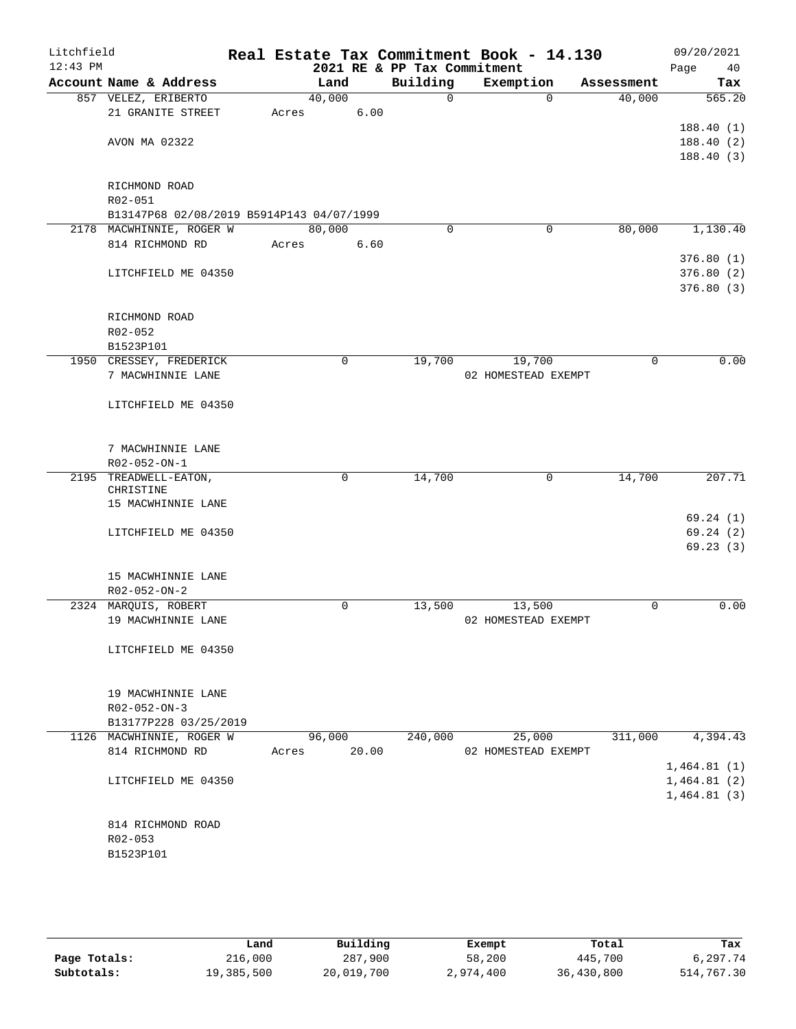Litchfield
12:43 PM

# Real Estate Tax Commitment Book - 14.130

## 2021 RE & PP Tax Commitment

09/20/2021
Page 40

| Account | Name & Address | Land | Building | Exemption | Assessment | Tax |
|---|---|---|---|---|---|---|
| 857 | VELEZ, ERIBERTO | 40,000 | 0 | 0 | 40,000 | 565.20 |
| | 21 GRANITE STREET | Acres 6.00 | | | | |
| | | | | | | 188.40 (1) |
| | AVON MA 02322 | | | | | 188.40 (2) |
| | | | | | | 188.40 (3) |
| | RICHMOND ROAD | | | | | |
| | R02-051 | | | | | |
| | B13147P68 02/08/2019 B5914P143 04/07/1999 | | | | | |
| 2178 | MACWHINNIE, ROGER W | 80,000 | 0 | 0 | 80,000 | 1,130.40 |
| | 814 RICHMOND RD | Acres 6.60 | | | | |
| | | | | | | 376.80 (1) |
| | LITCHFIELD ME 04350 | | | | | 376.80 (2) |
| | | | | | | 376.80 (3) |
| | RICHMOND ROAD | | | | | |
| | R02-052 | | | | | |
| | B1523P101 | | | | | |
| 1950 | CRESSEY, FREDERICK | 0 | 19,700 | 19,700 | 0 | 0.00 |
| | 7 MACWHINNIE LANE | | | 02 HOMESTEAD EXEMPT | | |
| | LITCHFIELD ME 04350 | | | | | |
| | 7 MACWHINNIE LANE | | | | | |
| | R02-052-ON-1 | | | | | |
| 2195 | TREADWELL-EATON, CHRISTINE | 0 | 14,700 | 0 | 14,700 | 207.71 |
| | 15 MACWHINNIE LANE | | | | | |
| | | | | | | 69.24 (1) |
| | LITCHFIELD ME 04350 | | | | | 69.24 (2) |
| | | | | | | 69.23 (3) |
| | 15 MACWHINNIE LANE | | | | | |
| | R02-052-ON-2 | | | | | |
| 2324 | MARQUIS, ROBERT | 0 | 13,500 | 13,500 | 0 | 0.00 |
| | 19 MACWHINNIE LANE | | | 02 HOMESTEAD EXEMPT | | |
| | LITCHFIELD ME 04350 | | | | | |
| | 19 MACWHINNIE LANE | | | | | |
| | R02-052-ON-3 | | | | | |
| | B13177P228 03/25/2019 | | | | | |
| 1126 | MACWHINNIE, ROGER W | 96,000 | 240,000 | 25,000 | 311,000 | 4,394.43 |
| | 814 RICHMOND RD | Acres 20.00 | | 02 HOMESTEAD EXEMPT | | |
| | | | | | | 1,464.81 (1) |
| | LITCHFIELD ME 04350 | | | | | 1,464.81 (2) |
| | | | | | | 1,464.81 (3) |
| | 814 RICHMOND ROAD | | | | | |
| | R02-053 | | | | | |
| | B1523P101 | | | | | |

| | Land | Building | Exempt | Total | Tax |
|---|---|---|---|---|---|
| Page Totals: | 216,000 | 287,900 | 58,200 | 445,700 | 6,297.74 |
| Subtotals: | 19,385,500 | 20,019,700 | 2,974,400 | 36,430,800 | 514,767.30 |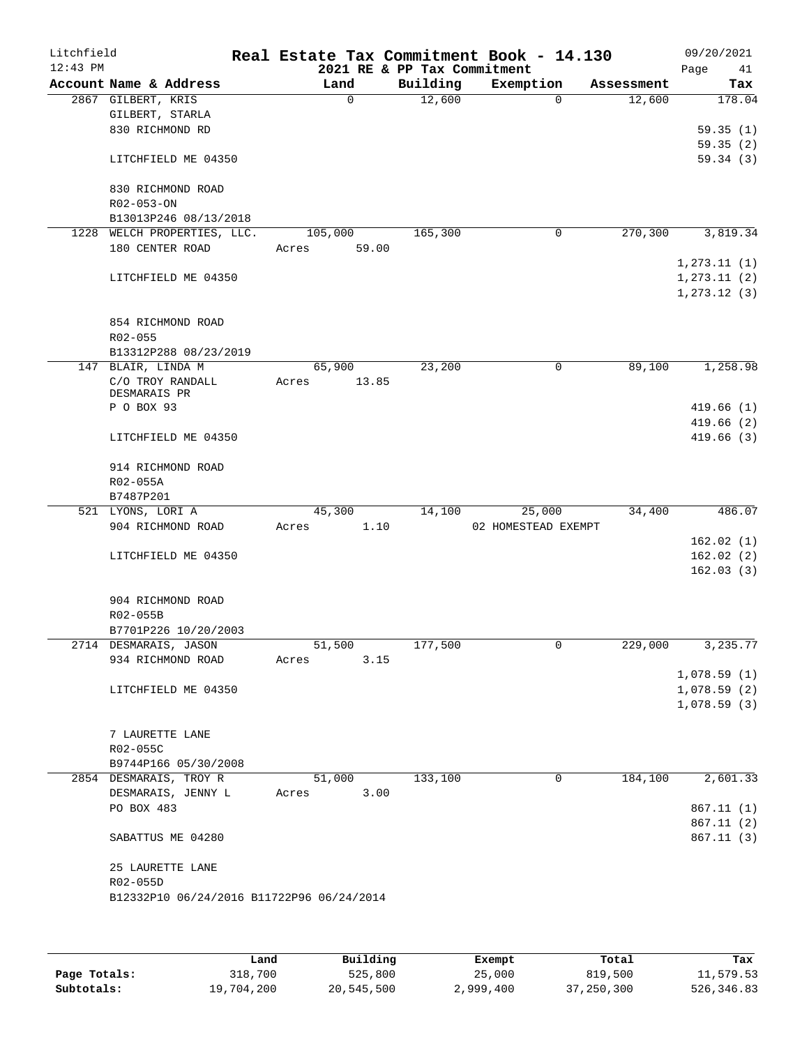# Real Estate Tax Commitment Book - 14.130

Litchfield 12:43 PM — 2021 RE & PP Tax Commitment — 09/20/2021

| Account Name & Address | Land | Building | Exemption | Assessment | Tax |
|---|---|---|---|---|---|
| 2867 GILBERT, KRIS | 0 | 12,600 | 0 | 12,600 | 178.04 |
| GILBERT, STARLA | | | | | |
| 830 RICHMOND RD | | | | | 59.35 (1) |
| | | | | | 59.35 (2) |
| LITCHFIELD ME 04350 | | | | | 59.34 (3) |
| 830 RICHMOND ROAD | | | | | |
| R02-053-ON | | | | | |
| B13013P246 08/13/2018 | | | | | |
| 1228 WELCH PROPERTIES, LLC. | 105,000 | 165,300 | 0 | 270,300 | 3,819.34 |
| 180 CENTER ROAD | Acres 59.00 | | | | |
| | | | | | 1,273.11 (1) |
| LITCHFIELD ME 04350 | | | | | 1,273.11 (2) |
| | | | | | 1,273.12 (3) |
| 854 RICHMOND ROAD | | | | | |
| R02-055 | | | | | |
| B13312P288 08/23/2019 | | | | | |
| 147 BLAIR, LINDA M | 65,900 | 23,200 | 0 | 89,100 | 1,258.98 |
| C/O TROY RANDALL DESMARAIS PR | Acres 13.85 | | | | |
| P O BOX 93 | | | | | 419.66 (1) |
| | | | | | 419.66 (2) |
| LITCHFIELD ME 04350 | | | | | 419.66 (3) |
| 914 RICHMOND ROAD | | | | | |
| R02-055A | | | | | |
| B7487P201 | | | | | |
| 521 LYONS, LORI A | 45,300 | 14,100 | 25,000 | 34,400 | 486.07 |
| 904 RICHMOND ROAD | Acres 1.10 | | 02 HOMESTEAD EXEMPT | | |
| | | | | | 162.02 (1) |
| LITCHFIELD ME 04350 | | | | | 162.02 (2) |
| | | | | | 162.03 (3) |
| 904 RICHMOND ROAD | | | | | |
| R02-055B | | | | | |
| B7701P226 10/20/2003 | | | | | |
| 2714 DESMARAIS, JASON | 51,500 | 177,500 | 0 | 229,000 | 3,235.77 |
| 934 RICHMOND ROAD | Acres 3.15 | | | | |
| | | | | | 1,078.59 (1) |
| LITCHFIELD ME 04350 | | | | | 1,078.59 (2) |
| | | | | | 1,078.59 (3) |
| 7 LAURETTE LANE | | | | | |
| R02-055C | | | | | |
| B9744P166 05/30/2008 | | | | | |
| 2854 DESMARAIS, TROY R | 51,000 | 133,100 | 0 | 184,100 | 2,601.33 |
| DESMARAIS, JENNY L | Acres 3.00 | | | | |
| PO BOX 483 | | | | | 867.11 (1) |
| | | | | | 867.11 (2) |
| SABATTUS ME 04280 | | | | | 867.11 (3) |
| 25 LAURETTE LANE | | | | | |
| R02-055D | | | | | |
| B12332P10 06/24/2016 B11722P96 06/24/2014 | | | | | |

| | Land | Building | Exempt | Total | Tax |
|---|---|---|---|---|---|
| Page Totals: | 318,700 | 525,800 | 25,000 | 819,500 | 11,579.53 |
| Subtotals: | 19,704,200 | 20,545,500 | 2,999,400 | 37,250,300 | 526,346.83 |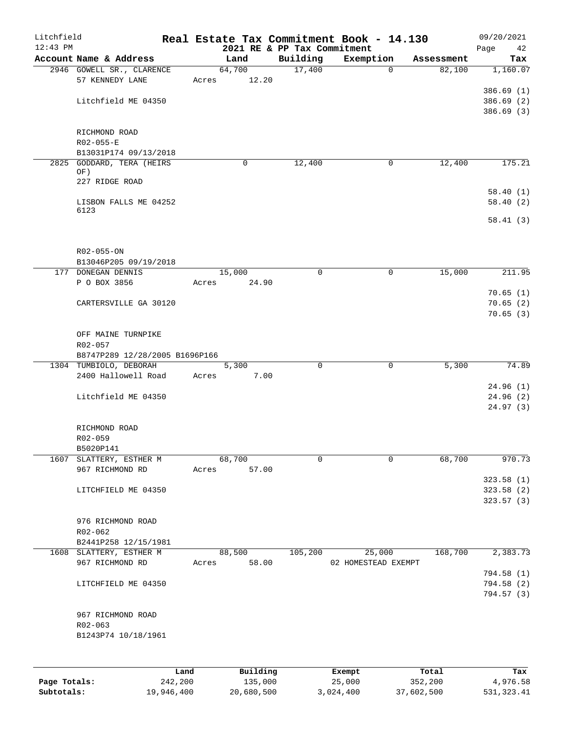# Real Estate Tax Commitment Book - 14.130

Litchfield
12:43 PM

2021 RE & PP Tax Commitment

09/20/2021

| Account Name & Address | Land | Building | Exemption | Assessment | Tax |
|---|---|---|---|---|---|
| 2946 GOWELL SR., CLARENCE | 64,700 | 17,400 | 0 | 82,100 | 1,160.07 |
| 57 KENNEDY LANE | Acres 12.20 | | | | |
| | | | | | 386.69 (1) |
| Litchfield ME 04350 | | | | | 386.69 (2) |
| | | | | | 386.69 (3) |
| RICHMOND ROAD | | | | | |
| R02-055-E | | | | | |
| B13031P174 09/13/2018 | | | | | |
| 2825 GODDARD, TERA (HEIRS OF) | 0 | 12,400 | 0 | 12,400 | 175.21 |
| 227 RIDGE ROAD | | | | | |
| | | | | | 58.40 (1) |
| LISBON FALLS ME 04252 6123 | | | | | 58.40 (2) |
| | | | | | 58.41 (3) |
| R02-055-ON | | | | | |
| B13046P205 09/19/2018 | | | | | |
| 177 DONEGAN DENNIS | 15,000 | 0 | 0 | 15,000 | 211.95 |
| P O BOX 3856 | Acres 24.90 | | | | |
| | | | | | 70.65 (1) |
| CARTERSVILLE GA 30120 | | | | | 70.65 (2) |
| | | | | | 70.65 (3) |
| OFF MAINE TURNPIKE | | | | | |
| R02-057 | | | | | |
| B8747P289 12/28/2005 B1696P166 | | | | | |
| 1304 TUMBIOLO, DEBORAH | 5,300 | 0 | 0 | 5,300 | 74.89 |
| 2400 Hallowell Road | Acres 7.00 | | | | |
| | | | | | 24.96 (1) |
| Litchfield ME 04350 | | | | | 24.96 (2) |
| | | | | | 24.97 (3) |
| RICHMOND ROAD | | | | | |
| R02-059 | | | | | |
| B5020P141 | | | | | |
| 1607 SLATTERY, ESTHER M | 68,700 | 0 | 0 | 68,700 | 970.73 |
| 967 RICHMOND RD | Acres 57.00 | | | | |
| | | | | | 323.58 (1) |
| LITCHFIELD ME 04350 | | | | | 323.58 (2) |
| | | | | | 323.57 (3) |
| 976 RICHMOND ROAD | | | | | |
| R02-062 | | | | | |
| B2441P258 12/15/1981 | | | | | |
| 1608 SLATTERY, ESTHER M | 88,500 | 105,200 | 25,000 | 168,700 | 2,383.73 |
| 967 RICHMOND RD | Acres 58.00 | | 02 HOMESTEAD EXEMPT | | |
| | | | | | 794.58 (1) |
| LITCHFIELD ME 04350 | | | | | 794.58 (2) |
| | | | | | 794.57 (3) |
| 967 RICHMOND ROAD | | | | | |
| R02-063 | | | | | |
| B1243P74 10/18/1961 | | | | | |

| | Land | Building | Exempt | Total | Tax |
|---|---|---|---|---|---|
| Page Totals: | 242,200 | 135,000 | 25,000 | 352,200 | 4,976.58 |
| Subtotals: | 19,946,400 | 20,680,500 | 3,024,400 | 37,602,500 | 531,323.41 |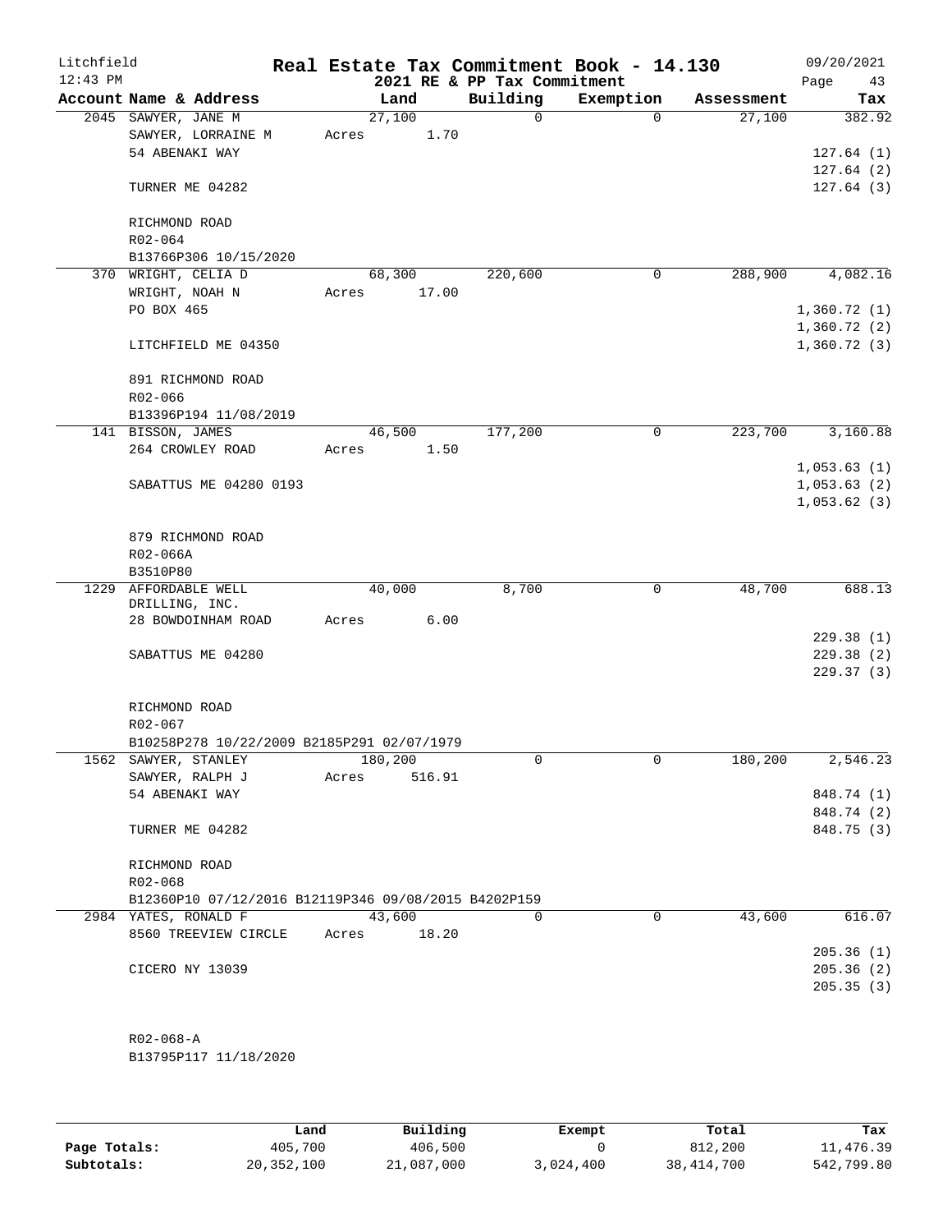Litchfield
12:43 PM

# Real Estate Tax Commitment Book - 14.130

2021 RE & PP Tax Commitment

09/20/2021

| Account Name & Address | Land | Building | Exemption | Assessment | Tax |
|---|---|---|---|---|---|
| 2045 SAWYER, JANE M | 27,100 | 0 | 0 | 27,100 | 382.92 |
| SAWYER, LORRAINE M | Acres 1.70 | | | | |
| 54 ABENAKI WAY | | | | | 127.64 (1) |
| | | | | | 127.64 (2) |
| TURNER ME 04282 | | | | | 127.64 (3) |
| RICHMOND ROAD | | | | | |
| R02-064 | | | | | |
| B13766P306 10/15/2020 | | | | | |
| 370 WRIGHT, CELIA D | 68,300 | 220,600 | 0 | 288,900 | 4,082.16 |
| WRIGHT, NOAH N | Acres 17.00 | | | | |
| PO BOX 465 | | | | | 1,360.72 (1) |
| | | | | | 1,360.72 (2) |
| LITCHFIELD ME 04350 | | | | | 1,360.72 (3) |
| 891 RICHMOND ROAD | | | | | |
| R02-066 | | | | | |
| B13396P194 11/08/2019 | | | | | |
| 141 BISSON, JAMES | 46,500 | 177,200 | 0 | 223,700 | 3,160.88 |
| 264 CROWLEY ROAD | Acres 1.50 | | | | |
| | | | | | 1,053.63 (1) |
| SABATTUS ME 04280 0193 | | | | | 1,053.63 (2) |
| | | | | | 1,053.62 (3) |
| 879 RICHMOND ROAD | | | | | |
| R02-066A | | | | | |
| B3510P80 | | | | | |
| 1229 AFFORDABLE WELL DRILLING, INC. | 40,000 | 8,700 | 0 | 48,700 | 688.13 |
| 28 BOWDOINHAM ROAD | Acres 6.00 | | | | |
| | | | | | 229.38 (1) |
| SABATTUS ME 04280 | | | | | 229.38 (2) |
| | | | | | 229.37 (3) |
| RICHMOND ROAD | | | | | |
| R02-067 | | | | | |
| B10258P278 10/22/2009 B2185P291 02/07/1979 | | | | | |
| 1562 SAWYER, STANLEY | 180,200 | 0 | 0 | 180,200 | 2,546.23 |
| SAWYER, RALPH J | Acres 516.91 | | | | |
| 54 ABENAKI WAY | | | | | 848.74 (1) |
| | | | | | 848.74 (2) |
| TURNER ME 04282 | | | | | 848.75 (3) |
| RICHMOND ROAD | | | | | |
| R02-068 | | | | | |
| B12360P10 07/12/2016 B12119P346 09/08/2015 B4202P159 | | | | | |
| 2984 YATES, RONALD F | 43,600 | 0 | 0 | 43,600 | 616.07 |
| 8560 TREEVIEW CIRCLE | Acres 18.20 | | | | |
| | | | | | 205.36 (1) |
| CICERO NY 13039 | | | | | 205.36 (2) |
| | | | | | 205.35 (3) |
| R02-068-A | | | | | |
| B13795P117 11/18/2020 | | | | | |

| | Land | Building | Exempt | Total | Tax |
|---|---|---|---|---|---|
| Page Totals: | 405,700 | 406,500 | 0 | 812,200 | 11,476.39 |
| Subtotals: | 20,352,100 | 21,087,000 | 3,024,400 | 38,414,700 | 542,799.80 |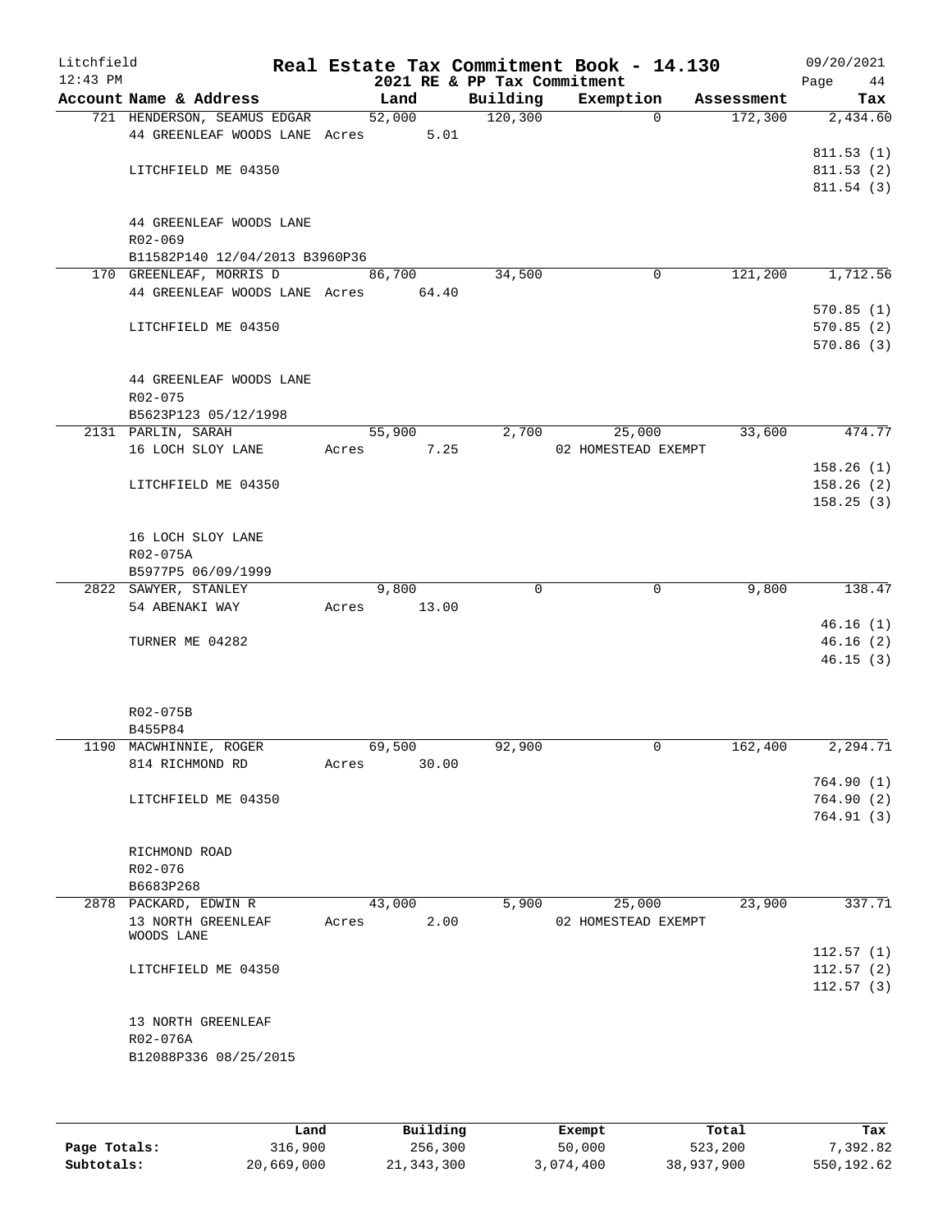Litchfield 12:43 PM

# Real Estate Tax Commitment Book - 14.130

## 2021 RE & PP Tax Commitment

09/20/2021

| Account Name & Address | Land | Building | Exemption | Assessment | Tax |
|---|---|---|---|---|---|
| 721 HENDERSON, SEAMUS EDGAR | 52,000 | 120,300 | 0 | 172,300 | 2,434.60 |
| 44 GREENLEAF WOODS LANE Acres 5.01 | | | | | |
| | | | | | 811.53 (1) |
| LITCHFIELD ME 04350 | | | | | 811.53 (2) |
| | | | | | 811.54 (3) |
| 44 GREENLEAF WOODS LANE | | | | | |
| R02-069 | | | | | |
| B11582P140 12/04/2013 B3960P36 | | | | | |
| 170 GREENLEAF, MORRIS D | 86,700 | 34,500 | 0 | 121,200 | 1,712.56 |
| 44 GREENLEAF WOODS LANE Acres 64.40 | | | | | |
| | | | | | 570.85 (1) |
| LITCHFIELD ME 04350 | | | | | 570.85 (2) |
| | | | | | 570.86 (3) |
| 44 GREENLEAF WOODS LANE | | | | | |
| R02-075 | | | | | |
| B5623P123 05/12/1998 | | | | | |
| 2131 PARLIN, SARAH | 55,900 | 2,700 | 25,000 | 33,600 | 474.77 |
| 16 LOCH SLOY LANE Acres 7.25 | | | 02 HOMESTEAD EXEMPT | | |
| | | | | | 158.26 (1) |
| LITCHFIELD ME 04350 | | | | | 158.26 (2) |
| | | | | | 158.25 (3) |
| 16 LOCH SLOY LANE | | | | | |
| R02-075A | | | | | |
| B5977P5 06/09/1999 | | | | | |
| 2822 SAWYER, STANLEY | 9,800 | 0 | 0 | 9,800 | 138.47 |
| 54 ABENAKI WAY Acres 13.00 | | | | | |
| | | | | | 46.16 (1) |
| TURNER ME 04282 | | | | | 46.16 (2) |
| | | | | | 46.15 (3) |
| R02-075B | | | | | |
| B455P84 | | | | | |
| 1190 MACWHINNIE, ROGER | 69,500 | 92,900 | 0 | 162,400 | 2,294.71 |
| 814 RICHMOND RD Acres 30.00 | | | | | |
| | | | | | 764.90 (1) |
| LITCHFIELD ME 04350 | | | | | 764.90 (2) |
| | | | | | 764.91 (3) |
| RICHMOND ROAD | | | | | |
| R02-076 | | | | | |
| B6683P268 | | | | | |
| 2878 PACKARD, EDWIN R | 43,000 | 5,900 | 25,000 | 23,900 | 337.71 |
| 13 NORTH GREENLEAF WOODS LANE Acres 2.00 | | | 02 HOMESTEAD EXEMPT | | |
| | | | | | 112.57 (1) |
| LITCHFIELD ME 04350 | | | | | 112.57 (2) |
| | | | | | 112.57 (3) |
| 13 NORTH GREENLEAF | | | | | |
| R02-076A | | | | | |
| B12088P336 08/25/2015 | | | | | |

| | Land | Building | Exempt | Total | Tax |
|---|---|---|---|---|---|
| Page Totals: | 316,900 | 256,300 | 50,000 | 523,200 | 7,392.82 |
| Subtotals: | 20,669,000 | 21,343,300 | 3,074,400 | 38,937,900 | 550,192.62 |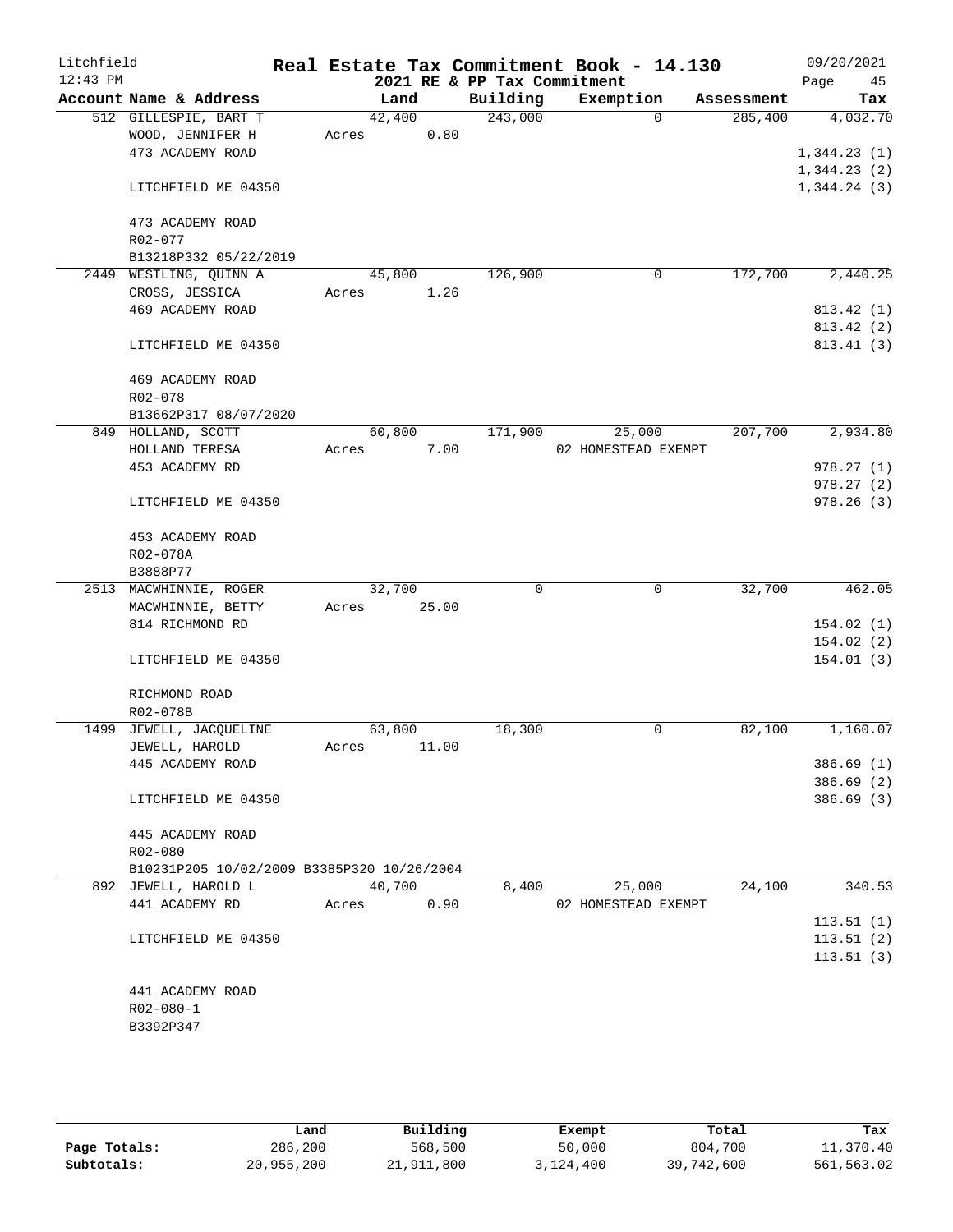# Real Estate Tax Commitment Book - 14.130

Litchfield
12:43 PM

2021 RE & PP Tax Commitment

09/20/2021

| Account Name & Address | Land | Building | Exemption | Assessment | Tax |
|---|---|---|---|---|---|
| 512 GILLESPIE, BART T | 42,400 | 243,000 | 0 | 285,400 | 4,032.70 |
| WOOD, JENNIFER H | Acres 0.80 | | | | |
| 473 ACADEMY ROAD | | | | | 1,344.23 (1) |
| | | | | | 1,344.23 (2) |
| LITCHFIELD ME 04350 | | | | | 1,344.24 (3) |
| 473 ACADEMY ROAD | | | | | |
| R02-077 | | | | | |
| B13218P332 05/22/2019 | | | | | |
| 2449 WESTLING, QUINN A | 45,800 | 126,900 | 0 | 172,700 | 2,440.25 |
| CROSS, JESSICA | Acres 1.26 | | | | |
| 469 ACADEMY ROAD | | | | | 813.42 (1) |
| | | | | | 813.42 (2) |
| LITCHFIELD ME 04350 | | | | | 813.41 (3) |
| 469 ACADEMY ROAD | | | | | |
| R02-078 | | | | | |
| B13662P317 08/07/2020 | | | | | |
| 849 HOLLAND, SCOTT | 60,800 | 171,900 | 25,000 | 207,700 | 2,934.80 |
| HOLLAND TERESA | Acres 7.00 | | 02 HOMESTEAD EXEMPT | | |
| 453 ACADEMY RD | | | | | 978.27 (1) |
| | | | | | 978.27 (2) |
| LITCHFIELD ME 04350 | | | | | 978.26 (3) |
| 453 ACADEMY ROAD | | | | | |
| R02-078A | | | | | |
| B3888P77 | | | | | |
| 2513 MACWHINNIE, ROGER | 32,700 | 0 | 0 | 32,700 | 462.05 |
| MACWHINNIE, BETTY | Acres 25.00 | | | | |
| 814 RICHMOND RD | | | | | 154.02 (1) |
| | | | | | 154.02 (2) |
| LITCHFIELD ME 04350 | | | | | 154.01 (3) |
| RICHMOND ROAD | | | | | |
| R02-078B | | | | | |
| 1499 JEWELL, JACQUELINE | 63,800 | 18,300 | 0 | 82,100 | 1,160.07 |
| JEWELL, HAROLD | Acres 11.00 | | | | |
| 445 ACADEMY ROAD | | | | | 386.69 (1) |
| | | | | | 386.69 (2) |
| LITCHFIELD ME 04350 | | | | | 386.69 (3) |
| 445 ACADEMY ROAD | | | | | |
| R02-080 | | | | | |
| B10231P205 10/02/2009 B3385P320 10/26/2004 | | | | | |
| 892 JEWELL, HAROLD L | 40,700 | 8,400 | 25,000 | 24,100 | 340.53 |
| 441 ACADEMY RD | Acres 0.90 | | 02 HOMESTEAD EXEMPT | | |
| | | | | | 113.51 (1) |
| LITCHFIELD ME 04350 | | | | | 113.51 (2) |
| | | | | | 113.51 (3) |
| 441 ACADEMY ROAD | | | | | |
| R02-080-1 | | | | | |
| B3392P347 | | | | | |

| | Land | Building | Exempt | Total | Tax |
|---|---|---|---|---|---|
| Page Totals: | 286,200 | 568,500 | 50,000 | 804,700 | 11,370.40 |
| Subtotals: | 20,955,200 | 21,911,800 | 3,124,400 | 39,742,600 | 561,563.02 |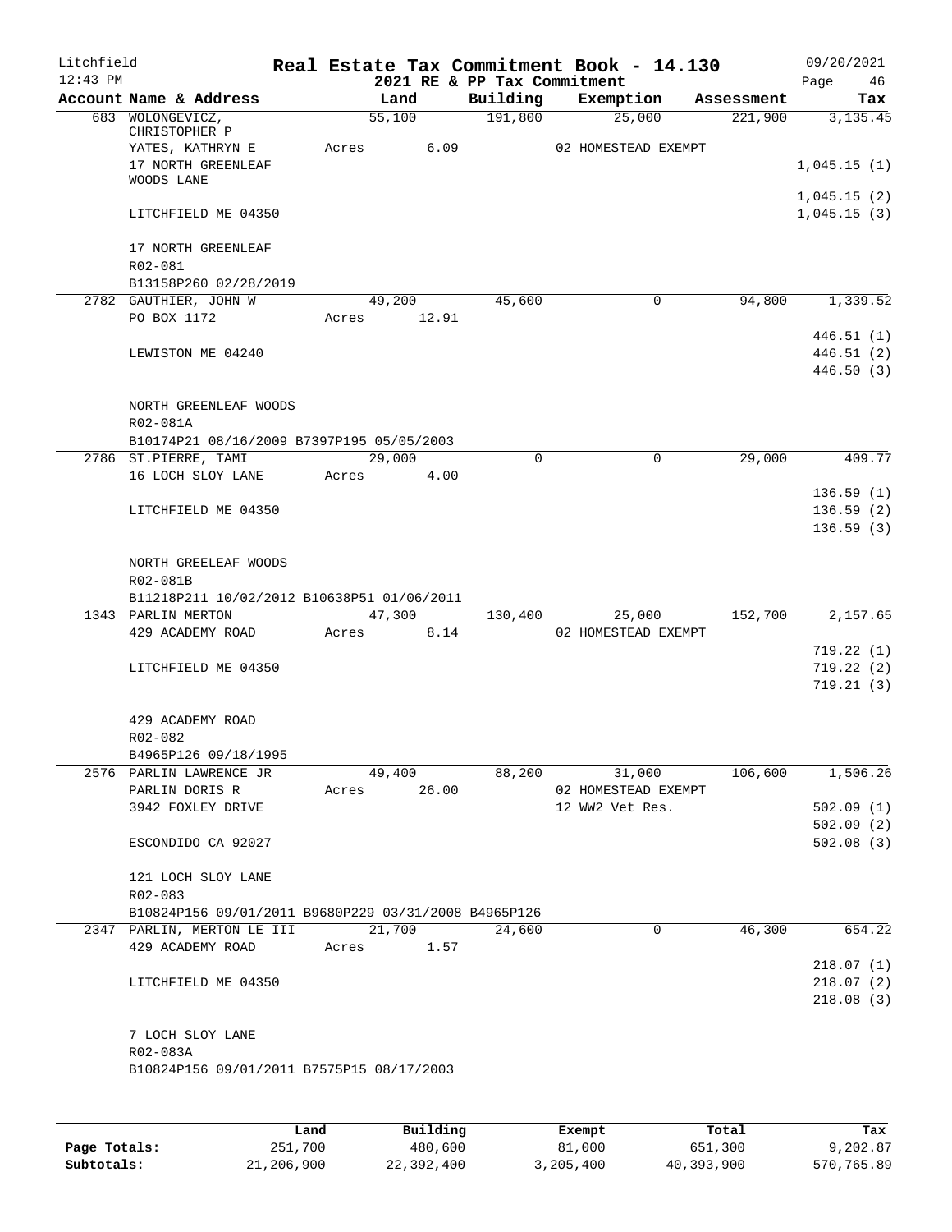Litchfield 12:43 PM

# Real Estate Tax Commitment Book - 14.130

2021 RE & PP Tax Commitment

09/20/2021

| Account Name & Address | Land | Building | Exemption | Assessment | Tax |
|---|---|---|---|---|---|
| 683 WOLONGEVICZ, CHRISTOPHER P | 55,100 | 191,800 | 25,000 | 221,900 | 3,135.45 |
| YATES, KATHRYN E | Acres 6.09 | | 02 HOMESTEAD EXEMPT | | |
| 17 NORTH GREENLEAF WOODS LANE | | | | | 1,045.15 (1) |
| | | | | | 1,045.15 (2) |
| LITCHFIELD ME 04350 | | | | | 1,045.15 (3) |
| 17 NORTH GREENLEAF | | | | | |
| R02-081 | | | | | |
| B13158P260 02/28/2019 | | | | | |
| 2782 GAUTHIER, JOHN W | 49,200 | 45,600 | 0 | 94,800 | 1,339.52 |
| PO BOX 1172 | Acres 12.91 | | | | |
| | | | | | 446.51 (1) |
| LEWISTON ME 04240 | | | | | 446.51 (2) |
| | | | | | 446.50 (3) |
| NORTH GREENLEAF WOODS | | | | | |
| R02-081A | | | | | |
| B10174P21 08/16/2009 B7397P195 05/05/2003 | | | | | |
| 2786 ST.PIERRE, TAMI | 29,000 | 0 | 0 | 29,000 | 409.77 |
| 16 LOCH SLOY LANE | Acres 4.00 | | | | |
| | | | | | 136.59 (1) |
| LITCHFIELD ME 04350 | | | | | 136.59 (2) |
| | | | | | 136.59 (3) |
| NORTH GREELEAF WOODS | | | | | |
| R02-081B | | | | | |
| B11218P211 10/02/2012 B10638P51 01/06/2011 | | | | | |
| 1343 PARLIN MERTON | 47,300 | 130,400 | 25,000 | 152,700 | 2,157.65 |
| 429 ACADEMY ROAD | Acres 8.14 | | 02 HOMESTEAD EXEMPT | | |
| | | | | | 719.22 (1) |
| LITCHFIELD ME 04350 | | | | | 719.22 (2) |
| | | | | | 719.21 (3) |
| 429 ACADEMY ROAD | | | | | |
| R02-082 | | | | | |
| B4965P126 09/18/1995 | | | | | |
| 2576 PARLIN LAWRENCE JR | 49,400 | 88,200 | 31,000 | 106,600 | 1,506.26 |
| PARLIN DORIS R | Acres 26.00 | | 02 HOMESTEAD EXEMPT | | |
| 3942 FOXLEY DRIVE | | | 12 WW2 Vet Res. | | 502.09 (1) |
| | | | | | 502.09 (2) |
| ESCONDIDO CA 92027 | | | | | 502.08 (3) |
| 121 LOCH SLOY LANE | | | | | |
| R02-083 | | | | | |
| B10824P156 09/01/2011 B9680P229 03/31/2008 B4965P126 | | | | | |
| 2347 PARLIN, MERTON LE III | 21,700 | 24,600 | 0 | 46,300 | 654.22 |
| 429 ACADEMY ROAD | Acres 1.57 | | | | |
| | | | | | 218.07 (1) |
| LITCHFIELD ME 04350 | | | | | 218.07 (2) |
| | | | | | 218.08 (3) |
| 7 LOCH SLOY LANE | | | | | |
| R02-083A | | | | | |
| B10824P156 09/01/2011 B7575P15 08/17/2003 | | | | | |

| | Land | Building | Exempt | Total | Tax |
|---|---|---|---|---|---|
| Page Totals: | 251,700 | 480,600 | 81,000 | 651,300 | 9,202.87 |
| Subtotals: | 21,206,900 | 22,392,400 | 3,205,400 | 40,393,900 | 570,765.89 |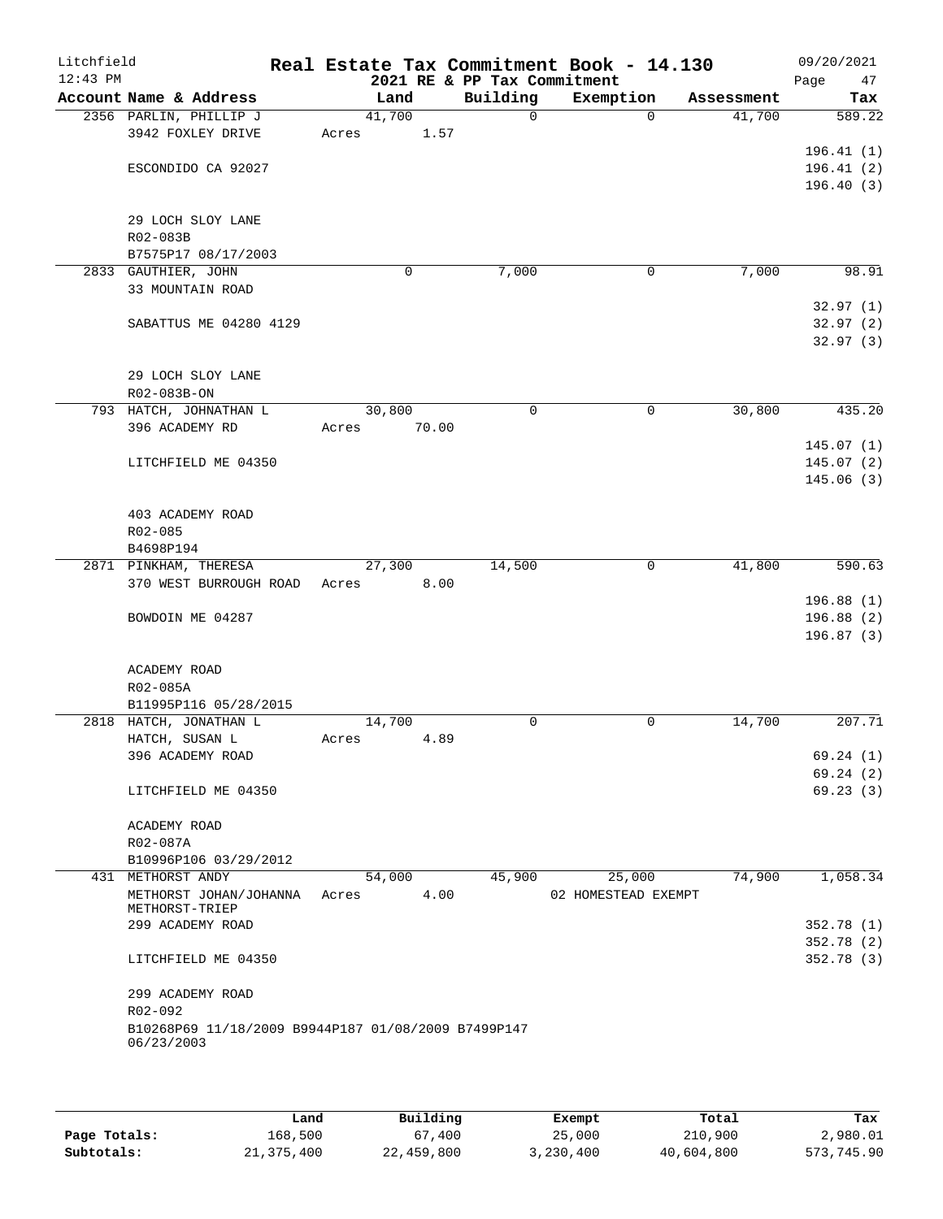Litchfield
12:43 PM

# Real Estate Tax Commitment Book - 14.130
## 2021 RE & PP Tax Commitment

09/20/2021

| Account Name & Address | Land | Building | Exemption | Assessment | Tax |
|---|---|---|---|---|---|
| 2356 PARLIN, PHILLIP J | 41,700 | 0 | 0 | 41,700 | 589.22 |
| 3942 FOXLEY DRIVE | Acres 1.57 | | | | |
| | | | | | 196.41 (1) |
| ESCONDIDO CA 92027 | | | | | 196.41 (2) |
| | | | | | 196.40 (3) |
| 29 LOCH SLOY LANE | | | | | |
| R02-083B | | | | | |
| B7575P17 08/17/2003 | | | | | |
| 2833 GAUTHIER, JOHN | 0 | 7,000 | 0 | 7,000 | 98.91 |
| 33 MOUNTAIN ROAD | | | | | |
| | | | | | 32.97 (1) |
| SABATTUS ME 04280 4129 | | | | | 32.97 (2) |
| | | | | | 32.97 (3) |
| 29 LOCH SLOY LANE | | | | | |
| R02-083B-ON | | | | | |
| 793 HATCH, JOHNATHAN L | 30,800 | 0 | 0 | 30,800 | 435.20 |
| 396 ACADEMY RD | Acres 70.00 | | | | |
| | | | | | 145.07 (1) |
| LITCHFIELD ME 04350 | | | | | 145.07 (2) |
| | | | | | 145.06 (3) |
| 403 ACADEMY ROAD | | | | | |
| R02-085 | | | | | |
| B4698P194 | | | | | |
| 2871 PINKHAM, THERESA | 27,300 | 14,500 | 0 | 41,800 | 590.63 |
| 370 WEST BURROUGH ROAD | Acres 8.00 | | | | |
| | | | | | 196.88 (1) |
| BOWDOIN ME 04287 | | | | | 196.88 (2) |
| | | | | | 196.87 (3) |
| ACADEMY ROAD | | | | | |
| R02-085A | | | | | |
| B11995P116 05/28/2015 | | | | | |
| 2818 HATCH, JONATHAN L | 14,700 | 0 | 0 | 14,700 | 207.71 |
| HATCH, SUSAN L | Acres 4.89 | | | | |
| 396 ACADEMY ROAD | | | | | 69.24 (1) |
| | | | | | 69.24 (2) |
| LITCHFIELD ME 04350 | | | | | 69.23 (3) |
| ACADEMY ROAD | | | | | |
| R02-087A | | | | | |
| B10996P106 03/29/2012 | | | | | |
| 431 METHORST ANDY | 54,000 | 45,900 | 25,000 | 74,900 | 1,058.34 |
| METHORST JOHAN/JOHANNA METHORST-TRIEP | Acres 4.00 | | 02 HOMESTEAD EXEMPT | | |
| 299 ACADEMY ROAD | | | | | 352.78 (1) |
| | | | | | 352.78 (2) |
| LITCHFIELD ME 04350 | | | | | 352.78 (3) |
| 299 ACADEMY ROAD | | | | | |
| R02-092 | | | | | |
| B10268P69 11/18/2009 B9944P187 01/08/2009 B7499P147 06/23/2003 | | | | | |

| | Land | Building | Exempt | Total | Tax |
|---|---|---|---|---|---|
| Page Totals: | 168,500 | 67,400 | 25,000 | 210,900 | 2,980.01 |
| Subtotals: | 21,375,400 | 22,459,800 | 3,230,400 | 40,604,800 | 573,745.90 |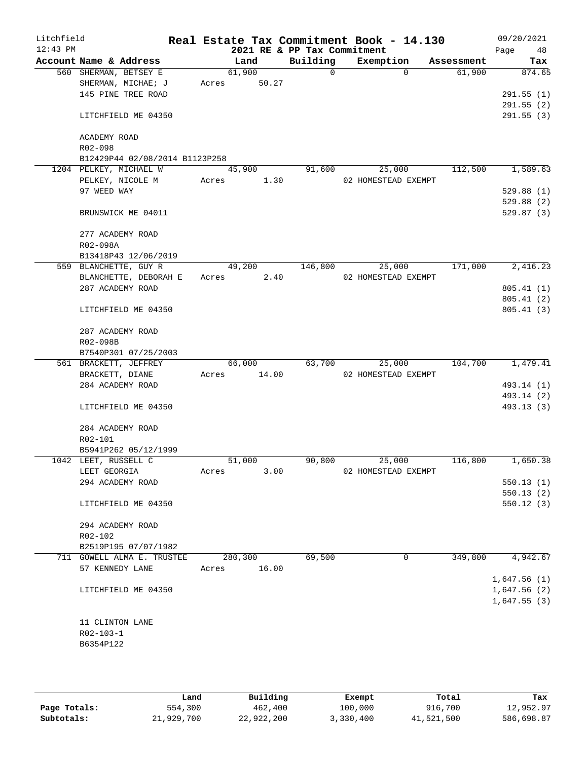Litchfield
12:43 PM

# Real Estate Tax Commitment Book - 14.130

2021 RE & PP Tax Commitment

09/20/2021

| Account Name & Address | Land | Building | Exemption | Assessment | Tax |
|---|---|---|---|---|---|
| 560 SHERMAN, BETSEY E | 61,900 | 0 | 0 | 61,900 | 874.65 |
| SHERMAN, MICHAE; J | Acres 50.27 | | | | |
| 145 PINE TREE ROAD | | | | | 291.55 (1) |
| | | | | | 291.55 (2) |
| LITCHFIELD ME 04350 | | | | | 291.55 (3) |
| ACADEMY ROAD | | | | | |
| R02-098 | | | | | |
| B12429P44 02/08/2014 B1123P258 | | | | | |
| 1204 PELKEY, MICHAEL W | 45,900 | 91,600 | 25,000 | 112,500 | 1,589.63 |
| PELKEY, NICOLE M | Acres 1.30 | | 02 HOMESTEAD EXEMPT | | |
| 97 WEED WAY | | | | | 529.88 (1) |
| | | | | | 529.88 (2) |
| BRUNSWICK ME 04011 | | | | | 529.87 (3) |
| 277 ACADEMY ROAD | | | | | |
| R02-098A | | | | | |
| B13418P43 12/06/2019 | | | | | |
| 559 BLANCHETTE, GUY R | 49,200 | 146,800 | 25,000 | 171,000 | 2,416.23 |
| BLANCHETTE, DEBORAH E | Acres 2.40 | | 02 HOMESTEAD EXEMPT | | |
| 287 ACADEMY ROAD | | | | | 805.41 (1) |
| | | | | | 805.41 (2) |
| LITCHFIELD ME 04350 | | | | | 805.41 (3) |
| 287 ACADEMY ROAD | | | | | |
| R02-098B | | | | | |
| B7540P301 07/25/2003 | | | | | |
| 561 BRACKETT, JEFFREY | 66,000 | 63,700 | 25,000 | 104,700 | 1,479.41 |
| BRACKETT, DIANE | Acres 14.00 | | 02 HOMESTEAD EXEMPT | | |
| 284 ACADEMY ROAD | | | | | 493.14 (1) |
| | | | | | 493.14 (2) |
| LITCHFIELD ME 04350 | | | | | 493.13 (3) |
| 284 ACADEMY ROAD | | | | | |
| R02-101 | | | | | |
| B5941P262 05/12/1999 | | | | | |
| 1042 LEET, RUSSELL C | 51,000 | 90,800 | 25,000 | 116,800 | 1,650.38 |
| LEET GEORGIA | Acres 3.00 | | 02 HOMESTEAD EXEMPT | | |
| 294 ACADEMY ROAD | | | | | 550.13 (1) |
| | | | | | 550.13 (2) |
| LITCHFIELD ME 04350 | | | | | 550.12 (3) |
| 294 ACADEMY ROAD | | | | | |
| R02-102 | | | | | |
| B2519P195 07/07/1982 | | | | | |
| 711 GOWELL ALMA E. TRUSTEE | 280,300 | 69,500 | 0 | 349,800 | 4,942.67 |
| 57 KENNEDY LANE | Acres 16.00 | | | | |
| | | | | | 1,647.56 (1) |
| LITCHFIELD ME 04350 | | | | | 1,647.56 (2) |
| | | | | | 1,647.55 (3) |
| 11 CLINTON LANE | | | | | |
| R02-103-1 | | | | | |
| B6354P122 | | | | | |

| | Land | Building | Exempt | Total | Tax |
|---|---|---|---|---|---|
| **Page Totals:** | 554,300 | 462,400 | 100,000 | 916,700 | 12,952.97 |
| **Subtotals:** | 21,929,700 | 22,922,200 | 3,330,400 | 41,521,500 | 586,698.87 |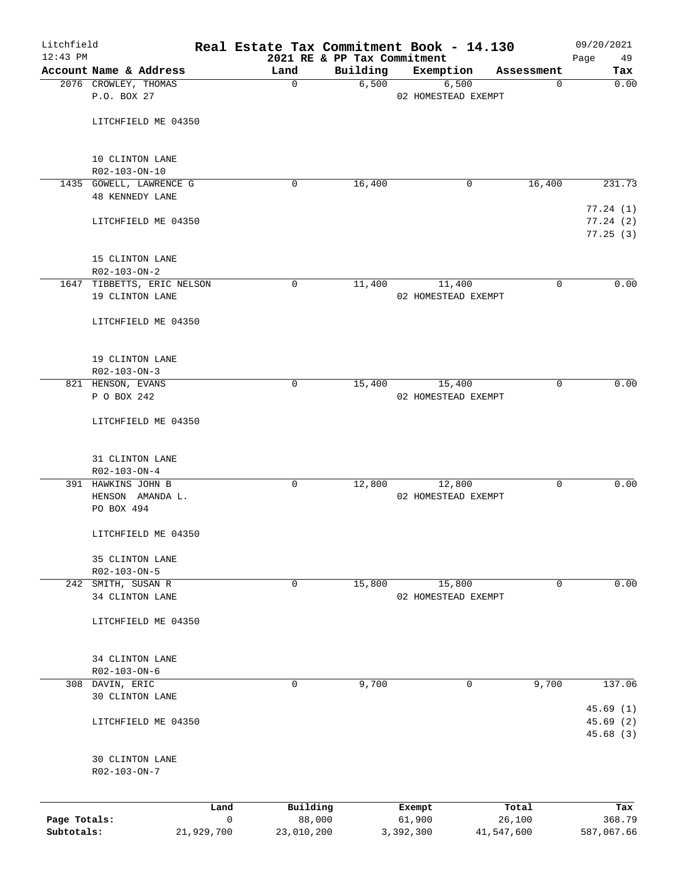# Real Estate Tax Commitment Book - 14.130

Litchfield
12:43 PM

2021 RE & PP Tax Commitment

09/20/2021

| Account | Name & Address | Land | Building | Exemption | Assessment | Tax |
|---|---|---|---|---|---|---|
| 2076 | CROWLEY, THOMAS<br>P.O. BOX 27<br><br>LITCHFIELD ME 04350<br><br>10 CLINTON LANE<br>R02-103-ON-10 | 0 | 6,500 | 6,500<br>02 HOMESTEAD EXEMPT | 0 | 0.00 |
| 1435 | GOWELL, LAWRENCE G<br>48 KENNEDY LANE<br><br>LITCHFIELD ME 04350<br><br>15 CLINTON LANE<br>R02-103-ON-2 | 0 | 16,400 | 0 | 16,400 | 231.73<br>77.24 (1)<br>77.24 (2)<br>77.25 (3) |
| 1647 | TIBBETTS, ERIC NELSON<br>19 CLINTON LANE<br><br>LITCHFIELD ME 04350<br><br>19 CLINTON LANE<br>R02-103-ON-3 | 0 | 11,400 | 11,400<br>02 HOMESTEAD EXEMPT | 0 | 0.00 |
| 821 | HENSON, EVANS<br>P O BOX 242<br><br>LITCHFIELD ME 04350<br><br>31 CLINTON LANE<br>R02-103-ON-4 | 0 | 15,400 | 15,400<br>02 HOMESTEAD EXEMPT | 0 | 0.00 |
| 391 | HAWKINS JOHN B<br>HENSON AMANDA L.<br>PO BOX 494<br><br>LITCHFIELD ME 04350<br><br>35 CLINTON LANE<br>R02-103-ON-5 | 0 | 12,800 | 12,800<br>02 HOMESTEAD EXEMPT | 0 | 0.00 |
| 242 | SMITH, SUSAN R<br>34 CLINTON LANE<br><br>LITCHFIELD ME 04350<br><br>34 CLINTON LANE<br>R02-103-ON-6 | 0 | 15,800 | 15,800<br>02 HOMESTEAD EXEMPT | 0 | 0.00 |
| 308 | DAVIN, ERIC<br>30 CLINTON LANE<br><br>LITCHFIELD ME 04350<br><br>30 CLINTON LANE<br>R02-103-ON-7 | 0 | 9,700 | 0 | 9,700 | 137.06<br>45.69 (1)<br>45.69 (2)<br>45.68 (3) |

| | Land | Building | Exempt | Total | Tax |
|---|---|---|---|---|---|
| Page Totals: | 0 | 88,000 | 61,900 | 26,100 | 368.79 |
| Subtotals: | 21,929,700 | 23,010,200 | 3,392,300 | 41,547,600 | 587,067.66 |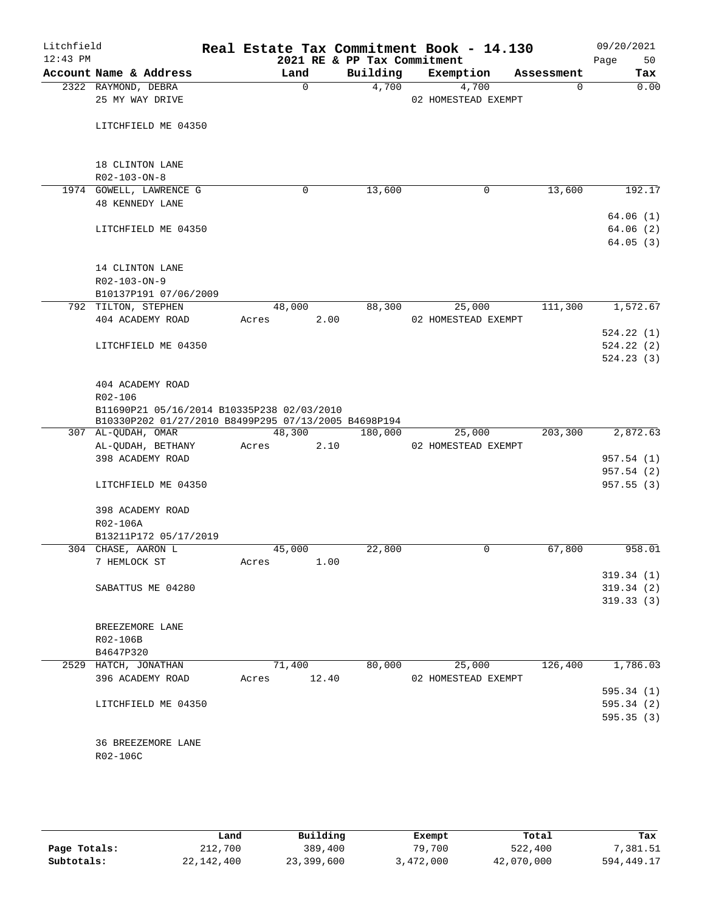# Real Estate Tax Commitment Book - 14.130

Litchfield 12:43 PM — 2021 RE & PP Tax Commitment — 09/20/2021

| Account Name & Address | Land | Building | Exemption | Assessment | Tax |
|---|---|---|---|---|---|
| 2322 RAYMOND, DEBRA<br>25 MY WAY DRIVE<br><br>LITCHFIELD ME 04350<br><br>18 CLINTON LANE<br>R02-103-ON-8 | 0 | 4,700 | 4,700<br>02 HOMESTEAD EXEMPT | 0 | 0.00 |
| 1974 GOWELL, LAWRENCE G<br>48 KENNEDY LANE<br><br>LITCHFIELD ME 04350<br><br>14 CLINTON LANE<br>R02-103-ON-9<br>B10137P191 07/06/2009 | 0 | 13,600 | 0 | 13,600 | 192.17<br><br>64.06 (1)<br>64.06 (2)<br>64.05 (3) |
| 792 TILTON, STEPHEN<br>404 ACADEMY ROAD<br><br>LITCHFIELD ME 04350<br><br>404 ACADEMY ROAD<br>R02-106<br>B11690P21 05/16/2014 B10335P238 02/03/2010<br>B10330P202 01/27/2010 B8499P295 07/13/2005 B4698P194 | 48,000<br>Acres 2.00 | 88,300 | 25,000<br>02 HOMESTEAD EXEMPT | 111,300 | 1,572.67<br><br>524.22 (1)<br>524.22 (2)<br>524.23 (3) |
| 307 AL-QUDAH, OMAR<br>AL-QUDAH, BETHANY<br>398 ACADEMY ROAD<br><br>LITCHFIELD ME 04350<br><br>398 ACADEMY ROAD<br>R02-106A<br>B13211P172 05/17/2019 | 48,300<br>Acres 2.10 | 180,000 | 25,000<br>02 HOMESTEAD EXEMPT | 203,300 | 2,872.63<br><br>957.54 (1)<br>957.54 (2)<br>957.55 (3) |
| 304 CHASE, AARON L<br>7 HEMLOCK ST<br><br>SABATTUS ME 04280<br><br>BREEZEMORE LANE<br>R02-106B<br>B4647P320 | 45,000<br>Acres 1.00 | 22,800 | 0 | 67,800 | 958.01<br><br>319.34 (1)<br>319.34 (2)<br>319.33 (3) |
| 2529 HATCH, JONATHAN<br>396 ACADEMY ROAD<br><br>LITCHFIELD ME 04350<br><br>36 BREEZEMORE LANE<br>R02-106C | 71,400<br>Acres 12.40 | 80,000 | 25,000<br>02 HOMESTEAD EXEMPT | 126,400 | 1,786.03<br><br>595.34 (1)<br>595.34 (2)<br>595.35 (3) |

| | Land | Building | Exempt | Total | Tax |
|---|---|---|---|---|---|
| Page Totals: | 212,700 | 389,400 | 79,700 | 522,400 | 7,381.51 |
| Subtotals: | 22,142,400 | 23,399,600 | 3,472,000 | 42,070,000 | 594,449.17 |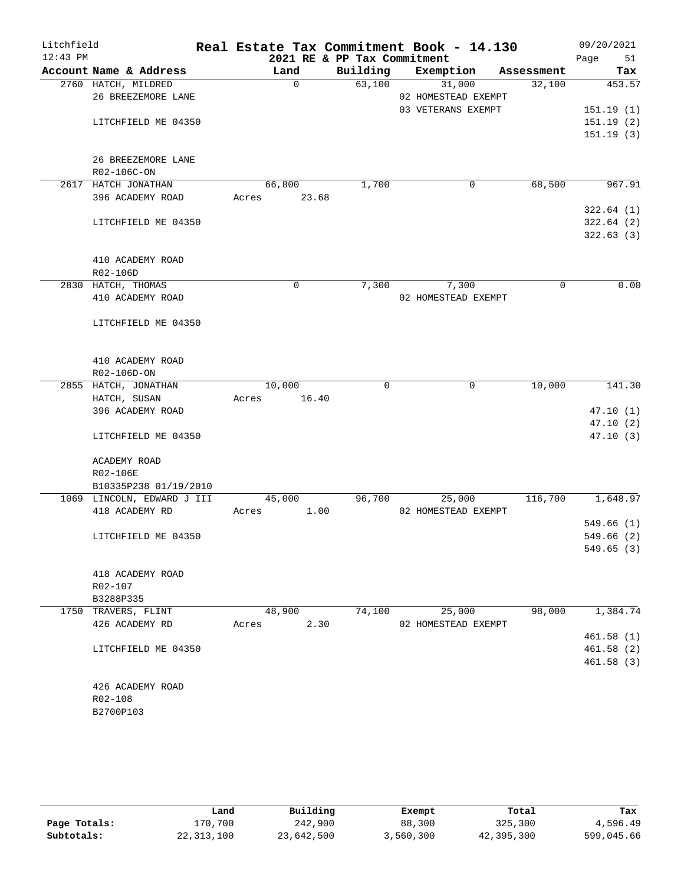Litchfield 12:43 PM

# Real Estate Tax Commitment Book - 14.130

## 2021 RE & PP Tax Commitment

09/20/2021 Page 51

| Account Name & Address | Land | Building | Exemption | Assessment | Tax |
|---|---|---|---|---|---|
| 2760 HATCH, MILDRED | 0 | 63,100 | 31,000 | 32,100 | 453.57 |
| 26 BREEZEMORE LANE | | | 02 HOMESTEAD EXEMPT | | |
| | | | 03 VETERANS EXEMPT | | 151.19 (1) |
| LITCHFIELD ME 04350 | | | | | 151.19 (2) |
| | | | | | 151.19 (3) |
| 26 BREEZEMORE LANE | | | | | |
| R02-106C-ON | | | | | |
| 2617 HATCH JONATHAN | 66,800 | 1,700 | 0 | 68,500 | 967.91 |
| 396 ACADEMY ROAD | Acres 23.68 | | | | |
| | | | | | 322.64 (1) |
| LITCHFIELD ME 04350 | | | | | 322.64 (2) |
| | | | | | 322.63 (3) |
| 410 ACADEMY ROAD | | | | | |
| R02-106D | | | | | |
| 2830 HATCH, THOMAS | 0 | 7,300 | 7,300 | 0 | 0.00 |
| 410 ACADEMY ROAD | | | 02 HOMESTEAD EXEMPT | | |
| LITCHFIELD ME 04350 | | | | | |
| 410 ACADEMY ROAD | | | | | |
| R02-106D-ON | | | | | |
| 2855 HATCH, JONATHAN | 10,000 | 0 | 0 | 10,000 | 141.30 |
| HATCH, SUSAN | Acres 16.40 | | | | |
| 396 ACADEMY ROAD | | | | | 47.10 (1) |
| | | | | | 47.10 (2) |
| LITCHFIELD ME 04350 | | | | | 47.10 (3) |
| ACADEMY ROAD | | | | | |
| R02-106E | | | | | |
| B10335P238 01/19/2010 | | | | | |
| 1069 LINCOLN, EDWARD J III | 45,000 | 96,700 | 25,000 | 116,700 | 1,648.97 |
| 418 ACADEMY RD | Acres 1.00 | | 02 HOMESTEAD EXEMPT | | |
| | | | | | 549.66 (1) |
| LITCHFIELD ME 04350 | | | | | 549.66 (2) |
| | | | | | 549.65 (3) |
| 418 ACADEMY ROAD | | | | | |
| R02-107 | | | | | |
| B3288P335 | | | | | |
| 1750 TRAVERS, FLINT | 48,900 | 74,100 | 25,000 | 98,000 | 1,384.74 |
| 426 ACADEMY RD | Acres 2.30 | | 02 HOMESTEAD EXEMPT | | |
| | | | | | 461.58 (1) |
| LITCHFIELD ME 04350 | | | | | 461.58 (2) |
| | | | | | 461.58 (3) |
| 426 ACADEMY ROAD | | | | | |
| R02-108 | | | | | |
| B2700P103 | | | | | |

| | Land | Building | Exempt | Total | Tax |
|---|---|---|---|---|---|
| Page Totals: | 170,700 | 242,900 | 88,300 | 325,300 | 4,596.49 |
| Subtotals: | 22,313,100 | 23,642,500 | 3,560,300 | 42,395,300 | 599,045.66 |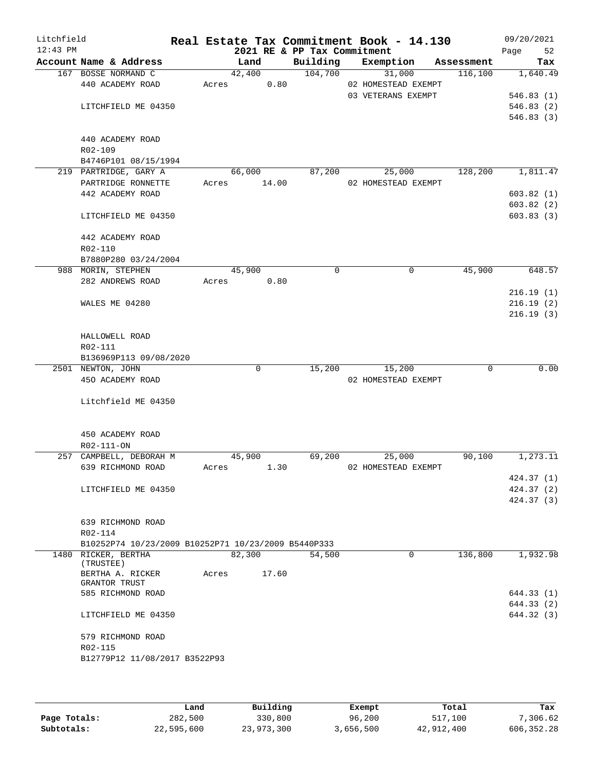Litchfield
12:43 PM

# Real Estate Tax Commitment Book - 14.130

## 2021 RE & PP Tax Commitment

09/20/2021

| Account Name & Address | Land | Building | Exemption | Assessment | Tax |
|---|---|---|---|---|---|
| 167 BOSSE NORMAND C | 42,400 | 104,700 | 31,000 | 116,100 | 1,640.49 |
| 440 ACADEMY ROAD | Acres 0.80 | | 02 HOMESTEAD EXEMPT | | |
| | | | 03 VETERANS EXEMPT | | 546.83 (1) |
| LITCHFIELD ME 04350 | | | | | 546.83 (2) |
| | | | | | 546.83 (3) |
| 440 ACADEMY ROAD | | | | | |
| R02-109 | | | | | |
| B4746P101 08/15/1994 | | | | | |
| 219 PARTRIDGE, GARY A | 66,000 | 87,200 | 25,000 | 128,200 | 1,811.47 |
| PARTRIDGE RONNETTE | Acres 14.00 | | 02 HOMESTEAD EXEMPT | | |
| 442 ACADEMY ROAD | | | | | 603.82 (1) |
| | | | | | 603.82 (2) |
| LITCHFIELD ME 04350 | | | | | 603.83 (3) |
| 442 ACADEMY ROAD | | | | | |
| R02-110 | | | | | |
| B7880P280 03/24/2004 | | | | | |
| 988 MORIN, STEPHEN | 45,900 | 0 | 0 | 45,900 | 648.57 |
| 282 ANDREWS ROAD | Acres 0.80 | | | | |
| | | | | | 216.19 (1) |
| WALES ME 04280 | | | | | 216.19 (2) |
| | | | | | 216.19 (3) |
| HALLOWELL ROAD | | | | | |
| R02-111 | | | | | |
| B136969P113 09/08/2020 | | | | | |
| 2501 NEWTON, JOHN | 0 | 15,200 | 15,200 | 0 | 0.00 |
| 450 ACADEMY ROAD | | | 02 HOMESTEAD EXEMPT | | |
| Litchfield ME 04350 | | | | | |
| 450 ACADEMY ROAD | | | | | |
| R02-111-ON | | | | | |
| 257 CAMPBELL, DEBORAH M | 45,900 | 69,200 | 25,000 | 90,100 | 1,273.11 |
| 639 RICHMOND ROAD | Acres 1.30 | | 02 HOMESTEAD EXEMPT | | |
| | | | | | 424.37 (1) |
| LITCHFIELD ME 04350 | | | | | 424.37 (2) |
| | | | | | 424.37 (3) |
| 639 RICHMOND ROAD | | | | | |
| R02-114 | | | | | |
| B10252P74 10/23/2009 B10252P71 10/23/2009 B5440P333 | | | | | |
| 1480 RICKER, BERTHA (TRUSTEE) | 82,300 | 54,500 | 0 | 136,800 | 1,932.98 |
| BERTHA A. RICKER GRANTOR TRUST | Acres 17.60 | | | | |
| 585 RICHMOND ROAD | | | | | 644.33 (1) |
| | | | | | 644.33 (2) |
| LITCHFIELD ME 04350 | | | | | 644.32 (3) |
| 579 RICHMOND ROAD | | | | | |
| R02-115 | | | | | |
| B12779P12 11/08/2017 B3522P93 | | | | | |

| | Land | Building | Exempt | Total | Tax |
|---|---|---|---|---|---|
| Page Totals: | 282,500 | 330,800 | 96,200 | 517,100 | 7,306.62 |
| Subtotals: | 22,595,600 | 23,973,300 | 3,656,500 | 42,912,400 | 606,352.28 |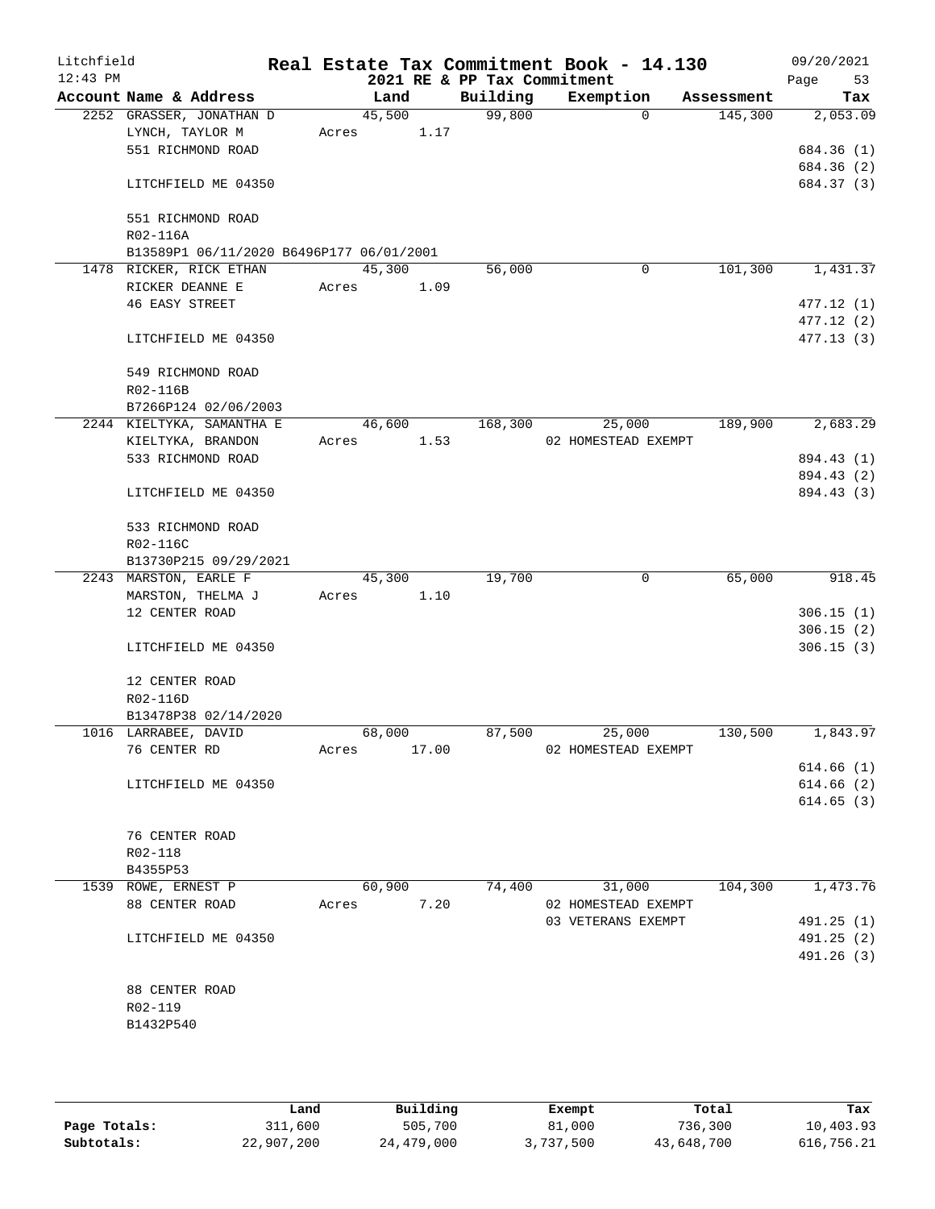# Real Estate Tax Commitment Book - 14.130

## 2021 RE & PP Tax Commitment

Litchfield 12:43 PM — 09/20/2021

| Account Name & Address | Land | Building | Exemption | Assessment | Tax |
|---|---|---|---|---|---|
| 2252 GRASSER, JONATHAN D | 45,500 | 99,800 | 0 | 145,300 | 2,053.09 |
| LYNCH, TAYLOR M | Acres 1.17 | | | | |
| 551 RICHMOND ROAD | | | | | 684.36 (1) |
| | | | | | 684.36 (2) |
| LITCHFIELD ME 04350 | | | | | 684.37 (3) |
| 551 RICHMOND ROAD | | | | | |
| R02-116A | | | | | |
| B13589P1 06/11/2020 B6496P177 06/01/2001 | | | | | |
| 1478 RICKER, RICK ETHAN | 45,300 | 56,000 | 0 | 101,300 | 1,431.37 |
| RICKER DEANNE E | Acres 1.09 | | | | |
| 46 EASY STREET | | | | | 477.12 (1) |
| | | | | | 477.12 (2) |
| LITCHFIELD ME 04350 | | | | | 477.13 (3) |
| 549 RICHMOND ROAD | | | | | |
| R02-116B | | | | | |
| B7266P124 02/06/2003 | | | | | |
| 2244 KIELTYKA, SAMANTHA E | 46,600 | 168,300 | 25,000 | 189,900 | 2,683.29 |
| KIELTYKA, BRANDON | Acres 1.53 | | 02 HOMESTEAD EXEMPT | | |
| 533 RICHMOND ROAD | | | | | 894.43 (1) |
| | | | | | 894.43 (2) |
| LITCHFIELD ME 04350 | | | | | 894.43 (3) |
| 533 RICHMOND ROAD | | | | | |
| R02-116C | | | | | |
| B13730P215 09/29/2021 | | | | | |
| 2243 MARSTON, EARLE F | 45,300 | 19,700 | 0 | 65,000 | 918.45 |
| MARSTON, THELMA J | Acres 1.10 | | | | |
| 12 CENTER ROAD | | | | | 306.15 (1) |
| | | | | | 306.15 (2) |
| LITCHFIELD ME 04350 | | | | | 306.15 (3) |
| 12 CENTER ROAD | | | | | |
| R02-116D | | | | | |
| B13478P38 02/14/2020 | | | | | |
| 1016 LARRABEE, DAVID | 68,000 | 87,500 | 25,000 | 130,500 | 1,843.97 |
| 76 CENTER RD | Acres 17.00 | | 02 HOMESTEAD EXEMPT | | |
| | | | | | 614.66 (1) |
| LITCHFIELD ME 04350 | | | | | 614.66 (2) |
| | | | | | 614.65 (3) |
| 76 CENTER ROAD | | | | | |
| R02-118 | | | | | |
| B4355P53 | | | | | |
| 1539 ROWE, ERNEST P | 60,900 | 74,400 | 31,000 | 104,300 | 1,473.76 |
| 88 CENTER ROAD | Acres 7.20 | | 02 HOMESTEAD EXEMPT | | |
| | | | 03 VETERANS EXEMPT | | 491.25 (1) |
| LITCHFIELD ME 04350 | | | | | 491.25 (2) |
| | | | | | 491.26 (3) |
| 88 CENTER ROAD | | | | | |
| R02-119 | | | | | |
| B1432P540 | | | | | |

| | Land | Building | Exempt | Total | Tax |
|---|---|---|---|---|---|
| Page Totals: | 311,600 | 505,700 | 81,000 | 736,300 | 10,403.93 |
| Subtotals: | 22,907,200 | 24,479,000 | 3,737,500 | 43,648,700 | 616,756.21 |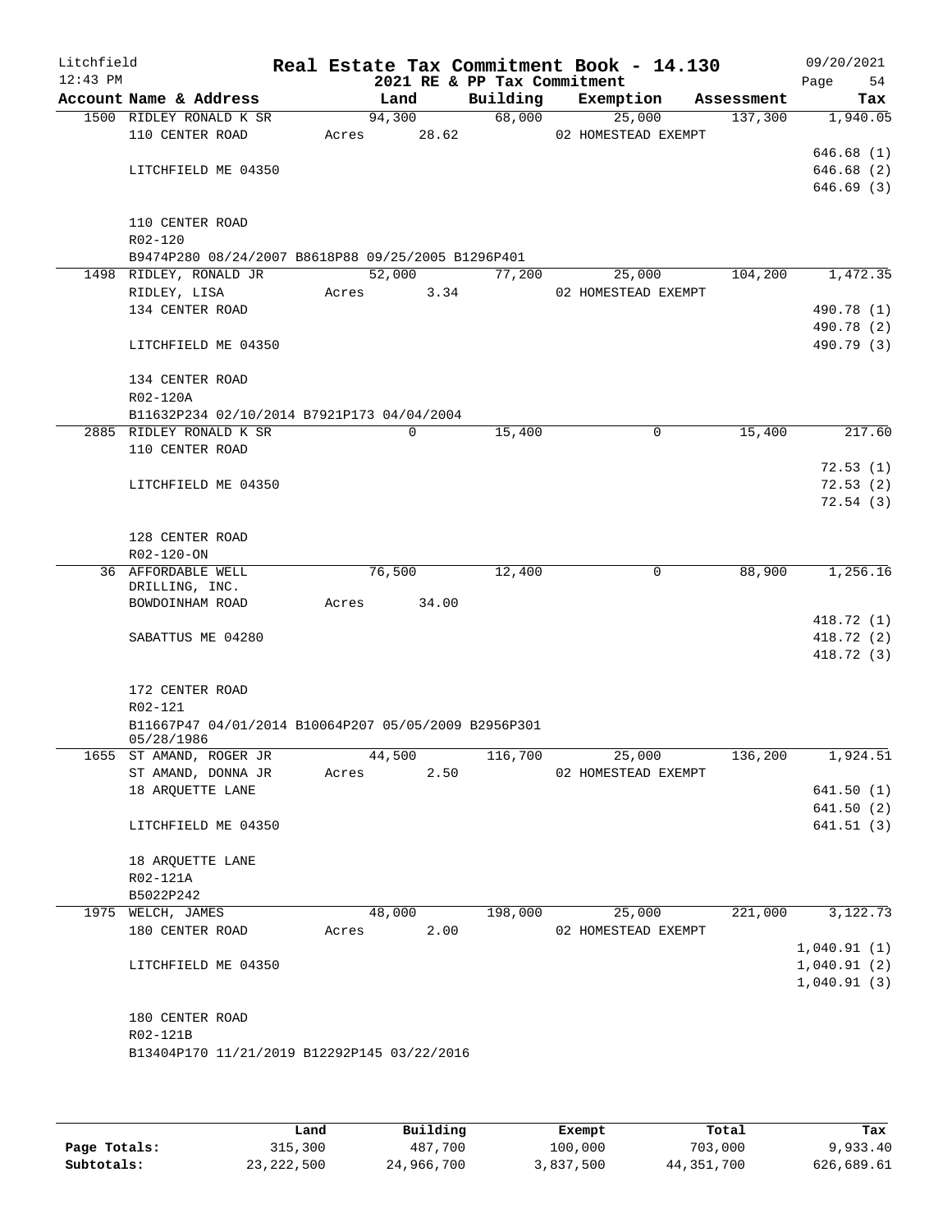Litchfield
12:43 PM

# Real Estate Tax Commitment Book - 14.130

2021 RE & PP Tax Commitment

09/20/2021
Page 54

| Account Name & Address | Land | Building | Exemption | Assessment | Tax |
|---|---|---|---|---|---|
| 1500 RIDLEY RONALD K SR | 94,300 | 68,000 | 25,000 | 137,300 | 1,940.05 |
| 110 CENTER ROAD | Acres 28.62 | | 02 HOMESTEAD EXEMPT | | |
| | | | | | 646.68 (1) |
| LITCHFIELD ME 04350 | | | | | 646.68 (2) |
| | | | | | 646.69 (3) |
| 110 CENTER ROAD | | | | | |
| R02-120 | | | | | |
| B9474P280 08/24/2007 B8618P88 09/25/2005 B1296P401 | | | | | |
| 1498 RIDLEY, RONALD JR | 52,000 | 77,200 | 25,000 | 104,200 | 1,472.35 |
| RIDLEY, LISA | Acres 3.34 | | 02 HOMESTEAD EXEMPT | | |
| 134 CENTER ROAD | | | | | 490.78 (1) |
| | | | | | 490.78 (2) |
| LITCHFIELD ME 04350 | | | | | 490.79 (3) |
| 134 CENTER ROAD | | | | | |
| R02-120A | | | | | |
| B11632P234 02/10/2014 B7921P173 04/04/2004 | | | | | |
| 2885 RIDLEY RONALD K SR | 0 | 15,400 | 0 | 15,400 | 217.60 |
| 110 CENTER ROAD | | | | | |
| | | | | | 72.53 (1) |
| LITCHFIELD ME 04350 | | | | | 72.53 (2) |
| | | | | | 72.54 (3) |
| 128 CENTER ROAD | | | | | |
| R02-120-ON | | | | | |
| 36 AFFORDABLE WELL DRILLING, INC. | 76,500 | 12,400 | 0 | 88,900 | 1,256.16 |
| BOWDOINHAM ROAD | Acres 34.00 | | | | |
| | | | | | 418.72 (1) |
| SABATTUS ME 04280 | | | | | 418.72 (2) |
| | | | | | 418.72 (3) |
| 172 CENTER ROAD | | | | | |
| R02-121 | | | | | |
| B11667P47 04/01/2014 B10064P207 05/05/2009 B2956P301 05/28/1986 | | | | | |
| 1655 ST AMAND, ROGER JR | 44,500 | 116,700 | 25,000 | 136,200 | 1,924.51 |
| ST AMAND, DONNA JR | Acres 2.50 | | 02 HOMESTEAD EXEMPT | | |
| 18 ARQUETTE LANE | | | | | 641.50 (1) |
| | | | | | 641.50 (2) |
| LITCHFIELD ME 04350 | | | | | 641.51 (3) |
| 18 ARQUETTE LANE | | | | | |
| R02-121A | | | | | |
| B5022P242 | | | | | |
| 1975 WELCH, JAMES | 48,000 | 198,000 | 25,000 | 221,000 | 3,122.73 |
| 180 CENTER ROAD | Acres 2.00 | | 02 HOMESTEAD EXEMPT | | |
| | | | | | 1,040.91 (1) |
| LITCHFIELD ME 04350 | | | | | 1,040.91 (2) |
| | | | | | 1,040.91 (3) |
| 180 CENTER ROAD | | | | | |
| R02-121B | | | | | |
| B13404P170 11/21/2019 B12292P145 03/22/2016 | | | | | |

| | Land | Building | Exempt | Total | Tax |
|---|---|---|---|---|---|
| Page Totals: | 315,300 | 487,700 | 100,000 | 703,000 | 9,933.40 |
| Subtotals: | 23,222,500 | 24,966,700 | 3,837,500 | 44,351,700 | 626,689.61 |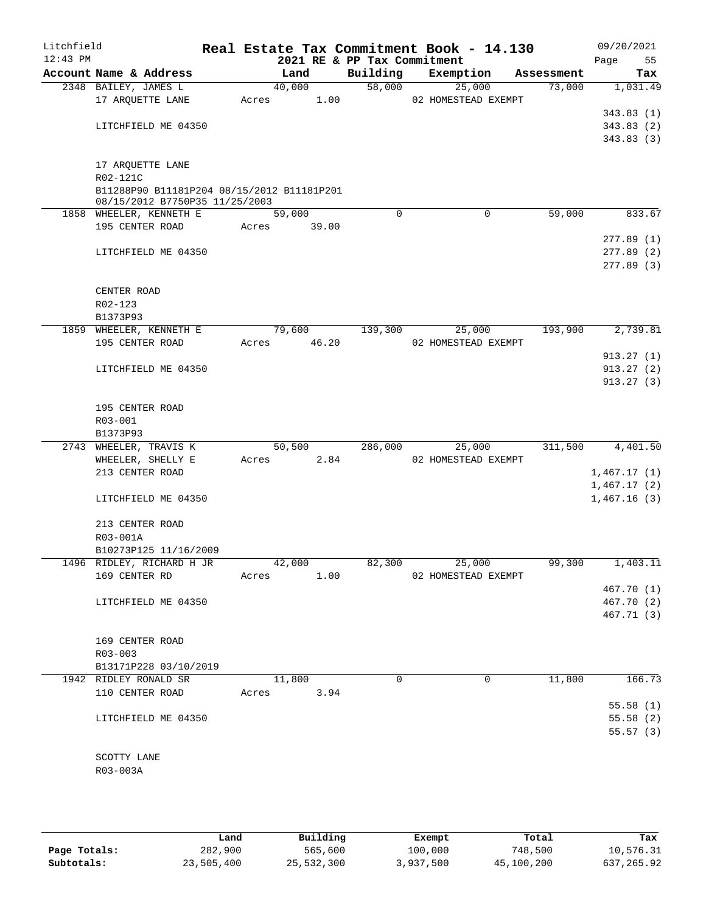Litchfield
12:43 PM

# Real Estate Tax Commitment Book - 14.130

## 2021 RE & PP Tax Commitment

09/20/2021
Page 55

| Account Name & Address | Land | Building | Exemption | Assessment | Tax |
|---|---|---|---|---|---|
| 2348 BAILEY, JAMES L | 40,000 | 58,000 | 25,000 | 73,000 | 1,031.49 |
| 17 ARQUETTE LANE | Acres 1.00 | | 02 HOMESTEAD EXEMPT | | |
| | | | | | 343.83 (1) |
| LITCHFIELD ME 04350 | | | | | 343.83 (2) |
| | | | | | 343.83 (3) |
| 17 ARQUETTE LANE | | | | | |
| R02-121C | | | | | |
| B11288P90 B11181P204 08/15/2012 B11181P201 08/15/2012 B7750P35 11/25/2003 | | | | | |
| 1858 WHEELER, KENNETH E | 59,000 | 0 | 0 | 59,000 | 833.67 |
| 195 CENTER ROAD | Acres 39.00 | | | | |
| | | | | | 277.89 (1) |
| LITCHFIELD ME 04350 | | | | | 277.89 (2) |
| | | | | | 277.89 (3) |
| CENTER ROAD | | | | | |
| R02-123 | | | | | |
| B1373P93 | | | | | |
| 1859 WHEELER, KENNETH E | 79,600 | 139,300 | 25,000 | 193,900 | 2,739.81 |
| 195 CENTER ROAD | Acres 46.20 | | 02 HOMESTEAD EXEMPT | | |
| | | | | | 913.27 (1) |
| LITCHFIELD ME 04350 | | | | | 913.27 (2) |
| | | | | | 913.27 (3) |
| 195 CENTER ROAD | | | | | |
| R03-001 | | | | | |
| B1373P93 | | | | | |
| 2743 WHEELER, TRAVIS K | 50,500 | 286,000 | 25,000 | 311,500 | 4,401.50 |
| WHEELER, SHELLY E | Acres 2.84 | | 02 HOMESTEAD EXEMPT | | |
| 213 CENTER ROAD | | | | | 1,467.17 (1) |
| | | | | | 1,467.17 (2) |
| LITCHFIELD ME 04350 | | | | | 1,467.16 (3) |
| 213 CENTER ROAD | | | | | |
| R03-001A | | | | | |
| B10273P125 11/16/2009 | | | | | |
| 1496 RIDLEY, RICHARD H JR | 42,000 | 82,300 | 25,000 | 99,300 | 1,403.11 |
| 169 CENTER RD | Acres 1.00 | | 02 HOMESTEAD EXEMPT | | |
| | | | | | 467.70 (1) |
| LITCHFIELD ME 04350 | | | | | 467.70 (2) |
| | | | | | 467.71 (3) |
| 169 CENTER ROAD | | | | | |
| R03-003 | | | | | |
| B13171P228 03/10/2019 | | | | | |
| 1942 RIDLEY RONALD SR | 11,800 | 0 | 0 | 11,800 | 166.73 |
| 110 CENTER ROAD | Acres 3.94 | | | | |
| | | | | | 55.58 (1) |
| LITCHFIELD ME 04350 | | | | | 55.58 (2) |
| | | | | | 55.57 (3) |
| SCOTTY LANE | | | | | |
| R03-003A | | | | | |

| | Land | Building | Exempt | Total | Tax |
|---|---|---|---|---|---|
| Page Totals: | 282,900 | 565,600 | 100,000 | 748,500 | 10,576.31 |
| Subtotals: | 23,505,400 | 25,532,300 | 3,937,500 | 45,100,200 | 637,265.92 |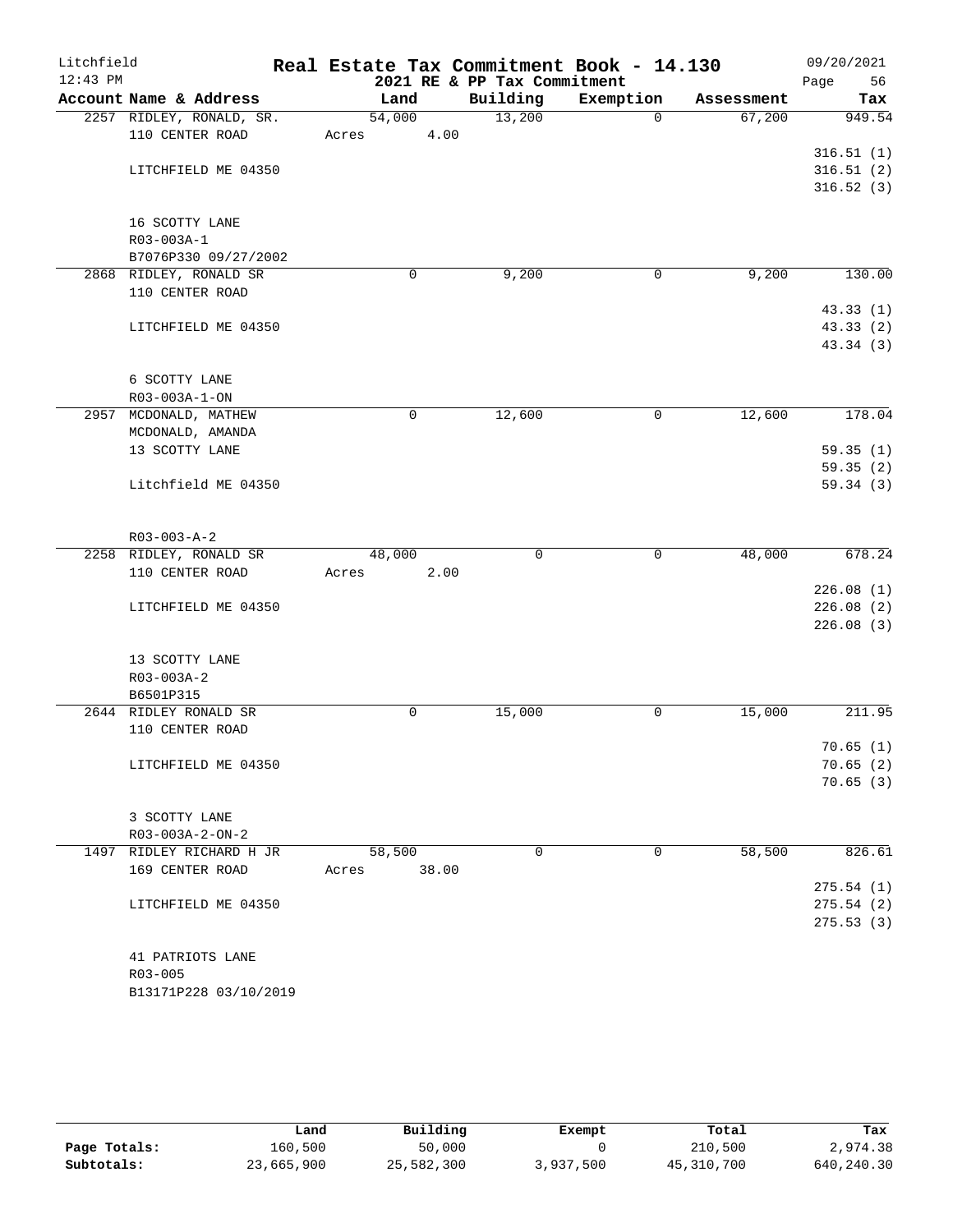# Real Estate Tax Commitment Book - 14.130

## 2021 RE & PP Tax Commitment

Litchfield 12:43 PM — 09/20/2021

| Account Name & Address | Land | Building | Exemption | Assessment | Tax |
|---|---|---|---|---|---|
| 2257 RIDLEY, RONALD, SR. | 54,000 | 13,200 | 0 | 67,200 | 949.54 |
| 110 CENTER ROAD | Acres 4.00 | | | | |
| | | | | | 316.51 (1) |
| LITCHFIELD ME 04350 | | | | | 316.51 (2) |
| | | | | | 316.52 (3) |
| 16 SCOTTY LANE | | | | | |
| R03-003A-1 | | | | | |
| B7076P330 09/27/2002 | | | | | |
| 2868 RIDLEY, RONALD SR | 0 | 9,200 | 0 | 9,200 | 130.00 |
| 110 CENTER ROAD | | | | | |
| | | | | | 43.33 (1) |
| LITCHFIELD ME 04350 | | | | | 43.33 (2) |
| | | | | | 43.34 (3) |
| 6 SCOTTY LANE | | | | | |
| R03-003A-1-ON | | | | | |
| 2957 MCDONALD, MATHEW | 0 | 12,600 | 0 | 12,600 | 178.04 |
| MCDONALD, AMANDA | | | | | |
| 13 SCOTTY LANE | | | | | 59.35 (1) |
| | | | | | 59.35 (2) |
| Litchfield ME 04350 | | | | | 59.34 (3) |
| R03-003-A-2 | | | | | |
| 2258 RIDLEY, RONALD SR | 48,000 | 0 | 0 | 48,000 | 678.24 |
| 110 CENTER ROAD | Acres 2.00 | | | | |
| | | | | | 226.08 (1) |
| LITCHFIELD ME 04350 | | | | | 226.08 (2) |
| | | | | | 226.08 (3) |
| 13 SCOTTY LANE | | | | | |
| R03-003A-2 | | | | | |
| B6501P315 | | | | | |
| 2644 RIDLEY RONALD SR | 0 | 15,000 | 0 | 15,000 | 211.95 |
| 110 CENTER ROAD | | | | | |
| | | | | | 70.65 (1) |
| LITCHFIELD ME 04350 | | | | | 70.65 (2) |
| | | | | | 70.65 (3) |
| 3 SCOTTY LANE | | | | | |
| R03-003A-2-ON-2 | | | | | |
| 1497 RIDLEY RICHARD H JR | 58,500 | 0 | 0 | 58,500 | 826.61 |
| 169 CENTER ROAD | Acres 38.00 | | | | |
| | | | | | 275.54 (1) |
| LITCHFIELD ME 04350 | | | | | 275.54 (2) |
| | | | | | 275.53 (3) |
| 41 PATRIOTS LANE | | | | | |
| R03-005 | | | | | |
| B13171P228 03/10/2019 | | | | | |

| | Land | Building | Exempt | Total | Tax |
|---|---|---|---|---|---|
| Page Totals: | 160,500 | 50,000 | 0 | 210,500 | 2,974.38 |
| Subtotals: | 23,665,900 | 25,582,300 | 3,937,500 | 45,310,700 | 640,240.30 |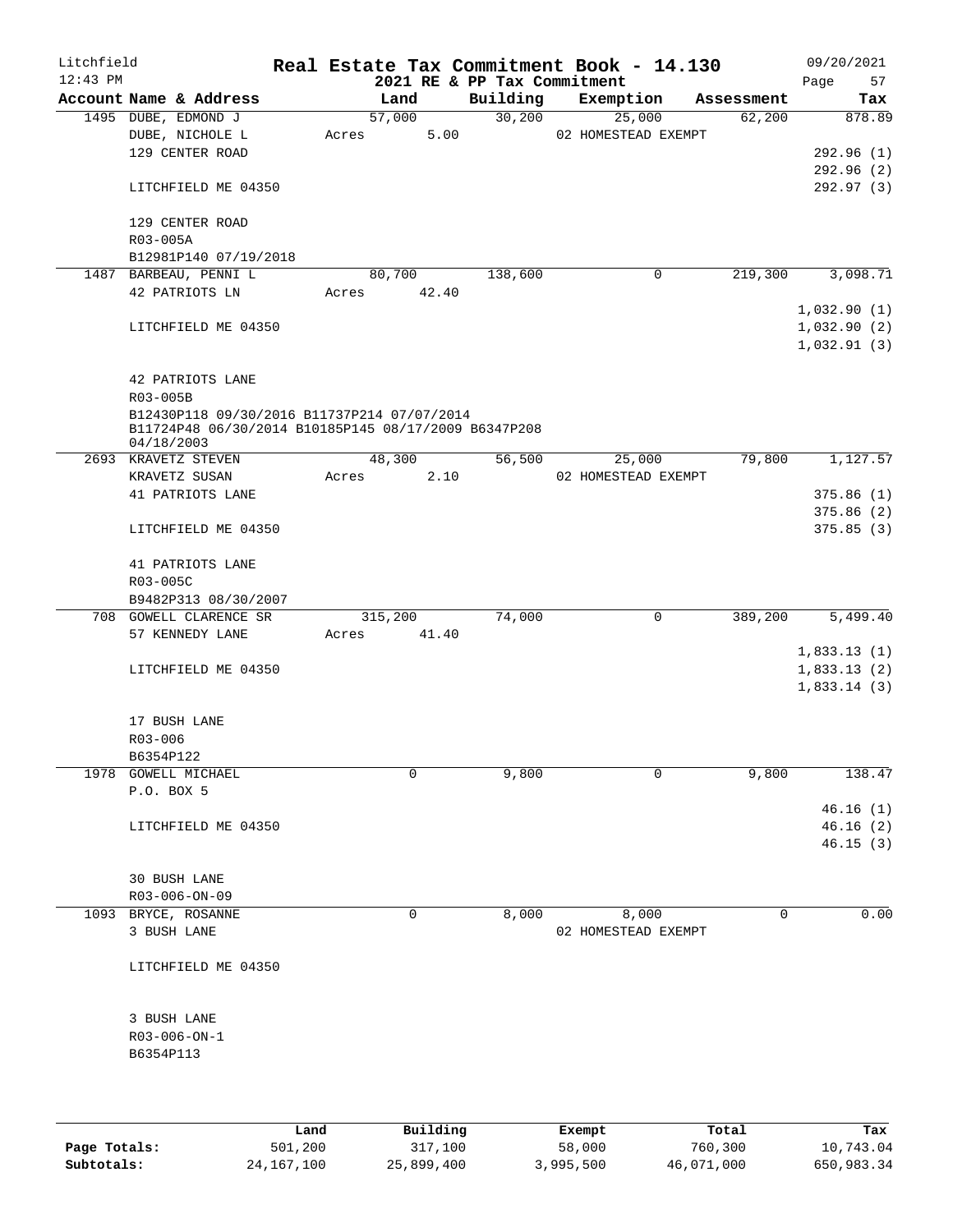# Real Estate Tax Commitment Book - 14.130

Litchfield 12:43 PM — 2021 RE & PP Tax Commitment — 09/20/2021

| Account Name & Address | Land | Building | Exemption | Assessment | Tax |
|---|---|---|---|---|---|
| 1495 DUBE, EDMOND J | 57,000 | 30,200 | 25,000 | 62,200 | 878.89 |
| DUBE, NICHOLE L | Acres 5.00 | | 02 HOMESTEAD EXEMPT | | |
| 129 CENTER ROAD | | | | | 292.96 (1) |
| | | | | | 292.96 (2) |
| LITCHFIELD ME 04350 | | | | | 292.97 (3) |
| 129 CENTER ROAD | | | | | |
| R03-005A | | | | | |
| B12981P140 07/19/2018 | | | | | |
| 1487 BARBEAU, PENNI L | 80,700 | 138,600 | 0 | 219,300 | 3,098.71 |
| 42 PATRIOTS LN | Acres 42.40 | | | | |
| | | | | | 1,032.90 (1) |
| LITCHFIELD ME 04350 | | | | | 1,032.90 (2) |
| | | | | | 1,032.91 (3) |
| 42 PATRIOTS LANE | | | | | |
| R03-005B | | | | | |
| B12430P118 09/30/2016 B11737P214 07/07/2014 B11724P48 06/30/2014 B10185P145 08/17/2009 B6347P208 04/18/2003 | | | | | |
| 2693 KRAVETZ STEVEN | 48,300 | 56,500 | 25,000 | 79,800 | 1,127.57 |
| KRAVETZ SUSAN | Acres 2.10 | | 02 HOMESTEAD EXEMPT | | |
| 41 PATRIOTS LANE | | | | | 375.86 (1) |
| | | | | | 375.86 (2) |
| LITCHFIELD ME 04350 | | | | | 375.85 (3) |
| 41 PATRIOTS LANE | | | | | |
| R03-005C | | | | | |
| B9482P313 08/30/2007 | | | | | |
| 708 GOWELL CLARENCE SR | 315,200 | 74,000 | 0 | 389,200 | 5,499.40 |
| 57 KENNEDY LANE | Acres 41.40 | | | | |
| | | | | | 1,833.13 (1) |
| LITCHFIELD ME 04350 | | | | | 1,833.13 (2) |
| | | | | | 1,833.14 (3) |
| 17 BUSH LANE | | | | | |
| R03-006 | | | | | |
| B6354P122 | | | | | |
| 1978 GOWELL MICHAEL | 0 | 9,800 | 0 | 9,800 | 138.47 |
| P.O. BOX 5 | | | | | |
| | | | | | 46.16 (1) |
| LITCHFIELD ME 04350 | | | | | 46.16 (2) |
| | | | | | 46.15 (3) |
| 30 BUSH LANE | | | | | |
| R03-006-ON-09 | | | | | |
| 1093 BRYCE, ROSANNE | 0 | 8,000 | 8,000 | 0 | 0.00 |
| 3 BUSH LANE | | | 02 HOMESTEAD EXEMPT | | |
| LITCHFIELD ME 04350 | | | | | |
| 3 BUSH LANE | | | | | |
| R03-006-ON-1 | | | | | |
| B6354P113 | | | | | |

| | Land | Building | Exempt | Total | Tax |
|---|---|---|---|---|---|
| Page Totals: | 501,200 | 317,100 | 58,000 | 760,300 | 10,743.04 |
| Subtotals: | 24,167,100 | 25,899,400 | 3,995,500 | 46,071,000 | 650,983.34 |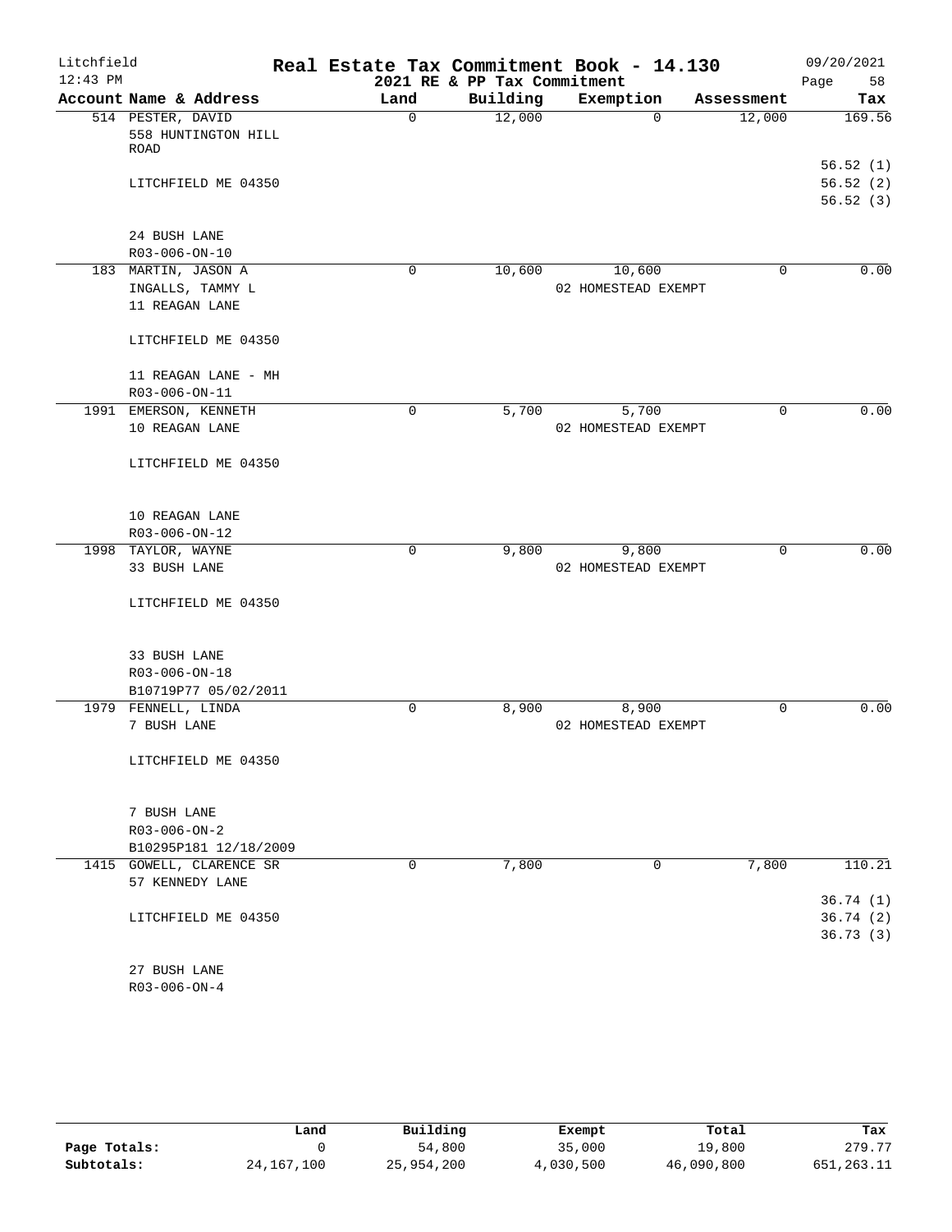# Real Estate Tax Commitment Book - 14.130

## 2021 RE & PP Tax Commitment

Litchfield 12:43 PM — 09/20/2021

| Account Name & Address | Land | Building | Exemption | Assessment | Tax |
|---|---|---|---|---|---|
| 514 PESTER, DAVID<br>558 HUNTINGTON HILL ROAD<br><br>LITCHFIELD ME 04350<br><br>24 BUSH LANE<br>R03-006-ON-10 | 0 | 12,000 | 0 | 12,000 | 169.56<br><br>56.52 (1)<br>56.52 (2)<br>56.52 (3) |
| 183 MARTIN, JASON A<br>INGALLS, TAMMY L<br>11 REAGAN LANE<br><br>LITCHFIELD ME 04350<br><br>11 REAGAN LANE - MH<br>R03-006-ON-11 | 0 | 10,600 | 10,600<br>02 HOMESTEAD EXEMPT | 0 | 0.00 |
| 1991 EMERSON, KENNETH<br>10 REAGAN LANE<br><br>LITCHFIELD ME 04350<br><br>10 REAGAN LANE<br>R03-006-ON-12 | 0 | 5,700 | 5,700<br>02 HOMESTEAD EXEMPT | 0 | 0.00 |
| 1998 TAYLOR, WAYNE<br>33 BUSH LANE<br><br>LITCHFIELD ME 04350<br><br>33 BUSH LANE<br>R03-006-ON-18<br>B10719P77 05/02/2011 | 0 | 9,800 | 9,800<br>02 HOMESTEAD EXEMPT | 0 | 0.00 |
| 1979 FENNELL, LINDA<br>7 BUSH LANE<br><br>LITCHFIELD ME 04350<br><br>7 BUSH LANE<br>R03-006-ON-2<br>B10295P181 12/18/2009 | 0 | 8,900 | 8,900<br>02 HOMESTEAD EXEMPT | 0 | 0.00 |
| 1415 GOWELL, CLARENCE SR<br>57 KENNEDY LANE<br><br>LITCHFIELD ME 04350<br><br>27 BUSH LANE<br>R03-006-ON-4 | 0 | 7,800 | 0 | 7,800 | 110.21<br><br>36.74 (1)<br>36.74 (2)<br>36.73 (3) |

| | Land | Building | Exempt | Total | Tax |
|---|---|---|---|---|---|
| Page Totals: | 0 | 54,800 | 35,000 | 19,800 | 279.77 |
| Subtotals: | 24,167,100 | 25,954,200 | 4,030,500 | 46,090,800 | 651,263.11 |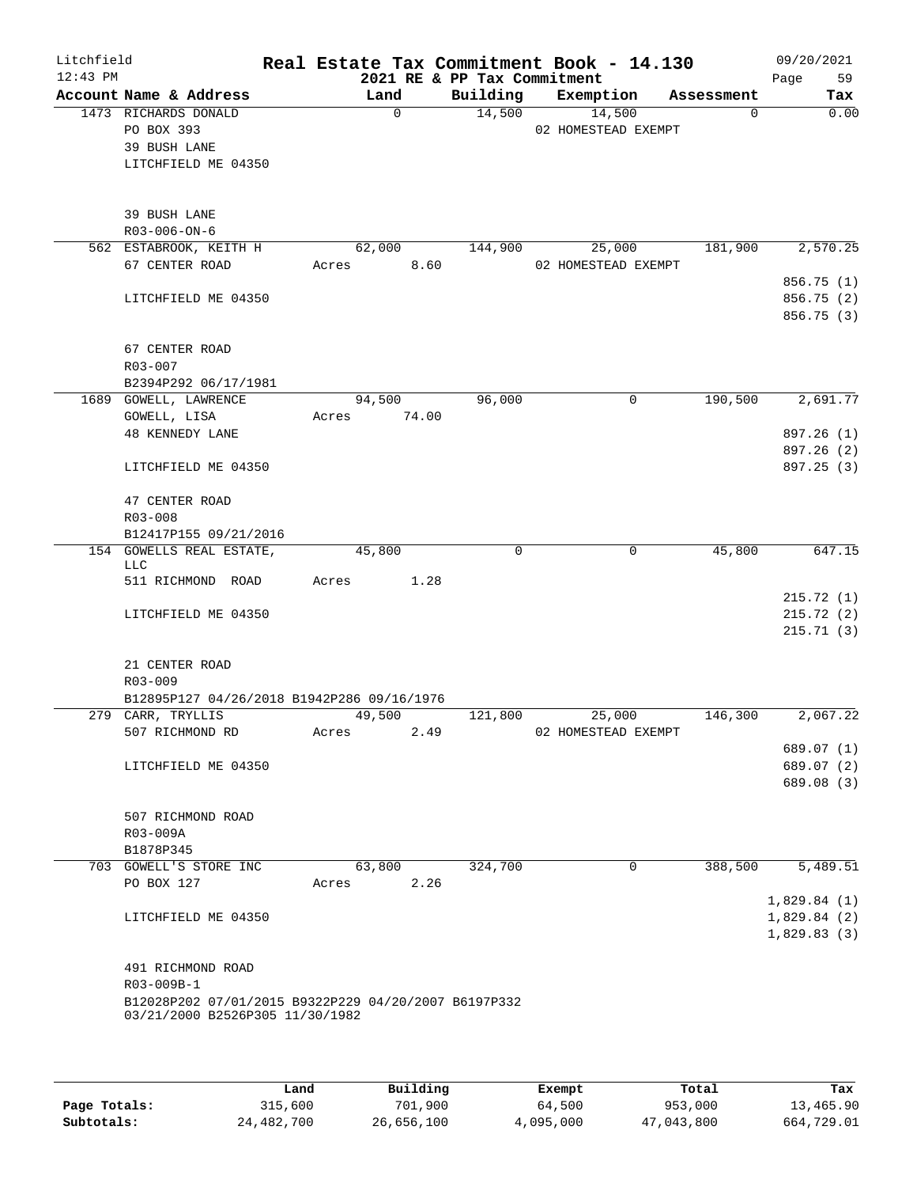Litchfield
12:43 PM

# Real Estate Tax Commitment Book - 14.130

2021 RE & PP Tax Commitment

09/20/2021
Page 59

| Account Name & Address | Land | Building | Exemption | Assessment | Tax |
|---|---|---|---|---|---|
| 1473 RICHARDS DONALD | 0 | 14,500 | 14,500 | 0 | 0.00 |
| PO BOX 393 | | | 02 HOMESTEAD EXEMPT | | |
| 39 BUSH LANE | | | | | |
| LITCHFIELD ME 04350 | | | | | |
| 39 BUSH LANE | | | | | |
| R03-006-ON-6 | | | | | |
| 562 ESTABROOK, KEITH H | 62,000 | 144,900 | 25,000 | 181,900 | 2,570.25 |
| 67 CENTER ROAD | Acres 8.60 | | 02 HOMESTEAD EXEMPT | | |
| | | | | | 856.75 (1) |
| LITCHFIELD ME 04350 | | | | | 856.75 (2) |
| | | | | | 856.75 (3) |
| 67 CENTER ROAD | | | | | |
| R03-007 | | | | | |
| B2394P292 06/17/1981 | | | | | |
| 1689 GOWELL, LAWRENCE | 94,500 | 96,000 | 0 | 190,500 | 2,691.77 |
| GOWELL, LISA | Acres 74.00 | | | | |
| 48 KENNEDY LANE | | | | | 897.26 (1) |
| | | | | | 897.26 (2) |
| LITCHFIELD ME 04350 | | | | | 897.25 (3) |
| 47 CENTER ROAD | | | | | |
| R03-008 | | | | | |
| B12417P155 09/21/2016 | | | | | |
| 154 GOWELLS REAL ESTATE, LLC | 45,800 | 0 | 0 | 45,800 | 647.15 |
| 511 RICHMOND ROAD | Acres 1.28 | | | | |
| | | | | | 215.72 (1) |
| LITCHFIELD ME 04350 | | | | | 215.72 (2) |
| | | | | | 215.71 (3) |
| 21 CENTER ROAD | | | | | |
| R03-009 | | | | | |
| B12895P127 04/26/2018 B1942P286 09/16/1976 | | | | | |
| 279 CARR, TRYLLIS | 49,500 | 121,800 | 25,000 | 146,300 | 2,067.22 |
| 507 RICHMOND RD | Acres 2.49 | | 02 HOMESTEAD EXEMPT | | |
| | | | | | 689.07 (1) |
| LITCHFIELD ME 04350 | | | | | 689.07 (2) |
| | | | | | 689.08 (3) |
| 507 RICHMOND ROAD | | | | | |
| R03-009A | | | | | |
| B1878P345 | | | | | |
| 703 GOWELL'S STORE INC | 63,800 | 324,700 | 0 | 388,500 | 5,489.51 |
| PO BOX 127 | Acres 2.26 | | | | |
| | | | | | 1,829.84 (1) |
| LITCHFIELD ME 04350 | | | | | 1,829.84 (2) |
| | | | | | 1,829.83 (3) |
| 491 RICHMOND ROAD | | | | | |
| R03-009B-1 | | | | | |
| B12028P202 07/01/2015 B9322P229 04/20/2007 B6197P332 03/21/2000 B2526P305 11/30/1982 | | | | | |

| | Land | Building | Exempt | Total | Tax |
|---|---|---|---|---|---|
| Page Totals: | 315,600 | 701,900 | 64,500 | 953,000 | 13,465.90 |
| Subtotals: | 24,482,700 | 26,656,100 | 4,095,000 | 47,043,800 | 664,729.01 |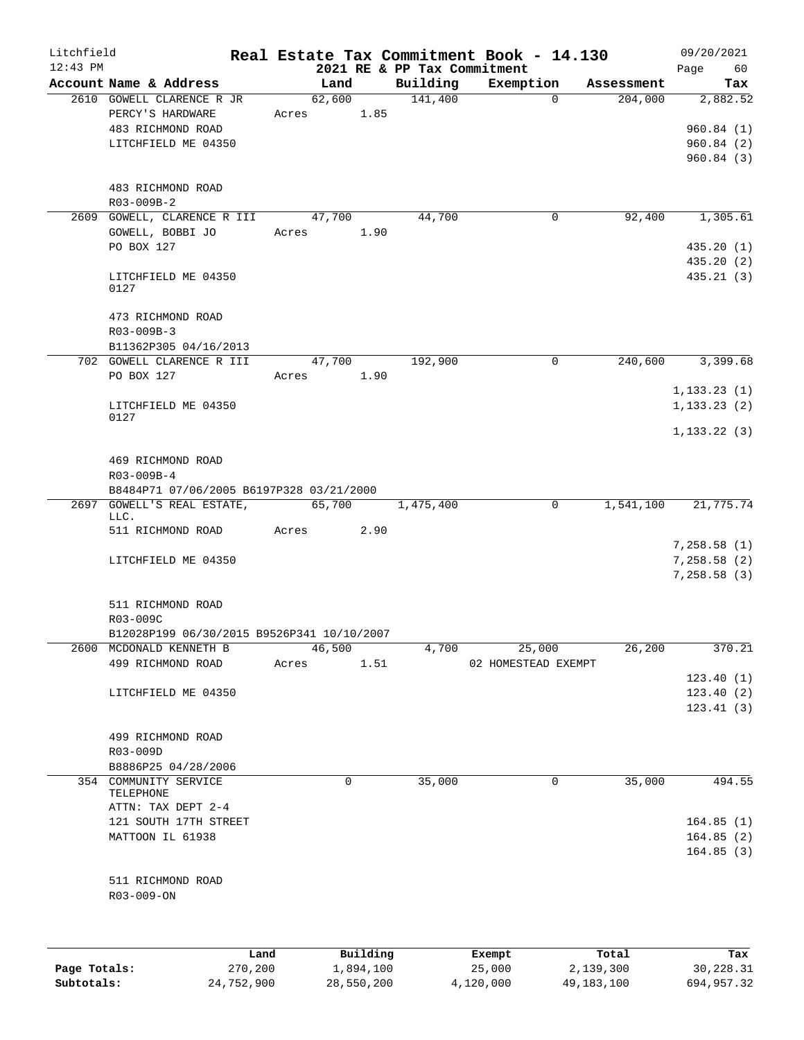# Real Estate Tax Commitment Book - 14.130

Litchfield 12:43 PM — 2021 RE & PP Tax Commitment — 09/20/2021

| Account Name & Address | Land | Building | Exemption | Assessment | Tax |
|---|---|---|---|---|---|
| 2610 GOWELL CLARENCE R JR | 62,600 | 141,400 | 0 | 204,000 | 2,882.52 |
| PERCY'S HARDWARE | Acres 1.85 | | | | |
| 483 RICHMOND ROAD | | | | | 960.84 (1) |
| LITCHFIELD ME 04350 | | | | | 960.84 (2) |
| | | | | | 960.84 (3) |
| 483 RICHMOND ROAD | | | | | |
| R03-009B-2 | | | | | |
| 2609 GOWELL, CLARENCE R III | 47,700 | 44,700 | 0 | 92,400 | 1,305.61 |
| GOWELL, BOBBI JO | Acres 1.90 | | | | |
| PO BOX 127 | | | | | 435.20 (1) |
| | | | | | 435.20 (2) |
| LITCHFIELD ME 04350 0127 | | | | | 435.21 (3) |
| 473 RICHMOND ROAD | | | | | |
| R03-009B-3 | | | | | |
| B11362P305 04/16/2013 | | | | | |
| 702 GOWELL CLARENCE R III | 47,700 | 192,900 | 0 | 240,600 | 3,399.68 |
| PO BOX 127 | Acres 1.90 | | | | |
| | | | | | 1,133.23 (1) |
| LITCHFIELD ME 04350 0127 | | | | | 1,133.23 (2) |
| | | | | | 1,133.22 (3) |
| 469 RICHMOND ROAD | | | | | |
| R03-009B-4 | | | | | |
| B8484P71 07/06/2005 B6197P328 03/21/2000 | | | | | |
| 2697 GOWELL'S REAL ESTATE, LLC. | 65,700 | 1,475,400 | 0 | 1,541,100 | 21,775.74 |
| 511 RICHMOND ROAD | Acres 2.90 | | | | |
| | | | | | 7,258.58 (1) |
| LITCHFIELD ME 04350 | | | | | 7,258.58 (2) |
| | | | | | 7,258.58 (3) |
| 511 RICHMOND ROAD | | | | | |
| R03-009C | | | | | |
| B12028P199 06/30/2015 B9526P341 10/10/2007 | | | | | |
| 2600 MCDONALD KENNETH B | 46,500 | 4,700 | 25,000 | 26,200 | 370.21 |
| 499 RICHMOND ROAD | Acres 1.51 | | 02 HOMESTEAD EXEMPT | | |
| | | | | | 123.40 (1) |
| LITCHFIELD ME 04350 | | | | | 123.40 (2) |
| | | | | | 123.41 (3) |
| 499 RICHMOND ROAD | | | | | |
| R03-009D | | | | | |
| B8886P25 04/28/2006 | | | | | |
| 354 COMMUNITY SERVICE TELEPHONE | 0 | 35,000 | 0 | 35,000 | 494.55 |
| ATTN: TAX DEPT 2-4 | | | | | |
| 121 SOUTH 17TH STREET | | | | | 164.85 (1) |
| MATTOON IL 61938 | | | | | 164.85 (2) |
| | | | | | 164.85 (3) |
| 511 RICHMOND ROAD | | | | | |
| R03-009-ON | | | | | |

| | Land | Building | Exempt | Total | Tax |
|---|---|---|---|---|---|
| Page Totals: | 270,200 | 1,894,100 | 25,000 | 2,139,300 | 30,228.31 |
| Subtotals: | 24,752,900 | 28,550,200 | 4,120,000 | 49,183,100 | 694,957.32 |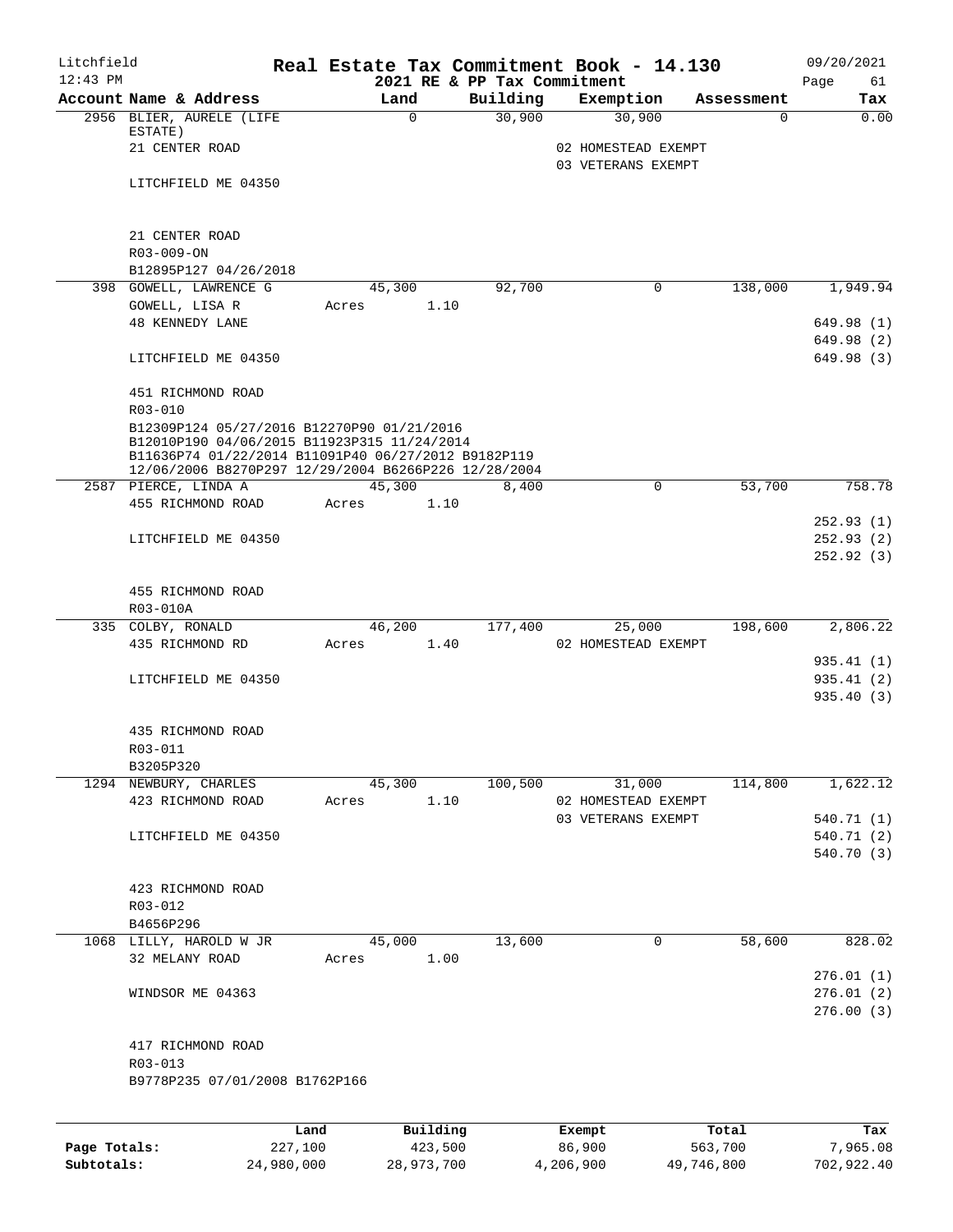Litchfield
12:43 PM

# Real Estate Tax Commitment Book - 14.130

2021 RE & PP Tax Commitment

09/20/2021

| Account Name & Address | Land | Building | Exemption | Assessment | Tax |
|---|---|---|---|---|---|
| 2956 BLIER, AURELE (LIFE ESTATE) | 0 | 30,900 | 30,900 | 0 | 0.00 |
| 21 CENTER ROAD | | | 02 HOMESTEAD EXEMPT | | |
| | | | 03 VETERANS EXEMPT | | |
| LITCHFIELD ME 04350 | | | | | |
| 21 CENTER ROAD | | | | | |
| R03-009-ON | | | | | |
| B12895P127 04/26/2018 | | | | | |
| 398 GOWELL, LAWRENCE G | 45,300 | 92,700 | 0 | 138,000 | 1,949.94 |
| GOWELL, LISA R | Acres 1.10 | | | | |
| 48 KENNEDY LANE | | | | | 649.98 (1) |
| | | | | | 649.98 (2) |
| LITCHFIELD ME 04350 | | | | | 649.98 (3) |
| 451 RICHMOND ROAD | | | | | |
| R03-010 | | | | | |
| B12309P124 05/27/2016 B12270P90 01/21/2016 B12010P190 04/06/2015 B11923P315 11/24/2014 B11636P74 01/22/2014 B11091P40 06/27/2012 B9182P119 12/06/2006 B8270P297 12/29/2004 B6266P226 12/28/2004 | | | | | |
| 2587 PIERCE, LINDA A | 45,300 | 8,400 | 0 | 53,700 | 758.78 |
| 455 RICHMOND ROAD | Acres 1.10 | | | | |
| | | | | | 252.93 (1) |
| LITCHFIELD ME 04350 | | | | | 252.93 (2) |
| | | | | | 252.92 (3) |
| 455 RICHMOND ROAD | | | | | |
| R03-010A | | | | | |
| 335 COLBY, RONALD | 46,200 | 177,400 | 25,000 | 198,600 | 2,806.22 |
| 435 RICHMOND RD | Acres 1.40 | | 02 HOMESTEAD EXEMPT | | |
| | | | | | 935.41 (1) |
| LITCHFIELD ME 04350 | | | | | 935.41 (2) |
| | | | | | 935.40 (3) |
| 435 RICHMOND ROAD | | | | | |
| R03-011 | | | | | |
| B3205P320 | | | | | |
| 1294 NEWBURY, CHARLES | 45,300 | 100,500 | 31,000 | 114,800 | 1,622.12 |
| 423 RICHMOND ROAD | Acres 1.10 | | 02 HOMESTEAD EXEMPT | | |
| | | | 03 VETERANS EXEMPT | | 540.71 (1) |
| LITCHFIELD ME 04350 | | | | | 540.71 (2) |
| | | | | | 540.70 (3) |
| 423 RICHMOND ROAD | | | | | |
| R03-012 | | | | | |
| B4656P296 | | | | | |
| 1068 LILLY, HAROLD W JR | 45,000 | 13,600 | 0 | 58,600 | 828.02 |
| 32 MELANY ROAD | Acres 1.00 | | | | |
| | | | | | 276.01 (1) |
| WINDSOR ME 04363 | | | | | 276.01 (2) |
| | | | | | 276.00 (3) |
| 417 RICHMOND ROAD | | | | | |
| R03-013 | | | | | |
| B9778P235 07/01/2008 B1762P166 | | | | | |

| | Land | Building | Exempt | Total | Tax |
|---|---|---|---|---|---|
| Page Totals: | 227,100 | 423,500 | 86,900 | 563,700 | 7,965.08 |
| Subtotals: | 24,980,000 | 28,973,700 | 4,206,900 | 49,746,800 | 702,922.40 |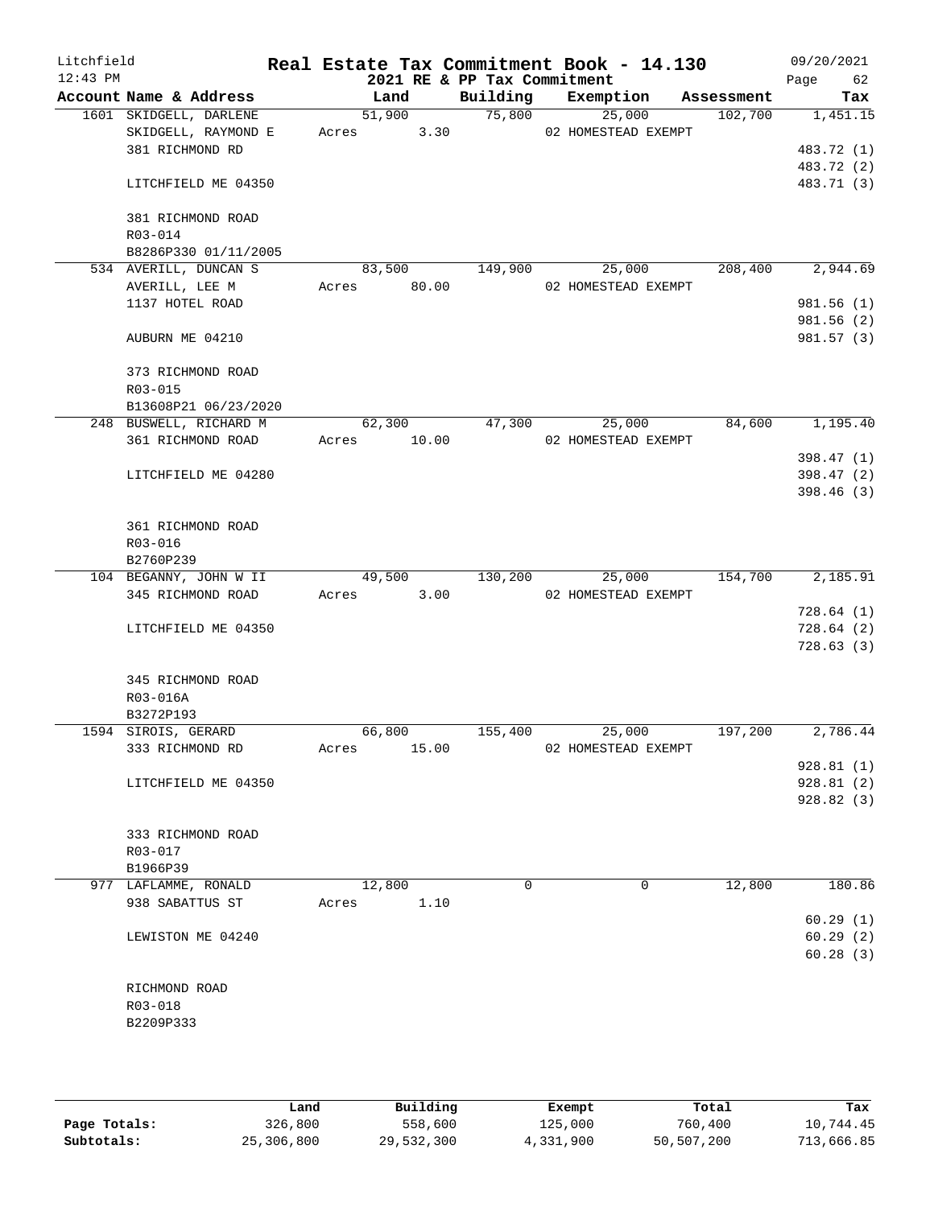Litchfield
12:43 PM

# Real Estate Tax Commitment Book - 14.130

## 2021 RE & PP Tax Commitment

09/20/2021
Page 62

| Account Name & Address | Land | Building | Exemption | Assessment | Tax |
|---|---|---|---|---|---|
| 1601 SKIDGELL, DARLENE | 51,900 | 75,800 | 25,000 | 102,700 | 1,451.15 |
| SKIDGELL, RAYMOND E | Acres 3.30 | | 02 HOMESTEAD EXEMPT | | |
| 381 RICHMOND RD | | | | | 483.72 (1) |
| | | | | | 483.72 (2) |
| LITCHFIELD ME 04350 | | | | | 483.71 (3) |
| 381 RICHMOND ROAD | | | | | |
| R03-014 | | | | | |
| B8286P330 01/11/2005 | | | | | |
| 534 AVERILL, DUNCAN S | 83,500 | 149,900 | 25,000 | 208,400 | 2,944.69 |
| AVERILL, LEE M | Acres 80.00 | | 02 HOMESTEAD EXEMPT | | |
| 1137 HOTEL ROAD | | | | | 981.56 (1) |
| | | | | | 981.56 (2) |
| AUBURN ME 04210 | | | | | 981.57 (3) |
| 373 RICHMOND ROAD | | | | | |
| R03-015 | | | | | |
| B13608P21 06/23/2020 | | | | | |
| 248 BUSWELL, RICHARD M | 62,300 | 47,300 | 25,000 | 84,600 | 1,195.40 |
| 361 RICHMOND ROAD | Acres 10.00 | | 02 HOMESTEAD EXEMPT | | |
| | | | | | 398.47 (1) |
| LITCHFIELD ME 04280 | | | | | 398.47 (2) |
| | | | | | 398.46 (3) |
| 361 RICHMOND ROAD | | | | | |
| R03-016 | | | | | |
| B2760P239 | | | | | |
| 104 BEGANNY, JOHN W II | 49,500 | 130,200 | 25,000 | 154,700 | 2,185.91 |
| 345 RICHMOND ROAD | Acres 3.00 | | 02 HOMESTEAD EXEMPT | | |
| | | | | | 728.64 (1) |
| LITCHFIELD ME 04350 | | | | | 728.64 (2) |
| | | | | | 728.63 (3) |
| 345 RICHMOND ROAD | | | | | |
| R03-016A | | | | | |
| B3272P193 | | | | | |
| 1594 SIROIS, GERARD | 66,800 | 155,400 | 25,000 | 197,200 | 2,786.44 |
| 333 RICHMOND RD | Acres 15.00 | | 02 HOMESTEAD EXEMPT | | |
| | | | | | 928.81 (1) |
| LITCHFIELD ME 04350 | | | | | 928.81 (2) |
| | | | | | 928.82 (3) |
| 333 RICHMOND ROAD | | | | | |
| R03-017 | | | | | |
| B1966P39 | | | | | |
| 977 LAFLAMME, RONALD | 12,800 | 0 | 0 | 12,800 | 180.86 |
| 938 SABATTUS ST | Acres 1.10 | | | | |
| | | | | | 60.29 (1) |
| LEWISTON ME 04240 | | | | | 60.29 (2) |
| | | | | | 60.28 (3) |
| RICHMOND ROAD | | | | | |
| R03-018 | | | | | |
| B2209P333 | | | | | |

| | Land | Building | Exempt | Total | Tax |
|---|---|---|---|---|---|
| Page Totals: | 326,800 | 558,600 | 125,000 | 760,400 | 10,744.45 |
| Subtotals: | 25,306,800 | 29,532,300 | 4,331,900 | 50,507,200 | 713,666.85 |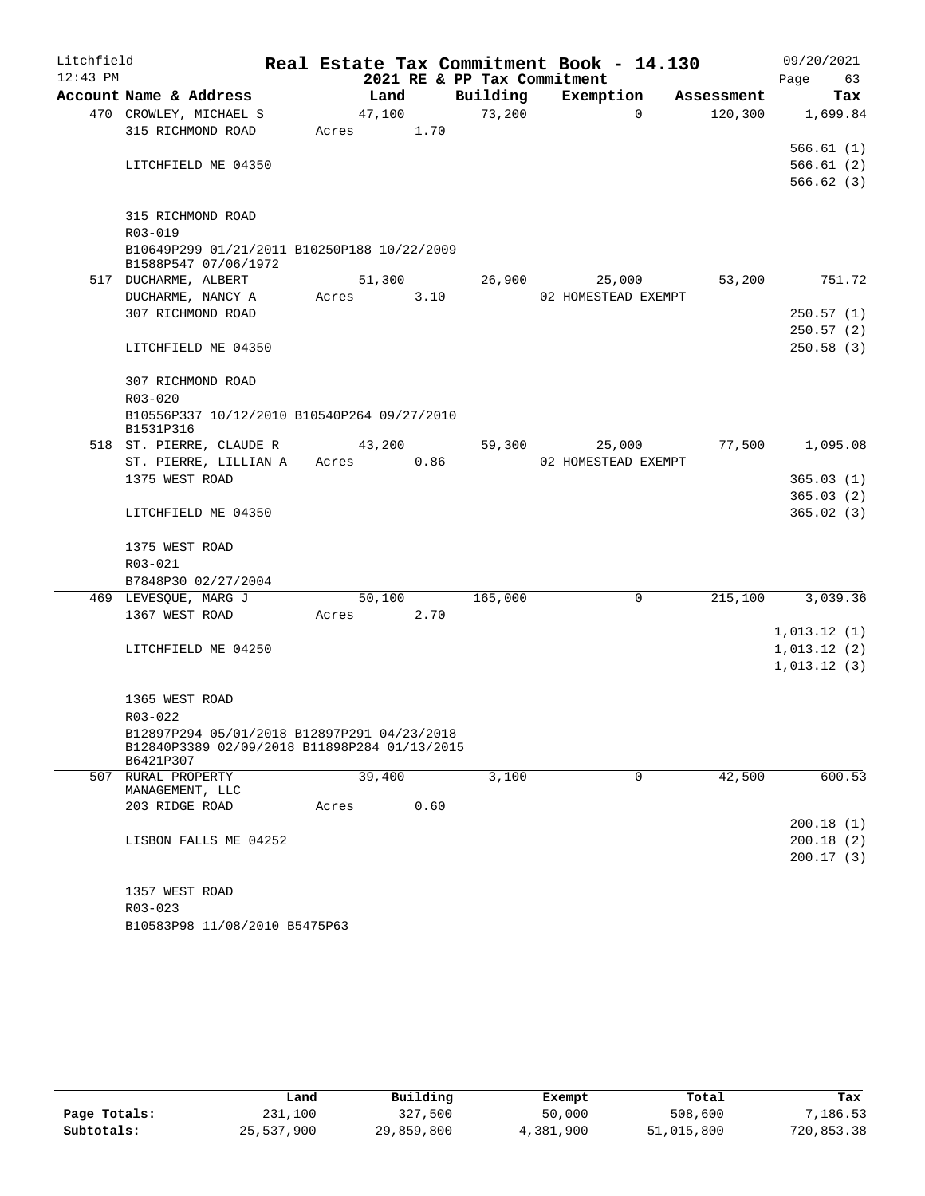Litchfield 12:43 PM

# Real Estate Tax Commitment Book - 14.130

2021 RE & PP Tax Commitment

09/20/2021

| Account Name & Address | Land | Building | Exemption | Assessment | Tax |
|---|---|---|---|---|---|
| 470 CROWLEY, MICHAEL S | 47,100 | 73,200 | 0 | 120,300 | 1,699.84 |
| 315 RICHMOND ROAD | Acres 1.70 | | | | |
| | | | | | 566.61 (1) |
| LITCHFIELD ME 04350 | | | | | 566.61 (2) |
| | | | | | 566.62 (3) |
| 315 RICHMOND ROAD | | | | | |
| R03-019 | | | | | |
| B10649P299 01/21/2011 B10250P188 10/22/2009 B1588P547 07/06/1972 | | | | | |
| 517 DUCHARME, ALBERT | 51,300 | 26,900 | 25,000 | 53,200 | 751.72 |
| DUCHARME, NANCY A | Acres 3.10 | | 02 HOMESTEAD EXEMPT | | |
| 307 RICHMOND ROAD | | | | | 250.57 (1) |
| | | | | | 250.57 (2) |
| LITCHFIELD ME 04350 | | | | | 250.58 (3) |
| 307 RICHMOND ROAD | | | | | |
| R03-020 | | | | | |
| B10556P337 10/12/2010 B10540P264 09/27/2010 B1531P316 | | | | | |
| 518 ST. PIERRE, CLAUDE R | 43,200 | 59,300 | 25,000 | 77,500 | 1,095.08 |
| ST. PIERRE, LILLIAN A | Acres 0.86 | | 02 HOMESTEAD EXEMPT | | |
| 1375 WEST ROAD | | | | | 365.03 (1) |
| | | | | | 365.03 (2) |
| LITCHFIELD ME 04350 | | | | | 365.02 (3) |
| 1375 WEST ROAD | | | | | |
| R03-021 | | | | | |
| B7848P30 02/27/2004 | | | | | |
| 469 LEVESQUE, MARG J | 50,100 | 165,000 | 0 | 215,100 | 3,039.36 |
| 1367 WEST ROAD | Acres 2.70 | | | | |
| | | | | | 1,013.12 (1) |
| LITCHFIELD ME 04250 | | | | | 1,013.12 (2) |
| | | | | | 1,013.12 (3) |
| 1365 WEST ROAD | | | | | |
| R03-022 | | | | | |
| B12897P294 05/01/2018 B12897P291 04/23/2018 B12840P3389 02/09/2018 B11898P284 01/13/2015 B6421P307 | | | | | |
| 507 RURAL PROPERTY MANAGEMENT, LLC | 39,400 | 3,100 | 0 | 42,500 | 600.53 |
| 203 RIDGE ROAD | Acres 0.60 | | | | |
| | | | | | 200.18 (1) |
| LISBON FALLS ME 04252 | | | | | 200.18 (2) |
| | | | | | 200.17 (3) |
| 1357 WEST ROAD | | | | | |
| R03-023 | | | | | |
| B10583P98 11/08/2010 B5475P63 | | | | | |

| | Land | Building | Exempt | Total | Tax |
|---|---|---|---|---|---|
| Page Totals: | 231,100 | 327,500 | 50,000 | 508,600 | 7,186.53 |
| Subtotals: | 25,537,900 | 29,859,800 | 4,381,900 | 51,015,800 | 720,853.38 |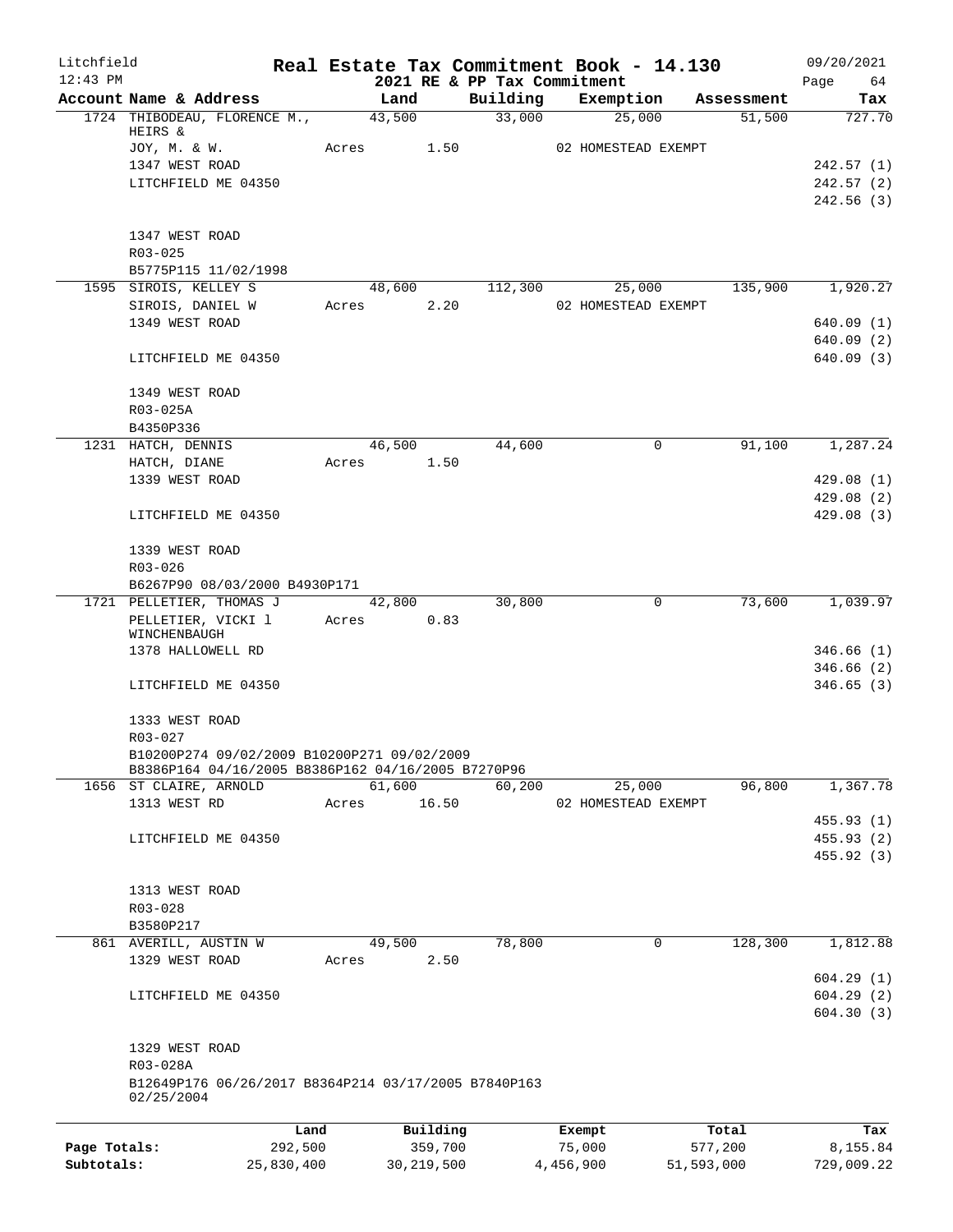Litchfield 12:43 PM

**Real Estate Tax Commitment Book - 14.130**
**2021 RE & PP Tax Commitment**

09/20/2021

| Account Name & Address | Land | Building | Exemption | Assessment | Tax |
|---|---|---|---|---|---|
| 1724 THIBODEAU, FLORENCE M., HEIRS & | 43,500 | 33,000 | 25,000 | 51,500 | 727.70 |
| JOY, M. & W. | Acres 1.50 | | 02 HOMESTEAD EXEMPT | | |
| 1347 WEST ROAD | | | | | 242.57 (1) |
| LITCHFIELD ME 04350 | | | | | 242.57 (2) |
| | | | | | 242.56 (3) |
| 1347 WEST ROAD | | | | | |
| R03-025 | | | | | |
| B5775P115 11/02/1998 | | | | | |
| 1595 SIROIS, KELLEY S | 48,600 | 112,300 | 25,000 | 135,900 | 1,920.27 |
| SIROIS, DANIEL W | Acres 2.20 | | 02 HOMESTEAD EXEMPT | | |
| 1349 WEST ROAD | | | | | 640.09 (1) |
| | | | | | 640.09 (2) |
| LITCHFIELD ME 04350 | | | | | 640.09 (3) |
| 1349 WEST ROAD | | | | | |
| R03-025A | | | | | |
| B4350P336 | | | | | |
| 1231 HATCH, DENNIS | 46,500 | 44,600 | 0 | 91,100 | 1,287.24 |
| HATCH, DIANE | Acres 1.50 | | | | |
| 1339 WEST ROAD | | | | | 429.08 (1) |
| | | | | | 429.08 (2) |
| LITCHFIELD ME 04350 | | | | | 429.08 (3) |
| 1339 WEST ROAD | | | | | |
| R03-026 | | | | | |
| B6267P90 08/03/2000 B4930P171 | | | | | |
| 1721 PELLETIER, THOMAS J | 42,800 | 30,800 | 0 | 73,600 | 1,039.97 |
| PELLETIER, VICKI l WINCHENBAUGH | Acres 0.83 | | | | |
| 1378 HALLOWELL RD | | | | | 346.66 (1) |
| | | | | | 346.66 (2) |
| LITCHFIELD ME 04350 | | | | | 346.65 (3) |
| 1333 WEST ROAD | | | | | |
| R03-027 | | | | | |
| B10200P274 09/02/2009 B10200P271 09/02/2009 B8386P164 04/16/2005 B8386P162 04/16/2005 B7270P96 | | | | | |
| 1656 ST CLAIRE, ARNOLD | 61,600 | 60,200 | 25,000 | 96,800 | 1,367.78 |
| 1313 WEST RD | Acres 16.50 | | 02 HOMESTEAD EXEMPT | | |
| | | | | | 455.93 (1) |
| LITCHFIELD ME 04350 | | | | | 455.93 (2) |
| | | | | | 455.92 (3) |
| 1313 WEST ROAD | | | | | |
| R03-028 | | | | | |
| B3580P217 | | | | | |
| 861 AVERILL, AUSTIN W | 49,500 | 78,800 | 0 | 128,300 | 1,812.88 |
| 1329 WEST ROAD | Acres 2.50 | | | | |
| | | | | | 604.29 (1) |
| LITCHFIELD ME 04350 | | | | | 604.29 (2) |
| | | | | | 604.30 (3) |
| 1329 WEST ROAD | | | | | |
| R03-028A | | | | | |
| B12649P176 06/26/2017 B8364P214 03/17/2005 B7840P163 02/25/2004 | | | | | |

| | Land | Building | Exempt | Total | Tax |
|---|---|---|---|---|---|
| Page Totals: | 292,500 | 359,700 | 75,000 | 577,200 | 8,155.84 |
| Subtotals: | 25,830,400 | 30,219,500 | 4,456,900 | 51,593,000 | 729,009.22 |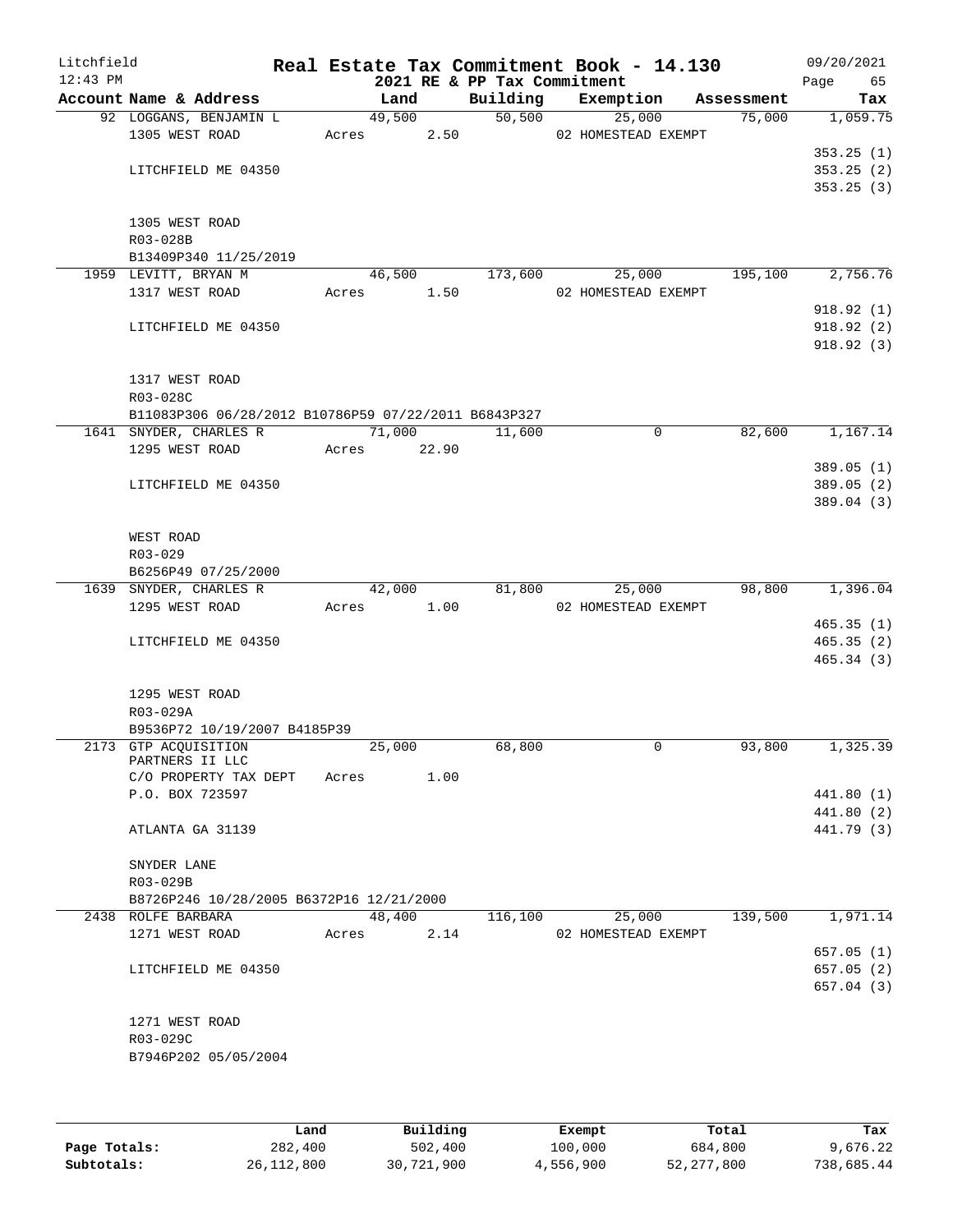# Real Estate Tax Commitment Book - 14.130

Litchfield 12:43 PM — 2021 RE & PP Tax Commitment — 09/20/2021

| Account Name & Address | Land | Building | Exemption | Assessment | Tax |
|---|---|---|---|---|---|
| 92 LOGGANS, BENJAMIN L | 49,500 | 50,500 | 25,000 | 75,000 | 1,059.75 |
| 1305 WEST ROAD | Acres 2.50 | | 02 HOMESTEAD EXEMPT | | |
| | | | | | 353.25 (1) |
| LITCHFIELD ME 04350 | | | | | 353.25 (2) |
| | | | | | 353.25 (3) |
| 1305 WEST ROAD | | | | | |
| R03-028B | | | | | |
| B13409P340 11/25/2019 | | | | | |
| 1959 LEVITT, BRYAN M | 46,500 | 173,600 | 25,000 | 195,100 | 2,756.76 |
| 1317 WEST ROAD | Acres 1.50 | | 02 HOMESTEAD EXEMPT | | |
| | | | | | 918.92 (1) |
| LITCHFIELD ME 04350 | | | | | 918.92 (2) |
| | | | | | 918.92 (3) |
| 1317 WEST ROAD | | | | | |
| R03-028C | | | | | |
| B11083P306 06/28/2012 B10786P59 07/22/2011 B6843P327 | | | | | |
| 1641 SNYDER, CHARLES R | 71,000 | 11,600 | 0 | 82,600 | 1,167.14 |
| 1295 WEST ROAD | Acres 22.90 | | | | |
| | | | | | 389.05 (1) |
| LITCHFIELD ME 04350 | | | | | 389.05 (2) |
| | | | | | 389.04 (3) |
| WEST ROAD | | | | | |
| R03-029 | | | | | |
| B6256P49 07/25/2000 | | | | | |
| 1639 SNYDER, CHARLES R | 42,000 | 81,800 | 25,000 | 98,800 | 1,396.04 |
| 1295 WEST ROAD | Acres 1.00 | | 02 HOMESTEAD EXEMPT | | |
| | | | | | 465.35 (1) |
| LITCHFIELD ME 04350 | | | | | 465.35 (2) |
| | | | | | 465.34 (3) |
| 1295 WEST ROAD | | | | | |
| R03-029A | | | | | |
| B9536P72 10/19/2007 B4185P39 | | | | | |
| 2173 GTP ACQUISITION PARTNERS II LLC | 25,000 | 68,800 | 0 | 93,800 | 1,325.39 |
| C/O PROPERTY TAX DEPT | Acres 1.00 | | | | |
| P.O. BOX 723597 | | | | | 441.80 (1) |
| | | | | | 441.80 (2) |
| ATLANTA GA 31139 | | | | | 441.79 (3) |
| SNYDER LANE | | | | | |
| R03-029B | | | | | |
| B8726P246 10/28/2005 B6372P16 12/21/2000 | | | | | |
| 2438 ROLFE BARBARA | 48,400 | 116,100 | 25,000 | 139,500 | 1,971.14 |
| 1271 WEST ROAD | Acres 2.14 | | 02 HOMESTEAD EXEMPT | | |
| | | | | | 657.05 (1) |
| LITCHFIELD ME 04350 | | | | | 657.05 (2) |
| | | | | | 657.04 (3) |
| 1271 WEST ROAD | | | | | |
| R03-029C | | | | | |
| B7946P202 05/05/2004 | | | | | |

| | Land | Building | Exempt | Total | Tax |
|---|---|---|---|---|---|
| Page Totals: | 282,400 | 502,400 | 100,000 | 684,800 | 9,676.22 |
| Subtotals: | 26,112,800 | 30,721,900 | 4,556,900 | 52,277,800 | 738,685.44 |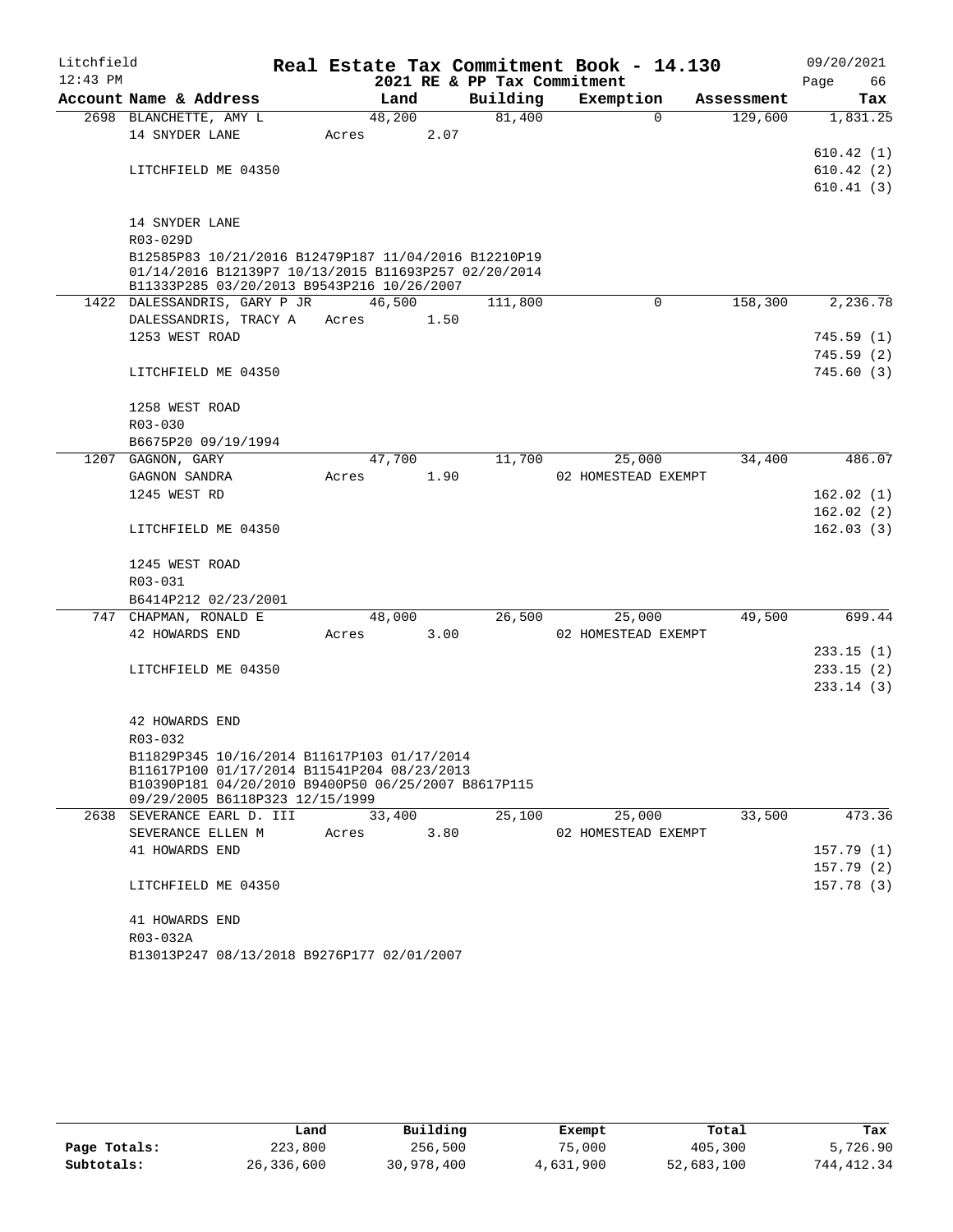# Real Estate Tax Commitment Book - 14.130

Litchfield
12:43 PM

2021 RE & PP Tax Commitment

09/20/2021

| Account Name & Address | Land | Building | Exemption | Assessment | Tax |
|---|---|---|---|---|---|
| 2698 BLANCHETTE, AMY L | 48,200 | 81,400 | 0 | 129,600 | 1,831.25 |
| 14 SNYDER LANE | Acres 2.07 | | | | |
| | | | | | 610.42 (1) |
| LITCHFIELD ME 04350 | | | | | 610.42 (2) |
| | | | | | 610.41 (3) |
| 14 SNYDER LANE | | | | | |
| R03-029D | | | | | |
| B12585P83 10/21/2016 B12479P187 11/04/2016 B12210P19 01/14/2016 B12139P7 10/13/2015 B11693P257 02/20/2014 B11333P285 03/20/2013 B9543P216 10/26/2007 | | | | | |
| 1422 DALESSANDRIS, GARY P JR | 46,500 | 111,800 | 0 | 158,300 | 2,236.78 |
| DALESSANDRIS, TRACY A | Acres 1.50 | | | | |
| 1253 WEST ROAD | | | | | 745.59 (1) |
| | | | | | 745.59 (2) |
| LITCHFIELD ME 04350 | | | | | 745.60 (3) |
| 1258 WEST ROAD | | | | | |
| R03-030 | | | | | |
| B6675P20 09/19/1994 | | | | | |
| 1207 GAGNON, GARY | 47,700 | 11,700 | 25,000 | 34,400 | 486.07 |
| GAGNON SANDRA | Acres 1.90 | | 02 HOMESTEAD EXEMPT | | |
| 1245 WEST RD | | | | | 162.02 (1) |
| | | | | | 162.02 (2) |
| LITCHFIELD ME 04350 | | | | | 162.03 (3) |
| 1245 WEST ROAD | | | | | |
| R03-031 | | | | | |
| B6414P212 02/23/2001 | | | | | |
| 747 CHAPMAN, RONALD E | 48,000 | 26,500 | 25,000 | 49,500 | 699.44 |
| 42 HOWARDS END | Acres 3.00 | | 02 HOMESTEAD EXEMPT | | |
| | | | | | 233.15 (1) |
| LITCHFIELD ME 04350 | | | | | 233.15 (2) |
| | | | | | 233.14 (3) |
| 42 HOWARDS END | | | | | |
| R03-032 | | | | | |
| B11829P345 10/16/2014 B11617P103 01/17/2014 B11617P100 01/17/2014 B11541P204 08/23/2013 B10390P181 04/20/2010 B9400P50 06/25/2007 B8617P115 09/29/2005 B6118P323 12/15/1999 | | | | | |
| 2638 SEVERANCE EARL D. III | 33,400 | 25,100 | 25,000 | 33,500 | 473.36 |
| SEVERANCE ELLEN M | Acres 3.80 | | 02 HOMESTEAD EXEMPT | | |
| 41 HOWARDS END | | | | | 157.79 (1) |
| | | | | | 157.79 (2) |
| LITCHFIELD ME 04350 | | | | | 157.78 (3) |
| 41 HOWARDS END | | | | | |
| R03-032A | | | | | |
| B13013P247 08/13/2018 B9276P177 02/01/2007 | | | | | |

| | Land | Building | Exempt | Total | Tax |
|---|---|---|---|---|---|
| Page Totals: | 223,800 | 256,500 | 75,000 | 405,300 | 5,726.90 |
| Subtotals: | 26,336,600 | 30,978,400 | 4,631,900 | 52,683,100 | 744,412.34 |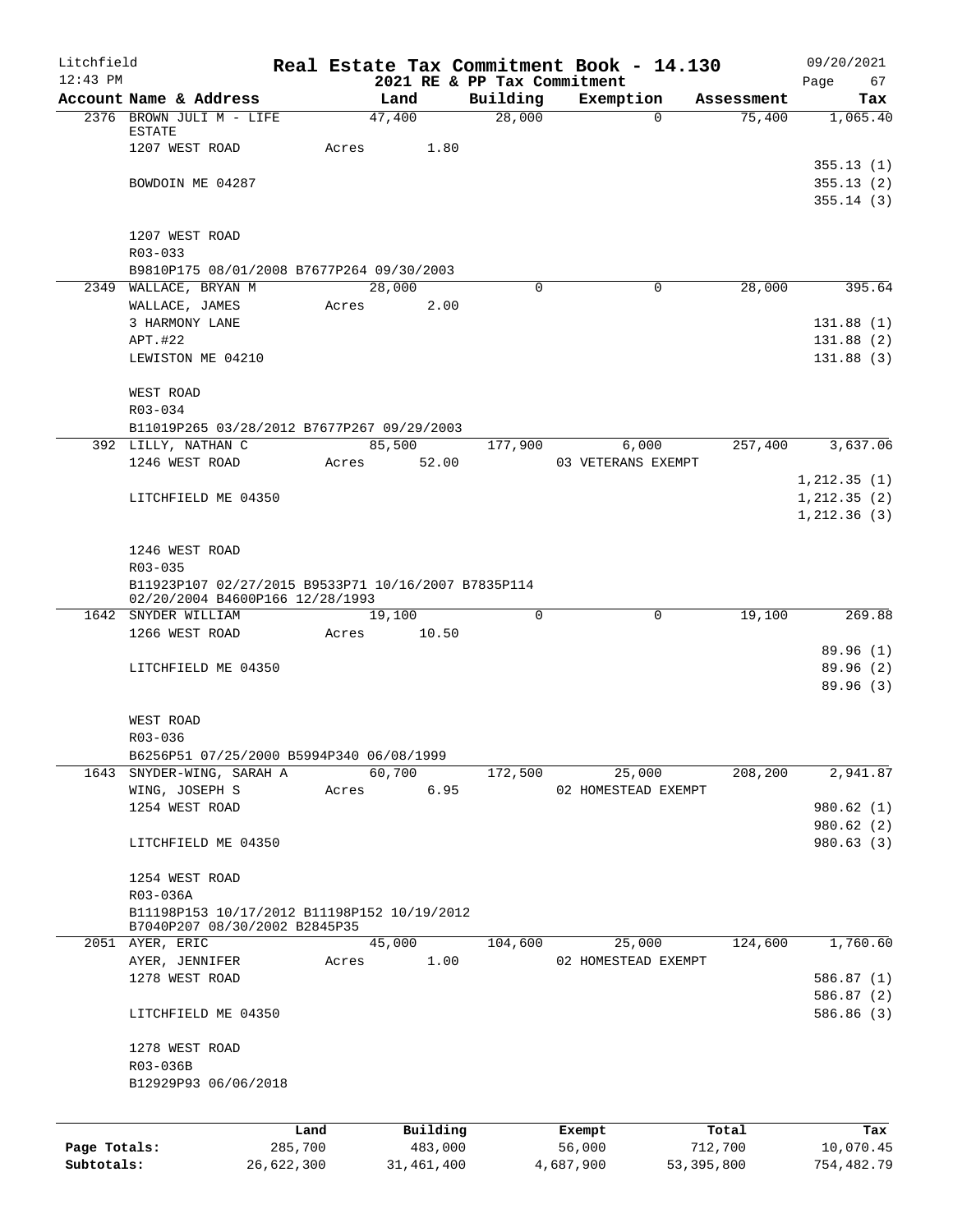Litchfield 12:43 PM

# Real Estate Tax Commitment Book - 14.130

## 2021 RE & PP Tax Commitment

09/20/2021 Page 67

| Account Name & Address | Land | Building | Exemption | Assessment | Tax |
|---|---|---|---|---|---|
| 2376 BROWN JULI M - LIFE ESTATE | 47,400 | 28,000 | 0 | 75,400 | 1,065.40 |
| 1207 WEST ROAD | Acres 1.80 | | | | |
| | | | | | 355.13 (1) |
| BOWDOIN ME 04287 | | | | | 355.13 (2) |
| | | | | | 355.14 (3) |
| 1207 WEST ROAD | | | | | |
| R03-033 | | | | | |
| B9810P175 08/01/2008 B7677P264 09/30/2003 | | | | | |
| 2349 WALLACE, BRYAN M | 28,000 | 0 | 0 | 28,000 | 395.64 |
| WALLACE, JAMES | Acres 2.00 | | | | |
| 3 HARMONY LANE | | | | | 131.88 (1) |
| APT.#22 | | | | | 131.88 (2) |
| LEWISTON ME 04210 | | | | | 131.88 (3) |
| WEST ROAD | | | | | |
| R03-034 | | | | | |
| B11019P265 03/28/2012 B7677P267 09/29/2003 | | | | | |
| 392 LILLY, NATHAN C | 85,500 | 177,900 | 6,000 | 257,400 | 3,637.06 |
| 1246 WEST ROAD | Acres 52.00 | | 03 VETERANS EXEMPT | | |
| | | | | | 1,212.35 (1) |
| LITCHFIELD ME 04350 | | | | | 1,212.35 (2) |
| | | | | | 1,212.36 (3) |
| 1246 WEST ROAD | | | | | |
| R03-035 | | | | | |
| B11923P107 02/27/2015 B9533P71 10/16/2007 B7835P114 02/20/2004 B4600P166 12/28/1993 | | | | | |
| 1642 SNYDER WILLIAM | 19,100 | 0 | 0 | 19,100 | 269.88 |
| 1266 WEST ROAD | Acres 10.50 | | | | |
| | | | | | 89.96 (1) |
| LITCHFIELD ME 04350 | | | | | 89.96 (2) |
| | | | | | 89.96 (3) |
| WEST ROAD | | | | | |
| R03-036 | | | | | |
| B6256P51 07/25/2000 B5994P340 06/08/1999 | | | | | |
| 1643 SNYDER-WING, SARAH A | 60,700 | 172,500 | 25,000 | 208,200 | 2,941.87 |
| WING, JOSEPH S | Acres 6.95 | | 02 HOMESTEAD EXEMPT | | |
| 1254 WEST ROAD | | | | | 980.62 (1) |
| | | | | | 980.62 (2) |
| LITCHFIELD ME 04350 | | | | | 980.63 (3) |
| 1254 WEST ROAD | | | | | |
| R03-036A | | | | | |
| B11198P153 10/17/2012 B11198P152 10/19/2012 B7040P207 08/30/2002 B2845P35 | | | | | |
| 2051 AYER, ERIC | 45,000 | 104,600 | 25,000 | 124,600 | 1,760.60 |
| AYER, JENNIFER | Acres 1.00 | | 02 HOMESTEAD EXEMPT | | |
| 1278 WEST ROAD | | | | | 586.87 (1) |
| | | | | | 586.87 (2) |
| LITCHFIELD ME 04350 | | | | | 586.86 (3) |
| 1278 WEST ROAD | | | | | |
| R03-036B | | | | | |
| B12929P93 06/06/2018 | | | | | |

| | Land | Building | Exempt | Total | Tax |
|---|---|---|---|---|---|
| Page Totals: | 285,700 | 483,000 | 56,000 | 712,700 | 10,070.45 |
| Subtotals: | 26,622,300 | 31,461,400 | 4,687,900 | 53,395,800 | 754,482.79 |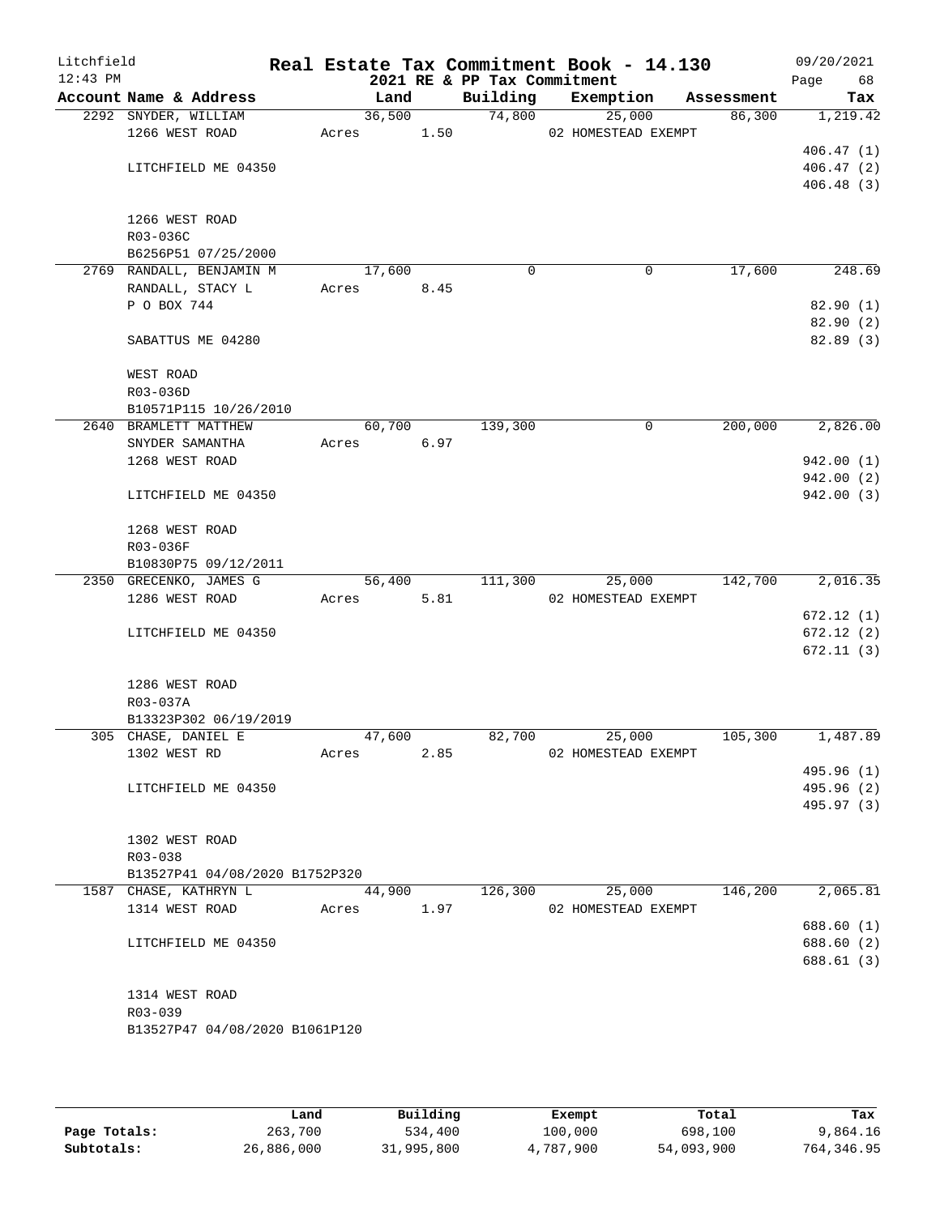# Real Estate Tax Commitment Book - 14.130

## 2021 RE & PP Tax Commitment

Litchfield 12:43 PM — 09/20/2021

| Account | Name & Address | Land | Building | Exemption | Assessment | Tax |
|---|---|---|---|---|---|---|
| 2292 | SNYDER, WILLIAM<br>1266 WEST ROAD<br>LITCHFIELD ME 04350<br>1266 WEST ROAD<br>R03-036C<br>B6256P51 07/25/2000 | 36,500<br>Acres 1.50 | 74,800 | 25,000<br>02 HOMESTEAD EXEMPT | 86,300 | 1,219.42<br>406.47 (1)<br>406.47 (2)<br>406.48 (3) |
| 2769 | RANDALL, BENJAMIN M<br>RANDALL, STACY L<br>P O BOX 744<br>SABATTUS ME 04280<br>WEST ROAD<br>R03-036D<br>B10571P115 10/26/2010 | 17,600<br>Acres 8.45 | 0 | 0 | 17,600 | 248.69<br>82.90 (1)<br>82.90 (2)<br>82.89 (3) |
| 2640 | BRAMLETT MATTHEW<br>SNYDER SAMANTHA<br>1268 WEST ROAD<br>LITCHFIELD ME 04350<br>1268 WEST ROAD<br>R03-036F<br>B10830P75 09/12/2011 | 60,700<br>Acres 6.97 | 139,300 | 0 | 200,000 | 2,826.00<br>942.00 (1)<br>942.00 (2)<br>942.00 (3) |
| 2350 | GRECENKO, JAMES G<br>1286 WEST ROAD<br>LITCHFIELD ME 04350<br>1286 WEST ROAD<br>R03-037A<br>B13323P302 06/19/2019 | 56,400<br>Acres 5.81 | 111,300 | 25,000<br>02 HOMESTEAD EXEMPT | 142,700 | 2,016.35<br>672.12 (1)<br>672.12 (2)<br>672.11 (3) |
| 305 | CHASE, DANIEL E<br>1302 WEST RD<br>LITCHFIELD ME 04350<br>1302 WEST ROAD<br>R03-038<br>B13527P41 04/08/2020 B1752P320 | 47,600<br>Acres 2.85 | 82,700 | 25,000<br>02 HOMESTEAD EXEMPT | 105,300 | 1,487.89<br>495.96 (1)<br>495.96 (2)<br>495.97 (3) |
| 1587 | CHASE, KATHRYN L<br>1314 WEST ROAD<br>LITCHFIELD ME 04350<br>1314 WEST ROAD<br>R03-039<br>B13527P47 04/08/2020 B1061P120 | 44,900<br>Acres 1.97 | 126,300 | 25,000<br>02 HOMESTEAD EXEMPT | 146,200 | 2,065.81<br>688.60 (1)<br>688.60 (2)<br>688.61 (3) |

| | Land | Building | Exempt | Total | Tax |
|---|---|---|---|---|---|
| Page Totals: | 263,700 | 534,400 | 100,000 | 698,100 | 9,864.16 |
| Subtotals: | 26,886,000 | 31,995,800 | 4,787,900 | 54,093,900 | 764,346.95 |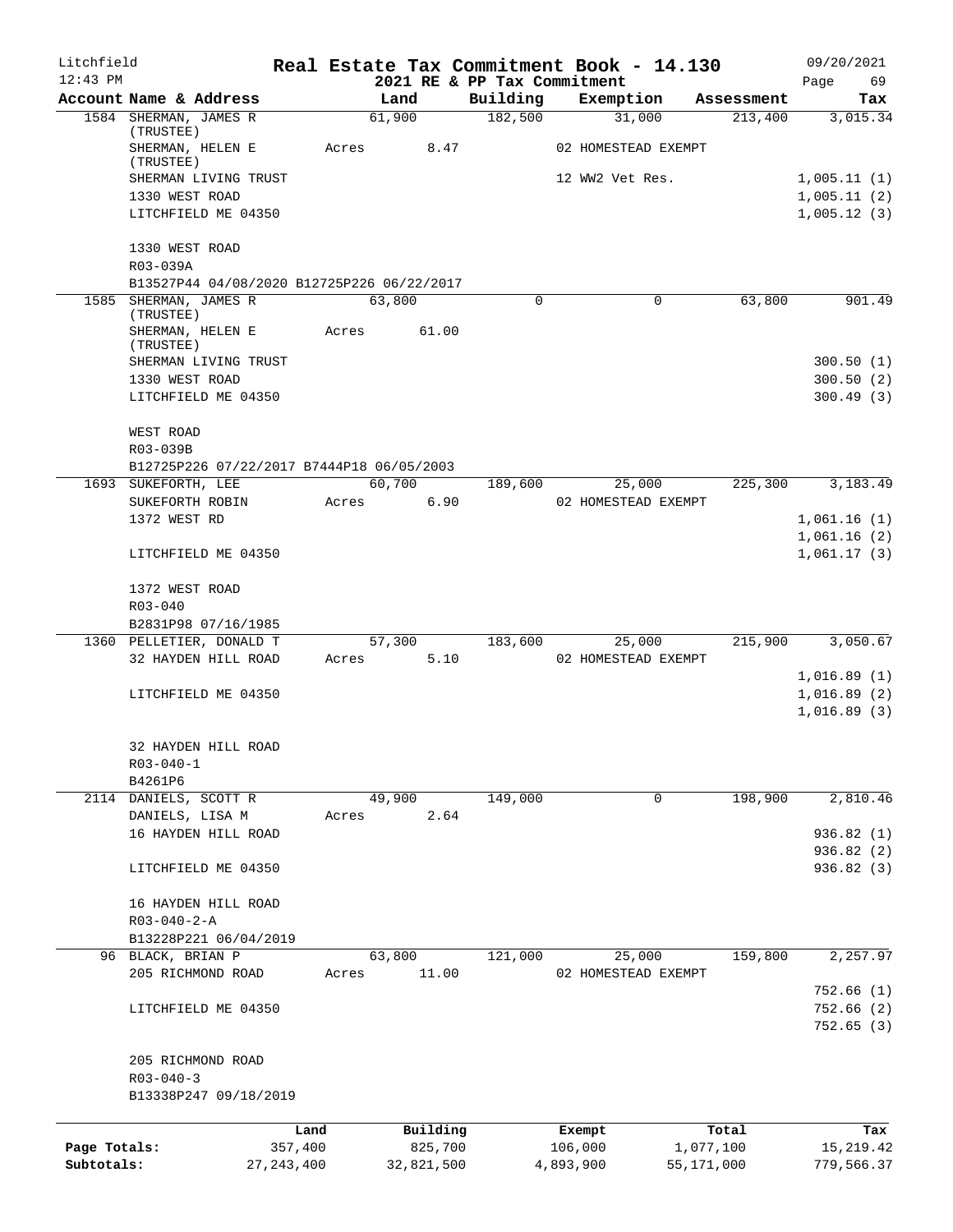Litchfield
12:43 PM

# Real Estate Tax Commitment Book - 14.130

09/20/2021

## 2021 RE & PP Tax Commitment

| Account Name & Address | Land | Building | Exemption | Assessment | Tax |
|---|---|---|---|---|---|
| 1584 SHERMAN, JAMES R (TRUSTEE) | 61,900 | 182,500 | 31,000 | 213,400 | 3,015.34 |
| SHERMAN, HELEN E (TRUSTEE) | Acres 8.47 | | 02 HOMESTEAD EXEMPT | | |
| SHERMAN LIVING TRUST | | | 12 WW2 Vet Res. | | 1,005.11 (1) |
| 1330 WEST ROAD | | | | | 1,005.11 (2) |
| LITCHFIELD ME 04350 | | | | | 1,005.12 (3) |
| 1330 WEST ROAD | | | | | |
| R03-039A | | | | | |
| B13527P44 04/08/2020 B12725P226 06/22/2017 | | | | | |
| 1585 SHERMAN, JAMES R (TRUSTEE) | 63,800 | 0 | 0 | 63,800 | 901.49 |
| SHERMAN, HELEN E (TRUSTEE) | Acres 61.00 | | | | |
| SHERMAN LIVING TRUST | | | | | 300.50 (1) |
| 1330 WEST ROAD | | | | | 300.50 (2) |
| LITCHFIELD ME 04350 | | | | | 300.49 (3) |
| WEST ROAD | | | | | |
| R03-039B | | | | | |
| B12725P226 07/22/2017 B7444P18 06/05/2003 | | | | | |
| 1693 SUKEFORTH, LEE | 60,700 | 189,600 | 25,000 | 225,300 | 3,183.49 |
| SUKEFORTH ROBIN | Acres 6.90 | | 02 HOMESTEAD EXEMPT | | |
| 1372 WEST RD | | | | | 1,061.16 (1) |
| | | | | | 1,061.16 (2) |
| LITCHFIELD ME 04350 | | | | | 1,061.17 (3) |
| 1372 WEST ROAD | | | | | |
| R03-040 | | | | | |
| B2831P98 07/16/1985 | | | | | |
| 1360 PELLETIER, DONALD T | 57,300 | 183,600 | 25,000 | 215,900 | 3,050.67 |
| 32 HAYDEN HILL ROAD | Acres 5.10 | | 02 HOMESTEAD EXEMPT | | |
| | | | | | 1,016.89 (1) |
| LITCHFIELD ME 04350 | | | | | 1,016.89 (2) |
| | | | | | 1,016.89 (3) |
| 32 HAYDEN HILL ROAD | | | | | |
| R03-040-1 | | | | | |
| B4261P6 | | | | | |
| 2114 DANIELS, SCOTT R | 49,900 | 149,000 | 0 | 198,900 | 2,810.46 |
| DANIELS, LISA M | Acres 2.64 | | | | |
| 16 HAYDEN HILL ROAD | | | | | 936.82 (1) |
| | | | | | 936.82 (2) |
| LITCHFIELD ME 04350 | | | | | 936.82 (3) |
| 16 HAYDEN HILL ROAD | | | | | |
| R03-040-2-A | | | | | |
| B13228P221 06/04/2019 | | | | | |
| 96 BLACK, BRIAN P | 63,800 | 121,000 | 25,000 | 159,800 | 2,257.97 |
| 205 RICHMOND ROAD | Acres 11.00 | | 02 HOMESTEAD EXEMPT | | |
| | | | | | 752.66 (1) |
| LITCHFIELD ME 04350 | | | | | 752.66 (2) |
| | | | | | 752.65 (3) |
| 205 RICHMOND ROAD | | | | | |
| R03-040-3 | | | | | |
| B13338P247 09/18/2019 | | | | | |

| | Land | Building | Exempt | Total | Tax |
|---|---|---|---|---|---|
| Page Totals: | 357,400 | 825,700 | 106,000 | 1,077,100 | 15,219.42 |
| Subtotals: | 27,243,400 | 32,821,500 | 4,893,900 | 55,171,000 | 779,566.37 |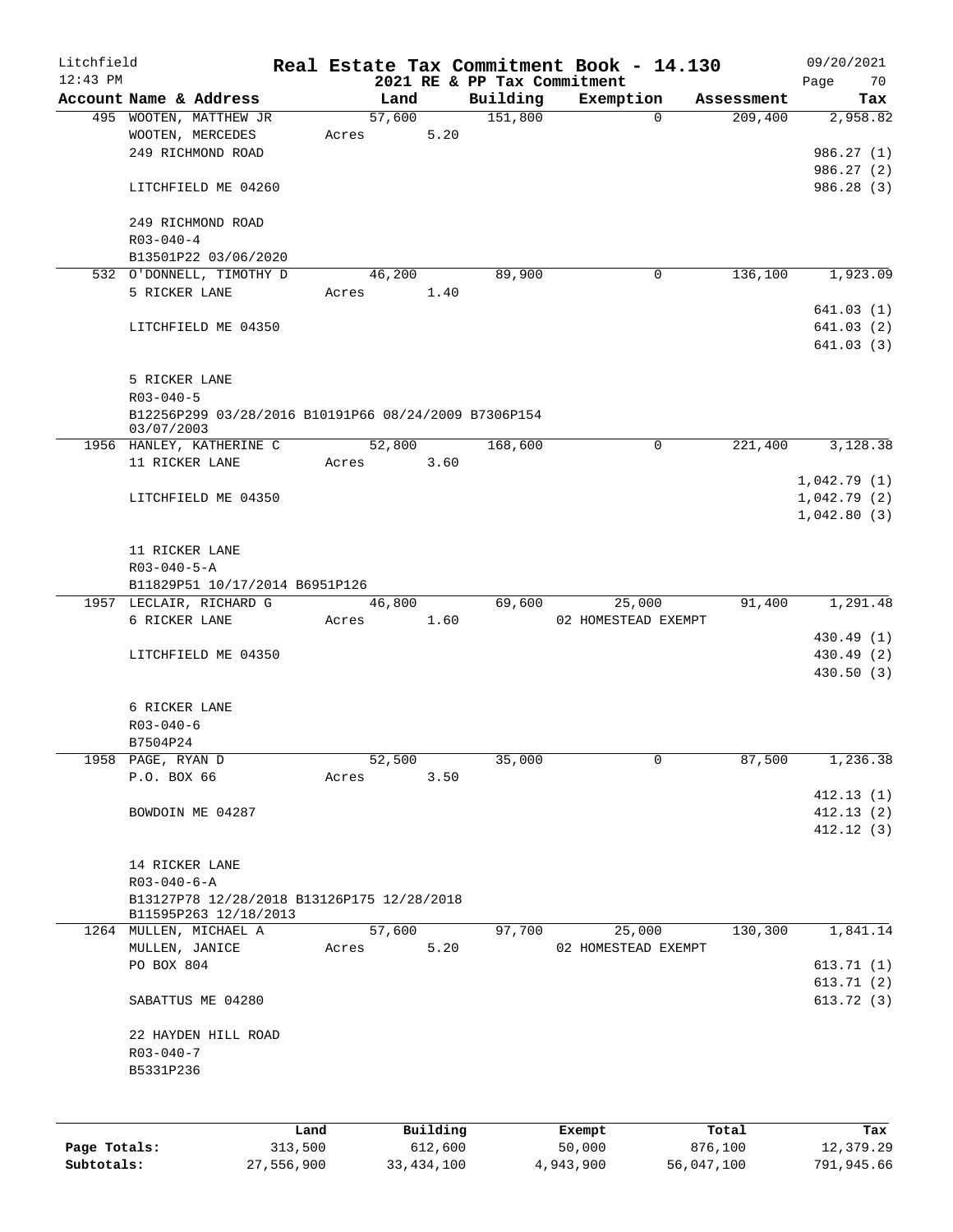Litchfield
12:43 PM

# Real Estate Tax Commitment Book - 14.130

2021 RE & PP Tax Commitment

09/20/2021
Page 70

| Account Name & Address | Land | Building | Exemption | Assessment | Tax |
|---|---|---|---|---|---|
| 495 WOOTEN, MATTHEW JR | 57,600 | 151,800 | 0 | 209,400 | 2,958.82 |
| WOOTEN, MERCEDES | Acres 5.20 | | | | |
| 249 RICHMOND ROAD | | | | | 986.27 (1) |
| | | | | | 986.27 (2) |
| LITCHFIELD ME 04260 | | | | | 986.28 (3) |
| 249 RICHMOND ROAD | | | | | |
| R03-040-4 | | | | | |
| B13501P22 03/06/2020 | | | | | |
| 532 O'DONNELL, TIMOTHY D | 46,200 | 89,900 | 0 | 136,100 | 1,923.09 |
| 5 RICKER LANE | Acres 1.40 | | | | |
| | | | | | 641.03 (1) |
| LITCHFIELD ME 04350 | | | | | 641.03 (2) |
| | | | | | 641.03 (3) |
| 5 RICKER LANE | | | | | |
| R03-040-5 | | | | | |
| B12256P299 03/28/2016 B10191P66 08/24/2009 B7306P154 03/07/2003 | | | | | |
| 1956 HANLEY, KATHERINE C | 52,800 | 168,600 | 0 | 221,400 | 3,128.38 |
| 11 RICKER LANE | Acres 3.60 | | | | |
| | | | | | 1,042.79 (1) |
| LITCHFIELD ME 04350 | | | | | 1,042.79 (2) |
| | | | | | 1,042.80 (3) |
| 11 RICKER LANE | | | | | |
| R03-040-5-A | | | | | |
| B11829P51 10/17/2014 B6951P126 | | | | | |
| 1957 LECLAIR, RICHARD G | 46,800 | 69,600 | 25,000 | 91,400 | 1,291.48 |
| 6 RICKER LANE | Acres 1.60 | | 02 HOMESTEAD EXEMPT | | |
| | | | | | 430.49 (1) |
| LITCHFIELD ME 04350 | | | | | 430.49 (2) |
| | | | | | 430.50 (3) |
| 6 RICKER LANE | | | | | |
| R03-040-6 | | | | | |
| B7504P24 | | | | | |
| 1958 PAGE, RYAN D | 52,500 | 35,000 | 0 | 87,500 | 1,236.38 |
| P.O. BOX 66 | Acres 3.50 | | | | |
| | | | | | 412.13 (1) |
| BOWDOIN ME 04287 | | | | | 412.13 (2) |
| | | | | | 412.12 (3) |
| 14 RICKER LANE | | | | | |
| R03-040-6-A | | | | | |
| B13127P78 12/28/2018 B13126P175 12/28/2018 B11595P263 12/18/2013 | | | | | |
| 1264 MULLEN, MICHAEL A | 57,600 | 97,700 | 25,000 | 130,300 | 1,841.14 |
| MULLEN, JANICE | Acres 5.20 | | 02 HOMESTEAD EXEMPT | | |
| PO BOX 804 | | | | | 613.71 (1) |
| | | | | | 613.71 (2) |
| SABATTUS ME 04280 | | | | | 613.72 (3) |
| 22 HAYDEN HILL ROAD | | | | | |
| R03-040-7 | | | | | |
| B5331P236 | | | | | |

| | Land | Building | Exempt | Total | Tax |
|---|---|---|---|---|---|
| Page Totals: | 313,500 | 612,600 | 50,000 | 876,100 | 12,379.29 |
| Subtotals: | 27,556,900 | 33,434,100 | 4,943,900 | 56,047,100 | 791,945.66 |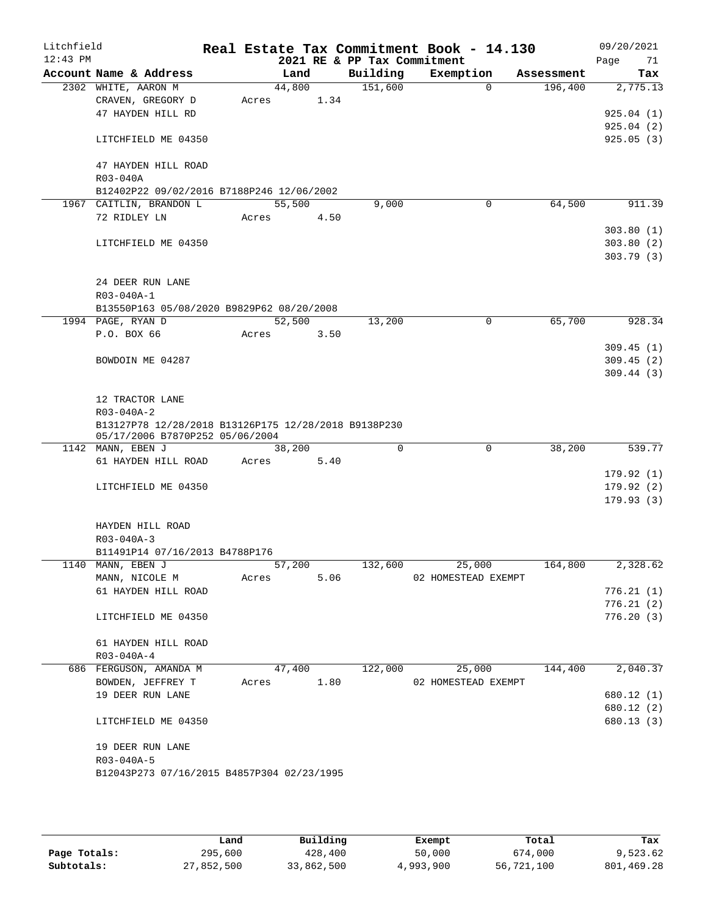# Real Estate Tax Commitment Book - 14.130

Litchfield 12:43 PM — 2021 RE & PP Tax Commitment — 09/20/2021

| Account Name & Address | Land | Building | Exemption | Assessment | Tax |
|---|---|---|---|---|---|
| 2302 WHITE, AARON M | 44,800 | 151,600 | 0 | 196,400 | 2,775.13 |
| CRAVEN, GREGORY D | Acres 1.34 | | | | |
| 47 HAYDEN HILL RD | | | | | 925.04 (1) |
| | | | | | 925.04 (2) |
| LITCHFIELD ME 04350 | | | | | 925.05 (3) |
| 47 HAYDEN HILL ROAD | | | | | |
| R03-040A | | | | | |
| B12402P22 09/02/2016 B7188P246 12/06/2002 | | | | | |
| 1967 CAITLIN, BRANDON L | 55,500 | 9,000 | 0 | 64,500 | 911.39 |
| 72 RIDLEY LN | Acres 4.50 | | | | |
| | | | | | 303.80 (1) |
| LITCHFIELD ME 04350 | | | | | 303.80 (2) |
| | | | | | 303.79 (3) |
| 24 DEER RUN LANE | | | | | |
| R03-040A-1 | | | | | |
| B13550P163 05/08/2020 B9829P62 08/20/2008 | | | | | |
| 1994 PAGE, RYAN D | 52,500 | 13,200 | 0 | 65,700 | 928.34 |
| P.O. BOX 66 | Acres 3.50 | | | | |
| | | | | | 309.45 (1) |
| BOWDOIN ME 04287 | | | | | 309.45 (2) |
| | | | | | 309.44 (3) |
| 12 TRACTOR LANE | | | | | |
| R03-040A-2 | | | | | |
| B13127P78 12/28/2018 B13126P175 12/28/2018 B9138P230 05/17/2006 B7870P252 05/06/2004 | | | | | |
| 1142 MANN, EBEN J | 38,200 | 0 | 0 | 38,200 | 539.77 |
| 61 HAYDEN HILL ROAD | Acres 5.40 | | | | |
| | | | | | 179.92 (1) |
| LITCHFIELD ME 04350 | | | | | 179.92 (2) |
| | | | | | 179.93 (3) |
| HAYDEN HILL ROAD | | | | | |
| R03-040A-3 | | | | | |
| B11491P14 07/16/2013 B4788P176 | | | | | |
| 1140 MANN, EBEN J | 57,200 | 132,600 | 25,000 | 164,800 | 2,328.62 |
| MANN, NICOLE M | Acres 5.06 | | 02 HOMESTEAD EXEMPT | | |
| 61 HAYDEN HILL ROAD | | | | | 776.21 (1) |
| | | | | | 776.21 (2) |
| LITCHFIELD ME 04350 | | | | | 776.20 (3) |
| 61 HAYDEN HILL ROAD | | | | | |
| R03-040A-4 | | | | | |
| 686 FERGUSON, AMANDA M | 47,400 | 122,000 | 25,000 | 144,400 | 2,040.37 |
| BOWDEN, JEFFREY T | Acres 1.80 | | 02 HOMESTEAD EXEMPT | | |
| 19 DEER RUN LANE | | | | | 680.12 (1) |
| | | | | | 680.12 (2) |
| LITCHFIELD ME 04350 | | | | | 680.13 (3) |
| 19 DEER RUN LANE | | | | | |
| R03-040A-5 | | | | | |
| B12043P273 07/16/2015 B4857P304 02/23/1995 | | | | | |

| | Land | Building | Exempt | Total | Tax |
|---|---|---|---|---|---|
| Page Totals: | 295,600 | 428,400 | 50,000 | 674,000 | 9,523.62 |
| Subtotals: | 27,852,500 | 33,862,500 | 4,993,900 | 56,721,100 | 801,469.28 |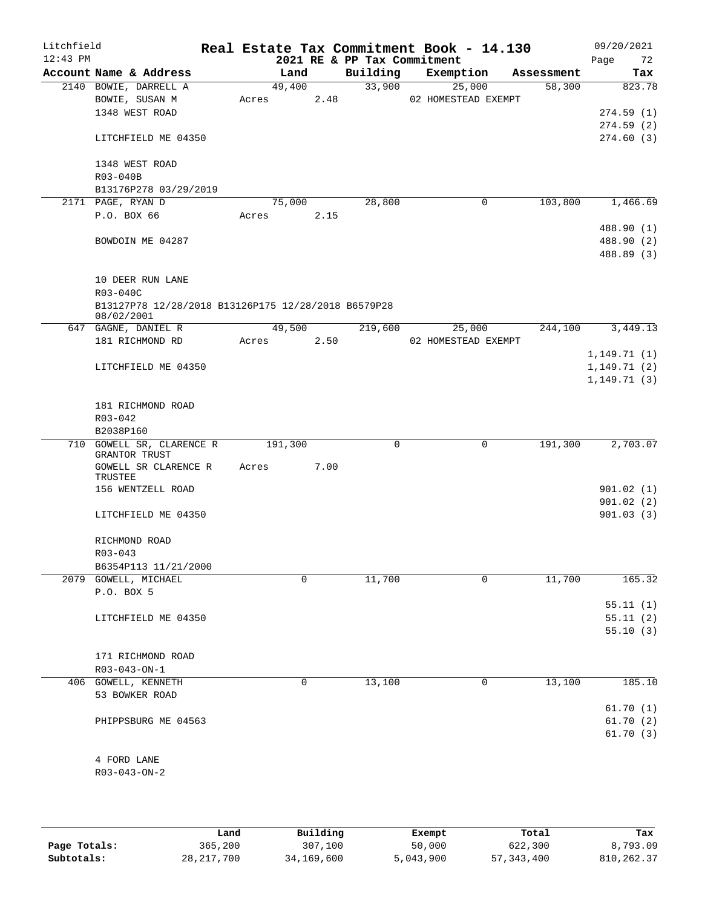# Real Estate Tax Commitment Book - 14.130

Litchfield
12:43 PM

2021 RE & PP Tax Commitment

09/20/2021

| Account | Name & Address | Land | Building | Exemption | Assessment | Tax |
|---|---|---|---|---|---|---|
| 2140 | BOWIE, DARRELL A | 49,400 | 33,900 | 25,000 | 58,300 | 823.78 |
| | BOWIE, SUSAN M | Acres 2.48 | | 02 HOMESTEAD EXEMPT | | |
| | 1348 WEST ROAD | | | | | 274.59 (1) |
| | | | | | | 274.59 (2) |
| | LITCHFIELD ME 04350 | | | | | 274.60 (3) |
| | 1348 WEST ROAD | | | | | |
| | R03-040B | | | | | |
| | B13176P278 03/29/2019 | | | | | |
| 2171 | PAGE, RYAN D | 75,000 | 28,800 | 0 | 103,800 | 1,466.69 |
| | P.O. BOX 66 | Acres 2.15 | | | | |
| | | | | | | 488.90 (1) |
| | BOWDOIN ME 04287 | | | | | 488.90 (2) |
| | | | | | | 488.89 (3) |
| | 10 DEER RUN LANE | | | | | |
| | R03-040C | | | | | |
| | B13127P78 12/28/2018 B13126P175 12/28/2018 B6579P28 08/02/2001 | | | | | |
| 647 | GAGNE, DANIEL R | 49,500 | 219,600 | 25,000 | 244,100 | 3,449.13 |
| | 181 RICHMOND RD | Acres 2.50 | | 02 HOMESTEAD EXEMPT | | |
| | | | | | | 1,149.71 (1) |
| | LITCHFIELD ME 04350 | | | | | 1,149.71 (2) |
| | | | | | | 1,149.71 (3) |
| | 181 RICHMOND ROAD | | | | | |
| | R03-042 | | | | | |
| | B2038P160 | | | | | |
| 710 | GOWELL SR, CLARENCE R GRANTOR TRUST | 191,300 | 0 | 0 | 191,300 | 2,703.07 |
| | GOWELL SR CLARENCE R TRUSTEE | Acres 7.00 | | | | |
| | 156 WENTZELL ROAD | | | | | 901.02 (1) |
| | | | | | | 901.02 (2) |
| | LITCHFIELD ME 04350 | | | | | 901.03 (3) |
| | RICHMOND ROAD | | | | | |
| | R03-043 | | | | | |
| | B6354P113 11/21/2000 | | | | | |
| 2079 | GOWELL, MICHAEL | 0 | 11,700 | 0 | 11,700 | 165.32 |
| | P.O. BOX 5 | | | | | |
| | | | | | | 55.11 (1) |
| | LITCHFIELD ME 04350 | | | | | 55.11 (2) |
| | | | | | | 55.10 (3) |
| | 171 RICHMOND ROAD | | | | | |
| | R03-043-ON-1 | | | | | |
| 406 | GOWELL, KENNETH | 0 | 13,100 | 0 | 13,100 | 185.10 |
| | 53 BOWKER ROAD | | | | | |
| | | | | | | 61.70 (1) |
| | PHIPPSBURG ME 04563 | | | | | 61.70 (2) |
| | | | | | | 61.70 (3) |
| | 4 FORD LANE | | | | | |
| | R03-043-ON-2 | | | | | |

| | Land | Building | Exempt | Total | Tax |
|---|---|---|---|---|---|
| Page Totals: | 365,200 | 307,100 | 50,000 | 622,300 | 8,793.09 |
| Subtotals: | 28,217,700 | 34,169,600 | 5,043,900 | 57,343,400 | 810,262.37 |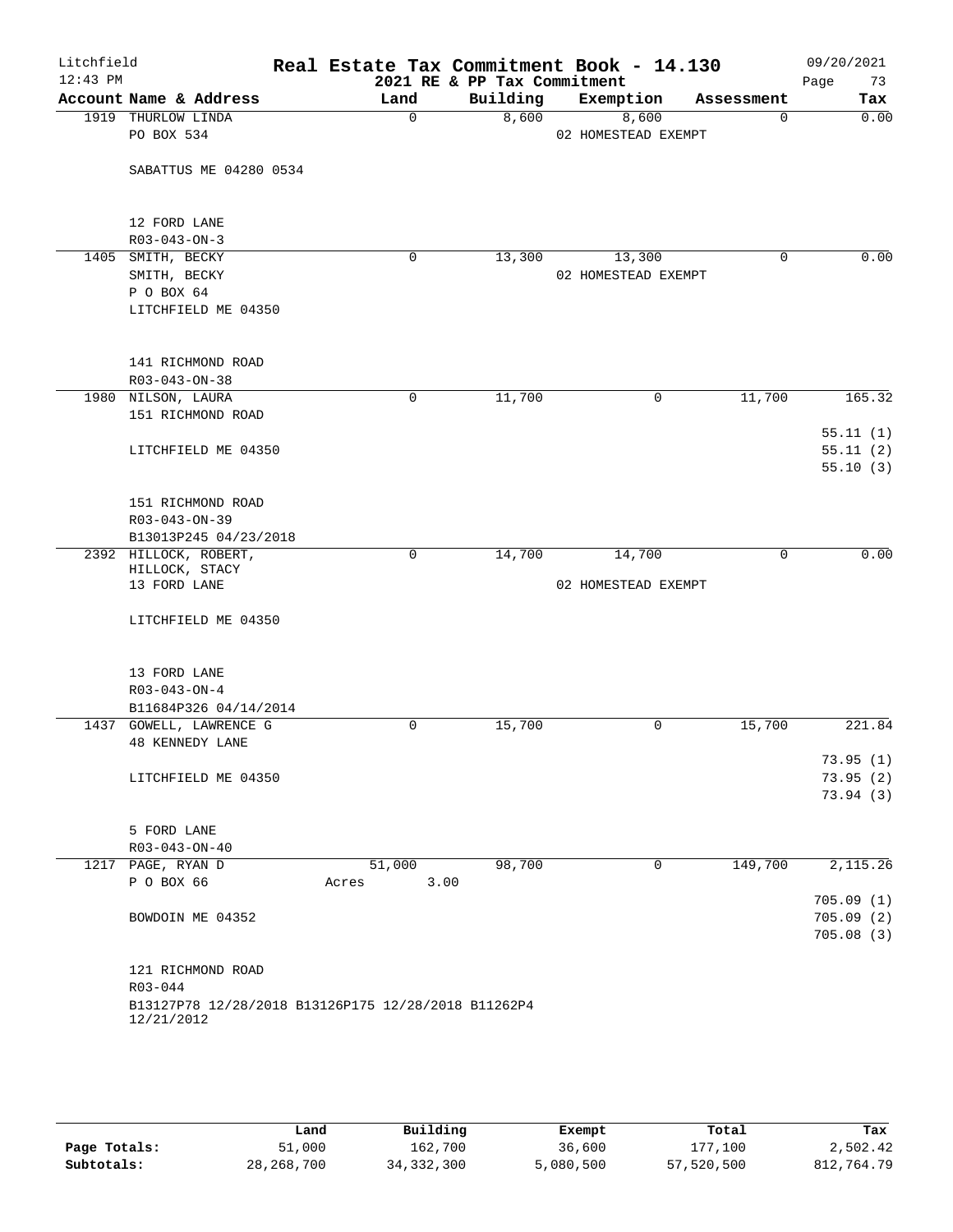# Real Estate Tax Commitment Book - 14.130

Litchfield
12:43 PM

2021 RE & PP Tax Commitment

09/20/2021

| Account Name & Address | Land | Building | Exemption | Assessment | Tax |
|---|---|---|---|---|---|
| 1919 THURLOW LINDA<br>PO BOX 534<br><br>SABATTUS ME 04280 0534<br><br>12 FORD LANE<br>R03-043-ON-3 | 0 | 8,600 | 8,600<br>02 HOMESTEAD EXEMPT | 0 | 0.00 |
| 1405 SMITH, BECKY<br>SMITH, BECKY<br>P O BOX 64<br>LITCHFIELD ME 04350<br><br>141 RICHMOND ROAD<br>R03-043-ON-38 | 0 | 13,300 | 13,300<br>02 HOMESTEAD EXEMPT | 0 | 0.00 |
| 1980 NILSON, LAURA<br>151 RICHMOND ROAD<br><br>LITCHFIELD ME 04350<br><br>151 RICHMOND ROAD<br>R03-043-ON-39<br>B13013P245 04/23/2018 | 0 | 11,700 | 0 | 11,700 | 165.32<br><br>55.11 (1)<br>55.11 (2)<br>55.10 (3) |
| 2392 HILLOCK, ROBERT,<br>HILLOCK, STACY<br>13 FORD LANE<br><br>LITCHFIELD ME 04350<br><br>13 FORD LANE<br>R03-043-ON-4<br>B11684P326 04/14/2014 | 0 | 14,700 | 14,700<br>02 HOMESTEAD EXEMPT | 0 | 0.00 |
| 1437 GOWELL, LAWRENCE G<br>48 KENNEDY LANE<br><br>LITCHFIELD ME 04350<br><br>5 FORD LANE<br>R03-043-ON-40 | 0 | 15,700 | 0 | 15,700 | 221.84<br><br>73.95 (1)<br>73.95 (2)<br>73.94 (3) |
| 1217 PAGE, RYAN D<br>P O BOX 66<br><br>BOWDOIN ME 04352<br><br>121 RICHMOND ROAD<br>R03-044<br>B13127P78 12/28/2018 B13126P175 12/28/2018 B11262P4 12/21/2012 | 51,000<br>Acres 3.00 | 98,700 | 0 | 149,700 | 2,115.26<br><br>705.09 (1)<br>705.09 (2)<br>705.08 (3) |

| | Land | Building | Exempt | Total | Tax |
|---|---|---|---|---|---|
| Page Totals: | 51,000 | 162,700 | 36,600 | 177,100 | 2,502.42 |
| Subtotals: | 28,268,700 | 34,332,300 | 5,080,500 | 57,520,500 | 812,764.79 |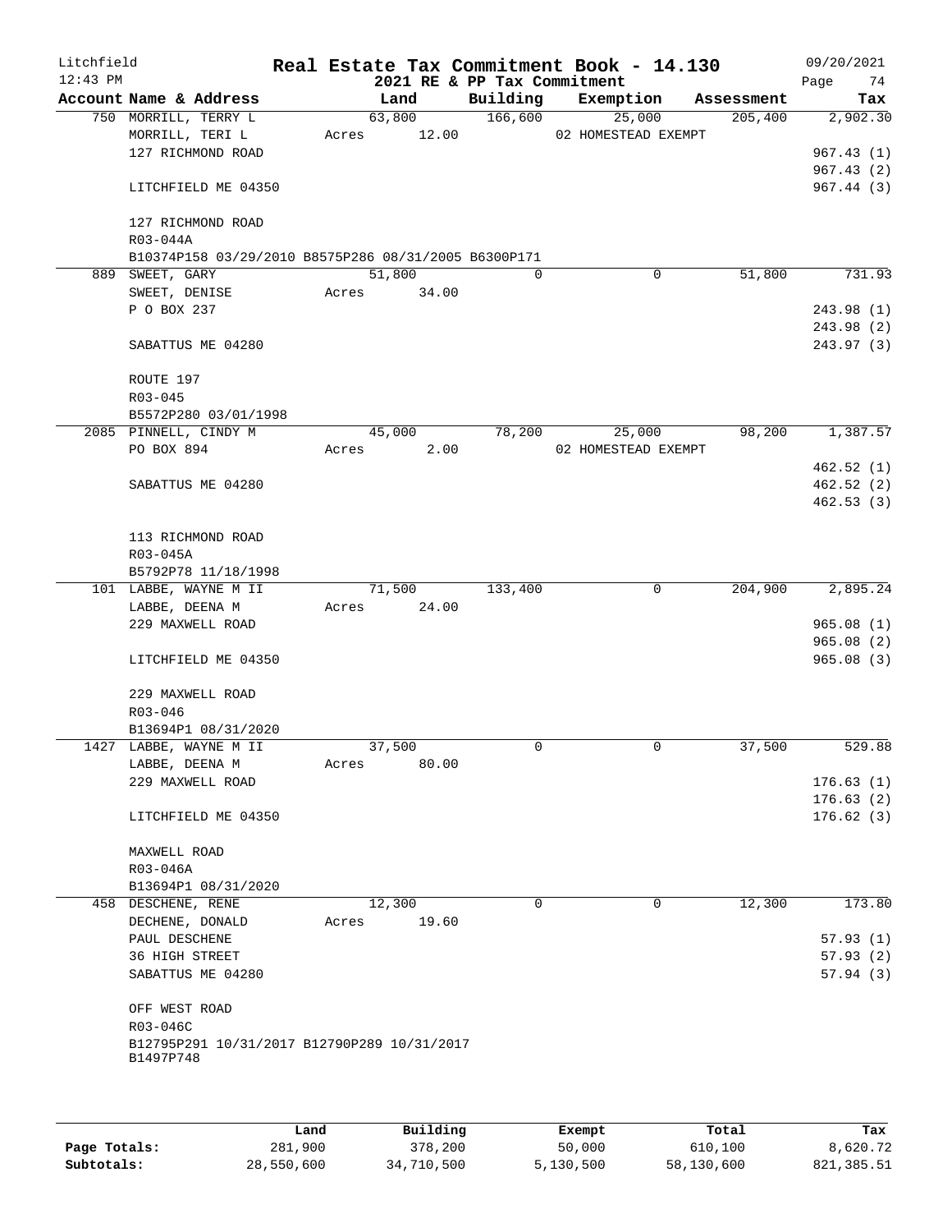Litchfield
12:43 PM

# Real Estate Tax Commitment Book - 14.130

## 2021 RE & PP Tax Commitment

09/20/2021

| Account Name & Address | Land | Building | Exemption | Assessment | Tax |
|---|---|---|---|---|---|
| 750 MORRILL, TERRY L | 63,800 | 166,600 | 25,000 | 205,400 | 2,902.30 |
| MORRILL, TERI L | Acres 12.00 | | 02 HOMESTEAD EXEMPT | | |
| 127 RICHMOND ROAD | | | | | 967.43 (1) |
| | | | | | 967.43 (2) |
| LITCHFIELD ME 04350 | | | | | 967.44 (3) |
| 127 RICHMOND ROAD | | | | | |
| R03-044A | | | | | |
| B10374P158 03/29/2010 B8575P286 08/31/2005 B6300P171 | | | | | |
| 889 SWEET, GARY | 51,800 | 0 | 0 | 51,800 | 731.93 |
| SWEET, DENISE | Acres 34.00 | | | | |
| P O BOX 237 | | | | | 243.98 (1) |
| | | | | | 243.98 (2) |
| SABATTUS ME 04280 | | | | | 243.97 (3) |
| ROUTE 197 | | | | | |
| R03-045 | | | | | |
| B5572P280 03/01/1998 | | | | | |
| 2085 PINNELL, CINDY M | 45,000 | 78,200 | 25,000 | 98,200 | 1,387.57 |
| PO BOX 894 | Acres 2.00 | | 02 HOMESTEAD EXEMPT | | |
| | | | | | 462.52 (1) |
| SABATTUS ME 04280 | | | | | 462.52 (2) |
| | | | | | 462.53 (3) |
| 113 RICHMOND ROAD | | | | | |
| R03-045A | | | | | |
| B5792P78 11/18/1998 | | | | | |
| 101 LABBE, WAYNE M II | 71,500 | 133,400 | 0 | 204,900 | 2,895.24 |
| LABBE, DEENA M | Acres 24.00 | | | | |
| 229 MAXWELL ROAD | | | | | 965.08 (1) |
| | | | | | 965.08 (2) |
| LITCHFIELD ME 04350 | | | | | 965.08 (3) |
| 229 MAXWELL ROAD | | | | | |
| R03-046 | | | | | |
| B13694P1 08/31/2020 | | | | | |
| 1427 LABBE, WAYNE M II | 37,500 | 0 | 0 | 37,500 | 529.88 |
| LABBE, DEENA M | Acres 80.00 | | | | |
| 229 MAXWELL ROAD | | | | | 176.63 (1) |
| | | | | | 176.63 (2) |
| LITCHFIELD ME 04350 | | | | | 176.62 (3) |
| MAXWELL ROAD | | | | | |
| R03-046A | | | | | |
| B13694P1 08/31/2020 | | | | | |
| 458 DESCHENE, RENE | 12,300 | 0 | 0 | 12,300 | 173.80 |
| DECHENE, DONALD | Acres 19.60 | | | | |
| PAUL DESCHENE | | | | | 57.93 (1) |
| 36 HIGH STREET | | | | | 57.93 (2) |
| SABATTUS ME 04280 | | | | | 57.94 (3) |
| OFF WEST ROAD | | | | | |
| R03-046C | | | | | |
| B12795P291 10/31/2017 B12790P289 10/31/2017 B1497P748 | | | | | |

| | Land | Building | Exempt | Total | Tax |
|---|---|---|---|---|---|
| Page Totals: | 281,900 | 378,200 | 50,000 | 610,100 | 8,620.72 |
| Subtotals: | 28,550,600 | 34,710,500 | 5,130,500 | 58,130,600 | 821,385.51 |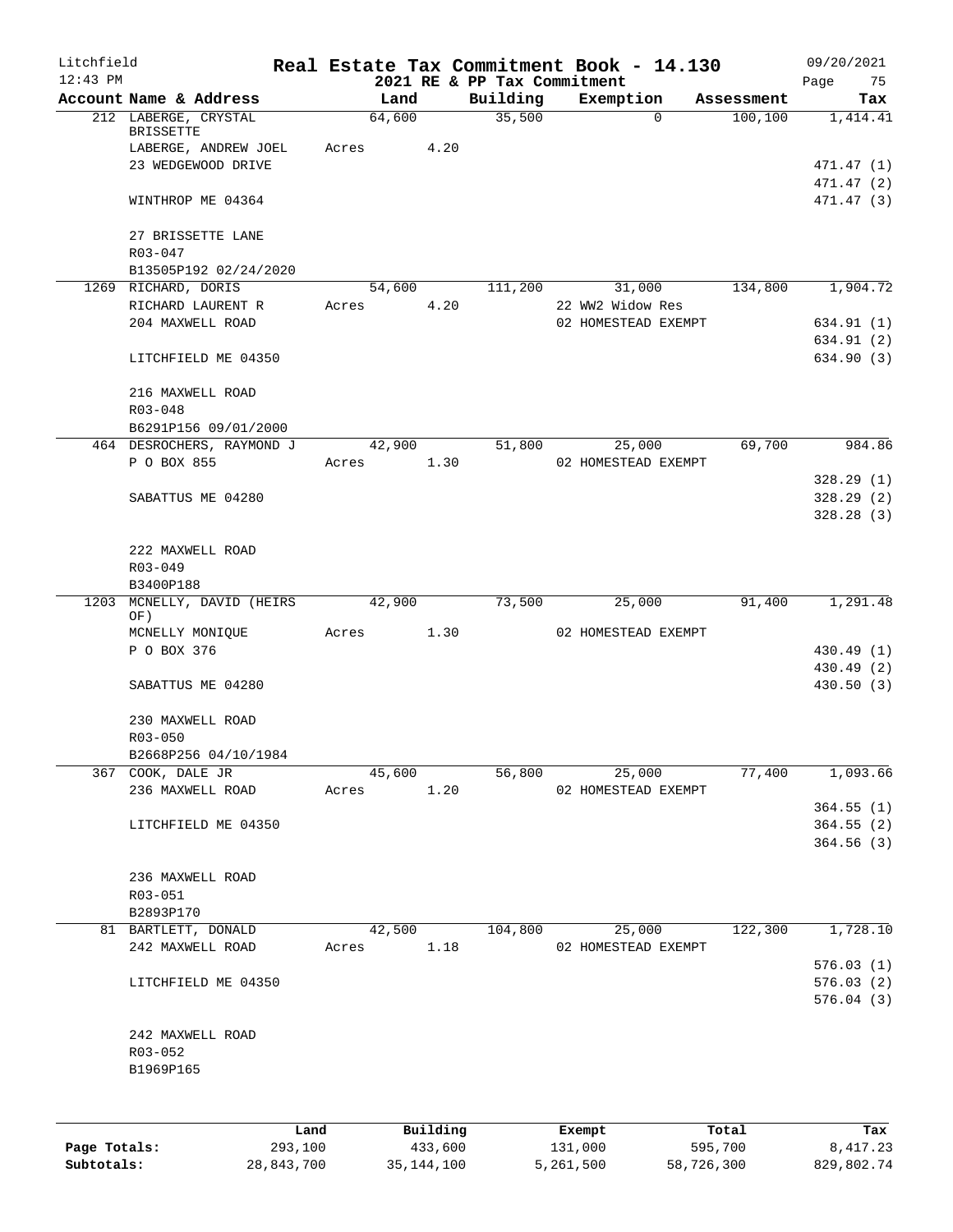# Real Estate Tax Commitment Book - 14.130

Litchfield 12:43 PM — 2021 RE & PP Tax Commitment — 09/20/2021

| Account Name & Address | Land | Building | Exemption | Assessment | Tax |
|---|---|---|---|---|---|
| 212 LABERGE, CRYSTAL BRISSETTE | 64,600 | 35,500 | 0 | 100,100 | 1,414.41 |
| LABERGE, ANDREW JOEL | Acres 4.20 | | | | |
| 23 WEDGEWOOD DRIVE | | | | | 471.47 (1) |
| | | | | | 471.47 (2) |
| WINTHROP ME 04364 | | | | | 471.47 (3) |
| 27 BRISSETTE LANE | | | | | |
| R03-047 | | | | | |
| B13505P192 02/24/2020 | | | | | |
| 1269 RICHARD, DORIS | 54,600 | 111,200 | 31,000 | 134,800 | 1,904.72 |
| RICHARD LAURENT R | Acres 4.20 | | 22 WW2 Widow Res | | |
| 204 MAXWELL ROAD | | | 02 HOMESTEAD EXEMPT | | 634.91 (1) |
| | | | | | 634.91 (2) |
| LITCHFIELD ME 04350 | | | | | 634.90 (3) |
| 216 MAXWELL ROAD | | | | | |
| R03-048 | | | | | |
| B6291P156 09/01/2000 | | | | | |
| 464 DESROCHERS, RAYMOND J | 42,900 | 51,800 | 25,000 | 69,700 | 984.86 |
| P O BOX 855 | Acres 1.30 | | 02 HOMESTEAD EXEMPT | | |
| | | | | | 328.29 (1) |
| SABATTUS ME 04280 | | | | | 328.29 (2) |
| | | | | | 328.28 (3) |
| 222 MAXWELL ROAD | | | | | |
| R03-049 | | | | | |
| B3400P188 | | | | | |
| 1203 MCNELLY, DAVID (HEIRS OF) | 42,900 | 73,500 | 25,000 | 91,400 | 1,291.48 |
| MCNELLY MONIQUE | Acres 1.30 | | 02 HOMESTEAD EXEMPT | | |
| P O BOX 376 | | | | | 430.49 (1) |
| | | | | | 430.49 (2) |
| SABATTUS ME 04280 | | | | | 430.50 (3) |
| 230 MAXWELL ROAD | | | | | |
| R03-050 | | | | | |
| B2668P256 04/10/1984 | | | | | |
| 367 COOK, DALE JR | 45,600 | 56,800 | 25,000 | 77,400 | 1,093.66 |
| 236 MAXWELL ROAD | Acres 1.20 | | 02 HOMESTEAD EXEMPT | | |
| | | | | | 364.55 (1) |
| LITCHFIELD ME 04350 | | | | | 364.55 (2) |
| | | | | | 364.56 (3) |
| 236 MAXWELL ROAD | | | | | |
| R03-051 | | | | | |
| B2893P170 | | | | | |
| 81 BARTLETT, DONALD | 42,500 | 104,800 | 25,000 | 122,300 | 1,728.10 |
| 242 MAXWELL ROAD | Acres 1.18 | | 02 HOMESTEAD EXEMPT | | |
| | | | | | 576.03 (1) |
| LITCHFIELD ME 04350 | | | | | 576.03 (2) |
| | | | | | 576.04 (3) |
| 242 MAXWELL ROAD | | | | | |
| R03-052 | | | | | |
| B1969P165 | | | | | |

| | Land | Building | Exempt | Total | Tax |
|---|---|---|---|---|---|
| Page Totals: | 293,100 | 433,600 | 131,000 | 595,700 | 8,417.23 |
| Subtotals: | 28,843,700 | 35,144,100 | 5,261,500 | 58,726,300 | 829,802.74 |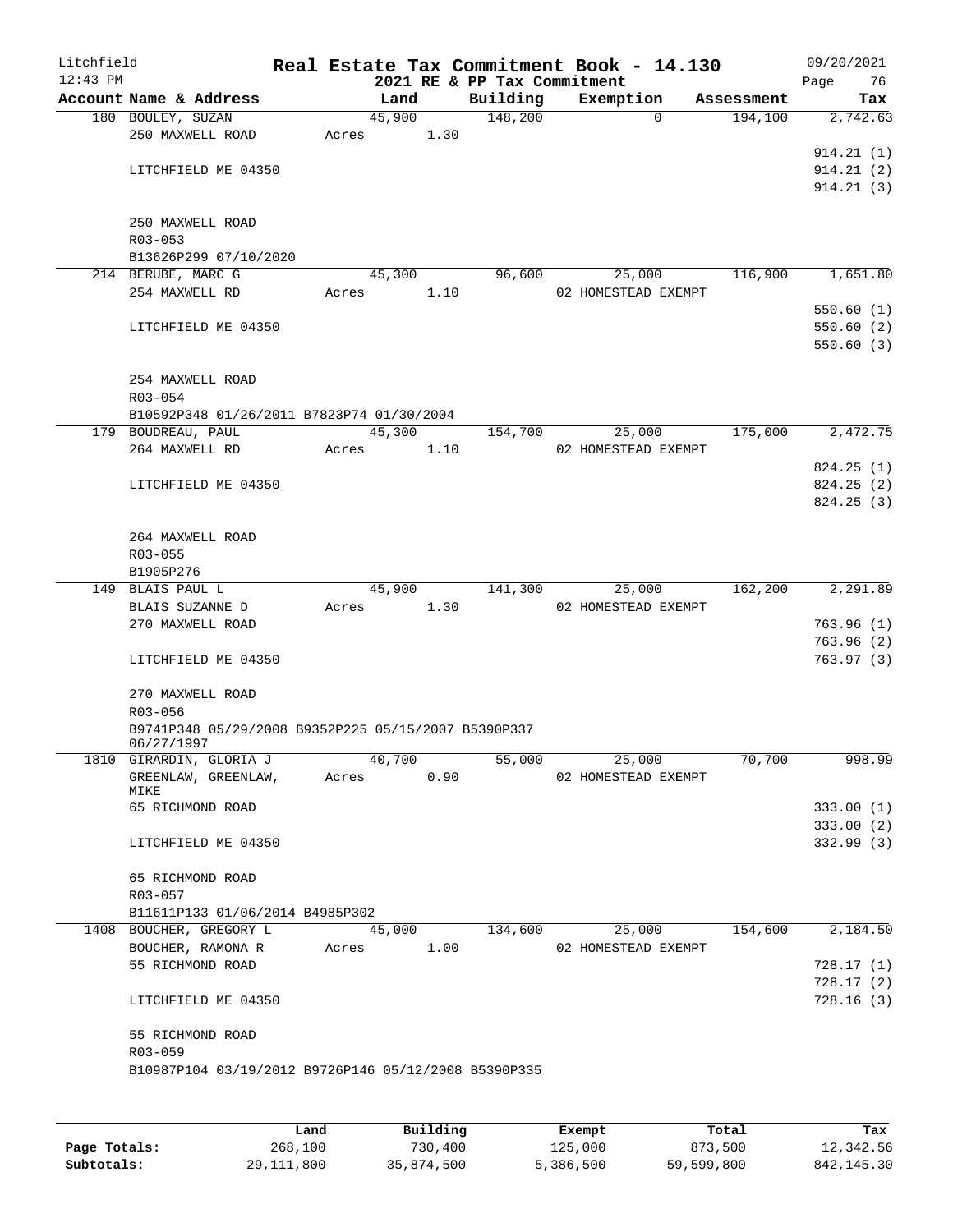Litchfield
12:43 PM

**Real Estate Tax Commitment Book - 14.130**
**2021 RE & PP Tax Commitment**

09/20/2021
Page 76

| Account Name & Address | Land | Building | Exemption | Assessment | Tax |
|---|---|---|---|---|---|
| 180 BOULEY, SUZAN | 45,900 | 148,200 | 0 | 194,100 | 2,742.63 |
| 250 MAXWELL ROAD | Acres 1.30 | | | | |
| | | | | | 914.21 (1) |
| LITCHFIELD ME 04350 | | | | | 914.21 (2) |
| | | | | | 914.21 (3) |
| 250 MAXWELL ROAD | | | | | |
| R03-053 | | | | | |
| B13626P299 07/10/2020 | | | | | |
| 214 BERUBE, MARC G | 45,300 | 96,600 | 25,000 | 116,900 | 1,651.80 |
| 254 MAXWELL RD | Acres 1.10 | | 02 HOMESTEAD EXEMPT | | |
| | | | | | 550.60 (1) |
| LITCHFIELD ME 04350 | | | | | 550.60 (2) |
| | | | | | 550.60 (3) |
| 254 MAXWELL ROAD | | | | | |
| R03-054 | | | | | |
| B10592P348 01/26/2011 B7823P74 01/30/2004 | | | | | |
| 179 BOUDREAU, PAUL | 45,300 | 154,700 | 25,000 | 175,000 | 2,472.75 |
| 264 MAXWELL RD | Acres 1.10 | | 02 HOMESTEAD EXEMPT | | |
| | | | | | 824.25 (1) |
| LITCHFIELD ME 04350 | | | | | 824.25 (2) |
| | | | | | 824.25 (3) |
| 264 MAXWELL ROAD | | | | | |
| R03-055 | | | | | |
| B1905P276 | | | | | |
| 149 BLAIS PAUL L | 45,900 | 141,300 | 25,000 | 162,200 | 2,291.89 |
| BLAIS SUZANNE D | Acres 1.30 | | 02 HOMESTEAD EXEMPT | | |
| 270 MAXWELL ROAD | | | | | 763.96 (1) |
| | | | | | 763.96 (2) |
| LITCHFIELD ME 04350 | | | | | 763.97 (3) |
| 270 MAXWELL ROAD | | | | | |
| R03-056 | | | | | |
| B9741P348 05/29/2008 B9352P225 05/15/2007 B5390P337 06/27/1997 | | | | | |
| 1810 GIRARDIN, GLORIA J | 40,700 | 55,000 | 25,000 | 70,700 | 998.99 |
| GREENLAW, GREENLAW, MIKE | Acres 0.90 | | 02 HOMESTEAD EXEMPT | | |
| 65 RICHMOND ROAD | | | | | 333.00 (1) |
| | | | | | 333.00 (2) |
| LITCHFIELD ME 04350 | | | | | 332.99 (3) |
| 65 RICHMOND ROAD | | | | | |
| R03-057 | | | | | |
| B11611P133 01/06/2014 B4985P302 | | | | | |
| 1408 BOUCHER, GREGORY L | 45,000 | 134,600 | 25,000 | 154,600 | 2,184.50 |
| BOUCHER, RAMONA R | Acres 1.00 | | 02 HOMESTEAD EXEMPT | | |
| 55 RICHMOND ROAD | | | | | 728.17 (1) |
| | | | | | 728.17 (2) |
| LITCHFIELD ME 04350 | | | | | 728.16 (3) |
| 55 RICHMOND ROAD | | | | | |
| R03-059 | | | | | |
| B10987P104 03/19/2012 B9726P146 05/12/2008 B5390P335 | | | | | |

| | Land | Building | Exempt | Total | Tax |
|---|---|---|---|---|---|
| **Page Totals:** | 268,100 | 730,400 | 125,000 | 873,500 | 12,342.56 |
| **Subtotals:** | 29,111,800 | 35,874,500 | 5,386,500 | 59,599,800 | 842,145.30 |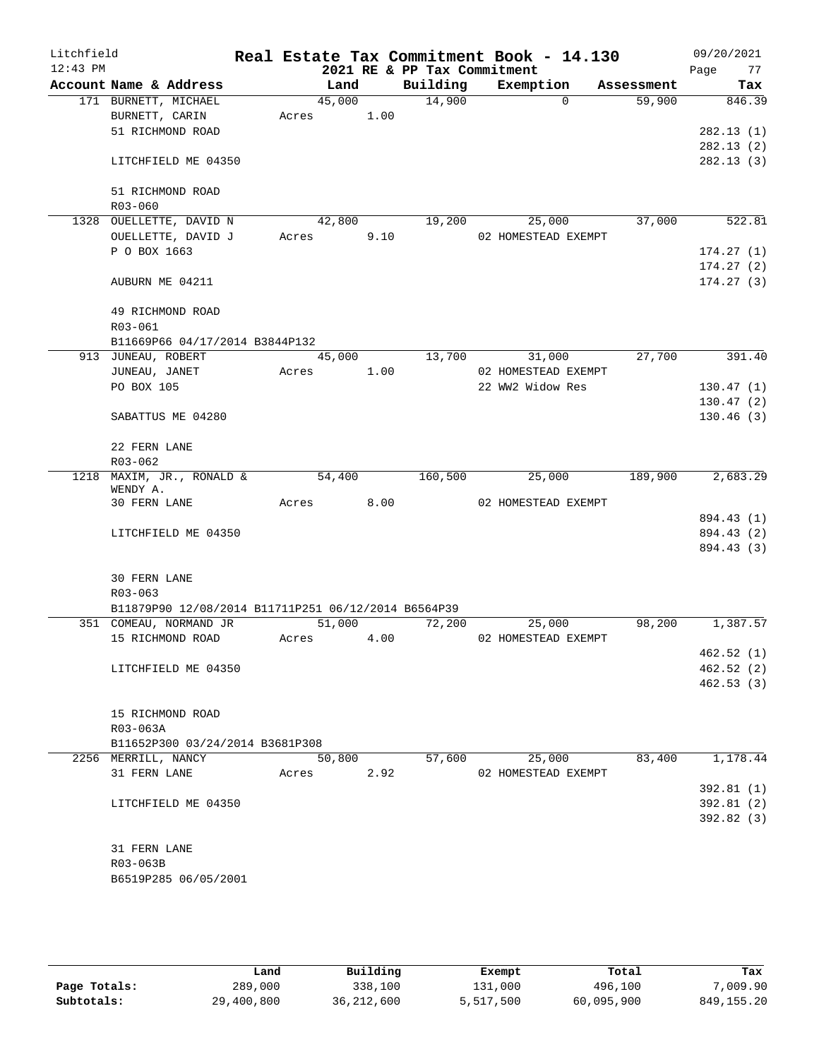Litchfield
12:43 PM

**Real Estate Tax Commitment Book - 14.130**
**2021 RE & PP Tax Commitment**

09/20/2021

| Account Name & Address | Land | Building | Exemption | Assessment | Tax |
|---|---|---|---|---|---|
| 171 BURNETT, MICHAEL | 45,000 | 14,900 | 0 | 59,900 | 846.39 |
| BURNETT, CARIN | Acres 1.00 | | | | |
| 51 RICHMOND ROAD | | | | | 282.13 (1) |
| | | | | | 282.13 (2) |
| LITCHFIELD ME 04350 | | | | | 282.13 (3) |
| 51 RICHMOND ROAD | | | | | |
| R03-060 | | | | | |
| 1328 OUELLETTE, DAVID N | 42,800 | 19,200 | 25,000 | 37,000 | 522.81 |
| OUELLETTE, DAVID J | Acres 9.10 | | 02 HOMESTEAD EXEMPT | | |
| P O BOX 1663 | | | | | 174.27 (1) |
| | | | | | 174.27 (2) |
| AUBURN ME 04211 | | | | | 174.27 (3) |
| 49 RICHMOND ROAD | | | | | |
| R03-061 | | | | | |
| B11669P66 04/17/2014 B3844P132 | | | | | |
| 913 JUNEAU, ROBERT | 45,000 | 13,700 | 31,000 | 27,700 | 391.40 |
| JUNEAU, JANET | Acres 1.00 | | 02 HOMESTEAD EXEMPT | | |
| PO BOX 105 | | | 22 WW2 Widow Res | | 130.47 (1) |
| | | | | | 130.47 (2) |
| SABATTUS ME 04280 | | | | | 130.46 (3) |
| 22 FERN LANE | | | | | |
| R03-062 | | | | | |
| 1218 MAXIM, JR., RONALD & WENDY A. | 54,400 | 160,500 | 25,000 | 189,900 | 2,683.29 |
| 30 FERN LANE | Acres 8.00 | | 02 HOMESTEAD EXEMPT | | |
| | | | | | 894.43 (1) |
| LITCHFIELD ME 04350 | | | | | 894.43 (2) |
| | | | | | 894.43 (3) |
| 30 FERN LANE | | | | | |
| R03-063 | | | | | |
| B11879P90 12/08/2014 B11711P251 06/12/2014 B6564P39 | | | | | |
| 351 COMEAU, NORMAND JR | 51,000 | 72,200 | 25,000 | 98,200 | 1,387.57 |
| 15 RICHMOND ROAD | Acres 4.00 | | 02 HOMESTEAD EXEMPT | | |
| | | | | | 462.52 (1) |
| LITCHFIELD ME 04350 | | | | | 462.52 (2) |
| | | | | | 462.53 (3) |
| 15 RICHMOND ROAD | | | | | |
| R03-063A | | | | | |
| B11652P300 03/24/2014 B3681P308 | | | | | |
| 2256 MERRILL, NANCY | 50,800 | 57,600 | 25,000 | 83,400 | 1,178.44 |
| 31 FERN LANE | Acres 2.92 | | 02 HOMESTEAD EXEMPT | | |
| | | | | | 392.81 (1) |
| LITCHFIELD ME 04350 | | | | | 392.81 (2) |
| | | | | | 392.82 (3) |
| 31 FERN LANE | | | | | |
| R03-063B | | | | | |
| B6519P285 06/05/2001 | | | | | |

| | Land | Building | Exempt | Total | Tax |
|---|---|---|---|---|---|
| **Page Totals:** | 289,000 | 338,100 | 131,000 | 496,100 | 7,009.90 |
| **Subtotals:** | 29,400,800 | 36,212,600 | 5,517,500 | 60,095,900 | 849,155.20 |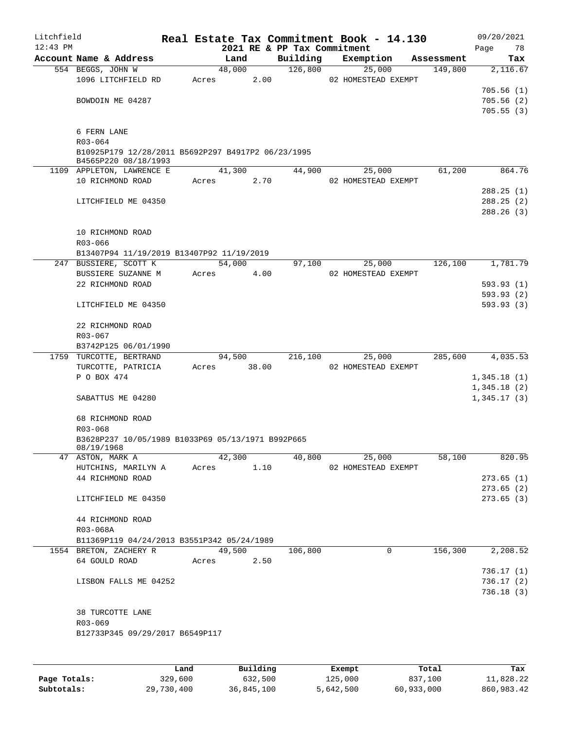Litchfield
12:43 PM

**Real Estate Tax Commitment Book - 14.130**
**2021 RE & PP Tax Commitment**

09/20/2021
Page 78

| Account Name & Address | Land | Building | Exemption | Assessment | Tax |
|---|---|---|---|---|---|
| 554 BEGGS, JOHN W | 48,000 | 126,800 | 25,000 | 149,800 | 2,116.67 |
| 1096 LITCHFIELD RD | Acres 2.00 | | 02 HOMESTEAD EXEMPT | | |
| | | | | | 705.56 (1) |
| BOWDOIN ME 04287 | | | | | 705.56 (2) |
| | | | | | 705.55 (3) |
| 6 FERN LANE | | | | | |
| R03-064 | | | | | |
| B10925P179 12/28/2011 B5692P297 B4917P2 06/23/1995 B4565P220 08/18/1993 | | | | | |
| 1109 APPLETON, LAWRENCE E | 41,300 | 44,900 | 25,000 | 61,200 | 864.76 |
| 10 RICHMOND ROAD | Acres 2.70 | | 02 HOMESTEAD EXEMPT | | |
| | | | | | 288.25 (1) |
| LITCHFIELD ME 04350 | | | | | 288.25 (2) |
| | | | | | 288.26 (3) |
| 10 RICHMOND ROAD | | | | | |
| R03-066 | | | | | |
| B13407P94 11/19/2019 B13407P92 11/19/2019 | | | | | |
| 247 BUSSIERE, SCOTT K | 54,000 | 97,100 | 25,000 | 126,100 | 1,781.79 |
| BUSSIERE SUZANNE M | Acres 4.00 | | 02 HOMESTEAD EXEMPT | | |
| 22 RICHMOND ROAD | | | | | 593.93 (1) |
| | | | | | 593.93 (2) |
| LITCHFIELD ME 04350 | | | | | 593.93 (3) |
| 22 RICHMOND ROAD | | | | | |
| R03-067 | | | | | |
| B3742P125 06/01/1990 | | | | | |
| 1759 TURCOTTE, BERTRAND | 94,500 | 216,100 | 25,000 | 285,600 | 4,035.53 |
| TURCOTTE, PATRICIA | Acres 38.00 | | 02 HOMESTEAD EXEMPT | | |
| P O BOX 474 | | | | | 1,345.18 (1) |
| | | | | | 1,345.18 (2) |
| SABATTUS ME 04280 | | | | | 1,345.17 (3) |
| 68 RICHMOND ROAD | | | | | |
| R03-068 | | | | | |
| B3628P237 10/05/1989 B1033P69 05/13/1971 B992P665 08/19/1968 | | | | | |
| 47 ASTON, MARK A | 42,300 | 40,800 | 25,000 | 58,100 | 820.95 |
| HUTCHINS, MARILYN A | Acres 1.10 | | 02 HOMESTEAD EXEMPT | | |
| 44 RICHMOND ROAD | | | | | 273.65 (1) |
| | | | | | 273.65 (2) |
| LITCHFIELD ME 04350 | | | | | 273.65 (3) |
| 44 RICHMOND ROAD | | | | | |
| R03-068A | | | | | |
| B11369P119 04/24/2013 B3551P342 05/24/1989 | | | | | |
| 1554 BRETON, ZACHERY R | 49,500 | 106,800 | 0 | 156,300 | 2,208.52 |
| 64 GOULD ROAD | Acres 2.50 | | | | |
| | | | | | 736.17 (1) |
| LISBON FALLS ME 04252 | | | | | 736.17 (2) |
| | | | | | 736.18 (3) |
| 38 TURCOTTE LANE | | | | | |
| R03-069 | | | | | |
| B12733P345 09/29/2017 B6549P117 | | | | | |

| | Land | Building | Exempt | Total | Tax |
|---|---|---|---|---|---|
| Page Totals: | 329,600 | 632,500 | 125,000 | 837,100 | 11,828.22 |
| Subtotals: | 29,730,400 | 36,845,100 | 5,642,500 | 60,933,000 | 860,983.42 |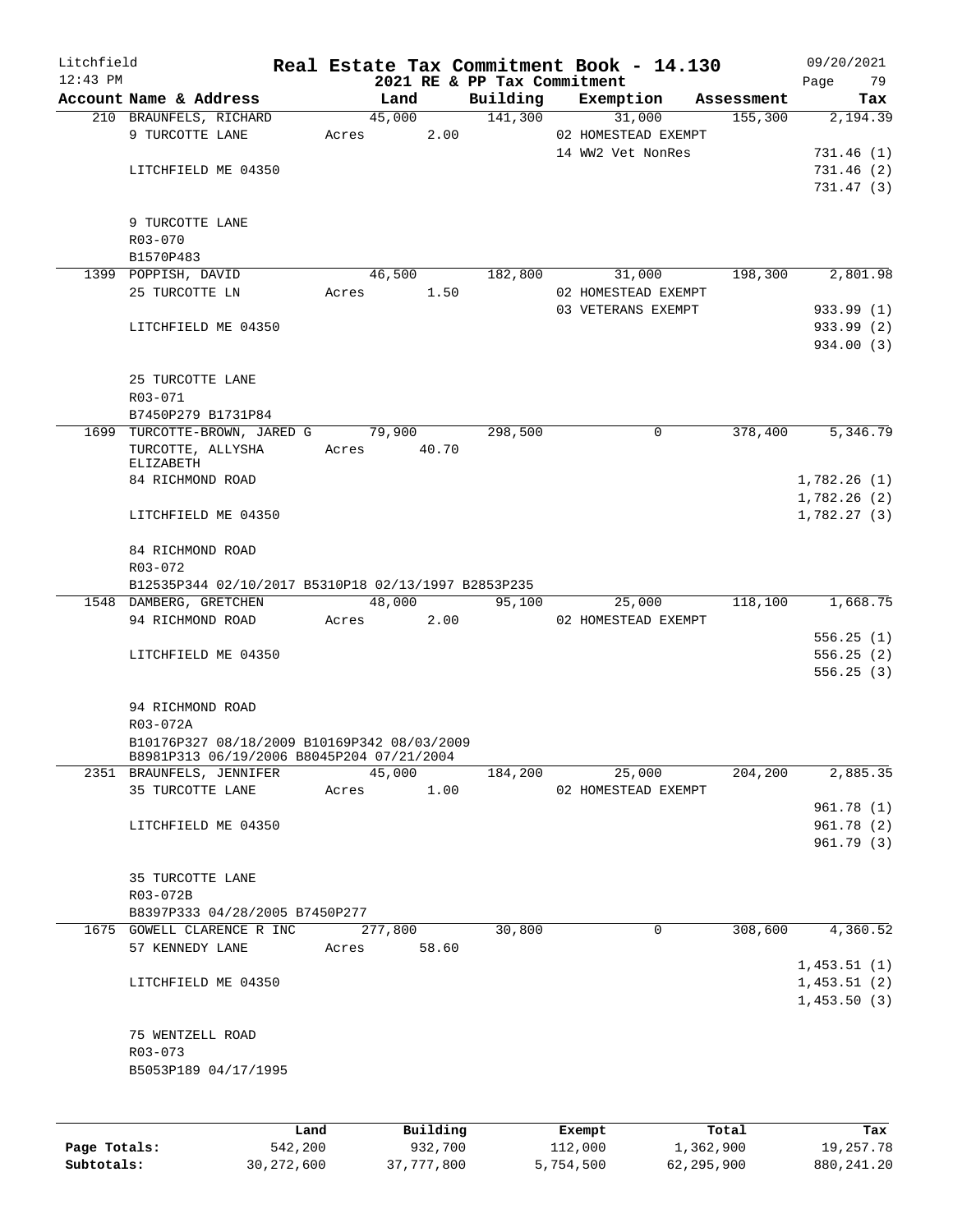# Real Estate Tax Commitment Book - 14.130

Litchfield
12:43 PM

2021 RE & PP Tax Commitment

09/20/2021

| Account Name & Address | Land | Building | Exemption | Assessment | Tax |
|---|---|---|---|---|---|
| 210 BRAUNFELS, RICHARD | 45,000 | 141,300 | 31,000 | 155,300 | 2,194.39 |
| 9 TURCOTTE LANE | Acres 2.00 | | 02 HOMESTEAD EXEMPT | | |
| | | | 14 WW2 Vet NonRes | | 731.46 (1) |
| LITCHFIELD ME 04350 | | | | | 731.46 (2) |
| | | | | | 731.47 (3) |
| 9 TURCOTTE LANE | | | | | |
| R03-070 | | | | | |
| B1570P483 | | | | | |
| 1399 POPPISH, DAVID | 46,500 | 182,800 | 31,000 | 198,300 | 2,801.98 |
| 25 TURCOTTE LN | Acres 1.50 | | 02 HOMESTEAD EXEMPT | | |
| | | | 03 VETERANS EXEMPT | | 933.99 (1) |
| LITCHFIELD ME 04350 | | | | | 933.99 (2) |
| | | | | | 934.00 (3) |
| 25 TURCOTTE LANE | | | | | |
| R03-071 | | | | | |
| B7450P279 B1731P84 | | | | | |
| 1699 TURCOTTE-BROWN, JARED G | 79,900 | 298,500 | 0 | 378,400 | 5,346.79 |
| TURCOTTE, ALLYSHA ELIZABETH | Acres 40.70 | | | | |
| 84 RICHMOND ROAD | | | | | 1,782.26 (1) |
| | | | | | 1,782.26 (2) |
| LITCHFIELD ME 04350 | | | | | 1,782.27 (3) |
| 84 RICHMOND ROAD | | | | | |
| R03-072 | | | | | |
| B12535P344 02/10/2017 B5310P18 02/13/1997 B2853P235 | | | | | |
| 1548 DAMBERG, GRETCHEN | 48,000 | 95,100 | 25,000 | 118,100 | 1,668.75 |
| 94 RICHMOND ROAD | Acres 2.00 | | 02 HOMESTEAD EXEMPT | | |
| | | | | | 556.25 (1) |
| LITCHFIELD ME 04350 | | | | | 556.25 (2) |
| | | | | | 556.25 (3) |
| 94 RICHMOND ROAD | | | | | |
| R03-072A | | | | | |
| B10176P327 08/18/2009 B10169P342 08/03/2009 B8981P313 06/19/2006 B8045P204 07/21/2004 | | | | | |
| 2351 BRAUNFELS, JENNIFER | 45,000 | 184,200 | 25,000 | 204,200 | 2,885.35 |
| 35 TURCOTTE LANE | Acres 1.00 | | 02 HOMESTEAD EXEMPT | | |
| | | | | | 961.78 (1) |
| LITCHFIELD ME 04350 | | | | | 961.78 (2) |
| | | | | | 961.79 (3) |
| 35 TURCOTTE LANE | | | | | |
| R03-072B | | | | | |
| B8397P333 04/28/2005 B7450P277 | | | | | |
| 1675 GOWELL CLARENCE R INC | 277,800 | 30,800 | 0 | 308,600 | 4,360.52 |
| 57 KENNEDY LANE | Acres 58.60 | | | | |
| | | | | | 1,453.51 (1) |
| LITCHFIELD ME 04350 | | | | | 1,453.51 (2) |
| | | | | | 1,453.50 (3) |
| 75 WENTZELL ROAD | | | | | |
| R03-073 | | | | | |
| B5053P189 04/17/1995 | | | | | |

| | Land | Building | Exempt | Total | Tax |
|---|---|---|---|---|---|
| Page Totals: | 542,200 | 932,700 | 112,000 | 1,362,900 | 19,257.78 |
| Subtotals: | 30,272,600 | 37,777,800 | 5,754,500 | 62,295,900 | 880,241.20 |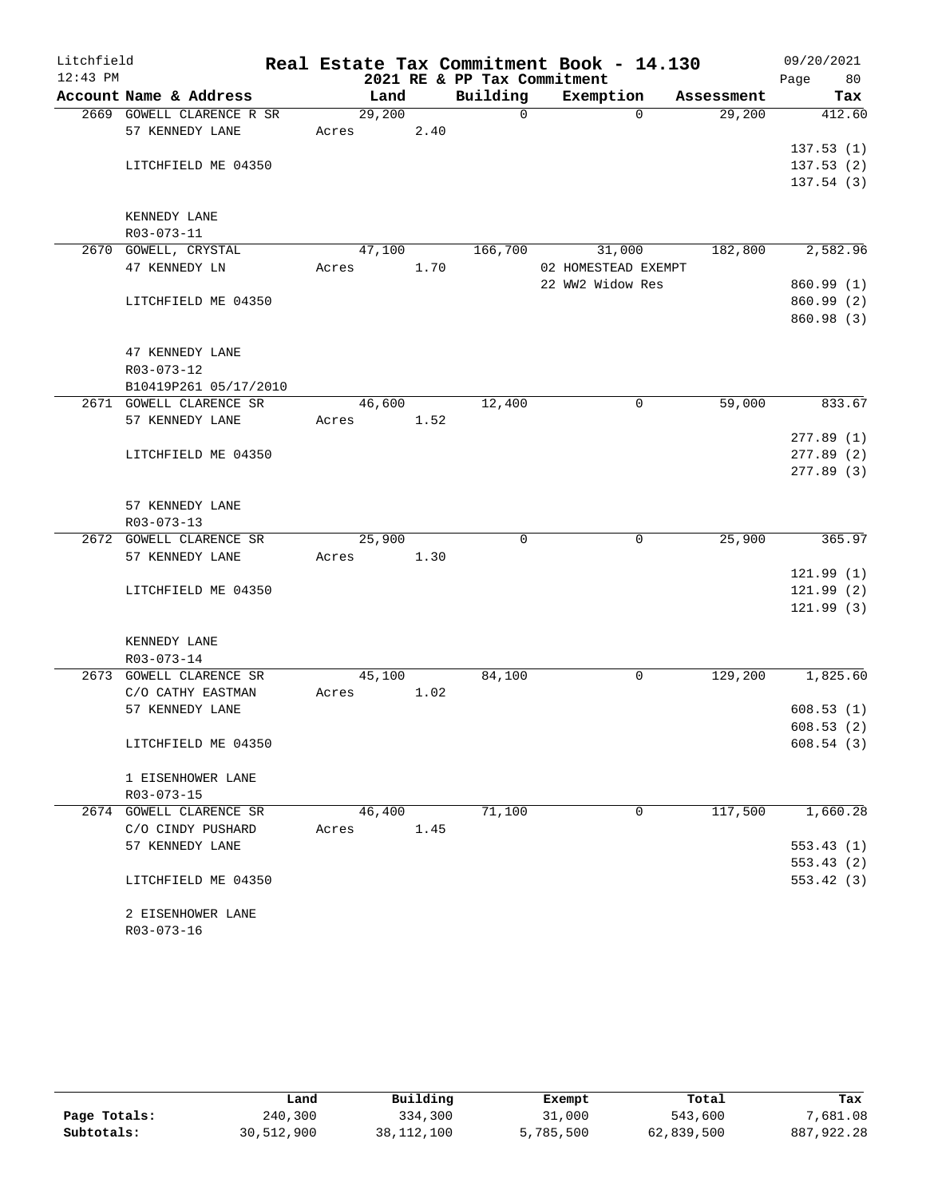# Real Estate Tax Commitment Book - 14.130

Litchfield
12:43 PM

2021 RE & PP Tax Commitment

09/20/2021

| Account Name & Address | Land | Building | Exemption | Assessment | Tax |
|---|---|---|---|---|---|
| 2669 GOWELL CLARENCE R SR | 29,200 | 0 | 0 | 29,200 | 412.60 |
| 57 KENNEDY LANE | Acres 2.40 | | | | |
| | | | | | 137.53 (1) |
| LITCHFIELD ME 04350 | | | | | 137.53 (2) |
| | | | | | 137.54 (3) |
| KENNEDY LANE | | | | | |
| R03-073-11 | | | | | |
| 2670 GOWELL, CRYSTAL | 47,100 | 166,700 | 31,000 | 182,800 | 2,582.96 |
| 47 KENNEDY LN | Acres 1.70 | | 02 HOMESTEAD EXEMPT | | |
| | | | 22 WW2 Widow Res | | 860.99 (1) |
| LITCHFIELD ME 04350 | | | | | 860.99 (2) |
| | | | | | 860.98 (3) |
| 47 KENNEDY LANE | | | | | |
| R03-073-12 | | | | | |
| B10419P261 05/17/2010 | | | | | |
| 2671 GOWELL CLARENCE SR | 46,600 | 12,400 | 0 | 59,000 | 833.67 |
| 57 KENNEDY LANE | Acres 1.52 | | | | |
| | | | | | 277.89 (1) |
| LITCHFIELD ME 04350 | | | | | 277.89 (2) |
| | | | | | 277.89 (3) |
| 57 KENNEDY LANE | | | | | |
| R03-073-13 | | | | | |
| 2672 GOWELL CLARENCE SR | 25,900 | 0 | 0 | 25,900 | 365.97 |
| 57 KENNEDY LANE | Acres 1.30 | | | | |
| | | | | | 121.99 (1) |
| LITCHFIELD ME 04350 | | | | | 121.99 (2) |
| | | | | | 121.99 (3) |
| KENNEDY LANE | | | | | |
| R03-073-14 | | | | | |
| 2673 GOWELL CLARENCE SR | 45,100 | 84,100 | 0 | 129,200 | 1,825.60 |
| C/O CATHY EASTMAN | Acres 1.02 | | | | |
| 57 KENNEDY LANE | | | | | 608.53 (1) |
| | | | | | 608.53 (2) |
| LITCHFIELD ME 04350 | | | | | 608.54 (3) |
| 1 EISENHOWER LANE | | | | | |
| R03-073-15 | | | | | |
| 2674 GOWELL CLARENCE SR | 46,400 | 71,100 | 0 | 117,500 | 1,660.28 |
| C/O CINDY PUSHARD | Acres 1.45 | | | | |
| 57 KENNEDY LANE | | | | | 553.43 (1) |
| | | | | | 553.43 (2) |
| LITCHFIELD ME 04350 | | | | | 553.42 (3) |
| 2 EISENHOWER LANE | | | | | |
| R03-073-16 | | | | | |

| | Land | Building | Exempt | Total | Tax |
|---|---|---|---|---|---|
| Page Totals: | 240,300 | 334,300 | 31,000 | 543,600 | 7,681.08 |
| Subtotals: | 30,512,900 | 38,112,100 | 5,785,500 | 62,839,500 | 887,922.28 |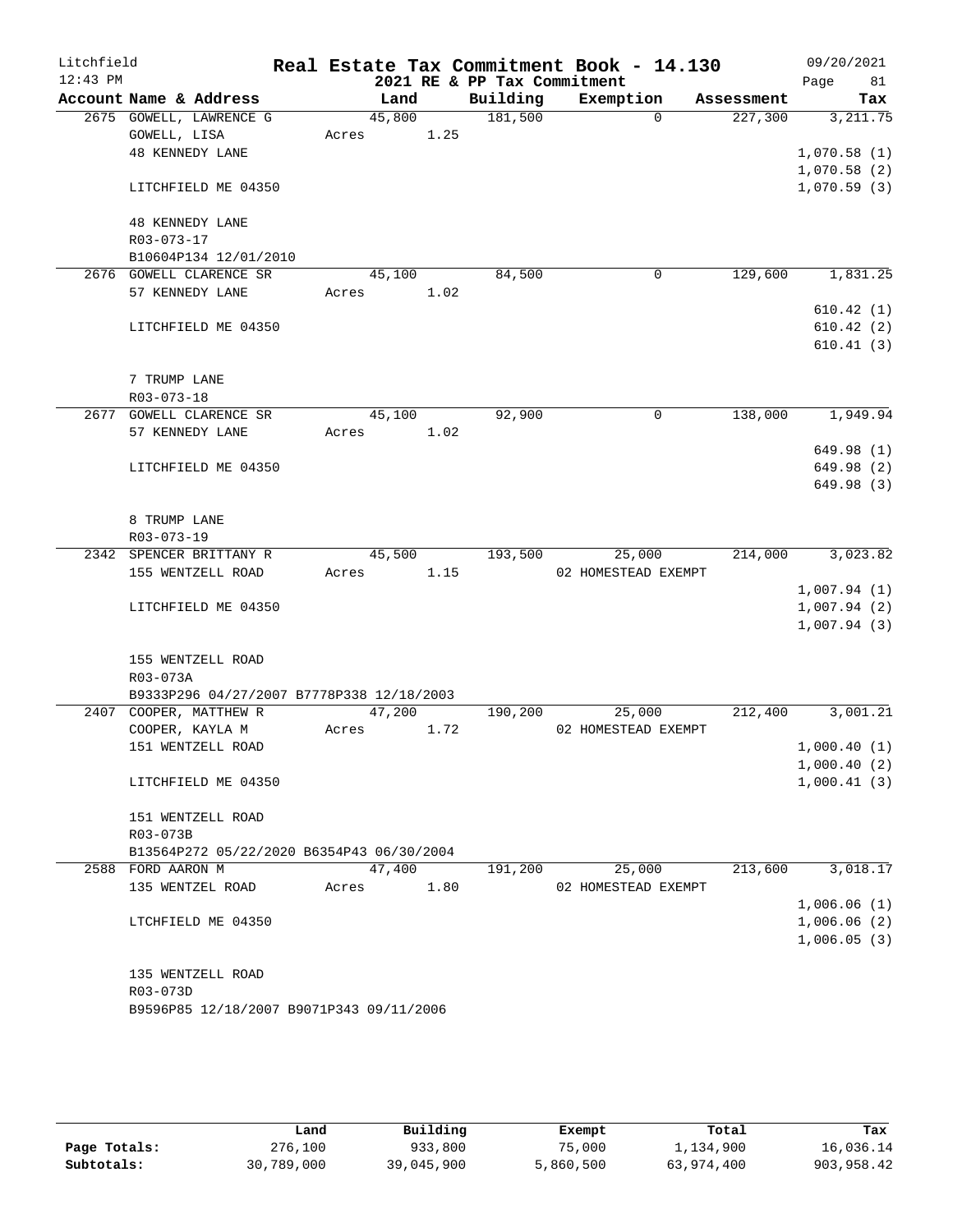# Real Estate Tax Commitment Book - 14.130

Litchfield 12:43 PM — 2021 RE & PP Tax Commitment — 09/20/2021

| Account | Name & Address | Land | Building | Exemption | Assessment | Tax |
|---|---|---|---|---|---|---|
| 2675 | GOWELL, LAWRENCE G | 45,800 | 181,500 | 0 | 227,300 | 3,211.75 |
| | GOWELL, LISA | Acres 1.25 | | | | |
| | 48 KENNEDY LANE | | | | | 1,070.58 (1) |
| | | | | | | 1,070.58 (2) |
| | LITCHFIELD ME 04350 | | | | | 1,070.59 (3) |
| | 48 KENNEDY LANE | | | | | |
| | R03-073-17 | | | | | |
| | B10604P134 12/01/2010 | | | | | |
| 2676 | GOWELL CLARENCE SR | 45,100 | 84,500 | 0 | 129,600 | 1,831.25 |
| | 57 KENNEDY LANE | Acres 1.02 | | | | |
| | | | | | | 610.42 (1) |
| | LITCHFIELD ME 04350 | | | | | 610.42 (2) |
| | | | | | | 610.41 (3) |
| | 7 TRUMP LANE | | | | | |
| | R03-073-18 | | | | | |
| 2677 | GOWELL CLARENCE SR | 45,100 | 92,900 | 0 | 138,000 | 1,949.94 |
| | 57 KENNEDY LANE | Acres 1.02 | | | | |
| | | | | | | 649.98 (1) |
| | LITCHFIELD ME 04350 | | | | | 649.98 (2) |
| | | | | | | 649.98 (3) |
| | 8 TRUMP LANE | | | | | |
| | R03-073-19 | | | | | |
| 2342 | SPENCER BRITTANY R | 45,500 | 193,500 | 25,000 | 214,000 | 3,023.82 |
| | 155 WENTZELL ROAD | Acres 1.15 | | 02 HOMESTEAD EXEMPT | | |
| | | | | | | 1,007.94 (1) |
| | LITCHFIELD ME 04350 | | | | | 1,007.94 (2) |
| | | | | | | 1,007.94 (3) |
| | 155 WENTZELL ROAD | | | | | |
| | R03-073A | | | | | |
| | B9333P296 04/27/2007 B7778P338 12/18/2003 | | | | | |
| 2407 | COOPER, MATTHEW R | 47,200 | 190,200 | 25,000 | 212,400 | 3,001.21 |
| | COOPER, KAYLA M | Acres 1.72 | | 02 HOMESTEAD EXEMPT | | |
| | 151 WENTZELL ROAD | | | | | 1,000.40 (1) |
| | | | | | | 1,000.40 (2) |
| | LITCHFIELD ME 04350 | | | | | 1,000.41 (3) |
| | 151 WENTZELL ROAD | | | | | |
| | R03-073B | | | | | |
| | B13564P272 05/22/2020 B6354P43 06/30/2004 | | | | | |
| 2588 | FORD AARON M | 47,400 | 191,200 | 25,000 | 213,600 | 3,018.17 |
| | 135 WENTZEL ROAD | Acres 1.80 | | 02 HOMESTEAD EXEMPT | | |
| | | | | | | 1,006.06 (1) |
| | LTCHFIELD ME 04350 | | | | | 1,006.06 (2) |
| | | | | | | 1,006.05 (3) |
| | 135 WENTZELL ROAD | | | | | |
| | R03-073D | | | | | |
| | B9596P85 12/18/2007 B9071P343 09/11/2006 | | | | | |

| | Land | Building | Exempt | Total | Tax |
|---|---|---|---|---|---|
| Page Totals: | 276,100 | 933,800 | 75,000 | 1,134,900 | 16,036.14 |
| Subtotals: | 30,789,000 | 39,045,900 | 5,860,500 | 63,974,400 | 903,958.42 |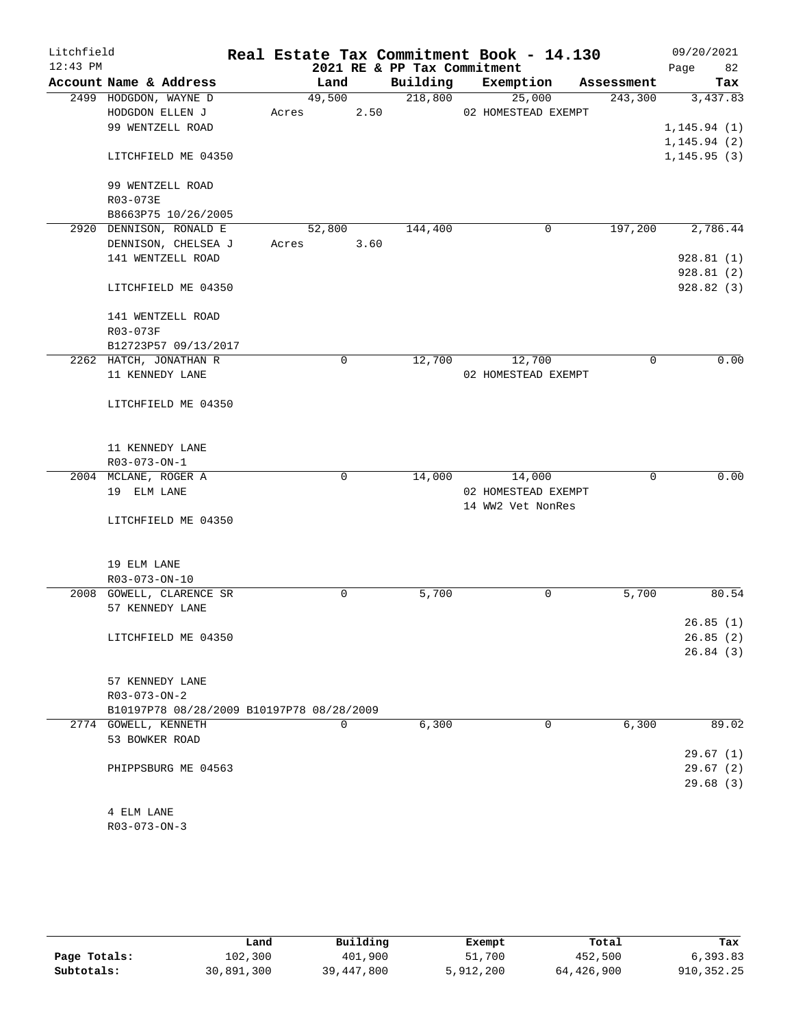# Real Estate Tax Commitment Book - 14.130

Litchfield
12:43 PM

2021 RE & PP Tax Commitment

09/20/2021

| Account Name & Address | Land | Building | Exemption | Assessment | Tax |
|---|---|---|---|---|---|
| 2499 HODGDON, WAYNE D | 49,500 | 218,800 | 25,000 | 243,300 | 3,437.83 |
| HODGDON ELLEN J | Acres 2.50 | | 02 HOMESTEAD EXEMPT | | |
| 99 WENTZELL ROAD | | | | | 1,145.94 (1) |
| | | | | | 1,145.94 (2) |
| LITCHFIELD ME 04350 | | | | | 1,145.95 (3) |
| 99 WENTZELL ROAD | | | | | |
| R03-073E | | | | | |
| B8663P75 10/26/2005 | | | | | |
| 2920 DENNISON, RONALD E | 52,800 | 144,400 | 0 | 197,200 | 2,786.44 |
| DENNISON, CHELSEA J | Acres 3.60 | | | | |
| 141 WENTZELL ROAD | | | | | 928.81 (1) |
| | | | | | 928.81 (2) |
| LITCHFIELD ME 04350 | | | | | 928.82 (3) |
| 141 WENTZELL ROAD | | | | | |
| R03-073F | | | | | |
| B12723P57 09/13/2017 | | | | | |
| 2262 HATCH, JONATHAN R | 0 | 12,700 | 12,700 | 0 | 0.00 |
| 11 KENNEDY LANE | | | 02 HOMESTEAD EXEMPT | | |
| LITCHFIELD ME 04350 | | | | | |
| 11 KENNEDY LANE | | | | | |
| R03-073-ON-1 | | | | | |
| 2004 MCLANE, ROGER A | 0 | 14,000 | 14,000 | 0 | 0.00 |
| 19 ELM LANE | | | 02 HOMESTEAD EXEMPT | | |
| | | | 14 WW2 Vet NonRes | | |
| LITCHFIELD ME 04350 | | | | | |
| 19 ELM LANE | | | | | |
| R03-073-ON-10 | | | | | |
| 2008 GOWELL, CLARENCE SR | 0 | 5,700 | 0 | 5,700 | 80.54 |
| 57 KENNEDY LANE | | | | | |
| | | | | | 26.85 (1) |
| LITCHFIELD ME 04350 | | | | | 26.85 (2) |
| | | | | | 26.84 (3) |
| 57 KENNEDY LANE | | | | | |
| R03-073-ON-2 | | | | | |
| B10197P78 08/28/2009 B10197P78 08/28/2009 | | | | | |
| 2774 GOWELL, KENNETH | 0 | 6,300 | 0 | 6,300 | 89.02 |
| 53 BOWKER ROAD | | | | | |
| | | | | | 29.67 (1) |
| PHIPPSBURG ME 04563 | | | | | 29.67 (2) |
| | | | | | 29.68 (3) |
| 4 ELM LANE | | | | | |
| R03-073-ON-3 | | | | | |

| | Land | Building | Exempt | Total | Tax |
|---|---|---|---|---|---|
| Page Totals: | 102,300 | 401,900 | 51,700 | 452,500 | 6,393.83 |
| Subtotals: | 30,891,300 | 39,447,800 | 5,912,200 | 64,426,900 | 910,352.25 |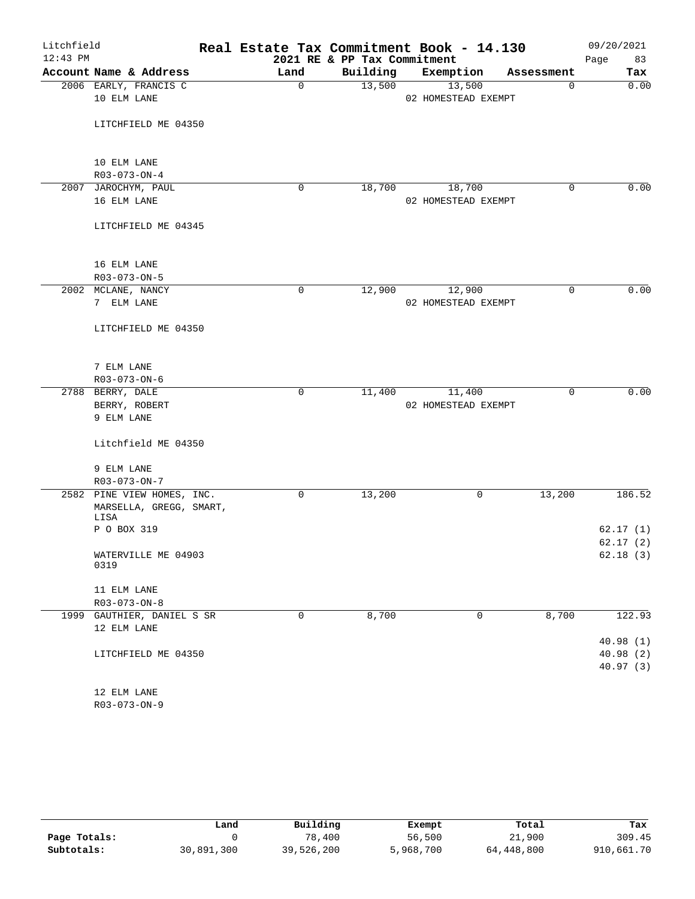# Real Estate Tax Commitment Book - 14.130

Litchfield
12:43 PM

2021 RE & PP Tax Commitment

09/20/2021

| Account Name & Address | Land | Building | Exemption | Assessment | Tax |
|---|---|---|---|---|---|
| 2006 EARLY, FRANCIS C<br>10 ELM LANE<br><br>LITCHFIELD ME 04350<br><br>10 ELM LANE<br>R03-073-ON-4 | 0 | 13,500 | 13,500<br>02 HOMESTEAD EXEMPT | 0 | 0.00 |
| 2007 JAROCHYM, PAUL<br>16 ELM LANE<br><br>LITCHFIELD ME 04345<br><br>16 ELM LANE<br>R03-073-ON-5 | 0 | 18,700 | 18,700<br>02 HOMESTEAD EXEMPT | 0 | 0.00 |
| 2002 MCLANE, NANCY<br>7 ELM LANE<br><br>LITCHFIELD ME 04350<br><br>7 ELM LANE<br>R03-073-ON-6 | 0 | 12,900 | 12,900<br>02 HOMESTEAD EXEMPT | 0 | 0.00 |
| 2788 BERRY, DALE<br>BERRY, ROBERT<br>9 ELM LANE<br><br>Litchfield ME 04350<br><br>9 ELM LANE<br>R03-073-ON-7 | 0 | 11,400 | 11,400<br>02 HOMESTEAD EXEMPT | 0 | 0.00 |
| 2582 PINE VIEW HOMES, INC.<br>MARSELLA, GREGG, SMART, LISA<br>P O BOX 319<br><br>WATERVILLE ME 04903 0319<br><br>11 ELM LANE<br>R03-073-ON-8 | 0 | 13,200 | 0 | 13,200 | 186.52<br><br>62.17 (1)<br>62.17 (2)<br>62.18 (3) |
| 1999 GAUTHIER, DANIEL S SR<br>12 ELM LANE<br><br>LITCHFIELD ME 04350<br><br>12 ELM LANE<br>R03-073-ON-9 | 0 | 8,700 | 0 | 8,700 | 122.93<br><br>40.98 (1)<br>40.98 (2)<br>40.97 (3) |

| | Land | Building | Exempt | Total | Tax |
|---|---|---|---|---|---|
| Page Totals: | 0 | 78,400 | 56,500 | 21,900 | 309.45 |
| Subtotals: | 30,891,300 | 39,526,200 | 5,968,700 | 64,448,800 | 910,661.70 |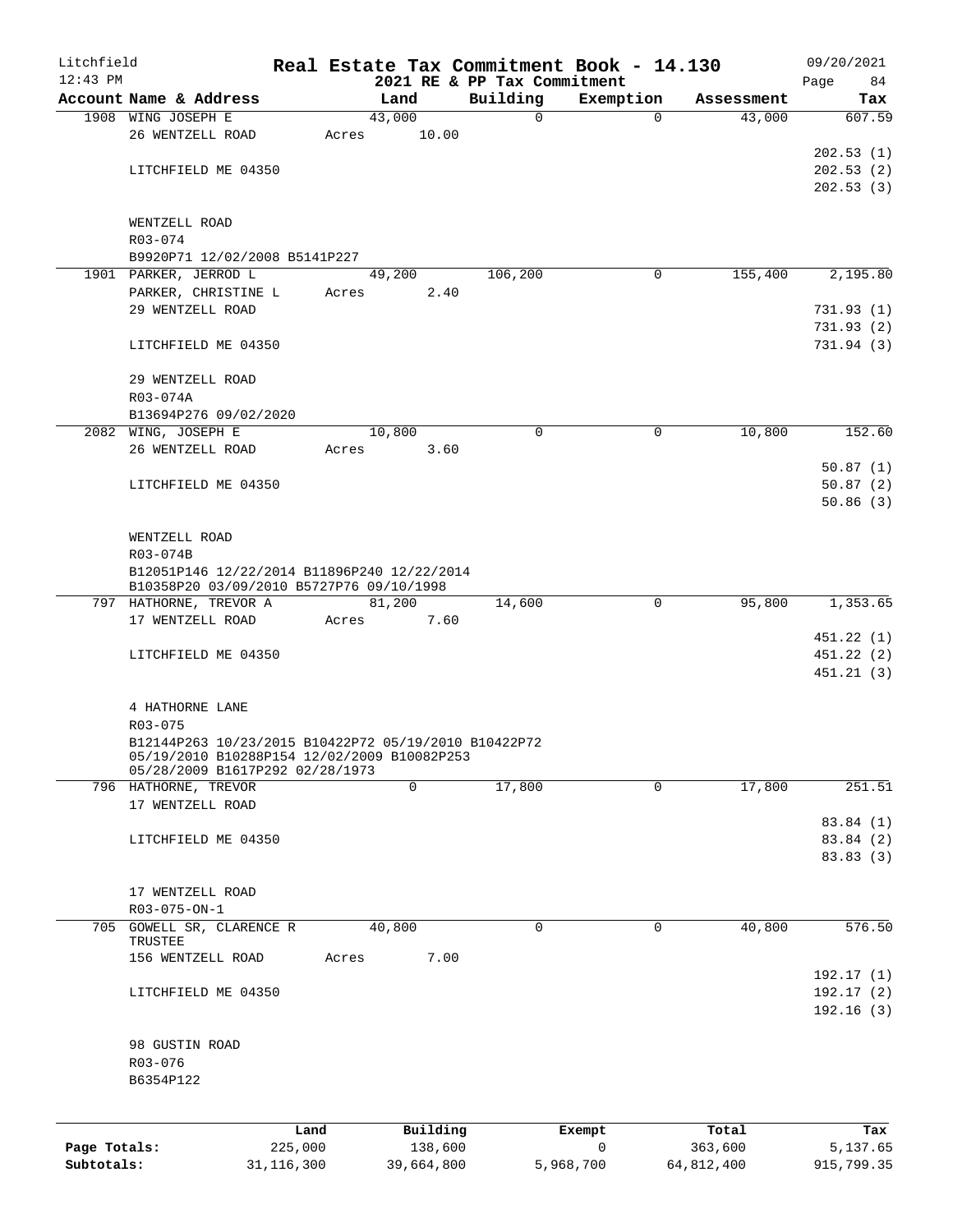Litchfield
12:43 PM

# Real Estate Tax Commitment Book - 14.130
## 2021 RE & PP Tax Commitment

09/20/2021

| Account | Name & Address | Land | Building | Exemption | Assessment | Tax |
|---|---|---|---|---|---|---|
| 1908 | WING JOSEPH E<br>26 WENTZELL ROAD<br><br>LITCHFIELD ME 04350<br><br>WENTZELL ROAD<br>R03-074<br>B9920P71 12/02/2008 B5141P227 | 43,000<br>Acres 10.00 | 0 | 0 | 43,000 | 607.59<br>202.53 (1)<br>202.53 (2)<br>202.53 (3) |
| 1901 | PARKER, JERROD L<br>PARKER, CHRISTINE L<br>29 WENTZELL ROAD<br><br>LITCHFIELD ME 04350<br><br>29 WENTZELL ROAD<br>R03-074A<br>B13694P276 09/02/2020 | 49,200<br>Acres 2.40 | 106,200 | 0 | 155,400 | 2,195.80<br>731.93 (1)<br>731.93 (2)<br>731.94 (3) |
| 2082 | WING, JOSEPH E<br>26 WENTZELL ROAD<br><br>LITCHFIELD ME 04350<br><br>WENTZELL ROAD<br>R03-074B<br>B12051P146 12/22/2014 B11896P240 12/22/2014<br>B10358P20 03/09/2010 B5727P76 09/10/1998 | 10,800<br>Acres 3.60 | 0 | 0 | 10,800 | 152.60<br>50.87 (1)<br>50.87 (2)<br>50.86 (3) |
| 797 | HATHORNE, TREVOR A<br>17 WENTZELL ROAD<br><br>LITCHFIELD ME 04350<br><br>4 HATHORNE LANE<br>R03-075<br>B12144P263 10/23/2015 B10422P72 05/19/2010 B10422P72<br>05/19/2010 B10288P154 12/02/2009 B10082P253<br>05/28/2009 B1617P292 02/28/1973 | 81,200<br>Acres 7.60 | 14,600 | 0 | 95,800 | 1,353.65<br>451.22 (1)<br>451.22 (2)<br>451.21 (3) |
| 796 | HATHORNE, TREVOR<br>17 WENTZELL ROAD<br><br>LITCHFIELD ME 04350<br><br>17 WENTZELL ROAD<br>R03-075-ON-1 | 0 | 17,800 | 0 | 17,800 | 251.51<br>83.84 (1)<br>83.84 (2)<br>83.83 (3) |
| 705 | GOWELL SR, CLARENCE R<br>TRUSTEE<br>156 WENTZELL ROAD<br><br>LITCHFIELD ME 04350<br><br>98 GUSTIN ROAD<br>R03-076<br>B6354P122 | 40,800<br>Acres 7.00 | 0 | 0 | 40,800 | 576.50<br>192.17 (1)<br>192.17 (2)<br>192.16 (3) |

| | Land | Building | Exempt | Total | Tax |
|---|---|---|---|---|---|
| Page Totals: | 225,000 | 138,600 | 0 | 363,600 | 5,137.65 |
| Subtotals: | 31,116,300 | 39,664,800 | 5,968,700 | 64,812,400 | 915,799.35 |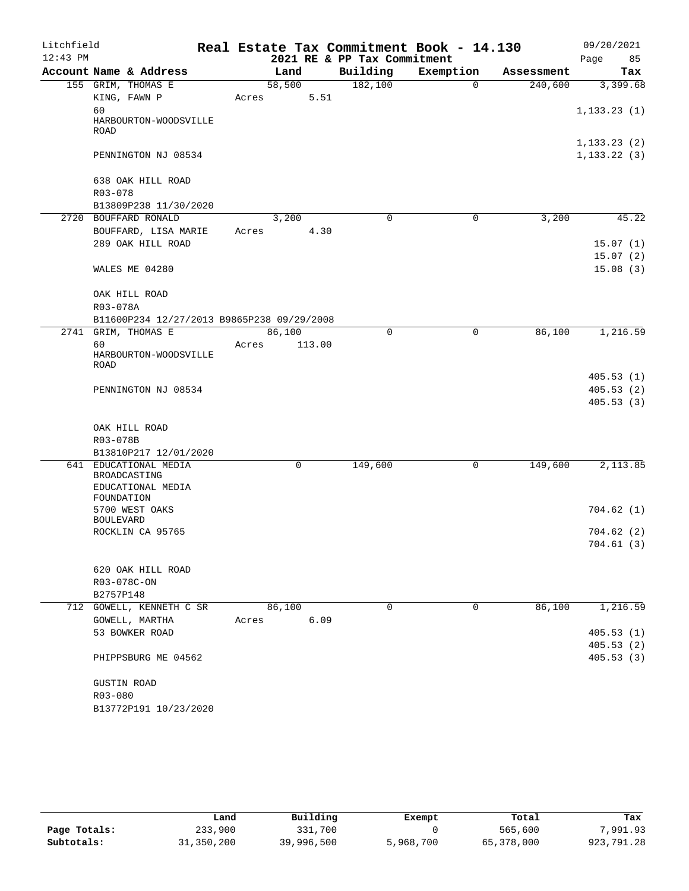Litchfield
12:43 PM

# Real Estate Tax Commitment Book - 14.130

## 2021 RE & PP Tax Commitment

09/20/2021

| Account Name & Address | Land | Building | Exemption | Assessment | Tax |
|---|---|---|---|---|---|
| 155 GRIM, THOMAS E | 58,500 | 182,100 | 0 | 240,600 | 3,399.68 |
| KING, FAWN P | Acres 5.51 | | | | |
| 60 HARBOURTON-WOODSVILLE ROAD | | | | | 1,133.23 (1) |
| | | | | | 1,133.23 (2) |
| PENNINGTON NJ 08534 | | | | | 1,133.22 (3) |
| 638 OAK HILL ROAD | | | | | |
| R03-078 | | | | | |
| B13809P238 11/30/2020 | | | | | |
| 2720 BOUFFARD RONALD | 3,200 | 0 | 0 | 3,200 | 45.22 |
| BOUFFARD, LISA MARIE | Acres 4.30 | | | | |
| 289 OAK HILL ROAD | | | | | 15.07 (1) |
| | | | | | 15.07 (2) |
| WALES ME 04280 | | | | | 15.08 (3) |
| OAK HILL ROAD | | | | | |
| R03-078A | | | | | |
| B11600P234 12/27/2013 B9865P238 09/29/2008 | | | | | |
| 2741 GRIM, THOMAS E | 86,100 | 0 | 0 | 86,100 | 1,216.59 |
| 60 HARBOURTON-WOODSVILLE ROAD | Acres 113.00 | | | | |
| | | | | | 405.53 (1) |
| PENNINGTON NJ 08534 | | | | | 405.53 (2) |
| | | | | | 405.53 (3) |
| OAK HILL ROAD | | | | | |
| R03-078B | | | | | |
| B13810P217 12/01/2020 | | | | | |
| 641 EDUCATIONAL MEDIA BROADCASTING | 0 | 149,600 | 0 | 149,600 | 2,113.85 |
| EDUCATIONAL MEDIA FOUNDATION | | | | | |
| 5700 WEST OAKS BOULEVARD | | | | | 704.62 (1) |
| ROCKLIN CA 95765 | | | | | 704.62 (2) |
| | | | | | 704.61 (3) |
| 620 OAK HILL ROAD | | | | | |
| R03-078C-ON | | | | | |
| B2757P148 | | | | | |
| 712 GOWELL, KENNETH C SR | 86,100 | 0 | 0 | 86,100 | 1,216.59 |
| GOWELL, MARTHA | Acres 6.09 | | | | |
| 53 BOWKER ROAD | | | | | 405.53 (1) |
| | | | | | 405.53 (2) |
| PHIPPSBURG ME 04562 | | | | | 405.53 (3) |
| GUSTIN ROAD | | | | | |
| R03-080 | | | | | |
| B13772P191 10/23/2020 | | | | | |

| | Land | Building | Exempt | Total | Tax |
|---|---|---|---|---|---|
| Page Totals: | 233,900 | 331,700 | 0 | 565,600 | 7,991.93 |
| Subtotals: | 31,350,200 | 39,996,500 | 5,968,700 | 65,378,000 | 923,791.28 |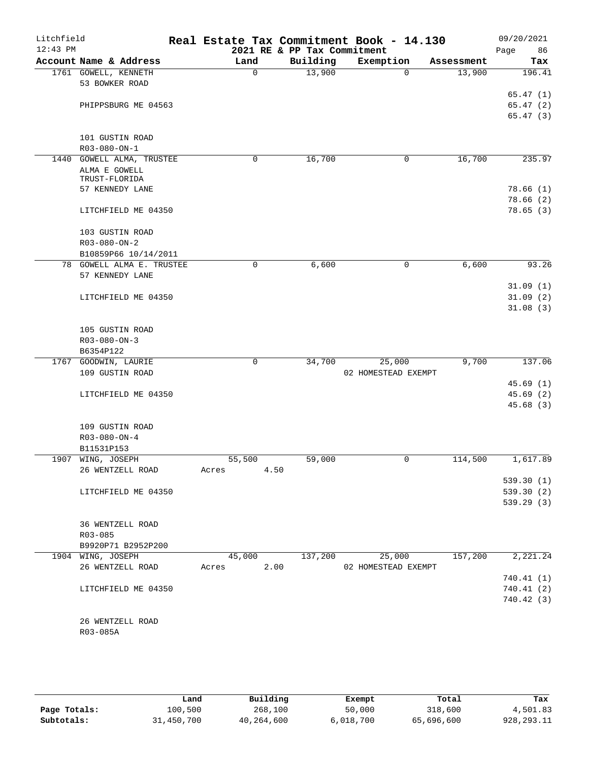Litchfield
12:43 PM

# Real Estate Tax Commitment Book - 14.130

## 2021 RE & PP Tax Commitment

09/20/2021

| Account Name & Address | Land | Building | Exemption | Assessment | Tax |
|---|---|---|---|---|---|
| 1761 GOWELL, KENNETH | 0 | 13,900 | 0 | 13,900 | 196.41 |
| 53 BOWKER ROAD | | | | | |
| | | | | | 65.47 (1) |
| PHIPPSBURG ME 04563 | | | | | 65.47 (2) |
| | | | | | 65.47 (3) |
| 101 GUSTIN ROAD | | | | | |
| R03-080-ON-1 | | | | | |
| 1440 GOWELL ALMA, TRUSTEE | 0 | 16,700 | 0 | 16,700 | 235.97 |
| ALMA E GOWELL | | | | | |
| TRUST-FLORIDA | | | | | |
| 57 KENNEDY LANE | | | | | 78.66 (1) |
| | | | | | 78.66 (2) |
| LITCHFIELD ME 04350 | | | | | 78.65 (3) |
| 103 GUSTIN ROAD | | | | | |
| R03-080-ON-2 | | | | | |
| B10859P66 10/14/2011 | | | | | |
| 78 GOWELL ALMA E. TRUSTEE | 0 | 6,600 | 0 | 6,600 | 93.26 |
| 57 KENNEDY LANE | | | | | |
| | | | | | 31.09 (1) |
| LITCHFIELD ME 04350 | | | | | 31.09 (2) |
| | | | | | 31.08 (3) |
| 105 GUSTIN ROAD | | | | | |
| R03-080-ON-3 | | | | | |
| B6354P122 | | | | | |
| 1767 GOODWIN, LAURIE | 0 | 34,700 | 25,000 | 9,700 | 137.06 |
| 109 GUSTIN ROAD | | | 02 HOMESTEAD EXEMPT | | |
| | | | | | 45.69 (1) |
| LITCHFIELD ME 04350 | | | | | 45.69 (2) |
| | | | | | 45.68 (3) |
| 109 GUSTIN ROAD | | | | | |
| R03-080-ON-4 | | | | | |
| B11531P153 | | | | | |
| 1907 WING, JOSEPH | 55,500 | 59,000 | 0 | 114,500 | 1,617.89 |
| 26 WENTZELL ROAD | Acres 4.50 | | | | |
| | | | | | 539.30 (1) |
| LITCHFIELD ME 04350 | | | | | 539.30 (2) |
| | | | | | 539.29 (3) |
| 36 WENTZELL ROAD | | | | | |
| R03-085 | | | | | |
| B9920P71 B2952P200 | | | | | |
| 1904 WING, JOSEPH | 45,000 | 137,200 | 25,000 | 157,200 | 2,221.24 |
| 26 WENTZELL ROAD | Acres 2.00 | | 02 HOMESTEAD EXEMPT | | |
| | | | | | 740.41 (1) |
| LITCHFIELD ME 04350 | | | | | 740.41 (2) |
| | | | | | 740.42 (3) |
| 26 WENTZELL ROAD | | | | | |
| R03-085A | | | | | |

| | Land | Building | Exempt | Total | Tax |
|---|---|---|---|---|---|
| Page Totals: | 100,500 | 268,100 | 50,000 | 318,600 | 4,501.83 |
| Subtotals: | 31,450,700 | 40,264,600 | 6,018,700 | 65,696,600 | 928,293.11 |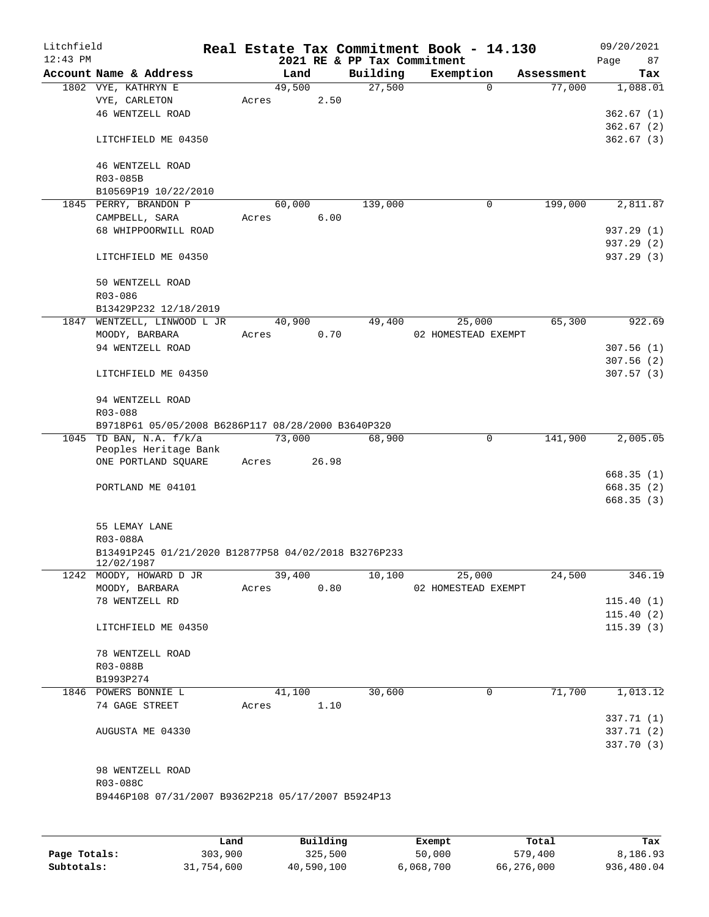Litchfield
12:43 PM

# Real Estate Tax Commitment Book - 14.130

## 2021 RE & PP Tax Commitment

09/20/2021
Page 87

| Account Name & Address | Land | Building | Exemption | Assessment | Tax |
|---|---|---|---|---|---|
| 1802 VYE, KATHRYN E | 49,500 | 27,500 | 0 | 77,000 | 1,088.01 |
| VYE, CARLETON | Acres 2.50 | | | | |
| 46 WENTZELL ROAD | | | | | 362.67 (1) |
| | | | | | 362.67 (2) |
| LITCHFIELD ME 04350 | | | | | 362.67 (3) |
| 46 WENTZELL ROAD | | | | | |
| R03-085B | | | | | |
| B10569P19 10/22/2010 | | | | | |
| 1845 PERRY, BRANDON P | 60,000 | 139,000 | 0 | 199,000 | 2,811.87 |
| CAMPBELL, SARA | Acres 6.00 | | | | |
| 68 WHIPPOORWILL ROAD | | | | | 937.29 (1) |
| | | | | | 937.29 (2) |
| LITCHFIELD ME 04350 | | | | | 937.29 (3) |
| 50 WENTZELL ROAD | | | | | |
| R03-086 | | | | | |
| B13429P232 12/18/2019 | | | | | |
| 1847 WENTZELL, LINWOOD L JR | 40,900 | 49,400 | 25,000 | 65,300 | 922.69 |
| MOODY, BARBARA | Acres 0.70 | | 02 HOMESTEAD EXEMPT | | |
| 94 WENTZELL ROAD | | | | | 307.56 (1) |
| | | | | | 307.56 (2) |
| LITCHFIELD ME 04350 | | | | | 307.57 (3) |
| 94 WENTZELL ROAD | | | | | |
| R03-088 | | | | | |
| B9718P61 05/05/2008 B6286P117 08/28/2000 B3640P320 | | | | | |
| 1045 TD BAN, N.A. f/k/a | 73,000 | 68,900 | 0 | 141,900 | 2,005.05 |
| Peoples Heritage Bank | | | | | |
| ONE PORTLAND SQUARE | Acres 26.98 | | | | |
| | | | | | 668.35 (1) |
| PORTLAND ME 04101 | | | | | 668.35 (2) |
| | | | | | 668.35 (3) |
| 55 LEMAY LANE | | | | | |
| R03-088A | | | | | |
| B13491P245 01/21/2020 B12877P58 04/02/2018 B3276P233 12/02/1987 | | | | | |
| 1242 MOODY, HOWARD D JR | 39,400 | 10,100 | 25,000 | 24,500 | 346.19 |
| MOODY, BARBARA | Acres 0.80 | | 02 HOMESTEAD EXEMPT | | |
| 78 WENTZELL RD | | | | | 115.40 (1) |
| | | | | | 115.40 (2) |
| LITCHFIELD ME 04350 | | | | | 115.39 (3) |
| 78 WENTZELL ROAD | | | | | |
| R03-088B | | | | | |
| B1993P274 | | | | | |
| 1846 POWERS BONNIE L | 41,100 | 30,600 | 0 | 71,700 | 1,013.12 |
| 74 GAGE STREET | Acres 1.10 | | | | |
| | | | | | 337.71 (1) |
| AUGUSTA ME 04330 | | | | | 337.71 (2) |
| | | | | | 337.70 (3) |
| 98 WENTZELL ROAD | | | | | |
| R03-088C | | | | | |
| B9446P108 07/31/2007 B9362P218 05/17/2007 B5924P13 | | | | | |

| | Land | Building | Exempt | Total | Tax |
|---|---|---|---|---|---|
| Page Totals: | 303,900 | 325,500 | 50,000 | 579,400 | 8,186.93 |
| Subtotals: | 31,754,600 | 40,590,100 | 6,068,700 | 66,276,000 | 936,480.04 |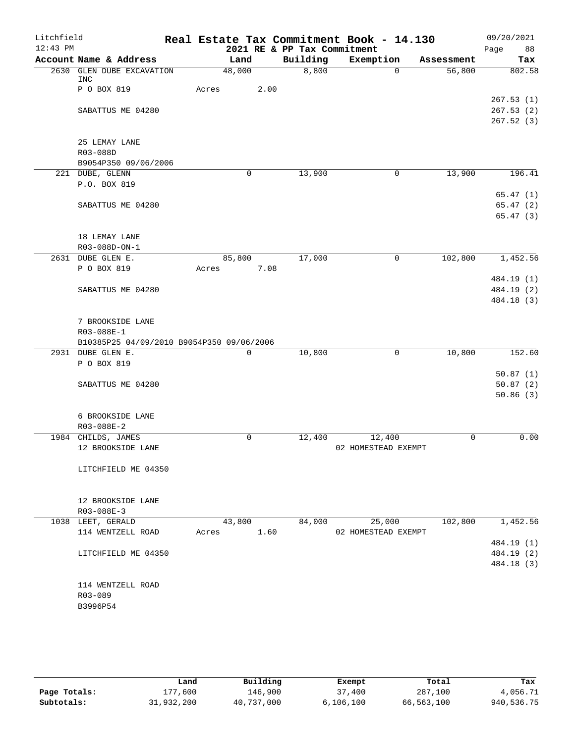Litchfield | Real Estate Tax Commitment Book - 14.130 | 09/20/2021
12:43 PM | 2021 RE & PP Tax Commitment | Page 88

| Account Name & Address | Land | Building | Exemption | Assessment | Tax |
|---|---|---|---|---|---|
| 2630 GLEN DUBE EXCAVATION INC | 48,000 | 8,800 | 0 | 56,800 | 802.58 |
| P O BOX 819 | Acres 2.00 | | | | |
| | | | | | 267.53 (1) |
| SABATTUS ME 04280 | | | | | 267.53 (2) |
| | | | | | 267.52 (3) |
| 25 LEMAY LANE | | | | | |
| R03-088D | | | | | |
| B9054P350 09/06/2006 | | | | | |
| 221 DUBE, GLENN | 0 | 13,900 | 0 | 13,900 | 196.41 |
| P.O. BOX 819 | | | | | |
| | | | | | 65.47 (1) |
| SABATTUS ME 04280 | | | | | 65.47 (2) |
| | | | | | 65.47 (3) |
| 18 LEMAY LANE | | | | | |
| R03-088D-ON-1 | | | | | |
| 2631 DUBE GLEN E. | 85,800 | 17,000 | 0 | 102,800 | 1,452.56 |
| P O BOX 819 | Acres 7.08 | | | | |
| | | | | | 484.19 (1) |
| SABATTUS ME 04280 | | | | | 484.19 (2) |
| | | | | | 484.18 (3) |
| 7 BROOKSIDE LANE | | | | | |
| R03-088E-1 | | | | | |
| B10385P25 04/09/2010 B9054P350 09/06/2006 | | | | | |
| 2931 DUBE GLEN E. | 0 | 10,800 | 0 | 10,800 | 152.60 |
| P O BOX 819 | | | | | |
| | | | | | 50.87 (1) |
| SABATTUS ME 04280 | | | | | 50.87 (2) |
| | | | | | 50.86 (3) |
| 6 BROOKSIDE LANE | | | | | |
| R03-088E-2 | | | | | |
| 1984 CHILDS, JAMES | 0 | 12,400 | 12,400 | 0 | 0.00 |
| 12 BROOKSIDE LANE | | | 02 HOMESTEAD EXEMPT | | |
| LITCHFIELD ME 04350 | | | | | |
| 12 BROOKSIDE LANE | | | | | |
| R03-088E-3 | | | | | |
| 1038 LEET, GERALD | 43,800 | 84,000 | 25,000 | 102,800 | 1,452.56 |
| 114 WENTZELL ROAD | Acres 1.60 | | 02 HOMESTEAD EXEMPT | | |
| | | | | | 484.19 (1) |
| LITCHFIELD ME 04350 | | | | | 484.19 (2) |
| | | | | | 484.18 (3) |
| 114 WENTZELL ROAD | | | | | |
| R03-089 | | | | | |
| B3996P54 | | | | | |

| | Land | Building | Exempt | Total | Tax |
|---|---|---|---|---|---|
| Page Totals: | 177,600 | 146,900 | 37,400 | 287,100 | 4,056.71 |
| Subtotals: | 31,932,200 | 40,737,000 | 6,106,100 | 66,563,100 | 940,536.75 |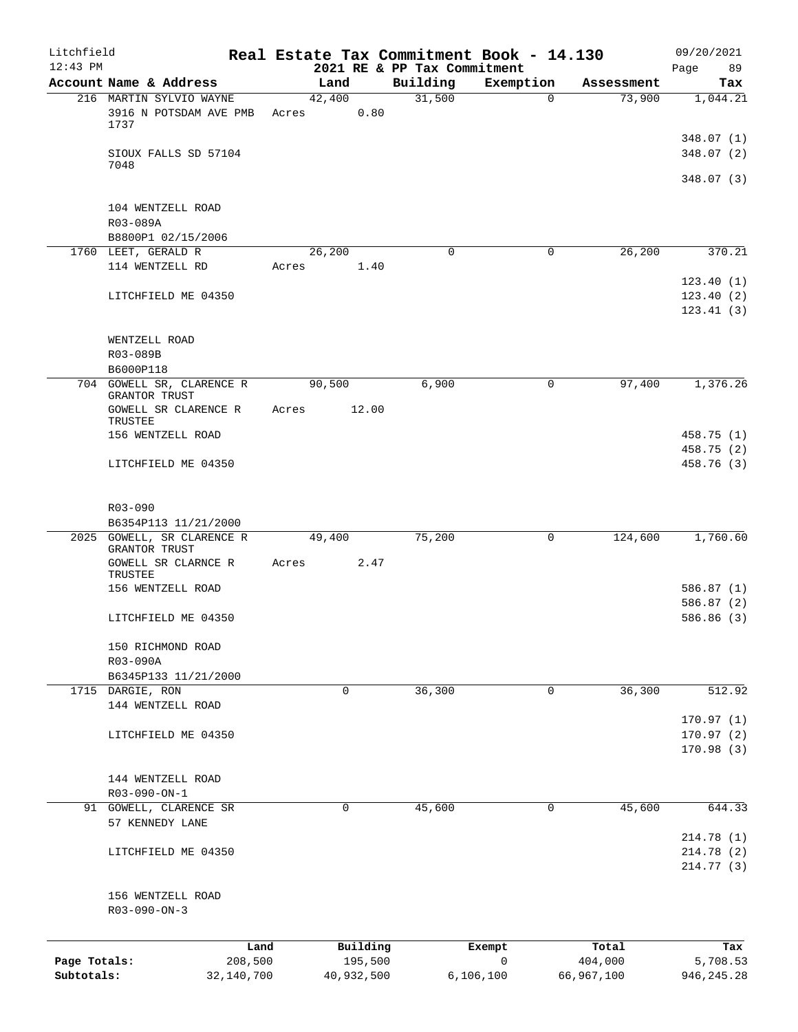Litchfield
12:43 PM

# Real Estate Tax Commitment Book - 14.130
## 2021 RE & PP Tax Commitment

09/20/2021

| Account Name & Address | Land | Building | Exemption | Assessment | Tax |
|---|---|---|---|---|---|
| 216 MARTIN SYLVIO WAYNE | 42,400 | 31,500 | 0 | 73,900 | 1,044.21 |
| 3916 N POTSDAM AVE PMB 1737 | Acres 0.80 | | | | |
| | | | | | 348.07 (1) |
| SIOUX FALLS SD 57104 7048 | | | | | 348.07 (2) |
| | | | | | 348.07 (3) |
| 104 WENTZELL ROAD | | | | | |
| R03-089A | | | | | |
| B8800P1 02/15/2006 | | | | | |
| 1760 LEET, GERALD R | 26,200 | 0 | 0 | 26,200 | 370.21 |
| 114 WENTZELL RD | Acres 1.40 | | | | |
| | | | | | 123.40 (1) |
| LITCHFIELD ME 04350 | | | | | 123.40 (2) |
| | | | | | 123.41 (3) |
| WENTZELL ROAD | | | | | |
| R03-089B | | | | | |
| B6000P118 | | | | | |
| 704 GOWELL SR, CLARENCE R GRANTOR TRUST | 90,500 | 6,900 | 0 | 97,400 | 1,376.26 |
| GOWELL SR CLARENCE R TRUSTEE | Acres 12.00 | | | | |
| 156 WENTZELL ROAD | | | | | 458.75 (1) |
| | | | | | 458.75 (2) |
| LITCHFIELD ME 04350 | | | | | 458.76 (3) |
| R03-090 | | | | | |
| B6354P113 11/21/2000 | | | | | |
| 2025 GOWELL, SR CLARENCE R GRANTOR TRUST | 49,400 | 75,200 | 0 | 124,600 | 1,760.60 |
| GOWELL SR CLARNCE R TRUSTEE | Acres 2.47 | | | | |
| 156 WENTZELL ROAD | | | | | 586.87 (1) |
| | | | | | 586.87 (2) |
| LITCHFIELD ME 04350 | | | | | 586.86 (3) |
| 150 RICHMOND ROAD | | | | | |
| R03-090A | | | | | |
| B6345P133 11/21/2000 | | | | | |
| 1715 DARGIE, RON | 0 | 36,300 | 0 | 36,300 | 512.92 |
| 144 WENTZELL ROAD | | | | | |
| | | | | | 170.97 (1) |
| LITCHFIELD ME 04350 | | | | | 170.97 (2) |
| | | | | | 170.98 (3) |
| 144 WENTZELL ROAD | | | | | |
| R03-090-ON-1 | | | | | |
| 91 GOWELL, CLARENCE SR | 0 | 45,600 | 0 | 45,600 | 644.33 |
| 57 KENNEDY LANE | | | | | |
| | | | | | 214.78 (1) |
| LITCHFIELD ME 04350 | | | | | 214.78 (2) |
| | | | | | 214.77 (3) |
| 156 WENTZELL ROAD | | | | | |
| R03-090-ON-3 | | | | | |

| | Land | Building | Exempt | Total | Tax |
|---|---|---|---|---|---|
| Page Totals: | 208,500 | 195,500 | 0 | 404,000 | 5,708.53 |
| Subtotals: | 32,140,700 | 40,932,500 | 6,106,100 | 66,967,100 | 946,245.28 |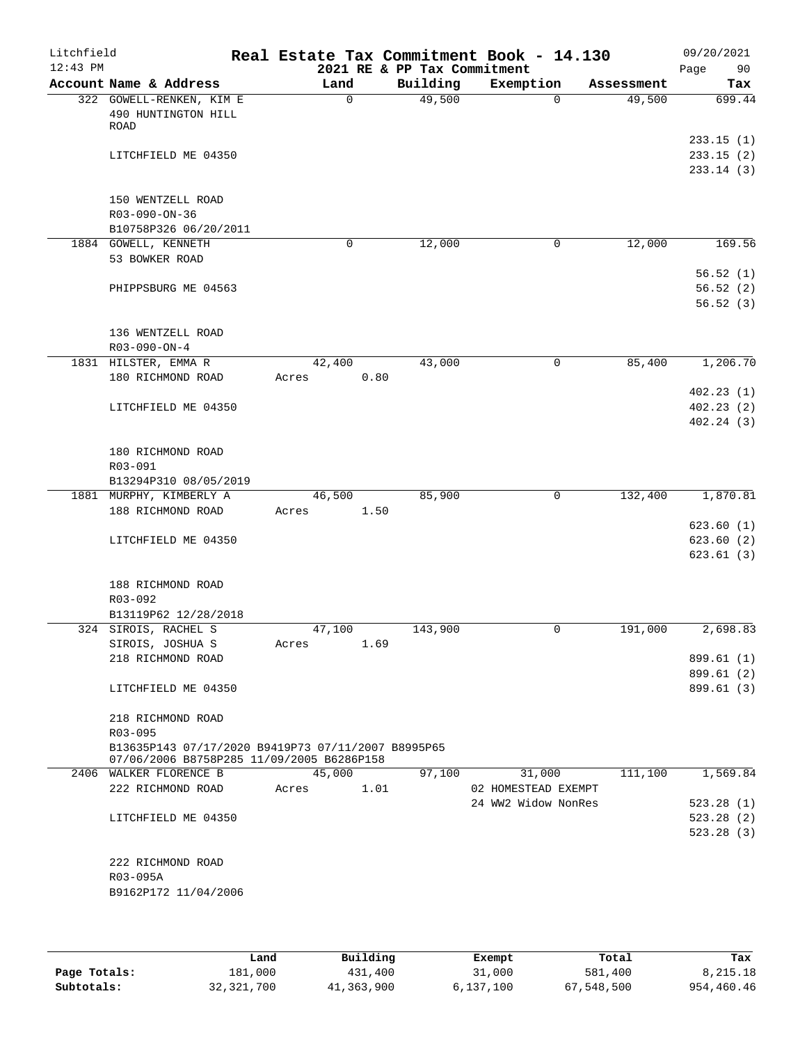Litchfield
12:43 PM

**Real Estate Tax Commitment Book - 14.130**
**2021 RE & PP Tax Commitment**

09/20/2021

| Account Name & Address | Land | Building | Exemption | Assessment | Tax |
|---|---|---|---|---|---|
| 322 GOWELL-RENKEN, KIM E | 0 | 49,500 | 0 | 49,500 | 699.44 |
| 490 HUNTINGTON HILL ROAD | | | | | |
| | | | | | 233.15 (1) |
| LITCHFIELD ME 04350 | | | | | 233.15 (2) |
| | | | | | 233.14 (3) |
| 150 WENTZELL ROAD | | | | | |
| R03-090-ON-36 | | | | | |
| B10758P326 06/20/2011 | | | | | |
| 1884 GOWELL, KENNETH | 0 | 12,000 | 0 | 12,000 | 169.56 |
| 53 BOWKER ROAD | | | | | |
| | | | | | 56.52 (1) |
| PHIPPSBURG ME 04563 | | | | | 56.52 (2) |
| | | | | | 56.52 (3) |
| 136 WENTZELL ROAD | | | | | |
| R03-090-ON-4 | | | | | |
| 1831 HILSTER, EMMA R | 42,400 | 43,000 | 0 | 85,400 | 1,206.70 |
| 180 RICHMOND ROAD | Acres 0.80 | | | | |
| | | | | | 402.23 (1) |
| LITCHFIELD ME 04350 | | | | | 402.23 (2) |
| | | | | | 402.24 (3) |
| 180 RICHMOND ROAD | | | | | |
| R03-091 | | | | | |
| B13294P310 08/05/2019 | | | | | |
| 1881 MURPHY, KIMBERLY A | 46,500 | 85,900 | 0 | 132,400 | 1,870.81 |
| 188 RICHMOND ROAD | Acres 1.50 | | | | |
| | | | | | 623.60 (1) |
| LITCHFIELD ME 04350 | | | | | 623.60 (2) |
| | | | | | 623.61 (3) |
| 188 RICHMOND ROAD | | | | | |
| R03-092 | | | | | |
| B13119P62 12/28/2018 | | | | | |
| 324 SIROIS, RACHEL S | 47,100 | 143,900 | 0 | 191,000 | 2,698.83 |
| SIROIS, JOSHUA S | Acres 1.69 | | | | |
| 218 RICHMOND ROAD | | | | | 899.61 (1) |
| | | | | | 899.61 (2) |
| LITCHFIELD ME 04350 | | | | | 899.61 (3) |
| 218 RICHMOND ROAD | | | | | |
| R03-095 | | | | | |
| B13635P143 07/17/2020 B9419P73 07/11/2007 B8995P65 07/06/2006 B8758P285 11/09/2005 B6286P158 | | | | | |
| 2406 WALKER FLORENCE B | 45,000 | 97,100 | 31,000 | 111,100 | 1,569.84 |
| 222 RICHMOND ROAD | Acres 1.01 | | 02 HOMESTEAD EXEMPT | | |
| | | | 24 WW2 Widow NonRes | | 523.28 (1) |
| LITCHFIELD ME 04350 | | | | | 523.28 (2) |
| | | | | | 523.28 (3) |
| 222 RICHMOND ROAD | | | | | |
| R03-095A | | | | | |
| B9162P172 11/04/2006 | | | | | |

| | Land | Building | Exempt | Total | Tax |
|---|---|---|---|---|---|
| **Page Totals:** | 181,000 | 431,400 | 31,000 | 581,400 | 8,215.18 |
| **Subtotals:** | 32,321,700 | 41,363,900 | 6,137,100 | 67,548,500 | 954,460.46 |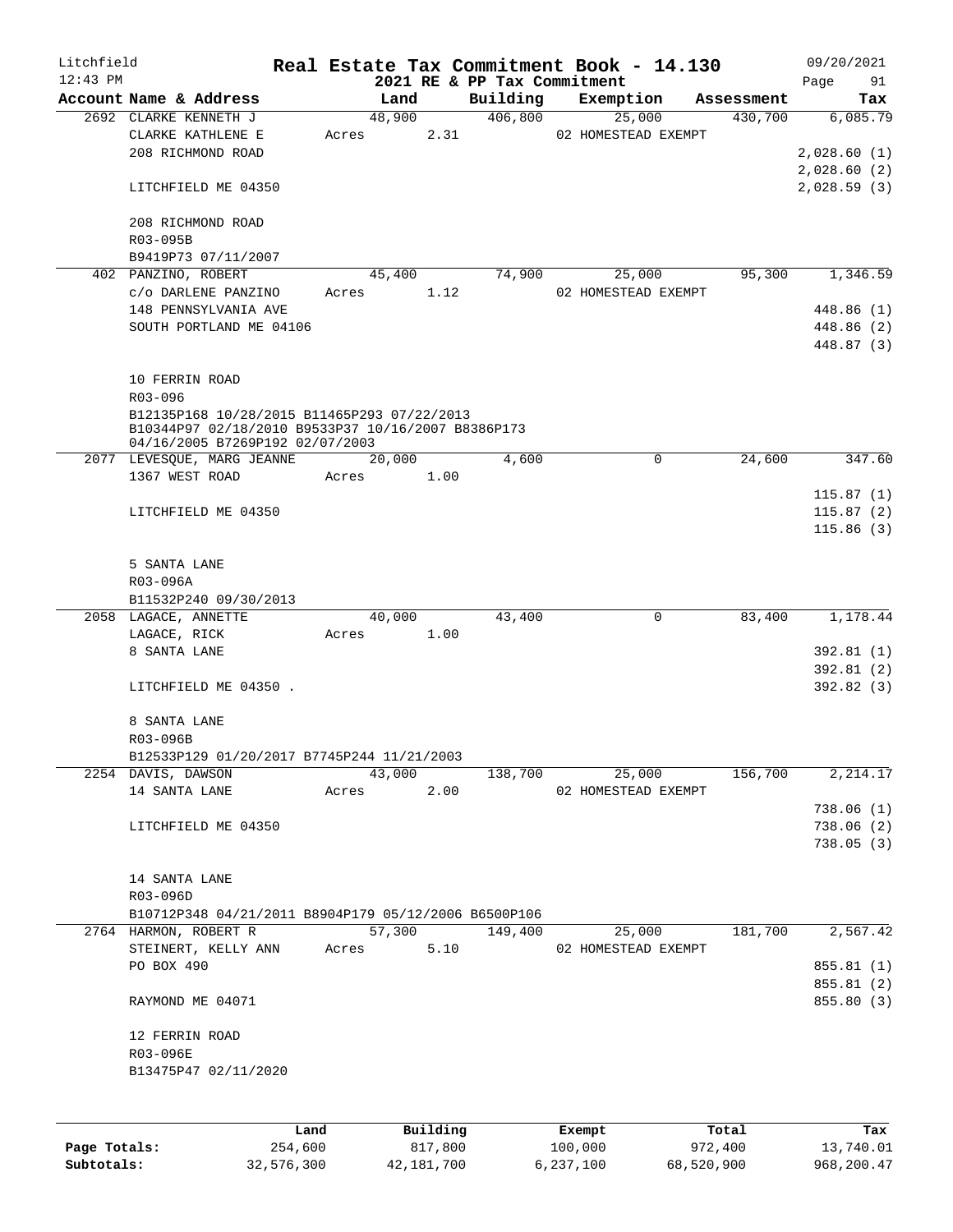Litchfield
12:43 PM

# Real Estate Tax Commitment Book - 14.130

2021 RE & PP Tax Commitment

09/20/2021
Page 91

| Account Name & Address | Land | Building | Exemption | Assessment | Tax |
|---|---|---|---|---|---|
| 2692 CLARKE KENNETH J | 48,900 | 406,800 | 25,000 | 430,700 | 6,085.79 |
| CLARKE KATHLENE E | Acres 2.31 | | 02 HOMESTEAD EXEMPT | | |
| 208 RICHMOND ROAD | | | | | 2,028.60 (1) |
| | | | | | 2,028.60 (2) |
| LITCHFIELD ME 04350 | | | | | 2,028.59 (3) |
| 208 RICHMOND ROAD | | | | | |
| R03-095B | | | | | |
| B9419P73 07/11/2007 | | | | | |
| 402 PANZINO, ROBERT | 45,400 | 74,900 | 25,000 | 95,300 | 1,346.59 |
| c/o DARLENE PANZINO | Acres 1.12 | | 02 HOMESTEAD EXEMPT | | |
| 148 PENNSYLVANIA AVE | | | | | 448.86 (1) |
| SOUTH PORTLAND ME 04106 | | | | | 448.86 (2) |
| | | | | | 448.87 (3) |
| 10 FERRIN ROAD | | | | | |
| R03-096 | | | | | |
| B12135P168 10/28/2015 B11465P293 07/22/2013 B10344P97 02/18/2010 B9533P37 10/16/2007 B8386P173 04/16/2005 B7269P192 02/07/2003 | | | | | |
| 2077 LEVESQUE, MARG JEANNE | 20,000 | 4,600 | 0 | 24,600 | 347.60 |
| 1367 WEST ROAD | Acres 1.00 | | | | |
| | | | | | 115.87 (1) |
| LITCHFIELD ME 04350 | | | | | 115.87 (2) |
| | | | | | 115.86 (3) |
| 5 SANTA LANE | | | | | |
| R03-096A | | | | | |
| B11532P240 09/30/2013 | | | | | |
| 2058 LAGACE, ANNETTE | 40,000 | 43,400 | 0 | 83,400 | 1,178.44 |
| LAGACE, RICK | Acres 1.00 | | | | |
| 8 SANTA LANE | | | | | 392.81 (1) |
| | | | | | 392.81 (2) |
| LITCHFIELD ME 04350 . | | | | | 392.82 (3) |
| 8 SANTA LANE | | | | | |
| R03-096B | | | | | |
| B12533P129 01/20/2017 B7745P244 11/21/2003 | | | | | |
| 2254 DAVIS, DAWSON | 43,000 | 138,700 | 25,000 | 156,700 | 2,214.17 |
| 14 SANTA LANE | Acres 2.00 | | 02 HOMESTEAD EXEMPT | | |
| | | | | | 738.06 (1) |
| LITCHFIELD ME 04350 | | | | | 738.06 (2) |
| | | | | | 738.05 (3) |
| 14 SANTA LANE | | | | | |
| R03-096D | | | | | |
| B10712P348 04/21/2011 B8904P179 05/12/2006 B6500P106 | | | | | |
| 2764 HARMON, ROBERT R | 57,300 | 149,400 | 25,000 | 181,700 | 2,567.42 |
| STEINERT, KELLY ANN | Acres 5.10 | | 02 HOMESTEAD EXEMPT | | |
| PO BOX 490 | | | | | 855.81 (1) |
| | | | | | 855.81 (2) |
| RAYMOND ME 04071 | | | | | 855.80 (3) |
| 12 FERRIN ROAD | | | | | |
| R03-096E | | | | | |
| B13475P47 02/11/2020 | | | | | |

| | Land | Building | Exempt | Total | Tax |
|---|---|---|---|---|---|
| Page Totals: | 254,600 | 817,800 | 100,000 | 972,400 | 13,740.01 |
| Subtotals: | 32,576,300 | 42,181,700 | 6,237,100 | 68,520,900 | 968,200.47 |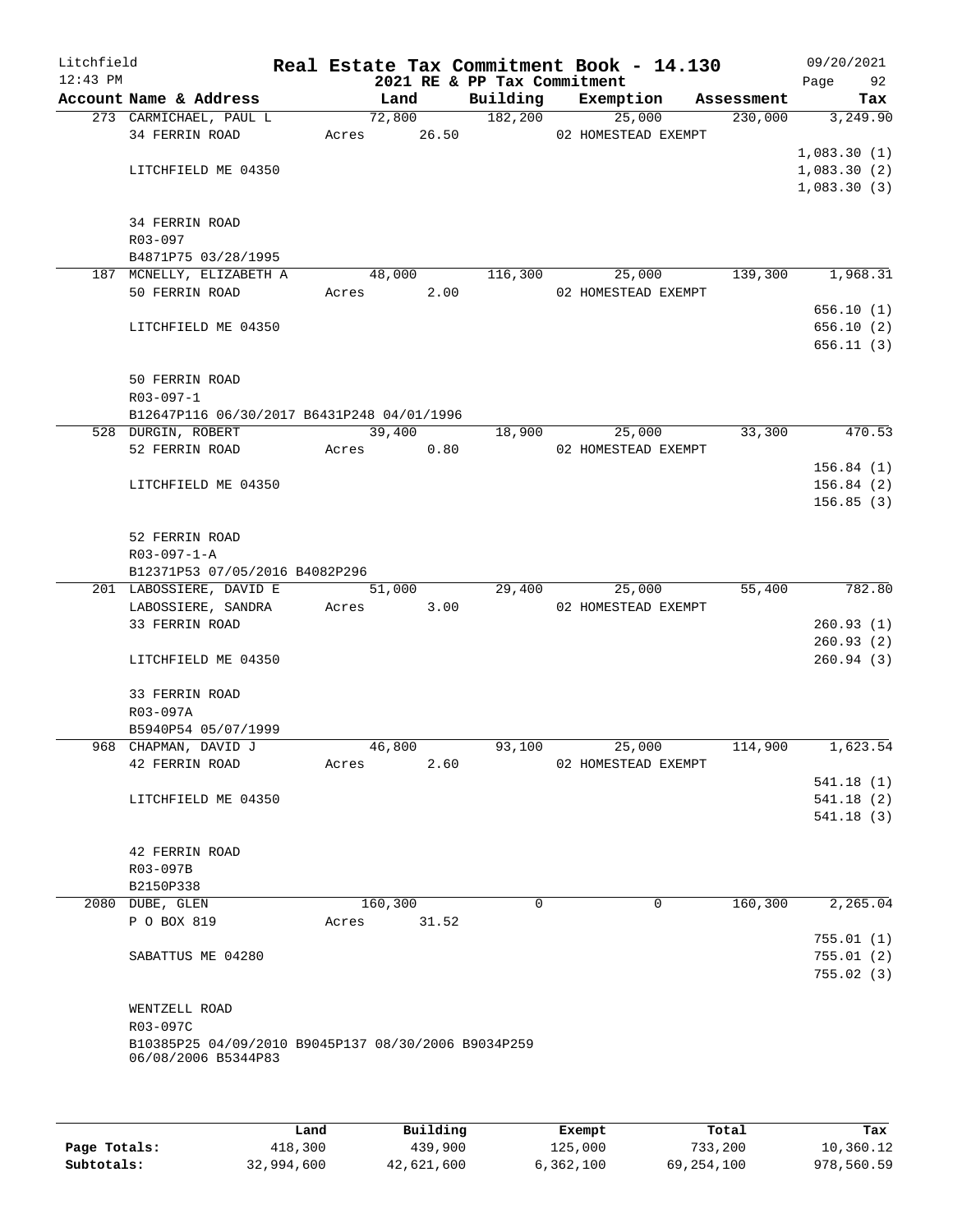Litchfield
12:43 PM

# Real Estate Tax Commitment Book - 14.130
## 2021 RE & PP Tax Commitment

09/20/2021
Page 92

| Account Name & Address | Land | Building | Exemption | Assessment | Tax |
|---|---|---|---|---|---|
| 273 CARMICHAEL, PAUL L | 72,800 | 182,200 | 25,000 | 230,000 | 3,249.90 |
| 34 FERRIN ROAD | Acres 26.50 | | 02 HOMESTEAD EXEMPT | | |
| | | | | | 1,083.30 (1) |
| LITCHFIELD ME 04350 | | | | | 1,083.30 (2) |
| | | | | | 1,083.30 (3) |
| 34 FERRIN ROAD | | | | | |
| R03-097 | | | | | |
| B4871P75 03/28/1995 | | | | | |
| 187 MCNELLY, ELIZABETH A | 48,000 | 116,300 | 25,000 | 139,300 | 1,968.31 |
| 50 FERRIN ROAD | Acres 2.00 | | 02 HOMESTEAD EXEMPT | | |
| | | | | | 656.10 (1) |
| LITCHFIELD ME 04350 | | | | | 656.10 (2) |
| | | | | | 656.11 (3) |
| 50 FERRIN ROAD | | | | | |
| R03-097-1 | | | | | |
| B12647P116 06/30/2017 B6431P248 04/01/1996 | | | | | |
| 528 DURGIN, ROBERT | 39,400 | 18,900 | 25,000 | 33,300 | 470.53 |
| 52 FERRIN ROAD | Acres 0.80 | | 02 HOMESTEAD EXEMPT | | |
| | | | | | 156.84 (1) |
| LITCHFIELD ME 04350 | | | | | 156.84 (2) |
| | | | | | 156.85 (3) |
| 52 FERRIN ROAD | | | | | |
| R03-097-1-A | | | | | |
| B12371P53 07/05/2016 B4082P296 | | | | | |
| 201 LABOSSIERE, DAVID E | 51,000 | 29,400 | 25,000 | 55,400 | 782.80 |
| LABOSSIERE, SANDRA | Acres 3.00 | | 02 HOMESTEAD EXEMPT | | |
| 33 FERRIN ROAD | | | | | 260.93 (1) |
| | | | | | 260.93 (2) |
| LITCHFIELD ME 04350 | | | | | 260.94 (3) |
| 33 FERRIN ROAD | | | | | |
| R03-097A | | | | | |
| B5940P54 05/07/1999 | | | | | |
| 968 CHAPMAN, DAVID J | 46,800 | 93,100 | 25,000 | 114,900 | 1,623.54 |
| 42 FERRIN ROAD | Acres 2.60 | | 02 HOMESTEAD EXEMPT | | |
| | | | | | 541.18 (1) |
| LITCHFIELD ME 04350 | | | | | 541.18 (2) |
| | | | | | 541.18 (3) |
| 42 FERRIN ROAD | | | | | |
| R03-097B | | | | | |
| B2150P338 | | | | | |
| 2080 DUBE, GLEN | 160,300 | 0 | 0 | 160,300 | 2,265.04 |
| P O BOX 819 | Acres 31.52 | | | | |
| | | | | | 755.01 (1) |
| SABATTUS ME 04280 | | | | | 755.01 (2) |
| | | | | | 755.02 (3) |
| WENTZELL ROAD | | | | | |
| R03-097C | | | | | |
| B10385P25 04/09/2010 B9045P137 08/30/2006 B9034P259 06/08/2006 B5344P83 | | | | | |

| | Land | Building | Exempt | Total | Tax |
|---|---|---|---|---|---|
| Page Totals: | 418,300 | 439,900 | 125,000 | 733,200 | 10,360.12 |
| Subtotals: | 32,994,600 | 42,621,600 | 6,362,100 | 69,254,100 | 978,560.59 |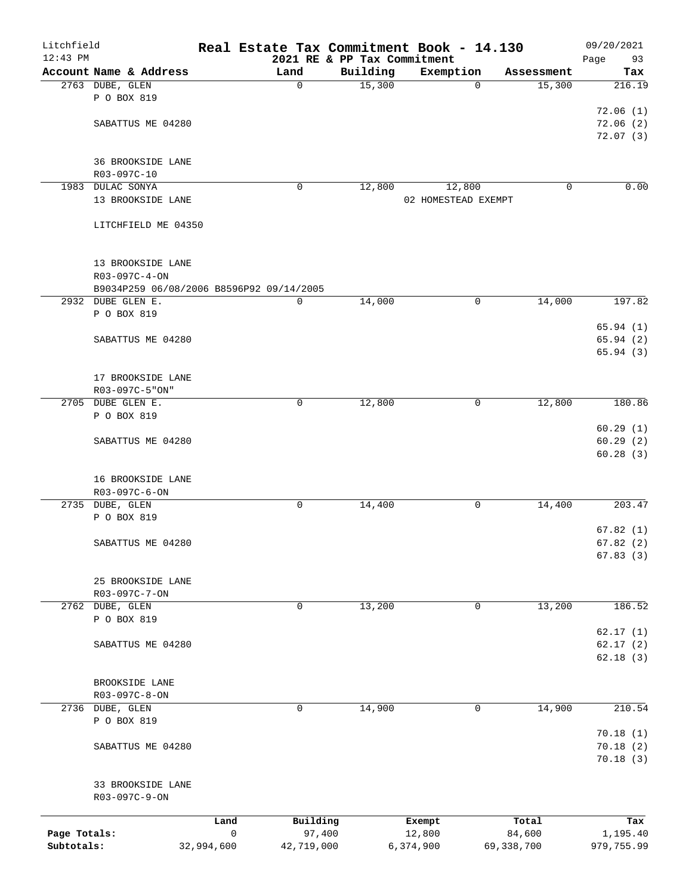Litchfield 12:43 PM

# Real Estate Tax Commitment Book - 14.130

## 2021 RE & PP Tax Commitment

09/20/2021

| Account Name & Address | Land | Building | Exemption | Assessment | Tax |
|---|---|---|---|---|---|
| 2763 DUBE, GLEN<br>P O BOX 819<br><br>SABATTUS ME 04280<br><br>36 BROOKSIDE LANE<br>R03-097C-10 | 0 | 15,300 | 0 | 15,300 | 216.19<br>72.06 (1)<br>72.06 (2)<br>72.07 (3) |
| 1983 DULAC SONYA<br>13 BROOKSIDE LANE<br><br>LITCHFIELD ME 04350<br><br>13 BROOKSIDE LANE<br>R03-097C-4-ON<br>B9034P259 06/08/2006 B8596P92 09/14/2005 | 0 | 12,800 | 12,800<br>02 HOMESTEAD EXEMPT | 0 | 0.00 |
| 2932 DUBE GLEN E.<br>P O BOX 819<br><br>SABATTUS ME 04280<br><br>17 BROOKSIDE LANE<br>R03-097C-5"ON" | 0 | 14,000 | 0 | 14,000 | 197.82<br>65.94 (1)<br>65.94 (2)<br>65.94 (3) |
| 2705 DUBE GLEN E.<br>P O BOX 819<br><br>SABATTUS ME 04280<br><br>16 BROOKSIDE LANE<br>R03-097C-6-ON | 0 | 12,800 | 0 | 12,800 | 180.86<br>60.29 (1)<br>60.29 (2)<br>60.28 (3) |
| 2735 DUBE, GLEN<br>P O BOX 819<br><br>SABATTUS ME 04280<br><br>25 BROOKSIDE LANE<br>R03-097C-7-ON | 0 | 14,400 | 0 | 14,400 | 203.47<br>67.82 (1)<br>67.82 (2)<br>67.83 (3) |
| 2762 DUBE, GLEN<br>P O BOX 819<br><br>SABATTUS ME 04280<br><br>BROOKSIDE LANE<br>R03-097C-8-ON | 0 | 13,200 | 0 | 13,200 | 186.52<br>62.17 (1)<br>62.17 (2)<br>62.18 (3) |
| 2736 DUBE, GLEN<br>P O BOX 819<br><br>SABATTUS ME 04280<br><br>33 BROOKSIDE LANE<br>R03-097C-9-ON | 0 | 14,900 | 0 | 14,900 | 210.54<br>70.18 (1)<br>70.18 (2)<br>70.18 (3) |

| | Land | Building | Exempt | Total | Tax |
|---|---|---|---|---|---|
| Page Totals: | 0 | 97,400 | 12,800 | 84,600 | 1,195.40 |
| Subtotals: | 32,994,600 | 42,719,000 | 6,374,900 | 69,338,700 | 979,755.99 |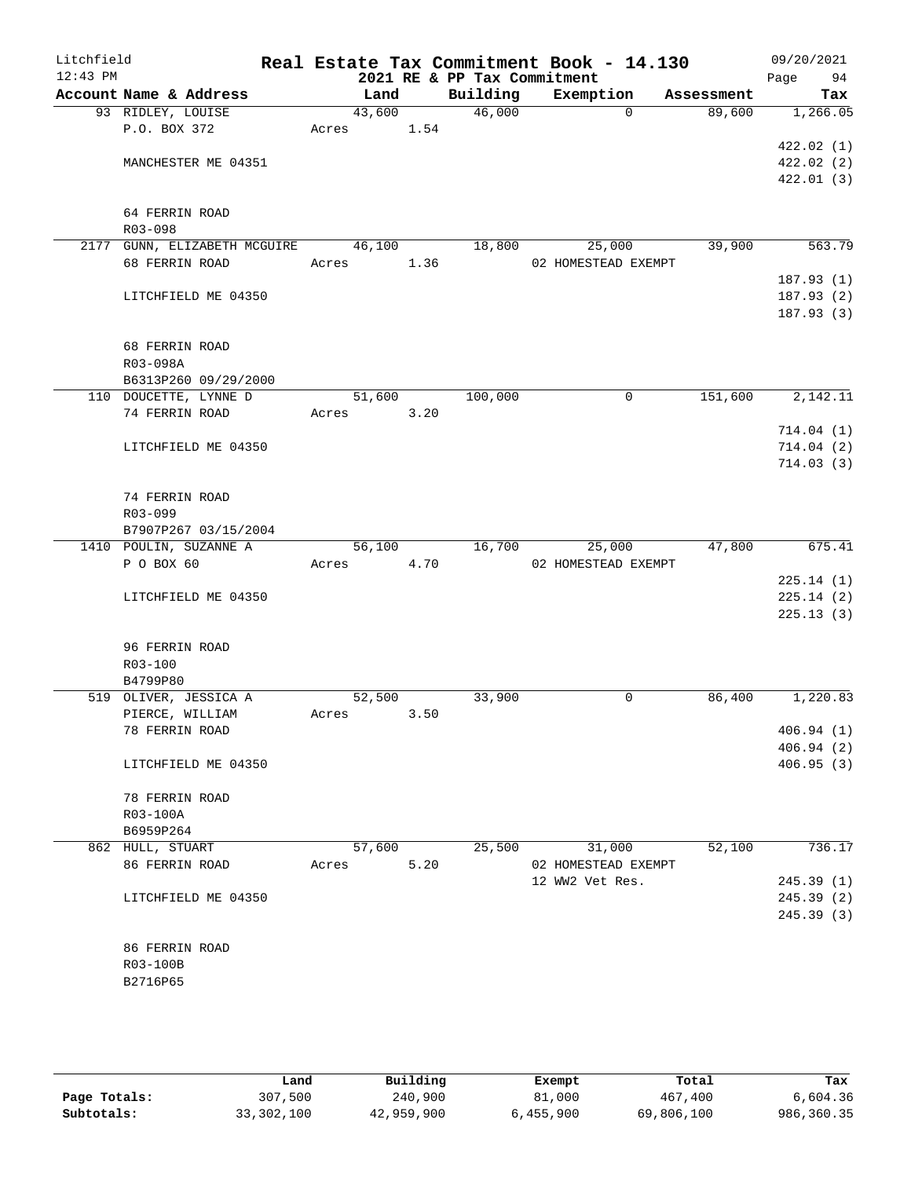Litchfield
12:43 PM

# Real Estate Tax Commitment Book - 14.130

2021 RE & PP Tax Commitment

09/20/2021
Page 94

| Account Name & Address | Land | Building | Exemption | Assessment | Tax |
|---|---|---|---|---|---|
| 93 RIDLEY, LOUISE | 43,600 | 46,000 | 0 | 89,600 | 1,266.05 |
| P.O. BOX 372 | Acres 1.54 | | | | |
| | | | | | 422.02 (1) |
| MANCHESTER ME 04351 | | | | | 422.02 (2) |
| | | | | | 422.01 (3) |
| 64 FERRIN ROAD | | | | | |
| R03-098 | | | | | |
| 2177 GUNN, ELIZABETH MCGUIRE | 46,100 | 18,800 | 25,000 | 39,900 | 563.79 |
| 68 FERRIN ROAD | Acres 1.36 | | 02 HOMESTEAD EXEMPT | | |
| | | | | | 187.93 (1) |
| LITCHFIELD ME 04350 | | | | | 187.93 (2) |
| | | | | | 187.93 (3) |
| 68 FERRIN ROAD | | | | | |
| R03-098A | | | | | |
| B6313P260 09/29/2000 | | | | | |
| 110 DOUCETTE, LYNNE D | 51,600 | 100,000 | 0 | 151,600 | 2,142.11 |
| 74 FERRIN ROAD | Acres 3.20 | | | | |
| | | | | | 714.04 (1) |
| LITCHFIELD ME 04350 | | | | | 714.04 (2) |
| | | | | | 714.03 (3) |
| 74 FERRIN ROAD | | | | | |
| R03-099 | | | | | |
| B7907P267 03/15/2004 | | | | | |
| 1410 POULIN, SUZANNE A | 56,100 | 16,700 | 25,000 | 47,800 | 675.41 |
| P O BOX 60 | Acres 4.70 | | 02 HOMESTEAD EXEMPT | | |
| | | | | | 225.14 (1) |
| LITCHFIELD ME 04350 | | | | | 225.14 (2) |
| | | | | | 225.13 (3) |
| 96 FERRIN ROAD | | | | | |
| R03-100 | | | | | |
| B4799P80 | | | | | |
| 519 OLIVER, JESSICA A | 52,500 | 33,900 | 0 | 86,400 | 1,220.83 |
| PIERCE, WILLIAM | Acres 3.50 | | | | |
| 78 FERRIN ROAD | | | | | 406.94 (1) |
| | | | | | 406.94 (2) |
| LITCHFIELD ME 04350 | | | | | 406.95 (3) |
| 78 FERRIN ROAD | | | | | |
| R03-100A | | | | | |
| B6959P264 | | | | | |
| 862 HULL, STUART | 57,600 | 25,500 | 31,000 | 52,100 | 736.17 |
| 86 FERRIN ROAD | Acres 5.20 | | 02 HOMESTEAD EXEMPT | | |
| | | | 12 WW2 Vet Res. | | 245.39 (1) |
| LITCHFIELD ME 04350 | | | | | 245.39 (2) |
| | | | | | 245.39 (3) |
| 86 FERRIN ROAD | | | | | |
| R03-100B | | | | | |
| B2716P65 | | | | | |

| | Land | Building | Exempt | Total | Tax |
|---|---|---|---|---|---|
| Page Totals: | 307,500 | 240,900 | 81,000 | 467,400 | 6,604.36 |
| Subtotals: | 33,302,100 | 42,959,900 | 6,455,900 | 69,806,100 | 986,360.35 |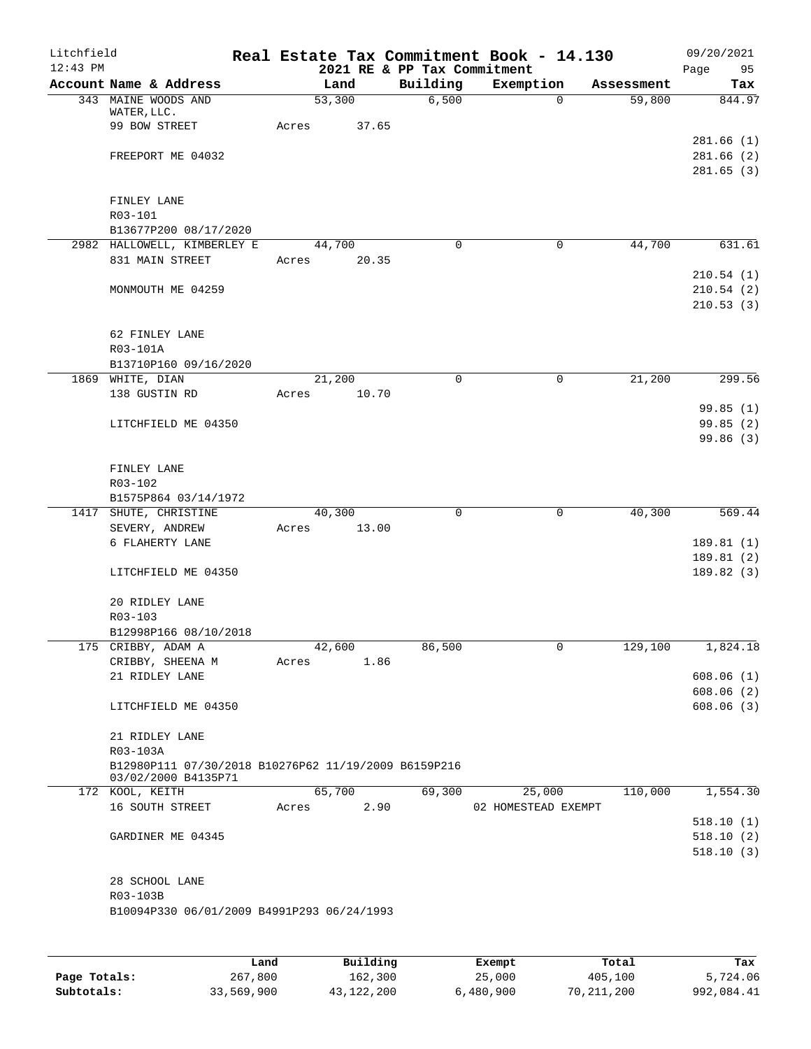Litchfield  
12:43 PM

# Real Estate Tax Commitment Book - 14.130

## 2021 RE & PP Tax Commitment

09/20/2021  
Page 95

| Account Name & Address | Land | Building | Exemption | Assessment | Tax |
|---|---|---|---|---|---|
| 343 MAINE WOODS AND WATER,LLC. | 53,300 | 6,500 | 0 | 59,800 | 844.97 |
| 99 BOW STREET | Acres 37.65 | | | | |
| | | | | | 281.66 (1) |
| FREEPORT ME 04032 | | | | | 281.66 (2) |
| | | | | | 281.65 (3) |
| FINLEY LANE | | | | | |
| R03-101 | | | | | |
| B13677P200 08/17/2020 | | | | | |
| 2982 HALLOWELL, KIMBERLEY E | 44,700 | 0 | 0 | 44,700 | 631.61 |
| 831 MAIN STREET | Acres 20.35 | | | | |
| | | | | | 210.54 (1) |
| MONMOUTH ME 04259 | | | | | 210.54 (2) |
| | | | | | 210.53 (3) |
| 62 FINLEY LANE | | | | | |
| R03-101A | | | | | |
| B13710P160 09/16/2020 | | | | | |
| 1869 WHITE, DIAN | 21,200 | 0 | 0 | 21,200 | 299.56 |
| 138 GUSTIN RD | Acres 10.70 | | | | |
| | | | | | 99.85 (1) |
| LITCHFIELD ME 04350 | | | | | 99.85 (2) |
| | | | | | 99.86 (3) |
| FINLEY LANE | | | | | |
| R03-102 | | | | | |
| B1575P864 03/14/1972 | | | | | |
| 1417 SHUTE, CHRISTINE | 40,300 | 0 | 0 | 40,300 | 569.44 |
| SEVERY, ANDREW | Acres 13.00 | | | | |
| 6 FLAHERTY LANE | | | | | 189.81 (1) |
| | | | | | 189.81 (2) |
| LITCHFIELD ME 04350 | | | | | 189.82 (3) |
| 20 RIDLEY LANE | | | | | |
| R03-103 | | | | | |
| B12998P166 08/10/2018 | | | | | |
| 175 CRIBBY, ADAM A | 42,600 | 86,500 | 0 | 129,100 | 1,824.18 |
| CRIBBY, SHEENA M | Acres 1.86 | | | | |
| 21 RIDLEY LANE | | | | | 608.06 (1) |
| | | | | | 608.06 (2) |
| LITCHFIELD ME 04350 | | | | | 608.06 (3) |
| 21 RIDLEY LANE | | | | | |
| R03-103A | | | | | |
| B12980P111 07/30/2018 B10276P62 11/19/2009 B6159P216 03/02/2000 B4135P71 | | | | | |
| 172 KOOL, KEITH | 65,700 | 69,300 | 25,000 | 110,000 | 1,554.30 |
| 16 SOUTH STREET | Acres 2.90 | | 02 HOMESTEAD EXEMPT | | |
| | | | | | 518.10 (1) |
| GARDINER ME 04345 | | | | | 518.10 (2) |
| | | | | | 518.10 (3) |
| 28 SCHOOL LANE | | | | | |
| R03-103B | | | | | |
| B10094P330 06/01/2009 B4991P293 06/24/1993 | | | | | |

| | Land | Building | Exempt | Total | Tax |
|---|---|---|---|---|---|
| Page Totals: | 267,800 | 162,300 | 25,000 | 405,100 | 5,724.06 |
| Subtotals: | 33,569,900 | 43,122,200 | 6,480,900 | 70,211,200 | 992,084.41 |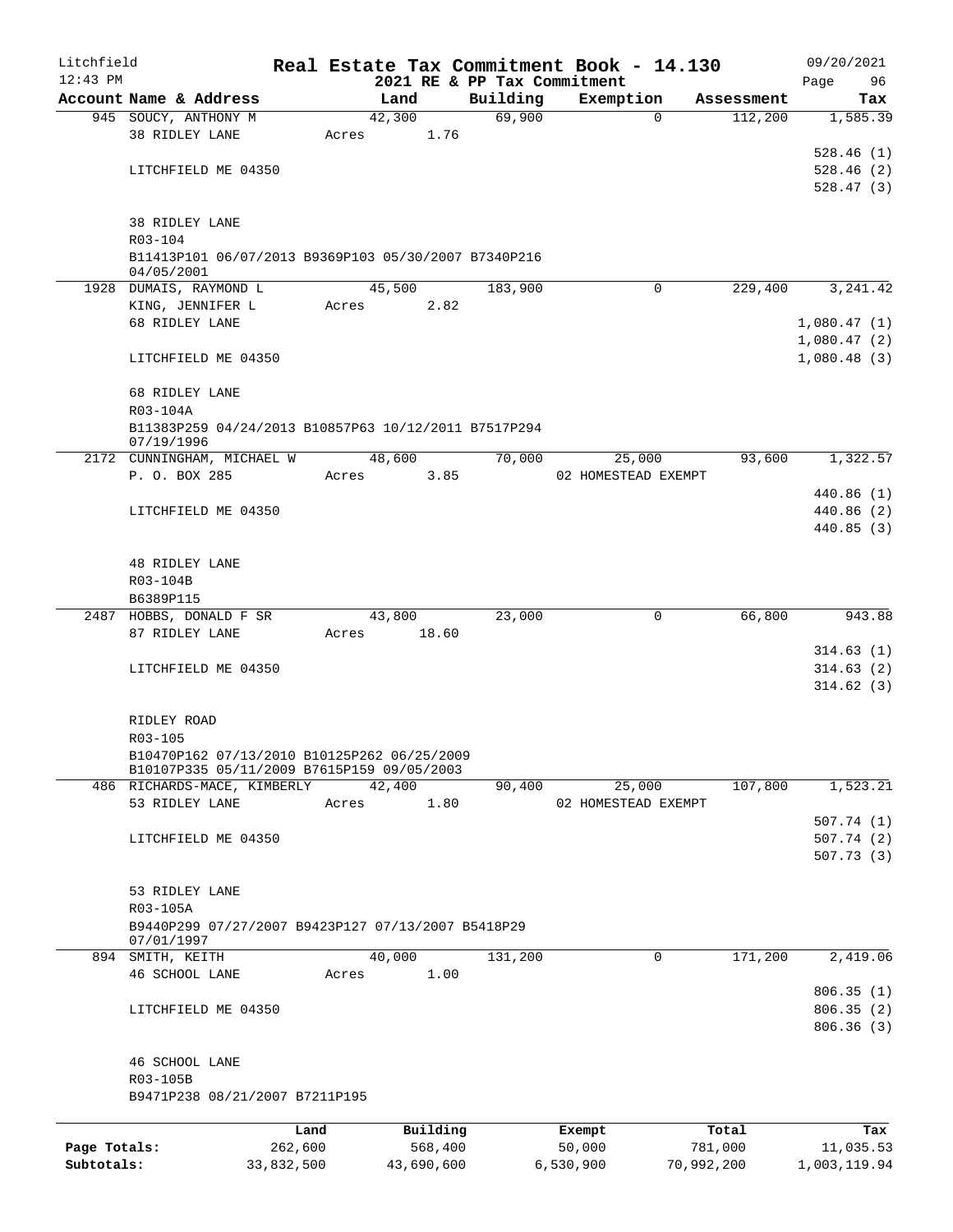Litchfield
12:43 PM

# Real Estate Tax Commitment Book - 14.130

2021 RE & PP Tax Commitment

09/20/2021
Page 96

| Account Name & Address | Land | Building | Exemption | Assessment | Tax |
|---|---|---|---|---|---|
| 945 SOUCY, ANTHONY M | 42,300 | 69,900 | 0 | 112,200 | 1,585.39 |
| 38 RIDLEY LANE | Acres 1.76 | | | | |
| | | | | | 528.46 (1) |
| LITCHFIELD ME 04350 | | | | | 528.46 (2) |
| | | | | | 528.47 (3) |
| 38 RIDLEY LANE | | | | | |
| R03-104 | | | | | |
| B11413P101 06/07/2013 B9369P103 05/30/2007 B7340P216 04/05/2001 | | | | | |
| 1928 DUMAIS, RAYMOND L | 45,500 | 183,900 | 0 | 229,400 | 3,241.42 |
| KING, JENNIFER L | Acres 2.82 | | | | |
| 68 RIDLEY LANE | | | | | 1,080.47 (1) |
| | | | | | 1,080.47 (2) |
| LITCHFIELD ME 04350 | | | | | 1,080.48 (3) |
| 68 RIDLEY LANE | | | | | |
| R03-104A | | | | | |
| B11383P259 04/24/2013 B10857P63 10/12/2011 B7517P294 07/19/1996 | | | | | |
| 2172 CUNNINGHAM, MICHAEL W | 48,600 | 70,000 | 25,000 | 93,600 | 1,322.57 |
| P. O. BOX 285 | Acres 3.85 | | 02 HOMESTEAD EXEMPT | | |
| | | | | | 440.86 (1) |
| LITCHFIELD ME 04350 | | | | | 440.86 (2) |
| | | | | | 440.85 (3) |
| 48 RIDLEY LANE | | | | | |
| R03-104B | | | | | |
| B6389P115 | | | | | |
| 2487 HOBBS, DONALD F SR | 43,800 | 23,000 | 0 | 66,800 | 943.88 |
| 87 RIDLEY LANE | Acres 18.60 | | | | |
| | | | | | 314.63 (1) |
| LITCHFIELD ME 04350 | | | | | 314.63 (2) |
| | | | | | 314.62 (3) |
| RIDLEY ROAD | | | | | |
| R03-105 | | | | | |
| B10470P162 07/13/2010 B10125P262 06/25/2009 B10107P335 05/11/2009 B7615P159 09/05/2003 | | | | | |
| 486 RICHARDS-MACE, KIMBERLY | 42,400 | 90,400 | 25,000 | 107,800 | 1,523.21 |
| 53 RIDLEY LANE | Acres 1.80 | | 02 HOMESTEAD EXEMPT | | |
| | | | | | 507.74 (1) |
| LITCHFIELD ME 04350 | | | | | 507.74 (2) |
| | | | | | 507.73 (3) |
| 53 RIDLEY LANE | | | | | |
| R03-105A | | | | | |
| B9440P299 07/27/2007 B9423P127 07/13/2007 B5418P29 07/01/1997 | | | | | |
| 894 SMITH, KEITH | 40,000 | 131,200 | 0 | 171,200 | 2,419.06 |
| 46 SCHOOL LANE | Acres 1.00 | | | | |
| | | | | | 806.35 (1) |
| LITCHFIELD ME 04350 | | | | | 806.35 (2) |
| | | | | | 806.36 (3) |
| 46 SCHOOL LANE | | | | | |
| R03-105B | | | | | |
| B9471P238 08/21/2007 B7211P195 | | | | | |

| | Land | Building | Exempt | Total | Tax |
|---|---|---|---|---|---|
| Page Totals: | 262,600 | 568,400 | 50,000 | 781,000 | 11,035.53 |
| Subtotals: | 33,832,500 | 43,690,600 | 6,530,900 | 70,992,200 | 1,003,119.94 |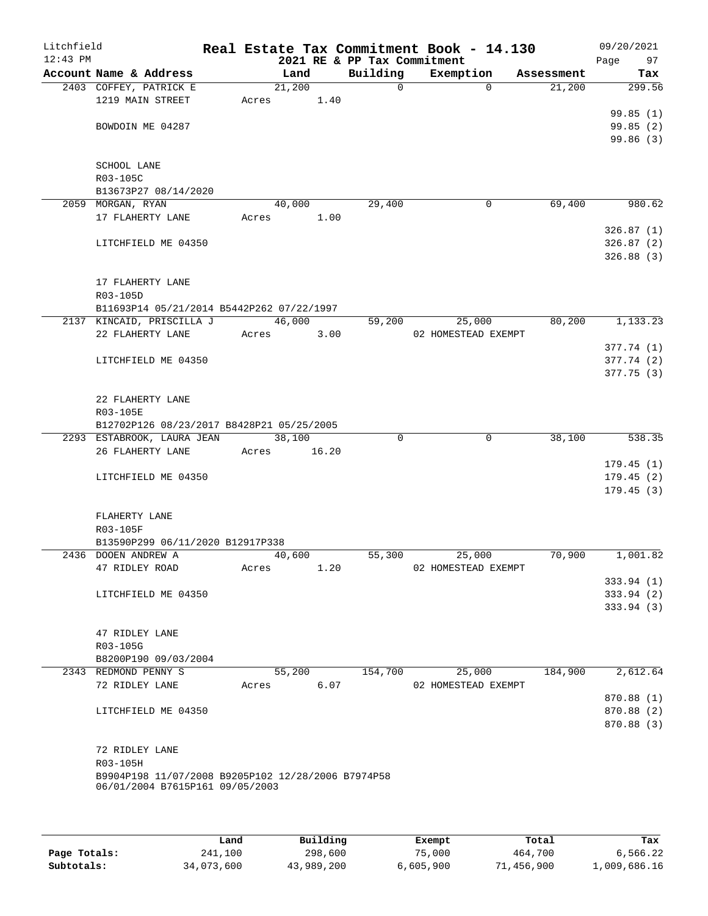Litchfield 12:43 PM

# Real Estate Tax Commitment Book - 14.130

2021 RE & PP Tax Commitment

09/20/2021 Page 97

| Account Name & Address | Land | Building | Exemption | Assessment | Tax |
|---|---|---|---|---|---|
| 2403 COFFEY, PATRICK E | 21,200 | 0 | 0 | 21,200 | 299.56 |
| 1219 MAIN STREET | Acres 1.40 | | | | |
| | | | | | 99.85 (1) |
| BOWDOIN ME 04287 | | | | | 99.85 (2) |
| | | | | | 99.86 (3) |
| SCHOOL LANE | | | | | |
| R03-105C | | | | | |
| B13673P27 08/14/2020 | | | | | |
| 2059 MORGAN, RYAN | 40,000 | 29,400 | 0 | 69,400 | 980.62 |
| 17 FLAHERTY LANE | Acres 1.00 | | | | |
| | | | | | 326.87 (1) |
| LITCHFIELD ME 04350 | | | | | 326.87 (2) |
| | | | | | 326.88 (3) |
| 17 FLAHERTY LANE | | | | | |
| R03-105D | | | | | |
| B11693P14 05/21/2014 B5442P262 07/22/1997 | | | | | |
| 2137 KINCAID, PRISCILLA J | 46,000 | 59,200 | 25,000 | 80,200 | 1,133.23 |
| 22 FLAHERTY LANE | Acres 3.00 | | 02 HOMESTEAD EXEMPT | | |
| | | | | | 377.74 (1) |
| LITCHFIELD ME 04350 | | | | | 377.74 (2) |
| | | | | | 377.75 (3) |
| 22 FLAHERTY LANE | | | | | |
| R03-105E | | | | | |
| B12702P126 08/23/2017 B8428P21 05/25/2005 | | | | | |
| 2293 ESTABROOK, LAURA JEAN | 38,100 | 0 | 0 | 38,100 | 538.35 |
| 26 FLAHERTY LANE | Acres 16.20 | | | | |
| | | | | | 179.45 (1) |
| LITCHFIELD ME 04350 | | | | | 179.45 (2) |
| | | | | | 179.45 (3) |
| FLAHERTY LANE | | | | | |
| R03-105F | | | | | |
| B13590P299 06/11/2020 B12917P338 | | | | | |
| 2436 DOOEN ANDREW A | 40,600 | 55,300 | 25,000 | 70,900 | 1,001.82 |
| 47 RIDLEY ROAD | Acres 1.20 | | 02 HOMESTEAD EXEMPT | | |
| | | | | | 333.94 (1) |
| LITCHFIELD ME 04350 | | | | | 333.94 (2) |
| | | | | | 333.94 (3) |
| 47 RIDLEY LANE | | | | | |
| R03-105G | | | | | |
| B8200P190 09/03/2004 | | | | | |
| 2343 REDMOND PENNY S | 55,200 | 154,700 | 25,000 | 184,900 | 2,612.64 |
| 72 RIDLEY LANE | Acres 6.07 | | 02 HOMESTEAD EXEMPT | | |
| | | | | | 870.88 (1) |
| LITCHFIELD ME 04350 | | | | | 870.88 (2) |
| | | | | | 870.88 (3) |
| 72 RIDLEY LANE | | | | | |
| R03-105H | | | | | |
| B9904P198 11/07/2008 B9205P102 12/28/2006 B7974P58 06/01/2004 B7615P161 09/05/2003 | | | | | |

| | Land | Building | Exempt | Total | Tax |
|---|---|---|---|---|---|
| Page Totals: | 241,100 | 298,600 | 75,000 | 464,700 | 6,566.22 |
| Subtotals: | 34,073,600 | 43,989,200 | 6,605,900 | 71,456,900 | 1,009,686.16 |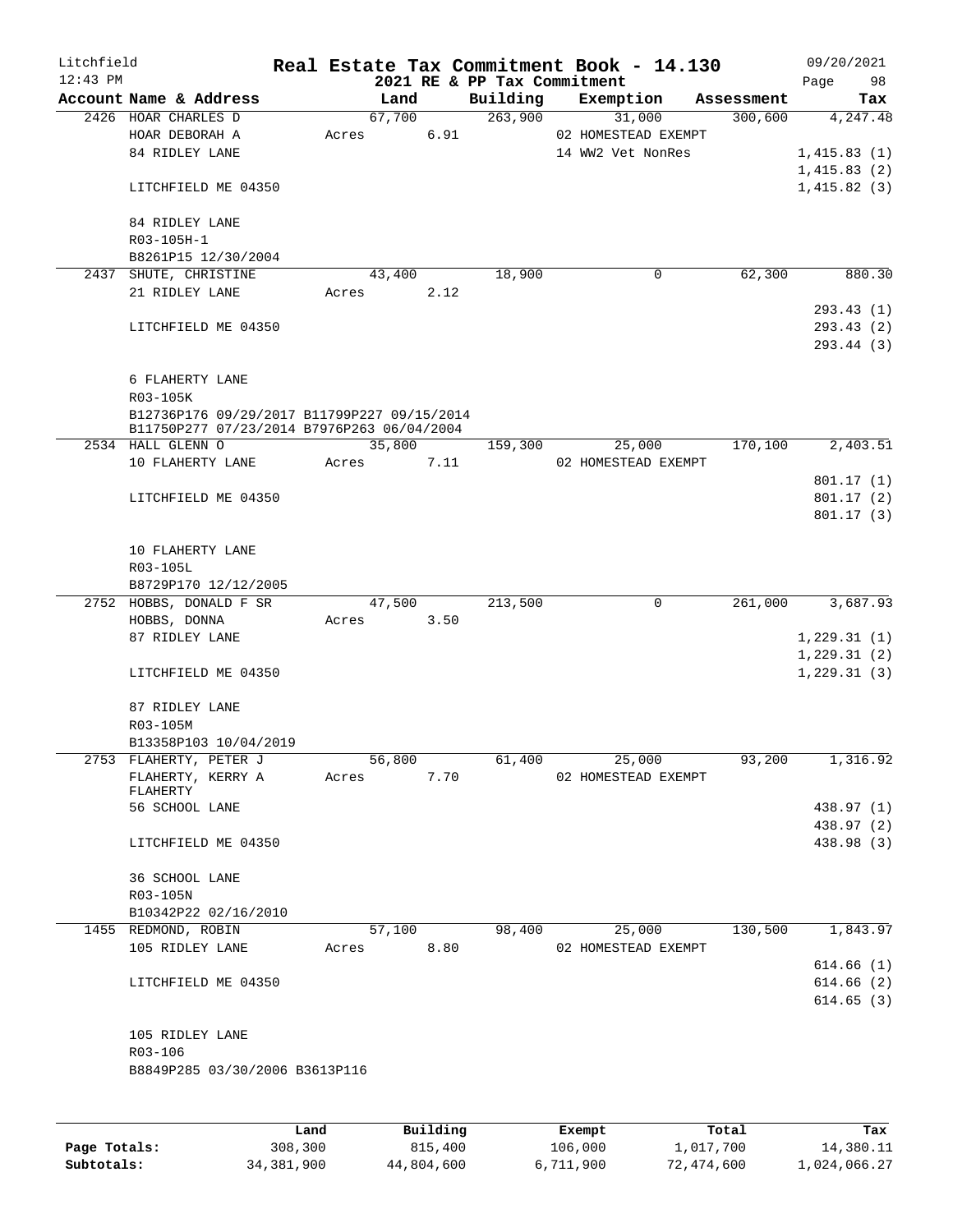# Real Estate Tax Commitment Book - 14.130

Litchfield 12:43 PM — 2021 RE & PP Tax Commitment — 09/20/2021

| Account Name & Address | Land | Building | Exemption | Assessment | Tax |
|---|---|---|---|---|---|
| 2426 HOAR CHARLES D | 67,700 | 263,900 | 31,000 | 300,600 | 4,247.48 |
| HOAR DEBORAH A | Acres 6.91 | | 02 HOMESTEAD EXEMPT | | |
| 84 RIDLEY LANE | | | 14 WW2 Vet NonRes | | 1,415.83 (1) |
| | | | | | 1,415.83 (2) |
| LITCHFIELD ME 04350 | | | | | 1,415.82 (3) |
| 84 RIDLEY LANE | | | | | |
| R03-105H-1 | | | | | |
| B8261P15 12/30/2004 | | | | | |
| 2437 SHUTE, CHRISTINE | 43,400 | 18,900 | 0 | 62,300 | 880.30 |
| 21 RIDLEY LANE | Acres 2.12 | | | | |
| | | | | | 293.43 (1) |
| LITCHFIELD ME 04350 | | | | | 293.43 (2) |
| | | | | | 293.44 (3) |
| 6 FLAHERTY LANE | | | | | |
| R03-105K | | | | | |
| B12736P176 09/29/2017 B11799P227 09/15/2014 | | | | | |
| B11750P277 07/23/2014 B7976P263 06/04/2004 | | | | | |
| 2534 HALL GLENN O | 35,800 | 159,300 | 25,000 | 170,100 | 2,403.51 |
| 10 FLAHERTY LANE | Acres 7.11 | | 02 HOMESTEAD EXEMPT | | |
| | | | | | 801.17 (1) |
| LITCHFIELD ME 04350 | | | | | 801.17 (2) |
| | | | | | 801.17 (3) |
| 10 FLAHERTY LANE | | | | | |
| R03-105L | | | | | |
| B8729P170 12/12/2005 | | | | | |
| 2752 HOBBS, DONALD F SR | 47,500 | 213,500 | 0 | 261,000 | 3,687.93 |
| HOBBS, DONNA | Acres 3.50 | | | | |
| 87 RIDLEY LANE | | | | | 1,229.31 (1) |
| | | | | | 1,229.31 (2) |
| LITCHFIELD ME 04350 | | | | | 1,229.31 (3) |
| 87 RIDLEY LANE | | | | | |
| R03-105M | | | | | |
| B13358P103 10/04/2019 | | | | | |
| 2753 FLAHERTY, PETER J | 56,800 | 61,400 | 25,000 | 93,200 | 1,316.92 |
| FLAHERTY, KERRY A FLAHERTY | Acres 7.70 | | 02 HOMESTEAD EXEMPT | | |
| 56 SCHOOL LANE | | | | | 438.97 (1) |
| | | | | | 438.97 (2) |
| LITCHFIELD ME 04350 | | | | | 438.98 (3) |
| 36 SCHOOL LANE | | | | | |
| R03-105N | | | | | |
| B10342P22 02/16/2010 | | | | | |
| 1455 REDMOND, ROBIN | 57,100 | 98,400 | 25,000 | 130,500 | 1,843.97 |
| 105 RIDLEY LANE | Acres 8.80 | | 02 HOMESTEAD EXEMPT | | |
| | | | | | 614.66 (1) |
| LITCHFIELD ME 04350 | | | | | 614.66 (2) |
| | | | | | 614.65 (3) |
| 105 RIDLEY LANE | | | | | |
| R03-106 | | | | | |
| B8849P285 03/30/2006 B3613P116 | | | | | |

| | Land | Building | Exempt | Total | Tax |
|---|---|---|---|---|---|
| Page Totals: | 308,300 | 815,400 | 106,000 | 1,017,700 | 14,380.11 |
| Subtotals: | 34,381,900 | 44,804,600 | 6,711,900 | 72,474,600 | 1,024,066.27 |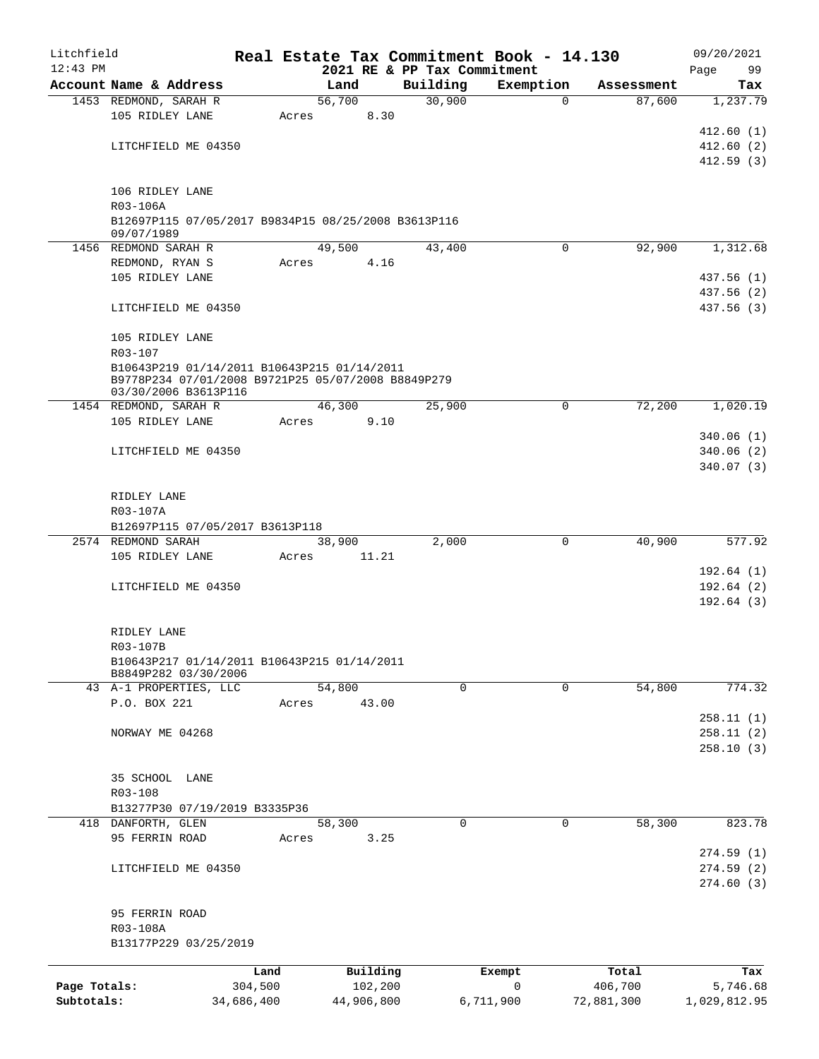Litchfield
12:43 PM

# Real Estate Tax Commitment Book - 14.130

2021 RE & PP Tax Commitment

09/20/2021
Page 99

| Account Name & Address | Land | Building | Exemption | Assessment | Tax |
|---|---|---|---|---|---|
| 1453 REDMOND, SARAH R | 56,700 | 30,900 | 0 | 87,600 | 1,237.79 |
| 105 RIDLEY LANE | Acres 8.30 | | | | |
| | | | | | 412.60 (1) |
| LITCHFIELD ME 04350 | | | | | 412.60 (2) |
| | | | | | 412.59 (3) |
| 106 RIDLEY LANE | | | | | |
| R03-106A | | | | | |
| B12697P115 07/05/2017 B9834P15 08/25/2008 B3613P116 09/07/1989 | | | | | |
| 1456 REDMOND SARAH R | 49,500 | 43,400 | 0 | 92,900 | 1,312.68 |
| REDMOND, RYAN S | Acres 4.16 | | | | |
| 105 RIDLEY LANE | | | | | 437.56 (1) |
| | | | | | 437.56 (2) |
| LITCHFIELD ME 04350 | | | | | 437.56 (3) |
| 105 RIDLEY LANE | | | | | |
| R03-107 | | | | | |
| B10643P219 01/14/2011 B10643P215 01/14/2011 B9778P234 07/01/2008 B9721P25 05/07/2008 B8849P279 03/30/2006 B3613P116 | | | | | |
| 1454 REDMOND, SARAH R | 46,300 | 25,900 | 0 | 72,200 | 1,020.19 |
| 105 RIDLEY LANE | Acres 9.10 | | | | |
| | | | | | 340.06 (1) |
| LITCHFIELD ME 04350 | | | | | 340.06 (2) |
| | | | | | 340.07 (3) |
| RIDLEY LANE | | | | | |
| R03-107A | | | | | |
| B12697P115 07/05/2017 B3613P118 | | | | | |
| 2574 REDMOND SARAH | 38,900 | 2,000 | 0 | 40,900 | 577.92 |
| 105 RIDLEY LANE | Acres 11.21 | | | | |
| | | | | | 192.64 (1) |
| LITCHFIELD ME 04350 | | | | | 192.64 (2) |
| | | | | | 192.64 (3) |
| RIDLEY LANE | | | | | |
| R03-107B | | | | | |
| B10643P217 01/14/2011 B10643P215 01/14/2011 B8849P282 03/30/2006 | | | | | |
| 43 A-1 PROPERTIES, LLC | 54,800 | 0 | 0 | 54,800 | 774.32 |
| P.O. BOX 221 | Acres 43.00 | | | | |
| | | | | | 258.11 (1) |
| NORWAY ME 04268 | | | | | 258.11 (2) |
| | | | | | 258.10 (3) |
| 35 SCHOOL LANE | | | | | |
| R03-108 | | | | | |
| B13277P30 07/19/2019 B3335P36 | | | | | |
| 418 DANFORTH, GLEN | 58,300 | 0 | 0 | 58,300 | 823.78 |
| 95 FERRIN ROAD | Acres 3.25 | | | | |
| | | | | | 274.59 (1) |
| LITCHFIELD ME 04350 | | | | | 274.59 (2) |
| | | | | | 274.60 (3) |
| 95 FERRIN ROAD | | | | | |
| R03-108A | | | | | |
| B13177P229 03/25/2019 | | | | | |

| | Land | Building | Exempt | Total | Tax |
|---|---|---|---|---|---|
| Page Totals: | 304,500 | 102,200 | 0 | 406,700 | 5,746.68 |
| Subtotals: | 34,686,400 | 44,906,800 | 6,711,900 | 72,881,300 | 1,029,812.95 |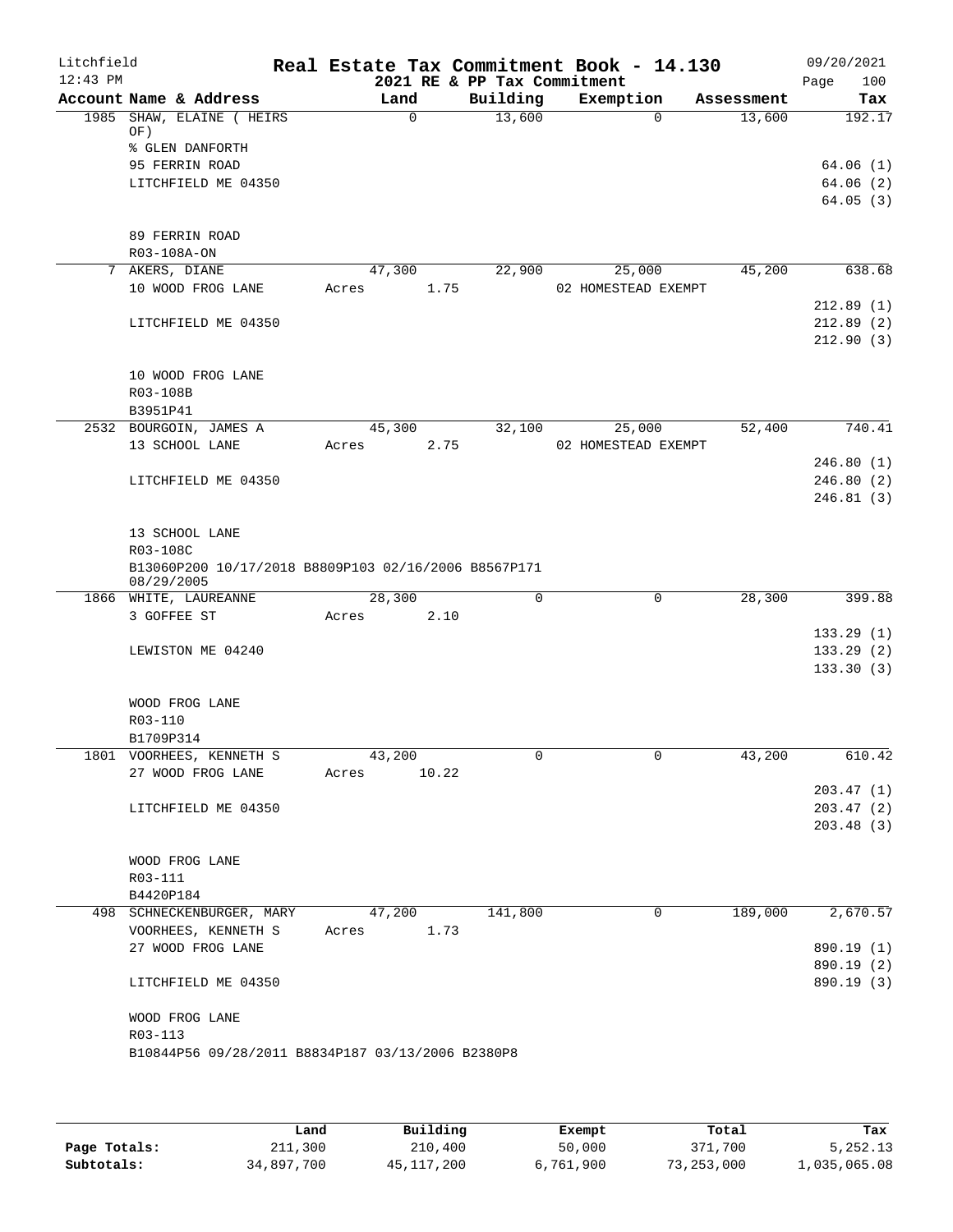# Real Estate Tax Commitment Book - 14.130

Litchfield
12:43 PM

2021 RE & PP Tax Commitment

09/20/2021

| Account Name & Address | Land | Building | Exemption | Assessment | Tax |
|---|---|---|---|---|---|
| 1985 SHAW, ELAINE ( HEIRS OF) | 0 | 13,600 | 0 | 13,600 | 192.17 |
| % GLEN DANFORTH | | | | | |
| 95 FERRIN ROAD | | | | | 64.06 (1) |
| LITCHFIELD ME 04350 | | | | | 64.06 (2) |
| | | | | | 64.05 (3) |
| 89 FERRIN ROAD | | | | | |
| R03-108A-ON | | | | | |
| 7 AKERS, DIANE | 47,300 | 22,900 | 25,000 | 45,200 | 638.68 |
| 10 WOOD FROG LANE | Acres 1.75 | | 02 HOMESTEAD EXEMPT | | |
| | | | | | 212.89 (1) |
| LITCHFIELD ME 04350 | | | | | 212.89 (2) |
| | | | | | 212.90 (3) |
| 10 WOOD FROG LANE | | | | | |
| R03-108B | | | | | |
| B3951P41 | | | | | |
| 2532 BOURGOIN, JAMES A | 45,300 | 32,100 | 25,000 | 52,400 | 740.41 |
| 13 SCHOOL LANE | Acres 2.75 | | 02 HOMESTEAD EXEMPT | | |
| | | | | | 246.80 (1) |
| LITCHFIELD ME 04350 | | | | | 246.80 (2) |
| | | | | | 246.81 (3) |
| 13 SCHOOL LANE | | | | | |
| R03-108C | | | | | |
| B13060P200 10/17/2018 B8809P103 02/16/2006 B8567P171 08/29/2005 | | | | | |
| 1866 WHITE, LAUREANNE | 28,300 | 0 | 0 | 28,300 | 399.88 |
| 3 GOFFEE ST | Acres 2.10 | | | | |
| | | | | | 133.29 (1) |
| LEWISTON ME 04240 | | | | | 133.29 (2) |
| | | | | | 133.30 (3) |
| WOOD FROG LANE | | | | | |
| R03-110 | | | | | |
| B1709P314 | | | | | |
| 1801 VOORHEES, KENNETH S | 43,200 | 0 | 0 | 43,200 | 610.42 |
| 27 WOOD FROG LANE | Acres 10.22 | | | | |
| | | | | | 203.47 (1) |
| LITCHFIELD ME 04350 | | | | | 203.47 (2) |
| | | | | | 203.48 (3) |
| WOOD FROG LANE | | | | | |
| R03-111 | | | | | |
| B4420P184 | | | | | |
| 498 SCHNECKENBURGER, MARY | 47,200 | 141,800 | 0 | 189,000 | 2,670.57 |
| VOORHEES, KENNETH S | Acres 1.73 | | | | |
| 27 WOOD FROG LANE | | | | | 890.19 (1) |
| | | | | | 890.19 (2) |
| LITCHFIELD ME 04350 | | | | | 890.19 (3) |
| WOOD FROG LANE | | | | | |
| R03-113 | | | | | |
| B10844P56 09/28/2011 B8834P187 03/13/2006 B2380P8 | | | | | |

| | Land | Building | Exempt | Total | Tax |
|---|---|---|---|---|---|
| Page Totals: | 211,300 | 210,400 | 50,000 | 371,700 | 5,252.13 |
| Subtotals: | 34,897,700 | 45,117,200 | 6,761,900 | 73,253,000 | 1,035,065.08 |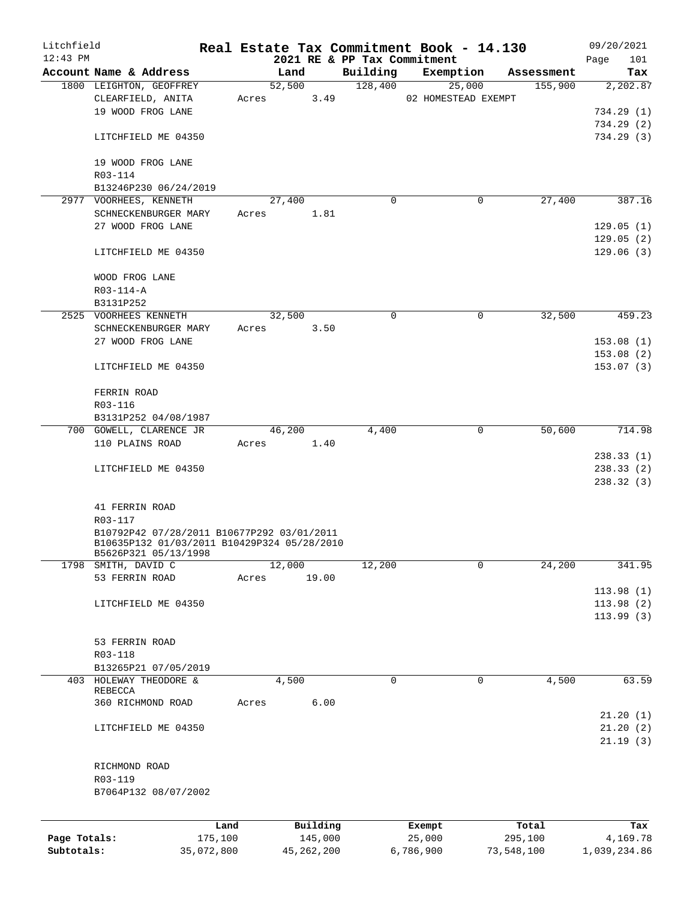# Real Estate Tax Commitment Book - 14.130

Litchfield
12:43 PM

2021 RE & PP Tax Commitment

09/20/2021

| Account Name & Address | Land | Building | Exemption | Assessment | Tax |
|---|---|---|---|---|---|
| 1800 LEIGHTON, GEOFFREY | 52,500 | 128,400 | 25,000 | 155,900 | 2,202.87 |
| CLEARFIELD, ANITA | Acres 3.49 | | 02 HOMESTEAD EXEMPT | | |
| 19 WOOD FROG LANE | | | | | 734.29 (1) |
| | | | | | 734.29 (2) |
| LITCHFIELD ME 04350 | | | | | 734.29 (3) |
| 19 WOOD FROG LANE | | | | | |
| R03-114 | | | | | |
| B13246P230 06/24/2019 | | | | | |
| 2977 VOORHEES, KENNETH | 27,400 | 0 | 0 | 27,400 | 387.16 |
| SCHNECKENBURGER MARY | Acres 1.81 | | | | |
| 27 WOOD FROG LANE | | | | | 129.05 (1) |
| | | | | | 129.05 (2) |
| LITCHFIELD ME 04350 | | | | | 129.06 (3) |
| WOOD FROG LANE | | | | | |
| R03-114-A | | | | | |
| B3131P252 | | | | | |
| 2525 VOORHEES KENNETH | 32,500 | 0 | 0 | 32,500 | 459.23 |
| SCHNECKENBURGER MARY | Acres 3.50 | | | | |
| 27 WOOD FROG LANE | | | | | 153.08 (1) |
| | | | | | 153.08 (2) |
| LITCHFIELD ME 04350 | | | | | 153.07 (3) |
| FERRIN ROAD | | | | | |
| R03-116 | | | | | |
| B3131P252 04/08/1987 | | | | | |
| 700 GOWELL, CLARENCE JR | 46,200 | 4,400 | 0 | 50,600 | 714.98 |
| 110 PLAINS ROAD | Acres 1.40 | | | | |
| | | | | | 238.33 (1) |
| LITCHFIELD ME 04350 | | | | | 238.33 (2) |
| | | | | | 238.32 (3) |
| 41 FERRIN ROAD | | | | | |
| R03-117 | | | | | |
| B10792P42 07/28/2011 B10677P292 03/01/2011 | | | | | |
| B10635P132 01/03/2011 B10429P324 05/28/2010 | | | | | |
| B5626P321 05/13/1998 | | | | | |
| 1798 SMITH, DAVID C | 12,000 | 12,200 | 0 | 24,200 | 341.95 |
| 53 FERRIN ROAD | Acres 19.00 | | | | |
| | | | | | 113.98 (1) |
| LITCHFIELD ME 04350 | | | | | 113.98 (2) |
| | | | | | 113.99 (3) |
| 53 FERRIN ROAD | | | | | |
| R03-118 | | | | | |
| B13265P21 07/05/2019 | | | | | |
| 403 HOLEWAY THEODORE & REBECCA | 4,500 | 0 | 0 | 4,500 | 63.59 |
| 360 RICHMOND ROAD | Acres 6.00 | | | | |
| | | | | | 21.20 (1) |
| LITCHFIELD ME 04350 | | | | | 21.20 (2) |
| | | | | | 21.19 (3) |
| RICHMOND ROAD | | | | | |
| R03-119 | | | | | |
| B7064P132 08/07/2002 | | | | | |

| | Land | Building | Exempt | Total | Tax |
|---|---|---|---|---|---|
| Page Totals: | 175,100 | 145,000 | 25,000 | 295,100 | 4,169.78 |
| Subtotals: | 35,072,800 | 45,262,200 | 6,786,900 | 73,548,100 | 1,039,234.86 |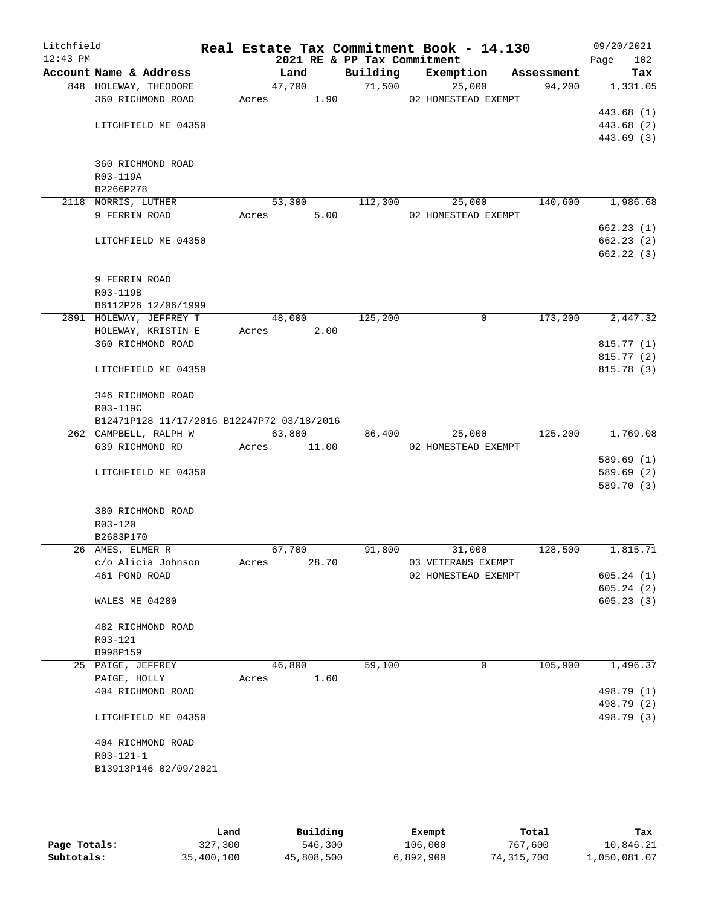Litchfield 12:43 PM

# Real Estate Tax Commitment Book - 14.130

## 2021 RE & PP Tax Commitment

09/20/2021 Page 102

| Account Name & Address | Land | Building | Exemption | Assessment | Tax |
|---|---|---|---|---|---|
| 848 HOLEWAY, THEODORE | 47,700 | 71,500 | 25,000 | 94,200 | 1,331.05 |
| 360 RICHMOND ROAD | Acres 1.90 | | 02 HOMESTEAD EXEMPT | | |
| | | | | | 443.68 (1) |
| LITCHFIELD ME 04350 | | | | | 443.68 (2) |
| | | | | | 443.69 (3) |
| 360 RICHMOND ROAD | | | | | |
| R03-119A | | | | | |
| B2266P278 | | | | | |
| 2118 NORRIS, LUTHER | 53,300 | 112,300 | 25,000 | 140,600 | 1,986.68 |
| 9 FERRIN ROAD | Acres 5.00 | | 02 HOMESTEAD EXEMPT | | |
| | | | | | 662.23 (1) |
| LITCHFIELD ME 04350 | | | | | 662.23 (2) |
| | | | | | 662.22 (3) |
| 9 FERRIN ROAD | | | | | |
| R03-119B | | | | | |
| B6112P26 12/06/1999 | | | | | |
| 2891 HOLEWAY, JEFFREY T | 48,000 | 125,200 | 0 | 173,200 | 2,447.32 |
| HOLEWAY, KRISTIN E | Acres 2.00 | | | | |
| 360 RICHMOND ROAD | | | | | 815.77 (1) |
| | | | | | 815.77 (2) |
| LITCHFIELD ME 04350 | | | | | 815.78 (3) |
| 346 RICHMOND ROAD | | | | | |
| R03-119C | | | | | |
| B12471P128 11/17/2016 B12247P72 03/18/2016 | | | | | |
| 262 CAMPBELL, RALPH W | 63,800 | 86,400 | 25,000 | 125,200 | 1,769.08 |
| 639 RICHMOND RD | Acres 11.00 | | 02 HOMESTEAD EXEMPT | | |
| | | | | | 589.69 (1) |
| LITCHFIELD ME 04350 | | | | | 589.69 (2) |
| | | | | | 589.70 (3) |
| 380 RICHMOND ROAD | | | | | |
| R03-120 | | | | | |
| B2683P170 | | | | | |
| 26 AMES, ELMER R | 67,700 | 91,800 | 31,000 | 128,500 | 1,815.71 |
| c/o Alicia Johnson | Acres 28.70 | | 03 VETERANS EXEMPT | | |
| 461 POND ROAD | | | 02 HOMESTEAD EXEMPT | | 605.24 (1) |
| | | | | | 605.24 (2) |
| WALES ME 04280 | | | | | 605.23 (3) |
| 482 RICHMOND ROAD | | | | | |
| R03-121 | | | | | |
| B998P159 | | | | | |
| 25 PAIGE, JEFFREY | 46,800 | 59,100 | 0 | 105,900 | 1,496.37 |
| PAIGE, HOLLY | Acres 1.60 | | | | |
| 404 RICHMOND ROAD | | | | | 498.79 (1) |
| | | | | | 498.79 (2) |
| LITCHFIELD ME 04350 | | | | | 498.79 (3) |
| 404 RICHMOND ROAD | | | | | |
| R03-121-1 | | | | | |
| B13913P146 02/09/2021 | | | | | |

| | Land | Building | Exempt | Total | Tax |
|---|---|---|---|---|---|
| Page Totals: | 327,300 | 546,300 | 106,000 | 767,600 | 10,846.21 |
| Subtotals: | 35,400,100 | 45,808,500 | 6,892,900 | 74,315,700 | 1,050,081.07 |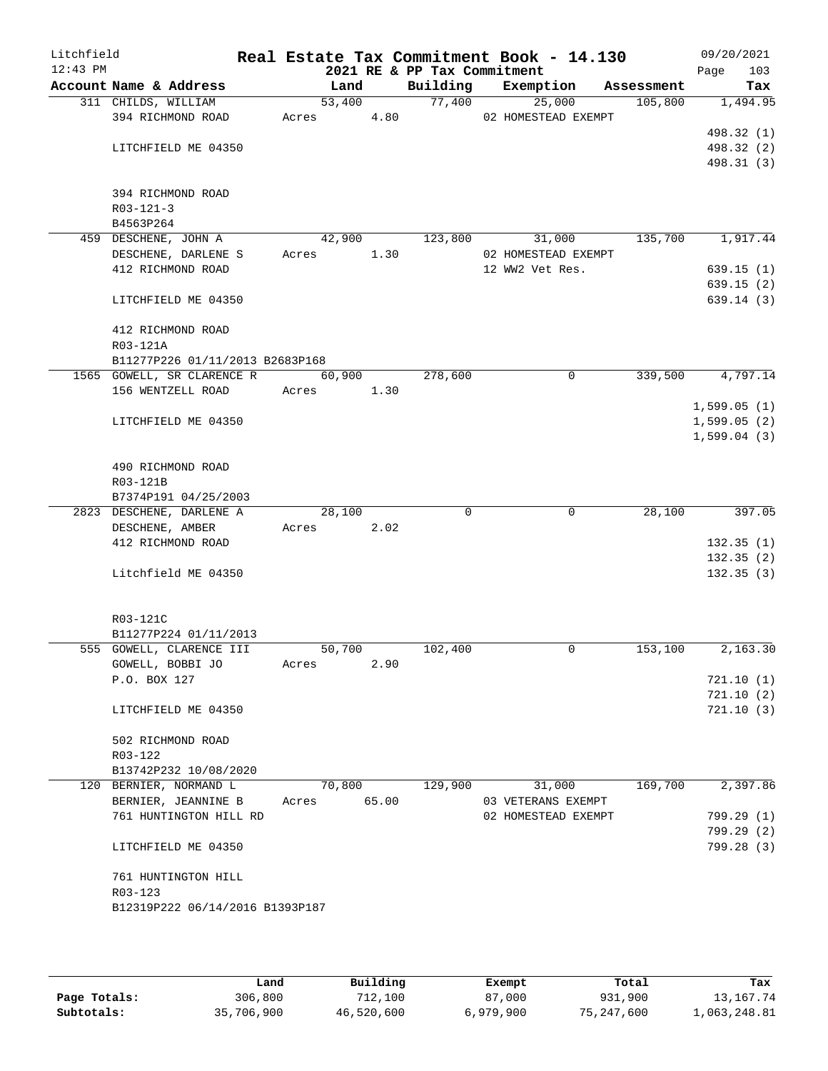Litchfield 12:43 PM

# Real Estate Tax Commitment Book - 14.130

2021 RE & PP Tax Commitment

09/20/2021 Page 103

| Account Name & Address | Land | Building | Exemption | Assessment | Tax |
|---|---|---|---|---|---|
| 311 CHILDS, WILLIAM | 53,400 | 77,400 | 25,000 | 105,800 | 1,494.95 |
| 394 RICHMOND ROAD | Acres 4.80 | | 02 HOMESTEAD EXEMPT | | |
| | | | | | 498.32 (1) |
| LITCHFIELD ME 04350 | | | | | 498.32 (2) |
| | | | | | 498.31 (3) |
| 394 RICHMOND ROAD | | | | | |
| R03-121-3 | | | | | |
| B4563P264 | | | | | |
| 459 DESCHENE, JOHN A | 42,900 | 123,800 | 31,000 | 135,700 | 1,917.44 |
| DESCHENE, DARLENE S | Acres 1.30 | | 02 HOMESTEAD EXEMPT | | |
| 412 RICHMOND ROAD | | | 12 WW2 Vet Res. | | 639.15 (1) |
| | | | | | 639.15 (2) |
| LITCHFIELD ME 04350 | | | | | 639.14 (3) |
| 412 RICHMOND ROAD | | | | | |
| R03-121A | | | | | |
| B11277P226 01/11/2013 B2683P168 | | | | | |
| 1565 GOWELL, SR CLARENCE R | 60,900 | 278,600 | 0 | 339,500 | 4,797.14 |
| 156 WENTZELL ROAD | Acres 1.30 | | | | |
| | | | | | 1,599.05 (1) |
| LITCHFIELD ME 04350 | | | | | 1,599.05 (2) |
| | | | | | 1,599.04 (3) |
| 490 RICHMOND ROAD | | | | | |
| R03-121B | | | | | |
| B7374P191 04/25/2003 | | | | | |
| 2823 DESCHENE, DARLENE A | 28,100 | 0 | 0 | 28,100 | 397.05 |
| DESCHENE, AMBER | Acres 2.02 | | | | |
| 412 RICHMOND ROAD | | | | | 132.35 (1) |
| | | | | | 132.35 (2) |
| Litchfield ME 04350 | | | | | 132.35 (3) |
| R03-121C | | | | | |
| B11277P224 01/11/2013 | | | | | |
| 555 GOWELL, CLARENCE III | 50,700 | 102,400 | 0 | 153,100 | 2,163.30 |
| GOWELL, BOBBI JO | Acres 2.90 | | | | |
| P.O. BOX 127 | | | | | 721.10 (1) |
| | | | | | 721.10 (2) |
| LITCHFIELD ME 04350 | | | | | 721.10 (3) |
| 502 RICHMOND ROAD | | | | | |
| R03-122 | | | | | |
| B13742P232 10/08/2020 | | | | | |
| 120 BERNIER, NORMAND L | 70,800 | 129,900 | 31,000 | 169,700 | 2,397.86 |
| BERNIER, JEANNINE B | Acres 65.00 | | 03 VETERANS EXEMPT | | |
| 761 HUNTINGTON HILL RD | | | 02 HOMESTEAD EXEMPT | | 799.29 (1) |
| | | | | | 799.29 (2) |
| LITCHFIELD ME 04350 | | | | | 799.28 (3) |
| 761 HUNTINGTON HILL | | | | | |
| R03-123 | | | | | |
| B12319P222 06/14/2016 B1393P187 | | | | | |

| | Land | Building | Exempt | Total | Tax |
|---|---|---|---|---|---|
| Page Totals: | 306,800 | 712,100 | 87,000 | 931,900 | 13,167.74 |
| Subtotals: | 35,706,900 | 46,520,600 | 6,979,900 | 75,247,600 | 1,063,248.81 |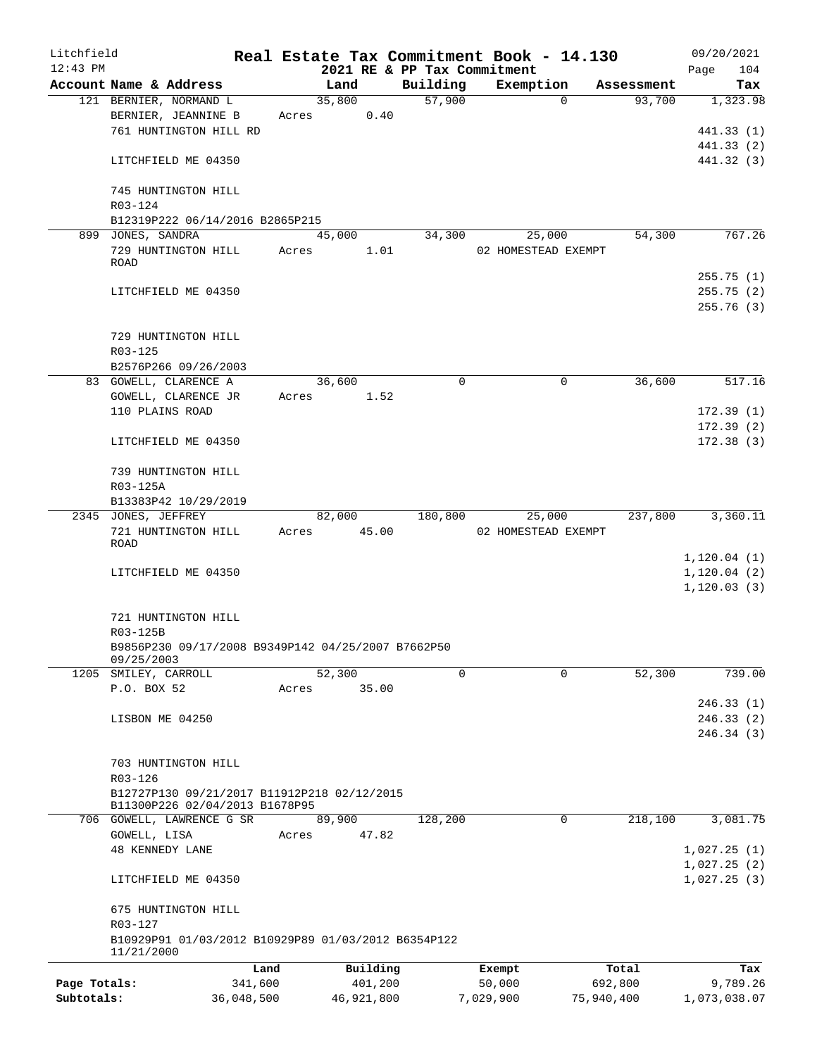Litchfield
12:43 PM

# Real Estate Tax Commitment Book - 14.130

2021 RE & PP Tax Commitment

09/20/2021
Page 104

| Account | Name & Address | Land | Building | Exemption | Assessment | Tax |
|---|---|---|---|---|---|---|
| 121 | BERNIER, NORMAND L | 35,800 | 57,900 | 0 | 93,700 | 1,323.98 |
| | BERNIER, JEANNINE B | Acres 0.40 | | | | |
| | 761 HUNTINGTON HILL RD | | | | | 441.33 (1) |
| | | | | | | 441.33 (2) |
| | LITCHFIELD ME 04350 | | | | | 441.32 (3) |
| | 745 HUNTINGTON HILL | | | | | |
| | R03-124 | | | | | |
| | B12319P222 06/14/2016 B2865P215 | | | | | |
| 899 | JONES, SANDRA | 45,000 | 34,300 | 25,000 | 54,300 | 767.26 |
| | 729 HUNTINGTON HILL ROAD | Acres 1.01 | | 02 HOMESTEAD EXEMPT | | |
| | | | | | | 255.75 (1) |
| | LITCHFIELD ME 04350 | | | | | 255.75 (2) |
| | | | | | | 255.76 (3) |
| | 729 HUNTINGTON HILL | | | | | |
| | R03-125 | | | | | |
| | B2576P266 09/26/2003 | | | | | |
| 83 | GOWELL, CLARENCE A | 36,600 | 0 | 0 | 36,600 | 517.16 |
| | GOWELL, CLARENCE JR | Acres 1.52 | | | | |
| | 110 PLAINS ROAD | | | | | 172.39 (1) |
| | | | | | | 172.39 (2) |
| | LITCHFIELD ME 04350 | | | | | 172.38 (3) |
| | 739 HUNTINGTON HILL | | | | | |
| | R03-125A | | | | | |
| | B13383P42 10/29/2019 | | | | | |
| 2345 | JONES, JEFFREY | 82,000 | 180,800 | 25,000 | 237,800 | 3,360.11 |
| | 721 HUNTINGTON HILL ROAD | Acres 45.00 | | 02 HOMESTEAD EXEMPT | | |
| | | | | | | 1,120.04 (1) |
| | LITCHFIELD ME 04350 | | | | | 1,120.04 (2) |
| | | | | | | 1,120.03 (3) |
| | 721 HUNTINGTON HILL | | | | | |
| | R03-125B | | | | | |
| | B9856P230 09/17/2008 B9349P142 04/25/2007 B7662P50 09/25/2003 | | | | | |
| 1205 | SMILEY, CARROLL | 52,300 | 0 | 0 | 52,300 | 739.00 |
| | P.O. BOX 52 | Acres 35.00 | | | | |
| | | | | | | 246.33 (1) |
| | LISBON ME 04250 | | | | | 246.33 (2) |
| | | | | | | 246.34 (3) |
| | 703 HUNTINGTON HILL | | | | | |
| | R03-126 | | | | | |
| | B12727P130 09/21/2017 B11912P218 02/12/2015 B11300P226 02/04/2013 B1678P95 | | | | | |
| 706 | GOWELL, LAWRENCE G SR | 89,900 | 128,200 | 0 | 218,100 | 3,081.75 |
| | GOWELL, LISA | Acres 47.82 | | | | |
| | 48 KENNEDY LANE | | | | | 1,027.25 (1) |
| | | | | | | 1,027.25 (2) |
| | LITCHFIELD ME 04350 | | | | | 1,027.25 (3) |
| | 675 HUNTINGTON HILL | | | | | |
| | R03-127 | | | | | |
| | B10929P91 01/03/2012 B10929P89 01/03/2012 B6354P122 11/21/2000 | | | | | |

| | Land | Building | Exempt | Total | Tax |
|---|---|---|---|---|---|
| Page Totals: | 341,600 | 401,200 | 50,000 | 692,800 | 9,789.26 |
| Subtotals: | 36,048,500 | 46,921,800 | 7,029,900 | 75,940,400 | 1,073,038.07 |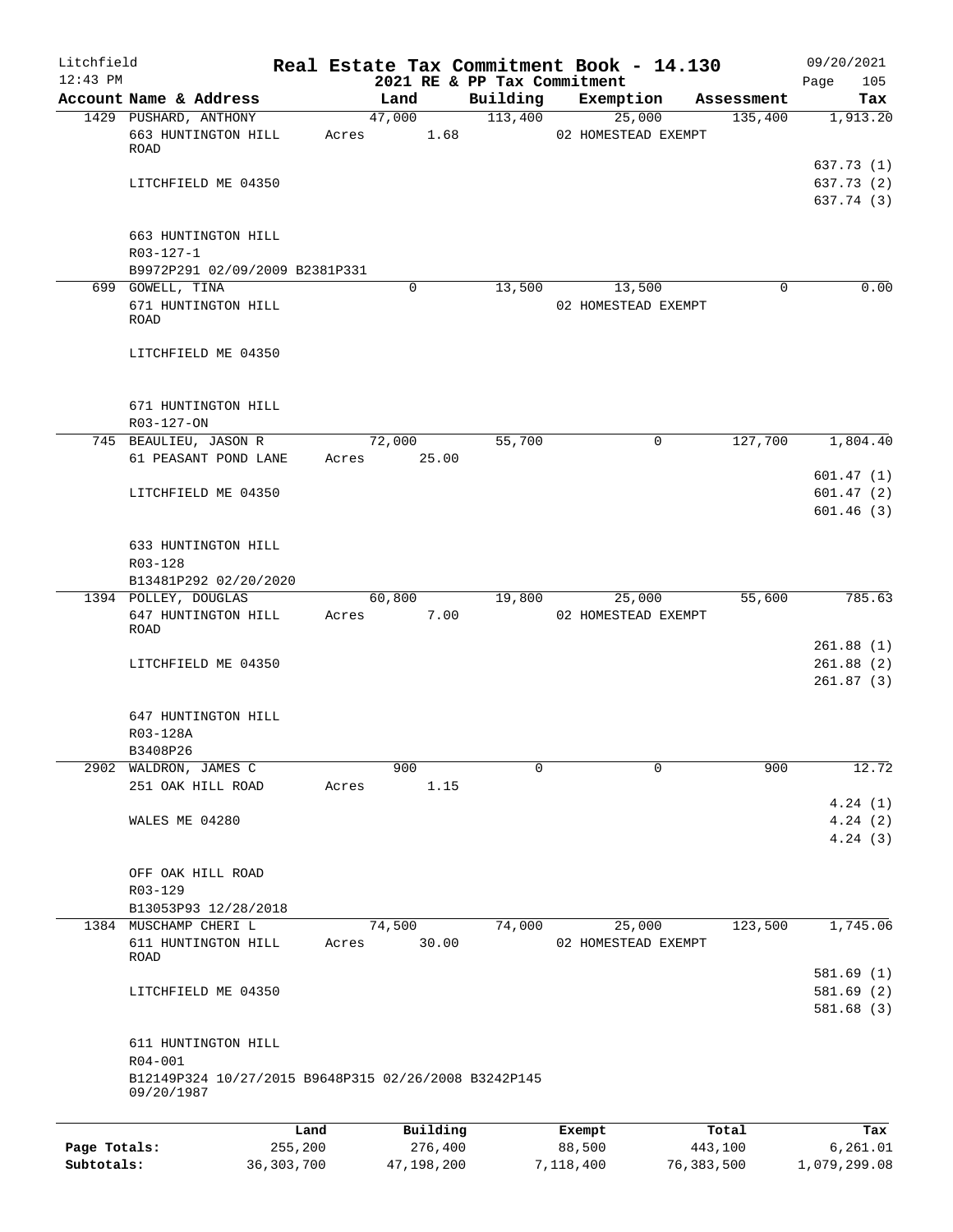# Real Estate Tax Commitment Book - 14.130

Litchfield
12:43 PM

2021 RE & PP Tax Commitment

09/20/2021

| Account Name & Address | Land | Building | Exemption | Assessment | Tax |
|---|---|---|---|---|---|
| 1429 PUSHARD, ANTHONY | 47,000 | 113,400 | 25,000 | 135,400 | 1,913.20 |
| 663 HUNTINGTON HILL ROAD | Acres 1.68 | | 02 HOMESTEAD EXEMPT | | |
| | | | | | 637.73 (1) |
| LITCHFIELD ME 04350 | | | | | 637.73 (2) |
| | | | | | 637.74 (3) |
| 663 HUNTINGTON HILL | | | | | |
| R03-127-1 | | | | | |
| B9972P291 02/09/2009 B2381P331 | | | | | |
| 699 GOWELL, TINA | 0 | 13,500 | 13,500 | 0 | 0.00 |
| 671 HUNTINGTON HILL ROAD | | | 02 HOMESTEAD EXEMPT | | |
| LITCHFIELD ME 04350 | | | | | |
| 671 HUNTINGTON HILL | | | | | |
| R03-127-ON | | | | | |
| 745 BEAULIEU, JASON R | 72,000 | 55,700 | 0 | 127,700 | 1,804.40 |
| 61 PEASANT POND LANE | Acres 25.00 | | | | |
| | | | | | 601.47 (1) |
| LITCHFIELD ME 04350 | | | | | 601.47 (2) |
| | | | | | 601.46 (3) |
| 633 HUNTINGTON HILL | | | | | |
| R03-128 | | | | | |
| B13481P292 02/20/2020 | | | | | |
| 1394 POLLEY, DOUGLAS | 60,800 | 19,800 | 25,000 | 55,600 | 785.63 |
| 647 HUNTINGTON HILL ROAD | Acres 7.00 | | 02 HOMESTEAD EXEMPT | | |
| | | | | | 261.88 (1) |
| LITCHFIELD ME 04350 | | | | | 261.88 (2) |
| | | | | | 261.87 (3) |
| 647 HUNTINGTON HILL | | | | | |
| R03-128A | | | | | |
| B3408P26 | | | | | |
| 2902 WALDRON, JAMES C | 900 | 0 | 0 | 900 | 12.72 |
| 251 OAK HILL ROAD | Acres 1.15 | | | | |
| | | | | | 4.24 (1) |
| WALES ME 04280 | | | | | 4.24 (2) |
| | | | | | 4.24 (3) |
| OFF OAK HILL ROAD | | | | | |
| R03-129 | | | | | |
| B13053P93 12/28/2018 | | | | | |
| 1384 MUSCHAMP CHERI L | 74,500 | 74,000 | 25,000 | 123,500 | 1,745.06 |
| 611 HUNTINGTON HILL ROAD | Acres 30.00 | | 02 HOMESTEAD EXEMPT | | |
| | | | | | 581.69 (1) |
| LITCHFIELD ME 04350 | | | | | 581.69 (2) |
| | | | | | 581.68 (3) |
| 611 HUNTINGTON HILL | | | | | |
| R04-001 | | | | | |
| B12149P324 10/27/2015 B9648P315 02/26/2008 B3242P145 09/20/1987 | | | | | |

| | Land | Building | Exempt | Total | Tax |
|---|---|---|---|---|---|
| Page Totals: | 255,200 | 276,400 | 88,500 | 443,100 | 6,261.01 |
| Subtotals: | 36,303,700 | 47,198,200 | 7,118,400 | 76,383,500 | 1,079,299.08 |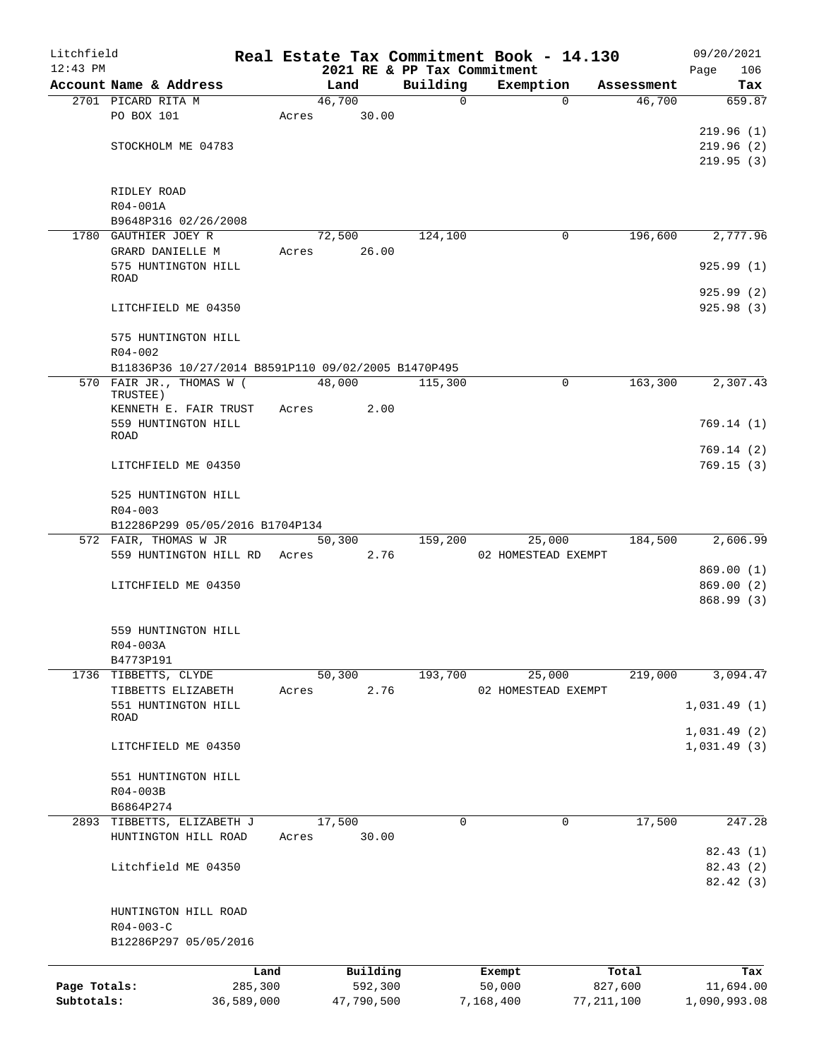Litchfield
12:43 PM

# Real Estate Tax Commitment Book - 14.130

## 2021 RE & PP Tax Commitment

09/20/2021

| Account Name & Address | Land | Building | Exemption | Assessment | Tax |
|---|---|---|---|---|---|
| 2701 PICARD RITA M | 46,700 | 0 | 0 | 46,700 | 659.87 |
| PO BOX 101 | Acres 30.00 | | | | |
| | | | | | 219.96 (1) |
| STOCKHOLM ME 04783 | | | | | 219.96 (2) |
| | | | | | 219.95 (3) |
| RIDLEY ROAD | | | | | |
| R04-001A | | | | | |
| B9648P316 02/26/2008 | | | | | |
| 1780 GAUTHIER JOEY R | 72,500 | 124,100 | 0 | 196,600 | 2,777.96 |
| GRARD DANIELLE M | Acres 26.00 | | | | |
| 575 HUNTINGTON HILL ROAD | | | | | 925.99 (1) |
| | | | | | 925.99 (2) |
| LITCHFIELD ME 04350 | | | | | 925.98 (3) |
| 575 HUNTINGTON HILL | | | | | |
| R04-002 | | | | | |
| B11836P36 10/27/2014 B8591P110 09/02/2005 B1470P495 | | | | | |
| 570 FAIR JR., THOMAS W ( TRUSTEE) | 48,000 | 115,300 | 0 | 163,300 | 2,307.43 |
| KENNETH E. FAIR TRUST | Acres 2.00 | | | | |
| 559 HUNTINGTON HILL ROAD | | | | | 769.14 (1) |
| | | | | | 769.14 (2) |
| LITCHFIELD ME 04350 | | | | | 769.15 (3) |
| 525 HUNTINGTON HILL | | | | | |
| R04-003 | | | | | |
| B12286P299 05/05/2016 B1704P134 | | | | | |
| 572 FAIR, THOMAS W JR | 50,300 | 159,200 | 25,000 | 184,500 | 2,606.99 |
| 559 HUNTINGTON HILL RD | Acres 2.76 | | 02 HOMESTEAD EXEMPT | | |
| | | | | | 869.00 (1) |
| LITCHFIELD ME 04350 | | | | | 869.00 (2) |
| | | | | | 868.99 (3) |
| 559 HUNTINGTON HILL | | | | | |
| R04-003A | | | | | |
| B4773P191 | | | | | |
| 1736 TIBBETTS, CLYDE | 50,300 | 193,700 | 25,000 | 219,000 | 3,094.47 |
| TIBBETTS ELIZABETH | Acres 2.76 | | 02 HOMESTEAD EXEMPT | | |
| 551 HUNTINGTON HILL ROAD | | | | | 1,031.49 (1) |
| | | | | | 1,031.49 (2) |
| LITCHFIELD ME 04350 | | | | | 1,031.49 (3) |
| 551 HUNTINGTON HILL | | | | | |
| R04-003B | | | | | |
| B6864P274 | | | | | |
| 2893 TIBBETTS, ELIZABETH J | 17,500 | 0 | 0 | 17,500 | 247.28 |
| HUNTINGTON HILL ROAD | Acres 30.00 | | | | |
| | | | | | 82.43 (1) |
| Litchfield ME 04350 | | | | | 82.43 (2) |
| | | | | | 82.42 (3) |
| HUNTINGTON HILL ROAD | | | | | |
| R04-003-C | | | | | |
| B12286P297 05/05/2016 | | | | | |

| | Land | Building | Exempt | Total | Tax |
|---|---|---|---|---|---|
| Page Totals: | 285,300 | 592,300 | 50,000 | 827,600 | 11,694.00 |
| Subtotals: | 36,589,000 | 47,790,500 | 7,168,400 | 77,211,100 | 1,090,993.08 |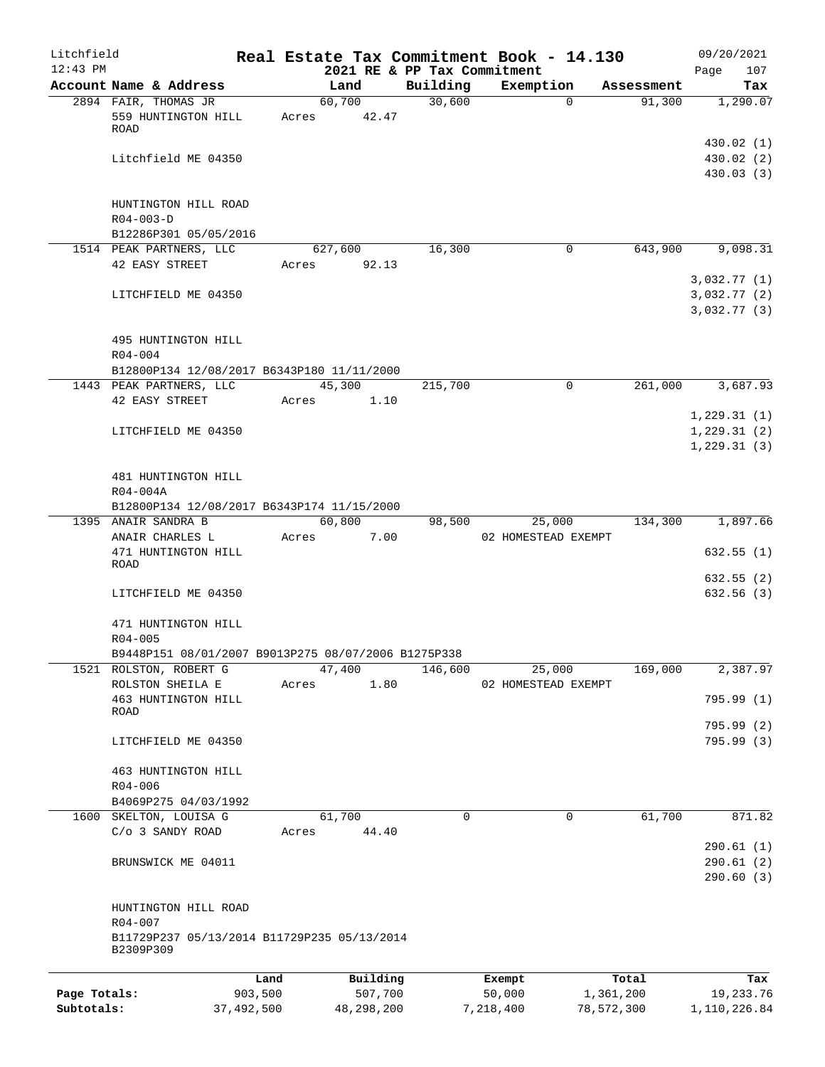Litchfield
12:43 PM

# Real Estate Tax Commitment Book - 14.130

2021 RE & PP Tax Commitment

09/20/2021
Page 107

| Account Name & Address | Land | Building | Exemption | Assessment | Tax |
|---|---|---|---|---|---|
| 2894 FAIR, THOMAS JR | 60,700 | 30,600 | 0 | 91,300 | 1,290.07 |
| 559 HUNTINGTON HILL ROAD | Acres 42.47 | | | | |
| | | | | | 430.02 (1) |
| Litchfield ME 04350 | | | | | 430.02 (2) |
| | | | | | 430.03 (3) |
| HUNTINGTON HILL ROAD | | | | | |
| R04-003-D | | | | | |
| B12286P301 05/05/2016 | | | | | |
| 1514 PEAK PARTNERS, LLC | 627,600 | 16,300 | 0 | 643,900 | 9,098.31 |
| 42 EASY STREET | Acres 92.13 | | | | |
| | | | | | 3,032.77 (1) |
| LITCHFIELD ME 04350 | | | | | 3,032.77 (2) |
| | | | | | 3,032.77 (3) |
| 495 HUNTINGTON HILL | | | | | |
| R04-004 | | | | | |
| B12800P134 12/08/2017 B6343P180 11/11/2000 | | | | | |
| 1443 PEAK PARTNERS, LLC | 45,300 | 215,700 | 0 | 261,000 | 3,687.93 |
| 42 EASY STREET | Acres 1.10 | | | | |
| | | | | | 1,229.31 (1) |
| LITCHFIELD ME 04350 | | | | | 1,229.31 (2) |
| | | | | | 1,229.31 (3) |
| 481 HUNTINGTON HILL | | | | | |
| R04-004A | | | | | |
| B12800P134 12/08/2017 B6343P174 11/15/2000 | | | | | |
| 1395 ANAIR SANDRA B | 60,800 | 98,500 | 25,000 | 134,300 | 1,897.66 |
| ANAIR CHARLES L | Acres 7.00 | | 02 HOMESTEAD EXEMPT | | |
| 471 HUNTINGTON HILL ROAD | | | | | 632.55 (1) |
| | | | | | 632.55 (2) |
| LITCHFIELD ME 04350 | | | | | 632.56 (3) |
| 471 HUNTINGTON HILL | | | | | |
| R04-005 | | | | | |
| B9448P151 08/01/2007 B9013P275 08/07/2006 B1275P338 | | | | | |
| 1521 ROLSTON, ROBERT G | 47,400 | 146,600 | 25,000 | 169,000 | 2,387.97 |
| ROLSTON SHEILA E | Acres 1.80 | | 02 HOMESTEAD EXEMPT | | |
| 463 HUNTINGTON HILL ROAD | | | | | 795.99 (1) |
| | | | | | 795.99 (2) |
| LITCHFIELD ME 04350 | | | | | 795.99 (3) |
| 463 HUNTINGTON HILL | | | | | |
| R04-006 | | | | | |
| B4069P275 04/03/1992 | | | | | |
| 1600 SKELTON, LOUISA G | 61,700 | 0 | 0 | 61,700 | 871.82 |
| C/o 3 SANDY ROAD | Acres 44.40 | | | | |
| | | | | | 290.61 (1) |
| BRUNSWICK ME 04011 | | | | | 290.61 (2) |
| | | | | | 290.60 (3) |
| HUNTINGTON HILL ROAD | | | | | |
| R04-007 | | | | | |
| B11729P237 05/13/2014 B11729P235 05/13/2014 B2309P309 | | | | | |

| | Land | Building | Exempt | Total | Tax |
|---|---|---|---|---|---|
| Page Totals: | 903,500 | 507,700 | 50,000 | 1,361,200 | 19,233.76 |
| Subtotals: | 37,492,500 | 48,298,200 | 7,218,400 | 78,572,300 | 1,110,226.84 |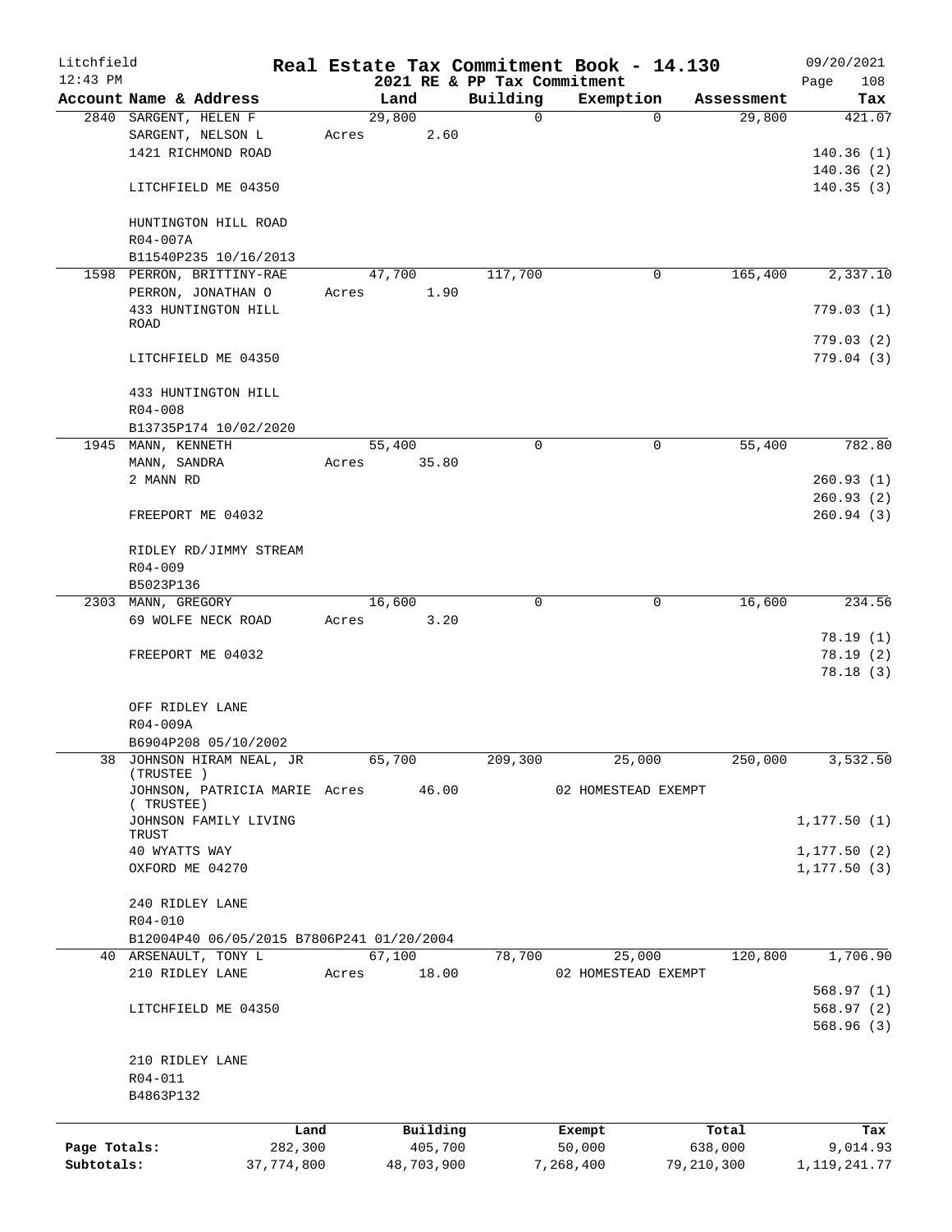Litchfield 12:43 PM

# Real Estate Tax Commitment Book - 14.130

2021 RE & PP Tax Commitment

09/20/2021 Page 108

| Account | Name & Address | Land | Building | Exemption | Assessment | Tax |
|---|---|---|---|---|---|---|
| 2840 | SARGENT, HELEN F | 29,800 | 0 | 0 | 29,800 | 421.07 |
| | SARGENT, NELSON L | Acres 2.60 | | | | |
| | 1421 RICHMOND ROAD | | | | | 140.36 (1) |
| | | | | | | 140.36 (2) |
| | LITCHFIELD ME 04350 | | | | | 140.35 (3) |
| | HUNTINGTON HILL ROAD | | | | | |
| | R04-007A | | | | | |
| | B11540P235 10/16/2013 | | | | | |
| 1598 | PERRON, BRITTINY-RAE | 47,700 | 117,700 | 0 | 165,400 | 2,337.10 |
| | PERRON, JONATHAN O | Acres 1.90 | | | | |
| | 433 HUNTINGTON HILL ROAD | | | | | 779.03 (1) |
| | | | | | | 779.03 (2) |
| | LITCHFIELD ME 04350 | | | | | 779.04 (3) |
| | 433 HUNTINGTON HILL | | | | | |
| | R04-008 | | | | | |
| | B13735P174 10/02/2020 | | | | | |
| 1945 | MANN, KENNETH | 55,400 | 0 | 0 | 55,400 | 782.80 |
| | MANN, SANDRA | Acres 35.80 | | | | |
| | 2 MANN RD | | | | | 260.93 (1) |
| | | | | | | 260.93 (2) |
| | FREEPORT ME 04032 | | | | | 260.94 (3) |
| | RIDLEY RD/JIMMY STREAM | | | | | |
| | R04-009 | | | | | |
| | B5023P136 | | | | | |
| 2303 | MANN, GREGORY | 16,600 | 0 | 0 | 16,600 | 234.56 |
| | 69 WOLFE NECK ROAD | Acres 3.20 | | | | |
| | | | | | | 78.19 (1) |
| | FREEPORT ME 04032 | | | | | 78.19 (2) |
| | | | | | | 78.18 (3) |
| | OFF RIDLEY LANE | | | | | |
| | R04-009A | | | | | |
| | B6904P208 05/10/2002 | | | | | |
| 38 | JOHNSON HIRAM NEAL, JR (TRUSTEE ) | 65,700 | 209,300 | 25,000 | 250,000 | 3,532.50 |
| | JOHNSON, PATRICIA MARIE ( TRUSTEE) | Acres 46.00 | | 02 HOMESTEAD EXEMPT | | |
| | JOHNSON FAMILY LIVING TRUST | | | | | 1,177.50 (1) |
| | 40 WYATTS WAY | | | | | 1,177.50 (2) |
| | OXFORD ME 04270 | | | | | 1,177.50 (3) |
| | 240 RIDLEY LANE | | | | | |
| | R04-010 | | | | | |
| | B12004P40 06/05/2015 B7806P241 01/20/2004 | | | | | |
| 40 | ARSENAULT, TONY L | 67,100 | 78,700 | 25,000 | 120,800 | 1,706.90 |
| | 210 RIDLEY LANE | Acres 18.00 | | 02 HOMESTEAD EXEMPT | | |
| | | | | | | 568.97 (1) |
| | LITCHFIELD ME 04350 | | | | | 568.97 (2) |
| | | | | | | 568.96 (3) |
| | 210 RIDLEY LANE | | | | | |
| | R04-011 | | | | | |
| | B4863P132 | | | | | |

| | Land | Building | Exempt | Total | Tax |
|---|---|---|---|---|---|
| Page Totals: | 282,300 | 405,700 | 50,000 | 638,000 | 9,014.93 |
| Subtotals: | 37,774,800 | 48,703,900 | 7,268,400 | 79,210,300 | 1,119,241.77 |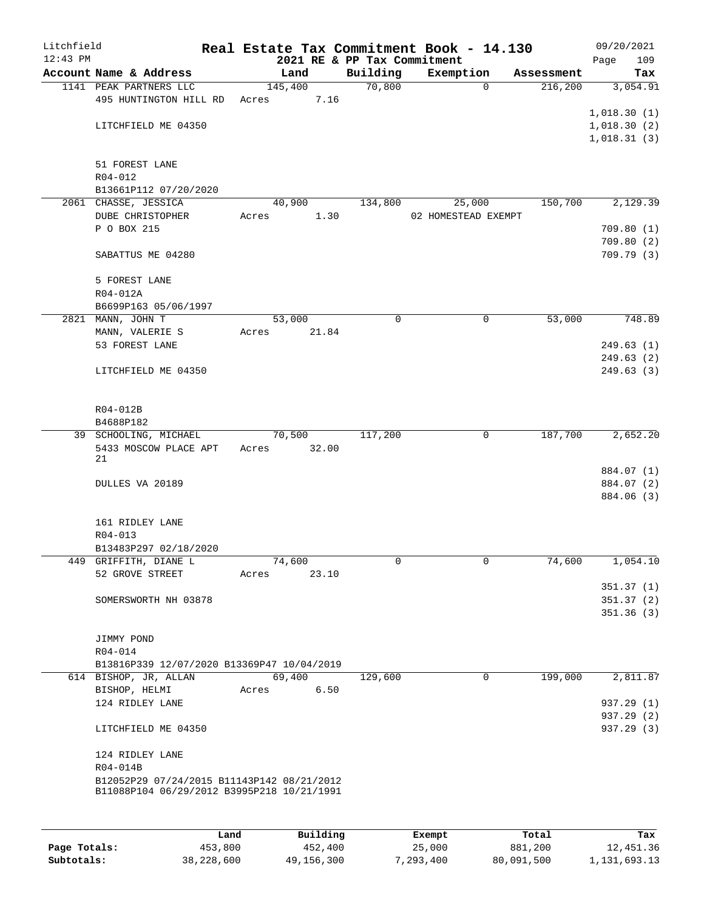# Real Estate Tax Commitment Book - 14.130

Litchfield 12:43 PM — 2021 RE & PP Tax Commitment — 09/20/2021

| Account Name & Address | Land | Building | Exemption | Assessment | Tax |
|---|---|---|---|---|---|
| 1141 PEAK PARTNERS LLC<br>495 HUNTINGTON HILL RD<br><br>LITCHFIELD ME 04350<br><br>51 FOREST LANE<br>R04-012<br>B13661P112 07/20/2020 | 145,400<br>Acres 7.16 | 70,800 | 0 | 216,200 | 3,054.91<br><br>1,018.30 (1)<br>1,018.30 (2)<br>1,018.31 (3) |
| 2061 CHASSE, JESSICA<br>DUBE CHRISTOPHER<br>P O BOX 215<br><br>SABATTUS ME 04280<br><br>5 FOREST LANE<br>R04-012A<br>B6699P163 05/06/1997 | 40,900<br>Acres 1.30 | 134,800 | 25,000<br>02 HOMESTEAD EXEMPT | 150,700 | 2,129.39<br><br>709.80 (1)<br>709.80 (2)<br>709.79 (3) |
| 2821 MANN, JOHN T<br>MANN, VALERIE S<br>53 FOREST LANE<br><br>LITCHFIELD ME 04350<br><br>R04-012B<br>B4688P182 | 53,000<br>Acres 21.84 | 0 | 0 | 53,000 | 748.89<br><br>249.63 (1)<br>249.63 (2)<br>249.63 (3) |
| 39 SCHOOLING, MICHAEL<br>5433 MOSCOW PLACE APT 21<br><br>DULLES VA 20189<br><br>161 RIDLEY LANE<br>R04-013<br>B13483P297 02/18/2020 | 70,500<br>Acres 32.00 | 117,200 | 0 | 187,700 | 2,652.20<br><br>884.07 (1)<br>884.07 (2)<br>884.06 (3) |
| 449 GRIFFITH, DIANE L<br>52 GROVE STREET<br><br>SOMERSWORTH NH 03878<br><br>JIMMY POND<br>R04-014<br>B13816P339 12/07/2020 B13369P47 10/04/2019 | 74,600<br>Acres 23.10 | 0 | 0 | 74,600 | 1,054.10<br><br>351.37 (1)<br>351.37 (2)<br>351.36 (3) |
| 614 BISHOP, JR, ALLAN<br>BISHOP, HELMI<br>124 RIDLEY LANE<br><br>LITCHFIELD ME 04350<br><br>124 RIDLEY LANE<br>R04-014B<br>B12052P29 07/24/2015 B11143P142 08/21/2012<br>B11088P104 06/29/2012 B3995P218 10/21/1991 | 69,400<br>Acres 6.50 | 129,600 | 0 | 199,000 | 2,811.87<br><br>937.29 (1)<br>937.29 (2)<br>937.29 (3) |

| | Land | Building | Exempt | Total | Tax |
|---|---|---|---|---|---|
| Page Totals: | 453,800 | 452,400 | 25,000 | 881,200 | 12,451.36 |
| Subtotals: | 38,228,600 | 49,156,300 | 7,293,400 | 80,091,500 | 1,131,693.13 |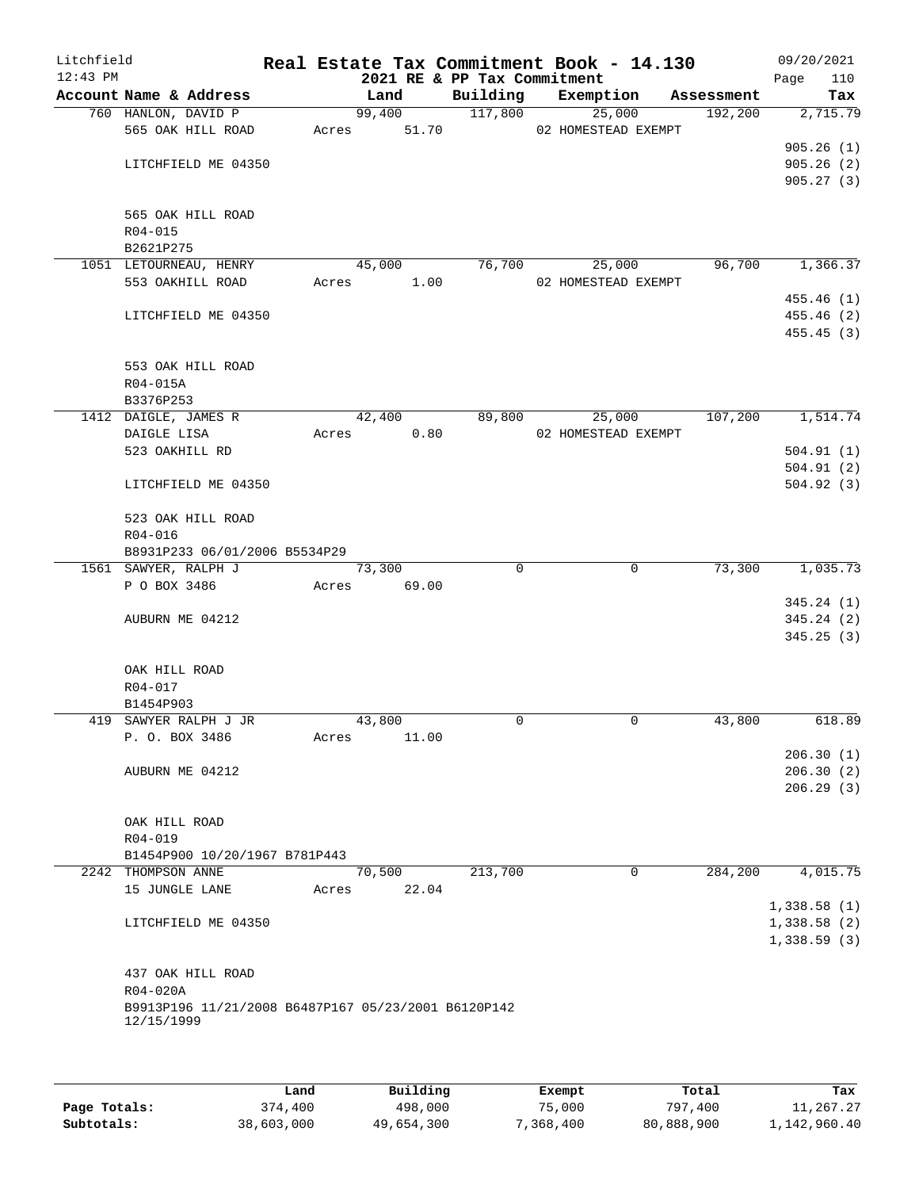Litchfield
12:43 PM

# Real Estate Tax Commitment Book - 14.130

2021 RE & PP Tax Commitment

09/20/2021

| Account Name & Address | Land | Building | Exemption | Assessment | Tax |
|---|---|---|---|---|---|
| 760 HANLON, DAVID P | 99,400 | 117,800 | 25,000 | 192,200 | 2,715.79 |
| 565 OAK HILL ROAD | Acres 51.70 | | 02 HOMESTEAD EXEMPT | | |
| | | | | | 905.26 (1) |
| LITCHFIELD ME 04350 | | | | | 905.26 (2) |
| | | | | | 905.27 (3) |
| 565 OAK HILL ROAD | | | | | |
| R04-015 | | | | | |
| B2621P275 | | | | | |
| 1051 LETOURNEAU, HENRY | 45,000 | 76,700 | 25,000 | 96,700 | 1,366.37 |
| 553 OAKHILL ROAD | Acres 1.00 | | 02 HOMESTEAD EXEMPT | | |
| | | | | | 455.46 (1) |
| LITCHFIELD ME 04350 | | | | | 455.46 (2) |
| | | | | | 455.45 (3) |
| 553 OAK HILL ROAD | | | | | |
| R04-015A | | | | | |
| B3376P253 | | | | | |
| 1412 DAIGLE, JAMES R | 42,400 | 89,800 | 25,000 | 107,200 | 1,514.74 |
| DAIGLE LISA | Acres 0.80 | | 02 HOMESTEAD EXEMPT | | |
| 523 OAKHILL RD | | | | | 504.91 (1) |
| | | | | | 504.91 (2) |
| LITCHFIELD ME 04350 | | | | | 504.92 (3) |
| 523 OAK HILL ROAD | | | | | |
| R04-016 | | | | | |
| B8931P233 06/01/2006 B5534P29 | | | | | |
| 1561 SAWYER, RALPH J | 73,300 | 0 | 0 | 73,300 | 1,035.73 |
| P O BOX 3486 | Acres 69.00 | | | | |
| | | | | | 345.24 (1) |
| AUBURN ME 04212 | | | | | 345.24 (2) |
| | | | | | 345.25 (3) |
| OAK HILL ROAD | | | | | |
| R04-017 | | | | | |
| B1454P903 | | | | | |
| 419 SAWYER RALPH J JR | 43,800 | 0 | 0 | 43,800 | 618.89 |
| P. O. BOX 3486 | Acres 11.00 | | | | |
| | | | | | 206.30 (1) |
| AUBURN ME 04212 | | | | | 206.30 (2) |
| | | | | | 206.29 (3) |
| OAK HILL ROAD | | | | | |
| R04-019 | | | | | |
| B1454P900 10/20/1967 B781P443 | | | | | |
| 2242 THOMPSON ANNE | 70,500 | 213,700 | 0 | 284,200 | 4,015.75 |
| 15 JUNGLE LANE | Acres 22.04 | | | | |
| | | | | | 1,338.58 (1) |
| LITCHFIELD ME 04350 | | | | | 1,338.58 (2) |
| | | | | | 1,338.59 (3) |
| 437 OAK HILL ROAD | | | | | |
| R04-020A | | | | | |
| B9913P196 11/21/2008 B6487P167 05/23/2001 B6120P142 12/15/1999 | | | | | |

| | Land | Building | Exempt | Total | Tax |
|---|---|---|---|---|---|
| Page Totals: | 374,400 | 498,000 | 75,000 | 797,400 | 11,267.27 |
| Subtotals: | 38,603,000 | 49,654,300 | 7,368,400 | 80,888,900 | 1,142,960.40 |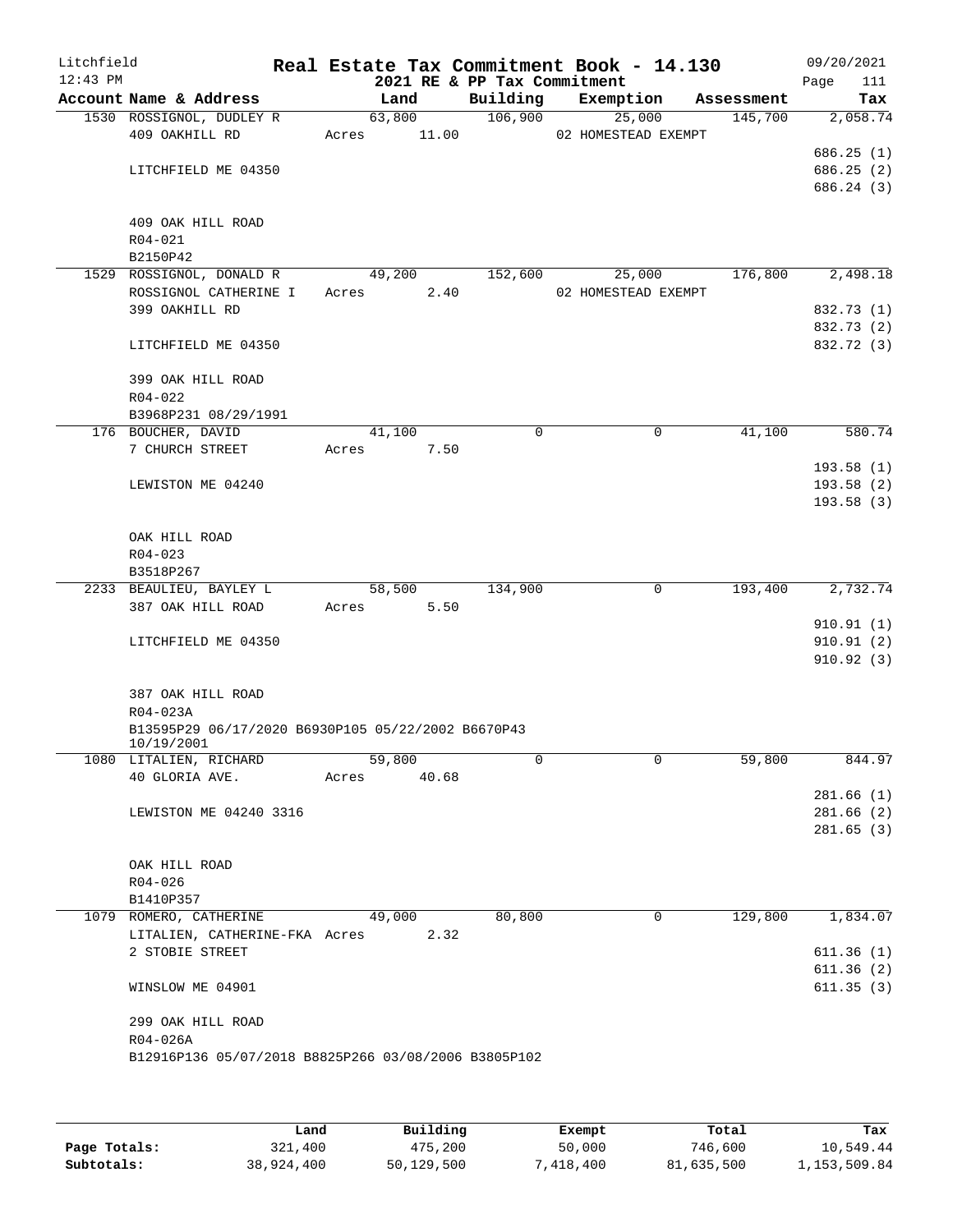Litchfield
12:43 PM

# Real Estate Tax Commitment Book - 14.130

2021 RE & PP Tax Commitment

09/20/2021
Page 111

| Account Name & Address | Land | Building | Exemption | Assessment | Tax |
|---|---|---|---|---|---|
| 1530 ROSSIGNOL, DUDLEY R | 63,800 | 106,900 | 25,000 | 145,700 | 2,058.74 |
| 409 OAKHILL RD | Acres 11.00 | | 02 HOMESTEAD EXEMPT | | |
| | | | | | 686.25 (1) |
| LITCHFIELD ME 04350 | | | | | 686.25 (2) |
| | | | | | 686.24 (3) |
| 409 OAK HILL ROAD | | | | | |
| R04-021 | | | | | |
| B2150P42 | | | | | |
| 1529 ROSSIGNOL, DONALD R | 49,200 | 152,600 | 25,000 | 176,800 | 2,498.18 |
| ROSSIGNOL CATHERINE I | Acres 2.40 | | 02 HOMESTEAD EXEMPT | | |
| 399 OAKHILL RD | | | | | 832.73 (1) |
| | | | | | 832.73 (2) |
| LITCHFIELD ME 04350 | | | | | 832.72 (3) |
| 399 OAK HILL ROAD | | | | | |
| R04-022 | | | | | |
| B3968P231 08/29/1991 | | | | | |
| 176 BOUCHER, DAVID | 41,100 | 0 | 0 | 41,100 | 580.74 |
| 7 CHURCH STREET | Acres 7.50 | | | | |
| | | | | | 193.58 (1) |
| LEWISTON ME 04240 | | | | | 193.58 (2) |
| | | | | | 193.58 (3) |
| OAK HILL ROAD | | | | | |
| R04-023 | | | | | |
| B3518P267 | | | | | |
| 2233 BEAULIEU, BAYLEY L | 58,500 | 134,900 | 0 | 193,400 | 2,732.74 |
| 387 OAK HILL ROAD | Acres 5.50 | | | | |
| | | | | | 910.91 (1) |
| LITCHFIELD ME 04350 | | | | | 910.91 (2) |
| | | | | | 910.92 (3) |
| 387 OAK HILL ROAD | | | | | |
| R04-023A | | | | | |
| B13595P29 06/17/2020 B6930P105 05/22/2002 B6670P43 10/19/2001 | | | | | |
| 1080 LITALIEN, RICHARD | 59,800 | 0 | 0 | 59,800 | 844.97 |
| 40 GLORIA AVE. | Acres 40.68 | | | | |
| | | | | | 281.66 (1) |
| LEWISTON ME 04240 3316 | | | | | 281.66 (2) |
| | | | | | 281.65 (3) |
| OAK HILL ROAD | | | | | |
| R04-026 | | | | | |
| B1410P357 | | | | | |
| 1079 ROMERO, CATHERINE | 49,000 | 80,800 | 0 | 129,800 | 1,834.07 |
| LITALIEN, CATHERINE-FKA | Acres 2.32 | | | | |
| 2 STOBIE STREET | | | | | 611.36 (1) |
| | | | | | 611.36 (2) |
| WINSLOW ME 04901 | | | | | 611.35 (3) |
| 299 OAK HILL ROAD | | | | | |
| R04-026A | | | | | |
| B12916P136 05/07/2018 B8825P266 03/08/2006 B3805P102 | | | | | |

| | Land | Building | Exempt | Total | Tax |
|---|---|---|---|---|---|
| Page Totals: | 321,400 | 475,200 | 50,000 | 746,600 | 10,549.44 |
| Subtotals: | 38,924,400 | 50,129,500 | 7,418,400 | 81,635,500 | 1,153,509.84 |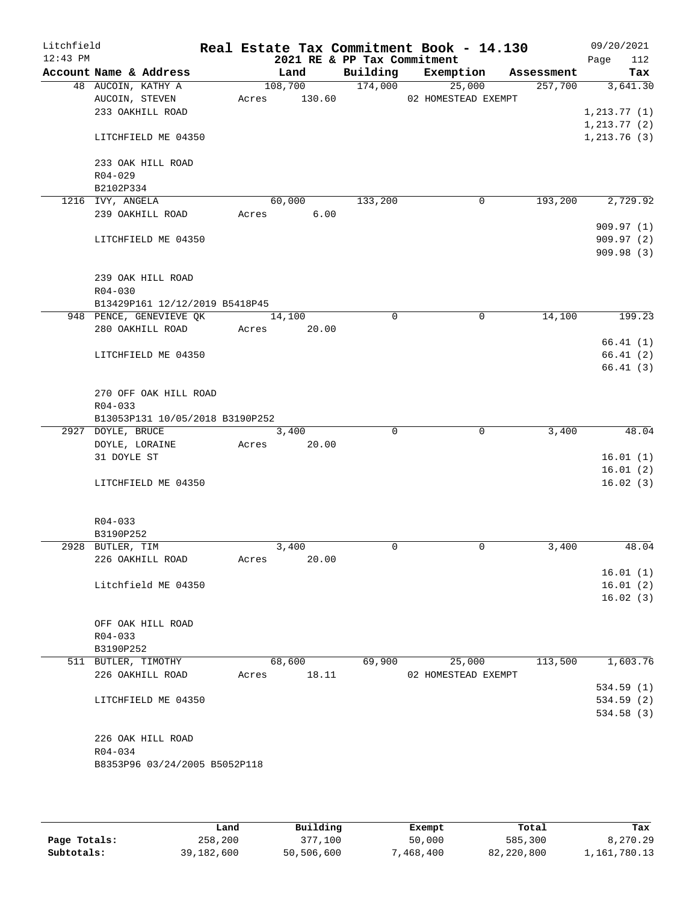Litchfield 12:43 PM

# Real Estate Tax Commitment Book - 14.130

## 2021 RE & PP Tax Commitment

09/20/2021 Page 112

| Account Name & Address | Land | Building | Exemption | Assessment | Tax |
|---|---|---|---|---|---|
| 48 AUCOIN, KATHY A | 108,700 | 174,000 | 25,000 | 257,700 | 3,641.30 |
| AUCOIN, STEVEN | Acres 130.60 | | 02 HOMESTEAD EXEMPT | | |
| 233 OAKHILL ROAD | | | | | 1,213.77 (1) |
| | | | | | 1,213.77 (2) |
| LITCHFIELD ME 04350 | | | | | 1,213.76 (3) |
| 233 OAK HILL ROAD | | | | | |
| R04-029 | | | | | |
| B2102P334 | | | | | |
| 1216 IVY, ANGELA | 60,000 | 133,200 | 0 | 193,200 | 2,729.92 |
| 239 OAKHILL ROAD | Acres 6.00 | | | | |
| | | | | | 909.97 (1) |
| LITCHFIELD ME 04350 | | | | | 909.97 (2) |
| | | | | | 909.98 (3) |
| 239 OAK HILL ROAD | | | | | |
| R04-030 | | | | | |
| B13429P161 12/12/2019 B5418P45 | | | | | |
| 948 PENCE, GENEVIEVE QK | 14,100 | 0 | 0 | 14,100 | 199.23 |
| 280 OAKHILL ROAD | Acres 20.00 | | | | |
| | | | | | 66.41 (1) |
| LITCHFIELD ME 04350 | | | | | 66.41 (2) |
| | | | | | 66.41 (3) |
| 270 OFF OAK HILL ROAD | | | | | |
| R04-033 | | | | | |
| B13053P131 10/05/2018 B3190P252 | | | | | |
| 2927 DOYLE, BRUCE | 3,400 | 0 | 0 | 3,400 | 48.04 |
| DOYLE, LORAINE | Acres 20.00 | | | | |
| 31 DOYLE ST | | | | | 16.01 (1) |
| | | | | | 16.01 (2) |
| LITCHFIELD ME 04350 | | | | | 16.02 (3) |
| R04-033 | | | | | |
| B3190P252 | | | | | |
| 2928 BUTLER, TIM | 3,400 | 0 | 0 | 3,400 | 48.04 |
| 226 OAKHILL ROAD | Acres 20.00 | | | | |
| | | | | | 16.01 (1) |
| Litchfield ME 04350 | | | | | 16.01 (2) |
| | | | | | 16.02 (3) |
| OFF OAK HILL ROAD | | | | | |
| R04-033 | | | | | |
| B3190P252 | | | | | |
| 511 BUTLER, TIMOTHY | 68,600 | 69,900 | 25,000 | 113,500 | 1,603.76 |
| 226 OAKHILL ROAD | Acres 18.11 | | 02 HOMESTEAD EXEMPT | | |
| | | | | | 534.59 (1) |
| LITCHFIELD ME 04350 | | | | | 534.59 (2) |
| | | | | | 534.58 (3) |
| 226 OAK HILL ROAD | | | | | |
| R04-034 | | | | | |
| B8353P96 03/24/2005 B5052P118 | | | | | |

| | Land | Building | Exempt | Total | Tax |
|---|---|---|---|---|---|
| Page Totals: | 258,200 | 377,100 | 50,000 | 585,300 | 8,270.29 |
| Subtotals: | 39,182,600 | 50,506,600 | 7,468,400 | 82,220,800 | 1,161,780.13 |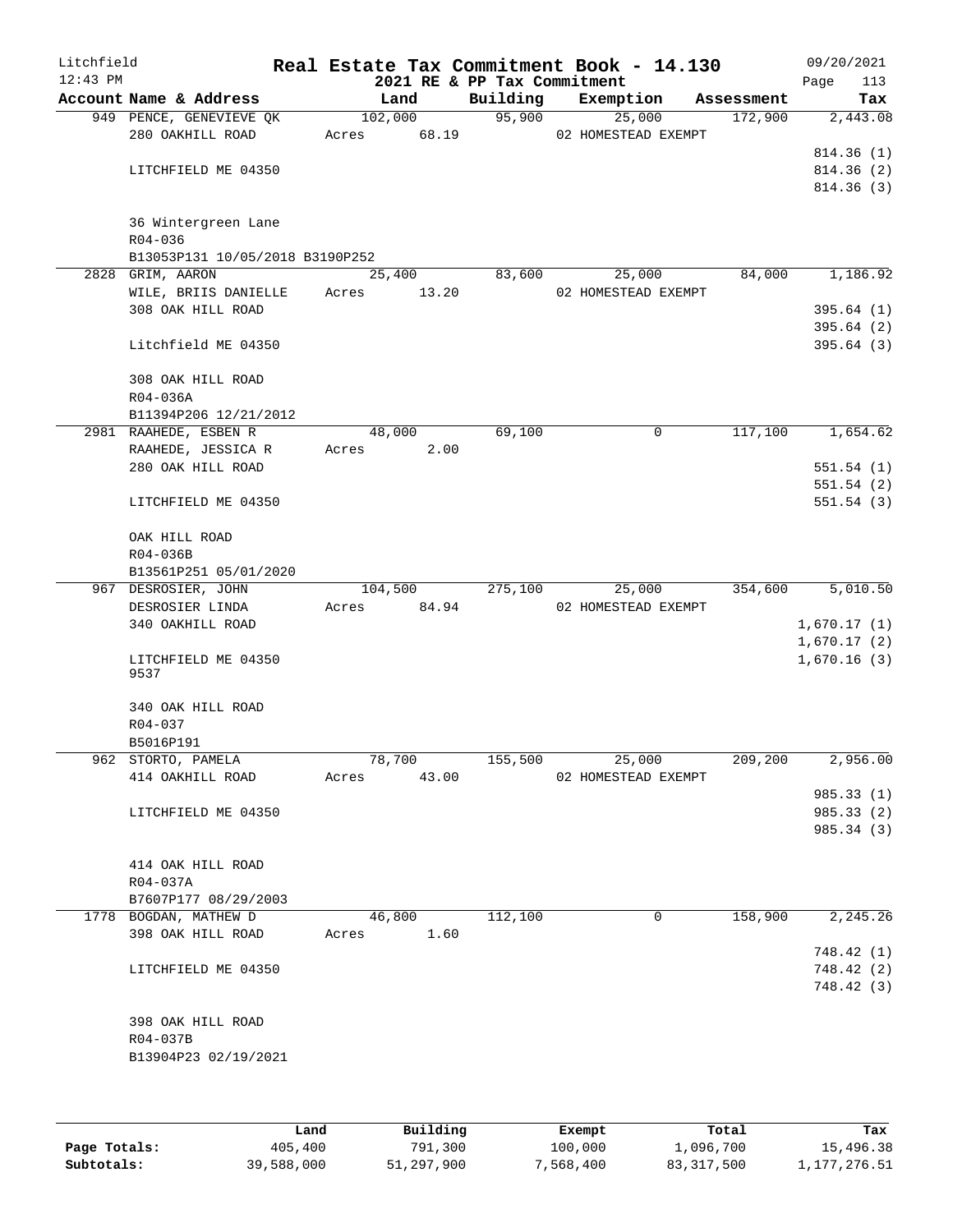Litchfield 12:43 PM

# Real Estate Tax Commitment Book - 14.130

## 2021 RE & PP Tax Commitment

09/20/2021 Page 113

| Account Name & Address | Land | Building | Exemption | Assessment | Tax |
|---|---|---|---|---|---|
| 949 PENCE, GENEVIEVE QK | 102,000 | 95,900 | 25,000 | 172,900 | 2,443.08 |
| 280 OAKHILL ROAD | Acres 68.19 | | 02 HOMESTEAD EXEMPT | | |
| | | | | | 814.36 (1) |
| LITCHFIELD ME 04350 | | | | | 814.36 (2) |
| | | | | | 814.36 (3) |
| 36 Wintergreen Lane | | | | | |
| R04-036 | | | | | |
| B13053P131 10/05/2018 B3190P252 | | | | | |
| 2828 GRIM, AARON | 25,400 | 83,600 | 25,000 | 84,000 | 1,186.92 |
| WILE, BRIIS DANIELLE | Acres 13.20 | | 02 HOMESTEAD EXEMPT | | |
| 308 OAK HILL ROAD | | | | | 395.64 (1) |
| | | | | | 395.64 (2) |
| Litchfield ME 04350 | | | | | 395.64 (3) |
| 308 OAK HILL ROAD | | | | | |
| R04-036A | | | | | |
| B11394P206 12/21/2012 | | | | | |
| 2981 RAAHEDE, ESBEN R | 48,000 | 69,100 | 0 | 117,100 | 1,654.62 |
| RAAHEDE, JESSICA R | Acres 2.00 | | | | |
| 280 OAK HILL ROAD | | | | | 551.54 (1) |
| | | | | | 551.54 (2) |
| LITCHFIELD ME 04350 | | | | | 551.54 (3) |
| OAK HILL ROAD | | | | | |
| R04-036B | | | | | |
| B13561P251 05/01/2020 | | | | | |
| 967 DESROSIER, JOHN | 104,500 | 275,100 | 25,000 | 354,600 | 5,010.50 |
| DESROSIER LINDA | Acres 84.94 | | 02 HOMESTEAD EXEMPT | | |
| 340 OAKHILL ROAD | | | | | 1,670.17 (1) |
| | | | | | 1,670.17 (2) |
| LITCHFIELD ME 04350 9537 | | | | | 1,670.16 (3) |
| 340 OAK HILL ROAD | | | | | |
| R04-037 | | | | | |
| B5016P191 | | | | | |
| 962 STORTO, PAMELA | 78,700 | 155,500 | 25,000 | 209,200 | 2,956.00 |
| 414 OAKHILL ROAD | Acres 43.00 | | 02 HOMESTEAD EXEMPT | | |
| | | | | | 985.33 (1) |
| LITCHFIELD ME 04350 | | | | | 985.33 (2) |
| | | | | | 985.34 (3) |
| 414 OAK HILL ROAD | | | | | |
| R04-037A | | | | | |
| B7607P177 08/29/2003 | | | | | |
| 1778 BOGDAN, MATHEW D | 46,800 | 112,100 | 0 | 158,900 | 2,245.26 |
| 398 OAK HILL ROAD | Acres 1.60 | | | | |
| | | | | | 748.42 (1) |
| LITCHFIELD ME 04350 | | | | | 748.42 (2) |
| | | | | | 748.42 (3) |
| 398 OAK HILL ROAD | | | | | |
| R04-037B | | | | | |
| B13904P23 02/19/2021 | | | | | |

| | Land | Building | Exempt | Total | Tax |
|---|---|---|---|---|---|
| Page Totals: | 405,400 | 791,300 | 100,000 | 1,096,700 | 15,496.38 |
| Subtotals: | 39,588,000 | 51,297,900 | 7,568,400 | 83,317,500 | 1,177,276.51 |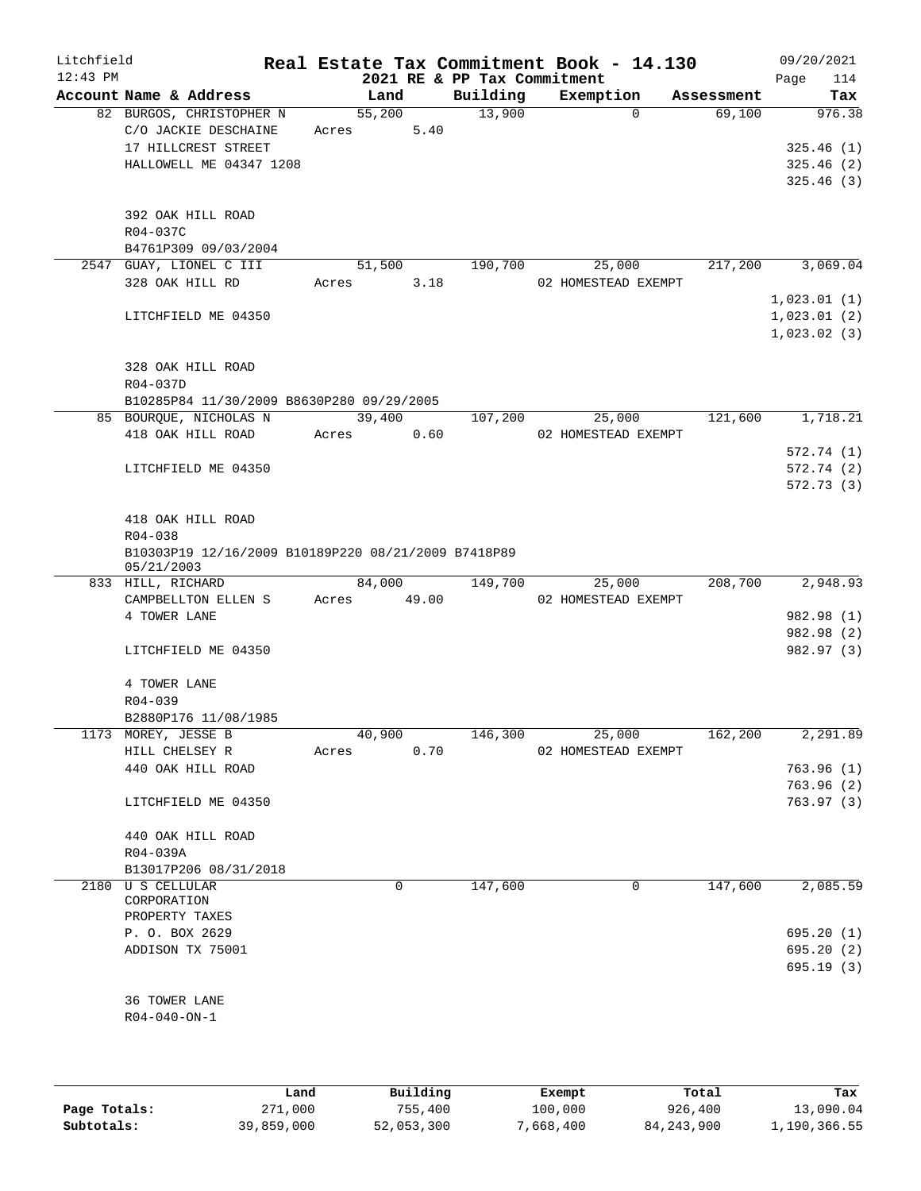# Real Estate Tax Commitment Book - 14.130

Litchfield
12:43 PM

2021 RE & PP Tax Commitment

09/20/2021

| Account Name & Address | Land | Building | Exemption | Assessment | Tax |
|---|---|---|---|---|---|
| 82 BURGOS, CHRISTOPHER N | 55,200 | 13,900 | 0 | 69,100 | 976.38 |
| C/O JACKIE DESCHAINE | Acres 5.40 | | | | |
| 17 HILLCREST STREET | | | | | 325.46 (1) |
| HALLOWELL ME 04347 1208 | | | | | 325.46 (2) |
| | | | | | 325.46 (3) |
| 392 OAK HILL ROAD | | | | | |
| R04-037C | | | | | |
| B4761P309 09/03/2004 | | | | | |
| 2547 GUAY, LIONEL C III | 51,500 | 190,700 | 25,000 | 217,200 | 3,069.04 |
| 328 OAK HILL RD | Acres 3.18 | | 02 HOMESTEAD EXEMPT | | |
| | | | | | 1,023.01 (1) |
| LITCHFIELD ME 04350 | | | | | 1,023.01 (2) |
| | | | | | 1,023.02 (3) |
| 328 OAK HILL ROAD | | | | | |
| R04-037D | | | | | |
| B10285P84 11/30/2009 B8630P280 09/29/2005 | | | | | |
| 85 BOURQUE, NICHOLAS N | 39,400 | 107,200 | 25,000 | 121,600 | 1,718.21 |
| 418 OAK HILL ROAD | Acres 0.60 | | 02 HOMESTEAD EXEMPT | | |
| | | | | | 572.74 (1) |
| LITCHFIELD ME 04350 | | | | | 572.74 (2) |
| | | | | | 572.73 (3) |
| 418 OAK HILL ROAD | | | | | |
| R04-038 | | | | | |
| B10303P19 12/16/2009 B10189P220 08/21/2009 B7418P89 05/21/2003 | | | | | |
| 833 HILL, RICHARD | 84,000 | 149,700 | 25,000 | 208,700 | 2,948.93 |
| CAMPBELLTON ELLEN S | Acres 49.00 | | 02 HOMESTEAD EXEMPT | | |
| 4 TOWER LANE | | | | | 982.98 (1) |
| | | | | | 982.98 (2) |
| LITCHFIELD ME 04350 | | | | | 982.97 (3) |
| 4 TOWER LANE | | | | | |
| R04-039 | | | | | |
| B2880P176 11/08/1985 | | | | | |
| 1173 MOREY, JESSE B | 40,900 | 146,300 | 25,000 | 162,200 | 2,291.89 |
| HILL CHELSEY R | Acres 0.70 | | 02 HOMESTEAD EXEMPT | | |
| 440 OAK HILL ROAD | | | | | 763.96 (1) |
| | | | | | 763.96 (2) |
| LITCHFIELD ME 04350 | | | | | 763.97 (3) |
| 440 OAK HILL ROAD | | | | | |
| R04-039A | | | | | |
| B13017P206 08/31/2018 | | | | | |
| 2180 U S CELLULAR CORPORATION | 0 | 147,600 | 0 | 147,600 | 2,085.59 |
| PROPERTY TAXES | | | | | |
| P. O. BOX 2629 | | | | | 695.20 (1) |
| ADDISON TX 75001 | | | | | 695.20 (2) |
| | | | | | 695.19 (3) |
| 36 TOWER LANE | | | | | |
| R04-040-ON-1 | | | | | |

| | Land | Building | Exempt | Total | Tax |
|---|---|---|---|---|---|
| Page Totals: | 271,000 | 755,400 | 100,000 | 926,400 | 13,090.04 |
| Subtotals: | 39,859,000 | 52,053,300 | 7,668,400 | 84,243,900 | 1,190,366.55 |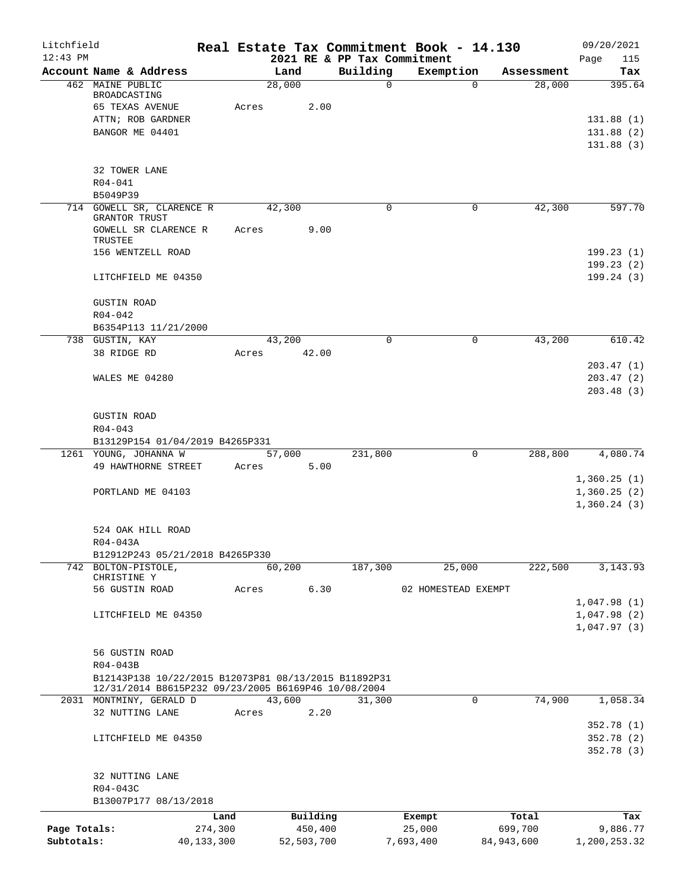Litchfield
12:43 PM

**Real Estate Tax Commitment Book - 14.130**
**2021 RE & PP Tax Commitment**

09/20/2021
Page 115

| Account Name & Address | Land | Building | Exemption | Assessment | Tax |
|---|---|---|---|---|---|
| 462 MAINE PUBLIC BROADCASTING | 28,000 | 0 | 0 | 28,000 | 395.64 |
| 65 TEXAS AVENUE | Acres 2.00 | | | | |
| ATTN; ROB GARDNER | | | | | 131.88 (1) |
| BANGOR ME 04401 | | | | | 131.88 (2) |
| | | | | | 131.88 (3) |
| 32 TOWER LANE | | | | | |
| R04-041 | | | | | |
| B5049P39 | | | | | |
| 714 GOWELL SR, CLARENCE R GRANTOR TRUST | 42,300 | 0 | 0 | 42,300 | 597.70 |
| GOWELL SR CLARENCE R TRUSTEE | Acres 9.00 | | | | |
| 156 WENTZELL ROAD | | | | | 199.23 (1) |
| | | | | | 199.23 (2) |
| LITCHFIELD ME 04350 | | | | | 199.24 (3) |
| GUSTIN ROAD | | | | | |
| R04-042 | | | | | |
| B6354P113 11/21/2000 | | | | | |
| 738 GUSTIN, KAY | 43,200 | 0 | 0 | 43,200 | 610.42 |
| 38 RIDGE RD | Acres 42.00 | | | | |
| | | | | | 203.47 (1) |
| WALES ME 04280 | | | | | 203.47 (2) |
| | | | | | 203.48 (3) |
| GUSTIN ROAD | | | | | |
| R04-043 | | | | | |
| B13129P154 01/04/2019 B4265P331 | | | | | |
| 1261 YOUNG, JOHANNA W | 57,000 | 231,800 | 0 | 288,800 | 4,080.74 |
| 49 HAWTHORNE STREET | Acres 5.00 | | | | |
| | | | | | 1,360.25 (1) |
| PORTLAND ME 04103 | | | | | 1,360.25 (2) |
| | | | | | 1,360.24 (3) |
| 524 OAK HILL ROAD | | | | | |
| R04-043A | | | | | |
| B12912P243 05/21/2018 B4265P330 | | | | | |
| 742 BOLTON-PISTOLE, CHRISTINE Y | 60,200 | 187,300 | 25,000 | 222,500 | 3,143.93 |
| 56 GUSTIN ROAD | Acres 6.30 | | 02 HOMESTEAD EXEMPT | | |
| | | | | | 1,047.98 (1) |
| LITCHFIELD ME 04350 | | | | | 1,047.98 (2) |
| | | | | | 1,047.97 (3) |
| 56 GUSTIN ROAD | | | | | |
| R04-043B | | | | | |
| B12143P138 10/22/2015 B12073P81 08/13/2015 B11892P31 12/31/2014 B8615P232 09/23/2005 B6169P46 10/08/2004 | | | | | |
| 2031 MONTMINY, GERALD D | 43,600 | 31,300 | 0 | 74,900 | 1,058.34 |
| 32 NUTTING LANE | Acres 2.20 | | | | |
| | | | | | 352.78 (1) |
| LITCHFIELD ME 04350 | | | | | 352.78 (2) |
| | | | | | 352.78 (3) |
| 32 NUTTING LANE | | | | | |
| R04-043C | | | | | |
| B13007P177 08/13/2018 | | | | | |

| | Land | Building | Exempt | Total | Tax |
|---|---|---|---|---|---|
| Page Totals: | 274,300 | 450,400 | 25,000 | 699,700 | 9,886.77 |
| Subtotals: | 40,133,300 | 52,503,700 | 7,693,400 | 84,943,600 | 1,200,253.32 |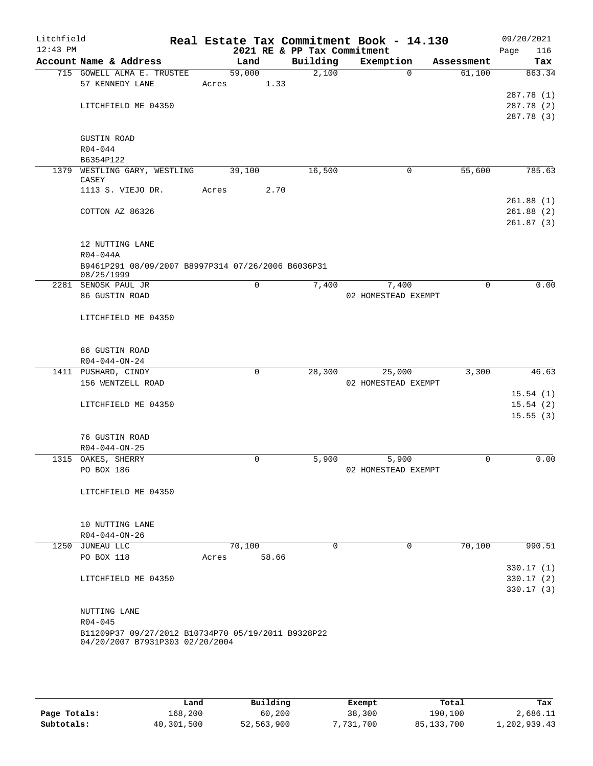Litchfield
12:43 PM

**Real Estate Tax Commitment Book - 14.130**
**2021 RE & PP Tax Commitment**

09/20/2021
Page 116

| Account Name & Address | Land | Building | Exemption | Assessment | Tax |
|---|---|---|---|---|---|
| 715 GOWELL ALMA E. TRUSTEE | 59,000 | 2,100 | 0 | 61,100 | 863.34 |
| 57 KENNEDY LANE | Acres 1.33 | | | | |
| | | | | | 287.78 (1) |
| LITCHFIELD ME 04350 | | | | | 287.78 (2) |
| | | | | | 287.78 (3) |
| GUSTIN ROAD | | | | | |
| R04-044 | | | | | |
| B6354P122 | | | | | |
| 1379 WESTLING GARY, WESTLING CASEY | 39,100 | 16,500 | 0 | 55,600 | 785.63 |
| 1113 S. VIEJO DR. | Acres 2.70 | | | | |
| | | | | | 261.88 (1) |
| COTTON AZ 86326 | | | | | 261.88 (2) |
| | | | | | 261.87 (3) |
| 12 NUTTING LANE | | | | | |
| R04-044A | | | | | |
| B9461P291 08/09/2007 B8997P314 07/26/2006 B6036P31 08/25/1999 | | | | | |
| 2281 SENOSK PAUL JR | 0 | 7,400 | 7,400 | 0 | 0.00 |
| 86 GUSTIN ROAD | | | 02 HOMESTEAD EXEMPT | | |
| LITCHFIELD ME 04350 | | | | | |
| 86 GUSTIN ROAD | | | | | |
| R04-044-ON-24 | | | | | |
| 1411 PUSHARD, CINDY | 0 | 28,300 | 25,000 | 3,300 | 46.63 |
| 156 WENTZELL ROAD | | | 02 HOMESTEAD EXEMPT | | |
| | | | | | 15.54 (1) |
| LITCHFIELD ME 04350 | | | | | 15.54 (2) |
| | | | | | 15.55 (3) |
| 76 GUSTIN ROAD | | | | | |
| R04-044-ON-25 | | | | | |
| 1315 OAKES, SHERRY | 0 | 5,900 | 5,900 | 0 | 0.00 |
| PO BOX 186 | | | 02 HOMESTEAD EXEMPT | | |
| LITCHFIELD ME 04350 | | | | | |
| 10 NUTTING LANE | | | | | |
| R04-044-ON-26 | | | | | |
| 1250 JUNEAU LLC | 70,100 | 0 | 0 | 70,100 | 990.51 |
| PO BOX 118 | Acres 58.66 | | | | |
| | | | | | 330.17 (1) |
| LITCHFIELD ME 04350 | | | | | 330.17 (2) |
| | | | | | 330.17 (3) |
| NUTTING LANE | | | | | |
| R04-045 | | | | | |
| B11209P37 09/27/2012 B10734P70 05/19/2011 B9328P22 04/20/2007 B7931P303 02/20/2004 | | | | | |

| | Land | Building | Exempt | Total | Tax |
|---|---|---|---|---|---|
| **Page Totals:** | 168,200 | 60,200 | 38,300 | 190,100 | 2,686.11 |
| **Subtotals:** | 40,301,500 | 52,563,900 | 7,731,700 | 85,133,700 | 1,202,939.43 |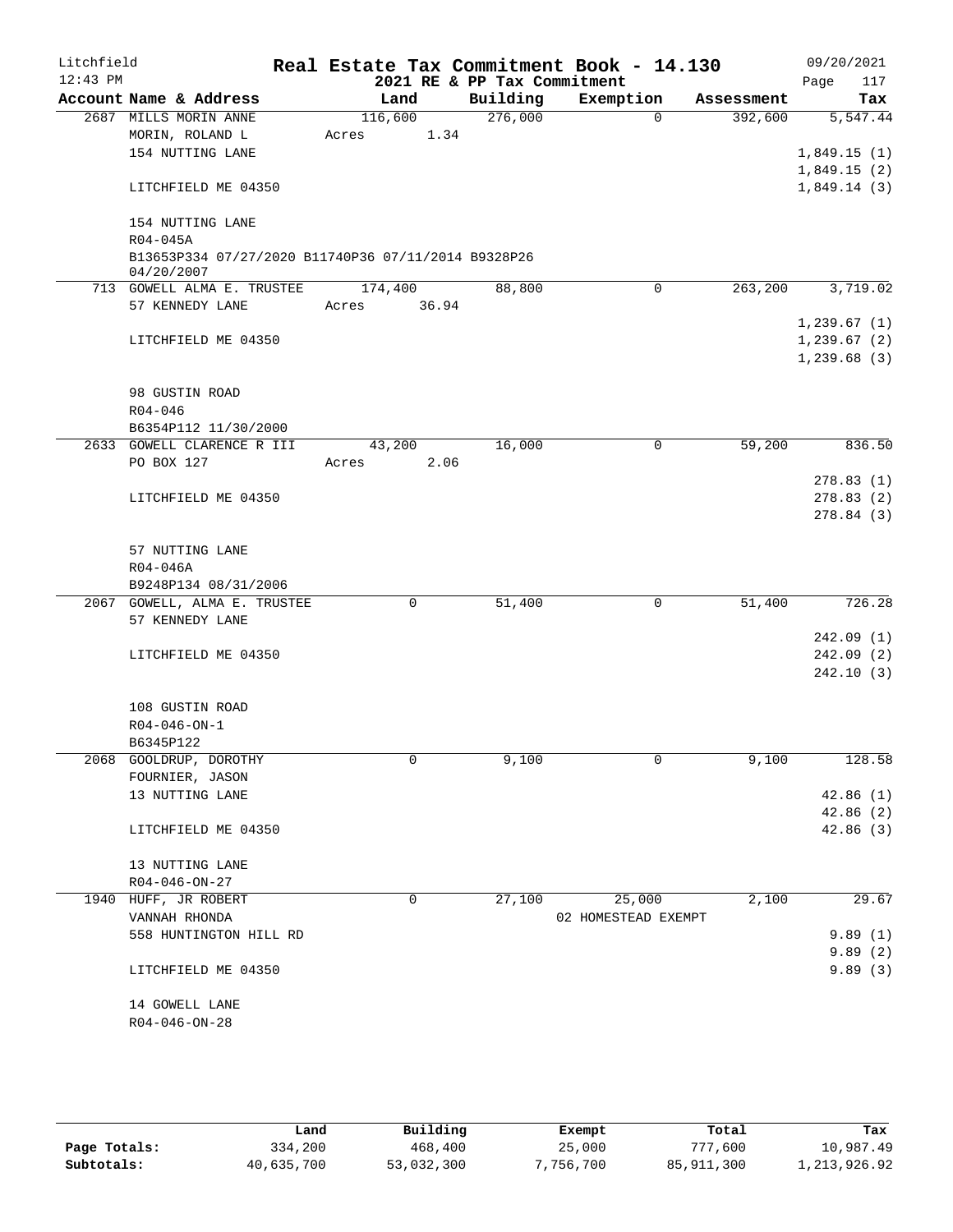Litchfield
12:43 PM

# Real Estate Tax Commitment Book - 14.130

2021 RE & PP Tax Commitment

09/20/2021

| Account | Name & Address | Land | Building | Exemption | Assessment | Tax |
|---|---|---|---|---|---|---|
| 2687 | MILLS MORIN ANNE | 116,600 | 276,000 | 0 | 392,600 | 5,547.44 |
| | MORIN, ROLAND L | Acres 1.34 | | | | |
| | 154 NUTTING LANE | | | | | 1,849.15 (1) |
| | | | | | | 1,849.15 (2) |
| | LITCHFIELD ME 04350 | | | | | 1,849.14 (3) |
| | 154 NUTTING LANE | | | | | |
| | R04-045A | | | | | |
| | B13653P334 07/27/2020 B11740P36 07/11/2014 B9328P26 04/20/2007 | | | | | |
| 713 | GOWELL ALMA E. TRUSTEE | 174,400 | 88,800 | 0 | 263,200 | 3,719.02 |
| | 57 KENNEDY LANE | Acres 36.94 | | | | |
| | | | | | | 1,239.67 (1) |
| | LITCHFIELD ME 04350 | | | | | 1,239.67 (2) |
| | | | | | | 1,239.68 (3) |
| | 98 GUSTIN ROAD | | | | | |
| | R04-046 | | | | | |
| | B6354P112 11/30/2000 | | | | | |
| 2633 | GOWELL CLARENCE R III | 43,200 | 16,000 | 0 | 59,200 | 836.50 |
| | PO BOX 127 | Acres 2.06 | | | | |
| | | | | | | 278.83 (1) |
| | LITCHFIELD ME 04350 | | | | | 278.83 (2) |
| | | | | | | 278.84 (3) |
| | 57 NUTTING LANE | | | | | |
| | R04-046A | | | | | |
| | B9248P134 08/31/2006 | | | | | |
| 2067 | GOWELL, ALMA E. TRUSTEE | 0 | 51,400 | 0 | 51,400 | 726.28 |
| | 57 KENNEDY LANE | | | | | |
| | | | | | | 242.09 (1) |
| | LITCHFIELD ME 04350 | | | | | 242.09 (2) |
| | | | | | | 242.10 (3) |
| | 108 GUSTIN ROAD | | | | | |
| | R04-046-ON-1 | | | | | |
| | B6345P122 | | | | | |
| 2068 | GOOLDRUP, DOROTHY | 0 | 9,100 | 0 | 9,100 | 128.58 |
| | FOURNIER, JASON | | | | | |
| | 13 NUTTING LANE | | | | | 42.86 (1) |
| | | | | | | 42.86 (2) |
| | LITCHFIELD ME 04350 | | | | | 42.86 (3) |
| | 13 NUTTING LANE | | | | | |
| | R04-046-ON-27 | | | | | |
| 1940 | HUFF, JR ROBERT | 0 | 27,100 | 25,000 | 2,100 | 29.67 |
| | VANNAH RHONDA | | | 02 HOMESTEAD EXEMPT | | |
| | 558 HUNTINGTON HILL RD | | | | | 9.89 (1) |
| | | | | | | 9.89 (2) |
| | LITCHFIELD ME 04350 | | | | | 9.89 (3) |
| | 14 GOWELL LANE | | | | | |
| | R04-046-ON-28 | | | | | |

| | Land | Building | Exempt | Total | Tax |
|---|---|---|---|---|---|
| Page Totals: | 334,200 | 468,400 | 25,000 | 777,600 | 10,987.49 |
| Subtotals: | 40,635,700 | 53,032,300 | 7,756,700 | 85,911,300 | 1,213,926.92 |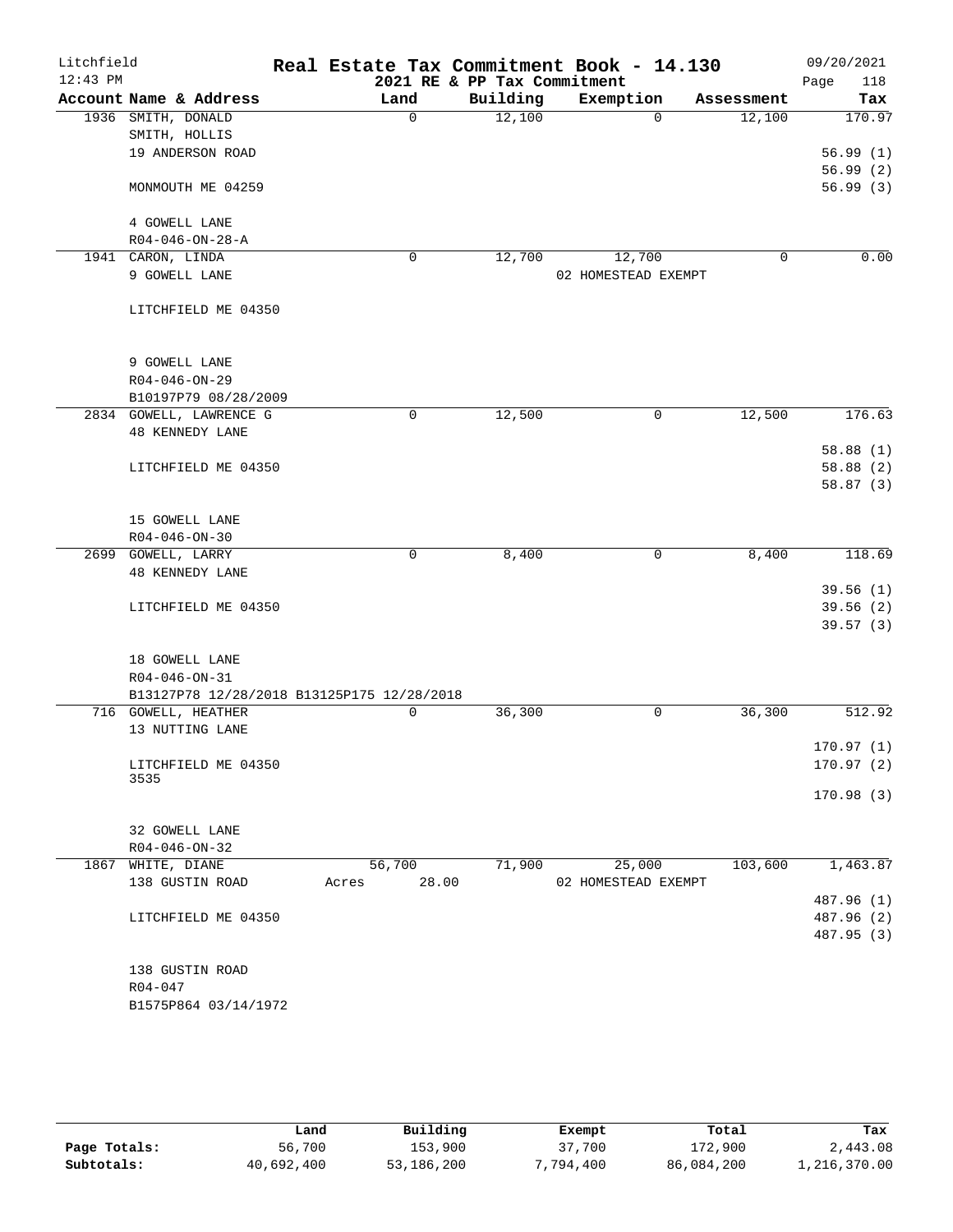# Real Estate Tax Commitment Book - 14.130

Litchfield
12:43 PM

2021 RE & PP Tax Commitment

09/20/2021

| Account Name & Address | Land | Building | Exemption | Assessment | Tax |
|---|---|---|---|---|---|
| 1936 SMITH, DONALD | 0 | 12,100 | 0 | 12,100 | 170.97 |
| SMITH, HOLLIS | | | | | |
| 19 ANDERSON ROAD | | | | | 56.99 (1) |
| | | | | | 56.99 (2) |
| MONMOUTH ME 04259 | | | | | 56.99 (3) |
| 4 GOWELL LANE | | | | | |
| R04-046-ON-28-A | | | | | |
| 1941 CARON, LINDA | 0 | 12,700 | 12,700 | 0 | 0.00 |
| 9 GOWELL LANE | | | 02 HOMESTEAD EXEMPT | | |
| LITCHFIELD ME 04350 | | | | | |
| 9 GOWELL LANE | | | | | |
| R04-046-ON-29 | | | | | |
| B10197P79 08/28/2009 | | | | | |
| 2834 GOWELL, LAWRENCE G | 0 | 12,500 | 0 | 12,500 | 176.63 |
| 48 KENNEDY LANE | | | | | |
| | | | | | 58.88 (1) |
| LITCHFIELD ME 04350 | | | | | 58.88 (2) |
| | | | | | 58.87 (3) |
| 15 GOWELL LANE | | | | | |
| R04-046-ON-30 | | | | | |
| 2699 GOWELL, LARRY | 0 | 8,400 | 0 | 8,400 | 118.69 |
| 48 KENNEDY LANE | | | | | |
| | | | | | 39.56 (1) |
| LITCHFIELD ME 04350 | | | | | 39.56 (2) |
| | | | | | 39.57 (3) |
| 18 GOWELL LANE | | | | | |
| R04-046-ON-31 | | | | | |
| B13127P78 12/28/2018 B13125P175 12/28/2018 | | | | | |
| 716 GOWELL, HEATHER | 0 | 36,300 | 0 | 36,300 | 512.92 |
| 13 NUTTING LANE | | | | | |
| | | | | | 170.97 (1) |
| LITCHFIELD ME 04350 3535 | | | | | 170.97 (2) |
| | | | | | 170.98 (3) |
| 32 GOWELL LANE | | | | | |
| R04-046-ON-32 | | | | | |
| 1867 WHITE, DIANE | 56,700 | 71,900 | 25,000 | 103,600 | 1,463.87 |
| 138 GUSTIN ROAD | Acres 28.00 | | 02 HOMESTEAD EXEMPT | | |
| | | | | | 487.96 (1) |
| LITCHFIELD ME 04350 | | | | | 487.96 (2) |
| | | | | | 487.95 (3) |
| 138 GUSTIN ROAD | | | | | |
| R04-047 | | | | | |
| B1575P864 03/14/1972 | | | | | |

| | Land | Building | Exempt | Total | Tax |
|---|---|---|---|---|---|
| Page Totals: | 56,700 | 153,900 | 37,700 | 172,900 | 2,443.08 |
| Subtotals: | 40,692,400 | 53,186,200 | 7,794,400 | 86,084,200 | 1,216,370.00 |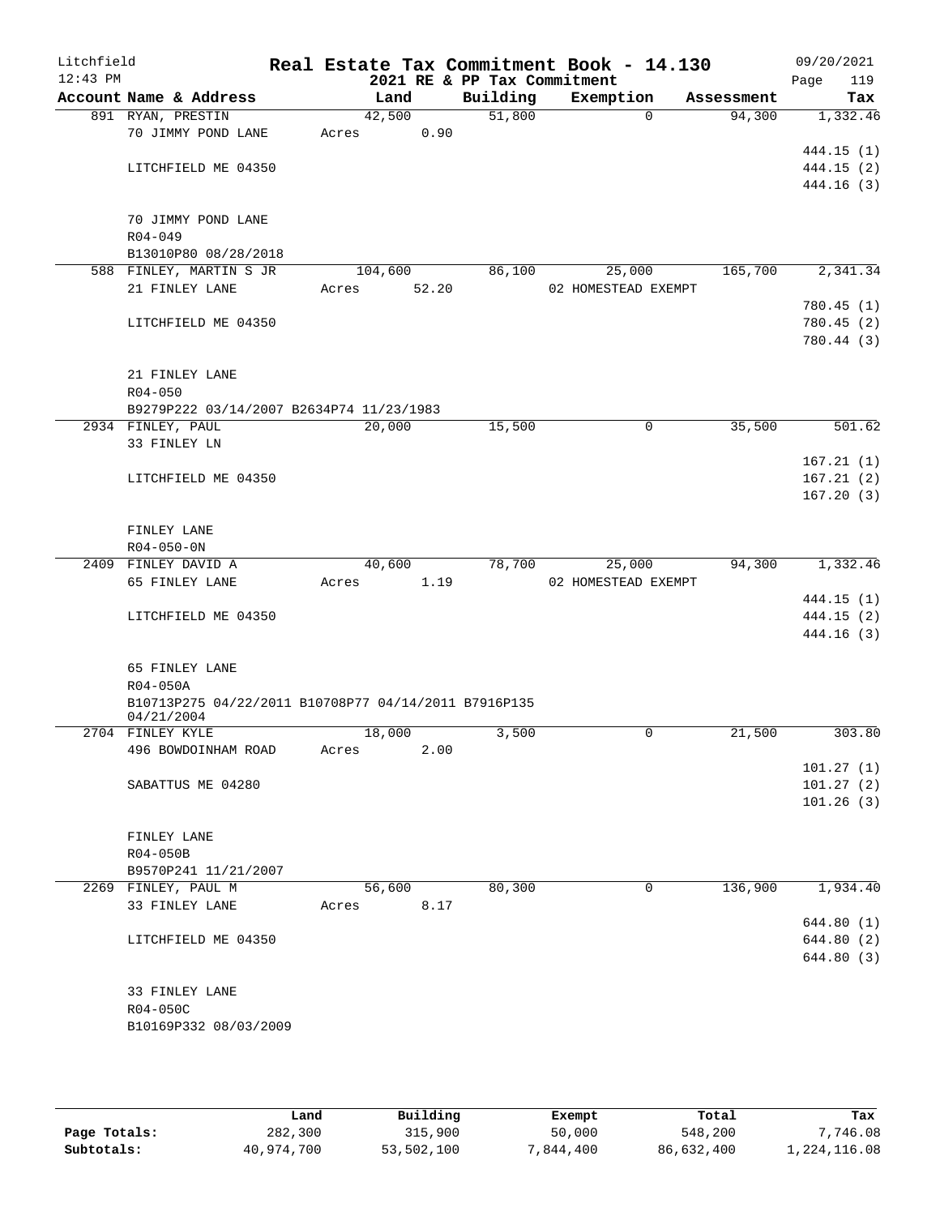Litchfield
12:43 PM

# Real Estate Tax Commitment Book - 14.130

2021 RE & PP Tax Commitment

09/20/2021
Page 119

| Account Name & Address | Land | Building | Exemption | Assessment | Tax |
|---|---|---|---|---|---|
| 891 RYAN, PRESTIN | 42,500 | 51,800 | 0 | 94,300 | 1,332.46 |
| 70 JIMMY POND LANE | Acres 0.90 | | | | |
| | | | | | 444.15 (1) |
| LITCHFIELD ME 04350 | | | | | 444.15 (2) |
| | | | | | 444.16 (3) |
| 70 JIMMY POND LANE | | | | | |
| R04-049 | | | | | |
| B13010P80 08/28/2018 | | | | | |
| 588 FINLEY, MARTIN S JR | 104,600 | 86,100 | 25,000 | 165,700 | 2,341.34 |
| 21 FINLEY LANE | Acres 52.20 | | 02 HOMESTEAD EXEMPT | | |
| | | | | | 780.45 (1) |
| LITCHFIELD ME 04350 | | | | | 780.45 (2) |
| | | | | | 780.44 (3) |
| 21 FINLEY LANE | | | | | |
| R04-050 | | | | | |
| B9279P222 03/14/2007 B2634P74 11/23/1983 | | | | | |
| 2934 FINLEY, PAUL | 20,000 | 15,500 | 0 | 35,500 | 501.62 |
| 33 FINLEY LN | | | | | |
| | | | | | 167.21 (1) |
| LITCHFIELD ME 04350 | | | | | 167.21 (2) |
| | | | | | 167.20 (3) |
| FINLEY LANE | | | | | |
| R04-050-0N | | | | | |
| 2409 FINLEY DAVID A | 40,600 | 78,700 | 25,000 | 94,300 | 1,332.46 |
| 65 FINLEY LANE | Acres 1.19 | | 02 HOMESTEAD EXEMPT | | |
| | | | | | 444.15 (1) |
| LITCHFIELD ME 04350 | | | | | 444.15 (2) |
| | | | | | 444.16 (3) |
| 65 FINLEY LANE | | | | | |
| R04-050A | | | | | |
| B10713P275 04/22/2011 B10708P77 04/14/2011 B7916P135 04/21/2004 | | | | | |
| 2704 FINLEY KYLE | 18,000 | 3,500 | 0 | 21,500 | 303.80 |
| 496 BOWDOINHAM ROAD | Acres 2.00 | | | | |
| | | | | | 101.27 (1) |
| SABATTUS ME 04280 | | | | | 101.27 (2) |
| | | | | | 101.26 (3) |
| FINLEY LANE | | | | | |
| R04-050B | | | | | |
| B9570P241 11/21/2007 | | | | | |
| 2269 FINLEY, PAUL M | 56,600 | 80,300 | 0 | 136,900 | 1,934.40 |
| 33 FINLEY LANE | Acres 8.17 | | | | |
| | | | | | 644.80 (1) |
| LITCHFIELD ME 04350 | | | | | 644.80 (2) |
| | | | | | 644.80 (3) |
| 33 FINLEY LANE | | | | | |
| R04-050C | | | | | |
| B10169P332 08/03/2009 | | | | | |

| | Land | Building | Exempt | Total | Tax |
|---|---|---|---|---|---|
| Page Totals: | 282,300 | 315,900 | 50,000 | 548,200 | 7,746.08 |
| Subtotals: | 40,974,700 | 53,502,100 | 7,844,400 | 86,632,400 | 1,224,116.08 |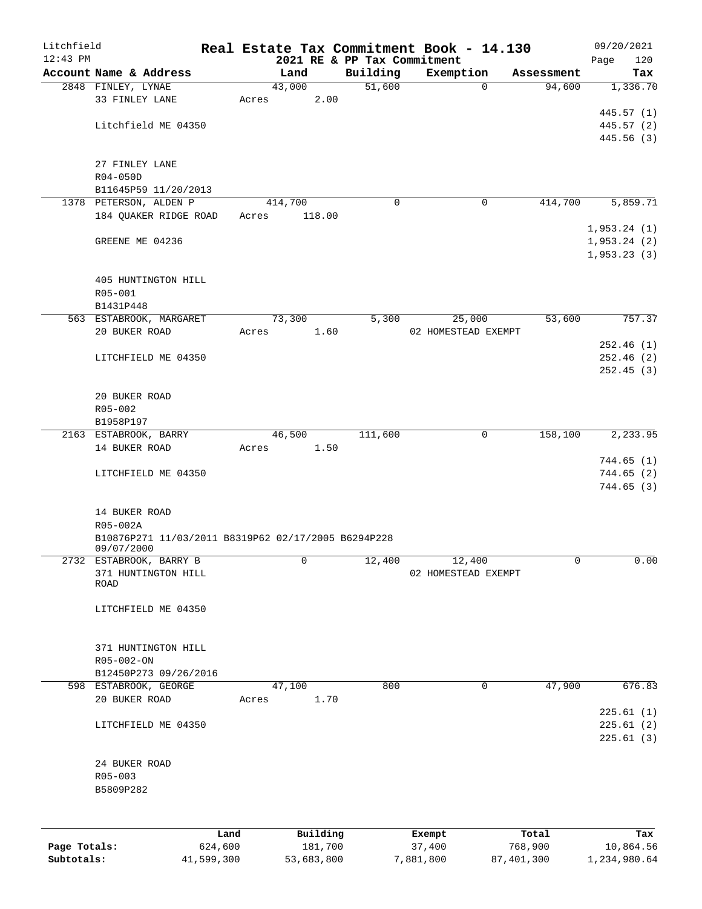# Real Estate Tax Commitment Book - 14.130

Litchfield 12:43 PM — 2021 RE & PP Tax Commitment — 09/20/2021

| Account Name & Address | Land | Building | Exemption | Assessment | Tax |
|---|---|---|---|---|---|
| 2848 FINLEY, LYNAE | 43,000 | 51,600 | 0 | 94,600 | 1,336.70 |
| 33 FINLEY LANE | Acres 2.00 | | | | |
| | | | | | 445.57 (1) |
| Litchfield ME 04350 | | | | | 445.57 (2) |
| | | | | | 445.56 (3) |
| 27 FINLEY LANE | | | | | |
| R04-050D | | | | | |
| B11645P59 11/20/2013 | | | | | |
| 1378 PETERSON, ALDEN P | 414,700 | 0 | 0 | 414,700 | 5,859.71 |
| 184 QUAKER RIDGE ROAD | Acres 118.00 | | | | |
| | | | | | 1,953.24 (1) |
| GREENE ME 04236 | | | | | 1,953.24 (2) |
| | | | | | 1,953.23 (3) |
| 405 HUNTINGTON HILL | | | | | |
| R05-001 | | | | | |
| B1431P448 | | | | | |
| 563 ESTABROOK, MARGARET | 73,300 | 5,300 | 25,000 | 53,600 | 757.37 |
| 20 BUKER ROAD | Acres 1.60 | | 02 HOMESTEAD EXEMPT | | |
| | | | | | 252.46 (1) |
| LITCHFIELD ME 04350 | | | | | 252.46 (2) |
| | | | | | 252.45 (3) |
| 20 BUKER ROAD | | | | | |
| R05-002 | | | | | |
| B1958P197 | | | | | |
| 2163 ESTABROOK, BARRY | 46,500 | 111,600 | 0 | 158,100 | 2,233.95 |
| 14 BUKER ROAD | Acres 1.50 | | | | |
| | | | | | 744.65 (1) |
| LITCHFIELD ME 04350 | | | | | 744.65 (2) |
| | | | | | 744.65 (3) |
| 14 BUKER ROAD | | | | | |
| R05-002A | | | | | |
| B10876P271 11/03/2011 B8319P62 02/17/2005 B6294P228 09/07/2000 | | | | | |
| 2732 ESTABROOK, BARRY B | 0 | 12,400 | 12,400 | 0 | 0.00 |
| 371 HUNTINGTON HILL ROAD | | | 02 HOMESTEAD EXEMPT | | |
| LITCHFIELD ME 04350 | | | | | |
| 371 HUNTINGTON HILL | | | | | |
| R05-002-ON | | | | | |
| B12450P273 09/26/2016 | | | | | |
| 598 ESTABROOK, GEORGE | 47,100 | 800 | 0 | 47,900 | 676.83 |
| 20 BUKER ROAD | Acres 1.70 | | | | |
| | | | | | 225.61 (1) |
| LITCHFIELD ME 04350 | | | | | 225.61 (2) |
| | | | | | 225.61 (3) |
| 24 BUKER ROAD | | | | | |
| R05-003 | | | | | |
| B5809P282 | | | | | |

| | Land | Building | Exempt | Total | Tax |
|---|---|---|---|---|---|
| Page Totals: | 624,600 | 181,700 | 37,400 | 768,900 | 10,864.56 |
| Subtotals: | 41,599,300 | 53,683,800 | 7,881,800 | 87,401,300 | 1,234,980.64 |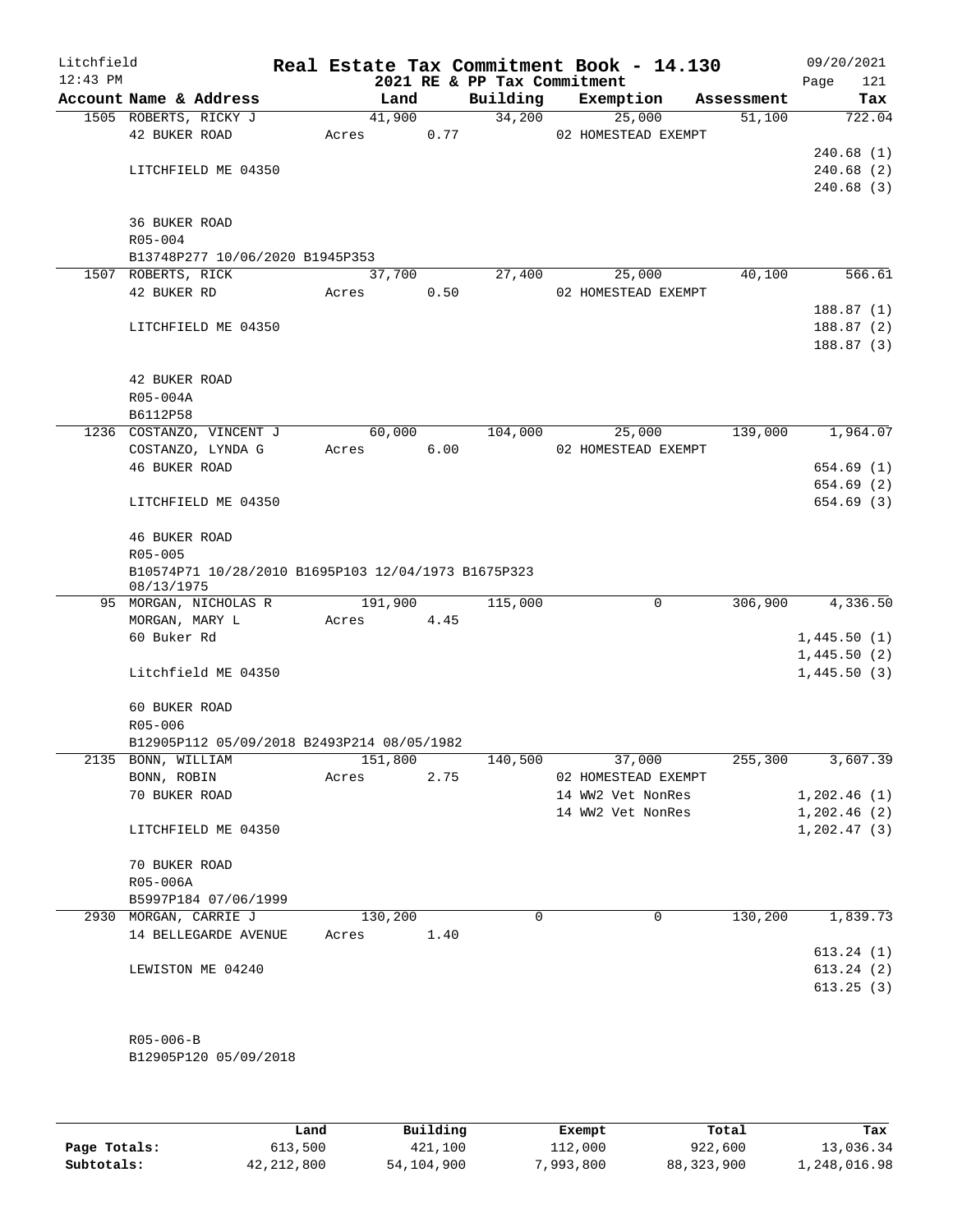Litchfield
12:43 PM

# Real Estate Tax Commitment Book - 14.130

2021 RE & PP Tax Commitment

09/20/2021
Page 121

| Account Name & Address | Land | Building | Exemption | Assessment | Tax |
|---|---|---|---|---|---|
| 1505 ROBERTS, RICKY J | 41,900 | 34,200 | 25,000 | 51,100 | 722.04 |
| 42 BUKER ROAD | Acres 0.77 | | 02 HOMESTEAD EXEMPT | | |
| | | | | | 240.68 (1) |
| LITCHFIELD ME 04350 | | | | | 240.68 (2) |
| | | | | | 240.68 (3) |
| 36 BUKER ROAD | | | | | |
| R05-004 | | | | | |
| B13748P277 10/06/2020 B1945P353 | | | | | |
| 1507 ROBERTS, RICK | 37,700 | 27,400 | 25,000 | 40,100 | 566.61 |
| 42 BUKER RD | Acres 0.50 | | 02 HOMESTEAD EXEMPT | | |
| | | | | | 188.87 (1) |
| LITCHFIELD ME 04350 | | | | | 188.87 (2) |
| | | | | | 188.87 (3) |
| 42 BUKER ROAD | | | | | |
| R05-004A | | | | | |
| B6112P58 | | | | | |
| 1236 COSTANZO, VINCENT J | 60,000 | 104,000 | 25,000 | 139,000 | 1,964.07 |
| COSTANZO, LYNDA G | Acres 6.00 | | 02 HOMESTEAD EXEMPT | | |
| 46 BUKER ROAD | | | | | 654.69 (1) |
| | | | | | 654.69 (2) |
| LITCHFIELD ME 04350 | | | | | 654.69 (3) |
| 46 BUKER ROAD | | | | | |
| R05-005 | | | | | |
| B10574P71 10/28/2010 B1695P103 12/04/1973 B1675P323 08/13/1975 | | | | | |
| 95 MORGAN, NICHOLAS R | 191,900 | 115,000 | 0 | 306,900 | 4,336.50 |
| MORGAN, MARY L | Acres 4.45 | | | | |
| 60 Buker Rd | | | | | 1,445.50 (1) |
| | | | | | 1,445.50 (2) |
| Litchfield ME 04350 | | | | | 1,445.50 (3) |
| 60 BUKER ROAD | | | | | |
| R05-006 | | | | | |
| B12905P112 05/09/2018 B2493P214 08/05/1982 | | | | | |
| 2135 BONN, WILLIAM | 151,800 | 140,500 | 37,000 | 255,300 | 3,607.39 |
| BONN, ROBIN | Acres 2.75 | | 02 HOMESTEAD EXEMPT | | |
| 70 BUKER ROAD | | | 14 WW2 Vet NonRes | | 1,202.46 (1) |
| | | | 14 WW2 Vet NonRes | | 1,202.46 (2) |
| LITCHFIELD ME 04350 | | | | | 1,202.47 (3) |
| 70 BUKER ROAD | | | | | |
| R05-006A | | | | | |
| B5997P184 07/06/1999 | | | | | |
| 2930 MORGAN, CARRIE J | 130,200 | 0 | 0 | 130,200 | 1,839.73 |
| 14 BELLEGARDE AVENUE | Acres 1.40 | | | | |
| | | | | | 613.24 (1) |
| LEWISTON ME 04240 | | | | | 613.24 (2) |
| | | | | | 613.25 (3) |
| R05-006-B | | | | | |
| B12905P120 05/09/2018 | | | | | |

| | Land | Building | Exempt | Total | Tax |
|---|---|---|---|---|---|
| Page Totals: | 613,500 | 421,100 | 112,000 | 922,600 | 13,036.34 |
| Subtotals: | 42,212,800 | 54,104,900 | 7,993,800 | 88,323,900 | 1,248,016.98 |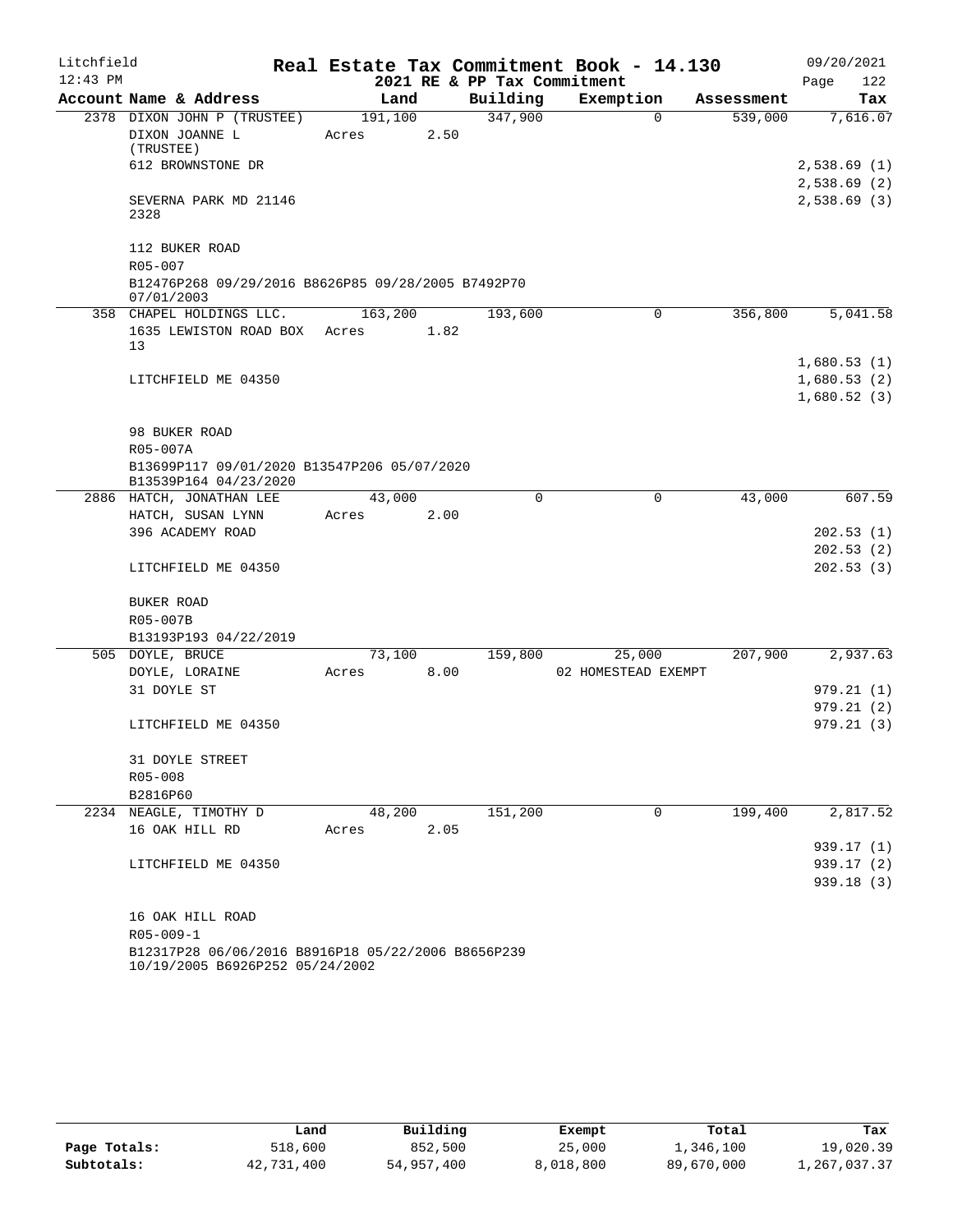# Real Estate Tax Commitment Book - 14.130

Litchfield 12:43 PM — 2021 RE & PP Tax Commitment — 09/20/2021

| Account Name & Address | Land | Building | Exemption | Assessment | Tax |
|---|---|---|---|---|---|
| 2378 DIXON JOHN P (TRUSTEE) | 191,100 | 347,900 | 0 | 539,000 | 7,616.07 |
| DIXON JOANNE L (TRUSTEE) | Acres 2.50 | | | | |
| 612 BROWNSTONE DR | | | | | 2,538.69 (1) |
| | | | | | 2,538.69 (2) |
| SEVERNA PARK MD 21146 2328 | | | | | 2,538.69 (3) |
| 112 BUKER ROAD | | | | | |
| R05-007 | | | | | |
| B12476P268 09/29/2016 B8626P85 09/28/2005 B7492P70 07/01/2003 | | | | | |
| 358 CHAPEL HOLDINGS LLC. | 163,200 | 193,600 | 0 | 356,800 | 5,041.58 |
| 1635 LEWISTON ROAD BOX 13 | Acres 1.82 | | | | |
| | | | | | 1,680.53 (1) |
| LITCHFIELD ME 04350 | | | | | 1,680.53 (2) |
| | | | | | 1,680.52 (3) |
| 98 BUKER ROAD | | | | | |
| R05-007A | | | | | |
| B13699P117 09/01/2020 B13547P206 05/07/2020 B13539P164 04/23/2020 | | | | | |
| 2886 HATCH, JONATHAN LEE | 43,000 | 0 | 0 | 43,000 | 607.59 |
| HATCH, SUSAN LYNN | Acres 2.00 | | | | |
| 396 ACADEMY ROAD | | | | | 202.53 (1) |
| | | | | | 202.53 (2) |
| LITCHFIELD ME 04350 | | | | | 202.53 (3) |
| BUKER ROAD | | | | | |
| R05-007B | | | | | |
| B13193P193 04/22/2019 | | | | | |
| 505 DOYLE, BRUCE | 73,100 | 159,800 | 25,000 | 207,900 | 2,937.63 |
| DOYLE, LORAINE | Acres 8.00 | | 02 HOMESTEAD EXEMPT | | |
| 31 DOYLE ST | | | | | 979.21 (1) |
| | | | | | 979.21 (2) |
| LITCHFIELD ME 04350 | | | | | 979.21 (3) |
| 31 DOYLE STREET | | | | | |
| R05-008 | | | | | |
| B2816P60 | | | | | |
| 2234 NEAGLE, TIMOTHY D | 48,200 | 151,200 | 0 | 199,400 | 2,817.52 |
| 16 OAK HILL RD | Acres 2.05 | | | | |
| | | | | | 939.17 (1) |
| LITCHFIELD ME 04350 | | | | | 939.17 (2) |
| | | | | | 939.18 (3) |
| 16 OAK HILL ROAD | | | | | |
| R05-009-1 | | | | | |
| B12317P28 06/06/2016 B8916P18 05/22/2006 B8656P239 10/19/2005 B6926P252 05/24/2002 | | | | | |

| | Land | Building | Exempt | Total | Tax |
|---|---|---|---|---|---|
| Page Totals: | 518,600 | 852,500 | 25,000 | 1,346,100 | 19,020.39 |
| Subtotals: | 42,731,400 | 54,957,400 | 8,018,800 | 89,670,000 | 1,267,037.37 |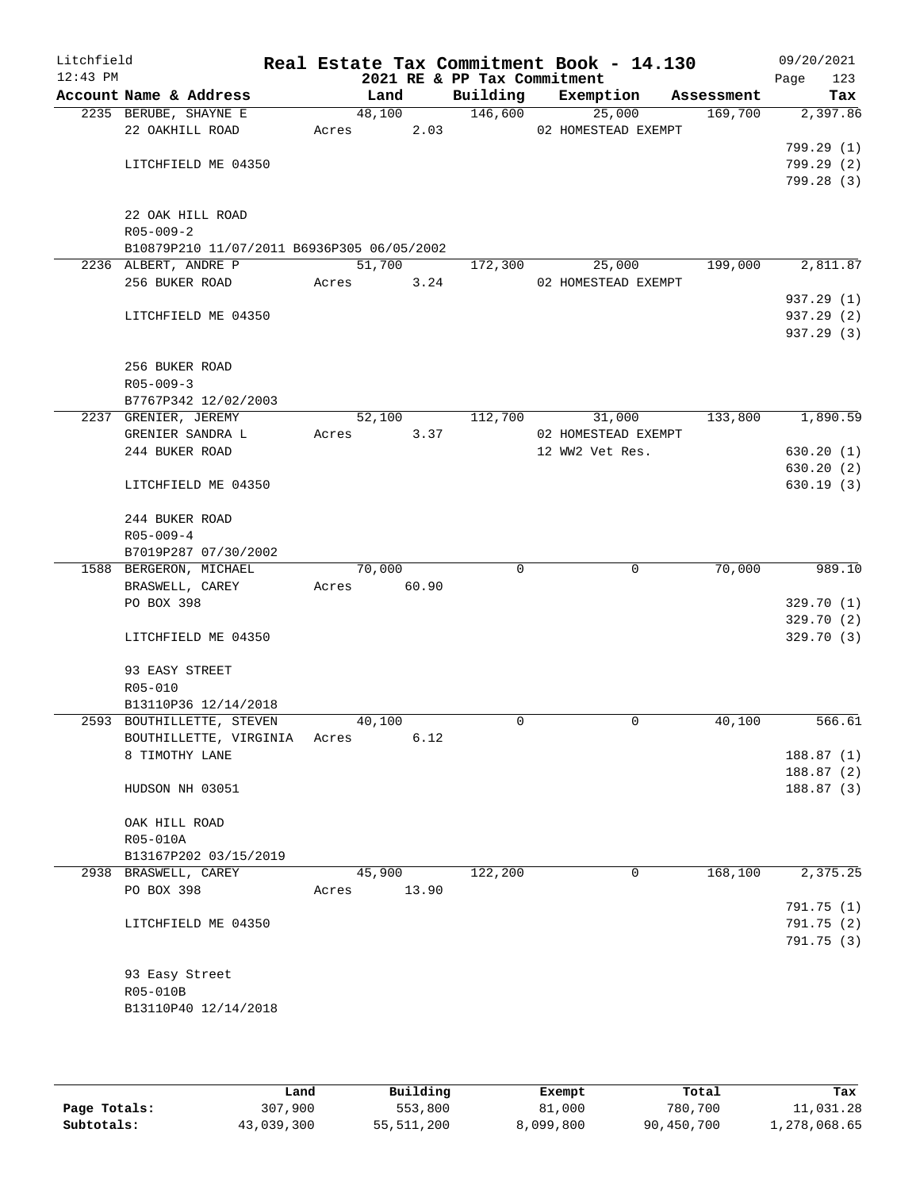# Real Estate Tax Commitment Book - 14.130

Litchfield 12:43 PM — 2021 RE & PP Tax Commitment — 09/20/2021

| Account Name & Address | Land | Building | Exemption | Assessment | Tax |
|---|---|---|---|---|---|
| 2235 BERUBE, SHAYNE E | 48,100 | 146,600 | 25,000 | 169,700 | 2,397.86 |
| 22 OAKHILL ROAD | Acres 2.03 | | 02 HOMESTEAD EXEMPT | | |
| | | | | | 799.29 (1) |
| LITCHFIELD ME 04350 | | | | | 799.29 (2) |
| | | | | | 799.28 (3) |
| 22 OAK HILL ROAD | | | | | |
| R05-009-2 | | | | | |
| B10879P210 11/07/2011 B6936P305 06/05/2002 | | | | | |
| 2236 ALBERT, ANDRE P | 51,700 | 172,300 | 25,000 | 199,000 | 2,811.87 |
| 256 BUKER ROAD | Acres 3.24 | | 02 HOMESTEAD EXEMPT | | |
| | | | | | 937.29 (1) |
| LITCHFIELD ME 04350 | | | | | 937.29 (2) |
| | | | | | 937.29 (3) |
| 256 BUKER ROAD | | | | | |
| R05-009-3 | | | | | |
| B7767P342 12/02/2003 | | | | | |
| 2237 GRENIER, JEREMY | 52,100 | 112,700 | 31,000 | 133,800 | 1,890.59 |
| GRENIER SANDRA L | Acres 3.37 | | 02 HOMESTEAD EXEMPT | | |
| 244 BUKER ROAD | | | 12 WW2 Vet Res. | | 630.20 (1) |
| | | | | | 630.20 (2) |
| LITCHFIELD ME 04350 | | | | | 630.19 (3) |
| 244 BUKER ROAD | | | | | |
| R05-009-4 | | | | | |
| B7019P287 07/30/2002 | | | | | |
| 1588 BERGERON, MICHAEL | 70,000 | 0 | 0 | 70,000 | 989.10 |
| BRASWELL, CAREY | Acres 60.90 | | | | |
| PO BOX 398 | | | | | 329.70 (1) |
| | | | | | 329.70 (2) |
| LITCHFIELD ME 04350 | | | | | 329.70 (3) |
| 93 EASY STREET | | | | | |
| R05-010 | | | | | |
| B13110P36 12/14/2018 | | | | | |
| 2593 BOUTHILLETTE, STEVEN | 40,100 | 0 | 0 | 40,100 | 566.61 |
| BOUTHILLETTE, VIRGINIA | Acres 6.12 | | | | |
| 8 TIMOTHY LANE | | | | | 188.87 (1) |
| | | | | | 188.87 (2) |
| HUDSON NH 03051 | | | | | 188.87 (3) |
| OAK HILL ROAD | | | | | |
| R05-010A | | | | | |
| B13167P202 03/15/2019 | | | | | |
| 2938 BRASWELL, CAREY | 45,900 | 122,200 | 0 | 168,100 | 2,375.25 |
| PO BOX 398 | Acres 13.90 | | | | |
| | | | | | 791.75 (1) |
| LITCHFIELD ME 04350 | | | | | 791.75 (2) |
| | | | | | 791.75 (3) |
| 93 Easy Street | | | | | |
| R05-010B | | | | | |
| B13110P40 12/14/2018 | | | | | |

| | Land | Building | Exempt | Total | Tax |
|---|---|---|---|---|---|
| Page Totals: | 307,900 | 553,800 | 81,000 | 780,700 | 11,031.28 |
| Subtotals: | 43,039,300 | 55,511,200 | 8,099,800 | 90,450,700 | 1,278,068.65 |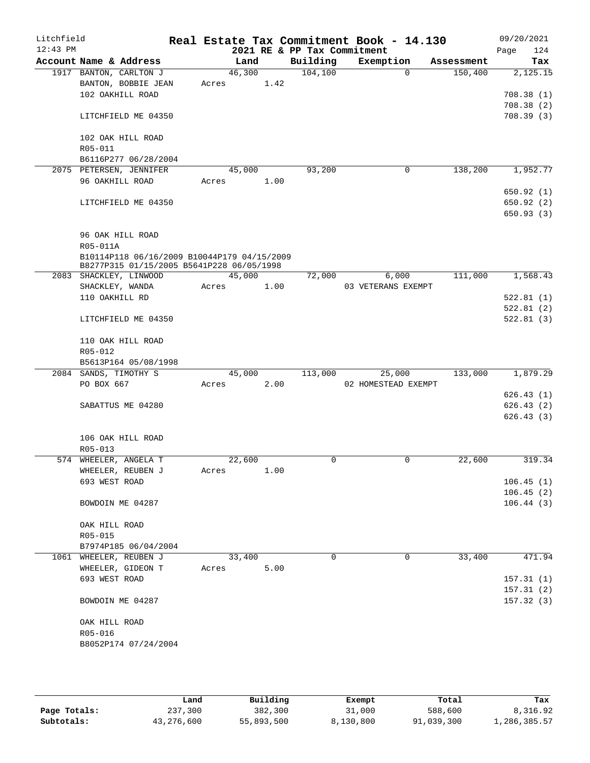# Real Estate Tax Commitment Book - 14.130

Litchfield 12:43 PM — 2021 RE & PP Tax Commitment — 09/20/2021 Page 124

| Account Name & Address | Land | Building | Exemption | Assessment | Tax |
|---|---|---|---|---|---|
| 1917 BANTON, CARLTON J<br>BANTON, BOBBIE JEAN<br>102 OAKHILL ROAD<br><br>LITCHFIELD ME 04350<br><br>102 OAK HILL ROAD<br>R05-011<br>B6116P277 06/28/2004 | 46,300<br>Acres 1.42 | 104,100 | 0 | 150,400 | 2,125.15<br><br>708.38 (1)<br>708.38 (2)<br>708.39 (3) |
| 2075 PETERSEN, JENNIFER<br>96 OAKHILL ROAD<br><br>LITCHFIELD ME 04350<br><br>96 OAK HILL ROAD<br>R05-011A<br>B10114P118 06/16/2009 B10044P179 04/15/2009<br>B8277P315 01/15/2005 B5641P228 06/05/1998 | 45,000<br>Acres 1.00 | 93,200 | 0 | 138,200 | 1,952.77<br><br>650.92 (1)<br>650.92 (2)<br>650.93 (3) |
| 2083 SHACKLEY, LINWOOD<br>SHACKLEY, WANDA<br>110 OAKHILL RD<br><br>LITCHFIELD ME 04350<br><br>110 OAK HILL ROAD<br>R05-012<br>B5613P164 05/08/1998 | 45,000<br>Acres 1.00 | 72,000 | 6,000<br>03 VETERANS EXEMPT | 111,000 | 1,568.43<br><br>522.81 (1)<br>522.81 (2)<br>522.81 (3) |
| 2084 SANDS, TIMOTHY S<br>PO BOX 667<br><br>SABATTUS ME 04280<br><br>106 OAK HILL ROAD<br>R05-013 | 45,000<br>Acres 2.00 | 113,000 | 25,000<br>02 HOMESTEAD EXEMPT | 133,000 | 1,879.29<br><br>626.43 (1)<br>626.43 (2)<br>626.43 (3) |
| 574 WHEELER, ANGELA T<br>WHEELER, REUBEN J<br>693 WEST ROAD<br><br>BOWDOIN ME 04287<br><br>OAK HILL ROAD<br>R05-015<br>B7974P185 06/04/2004 | 22,600<br>Acres 1.00 | 0 | 0 | 22,600 | 319.34<br><br>106.45 (1)<br>106.45 (2)<br>106.44 (3) |
| 1061 WHEELER, REUBEN J<br>WHEELER, GIDEON T<br>693 WEST ROAD<br><br>BOWDOIN ME 04287<br><br>OAK HILL ROAD<br>R05-016<br>B8052P174 07/24/2004 | 33,400<br>Acres 5.00 | 0 | 0 | 33,400 | 471.94<br><br>157.31 (1)<br>157.31 (2)<br>157.32 (3) |

| | Land | Building | Exempt | Total | Tax |
|---|---|---|---|---|---|
| Page Totals: | 237,300 | 382,300 | 31,000 | 588,600 | 8,316.92 |
| Subtotals: | 43,276,600 | 55,893,500 | 8,130,800 | 91,039,300 | 1,286,385.57 |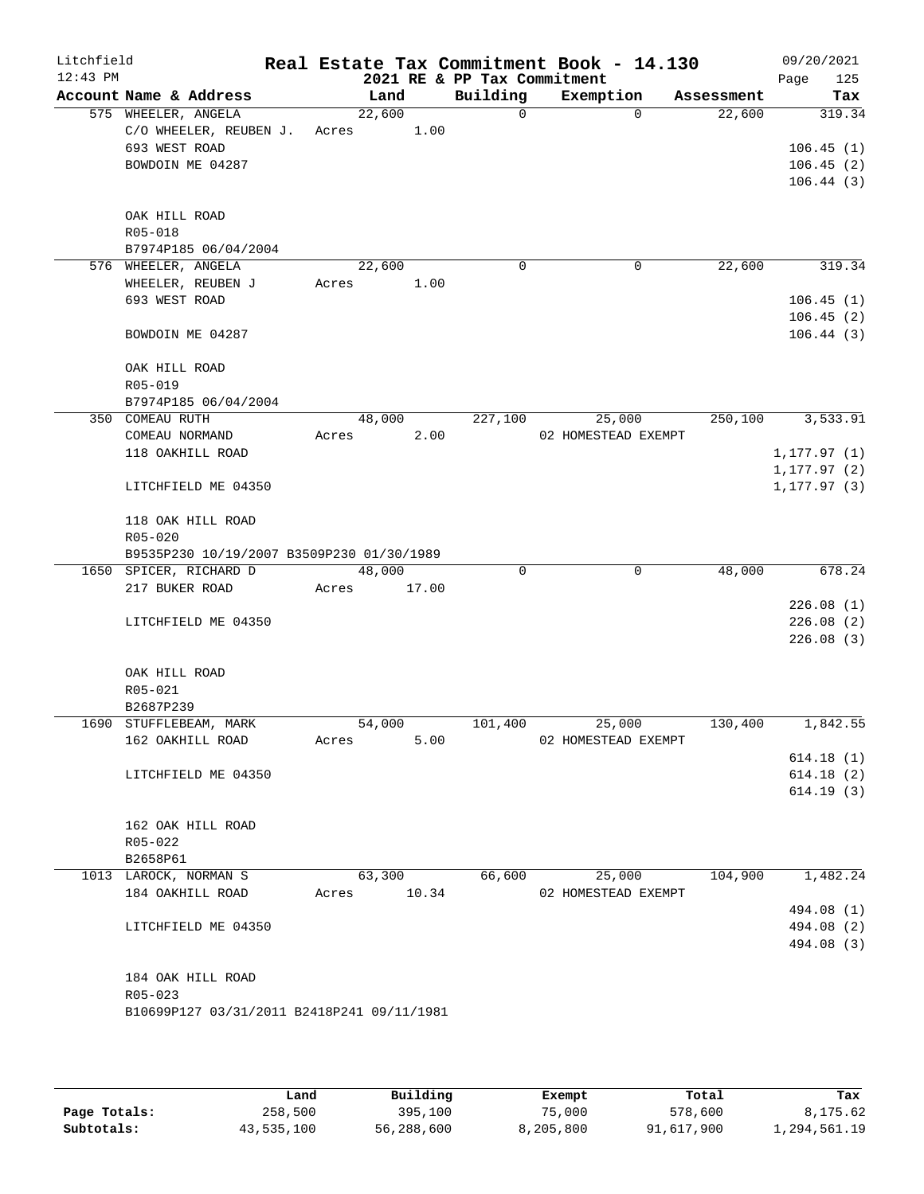# Real Estate Tax Commitment Book - 14.130

## 2021 RE & PP Tax Commitment

| Account Name & Address | Land | Building | Exemption | Assessment | Tax |
|---|---|---|---|---|---|
| 575 WHEELER, ANGELA | 22,600 | 0 | 0 | 22,600 | 319.34 |
| C/O WHEELER, REUBEN J. | Acres 1.00 | | | | |
| 693 WEST ROAD | | | | | 106.45 (1) |
| BOWDOIN ME 04287 | | | | | 106.45 (2) |
| | | | | | 106.44 (3) |
| OAK HILL ROAD | | | | | |
| R05-018 | | | | | |
| B7974P185 06/04/2004 | | | | | |
| 576 WHEELER, ANGELA | 22,600 | 0 | 0 | 22,600 | 319.34 |
| WHEELER, REUBEN J | Acres 1.00 | | | | |
| 693 WEST ROAD | | | | | 106.45 (1) |
| | | | | | 106.45 (2) |
| BOWDOIN ME 04287 | | | | | 106.44 (3) |
| OAK HILL ROAD | | | | | |
| R05-019 | | | | | |
| B7974P185 06/04/2004 | | | | | |
| 350 COMEAU RUTH | 48,000 | 227,100 | 25,000 | 250,100 | 3,533.91 |
| COMEAU NORMAND | Acres 2.00 | | 02 HOMESTEAD EXEMPT | | |
| 118 OAKHILL ROAD | | | | | 1,177.97 (1) |
| | | | | | 1,177.97 (2) |
| LITCHFIELD ME 04350 | | | | | 1,177.97 (3) |
| 118 OAK HILL ROAD | | | | | |
| R05-020 | | | | | |
| B9535P230 10/19/2007 B3509P230 01/30/1989 | | | | | |
| 1650 SPICER, RICHARD D | 48,000 | 0 | 0 | 48,000 | 678.24 |
| 217 BUKER ROAD | Acres 17.00 | | | | |
| | | | | | 226.08 (1) |
| LITCHFIELD ME 04350 | | | | | 226.08 (2) |
| | | | | | 226.08 (3) |
| OAK HILL ROAD | | | | | |
| R05-021 | | | | | |
| B2687P239 | | | | | |
| 1690 STUFFLEBEAM, MARK | 54,000 | 101,400 | 25,000 | 130,400 | 1,842.55 |
| 162 OAKHILL ROAD | Acres 5.00 | | 02 HOMESTEAD EXEMPT | | |
| | | | | | 614.18 (1) |
| LITCHFIELD ME 04350 | | | | | 614.18 (2) |
| | | | | | 614.19 (3) |
| 162 OAK HILL ROAD | | | | | |
| R05-022 | | | | | |
| B2658P61 | | | | | |
| 1013 LAROCK, NORMAN S | 63,300 | 66,600 | 25,000 | 104,900 | 1,482.24 |
| 184 OAKHILL ROAD | Acres 10.34 | | 02 HOMESTEAD EXEMPT | | |
| | | | | | 494.08 (1) |
| LITCHFIELD ME 04350 | | | | | 494.08 (2) |
| | | | | | 494.08 (3) |
| 184 OAK HILL ROAD | | | | | |
| R05-023 | | | | | |
| B10699P127 03/31/2011 B2418P241 09/11/1981 | | | | | |

| | Land | Building | Exempt | Total | Tax |
|---|---|---|---|---|---|
| Page Totals: | 258,500 | 395,100 | 75,000 | 578,600 | 8,175.62 |
| Subtotals: | 43,535,100 | 56,288,600 | 8,205,800 | 91,617,900 | 1,294,561.19 |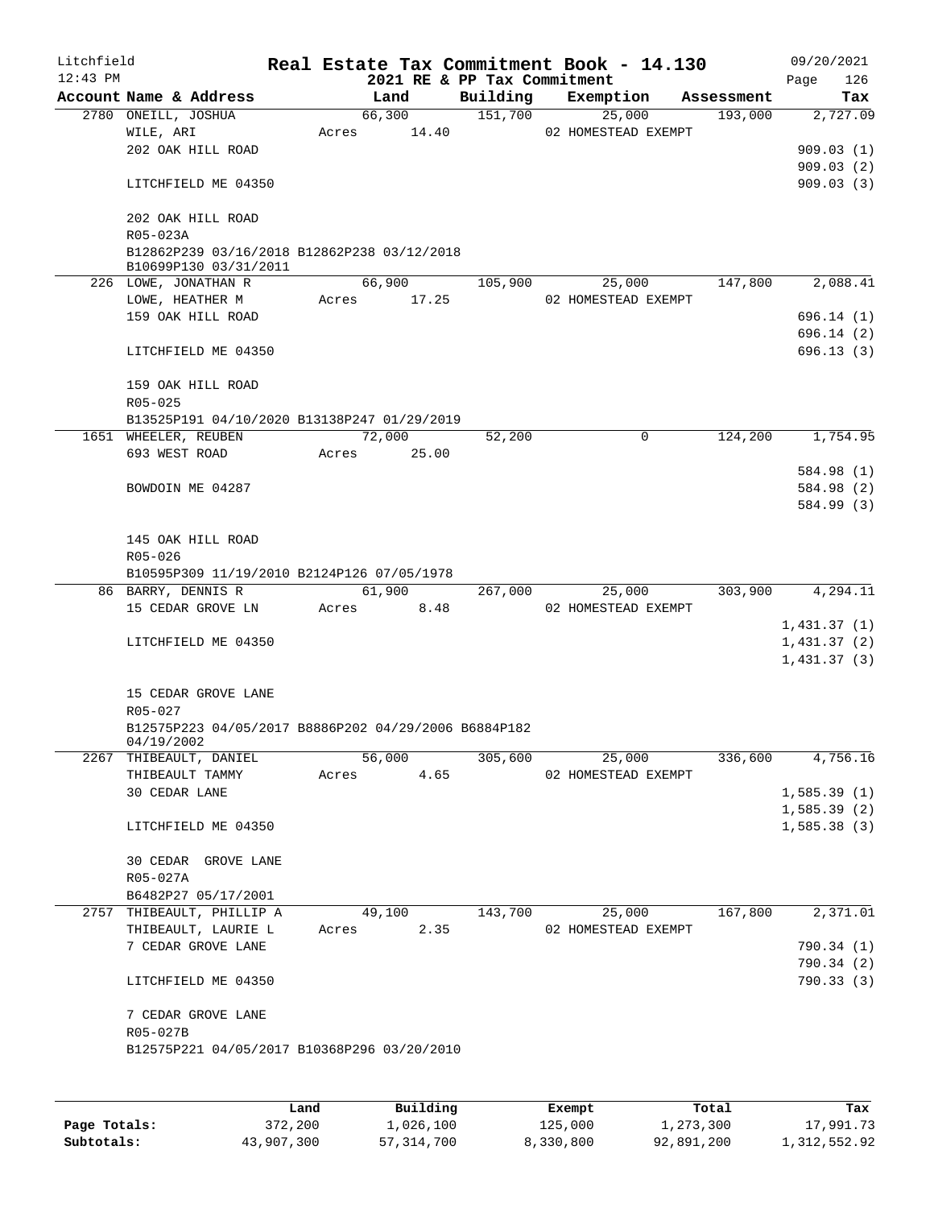# Real Estate Tax Commitment Book - 14.130

Litchfield 12:43 PM — 2021 RE & PP Tax Commitment — 09/20/2021

| Account Name & Address | Land | Building | Exemption | Assessment | Tax |
|---|---|---|---|---|---|
| 2780 ONEILL, JOSHUA | 66,300 | 151,700 | 25,000 | 193,000 | 2,727.09 |
| WILE, ARI | Acres 14.40 | | 02 HOMESTEAD EXEMPT | | |
| 202 OAK HILL ROAD | | | | | 909.03 (1) |
| | | | | | 909.03 (2) |
| LITCHFIELD ME 04350 | | | | | 909.03 (3) |
| 202 OAK HILL ROAD | | | | | |
| R05-023A | | | | | |
| B12862P239 03/16/2018 B12862P238 03/12/2018 B10699P130 03/31/2011 | | | | | |
| 226 LOWE, JONATHAN R | 66,900 | 105,900 | 25,000 | 147,800 | 2,088.41 |
| LOWE, HEATHER M | Acres 17.25 | | 02 HOMESTEAD EXEMPT | | |
| 159 OAK HILL ROAD | | | | | 696.14 (1) |
| | | | | | 696.14 (2) |
| LITCHFIELD ME 04350 | | | | | 696.13 (3) |
| 159 OAK HILL ROAD | | | | | |
| R05-025 | | | | | |
| B13525P191 04/10/2020 B13138P247 01/29/2019 | | | | | |
| 1651 WHEELER, REUBEN | 72,000 | 52,200 | 0 | 124,200 | 1,754.95 |
| 693 WEST ROAD | Acres 25.00 | | | | |
| | | | | | 584.98 (1) |
| BOWDOIN ME 04287 | | | | | 584.98 (2) |
| | | | | | 584.99 (3) |
| 145 OAK HILL ROAD | | | | | |
| R05-026 | | | | | |
| B10595P309 11/19/2010 B2124P126 07/05/1978 | | | | | |
| 86 BARRY, DENNIS R | 61,900 | 267,000 | 25,000 | 303,900 | 4,294.11 |
| 15 CEDAR GROVE LN | Acres 8.48 | | 02 HOMESTEAD EXEMPT | | |
| | | | | | 1,431.37 (1) |
| LITCHFIELD ME 04350 | | | | | 1,431.37 (2) |
| | | | | | 1,431.37 (3) |
| 15 CEDAR GROVE LANE | | | | | |
| R05-027 | | | | | |
| B12575P223 04/05/2017 B8886P202 04/29/2006 B6884P182 04/19/2002 | | | | | |
| 2267 THIBEAULT, DANIEL | 56,000 | 305,600 | 25,000 | 336,600 | 4,756.16 |
| THIBEAULT TAMMY | Acres 4.65 | | 02 HOMESTEAD EXEMPT | | |
| 30 CEDAR LANE | | | | | 1,585.39 (1) |
| | | | | | 1,585.39 (2) |
| LITCHFIELD ME 04350 | | | | | 1,585.38 (3) |
| 30 CEDAR GROVE LANE | | | | | |
| R05-027A | | | | | |
| B6482P27 05/17/2001 | | | | | |
| 2757 THIBEAULT, PHILLIP A | 49,100 | 143,700 | 25,000 | 167,800 | 2,371.01 |
| THIBEAULT, LAURIE L | Acres 2.35 | | 02 HOMESTEAD EXEMPT | | |
| 7 CEDAR GROVE LANE | | | | | 790.34 (1) |
| | | | | | 790.34 (2) |
| LITCHFIELD ME 04350 | | | | | 790.33 (3) |
| 7 CEDAR GROVE LANE | | | | | |
| R05-027B | | | | | |
| B12575P221 04/05/2017 B10368P296 03/20/2010 | | | | | |

| | Land | Building | Exempt | Total | Tax |
|---|---|---|---|---|---|
| Page Totals: | 372,200 | 1,026,100 | 125,000 | 1,273,300 | 17,991.73 |
| Subtotals: | 43,907,300 | 57,314,700 | 8,330,800 | 92,891,200 | 1,312,552.92 |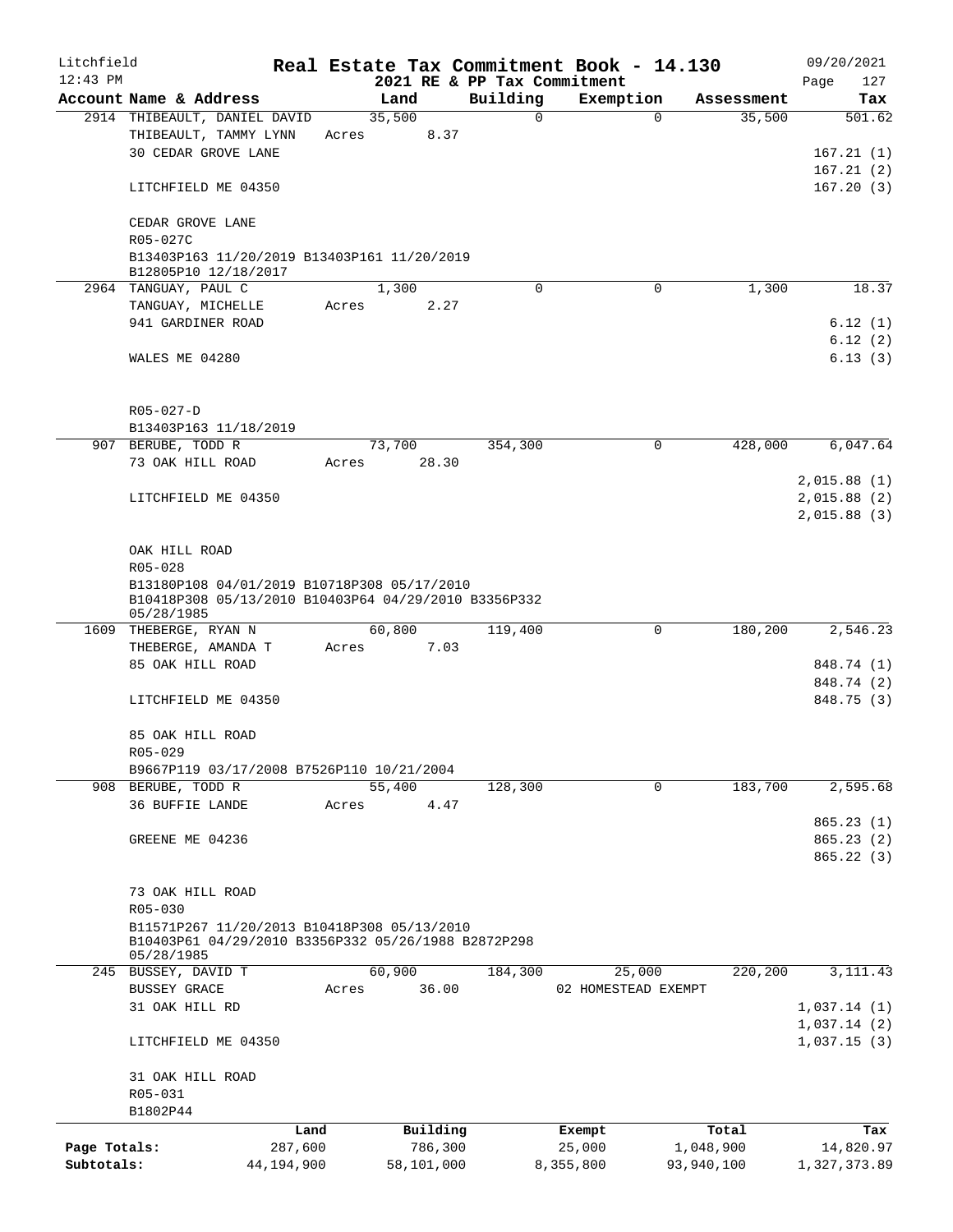Litchfield 12:43 PM

**Real Estate Tax Commitment Book - 14.130**
**2021 RE & PP Tax Commitment**

09/20/2021 Page 127

| Account Name & Address | Land | Building | Exemption | Assessment | Tax |
|---|---|---|---|---|---|
| 2914 THIBEAULT, DANIEL DAVID | 35,500 | 0 | 0 | 35,500 | 501.62 |
| THIBEAULT, TAMMY LYNN | Acres 8.37 | | | | |
| 30 CEDAR GROVE LANE | | | | | 167.21 (1) |
| | | | | | 167.21 (2) |
| LITCHFIELD ME 04350 | | | | | 167.20 (3) |
| CEDAR GROVE LANE | | | | | |
| R05-027C | | | | | |
| B13403P163 11/20/2019 B13403P161 11/20/2019 B12805P10 12/18/2017 | | | | | |
| 2964 TANGUAY, PAUL C | 1,300 | 0 | 0 | 1,300 | 18.37 |
| TANGUAY, MICHELLE | Acres 2.27 | | | | |
| 941 GARDINER ROAD | | | | | 6.12 (1) |
| | | | | | 6.12 (2) |
| WALES ME 04280 | | | | | 6.13 (3) |
| R05-027-D | | | | | |
| B13403P163 11/18/2019 | | | | | |
| 907 BERUBE, TODD R | 73,700 | 354,300 | 0 | 428,000 | 6,047.64 |
| 73 OAK HILL ROAD | Acres 28.30 | | | | |
| | | | | | 2,015.88 (1) |
| LITCHFIELD ME 04350 | | | | | 2,015.88 (2) |
| | | | | | 2,015.88 (3) |
| OAK HILL ROAD | | | | | |
| R05-028 | | | | | |
| B13180P108 04/01/2019 B10718P308 05/17/2010 B10418P308 05/13/2010 B10403P64 04/29/2010 B3356P332 05/28/1985 | | | | | |
| 1609 THEBERGE, RYAN N | 60,800 | 119,400 | 0 | 180,200 | 2,546.23 |
| THEBERGE, AMANDA T | Acres 7.03 | | | | |
| 85 OAK HILL ROAD | | | | | 848.74 (1) |
| | | | | | 848.74 (2) |
| LITCHFIELD ME 04350 | | | | | 848.75 (3) |
| 85 OAK HILL ROAD | | | | | |
| R05-029 | | | | | |
| B9667P119 03/17/2008 B7526P110 10/21/2004 | | | | | |
| 908 BERUBE, TODD R | 55,400 | 128,300 | 0 | 183,700 | 2,595.68 |
| 36 BUFFIE LANDE | Acres 4.47 | | | | |
| | | | | | 865.23 (1) |
| GREENE ME 04236 | | | | | 865.23 (2) |
| | | | | | 865.22 (3) |
| 73 OAK HILL ROAD | | | | | |
| R05-030 | | | | | |
| B11571P267 11/20/2013 B10418P308 05/13/2010 B10403P61 04/29/2010 B3356P332 05/26/1988 B2872P298 05/28/1985 | | | | | |
| 245 BUSSEY, DAVID T | 60,900 | 184,300 | 25,000 | 220,200 | 3,111.43 |
| BUSSEY GRACE | Acres 36.00 | | 02 HOMESTEAD EXEMPT | | |
| 31 OAK HILL RD | | | | | 1,037.14 (1) |
| | | | | | 1,037.14 (2) |
| LITCHFIELD ME 04350 | | | | | 1,037.15 (3) |
| 31 OAK HILL ROAD | | | | | |
| R05-031 | | | | | |
| B1802P44 | | | | | |

| | Land | Building | Exempt | Total | Tax |
|---|---|---|---|---|---|
| Page Totals: | 287,600 | 786,300 | 25,000 | 1,048,900 | 14,820.97 |
| Subtotals: | 44,194,900 | 58,101,000 | 8,355,800 | 93,940,100 | 1,327,373.89 |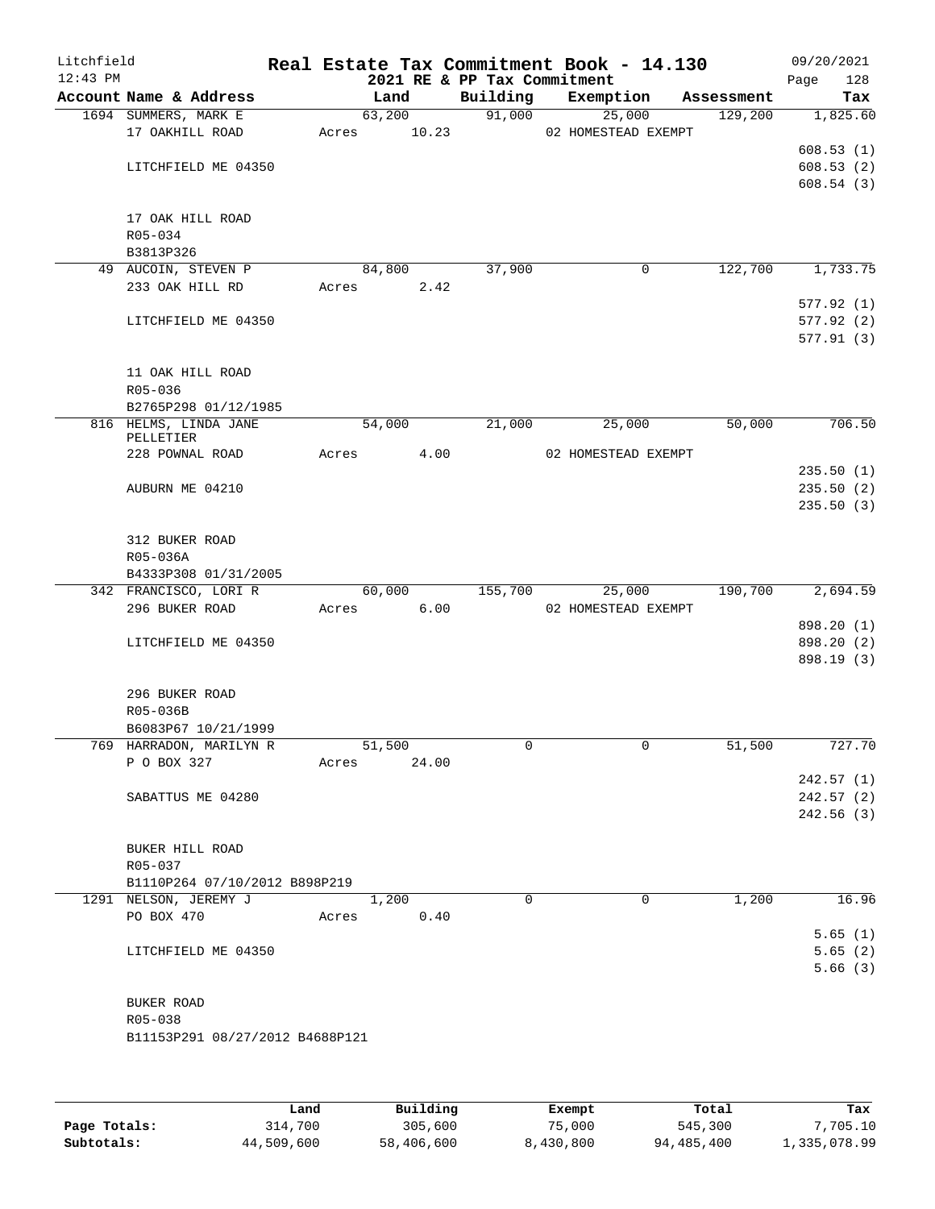# Real Estate Tax Commitment Book - 14.130

Litchfield 12:43 PM — 2021 RE & PP Tax Commitment — 09/20/2021

| Account Name & Address | Land | Building | Exemption | Assessment | Tax |
|---|---|---|---|---|---|
| 1694 SUMMERS, MARK E | 63,200 | 91,000 | 25,000 | 129,200 | 1,825.60 |
| 17 OAKHILL ROAD | Acres 10.23 | | 02 HOMESTEAD EXEMPT | | |
| | | | | | 608.53 (1) |
| LITCHFIELD ME 04350 | | | | | 608.53 (2) |
| | | | | | 608.54 (3) |
| 17 OAK HILL ROAD | | | | | |
| R05-034 | | | | | |
| B3813P326 | | | | | |
| 49 AUCOIN, STEVEN P | 84,800 | 37,900 | 0 | 122,700 | 1,733.75 |
| 233 OAK HILL RD | Acres 2.42 | | | | |
| | | | | | 577.92 (1) |
| LITCHFIELD ME 04350 | | | | | 577.92 (2) |
| | | | | | 577.91 (3) |
| 11 OAK HILL ROAD | | | | | |
| R05-036 | | | | | |
| B2765P298 01/12/1985 | | | | | |
| 816 HELMS, LINDA JANE PELLETIER | 54,000 | 21,000 | 25,000 | 50,000 | 706.50 |
| 228 POWNAL ROAD | Acres 4.00 | | 02 HOMESTEAD EXEMPT | | |
| | | | | | 235.50 (1) |
| AUBURN ME 04210 | | | | | 235.50 (2) |
| | | | | | 235.50 (3) |
| 312 BUKER ROAD | | | | | |
| R05-036A | | | | | |
| B4333P308 01/31/2005 | | | | | |
| 342 FRANCISCO, LORI R | 60,000 | 155,700 | 25,000 | 190,700 | 2,694.59 |
| 296 BUKER ROAD | Acres 6.00 | | 02 HOMESTEAD EXEMPT | | |
| | | | | | 898.20 (1) |
| LITCHFIELD ME 04350 | | | | | 898.20 (2) |
| | | | | | 898.19 (3) |
| 296 BUKER ROAD | | | | | |
| R05-036B | | | | | |
| B6083P67 10/21/1999 | | | | | |
| 769 HARRADON, MARILYN R | 51,500 | 0 | 0 | 51,500 | 727.70 |
| P O BOX 327 | Acres 24.00 | | | | |
| | | | | | 242.57 (1) |
| SABATTUS ME 04280 | | | | | 242.57 (2) |
| | | | | | 242.56 (3) |
| BUKER HILL ROAD | | | | | |
| R05-037 | | | | | |
| B1110P264 07/10/2012 B898P219 | | | | | |
| 1291 NELSON, JEREMY J | 1,200 | 0 | 0 | 1,200 | 16.96 |
| PO BOX 470 | Acres 0.40 | | | | |
| | | | | | 5.65 (1) |
| LITCHFIELD ME 04350 | | | | | 5.65 (2) |
| | | | | | 5.66 (3) |
| BUKER ROAD | | | | | |
| R05-038 | | | | | |
| B11153P291 08/27/2012 B4688P121 | | | | | |

| | Land | Building | Exempt | Total | Tax |
|---|---|---|---|---|---|
| Page Totals: | 314,700 | 305,600 | 75,000 | 545,300 | 7,705.10 |
| Subtotals: | 44,509,600 | 58,406,600 | 8,430,800 | 94,485,400 | 1,335,078.99 |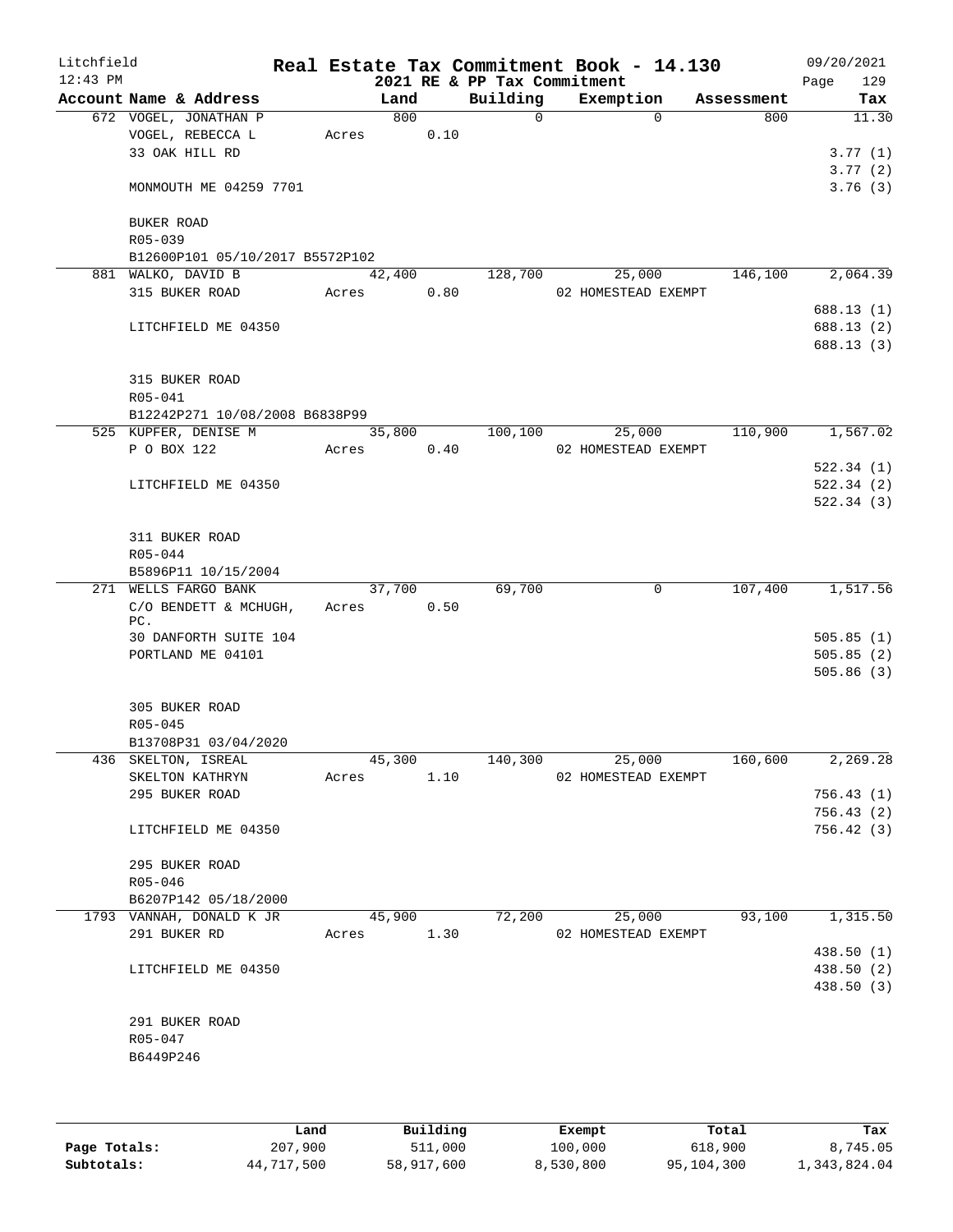Litchfield
12:43 PM

# Real Estate Tax Commitment Book - 14.130

## 2021 RE & PP Tax Commitment

09/20/2021

| Account Name & Address | Land | Building | Exemption | Assessment | Tax |
|---|---|---|---|---|---|
| 672 VOGEL, JONATHAN P | 800 | 0 | 0 | 800 | 11.30 |
| VOGEL, REBECCA L | Acres 0.10 | | | | |
| 33 OAK HILL RD | | | | | 3.77 (1) |
| | | | | | 3.77 (2) |
| MONMOUTH ME 04259 7701 | | | | | 3.76 (3) |
| BUKER ROAD | | | | | |
| R05-039 | | | | | |
| B12600P101 05/10/2017 B5572P102 | | | | | |
| 881 WALKO, DAVID B | 42,400 | 128,700 | 25,000 | 146,100 | 2,064.39 |
| 315 BUKER ROAD | Acres 0.80 | | 02 HOMESTEAD EXEMPT | | |
| | | | | | 688.13 (1) |
| LITCHFIELD ME 04350 | | | | | 688.13 (2) |
| | | | | | 688.13 (3) |
| 315 BUKER ROAD | | | | | |
| R05-041 | | | | | |
| B12242P271 10/08/2008 B6838P99 | | | | | |
| 525 KUPFER, DENISE M | 35,800 | 100,100 | 25,000 | 110,900 | 1,567.02 |
| P O BOX 122 | Acres 0.40 | | 02 HOMESTEAD EXEMPT | | |
| | | | | | 522.34 (1) |
| LITCHFIELD ME 04350 | | | | | 522.34 (2) |
| | | | | | 522.34 (3) |
| 311 BUKER ROAD | | | | | |
| R05-044 | | | | | |
| B5896P11 10/15/2004 | | | | | |
| 271 WELLS FARGO BANK | 37,700 | 69,700 | 0 | 107,400 | 1,517.56 |
| C/O BENDETT & MCHUGH, PC. | Acres 0.50 | | | | |
| 30 DANFORTH SUITE 104 | | | | | 505.85 (1) |
| PORTLAND ME 04101 | | | | | 505.85 (2) |
| | | | | | 505.86 (3) |
| 305 BUKER ROAD | | | | | |
| R05-045 | | | | | |
| B13708P31 03/04/2020 | | | | | |
| 436 SKELTON, ISREAL | 45,300 | 140,300 | 25,000 | 160,600 | 2,269.28 |
| SKELTON KATHRYN | Acres 1.10 | | 02 HOMESTEAD EXEMPT | | |
| 295 BUKER ROAD | | | | | 756.43 (1) |
| | | | | | 756.43 (2) |
| LITCHFIELD ME 04350 | | | | | 756.42 (3) |
| 295 BUKER ROAD | | | | | |
| R05-046 | | | | | |
| B6207P142 05/18/2000 | | | | | |
| 1793 VANNAH, DONALD K JR | 45,900 | 72,200 | 25,000 | 93,100 | 1,315.50 |
| 291 BUKER RD | Acres 1.30 | | 02 HOMESTEAD EXEMPT | | |
| | | | | | 438.50 (1) |
| LITCHFIELD ME 04350 | | | | | 438.50 (2) |
| | | | | | 438.50 (3) |
| 291 BUKER ROAD | | | | | |
| R05-047 | | | | | |
| B6449P246 | | | | | |

| | Land | Building | Exempt | Total | Tax |
|---|---|---|---|---|---|
| Page Totals: | 207,900 | 511,000 | 100,000 | 618,900 | 8,745.05 |
| Subtotals: | 44,717,500 | 58,917,600 | 8,530,800 | 95,104,300 | 1,343,824.04 |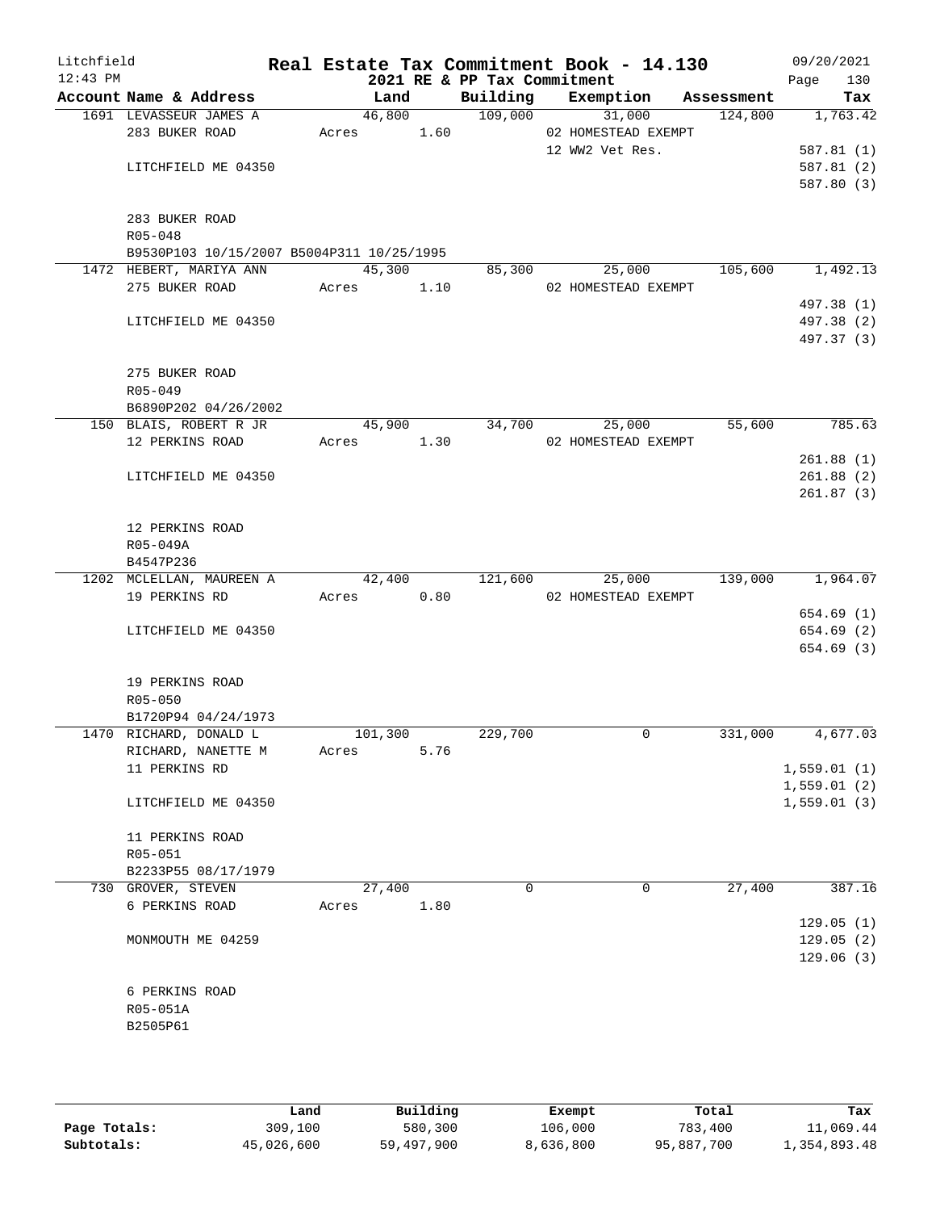# Real Estate Tax Commitment Book - 14.130

Litchfield 12:43 PM — 2021 RE & PP Tax Commitment — 09/20/2021

| Account Name & Address | Land | Building | Exemption | Assessment | Tax |
|---|---|---|---|---|---|
| 1691 LEVASSEUR JAMES A | 46,800 | 109,000 | 31,000 | 124,800 | 1,763.42 |
| 283 BUKER ROAD | Acres 1.60 | | 02 HOMESTEAD EXEMPT | | |
| | | | 12 WW2 Vet Res. | | 587.81 (1) |
| LITCHFIELD ME 04350 | | | | | 587.81 (2) |
| | | | | | 587.80 (3) |
| 283 BUKER ROAD | | | | | |
| R05-048 | | | | | |
| B9530P103 10/15/2007 B5004P311 10/25/1995 | | | | | |
| 1472 HEBERT, MARIYA ANN | 45,300 | 85,300 | 25,000 | 105,600 | 1,492.13 |
| 275 BUKER ROAD | Acres 1.10 | | 02 HOMESTEAD EXEMPT | | |
| | | | | | 497.38 (1) |
| LITCHFIELD ME 04350 | | | | | 497.38 (2) |
| | | | | | 497.37 (3) |
| 275 BUKER ROAD | | | | | |
| R05-049 | | | | | |
| B6890P202 04/26/2002 | | | | | |
| 150 BLAIS, ROBERT R JR | 45,900 | 34,700 | 25,000 | 55,600 | 785.63 |
| 12 PERKINS ROAD | Acres 1.30 | | 02 HOMESTEAD EXEMPT | | |
| | | | | | 261.88 (1) |
| LITCHFIELD ME 04350 | | | | | 261.88 (2) |
| | | | | | 261.87 (3) |
| 12 PERKINS ROAD | | | | | |
| R05-049A | | | | | |
| B4547P236 | | | | | |
| 1202 MCLELLAN, MAUREEN A | 42,400 | 121,600 | 25,000 | 139,000 | 1,964.07 |
| 19 PERKINS RD | Acres 0.80 | | 02 HOMESTEAD EXEMPT | | |
| | | | | | 654.69 (1) |
| LITCHFIELD ME 04350 | | | | | 654.69 (2) |
| | | | | | 654.69 (3) |
| 19 PERKINS ROAD | | | | | |
| R05-050 | | | | | |
| B1720P94 04/24/1973 | | | | | |
| 1470 RICHARD, DONALD L | 101,300 | 229,700 | 0 | 331,000 | 4,677.03 |
| RICHARD, NANETTE M | Acres 5.76 | | | | |
| 11 PERKINS RD | | | | | 1,559.01 (1) |
| | | | | | 1,559.01 (2) |
| LITCHFIELD ME 04350 | | | | | 1,559.01 (3) |
| 11 PERKINS ROAD | | | | | |
| R05-051 | | | | | |
| B2233P55 08/17/1979 | | | | | |
| 730 GROVER, STEVEN | 27,400 | 0 | 0 | 27,400 | 387.16 |
| 6 PERKINS ROAD | Acres 1.80 | | | | |
| | | | | | 129.05 (1) |
| MONMOUTH ME 04259 | | | | | 129.05 (2) |
| | | | | | 129.06 (3) |
| 6 PERKINS ROAD | | | | | |
| R05-051A | | | | | |
| B2505P61 | | | | | |

| | Land | Building | Exempt | Total | Tax |
|---|---|---|---|---|---|
| Page Totals: | 309,100 | 580,300 | 106,000 | 783,400 | 11,069.44 |
| Subtotals: | 45,026,600 | 59,497,900 | 8,636,800 | 95,887,700 | 1,354,893.48 |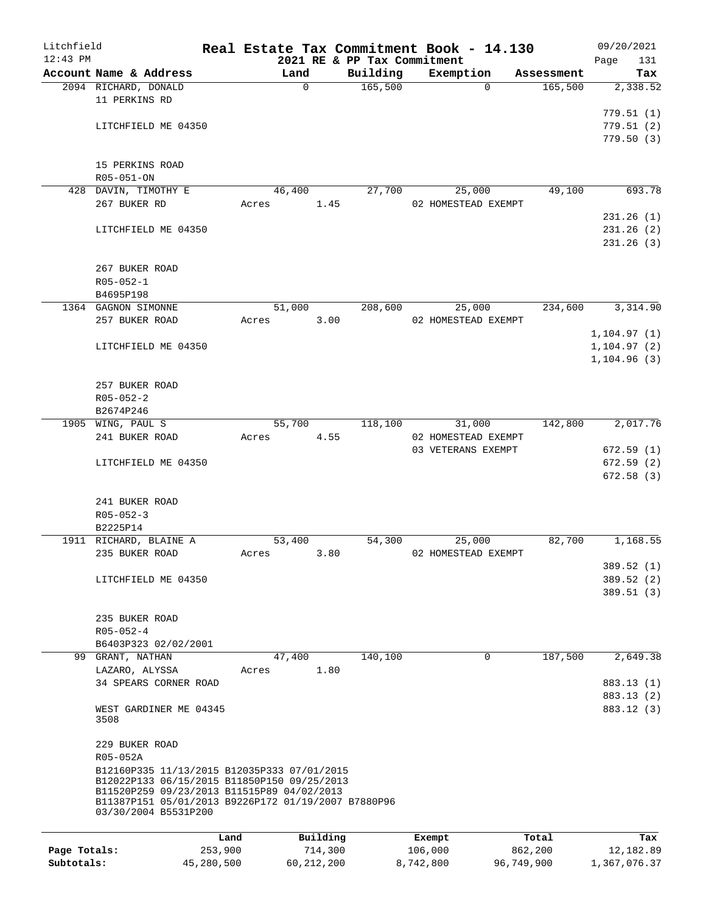Litchfield 12:43 PM

**Real Estate Tax Commitment Book - 14.130**
**2021 RE & PP Tax Commitment**

09/20/2021

| Account Name & Address | Land | Building | Exemption | Assessment | Tax |
|---|---|---|---|---|---|
| 2094 RICHARD, DONALD | 0 | 165,500 | 0 | 165,500 | 2,338.52 |
| 11 PERKINS RD | | | | | |
| | | | | | 779.51 (1) |
| LITCHFIELD ME 04350 | | | | | 779.51 (2) |
| | | | | | 779.50 (3) |
| 15 PERKINS ROAD | | | | | |
| R05-051-ON | | | | | |
| 428 DAVIN, TIMOTHY E | 46,400 | 27,700 | 25,000 | 49,100 | 693.78 |
| 267 BUKER RD | Acres 1.45 | | 02 HOMESTEAD EXEMPT | | |
| | | | | | 231.26 (1) |
| LITCHFIELD ME 04350 | | | | | 231.26 (2) |
| | | | | | 231.26 (3) |
| 267 BUKER ROAD | | | | | |
| R05-052-1 | | | | | |
| B4695P198 | | | | | |
| 1364 GAGNON SIMONNE | 51,000 | 208,600 | 25,000 | 234,600 | 3,314.90 |
| 257 BUKER ROAD | Acres 3.00 | | 02 HOMESTEAD EXEMPT | | |
| | | | | | 1,104.97 (1) |
| LITCHFIELD ME 04350 | | | | | 1,104.97 (2) |
| | | | | | 1,104.96 (3) |
| 257 BUKER ROAD | | | | | |
| R05-052-2 | | | | | |
| B2674P246 | | | | | |
| 1905 WING, PAUL S | 55,700 | 118,100 | 31,000 | 142,800 | 2,017.76 |
| 241 BUKER ROAD | Acres 4.55 | | 02 HOMESTEAD EXEMPT | | |
| | | | 03 VETERANS EXEMPT | | 672.59 (1) |
| LITCHFIELD ME 04350 | | | | | 672.59 (2) |
| | | | | | 672.58 (3) |
| 241 BUKER ROAD | | | | | |
| R05-052-3 | | | | | |
| B2225P14 | | | | | |
| 1911 RICHARD, BLAINE A | 53,400 | 54,300 | 25,000 | 82,700 | 1,168.55 |
| 235 BUKER ROAD | Acres 3.80 | | 02 HOMESTEAD EXEMPT | | |
| | | | | | 389.52 (1) |
| LITCHFIELD ME 04350 | | | | | 389.52 (2) |
| | | | | | 389.51 (3) |
| 235 BUKER ROAD | | | | | |
| R05-052-4 | | | | | |
| B6403P323 02/02/2001 | | | | | |
| 99 GRANT, NATHAN | 47,400 | 140,100 | 0 | 187,500 | 2,649.38 |
| LAZARO, ALYSSA | Acres 1.80 | | | | |
| 34 SPEARS CORNER ROAD | | | | | 883.13 (1) |
| | | | | | 883.13 (2) |
| WEST GARDINER ME 04345 3508 | | | | | 883.12 (3) |
| 229 BUKER ROAD | | | | | |
| R05-052A | | | | | |
| B12160P335 11/13/2015 B12035P333 07/01/2015 B12022P133 06/15/2015 B11850P150 09/25/2013 B11520P259 09/23/2013 B11515P89 04/02/2013 B11387P151 05/01/2013 B9226P172 01/19/2007 B7880P96 03/30/2004 B5531P200 | | | | | |

| | Land | Building | Exempt | Total | Tax |
|---|---|---|---|---|---|
| Page Totals: | 253,900 | 714,300 | 106,000 | 862,200 | 12,182.89 |
| Subtotals: | 45,280,500 | 60,212,200 | 8,742,800 | 96,749,900 | 1,367,076.37 |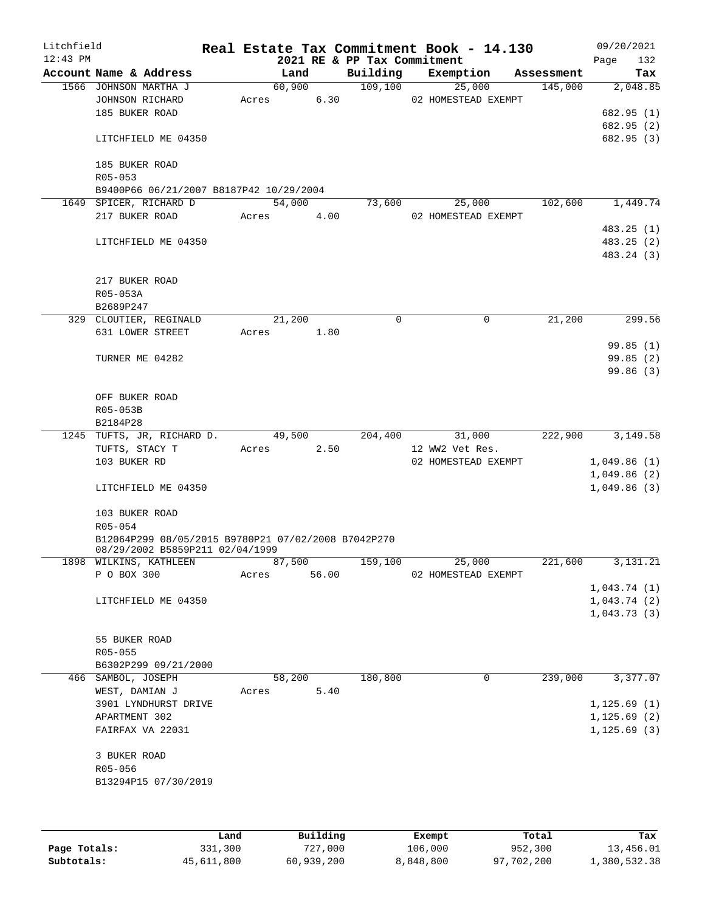Litchfield 12:43 PM

# Real Estate Tax Commitment Book - 14.130

## 2021 RE & PP Tax Commitment

09/20/2021

| Account Name & Address | Land | Building | Exemption | Assessment | Tax |
|---|---|---|---|---|---|
| 1566 JOHNSON MARTHA J | 60,900 | 109,100 | 25,000 | 145,000 | 2,048.85 |
| JOHNSON RICHARD | Acres 6.30 | | 02 HOMESTEAD EXEMPT | | |
| 185 BUKER ROAD | | | | | 682.95 (1) |
| | | | | | 682.95 (2) |
| LITCHFIELD ME 04350 | | | | | 682.95 (3) |
| 185 BUKER ROAD | | | | | |
| R05-053 | | | | | |
| B9400P66 06/21/2007 B8187P42 10/29/2004 | | | | | |
| 1649 SPICER, RICHARD D | 54,000 | 73,600 | 25,000 | 102,600 | 1,449.74 |
| 217 BUKER ROAD | Acres 4.00 | | 02 HOMESTEAD EXEMPT | | |
| | | | | | 483.25 (1) |
| LITCHFIELD ME 04350 | | | | | 483.25 (2) |
| | | | | | 483.24 (3) |
| 217 BUKER ROAD | | | | | |
| R05-053A | | | | | |
| B2689P247 | | | | | |
| 329 CLOUTIER, REGINALD | 21,200 | 0 | 0 | 21,200 | 299.56 |
| 631 LOWER STREET | Acres 1.80 | | | | |
| | | | | | 99.85 (1) |
| TURNER ME 04282 | | | | | 99.85 (2) |
| | | | | | 99.86 (3) |
| OFF BUKER ROAD | | | | | |
| R05-053B | | | | | |
| B2184P28 | | | | | |
| 1245 TUFTS, JR, RICHARD D. | 49,500 | 204,400 | 31,000 | 222,900 | 3,149.58 |
| TUFTS, STACY T | Acres 2.50 | | 12 WW2 Vet Res. | | |
| 103 BUKER RD | | | 02 HOMESTEAD EXEMPT | | 1,049.86 (1) |
| | | | | | 1,049.86 (2) |
| LITCHFIELD ME 04350 | | | | | 1,049.86 (3) |
| 103 BUKER ROAD | | | | | |
| R05-054 | | | | | |
| B12064P299 08/05/2015 B9780P21 07/02/2008 B7042P270 08/29/2002 B5859P211 02/04/1999 | | | | | |
| 1898 WILKINS, KATHLEEN | 87,500 | 159,100 | 25,000 | 221,600 | 3,131.21 |
| P O BOX 300 | Acres 56.00 | | 02 HOMESTEAD EXEMPT | | |
| | | | | | 1,043.74 (1) |
| LITCHFIELD ME 04350 | | | | | 1,043.74 (2) |
| | | | | | 1,043.73 (3) |
| 55 BUKER ROAD | | | | | |
| R05-055 | | | | | |
| B6302P299 09/21/2000 | | | | | |
| 466 SAMBOL, JOSEPH | 58,200 | 180,800 | 0 | 239,000 | 3,377.07 |
| WEST, DAMIAN J | Acres 5.40 | | | | |
| 3901 LYNDHURST DRIVE | | | | | 1,125.69 (1) |
| APARTMENT 302 | | | | | 1,125.69 (2) |
| FAIRFAX VA 22031 | | | | | 1,125.69 (3) |
| 3 BUKER ROAD | | | | | |
| R05-056 | | | | | |
| B13294P15 07/30/2019 | | | | | |

| | Land | Building | Exempt | Total | Tax |
|---|---|---|---|---|---|
| Page Totals: | 331,300 | 727,000 | 106,000 | 952,300 | 13,456.01 |
| Subtotals: | 45,611,800 | 60,939,200 | 8,848,800 | 97,702,200 | 1,380,532.38 |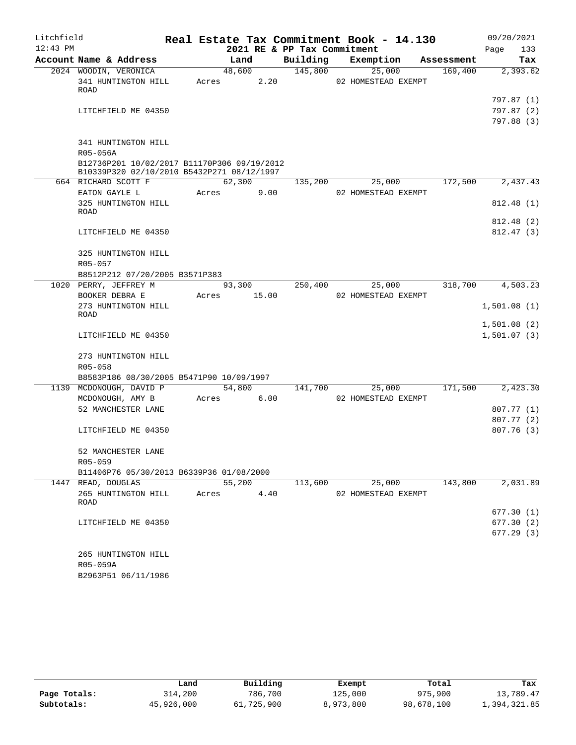Litchfield
12:43 PM

# Real Estate Tax Commitment Book - 14.130

2021 RE & PP Tax Commitment

09/20/2021
Page 133

| Account Name & Address | Land | Building | Exemption | Assessment | Tax |
|---|---|---|---|---|---|
| 2024 WOODIN, VERONICA | 48,600 | 145,800 | 25,000 | 169,400 | 2,393.62 |
| 341 HUNTINGTON HILL ROAD | Acres 2.20 | | 02 HOMESTEAD EXEMPT | | |
| | | | | | 797.87 (1) |
| LITCHFIELD ME 04350 | | | | | 797.87 (2) |
| | | | | | 797.88 (3) |
| 341 HUNTINGTON HILL | | | | | |
| R05-056A | | | | | |
| B12736P201 10/02/2017 B11170P306 09/19/2012 B10339P320 02/10/2010 B5432P271 08/12/1997 | | | | | |
| 664 RICHARD SCOTT F | 62,300 | 135,200 | 25,000 | 172,500 | 2,437.43 |
| EATON GAYLE L | Acres 9.00 | | 02 HOMESTEAD EXEMPT | | |
| 325 HUNTINGTON HILL ROAD | | | | | 812.48 (1) |
| | | | | | 812.48 (2) |
| LITCHFIELD ME 04350 | | | | | 812.47 (3) |
| 325 HUNTINGTON HILL | | | | | |
| R05-057 | | | | | |
| B8512P212 07/20/2005 B3571P383 | | | | | |
| 1020 PERRY, JEFFREY M | 93,300 | 250,400 | 25,000 | 318,700 | 4,503.23 |
| BOOKER DEBRA E | Acres 15.00 | | 02 HOMESTEAD EXEMPT | | |
| 273 HUNTINGTON HILL ROAD | | | | | 1,501.08 (1) |
| | | | | | 1,501.08 (2) |
| LITCHFIELD ME 04350 | | | | | 1,501.07 (3) |
| 273 HUNTINGTON HILL | | | | | |
| R05-058 | | | | | |
| B8583P186 08/30/2005 B5471P90 10/09/1997 | | | | | |
| 1139 MCDONOUGH, DAVID P | 54,800 | 141,700 | 25,000 | 171,500 | 2,423.30 |
| MCDONOUGH, AMY B | Acres 6.00 | | 02 HOMESTEAD EXEMPT | | |
| 52 MANCHESTER LANE | | | | | 807.77 (1) |
| | | | | | 807.77 (2) |
| LITCHFIELD ME 04350 | | | | | 807.76 (3) |
| 52 MANCHESTER LANE | | | | | |
| R05-059 | | | | | |
| B11406P76 05/30/2013 B6339P36 01/08/2000 | | | | | |
| 1447 READ, DOUGLAS | 55,200 | 113,600 | 25,000 | 143,800 | 2,031.89 |
| 265 HUNTINGTON HILL ROAD | Acres 4.40 | | 02 HOMESTEAD EXEMPT | | |
| | | | | | 677.30 (1) |
| LITCHFIELD ME 04350 | | | | | 677.30 (2) |
| | | | | | 677.29 (3) |
| 265 HUNTINGTON HILL | | | | | |
| R05-059A | | | | | |
| B2963P51 06/11/1986 | | | | | |

| | Land | Building | Exempt | Total | Tax |
|---|---|---|---|---|---|
| Page Totals: | 314,200 | 786,700 | 125,000 | 975,900 | 13,789.47 |
| Subtotals: | 45,926,000 | 61,725,900 | 8,973,800 | 98,678,100 | 1,394,321.85 |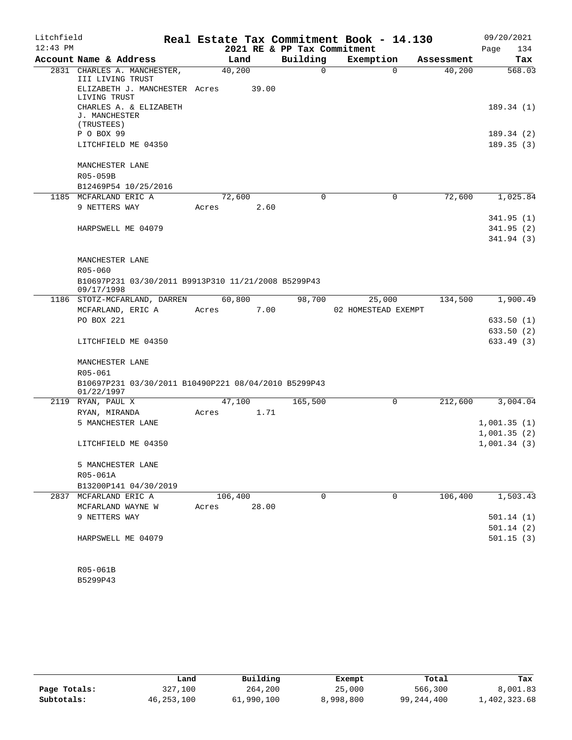Litchfield
12:43 PM

# Real Estate Tax Commitment Book - 14.130

## 2021 RE & PP Tax Commitment

09/20/2021

| Account Name & Address | Land | Building | Exemption | Assessment | Tax |
|---|---|---|---|---|---|
| 2831 CHARLES A. MANCHESTER, III LIVING TRUST | 40,200 | 0 | 0 | 40,200 | 568.03 |
| ELIZABETH J. MANCHESTER LIVING TRUST | Acres 39.00 | | | | |
| CHARLES A. & ELIZABETH J. MANCHESTER (TRUSTEES) | | | | | 189.34 (1) |
| P O BOX 99 | | | | | 189.34 (2) |
| LITCHFIELD ME 04350 | | | | | 189.35 (3) |
| MANCHESTER LANE | | | | | |
| R05-059B | | | | | |
| B12469P54 10/25/2016 | | | | | |
| 1185 MCFARLAND ERIC A | 72,600 | 0 | 0 | 72,600 | 1,025.84 |
| 9 NETTERS WAY | Acres 2.60 | | | | |
| | | | | | 341.95 (1) |
| HARPSWELL ME 04079 | | | | | 341.95 (2) |
| | | | | | 341.94 (3) |
| MANCHESTER LANE | | | | | |
| R05-060 | | | | | |
| B10697P231 03/30/2011 B9913P310 11/21/2008 B5299P43 09/17/1998 | | | | | |
| 1186 STOTZ-MCFARLAND, DARREN | 60,800 | 98,700 | 25,000 | 134,500 | 1,900.49 |
| MCFARLAND, ERIC A | Acres 7.00 | | 02 HOMESTEAD EXEMPT | | |
| PO BOX 221 | | | | | 633.50 (1) |
| | | | | | 633.50 (2) |
| LITCHFIELD ME 04350 | | | | | 633.49 (3) |
| MANCHESTER LANE | | | | | |
| R05-061 | | | | | |
| B10697P231 03/30/2011 B10490P221 08/04/2010 B5299P43 01/22/1997 | | | | | |
| 2119 RYAN, PAUL X | 47,100 | 165,500 | 0 | 212,600 | 3,004.04 |
| RYAN, MIRANDA | Acres 1.71 | | | | |
| 5 MANCHESTER LANE | | | | | 1,001.35 (1) |
| | | | | | 1,001.35 (2) |
| LITCHFIELD ME 04350 | | | | | 1,001.34 (3) |
| 5 MANCHESTER LANE | | | | | |
| R05-061A | | | | | |
| B13200P141 04/30/2019 | | | | | |
| 2837 MCFARLAND ERIC A | 106,400 | 0 | 0 | 106,400 | 1,503.43 |
| MCFARLAND WAYNE W | Acres 28.00 | | | | |
| 9 NETTERS WAY | | | | | 501.14 (1) |
| | | | | | 501.14 (2) |
| HARPSWELL ME 04079 | | | | | 501.15 (3) |
| R05-061B | | | | | |
| B5299P43 | | | | | |

| | Land | Building | Exempt | Total | Tax |
|---|---|---|---|---|---|
| Page Totals: | 327,100 | 264,200 | 25,000 | 566,300 | 8,001.83 |
| Subtotals: | 46,253,100 | 61,990,100 | 8,998,800 | 99,244,400 | 1,402,323.68 |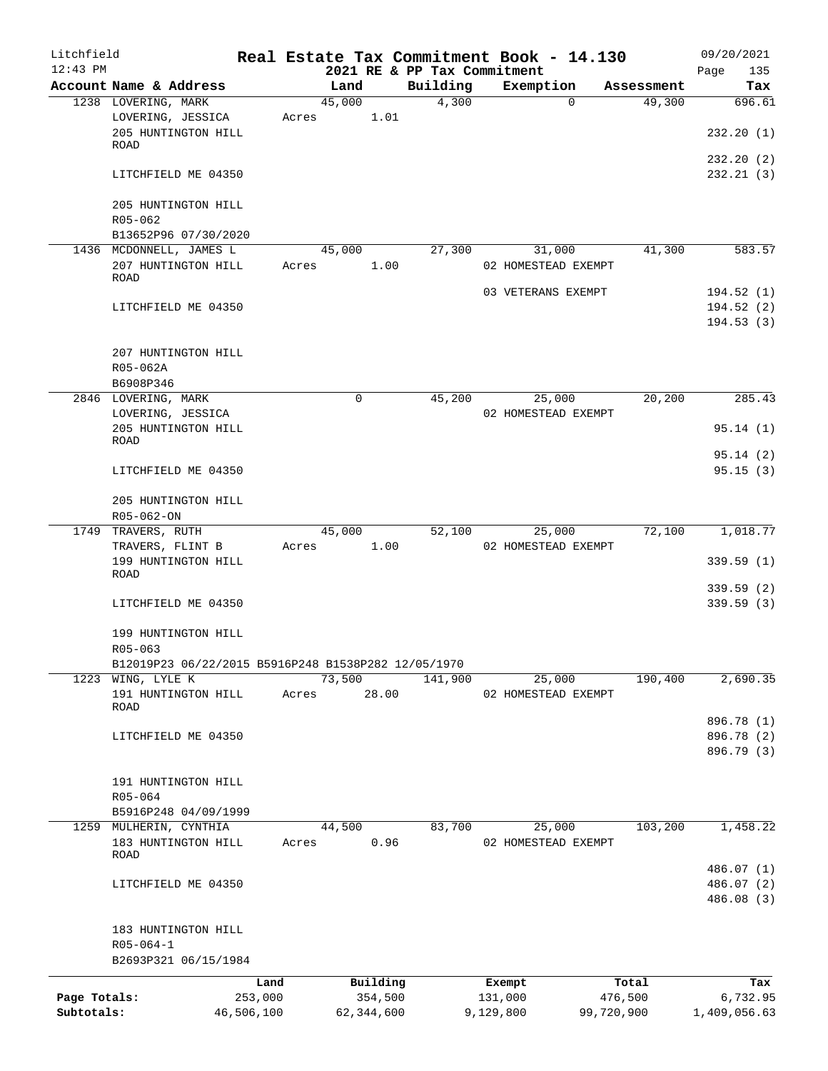Litchfield
12:43 PM

# Real Estate Tax Commitment Book - 14.130

## 2021 RE & PP Tax Commitment

09/20/2021

| Account Name & Address | Land | Building | Exemption | Assessment | Tax |
|---|---|---|---|---|---|
| 1238 LOVERING, MARK | 45,000 | 4,300 | 0 | 49,300 | 696.61 |
| LOVERING, JESSICA | Acres 1.01 | | | | |
| 205 HUNTINGTON HILL ROAD | | | | | 232.20 (1) |
| | | | | | 232.20 (2) |
| LITCHFIELD ME 04350 | | | | | 232.21 (3) |
| 205 HUNTINGTON HILL | | | | | |
| R05-062 | | | | | |
| B13652P96 07/30/2020 | | | | | |
| 1436 MCDONNELL, JAMES L | 45,000 | 27,300 | 31,000 | 41,300 | 583.57 |
| 207 HUNTINGTON HILL ROAD | Acres 1.00 | | 02 HOMESTEAD EXEMPT | | |
| | | | 03 VETERANS EXEMPT | | 194.52 (1) |
| LITCHFIELD ME 04350 | | | | | 194.52 (2) |
| | | | | | 194.53 (3) |
| 207 HUNTINGTON HILL | | | | | |
| R05-062A | | | | | |
| B6908P346 | | | | | |
| 2846 LOVERING, MARK | 0 | 45,200 | 25,000 | 20,200 | 285.43 |
| LOVERING, JESSICA | | | 02 HOMESTEAD EXEMPT | | |
| 205 HUNTINGTON HILL ROAD | | | | | 95.14 (1) |
| | | | | | 95.14 (2) |
| LITCHFIELD ME 04350 | | | | | 95.15 (3) |
| 205 HUNTINGTON HILL | | | | | |
| R05-062-ON | | | | | |
| 1749 TRAVERS, RUTH | 45,000 | 52,100 | 25,000 | 72,100 | 1,018.77 |
| TRAVERS, FLINT B | Acres 1.00 | | 02 HOMESTEAD EXEMPT | | |
| 199 HUNTINGTON HILL ROAD | | | | | 339.59 (1) |
| | | | | | 339.59 (2) |
| LITCHFIELD ME 04350 | | | | | 339.59 (3) |
| 199 HUNTINGTON HILL | | | | | |
| R05-063 | | | | | |
| B12019P23 06/22/2015 B5916P248 B1538P282 12/05/1970 | | | | | |
| 1223 WING, LYLE K | 73,500 | 141,900 | 25,000 | 190,400 | 2,690.35 |
| 191 HUNTINGTON HILL ROAD | Acres 28.00 | | 02 HOMESTEAD EXEMPT | | |
| | | | | | 896.78 (1) |
| LITCHFIELD ME 04350 | | | | | 896.78 (2) |
| | | | | | 896.79 (3) |
| 191 HUNTINGTON HILL | | | | | |
| R05-064 | | | | | |
| B5916P248 04/09/1999 | | | | | |
| 1259 MULHERIN, CYNTHIA | 44,500 | 83,700 | 25,000 | 103,200 | 1,458.22 |
| 183 HUNTINGTON HILL ROAD | Acres 0.96 | | 02 HOMESTEAD EXEMPT | | |
| | | | | | 486.07 (1) |
| LITCHFIELD ME 04350 | | | | | 486.07 (2) |
| | | | | | 486.08 (3) |
| 183 HUNTINGTON HILL | | | | | |
| R05-064-1 | | | | | |
| B2693P321 06/15/1984 | | | | | |

| | Land | Building | Exempt | Total | Tax |
|---|---|---|---|---|---|
| Page Totals: | 253,000 | 354,500 | 131,000 | 476,500 | 6,732.95 |
| Subtotals: | 46,506,100 | 62,344,600 | 9,129,800 | 99,720,900 | 1,409,056.63 |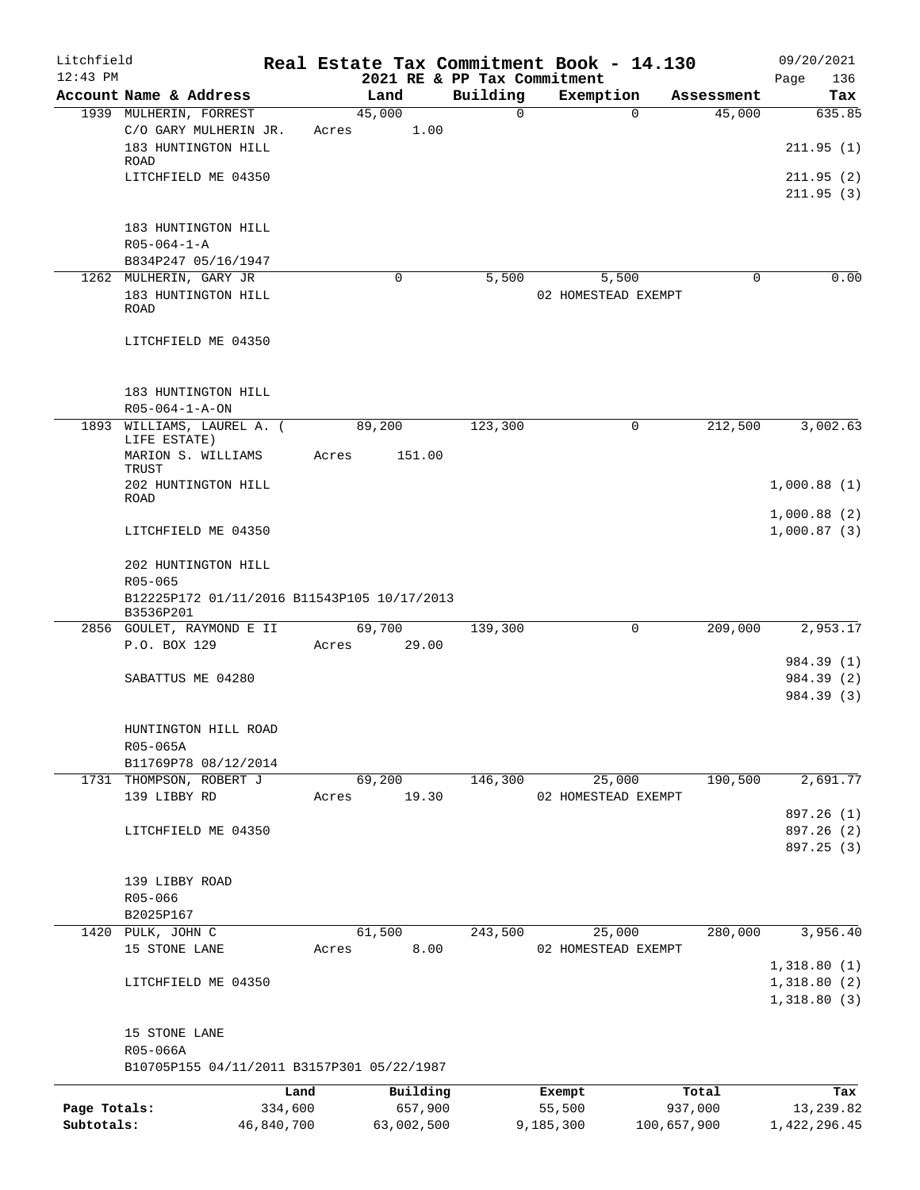Litchfield | | Real Estate Tax Commitment Book - 14.130 | 09/20/2021
12:43 PM | | 2021 RE & PP Tax Commitment | Page 136

| Account | Name & Address | Land | Building | Exemption | Assessment | Tax |
|---|---|---|---|---|---|---|
| 1939 | MULHERIN, FORREST | 45,000 | 0 | 0 | 45,000 | 635.85 |
| | C/O GARY MULHERIN JR. | Acres 1.00 | | | | |
| | 183 HUNTINGTON HILL ROAD | | | | | 211.95 (1) |
| | LITCHFIELD ME 04350 | | | | | 211.95 (2) |
| | | | | | | 211.95 (3) |
| | 183 HUNTINGTON HILL | | | | | |
| | R05-064-1-A | | | | | |
| | B834P247 05/16/1947 | | | | | |
| 1262 | MULHERIN, GARY JR | 0 | 5,500 | 5,500 | 0 | 0.00 |
| | 183 HUNTINGTON HILL ROAD | | | 02 HOMESTEAD EXEMPT | | |
| | LITCHFIELD ME 04350 | | | | | |
| | 183 HUNTINGTON HILL | | | | | |
| | R05-064-1-A-ON | | | | | |
| 1893 | WILLIAMS, LAUREL A. ( LIFE ESTATE) | 89,200 | 123,300 | 0 | 212,500 | 3,002.63 |
| | MARION S. WILLIAMS TRUST | Acres 151.00 | | | | |
| | 202 HUNTINGTON HILL ROAD | | | | | 1,000.88 (1) |
| | | | | | | 1,000.88 (2) |
| | LITCHFIELD ME 04350 | | | | | 1,000.87 (3) |
| | 202 HUNTINGTON HILL | | | | | |
| | R05-065 | | | | | |
| | B12225P172 01/11/2016 B11543P105 10/17/2013 B3536P201 | | | | | |
| 2856 | GOULET, RAYMOND E II | 69,700 | 139,300 | 0 | 209,000 | 2,953.17 |
| | P.O. BOX 129 | Acres 29.00 | | | | |
| | | | | | | 984.39 (1) |
| | SABATTUS ME 04280 | | | | | 984.39 (2) |
| | | | | | | 984.39 (3) |
| | HUNTINGTON HILL ROAD | | | | | |
| | R05-065A | | | | | |
| | B11769P78 08/12/2014 | | | | | |
| 1731 | THOMPSON, ROBERT J | 69,200 | 146,300 | 25,000 | 190,500 | 2,691.77 |
| | 139 LIBBY RD | Acres 19.30 | | 02 HOMESTEAD EXEMPT | | |
| | | | | | | 897.26 (1) |
| | LITCHFIELD ME 04350 | | | | | 897.26 (2) |
| | | | | | | 897.25 (3) |
| | 139 LIBBY ROAD | | | | | |
| | R05-066 | | | | | |
| | B2025P167 | | | | | |
| 1420 | PULK, JOHN C | 61,500 | 243,500 | 25,000 | 280,000 | 3,956.40 |
| | 15 STONE LANE | Acres 8.00 | | 02 HOMESTEAD EXEMPT | | |
| | | | | | | 1,318.80 (1) |
| | LITCHFIELD ME 04350 | | | | | 1,318.80 (2) |
| | | | | | | 1,318.80 (3) |
| | 15 STONE LANE | | | | | |
| | R05-066A | | | | | |
| | B10705P155 04/11/2011 B3157P301 05/22/1987 | | | | | |

| | Land | Building | Exempt | Total | Tax |
|---|---|---|---|---|---|
| Page Totals: | 334,600 | 657,900 | 55,500 | 937,000 | 13,239.82 |
| Subtotals: | 46,840,700 | 63,002,500 | 9,185,300 | 100,657,900 | 1,422,296.45 |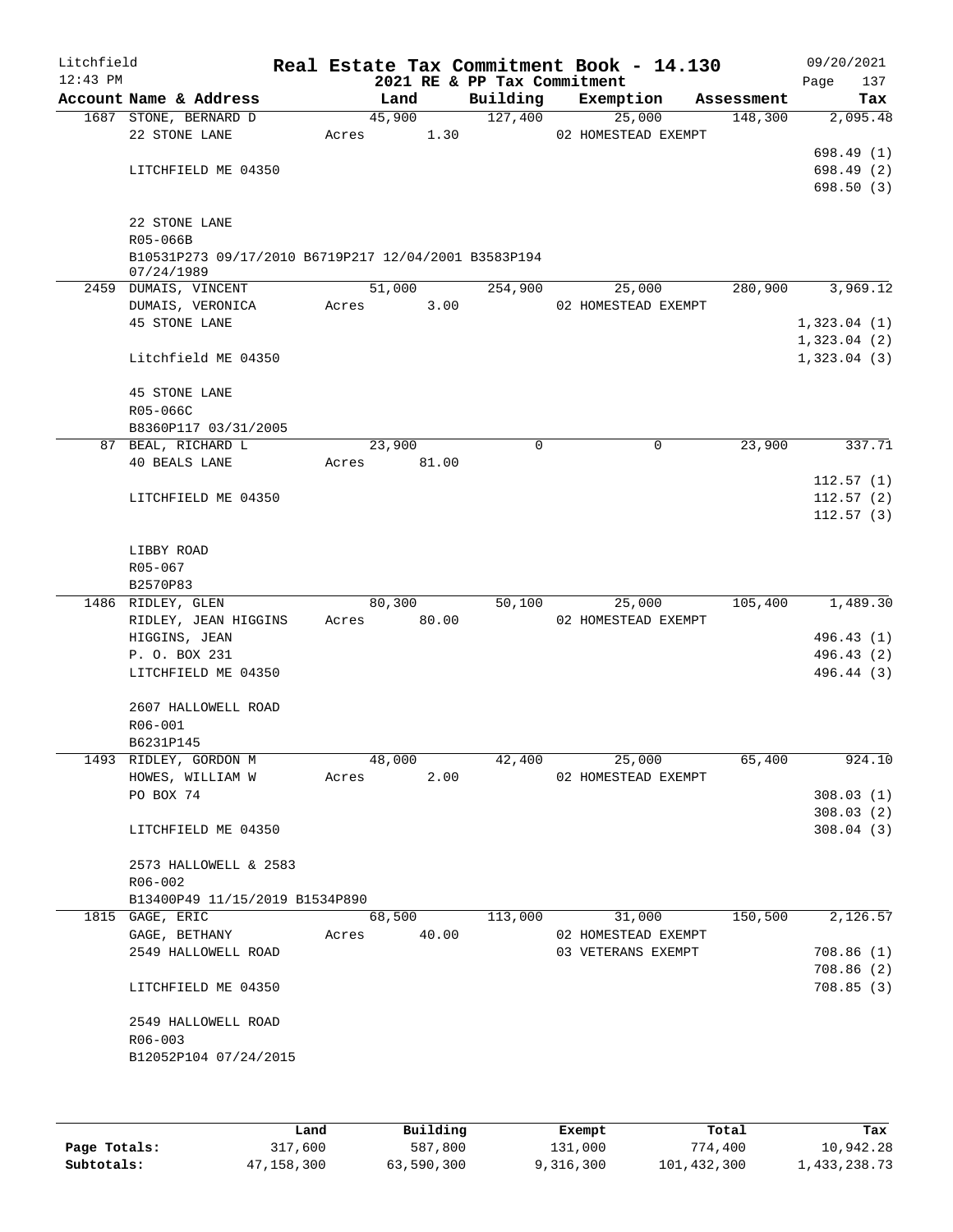Litchfield
12:43 PM

**Real Estate Tax Commitment Book - 14.130**
**2021 RE & PP Tax Commitment**

09/20/2021

| Account Name & Address | Land | Building | Exemption | Assessment | Tax |
|---|---|---|---|---|---|
| 1687 STONE, BERNARD D | 45,900 | 127,400 | 25,000 | 148,300 | 2,095.48 |
| 22 STONE LANE | Acres 1.30 | | 02 HOMESTEAD EXEMPT | | |
| | | | | | 698.49 (1) |
| LITCHFIELD ME 04350 | | | | | 698.49 (2) |
| | | | | | 698.50 (3) |
| 22 STONE LANE | | | | | |
| R05-066B | | | | | |
| B10531P273 09/17/2010 B6719P217 12/04/2001 B3583P194 07/24/1989 | | | | | |
| 2459 DUMAIS, VINCENT | 51,000 | 254,900 | 25,000 | 280,900 | 3,969.12 |
| DUMAIS, VERONICA | Acres 3.00 | | 02 HOMESTEAD EXEMPT | | |
| 45 STONE LANE | | | | | 1,323.04 (1) |
| | | | | | 1,323.04 (2) |
| Litchfield ME 04350 | | | | | 1,323.04 (3) |
| 45 STONE LANE | | | | | |
| R05-066C | | | | | |
| B8360P117 03/31/2005 | | | | | |
| 87 BEAL, RICHARD L | 23,900 | 0 | 0 | 23,900 | 337.71 |
| 40 BEALS LANE | Acres 81.00 | | | | |
| | | | | | 112.57 (1) |
| LITCHFIELD ME 04350 | | | | | 112.57 (2) |
| | | | | | 112.57 (3) |
| LIBBY ROAD | | | | | |
| R05-067 | | | | | |
| B2570P83 | | | | | |
| 1486 RIDLEY, GLEN | 80,300 | 50,100 | 25,000 | 105,400 | 1,489.30 |
| RIDLEY, JEAN HIGGINS | Acres 80.00 | | 02 HOMESTEAD EXEMPT | | |
| HIGGINS, JEAN | | | | | 496.43 (1) |
| P. O. BOX 231 | | | | | 496.43 (2) |
| LITCHFIELD ME 04350 | | | | | 496.44 (3) |
| 2607 HALLOWELL ROAD | | | | | |
| R06-001 | | | | | |
| B6231P145 | | | | | |
| 1493 RIDLEY, GORDON M | 48,000 | 42,400 | 25,000 | 65,400 | 924.10 |
| HOWES, WILLIAM W | Acres 2.00 | | 02 HOMESTEAD EXEMPT | | |
| PO BOX 74 | | | | | 308.03 (1) |
| | | | | | 308.03 (2) |
| LITCHFIELD ME 04350 | | | | | 308.04 (3) |
| 2573 HALLOWELL & 2583 | | | | | |
| R06-002 | | | | | |
| B13400P49 11/15/2019 B1534P890 | | | | | |
| 1815 GAGE, ERIC | 68,500 | 113,000 | 31,000 | 150,500 | 2,126.57 |
| GAGE, BETHANY | Acres 40.00 | | 02 HOMESTEAD EXEMPT | | |
| 2549 HALLOWELL ROAD | | | 03 VETERANS EXEMPT | | 708.86 (1) |
| | | | | | 708.86 (2) |
| LITCHFIELD ME 04350 | | | | | 708.85 (3) |
| 2549 HALLOWELL ROAD | | | | | |
| R06-003 | | | | | |
| B12052P104 07/24/2015 | | | | | |

| | Land | Building | Exempt | Total | Tax |
|---|---|---|---|---|---|
| Page Totals: | 317,600 | 587,800 | 131,000 | 774,400 | 10,942.28 |
| Subtotals: | 47,158,300 | 63,590,300 | 9,316,300 | 101,432,300 | 1,433,238.73 |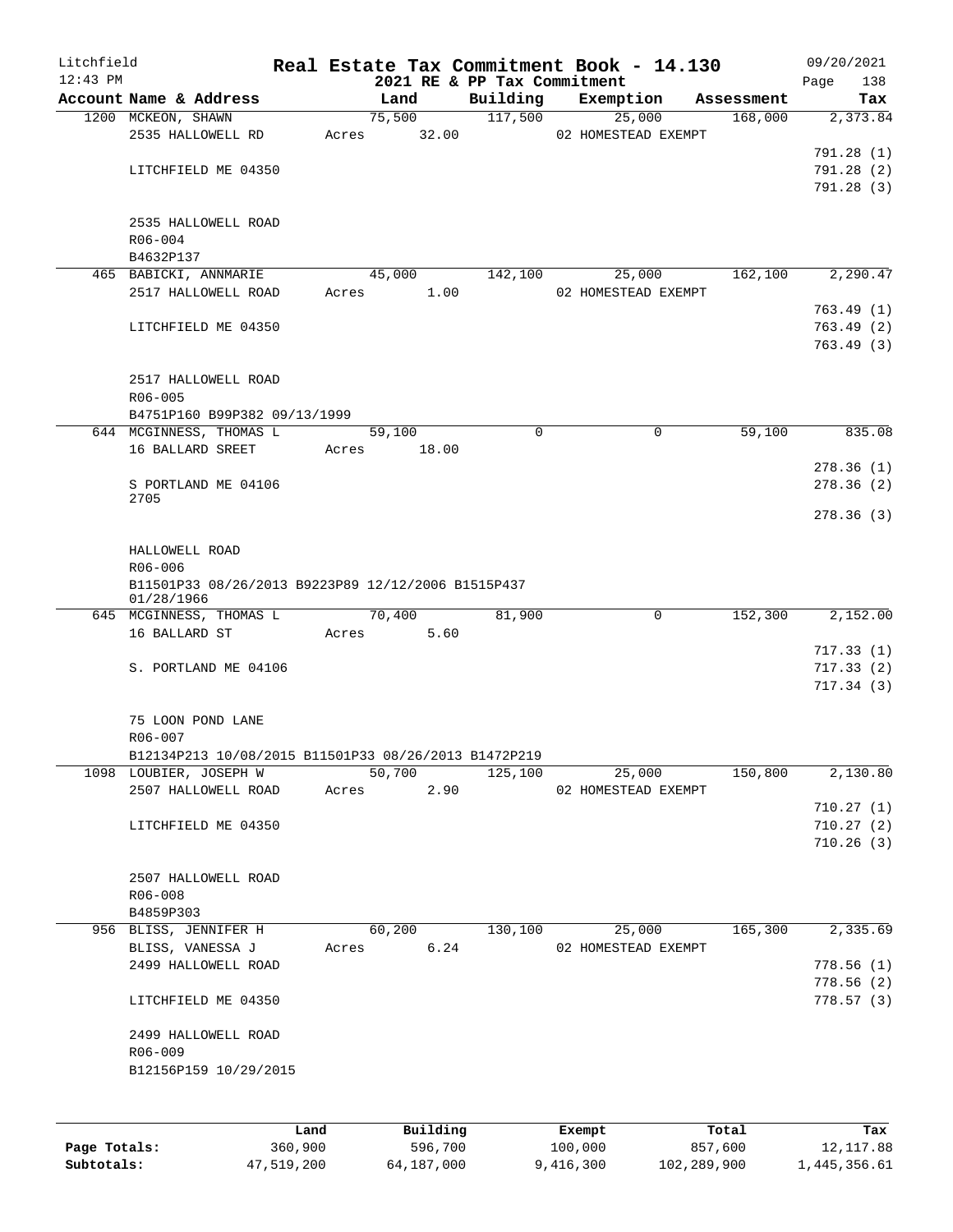Litchfield
12:43 PM

# Real Estate Tax Commitment Book - 14.130

2021 RE & PP Tax Commitment

09/20/2021
Page 138

| Account Name & Address | Land | Building | Exemption | Assessment | Tax |
|---|---|---|---|---|---|
| 1200 MCKEON, SHAWN | 75,500 | 117,500 | 25,000 | 168,000 | 2,373.84 |
| 2535 HALLOWELL RD | Acres 32.00 | | 02 HOMESTEAD EXEMPT | | |
| | | | | | 791.28 (1) |
| LITCHFIELD ME 04350 | | | | | 791.28 (2) |
| | | | | | 791.28 (3) |
| 2535 HALLOWELL ROAD | | | | | |
| R06-004 | | | | | |
| B4632P137 | | | | | |
| 465 BABICKI, ANNMARIE | 45,000 | 142,100 | 25,000 | 162,100 | 2,290.47 |
| 2517 HALLOWELL ROAD | Acres 1.00 | | 02 HOMESTEAD EXEMPT | | |
| | | | | | 763.49 (1) |
| LITCHFIELD ME 04350 | | | | | 763.49 (2) |
| | | | | | 763.49 (3) |
| 2517 HALLOWELL ROAD | | | | | |
| R06-005 | | | | | |
| B4751P160 B99P382 09/13/1999 | | | | | |
| 644 MCGINNESS, THOMAS L | 59,100 | 0 | 0 | 59,100 | 835.08 |
| 16 BALLARD SREET | Acres 18.00 | | | | |
| | | | | | 278.36 (1) |
| S PORTLAND ME 04106 2705 | | | | | 278.36 (2) |
| | | | | | 278.36 (3) |
| HALLOWELL ROAD | | | | | |
| R06-006 | | | | | |
| B11501P33 08/26/2013 B9223P89 12/12/2006 B1515P437 01/28/1966 | | | | | |
| 645 MCGINNESS, THOMAS L | 70,400 | 81,900 | 0 | 152,300 | 2,152.00 |
| 16 BALLARD ST | Acres 5.60 | | | | |
| | | | | | 717.33 (1) |
| S. PORTLAND ME 04106 | | | | | 717.33 (2) |
| | | | | | 717.34 (3) |
| 75 LOON POND LANE | | | | | |
| R06-007 | | | | | |
| B12134P213 10/08/2015 B11501P33 08/26/2013 B1472P219 | | | | | |
| 1098 LOUBIER, JOSEPH W | 50,700 | 125,100 | 25,000 | 150,800 | 2,130.80 |
| 2507 HALLOWELL ROAD | Acres 2.90 | | 02 HOMESTEAD EXEMPT | | |
| | | | | | 710.27 (1) |
| LITCHFIELD ME 04350 | | | | | 710.27 (2) |
| | | | | | 710.26 (3) |
| 2507 HALLOWELL ROAD | | | | | |
| R06-008 | | | | | |
| B4859P303 | | | | | |
| 956 BLISS, JENNIFER H | 60,200 | 130,100 | 25,000 | 165,300 | 2,335.69 |
| BLISS, VANESSA J | Acres 6.24 | | 02 HOMESTEAD EXEMPT | | |
| 2499 HALLOWELL ROAD | | | | | 778.56 (1) |
| | | | | | 778.56 (2) |
| LITCHFIELD ME 04350 | | | | | 778.57 (3) |
| 2499 HALLOWELL ROAD | | | | | |
| R06-009 | | | | | |
| B12156P159 10/29/2015 | | | | | |

| | Land | Building | Exempt | Total | Tax |
|---|---|---|---|---|---|
| **Page Totals:** | 360,900 | 596,700 | 100,000 | 857,600 | 12,117.88 |
| **Subtotals:** | 47,519,200 | 64,187,000 | 9,416,300 | 102,289,900 | 1,445,356.61 |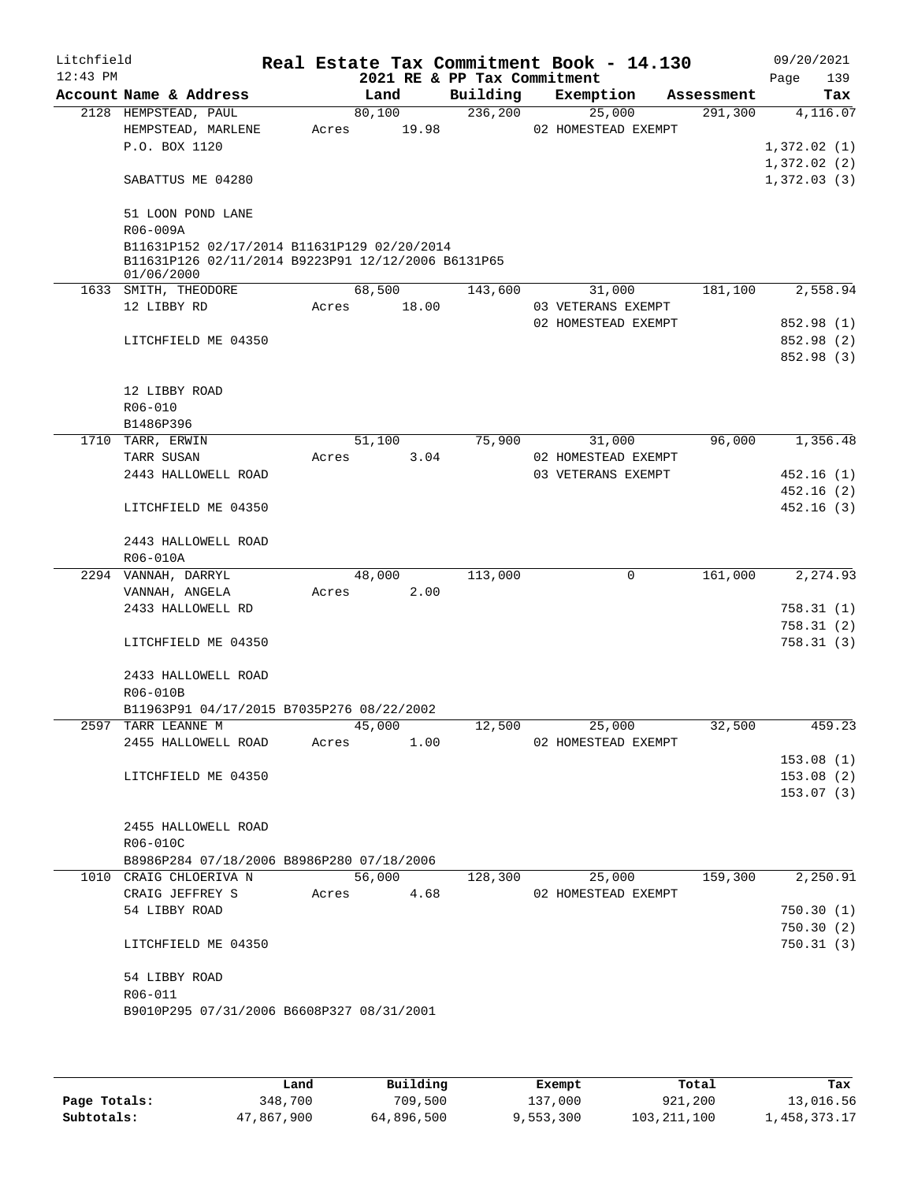Litchfield
12:43 PM

**Real Estate Tax Commitment Book - 14.130**
**2021 RE & PP Tax Commitment**

09/20/2021
Page 139

| Account Name & Address | Land | Building | Exemption | Assessment | Tax |
|---|---|---|---|---|---|
| 2128 HEMPSTEAD, PAUL | 80,100 | 236,200 | 25,000 | 291,300 | 4,116.07 |
| HEMPSTEAD, MARLENE | Acres 19.98 | | 02 HOMESTEAD EXEMPT | | |
| P.O. BOX 1120 | | | | | 1,372.02 (1) |
| | | | | | 1,372.02 (2) |
| SABATTUS ME 04280 | | | | | 1,372.03 (3) |
| 51 LOON POND LANE | | | | | |
| R06-009A | | | | | |
| B11631P152 02/17/2014 B11631P129 02/20/2014 B11631P126 02/11/2014 B9223P91 12/12/2006 B6131P65 01/06/2000 | | | | | |
| 1633 SMITH, THEODORE | 68,500 | 143,600 | 31,000 | 181,100 | 2,558.94 |
| 12 LIBBY RD | Acres 18.00 | | 03 VETERANS EXEMPT | | |
| | | | 02 HOMESTEAD EXEMPT | | 852.98 (1) |
| LITCHFIELD ME 04350 | | | | | 852.98 (2) |
| | | | | | 852.98 (3) |
| 12 LIBBY ROAD | | | | | |
| R06-010 | | | | | |
| B1486P396 | | | | | |
| 1710 TARR, ERWIN | 51,100 | 75,900 | 31,000 | 96,000 | 1,356.48 |
| TARR SUSAN | Acres 3.04 | | 02 HOMESTEAD EXEMPT | | |
| 2443 HALLOWELL ROAD | | | 03 VETERANS EXEMPT | | 452.16 (1) |
| | | | | | 452.16 (2) |
| LITCHFIELD ME 04350 | | | | | 452.16 (3) |
| 2443 HALLOWELL ROAD | | | | | |
| R06-010A | | | | | |
| 2294 VANNAH, DARRYL | 48,000 | 113,000 | 0 | 161,000 | 2,274.93 |
| VANNAH, ANGELA | Acres 2.00 | | | | |
| 2433 HALLOWELL RD | | | | | 758.31 (1) |
| | | | | | 758.31 (2) |
| LITCHFIELD ME 04350 | | | | | 758.31 (3) |
| 2433 HALLOWELL ROAD | | | | | |
| R06-010B | | | | | |
| B11963P91 04/17/2015 B7035P276 08/22/2002 | | | | | |
| 2597 TARR LEANNE M | 45,000 | 12,500 | 25,000 | 32,500 | 459.23 |
| 2455 HALLOWELL ROAD | Acres 1.00 | | 02 HOMESTEAD EXEMPT | | |
| | | | | | 153.08 (1) |
| LITCHFIELD ME 04350 | | | | | 153.08 (2) |
| | | | | | 153.07 (3) |
| 2455 HALLOWELL ROAD | | | | | |
| R06-010C | | | | | |
| B8986P284 07/18/2006 B8986P280 07/18/2006 | | | | | |
| 1010 CRAIG CHLOERIVA N | 56,000 | 128,300 | 25,000 | 159,300 | 2,250.91 |
| CRAIG JEFFREY S | Acres 4.68 | | 02 HOMESTEAD EXEMPT | | |
| 54 LIBBY ROAD | | | | | 750.30 (1) |
| | | | | | 750.30 (2) |
| LITCHFIELD ME 04350 | | | | | 750.31 (3) |
| 54 LIBBY ROAD | | | | | |
| R06-011 | | | | | |
| B9010P295 07/31/2006 B6608P327 08/31/2001 | | | | | |

| | Land | Building | Exempt | Total | Tax |
|---|---|---|---|---|---|
| Page Totals: | 348,700 | 709,500 | 137,000 | 921,200 | 13,016.56 |
| Subtotals: | 47,867,900 | 64,896,500 | 9,553,300 | 103,211,100 | 1,458,373.17 |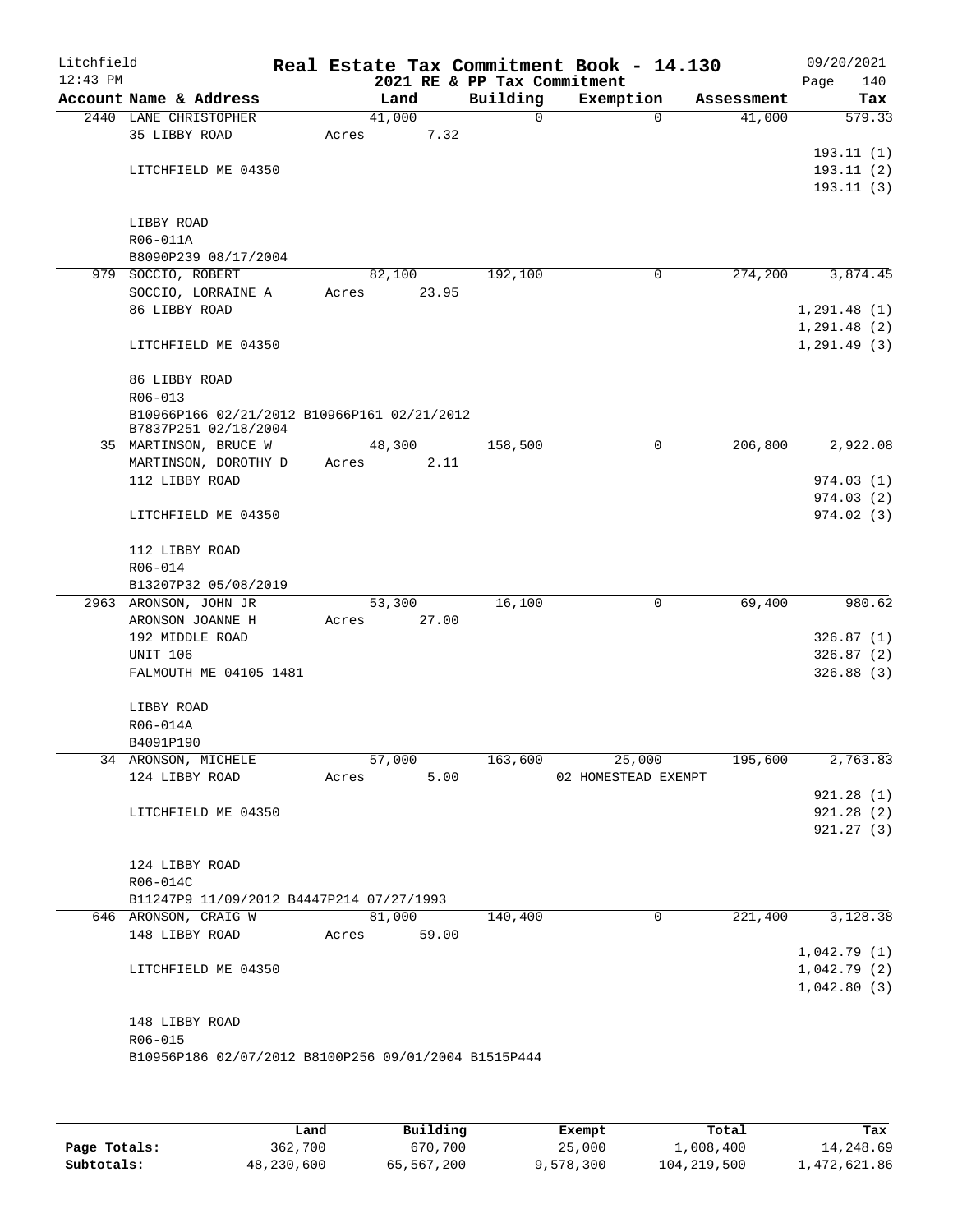Litchfield
12:43 PM

# Real Estate Tax Commitment Book - 14.130

2021 RE & PP Tax Commitment

09/20/2021

| Account | Name & Address | Land | Building | Exemption | Assessment | Tax |
|---|---|---|---|---|---|---|
| 2440 | LANE CHRISTOPHER<br>35 LIBBY ROAD<br><br>LITCHFIELD ME 04350<br><br>LIBBY ROAD<br>R06-011A<br>B8090P239 08/17/2004 | 41,000<br>Acres 7.32 | 0 | 0 | 41,000 | 579.33<br>193.11 (1)<br>193.11 (2)<br>193.11 (3) |
| 979 | SOCCIO, ROBERT<br>SOCCIO, LORRAINE A<br>86 LIBBY ROAD<br><br>LITCHFIELD ME 04350<br><br>86 LIBBY ROAD<br>R06-013<br>B10966P166 02/21/2012 B10966P161 02/21/2012<br>B7837P251 02/18/2004 | 82,100<br>Acres 23.95 | 192,100 | 0 | 274,200 | 3,874.45<br>1,291.48 (1)<br>1,291.48 (2)<br>1,291.49 (3) |
| 35 | MARTINSON, BRUCE W<br>MARTINSON, DOROTHY D<br>112 LIBBY ROAD<br><br>LITCHFIELD ME 04350<br><br>112 LIBBY ROAD<br>R06-014<br>B13207P32 05/08/2019 | 48,300<br>Acres 2.11 | 158,500 | 0 | 206,800 | 2,922.08<br>974.03 (1)<br>974.03 (2)<br>974.02 (3) |
| 2963 | ARONSON, JOHN JR<br>ARONSON JOANNE H<br>192 MIDDLE ROAD<br>UNIT 106<br>FALMOUTH ME 04105 1481<br><br>LIBBY ROAD<br>R06-014A<br>B4091P190 | 53,300<br>Acres 27.00 | 16,100 | 0 | 69,400 | 980.62<br>326.87 (1)<br>326.87 (2)<br>326.88 (3) |
| 34 | ARONSON, MICHELE<br>124 LIBBY ROAD<br><br>LITCHFIELD ME 04350<br><br>124 LIBBY ROAD<br>R06-014C<br>B11247P9 11/09/2012 B4447P214 07/27/1993 | 57,000<br>Acres 5.00 | 163,600 | 25,000<br>02 HOMESTEAD EXEMPT | 195,600 | 2,763.83<br>921.28 (1)<br>921.28 (2)<br>921.27 (3) |
| 646 | ARONSON, CRAIG W<br>148 LIBBY ROAD<br><br>LITCHFIELD ME 04350<br><br>148 LIBBY ROAD<br>R06-015<br>B10956P186 02/07/2012 B8100P256 09/01/2004 B1515P444 | 81,000<br>Acres 59.00 | 140,400 | 0 | 221,400 | 3,128.38<br>1,042.79 (1)<br>1,042.79 (2)<br>1,042.80 (3) |

| | Land | Building | Exempt | Total | Tax |
|---|---|---|---|---|---|
| Page Totals: | 362,700 | 670,700 | 25,000 | 1,008,400 | 14,248.69 |
| Subtotals: | 48,230,600 | 65,567,200 | 9,578,300 | 104,219,500 | 1,472,621.86 |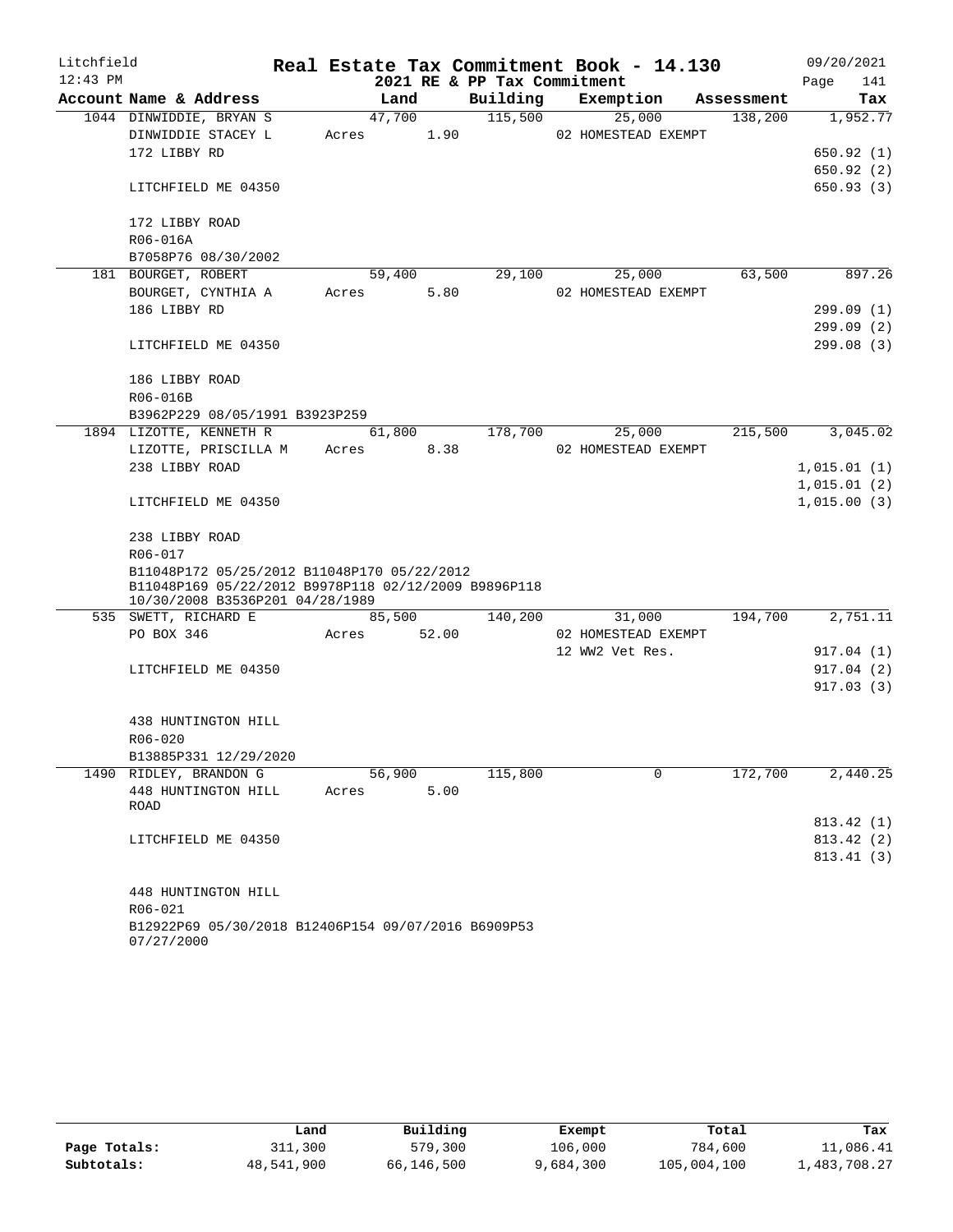# Real Estate Tax Commitment Book - 14.130

Litchfield 12:43 PM — 2021 RE & PP Tax Commitment — 09/20/2021

| Account Name & Address | Land | Building | Exemption | Assessment | Tax |
|---|---|---|---|---|---|
| 1044 DINWIDDIE, BRYAN S | 47,700 | 115,500 | 25,000 | 138,200 | 1,952.77 |
| DINWIDDIE STACEY L | Acres 1.90 | | 02 HOMESTEAD EXEMPT | | |
| 172 LIBBY RD | | | | | 650.92 (1) |
| | | | | | 650.92 (2) |
| LITCHFIELD ME 04350 | | | | | 650.93 (3) |
| 172 LIBBY ROAD | | | | | |
| R06-016A | | | | | |
| B7058P76 08/30/2002 | | | | | |
| 181 BOURGET, ROBERT | 59,400 | 29,100 | 25,000 | 63,500 | 897.26 |
| BOURGET, CYNTHIA A | Acres 5.80 | | 02 HOMESTEAD EXEMPT | | |
| 186 LIBBY RD | | | | | 299.09 (1) |
| | | | | | 299.09 (2) |
| LITCHFIELD ME 04350 | | | | | 299.08 (3) |
| 186 LIBBY ROAD | | | | | |
| R06-016B | | | | | |
| B3962P229 08/05/1991 B3923P259 | | | | | |
| 1894 LIZOTTE, KENNETH R | 61,800 | 178,700 | 25,000 | 215,500 | 3,045.02 |
| LIZOTTE, PRISCILLA M | Acres 8.38 | | 02 HOMESTEAD EXEMPT | | |
| 238 LIBBY ROAD | | | | | 1,015.01 (1) |
| | | | | | 1,015.01 (2) |
| LITCHFIELD ME 04350 | | | | | 1,015.00 (3) |
| 238 LIBBY ROAD | | | | | |
| R06-017 | | | | | |
| B11048P172 05/25/2012 B11048P170 05/22/2012 B11048P169 05/22/2012 B9978P118 02/12/2009 B9896P118 10/30/2008 B3536P201 04/28/1989 | | | | | |
| 535 SWETT, RICHARD E | 85,500 | 140,200 | 31,000 | 194,700 | 2,751.11 |
| PO BOX 346 | Acres 52.00 | | 02 HOMESTEAD EXEMPT | | |
| | | | 12 WW2 Vet Res. | | 917.04 (1) |
| LITCHFIELD ME 04350 | | | | | 917.04 (2) |
| | | | | | 917.03 (3) |
| 438 HUNTINGTON HILL | | | | | |
| R06-020 | | | | | |
| B13885P331 12/29/2020 | | | | | |
| 1490 RIDLEY, BRANDON G | 56,900 | 115,800 | 0 | 172,700 | 2,440.25 |
| 448 HUNTINGTON HILL ROAD | Acres 5.00 | | | | |
| | | | | | 813.42 (1) |
| LITCHFIELD ME 04350 | | | | | 813.42 (2) |
| | | | | | 813.41 (3) |
| 448 HUNTINGTON HILL | | | | | |
| R06-021 | | | | | |
| B12922P69 05/30/2018 B12406P154 09/07/2016 B6909P53 07/27/2000 | | | | | |

| | Land | Building | Exempt | Total | Tax |
|---|---|---|---|---|---|
| Page Totals: | 311,300 | 579,300 | 106,000 | 784,600 | 11,086.41 |
| Subtotals: | 48,541,900 | 66,146,500 | 9,684,300 | 105,004,100 | 1,483,708.27 |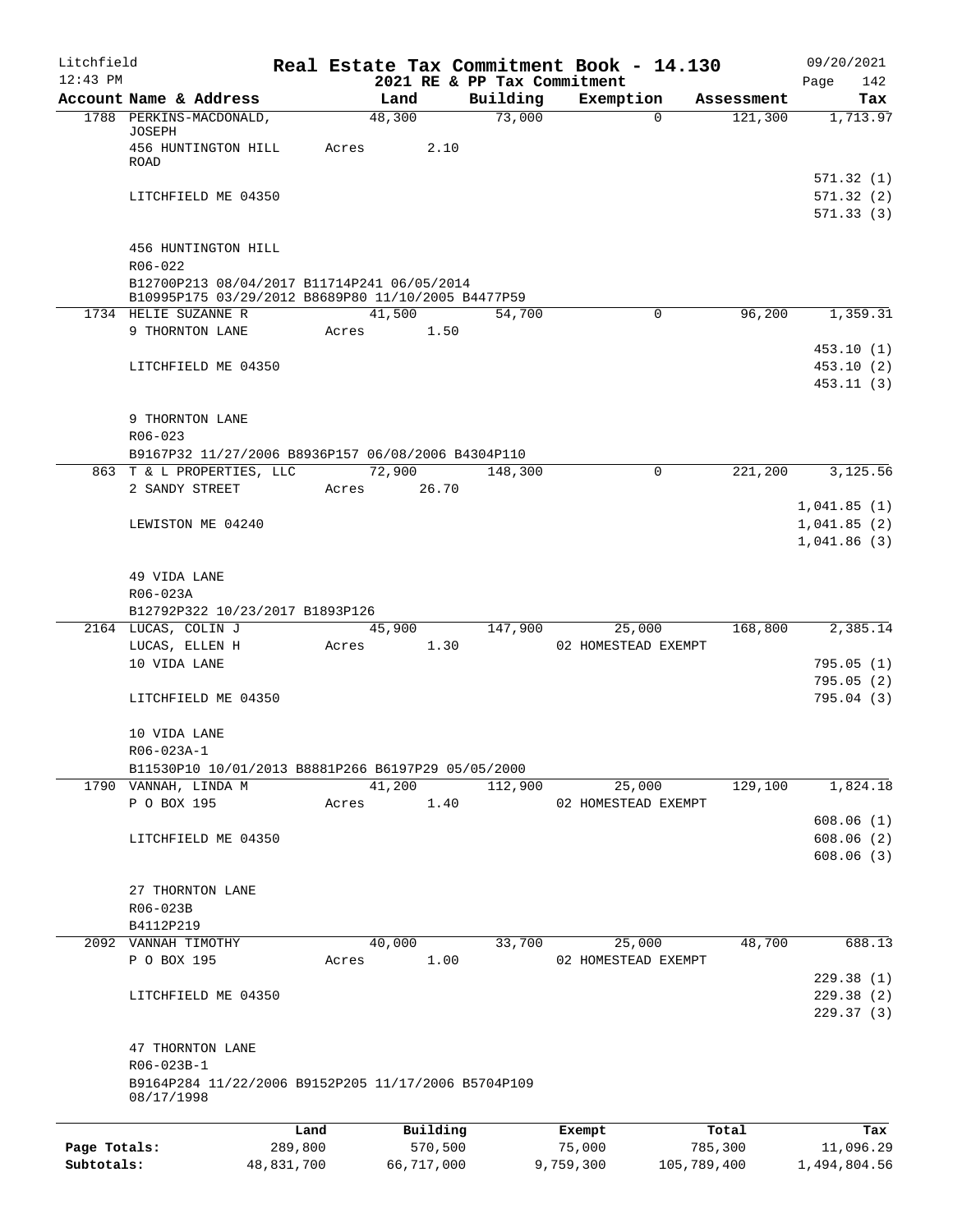Litchfield
12:43 PM

# Real Estate Tax Commitment Book - 14.130

## 2021 RE & PP Tax Commitment

09/20/2021

| Account Name & Address | Land | Building | Exemption | Assessment | Tax |
|---|---|---|---|---|---|
| 1788 PERKINS-MACDONALD, JOSEPH | 48,300 | 73,000 | 0 | 121,300 | 1,713.97 |
| 456 HUNTINGTON HILL ROAD | Acres 2.10 | | | | |
| | | | | | 571.32 (1) |
| LITCHFIELD ME 04350 | | | | | 571.32 (2) |
| | | | | | 571.33 (3) |
| 456 HUNTINGTON HILL | | | | | |
| R06-022 | | | | | |
| B12700P213 08/04/2017 B11714P241 06/05/2014 B10995P175 03/29/2012 B8689P80 11/10/2005 B4477P59 | | | | | |
| 1734 HELIE SUZANNE R | 41,500 | 54,700 | 0 | 96,200 | 1,359.31 |
| 9 THORNTON LANE | Acres 1.50 | | | | |
| | | | | | 453.10 (1) |
| LITCHFIELD ME 04350 | | | | | 453.10 (2) |
| | | | | | 453.11 (3) |
| 9 THORNTON LANE | | | | | |
| R06-023 | | | | | |
| B9167P32 11/27/2006 B8936P157 06/08/2006 B4304P110 | | | | | |
| 863 T & L PROPERTIES, LLC | 72,900 | 148,300 | 0 | 221,200 | 3,125.56 |
| 2 SANDY STREET | Acres 26.70 | | | | |
| | | | | | 1,041.85 (1) |
| LEWISTON ME 04240 | | | | | 1,041.85 (2) |
| | | | | | 1,041.86 (3) |
| 49 VIDA LANE | | | | | |
| R06-023A | | | | | |
| B12792P322 10/23/2017 B1893P126 | | | | | |
| 2164 LUCAS, COLIN J | 45,900 | 147,900 | 25,000 | 168,800 | 2,385.14 |
| LUCAS, ELLEN H | Acres 1.30 | | 02 HOMESTEAD EXEMPT | | |
| 10 VIDA LANE | | | | | 795.05 (1) |
| | | | | | 795.05 (2) |
| LITCHFIELD ME 04350 | | | | | 795.04 (3) |
| 10 VIDA LANE | | | | | |
| R06-023A-1 | | | | | |
| B11530P10 10/01/2013 B8881P266 B6197P29 05/05/2000 | | | | | |
| 1790 VANNAH, LINDA M | 41,200 | 112,900 | 25,000 | 129,100 | 1,824.18 |
| P O BOX 195 | Acres 1.40 | | 02 HOMESTEAD EXEMPT | | |
| | | | | | 608.06 (1) |
| LITCHFIELD ME 04350 | | | | | 608.06 (2) |
| | | | | | 608.06 (3) |
| 27 THORNTON LANE | | | | | |
| R06-023B | | | | | |
| B4112P219 | | | | | |
| 2092 VANNAH TIMOTHY | 40,000 | 33,700 | 25,000 | 48,700 | 688.13 |
| P O BOX 195 | Acres 1.00 | | 02 HOMESTEAD EXEMPT | | |
| | | | | | 229.38 (1) |
| LITCHFIELD ME 04350 | | | | | 229.38 (2) |
| | | | | | 229.37 (3) |
| 47 THORNTON LANE | | | | | |
| R06-023B-1 | | | | | |
| B9164P284 11/22/2006 B9152P205 11/17/2006 B5704P109 08/17/1998 | | | | | |

| | Land | Building | Exempt | Total | Tax |
|---|---|---|---|---|---|
| Page Totals: | 289,800 | 570,500 | 75,000 | 785,300 | 11,096.29 |
| Subtotals: | 48,831,700 | 66,717,000 | 9,759,300 | 105,789,400 | 1,494,804.56 |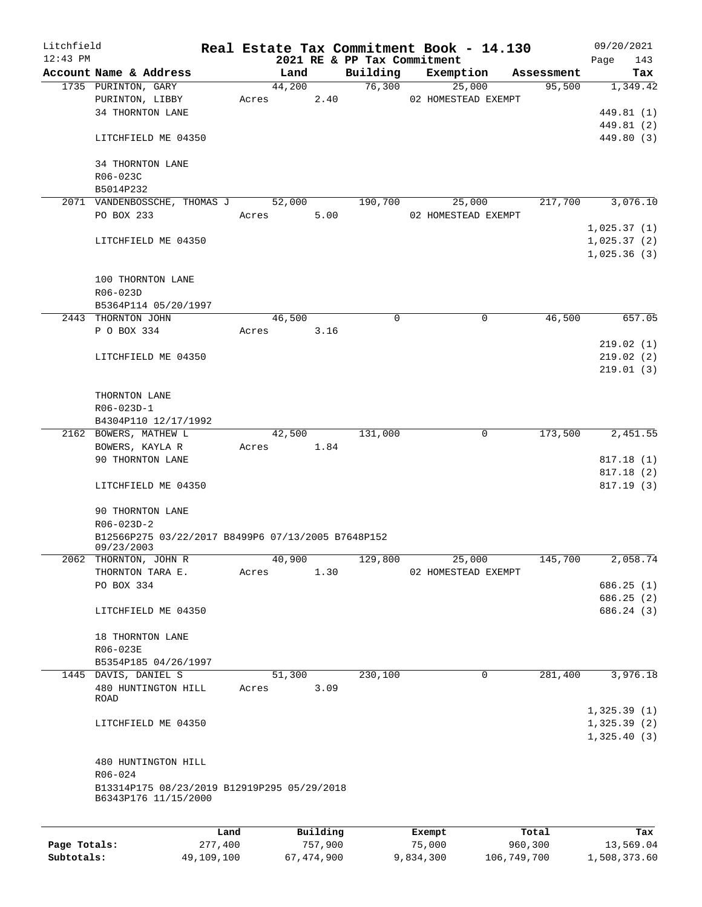Litchfield
12:43 PM

# Real Estate Tax Commitment Book - 14.130

## 2021 RE & PP Tax Commitment

09/20/2021

| Account Name & Address | Land | Building | Exemption | Assessment | Tax |
|---|---|---|---|---|---|
| 1735 PURINTON, GARY | 44,200 | 76,300 | 25,000 | 95,500 | 1,349.42 |
| PURINTON, LIBBY | Acres 2.40 | | 02 HOMESTEAD EXEMPT | | |
| 34 THORNTON LANE | | | | | 449.81 (1) |
| | | | | | 449.81 (2) |
| LITCHFIELD ME 04350 | | | | | 449.80 (3) |
| 34 THORNTON LANE | | | | | |
| R06-023C | | | | | |
| B5014P232 | | | | | |
| 2071 VANDENBOSSCHE, THOMAS J | 52,000 | 190,700 | 25,000 | 217,700 | 3,076.10 |
| PO BOX 233 | Acres 5.00 | | 02 HOMESTEAD EXEMPT | | |
| | | | | | 1,025.37 (1) |
| LITCHFIELD ME 04350 | | | | | 1,025.37 (2) |
| | | | | | 1,025.36 (3) |
| 100 THORNTON LANE | | | | | |
| R06-023D | | | | | |
| B5364P114 05/20/1997 | | | | | |
| 2443 THORNTON JOHN | 46,500 | 0 | 0 | 46,500 | 657.05 |
| P O BOX 334 | Acres 3.16 | | | | |
| | | | | | 219.02 (1) |
| LITCHFIELD ME 04350 | | | | | 219.02 (2) |
| | | | | | 219.01 (3) |
| THORNTON LANE | | | | | |
| R06-023D-1 | | | | | |
| B4304P110 12/17/1992 | | | | | |
| 2162 BOWERS, MATHEW L | 42,500 | 131,000 | 0 | 173,500 | 2,451.55 |
| BOWERS, KAYLA R | Acres 1.84 | | | | |
| 90 THORNTON LANE | | | | | 817.18 (1) |
| | | | | | 817.18 (2) |
| LITCHFIELD ME 04350 | | | | | 817.19 (3) |
| 90 THORNTON LANE | | | | | |
| R06-023D-2 | | | | | |
| B12566P275 03/22/2017 B8499P6 07/13/2005 B7648P152 09/23/2003 | | | | | |
| 2062 THORNTON, JOHN R | 40,900 | 129,800 | 25,000 | 145,700 | 2,058.74 |
| THORNTON TARA E. | Acres 1.30 | | 02 HOMESTEAD EXEMPT | | |
| PO BOX 334 | | | | | 686.25 (1) |
| | | | | | 686.25 (2) |
| LITCHFIELD ME 04350 | | | | | 686.24 (3) |
| 18 THORNTON LANE | | | | | |
| R06-023E | | | | | |
| B5354P185 04/26/1997 | | | | | |
| 1445 DAVIS, DANIEL S | 51,300 | 230,100 | 0 | 281,400 | 3,976.18 |
| 480 HUNTINGTON HILL ROAD | Acres 3.09 | | | | |
| | | | | | 1,325.39 (1) |
| LITCHFIELD ME 04350 | | | | | 1,325.39 (2) |
| | | | | | 1,325.40 (3) |
| 480 HUNTINGTON HILL | | | | | |
| R06-024 | | | | | |
| B13314P175 08/23/2019 B12919P295 05/29/2018 B6343P176 11/15/2000 | | | | | |

| | Land | Building | Exempt | Total | Tax |
|---|---|---|---|---|---|
| Page Totals: | 277,400 | 757,900 | 75,000 | 960,300 | 13,569.04 |
| Subtotals: | 49,109,100 | 67,474,900 | 9,834,300 | 106,749,700 | 1,508,373.60 |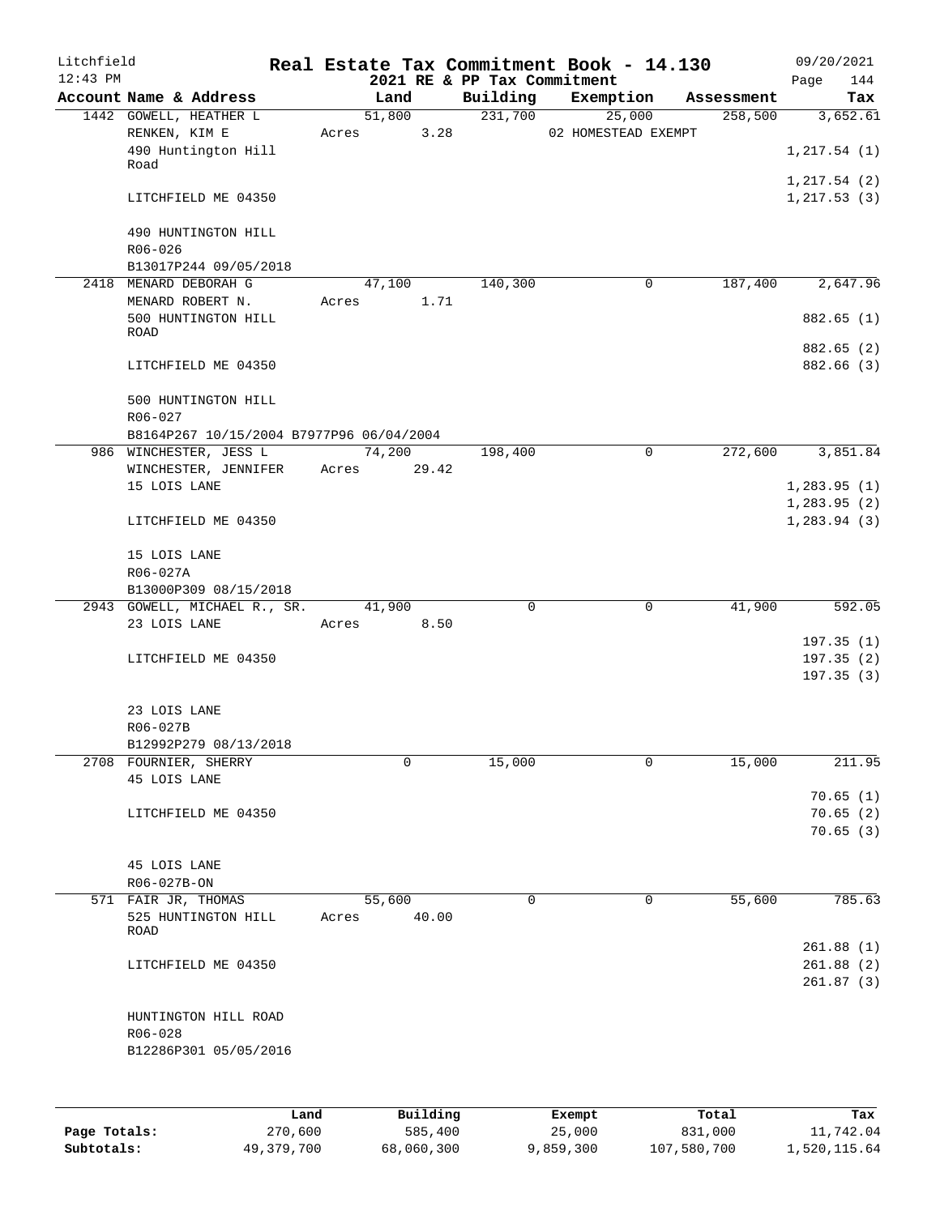Litchfield
12:43 PM

# Real Estate Tax Commitment Book - 14.130

## 2021 RE & PP Tax Commitment

09/20/2021
Page 144

| Account Name & Address | Land | Building | Exemption | Assessment | Tax |
|---|---|---|---|---|---|
| 1442 GOWELL, HEATHER L | 51,800 | 231,700 | 25,000 | 258,500 | 3,652.61 |
| RENKEN, KIM E | Acres 3.28 | | 02 HOMESTEAD EXEMPT | | |
| 490 Huntington Hill Road | | | | | 1,217.54 (1) |
| | | | | | 1,217.54 (2) |
| LITCHFIELD ME 04350 | | | | | 1,217.53 (3) |
| 490 HUNTINGTON HILL | | | | | |
| R06-026 | | | | | |
| B13017P244 09/05/2018 | | | | | |
| 2418 MENARD DEBORAH G | 47,100 | 140,300 | 0 | 187,400 | 2,647.96 |
| MENARD ROBERT N. | Acres 1.71 | | | | |
| 500 HUNTINGTON HILL ROAD | | | | | 882.65 (1) |
| | | | | | 882.65 (2) |
| LITCHFIELD ME 04350 | | | | | 882.66 (3) |
| 500 HUNTINGTON HILL | | | | | |
| R06-027 | | | | | |
| B8164P267 10/15/2004 B7977P96 06/04/2004 | | | | | |
| 986 WINCHESTER, JESS L | 74,200 | 198,400 | 0 | 272,600 | 3,851.84 |
| WINCHESTER, JENNIFER | Acres 29.42 | | | | |
| 15 LOIS LANE | | | | | 1,283.95 (1) |
| | | | | | 1,283.95 (2) |
| LITCHFIELD ME 04350 | | | | | 1,283.94 (3) |
| 15 LOIS LANE | | | | | |
| R06-027A | | | | | |
| B13000P309 08/15/2018 | | | | | |
| 2943 GOWELL, MICHAEL R., SR. | 41,900 | 0 | 0 | 41,900 | 592.05 |
| 23 LOIS LANE | Acres 8.50 | | | | |
| | | | | | 197.35 (1) |
| LITCHFIELD ME 04350 | | | | | 197.35 (2) |
| | | | | | 197.35 (3) |
| 23 LOIS LANE | | | | | |
| R06-027B | | | | | |
| B12992P279 08/13/2018 | | | | | |
| 2708 FOURNIER, SHERRY | 0 | 15,000 | 0 | 15,000 | 211.95 |
| 45 LOIS LANE | | | | | |
| | | | | | 70.65 (1) |
| LITCHFIELD ME 04350 | | | | | 70.65 (2) |
| | | | | | 70.65 (3) |
| 45 LOIS LANE | | | | | |
| R06-027B-ON | | | | | |
| 571 FAIR JR, THOMAS | 55,600 | 0 | 0 | 55,600 | 785.63 |
| 525 HUNTINGTON HILL ROAD | Acres 40.00 | | | | |
| | | | | | 261.88 (1) |
| LITCHFIELD ME 04350 | | | | | 261.88 (2) |
| | | | | | 261.87 (3) |
| HUNTINGTON HILL ROAD | | | | | |
| R06-028 | | | | | |
| B12286P301 05/05/2016 | | | | | |

| | Land | Building | Exempt | Total | Tax |
|---|---|---|---|---|---|
| Page Totals: | 270,600 | 585,400 | 25,000 | 831,000 | 11,742.04 |
| Subtotals: | 49,379,700 | 68,060,300 | 9,859,300 | 107,580,700 | 1,520,115.64 |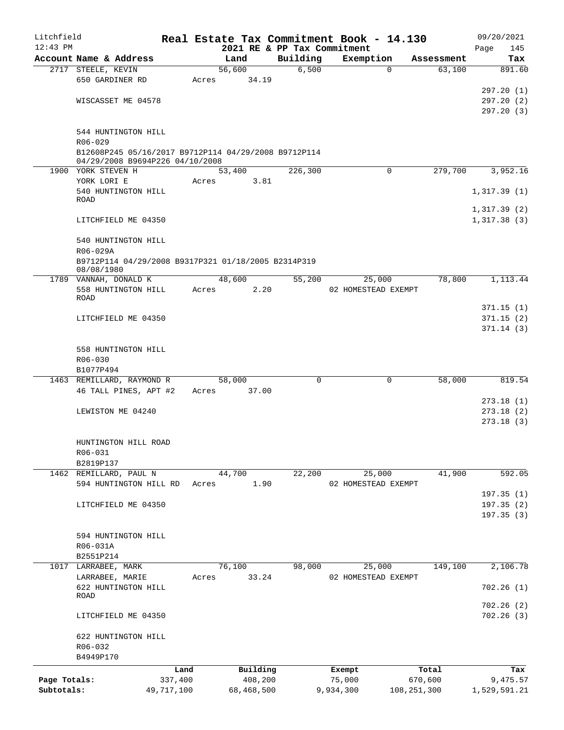Litchfield
12:43 PM

# Real Estate Tax Commitment Book - 14.130

2021 RE & PP Tax Commitment

09/20/2021
Page 145

| Account Name & Address | Land | Building | Exemption | Assessment | Tax |
|---|---|---|---|---|---|
| 2717 STEELE, KEVIN | 56,600 | 6,500 | 0 | 63,100 | 891.60 |
| 650 GARDINER RD | Acres 34.19 | | | | |
| | | | | | 297.20 (1) |
| WISCASSET ME 04578 | | | | | 297.20 (2) |
| | | | | | 297.20 (3) |
| 544 HUNTINGTON HILL | | | | | |
| R06-029 | | | | | |
| B12608P245 05/16/2017 B9712P114 04/29/2008 B9712P114 04/29/2008 B9694P226 04/10/2008 | | | | | |
| 1900 YORK STEVEN H | 53,400 | 226,300 | 0 | 279,700 | 3,952.16 |
| YORK LORI E | Acres 3.81 | | | | |
| 540 HUNTINGTON HILL ROAD | | | | | 1,317.39 (1) |
| | | | | | 1,317.39 (2) |
| LITCHFIELD ME 04350 | | | | | 1,317.38 (3) |
| 540 HUNTINGTON HILL | | | | | |
| R06-029A | | | | | |
| B9712P114 04/29/2008 B9317P321 01/18/2005 B2314P319 08/08/1980 | | | | | |
| 1789 VANNAH, DONALD K | 48,600 | 55,200 | 25,000 | 78,800 | 1,113.44 |
| 558 HUNTINGTON HILL ROAD | Acres 2.20 | | 02 HOMESTEAD EXEMPT | | |
| | | | | | 371.15 (1) |
| LITCHFIELD ME 04350 | | | | | 371.15 (2) |
| | | | | | 371.14 (3) |
| 558 HUNTINGTON HILL | | | | | |
| R06-030 | | | | | |
| B1077P494 | | | | | |
| 1463 REMILLARD, RAYMOND R | 58,000 | 0 | 0 | 58,000 | 819.54 |
| 46 TALL PINES, APT #2 | Acres 37.00 | | | | |
| | | | | | 273.18 (1) |
| LEWISTON ME 04240 | | | | | 273.18 (2) |
| | | | | | 273.18 (3) |
| HUNTINGTON HILL ROAD | | | | | |
| R06-031 | | | | | |
| B2819P137 | | | | | |
| 1462 REMILLARD, PAUL N | 44,700 | 22,200 | 25,000 | 41,900 | 592.05 |
| 594 HUNTINGTON HILL RD | Acres 1.90 | | 02 HOMESTEAD EXEMPT | | |
| | | | | | 197.35 (1) |
| LITCHFIELD ME 04350 | | | | | 197.35 (2) |
| | | | | | 197.35 (3) |
| 594 HUNTINGTON HILL | | | | | |
| R06-031A | | | | | |
| B2551P214 | | | | | |
| 1017 LARRABEE, MARK | 76,100 | 98,000 | 25,000 | 149,100 | 2,106.78 |
| LARRABEE, MARIE | Acres 33.24 | | 02 HOMESTEAD EXEMPT | | |
| 622 HUNTINGTON HILL ROAD | | | | | 702.26 (1) |
| | | | | | 702.26 (2) |
| LITCHFIELD ME 04350 | | | | | 702.26 (3) |
| 622 HUNTINGTON HILL | | | | | |
| R06-032 | | | | | |
| B4949P170 | | | | | |

| | Land | Building | Exempt | Total | Tax |
|---|---|---|---|---|---|
| Page Totals: | 337,400 | 408,200 | 75,000 | 670,600 | 9,475.57 |
| Subtotals: | 49,717,100 | 68,468,500 | 9,934,300 | 108,251,300 | 1,529,591.21 |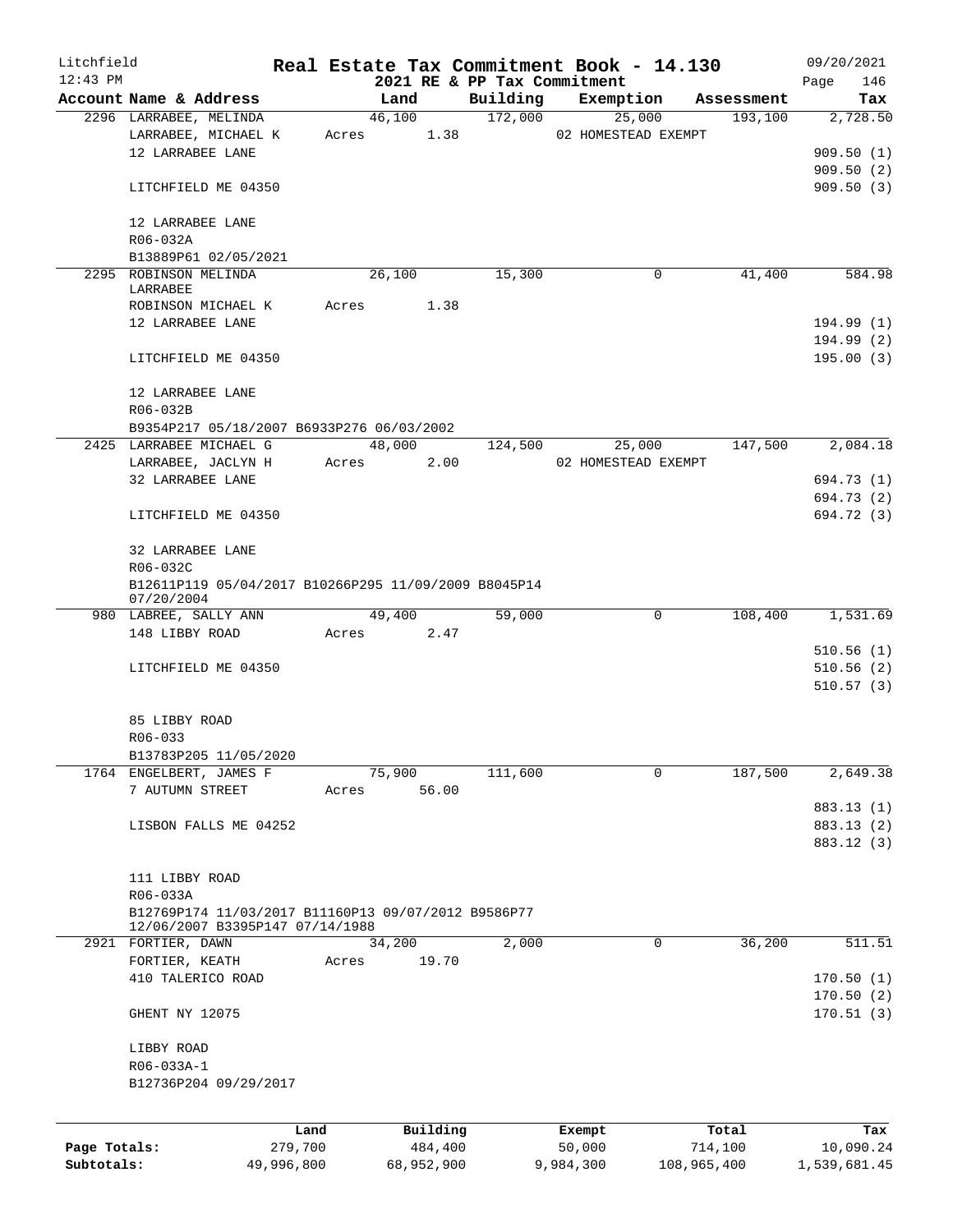Litchfield 12:43 PM

# Real Estate Tax Commitment Book - 14.130

## 2021 RE & PP Tax Commitment

09/20/2021

| Account Name & Address | Land | Building | Exemption | Assessment | Tax |
|---|---|---|---|---|---|
| 2296 LARRABEE, MELINDA | 46,100 | 172,000 | 25,000 | 193,100 | 2,728.50 |
| LARRABEE, MICHAEL K | Acres 1.38 | | 02 HOMESTEAD EXEMPT | | |
| 12 LARRABEE LANE | | | | | 909.50 (1) |
| | | | | | 909.50 (2) |
| LITCHFIELD ME 04350 | | | | | 909.50 (3) |
| 12 LARRABEE LANE | | | | | |
| R06-032A | | | | | |
| B13889P61 02/05/2021 | | | | | |
| 2295 ROBINSON MELINDA LARRABEE | 26,100 | 15,300 | 0 | 41,400 | 584.98 |
| ROBINSON MICHAEL K | Acres 1.38 | | | | |
| 12 LARRABEE LANE | | | | | 194.99 (1) |
| | | | | | 194.99 (2) |
| LITCHFIELD ME 04350 | | | | | 195.00 (3) |
| 12 LARRABEE LANE | | | | | |
| R06-032B | | | | | |
| B9354P217 05/18/2007 B6933P276 06/03/2002 | | | | | |
| 2425 LARRABEE MICHAEL G | 48,000 | 124,500 | 25,000 | 147,500 | 2,084.18 |
| LARRABEE, JACLYN H | Acres 2.00 | | 02 HOMESTEAD EXEMPT | | |
| 32 LARRABEE LANE | | | | | 694.73 (1) |
| | | | | | 694.73 (2) |
| LITCHFIELD ME 04350 | | | | | 694.72 (3) |
| 32 LARRABEE LANE | | | | | |
| R06-032C | | | | | |
| B12611P119 05/04/2017 B10266P295 11/09/2009 B8045P14 07/20/2004 | | | | | |
| 980 LABREE, SALLY ANN | 49,400 | 59,000 | 0 | 108,400 | 1,531.69 |
| 148 LIBBY ROAD | Acres 2.47 | | | | |
| | | | | | 510.56 (1) |
| LITCHFIELD ME 04350 | | | | | 510.56 (2) |
| | | | | | 510.57 (3) |
| 85 LIBBY ROAD | | | | | |
| R06-033 | | | | | |
| B13783P205 11/05/2020 | | | | | |
| 1764 ENGELBERT, JAMES F | 75,900 | 111,600 | 0 | 187,500 | 2,649.38 |
| 7 AUTUMN STREET | Acres 56.00 | | | | |
| | | | | | 883.13 (1) |
| LISBON FALLS ME 04252 | | | | | 883.13 (2) |
| | | | | | 883.12 (3) |
| 111 LIBBY ROAD | | | | | |
| R06-033A | | | | | |
| B12769P174 11/03/2017 B11160P13 09/07/2012 B9586P77 12/06/2007 B3395P147 07/14/1988 | | | | | |
| 2921 FORTIER, DAWN | 34,200 | 2,000 | 0 | 36,200 | 511.51 |
| FORTIER, KEATH | Acres 19.70 | | | | |
| 410 TALERICO ROAD | | | | | 170.50 (1) |
| | | | | | 170.50 (2) |
| GHENT NY 12075 | | | | | 170.51 (3) |
| LIBBY ROAD | | | | | |
| R06-033A-1 | | | | | |
| B12736P204 09/29/2017 | | | | | |

| | Land | Building | Exempt | Total | Tax |
|---|---|---|---|---|---|
| Page Totals: | 279,700 | 484,400 | 50,000 | 714,100 | 10,090.24 |
| Subtotals: | 49,996,800 | 68,952,900 | 9,984,300 | 108,965,400 | 1,539,681.45 |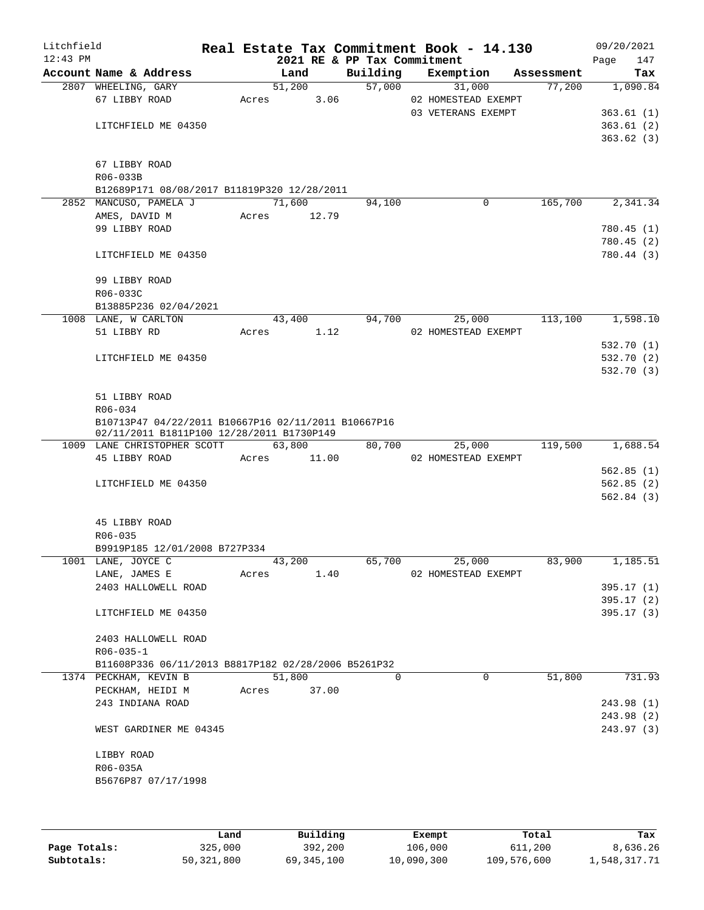# Real Estate Tax Commitment Book - 14.130

Litchfield 12:43 PM — 2021 RE & PP Tax Commitment — 09/20/2021

| Account Name & Address | Land | Building | Exemption | Assessment | Tax |
|---|---|---|---|---|---|
| 2807 WHEELING, GARY | 51,200 | 57,000 | 31,000 | 77,200 | 1,090.84 |
| 67 LIBBY ROAD | Acres 3.06 | | 02 HOMESTEAD EXEMPT | | |
| | | | 03 VETERANS EXEMPT | | 363.61 (1) |
| LITCHFIELD ME 04350 | | | | | 363.61 (2) |
| | | | | | 363.62 (3) |
| 67 LIBBY ROAD | | | | | |
| R06-033B | | | | | |
| B12689P171 08/08/2017 B11819P320 12/28/2011 | | | | | |
| 2852 MANCUSO, PAMELA J | 71,600 | 94,100 | 0 | 165,700 | 2,341.34 |
| AMES, DAVID M | Acres 12.79 | | | | |
| 99 LIBBY ROAD | | | | | 780.45 (1) |
| | | | | | 780.45 (2) |
| LITCHFIELD ME 04350 | | | | | 780.44 (3) |
| 99 LIBBY ROAD | | | | | |
| R06-033C | | | | | |
| B13885P236 02/04/2021 | | | | | |
| 1008 LANE, W CARLTON | 43,400 | 94,700 | 25,000 | 113,100 | 1,598.10 |
| 51 LIBBY RD | Acres 1.12 | | 02 HOMESTEAD EXEMPT | | |
| | | | | | 532.70 (1) |
| LITCHFIELD ME 04350 | | | | | 532.70 (2) |
| | | | | | 532.70 (3) |
| 51 LIBBY ROAD | | | | | |
| R06-034 | | | | | |
| B10713P47 04/22/2011 B10667P16 02/11/2011 B10667P16 02/11/2011 B1811P100 12/28/2011 B1730P149 | | | | | |
| 1009 LANE CHRISTOPHER SCOTT | 63,800 | 80,700 | 25,000 | 119,500 | 1,688.54 |
| 45 LIBBY ROAD | Acres 11.00 | | 02 HOMESTEAD EXEMPT | | |
| | | | | | 562.85 (1) |
| LITCHFIELD ME 04350 | | | | | 562.85 (2) |
| | | | | | 562.84 (3) |
| 45 LIBBY ROAD | | | | | |
| R06-035 | | | | | |
| B9919P185 12/01/2008 B727P334 | | | | | |
| 1001 LANE, JOYCE C | 43,200 | 65,700 | 25,000 | 83,900 | 1,185.51 |
| LANE, JAMES E | Acres 1.40 | | 02 HOMESTEAD EXEMPT | | |
| 2403 HALLOWELL ROAD | | | | | 395.17 (1) |
| | | | | | 395.17 (2) |
| LITCHFIELD ME 04350 | | | | | 395.17 (3) |
| 2403 HALLOWELL ROAD | | | | | |
| R06-035-1 | | | | | |
| B11608P336 06/11/2013 B8817P182 02/28/2006 B5261P32 | | | | | |
| 1374 PECKHAM, KEVIN B | 51,800 | 0 | 0 | 51,800 | 731.93 |
| PECKHAM, HEIDI M | Acres 37.00 | | | | |
| 243 INDIANA ROAD | | | | | 243.98 (1) |
| | | | | | 243.98 (2) |
| WEST GARDINER ME 04345 | | | | | 243.97 (3) |
| LIBBY ROAD | | | | | |
| R06-035A | | | | | |
| B5676P87 07/17/1998 | | | | | |

| | Land | Building | Exempt | Total | Tax |
|---|---|---|---|---|---|
| Page Totals: | 325,000 | 392,200 | 106,000 | 611,200 | 8,636.26 |
| Subtotals: | 50,321,800 | 69,345,100 | 10,090,300 | 109,576,600 | 1,548,317.71 |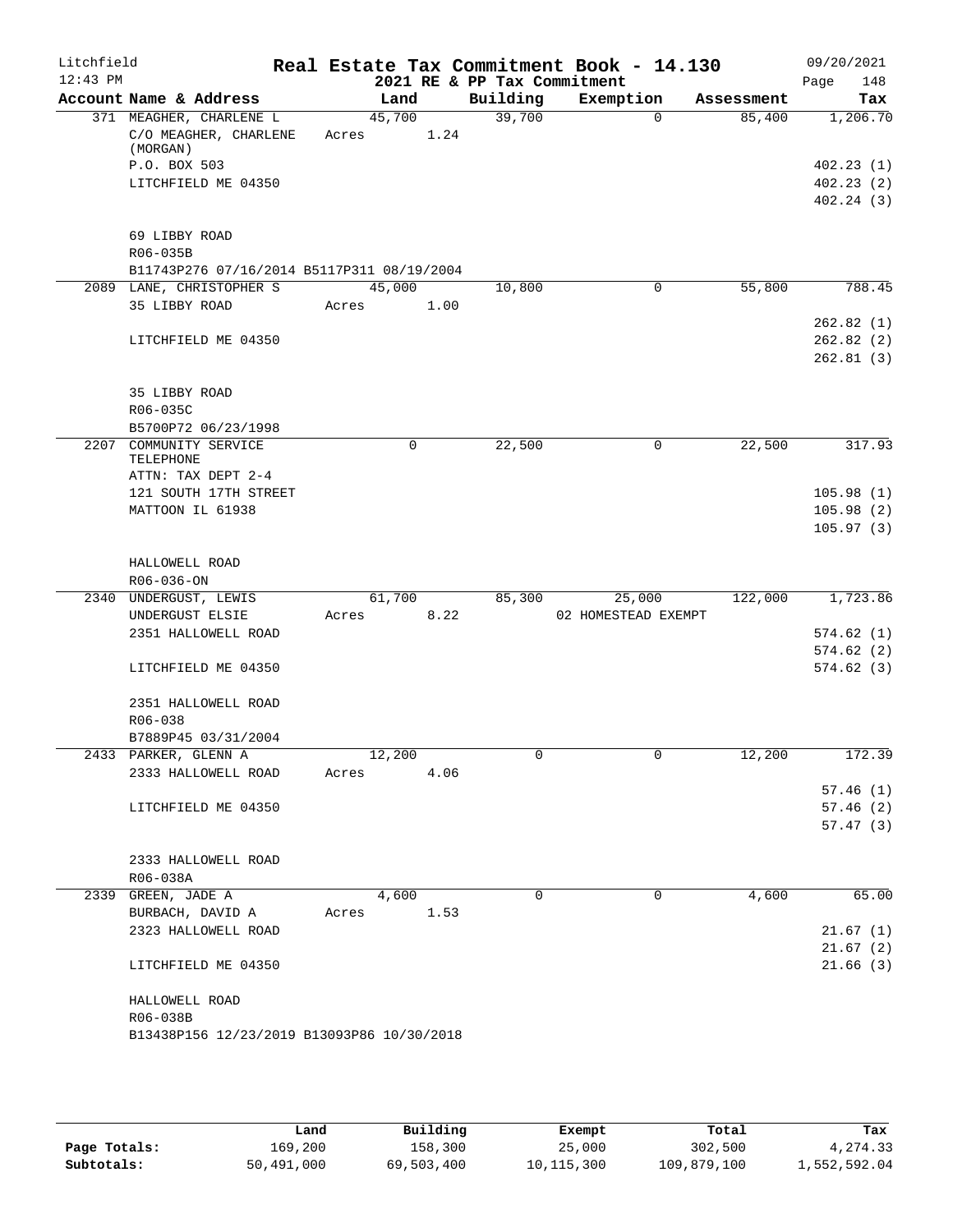Litchfield 12:43 PM

# Real Estate Tax Commitment Book - 14.130

2021 RE & PP Tax Commitment

09/20/2021 Page 148

| Account Name & Address | Land | Building | Exemption | Assessment | Tax |
|---|---|---|---|---|---|
| 371 MEAGHER, CHARLENE L | 45,700 | 39,700 | 0 | 85,400 | 1,206.70 |
| C/O MEAGHER, CHARLENE (MORGAN) | Acres 1.24 | | | | |
| P.O. BOX 503 | | | | | 402.23 (1) |
| LITCHFIELD ME 04350 | | | | | 402.23 (2) |
| | | | | | 402.24 (3) |
| 69 LIBBY ROAD | | | | | |
| R06-035B | | | | | |
| B11743P276 07/16/2014 B5117P311 08/19/2004 | | | | | |
| 2089 LANE, CHRISTOPHER S | 45,000 | 10,800 | 0 | 55,800 | 788.45 |
| 35 LIBBY ROAD | Acres 1.00 | | | | |
| | | | | | 262.82 (1) |
| LITCHFIELD ME 04350 | | | | | 262.82 (2) |
| | | | | | 262.81 (3) |
| 35 LIBBY ROAD | | | | | |
| R06-035C | | | | | |
| B5700P72 06/23/1998 | | | | | |
| 2207 COMMUNITY SERVICE TELEPHONE | 0 | 22,500 | 0 | 22,500 | 317.93 |
| ATTN: TAX DEPT 2-4 | | | | | |
| 121 SOUTH 17TH STREET | | | | | 105.98 (1) |
| MATTOON IL 61938 | | | | | 105.98 (2) |
| | | | | | 105.97 (3) |
| HALLOWELL ROAD | | | | | |
| R06-036-ON | | | | | |
| 2340 UNDERGUST, LEWIS | 61,700 | 85,300 | 25,000 | 122,000 | 1,723.86 |
| UNDERGUST ELSIE | Acres 8.22 | | 02 HOMESTEAD EXEMPT | | |
| 2351 HALLOWELL ROAD | | | | | 574.62 (1) |
| | | | | | 574.62 (2) |
| LITCHFIELD ME 04350 | | | | | 574.62 (3) |
| 2351 HALLOWELL ROAD | | | | | |
| R06-038 | | | | | |
| B7889P45 03/31/2004 | | | | | |
| 2433 PARKER, GLENN A | 12,200 | 0 | 0 | 12,200 | 172.39 |
| 2333 HALLOWELL ROAD | Acres 4.06 | | | | |
| | | | | | 57.46 (1) |
| LITCHFIELD ME 04350 | | | | | 57.46 (2) |
| | | | | | 57.47 (3) |
| 2333 HALLOWELL ROAD | | | | | |
| R06-038A | | | | | |
| 2339 GREEN, JADE A | 4,600 | 0 | 0 | 4,600 | 65.00 |
| BURBACH, DAVID A | Acres 1.53 | | | | |
| 2323 HALLOWELL ROAD | | | | | 21.67 (1) |
| | | | | | 21.67 (2) |
| LITCHFIELD ME 04350 | | | | | 21.66 (3) |
| HALLOWELL ROAD | | | | | |
| R06-038B | | | | | |
| B13438P156 12/23/2019 B13093P86 10/30/2018 | | | | | |

| | Land | Building | Exempt | Total | Tax |
|---|---|---|---|---|---|
| Page Totals: | 169,200 | 158,300 | 25,000 | 302,500 | 4,274.33 |
| Subtotals: | 50,491,000 | 69,503,400 | 10,115,300 | 109,879,100 | 1,552,592.04 |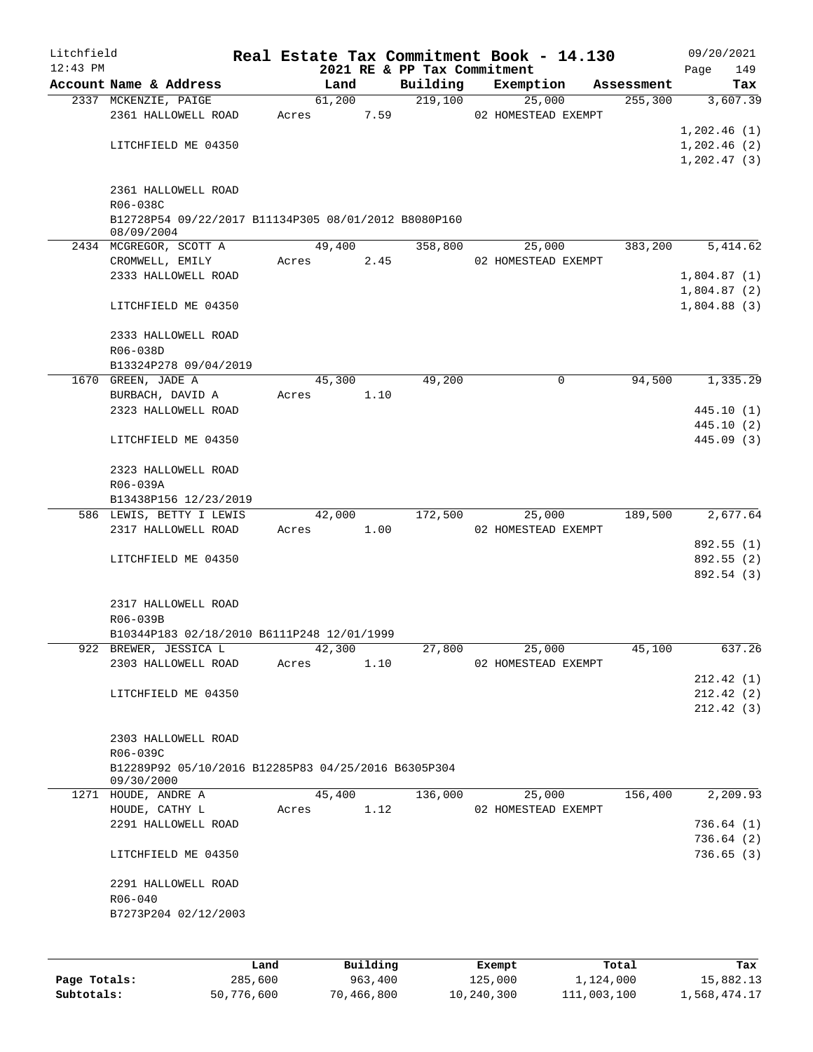Litchfield 12:43 PM

# Real Estate Tax Commitment Book - 14.130

2021 RE & PP Tax Commitment

09/20/2021 Page 149

| Account Name & Address | Land | Building | Exemption | Assessment | Tax |
|---|---|---|---|---|---|
| 2337 MCKENZIE, PAIGE | 61,200 | 219,100 | 25,000 | 255,300 | 3,607.39 |
| 2361 HALLOWELL ROAD | Acres 7.59 | | 02 HOMESTEAD EXEMPT | | |
| | | | | | 1,202.46 (1) |
| LITCHFIELD ME 04350 | | | | | 1,202.46 (2) |
| | | | | | 1,202.47 (3) |
| 2361 HALLOWELL ROAD | | | | | |
| R06-038C | | | | | |
| B12728P54 09/22/2017 B11134P305 08/01/2012 B8080P160 08/09/2004 | | | | | |
| 2434 MCGREGOR, SCOTT A | 49,400 | 358,800 | 25,000 | 383,200 | 5,414.62 |
| CROMWELL, EMILY | Acres 2.45 | | 02 HOMESTEAD EXEMPT | | |
| 2333 HALLOWELL ROAD | | | | | 1,804.87 (1) |
| | | | | | 1,804.87 (2) |
| LITCHFIELD ME 04350 | | | | | 1,804.88 (3) |
| 2333 HALLOWELL ROAD | | | | | |
| R06-038D | | | | | |
| B13324P278 09/04/2019 | | | | | |
| 1670 GREEN, JADE A | 45,300 | 49,200 | 0 | 94,500 | 1,335.29 |
| BURBACH, DAVID A | Acres 1.10 | | | | |
| 2323 HALLOWELL ROAD | | | | | 445.10 (1) |
| | | | | | 445.10 (2) |
| LITCHFIELD ME 04350 | | | | | 445.09 (3) |
| 2323 HALLOWELL ROAD | | | | | |
| R06-039A | | | | | |
| B13438P156 12/23/2019 | | | | | |
| 586 LEWIS, BETTY I LEWIS | 42,000 | 172,500 | 25,000 | 189,500 | 2,677.64 |
| 2317 HALLOWELL ROAD | Acres 1.00 | | 02 HOMESTEAD EXEMPT | | |
| | | | | | 892.55 (1) |
| LITCHFIELD ME 04350 | | | | | 892.55 (2) |
| | | | | | 892.54 (3) |
| 2317 HALLOWELL ROAD | | | | | |
| R06-039B | | | | | |
| B10344P183 02/18/2010 B6111P248 12/01/1999 | | | | | |
| 922 BREWER, JESSICA L | 42,300 | 27,800 | 25,000 | 45,100 | 637.26 |
| 2303 HALLOWELL ROAD | Acres 1.10 | | 02 HOMESTEAD EXEMPT | | |
| | | | | | 212.42 (1) |
| LITCHFIELD ME 04350 | | | | | 212.42 (2) |
| | | | | | 212.42 (3) |
| 2303 HALLOWELL ROAD | | | | | |
| R06-039C | | | | | |
| B12289P92 05/10/2016 B12285P83 04/25/2016 B6305P304 09/30/2000 | | | | | |
| 1271 HOUDE, ANDRE A | 45,400 | 136,000 | 25,000 | 156,400 | 2,209.93 |
| HOUDE, CATHY L | Acres 1.12 | | 02 HOMESTEAD EXEMPT | | |
| 2291 HALLOWELL ROAD | | | | | 736.64 (1) |
| | | | | | 736.64 (2) |
| LITCHFIELD ME 04350 | | | | | 736.65 (3) |
| 2291 HALLOWELL ROAD | | | | | |
| R06-040 | | | | | |
| B7273P204 02/12/2003 | | | | | |

| | Land | Building | Exempt | Total | Tax |
|---|---|---|---|---|---|
| Page Totals: | 285,600 | 963,400 | 125,000 | 1,124,000 | 15,882.13 |
| Subtotals: | 50,776,600 | 70,466,800 | 10,240,300 | 111,003,100 | 1,568,474.17 |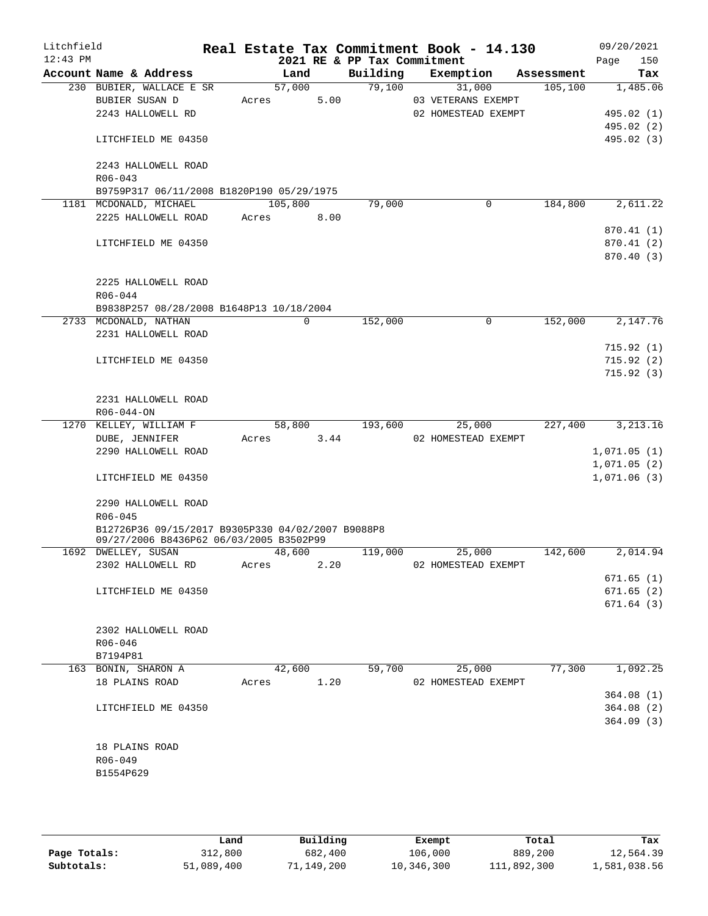# Real Estate Tax Commitment Book - 14.130

Litchfield 12:43 PM — 2021 RE & PP Tax Commitment — 09/20/2021

| Account Name & Address | Land | Building | Exemption | Assessment | Tax |
|---|---|---|---|---|---|
| 230 BUBIER, WALLACE E SR | 57,000 | 79,100 | 31,000 | 105,100 | 1,485.06 |
| BUBIER SUSAN D | Acres 5.00 | | 03 VETERANS EXEMPT | | |
| 2243 HALLOWELL RD | | | 02 HOMESTEAD EXEMPT | | 495.02 (1) |
| | | | | | 495.02 (2) |
| LITCHFIELD ME 04350 | | | | | 495.02 (3) |
| 2243 HALLOWELL ROAD | | | | | |
| R06-043 | | | | | |
| B9759P317 06/11/2008 B1820P190 05/29/1975 | | | | | |
| 1181 MCDONALD, MICHAEL | 105,800 | 79,000 | 0 | 184,800 | 2,611.22 |
| 2225 HALLOWELL ROAD | Acres 8.00 | | | | |
| | | | | | 870.41 (1) |
| LITCHFIELD ME 04350 | | | | | 870.41 (2) |
| | | | | | 870.40 (3) |
| 2225 HALLOWELL ROAD | | | | | |
| R06-044 | | | | | |
| B9838P257 08/28/2008 B1648P13 10/18/2004 | | | | | |
| 2733 MCDONALD, NATHAN | 0 | 152,000 | 0 | 152,000 | 2,147.76 |
| 2231 HALLOWELL ROAD | | | | | |
| | | | | | 715.92 (1) |
| LITCHFIELD ME 04350 | | | | | 715.92 (2) |
| | | | | | 715.92 (3) |
| 2231 HALLOWELL ROAD | | | | | |
| R06-044-ON | | | | | |
| 1270 KELLEY, WILLIAM F | 58,800 | 193,600 | 25,000 | 227,400 | 3,213.16 |
| DUBE, JENNIFER | Acres 3.44 | | 02 HOMESTEAD EXEMPT | | |
| 2290 HALLOWELL ROAD | | | | | 1,071.05 (1) |
| | | | | | 1,071.05 (2) |
| LITCHFIELD ME 04350 | | | | | 1,071.06 (3) |
| 2290 HALLOWELL ROAD | | | | | |
| R06-045 | | | | | |
| B12726P36 09/15/2017 B9305P330 04/02/2007 B9088P8 09/27/2006 B8436P62 06/03/2005 B3502P99 | | | | | |
| 1692 DWELLEY, SUSAN | 48,600 | 119,000 | 25,000 | 142,600 | 2,014.94 |
| 2302 HALLOWELL RD | Acres 2.20 | | 02 HOMESTEAD EXEMPT | | |
| | | | | | 671.65 (1) |
| LITCHFIELD ME 04350 | | | | | 671.65 (2) |
| | | | | | 671.64 (3) |
| 2302 HALLOWELL ROAD | | | | | |
| R06-046 | | | | | |
| B7194P81 | | | | | |
| 163 BONIN, SHARON A | 42,600 | 59,700 | 25,000 | 77,300 | 1,092.25 |
| 18 PLAINS ROAD | Acres 1.20 | | 02 HOMESTEAD EXEMPT | | |
| | | | | | 364.08 (1) |
| LITCHFIELD ME 04350 | | | | | 364.08 (2) |
| | | | | | 364.09 (3) |
| 18 PLAINS ROAD | | | | | |
| R06-049 | | | | | |
| B1554P629 | | | | | |

| | Land | Building | Exempt | Total | Tax |
|---|---|---|---|---|---|
| Page Totals: | 312,800 | 682,400 | 106,000 | 889,200 | 12,564.39 |
| Subtotals: | 51,089,400 | 71,149,200 | 10,346,300 | 111,892,300 | 1,581,038.56 |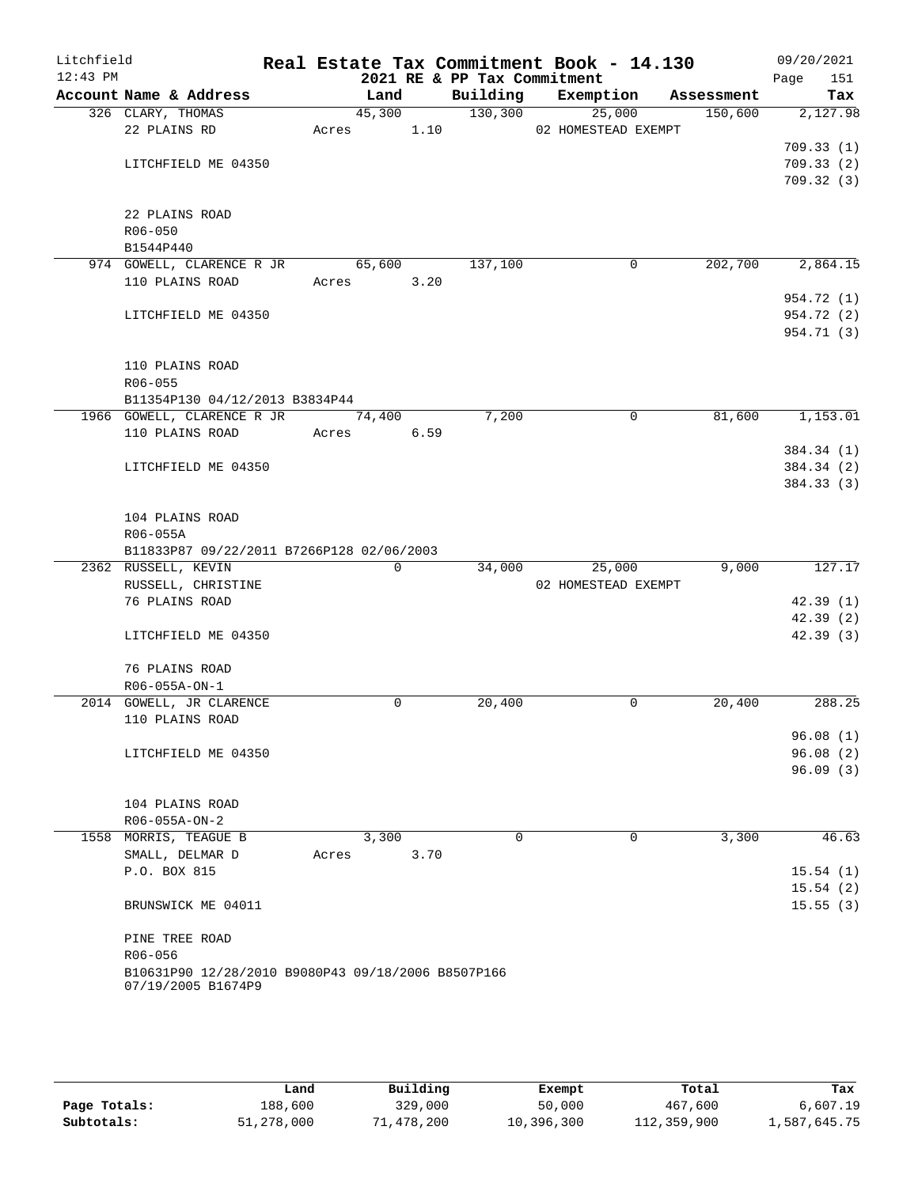# Real Estate Tax Commitment Book - 14.130

## 2021 RE & PP Tax Commitment

Litchfield 12:43 PM — 09/20/2021

| Account Name & Address | Land | Building | Exemption | Assessment | Tax |
|---|---|---|---|---|---|
| 326 CLARY, THOMAS | 45,300 | 130,300 | 25,000 | 150,600 | 2,127.98 |
| 22 PLAINS RD | Acres 1.10 | | 02 HOMESTEAD EXEMPT | | |
| | | | | | 709.33 (1) |
| LITCHFIELD ME 04350 | | | | | 709.33 (2) |
| | | | | | 709.32 (3) |
| 22 PLAINS ROAD | | | | | |
| R06-050 | | | | | |
| B1544P440 | | | | | |
| 974 GOWELL, CLARENCE R JR | 65,600 | 137,100 | 0 | 202,700 | 2,864.15 |
| 110 PLAINS ROAD | Acres 3.20 | | | | |
| | | | | | 954.72 (1) |
| LITCHFIELD ME 04350 | | | | | 954.72 (2) |
| | | | | | 954.71 (3) |
| 110 PLAINS ROAD | | | | | |
| R06-055 | | | | | |
| B11354P130 04/12/2013 B3834P44 | | | | | |
| 1966 GOWELL, CLARENCE R JR | 74,400 | 7,200 | 0 | 81,600 | 1,153.01 |
| 110 PLAINS ROAD | Acres 6.59 | | | | |
| | | | | | 384.34 (1) |
| LITCHFIELD ME 04350 | | | | | 384.34 (2) |
| | | | | | 384.33 (3) |
| 104 PLAINS ROAD | | | | | |
| R06-055A | | | | | |
| B11833P87 09/22/2011 B7266P128 02/06/2003 | | | | | |
| 2362 RUSSELL, KEVIN | 0 | 34,000 | 25,000 | 9,000 | 127.17 |
| RUSSELL, CHRISTINE | | | 02 HOMESTEAD EXEMPT | | |
| 76 PLAINS ROAD | | | | | 42.39 (1) |
| | | | | | 42.39 (2) |
| LITCHFIELD ME 04350 | | | | | 42.39 (3) |
| 76 PLAINS ROAD | | | | | |
| R06-055A-ON-1 | | | | | |
| 2014 GOWELL, JR CLARENCE | 0 | 20,400 | 0 | 20,400 | 288.25 |
| 110 PLAINS ROAD | | | | | |
| | | | | | 96.08 (1) |
| LITCHFIELD ME 04350 | | | | | 96.08 (2) |
| | | | | | 96.09 (3) |
| 104 PLAINS ROAD | | | | | |
| R06-055A-ON-2 | | | | | |
| 1558 MORRIS, TEAGUE B | 3,300 | 0 | 0 | 3,300 | 46.63 |
| SMALL, DELMAR D | Acres 3.70 | | | | |
| P.O. BOX 815 | | | | | 15.54 (1) |
| | | | | | 15.54 (2) |
| BRUNSWICK ME 04011 | | | | | 15.55 (3) |
| PINE TREE ROAD | | | | | |
| R06-056 | | | | | |
| B10631P90 12/28/2010 B9080P43 09/18/2006 B8507P166 07/19/2005 B1674P9 | | | | | |

| | Land | Building | Exempt | Total | Tax |
|---|---|---|---|---|---|
| Page Totals: | 188,600 | 329,000 | 50,000 | 467,600 | 6,607.19 |
| Subtotals: | 51,278,000 | 71,478,200 | 10,396,300 | 112,359,900 | 1,587,645.75 |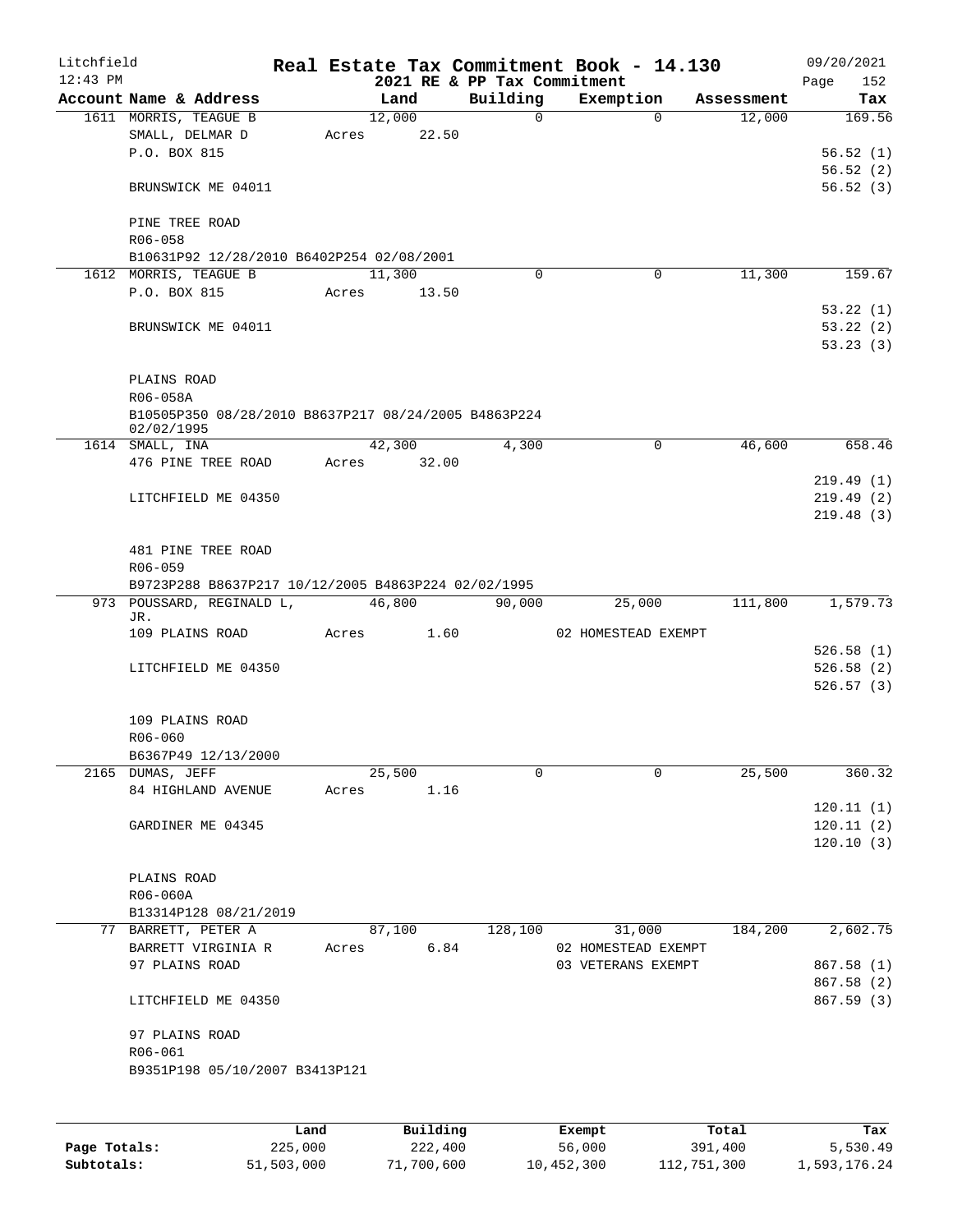Litchfield 12:43 PM

# Real Estate Tax Commitment Book - 14.130

2021 RE & PP Tax Commitment

09/20/2021 Page 152

| Account Name & Address | Land | Building | Exemption | Assessment | Tax |
|---|---|---|---|---|---|
| 1611 MORRIS, TEAGUE B | 12,000 | 0 | 0 | 12,000 | 169.56 |
| SMALL, DELMAR D | Acres 22.50 | | | | |
| P.O. BOX 815 | | | | | 56.52 (1) |
| | | | | | 56.52 (2) |
| BRUNSWICK ME 04011 | | | | | 56.52 (3) |
| PINE TREE ROAD | | | | | |
| R06-058 | | | | | |
| B10631P92 12/28/2010 B6402P254 02/08/2001 | | | | | |
| 1612 MORRIS, TEAGUE B | 11,300 | 0 | 0 | 11,300 | 159.67 |
| P.O. BOX 815 | Acres 13.50 | | | | |
| | | | | | 53.22 (1) |
| BRUNSWICK ME 04011 | | | | | 53.22 (2) |
| | | | | | 53.23 (3) |
| PLAINS ROAD | | | | | |
| R06-058A | | | | | |
| B10505P350 08/28/2010 B8637P217 08/24/2005 B4863P224 02/02/1995 | | | | | |
| 1614 SMALL, INA | 42,300 | 4,300 | 0 | 46,600 | 658.46 |
| 476 PINE TREE ROAD | Acres 32.00 | | | | |
| | | | | | 219.49 (1) |
| LITCHFIELD ME 04350 | | | | | 219.49 (2) |
| | | | | | 219.48 (3) |
| 481 PINE TREE ROAD | | | | | |
| R06-059 | | | | | |
| B9723P288 B8637P217 10/12/2005 B4863P224 02/02/1995 | | | | | |
| 973 POUSSARD, REGINALD L, JR. | 46,800 | 90,000 | 25,000 | 111,800 | 1,579.73 |
| 109 PLAINS ROAD | Acres 1.60 | | 02 HOMESTEAD EXEMPT | | |
| | | | | | 526.58 (1) |
| LITCHFIELD ME 04350 | | | | | 526.58 (2) |
| | | | | | 526.57 (3) |
| 109 PLAINS ROAD | | | | | |
| R06-060 | | | | | |
| B6367P49 12/13/2000 | | | | | |
| 2165 DUMAS, JEFF | 25,500 | 0 | 0 | 25,500 | 360.32 |
| 84 HIGHLAND AVENUE | Acres 1.16 | | | | |
| | | | | | 120.11 (1) |
| GARDINER ME 04345 | | | | | 120.11 (2) |
| | | | | | 120.10 (3) |
| PLAINS ROAD | | | | | |
| R06-060A | | | | | |
| B13314P128 08/21/2019 | | | | | |
| 77 BARRETT, PETER A | 87,100 | 128,100 | 31,000 | 184,200 | 2,602.75 |
| BARRETT VIRGINIA R | Acres 6.84 | | 02 HOMESTEAD EXEMPT | | |
| 97 PLAINS ROAD | | | 03 VETERANS EXEMPT | | 867.58 (1) |
| | | | | | 867.58 (2) |
| LITCHFIELD ME 04350 | | | | | 867.59 (3) |
| 97 PLAINS ROAD | | | | | |
| R06-061 | | | | | |
| B9351P198 05/10/2007 B3413P121 | | | | | |

| | Land | Building | Exempt | Total | Tax |
|---|---|---|---|---|---|
| Page Totals: | 225,000 | 222,400 | 56,000 | 391,400 | 5,530.49 |
| Subtotals: | 51,503,000 | 71,700,600 | 10,452,300 | 112,751,300 | 1,593,176.24 |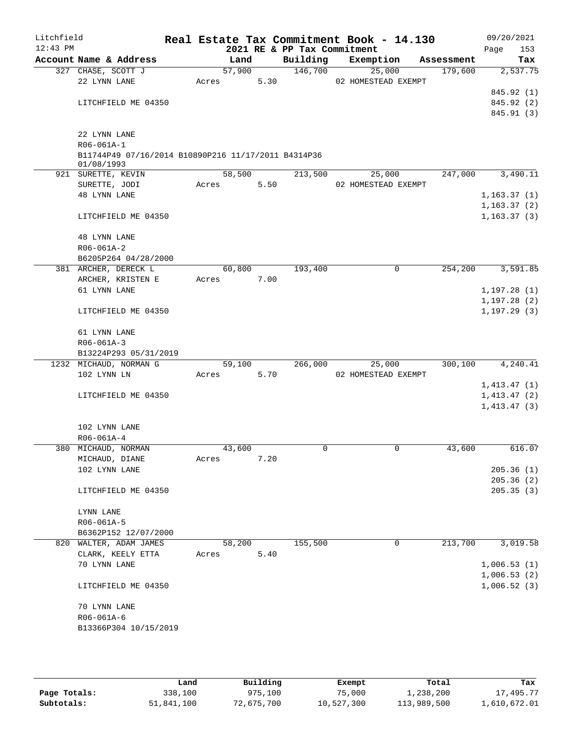Litchfield
12:43 PM

# Real Estate Tax Commitment Book - 14.130

2021 RE & PP Tax Commitment

09/20/2021

| Account Name & Address | Land | Building | Exemption | Assessment | Tax |
|---|---|---|---|---|---|
| 327 CHASE, SCOTT J | 57,900 | 146,700 | 25,000 | 179,600 | 2,537.75 |
| 22 LYNN LANE | Acres 5.30 | | 02 HOMESTEAD EXEMPT | | |
| | | | | | 845.92 (1) |
| LITCHFIELD ME 04350 | | | | | 845.92 (2) |
| | | | | | 845.91 (3) |
| 22 LYNN LANE | | | | | |
| R06-061A-1 | | | | | |
| B11744P49 07/16/2014 B10890P216 11/17/2011 B4314P36 01/08/1993 | | | | | |
| 921 SURETTE, KEVIN | 58,500 | 213,500 | 25,000 | 247,000 | 3,490.11 |
| SURETTE, JODI | Acres 5.50 | | 02 HOMESTEAD EXEMPT | | |
| 48 LYNN LANE | | | | | 1,163.37 (1) |
| | | | | | 1,163.37 (2) |
| LITCHFIELD ME 04350 | | | | | 1,163.37 (3) |
| 48 LYNN LANE | | | | | |
| R06-061A-2 | | | | | |
| B6205P264 04/28/2000 | | | | | |
| 381 ARCHER, DERECK L | 60,800 | 193,400 | 0 | 254,200 | 3,591.85 |
| ARCHER, KRISTEN E | Acres 7.00 | | | | |
| 61 LYNN LANE | | | | | 1,197.28 (1) |
| | | | | | 1,197.28 (2) |
| LITCHFIELD ME 04350 | | | | | 1,197.29 (3) |
| 61 LYNN LANE | | | | | |
| R06-061A-3 | | | | | |
| B13224P293 05/31/2019 | | | | | |
| 1232 MICHAUD, NORMAN G | 59,100 | 266,000 | 25,000 | 300,100 | 4,240.41 |
| 102 LYNN LN | Acres 5.70 | | 02 HOMESTEAD EXEMPT | | |
| | | | | | 1,413.47 (1) |
| LITCHFIELD ME 04350 | | | | | 1,413.47 (2) |
| | | | | | 1,413.47 (3) |
| 102 LYNN LANE | | | | | |
| R06-061A-4 | | | | | |
| 380 MICHAUD, NORMAN | 43,600 | 0 | 0 | 43,600 | 616.07 |
| MICHAUD, DIANE | Acres 7.20 | | | | |
| 102 LYNN LANE | | | | | 205.36 (1) |
| | | | | | 205.36 (2) |
| LITCHFIELD ME 04350 | | | | | 205.35 (3) |
| LYNN LANE | | | | | |
| R06-061A-5 | | | | | |
| B6362P152 12/07/2000 | | | | | |
| 820 WALTER, ADAM JAMES | 58,200 | 155,500 | 0 | 213,700 | 3,019.58 |
| CLARK, KEELY ETTA | Acres 5.40 | | | | |
| 70 LYNN LANE | | | | | 1,006.53 (1) |
| | | | | | 1,006.53 (2) |
| LITCHFIELD ME 04350 | | | | | 1,006.52 (3) |
| 70 LYNN LANE | | | | | |
| R06-061A-6 | | | | | |
| B13366P304 10/15/2019 | | | | | |

| | Land | Building | Exempt | Total | Tax |
|---|---|---|---|---|---|
| Page Totals: | 338,100 | 975,100 | 75,000 | 1,238,200 | 17,495.77 |
| Subtotals: | 51,841,100 | 72,675,700 | 10,527,300 | 113,989,500 | 1,610,672.01 |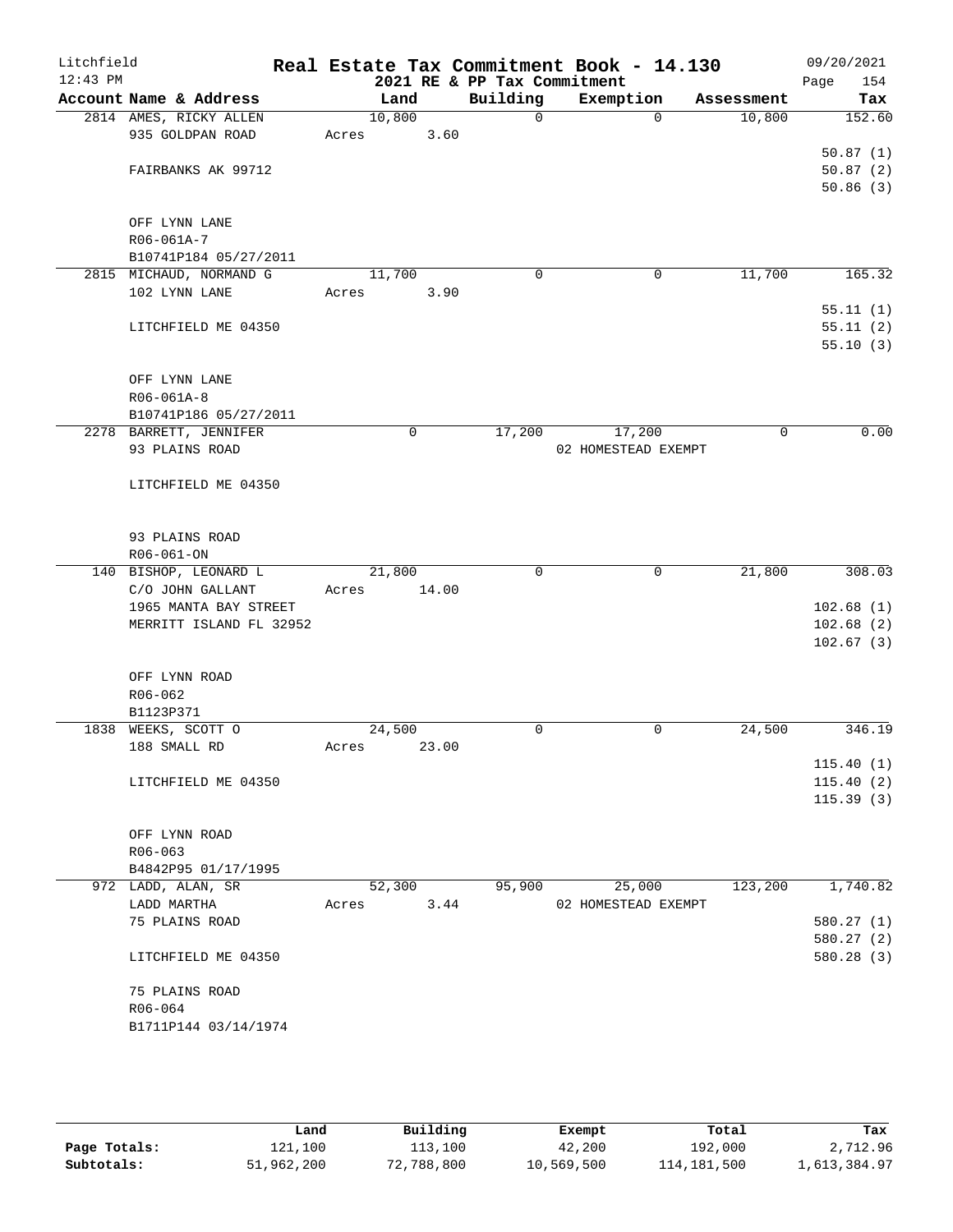# Real Estate Tax Commitment Book - 14.130

Litchfield
12:43 PM

## 2021 RE & PP Tax Commitment

09/20/2021
Page 154

| Account Name & Address | Land | Building | Exemption | Assessment | Tax |
|---|---|---|---|---|---|
| 2814 AMES, RICKY ALLEN | 10,800 | 0 | 0 | 10,800 | 152.60 |
| 935 GOLDPAN ROAD | Acres 3.60 | | | | |
| | | | | | 50.87 (1) |
| FAIRBANKS AK 99712 | | | | | 50.87 (2) |
| | | | | | 50.86 (3) |
| OFF LYNN LANE | | | | | |
| R06-061A-7 | | | | | |
| B10741P184 05/27/2011 | | | | | |
| 2815 MICHAUD, NORMAND G | 11,700 | 0 | 0 | 11,700 | 165.32 |
| 102 LYNN LANE | Acres 3.90 | | | | |
| | | | | | 55.11 (1) |
| LITCHFIELD ME 04350 | | | | | 55.11 (2) |
| | | | | | 55.10 (3) |
| OFF LYNN LANE | | | | | |
| R06-061A-8 | | | | | |
| B10741P186 05/27/2011 | | | | | |
| 2278 BARRETT, JENNIFER | 0 | 17,200 | 17,200 | 0 | 0.00 |
| 93 PLAINS ROAD | | | 02 HOMESTEAD EXEMPT | | |
| LITCHFIELD ME 04350 | | | | | |
| 93 PLAINS ROAD | | | | | |
| R06-061-ON | | | | | |
| 140 BISHOP, LEONARD L | 21,800 | 0 | 0 | 21,800 | 308.03 |
| C/O JOHN GALLANT | Acres 14.00 | | | | |
| 1965 MANTA BAY STREET | | | | | 102.68 (1) |
| MERRITT ISLAND FL 32952 | | | | | 102.68 (2) |
| | | | | | 102.67 (3) |
| OFF LYNN ROAD | | | | | |
| R06-062 | | | | | |
| B1123P371 | | | | | |
| 1838 WEEKS, SCOTT O | 24,500 | 0 | 0 | 24,500 | 346.19 |
| 188 SMALL RD | Acres 23.00 | | | | |
| | | | | | 115.40 (1) |
| LITCHFIELD ME 04350 | | | | | 115.40 (2) |
| | | | | | 115.39 (3) |
| OFF LYNN ROAD | | | | | |
| R06-063 | | | | | |
| B4842P95 01/17/1995 | | | | | |
| 972 LADD, ALAN, SR | 52,300 | 95,900 | 25,000 | 123,200 | 1,740.82 |
| LADD MARTHA | Acres 3.44 | | 02 HOMESTEAD EXEMPT | | |
| 75 PLAINS ROAD | | | | | 580.27 (1) |
| | | | | | 580.27 (2) |
| LITCHFIELD ME 04350 | | | | | 580.28 (3) |
| 75 PLAINS ROAD | | | | | |
| R06-064 | | | | | |
| B1711P144 03/14/1974 | | | | | |

| | Land | Building | Exempt | Total | Tax |
|---|---|---|---|---|---|
| Page Totals: | 121,100 | 113,100 | 42,200 | 192,000 | 2,712.96 |
| Subtotals: | 51,962,200 | 72,788,800 | 10,569,500 | 114,181,500 | 1,613,384.97 |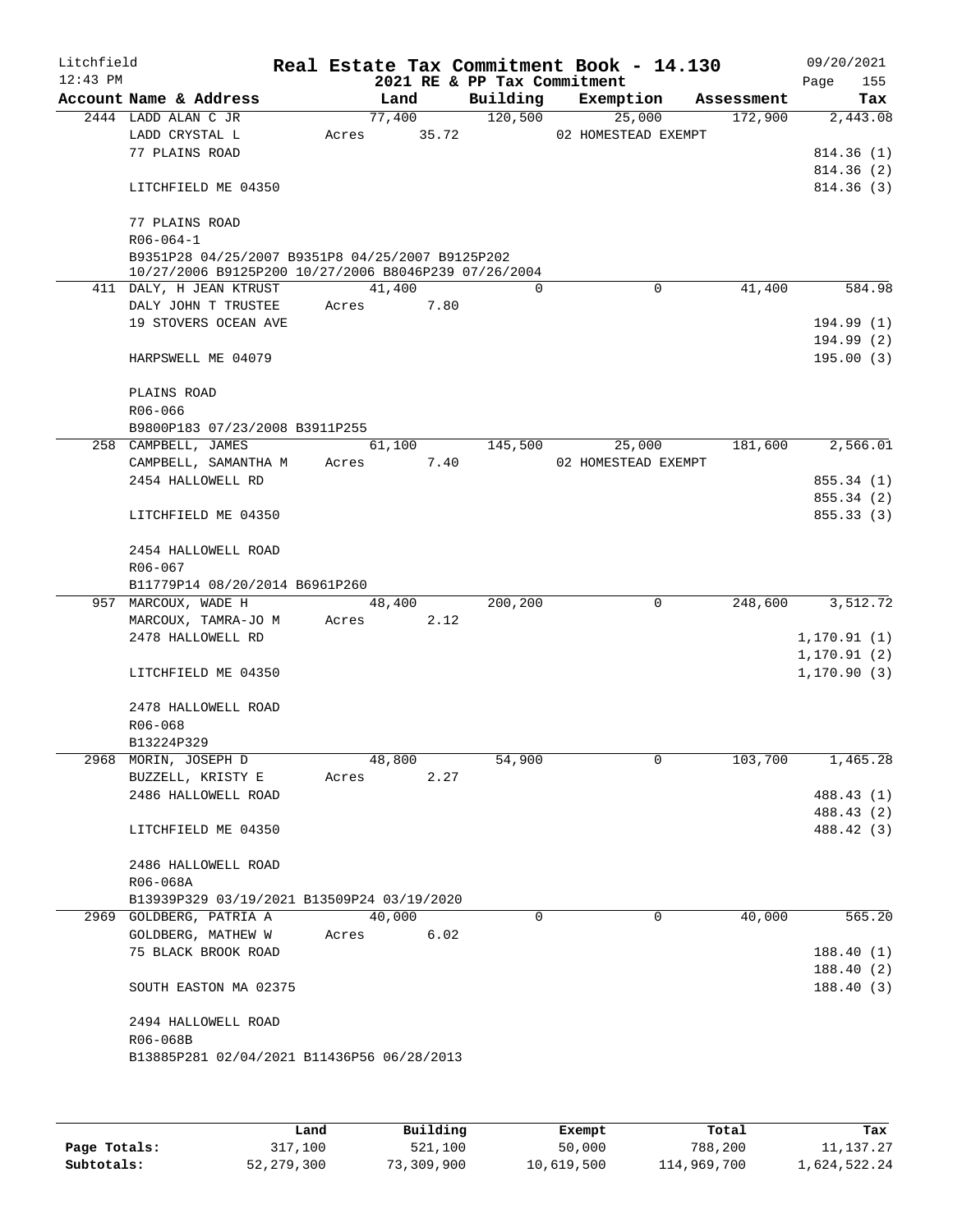Litchfield
12:43 PM

# Real Estate Tax Commitment Book - 14.130

2021 RE & PP Tax Commitment

09/20/2021

| Account Name & Address | Land | Building | Exemption | Assessment | Tax |
|---|---|---|---|---|---|
| 2444 LADD ALAN C JR | 77,400 | 120,500 | 25,000 | 172,900 | 2,443.08 |
| LADD CRYSTAL L | Acres 35.72 | | 02 HOMESTEAD EXEMPT | | |
| 77 PLAINS ROAD | | | | | 814.36 (1) |
| | | | | | 814.36 (2) |
| LITCHFIELD ME 04350 | | | | | 814.36 (3) |
| 77 PLAINS ROAD | | | | | |
| R06-064-1 | | | | | |
| B9351P28 04/25/2007 B9351P8 04/25/2007 B9125P202 10/27/2006 B9125P200 10/27/2006 B8046P239 07/26/2004 | | | | | |
| 411 DALY, H JEAN KTRUST | 41,400 | 0 | 0 | 41,400 | 584.98 |
| DALY JOHN T TRUSTEE | Acres 7.80 | | | | |
| 19 STOVERS OCEAN AVE | | | | | 194.99 (1) |
| | | | | | 194.99 (2) |
| HARPSWELL ME 04079 | | | | | 195.00 (3) |
| PLAINS ROAD | | | | | |
| R06-066 | | | | | |
| B9800P183 07/23/2008 B3911P255 | | | | | |
| 258 CAMPBELL, JAMES | 61,100 | 145,500 | 25,000 | 181,600 | 2,566.01 |
| CAMPBELL, SAMANTHA M | Acres 7.40 | | 02 HOMESTEAD EXEMPT | | |
| 2454 HALLOWELL RD | | | | | 855.34 (1) |
| | | | | | 855.34 (2) |
| LITCHFIELD ME 04350 | | | | | 855.33 (3) |
| 2454 HALLOWELL ROAD | | | | | |
| R06-067 | | | | | |
| B11779P14 08/20/2014 B6961P260 | | | | | |
| 957 MARCOUX, WADE H | 48,400 | 200,200 | 0 | 248,600 | 3,512.72 |
| MARCOUX, TAMRA-JO M | Acres 2.12 | | | | |
| 2478 HALLOWELL RD | | | | | 1,170.91 (1) |
| | | | | | 1,170.91 (2) |
| LITCHFIELD ME 04350 | | | | | 1,170.90 (3) |
| 2478 HALLOWELL ROAD | | | | | |
| R06-068 | | | | | |
| B13224P329 | | | | | |
| 2968 MORIN, JOSEPH D | 48,800 | 54,900 | 0 | 103,700 | 1,465.28 |
| BUZZELL, KRISTY E | Acres 2.27 | | | | |
| 2486 HALLOWELL ROAD | | | | | 488.43 (1) |
| | | | | | 488.43 (2) |
| LITCHFIELD ME 04350 | | | | | 488.42 (3) |
| 2486 HALLOWELL ROAD | | | | | |
| R06-068A | | | | | |
| B13939P329 03/19/2021 B13509P24 03/19/2020 | | | | | |
| 2969 GOLDBERG, PATRIA A | 40,000 | 0 | 0 | 40,000 | 565.20 |
| GOLDBERG, MATHEW W | Acres 6.02 | | | | |
| 75 BLACK BROOK ROAD | | | | | 188.40 (1) |
| | | | | | 188.40 (2) |
| SOUTH EASTON MA 02375 | | | | | 188.40 (3) |
| 2494 HALLOWELL ROAD | | | | | |
| R06-068B | | | | | |
| B13885P281 02/04/2021 B11436P56 06/28/2013 | | | | | |

| | Land | Building | Exempt | Total | Tax |
|---|---|---|---|---|---|
| Page Totals: | 317,100 | 521,100 | 50,000 | 788,200 | 11,137.27 |
| Subtotals: | 52,279,300 | 73,309,900 | 10,619,500 | 114,969,700 | 1,624,522.24 |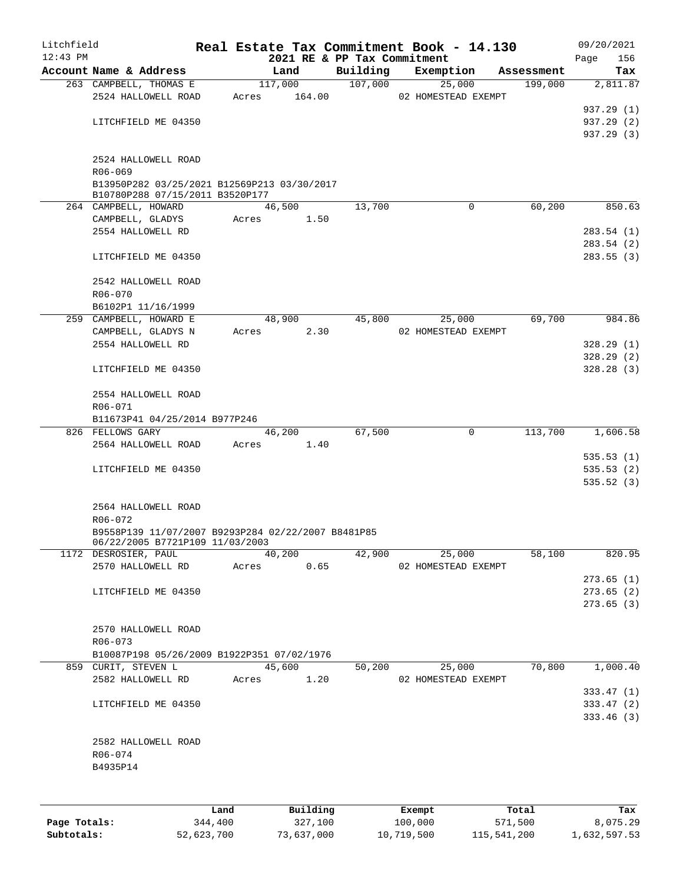# Real Estate Tax Commitment Book - 14.130

Litchfield 12:43 PM — 2021 RE & PP Tax Commitment — 09/20/2021

| Account Name & Address | Land | Building | Exemption | Assessment | Tax |
|---|---|---|---|---|---|
| 263 CAMPBELL, THOMAS E | 117,000 | 107,000 | 25,000 | 199,000 | 2,811.87 |
| 2524 HALLOWELL ROAD | Acres 164.00 | | 02 HOMESTEAD EXEMPT | | |
| | | | | | 937.29 (1) |
| LITCHFIELD ME 04350 | | | | | 937.29 (2) |
| | | | | | 937.29 (3) |
| 2524 HALLOWELL ROAD | | | | | |
| R06-069 | | | | | |
| B13950P282 03/25/2021 B12569P213 03/30/2017 B10780P288 07/15/2011 B3520P177 | | | | | |
| 264 CAMPBELL, HOWARD | 46,500 | 13,700 | 0 | 60,200 | 850.63 |
| CAMPBELL, GLADYS | Acres 1.50 | | | | |
| 2554 HALLOWELL RD | | | | | 283.54 (1) |
| | | | | | 283.54 (2) |
| LITCHFIELD ME 04350 | | | | | 283.55 (3) |
| 2542 HALLOWELL ROAD | | | | | |
| R06-070 | | | | | |
| B6102P1 11/16/1999 | | | | | |
| 259 CAMPBELL, HOWARD E | 48,900 | 45,800 | 25,000 | 69,700 | 984.86 |
| CAMPBELL, GLADYS N | Acres 2.30 | | 02 HOMESTEAD EXEMPT | | |
| 2554 HALLOWELL RD | | | | | 328.29 (1) |
| | | | | | 328.29 (2) |
| LITCHFIELD ME 04350 | | | | | 328.28 (3) |
| 2554 HALLOWELL ROAD | | | | | |
| R06-071 | | | | | |
| B11673P41 04/25/2014 B977P246 | | | | | |
| 826 FELLOWS GARY | 46,200 | 67,500 | 0 | 113,700 | 1,606.58 |
| 2564 HALLOWELL ROAD | Acres 1.40 | | | | |
| | | | | | 535.53 (1) |
| LITCHFIELD ME 04350 | | | | | 535.53 (2) |
| | | | | | 535.52 (3) |
| 2564 HALLOWELL ROAD | | | | | |
| R06-072 | | | | | |
| B9558P139 11/07/2007 B9293P284 02/22/2007 B8481P85 06/22/2005 B7721P109 11/03/2003 | | | | | |
| 1172 DESROSIER, PAUL | 40,200 | 42,900 | 25,000 | 58,100 | 820.95 |
| 2570 HALLOWELL RD | Acres 0.65 | | 02 HOMESTEAD EXEMPT | | |
| | | | | | 273.65 (1) |
| LITCHFIELD ME 04350 | | | | | 273.65 (2) |
| | | | | | 273.65 (3) |
| 2570 HALLOWELL ROAD | | | | | |
| R06-073 | | | | | |
| B10087P198 05/26/2009 B1922P351 07/02/1976 | | | | | |
| 859 CURIT, STEVEN L | 45,600 | 50,200 | 25,000 | 70,800 | 1,000.40 |
| 2582 HALLOWELL RD | Acres 1.20 | | 02 HOMESTEAD EXEMPT | | |
| | | | | | 333.47 (1) |
| LITCHFIELD ME 04350 | | | | | 333.47 (2) |
| | | | | | 333.46 (3) |
| 2582 HALLOWELL ROAD | | | | | |
| R06-074 | | | | | |
| B4935P14 | | | | | |

| | Land | Building | Exempt | Total | Tax |
|---|---|---|---|---|---|
| Page Totals: | 344,400 | 327,100 | 100,000 | 571,500 | 8,075.29 |
| Subtotals: | 52,623,700 | 73,637,000 | 10,719,500 | 115,541,200 | 1,632,597.53 |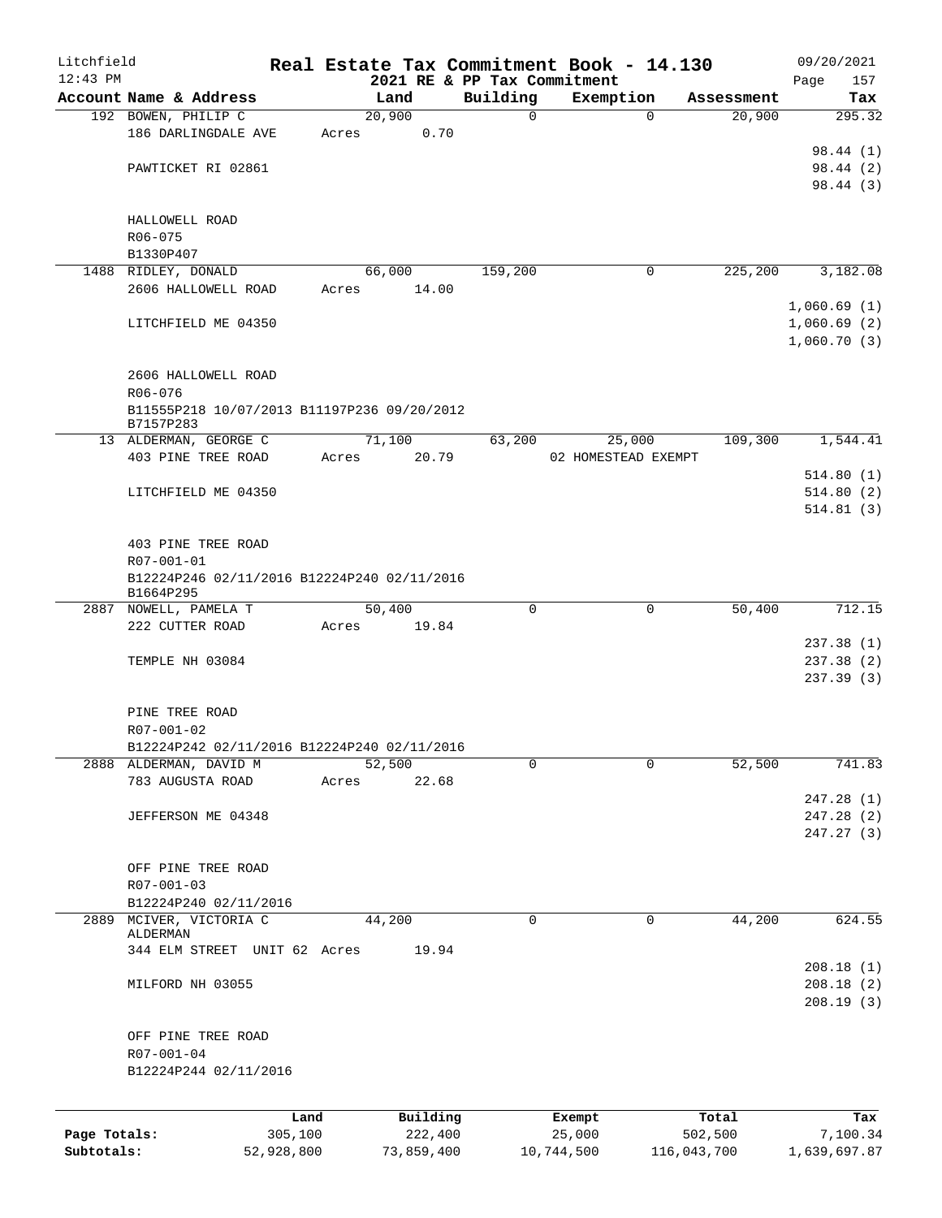Litchfield 12:43 PM

# Real Estate Tax Commitment Book - 14.130

2021 RE & PP Tax Commitment

09/20/2021 Page 157

| Account Name & Address | Land | Building | Exemption | Assessment | Tax |
|---|---|---|---|---|---|
| 192 BOWEN, PHILIP C | 20,900 | 0 | 0 | 20,900 | 295.32 |
| 186 DARLINGDALE AVE | Acres 0.70 | | | | |
| | | | | | 98.44 (1) |
| PAWTICKET RI 02861 | | | | | 98.44 (2) |
| | | | | | 98.44 (3) |
| HALLOWELL ROAD | | | | | |
| R06-075 | | | | | |
| B1330P407 | | | | | |
| 1488 RIDLEY, DONALD | 66,000 | 159,200 | 0 | 225,200 | 3,182.08 |
| 2606 HALLOWELL ROAD | Acres 14.00 | | | | |
| | | | | | 1,060.69 (1) |
| LITCHFIELD ME 04350 | | | | | 1,060.69 (2) |
| | | | | | 1,060.70 (3) |
| 2606 HALLOWELL ROAD | | | | | |
| R06-076 | | | | | |
| B11555P218 10/07/2013 B11197P236 09/20/2012 B7157P283 | | | | | |
| 13 ALDERMAN, GEORGE C | 71,100 | 63,200 | 25,000 | 109,300 | 1,544.41 |
| 403 PINE TREE ROAD | Acres 20.79 | | 02 HOMESTEAD EXEMPT | | |
| | | | | | 514.80 (1) |
| LITCHFIELD ME 04350 | | | | | 514.80 (2) |
| | | | | | 514.81 (3) |
| 403 PINE TREE ROAD | | | | | |
| R07-001-01 | | | | | |
| B12224P246 02/11/2016 B12224P240 02/11/2016 B1664P295 | | | | | |
| 2887 NOWELL, PAMELA T | 50,400 | 0 | 0 | 50,400 | 712.15 |
| 222 CUTTER ROAD | Acres 19.84 | | | | |
| | | | | | 237.38 (1) |
| TEMPLE NH 03084 | | | | | 237.38 (2) |
| | | | | | 237.39 (3) |
| PINE TREE ROAD | | | | | |
| R07-001-02 | | | | | |
| B12224P242 02/11/2016 B12224P240 02/11/2016 | | | | | |
| 2888 ALDERMAN, DAVID M | 52,500 | 0 | 0 | 52,500 | 741.83 |
| 783 AUGUSTA ROAD | Acres 22.68 | | | | |
| | | | | | 247.28 (1) |
| JEFFERSON ME 04348 | | | | | 247.28 (2) |
| | | | | | 247.27 (3) |
| OFF PINE TREE ROAD | | | | | |
| R07-001-03 | | | | | |
| B12224P240 02/11/2016 | | | | | |
| 2889 MCIVER, VICTORIA C ALDERMAN | 44,200 | 0 | 0 | 44,200 | 624.55 |
| 344 ELM STREET UNIT 62 | Acres 19.94 | | | | |
| | | | | | 208.18 (1) |
| MILFORD NH 03055 | | | | | 208.18 (2) |
| | | | | | 208.19 (3) |
| OFF PINE TREE ROAD | | | | | |
| R07-001-04 | | | | | |
| B12224P244 02/11/2016 | | | | | |

| | Land | Building | Exempt | Total | Tax |
|---|---|---|---|---|---|
| Page Totals: | 305,100 | 222,400 | 25,000 | 502,500 | 7,100.34 |
| Subtotals: | 52,928,800 | 73,859,400 | 10,744,500 | 116,043,700 | 1,639,697.87 |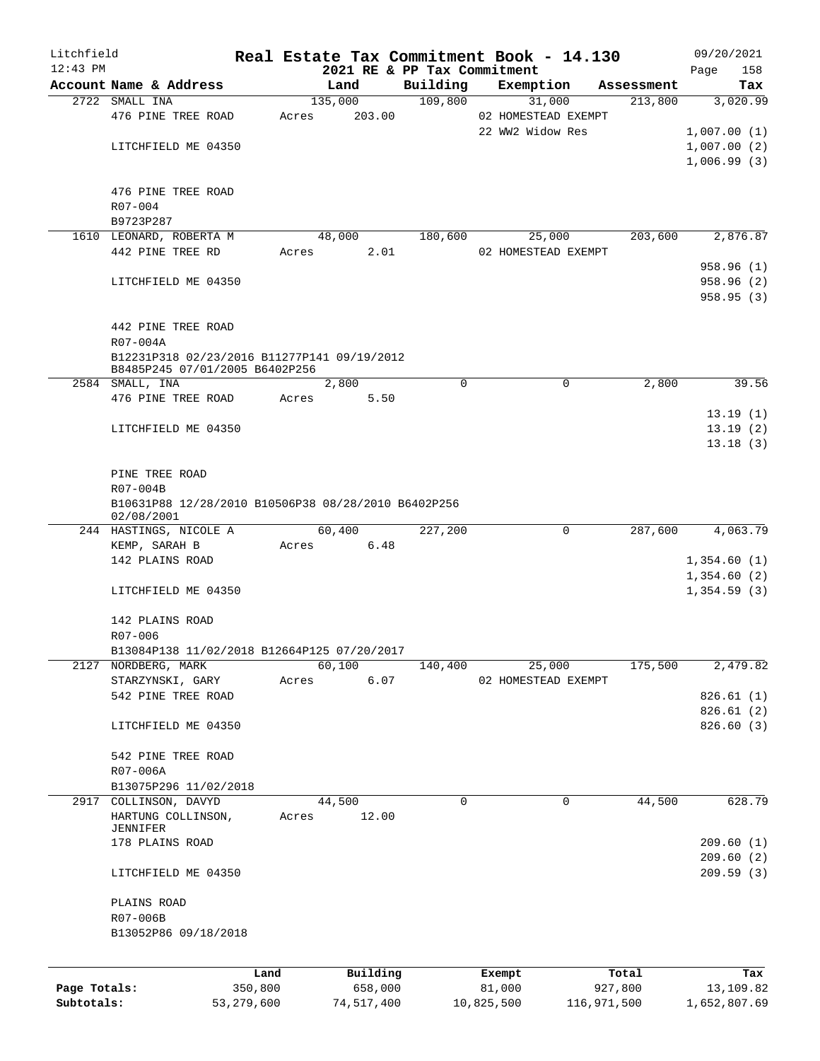# Real Estate Tax Commitment Book - 14.130

Litchfield 12:43 PM — 2021 RE & PP Tax Commitment — 09/20/2021

| Account Name & Address | Land | Building | Exemption | Assessment | Tax |
|---|---|---|---|---|---|
| 2722 SMALL INA | 135,000 | 109,800 | 31,000 | 213,800 | 3,020.99 |
| 476 PINE TREE ROAD | Acres 203.00 | | 02 HOMESTEAD EXEMPT | | |
| | | | 22 WW2 Widow Res | | 1,007.00 (1) |
| LITCHFIELD ME 04350 | | | | | 1,007.00 (2) |
| | | | | | 1,006.99 (3) |
| 476 PINE TREE ROAD | | | | | |
| R07-004 | | | | | |
| B9723P287 | | | | | |
| 1610 LEONARD, ROBERTA M | 48,000 | 180,600 | 25,000 | 203,600 | 2,876.87 |
| 442 PINE TREE RD | Acres 2.01 | | 02 HOMESTEAD EXEMPT | | |
| | | | | | 958.96 (1) |
| LITCHFIELD ME 04350 | | | | | 958.96 (2) |
| | | | | | 958.95 (3) |
| 442 PINE TREE ROAD | | | | | |
| R07-004A | | | | | |
| B12231P318 02/23/2016 B11277P141 09/19/2012 B8485P245 07/01/2005 B6402P256 | | | | | |
| 2584 SMALL, INA | 2,800 | 0 | 0 | 2,800 | 39.56 |
| 476 PINE TREE ROAD | Acres 5.50 | | | | |
| | | | | | 13.19 (1) |
| LITCHFIELD ME 04350 | | | | | 13.19 (2) |
| | | | | | 13.18 (3) |
| PINE TREE ROAD | | | | | |
| R07-004B | | | | | |
| B10631P88 12/28/2010 B10506P38 08/28/2010 B6402P256 02/08/2001 | | | | | |
| 244 HASTINGS, NICOLE A | 60,400 | 227,200 | 0 | 287,600 | 4,063.79 |
| KEMP, SARAH B | Acres 6.48 | | | | |
| 142 PLAINS ROAD | | | | | 1,354.60 (1) |
| | | | | | 1,354.60 (2) |
| LITCHFIELD ME 04350 | | | | | 1,354.59 (3) |
| 142 PLAINS ROAD | | | | | |
| R07-006 | | | | | |
| B13084P138 11/02/2018 B12664P125 07/20/2017 | | | | | |
| 2127 NORDBERG, MARK | 60,100 | 140,400 | 25,000 | 175,500 | 2,479.82 |
| STARZYNSKI, GARY | Acres 6.07 | | 02 HOMESTEAD EXEMPT | | |
| 542 PINE TREE ROAD | | | | | 826.61 (1) |
| | | | | | 826.61 (2) |
| LITCHFIELD ME 04350 | | | | | 826.60 (3) |
| 542 PINE TREE ROAD | | | | | |
| R07-006A | | | | | |
| B13075P296 11/02/2018 | | | | | |
| 2917 COLLINSON, DAVYD | 44,500 | 0 | 0 | 44,500 | 628.79 |
| HARTUNG COLLINSON, JENNIFER | Acres 12.00 | | | | |
| 178 PLAINS ROAD | | | | | 209.60 (1) |
| | | | | | 209.60 (2) |
| LITCHFIELD ME 04350 | | | | | 209.59 (3) |
| PLAINS ROAD | | | | | |
| R07-006B | | | | | |
| B13052P86 09/18/2018 | | | | | |

| | Land | Building | Exempt | Total | Tax |
|---|---|---|---|---|---|
| Page Totals: | 350,800 | 658,000 | 81,000 | 927,800 | 13,109.82 |
| Subtotals: | 53,279,600 | 74,517,400 | 10,825,500 | 116,971,500 | 1,652,807.69 |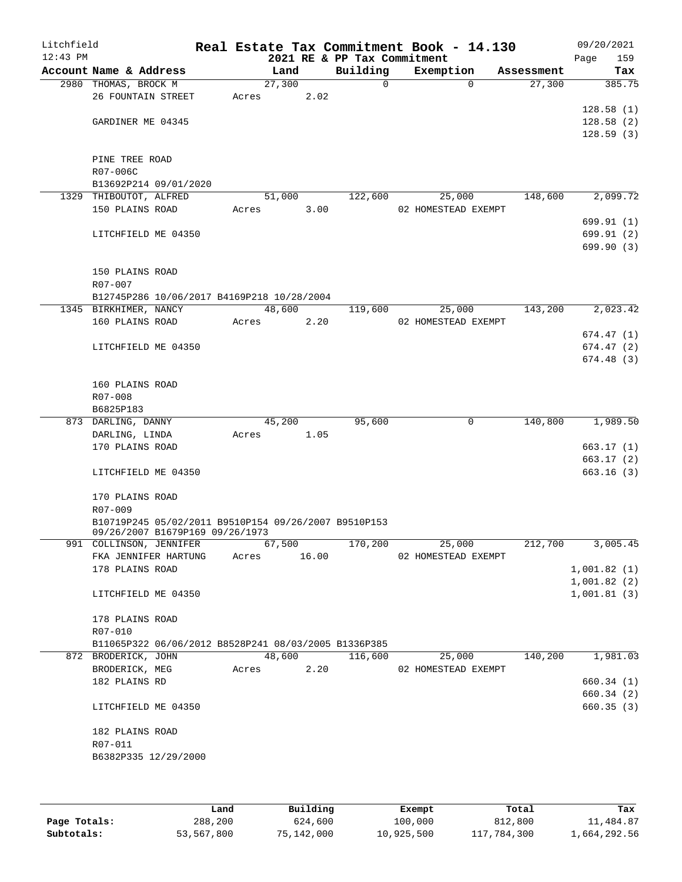Litchfield
12:43 PM

# Real Estate Tax Commitment Book - 14.130

2021 RE & PP Tax Commitment

09/20/2021
Page 159

| Account Name & Address | Land | Building | Exemption | Assessment | Tax |
|---|---|---|---|---|---|
| 2980 THOMAS, BROCK M | 27,300 | 0 | 0 | 27,300 | 385.75 |
| 26 FOUNTAIN STREET | Acres 2.02 | | | | |
| | | | | | 128.58 (1) |
| GARDINER ME 04345 | | | | | 128.58 (2) |
| | | | | | 128.59 (3) |
| PINE TREE ROAD | | | | | |
| R07-006C | | | | | |
| B13692P214 09/01/2020 | | | | | |
| 1329 THIBOUTOT, ALFRED | 51,000 | 122,600 | 25,000 | 148,600 | 2,099.72 |
| 150 PLAINS ROAD | Acres 3.00 | | 02 HOMESTEAD EXEMPT | | |
| | | | | | 699.91 (1) |
| LITCHFIELD ME 04350 | | | | | 699.91 (2) |
| | | | | | 699.90 (3) |
| 150 PLAINS ROAD | | | | | |
| R07-007 | | | | | |
| B12745P286 10/06/2017 B4169P218 10/28/2004 | | | | | |
| 1345 BIRKHIMER, NANCY | 48,600 | 119,600 | 25,000 | 143,200 | 2,023.42 |
| 160 PLAINS ROAD | Acres 2.20 | | 02 HOMESTEAD EXEMPT | | |
| | | | | | 674.47 (1) |
| LITCHFIELD ME 04350 | | | | | 674.47 (2) |
| | | | | | 674.48 (3) |
| 160 PLAINS ROAD | | | | | |
| R07-008 | | | | | |
| B6825P183 | | | | | |
| 873 DARLING, DANNY | 45,200 | 95,600 | 0 | 140,800 | 1,989.50 |
| DARLING, LINDA | Acres 1.05 | | | | |
| 170 PLAINS ROAD | | | | | 663.17 (1) |
| | | | | | 663.17 (2) |
| LITCHFIELD ME 04350 | | | | | 663.16 (3) |
| 170 PLAINS ROAD | | | | | |
| R07-009 | | | | | |
| B10719P245 05/02/2011 B9510P154 09/26/2007 B9510P153 09/26/2007 B1679P169 09/26/1973 | | | | | |
| 991 COLLINSON, JENNIFER | 67,500 | 170,200 | 25,000 | 212,700 | 3,005.45 |
| FKA JENNIFER HARTUNG | Acres 16.00 | | 02 HOMESTEAD EXEMPT | | |
| 178 PLAINS ROAD | | | | | 1,001.82 (1) |
| | | | | | 1,001.82 (2) |
| LITCHFIELD ME 04350 | | | | | 1,001.81 (3) |
| 178 PLAINS ROAD | | | | | |
| R07-010 | | | | | |
| B11065P322 06/06/2012 B8528P241 08/03/2005 B1336P385 | | | | | |
| 872 BRODERICK, JOHN | 48,600 | 116,600 | 25,000 | 140,200 | 1,981.03 |
| BRODERICK, MEG | Acres 2.20 | | 02 HOMESTEAD EXEMPT | | |
| 182 PLAINS RD | | | | | 660.34 (1) |
| | | | | | 660.34 (2) |
| LITCHFIELD ME 04350 | | | | | 660.35 (3) |
| 182 PLAINS ROAD | | | | | |
| R07-011 | | | | | |
| B6382P335 12/29/2000 | | | | | |

| | Land | Building | Exempt | Total | Tax |
|---|---|---|---|---|---|
| Page Totals: | 288,200 | 624,600 | 100,000 | 812,800 | 11,484.87 |
| Subtotals: | 53,567,800 | 75,142,000 | 10,925,500 | 117,784,300 | 1,664,292.56 |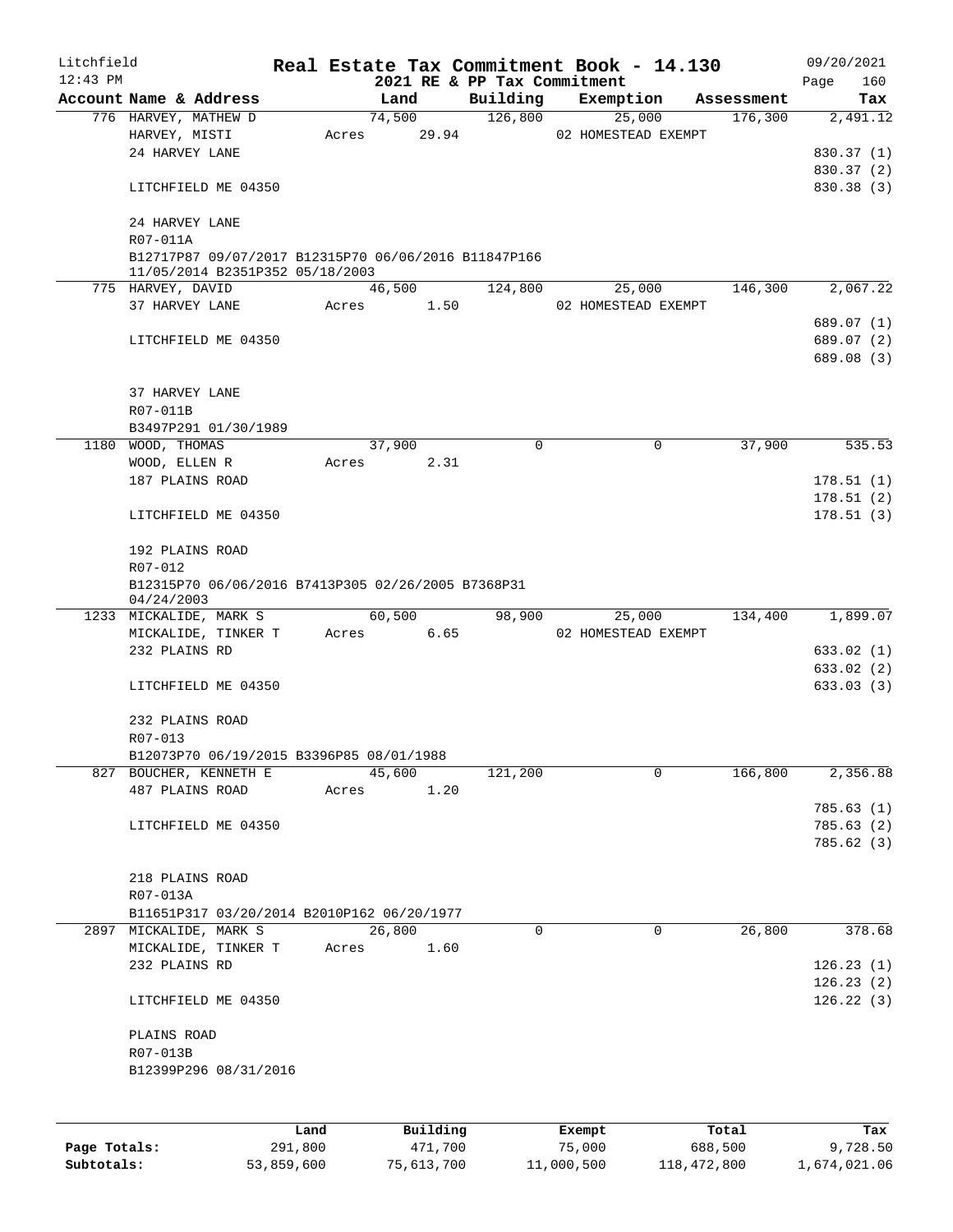# Real Estate Tax Commitment Book - 14.130

Litchfield
12:43 PM

2021 RE & PP Tax Commitment

09/20/2021

| Account Name & Address | Land | Building | Exemption | Assessment | Tax |
|---|---|---|---|---|---|
| 776 HARVEY, MATHEW D | 74,500 | 126,800 | 25,000 | 176,300 | 2,491.12 |
| HARVEY, MISTI | Acres 29.94 | | 02 HOMESTEAD EXEMPT | | |
| 24 HARVEY LANE | | | | | 830.37 (1) |
| | | | | | 830.37 (2) |
| LITCHFIELD ME 04350 | | | | | 830.38 (3) |
| 24 HARVEY LANE | | | | | |
| R07-011A | | | | | |
| B12717P87 09/07/2017 B12315P70 06/06/2016 B11847P166 11/05/2014 B2351P352 05/18/2003 | | | | | |
| 775 HARVEY, DAVID | 46,500 | 124,800 | 25,000 | 146,300 | 2,067.22 |
| 37 HARVEY LANE | Acres 1.50 | | 02 HOMESTEAD EXEMPT | | |
| | | | | | 689.07 (1) |
| LITCHFIELD ME 04350 | | | | | 689.07 (2) |
| | | | | | 689.08 (3) |
| 37 HARVEY LANE | | | | | |
| R07-011B | | | | | |
| B3497P291 01/30/1989 | | | | | |
| 1180 WOOD, THOMAS | 37,900 | 0 | 0 | 37,900 | 535.53 |
| WOOD, ELLEN R | Acres 2.31 | | | | |
| 187 PLAINS ROAD | | | | | 178.51 (1) |
| | | | | | 178.51 (2) |
| LITCHFIELD ME 04350 | | | | | 178.51 (3) |
| 192 PLAINS ROAD | | | | | |
| R07-012 | | | | | |
| B12315P70 06/06/2016 B7413P305 02/26/2005 B7368P31 04/24/2003 | | | | | |
| 1233 MICKALIDE, MARK S | 60,500 | 98,900 | 25,000 | 134,400 | 1,899.07 |
| MICKALIDE, TINKER T | Acres 6.65 | | 02 HOMESTEAD EXEMPT | | |
| 232 PLAINS RD | | | | | 633.02 (1) |
| | | | | | 633.02 (2) |
| LITCHFIELD ME 04350 | | | | | 633.03 (3) |
| 232 PLAINS ROAD | | | | | |
| R07-013 | | | | | |
| B12073P70 06/19/2015 B3396P85 08/01/1988 | | | | | |
| 827 BOUCHER, KENNETH E | 45,600 | 121,200 | 0 | 166,800 | 2,356.88 |
| 487 PLAINS ROAD | Acres 1.20 | | | | |
| | | | | | 785.63 (1) |
| LITCHFIELD ME 04350 | | | | | 785.63 (2) |
| | | | | | 785.62 (3) |
| 218 PLAINS ROAD | | | | | |
| R07-013A | | | | | |
| B11651P317 03/20/2014 B2010P162 06/20/1977 | | | | | |
| 2897 MICKALIDE, MARK S | 26,800 | 0 | 0 | 26,800 | 378.68 |
| MICKALIDE, TINKER T | Acres 1.60 | | | | |
| 232 PLAINS RD | | | | | 126.23 (1) |
| | | | | | 126.23 (2) |
| LITCHFIELD ME 04350 | | | | | 126.22 (3) |
| PLAINS ROAD | | | | | |
| R07-013B | | | | | |
| B12399P296 08/31/2016 | | | | | |

| | Land | Building | Exempt | Total | Tax |
|---|---|---|---|---|---|
| Page Totals: | 291,800 | 471,700 | 75,000 | 688,500 | 9,728.50 |
| Subtotals: | 53,859,600 | 75,613,700 | 11,000,500 | 118,472,800 | 1,674,021.06 |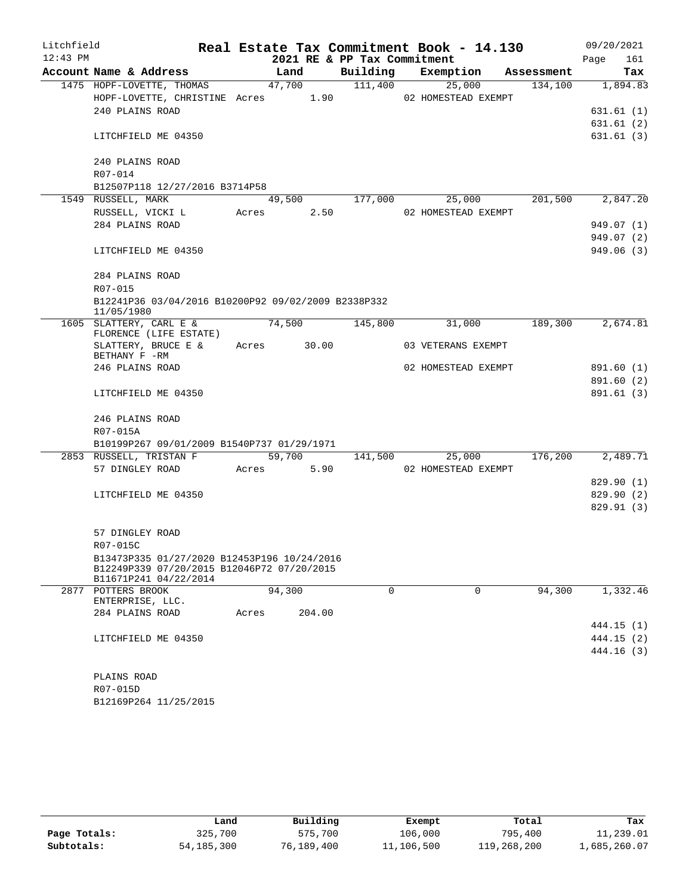# Real Estate Tax Commitment Book - 14.130

Litchfield
12:43 PM

2021 RE & PP Tax Commitment

09/20/2021

| Account Name & Address | Land | Building | Exemption | Assessment | Tax |
|---|---|---|---|---|---|
| 1475 HOPF-LOVETTE, THOMAS | 47,700 | 111,400 | 25,000 | 134,100 | 1,894.83 |
| HOPF-LOVETTE, CHRISTINE Acres 1.90 | | | 02 HOMESTEAD EXEMPT | | |
| 240 PLAINS ROAD | | | | | 631.61 (1) |
| | | | | | 631.61 (2) |
| LITCHFIELD ME 04350 | | | | | 631.61 (3) |
| 240 PLAINS ROAD | | | | | |
| R07-014 | | | | | |
| B12507P118 12/27/2016 B3714P58 | | | | | |
| 1549 RUSSELL, MARK | 49,500 | 177,000 | 25,000 | 201,500 | 2,847.20 |
| RUSSELL, VICKI L Acres 2.50 | | | 02 HOMESTEAD EXEMPT | | |
| 284 PLAINS ROAD | | | | | 949.07 (1) |
| | | | | | 949.07 (2) |
| LITCHFIELD ME 04350 | | | | | 949.06 (3) |
| 284 PLAINS ROAD | | | | | |
| R07-015 | | | | | |
| B12241P36 03/04/2016 B10200P92 09/02/2009 B2338P332 11/05/1980 | | | | | |
| 1605 SLATTERY, CARL E & FLORENCE (LIFE ESTATE) | 74,500 | 145,800 | 31,000 | 189,300 | 2,674.81 |
| SLATTERY, BRUCE E & BETHANY F -RM Acres 30.00 | | | 03 VETERANS EXEMPT | | |
| 246 PLAINS ROAD | | | 02 HOMESTEAD EXEMPT | | 891.60 (1) |
| | | | | | 891.60 (2) |
| LITCHFIELD ME 04350 | | | | | 891.61 (3) |
| 246 PLAINS ROAD | | | | | |
| R07-015A | | | | | |
| B10199P267 09/01/2009 B1540P737 01/29/1971 | | | | | |
| 2853 RUSSELL, TRISTAN F | 59,700 | 141,500 | 25,000 | 176,200 | 2,489.71 |
| 57 DINGLEY ROAD Acres 5.90 | | | 02 HOMESTEAD EXEMPT | | |
| | | | | | 829.90 (1) |
| LITCHFIELD ME 04350 | | | | | 829.90 (2) |
| | | | | | 829.91 (3) |
| 57 DINGLEY ROAD | | | | | |
| R07-015C | | | | | |
| B13473P335 01/27/2020 B12453P196 10/24/2016 B12249P339 07/20/2015 B12046P72 07/20/2015 B11671P241 04/22/2014 | | | | | |
| 2877 POTTERS BROOK ENTERPRISE, LLC. | 94,300 | 0 | 0 | 94,300 | 1,332.46 |
| 284 PLAINS ROAD Acres 204.00 | | | | | |
| | | | | | 444.15 (1) |
| LITCHFIELD ME 04350 | | | | | 444.15 (2) |
| | | | | | 444.16 (3) |
| PLAINS ROAD | | | | | |
| R07-015D | | | | | |
| B12169P264 11/25/2015 | | | | | |

| | Land | Building | Exempt | Total | Tax |
|---|---|---|---|---|---|
| Page Totals: | 325,700 | 575,700 | 106,000 | 795,400 | 11,239.01 |
| Subtotals: | 54,185,300 | 76,189,400 | 11,106,500 | 119,268,200 | 1,685,260.07 |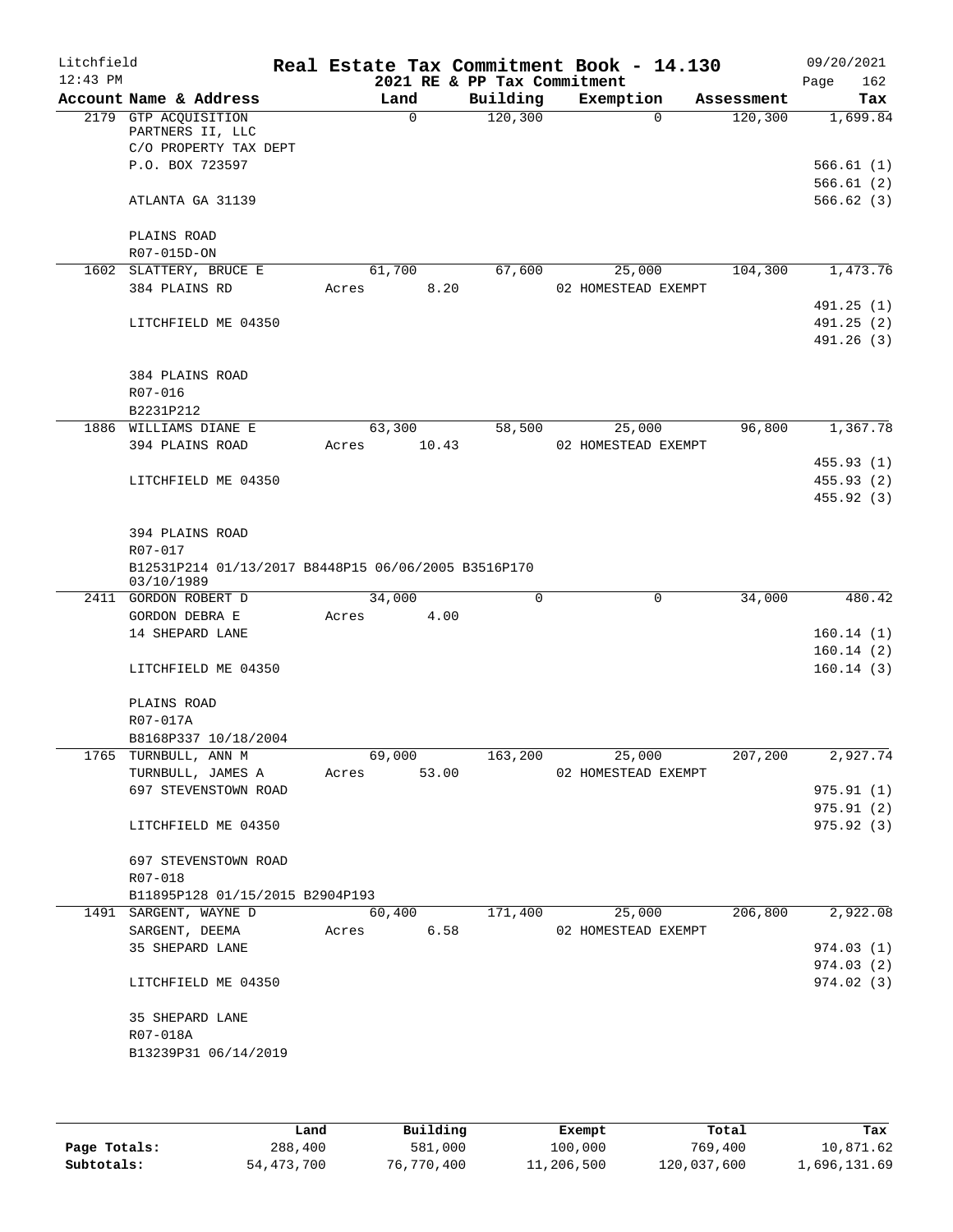Litchfield | Real Estate Tax Commitment Book - 14.130 | 09/20/2021
12:43 PM | 2021 RE & PP Tax Commitment | Page 162

| Account Name & Address | Land | Building | Exemption | Assessment | Tax |
|---|---|---|---|---|---|
| 2179 GTP ACQUISITION PARTNERS II, LLC | 0 | 120,300 | 0 | 120,300 | 1,699.84 |
| C/O PROPERTY TAX DEPT | | | | | |
| P.O. BOX 723597 | | | | | 566.61 (1) |
| | | | | | 566.61 (2) |
| ATLANTA GA 31139 | | | | | 566.62 (3) |
| PLAINS ROAD | | | | | |
| R07-015D-ON | | | | | |
| 1602 SLATTERY, BRUCE E | 61,700 | 67,600 | 25,000 | 104,300 | 1,473.76 |
| 384 PLAINS RD | Acres 8.20 | | 02 HOMESTEAD EXEMPT | | |
| | | | | | 491.25 (1) |
| LITCHFIELD ME 04350 | | | | | 491.25 (2) |
| | | | | | 491.26 (3) |
| 384 PLAINS ROAD | | | | | |
| R07-016 | | | | | |
| B2231P212 | | | | | |
| 1886 WILLIAMS DIANE E | 63,300 | 58,500 | 25,000 | 96,800 | 1,367.78 |
| 394 PLAINS ROAD | Acres 10.43 | | 02 HOMESTEAD EXEMPT | | |
| | | | | | 455.93 (1) |
| LITCHFIELD ME 04350 | | | | | 455.93 (2) |
| | | | | | 455.92 (3) |
| 394 PLAINS ROAD | | | | | |
| R07-017 | | | | | |
| B12531P214 01/13/2017 B8448P15 06/06/2005 B3516P170 03/10/1989 | | | | | |
| 2411 GORDON ROBERT D | 34,000 | 0 | 0 | 34,000 | 480.42 |
| GORDON DEBRA E | Acres 4.00 | | | | |
| 14 SHEPARD LANE | | | | | 160.14 (1) |
| | | | | | 160.14 (2) |
| LITCHFIELD ME 04350 | | | | | 160.14 (3) |
| PLAINS ROAD | | | | | |
| R07-017A | | | | | |
| B8168P337 10/18/2004 | | | | | |
| 1765 TURNBULL, ANN M | 69,000 | 163,200 | 25,000 | 207,200 | 2,927.74 |
| TURNBULL, JAMES A | Acres 53.00 | | 02 HOMESTEAD EXEMPT | | |
| 697 STEVENSTOWN ROAD | | | | | 975.91 (1) |
| | | | | | 975.91 (2) |
| LITCHFIELD ME 04350 | | | | | 975.92 (3) |
| 697 STEVENSTOWN ROAD | | | | | |
| R07-018 | | | | | |
| B11895P128 01/15/2015 B2904P193 | | | | | |
| 1491 SARGENT, WAYNE D | 60,400 | 171,400 | 25,000 | 206,800 | 2,922.08 |
| SARGENT, DEEMA | Acres 6.58 | | 02 HOMESTEAD EXEMPT | | |
| 35 SHEPARD LANE | | | | | 974.03 (1) |
| | | | | | 974.03 (2) |
| LITCHFIELD ME 04350 | | | | | 974.02 (3) |
| 35 SHEPARD LANE | | | | | |
| R07-018A | | | | | |
| B13239P31 06/14/2019 | | | | | |

| | Land | Building | Exempt | Total | Tax |
|---|---|---|---|---|---|
| Page Totals: | 288,400 | 581,000 | 100,000 | 769,400 | 10,871.62 |
| Subtotals: | 54,473,700 | 76,770,400 | 11,206,500 | 120,037,600 | 1,696,131.69 |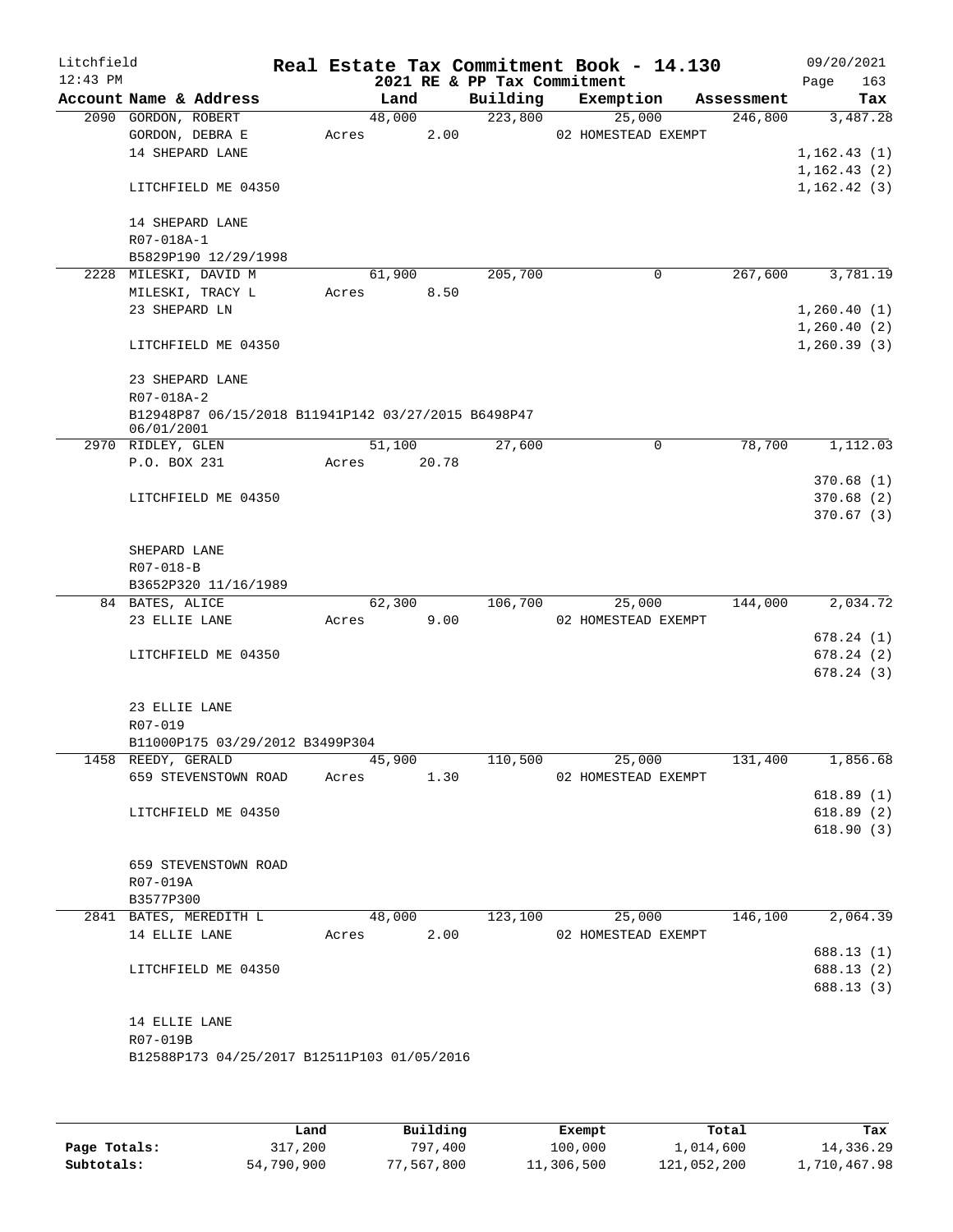Litchfield
12:43 PM

# Real Estate Tax Commitment Book - 14.130

2021 RE & PP Tax Commitment

09/20/2021

| Account Name & Address | Land | Building | Exemption | Assessment | Tax |
|---|---|---|---|---|---|
| 2090 GORDON, ROBERT | 48,000 | 223,800 | 25,000 | 246,800 | 3,487.28 |
| GORDON, DEBRA E | Acres 2.00 | | 02 HOMESTEAD EXEMPT | | |
| 14 SHEPARD LANE | | | | | 1,162.43 (1) |
| | | | | | 1,162.43 (2) |
| LITCHFIELD ME 04350 | | | | | 1,162.42 (3) |
| 14 SHEPARD LANE | | | | | |
| R07-018A-1 | | | | | |
| B5829P190 12/29/1998 | | | | | |
| 2228 MILESKI, DAVID M | 61,900 | 205,700 | 0 | 267,600 | 3,781.19 |
| MILESKI, TRACY L | Acres 8.50 | | | | |
| 23 SHEPARD LN | | | | | 1,260.40 (1) |
| | | | | | 1,260.40 (2) |
| LITCHFIELD ME 04350 | | | | | 1,260.39 (3) |
| 23 SHEPARD LANE | | | | | |
| R07-018A-2 | | | | | |
| B12948P87 06/15/2018 B11941P142 03/27/2015 B6498P47 06/01/2001 | | | | | |
| 2970 RIDLEY, GLEN | 51,100 | 27,600 | 0 | 78,700 | 1,112.03 |
| P.O. BOX 231 | Acres 20.78 | | | | |
| | | | | | 370.68 (1) |
| LITCHFIELD ME 04350 | | | | | 370.68 (2) |
| | | | | | 370.67 (3) |
| SHEPARD LANE | | | | | |
| R07-018-B | | | | | |
| B3652P320 11/16/1989 | | | | | |
| 84 BATES, ALICE | 62,300 | 106,700 | 25,000 | 144,000 | 2,034.72 |
| 23 ELLIE LANE | Acres 9.00 | | 02 HOMESTEAD EXEMPT | | |
| | | | | | 678.24 (1) |
| LITCHFIELD ME 04350 | | | | | 678.24 (2) |
| | | | | | 678.24 (3) |
| 23 ELLIE LANE | | | | | |
| R07-019 | | | | | |
| B11000P175 03/29/2012 B3499P304 | | | | | |
| 1458 REEDY, GERALD | 45,900 | 110,500 | 25,000 | 131,400 | 1,856.68 |
| 659 STEVENSTOWN ROAD | Acres 1.30 | | 02 HOMESTEAD EXEMPT | | |
| | | | | | 618.89 (1) |
| LITCHFIELD ME 04350 | | | | | 618.89 (2) |
| | | | | | 618.90 (3) |
| 659 STEVENSTOWN ROAD | | | | | |
| R07-019A | | | | | |
| B3577P300 | | | | | |
| 2841 BATES, MEREDITH L | 48,000 | 123,100 | 25,000 | 146,100 | 2,064.39 |
| 14 ELLIE LANE | Acres 2.00 | | 02 HOMESTEAD EXEMPT | | |
| | | | | | 688.13 (1) |
| LITCHFIELD ME 04350 | | | | | 688.13 (2) |
| | | | | | 688.13 (3) |
| 14 ELLIE LANE | | | | | |
| R07-019B | | | | | |
| B12588P173 04/25/2017 B12511P103 01/05/2016 | | | | | |

| | Land | Building | Exempt | Total | Tax |
|---|---|---|---|---|---|
| Page Totals: | 317,200 | 797,400 | 100,000 | 1,014,600 | 14,336.29 |
| Subtotals: | 54,790,900 | 77,567,800 | 11,306,500 | 121,052,200 | 1,710,467.98 |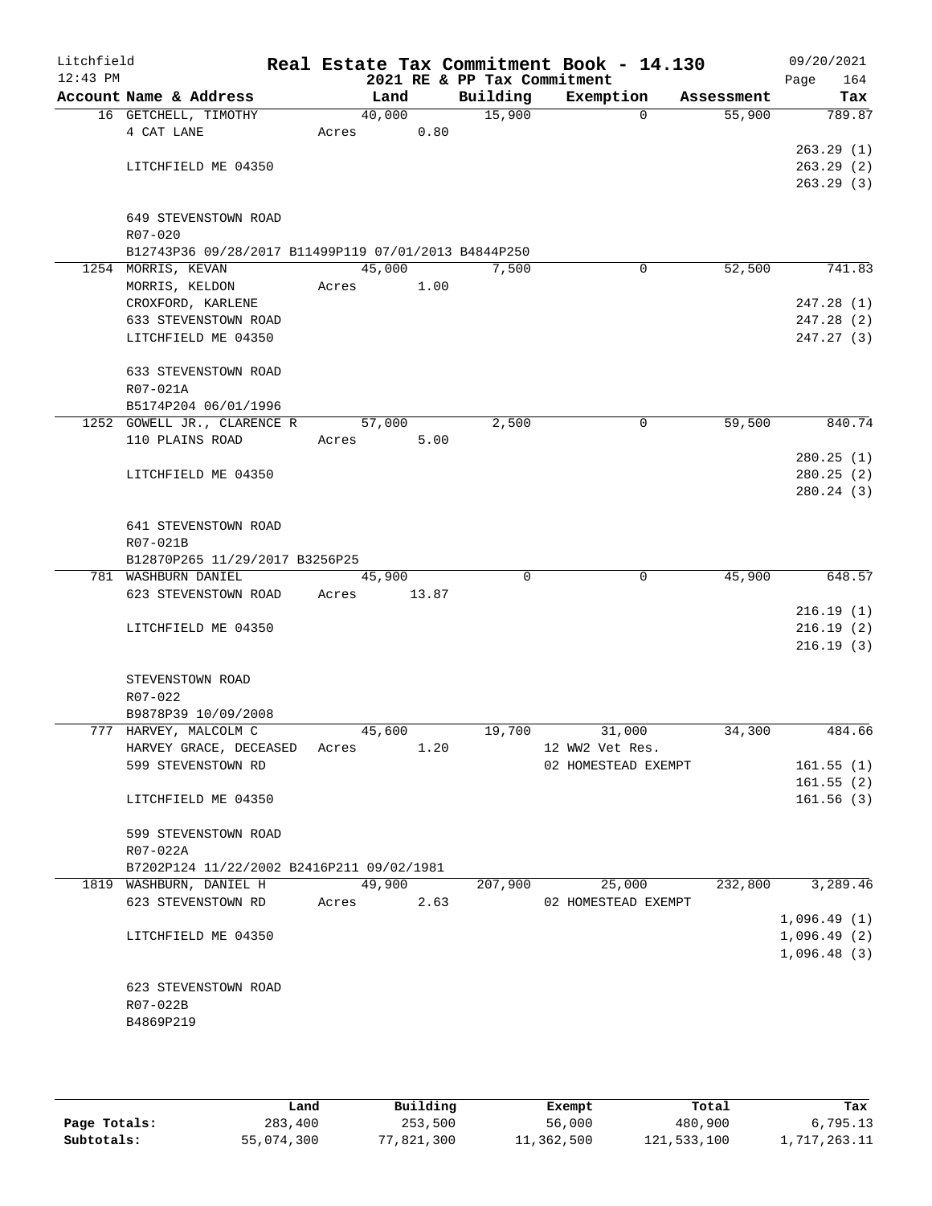Litchfield
12:43 PM

# Real Estate Tax Commitment Book - 14.130
## 2021 RE & PP Tax Commitment

09/20/2021
Page 164

| Account Name & Address | Land | Building | Exemption | Assessment | Tax |
|---|---|---|---|---|---|
| 16 GETCHELL, TIMOTHY | 40,000 | 15,900 | 0 | 55,900 | 789.87 |
| 4 CAT LANE | Acres 0.80 | | | | |
| | | | | | 263.29 (1) |
| LITCHFIELD ME 04350 | | | | | 263.29 (2) |
| | | | | | 263.29 (3) |
| 649 STEVENSTOWN ROAD | | | | | |
| R07-020 | | | | | |
| B12743P36 09/28/2017 B11499P119 07/01/2013 B4844P250 | | | | | |
| 1254 MORRIS, KEVAN | 45,000 | 7,500 | 0 | 52,500 | 741.83 |
| MORRIS, KELDON | Acres 1.00 | | | | |
| CROXFORD, KARLENE | | | | | 247.28 (1) |
| 633 STEVENSTOWN ROAD | | | | | 247.28 (2) |
| LITCHFIELD ME 04350 | | | | | 247.27 (3) |
| 633 STEVENSTOWN ROAD | | | | | |
| R07-021A | | | | | |
| B5174P204 06/01/1996 | | | | | |
| 1252 GOWELL JR., CLARENCE R | 57,000 | 2,500 | 0 | 59,500 | 840.74 |
| 110 PLAINS ROAD | Acres 5.00 | | | | |
| | | | | | 280.25 (1) |
| LITCHFIELD ME 04350 | | | | | 280.25 (2) |
| | | | | | 280.24 (3) |
| 641 STEVENSTOWN ROAD | | | | | |
| R07-021B | | | | | |
| B12870P265 11/29/2017 B3256P25 | | | | | |
| 781 WASHBURN DANIEL | 45,900 | 0 | 0 | 45,900 | 648.57 |
| 623 STEVENSTOWN ROAD | Acres 13.87 | | | | |
| | | | | | 216.19 (1) |
| LITCHFIELD ME 04350 | | | | | 216.19 (2) |
| | | | | | 216.19 (3) |
| STEVENSTOWN ROAD | | | | | |
| R07-022 | | | | | |
| B9878P39 10/09/2008 | | | | | |
| 777 HARVEY, MALCOLM C | 45,600 | 19,700 | 31,000 | 34,300 | 484.66 |
| HARVEY GRACE, DECEASED | Acres 1.20 | | 12 WW2 Vet Res. | | |
| 599 STEVENSTOWN RD | | | 02 HOMESTEAD EXEMPT | | 161.55 (1) |
| | | | | | 161.55 (2) |
| LITCHFIELD ME 04350 | | | | | 161.56 (3) |
| 599 STEVENSTOWN ROAD | | | | | |
| R07-022A | | | | | |
| B7202P124 11/22/2002 B2416P211 09/02/1981 | | | | | |
| 1819 WASHBURN, DANIEL H | 49,900 | 207,900 | 25,000 | 232,800 | 3,289.46 |
| 623 STEVENSTOWN RD | Acres 2.63 | | 02 HOMESTEAD EXEMPT | | |
| | | | | | 1,096.49 (1) |
| LITCHFIELD ME 04350 | | | | | 1,096.49 (2) |
| | | | | | 1,096.48 (3) |
| 623 STEVENSTOWN ROAD | | | | | |
| R07-022B | | | | | |
| B4869P219 | | | | | |

| | Land | Building | Exempt | Total | Tax |
|---|---|---|---|---|---|
| Page Totals: | 283,400 | 253,500 | 56,000 | 480,900 | 6,795.13 |
| Subtotals: | 55,074,300 | 77,821,300 | 11,362,500 | 121,533,100 | 1,717,263.11 |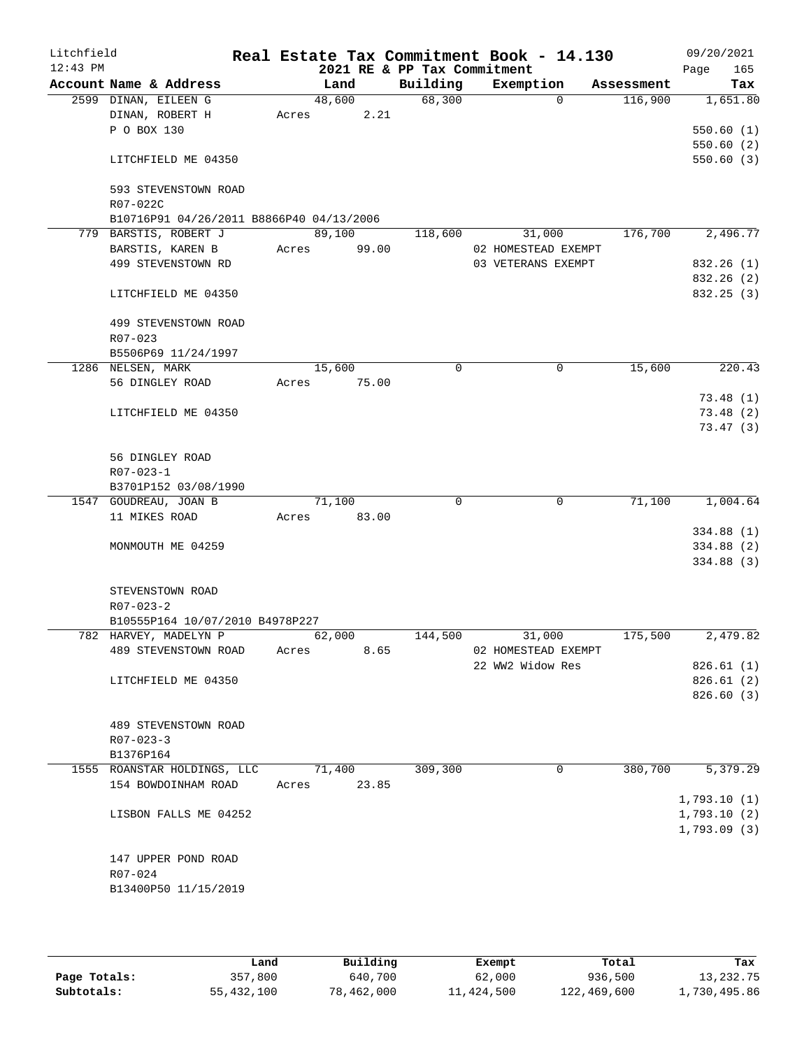Litchfield
12:43 PM

**Real Estate Tax Commitment Book - 14.130**
**2021 RE & PP Tax Commitment**

09/20/2021
Page 165

| Account Name & Address | Land | Building | Exemption | Assessment | Tax |
|---|---|---|---|---|---|
| 2599 DINAN, EILEEN G | 48,600 | 68,300 | 0 | 116,900 | 1,651.80 |
| DINAN, ROBERT H | Acres 2.21 | | | | |
| P O BOX 130 | | | | | 550.60 (1) |
| | | | | | 550.60 (2) |
| LITCHFIELD ME 04350 | | | | | 550.60 (3) |
| 593 STEVENSTOWN ROAD | | | | | |
| R07-022C | | | | | |
| B10716P91 04/26/2011 B8866P40 04/13/2006 | | | | | |
| 779 BARSTIS, ROBERT J | 89,100 | 118,600 | 31,000 | 176,700 | 2,496.77 |
| BARSTIS, KAREN B | Acres 99.00 | | 02 HOMESTEAD EXEMPT | | |
| 499 STEVENSTOWN RD | | | 03 VETERANS EXEMPT | | 832.26 (1) |
| | | | | | 832.26 (2) |
| LITCHFIELD ME 04350 | | | | | 832.25 (3) |
| 499 STEVENSTOWN ROAD | | | | | |
| R07-023 | | | | | |
| B5506P69 11/24/1997 | | | | | |
| 1286 NELSEN, MARK | 15,600 | 0 | 0 | 15,600 | 220.43 |
| 56 DINGLEY ROAD | Acres 75.00 | | | | |
| | | | | | 73.48 (1) |
| LITCHFIELD ME 04350 | | | | | 73.48 (2) |
| | | | | | 73.47 (3) |
| 56 DINGLEY ROAD | | | | | |
| R07-023-1 | | | | | |
| B3701P152 03/08/1990 | | | | | |
| 1547 GOUDREAU, JOAN B | 71,100 | 0 | 0 | 71,100 | 1,004.64 |
| 11 MIKES ROAD | Acres 83.00 | | | | |
| | | | | | 334.88 (1) |
| MONMOUTH ME 04259 | | | | | 334.88 (2) |
| | | | | | 334.88 (3) |
| STEVENSTOWN ROAD | | | | | |
| R07-023-2 | | | | | |
| B10555P164 10/07/2010 B4978P227 | | | | | |
| 782 HARVEY, MADELYN P | 62,000 | 144,500 | 31,000 | 175,500 | 2,479.82 |
| 489 STEVENSTOWN ROAD | Acres 8.65 | | 02 HOMESTEAD EXEMPT | | |
| | | | 22 WW2 Widow Res | | 826.61 (1) |
| LITCHFIELD ME 04350 | | | | | 826.61 (2) |
| | | | | | 826.60 (3) |
| 489 STEVENSTOWN ROAD | | | | | |
| R07-023-3 | | | | | |
| B1376P164 | | | | | |
| 1555 ROANSTAR HOLDINGS, LLC | 71,400 | 309,300 | 0 | 380,700 | 5,379.29 |
| 154 BOWDOINHAM ROAD | Acres 23.85 | | | | |
| | | | | | 1,793.10 (1) |
| LISBON FALLS ME 04252 | | | | | 1,793.10 (2) |
| | | | | | 1,793.09 (3) |
| 147 UPPER POND ROAD | | | | | |
| R07-024 | | | | | |
| B13400P50 11/15/2019 | | | | | |

| | Land | Building | Exempt | Total | Tax |
|---|---|---|---|---|---|
| **Page Totals:** | 357,800 | 640,700 | 62,000 | 936,500 | 13,232.75 |
| **Subtotals:** | 55,432,100 | 78,462,000 | 11,424,500 | 122,469,600 | 1,730,495.86 |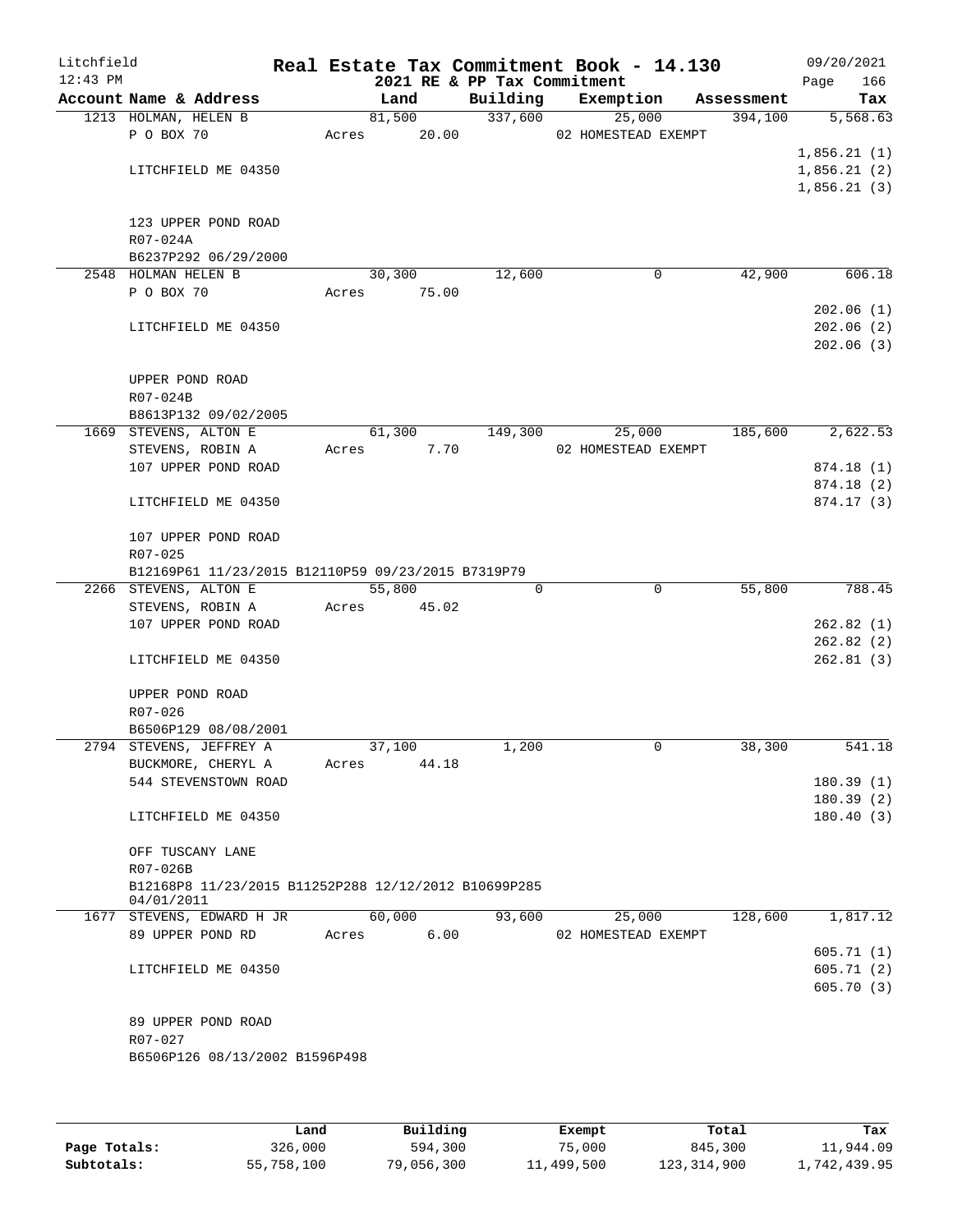Litchfield
12:43 PM

# Real Estate Tax Commitment Book - 14.130

2021 RE & PP Tax Commitment

09/20/2021

| Account Name & Address | Land | Building | Exemption | Assessment | Tax |
|---|---|---|---|---|---|
| 1213 HOLMAN, HELEN B | 81,500 | 337,600 | 25,000 | 394,100 | 5,568.63 |
| P O BOX 70 | Acres 20.00 | | 02 HOMESTEAD EXEMPT | | |
| | | | | | 1,856.21 (1) |
| LITCHFIELD ME 04350 | | | | | 1,856.21 (2) |
| | | | | | 1,856.21 (3) |
| 123 UPPER POND ROAD | | | | | |
| R07-024A | | | | | |
| B6237P292 06/29/2000 | | | | | |
| 2548 HOLMAN HELEN B | 30,300 | 12,600 | 0 | 42,900 | 606.18 |
| P O BOX 70 | Acres 75.00 | | | | |
| | | | | | 202.06 (1) |
| LITCHFIELD ME 04350 | | | | | 202.06 (2) |
| | | | | | 202.06 (3) |
| UPPER POND ROAD | | | | | |
| R07-024B | | | | | |
| B8613P132 09/02/2005 | | | | | |
| 1669 STEVENS, ALTON E | 61,300 | 149,300 | 25,000 | 185,600 | 2,622.53 |
| STEVENS, ROBIN A | Acres 7.70 | | 02 HOMESTEAD EXEMPT | | |
| 107 UPPER POND ROAD | | | | | 874.18 (1) |
| | | | | | 874.18 (2) |
| LITCHFIELD ME 04350 | | | | | 874.17 (3) |
| 107 UPPER POND ROAD | | | | | |
| R07-025 | | | | | |
| B12169P61 11/23/2015 B12110P59 09/23/2015 B7319P79 | | | | | |
| 2266 STEVENS, ALTON E | 55,800 | 0 | 0 | 55,800 | 788.45 |
| STEVENS, ROBIN A | Acres 45.02 | | | | |
| 107 UPPER POND ROAD | | | | | 262.82 (1) |
| | | | | | 262.82 (2) |
| LITCHFIELD ME 04350 | | | | | 262.81 (3) |
| UPPER POND ROAD | | | | | |
| R07-026 | | | | | |
| B6506P129 08/08/2001 | | | | | |
| 2794 STEVENS, JEFFREY A | 37,100 | 1,200 | 0 | 38,300 | 541.18 |
| BUCKMORE, CHERYL A | Acres 44.18 | | | | |
| 544 STEVENSTOWN ROAD | | | | | 180.39 (1) |
| | | | | | 180.39 (2) |
| LITCHFIELD ME 04350 | | | | | 180.40 (3) |
| OFF TUSCANY LANE | | | | | |
| R07-026B | | | | | |
| B12168P8 11/23/2015 B11252P288 12/12/2012 B10699P285 04/01/2011 | | | | | |
| 1677 STEVENS, EDWARD H JR | 60,000 | 93,600 | 25,000 | 128,600 | 1,817.12 |
| 89 UPPER POND RD | Acres 6.00 | | 02 HOMESTEAD EXEMPT | | |
| | | | | | 605.71 (1) |
| LITCHFIELD ME 04350 | | | | | 605.71 (2) |
| | | | | | 605.70 (3) |
| 89 UPPER POND ROAD | | | | | |
| R07-027 | | | | | |
| B6506P126 08/13/2002 B1596P498 | | | | | |

| | Land | Building | Exempt | Total | Tax |
|---|---|---|---|---|---|
| Page Totals: | 326,000 | 594,300 | 75,000 | 845,300 | 11,944.09 |
| Subtotals: | 55,758,100 | 79,056,300 | 11,499,500 | 123,314,900 | 1,742,439.95 |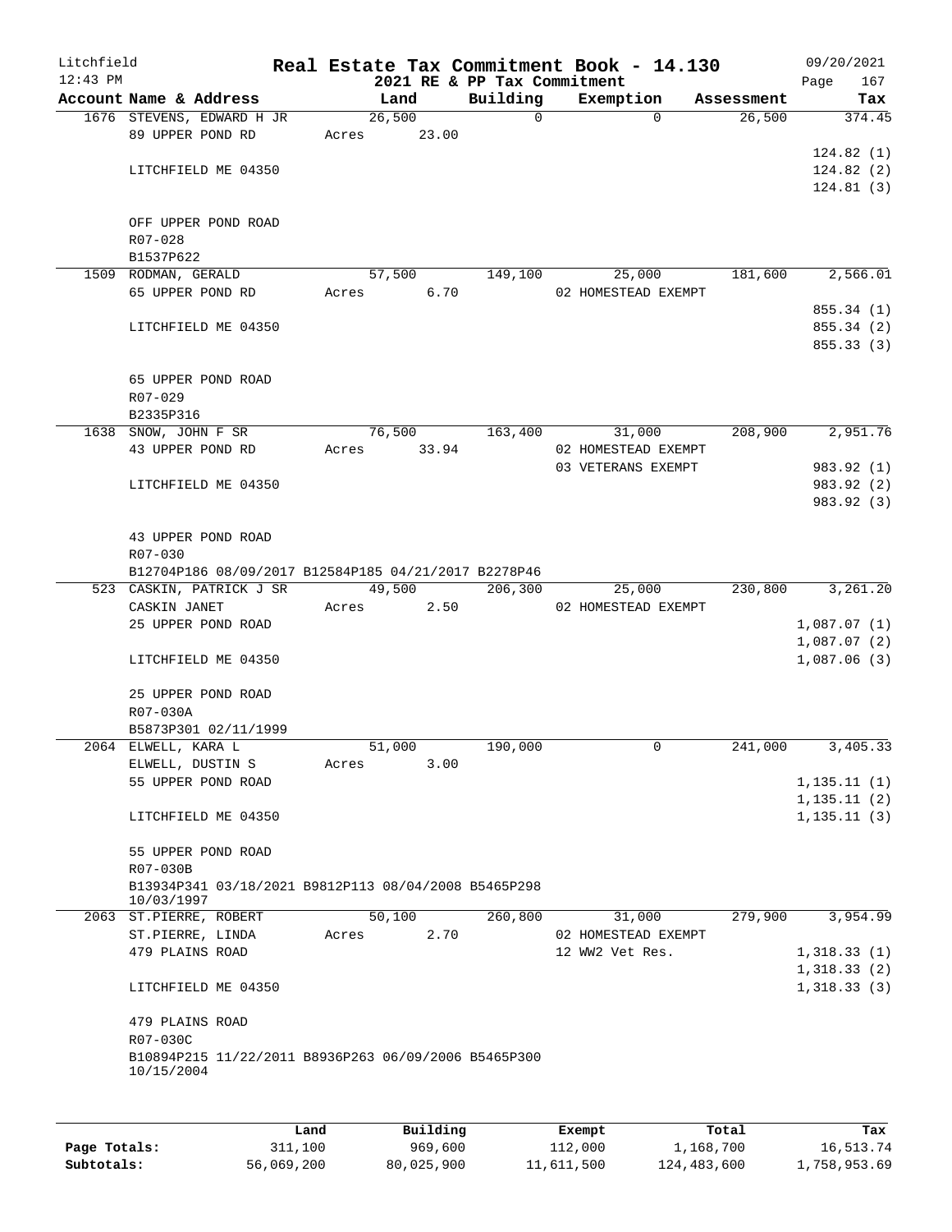Litchfield
12:43 PM

# Real Estate Tax Commitment Book - 14.130

2021 RE & PP Tax Commitment

09/20/2021
Page 167

| Account Name & Address | Land | Building | Exemption | Assessment | Tax |
|---|---|---|---|---|---|
| 1676 STEVENS, EDWARD H JR | 26,500 | 0 | 0 | 26,500 | 374.45 |
| 89 UPPER POND RD | Acres 23.00 | | | | |
| | | | | | 124.82 (1) |
| LITCHFIELD ME 04350 | | | | | 124.82 (2) |
| | | | | | 124.81 (3) |
| OFF UPPER POND ROAD | | | | | |
| R07-028 | | | | | |
| B1537P622 | | | | | |
| 1509 RODMAN, GERALD | 57,500 | 149,100 | 25,000 | 181,600 | 2,566.01 |
| 65 UPPER POND RD | Acres 6.70 | | 02 HOMESTEAD EXEMPT | | |
| | | | | | 855.34 (1) |
| LITCHFIELD ME 04350 | | | | | 855.34 (2) |
| | | | | | 855.33 (3) |
| 65 UPPER POND ROAD | | | | | |
| R07-029 | | | | | |
| B2335P316 | | | | | |
| 1638 SNOW, JOHN F SR | 76,500 | 163,400 | 31,000 | 208,900 | 2,951.76 |
| 43 UPPER POND RD | Acres 33.94 | | 02 HOMESTEAD EXEMPT | | |
| | | | 03 VETERANS EXEMPT | | 983.92 (1) |
| LITCHFIELD ME 04350 | | | | | 983.92 (2) |
| | | | | | 983.92 (3) |
| 43 UPPER POND ROAD | | | | | |
| R07-030 | | | | | |
| B12704P186 08/09/2017 B12584P185 04/21/2017 B2278P46 | | | | | |
| 523 CASKIN, PATRICK J SR | 49,500 | 206,300 | 25,000 | 230,800 | 3,261.20 |
| CASKIN JANET | Acres 2.50 | | 02 HOMESTEAD EXEMPT | | |
| 25 UPPER POND ROAD | | | | | 1,087.07 (1) |
| | | | | | 1,087.07 (2) |
| LITCHFIELD ME 04350 | | | | | 1,087.06 (3) |
| 25 UPPER POND ROAD | | | | | |
| R07-030A | | | | | |
| B5873P301 02/11/1999 | | | | | |
| 2064 ELWELL, KARA L | 51,000 | 190,000 | 0 | 241,000 | 3,405.33 |
| ELWELL, DUSTIN S | Acres 3.00 | | | | |
| 55 UPPER POND ROAD | | | | | 1,135.11 (1) |
| | | | | | 1,135.11 (2) |
| LITCHFIELD ME 04350 | | | | | 1,135.11 (3) |
| 55 UPPER POND ROAD | | | | | |
| R07-030B | | | | | |
| B13934P341 03/18/2021 B9812P113 08/04/2008 B5465P298 10/03/1997 | | | | | |
| 2063 ST.PIERRE, ROBERT | 50,100 | 260,800 | 31,000 | 279,900 | 3,954.99 |
| ST.PIERRE, LINDA | Acres 2.70 | | 02 HOMESTEAD EXEMPT | | |
| 479 PLAINS ROAD | | | 12 WW2 Vet Res. | | 1,318.33 (1) |
| | | | | | 1,318.33 (2) |
| LITCHFIELD ME 04350 | | | | | 1,318.33 (3) |
| 479 PLAINS ROAD | | | | | |
| R07-030C | | | | | |
| B10894P215 11/22/2011 B8936P263 06/09/2006 B5465P300 10/15/2004 | | | | | |

| | Land | Building | Exempt | Total | Tax |
|---|---|---|---|---|---|
| Page Totals: | 311,100 | 969,600 | 112,000 | 1,168,700 | 16,513.74 |
| Subtotals: | 56,069,200 | 80,025,900 | 11,611,500 | 124,483,600 | 1,758,953.69 |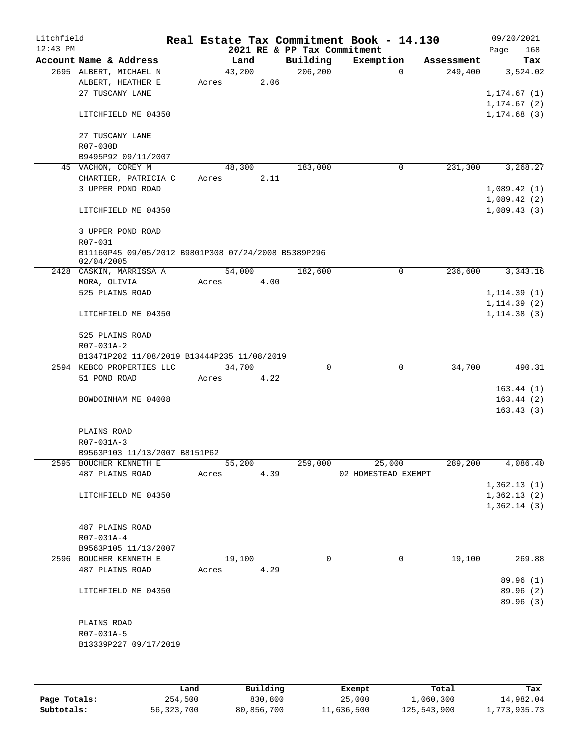Litchfield
12:43 PM

# Real Estate Tax Commitment Book - 14.130

2021 RE & PP Tax Commitment

09/20/2021

| Account | Name & Address | Land | Building | Exemption | Assessment | Tax |
|---|---|---|---|---|---|---|
| 2695 | ALBERT, MICHAEL N | 43,200 | 206,200 | 0 | 249,400 | 3,524.02 |
| | ALBERT, HEATHER E | Acres 2.06 | | | | |
| | 27 TUSCANY LANE | | | | | 1,174.67 (1) |
| | | | | | | 1,174.67 (2) |
| | LITCHFIELD ME 04350 | | | | | 1,174.68 (3) |
| | 27 TUSCANY LANE | | | | | |
| | R07-030D | | | | | |
| | B9495P92 09/11/2007 | | | | | |
| 45 | VACHON, COREY M | 48,300 | 183,000 | 0 | 231,300 | 3,268.27 |
| | CHARTIER, PATRICIA C | Acres 2.11 | | | | |
| | 3 UPPER POND ROAD | | | | | 1,089.42 (1) |
| | | | | | | 1,089.42 (2) |
| | LITCHFIELD ME 04350 | | | | | 1,089.43 (3) |
| | 3 UPPER POND ROAD | | | | | |
| | R07-031 | | | | | |
| | B11160P45 09/05/2012 B9801P308 07/24/2008 B5389P296 02/04/2005 | | | | | |
| 2428 | CASKIN, MARRISSA A | 54,000 | 182,600 | 0 | 236,600 | 3,343.16 |
| | MORA, OLIVIA | Acres 4.00 | | | | |
| | 525 PLAINS ROAD | | | | | 1,114.39 (1) |
| | | | | | | 1,114.39 (2) |
| | LITCHFIELD ME 04350 | | | | | 1,114.38 (3) |
| | 525 PLAINS ROAD | | | | | |
| | R07-031A-2 | | | | | |
| | B13471P202 11/08/2019 B13444P235 11/08/2019 | | | | | |
| 2594 | KEBCO PROPERTIES LLC | 34,700 | 0 | 0 | 34,700 | 490.31 |
| | 51 POND ROAD | Acres 4.22 | | | | |
| | | | | | | 163.44 (1) |
| | BOWDOINHAM ME 04008 | | | | | 163.44 (2) |
| | | | | | | 163.43 (3) |
| | PLAINS ROAD | | | | | |
| | R07-031A-3 | | | | | |
| | B9563P103 11/13/2007 B8151P62 | | | | | |
| 2595 | BOUCHER KENNETH E | 55,200 | 259,000 | 25,000 | 289,200 | 4,086.40 |
| | 487 PLAINS ROAD | Acres 4.39 | | 02 HOMESTEAD EXEMPT | | |
| | | | | | | 1,362.13 (1) |
| | LITCHFIELD ME 04350 | | | | | 1,362.13 (2) |
| | | | | | | 1,362.14 (3) |
| | 487 PLAINS ROAD | | | | | |
| | R07-031A-4 | | | | | |
| | B9563P105 11/13/2007 | | | | | |
| 2596 | BOUCHER KENNETH E | 19,100 | 0 | 0 | 19,100 | 269.88 |
| | 487 PLAINS ROAD | Acres 4.29 | | | | |
| | | | | | | 89.96 (1) |
| | LITCHFIELD ME 04350 | | | | | 89.96 (2) |
| | | | | | | 89.96 (3) |
| | PLAINS ROAD | | | | | |
| | R07-031A-5 | | | | | |
| | B13339P227 09/17/2019 | | | | | |

| | Land | Building | Exempt | Total | Tax |
|---|---|---|---|---|---|
| Page Totals: | 254,500 | 830,800 | 25,000 | 1,060,300 | 14,982.04 |
| Subtotals: | 56,323,700 | 80,856,700 | 11,636,500 | 125,543,900 | 1,773,935.73 |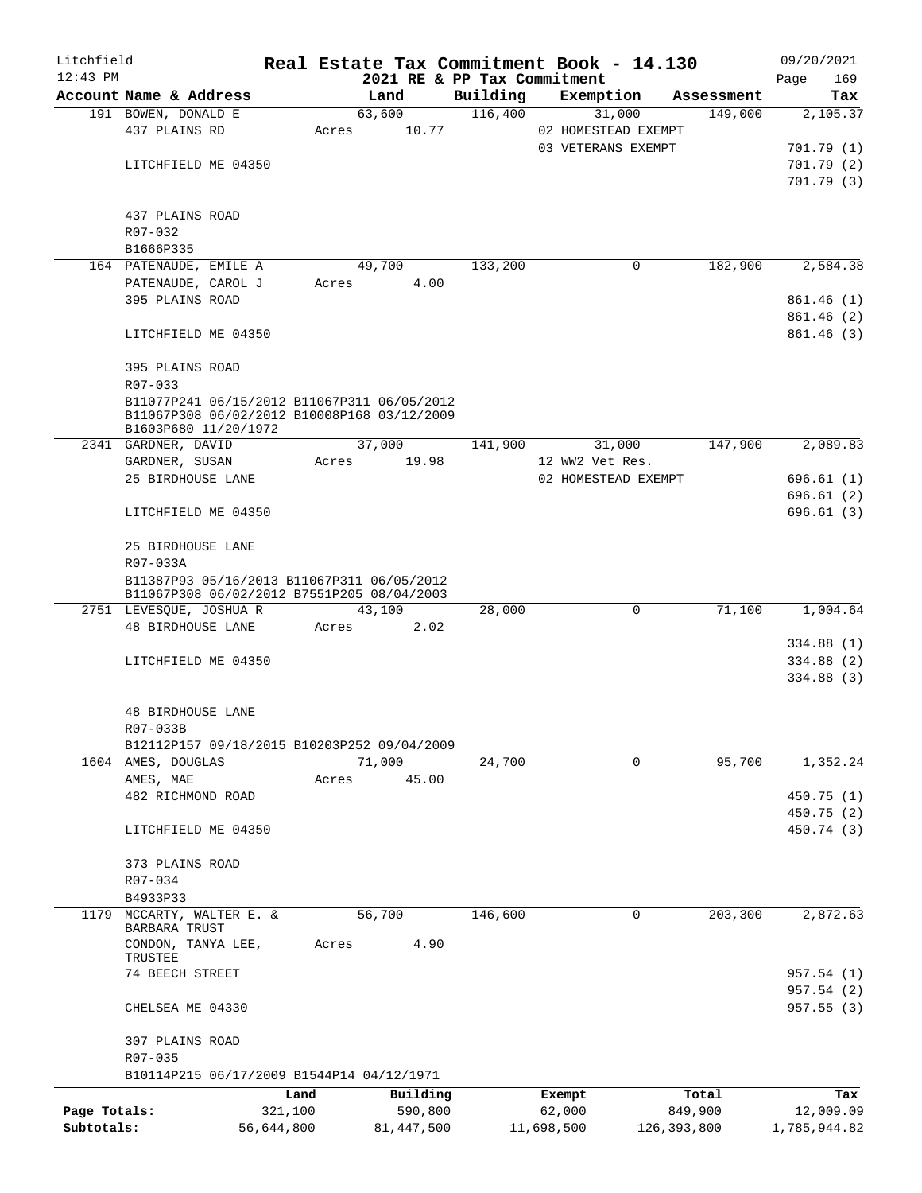Litchfield
12:43 PM

# Real Estate Tax Commitment Book - 14.130

2021 RE & PP Tax Commitment

09/20/2021

| Account Name & Address | Land | Building | Exemption | Assessment | Tax |
|---|---|---|---|---|---|
| 191 BOWEN, DONALD E | 63,600 | 116,400 | 31,000 | 149,000 | 2,105.37 |
| 437 PLAINS RD | Acres 10.77 | | 02 HOMESTEAD EXEMPT | | |
| | | | 03 VETERANS EXEMPT | | 701.79 (1) |
| LITCHFIELD ME 04350 | | | | | 701.79 (2) |
| | | | | | 701.79 (3) |
| 437 PLAINS ROAD | | | | | |
| R07-032 | | | | | |
| B1666P335 | | | | | |
| 164 PATENAUDE, EMILE A | 49,700 | 133,200 | 0 | 182,900 | 2,584.38 |
| PATENAUDE, CAROL J | Acres 4.00 | | | | |
| 395 PLAINS ROAD | | | | | 861.46 (1) |
| | | | | | 861.46 (2) |
| LITCHFIELD ME 04350 | | | | | 861.46 (3) |
| 395 PLAINS ROAD | | | | | |
| R07-033 | | | | | |
| B11077P241 06/15/2012 B11067P311 06/05/2012 B11067P308 06/02/2012 B10008P168 03/12/2009 B1603P680 11/20/1972 | | | | | |
| 2341 GARDNER, DAVID | 37,000 | 141,900 | 31,000 | 147,900 | 2,089.83 |
| GARDNER, SUSAN | Acres 19.98 | | 12 WW2 Vet Res. | | |
| 25 BIRDHOUSE LANE | | | 02 HOMESTEAD EXEMPT | | 696.61 (1) |
| | | | | | 696.61 (2) |
| LITCHFIELD ME 04350 | | | | | 696.61 (3) |
| 25 BIRDHOUSE LANE | | | | | |
| R07-033A | | | | | |
| B11387P93 05/16/2013 B11067P311 06/05/2012 B11067P308 06/02/2012 B7551P205 08/04/2003 | | | | | |
| 2751 LEVESQUE, JOSHUA R | 43,100 | 28,000 | 0 | 71,100 | 1,004.64 |
| 48 BIRDHOUSE LANE | Acres 2.02 | | | | |
| | | | | | 334.88 (1) |
| LITCHFIELD ME 04350 | | | | | 334.88 (2) |
| | | | | | 334.88 (3) |
| 48 BIRDHOUSE LANE | | | | | |
| R07-033B | | | | | |
| B12112P157 09/18/2015 B10203P252 09/04/2009 | | | | | |
| 1604 AMES, DOUGLAS | 71,000 | 24,700 | 0 | 95,700 | 1,352.24 |
| AMES, MAE | Acres 45.00 | | | | |
| 482 RICHMOND ROAD | | | | | 450.75 (1) |
| | | | | | 450.75 (2) |
| LITCHFIELD ME 04350 | | | | | 450.74 (3) |
| 373 PLAINS ROAD | | | | | |
| R07-034 | | | | | |
| B4933P33 | | | | | |
| 1179 MCCARTY, WALTER E. & BARBARA TRUST | 56,700 | 146,600 | 0 | 203,300 | 2,872.63 |
| CONDON, TANYA LEE, TRUSTEE | Acres 4.90 | | | | |
| 74 BEECH STREET | | | | | 957.54 (1) |
| | | | | | 957.54 (2) |
| CHELSEA ME 04330 | | | | | 957.55 (3) |
| 307 PLAINS ROAD | | | | | |
| R07-035 | | | | | |
| B10114P215 06/17/2009 B1544P14 04/12/1971 | | | | | |

| | Land | Building | Exempt | Total | Tax |
|---|---|---|---|---|---|
| Page Totals: | 321,100 | 590,800 | 62,000 | 849,900 | 12,009.09 |
| Subtotals: | 56,644,800 | 81,447,500 | 11,698,500 | 126,393,800 | 1,785,944.82 |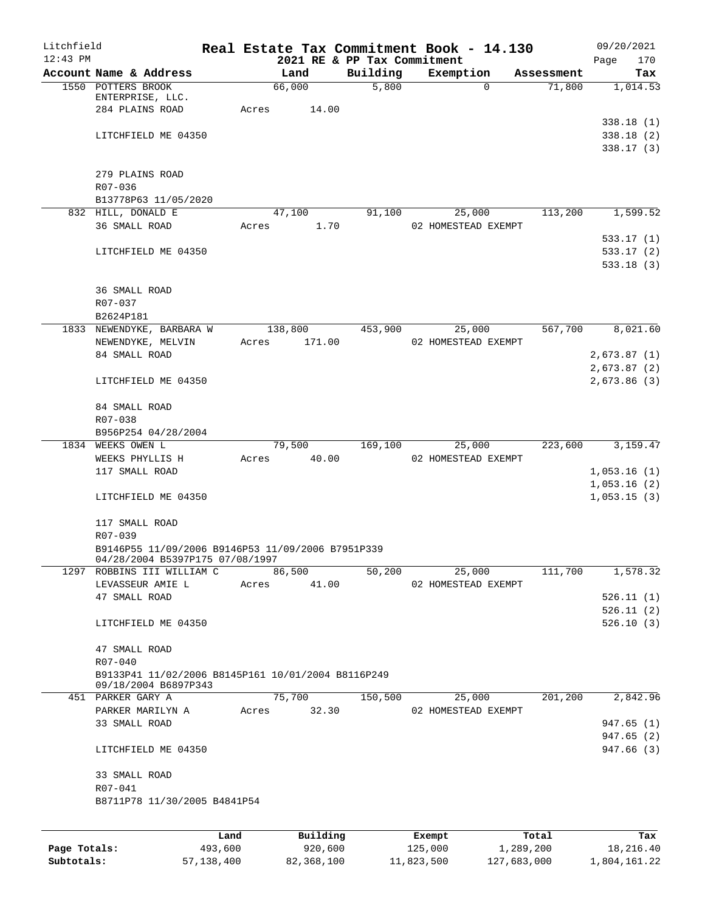Litchfield
12:43 PM

# Real Estate Tax Commitment Book - 14.130

## 2021 RE & PP Tax Commitment

09/20/2021
Page 170

| Account Name & Address | Land | Building | Exemption | Assessment | Tax |
|---|---|---|---|---|---|
| 1550 POTTERS BROOK ENTERPRISE, LLC. | 66,000 | 5,800 | 0 | 71,800 | 1,014.53 |
| 284 PLAINS ROAD | Acres 14.00 | | | | |
| | | | | | 338.18 (1) |
| LITCHFIELD ME 04350 | | | | | 338.18 (2) |
| | | | | | 338.17 (3) |
| 279 PLAINS ROAD | | | | | |
| R07-036 | | | | | |
| B13778P63 11/05/2020 | | | | | |
| 832 HILL, DONALD E | 47,100 | 91,100 | 25,000 | 113,200 | 1,599.52 |
| 36 SMALL ROAD | Acres 1.70 | | 02 HOMESTEAD EXEMPT | | |
| | | | | | 533.17 (1) |
| LITCHFIELD ME 04350 | | | | | 533.17 (2) |
| | | | | | 533.18 (3) |
| 36 SMALL ROAD | | | | | |
| R07-037 | | | | | |
| B2624P181 | | | | | |
| 1833 NEWENDYKE, BARBARA W | 138,800 | 453,900 | 25,000 | 567,700 | 8,021.60 |
| NEWENDYKE, MELVIN | Acres 171.00 | | 02 HOMESTEAD EXEMPT | | |
| 84 SMALL ROAD | | | | | 2,673.87 (1) |
| | | | | | 2,673.87 (2) |
| LITCHFIELD ME 04350 | | | | | 2,673.86 (3) |
| 84 SMALL ROAD | | | | | |
| R07-038 | | | | | |
| B956P254 04/28/2004 | | | | | |
| 1834 WEEKS OWEN L | 79,500 | 169,100 | 25,000 | 223,600 | 3,159.47 |
| WEEKS PHYLLIS H | Acres 40.00 | | 02 HOMESTEAD EXEMPT | | |
| 117 SMALL ROAD | | | | | 1,053.16 (1) |
| | | | | | 1,053.16 (2) |
| LITCHFIELD ME 04350 | | | | | 1,053.15 (3) |
| 117 SMALL ROAD | | | | | |
| R07-039 | | | | | |
| B9146P55 11/09/2006 B9146P53 11/09/2006 B7951P339 04/28/2004 B5397P175 07/08/1997 | | | | | |
| 1297 ROBBINS III WILLIAM C | 86,500 | 50,200 | 25,000 | 111,700 | 1,578.32 |
| LEVASSEUR AMIE L | Acres 41.00 | | 02 HOMESTEAD EXEMPT | | |
| 47 SMALL ROAD | | | | | 526.11 (1) |
| | | | | | 526.11 (2) |
| LITCHFIELD ME 04350 | | | | | 526.10 (3) |
| 47 SMALL ROAD | | | | | |
| R07-040 | | | | | |
| B9133P41 11/02/2006 B8145P161 10/01/2004 B8116P249 09/18/2004 B6897P343 | | | | | |
| 451 PARKER GARY A | 75,700 | 150,500 | 25,000 | 201,200 | 2,842.96 |
| PARKER MARILYN A | Acres 32.30 | | 02 HOMESTEAD EXEMPT | | |
| 33 SMALL ROAD | | | | | 947.65 (1) |
| | | | | | 947.65 (2) |
| LITCHFIELD ME 04350 | | | | | 947.66 (3) |
| 33 SMALL ROAD | | | | | |
| R07-041 | | | | | |
| B8711P78 11/30/2005 B4841P54 | | | | | |

| | Land | Building | Exempt | Total | Tax |
|---|---|---|---|---|---|
| Page Totals: | 493,600 | 920,600 | 125,000 | 1,289,200 | 18,216.40 |
| Subtotals: | 57,138,400 | 82,368,100 | 11,823,500 | 127,683,000 | 1,804,161.22 |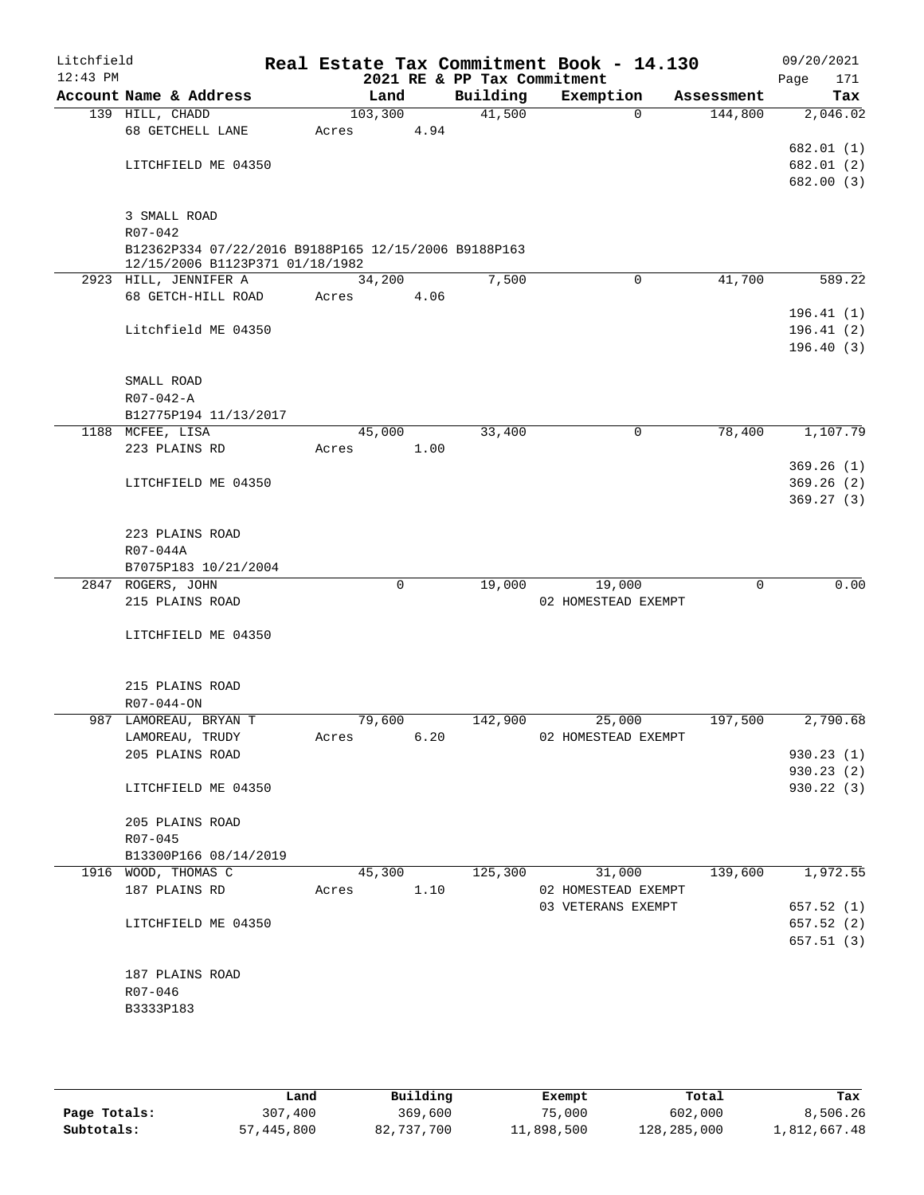# Real Estate Tax Commitment Book - 14.130

Litchfield 12:43 PM — 2021 RE & PP Tax Commitment — 09/20/2021

| Account Name & Address | Land | Building | Exemption | Assessment | Tax |
|---|---|---|---|---|---|
| 139 HILL, CHADD<br>68 GETCHELL LANE<br>LITCHFIELD ME 04350<br>3 SMALL ROAD<br>R07-042<br>B12362P334 07/22/2016 B9188P165 12/15/2006 B9188P163 12/15/2006 B1123P371 01/18/1982 | 103,300<br>Acres 4.94 | 41,500 | 0 | 144,800 | 2,046.02<br>682.01 (1)<br>682.01 (2)<br>682.00 (3) |
| 2923 HILL, JENNIFER A<br>68 GETCH-HILL ROAD<br>Litchfield ME 04350<br>SMALL ROAD<br>R07-042-A<br>B12775P194 11/13/2017 | 34,200<br>Acres 4.06 | 7,500 | 0 | 41,700 | 589.22<br>196.41 (1)<br>196.41 (2)<br>196.40 (3) |
| 1188 MCFEE, LISA<br>223 PLAINS RD<br>LITCHFIELD ME 04350<br>223 PLAINS ROAD<br>R07-044A<br>B7075P183 10/21/2004 | 45,000<br>Acres 1.00 | 33,400 | 0 | 78,400 | 1,107.79<br>369.26 (1)<br>369.26 (2)<br>369.27 (3) |
| 2847 ROGERS, JOHN<br>215 PLAINS ROAD<br>LITCHFIELD ME 04350<br>215 PLAINS ROAD<br>R07-044-ON | 0 | 19,000 | 19,000<br>02 HOMESTEAD EXEMPT | 0 | 0.00 |
| 987 LAMOREAU, BRYAN T<br>LAMOREAU, TRUDY<br>205 PLAINS ROAD<br>LITCHFIELD ME 04350<br>205 PLAINS ROAD<br>R07-045<br>B13300P166 08/14/2019 | 79,600<br>Acres 6.20 | 142,900 | 25,000<br>02 HOMESTEAD EXEMPT | 197,500 | 2,790.68<br>930.23 (1)<br>930.23 (2)<br>930.22 (3) |
| 1916 WOOD, THOMAS C<br>187 PLAINS RD<br>LITCHFIELD ME 04350<br>187 PLAINS ROAD<br>R07-046<br>B3333P183 | 45,300<br>Acres 1.10 | 125,300 | 31,000<br>02 HOMESTEAD EXEMPT<br>03 VETERANS EXEMPT | 139,600 | 1,972.55<br>657.52 (1)<br>657.52 (2)<br>657.51 (3) |

| | Land | Building | Exempt | Total | Tax |
|---|---|---|---|---|---|
| Page Totals: | 307,400 | 369,600 | 75,000 | 602,000 | 8,506.26 |
| Subtotals: | 57,445,800 | 82,737,700 | 11,898,500 | 128,285,000 | 1,812,667.48 |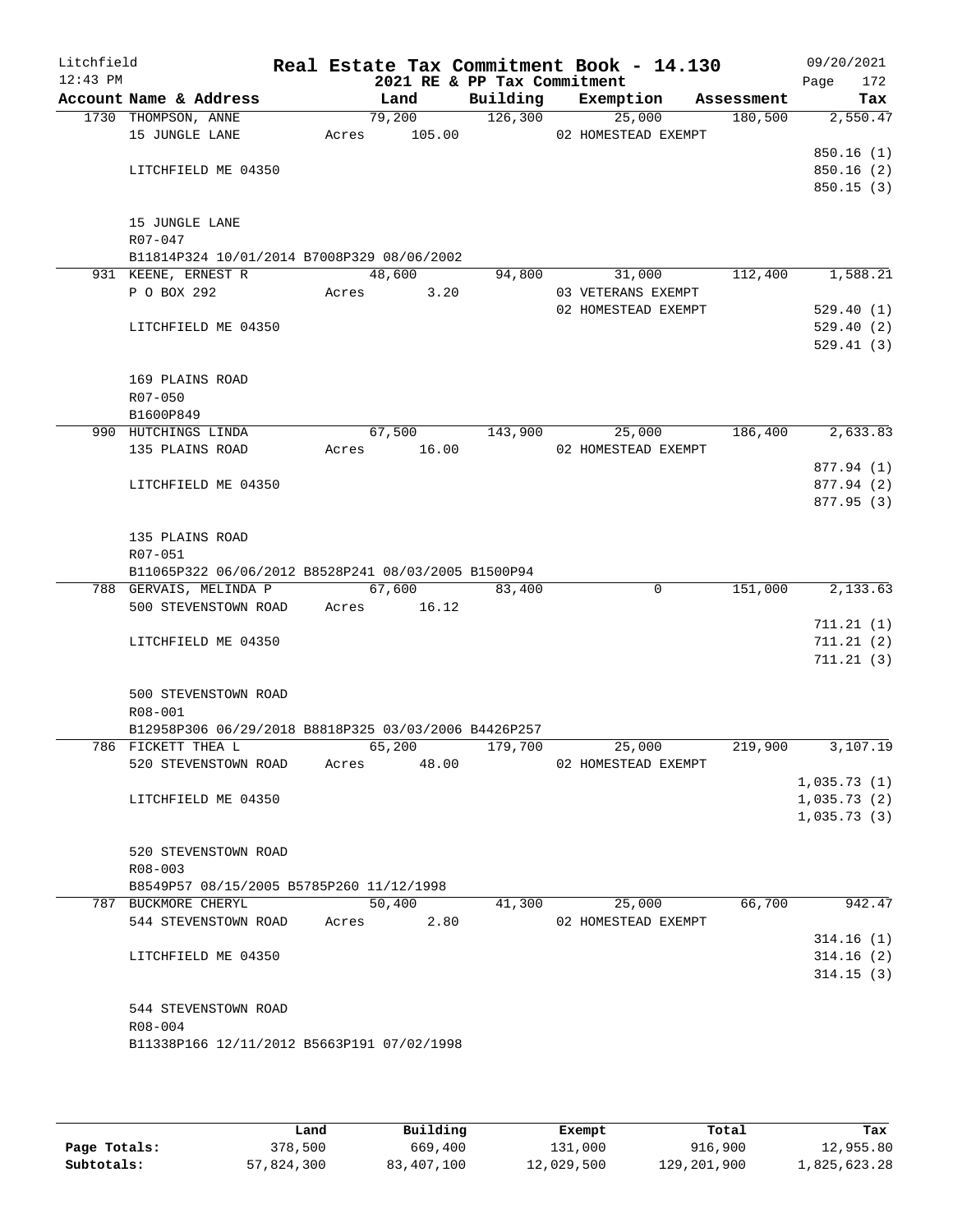Litchfield
12:43 PM

# Real Estate Tax Commitment Book - 14.130

2021 RE & PP Tax Commitment

09/20/2021

| Account Name & Address | Land | Building | Exemption | Assessment | Tax |
|---|---|---|---|---|---|
| 1730 THOMPSON, ANNE | 79,200 | 126,300 | 25,000 | 180,500 | 2,550.47 |
| 15 JUNGLE LANE | Acres 105.00 | | 02 HOMESTEAD EXEMPT | | |
| | | | | | 850.16 (1) |
| LITCHFIELD ME 04350 | | | | | 850.16 (2) |
| | | | | | 850.15 (3) |
| 15 JUNGLE LANE | | | | | |
| R07-047 | | | | | |
| B11814P324 10/01/2014 B7008P329 08/06/2002 | | | | | |
| 931 KEENE, ERNEST R | 48,600 | 94,800 | 31,000 | 112,400 | 1,588.21 |
| P O BOX 292 | Acres 3.20 | | 03 VETERANS EXEMPT | | |
| | | | 02 HOMESTEAD EXEMPT | | 529.40 (1) |
| LITCHFIELD ME 04350 | | | | | 529.40 (2) |
| | | | | | 529.41 (3) |
| 169 PLAINS ROAD | | | | | |
| R07-050 | | | | | |
| B1600P849 | | | | | |
| 990 HUTCHINGS LINDA | 67,500 | 143,900 | 25,000 | 186,400 | 2,633.83 |
| 135 PLAINS ROAD | Acres 16.00 | | 02 HOMESTEAD EXEMPT | | |
| | | | | | 877.94 (1) |
| LITCHFIELD ME 04350 | | | | | 877.94 (2) |
| | | | | | 877.95 (3) |
| 135 PLAINS ROAD | | | | | |
| R07-051 | | | | | |
| B11065P322 06/06/2012 B8528P241 08/03/2005 B1500P94 | | | | | |
| 788 GERVAIS, MELINDA P | 67,600 | 83,400 | 0 | 151,000 | 2,133.63 |
| 500 STEVENSTOWN ROAD | Acres 16.12 | | | | |
| | | | | | 711.21 (1) |
| LITCHFIELD ME 04350 | | | | | 711.21 (2) |
| | | | | | 711.21 (3) |
| 500 STEVENSTOWN ROAD | | | | | |
| R08-001 | | | | | |
| B12958P306 06/29/2018 B8818P325 03/03/2006 B4426P257 | | | | | |
| 786 FICKETT THEA L | 65,200 | 179,700 | 25,000 | 219,900 | 3,107.19 |
| 520 STEVENSTOWN ROAD | Acres 48.00 | | 02 HOMESTEAD EXEMPT | | |
| | | | | | 1,035.73 (1) |
| LITCHFIELD ME 04350 | | | | | 1,035.73 (2) |
| | | | | | 1,035.73 (3) |
| 520 STEVENSTOWN ROAD | | | | | |
| R08-003 | | | | | |
| B8549P57 08/15/2005 B5785P260 11/12/1998 | | | | | |
| 787 BUCKMORE CHERYL | 50,400 | 41,300 | 25,000 | 66,700 | 942.47 |
| 544 STEVENSTOWN ROAD | Acres 2.80 | | 02 HOMESTEAD EXEMPT | | |
| | | | | | 314.16 (1) |
| LITCHFIELD ME 04350 | | | | | 314.16 (2) |
| | | | | | 314.15 (3) |
| 544 STEVENSTOWN ROAD | | | | | |
| R08-004 | | | | | |
| B11338P166 12/11/2012 B5663P191 07/02/1998 | | | | | |

| | Land | Building | Exempt | Total | Tax |
|---|---|---|---|---|---|
| Page Totals: | 378,500 | 669,400 | 131,000 | 916,900 | 12,955.80 |
| Subtotals: | 57,824,300 | 83,407,100 | 12,029,500 | 129,201,900 | 1,825,623.28 |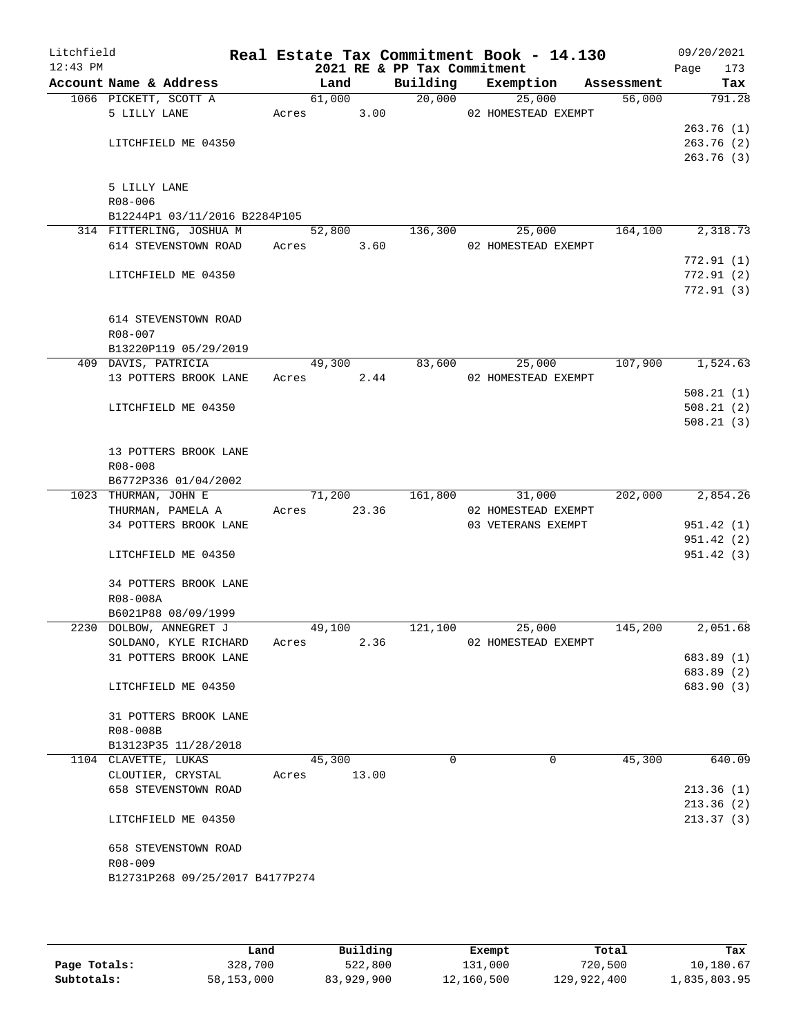# Real Estate Tax Commitment Book - 14.130

Litchfield 12:43 PM — 2021 RE & PP Tax Commitment — 09/20/2021

| Account Name & Address | Land | Building | Exemption | Assessment | Tax |
|---|---|---|---|---|---|
| 1066 PICKETT, SCOTT A | 61,000 | 20,000 | 25,000 | 56,000 | 791.28 |
| 5 LILLY LANE | Acres 3.00 | | 02 HOMESTEAD EXEMPT | | |
| | | | | | 263.76 (1) |
| LITCHFIELD ME 04350 | | | | | 263.76 (2) |
| | | | | | 263.76 (3) |
| 5 LILLY LANE | | | | | |
| R08-006 | | | | | |
| B12244P1 03/11/2016 B2284P105 | | | | | |
| 314 FITTERLING, JOSHUA M | 52,800 | 136,300 | 25,000 | 164,100 | 2,318.73 |
| 614 STEVENSTOWN ROAD | Acres 3.60 | | 02 HOMESTEAD EXEMPT | | |
| | | | | | 772.91 (1) |
| LITCHFIELD ME 04350 | | | | | 772.91 (2) |
| | | | | | 772.91 (3) |
| 614 STEVENSTOWN ROAD | | | | | |
| R08-007 | | | | | |
| B13220P119 05/29/2019 | | | | | |
| 409 DAVIS, PATRICIA | 49,300 | 83,600 | 25,000 | 107,900 | 1,524.63 |
| 13 POTTERS BROOK LANE | Acres 2.44 | | 02 HOMESTEAD EXEMPT | | |
| | | | | | 508.21 (1) |
| LITCHFIELD ME 04350 | | | | | 508.21 (2) |
| | | | | | 508.21 (3) |
| 13 POTTERS BROOK LANE | | | | | |
| R08-008 | | | | | |
| B6772P336 01/04/2002 | | | | | |
| 1023 THURMAN, JOHN E | 71,200 | 161,800 | 31,000 | 202,000 | 2,854.26 |
| THURMAN, PAMELA A | Acres 23.36 | | 02 HOMESTEAD EXEMPT | | |
| 34 POTTERS BROOK LANE | | | 03 VETERANS EXEMPT | | 951.42 (1) |
| | | | | | 951.42 (2) |
| LITCHFIELD ME 04350 | | | | | 951.42 (3) |
| 34 POTTERS BROOK LANE | | | | | |
| R08-008A | | | | | |
| B6021P88 08/09/1999 | | | | | |
| 2230 DOLBOW, ANNEGRET J | 49,100 | 121,100 | 25,000 | 145,200 | 2,051.68 |
| SOLDANO, KYLE RICHARD | Acres 2.36 | | 02 HOMESTEAD EXEMPT | | |
| 31 POTTERS BROOK LANE | | | | | 683.89 (1) |
| | | | | | 683.89 (2) |
| LITCHFIELD ME 04350 | | | | | 683.90 (3) |
| 31 POTTERS BROOK LANE | | | | | |
| R08-008B | | | | | |
| B13123P35 11/28/2018 | | | | | |
| 1104 CLAVETTE, LUKAS | 45,300 | 0 | 0 | 45,300 | 640.09 |
| CLOUTIER, CRYSTAL | Acres 13.00 | | | | |
| 658 STEVENSTOWN ROAD | | | | | 213.36 (1) |
| | | | | | 213.36 (2) |
| LITCHFIELD ME 04350 | | | | | 213.37 (3) |
| 658 STEVENSTOWN ROAD | | | | | |
| R08-009 | | | | | |
| B12731P268 09/25/2017 B4177P274 | | | | | |

| | Land | Building | Exempt | Total | Tax |
|---|---|---|---|---|---|
| Page Totals: | 328,700 | 522,800 | 131,000 | 720,500 | 10,180.67 |
| Subtotals: | 58,153,000 | 83,929,900 | 12,160,500 | 129,922,400 | 1,835,803.95 |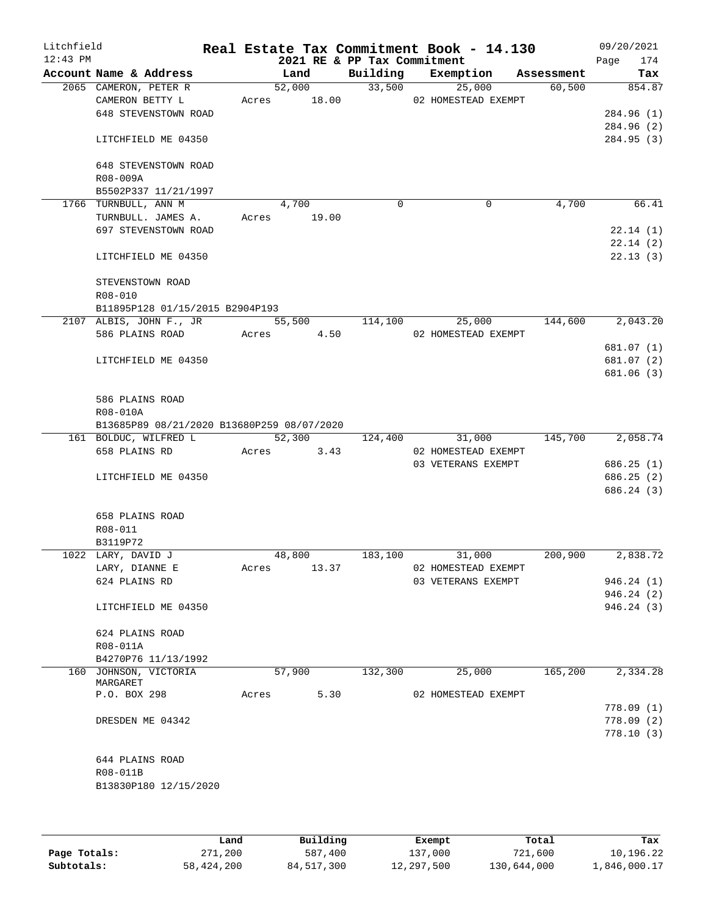Litchfield
12:43 PM

# Real Estate Tax Commitment Book - 14.130

## 2021 RE & PP Tax Commitment

09/20/2021
Page 174

| Account Name & Address | Land | Building | Exemption | Assessment | Tax |
|---|---|---|---|---|---|
| 2065 CAMERON, PETER R | 52,000 | 33,500 | 25,000 | 60,500 | 854.87 |
| CAMERON BETTY L | Acres 18.00 | | 02 HOMESTEAD EXEMPT | | |
| 648 STEVENSTOWN ROAD | | | | | 284.96 (1) |
| | | | | | 284.96 (2) |
| LITCHFIELD ME 04350 | | | | | 284.95 (3) |
| 648 STEVENSTOWN ROAD | | | | | |
| R08-009A | | | | | |
| B5502P337 11/21/1997 | | | | | |
| 1766 TURNBULL, ANN M | 4,700 | 0 | 0 | 4,700 | 66.41 |
| TURNBULL. JAMES A. | Acres 19.00 | | | | |
| 697 STEVENSTOWN ROAD | | | | | 22.14 (1) |
| | | | | | 22.14 (2) |
| LITCHFIELD ME 04350 | | | | | 22.13 (3) |
| STEVENSTOWN ROAD | | | | | |
| R08-010 | | | | | |
| B11895P128 01/15/2015 B2904P193 | | | | | |
| 2107 ALBIS, JOHN F., JR | 55,500 | 114,100 | 25,000 | 144,600 | 2,043.20 |
| 586 PLAINS ROAD | Acres 4.50 | | 02 HOMESTEAD EXEMPT | | |
| | | | | | 681.07 (1) |
| LITCHFIELD ME 04350 | | | | | 681.07 (2) |
| | | | | | 681.06 (3) |
| 586 PLAINS ROAD | | | | | |
| R08-010A | | | | | |
| B13685P89 08/21/2020 B13680P259 08/07/2020 | | | | | |
| 161 BOLDUC, WILFRED L | 52,300 | 124,400 | 31,000 | 145,700 | 2,058.74 |
| 658 PLAINS RD | Acres 3.43 | | 02 HOMESTEAD EXEMPT | | |
| | | | 03 VETERANS EXEMPT | | 686.25 (1) |
| LITCHFIELD ME 04350 | | | | | 686.25 (2) |
| | | | | | 686.24 (3) |
| 658 PLAINS ROAD | | | | | |
| R08-011 | | | | | |
| B3119P72 | | | | | |
| 1022 LARY, DAVID J | 48,800 | 183,100 | 31,000 | 200,900 | 2,838.72 |
| LARY, DIANNE E | Acres 13.37 | | 02 HOMESTEAD EXEMPT | | |
| 624 PLAINS RD | | | 03 VETERANS EXEMPT | | 946.24 (1) |
| | | | | | 946.24 (2) |
| LITCHFIELD ME 04350 | | | | | 946.24 (3) |
| 624 PLAINS ROAD | | | | | |
| R08-011A | | | | | |
| B4270P76 11/13/1992 | | | | | |
| 160 JOHNSON, VICTORIA MARGARET | 57,900 | 132,300 | 25,000 | 165,200 | 2,334.28 |
| P.O. BOX 298 | Acres 5.30 | | 02 HOMESTEAD EXEMPT | | |
| | | | | | 778.09 (1) |
| DRESDEN ME 04342 | | | | | 778.09 (2) |
| | | | | | 778.10 (3) |
| 644 PLAINS ROAD | | | | | |
| R08-011B | | | | | |
| B13830P180 12/15/2020 | | | | | |

| | Land | Building | Exempt | Total | Tax |
|---|---|---|---|---|---|
| Page Totals: | 271,200 | 587,400 | 137,000 | 721,600 | 10,196.22 |
| Subtotals: | 58,424,200 | 84,517,300 | 12,297,500 | 130,644,000 | 1,846,000.17 |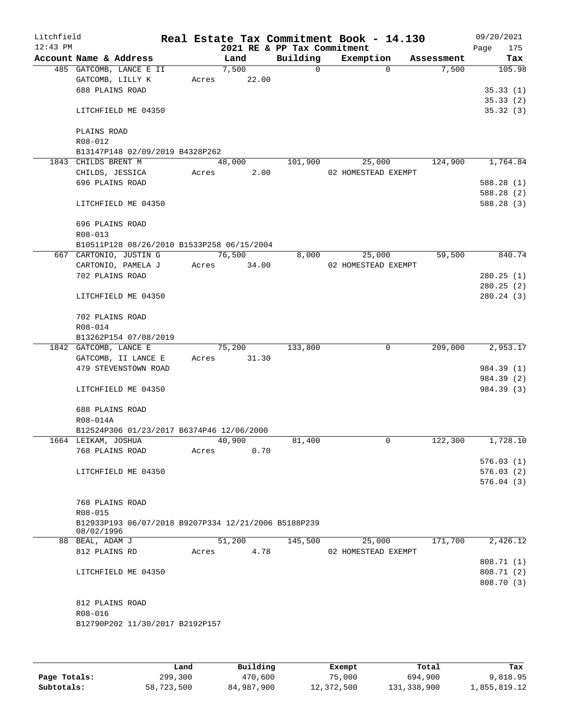Litchfield
12:43 PM

# Real Estate Tax Commitment Book - 14.130

2021 RE & PP Tax Commitment

09/20/2021
Page 175

| Account Name & Address | Land | Building | Exemption | Assessment | Tax |
|---|---|---|---|---|---|
| 485 GATCOMB, LANCE E II | 7,500 | 0 | 0 | 7,500 | 105.98 |
| GATCOMB, LILLY K | Acres 22.00 | | | | |
| 688 PLAINS ROAD | | | | | 35.33 (1) |
| | | | | | 35.33 (2) |
| LITCHFIELD ME 04350 | | | | | 35.32 (3) |
| PLAINS ROAD | | | | | |
| R08-012 | | | | | |
| B13147P148 02/09/2019 B4328P262 | | | | | |
| 1843 CHILDS BRENT M | 48,000 | 101,900 | 25,000 | 124,900 | 1,764.84 |
| CHILDS, JESSICA | Acres 2.00 | | 02 HOMESTEAD EXEMPT | | |
| 696 PLAINS ROAD | | | | | 588.28 (1) |
| | | | | | 588.28 (2) |
| LITCHFIELD ME 04350 | | | | | 588.28 (3) |
| 696 PLAINS ROAD | | | | | |
| R08-013 | | | | | |
| B10511P128 08/26/2010 B1533P258 06/15/2004 | | | | | |
| 667 CARTONIO, JUSTIN G | 76,500 | 8,000 | 25,000 | 59,500 | 840.74 |
| CARTONIO, PAMELA J | Acres 34.00 | | 02 HOMESTEAD EXEMPT | | |
| 702 PLAINS ROAD | | | | | 280.25 (1) |
| | | | | | 280.25 (2) |
| LITCHFIELD ME 04350 | | | | | 280.24 (3) |
| 702 PLAINS ROAD | | | | | |
| R08-014 | | | | | |
| B13262P154 07/08/2019 | | | | | |
| 1842 GATCOMB, LANCE E | 75,200 | 133,800 | 0 | 209,000 | 2,953.17 |
| GATCOMB, II LANCE E | Acres 31.30 | | | | |
| 479 STEVENSTOWN ROAD | | | | | 984.39 (1) |
| | | | | | 984.39 (2) |
| LITCHFIELD ME 04350 | | | | | 984.39 (3) |
| 688 PLAINS ROAD | | | | | |
| R08-014A | | | | | |
| B12524P306 01/23/2017 B6374P46 12/06/2000 | | | | | |
| 1664 LEIKAM, JOSHUA | 40,900 | 81,400 | 0 | 122,300 | 1,728.10 |
| 768 PLAINS ROAD | Acres 0.70 | | | | |
| | | | | | 576.03 (1) |
| LITCHFIELD ME 04350 | | | | | 576.03 (2) |
| | | | | | 576.04 (3) |
| 768 PLAINS ROAD | | | | | |
| R08-015 | | | | | |
| B12933P193 06/07/2018 B9207P334 12/21/2006 B5188P239 08/02/1996 | | | | | |
| 88 BEAL, ADAM J | 51,200 | 145,500 | 25,000 | 171,700 | 2,426.12 |
| 812 PLAINS RD | Acres 4.78 | | 02 HOMESTEAD EXEMPT | | |
| | | | | | 808.71 (1) |
| LITCHFIELD ME 04350 | | | | | 808.71 (2) |
| | | | | | 808.70 (3) |
| 812 PLAINS ROAD | | | | | |
| R08-016 | | | | | |
| B12790P202 11/30/2017 B2192P157 | | | | | |

| | Land | Building | Exempt | Total | Tax |
|---|---|---|---|---|---|
| Page Totals: | 299,300 | 470,600 | 75,000 | 694,900 | 9,818.95 |
| Subtotals: | 58,723,500 | 84,987,900 | 12,372,500 | 131,338,900 | 1,855,819.12 |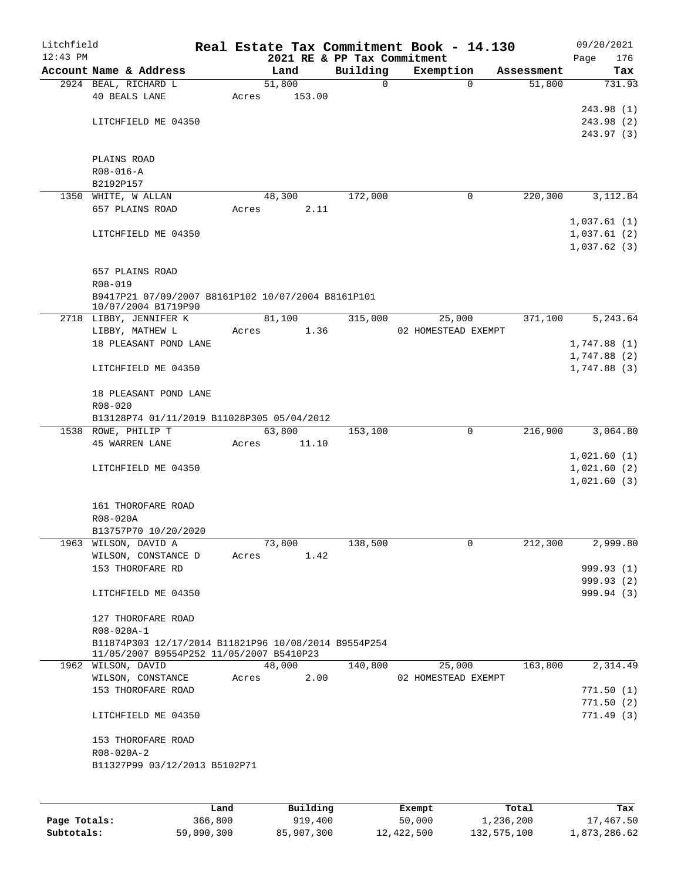Litchfield 12:43 PM

# Real Estate Tax Commitment Book - 14.130

## 2021 RE & PP Tax Commitment

09/20/2021

| Account Name & Address | Land | Building | Exemption | Assessment | Tax |
|---|---|---|---|---|---|
| 2924 BEAL, RICHARD L | 51,800 | 0 | 0 | 51,800 | 731.93 |
| 40 BEALS LANE | Acres 153.00 | | | | |
| | | | | | 243.98 (1) |
| LITCHFIELD ME 04350 | | | | | 243.98 (2) |
| | | | | | 243.97 (3) |
| PLAINS ROAD | | | | | |
| R08-016-A | | | | | |
| B2192P157 | | | | | |
| 1350 WHITE, W ALLAN | 48,300 | 172,000 | 0 | 220,300 | 3,112.84 |
| 657 PLAINS ROAD | Acres 2.11 | | | | |
| | | | | | 1,037.61 (1) |
| LITCHFIELD ME 04350 | | | | | 1,037.61 (2) |
| | | | | | 1,037.62 (3) |
| 657 PLAINS ROAD | | | | | |
| R08-019 | | | | | |
| B9417P21 07/09/2007 B8161P102 10/07/2004 B8161P101 10/07/2004 B1719P90 | | | | | |
| 2718 LIBBY, JENNIFER K | 81,100 | 315,000 | 25,000 | 371,100 | 5,243.64 |
| LIBBY, MATHEW L | Acres 1.36 | | 02 HOMESTEAD EXEMPT | | |
| 18 PLEASANT POND LANE | | | | | 1,747.88 (1) |
| | | | | | 1,747.88 (2) |
| LITCHFIELD ME 04350 | | | | | 1,747.88 (3) |
| 18 PLEASANT POND LANE | | | | | |
| R08-020 | | | | | |
| B13128P74 01/11/2019 B11028P305 05/04/2012 | | | | | |
| 1538 ROWE, PHILIP T | 63,800 | 153,100 | 0 | 216,900 | 3,064.80 |
| 45 WARREN LANE | Acres 11.10 | | | | |
| | | | | | 1,021.60 (1) |
| LITCHFIELD ME 04350 | | | | | 1,021.60 (2) |
| | | | | | 1,021.60 (3) |
| 161 THOROFARE ROAD | | | | | |
| R08-020A | | | | | |
| B13757P70 10/20/2020 | | | | | |
| 1963 WILSON, DAVID A | 73,800 | 138,500 | 0 | 212,300 | 2,999.80 |
| WILSON, CONSTANCE D | Acres 1.42 | | | | |
| 153 THOROFARE RD | | | | | 999.93 (1) |
| | | | | | 999.93 (2) |
| LITCHFIELD ME 04350 | | | | | 999.94 (3) |
| 127 THOROFARE ROAD | | | | | |
| R08-020A-1 | | | | | |
| B11874P303 12/17/2014 B11821P96 10/08/2014 B9554P254 11/05/2007 B9554P252 11/05/2007 B5410P23 | | | | | |
| 1962 WILSON, DAVID | 48,000 | 140,800 | 25,000 | 163,800 | 2,314.49 |
| WILSON, CONSTANCE | Acres 2.00 | | 02 HOMESTEAD EXEMPT | | |
| 153 THOROFARE ROAD | | | | | 771.50 (1) |
| | | | | | 771.50 (2) |
| LITCHFIELD ME 04350 | | | | | 771.49 (3) |
| 153 THOROFARE ROAD | | | | | |
| R08-020A-2 | | | | | |
| B11327P99 03/12/2013 B5102P71 | | | | | |

| | Land | Building | Exempt | Total | Tax |
|---|---|---|---|---|---|
| Page Totals: | 366,800 | 919,400 | 50,000 | 1,236,200 | 17,467.50 |
| Subtotals: | 59,090,300 | 85,907,300 | 12,422,500 | 132,575,100 | 1,873,286.62 |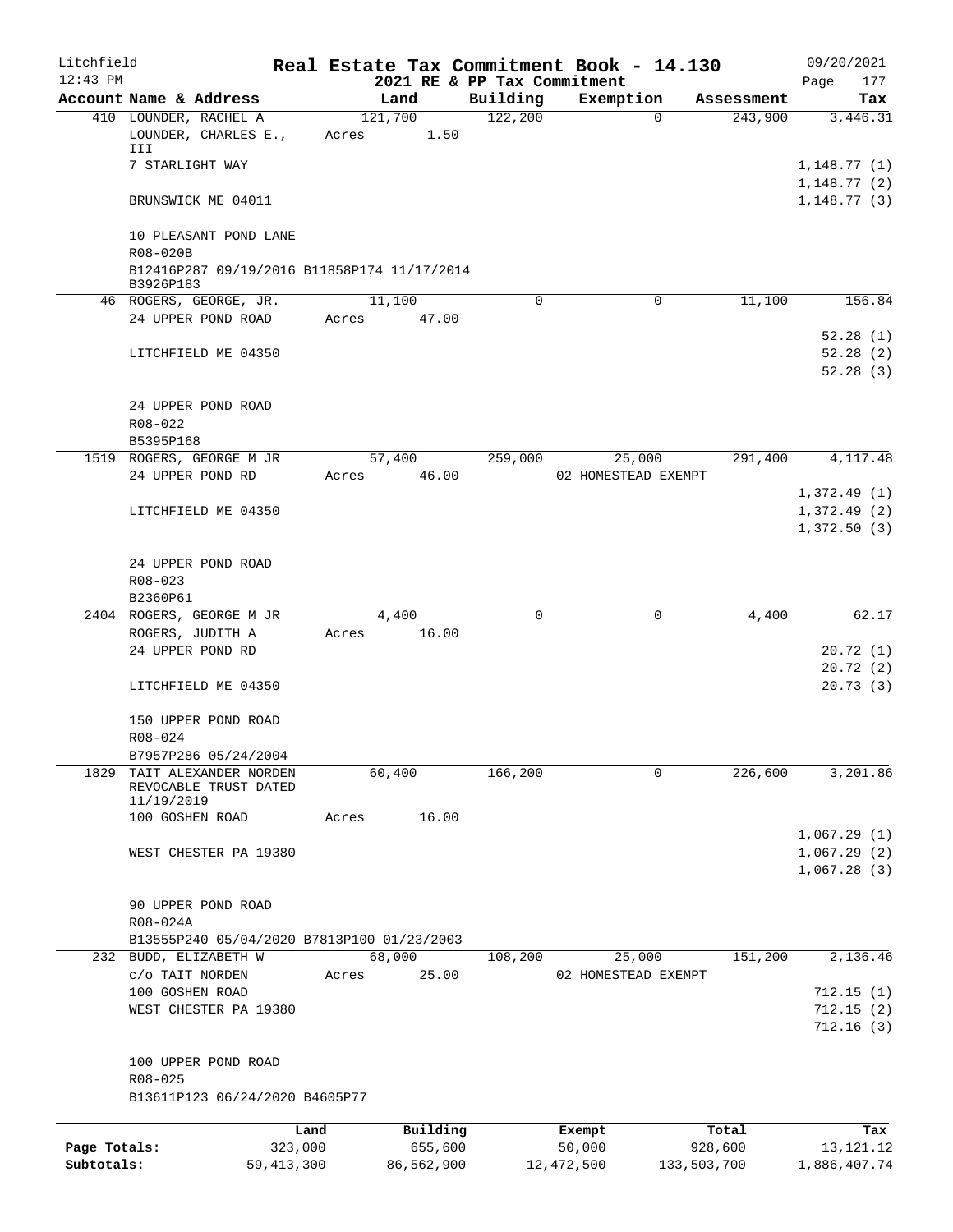Litchfield
12:43 PM

# Real Estate Tax Commitment Book - 14.130

2021 RE & PP Tax Commitment

09/20/2021

| Account Name & Address | Land | Building | Exemption | Assessment | Tax |
|---|---|---|---|---|---|
| 410 LOUNDER, RACHEL A | 121,700 | 122,200 | 0 | 243,900 | 3,446.31 |
| LOUNDER, CHARLES E., III | Acres 1.50 | | | | |
| 7 STARLIGHT WAY | | | | | 1,148.77 (1) |
| | | | | | 1,148.77 (2) |
| BRUNSWICK ME 04011 | | | | | 1,148.77 (3) |
| 10 PLEASANT POND LANE | | | | | |
| R08-020B | | | | | |
| B12416P287 09/19/2016 B11858P174 11/17/2014 B3926P183 | | | | | |
| 46 ROGERS, GEORGE, JR. | 11,100 | 0 | 0 | 11,100 | 156.84 |
| 24 UPPER POND ROAD | Acres 47.00 | | | | |
| | | | | | 52.28 (1) |
| LITCHFIELD ME 04350 | | | | | 52.28 (2) |
| | | | | | 52.28 (3) |
| 24 UPPER POND ROAD | | | | | |
| R08-022 | | | | | |
| B5395P168 | | | | | |
| 1519 ROGERS, GEORGE M JR | 57,400 | 259,000 | 25,000 | 291,400 | 4,117.48 |
| 24 UPPER POND RD | Acres 46.00 | | 02 HOMESTEAD EXEMPT | | |
| | | | | | 1,372.49 (1) |
| LITCHFIELD ME 04350 | | | | | 1,372.49 (2) |
| | | | | | 1,372.50 (3) |
| 24 UPPER POND ROAD | | | | | |
| R08-023 | | | | | |
| B2360P61 | | | | | |
| 2404 ROGERS, GEORGE M JR | 4,400 | 0 | 0 | 4,400 | 62.17 |
| ROGERS, JUDITH A | Acres 16.00 | | | | |
| 24 UPPER POND RD | | | | | 20.72 (1) |
| | | | | | 20.72 (2) |
| LITCHFIELD ME 04350 | | | | | 20.73 (3) |
| 150 UPPER POND ROAD | | | | | |
| R08-024 | | | | | |
| B7957P286 05/24/2004 | | | | | |
| 1829 TAIT ALEXANDER NORDEN REVOCABLE TRUST DATED 11/19/2019 | 60,400 | 166,200 | 0 | 226,600 | 3,201.86 |
| 100 GOSHEN ROAD | Acres 16.00 | | | | |
| | | | | | 1,067.29 (1) |
| WEST CHESTER PA 19380 | | | | | 1,067.29 (2) |
| | | | | | 1,067.28 (3) |
| 90 UPPER POND ROAD | | | | | |
| R08-024A | | | | | |
| B13555P240 05/04/2020 B7813P100 01/23/2003 | | | | | |
| 232 BUDD, ELIZABETH W | 68,000 | 108,200 | 25,000 | 151,200 | 2,136.46 |
| c/o TAIT NORDEN | Acres 25.00 | | 02 HOMESTEAD EXEMPT | | |
| 100 GOSHEN ROAD | | | | | 712.15 (1) |
| WEST CHESTER PA 19380 | | | | | 712.15 (2) |
| | | | | | 712.16 (3) |
| 100 UPPER POND ROAD | | | | | |
| R08-025 | | | | | |
| B13611P123 06/24/2020 B4605P77 | | | | | |

| | Land | Building | Exempt | Total | Tax |
|---|---|---|---|---|---|
| Page Totals: | 323,000 | 655,600 | 50,000 | 928,600 | 13,121.12 |
| Subtotals: | 59,413,300 | 86,562,900 | 12,472,500 | 133,503,700 | 1,886,407.74 |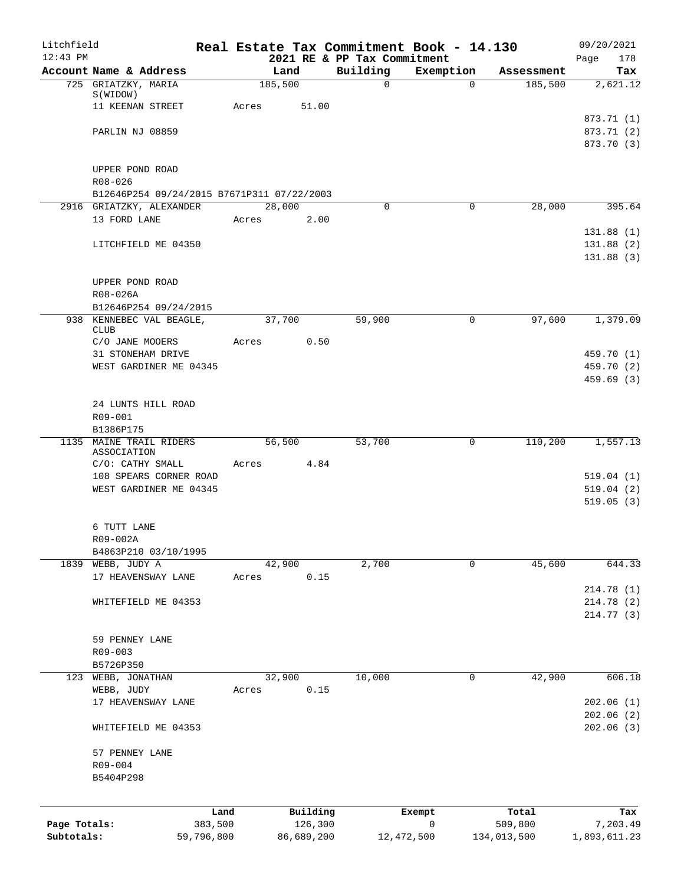Litchfield
12:43 PM

# Real Estate Tax Commitment Book - 14.130

2021 RE & PP Tax Commitment

09/20/2021

| Account Name & Address | Land | Building | Exemption | Assessment | Tax |
|---|---|---|---|---|---|
| 725 GRIATZKY, MARIA S(WIDOW) | 185,500 | 0 | 0 | 185,500 | 2,621.12 |
| 11 KEENAN STREET | Acres 51.00 | | | | |
| | | | | | 873.71 (1) |
| PARLIN NJ 08859 | | | | | 873.71 (2) |
| | | | | | 873.70 (3) |
| UPPER POND ROAD | | | | | |
| R08-026 | | | | | |
| B12646P254 09/24/2015 B7671P311 07/22/2003 | | | | | |
| 2916 GRIATZKY, ALEXANDER | 28,000 | 0 | 0 | 28,000 | 395.64 |
| 13 FORD LANE | Acres 2.00 | | | | |
| | | | | | 131.88 (1) |
| LITCHFIELD ME 04350 | | | | | 131.88 (2) |
| | | | | | 131.88 (3) |
| UPPER POND ROAD | | | | | |
| R08-026A | | | | | |
| B12646P254 09/24/2015 | | | | | |
| 938 KENNEBEC VAL BEAGLE, CLUB | 37,700 | 59,900 | 0 | 97,600 | 1,379.09 |
| C/O JANE MOOERS | Acres 0.50 | | | | |
| 31 STONEHAM DRIVE | | | | | 459.70 (1) |
| WEST GARDINER ME 04345 | | | | | 459.70 (2) |
| | | | | | 459.69 (3) |
| 24 LUNTS HILL ROAD | | | | | |
| R09-001 | | | | | |
| B1386P175 | | | | | |
| 1135 MAINE TRAIL RIDERS ASSOCIATION | 56,500 | 53,700 | 0 | 110,200 | 1,557.13 |
| C/O: CATHY SMALL | Acres 4.84 | | | | |
| 108 SPEARS CORNER ROAD | | | | | 519.04 (1) |
| WEST GARDINER ME 04345 | | | | | 519.04 (2) |
| | | | | | 519.05 (3) |
| 6 TUTT LANE | | | | | |
| R09-002A | | | | | |
| B4863P210 03/10/1995 | | | | | |
| 1839 WEBB, JUDY A | 42,900 | 2,700 | 0 | 45,600 | 644.33 |
| 17 HEAVENSWAY LANE | Acres 0.15 | | | | |
| | | | | | 214.78 (1) |
| WHITEFIELD ME 04353 | | | | | 214.78 (2) |
| | | | | | 214.77 (3) |
| 59 PENNEY LANE | | | | | |
| R09-003 | | | | | |
| B5726P350 | | | | | |
| 123 WEBB, JONATHAN | 32,900 | 10,000 | 0 | 42,900 | 606.18 |
| WEBB, JUDY | Acres 0.15 | | | | |
| 17 HEAVENSWAY LANE | | | | | 202.06 (1) |
| | | | | | 202.06 (2) |
| WHITEFIELD ME 04353 | | | | | 202.06 (3) |
| 57 PENNEY LANE | | | | | |
| R09-004 | | | | | |
| B5404P298 | | | | | |

| | Land | Building | Exempt | Total | Tax |
|---|---|---|---|---|---|
| Page Totals: | 383,500 | 126,300 | 0 | 509,800 | 7,203.49 |
| Subtotals: | 59,796,800 | 86,689,200 | 12,472,500 | 134,013,500 | 1,893,611.23 |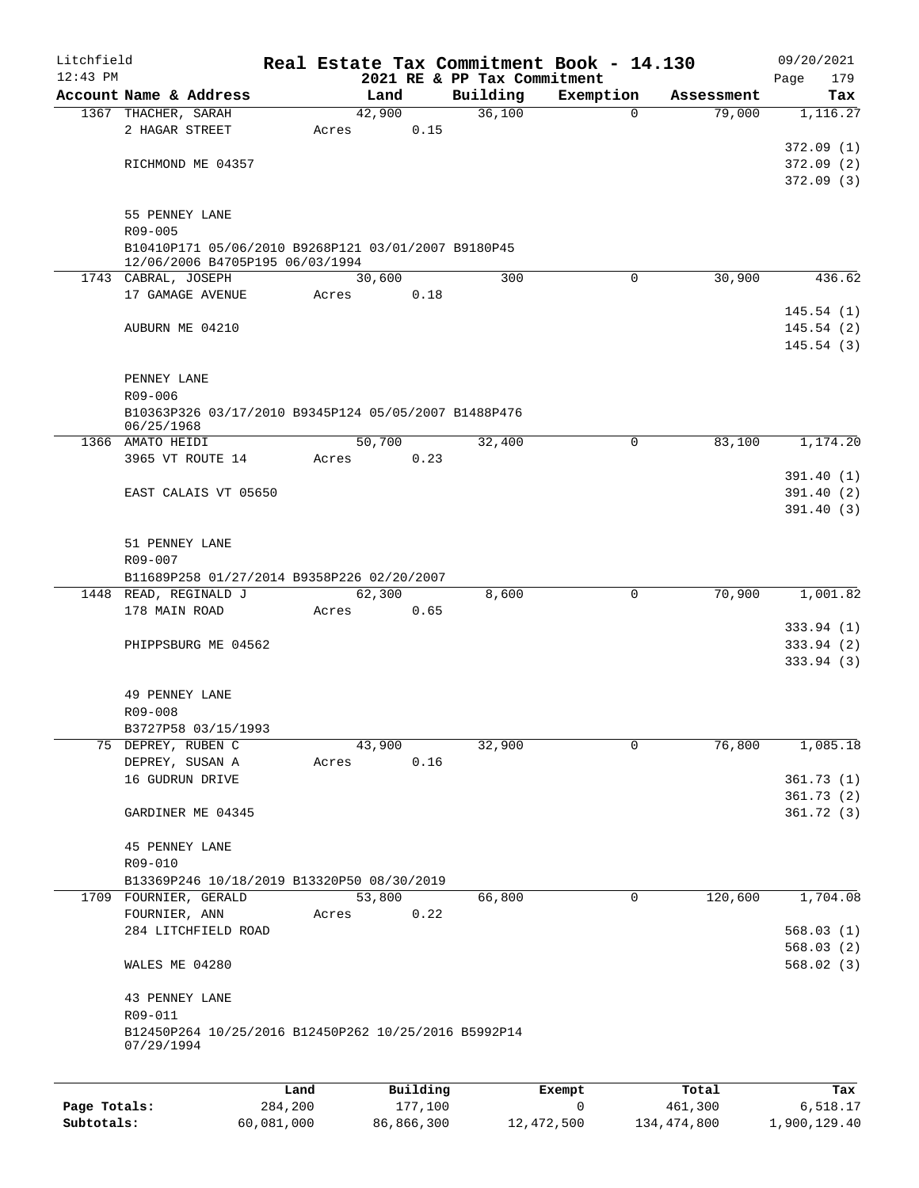Litchfield 12:43 PM

# Real Estate Tax Commitment Book - 14.130

## 2021 RE & PP Tax Commitment

09/20/2021 Page 179

| Account Name & Address | Land | Building | Exemption | Assessment | Tax |
|---|---|---|---|---|---|
| 1367 THACHER, SARAH | 42,900 | 36,100 | 0 | 79,000 | 1,116.27 |
| 2 HAGAR STREET | Acres 0.15 | | | | |
| | | | | | 372.09 (1) |
| RICHMOND ME 04357 | | | | | 372.09 (2) |
| | | | | | 372.09 (3) |
| 55 PENNEY LANE | | | | | |
| R09-005 | | | | | |
| B10410P171 05/06/2010 B9268P121 03/01/2007 B9180P45 12/06/2006 B4705P195 06/03/1994 | | | | | |
| 1743 CABRAL, JOSEPH | 30,600 | 300 | 0 | 30,900 | 436.62 |
| 17 GAMAGE AVENUE | Acres 0.18 | | | | |
| | | | | | 145.54 (1) |
| AUBURN ME 04210 | | | | | 145.54 (2) |
| | | | | | 145.54 (3) |
| PENNEY LANE | | | | | |
| R09-006 | | | | | |
| B10363P326 03/17/2010 B9345P124 05/05/2007 B1488P476 06/25/1968 | | | | | |
| 1366 AMATO HEIDI | 50,700 | 32,400 | 0 | 83,100 | 1,174.20 |
| 3965 VT ROUTE 14 | Acres 0.23 | | | | |
| | | | | | 391.40 (1) |
| EAST CALAIS VT 05650 | | | | | 391.40 (2) |
| | | | | | 391.40 (3) |
| 51 PENNEY LANE | | | | | |
| R09-007 | | | | | |
| B11689P258 01/27/2014 B9358P226 02/20/2007 | | | | | |
| 1448 READ, REGINALD J | 62,300 | 8,600 | 0 | 70,900 | 1,001.82 |
| 178 MAIN ROAD | Acres 0.65 | | | | |
| | | | | | 333.94 (1) |
| PHIPPSBURG ME 04562 | | | | | 333.94 (2) |
| | | | | | 333.94 (3) |
| 49 PENNEY LANE | | | | | |
| R09-008 | | | | | |
| B3727P58 03/15/1993 | | | | | |
| 75 DEPREY, RUBEN C | 43,900 | 32,900 | 0 | 76,800 | 1,085.18 |
| DEPREY, SUSAN A | Acres 0.16 | | | | |
| 16 GUDRUN DRIVE | | | | | 361.73 (1) |
| | | | | | 361.73 (2) |
| GARDINER ME 04345 | | | | | 361.72 (3) |
| 45 PENNEY LANE | | | | | |
| R09-010 | | | | | |
| B13369P246 10/18/2019 B13320P50 08/30/2019 | | | | | |
| 1709 FOURNIER, GERALD | 53,800 | 66,800 | 0 | 120,600 | 1,704.08 |
| FOURNIER, ANN | Acres 0.22 | | | | |
| 284 LITCHFIELD ROAD | | | | | 568.03 (1) |
| | | | | | 568.03 (2) |
| WALES ME 04280 | | | | | 568.02 (3) |
| 43 PENNEY LANE | | | | | |
| R09-011 | | | | | |
| B12450P264 10/25/2016 B12450P262 10/25/2016 B5992P14 07/29/1994 | | | | | |

| | Land | Building | Exempt | Total | Tax |
|---|---|---|---|---|---|
| Page Totals: | 284,200 | 177,100 | 0 | 461,300 | 6,518.17 |
| Subtotals: | 60,081,000 | 86,866,300 | 12,472,500 | 134,474,800 | 1,900,129.40 |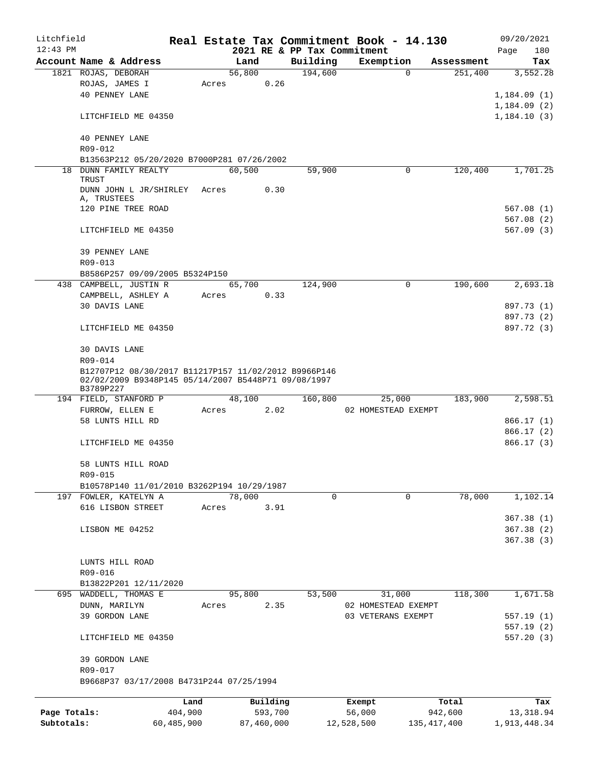Litchfield 12:43 PM

# Real Estate Tax Commitment Book - 14.130

## 2021 RE & PP Tax Commitment

09/20/2021 Page 180

| Account Name & Address | Land | Building | Exemption | Assessment | Tax |
|---|---|---|---|---|---|
| 1821 ROJAS, DEBORAH | 56,800 | 194,600 | 0 | 251,400 | 3,552.28 |
| ROJAS, JAMES I | Acres 0.26 | | | | |
| 40 PENNEY LANE | | | | | 1,184.09 (1) |
| | | | | | 1,184.09 (2) |
| LITCHFIELD ME 04350 | | | | | 1,184.10 (3) |
| 40 PENNEY LANE | | | | | |
| R09-012 | | | | | |
| B13563P212 05/20/2020 B7000P281 07/26/2002 | | | | | |
| 18 DUNN FAMILY REALTY TRUST | 60,500 | 59,900 | 0 | 120,400 | 1,701.25 |
| DUNN JOHN L JR/SHIRLEY A, TRUSTEES | Acres 0.30 | | | | |
| 120 PINE TREE ROAD | | | | | 567.08 (1) |
| | | | | | 567.08 (2) |
| LITCHFIELD ME 04350 | | | | | 567.09 (3) |
| 39 PENNEY LANE | | | | | |
| R09-013 | | | | | |
| B8586P257 09/09/2005 B5324P150 | | | | | |
| 438 CAMPBELL, JUSTIN R | 65,700 | 124,900 | 0 | 190,600 | 2,693.18 |
| CAMPBELL, ASHLEY A | Acres 0.33 | | | | |
| 30 DAVIS LANE | | | | | 897.73 (1) |
| | | | | | 897.73 (2) |
| LITCHFIELD ME 04350 | | | | | 897.72 (3) |
| 30 DAVIS LANE | | | | | |
| R09-014 | | | | | |
| B12707P12 08/30/2017 B11217P157 11/02/2012 B9966P146 02/02/2009 B9348P145 05/14/2007 B5448P71 09/08/1997 B3789P227 | | | | | |
| 194 FIELD, STANFORD P | 48,100 | 160,800 | 25,000 | 183,900 | 2,598.51 |
| FURROW, ELLEN E | Acres 2.02 | | 02 HOMESTEAD EXEMPT | | |
| 58 LUNTS HILL RD | | | | | 866.17 (1) |
| | | | | | 866.17 (2) |
| LITCHFIELD ME 04350 | | | | | 866.17 (3) |
| 58 LUNTS HILL ROAD | | | | | |
| R09-015 | | | | | |
| B10578P140 11/01/2010 B3262P194 10/29/1987 | | | | | |
| 197 FOWLER, KATELYN A | 78,000 | 0 | 0 | 78,000 | 1,102.14 |
| 616 LISBON STREET | Acres 3.91 | | | | |
| | | | | | 367.38 (1) |
| LISBON ME 04252 | | | | | 367.38 (2) |
| | | | | | 367.38 (3) |
| LUNTS HILL ROAD | | | | | |
| R09-016 | | | | | |
| B13822P201 12/11/2020 | | | | | |
| 695 WADDELL, THOMAS E | 95,800 | 53,500 | 31,000 | 118,300 | 1,671.58 |
| DUNN, MARILYN | Acres 2.35 | | 02 HOMESTEAD EXEMPT | | |
| 39 GORDON LANE | | | 03 VETERANS EXEMPT | | 557.19 (1) |
| | | | | | 557.19 (2) |
| LITCHFIELD ME 04350 | | | | | 557.20 (3) |
| 39 GORDON LANE | | | | | |
| R09-017 | | | | | |
| B9668P37 03/17/2008 B4731P244 07/25/1994 | | | | | |

| | Land | Building | Exempt | Total | Tax |
|---|---|---|---|---|---|
| Page Totals: | 404,900 | 593,700 | 56,000 | 942,600 | 13,318.94 |
| Subtotals: | 60,485,900 | 87,460,000 | 12,528,500 | 135,417,400 | 1,913,448.34 |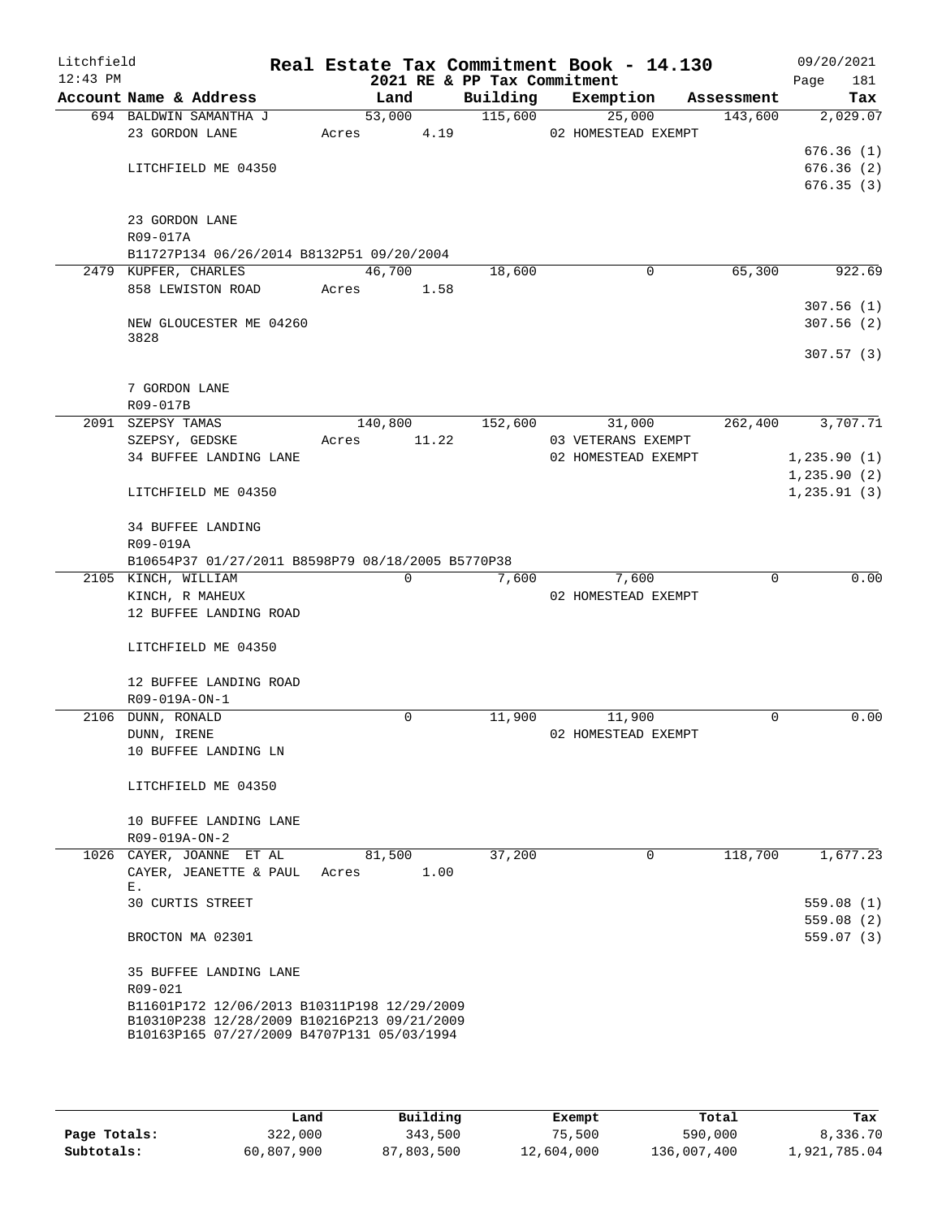Litchfield 12:43 PM

# Real Estate Tax Commitment Book - 14.130

2021 RE & PP Tax Commitment

09/20/2021 Page 181

| Account Name & Address | Land | Building | Exemption | Assessment | Tax |
|---|---|---|---|---|---|
| 694 BALDWIN SAMANTHA J | 53,000 | 115,600 | 25,000 | 143,600 | 2,029.07 |
| 23 GORDON LANE | Acres 4.19 | | 02 HOMESTEAD EXEMPT | | |
| | | | | | 676.36 (1) |
| LITCHFIELD ME 04350 | | | | | 676.36 (2) |
| | | | | | 676.35 (3) |
| 23 GORDON LANE | | | | | |
| R09-017A | | | | | |
| B11727P134 06/26/2014 B8132P51 09/20/2004 | | | | | |
| 2479 KUPFER, CHARLES | 46,700 | 18,600 | 0 | 65,300 | 922.69 |
| 858 LEWISTON ROAD | Acres 1.58 | | | | |
| | | | | | 307.56 (1) |
| NEW GLOUCESTER ME 04260 3828 | | | | | 307.56 (2) |
| | | | | | 307.57 (3) |
| 7 GORDON LANE | | | | | |
| R09-017B | | | | | |
| 2091 SZEPSY TAMAS | 140,800 | 152,600 | 31,000 | 262,400 | 3,707.71 |
| SZEPSY, GEDSKE | Acres 11.22 | | 03 VETERANS EXEMPT | | |
| 34 BUFFEE LANDING LANE | | | 02 HOMESTEAD EXEMPT | | 1,235.90 (1) |
| | | | | | 1,235.90 (2) |
| LITCHFIELD ME 04350 | | | | | 1,235.91 (3) |
| 34 BUFFEE LANDING | | | | | |
| R09-019A | | | | | |
| B10654P37 01/27/2011 B8598P79 08/18/2005 B5770P38 | | | | | |
| 2105 KINCH, WILLIAM | 0 | 7,600 | 7,600 | 0 | 0.00 |
| KINCH, R MAHEUX | | | 02 HOMESTEAD EXEMPT | | |
| 12 BUFFEE LANDING ROAD | | | | | |
| LITCHFIELD ME 04350 | | | | | |
| 12 BUFFEE LANDING ROAD | | | | | |
| R09-019A-ON-1 | | | | | |
| 2106 DUNN, RONALD | 0 | 11,900 | 11,900 | 0 | 0.00 |
| DUNN, IRENE | | | 02 HOMESTEAD EXEMPT | | |
| 10 BUFFEE LANDING LN | | | | | |
| LITCHFIELD ME 04350 | | | | | |
| 10 BUFFEE LANDING LANE | | | | | |
| R09-019A-ON-2 | | | | | |
| 1026 CAYER, JOANNE ET AL | 81,500 | 37,200 | 0 | 118,700 | 1,677.23 |
| CAYER, JEANETTE & PAUL E. | Acres 1.00 | | | | |
| 30 CURTIS STREET | | | | | 559.08 (1) |
| | | | | | 559.08 (2) |
| BROCTON MA 02301 | | | | | 559.07 (3) |
| 35 BUFFEE LANDING LANE | | | | | |
| R09-021 | | | | | |
| B11601P172 12/06/2013 B10311P198 12/29/2009 B10310P238 12/28/2009 B10216P213 09/21/2009 B10163P165 07/27/2009 B4707P131 05/03/1994 | | | | | |

| | Land | Building | Exempt | Total | Tax |
|---|---|---|---|---|---|
| Page Totals: | 322,000 | 343,500 | 75,500 | 590,000 | 8,336.70 |
| Subtotals: | 60,807,900 | 87,803,500 | 12,604,000 | 136,007,400 | 1,921,785.04 |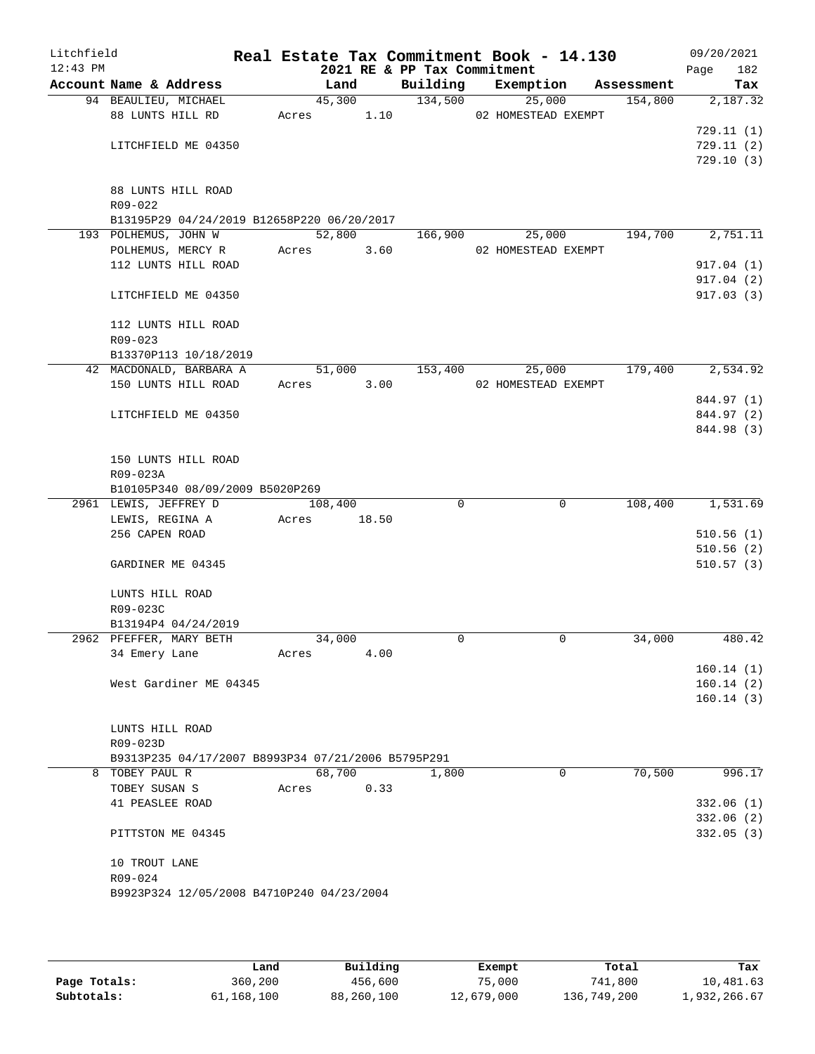Litchfield | Real Estate Tax Commitment Book - 14.130 | 09/20/2021
12:43 PM | 2021 RE & PP Tax Commitment | Page 182

| Account Name & Address | Land | Building | Exemption | Assessment | Tax |
|---|---|---|---|---|---|
| 94 BEAULIEU, MICHAEL | 45,300 | 134,500 | 25,000 | 154,800 | 2,187.32 |
| 88 LUNTS HILL RD | Acres 1.10 | | 02 HOMESTEAD EXEMPT | | |
| | | | | | 729.11 (1) |
| LITCHFIELD ME 04350 | | | | | 729.11 (2) |
| | | | | | 729.10 (3) |
| 88 LUNTS HILL ROAD | | | | | |
| R09-022 | | | | | |
| B13195P29 04/24/2019 B12658P220 06/20/2017 | | | | | |
| 193 POLHEMUS, JOHN W | 52,800 | 166,900 | 25,000 | 194,700 | 2,751.11 |
| POLHEMUS, MERCY R | Acres 3.60 | | 02 HOMESTEAD EXEMPT | | |
| 112 LUNTS HILL ROAD | | | | | 917.04 (1) |
| | | | | | 917.04 (2) |
| LITCHFIELD ME 04350 | | | | | 917.03 (3) |
| 112 LUNTS HILL ROAD | | | | | |
| R09-023 | | | | | |
| B13370P113 10/18/2019 | | | | | |
| 42 MACDONALD, BARBARA A | 51,000 | 153,400 | 25,000 | 179,400 | 2,534.92 |
| 150 LUNTS HILL ROAD | Acres 3.00 | | 02 HOMESTEAD EXEMPT | | |
| | | | | | 844.97 (1) |
| LITCHFIELD ME 04350 | | | | | 844.97 (2) |
| | | | | | 844.98 (3) |
| 150 LUNTS HILL ROAD | | | | | |
| R09-023A | | | | | |
| B10105P340 08/09/2009 B5020P269 | | | | | |
| 2961 LEWIS, JEFFREY D | 108,400 | 0 | 0 | 108,400 | 1,531.69 |
| LEWIS, REGINA A | Acres 18.50 | | | | |
| 256 CAPEN ROAD | | | | | 510.56 (1) |
| | | | | | 510.56 (2) |
| GARDINER ME 04345 | | | | | 510.57 (3) |
| LUNTS HILL ROAD | | | | | |
| R09-023C | | | | | |
| B13194P4 04/24/2019 | | | | | |
| 2962 PFEFFER, MARY BETH | 34,000 | 0 | 0 | 34,000 | 480.42 |
| 34 Emery Lane | Acres 4.00 | | | | |
| | | | | | 160.14 (1) |
| West Gardiner ME 04345 | | | | | 160.14 (2) |
| | | | | | 160.14 (3) |
| LUNTS HILL ROAD | | | | | |
| R09-023D | | | | | |
| B9313P235 04/17/2007 B8993P34 07/21/2006 B5795P291 | | | | | |
| 8 TOBEY PAUL R | 68,700 | 1,800 | 0 | 70,500 | 996.17 |
| TOBEY SUSAN S | Acres 0.33 | | | | |
| 41 PEASLEE ROAD | | | | | 332.06 (1) |
| | | | | | 332.06 (2) |
| PITTSTON ME 04345 | | | | | 332.05 (3) |
| 10 TROUT LANE | | | | | |
| R09-024 | | | | | |
| B9923P324 12/05/2008 B4710P240 04/23/2004 | | | | | |

| | Land | Building | Exempt | Total | Tax |
|---|---|---|---|---|---|
| Page Totals: | 360,200 | 456,600 | 75,000 | 741,800 | 10,481.63 |
| Subtotals: | 61,168,100 | 88,260,100 | 12,679,000 | 136,749,200 | 1,932,266.67 |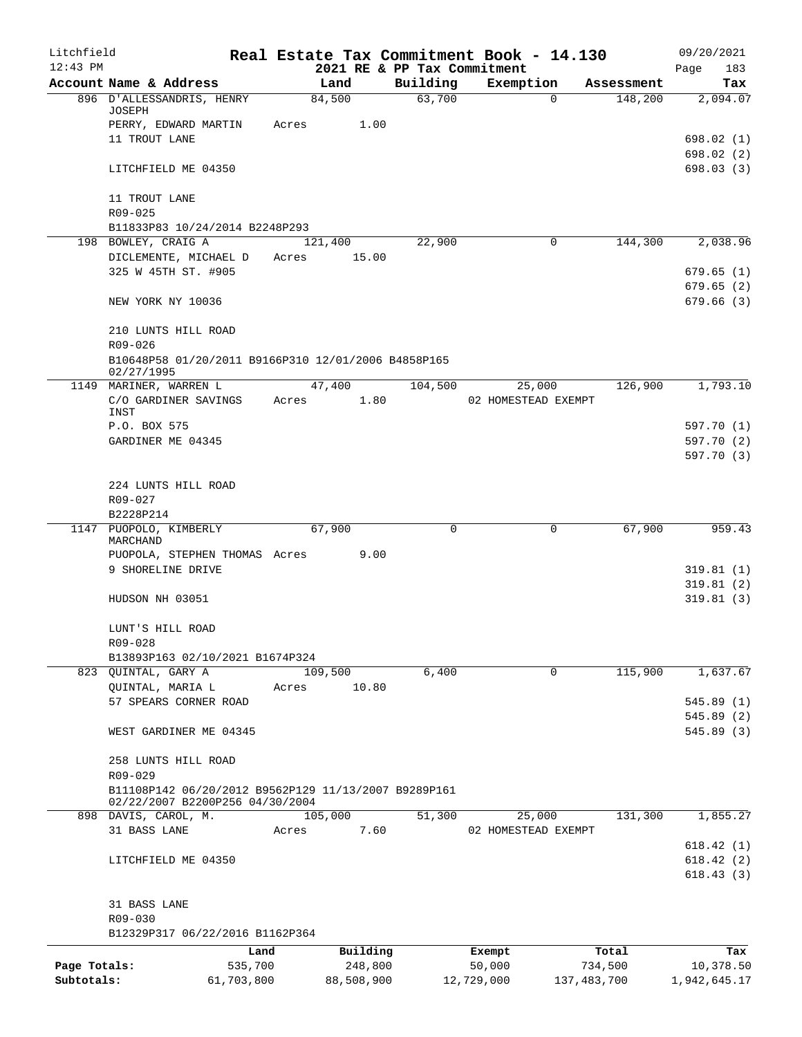Litchfield 12:43 PM

**Real Estate Tax Commitment Book - 14.130**
**2021 RE & PP Tax Commitment**

09/20/2021

| Account Name & Address | Land | Building | Exemption | Assessment | Tax |
|---|---|---|---|---|---|
| 896 D'ALLESSANDRIS, HENRY JOSEPH | 84,500 | 63,700 | 0 | 148,200 | 2,094.07 |
| PERRY, EDWARD MARTIN | Acres 1.00 | | | | |
| 11 TROUT LANE | | | | | 698.02 (1) |
| | | | | | 698.02 (2) |
| LITCHFIELD ME 04350 | | | | | 698.03 (3) |
| 11 TROUT LANE | | | | | |
| R09-025 | | | | | |
| B11833P83 10/24/2014 B2248P293 | | | | | |
| 198 BOWLEY, CRAIG A | 121,400 | 22,900 | 0 | 144,300 | 2,038.96 |
| DICLEMENTE, MICHAEL D | Acres 15.00 | | | | |
| 325 W 45TH ST. #905 | | | | | 679.65 (1) |
| | | | | | 679.65 (2) |
| NEW YORK NY 10036 | | | | | 679.66 (3) |
| 210 LUNTS HILL ROAD | | | | | |
| R09-026 | | | | | |
| B10648P58 01/20/2011 B9166P310 12/01/2006 B4858P165 02/27/1995 | | | | | |
| 1149 MARINER, WARREN L | 47,400 | 104,500 | 25,000 | 126,900 | 1,793.10 |
| C/O GARDINER SAVINGS INST | Acres 1.80 | | 02 HOMESTEAD EXEMPT | | |
| P.O. BOX 575 | | | | | 597.70 (1) |
| GARDINER ME 04345 | | | | | 597.70 (2) |
| | | | | | 597.70 (3) |
| 224 LUNTS HILL ROAD | | | | | |
| R09-027 | | | | | |
| B2228P214 | | | | | |
| 1147 PUOPOLO, KIMBERLY MARCHAND | 67,900 | 0 | 0 | 67,900 | 959.43 |
| PUOPOLA, STEPHEN THOMAS | Acres 9.00 | | | | |
| 9 SHORELINE DRIVE | | | | | 319.81 (1) |
| | | | | | 319.81 (2) |
| HUDSON NH 03051 | | | | | 319.81 (3) |
| LUNT'S HILL ROAD | | | | | |
| R09-028 | | | | | |
| B13893P163 02/10/2021 B1674P324 | | | | | |
| 823 QUINTAL, GARY A | 109,500 | 6,400 | 0 | 115,900 | 1,637.67 |
| QUINTAL, MARIA L | Acres 10.80 | | | | |
| 57 SPEARS CORNER ROAD | | | | | 545.89 (1) |
| | | | | | 545.89 (2) |
| WEST GARDINER ME 04345 | | | | | 545.89 (3) |
| 258 LUNTS HILL ROAD | | | | | |
| R09-029 | | | | | |
| B11108P142 06/20/2012 B9562P129 11/13/2007 B9289P161 02/22/2007 B2200P256 04/30/2004 | | | | | |
| 898 DAVIS, CAROL, M. | 105,000 | 51,300 | 25,000 | 131,300 | 1,855.27 |
| 31 BASS LANE | Acres 7.60 | | 02 HOMESTEAD EXEMPT | | |
| | | | | | 618.42 (1) |
| LITCHFIELD ME 04350 | | | | | 618.42 (2) |
| | | | | | 618.43 (3) |
| 31 BASS LANE | | | | | |
| R09-030 | | | | | |
| B12329P317 06/22/2016 B1162P364 | | | | | |

| | Land | Building | Exempt | Total | Tax |
|---|---|---|---|---|---|
| Page Totals: | 535,700 | 248,800 | 50,000 | 734,500 | 10,378.50 |
| Subtotals: | 61,703,800 | 88,508,900 | 12,729,000 | 137,483,700 | 1,942,645.17 |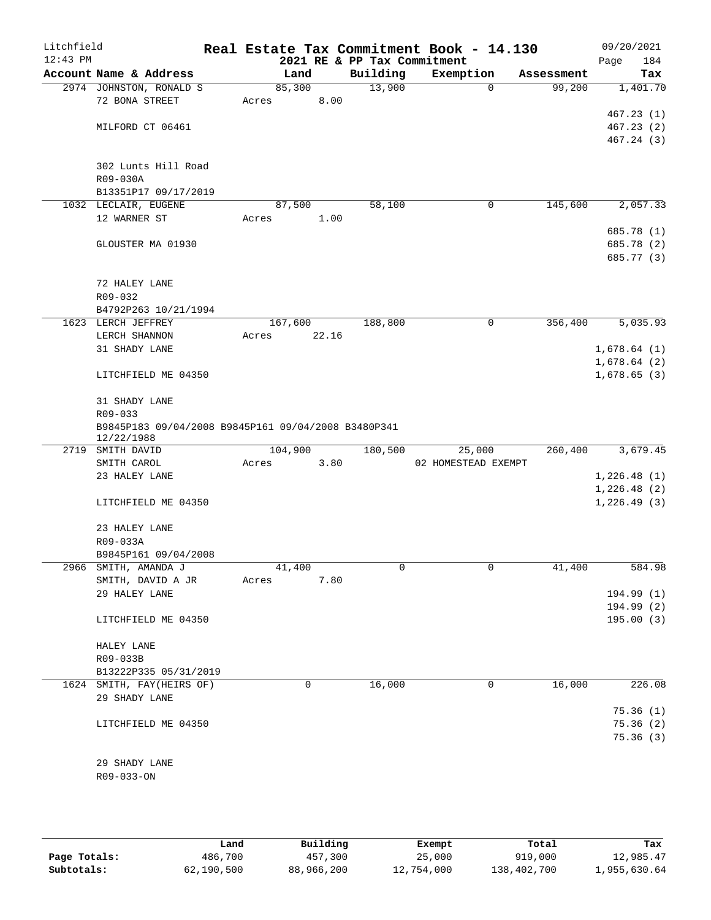# Real Estate Tax Commitment Book - 14.130

Litchfield
12:43 PM

## 2021 RE & PP Tax Commitment

09/20/2021

| Account | Name & Address | Land | Building | Exemption | Assessment | Tax |
|---|---|---|---|---|---|---|
| 2974 | JOHNSTON, RONALD S | 85,300 | 13,900 | 0 | 99,200 | 1,401.70 |
| | 72 BONA STREET | Acres 8.00 | | | | |
| | | | | | | 467.23 (1) |
| | MILFORD CT 06461 | | | | | 467.23 (2) |
| | | | | | | 467.24 (3) |
| | 302 Lunts Hill Road | | | | | |
| | R09-030A | | | | | |
| | B13351P17 09/17/2019 | | | | | |
| 1032 | LECLAIR, EUGENE | 87,500 | 58,100 | 0 | 145,600 | 2,057.33 |
| | 12 WARNER ST | Acres 1.00 | | | | |
| | | | | | | 685.78 (1) |
| | GLOUSTER MA 01930 | | | | | 685.78 (2) |
| | | | | | | 685.77 (3) |
| | 72 HALEY LANE | | | | | |
| | R09-032 | | | | | |
| | B4792P263 10/21/1994 | | | | | |
| 1623 | LERCH JEFFREY | 167,600 | 188,800 | 0 | 356,400 | 5,035.93 |
| | LERCH SHANNON | Acres 22.16 | | | | |
| | 31 SHADY LANE | | | | | 1,678.64 (1) |
| | | | | | | 1,678.64 (2) |
| | LITCHFIELD ME 04350 | | | | | 1,678.65 (3) |
| | 31 SHADY LANE | | | | | |
| | R09-033 | | | | | |
| | B9845P183 09/04/2008 B9845P161 09/04/2008 B3480P341 12/22/1988 | | | | | |
| 2719 | SMITH DAVID | 104,900 | 180,500 | 25,000 | 260,400 | 3,679.45 |
| | SMITH CAROL | Acres 3.80 | | 02 HOMESTEAD EXEMPT | | |
| | 23 HALEY LANE | | | | | 1,226.48 (1) |
| | | | | | | 1,226.48 (2) |
| | LITCHFIELD ME 04350 | | | | | 1,226.49 (3) |
| | 23 HALEY LANE | | | | | |
| | R09-033A | | | | | |
| | B9845P161 09/04/2008 | | | | | |
| 2966 | SMITH, AMANDA J | 41,400 | 0 | 0 | 41,400 | 584.98 |
| | SMITH, DAVID A JR | Acres 7.80 | | | | |
| | 29 HALEY LANE | | | | | 194.99 (1) |
| | | | | | | 194.99 (2) |
| | LITCHFIELD ME 04350 | | | | | 195.00 (3) |
| | HALEY LANE | | | | | |
| | R09-033B | | | | | |
| | B13222P335 05/31/2019 | | | | | |
| 1624 | SMITH, FAY(HEIRS OF) | 0 | 16,000 | 0 | 16,000 | 226.08 |
| | 29 SHADY LANE | | | | | |
| | | | | | | 75.36 (1) |
| | LITCHFIELD ME 04350 | | | | | 75.36 (2) |
| | | | | | | 75.36 (3) |
| | 29 SHADY LANE | | | | | |
| | R09-033-ON | | | | | |

| | Land | Building | Exempt | Total | Tax |
|---|---|---|---|---|---|
| Page Totals: | 486,700 | 457,300 | 25,000 | 919,000 | 12,985.47 |
| Subtotals: | 62,190,500 | 88,966,200 | 12,754,000 | 138,402,700 | 1,955,630.64 |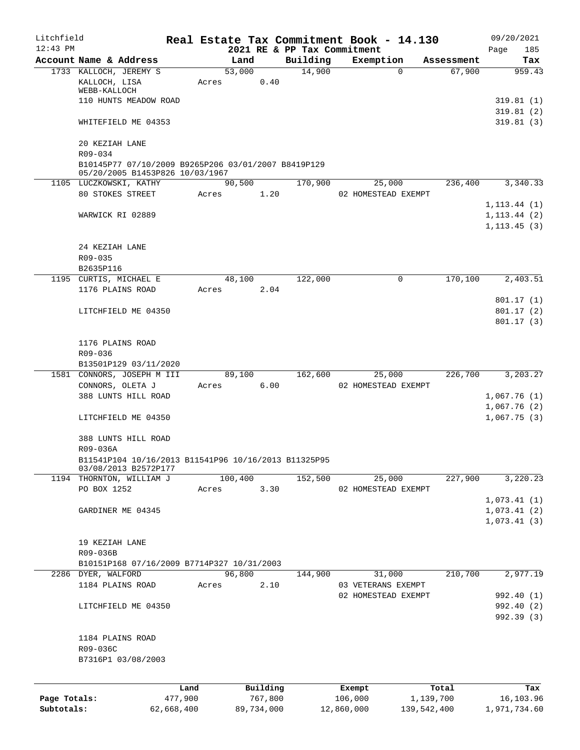Litchfield
12:43 PM

# Real Estate Tax Commitment Book - 14.130

## 2021 RE & PP Tax Commitment

09/20/2021

| Account Name & Address | Land | Building | Exemption | Assessment | Tax |
|---|---|---|---|---|---|
| 1733 KALLOCH, JEREMY S | 53,000 | 14,900 | 0 | 67,900 | 959.43 |
| KALLOCH, LISA WEBB-KALLOCH | Acres 0.40 | | | | |
| 110 HUNTS MEADOW ROAD | | | | | 319.81 (1) |
| | | | | | 319.81 (2) |
| WHITEFIELD ME 04353 | | | | | 319.81 (3) |
| 20 KEZIAH LANE | | | | | |
| R09-034 | | | | | |
| B10145P77 07/10/2009 B9265P206 03/01/2007 B8419P129 05/20/2005 B1453P826 10/03/1967 | | | | | |
| 1105 LUCZKOWSKI, KATHY | 90,500 | 170,900 | 25,000 | 236,400 | 3,340.33 |
| 80 STOKES STREET | Acres 1.20 | | 02 HOMESTEAD EXEMPT | | |
| | | | | | 1,113.44 (1) |
| WARWICK RI 02889 | | | | | 1,113.44 (2) |
| | | | | | 1,113.45 (3) |
| 24 KEZIAH LANE | | | | | |
| R09-035 | | | | | |
| B2635P116 | | | | | |
| 1195 CURTIS, MICHAEL E | 48,100 | 122,000 | 0 | 170,100 | 2,403.51 |
| 1176 PLAINS ROAD | Acres 2.04 | | | | |
| | | | | | 801.17 (1) |
| LITCHFIELD ME 04350 | | | | | 801.17 (2) |
| | | | | | 801.17 (3) |
| 1176 PLAINS ROAD | | | | | |
| R09-036 | | | | | |
| B13501P129 03/11/2020 | | | | | |
| 1581 CONNORS, JOSEPH M III | 89,100 | 162,600 | 25,000 | 226,700 | 3,203.27 |
| CONNORS, OLETA J | Acres 6.00 | | 02 HOMESTEAD EXEMPT | | |
| 388 LUNTS HILL ROAD | | | | | 1,067.76 (1) |
| | | | | | 1,067.76 (2) |
| LITCHFIELD ME 04350 | | | | | 1,067.75 (3) |
| 388 LUNTS HILL ROAD | | | | | |
| R09-036A | | | | | |
| B11541P104 10/16/2013 B11541P96 10/16/2013 B11325P95 03/08/2013 B2572P177 | | | | | |
| 1194 THORNTON, WILLIAM J | 100,400 | 152,500 | 25,000 | 227,900 | 3,220.23 |
| PO BOX 1252 | Acres 3.30 | | 02 HOMESTEAD EXEMPT | | |
| | | | | | 1,073.41 (1) |
| GARDINER ME 04345 | | | | | 1,073.41 (2) |
| | | | | | 1,073.41 (3) |
| 19 KEZIAH LANE | | | | | |
| R09-036B | | | | | |
| B10151P168 07/16/2009 B7714P327 10/31/2003 | | | | | |
| 2286 DYER, WALFORD | 96,800 | 144,900 | 31,000 | 210,700 | 2,977.19 |
| 1184 PLAINS ROAD | Acres 2.10 | | 03 VETERANS EXEMPT | | |
| | | | 02 HOMESTEAD EXEMPT | | 992.40 (1) |
| LITCHFIELD ME 04350 | | | | | 992.40 (2) |
| | | | | | 992.39 (3) |
| 1184 PLAINS ROAD | | | | | |
| R09-036C | | | | | |
| B7316P1 03/08/2003 | | | | | |

| | Land | Building | Exempt | Total | Tax |
|---|---|---|---|---|---|
| Page Totals: | 477,900 | 767,800 | 106,000 | 1,139,700 | 16,103.96 |
| Subtotals: | 62,668,400 | 89,734,000 | 12,860,000 | 139,542,400 | 1,971,734.60 |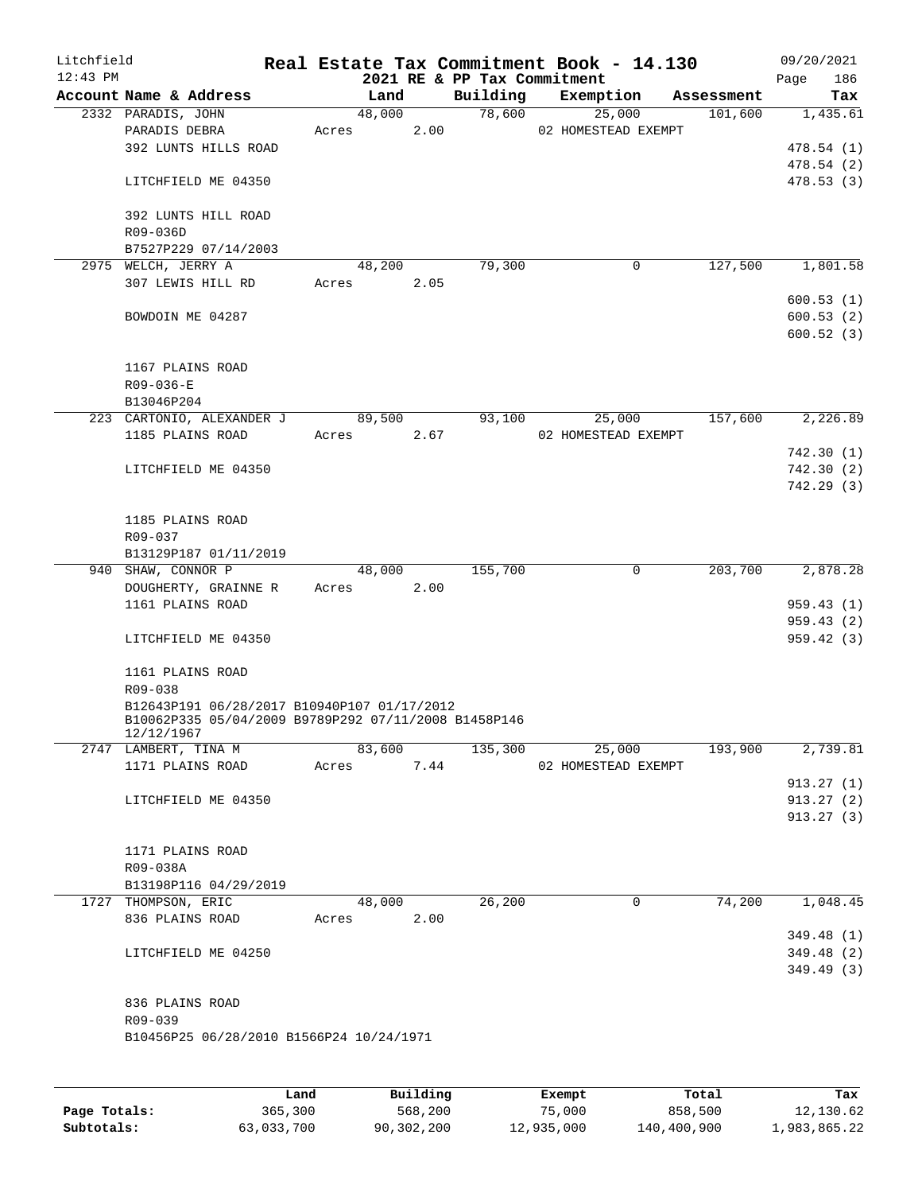Litchfield
12:43 PM

# Real Estate Tax Commitment Book - 14.130

2021 RE & PP Tax Commitment

09/20/2021

| Account Name & Address | Land | Building | Exemption | Assessment | Tax |
|---|---|---|---|---|---|
| 2332 PARADIS, JOHN | 48,000 | 78,600 | 25,000 | 101,600 | 1,435.61 |
| PARADIS DEBRA | Acres 2.00 | | 02 HOMESTEAD EXEMPT | | |
| 392 LUNTS HILLS ROAD | | | | | 478.54 (1) |
| | | | | | 478.54 (2) |
| LITCHFIELD ME 04350 | | | | | 478.53 (3) |
| 392 LUNTS HILL ROAD | | | | | |
| R09-036D | | | | | |
| B7527P229 07/14/2003 | | | | | |
| 2975 WELCH, JERRY A | 48,200 | 79,300 | 0 | 127,500 | 1,801.58 |
| 307 LEWIS HILL RD | Acres 2.05 | | | | |
| | | | | | 600.53 (1) |
| BOWDOIN ME 04287 | | | | | 600.53 (2) |
| | | | | | 600.52 (3) |
| 1167 PLAINS ROAD | | | | | |
| R09-036-E | | | | | |
| B13046P204 | | | | | |
| 223 CARTONIO, ALEXANDER J | 89,500 | 93,100 | 25,000 | 157,600 | 2,226.89 |
| 1185 PLAINS ROAD | Acres 2.67 | | 02 HOMESTEAD EXEMPT | | |
| | | | | | 742.30 (1) |
| LITCHFIELD ME 04350 | | | | | 742.30 (2) |
| | | | | | 742.29 (3) |
| 1185 PLAINS ROAD | | | | | |
| R09-037 | | | | | |
| B13129P187 01/11/2019 | | | | | |
| 940 SHAW, CONNOR P | 48,000 | 155,700 | 0 | 203,700 | 2,878.28 |
| DOUGHERTY, GRAINNE R | Acres 2.00 | | | | |
| 1161 PLAINS ROAD | | | | | 959.43 (1) |
| | | | | | 959.43 (2) |
| LITCHFIELD ME 04350 | | | | | 959.42 (3) |
| 1161 PLAINS ROAD | | | | | |
| R09-038 | | | | | |
| B12643P191 06/28/2017 B10940P107 01/17/2012 | | | | | |
| B10062P335 05/04/2009 B9789P292 07/11/2008 B1458P146 12/12/1967 | | | | | |
| 2747 LAMBERT, TINA M | 83,600 | 135,300 | 25,000 | 193,900 | 2,739.81 |
| 1171 PLAINS ROAD | Acres 7.44 | | 02 HOMESTEAD EXEMPT | | |
| | | | | | 913.27 (1) |
| LITCHFIELD ME 04350 | | | | | 913.27 (2) |
| | | | | | 913.27 (3) |
| 1171 PLAINS ROAD | | | | | |
| R09-038A | | | | | |
| B13198P116 04/29/2019 | | | | | |
| 1727 THOMPSON, ERIC | 48,000 | 26,200 | 0 | 74,200 | 1,048.45 |
| 836 PLAINS ROAD | Acres 2.00 | | | | |
| | | | | | 349.48 (1) |
| LITCHFIELD ME 04250 | | | | | 349.48 (2) |
| | | | | | 349.49 (3) |
| 836 PLAINS ROAD | | | | | |
| R09-039 | | | | | |
| B10456P25 06/28/2010 B1566P24 10/24/1971 | | | | | |

| | Land | Building | Exempt | Total | Tax |
|---|---|---|---|---|---|
| Page Totals: | 365,300 | 568,200 | 75,000 | 858,500 | 12,130.62 |
| Subtotals: | 63,033,700 | 90,302,200 | 12,935,000 | 140,400,900 | 1,983,865.22 |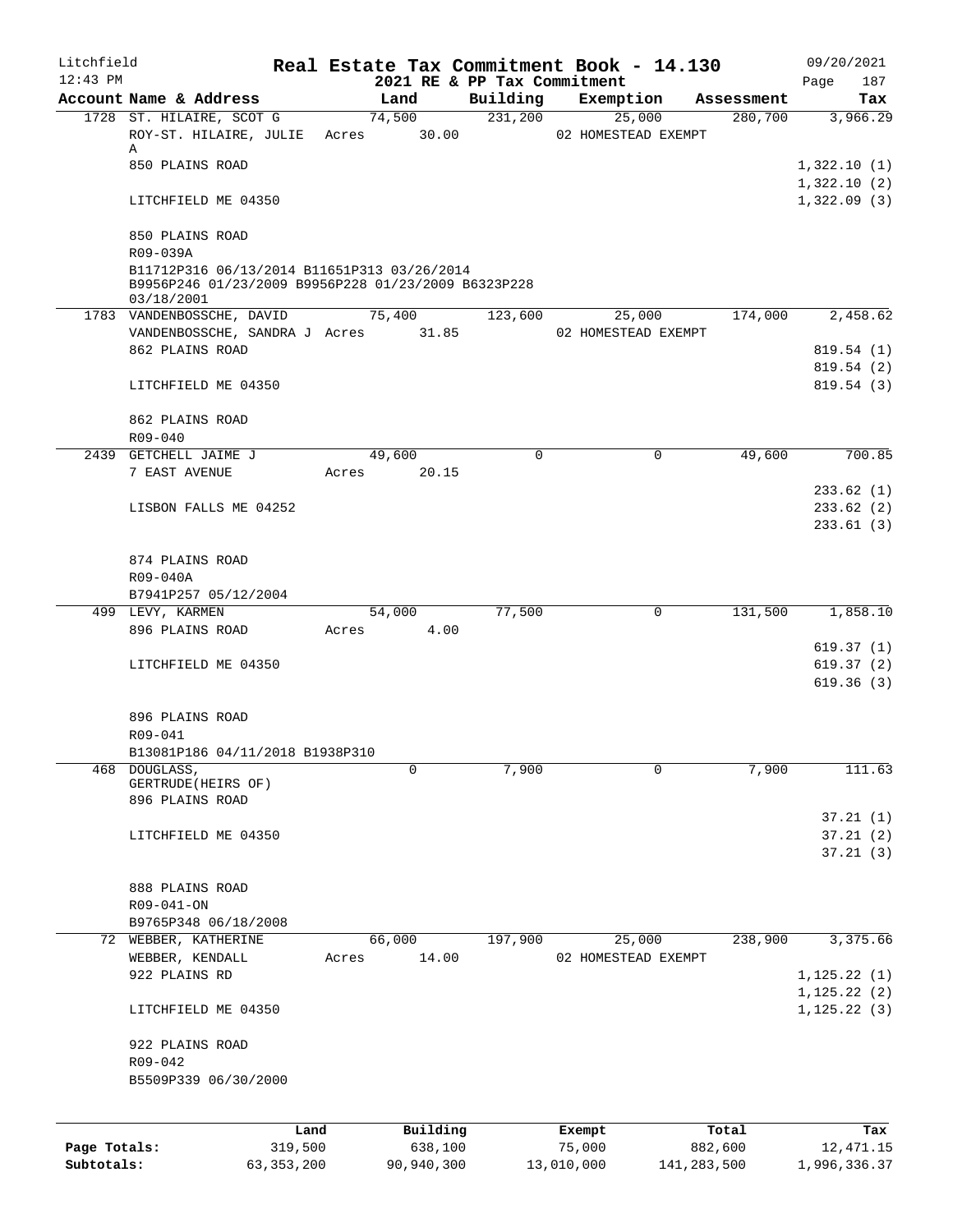Litchfield
12:43 PM

# Real Estate Tax Commitment Book - 14.130

## 2021 RE & PP Tax Commitment

09/20/2021

| Account Name & Address | Land | Building | Exemption | Assessment | Tax |
|---|---|---|---|---|---|
| 1728 ST. HILAIRE, SCOT G | 74,500 | 231,200 | 25,000 | 280,700 | 3,966.29 |
| ROY-ST. HILAIRE, JULIE A | Acres 30.00 | | 02 HOMESTEAD EXEMPT | | |
| 850 PLAINS ROAD | | | | | 1,322.10 (1) |
| | | | | | 1,322.10 (2) |
| LITCHFIELD ME 04350 | | | | | 1,322.09 (3) |
| 850 PLAINS ROAD | | | | | |
| R09-039A | | | | | |
| B11712P316 06/13/2014 B11651P313 03/26/2014 B9956P246 01/23/2009 B9956P228 01/23/2009 B6323P228 03/18/2001 | | | | | |
| 1783 VANDENBOSSCHE, DAVID | 75,400 | 123,600 | 25,000 | 174,000 | 2,458.62 |
| VANDENBOSSCHE, SANDRA J | Acres 31.85 | | 02 HOMESTEAD EXEMPT | | |
| 862 PLAINS ROAD | | | | | 819.54 (1) |
| | | | | | 819.54 (2) |
| LITCHFIELD ME 04350 | | | | | 819.54 (3) |
| 862 PLAINS ROAD | | | | | |
| R09-040 | | | | | |
| 2439 GETCHELL JAIME J | 49,600 | 0 | 0 | 49,600 | 700.85 |
| 7 EAST AVENUE | Acres 20.15 | | | | |
| | | | | | 233.62 (1) |
| LISBON FALLS ME 04252 | | | | | 233.62 (2) |
| | | | | | 233.61 (3) |
| 874 PLAINS ROAD | | | | | |
| R09-040A | | | | | |
| B7941P257 05/12/2004 | | | | | |
| 499 LEVY, KARMEN | 54,000 | 77,500 | 0 | 131,500 | 1,858.10 |
| 896 PLAINS ROAD | Acres 4.00 | | | | |
| | | | | | 619.37 (1) |
| LITCHFIELD ME 04350 | | | | | 619.37 (2) |
| | | | | | 619.36 (3) |
| 896 PLAINS ROAD | | | | | |
| R09-041 | | | | | |
| B13081P186 04/11/2018 B1938P310 | | | | | |
| 468 DOUGLASS, GERTRUDE(HEIRS OF) | 0 | 7,900 | 0 | 7,900 | 111.63 |
| 896 PLAINS ROAD | | | | | |
| | | | | | 37.21 (1) |
| LITCHFIELD ME 04350 | | | | | 37.21 (2) |
| | | | | | 37.21 (3) |
| 888 PLAINS ROAD | | | | | |
| R09-041-ON | | | | | |
| B9765P348 06/18/2008 | | | | | |
| 72 WEBBER, KATHERINE | 66,000 | 197,900 | 25,000 | 238,900 | 3,375.66 |
| WEBBER, KENDALL | Acres 14.00 | | 02 HOMESTEAD EXEMPT | | |
| 922 PLAINS RD | | | | | 1,125.22 (1) |
| | | | | | 1,125.22 (2) |
| LITCHFIELD ME 04350 | | | | | 1,125.22 (3) |
| 922 PLAINS ROAD | | | | | |
| R09-042 | | | | | |
| B5509P339 06/30/2000 | | | | | |

| | Land | Building | Exempt | Total | Tax |
|---|---|---|---|---|---|
| Page Totals: | 319,500 | 638,100 | 75,000 | 882,600 | 12,471.15 |
| Subtotals: | 63,353,200 | 90,940,300 | 13,010,000 | 141,283,500 | 1,996,336.37 |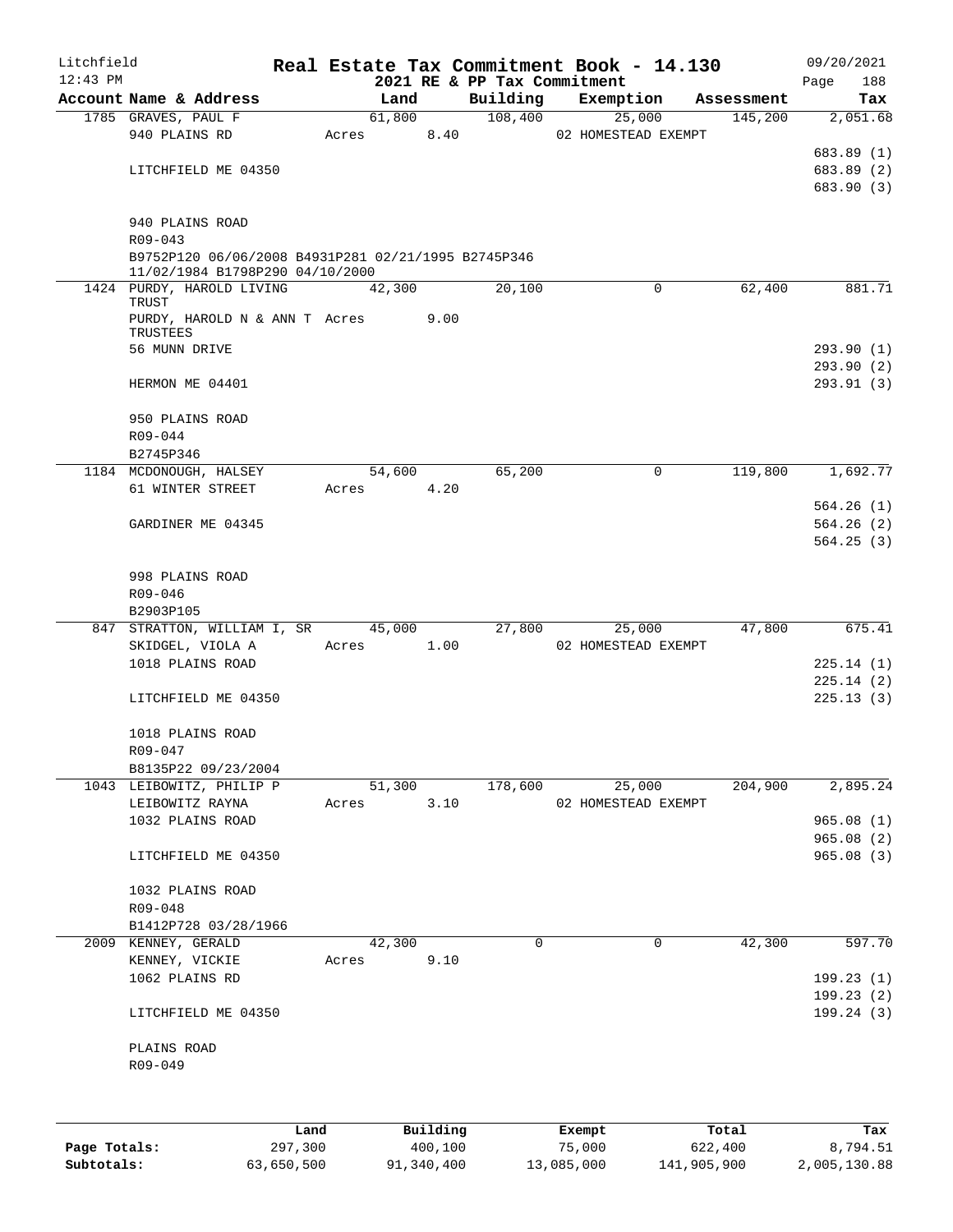Litchfield | Real Estate Tax Commitment Book - 14.130 | 09/20/2021
12:43 PM | 2021 RE & PP Tax Commitment | Page 188

| Account Name & Address | Land | Building | Exemption | Assessment | Tax |
|---|---|---|---|---|---|
| 1785 GRAVES, PAUL F | 61,800 | 108,400 | 25,000 | 145,200 | 2,051.68 |
| 940 PLAINS RD | Acres 8.40 | | 02 HOMESTEAD EXEMPT | | |
| | | | | | 683.89 (1) |
| LITCHFIELD ME 04350 | | | | | 683.89 (2) |
| | | | | | 683.90 (3) |
| 940 PLAINS ROAD | | | | | |
| R09-043 | | | | | |
| B9752P120 06/06/2008 B4931P281 02/21/1995 B2745P346 11/02/1984 B1798P290 04/10/2000 | | | | | |
| 1424 PURDY, HAROLD LIVING TRUST | 42,300 | 20,100 | 0 | 62,400 | 881.71 |
| PURDY, HAROLD N & ANN T TRUSTEES | Acres 9.00 | | | | |
| 56 MUNN DRIVE | | | | | 293.90 (1) |
| | | | | | 293.90 (2) |
| HERMON ME 04401 | | | | | 293.91 (3) |
| 950 PLAINS ROAD | | | | | |
| R09-044 | | | | | |
| B2745P346 | | | | | |
| 1184 MCDONOUGH, HALSEY | 54,600 | 65,200 | 0 | 119,800 | 1,692.77 |
| 61 WINTER STREET | Acres 4.20 | | | | |
| | | | | | 564.26 (1) |
| GARDINER ME 04345 | | | | | 564.26 (2) |
| | | | | | 564.25 (3) |
| 998 PLAINS ROAD | | | | | |
| R09-046 | | | | | |
| B2903P105 | | | | | |
| 847 STRATTON, WILLIAM I, SR | 45,000 | 27,800 | 25,000 | 47,800 | 675.41 |
| SKIDGEL, VIOLA A | Acres 1.00 | | 02 HOMESTEAD EXEMPT | | |
| 1018 PLAINS ROAD | | | | | 225.14 (1) |
| | | | | | 225.14 (2) |
| LITCHFIELD ME 04350 | | | | | 225.13 (3) |
| 1018 PLAINS ROAD | | | | | |
| R09-047 | | | | | |
| B8135P22 09/23/2004 | | | | | |
| 1043 LEIBOWITZ, PHILIP P | 51,300 | 178,600 | 25,000 | 204,900 | 2,895.24 |
| LEIBOWITZ RAYNA | Acres 3.10 | | 02 HOMESTEAD EXEMPT | | |
| 1032 PLAINS ROAD | | | | | 965.08 (1) |
| | | | | | 965.08 (2) |
| LITCHFIELD ME 04350 | | | | | 965.08 (3) |
| 1032 PLAINS ROAD | | | | | |
| R09-048 | | | | | |
| B1412P728 03/28/1966 | | | | | |
| 2009 KENNEY, GERALD | 42,300 | 0 | 0 | 42,300 | 597.70 |
| KENNEY, VICKIE | Acres 9.10 | | | | |
| 1062 PLAINS RD | | | | | 199.23 (1) |
| | | | | | 199.23 (2) |
| LITCHFIELD ME 04350 | | | | | 199.24 (3) |
| PLAINS ROAD | | | | | |
| R09-049 | | | | | |

| | Land | Building | Exempt | Total | Tax |
|---|---|---|---|---|---|
| Page Totals: | 297,300 | 400,100 | 75,000 | 622,400 | 8,794.51 |
| Subtotals: | 63,650,500 | 91,340,400 | 13,085,000 | 141,905,900 | 2,005,130.88 |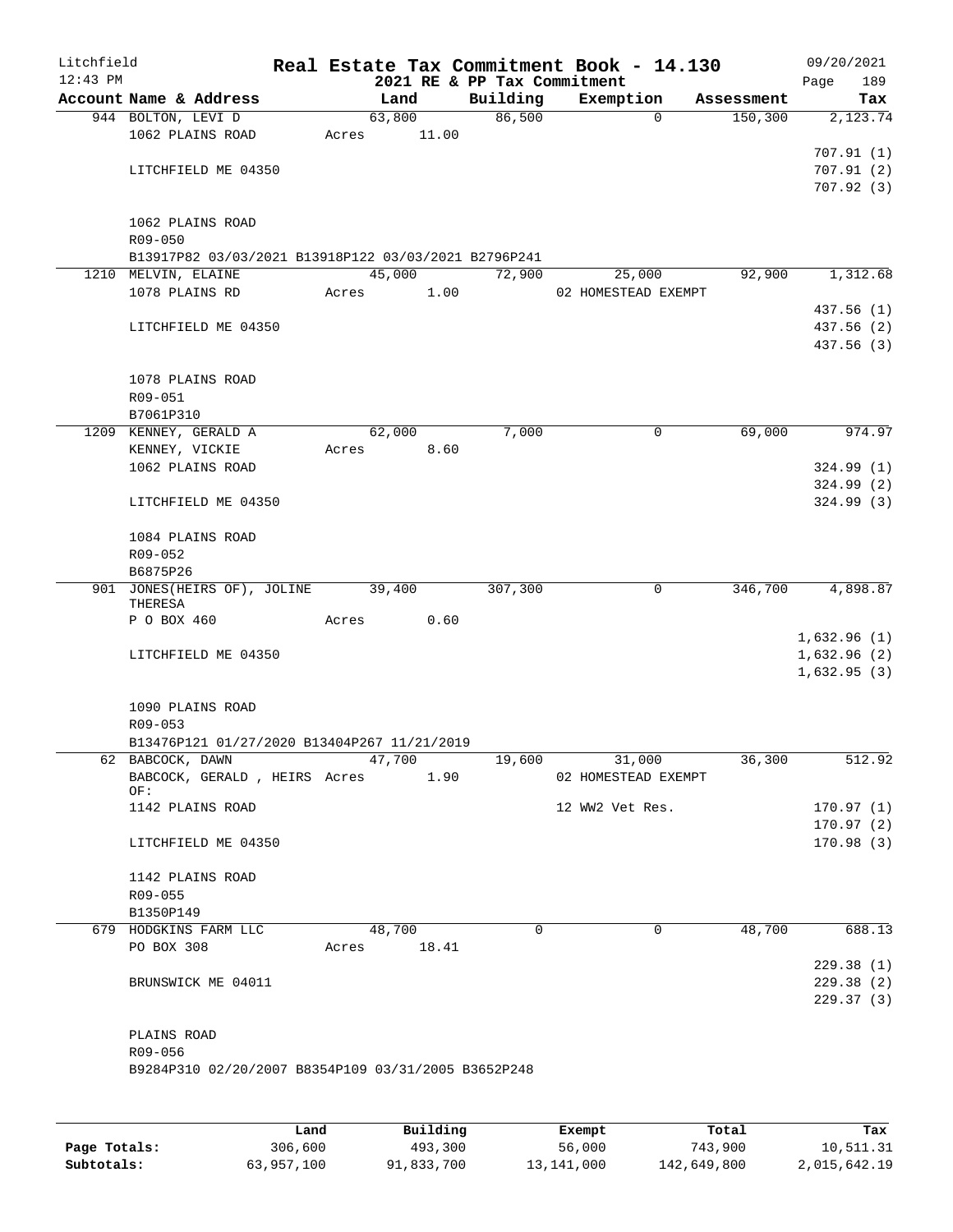# Real Estate Tax Commitment Book - 14.130

Litchfield 12:43 PM — 2021 RE & PP Tax Commitment — 09/20/2021

| Account Name & Address | Land | Building | Exemption | Assessment | Tax |
|---|---|---|---|---|---|
| 944 BOLTON, LEVI D | 63,800 | 86,500 | 0 | 150,300 | 2,123.74 |
| 1062 PLAINS ROAD | Acres 11.00 | | | | |
| | | | | | 707.91 (1) |
| LITCHFIELD ME 04350 | | | | | 707.91 (2) |
| | | | | | 707.92 (3) |
| 1062 PLAINS ROAD | | | | | |
| R09-050 | | | | | |
| B13917P82 03/03/2021 B13918P122 03/03/2021 B2796P241 | | | | | |
| 1210 MELVIN, ELAINE | 45,000 | 72,900 | 25,000 | 92,900 | 1,312.68 |
| 1078 PLAINS RD | Acres 1.00 | | 02 HOMESTEAD EXEMPT | | |
| | | | | | 437.56 (1) |
| LITCHFIELD ME 04350 | | | | | 437.56 (2) |
| | | | | | 437.56 (3) |
| 1078 PLAINS ROAD | | | | | |
| R09-051 | | | | | |
| B7061P310 | | | | | |
| 1209 KENNEY, GERALD A | 62,000 | 7,000 | 0 | 69,000 | 974.97 |
| KENNEY, VICKIE | Acres 8.60 | | | | |
| 1062 PLAINS ROAD | | | | | 324.99 (1) |
| | | | | | 324.99 (2) |
| LITCHFIELD ME 04350 | | | | | 324.99 (3) |
| 1084 PLAINS ROAD | | | | | |
| R09-052 | | | | | |
| B6875P26 | | | | | |
| 901 JONES(HEIRS OF), JOLINE THERESA | 39,400 | 307,300 | 0 | 346,700 | 4,898.87 |
| P O BOX 460 | Acres 0.60 | | | | |
| | | | | | 1,632.96 (1) |
| LITCHFIELD ME 04350 | | | | | 1,632.96 (2) |
| | | | | | 1,632.95 (3) |
| 1090 PLAINS ROAD | | | | | |
| R09-053 | | | | | |
| B13476P121 01/27/2020 B13404P267 11/21/2019 | | | | | |
| 62 BABCOCK, DAWN | 47,700 | 19,600 | 31,000 | 36,300 | 512.92 |
| BABCOCK, GERALD , HEIRS OF: | Acres 1.90 | | 02 HOMESTEAD EXEMPT | | |
| 1142 PLAINS ROAD | | | 12 WW2 Vet Res. | | 170.97 (1) |
| | | | | | 170.97 (2) |
| LITCHFIELD ME 04350 | | | | | 170.98 (3) |
| 1142 PLAINS ROAD | | | | | |
| R09-055 | | | | | |
| B1350P149 | | | | | |
| 679 HODGKINS FARM LLC | 48,700 | 0 | 0 | 48,700 | 688.13 |
| PO BOX 308 | Acres 18.41 | | | | |
| | | | | | 229.38 (1) |
| BRUNSWICK ME 04011 | | | | | 229.38 (2) |
| | | | | | 229.37 (3) |
| PLAINS ROAD | | | | | |
| R09-056 | | | | | |
| B9284P310 02/20/2007 B8354P109 03/31/2005 B3652P248 | | | | | |

| | Land | Building | Exempt | Total | Tax |
|---|---|---|---|---|---|
| Page Totals: | 306,600 | 493,300 | 56,000 | 743,900 | 10,511.31 |
| Subtotals: | 63,957,100 | 91,833,700 | 13,141,000 | 142,649,800 | 2,015,642.19 |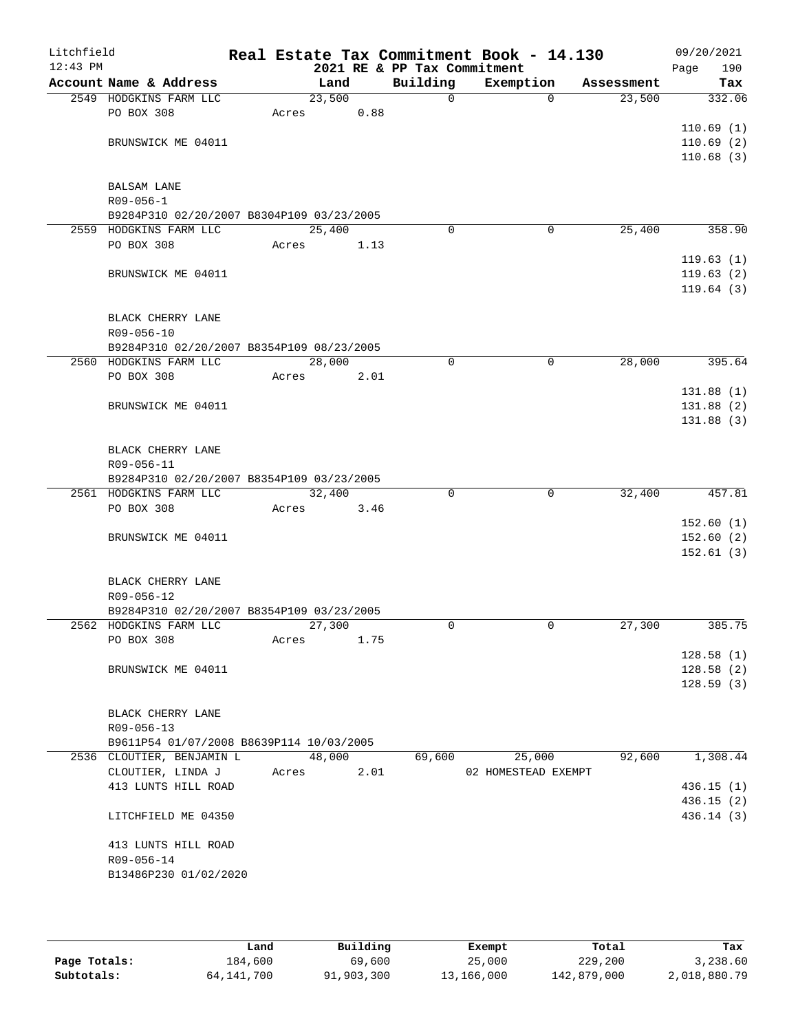# Real Estate Tax Commitment Book - 14.130

Litchfield 12:43 PM — 2021 RE & PP Tax Commitment — 09/20/2021

| Account Name & Address | Land | Building | Exemption | Assessment | Tax |
|---|---|---|---|---|---|
| 2549 HODGKINS FARM LLC | 23,500 | 0 | 0 | 23,500 | 332.06 |
| PO BOX 308 | Acres 0.88 | | | | |
| | | | | | 110.69 (1) |
| BRUNSWICK ME 04011 | | | | | 110.69 (2) |
| | | | | | 110.68 (3) |
| BALSAM LANE | | | | | |
| R09-056-1 | | | | | |
| B9284P310 02/20/2007 B8304P109 03/23/2005 | | | | | |
| 2559 HODGKINS FARM LLC | 25,400 | 0 | 0 | 25,400 | 358.90 |
| PO BOX 308 | Acres 1.13 | | | | |
| | | | | | 119.63 (1) |
| BRUNSWICK ME 04011 | | | | | 119.63 (2) |
| | | | | | 119.64 (3) |
| BLACK CHERRY LANE | | | | | |
| R09-056-10 | | | | | |
| B9284P310 02/20/2007 B8354P109 08/23/2005 | | | | | |
| 2560 HODGKINS FARM LLC | 28,000 | 0 | 0 | 28,000 | 395.64 |
| PO BOX 308 | Acres 2.01 | | | | |
| | | | | | 131.88 (1) |
| BRUNSWICK ME 04011 | | | | | 131.88 (2) |
| | | | | | 131.88 (3) |
| BLACK CHERRY LANE | | | | | |
| R09-056-11 | | | | | |
| B9284P310 02/20/2007 B8354P109 03/23/2005 | | | | | |
| 2561 HODGKINS FARM LLC | 32,400 | 0 | 0 | 32,400 | 457.81 |
| PO BOX 308 | Acres 3.46 | | | | |
| | | | | | 152.60 (1) |
| BRUNSWICK ME 04011 | | | | | 152.60 (2) |
| | | | | | 152.61 (3) |
| BLACK CHERRY LANE | | | | | |
| R09-056-12 | | | | | |
| B9284P310 02/20/2007 B8354P109 03/23/2005 | | | | | |
| 2562 HODGKINS FARM LLC | 27,300 | 0 | 0 | 27,300 | 385.75 |
| PO BOX 308 | Acres 1.75 | | | | |
| | | | | | 128.58 (1) |
| BRUNSWICK ME 04011 | | | | | 128.58 (2) |
| | | | | | 128.59 (3) |
| BLACK CHERRY LANE | | | | | |
| R09-056-13 | | | | | |
| B9611P54 01/07/2008 B8639P114 10/03/2005 | | | | | |
| 2536 CLOUTIER, BENJAMIN L | 48,000 | 69,600 | 25,000 | 92,600 | 1,308.44 |
| CLOUTIER, LINDA J | Acres 2.01 | | 02 HOMESTEAD EXEMPT | | |
| 413 LUNTS HILL ROAD | | | | | 436.15 (1) |
| | | | | | 436.15 (2) |
| LITCHFIELD ME 04350 | | | | | 436.14 (3) |
| 413 LUNTS HILL ROAD | | | | | |
| R09-056-14 | | | | | |
| B13486P230 01/02/2020 | | | | | |

| | Land | Building | Exempt | Total | Tax |
|---|---|---|---|---|---|
| Page Totals: | 184,600 | 69,600 | 25,000 | 229,200 | 3,238.60 |
| Subtotals: | 64,141,700 | 91,903,300 | 13,166,000 | 142,879,000 | 2,018,880.79 |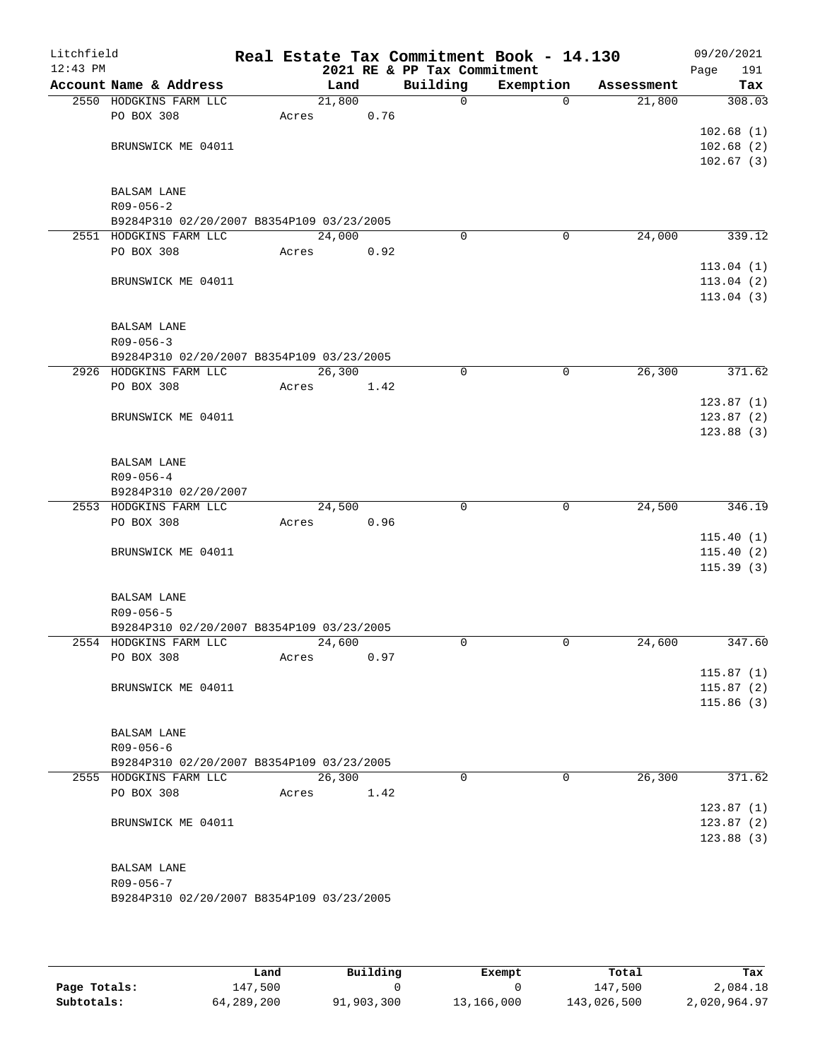Litchfield 12:43 PM

# Real Estate Tax Commitment Book - 14.130
## 2021 RE & PP Tax Commitment

09/20/2021 Page 191

| Account Name & Address | Land | Building | Exemption | Assessment | Tax |
|---|---|---|---|---|---|
| 2550 HODGKINS FARM LLC | 21,800 | 0 | 0 | 21,800 | 308.03 |
| PO BOX 308 | Acres 0.76 | | | | |
| | | | | | 102.68 (1) |
| BRUNSWICK ME 04011 | | | | | 102.68 (2) |
| | | | | | 102.67 (3) |
| BALSAM LANE | | | | | |
| R09-056-2 | | | | | |
| B9284P310 02/20/2007 B8354P109 03/23/2005 | | | | | |
| 2551 HODGKINS FARM LLC | 24,000 | 0 | 0 | 24,000 | 339.12 |
| PO BOX 308 | Acres 0.92 | | | | |
| | | | | | 113.04 (1) |
| BRUNSWICK ME 04011 | | | | | 113.04 (2) |
| | | | | | 113.04 (3) |
| BALSAM LANE | | | | | |
| R09-056-3 | | | | | |
| B9284P310 02/20/2007 B8354P109 03/23/2005 | | | | | |
| 2926 HODGKINS FARM LLC | 26,300 | 0 | 0 | 26,300 | 371.62 |
| PO BOX 308 | Acres 1.42 | | | | |
| | | | | | 123.87 (1) |
| BRUNSWICK ME 04011 | | | | | 123.87 (2) |
| | | | | | 123.88 (3) |
| BALSAM LANE | | | | | |
| R09-056-4 | | | | | |
| B9284P310 02/20/2007 | | | | | |
| 2553 HODGKINS FARM LLC | 24,500 | 0 | 0 | 24,500 | 346.19 |
| PO BOX 308 | Acres 0.96 | | | | |
| | | | | | 115.40 (1) |
| BRUNSWICK ME 04011 | | | | | 115.40 (2) |
| | | | | | 115.39 (3) |
| BALSAM LANE | | | | | |
| R09-056-5 | | | | | |
| B9284P310 02/20/2007 B8354P109 03/23/2005 | | | | | |
| 2554 HODGKINS FARM LLC | 24,600 | 0 | 0 | 24,600 | 347.60 |
| PO BOX 308 | Acres 0.97 | | | | |
| | | | | | 115.87 (1) |
| BRUNSWICK ME 04011 | | | | | 115.87 (2) |
| | | | | | 115.86 (3) |
| BALSAM LANE | | | | | |
| R09-056-6 | | | | | |
| B9284P310 02/20/2007 B8354P109 03/23/2005 | | | | | |
| 2555 HODGKINS FARM LLC | 26,300 | 0 | 0 | 26,300 | 371.62 |
| PO BOX 308 | Acres 1.42 | | | | |
| | | | | | 123.87 (1) |
| BRUNSWICK ME 04011 | | | | | 123.87 (2) |
| | | | | | 123.88 (3) |
| BALSAM LANE | | | | | |
| R09-056-7 | | | | | |
| B9284P310 02/20/2007 B8354P109 03/23/2005 | | | | | |

| | Land | Building | Exempt | Total | Tax |
|---|---|---|---|---|---|
| Page Totals: | 147,500 | 0 | 0 | 147,500 | 2,084.18 |
| Subtotals: | 64,289,200 | 91,903,300 | 13,166,000 | 143,026,500 | 2,020,964.97 |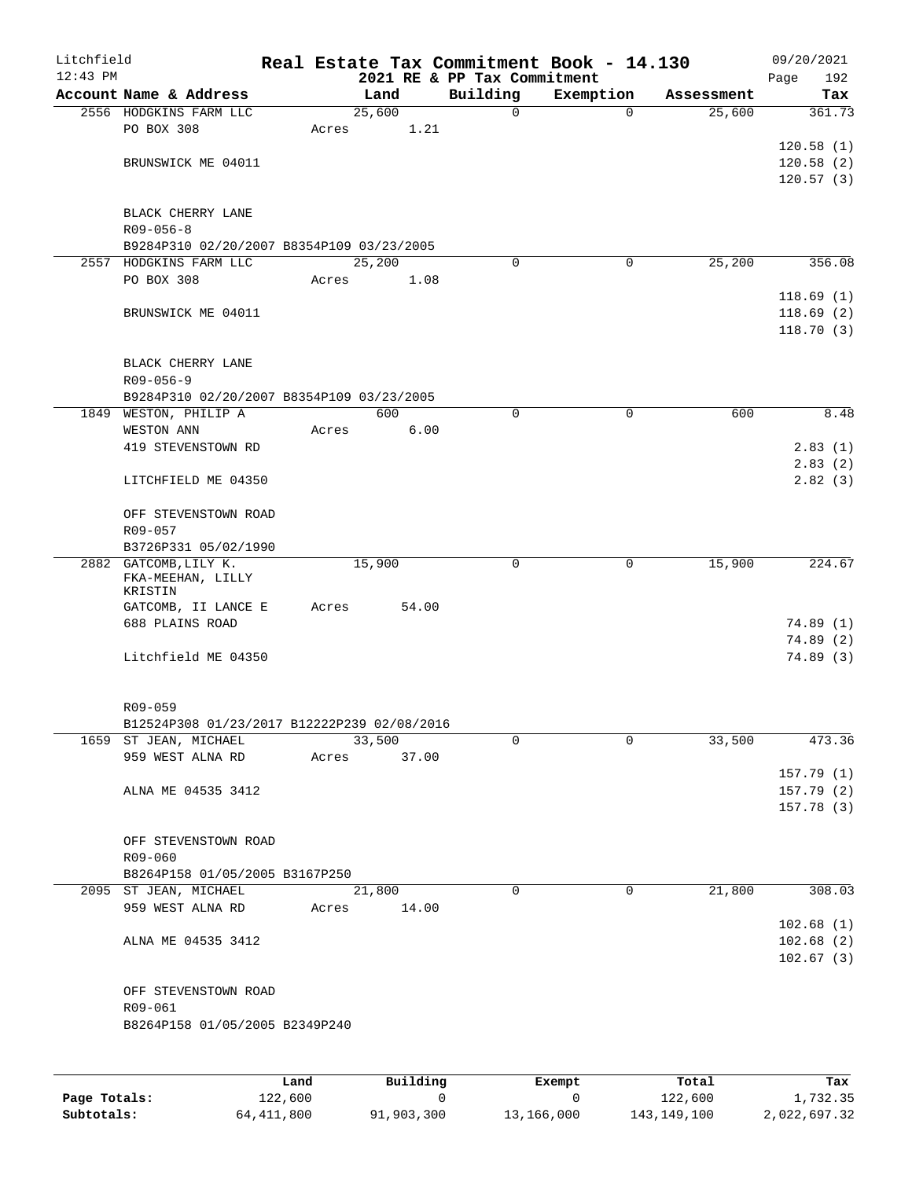Litchfield
12:43 PM

# Real Estate Tax Commitment Book - 14.130
## 2021 RE & PP Tax Commitment

09/20/2021
Page 192

| Account Name & Address | Land | Building | Exemption | Assessment | Tax |
|---|---|---|---|---|---|
| 2556 HODGKINS FARM LLC | 25,600 | 0 | 0 | 25,600 | 361.73 |
| PO BOX 308 | Acres 1.21 | | | | |
| | | | | | 120.58 (1) |
| BRUNSWICK ME 04011 | | | | | 120.58 (2) |
| | | | | | 120.57 (3) |
| BLACK CHERRY LANE | | | | | |
| R09-056-8 | | | | | |
| B9284P310 02/20/2007 B8354P109 03/23/2005 | | | | | |
| 2557 HODGKINS FARM LLC | 25,200 | 0 | 0 | 25,200 | 356.08 |
| PO BOX 308 | Acres 1.08 | | | | |
| | | | | | 118.69 (1) |
| BRUNSWICK ME 04011 | | | | | 118.69 (2) |
| | | | | | 118.70 (3) |
| BLACK CHERRY LANE | | | | | |
| R09-056-9 | | | | | |
| B9284P310 02/20/2007 B8354P109 03/23/2005 | | | | | |
| 1849 WESTON, PHILIP A | 600 | 0 | 0 | 600 | 8.48 |
| WESTON ANN | Acres 6.00 | | | | |
| 419 STEVENSTOWN RD | | | | | 2.83 (1) |
| | | | | | 2.83 (2) |
| LITCHFIELD ME 04350 | | | | | 2.82 (3) |
| OFF STEVENSTOWN ROAD | | | | | |
| R09-057 | | | | | |
| B3726P331 05/02/1990 | | | | | |
| 2882 GATCOMB, LILY K. | 15,900 | 0 | 0 | 15,900 | 224.67 |
| FKA-MEEHAN, LILLY KRISTIN | | | | | |
| GATCOMB, II LANCE E | Acres 54.00 | | | | |
| 688 PLAINS ROAD | | | | | 74.89 (1) |
| | | | | | 74.89 (2) |
| Litchfield ME 04350 | | | | | 74.89 (3) |
| R09-059 | | | | | |
| B12524P308 01/23/2017 B12222P239 02/08/2016 | | | | | |
| 1659 ST JEAN, MICHAEL | 33,500 | 0 | 0 | 33,500 | 473.36 |
| 959 WEST ALNA RD | Acres 37.00 | | | | |
| | | | | | 157.79 (1) |
| ALNA ME 04535 3412 | | | | | 157.79 (2) |
| | | | | | 157.78 (3) |
| OFF STEVENSTOWN ROAD | | | | | |
| R09-060 | | | | | |
| B8264P158 01/05/2005 B3167P250 | | | | | |
| 2095 ST JEAN, MICHAEL | 21,800 | 0 | 0 | 21,800 | 308.03 |
| 959 WEST ALNA RD | Acres 14.00 | | | | |
| | | | | | 102.68 (1) |
| ALNA ME 04535 3412 | | | | | 102.68 (2) |
| | | | | | 102.67 (3) |
| OFF STEVENSTOWN ROAD | | | | | |
| R09-061 | | | | | |
| B8264P158 01/05/2005 B2349P240 | | | | | |

| | Land | Building | Exempt | Total | Tax |
|---|---|---|---|---|---|
| **Page Totals:** | 122,600 | 0 | 0 | 122,600 | 1,732.35 |
| **Subtotals:** | 64,411,800 | 91,903,300 | 13,166,000 | 143,149,100 | 2,022,697.32 |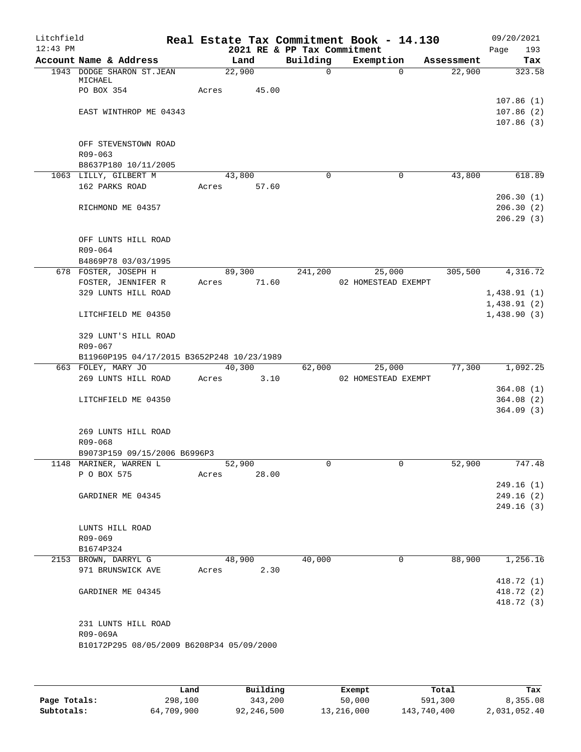Litchfield
12:43 PM

# Real Estate Tax Commitment Book - 14.130

2021 RE & PP Tax Commitment

09/20/2021
Page 193

| Account Name & Address | Land | Building | Exemption | Assessment | Tax |
|---|---|---|---|---|---|
| 1943 DODGE SHARON ST.JEAN MICHAEL | 22,900 | 0 | 0 | 22,900 | 323.58 |
| PO BOX 354 | Acres 45.00 | | | | |
| | | | | | 107.86 (1) |
| EAST WINTHROP ME 04343 | | | | | 107.86 (2) |
| | | | | | 107.86 (3) |
| OFF STEVENSTOWN ROAD | | | | | |
| R09-063 | | | | | |
| B8637P180 10/11/2005 | | | | | |
| 1063 LILLY, GILBERT M | 43,800 | 0 | 0 | 43,800 | 618.89 |
| 162 PARKS ROAD | Acres 57.60 | | | | |
| | | | | | 206.30 (1) |
| RICHMOND ME 04357 | | | | | 206.30 (2) |
| | | | | | 206.29 (3) |
| OFF LUNTS HILL ROAD | | | | | |
| R09-064 | | | | | |
| B4869P78 03/03/1995 | | | | | |
| 678 FOSTER, JOSEPH H | 89,300 | 241,200 | 25,000 | 305,500 | 4,316.72 |
| FOSTER, JENNIFER R | Acres 71.60 | | 02 HOMESTEAD EXEMPT | | |
| 329 LUNTS HILL ROAD | | | | | 1,438.91 (1) |
| | | | | | 1,438.91 (2) |
| LITCHFIELD ME 04350 | | | | | 1,438.90 (3) |
| 329 LUNT'S HILL ROAD | | | | | |
| R09-067 | | | | | |
| B11960P195 04/17/2015 B3652P248 10/23/1989 | | | | | |
| 663 FOLEY, MARY JO | 40,300 | 62,000 | 25,000 | 77,300 | 1,092.25 |
| 269 LUNTS HILL ROAD | Acres 3.10 | | 02 HOMESTEAD EXEMPT | | |
| | | | | | 364.08 (1) |
| LITCHFIELD ME 04350 | | | | | 364.08 (2) |
| | | | | | 364.09 (3) |
| 269 LUNTS HILL ROAD | | | | | |
| R09-068 | | | | | |
| B9073P159 09/15/2006 B6996P3 | | | | | |
| 1148 MARINER, WARREN L | 52,900 | 0 | 0 | 52,900 | 747.48 |
| P O BOX 575 | Acres 28.00 | | | | |
| | | | | | 249.16 (1) |
| GARDINER ME 04345 | | | | | 249.16 (2) |
| | | | | | 249.16 (3) |
| LUNTS HILL ROAD | | | | | |
| R09-069 | | | | | |
| B1674P324 | | | | | |
| 2153 BROWN, DARRYL G | 48,900 | 40,000 | 0 | 88,900 | 1,256.16 |
| 971 BRUNSWICK AVE | Acres 2.30 | | | | |
| | | | | | 418.72 (1) |
| GARDINER ME 04345 | | | | | 418.72 (2) |
| | | | | | 418.72 (3) |
| 231 LUNTS HILL ROAD | | | | | |
| R09-069A | | | | | |
| B10172P295 08/05/2009 B6208P34 05/09/2000 | | | | | |

| | Land | Building | Exempt | Total | Tax |
|---|---|---|---|---|---|
| Page Totals: | 298,100 | 343,200 | 50,000 | 591,300 | 8,355.08 |
| Subtotals: | 64,709,900 | 92,246,500 | 13,216,000 | 143,740,400 | 2,031,052.40 |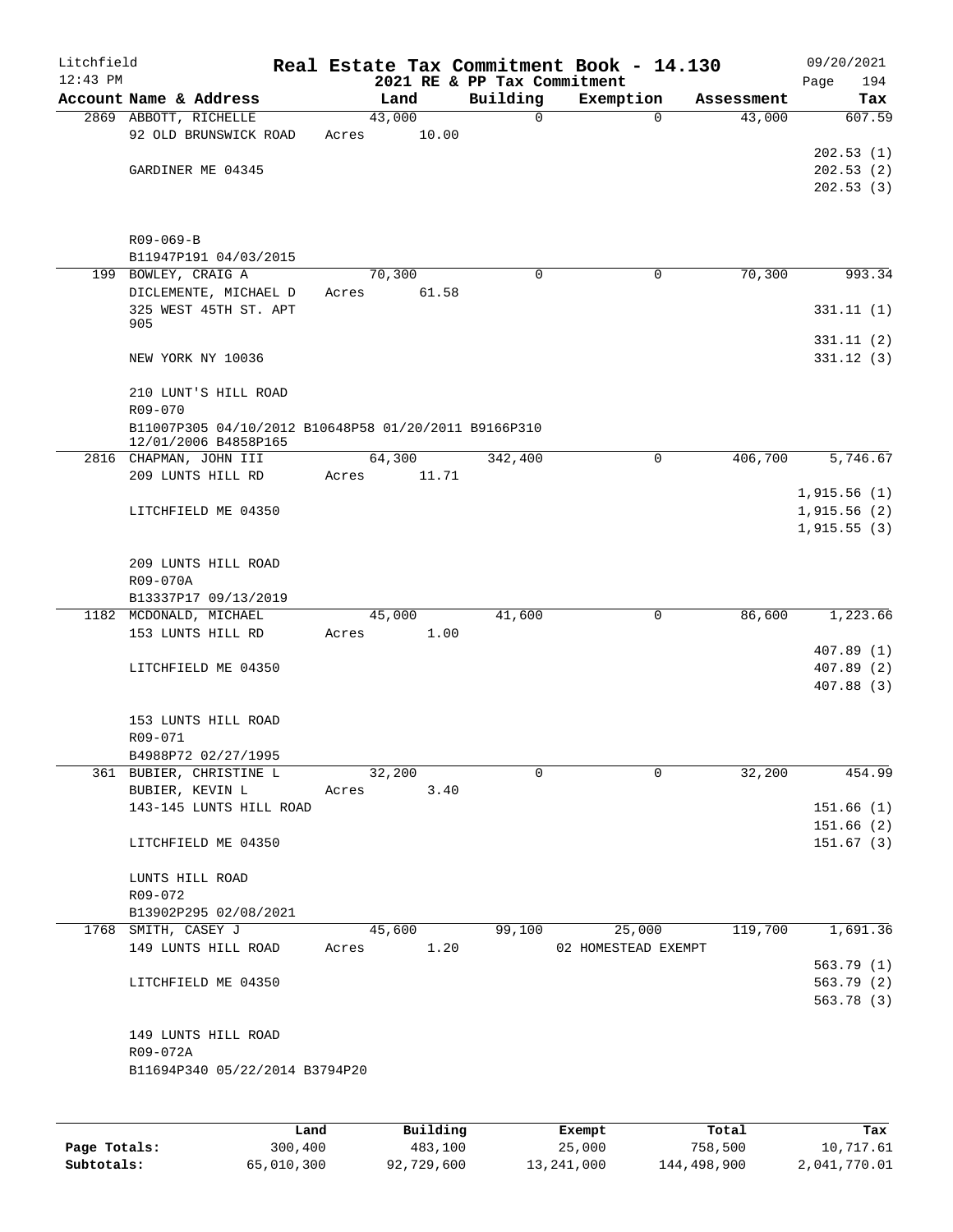Litchfield 12:43 PM

# Real Estate Tax Commitment Book - 14.130

2021 RE & PP Tax Commitment

09/20/2021 Page 194

| Account Name & Address | Land | Building | Exemption | Assessment | Tax |
|---|---|---|---|---|---|
| 2869 ABBOTT, RICHELLE | 43,000 | 0 | 0 | 43,000 | 607.59 |
| 92 OLD BRUNSWICK ROAD | Acres 10.00 | | | | |
| | | | | | 202.53 (1) |
| GARDINER ME 04345 | | | | | 202.53 (2) |
| | | | | | 202.53 (3) |
| R09-069-B | | | | | |
| B11947P191 04/03/2015 | | | | | |
| 199 BOWLEY, CRAIG A | 70,300 | 0 | 0 | 70,300 | 993.34 |
| DICLEMENTE, MICHAEL D | Acres 61.58 | | | | |
| 325 WEST 45TH ST. APT 905 | | | | | 331.11 (1) |
| | | | | | 331.11 (2) |
| NEW YORK NY 10036 | | | | | 331.12 (3) |
| 210 LUNT'S HILL ROAD | | | | | |
| R09-070 | | | | | |
| B11007P305 04/10/2012 B10648P58 01/20/2011 B9166P310 12/01/2006 B4858P165 | | | | | |
| 2816 CHAPMAN, JOHN III | 64,300 | 342,400 | 0 | 406,700 | 5,746.67 |
| 209 LUNTS HILL RD | Acres 11.71 | | | | |
| | | | | | 1,915.56 (1) |
| LITCHFIELD ME 04350 | | | | | 1,915.56 (2) |
| | | | | | 1,915.55 (3) |
| 209 LUNTS HILL ROAD | | | | | |
| R09-070A | | | | | |
| B13337P17 09/13/2019 | | | | | |
| 1182 MCDONALD, MICHAEL | 45,000 | 41,600 | 0 | 86,600 | 1,223.66 |
| 153 LUNTS HILL RD | Acres 1.00 | | | | |
| | | | | | 407.89 (1) |
| LITCHFIELD ME 04350 | | | | | 407.89 (2) |
| | | | | | 407.88 (3) |
| 153 LUNTS HILL ROAD | | | | | |
| R09-071 | | | | | |
| B4988P72 02/27/1995 | | | | | |
| 361 BUBIER, CHRISTINE L | 32,200 | 0 | 0 | 32,200 | 454.99 |
| BUBIER, KEVIN L | Acres 3.40 | | | | |
| 143-145 LUNTS HILL ROAD | | | | | 151.66 (1) |
| | | | | | 151.66 (2) |
| LITCHFIELD ME 04350 | | | | | 151.67 (3) |
| LUNTS HILL ROAD | | | | | |
| R09-072 | | | | | |
| B13902P295 02/08/2021 | | | | | |
| 1768 SMITH, CASEY J | 45,600 | 99,100 | 25,000 | 119,700 | 1,691.36 |
| 149 LUNTS HILL ROAD | Acres 1.20 | | 02 HOMESTEAD EXEMPT | | |
| | | | | | 563.79 (1) |
| LITCHFIELD ME 04350 | | | | | 563.79 (2) |
| | | | | | 563.78 (3) |
| 149 LUNTS HILL ROAD | | | | | |
| R09-072A | | | | | |
| B11694P340 05/22/2014 B3794P20 | | | | | |

| | Land | Building | Exempt | Total | Tax |
|---|---|---|---|---|---|
| Page Totals: | 300,400 | 483,100 | 25,000 | 758,500 | 10,717.61 |
| Subtotals: | 65,010,300 | 92,729,600 | 13,241,000 | 144,498,900 | 2,041,770.01 |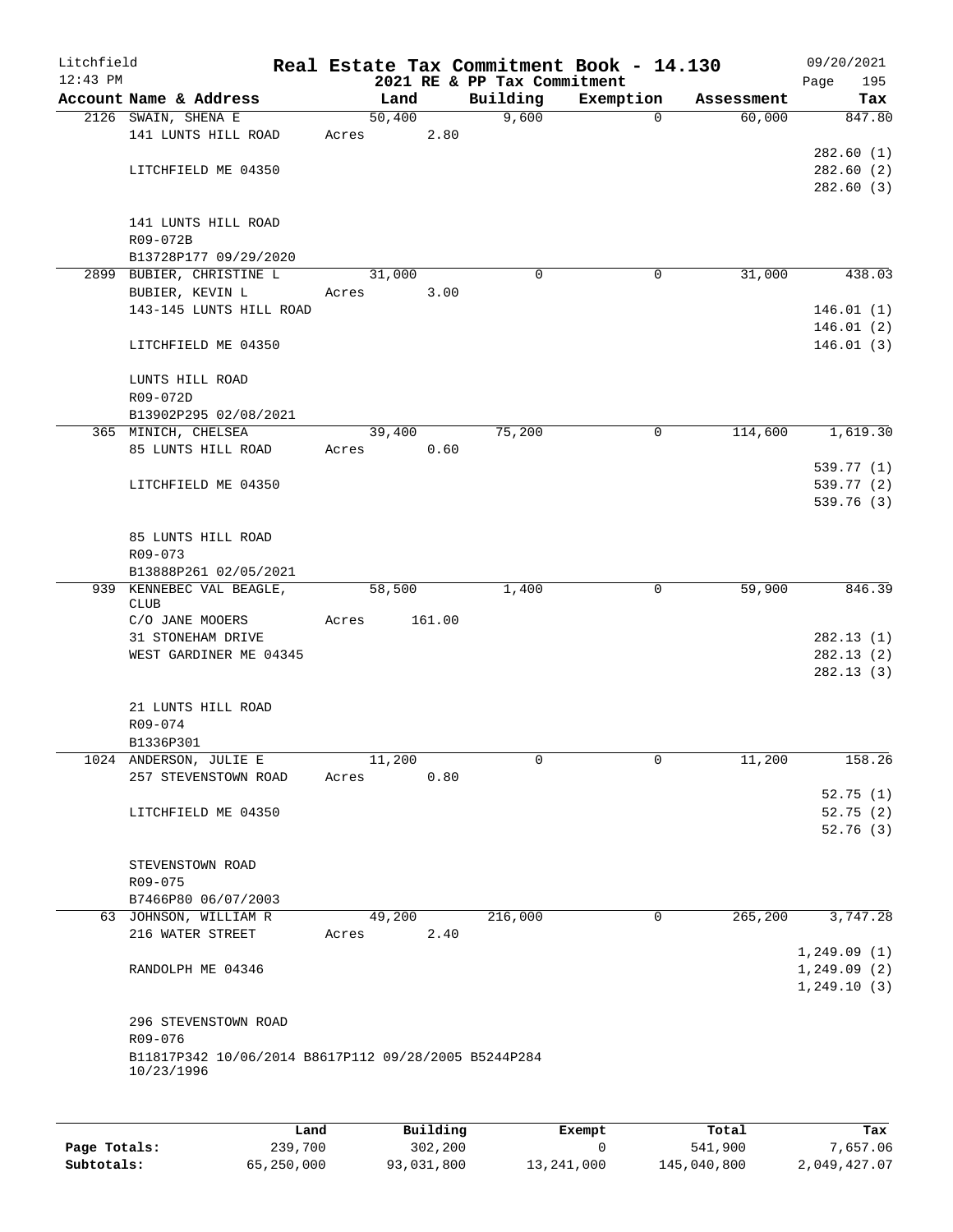Litchfield
12:43 PM

**Real Estate Tax Commitment Book - 14.130**
**2021 RE & PP Tax Commitment**

09/20/2021

| Account Name & Address | Land | Building | Exemption | Assessment | Tax |
|---|---|---|---|---|---|
| 2126 SWAIN, SHENA E | 50,400 | 9,600 | 0 | 60,000 | 847.80 |
| 141 LUNTS HILL ROAD | Acres 2.80 | | | | |
| | | | | | 282.60 (1) |
| LITCHFIELD ME 04350 | | | | | 282.60 (2) |
| | | | | | 282.60 (3) |
| 141 LUNTS HILL ROAD | | | | | |
| R09-072B | | | | | |
| B13728P177 09/29/2020 | | | | | |
| 2899 BUBIER, CHRISTINE L | 31,000 | 0 | 0 | 31,000 | 438.03 |
| BUBIER, KEVIN L | Acres 3.00 | | | | |
| 143-145 LUNTS HILL ROAD | | | | | 146.01 (1) |
| | | | | | 146.01 (2) |
| LITCHFIELD ME 04350 | | | | | 146.01 (3) |
| LUNTS HILL ROAD | | | | | |
| R09-072D | | | | | |
| B13902P295 02/08/2021 | | | | | |
| 365 MINICH, CHELSEA | 39,400 | 75,200 | 0 | 114,600 | 1,619.30 |
| 85 LUNTS HILL ROAD | Acres 0.60 | | | | |
| | | | | | 539.77 (1) |
| LITCHFIELD ME 04350 | | | | | 539.77 (2) |
| | | | | | 539.76 (3) |
| 85 LUNTS HILL ROAD | | | | | |
| R09-073 | | | | | |
| B13888P261 02/05/2021 | | | | | |
| 939 KENNEBEC VAL BEAGLE, CLUB | 58,500 | 1,400 | 0 | 59,900 | 846.39 |
| C/O JANE MOOERS | Acres 161.00 | | | | |
| 31 STONEHAM DRIVE | | | | | 282.13 (1) |
| WEST GARDINER ME 04345 | | | | | 282.13 (2) |
| | | | | | 282.13 (3) |
| 21 LUNTS HILL ROAD | | | | | |
| R09-074 | | | | | |
| B1336P301 | | | | | |
| 1024 ANDERSON, JULIE E | 11,200 | 0 | 0 | 11,200 | 158.26 |
| 257 STEVENSTOWN ROAD | Acres 0.80 | | | | |
| | | | | | 52.75 (1) |
| LITCHFIELD ME 04350 | | | | | 52.75 (2) |
| | | | | | 52.76 (3) |
| STEVENSTOWN ROAD | | | | | |
| R09-075 | | | | | |
| B7466P80 06/07/2003 | | | | | |
| 63 JOHNSON, WILLIAM R | 49,200 | 216,000 | 0 | 265,200 | 3,747.28 |
| 216 WATER STREET | Acres 2.40 | | | | |
| | | | | | 1,249.09 (1) |
| RANDOLPH ME 04346 | | | | | 1,249.09 (2) |
| | | | | | 1,249.10 (3) |
| 296 STEVENSTOWN ROAD | | | | | |
| R09-076 | | | | | |
| B11817P342 10/06/2014 B8617P112 09/28/2005 B5244P284 10/23/1996 | | | | | |

| | Land | Building | Exempt | Total | Tax |
|---|---|---|---|---|---|
| **Page Totals:** | 239,700 | 302,200 | 0 | 541,900 | 7,657.06 |
| **Subtotals:** | 65,250,000 | 93,031,800 | 13,241,000 | 145,040,800 | 2,049,427.07 |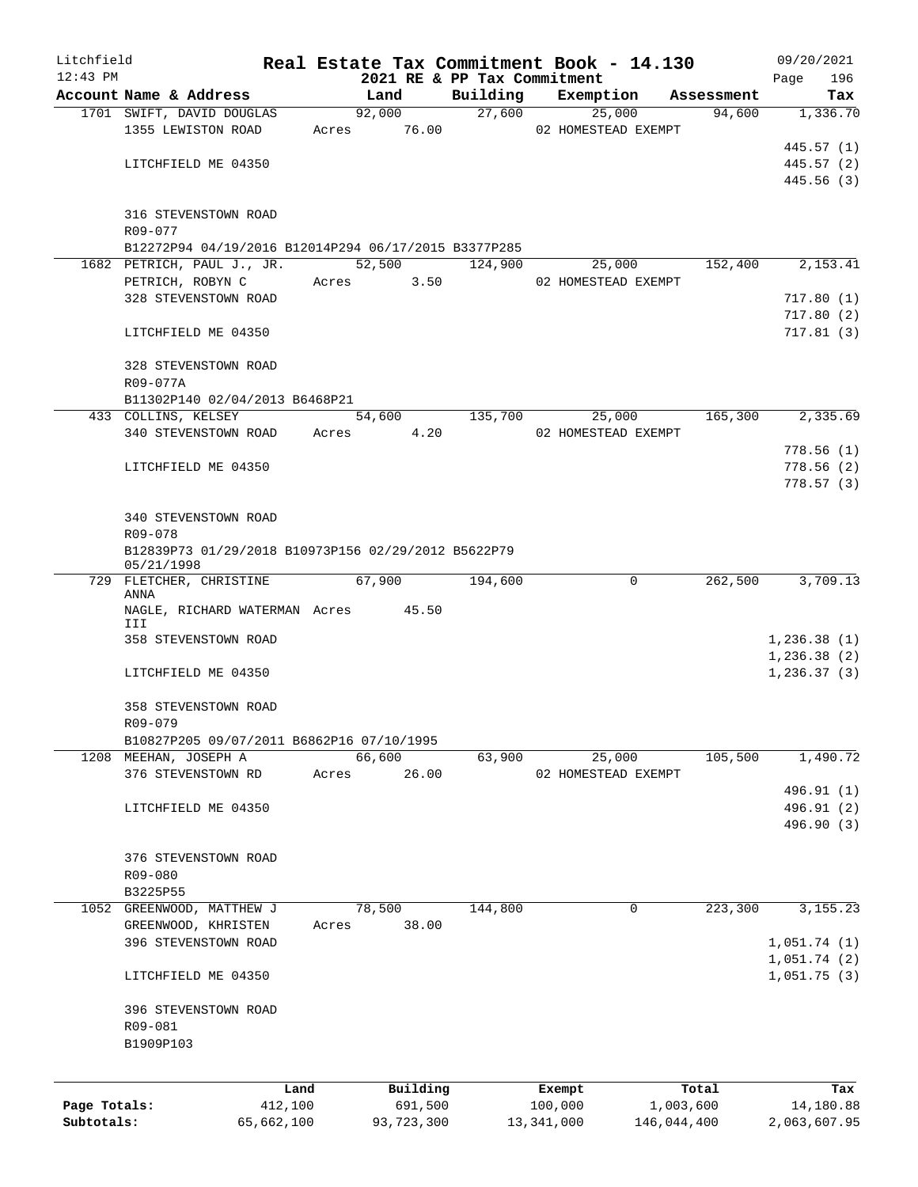Litchfield 12:43 PM

# Real Estate Tax Commitment Book - 14.130

## 2021 RE & PP Tax Commitment

09/20/2021 Page 196

| Account Name & Address | Land | Building | Exemption | Assessment | Tax |
|---|---|---|---|---|---|
| 1701 SWIFT, DAVID DOUGLAS | 92,000 | 27,600 | 25,000 | 94,600 | 1,336.70 |
| 1355 LEWISTON ROAD | Acres 76.00 | | 02 HOMESTEAD EXEMPT | | |
| | | | | | 445.57 (1) |
| LITCHFIELD ME 04350 | | | | | 445.57 (2) |
| | | | | | 445.56 (3) |
| 316 STEVENSTOWN ROAD | | | | | |
| R09-077 | | | | | |
| B12272P94 04/19/2016 B12014P294 06/17/2015 B3377P285 | | | | | |
| 1682 PETRICH, PAUL J., JR. | 52,500 | 124,900 | 25,000 | 152,400 | 2,153.41 |
| PETRICH, ROBYN C | Acres 3.50 | | 02 HOMESTEAD EXEMPT | | |
| 328 STEVENSTOWN ROAD | | | | | 717.80 (1) |
| | | | | | 717.80 (2) |
| LITCHFIELD ME 04350 | | | | | 717.81 (3) |
| 328 STEVENSTOWN ROAD | | | | | |
| R09-077A | | | | | |
| B11302P140 02/04/2013 B6468P21 | | | | | |
| 433 COLLINS, KELSEY | 54,600 | 135,700 | 25,000 | 165,300 | 2,335.69 |
| 340 STEVENSTOWN ROAD | Acres 4.20 | | 02 HOMESTEAD EXEMPT | | |
| | | | | | 778.56 (1) |
| LITCHFIELD ME 04350 | | | | | 778.56 (2) |
| | | | | | 778.57 (3) |
| 340 STEVENSTOWN ROAD | | | | | |
| R09-078 | | | | | |
| B12839P73 01/29/2018 B10973P156 02/29/2012 B5622P79 05/21/1998 | | | | | |
| 729 FLETCHER, CHRISTINE ANNA | 67,900 | 194,600 | 0 | 262,500 | 3,709.13 |
| NAGLE, RICHARD WATERMAN III | Acres 45.50 | | | | |
| 358 STEVENSTOWN ROAD | | | | | 1,236.38 (1) |
| | | | | | 1,236.38 (2) |
| LITCHFIELD ME 04350 | | | | | 1,236.37 (3) |
| 358 STEVENSTOWN ROAD | | | | | |
| R09-079 | | | | | |
| B10827P205 09/07/2011 B6862P16 07/10/1995 | | | | | |
| 1208 MEEHAN, JOSEPH A | 66,600 | 63,900 | 25,000 | 105,500 | 1,490.72 |
| 376 STEVENSTOWN RD | Acres 26.00 | | 02 HOMESTEAD EXEMPT | | |
| | | | | | 496.91 (1) |
| LITCHFIELD ME 04350 | | | | | 496.91 (2) |
| | | | | | 496.90 (3) |
| 376 STEVENSTOWN ROAD | | | | | |
| R09-080 | | | | | |
| B3225P55 | | | | | |
| 1052 GREENWOOD, MATTHEW J | 78,500 | 144,800 | 0 | 223,300 | 3,155.23 |
| GREENWOOD, KHRISTEN | Acres 38.00 | | | | |
| 396 STEVENSTOWN ROAD | | | | | 1,051.74 (1) |
| | | | | | 1,051.74 (2) |
| LITCHFIELD ME 04350 | | | | | 1,051.75 (3) |
| 396 STEVENSTOWN ROAD | | | | | |
| R09-081 | | | | | |
| B1909P103 | | | | | |

| | Land | Building | Exempt | Total | Tax |
|---|---|---|---|---|---|
| Page Totals: | 412,100 | 691,500 | 100,000 | 1,003,600 | 14,180.88 |
| Subtotals: | 65,662,100 | 93,723,300 | 13,341,000 | 146,044,400 | 2,063,607.95 |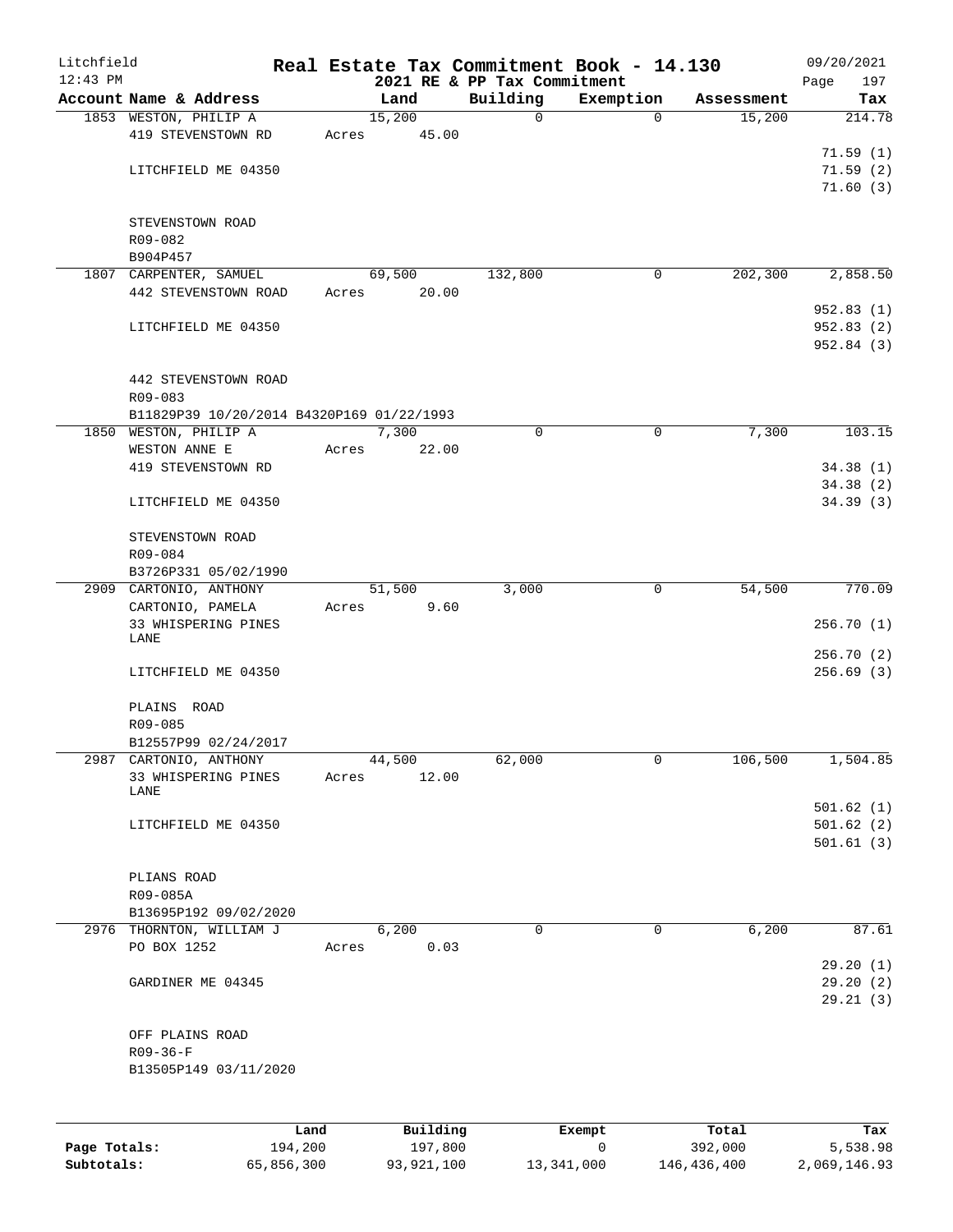Litchfield
12:43 PM

# Real Estate Tax Commitment Book - 14.130

## 2021 RE & PP Tax Commitment

09/20/2021

| Account Name & Address | Land | Building | Exemption | Assessment | Tax |
|---|---|---|---|---|---|
| 1853 WESTON, PHILIP A | 15,200 | 0 | 0 | 15,200 | 214.78 |
| 419 STEVENSTOWN RD | Acres 45.00 | | | | |
| | | | | | 71.59 (1) |
| LITCHFIELD ME 04350 | | | | | 71.59 (2) |
| | | | | | 71.60 (3) |
| STEVENSTOWN ROAD | | | | | |
| R09-082 | | | | | |
| B904P457 | | | | | |
| 1807 CARPENTER, SAMUEL | 69,500 | 132,800 | 0 | 202,300 | 2,858.50 |
| 442 STEVENSTOWN ROAD | Acres 20.00 | | | | |
| | | | | | 952.83 (1) |
| LITCHFIELD ME 04350 | | | | | 952.83 (2) |
| | | | | | 952.84 (3) |
| 442 STEVENSTOWN ROAD | | | | | |
| R09-083 | | | | | |
| B11829P39 10/20/2014 B4320P169 01/22/1993 | | | | | |
| 1850 WESTON, PHILIP A | 7,300 | 0 | 0 | 7,300 | 103.15 |
| WESTON ANNE E | Acres 22.00 | | | | |
| 419 STEVENSTOWN RD | | | | | 34.38 (1) |
| | | | | | 34.38 (2) |
| LITCHFIELD ME 04350 | | | | | 34.39 (3) |
| STEVENSTOWN ROAD | | | | | |
| R09-084 | | | | | |
| B3726P331 05/02/1990 | | | | | |
| 2909 CARTONIO, ANTHONY | 51,500 | 3,000 | 0 | 54,500 | 770.09 |
| CARTONIO, PAMELA | Acres 9.60 | | | | |
| 33 WHISPERING PINES LANE | | | | | 256.70 (1) |
| | | | | | 256.70 (2) |
| LITCHFIELD ME 04350 | | | | | 256.69 (3) |
| PLAINS ROAD | | | | | |
| R09-085 | | | | | |
| B12557P99 02/24/2017 | | | | | |
| 2987 CARTONIO, ANTHONY | 44,500 | 62,000 | 0 | 106,500 | 1,504.85 |
| 33 WHISPERING PINES LANE | Acres 12.00 | | | | |
| | | | | | 501.62 (1) |
| LITCHFIELD ME 04350 | | | | | 501.62 (2) |
| | | | | | 501.61 (3) |
| PLIANS ROAD | | | | | |
| R09-085A | | | | | |
| B13695P192 09/02/2020 | | | | | |
| 2976 THORNTON, WILLIAM J | 6,200 | 0 | 0 | 6,200 | 87.61 |
| PO BOX 1252 | Acres 0.03 | | | | |
| | | | | | 29.20 (1) |
| GARDINER ME 04345 | | | | | 29.20 (2) |
| | | | | | 29.21 (3) |
| OFF PLAINS ROAD | | | | | |
| R09-36-F | | | | | |
| B13505P149 03/11/2020 | | | | | |

| | Land | Building | Exempt | Total | Tax |
|---|---|---|---|---|---|
| Page Totals: | 194,200 | 197,800 | 0 | 392,000 | 5,538.98 |
| Subtotals: | 65,856,300 | 93,921,100 | 13,341,000 | 146,436,400 | 2,069,146.93 |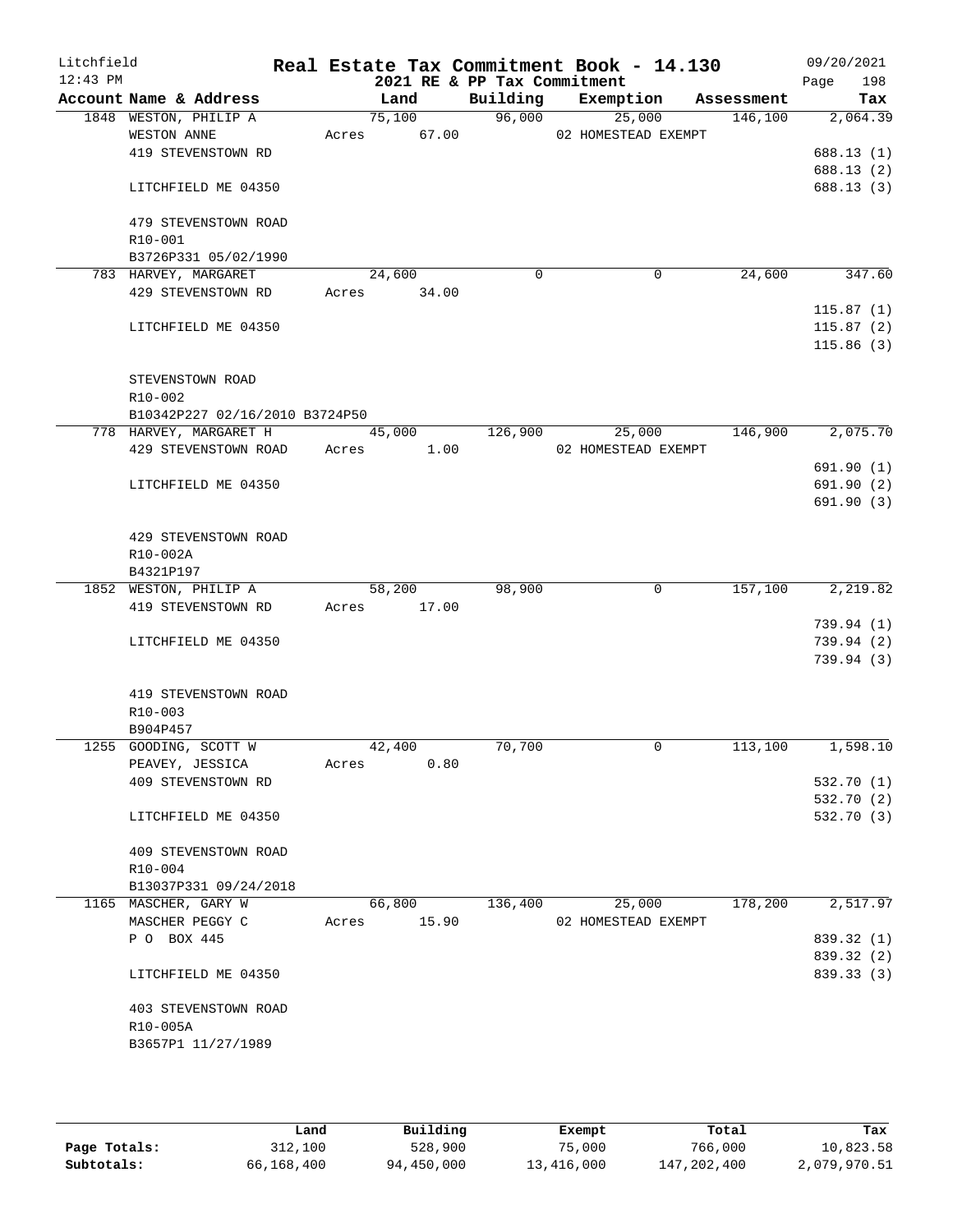Litchfield 12:43 PM

# Real Estate Tax Commitment Book - 14.130

## 2021 RE & PP Tax Commitment

09/20/2021

| Account Name & Address | Land | Building | Exemption | Assessment | Tax |
|---|---|---|---|---|---|
| 1848 WESTON, PHILIP A | 75,100 | 96,000 | 25,000 | 146,100 | 2,064.39 |
| WESTON ANNE | Acres 67.00 | | 02 HOMESTEAD EXEMPT | | |
| 419 STEVENSTOWN RD | | | | | 688.13 (1) |
| | | | | | 688.13 (2) |
| LITCHFIELD ME 04350 | | | | | 688.13 (3) |
| 479 STEVENSTOWN ROAD | | | | | |
| R10-001 | | | | | |
| B3726P331 05/02/1990 | | | | | |
| 783 HARVEY, MARGARET | 24,600 | 0 | 0 | 24,600 | 347.60 |
| 429 STEVENSTOWN RD | Acres 34.00 | | | | |
| | | | | | 115.87 (1) |
| LITCHFIELD ME 04350 | | | | | 115.87 (2) |
| | | | | | 115.86 (3) |
| STEVENSTOWN ROAD | | | | | |
| R10-002 | | | | | |
| B10342P227 02/16/2010 B3724P50 | | | | | |
| 778 HARVEY, MARGARET H | 45,000 | 126,900 | 25,000 | 146,900 | 2,075.70 |
| 429 STEVENSTOWN ROAD | Acres 1.00 | | 02 HOMESTEAD EXEMPT | | |
| | | | | | 691.90 (1) |
| LITCHFIELD ME 04350 | | | | | 691.90 (2) |
| | | | | | 691.90 (3) |
| 429 STEVENSTOWN ROAD | | | | | |
| R10-002A | | | | | |
| B4321P197 | | | | | |
| 1852 WESTON, PHILIP A | 58,200 | 98,900 | 0 | 157,100 | 2,219.82 |
| 419 STEVENSTOWN RD | Acres 17.00 | | | | |
| | | | | | 739.94 (1) |
| LITCHFIELD ME 04350 | | | | | 739.94 (2) |
| | | | | | 739.94 (3) |
| 419 STEVENSTOWN ROAD | | | | | |
| R10-003 | | | | | |
| B904P457 | | | | | |
| 1255 GOODING, SCOTT W | 42,400 | 70,700 | 0 | 113,100 | 1,598.10 |
| PEAVEY, JESSICA | Acres 0.80 | | | | |
| 409 STEVENSTOWN RD | | | | | 532.70 (1) |
| | | | | | 532.70 (2) |
| LITCHFIELD ME 04350 | | | | | 532.70 (3) |
| 409 STEVENSTOWN ROAD | | | | | |
| R10-004 | | | | | |
| B13037P331 09/24/2018 | | | | | |
| 1165 MASCHER, GARY W | 66,800 | 136,400 | 25,000 | 178,200 | 2,517.97 |
| MASCHER PEGGY C | Acres 15.90 | | 02 HOMESTEAD EXEMPT | | |
| P O BOX 445 | | | | | 839.32 (1) |
| | | | | | 839.32 (2) |
| LITCHFIELD ME 04350 | | | | | 839.33 (3) |
| 403 STEVENSTOWN ROAD | | | | | |
| R10-005A | | | | | |
| B3657P1 11/27/1989 | | | | | |

| | Land | Building | Exempt | Total | Tax |
|---|---|---|---|---|---|
| Page Totals: | 312,100 | 528,900 | 75,000 | 766,000 | 10,823.58 |
| Subtotals: | 66,168,400 | 94,450,000 | 13,416,000 | 147,202,400 | 2,079,970.51 |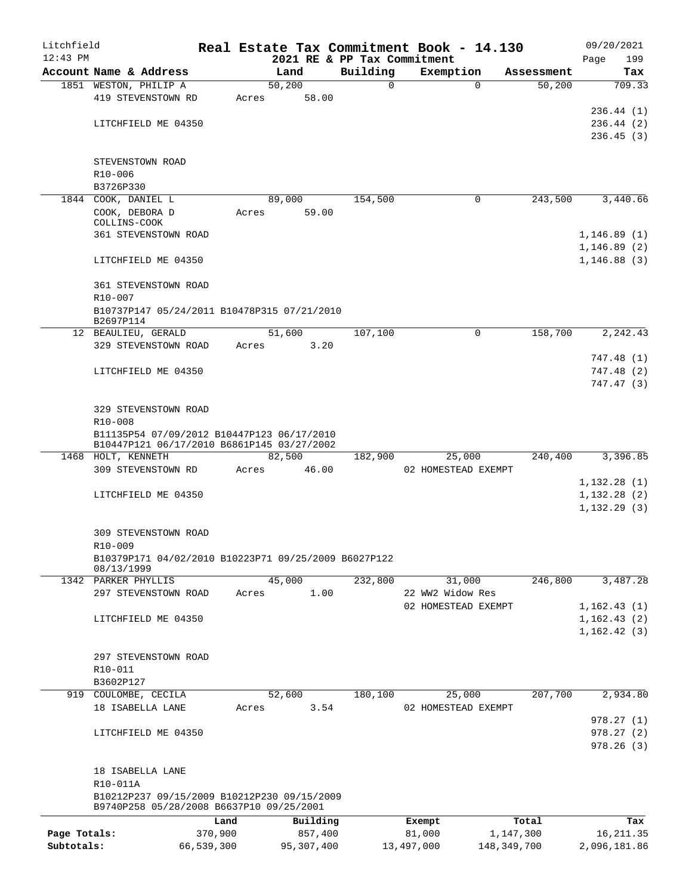# Real Estate Tax Commitment Book - 14.130

Litchfield 12:43 PM — 2021 RE & PP Tax Commitment — 09/20/2021

| Account Name & Address | Land | Building | Exemption | Assessment | Tax |
|---|---|---|---|---|---|
| 1851 WESTON, PHILIP A | 50,200 | 0 | 0 | 50,200 | 709.33 |
| 419 STEVENSTOWN RD | Acres 58.00 | | | | |
| | | | | | 236.44 (1) |
| LITCHFIELD ME 04350 | | | | | 236.44 (2) |
| | | | | | 236.45 (3) |
| STEVENSTOWN ROAD | | | | | |
| R10-006 | | | | | |
| B3726P330 | | | | | |
| 1844 COOK, DANIEL L | 89,000 | 154,500 | 0 | 243,500 | 3,440.66 |
| COOK, DEBORA D COLLINS-COOK | Acres 59.00 | | | | |
| 361 STEVENSTOWN ROAD | | | | | 1,146.89 (1) |
| | | | | | 1,146.89 (2) |
| LITCHFIELD ME 04350 | | | | | 1,146.88 (3) |
| 361 STEVENSTOWN ROAD | | | | | |
| R10-007 | | | | | |
| B10737P147 05/24/2011 B10478P315 07/21/2010 B2697P114 | | | | | |
| 12 BEAULIEU, GERALD | 51,600 | 107,100 | 0 | 158,700 | 2,242.43 |
| 329 STEVENSTOWN ROAD | Acres 3.20 | | | | |
| | | | | | 747.48 (1) |
| LITCHFIELD ME 04350 | | | | | 747.48 (2) |
| | | | | | 747.47 (3) |
| 329 STEVENSTOWN ROAD | | | | | |
| R10-008 | | | | | |
| B11135P54 07/09/2012 B10447P123 06/17/2010 B10447P121 06/17/2010 B6861P145 03/27/2002 | | | | | |
| 1468 HOLT, KENNETH | 82,500 | 182,900 | 25,000 | 240,400 | 3,396.85 |
| 309 STEVENSTOWN RD | Acres 46.00 | | 02 HOMESTEAD EXEMPT | | |
| | | | | | 1,132.28 (1) |
| LITCHFIELD ME 04350 | | | | | 1,132.28 (2) |
| | | | | | 1,132.29 (3) |
| 309 STEVENSTOWN ROAD | | | | | |
| R10-009 | | | | | |
| B10379P171 04/02/2010 B10223P71 09/25/2009 B6027P122 08/13/1999 | | | | | |
| 1342 PARKER PHYLLIS | 45,000 | 232,800 | 31,000 | 246,800 | 3,487.28 |
| 297 STEVENSTOWN ROAD | Acres 1.00 | | 22 WW2 Widow Res | | |
| | | | 02 HOMESTEAD EXEMPT | | 1,162.43 (1) |
| LITCHFIELD ME 04350 | | | | | 1,162.43 (2) |
| | | | | | 1,162.42 (3) |
| 297 STEVENSTOWN ROAD | | | | | |
| R10-011 | | | | | |
| B3602P127 | | | | | |
| 919 COULOMBE, CECILA | 52,600 | 180,100 | 25,000 | 207,700 | 2,934.80 |
| 18 ISABELLA LANE | Acres 3.54 | | 02 HOMESTEAD EXEMPT | | |
| | | | | | 978.27 (1) |
| LITCHFIELD ME 04350 | | | | | 978.27 (2) |
| | | | | | 978.26 (3) |
| 18 ISABELLA LANE | | | | | |
| R10-011A | | | | | |
| B10212P237 09/15/2009 B10212P230 09/15/2009 B9740P258 05/28/2008 B6637P10 09/25/2001 | | | | | |

| | Land | Building | Exempt | Total | Tax |
|---|---|---|---|---|---|
| Page Totals: | 370,900 | 857,400 | 81,000 | 1,147,300 | 16,211.35 |
| Subtotals: | 66,539,300 | 95,307,400 | 13,497,000 | 148,349,700 | 2,096,181.86 |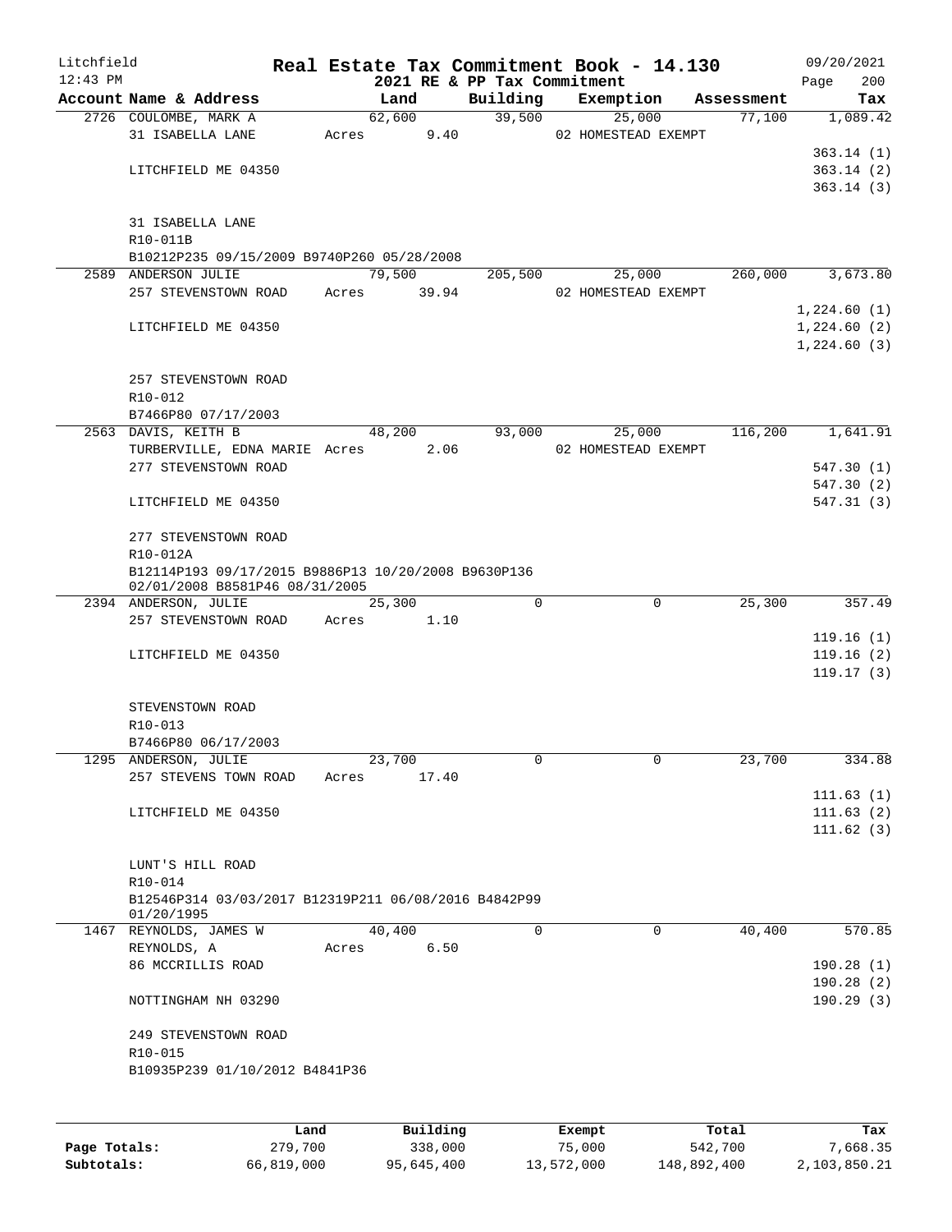# Real Estate Tax Commitment Book - 14.130

Litchfield
12:43 PM

2021 RE & PP Tax Commitment

09/20/2021

| Account Name & Address | Land | Building | Exemption | Assessment | Tax |
|---|---|---|---|---|---|
| 2726 COULOMBE, MARK A | 62,600 | 39,500 | 25,000 | 77,100 | 1,089.42 |
| 31 ISABELLA LANE | Acres 9.40 | | 02 HOMESTEAD EXEMPT | | |
| | | | | | 363.14 (1) |
| LITCHFIELD ME 04350 | | | | | 363.14 (2) |
| | | | | | 363.14 (3) |
| 31 ISABELLA LANE | | | | | |
| R10-011B | | | | | |
| B10212P235 09/15/2009 B9740P260 05/28/2008 | | | | | |
| 2589 ANDERSON JULIE | 79,500 | 205,500 | 25,000 | 260,000 | 3,673.80 |
| 257 STEVENSTOWN ROAD | Acres 39.94 | | 02 HOMESTEAD EXEMPT | | |
| | | | | | 1,224.60 (1) |
| LITCHFIELD ME 04350 | | | | | 1,224.60 (2) |
| | | | | | 1,224.60 (3) |
| 257 STEVENSTOWN ROAD | | | | | |
| R10-012 | | | | | |
| B7466P80 07/17/2003 | | | | | |
| 2563 DAVIS, KEITH B | 48,200 | 93,000 | 25,000 | 116,200 | 1,641.91 |
| TURBERVILLE, EDNA MARIE | Acres 2.06 | | 02 HOMESTEAD EXEMPT | | |
| 277 STEVENSTOWN ROAD | | | | | 547.30 (1) |
| | | | | | 547.30 (2) |
| LITCHFIELD ME 04350 | | | | | 547.31 (3) |
| 277 STEVENSTOWN ROAD | | | | | |
| R10-012A | | | | | |
| B12114P193 09/17/2015 B9886P13 10/20/2008 B9630P136 02/01/2008 B8581P46 08/31/2005 | | | | | |
| 2394 ANDERSON, JULIE | 25,300 | 0 | 0 | 25,300 | 357.49 |
| 257 STEVENSTOWN ROAD | Acres 1.10 | | | | |
| | | | | | 119.16 (1) |
| LITCHFIELD ME 04350 | | | | | 119.16 (2) |
| | | | | | 119.17 (3) |
| STEVENSTOWN ROAD | | | | | |
| R10-013 | | | | | |
| B7466P80 06/17/2003 | | | | | |
| 1295 ANDERSON, JULIE | 23,700 | 0 | 0 | 23,700 | 334.88 |
| 257 STEVENS TOWN ROAD | Acres 17.40 | | | | |
| | | | | | 111.63 (1) |
| LITCHFIELD ME 04350 | | | | | 111.63 (2) |
| | | | | | 111.62 (3) |
| LUNT'S HILL ROAD | | | | | |
| R10-014 | | | | | |
| B12546P314 03/03/2017 B12319P211 06/08/2016 B4842P99 01/20/1995 | | | | | |
| 1467 REYNOLDS, JAMES W | 40,400 | 0 | 0 | 40,400 | 570.85 |
| REYNOLDS, A | Acres 6.50 | | | | |
| 86 MCCRILLIS ROAD | | | | | 190.28 (1) |
| | | | | | 190.28 (2) |
| NOTTINGHAM NH 03290 | | | | | 190.29 (3) |
| 249 STEVENSTOWN ROAD | | | | | |
| R10-015 | | | | | |
| B10935P239 01/10/2012 B4841P36 | | | | | |

| | Land | Building | Exempt | Total | Tax |
|---|---|---|---|---|---|
| Page Totals: | 279,700 | 338,000 | 75,000 | 542,700 | 7,668.35 |
| Subtotals: | 66,819,000 | 95,645,400 | 13,572,000 | 148,892,400 | 2,103,850.21 |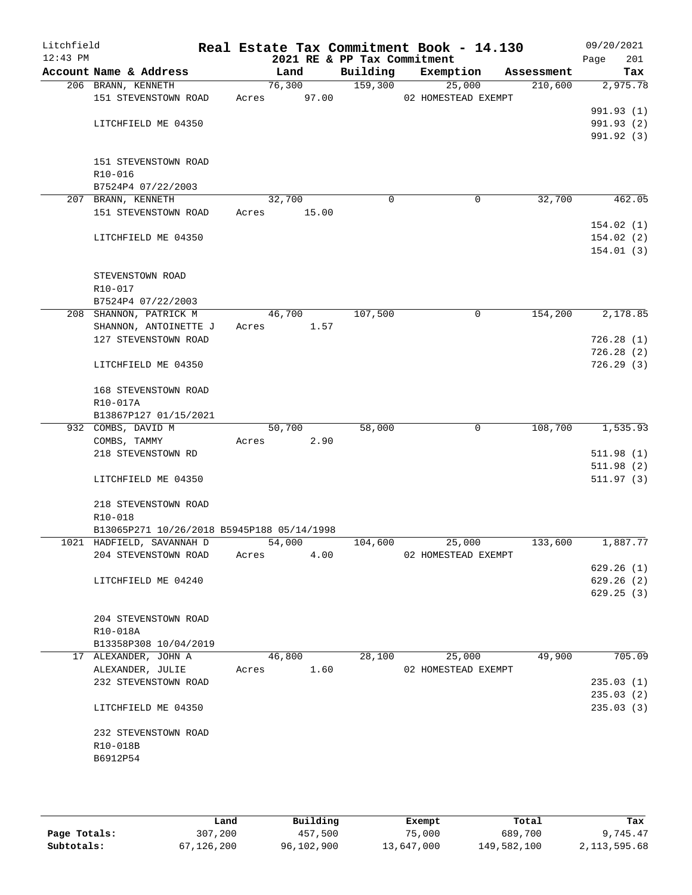# Litchfield — Real Estate Tax Commitment Book - 14.130

12:43 PM — 2021 RE & PP Tax Commitment — 09/20/2021

| Account Name & Address | Land | Building | Exemption | Assessment | Tax |
|---|---|---|---|---|---|
| 206 BRANN, KENNETH | 76,300 | 159,300 | 25,000 | 210,600 | 2,975.78 |
| 151 STEVENSTOWN ROAD | Acres 97.00 | | 02 HOMESTEAD EXEMPT | | |
| | | | | | 991.93 (1) |
| LITCHFIELD ME 04350 | | | | | 991.93 (2) |
| | | | | | 991.92 (3) |
| 151 STEVENSTOWN ROAD | | | | | |
| R10-016 | | | | | |
| B7524P4 07/22/2003 | | | | | |
| 207 BRANN, KENNETH | 32,700 | 0 | 0 | 32,700 | 462.05 |
| 151 STEVENSTOWN ROAD | Acres 15.00 | | | | |
| | | | | | 154.02 (1) |
| LITCHFIELD ME 04350 | | | | | 154.02 (2) |
| | | | | | 154.01 (3) |
| STEVENSTOWN ROAD | | | | | |
| R10-017 | | | | | |
| B7524P4 07/22/2003 | | | | | |
| 208 SHANNON, PATRICK M | 46,700 | 107,500 | 0 | 154,200 | 2,178.85 |
| SHANNON, ANTOINETTE J | Acres 1.57 | | | | |
| 127 STEVENSTOWN ROAD | | | | | 726.28 (1) |
| | | | | | 726.28 (2) |
| LITCHFIELD ME 04350 | | | | | 726.29 (3) |
| 168 STEVENSTOWN ROAD | | | | | |
| R10-017A | | | | | |
| B13867P127 01/15/2021 | | | | | |
| 932 COMBS, DAVID M | 50,700 | 58,000 | 0 | 108,700 | 1,535.93 |
| COMBS, TAMMY | Acres 2.90 | | | | |
| 218 STEVENSTOWN RD | | | | | 511.98 (1) |
| | | | | | 511.98 (2) |
| LITCHFIELD ME 04350 | | | | | 511.97 (3) |
| 218 STEVENSTOWN ROAD | | | | | |
| R10-018 | | | | | |
| B13065P271 10/26/2018 B5945P188 05/14/1998 | | | | | |
| 1021 HADFIELD, SAVANNAH D | 54,000 | 104,600 | 25,000 | 133,600 | 1,887.77 |
| 204 STEVENSTOWN ROAD | Acres 4.00 | | 02 HOMESTEAD EXEMPT | | |
| | | | | | 629.26 (1) |
| LITCHFIELD ME 04240 | | | | | 629.26 (2) |
| | | | | | 629.25 (3) |
| 204 STEVENSTOWN ROAD | | | | | |
| R10-018A | | | | | |
| B13358P308 10/04/2019 | | | | | |
| 17 ALEXANDER, JOHN A | 46,800 | 28,100 | 25,000 | 49,900 | 705.09 |
| ALEXANDER, JULIE | Acres 1.60 | | 02 HOMESTEAD EXEMPT | | |
| 232 STEVENSTOWN ROAD | | | | | 235.03 (1) |
| | | | | | 235.03 (2) |
| LITCHFIELD ME 04350 | | | | | 235.03 (3) |
| 232 STEVENSTOWN ROAD | | | | | |
| R10-018B | | | | | |
| B6912P54 | | | | | |

| | Land | Building | Exempt | Total | Tax |
|---|---|---|---|---|---|
| Page Totals: | 307,200 | 457,500 | 75,000 | 689,700 | 9,745.47 |
| Subtotals: | 67,126,200 | 96,102,900 | 13,647,000 | 149,582,100 | 2,113,595.68 |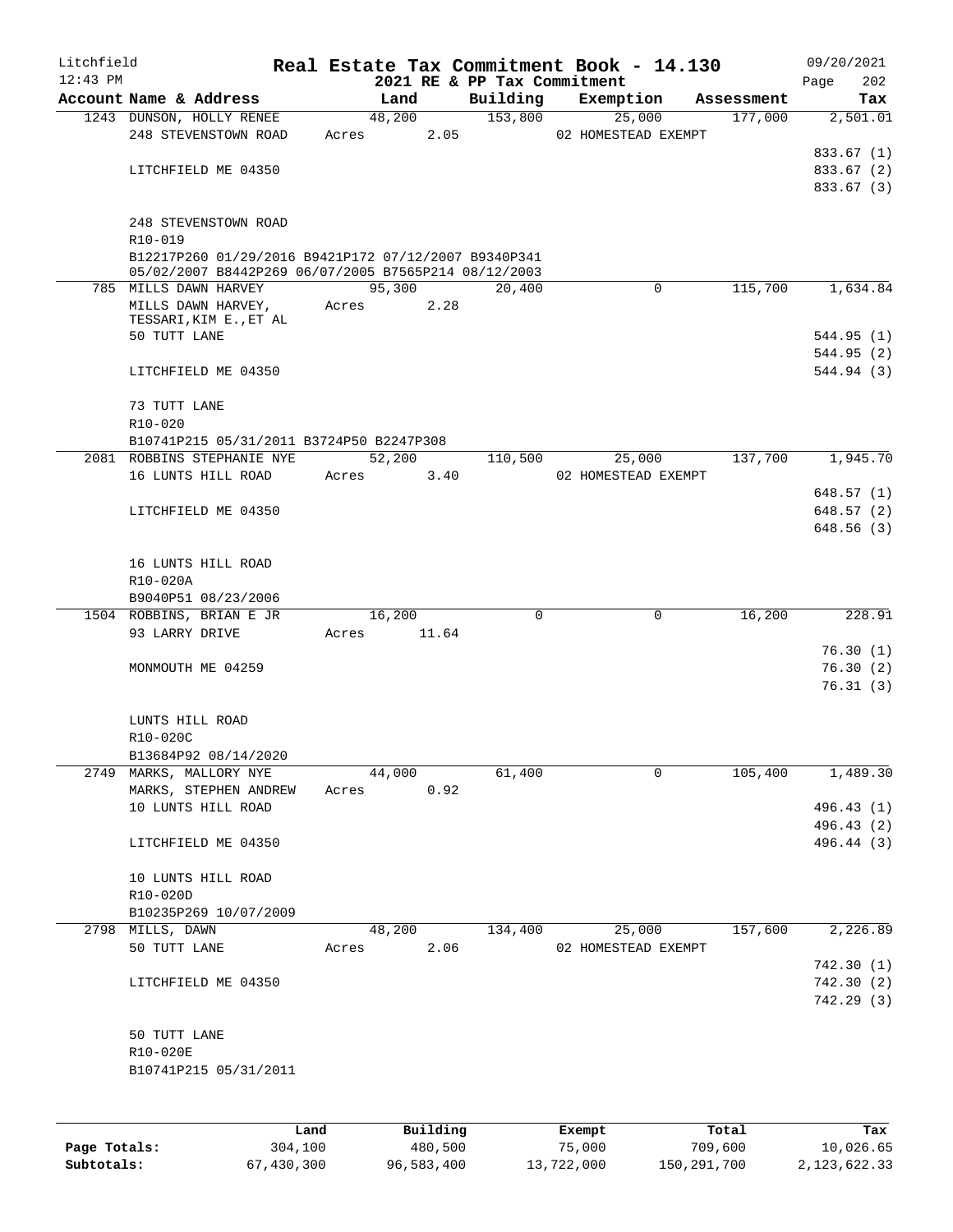# Litchfield — Real Estate Tax Commitment Book - 14.130

12:43 PM — 2021 RE & PP Tax Commitment — 09/20/2021

| Account Name & Address | Land | Building | Exemption | Assessment | Tax |
|---|---|---|---|---|---|
| 1243 DUNSON, HOLLY RENEE | 48,200 | 153,800 | 25,000 | 177,000 | 2,501.01 |
| 248 STEVENSTOWN ROAD | Acres 2.05 | | 02 HOMESTEAD EXEMPT | | |
| | | | | | 833.67 (1) |
| LITCHFIELD ME 04350 | | | | | 833.67 (2) |
| | | | | | 833.67 (3) |
| 248 STEVENSTOWN ROAD | | | | | |
| R10-019 | | | | | |
| B12217P260 01/29/2016 B9421P172 07/12/2007 B9340P341 05/02/2007 B8442P269 06/07/2005 B7565P214 08/12/2003 | | | | | |
| 785 MILLS DAWN HARVEY | 95,300 | 20,400 | 0 | 115,700 | 1,634.84 |
| MILLS DAWN HARVEY, TESSARI,KIM E.,ET AL | Acres 2.28 | | | | |
| 50 TUTT LANE | | | | | 544.95 (1) |
| | | | | | 544.95 (2) |
| LITCHFIELD ME 04350 | | | | | 544.94 (3) |
| 73 TUTT LANE | | | | | |
| R10-020 | | | | | |
| B10741P215 05/31/2011 B3724P50 B2247P308 | | | | | |
| 2081 ROBBINS STEPHANIE NYE | 52,200 | 110,500 | 25,000 | 137,700 | 1,945.70 |
| 16 LUNTS HILL ROAD | Acres 3.40 | | 02 HOMESTEAD EXEMPT | | |
| | | | | | 648.57 (1) |
| LITCHFIELD ME 04350 | | | | | 648.57 (2) |
| | | | | | 648.56 (3) |
| 16 LUNTS HILL ROAD | | | | | |
| R10-020A | | | | | |
| B9040P51 08/23/2006 | | | | | |
| 1504 ROBBINS, BRIAN E JR | 16,200 | 0 | 0 | 16,200 | 228.91 |
| 93 LARRY DRIVE | Acres 11.64 | | | | |
| | | | | | 76.30 (1) |
| MONMOUTH ME 04259 | | | | | 76.30 (2) |
| | | | | | 76.31 (3) |
| LUNTS HILL ROAD | | | | | |
| R10-020C | | | | | |
| B13684P92 08/14/2020 | | | | | |
| 2749 MARKS, MALLORY NYE | 44,000 | 61,400 | 0 | 105,400 | 1,489.30 |
| MARKS, STEPHEN ANDREW | Acres 0.92 | | | | |
| 10 LUNTS HILL ROAD | | | | | 496.43 (1) |
| | | | | | 496.43 (2) |
| LITCHFIELD ME 04350 | | | | | 496.44 (3) |
| 10 LUNTS HILL ROAD | | | | | |
| R10-020D | | | | | |
| B10235P269 10/07/2009 | | | | | |
| 2798 MILLS, DAWN | 48,200 | 134,400 | 25,000 | 157,600 | 2,226.89 |
| 50 TUTT LANE | Acres 2.06 | | 02 HOMESTEAD EXEMPT | | |
| | | | | | 742.30 (1) |
| LITCHFIELD ME 04350 | | | | | 742.30 (2) |
| | | | | | 742.29 (3) |
| 50 TUTT LANE | | | | | |
| R10-020E | | | | | |
| B10741P215 05/31/2011 | | | | | |

| | Land | Building | Exempt | Total | Tax |
|---|---|---|---|---|---|
| Page Totals: | 304,100 | 480,500 | 75,000 | 709,600 | 10,026.65 |
| Subtotals: | 67,430,300 | 96,583,400 | 13,722,000 | 150,291,700 | 2,123,622.33 |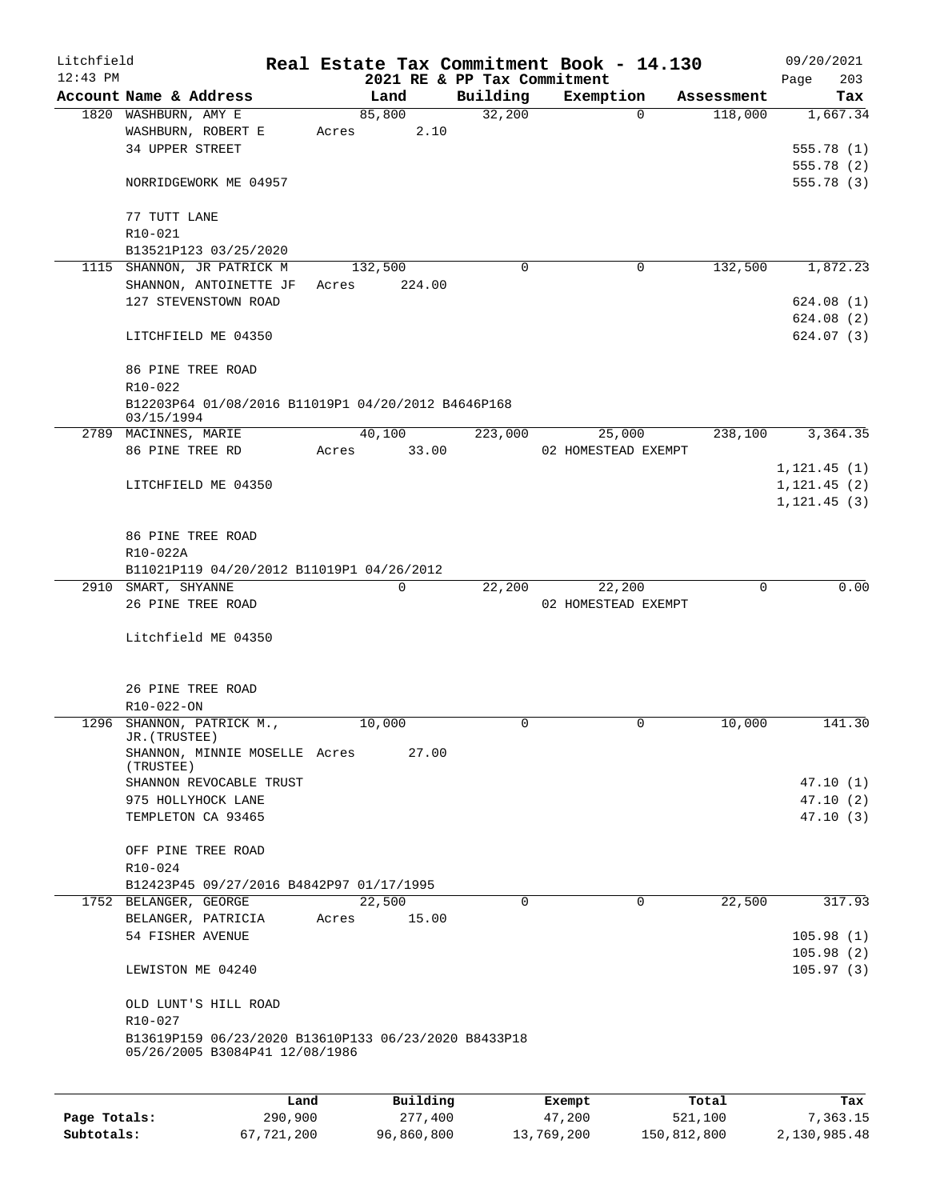Litchfield
12:43 PM

# Real Estate Tax Commitment Book - 14.130

2021 RE & PP Tax Commitment

09/20/2021

| Account | Name & Address | Land | Building | Exemption | Assessment | Tax |
|---|---|---|---|---|---|---|
| 1820 | WASHBURN, AMY E | 85,800 | 32,200 | 0 | 118,000 | 1,667.34 |
| | WASHBURN, ROBERT E | Acres 2.10 | | | | |
| | 34 UPPER STREET | | | | | 555.78 (1) |
| | | | | | | 555.78 (2) |
| | NORRIDGEWORK ME 04957 | | | | | 555.78 (3) |
| | 77 TUTT LANE | | | | | |
| | R10-021 | | | | | |
| | B13521P123 03/25/2020 | | | | | |
| 1115 | SHANNON, JR PATRICK M | 132,500 | 0 | 0 | 132,500 | 1,872.23 |
| | SHANNON, ANTOINETTE JF | Acres 224.00 | | | | |
| | 127 STEVENSTOWN ROAD | | | | | 624.08 (1) |
| | | | | | | 624.08 (2) |
| | LITCHFIELD ME 04350 | | | | | 624.07 (3) |
| | 86 PINE TREE ROAD | | | | | |
| | R10-022 | | | | | |
| | B12203P64 01/08/2016 B11019P1 04/20/2012 B4646P168 03/15/1994 | | | | | |
| 2789 | MACINNES, MARIE | 40,100 | 223,000 | 25,000 | 238,100 | 3,364.35 |
| | 86 PINE TREE RD | Acres 33.00 | | 02 HOMESTEAD EXEMPT | | |
| | | | | | | 1,121.45 (1) |
| | LITCHFIELD ME 04350 | | | | | 1,121.45 (2) |
| | | | | | | 1,121.45 (3) |
| | 86 PINE TREE ROAD | | | | | |
| | R10-022A | | | | | |
| | B11021P119 04/20/2012 B11019P1 04/26/2012 | | | | | |
| 2910 | SMART, SHYANNE | 0 | 22,200 | 22,200 | 0 | 0.00 |
| | 26 PINE TREE ROAD | | | 02 HOMESTEAD EXEMPT | | |
| | Litchfield ME 04350 | | | | | |
| | 26 PINE TREE ROAD | | | | | |
| | R10-022-ON | | | | | |
| 1296 | SHANNON, PATRICK M., JR.(TRUSTEE) | 10,000 | 0 | 0 | 10,000 | 141.30 |
| | SHANNON, MINNIE MOSELLE (TRUSTEE) | Acres 27.00 | | | | |
| | SHANNON REVOCABLE TRUST | | | | | 47.10 (1) |
| | 975 HOLLYHOCK LANE | | | | | 47.10 (2) |
| | TEMPLETON CA 93465 | | | | | 47.10 (3) |
| | OFF PINE TREE ROAD | | | | | |
| | R10-024 | | | | | |
| | B12423P45 09/27/2016 B4842P97 01/17/1995 | | | | | |
| 1752 | BELANGER, GEORGE | 22,500 | 0 | 0 | 22,500 | 317.93 |
| | BELANGER, PATRICIA | Acres 15.00 | | | | |
| | 54 FISHER AVENUE | | | | | 105.98 (1) |
| | | | | | | 105.98 (2) |
| | LEWISTON ME 04240 | | | | | 105.97 (3) |
| | OLD LUNT'S HILL ROAD | | | | | |
| | R10-027 | | | | | |
| | B13619P159 06/23/2020 B13610P133 06/23/2020 B8433P18 05/26/2005 B3084P41 12/08/1986 | | | | | |

| | Land | Building | Exempt | Total | Tax |
|---|---|---|---|---|---|
| Page Totals: | 290,900 | 277,400 | 47,200 | 521,100 | 7,363.15 |
| Subtotals: | 67,721,200 | 96,860,800 | 13,769,200 | 150,812,800 | 2,130,985.48 |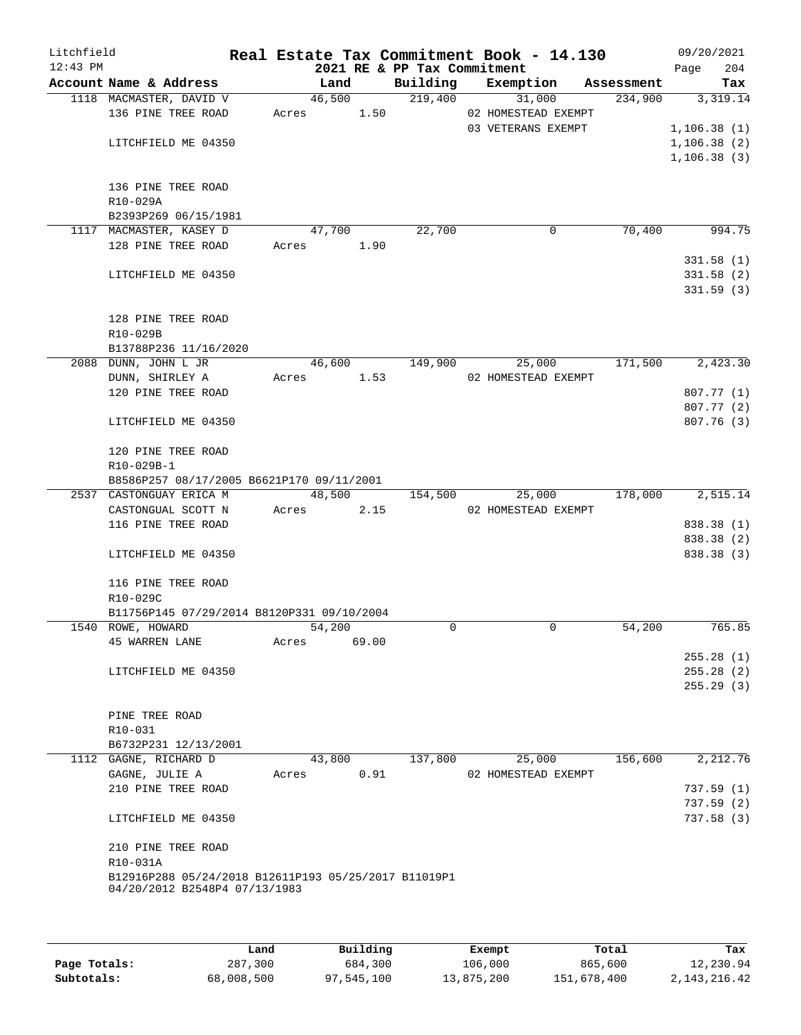Litchfield
12:43 PM

# Real Estate Tax Commitment Book - 14.130

2021 RE & PP Tax Commitment

09/20/2021

| Account Name & Address | Land | Building | Exemption | Assessment | Tax |
|---|---|---|---|---|---|
| 1118 MACMASTER, DAVID V | 46,500 | 219,400 | 31,000 | 234,900 | 3,319.14 |
| 136 PINE TREE ROAD | Acres 1.50 | | 02 HOMESTEAD EXEMPT | | |
| | | | 03 VETERANS EXEMPT | | 1,106.38 (1) |
| LITCHFIELD ME 04350 | | | | | 1,106.38 (2) |
| | | | | | 1,106.38 (3) |
| 136 PINE TREE ROAD | | | | | |
| R10-029A | | | | | |
| B2393P269 06/15/1981 | | | | | |
| 1117 MACMASTER, KASEY D | 47,700 | 22,700 | 0 | 70,400 | 994.75 |
| 128 PINE TREE ROAD | Acres 1.90 | | | | |
| | | | | | 331.58 (1) |
| LITCHFIELD ME 04350 | | | | | 331.58 (2) |
| | | | | | 331.59 (3) |
| 128 PINE TREE ROAD | | | | | |
| R10-029B | | | | | |
| B13788P236 11/16/2020 | | | | | |
| 2088 DUNN, JOHN L JR | 46,600 | 149,900 | 25,000 | 171,500 | 2,423.30 |
| DUNN, SHIRLEY A | Acres 1.53 | | 02 HOMESTEAD EXEMPT | | |
| 120 PINE TREE ROAD | | | | | 807.77 (1) |
| | | | | | 807.77 (2) |
| LITCHFIELD ME 04350 | | | | | 807.76 (3) |
| 120 PINE TREE ROAD | | | | | |
| R10-029B-1 | | | | | |
| B8586P257 08/17/2005 B6621P170 09/11/2001 | | | | | |
| 2537 CASTONGUAY ERICA M | 48,500 | 154,500 | 25,000 | 178,000 | 2,515.14 |
| CASTONGUAL SCOTT N | Acres 2.15 | | 02 HOMESTEAD EXEMPT | | |
| 116 PINE TREE ROAD | | | | | 838.38 (1) |
| | | | | | 838.38 (2) |
| LITCHFIELD ME 04350 | | | | | 838.38 (3) |
| 116 PINE TREE ROAD | | | | | |
| R10-029C | | | | | |
| B11756P145 07/29/2014 B8120P331 09/10/2004 | | | | | |
| 1540 ROWE, HOWARD | 54,200 | 0 | 0 | 54,200 | 765.85 |
| 45 WARREN LANE | Acres 69.00 | | | | |
| | | | | | 255.28 (1) |
| LITCHFIELD ME 04350 | | | | | 255.28 (2) |
| | | | | | 255.29 (3) |
| PINE TREE ROAD | | | | | |
| R10-031 | | | | | |
| B6732P231 12/13/2001 | | | | | |
| 1112 GAGNE, RICHARD D | 43,800 | 137,800 | 25,000 | 156,600 | 2,212.76 |
| GAGNE, JULIE A | Acres 0.91 | | 02 HOMESTEAD EXEMPT | | |
| 210 PINE TREE ROAD | | | | | 737.59 (1) |
| | | | | | 737.59 (2) |
| LITCHFIELD ME 04350 | | | | | 737.58 (3) |
| 210 PINE TREE ROAD | | | | | |
| R10-031A | | | | | |
| B12916P288 05/24/2018 B12611P193 05/25/2017 B11019P1 04/20/2012 B2548P4 07/13/1983 | | | | | |

| | Land | Building | Exempt | Total | Tax |
|---|---|---|---|---|---|
| Page Totals: | 287,300 | 684,300 | 106,000 | 865,600 | 12,230.94 |
| Subtotals: | 68,008,500 | 97,545,100 | 13,875,200 | 151,678,400 | 2,143,216.42 |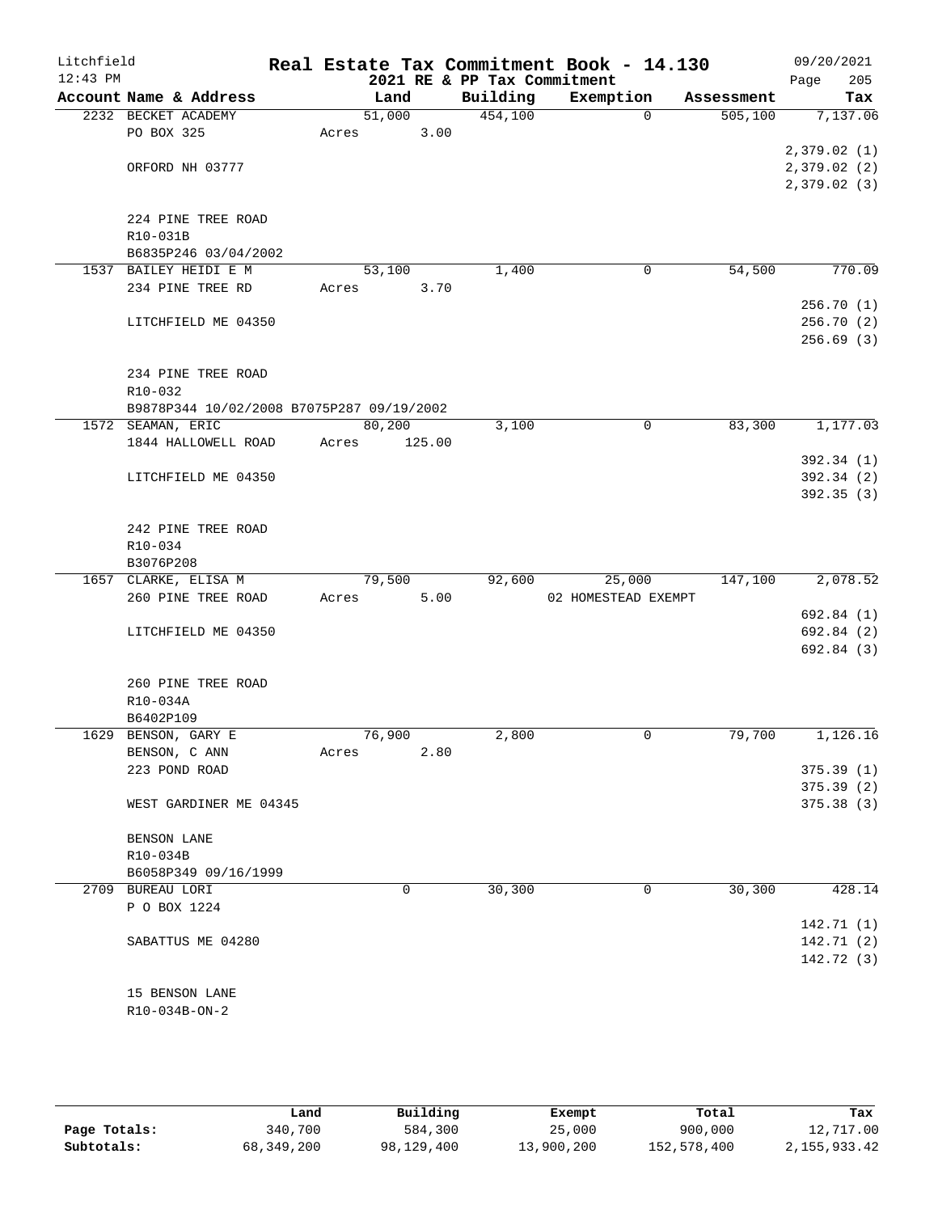Litchfield
12:43 PM

# Real Estate Tax Commitment Book - 14.130
## 2021 RE & PP Tax Commitment

09/20/2021

| Account Name & Address | Land | Building | Exemption | Assessment | Tax |
|---|---|---|---|---|---|
| 2232 BECKET ACADEMY | 51,000 | 454,100 | 0 | 505,100 | 7,137.06 |
| PO BOX 325 | Acres 3.00 | | | | |
| | | | | | 2,379.02 (1) |
| ORFORD NH 03777 | | | | | 2,379.02 (2) |
| | | | | | 2,379.02 (3) |
| 224 PINE TREE ROAD | | | | | |
| R10-031B | | | | | |
| B6835P246 03/04/2002 | | | | | |
| 1537 BAILEY HEIDI E M | 53,100 | 1,400 | 0 | 54,500 | 770.09 |
| 234 PINE TREE RD | Acres 3.70 | | | | |
| | | | | | 256.70 (1) |
| LITCHFIELD ME 04350 | | | | | 256.70 (2) |
| | | | | | 256.69 (3) |
| 234 PINE TREE ROAD | | | | | |
| R10-032 | | | | | |
| B9878P344 10/02/2008 B7075P287 09/19/2002 | | | | | |
| 1572 SEAMAN, ERIC | 80,200 | 3,100 | 0 | 83,300 | 1,177.03 |
| 1844 HALLOWELL ROAD | Acres 125.00 | | | | |
| | | | | | 392.34 (1) |
| LITCHFIELD ME 04350 | | | | | 392.34 (2) |
| | | | | | 392.35 (3) |
| 242 PINE TREE ROAD | | | | | |
| R10-034 | | | | | |
| B3076P208 | | | | | |
| 1657 CLARKE, ELISA M | 79,500 | 92,600 | 25,000 | 147,100 | 2,078.52 |
| 260 PINE TREE ROAD | Acres 5.00 | | 02 HOMESTEAD EXEMPT | | |
| | | | | | 692.84 (1) |
| LITCHFIELD ME 04350 | | | | | 692.84 (2) |
| | | | | | 692.84 (3) |
| 260 PINE TREE ROAD | | | | | |
| R10-034A | | | | | |
| B6402P109 | | | | | |
| 1629 BENSON, GARY E | 76,900 | 2,800 | 0 | 79,700 | 1,126.16 |
| BENSON, C ANN | Acres 2.80 | | | | |
| 223 POND ROAD | | | | | 375.39 (1) |
| | | | | | 375.39 (2) |
| WEST GARDINER ME 04345 | | | | | 375.38 (3) |
| BENSON LANE | | | | | |
| R10-034B | | | | | |
| B6058P349 09/16/1999 | | | | | |
| 2709 BUREAU LORI | 0 | 30,300 | 0 | 30,300 | 428.14 |
| P O BOX 1224 | | | | | |
| | | | | | 142.71 (1) |
| SABATTUS ME 04280 | | | | | 142.71 (2) |
| | | | | | 142.72 (3) |
| 15 BENSON LANE | | | | | |
| R10-034B-ON-2 | | | | | |

| | Land | Building | Exempt | Total | Tax |
|---|---|---|---|---|---|
| Page Totals: | 340,700 | 584,300 | 25,000 | 900,000 | 12,717.00 |
| Subtotals: | 68,349,200 | 98,129,400 | 13,900,200 | 152,578,400 | 2,155,933.42 |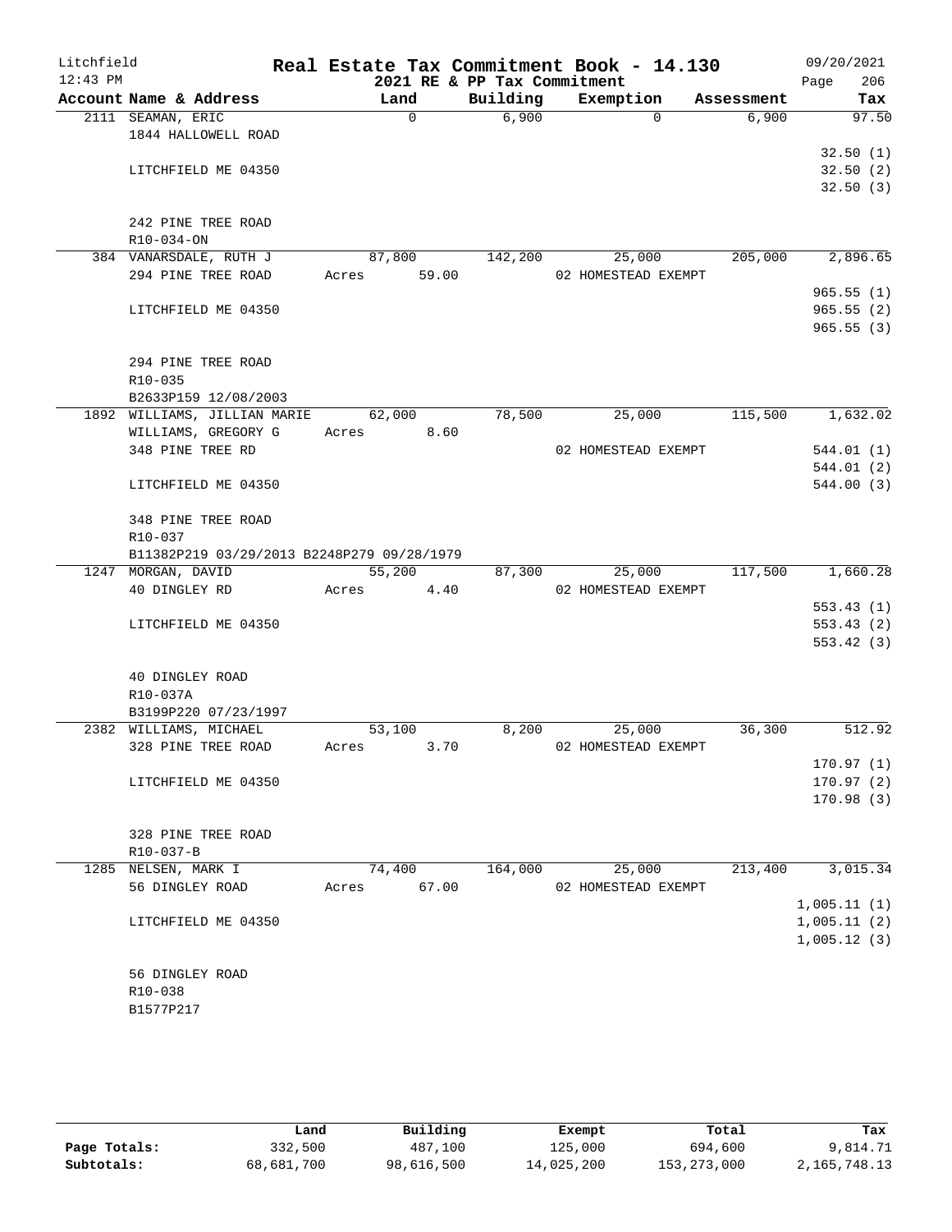# Real Estate Tax Commitment Book - 14.130

Litchfield
12:43 PM

2021 RE & PP Tax Commitment

09/20/2021

| Account Name & Address | Land | Building | Exemption | Assessment | Tax |
|---|---|---|---|---|---|
| 2111 SEAMAN, ERIC | 0 | 6,900 | 0 | 6,900 | 97.50 |
| 1844 HALLOWELL ROAD | | | | | |
| | | | | | 32.50 (1) |
| LITCHFIELD ME 04350 | | | | | 32.50 (2) |
| | | | | | 32.50 (3) |
| 242 PINE TREE ROAD | | | | | |
| R10-034-ON | | | | | |
| 384 VANARSDALE, RUTH J | 87,800 | 142,200 | 25,000 | 205,000 | 2,896.65 |
| 294 PINE TREE ROAD | Acres 59.00 | | 02 HOMESTEAD EXEMPT | | |
| | | | | | 965.55 (1) |
| LITCHFIELD ME 04350 | | | | | 965.55 (2) |
| | | | | | 965.55 (3) |
| 294 PINE TREE ROAD | | | | | |
| R10-035 | | | | | |
| B2633P159 12/08/2003 | | | | | |
| 1892 WILLIAMS, JILLIAN MARIE | 62,000 | 78,500 | 25,000 | 115,500 | 1,632.02 |
| WILLIAMS, GREGORY G | Acres 8.60 | | | | |
| 348 PINE TREE RD | | | 02 HOMESTEAD EXEMPT | | 544.01 (1) |
| | | | | | 544.01 (2) |
| LITCHFIELD ME 04350 | | | | | 544.00 (3) |
| 348 PINE TREE ROAD | | | | | |
| R10-037 | | | | | |
| B11382P219 03/29/2013 B2248P279 09/28/1979 | | | | | |
| 1247 MORGAN, DAVID | 55,200 | 87,300 | 25,000 | 117,500 | 1,660.28 |
| 40 DINGLEY RD | Acres 4.40 | | 02 HOMESTEAD EXEMPT | | |
| | | | | | 553.43 (1) |
| LITCHFIELD ME 04350 | | | | | 553.43 (2) |
| | | | | | 553.42 (3) |
| 40 DINGLEY ROAD | | | | | |
| R10-037A | | | | | |
| B3199P220 07/23/1997 | | | | | |
| 2382 WILLIAMS, MICHAEL | 53,100 | 8,200 | 25,000 | 36,300 | 512.92 |
| 328 PINE TREE ROAD | Acres 3.70 | | 02 HOMESTEAD EXEMPT | | |
| | | | | | 170.97 (1) |
| LITCHFIELD ME 04350 | | | | | 170.97 (2) |
| | | | | | 170.98 (3) |
| 328 PINE TREE ROAD | | | | | |
| R10-037-B | | | | | |
| 1285 NELSEN, MARK I | 74,400 | 164,000 | 25,000 | 213,400 | 3,015.34 |
| 56 DINGLEY ROAD | Acres 67.00 | | 02 HOMESTEAD EXEMPT | | |
| | | | | | 1,005.11 (1) |
| LITCHFIELD ME 04350 | | | | | 1,005.11 (2) |
| | | | | | 1,005.12 (3) |
| 56 DINGLEY ROAD | | | | | |
| R10-038 | | | | | |
| B1577P217 | | | | | |

| | Land | Building | Exempt | Total | Tax |
|---|---|---|---|---|---|
| Page Totals: | 332,500 | 487,100 | 125,000 | 694,600 | 9,814.71 |
| Subtotals: | 68,681,700 | 98,616,500 | 14,025,200 | 153,273,000 | 2,165,748.13 |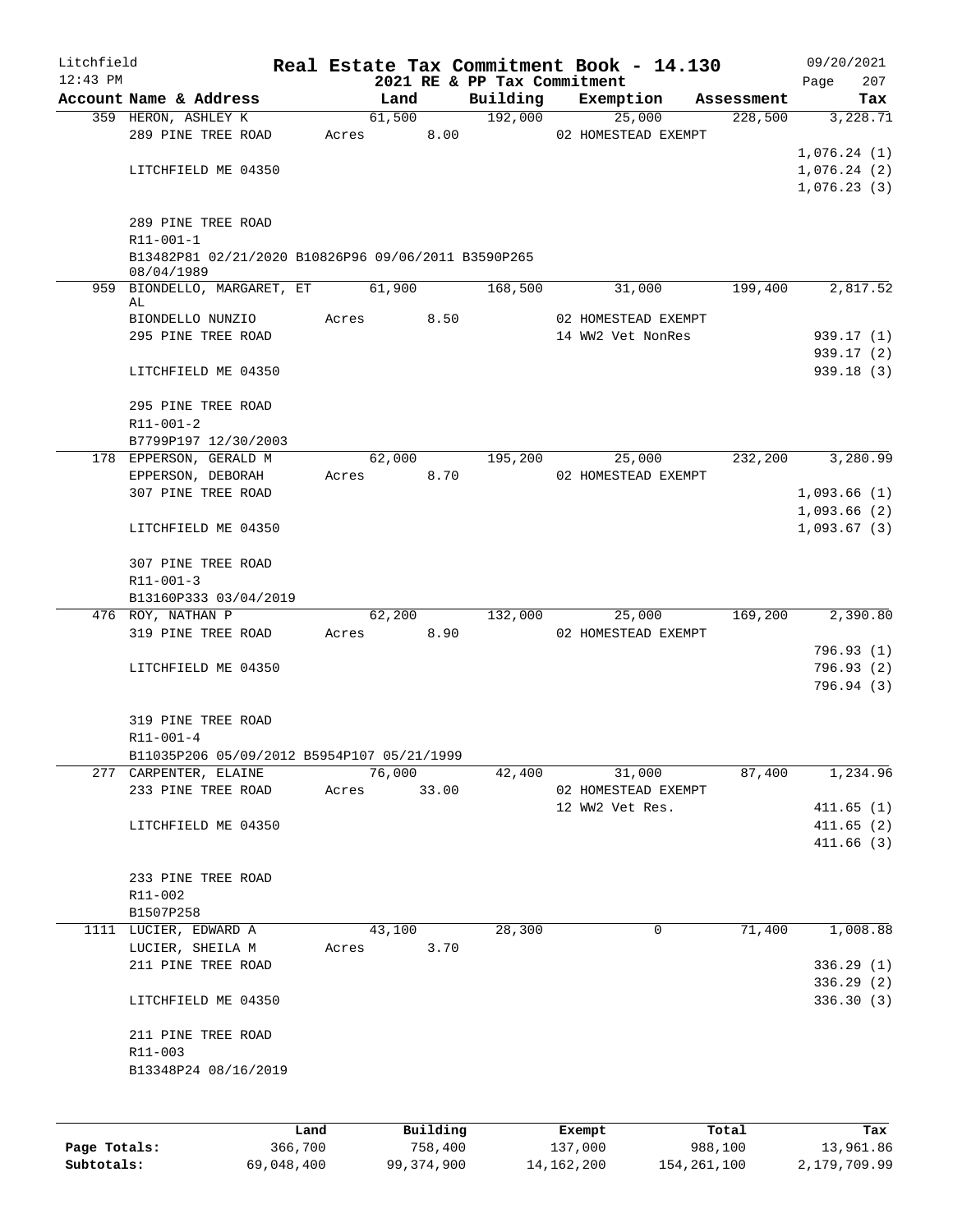Litchfield 12:43 PM

# Real Estate Tax Commitment Book - 14.130

2021 RE & PP Tax Commitment

09/20/2021 Page 207

| Account Name & Address | Land | Building | Exemption | Assessment | Tax |
|---|---|---|---|---|---|
| 359 HERON, ASHLEY K | 61,500 | 192,000 | 25,000 | 228,500 | 3,228.71 |
| 289 PINE TREE ROAD | Acres 8.00 | | 02 HOMESTEAD EXEMPT | | |
| | | | | | 1,076.24 (1) |
| LITCHFIELD ME 04350 | | | | | 1,076.24 (2) |
| | | | | | 1,076.23 (3) |
| 289 PINE TREE ROAD | | | | | |
| R11-001-1 | | | | | |
| B13482P81 02/21/2020 B10826P96 09/06/2011 B3590P265 08/04/1989 | | | | | |
| 959 BIONDELLO, MARGARET, ET AL | 61,900 | 168,500 | 31,000 | 199,400 | 2,817.52 |
| BIONDELLO NUNZIO | Acres 8.50 | | 02 HOMESTEAD EXEMPT | | |
| 295 PINE TREE ROAD | | | 14 WW2 Vet NonRes | | 939.17 (1) |
| | | | | | 939.17 (2) |
| LITCHFIELD ME 04350 | | | | | 939.18 (3) |
| 295 PINE TREE ROAD | | | | | |
| R11-001-2 | | | | | |
| B7799P197 12/30/2003 | | | | | |
| 178 EPPERSON, GERALD M | 62,000 | 195,200 | 25,000 | 232,200 | 3,280.99 |
| EPPERSON, DEBORAH | Acres 8.70 | | 02 HOMESTEAD EXEMPT | | |
| 307 PINE TREE ROAD | | | | | 1,093.66 (1) |
| | | | | | 1,093.66 (2) |
| LITCHFIELD ME 04350 | | | | | 1,093.67 (3) |
| 307 PINE TREE ROAD | | | | | |
| R11-001-3 | | | | | |
| B13160P333 03/04/2019 | | | | | |
| 476 ROY, NATHAN P | 62,200 | 132,000 | 25,000 | 169,200 | 2,390.80 |
| 319 PINE TREE ROAD | Acres 8.90 | | 02 HOMESTEAD EXEMPT | | |
| | | | | | 796.93 (1) |
| LITCHFIELD ME 04350 | | | | | 796.93 (2) |
| | | | | | 796.94 (3) |
| 319 PINE TREE ROAD | | | | | |
| R11-001-4 | | | | | |
| B11035P206 05/09/2012 B5954P107 05/21/1999 | | | | | |
| 277 CARPENTER, ELAINE | 76,000 | 42,400 | 31,000 | 87,400 | 1,234.96 |
| 233 PINE TREE ROAD | Acres 33.00 | | 02 HOMESTEAD EXEMPT | | |
| | | | 12 WW2 Vet Res. | | 411.65 (1) |
| LITCHFIELD ME 04350 | | | | | 411.65 (2) |
| | | | | | 411.66 (3) |
| 233 PINE TREE ROAD | | | | | |
| R11-002 | | | | | |
| B1507P258 | | | | | |
| 1111 LUCIER, EDWARD A | 43,100 | 28,300 | 0 | 71,400 | 1,008.88 |
| LUCIER, SHEILA M | Acres 3.70 | | | | |
| 211 PINE TREE ROAD | | | | | 336.29 (1) |
| | | | | | 336.29 (2) |
| LITCHFIELD ME 04350 | | | | | 336.30 (3) |
| 211 PINE TREE ROAD | | | | | |
| R11-003 | | | | | |
| B13348P24 08/16/2019 | | | | | |

| | Land | Building | Exempt | Total | Tax |
|---|---|---|---|---|---|
| Page Totals: | 366,700 | 758,400 | 137,000 | 988,100 | 13,961.86 |
| Subtotals: | 69,048,400 | 99,374,900 | 14,162,200 | 154,261,100 | 2,179,709.99 |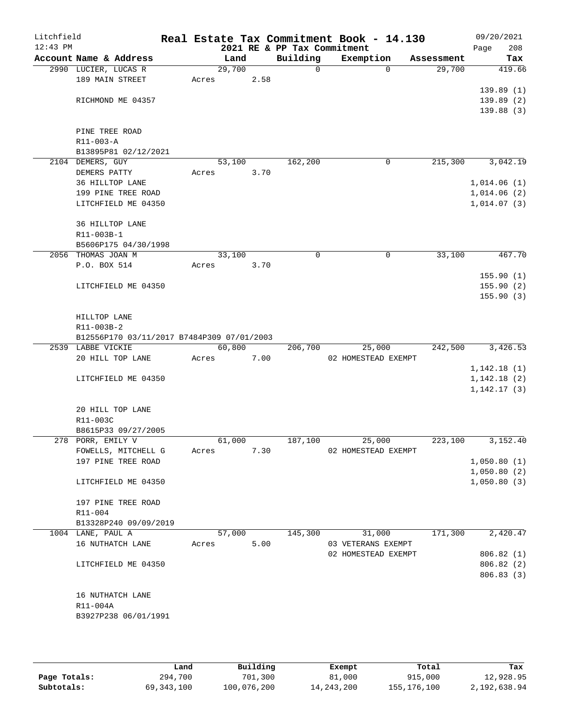Litchfield
12:43 PM

# Real Estate Tax Commitment Book - 14.130

2021 RE & PP Tax Commitment

09/20/2021
Page 208

| Account Name & Address | Land | Building | Exemption | Assessment | Tax |
|---|---|---|---|---|---|
| 2990 LUCIER, LUCAS R | 29,700 | 0 | 0 | 29,700 | 419.66 |
| 189 MAIN STREET | Acres 2.58 | | | | |
| | | | | | 139.89 (1) |
| RICHMOND ME 04357 | | | | | 139.89 (2) |
| | | | | | 139.88 (3) |
| PINE TREE ROAD | | | | | |
| R11-003-A | | | | | |
| B13895P81 02/12/2021 | | | | | |
| 2104 DEMERS, GUY | 53,100 | 162,200 | 0 | 215,300 | 3,042.19 |
| DEMERS PATTY | Acres 3.70 | | | | |
| 36 HILLTOP LANE | | | | | 1,014.06 (1) |
| 199 PINE TREE ROAD | | | | | 1,014.06 (2) |
| LITCHFIELD ME 04350 | | | | | 1,014.07 (3) |
| 36 HILLTOP LANE | | | | | |
| R11-003B-1 | | | | | |
| B5606P175 04/30/1998 | | | | | |
| 2056 THOMAS JOAN M | 33,100 | 0 | 0 | 33,100 | 467.70 |
| P.O. BOX 514 | Acres 3.70 | | | | |
| | | | | | 155.90 (1) |
| LITCHFIELD ME 04350 | | | | | 155.90 (2) |
| | | | | | 155.90 (3) |
| HILLTOP LANE | | | | | |
| R11-003B-2 | | | | | |
| B12556P170 03/11/2017 B7484P309 07/01/2003 | | | | | |
| 2539 LABBE VICKIE | 60,800 | 206,700 | 25,000 | 242,500 | 3,426.53 |
| 20 HILL TOP LANE | Acres 7.00 | | 02 HOMESTEAD EXEMPT | | |
| | | | | | 1,142.18 (1) |
| LITCHFIELD ME 04350 | | | | | 1,142.18 (2) |
| | | | | | 1,142.17 (3) |
| 20 HILL TOP LANE | | | | | |
| R11-003C | | | | | |
| B8615P33 09/27/2005 | | | | | |
| 278 PORR, EMILY V | 61,000 | 187,100 | 25,000 | 223,100 | 3,152.40 |
| FOWELLS, MITCHELL G | Acres 7.30 | | 02 HOMESTEAD EXEMPT | | |
| 197 PINE TREE ROAD | | | | | 1,050.80 (1) |
| | | | | | 1,050.80 (2) |
| LITCHFIELD ME 04350 | | | | | 1,050.80 (3) |
| 197 PINE TREE ROAD | | | | | |
| R11-004 | | | | | |
| B13328P240 09/09/2019 | | | | | |
| 1004 LANE, PAUL A | 57,000 | 145,300 | 31,000 | 171,300 | 2,420.47 |
| 16 NUTHATCH LANE | Acres 5.00 | | 03 VETERANS EXEMPT | | |
| | | | 02 HOMESTEAD EXEMPT | | 806.82 (1) |
| LITCHFIELD ME 04350 | | | | | 806.82 (2) |
| | | | | | 806.83 (3) |
| 16 NUTHATCH LANE | | | | | |
| R11-004A | | | | | |
| B3927P238 06/01/1991 | | | | | |

| | Land | Building | Exempt | Total | Tax |
|---|---|---|---|---|---|
| Page Totals: | 294,700 | 701,300 | 81,000 | 915,000 | 12,928.95 |
| Subtotals: | 69,343,100 | 100,076,200 | 14,243,200 | 155,176,100 | 2,192,638.94 |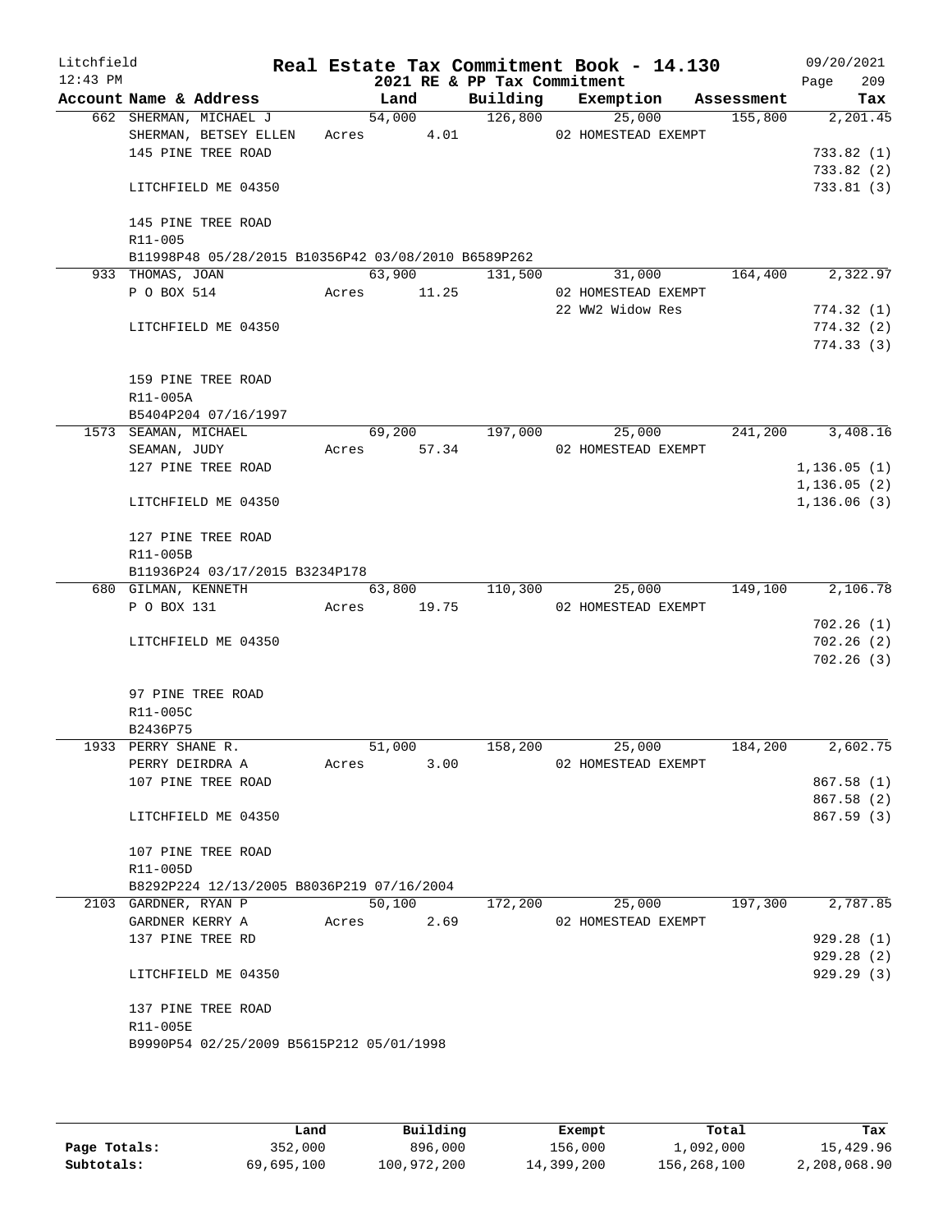# Real Estate Tax Commitment Book - 14.130

Litchfield 12:43 PM — 2021 RE & PP Tax Commitment — 09/20/2021

| Account Name & Address | Land | Building | Exemption | Assessment | Tax |
|---|---|---|---|---|---|
| 662 SHERMAN, MICHAEL J | 54,000 | 126,800 | 25,000 | 155,800 | 2,201.45 |
| SHERMAN, BETSEY ELLEN | Acres 4.01 | | 02 HOMESTEAD EXEMPT | | |
| 145 PINE TREE ROAD | | | | | 733.82 (1) |
| | | | | | 733.82 (2) |
| LITCHFIELD ME 04350 | | | | | 733.81 (3) |
| 145 PINE TREE ROAD | | | | | |
| R11-005 | | | | | |
| B11998P48 05/28/2015 B10356P42 03/08/2010 B6589P262 | | | | | |
| 933 THOMAS, JOAN | 63,900 | 131,500 | 31,000 | 164,400 | 2,322.97 |
| P O BOX 514 | Acres 11.25 | | 02 HOMESTEAD EXEMPT | | |
| | | | 22 WW2 Widow Res | | 774.32 (1) |
| LITCHFIELD ME 04350 | | | | | 774.32 (2) |
| | | | | | 774.33 (3) |
| 159 PINE TREE ROAD | | | | | |
| R11-005A | | | | | |
| B5404P204 07/16/1997 | | | | | |
| 1573 SEAMAN, MICHAEL | 69,200 | 197,000 | 25,000 | 241,200 | 3,408.16 |
| SEAMAN, JUDY | Acres 57.34 | | 02 HOMESTEAD EXEMPT | | |
| 127 PINE TREE ROAD | | | | | 1,136.05 (1) |
| | | | | | 1,136.05 (2) |
| LITCHFIELD ME 04350 | | | | | 1,136.06 (3) |
| 127 PINE TREE ROAD | | | | | |
| R11-005B | | | | | |
| B11936P24 03/17/2015 B3234P178 | | | | | |
| 680 GILMAN, KENNETH | 63,800 | 110,300 | 25,000 | 149,100 | 2,106.78 |
| P O BOX 131 | Acres 19.75 | | 02 HOMESTEAD EXEMPT | | |
| | | | | | 702.26 (1) |
| LITCHFIELD ME 04350 | | | | | 702.26 (2) |
| | | | | | 702.26 (3) |
| 97 PINE TREE ROAD | | | | | |
| R11-005C | | | | | |
| B2436P75 | | | | | |
| 1933 PERRY SHANE R. | 51,000 | 158,200 | 25,000 | 184,200 | 2,602.75 |
| PERRY DEIRDRA A | Acres 3.00 | | 02 HOMESTEAD EXEMPT | | |
| 107 PINE TREE ROAD | | | | | 867.58 (1) |
| | | | | | 867.58 (2) |
| LITCHFIELD ME 04350 | | | | | 867.59 (3) |
| 107 PINE TREE ROAD | | | | | |
| R11-005D | | | | | |
| B8292P224 12/13/2005 B8036P219 07/16/2004 | | | | | |
| 2103 GARDNER, RYAN P | 50,100 | 172,200 | 25,000 | 197,300 | 2,787.85 |
| GARDNER KERRY A | Acres 2.69 | | 02 HOMESTEAD EXEMPT | | |
| 137 PINE TREE RD | | | | | 929.28 (1) |
| | | | | | 929.28 (2) |
| LITCHFIELD ME 04350 | | | | | 929.29 (3) |
| 137 PINE TREE ROAD | | | | | |
| R11-005E | | | | | |
| B9990P54 02/25/2009 B5615P212 05/01/1998 | | | | | |

| | Land | Building | Exempt | Total | Tax |
|---|---|---|---|---|---|
| Page Totals: | 352,000 | 896,000 | 156,000 | 1,092,000 | 15,429.96 |
| Subtotals: | 69,695,100 | 100,972,200 | 14,399,200 | 156,268,100 | 2,208,068.90 |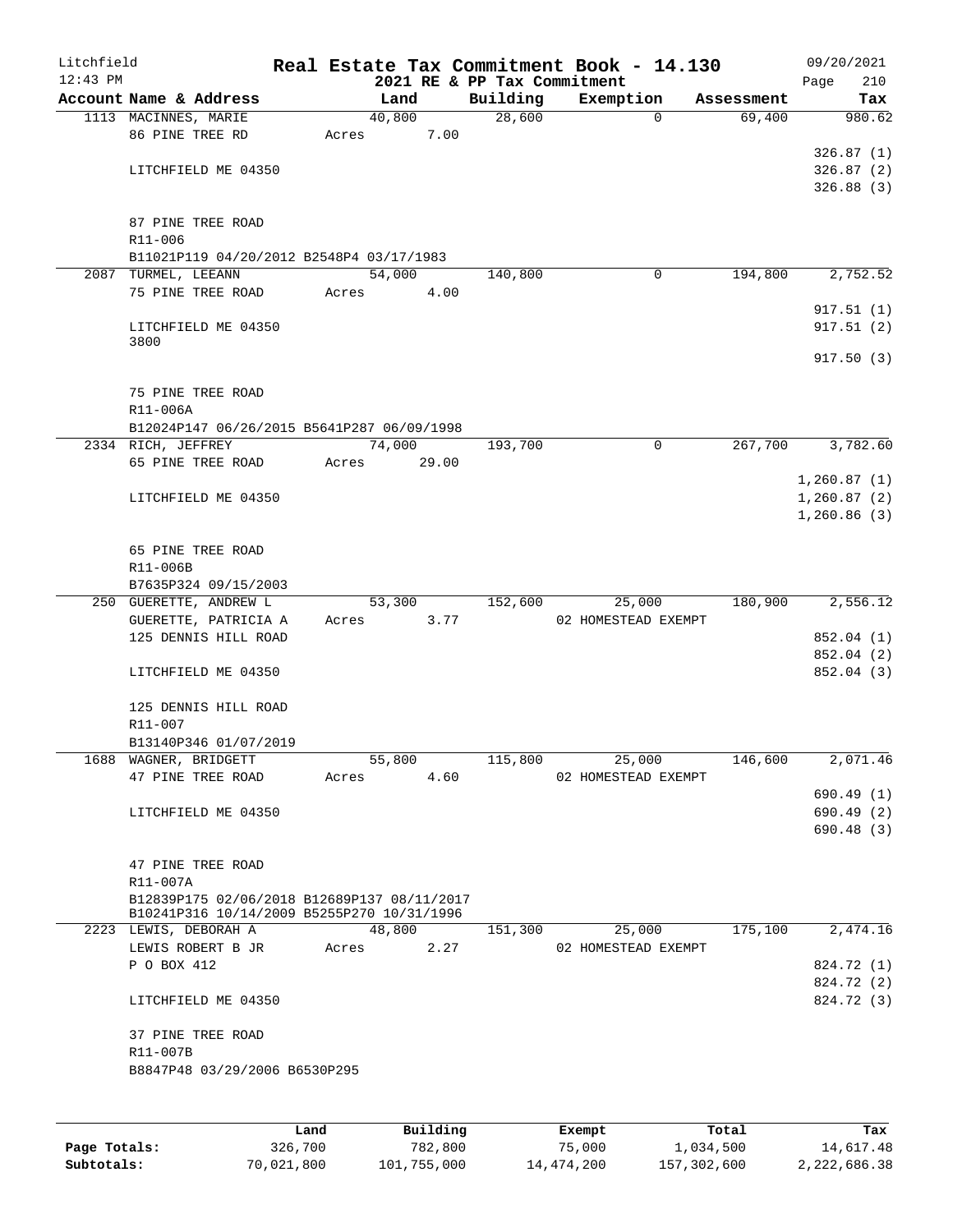Litchfield 12:43 PM

# Real Estate Tax Commitment Book - 14.130

2021 RE & PP Tax Commitment

09/20/2021 Page 210

| Account Name & Address | Land | Building | Exemption | Assessment | Tax |
|---|---|---|---|---|---|
| 1113 MACINNES, MARIE | 40,800 | 28,600 | 0 | 69,400 | 980.62 |
| 86 PINE TREE RD | Acres 7.00 | | | | |
| | | | | | 326.87 (1) |
| LITCHFIELD ME 04350 | | | | | 326.87 (2) |
| | | | | | 326.88 (3) |
| 87 PINE TREE ROAD | | | | | |
| R11-006 | | | | | |
| B11021P119 04/20/2012 B2548P4 03/17/1983 | | | | | |
| 2087 TURMEL, LEEANN | 54,000 | 140,800 | 0 | 194,800 | 2,752.52 |
| 75 PINE TREE ROAD | Acres 4.00 | | | | |
| | | | | | 917.51 (1) |
| LITCHFIELD ME 04350 | | | | | 917.51 (2) |
| 3800 | | | | | |
| | | | | | 917.50 (3) |
| 75 PINE TREE ROAD | | | | | |
| R11-006A | | | | | |
| B12024P147 06/26/2015 B5641P287 06/09/1998 | | | | | |
| 2334 RICH, JEFFREY | 74,000 | 193,700 | 0 | 267,700 | 3,782.60 |
| 65 PINE TREE ROAD | Acres 29.00 | | | | |
| | | | | | 1,260.87 (1) |
| LITCHFIELD ME 04350 | | | | | 1,260.87 (2) |
| | | | | | 1,260.86 (3) |
| 65 PINE TREE ROAD | | | | | |
| R11-006B | | | | | |
| B7635P324 09/15/2003 | | | | | |
| 250 GUERETTE, ANDREW L | 53,300 | 152,600 | 25,000 | 180,900 | 2,556.12 |
| GUERETTE, PATRICIA A | Acres 3.77 | | 02 HOMESTEAD EXEMPT | | |
| 125 DENNIS HILL ROAD | | | | | 852.04 (1) |
| | | | | | 852.04 (2) |
| LITCHFIELD ME 04350 | | | | | 852.04 (3) |
| 125 DENNIS HILL ROAD | | | | | |
| R11-007 | | | | | |
| B13140P346 01/07/2019 | | | | | |
| 1688 WAGNER, BRIDGETT | 55,800 | 115,800 | 25,000 | 146,600 | 2,071.46 |
| 47 PINE TREE ROAD | Acres 4.60 | | 02 HOMESTEAD EXEMPT | | |
| | | | | | 690.49 (1) |
| LITCHFIELD ME 04350 | | | | | 690.49 (2) |
| | | | | | 690.48 (3) |
| 47 PINE TREE ROAD | | | | | |
| R11-007A | | | | | |
| B12839P175 02/06/2018 B12689P137 08/11/2017 | | | | | |
| B10241P316 10/14/2009 B5255P270 10/31/1996 | | | | | |
| 2223 LEWIS, DEBORAH A | 48,800 | 151,300 | 25,000 | 175,100 | 2,474.16 |
| LEWIS ROBERT B JR | Acres 2.27 | | 02 HOMESTEAD EXEMPT | | |
| P O BOX 412 | | | | | 824.72 (1) |
| | | | | | 824.72 (2) |
| LITCHFIELD ME 04350 | | | | | 824.72 (3) |
| 37 PINE TREE ROAD | | | | | |
| R11-007B | | | | | |
| B8847P48 03/29/2006 B6530P295 | | | | | |

| | Land | Building | Exempt | Total | Tax |
|---|---|---|---|---|---|
| Page Totals: | 326,700 | 782,800 | 75,000 | 1,034,500 | 14,617.48 |
| Subtotals: | 70,021,800 | 101,755,000 | 14,474,200 | 157,302,600 | 2,222,686.38 |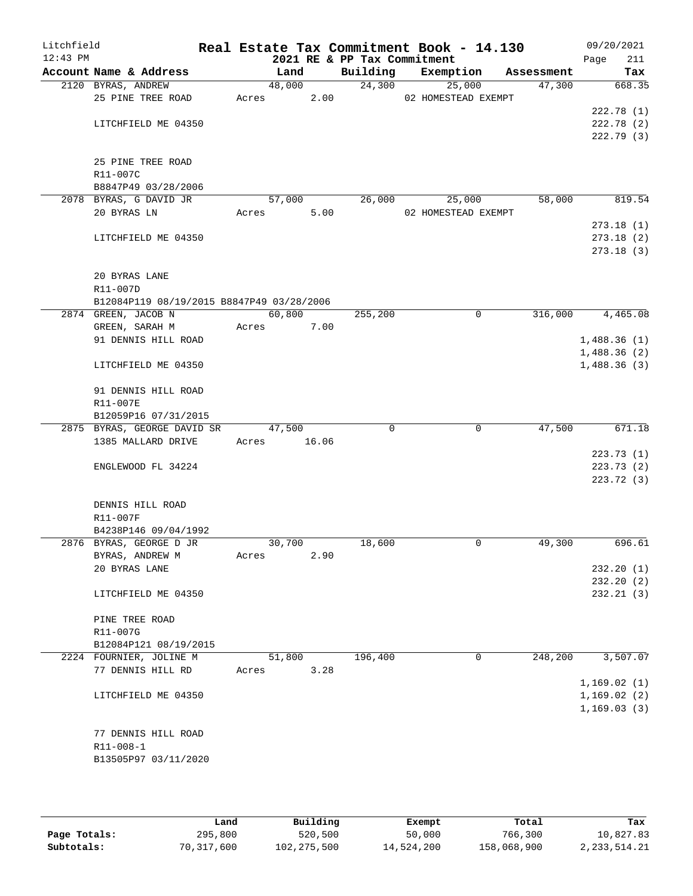# Real Estate Tax Commitment Book - 14.130

Litchfield
12:43 PM

2021 RE & PP Tax Commitment

09/20/2021

| Account | Name & Address | Land | Building | Exemption | Assessment | Tax |
|---|---|---|---|---|---|---|
| 2120 | BYRAS, ANDREW | 48,000 | 24,300 | 25,000 | 47,300 | 668.35 |
| | 25 PINE TREE ROAD | Acres 2.00 | | 02 HOMESTEAD EXEMPT | | |
| | | | | | | 222.78 (1) |
| | LITCHFIELD ME 04350 | | | | | 222.78 (2) |
| | | | | | | 222.79 (3) |
| | 25 PINE TREE ROAD | | | | | |
| | R11-007C | | | | | |
| | B8847P49 03/28/2006 | | | | | |
| 2078 | BYRAS, G DAVID JR | 57,000 | 26,000 | 25,000 | 58,000 | 819.54 |
| | 20 BYRAS LN | Acres 5.00 | | 02 HOMESTEAD EXEMPT | | |
| | | | | | | 273.18 (1) |
| | LITCHFIELD ME 04350 | | | | | 273.18 (2) |
| | | | | | | 273.18 (3) |
| | 20 BYRAS LANE | | | | | |
| | R11-007D | | | | | |
| | B12084P119 08/19/2015 B8847P49 03/28/2006 | | | | | |
| 2874 | GREEN, JACOB N | 60,800 | 255,200 | 0 | 316,000 | 4,465.08 |
| | GREEN, SARAH M | Acres 7.00 | | | | |
| | 91 DENNIS HILL ROAD | | | | | 1,488.36 (1) |
| | | | | | | 1,488.36 (2) |
| | LITCHFIELD ME 04350 | | | | | 1,488.36 (3) |
| | 91 DENNIS HILL ROAD | | | | | |
| | R11-007E | | | | | |
| | B12059P16 07/31/2015 | | | | | |
| 2875 | BYRAS, GEORGE DAVID SR | 47,500 | 0 | 0 | 47,500 | 671.18 |
| | 1385 MALLARD DRIVE | Acres 16.06 | | | | |
| | | | | | | 223.73 (1) |
| | ENGLEWOOD FL 34224 | | | | | 223.73 (2) |
| | | | | | | 223.72 (3) |
| | DENNIS HILL ROAD | | | | | |
| | R11-007F | | | | | |
| | B4238P146 09/04/1992 | | | | | |
| 2876 | BYRAS, GEORGE D JR | 30,700 | 18,600 | 0 | 49,300 | 696.61 |
| | BYRAS, ANDREW M | Acres 2.90 | | | | |
| | 20 BYRAS LANE | | | | | 232.20 (1) |
| | | | | | | 232.20 (2) |
| | LITCHFIELD ME 04350 | | | | | 232.21 (3) |
| | PINE TREE ROAD | | | | | |
| | R11-007G | | | | | |
| | B12084P121 08/19/2015 | | | | | |
| 2224 | FOURNIER, JOLINE M | 51,800 | 196,400 | 0 | 248,200 | 3,507.07 |
| | 77 DENNIS HILL RD | Acres 3.28 | | | | |
| | | | | | | 1,169.02 (1) |
| | LITCHFIELD ME 04350 | | | | | 1,169.02 (2) |
| | | | | | | 1,169.03 (3) |
| | 77 DENNIS HILL ROAD | | | | | |
| | R11-008-1 | | | | | |
| | B13505P97 03/11/2020 | | | | | |

| | Land | Building | Exempt | Total | Tax |
|---|---|---|---|---|---|
| Page Totals: | 295,800 | 520,500 | 50,000 | 766,300 | 10,827.83 |
| Subtotals: | 70,317,600 | 102,275,500 | 14,524,200 | 158,068,900 | 2,233,514.21 |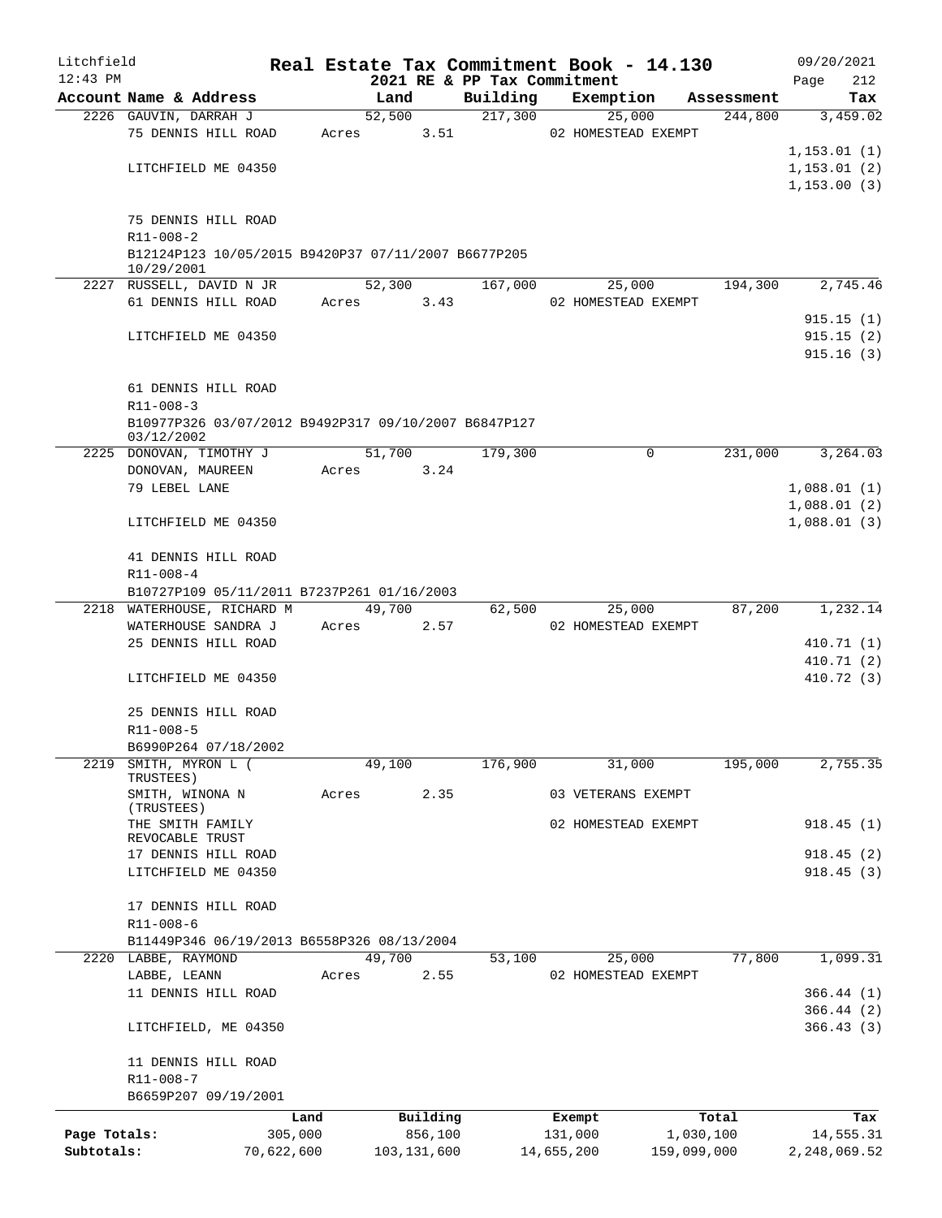Litchfield
12:43 PM

**Real Estate Tax Commitment Book - 14.130**
**2021 RE & PP Tax Commitment**

09/20/2021
Page 212

| Account Name & Address | Land | Building | Exemption | Assessment | Tax |
|---|---|---|---|---|---|
| 2226 GAUVIN, DARRAH J | 52,500 | 217,300 | 25,000 | 244,800 | 3,459.02 |
| 75 DENNIS HILL ROAD | Acres 3.51 | | 02 HOMESTEAD EXEMPT | | |
| | | | | | 1,153.01 (1) |
| LITCHFIELD ME 04350 | | | | | 1,153.01 (2) |
| | | | | | 1,153.00 (3) |
| 75 DENNIS HILL ROAD | | | | | |
| R11-008-2 | | | | | |
| B12124P123 10/05/2015 B9420P37 07/11/2007 B6677P205 10/29/2001 | | | | | |
| 2227 RUSSELL, DAVID N JR | 52,300 | 167,000 | 25,000 | 194,300 | 2,745.46 |
| 61 DENNIS HILL ROAD | Acres 3.43 | | 02 HOMESTEAD EXEMPT | | |
| | | | | | 915.15 (1) |
| LITCHFIELD ME 04350 | | | | | 915.15 (2) |
| | | | | | 915.16 (3) |
| 61 DENNIS HILL ROAD | | | | | |
| R11-008-3 | | | | | |
| B10977P326 03/07/2012 B9492P317 09/10/2007 B6847P127 03/12/2002 | | | | | |
| 2225 DONOVAN, TIMOTHY J | 51,700 | 179,300 | 0 | 231,000 | 3,264.03 |
| DONOVAN, MAUREEN | Acres 3.24 | | | | |
| 79 LEBEL LANE | | | | | 1,088.01 (1) |
| | | | | | 1,088.01 (2) |
| LITCHFIELD ME 04350 | | | | | 1,088.01 (3) |
| 41 DENNIS HILL ROAD | | | | | |
| R11-008-4 | | | | | |
| B10727P109 05/11/2011 B7237P261 01/16/2003 | | | | | |
| 2218 WATERHOUSE, RICHARD M | 49,700 | 62,500 | 25,000 | 87,200 | 1,232.14 |
| WATERHOUSE SANDRA J | Acres 2.57 | | 02 HOMESTEAD EXEMPT | | |
| 25 DENNIS HILL ROAD | | | | | 410.71 (1) |
| | | | | | 410.71 (2) |
| LITCHFIELD ME 04350 | | | | | 410.72 (3) |
| 25 DENNIS HILL ROAD | | | | | |
| R11-008-5 | | | | | |
| B6990P264 07/18/2002 | | | | | |
| 2219 SMITH, MYRON L ( TRUSTEES) | 49,100 | 176,900 | 31,000 | 195,000 | 2,755.35 |
| SMITH, WINONA N (TRUSTEES) | Acres 2.35 | | 03 VETERANS EXEMPT | | |
| THE SMITH FAMILY REVOCABLE TRUST | | | 02 HOMESTEAD EXEMPT | | 918.45 (1) |
| 17 DENNIS HILL ROAD | | | | | 918.45 (2) |
| LITCHFIELD ME 04350 | | | | | 918.45 (3) |
| 17 DENNIS HILL ROAD | | | | | |
| R11-008-6 | | | | | |
| B11449P346 06/19/2013 B6558P326 08/13/2004 | | | | | |
| 2220 LABBE, RAYMOND | 49,700 | 53,100 | 25,000 | 77,800 | 1,099.31 |
| LABBE, LEANN | Acres 2.55 | | 02 HOMESTEAD EXEMPT | | |
| 11 DENNIS HILL ROAD | | | | | 366.44 (1) |
| | | | | | 366.44 (2) |
| LITCHFIELD, ME 04350 | | | | | 366.43 (3) |
| 11 DENNIS HILL ROAD | | | | | |
| R11-008-7 | | | | | |
| B6659P207 09/19/2001 | | | | | |

| | Land | Building | Exempt | Total | Tax |
|---|---|---|---|---|---|
| Page Totals: | 305,000 | 856,100 | 131,000 | 1,030,100 | 14,555.31 |
| Subtotals: | 70,622,600 | 103,131,600 | 14,655,200 | 159,099,000 | 2,248,069.52 |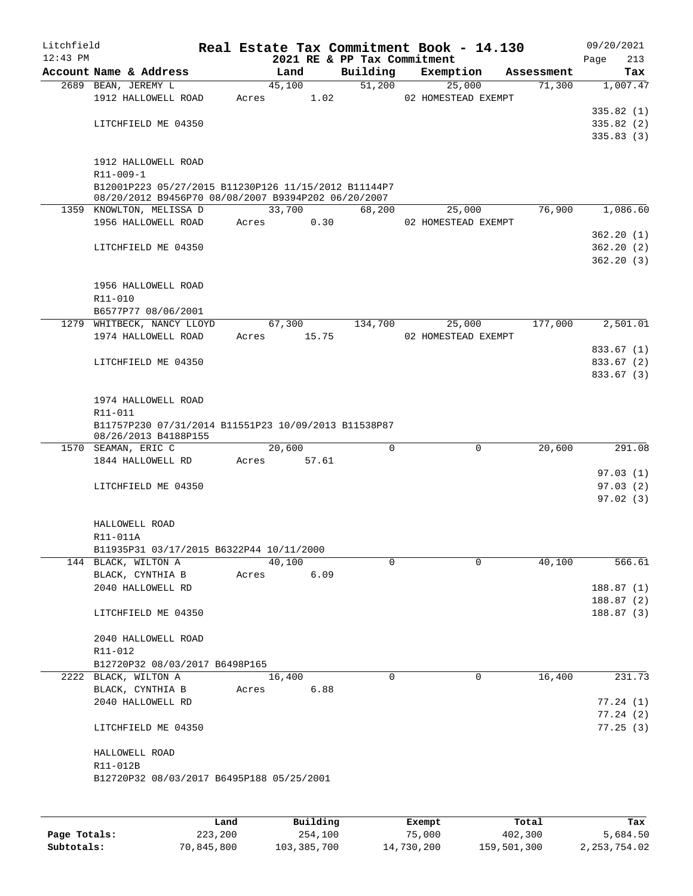# Real Estate Tax Commitment Book - 14.130

Litchfield 12:43 PM — 2021 RE & PP Tax Commitment — 09/20/2021

| Account Name & Address | Land | Building | Exemption | Assessment | Tax |
|---|---|---|---|---|---|
| 2689 BEAN, JEREMY L | 45,100 | 51,200 | 25,000 | 71,300 | 1,007.47 |
| 1912 HALLOWELL ROAD | Acres 1.02 | | 02 HOMESTEAD EXEMPT | | |
| | | | | | 335.82 (1) |
| LITCHFIELD ME 04350 | | | | | 335.82 (2) |
| | | | | | 335.83 (3) |
| 1912 HALLOWELL ROAD | | | | | |
| R11-009-1 | | | | | |
| B12001P223 05/27/2015 B11230P126 11/15/2012 B11144P7 08/20/2012 B9456P70 08/08/2007 B9394P202 06/20/2007 | | | | | |
| 1359 KNOWLTON, MELISSA D | 33,700 | 68,200 | 25,000 | 76,900 | 1,086.60 |
| 1956 HALLOWELL ROAD | Acres 0.30 | | 02 HOMESTEAD EXEMPT | | |
| | | | | | 362.20 (1) |
| LITCHFIELD ME 04350 | | | | | 362.20 (2) |
| | | | | | 362.20 (3) |
| 1956 HALLOWELL ROAD | | | | | |
| R11-010 | | | | | |
| B6577P77 08/06/2001 | | | | | |
| 1279 WHITBECK, NANCY LLOYD | 67,300 | 134,700 | 25,000 | 177,000 | 2,501.01 |
| 1974 HALLOWELL ROAD | Acres 15.75 | | 02 HOMESTEAD EXEMPT | | |
| | | | | | 833.67 (1) |
| LITCHFIELD ME 04350 | | | | | 833.67 (2) |
| | | | | | 833.67 (3) |
| 1974 HALLOWELL ROAD | | | | | |
| R11-011 | | | | | |
| B11757P230 07/31/2014 B11551P23 10/09/2013 B11538P87 08/26/2013 B4188P155 | | | | | |
| 1570 SEAMAN, ERIC C | 20,600 | 0 | 0 | 20,600 | 291.08 |
| 1844 HALLOWELL RD | Acres 57.61 | | | | |
| | | | | | 97.03 (1) |
| LITCHFIELD ME 04350 | | | | | 97.03 (2) |
| | | | | | 97.02 (3) |
| HALLOWELL ROAD | | | | | |
| R11-011A | | | | | |
| B11935P31 03/17/2015 B6322P44 10/11/2000 | | | | | |
| 144 BLACK, WILTON A | 40,100 | 0 | 0 | 40,100 | 566.61 |
| BLACK, CYNTHIA B | Acres 6.09 | | | | |
| 2040 HALLOWELL RD | | | | | 188.87 (1) |
| | | | | | 188.87 (2) |
| LITCHFIELD ME 04350 | | | | | 188.87 (3) |
| 2040 HALLOWELL ROAD | | | | | |
| R11-012 | | | | | |
| B12720P32 08/03/2017 B6498P165 | | | | | |
| 2222 BLACK, WILTON A | 16,400 | 0 | 0 | 16,400 | 231.73 |
| BLACK, CYNTHIA B | Acres 6.88 | | | | |
| 2040 HALLOWELL RD | | | | | 77.24 (1) |
| | | | | | 77.24 (2) |
| LITCHFIELD ME 04350 | | | | | 77.25 (3) |
| HALLOWELL ROAD | | | | | |
| R11-012B | | | | | |
| B12720P32 08/03/2017 B6495P188 05/25/2001 | | | | | |

| | Land | Building | Exempt | Total | Tax |
|---|---|---|---|---|---|
| Page Totals: | 223,200 | 254,100 | 75,000 | 402,300 | 5,684.50 |
| Subtotals: | 70,845,800 | 103,385,700 | 14,730,200 | 159,501,300 | 2,253,754.02 |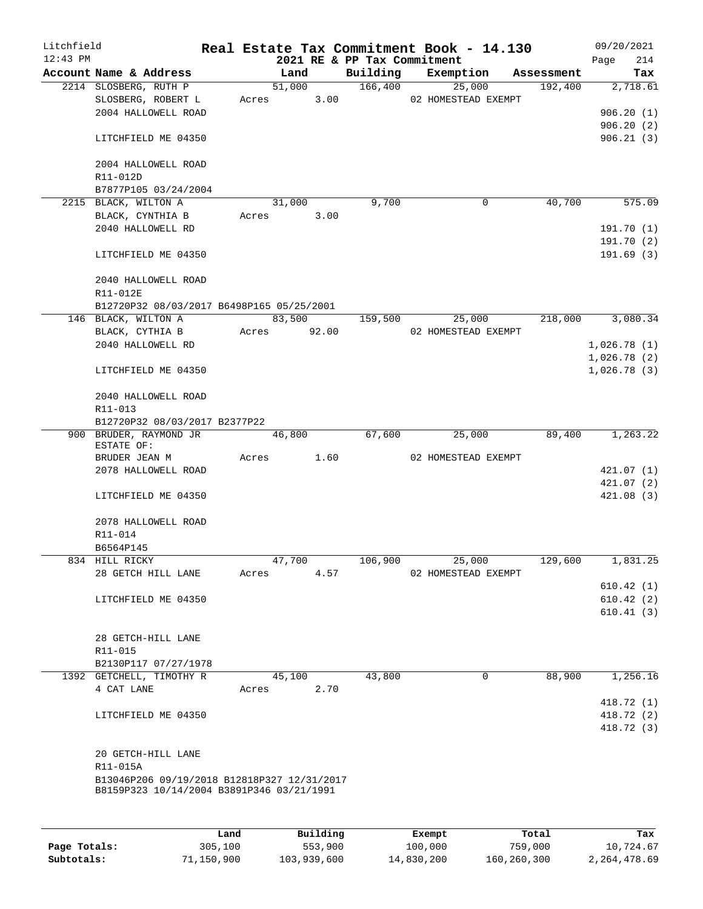Litchfield
12:43 PM

# Real Estate Tax Commitment Book - 14.130

2021 RE & PP Tax Commitment

09/20/2021
Page 214

| Account Name & Address | Land | Building | Exemption | Assessment | Tax |
|---|---|---|---|---|---|
| 2214 SLOSBERG, RUTH P | 51,000 | 166,400 | 25,000 | 192,400 | 2,718.61 |
| SLOSBERG, ROBERT L | Acres 3.00 | | 02 HOMESTEAD EXEMPT | | |
| 2004 HALLOWELL ROAD | | | | | 906.20 (1) |
| | | | | | 906.20 (2) |
| LITCHFIELD ME 04350 | | | | | 906.21 (3) |
| 2004 HALLOWELL ROAD | | | | | |
| R11-012D | | | | | |
| B7877P105 03/24/2004 | | | | | |
| 2215 BLACK, WILTON A | 31,000 | 9,700 | 0 | 40,700 | 575.09 |
| BLACK, CYNTHIA B | Acres 3.00 | | | | |
| 2040 HALLOWELL RD | | | | | 191.70 (1) |
| | | | | | 191.70 (2) |
| LITCHFIELD ME 04350 | | | | | 191.69 (3) |
| 2040 HALLOWELL ROAD | | | | | |
| R11-012E | | | | | |
| B12720P32 08/03/2017 B6498P165 05/25/2001 | | | | | |
| 146 BLACK, WILTON A | 83,500 | 159,500 | 25,000 | 218,000 | 3,080.34 |
| BLACK, CYTHIA B | Acres 92.00 | | 02 HOMESTEAD EXEMPT | | |
| 2040 HALLOWELL RD | | | | | 1,026.78 (1) |
| | | | | | 1,026.78 (2) |
| LITCHFIELD ME 04350 | | | | | 1,026.78 (3) |
| 2040 HALLOWELL ROAD | | | | | |
| R11-013 | | | | | |
| B12720P32 08/03/2017 B2377P22 | | | | | |
| 900 BRUDER, RAYMOND JR ESTATE OF: | 46,800 | 67,600 | 25,000 | 89,400 | 1,263.22 |
| BRUDER JEAN M | Acres 1.60 | | 02 HOMESTEAD EXEMPT | | |
| 2078 HALLOWELL ROAD | | | | | 421.07 (1) |
| | | | | | 421.07 (2) |
| LITCHFIELD ME 04350 | | | | | 421.08 (3) |
| 2078 HALLOWELL ROAD | | | | | |
| R11-014 | | | | | |
| B6564P145 | | | | | |
| 834 HILL RICKY | 47,700 | 106,900 | 25,000 | 129,600 | 1,831.25 |
| 28 GETCH HILL LANE | Acres 4.57 | | 02 HOMESTEAD EXEMPT | | |
| | | | | | 610.42 (1) |
| LITCHFIELD ME 04350 | | | | | 610.42 (2) |
| | | | | | 610.41 (3) |
| 28 GETCH-HILL LANE | | | | | |
| R11-015 | | | | | |
| B2130P117 07/27/1978 | | | | | |
| 1392 GETCHELL, TIMOTHY R | 45,100 | 43,800 | 0 | 88,900 | 1,256.16 |
| 4 CAT LANE | Acres 2.70 | | | | |
| | | | | | 418.72 (1) |
| LITCHFIELD ME 04350 | | | | | 418.72 (2) |
| | | | | | 418.72 (3) |
| 20 GETCH-HILL LANE | | | | | |
| R11-015A | | | | | |
| B13046P206 09/19/2018 B12818P327 12/31/2017 B8159P323 10/14/2004 B3891P346 03/21/1991 | | | | | |

| | Land | Building | Exempt | Total | Tax |
|---|---|---|---|---|---|
| Page Totals: | 305,100 | 553,900 | 100,000 | 759,000 | 10,724.67 |
| Subtotals: | 71,150,900 | 103,939,600 | 14,830,200 | 160,260,300 | 2,264,478.69 |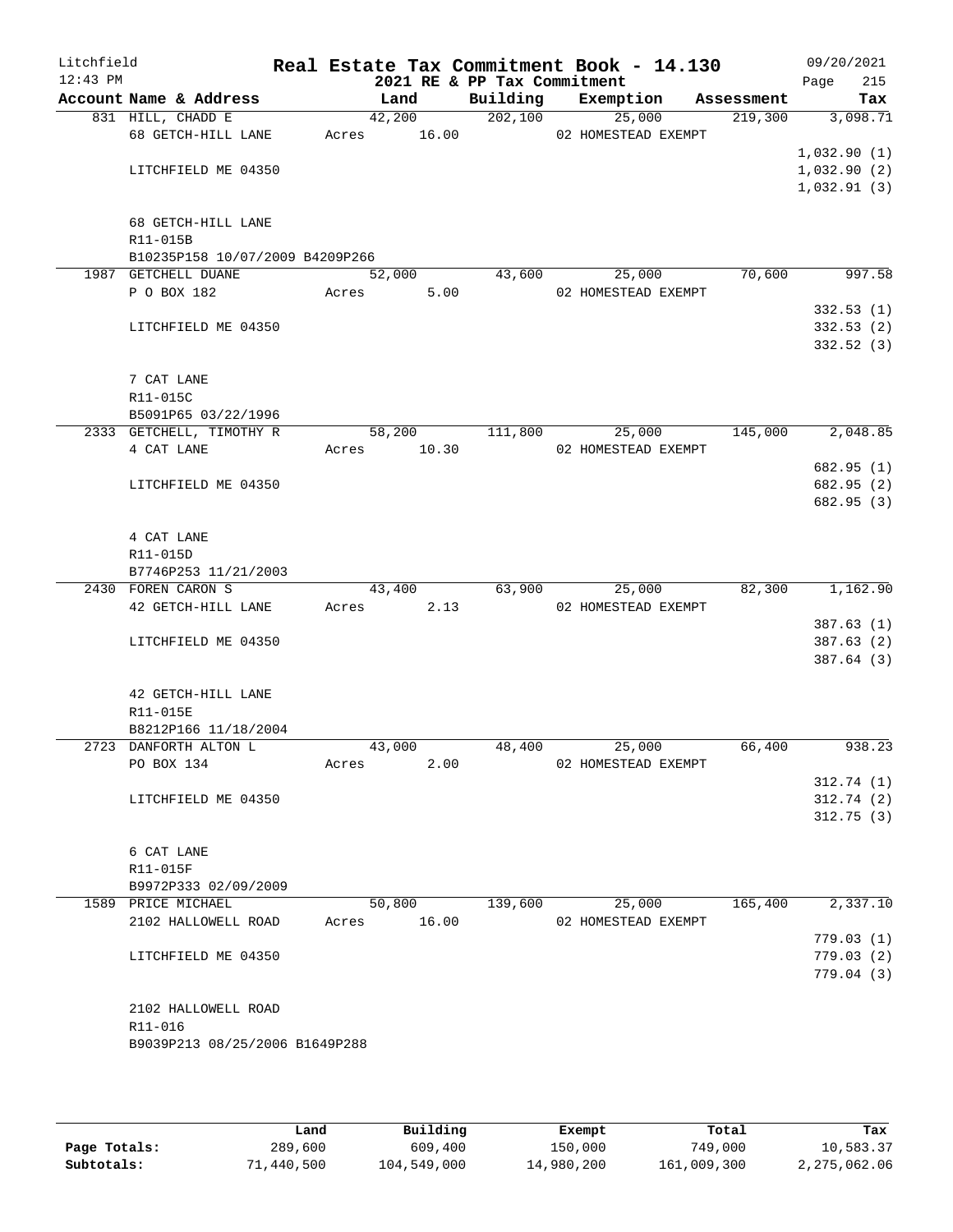# Real Estate Tax Commitment Book - 14.130

Litchfield 12:43 PM — 2021 RE & PP Tax Commitment — 09/20/2021

| Account Name & Address | Land | Building | Exemption | Assessment | Tax |
|---|---|---|---|---|---|
| 831 HILL, CHADD E<br>68 GETCH-HILL LANE<br><br>LITCHFIELD ME 04350<br><br>68 GETCH-HILL LANE<br>R11-015B<br>B10235P158 10/07/2009 B4209P266 | 42,200<br>Acres 16.00 | 202,100 | 25,000<br>02 HOMESTEAD EXEMPT | 219,300 | 3,098.71<br><br>1,032.90 (1)<br>1,032.90 (2)<br>1,032.91 (3) |
| 1987 GETCHELL DUANE<br>P O BOX 182<br><br>LITCHFIELD ME 04350<br><br>7 CAT LANE<br>R11-015C<br>B5091P65 03/22/1996 | 52,000<br>Acres 5.00 | 43,600 | 25,000<br>02 HOMESTEAD EXEMPT | 70,600 | 997.58<br><br>332.53 (1)<br>332.53 (2)<br>332.52 (3) |
| 2333 GETCHELL, TIMOTHY R<br>4 CAT LANE<br><br>LITCHFIELD ME 04350<br><br>4 CAT LANE<br>R11-015D<br>B7746P253 11/21/2003 | 58,200<br>Acres 10.30 | 111,800 | 25,000<br>02 HOMESTEAD EXEMPT | 145,000 | 2,048.85<br><br>682.95 (1)<br>682.95 (2)<br>682.95 (3) |
| 2430 FOREN CARON S<br>42 GETCH-HILL LANE<br><br>LITCHFIELD ME 04350<br><br>42 GETCH-HILL LANE<br>R11-015E<br>B8212P166 11/18/2004 | 43,400<br>Acres 2.13 | 63,900 | 25,000<br>02 HOMESTEAD EXEMPT | 82,300 | 1,162.90<br><br>387.63 (1)<br>387.63 (2)<br>387.64 (3) |
| 2723 DANFORTH ALTON L<br>PO BOX 134<br><br>LITCHFIELD ME 04350<br><br>6 CAT LANE<br>R11-015F<br>B9972P333 02/09/2009 | 43,000<br>Acres 2.00 | 48,400 | 25,000<br>02 HOMESTEAD EXEMPT | 66,400 | 938.23<br><br>312.74 (1)<br>312.74 (2)<br>312.75 (3) |
| 1589 PRICE MICHAEL<br>2102 HALLOWELL ROAD<br><br>LITCHFIELD ME 04350<br><br>2102 HALLOWELL ROAD<br>R11-016<br>B9039P213 08/25/2006 B1649P288 | 50,800<br>Acres 16.00 | 139,600 | 25,000<br>02 HOMESTEAD EXEMPT | 165,400 | 2,337.10<br><br>779.03 (1)<br>779.03 (2)<br>779.04 (3) |

| | Land | Building | Exempt | Total | Tax |
|---|---|---|---|---|---|
| Page Totals: | 289,600 | 609,400 | 150,000 | 749,000 | 10,583.37 |
| Subtotals: | 71,440,500 | 104,549,000 | 14,980,200 | 161,009,300 | 2,275,062.06 |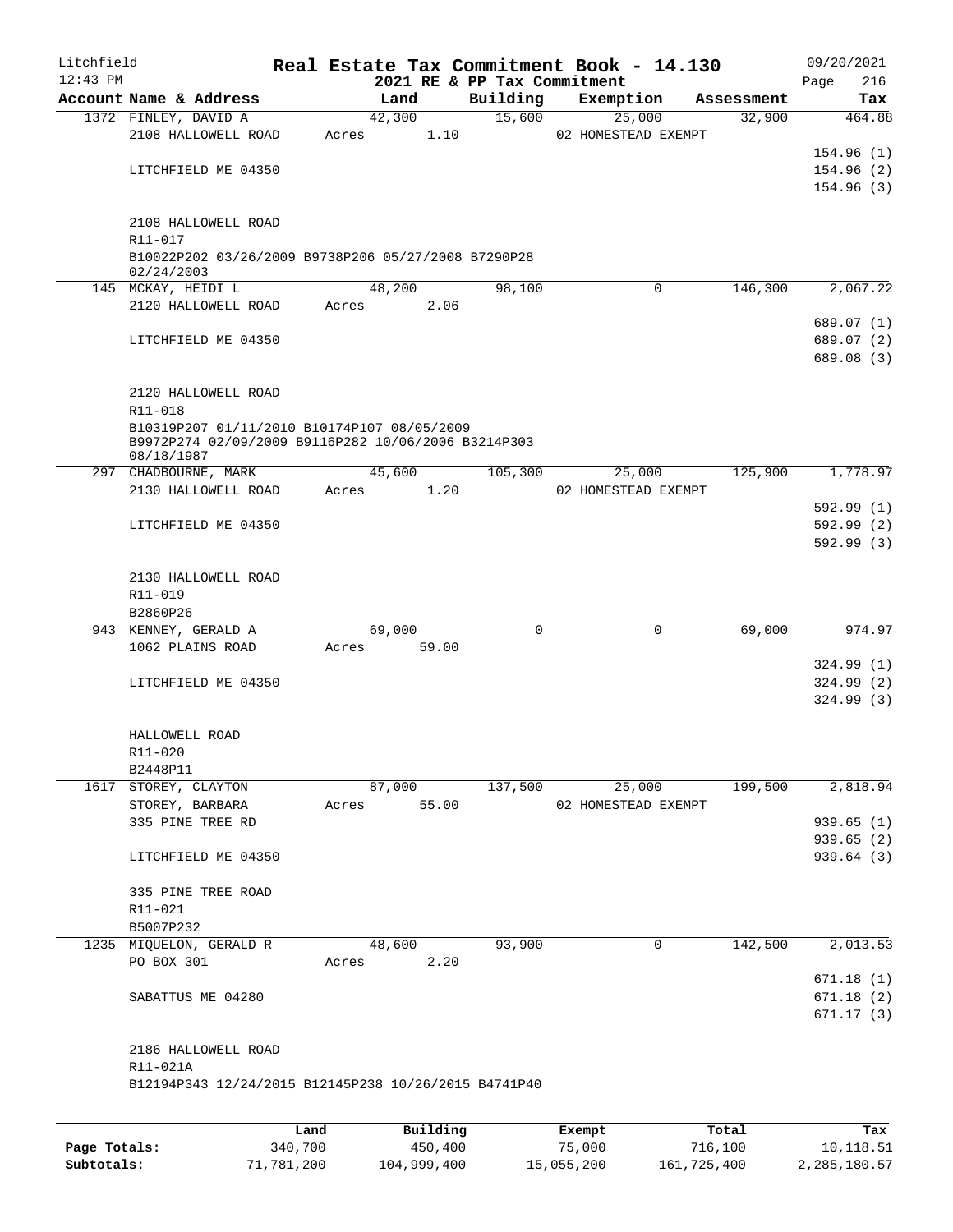Litchfield
12:43 PM

**Real Estate Tax Commitment Book - 14.130**
**2021 RE & PP Tax Commitment**

09/20/2021

| Account Name & Address | Land | Building | Exemption | Assessment | Tax |
|---|---|---|---|---|---|
| 1372 FINLEY, DAVID A | 42,300 | 15,600 | 25,000 | 32,900 | 464.88 |
| 2108 HALLOWELL ROAD | Acres 1.10 | | 02 HOMESTEAD EXEMPT | | |
| | | | | | 154.96 (1) |
| LITCHFIELD ME 04350 | | | | | 154.96 (2) |
| | | | | | 154.96 (3) |
| 2108 HALLOWELL ROAD | | | | | |
| R11-017 | | | | | |
| B10022P202 03/26/2009 B9738P206 05/27/2008 B7290P28 02/24/2003 | | | | | |
| 145 MCKAY, HEIDI L | 48,200 | 98,100 | 0 | 146,300 | 2,067.22 |
| 2120 HALLOWELL ROAD | Acres 2.06 | | | | |
| | | | | | 689.07 (1) |
| LITCHFIELD ME 04350 | | | | | 689.07 (2) |
| | | | | | 689.08 (3) |
| 2120 HALLOWELL ROAD | | | | | |
| R11-018 | | | | | |
| B10319P207 01/11/2010 B10174P107 08/05/2009 B9972P274 02/09/2009 B9116P282 10/06/2006 B3214P303 08/18/1987 | | | | | |
| 297 CHADBOURNE, MARK | 45,600 | 105,300 | 25,000 | 125,900 | 1,778.97 |
| 2130 HALLOWELL ROAD | Acres 1.20 | | 02 HOMESTEAD EXEMPT | | |
| | | | | | 592.99 (1) |
| LITCHFIELD ME 04350 | | | | | 592.99 (2) |
| | | | | | 592.99 (3) |
| 2130 HALLOWELL ROAD | | | | | |
| R11-019 | | | | | |
| B2860P26 | | | | | |
| 943 KENNEY, GERALD A | 69,000 | 0 | 0 | 69,000 | 974.97 |
| 1062 PLAINS ROAD | Acres 59.00 | | | | |
| | | | | | 324.99 (1) |
| LITCHFIELD ME 04350 | | | | | 324.99 (2) |
| | | | | | 324.99 (3) |
| HALLOWELL ROAD | | | | | |
| R11-020 | | | | | |
| B2448P11 | | | | | |
| 1617 STOREY, CLAYTON | 87,000 | 137,500 | 25,000 | 199,500 | 2,818.94 |
| STOREY, BARBARA | Acres 55.00 | | 02 HOMESTEAD EXEMPT | | |
| 335 PINE TREE RD | | | | | 939.65 (1) |
| | | | | | 939.65 (2) |
| LITCHFIELD ME 04350 | | | | | 939.64 (3) |
| 335 PINE TREE ROAD | | | | | |
| R11-021 | | | | | |
| B5007P232 | | | | | |
| 1235 MIQUELON, GERALD R | 48,600 | 93,900 | 0 | 142,500 | 2,013.53 |
| PO BOX 301 | Acres 2.20 | | | | |
| | | | | | 671.18 (1) |
| SABATTUS ME 04280 | | | | | 671.18 (2) |
| | | | | | 671.17 (3) |
| 2186 HALLOWELL ROAD | | | | | |
| R11-021A | | | | | |
| B12194P343 12/24/2015 B12145P238 10/26/2015 B4741P40 | | | | | |

| | Land | Building | Exempt | Total | Tax |
|---|---|---|---|---|---|
| **Page Totals:** | 340,700 | 450,400 | 75,000 | 716,100 | 10,118.51 |
| **Subtotals:** | 71,781,200 | 104,999,400 | 15,055,200 | 161,725,400 | 2,285,180.57 |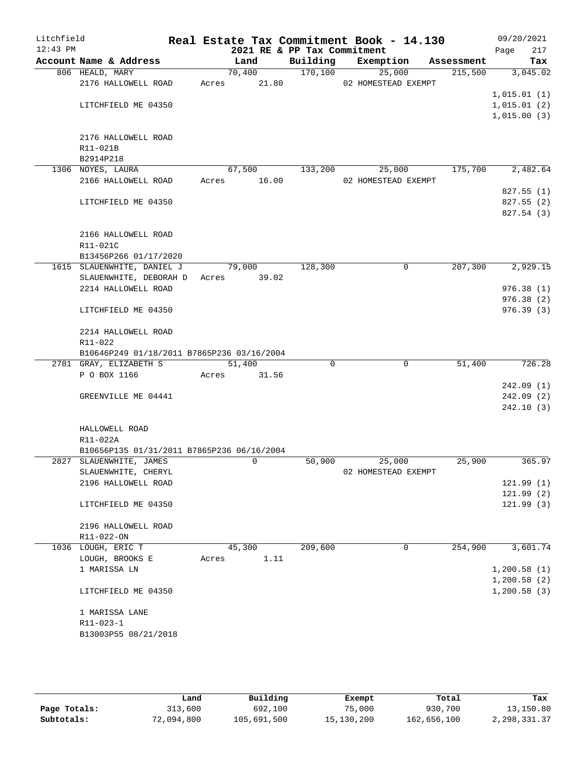# Real Estate Tax Commitment Book - 14.130

Litchfield
12:43 PM

## 2021 RE & PP Tax Commitment

09/20/2021

| Account Name & Address | Land | Building | Exemption | Assessment | Tax |
|---|---|---|---|---|---|
| 806 HEALD, MARY | 70,400 | 170,100 | 25,000 | 215,500 | 3,045.02 |
| 2176 HALLOWELL ROAD | Acres 21.80 | | 02 HOMESTEAD EXEMPT | | |
| | | | | | 1,015.01 (1) |
| LITCHFIELD ME 04350 | | | | | 1,015.01 (2) |
| | | | | | 1,015.00 (3) |
| 2176 HALLOWELL ROAD | | | | | |
| R11-021B | | | | | |
| B2914P218 | | | | | |
| 1306 NOYES, LAURA | 67,500 | 133,200 | 25,000 | 175,700 | 2,482.64 |
| 2166 HALLOWELL ROAD | Acres 16.00 | | 02 HOMESTEAD EXEMPT | | |
| | | | | | 827.55 (1) |
| LITCHFIELD ME 04350 | | | | | 827.55 (2) |
| | | | | | 827.54 (3) |
| 2166 HALLOWELL ROAD | | | | | |
| R11-021C | | | | | |
| B13456P266 01/17/2020 | | | | | |
| 1615 SLAUENWHITE, DANIEL J | 79,000 | 128,300 | 0 | 207,300 | 2,929.15 |
| SLAUENWHITE, DEBORAH D | Acres 39.02 | | | | |
| 2214 HALLOWELL ROAD | | | | | 976.38 (1) |
| | | | | | 976.38 (2) |
| LITCHFIELD ME 04350 | | | | | 976.39 (3) |
| 2214 HALLOWELL ROAD | | | | | |
| R11-022 | | | | | |
| B10646P249 01/18/2011 B7865P236 03/16/2004 | | | | | |
| 2781 GRAY, ELIZABETH S | 51,400 | 0 | 0 | 51,400 | 726.28 |
| P O BOX 1166 | Acres 31.56 | | | | |
| | | | | | 242.09 (1) |
| GREENVILLE ME 04441 | | | | | 242.09 (2) |
| | | | | | 242.10 (3) |
| HALLOWELL ROAD | | | | | |
| R11-022A | | | | | |
| B10656P135 01/31/2011 B7865P236 06/16/2004 | | | | | |
| 2827 SLAUENWHITE, JAMES | 0 | 50,900 | 25,000 | 25,900 | 365.97 |
| SLAUENWHITE, CHERYL | | | 02 HOMESTEAD EXEMPT | | |
| 2196 HALLOWELL ROAD | | | | | 121.99 (1) |
| | | | | | 121.99 (2) |
| LITCHFIELD ME 04350 | | | | | 121.99 (3) |
| 2196 HALLOWELL ROAD | | | | | |
| R11-022-ON | | | | | |
| 1036 LOUGH, ERIC T | 45,300 | 209,600 | 0 | 254,900 | 3,601.74 |
| LOUGH, BROOKS E | Acres 1.11 | | | | |
| 1 MARISSA LN | | | | | 1,200.58 (1) |
| | | | | | 1,200.58 (2) |
| LITCHFIELD ME 04350 | | | | | 1,200.58 (3) |
| 1 MARISSA LANE | | | | | |
| R11-023-1 | | | | | |
| B13003P55 08/21/2018 | | | | | |

| | Land | Building | Exempt | Total | Tax |
|---|---|---|---|---|---|
| Page Totals: | 313,600 | 692,100 | 75,000 | 930,700 | 13,150.80 |
| Subtotals: | 72,094,800 | 105,691,500 | 15,130,200 | 162,656,100 | 2,298,331.37 |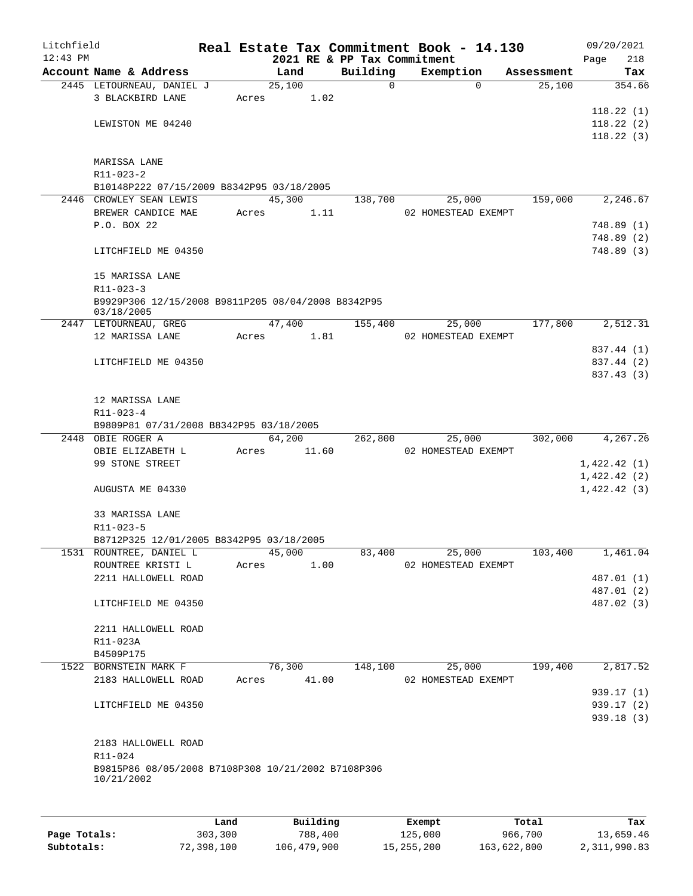Litchfield 12:43 PM

# Real Estate Tax Commitment Book - 14.130

2021 RE & PP Tax Commitment

09/20/2021

| Account Name & Address | Land | Building | Exemption | Assessment | Tax |
|---|---|---|---|---|---|
| 2445 LETOURNEAU, DANIEL J | 25,100 | 0 | 0 | 25,100 | 354.66 |
| 3 BLACKBIRD LANE | Acres 1.02 | | | | |
| | | | | | 118.22 (1) |
| LEWISTON ME 04240 | | | | | 118.22 (2) |
| | | | | | 118.22 (3) |
| MARISSA LANE | | | | | |
| R11-023-2 | | | | | |
| B10148P222 07/15/2009 B8342P95 03/18/2005 | | | | | |
| 2446 CROWLEY SEAN LEWIS | 45,300 | 138,700 | 25,000 | 159,000 | 2,246.67 |
| BREWER CANDICE MAE | Acres 1.11 | | 02 HOMESTEAD EXEMPT | | |
| P.O. BOX 22 | | | | | 748.89 (1) |
| | | | | | 748.89 (2) |
| LITCHFIELD ME 04350 | | | | | 748.89 (3) |
| 15 MARISSA LANE | | | | | |
| R11-023-3 | | | | | |
| B9929P306 12/15/2008 B9811P205 08/04/2008 B8342P95 03/18/2005 | | | | | |
| 2447 LETOURNEAU, GREG | 47,400 | 155,400 | 25,000 | 177,800 | 2,512.31 |
| 12 MARISSA LANE | Acres 1.81 | | 02 HOMESTEAD EXEMPT | | |
| | | | | | 837.44 (1) |
| LITCHFIELD ME 04350 | | | | | 837.44 (2) |
| | | | | | 837.43 (3) |
| 12 MARISSA LANE | | | | | |
| R11-023-4 | | | | | |
| B9809P81 07/31/2008 B8342P95 03/18/2005 | | | | | |
| 2448 OBIE ROGER A | 64,200 | 262,800 | 25,000 | 302,000 | 4,267.26 |
| OBIE ELIZABETH L | Acres 11.60 | | 02 HOMESTEAD EXEMPT | | |
| 99 STONE STREET | | | | | 1,422.42 (1) |
| | | | | | 1,422.42 (2) |
| AUGUSTA ME 04330 | | | | | 1,422.42 (3) |
| 33 MARISSA LANE | | | | | |
| R11-023-5 | | | | | |
| B8712P325 12/01/2005 B8342P95 03/18/2005 | | | | | |
| 1531 ROUNTREE, DANIEL L | 45,000 | 83,400 | 25,000 | 103,400 | 1,461.04 |
| ROUNTREE KRISTI L | Acres 1.00 | | 02 HOMESTEAD EXEMPT | | |
| 2211 HALLOWELL ROAD | | | | | 487.01 (1) |
| | | | | | 487.01 (2) |
| LITCHFIELD ME 04350 | | | | | 487.02 (3) |
| 2211 HALLOWELL ROAD | | | | | |
| R11-023A | | | | | |
| B4509P175 | | | | | |
| 1522 BORNSTEIN MARK F | 76,300 | 148,100 | 25,000 | 199,400 | 2,817.52 |
| 2183 HALLOWELL ROAD | Acres 41.00 | | 02 HOMESTEAD EXEMPT | | |
| | | | | | 939.17 (1) |
| LITCHFIELD ME 04350 | | | | | 939.17 (2) |
| | | | | | 939.18 (3) |
| 2183 HALLOWELL ROAD | | | | | |
| R11-024 | | | | | |
| B9815P86 08/05/2008 B7108P308 10/21/2002 B7108P306 10/21/2002 | | | | | |

| | Land | Building | Exempt | Total | Tax |
|---|---|---|---|---|---|
| Page Totals: | 303,300 | 788,400 | 125,000 | 966,700 | 13,659.46 |
| Subtotals: | 72,398,100 | 106,479,900 | 15,255,200 | 163,622,800 | 2,311,990.83 |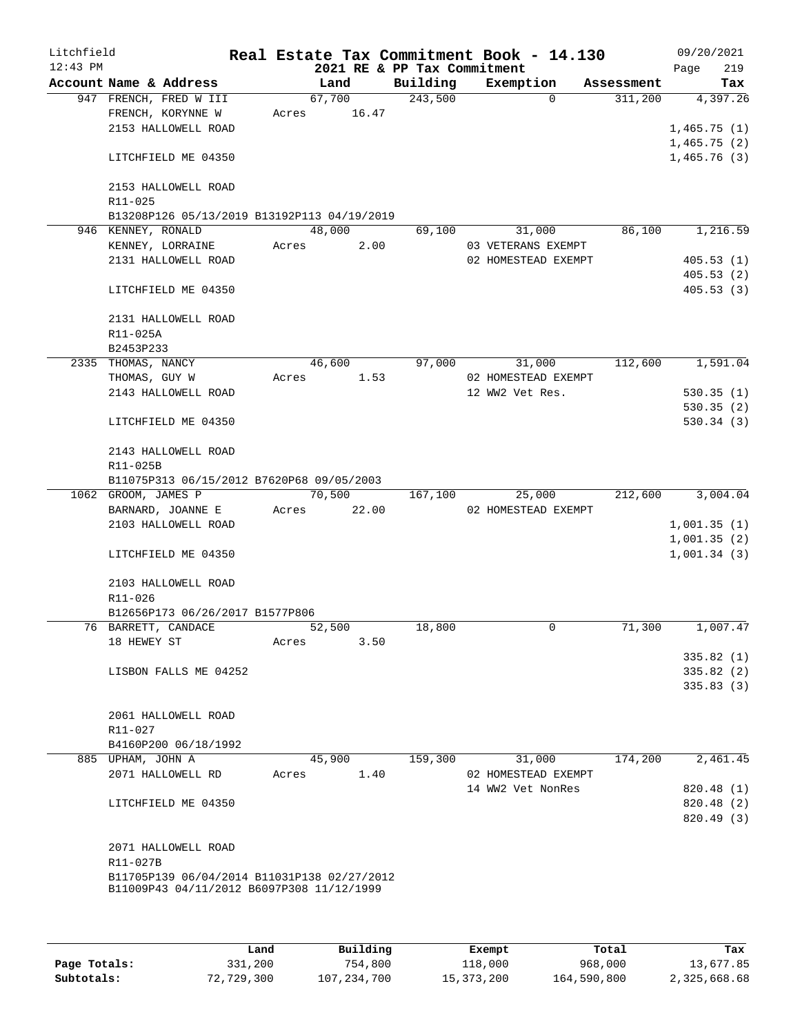Litchfield 12:43 PM

# Real Estate Tax Commitment Book - 14.130

2021 RE & PP Tax Commitment

09/20/2021

| Account Name & Address | Land | Building | Exemption | Assessment | Tax |
|---|---|---|---|---|---|
| 947 FRENCH, FRED W III | 67,700 | 243,500 | 0 | 311,200 | 4,397.26 |
| FRENCH, KORYNNE W | Acres 16.47 | | | | |
| 2153 HALLOWELL ROAD | | | | | 1,465.75 (1) |
| | | | | | 1,465.75 (2) |
| LITCHFIELD ME 04350 | | | | | 1,465.76 (3) |
| 2153 HALLOWELL ROAD | | | | | |
| R11-025 | | | | | |
| B13208P126 05/13/2019 B13192P113 04/19/2019 | | | | | |
| 946 KENNEY, RONALD | 48,000 | 69,100 | 31,000 | 86,100 | 1,216.59 |
| KENNEY, LORRAINE | Acres 2.00 | | 03 VETERANS EXEMPT | | |
| 2131 HALLOWELL ROAD | | | 02 HOMESTEAD EXEMPT | | 405.53 (1) |
| | | | | | 405.53 (2) |
| LITCHFIELD ME 04350 | | | | | 405.53 (3) |
| 2131 HALLOWELL ROAD | | | | | |
| R11-025A | | | | | |
| B2453P233 | | | | | |
| 2335 THOMAS, NANCY | 46,600 | 97,000 | 31,000 | 112,600 | 1,591.04 |
| THOMAS, GUY W | Acres 1.53 | | 02 HOMESTEAD EXEMPT | | |
| 2143 HALLOWELL ROAD | | | 12 WW2 Vet Res. | | 530.35 (1) |
| | | | | | 530.35 (2) |
| LITCHFIELD ME 04350 | | | | | 530.34 (3) |
| 2143 HALLOWELL ROAD | | | | | |
| R11-025B | | | | | |
| B11075P313 06/15/2012 B7620P68 09/05/2003 | | | | | |
| 1062 GROOM, JAMES P | 70,500 | 167,100 | 25,000 | 212,600 | 3,004.04 |
| BARNARD, JOANNE E | Acres 22.00 | | 02 HOMESTEAD EXEMPT | | |
| 2103 HALLOWELL ROAD | | | | | 1,001.35 (1) |
| | | | | | 1,001.35 (2) |
| LITCHFIELD ME 04350 | | | | | 1,001.34 (3) |
| 2103 HALLOWELL ROAD | | | | | |
| R11-026 | | | | | |
| B12656P173 06/26/2017 B1577P806 | | | | | |
| 76 BARRETT, CANDACE | 52,500 | 18,800 | 0 | 71,300 | 1,007.47 |
| 18 HEWEY ST | Acres 3.50 | | | | |
| | | | | | 335.82 (1) |
| LISBON FALLS ME 04252 | | | | | 335.82 (2) |
| | | | | | 335.83 (3) |
| 2061 HALLOWELL ROAD | | | | | |
| R11-027 | | | | | |
| B4160P200 06/18/1992 | | | | | |
| 885 UPHAM, JOHN A | 45,900 | 159,300 | 31,000 | 174,200 | 2,461.45 |
| 2071 HALLOWELL RD | Acres 1.40 | | 02 HOMESTEAD EXEMPT | | |
| | | | 14 WW2 Vet NonRes | | 820.48 (1) |
| LITCHFIELD ME 04350 | | | | | 820.48 (2) |
| | | | | | 820.49 (3) |
| 2071 HALLOWELL ROAD | | | | | |
| R11-027B | | | | | |
| B11705P139 06/04/2014 B11031P138 02/27/2012 | | | | | |
| B11009P43 04/11/2012 B6097P308 11/12/1999 | | | | | |

| | Land | Building | Exempt | Total | Tax |
|---|---|---|---|---|---|
| Page Totals: | 331,200 | 754,800 | 118,000 | 968,000 | 13,677.85 |
| Subtotals: | 72,729,300 | 107,234,700 | 15,373,200 | 164,590,800 | 2,325,668.68 |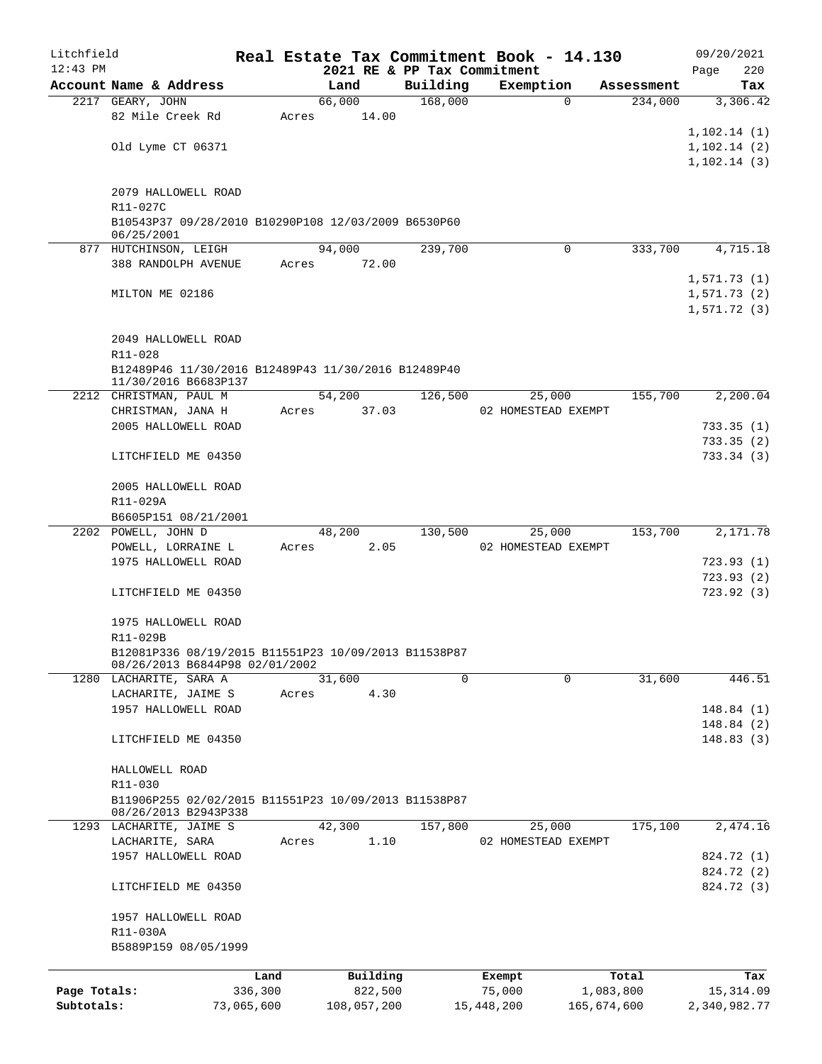Litchfield
12:43 PM

**Real Estate Tax Commitment Book - 14.130**
**2021 RE & PP Tax Commitment**

09/20/2021

| Account Name & Address | Land | Building | Exemption | Assessment | Tax |
|---|---|---|---|---|---|
| 2217 GEARY, JOHN | 66,000 | 168,000 | 0 | 234,000 | 3,306.42 |
| 82 Mile Creek Rd | Acres 14.00 | | | | |
| | | | | | 1,102.14 (1) |
| Old Lyme CT 06371 | | | | | 1,102.14 (2) |
| | | | | | 1,102.14 (3) |
| 2079 HALLOWELL ROAD | | | | | |
| R11-027C | | | | | |
| B10543P37 09/28/2010 B10290P108 12/03/2009 B6530P60 06/25/2001 | | | | | |
| 877 HUTCHINSON, LEIGH | 94,000 | 239,700 | 0 | 333,700 | 4,715.18 |
| 388 RANDOLPH AVENUE | Acres 72.00 | | | | |
| | | | | | 1,571.73 (1) |
| MILTON ME 02186 | | | | | 1,571.73 (2) |
| | | | | | 1,571.72 (3) |
| 2049 HALLOWELL ROAD | | | | | |
| R11-028 | | | | | |
| B12489P46 11/30/2016 B12489P43 11/30/2016 B12489P40 11/30/2016 B6683P137 | | | | | |
| 2212 CHRISTMAN, PAUL M | 54,200 | 126,500 | 25,000 | 155,700 | 2,200.04 |
| CHRISTMAN, JANA H | Acres 37.03 | | 02 HOMESTEAD EXEMPT | | |
| 2005 HALLOWELL ROAD | | | | | 733.35 (1) |
| | | | | | 733.35 (2) |
| LITCHFIELD ME 04350 | | | | | 733.34 (3) |
| 2005 HALLOWELL ROAD | | | | | |
| R11-029A | | | | | |
| B6605P151 08/21/2001 | | | | | |
| 2202 POWELL, JOHN D | 48,200 | 130,500 | 25,000 | 153,700 | 2,171.78 |
| POWELL, LORRAINE L | Acres 2.05 | | 02 HOMESTEAD EXEMPT | | |
| 1975 HALLOWELL ROAD | | | | | 723.93 (1) |
| | | | | | 723.93 (2) |
| LITCHFIELD ME 04350 | | | | | 723.92 (3) |
| 1975 HALLOWELL ROAD | | | | | |
| R11-029B | | | | | |
| B12081P336 08/19/2015 B11551P23 10/09/2013 B11538P87 08/26/2013 B6844P98 02/01/2002 | | | | | |
| 1280 LACHARITE, SARA A | 31,600 | 0 | 0 | 31,600 | 446.51 |
| LACHARITE, JAIME S | Acres 4.30 | | | | |
| 1957 HALLOWELL ROAD | | | | | 148.84 (1) |
| | | | | | 148.84 (2) |
| LITCHFIELD ME 04350 | | | | | 148.83 (3) |
| HALLOWELL ROAD | | | | | |
| R11-030 | | | | | |
| B11906P255 02/02/2015 B11551P23 10/09/2013 B11538P87 08/26/2013 B2943P338 | | | | | |
| 1293 LACHARITE, JAIME S | 42,300 | 157,800 | 25,000 | 175,100 | 2,474.16 |
| LACHARITE, SARA | Acres 1.10 | | 02 HOMESTEAD EXEMPT | | |
| 1957 HALLOWELL ROAD | | | | | 824.72 (1) |
| | | | | | 824.72 (2) |
| LITCHFIELD ME 04350 | | | | | 824.72 (3) |
| 1957 HALLOWELL ROAD | | | | | |
| R11-030A | | | | | |
| B5889P159 08/05/1999 | | | | | |

| | Land | Building | Exempt | Total | Tax |
|---|---|---|---|---|---|
| Page Totals: | 336,300 | 822,500 | 75,000 | 1,083,800 | 15,314.09 |
| Subtotals: | 73,065,600 | 108,057,200 | 15,448,200 | 165,674,600 | 2,340,982.77 |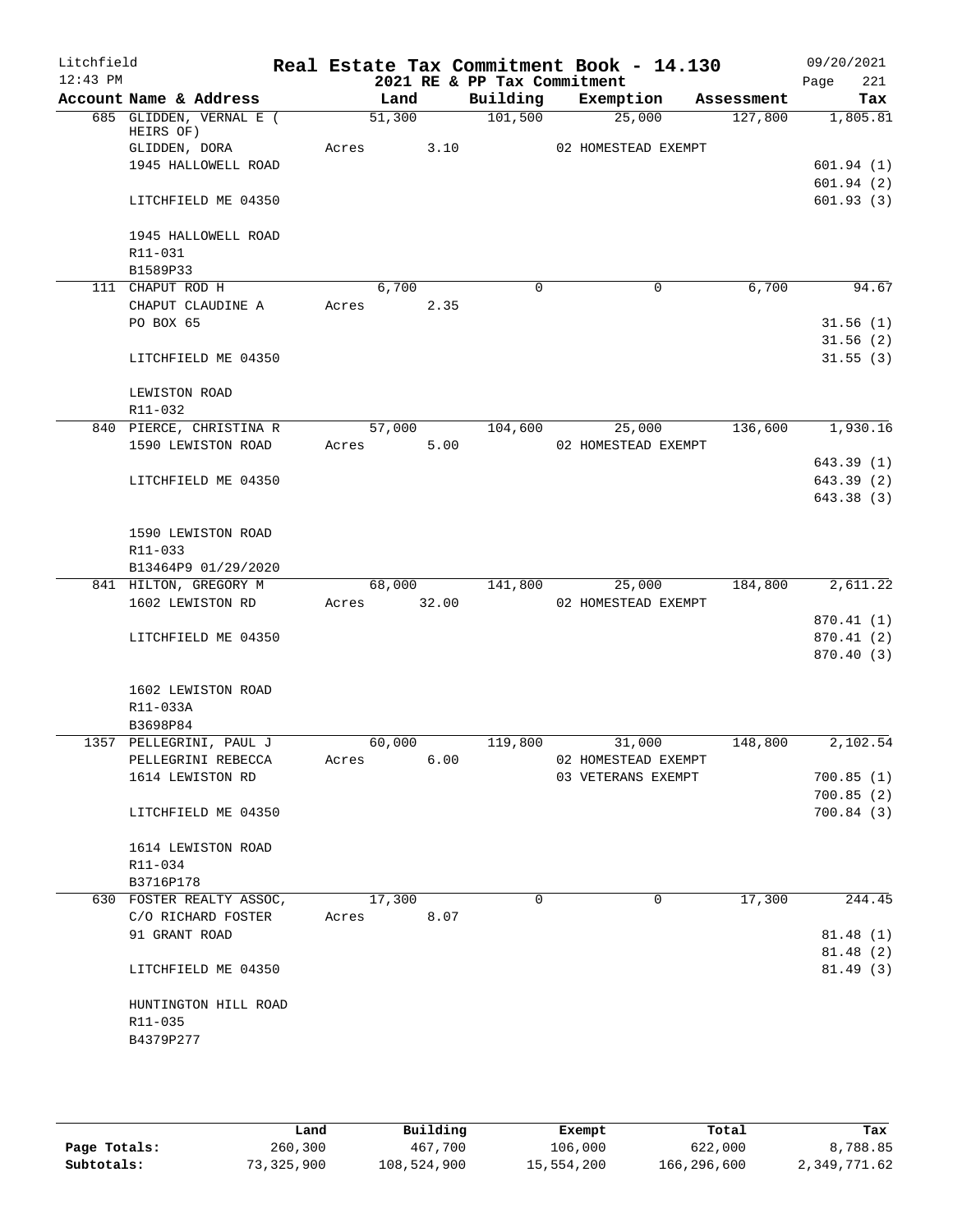# Real Estate Tax Commitment Book - 14.130

Litchfield 12:43 PM — 2021 RE & PP Tax Commitment — 09/20/2021

| Account Name & Address | Land | Building | Exemption | Assessment | Tax |
|---|---|---|---|---|---|
| 685 GLIDDEN, VERNAL E ( HEIRS OF) | 51,300 | 101,500 | 25,000 | 127,800 | 1,805.81 |
| GLIDDEN, DORA | Acres 3.10 | | 02 HOMESTEAD EXEMPT | | |
| 1945 HALLOWELL ROAD | | | | | 601.94 (1) |
| | | | | | 601.94 (2) |
| LITCHFIELD ME 04350 | | | | | 601.93 (3) |
| 1945 HALLOWELL ROAD | | | | | |
| R11-031 | | | | | |
| B1589P33 | | | | | |
| 111 CHAPUT ROD H | 6,700 | 0 | 0 | 6,700 | 94.67 |
| CHAPUT CLAUDINE A | Acres 2.35 | | | | |
| PO BOX 65 | | | | | 31.56 (1) |
| | | | | | 31.56 (2) |
| LITCHFIELD ME 04350 | | | | | 31.55 (3) |
| LEWISTON ROAD | | | | | |
| R11-032 | | | | | |
| 840 PIERCE, CHRISTINA R | 57,000 | 104,600 | 25,000 | 136,600 | 1,930.16 |
| 1590 LEWISTON ROAD | Acres 5.00 | | 02 HOMESTEAD EXEMPT | | |
| | | | | | 643.39 (1) |
| LITCHFIELD ME 04350 | | | | | 643.39 (2) |
| | | | | | 643.38 (3) |
| 1590 LEWISTON ROAD | | | | | |
| R11-033 | | | | | |
| B13464P9 01/29/2020 | | | | | |
| 841 HILTON, GREGORY M | 68,000 | 141,800 | 25,000 | 184,800 | 2,611.22 |
| 1602 LEWISTON RD | Acres 32.00 | | 02 HOMESTEAD EXEMPT | | |
| | | | | | 870.41 (1) |
| LITCHFIELD ME 04350 | | | | | 870.41 (2) |
| | | | | | 870.40 (3) |
| 1602 LEWISTON ROAD | | | | | |
| R11-033A | | | | | |
| B3698P84 | | | | | |
| 1357 PELLEGRINI, PAUL J | 60,000 | 119,800 | 31,000 | 148,800 | 2,102.54 |
| PELLEGRINI REBECCA | Acres 6.00 | | 02 HOMESTEAD EXEMPT | | |
| 1614 LEWISTON RD | | | 03 VETERANS EXEMPT | | 700.85 (1) |
| | | | | | 700.85 (2) |
| LITCHFIELD ME 04350 | | | | | 700.84 (3) |
| 1614 LEWISTON ROAD | | | | | |
| R11-034 | | | | | |
| B3716P178 | | | | | |
| 630 FOSTER REALTY ASSOC, | 17,300 | 0 | 0 | 17,300 | 244.45 |
| C/O RICHARD FOSTER | Acres 8.07 | | | | |
| 91 GRANT ROAD | | | | | 81.48 (1) |
| | | | | | 81.48 (2) |
| LITCHFIELD ME 04350 | | | | | 81.49 (3) |
| HUNTINGTON HILL ROAD | | | | | |
| R11-035 | | | | | |
| B4379P277 | | | | | |

| | Land | Building | Exempt | Total | Tax |
|---|---|---|---|---|---|
| Page Totals: | 260,300 | 467,700 | 106,000 | 622,000 | 8,788.85 |
| Subtotals: | 73,325,900 | 108,524,900 | 15,554,200 | 166,296,600 | 2,349,771.62 |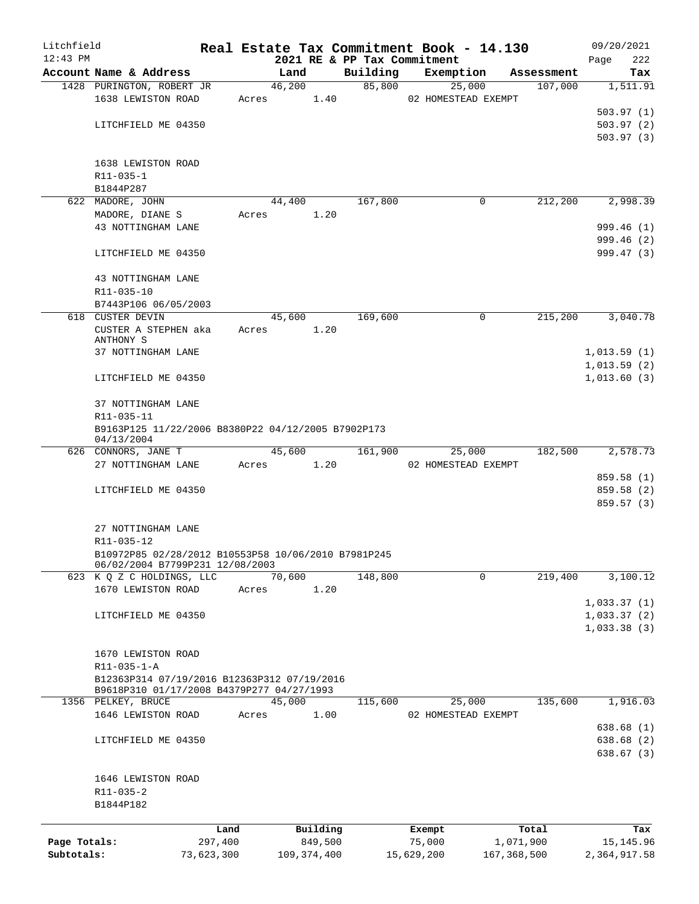# Real Estate Tax Commitment Book - 14.130

Litchfield
12:43 PM

2021 RE & PP Tax Commitment

09/20/2021
Page 222

| Account Name & Address | Land | Building | Exemption | Assessment | Tax |
|---|---|---|---|---|---|
| 1428 PURINGTON, ROBERT JR | 46,200 | 85,800 | 25,000 | 107,000 | 1,511.91 |
| 1638 LEWISTON ROAD | Acres 1.40 | | 02 HOMESTEAD EXEMPT | | |
| | | | | | 503.97 (1) |
| LITCHFIELD ME 04350 | | | | | 503.97 (2) |
| | | | | | 503.97 (3) |
| 1638 LEWISTON ROAD | | | | | |
| R11-035-1 | | | | | |
| B1844P287 | | | | | |
| 622 MADORE, JOHN | 44,400 | 167,800 | 0 | 212,200 | 2,998.39 |
| MADORE, DIANE S | Acres 1.20 | | | | |
| 43 NOTTINGHAM LANE | | | | | 999.46 (1) |
| | | | | | 999.46 (2) |
| LITCHFIELD ME 04350 | | | | | 999.47 (3) |
| 43 NOTTINGHAM LANE | | | | | |
| R11-035-10 | | | | | |
| B7443P106 06/05/2003 | | | | | |
| 618 CUSTER DEVIN | 45,600 | 169,600 | 0 | 215,200 | 3,040.78 |
| CUSTER A STEPHEN aka ANTHONY S | Acres 1.20 | | | | |
| 37 NOTTINGHAM LANE | | | | | 1,013.59 (1) |
| | | | | | 1,013.59 (2) |
| LITCHFIELD ME 04350 | | | | | 1,013.60 (3) |
| 37 NOTTINGHAM LANE | | | | | |
| R11-035-11 | | | | | |
| B9163P125 11/22/2006 B8380P22 04/12/2005 B7902P173 04/13/2004 | | | | | |
| 626 CONNORS, JANE T | 45,600 | 161,900 | 25,000 | 182,500 | 2,578.73 |
| 27 NOTTINGHAM LANE | Acres 1.20 | | 02 HOMESTEAD EXEMPT | | |
| | | | | | 859.58 (1) |
| LITCHFIELD ME 04350 | | | | | 859.58 (2) |
| | | | | | 859.57 (3) |
| 27 NOTTINGHAM LANE | | | | | |
| R11-035-12 | | | | | |
| B10972P85 02/28/2012 B10553P58 10/06/2010 B7981P245 06/02/2004 B7799P231 12/08/2003 | | | | | |
| 623 K Q Z C HOLDINGS, LLC | 70,600 | 148,800 | 0 | 219,400 | 3,100.12 |
| 1670 LEWISTON ROAD | Acres 1.20 | | | | |
| | | | | | 1,033.37 (1) |
| LITCHFIELD ME 04350 | | | | | 1,033.37 (2) |
| | | | | | 1,033.38 (3) |
| 1670 LEWISTON ROAD | | | | | |
| R11-035-1-A | | | | | |
| B12363P314 07/19/2016 B12363P312 07/19/2016 B9618P310 01/17/2008 B4379P277 04/27/1993 | | | | | |
| 1356 PELKEY, BRUCE | 45,000 | 115,600 | 25,000 | 135,600 | 1,916.03 |
| 1646 LEWISTON ROAD | Acres 1.00 | | 02 HOMESTEAD EXEMPT | | |
| | | | | | 638.68 (1) |
| LITCHFIELD ME 04350 | | | | | 638.68 (2) |
| | | | | | 638.67 (3) |
| 1646 LEWISTON ROAD | | | | | |
| R11-035-2 | | | | | |
| B1844P182 | | | | | |

| | Land | Building | Exempt | Total | Tax |
|---|---|---|---|---|---|
| Page Totals: | 297,400 | 849,500 | 75,000 | 1,071,900 | 15,145.96 |
| Subtotals: | 73,623,300 | 109,374,400 | 15,629,200 | 167,368,500 | 2,364,917.58 |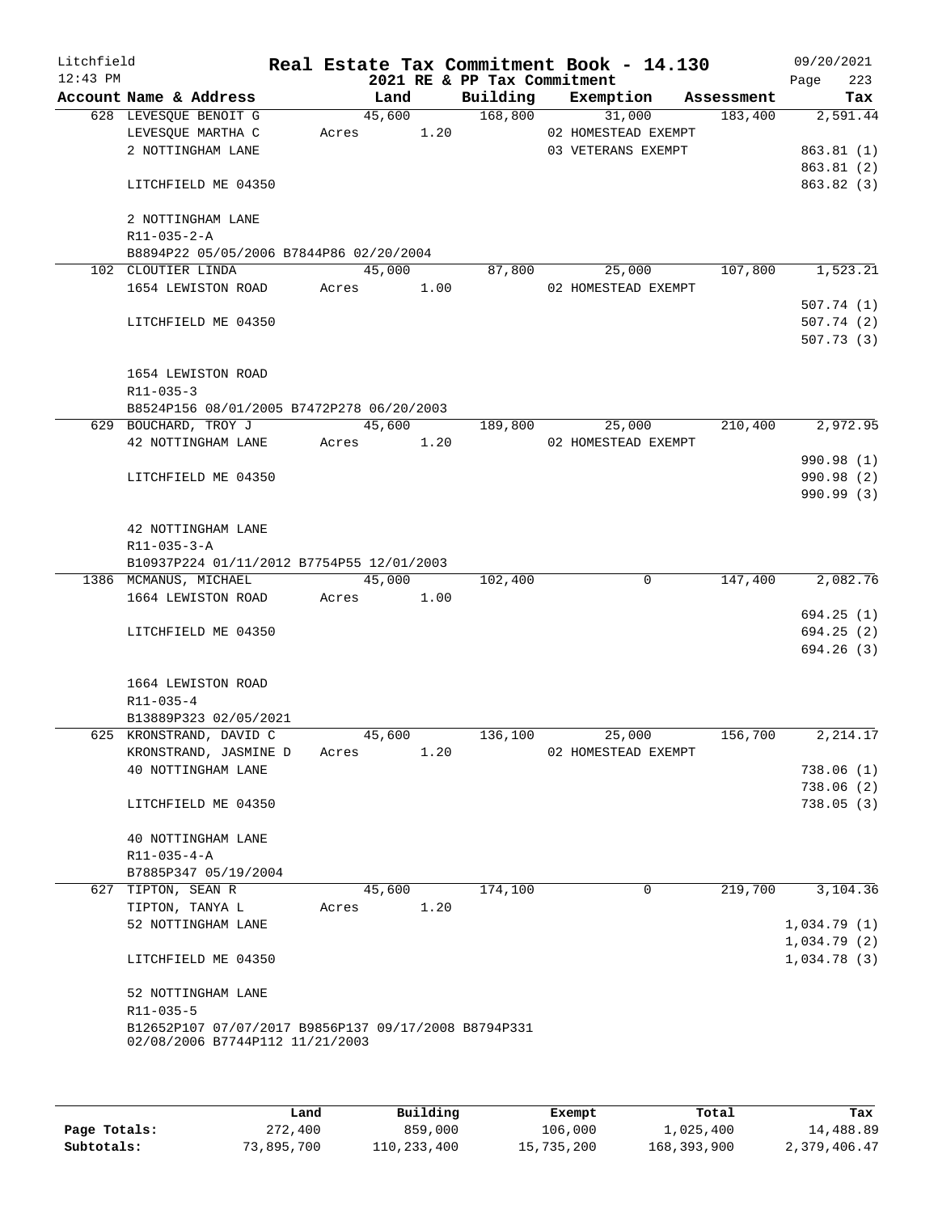# Real Estate Tax Commitment Book - 14.130

Litchfield 12:43 PM — 2021 RE & PP Tax Commitment — 09/20/2021 Page 223

| Account Name & Address | Land | Building | Exemption | Assessment | Tax |
|---|---|---|---|---|---|
| 628 LEVESQUE BENOIT G | 45,600 | 168,800 | 31,000 | 183,400 | 2,591.44 |
| LEVESQUE MARTHA C | Acres 1.20 | | 02 HOMESTEAD EXEMPT | | |
| 2 NOTTINGHAM LANE | | | 03 VETERANS EXEMPT | | 863.81 (1) |
| | | | | | 863.81 (2) |
| LITCHFIELD ME 04350 | | | | | 863.82 (3) |
| 2 NOTTINGHAM LANE | | | | | |
| R11-035-2-A | | | | | |
| B8894P22 05/05/2006 B7844P86 02/20/2004 | | | | | |
| 102 CLOUTIER LINDA | 45,000 | 87,800 | 25,000 | 107,800 | 1,523.21 |
| 1654 LEWISTON ROAD | Acres 1.00 | | 02 HOMESTEAD EXEMPT | | |
| | | | | | 507.74 (1) |
| LITCHFIELD ME 04350 | | | | | 507.74 (2) |
| | | | | | 507.73 (3) |
| 1654 LEWISTON ROAD | | | | | |
| R11-035-3 | | | | | |
| B8524P156 08/01/2005 B7472P278 06/20/2003 | | | | | |
| 629 BOUCHARD, TROY J | 45,600 | 189,800 | 25,000 | 210,400 | 2,972.95 |
| 42 NOTTINGHAM LANE | Acres 1.20 | | 02 HOMESTEAD EXEMPT | | |
| | | | | | 990.98 (1) |
| LITCHFIELD ME 04350 | | | | | 990.98 (2) |
| | | | | | 990.99 (3) |
| 42 NOTTINGHAM LANE | | | | | |
| R11-035-3-A | | | | | |
| B10937P224 01/11/2012 B7754P55 12/01/2003 | | | | | |
| 1386 MCMANUS, MICHAEL | 45,000 | 102,400 | 0 | 147,400 | 2,082.76 |
| 1664 LEWISTON ROAD | Acres 1.00 | | | | |
| | | | | | 694.25 (1) |
| LITCHFIELD ME 04350 | | | | | 694.25 (2) |
| | | | | | 694.26 (3) |
| 1664 LEWISTON ROAD | | | | | |
| R11-035-4 | | | | | |
| B13889P323 02/05/2021 | | | | | |
| 625 KRONSTRAND, DAVID C | 45,600 | 136,100 | 25,000 | 156,700 | 2,214.17 |
| KRONSTRAND, JASMINE D | Acres 1.20 | | 02 HOMESTEAD EXEMPT | | |
| 40 NOTTINGHAM LANE | | | | | 738.06 (1) |
| | | | | | 738.06 (2) |
| LITCHFIELD ME 04350 | | | | | 738.05 (3) |
| 40 NOTTINGHAM LANE | | | | | |
| R11-035-4-A | | | | | |
| B7885P347 05/19/2004 | | | | | |
| 627 TIPTON, SEAN R | 45,600 | 174,100 | 0 | 219,700 | 3,104.36 |
| TIPTON, TANYA L | Acres 1.20 | | | | |
| 52 NOTTINGHAM LANE | | | | | 1,034.79 (1) |
| | | | | | 1,034.79 (2) |
| LITCHFIELD ME 04350 | | | | | 1,034.78 (3) |
| 52 NOTTINGHAM LANE | | | | | |
| R11-035-5 | | | | | |
| B12652P107 07/07/2017 B9856P137 09/17/2008 B8794P331 02/08/2006 B7744P112 11/21/2003 | | | | | |

| | Land | Building | Exempt | Total | Tax |
|---|---|---|---|---|---|
| **Page Totals:** | 272,400 | 859,000 | 106,000 | 1,025,400 | 14,488.89 |
| **Subtotals:** | 73,895,700 | 110,233,400 | 15,735,200 | 168,393,900 | 2,379,406.47 |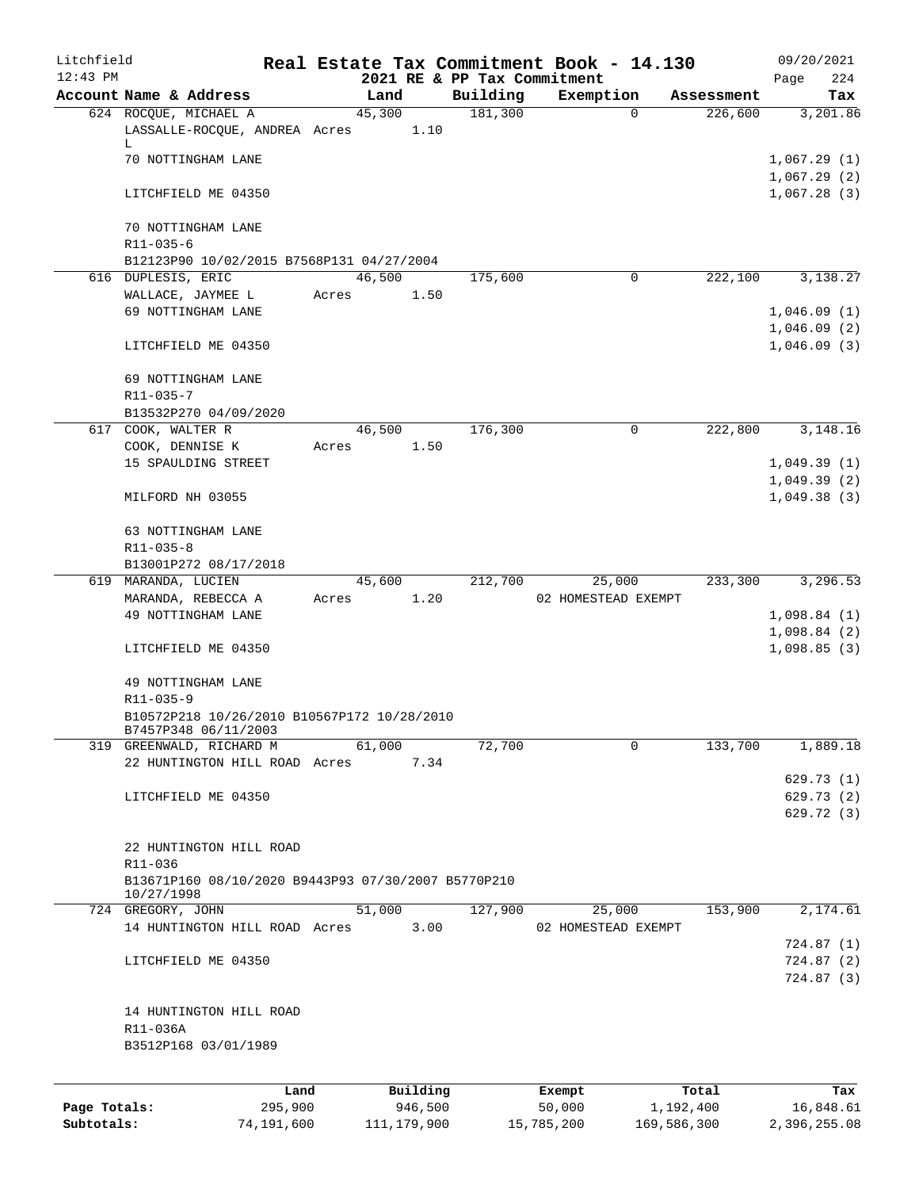Litchfield | Real Estate Tax Commitment Book - 14.130 | 09/20/2021
12:43 PM | 2021 RE & PP Tax Commitment | Page 224

| Account Name & Address | Land | Building | Exemption | Assessment | Tax |
|---|---|---|---|---|---|
| 624 ROCQUE, MICHAEL A | 45,300 | 181,300 | 0 | 226,600 | 3,201.86 |
| LASSALLE-ROCQUE, ANDREA L | Acres 1.10 | | | | |
| 70 NOTTINGHAM LANE | | | | | 1,067.29 (1) |
| | | | | | 1,067.29 (2) |
| LITCHFIELD ME 04350 | | | | | 1,067.28 (3) |
| 70 NOTTINGHAM LANE | | | | | |
| R11-035-6 | | | | | |
| B12123P90 10/02/2015 B7568P131 04/27/2004 | | | | | |
| 616 DUPLESIS, ERIC | 46,500 | 175,600 | 0 | 222,100 | 3,138.27 |
| WALLACE, JAYMEE L | Acres 1.50 | | | | |
| 69 NOTTINGHAM LANE | | | | | 1,046.09 (1) |
| | | | | | 1,046.09 (2) |
| LITCHFIELD ME 04350 | | | | | 1,046.09 (3) |
| 69 NOTTINGHAM LANE | | | | | |
| R11-035-7 | | | | | |
| B13532P270 04/09/2020 | | | | | |
| 617 COOK, WALTER R | 46,500 | 176,300 | 0 | 222,800 | 3,148.16 |
| COOK, DENNISE K | Acres 1.50 | | | | |
| 15 SPAULDING STREET | | | | | 1,049.39 (1) |
| | | | | | 1,049.39 (2) |
| MILFORD NH 03055 | | | | | 1,049.38 (3) |
| 63 NOTTINGHAM LANE | | | | | |
| R11-035-8 | | | | | |
| B13001P272 08/17/2018 | | | | | |
| 619 MARANDA, LUCIEN | 45,600 | 212,700 | 25,000 | 233,300 | 3,296.53 |
| MARANDA, REBECCA A | Acres 1.20 | | 02 HOMESTEAD EXEMPT | | |
| 49 NOTTINGHAM LANE | | | | | 1,098.84 (1) |
| | | | | | 1,098.84 (2) |
| LITCHFIELD ME 04350 | | | | | 1,098.85 (3) |
| 49 NOTTINGHAM LANE | | | | | |
| R11-035-9 | | | | | |
| B10572P218 10/26/2010 B10567P172 10/28/2010 B7457P348 06/11/2003 | | | | | |
| 319 GREENWALD, RICHARD M | 61,000 | 72,700 | 0 | 133,700 | 1,889.18 |
| 22 HUNTINGTON HILL ROAD | Acres 7.34 | | | | |
| | | | | | 629.73 (1) |
| LITCHFIELD ME 04350 | | | | | 629.73 (2) |
| | | | | | 629.72 (3) |
| 22 HUNTINGTON HILL ROAD | | | | | |
| R11-036 | | | | | |
| B13671P160 08/10/2020 B9443P93 07/30/2007 B5770P210 10/27/1998 | | | | | |
| 724 GREGORY, JOHN | 51,000 | 127,900 | 25,000 | 153,900 | 2,174.61 |
| 14 HUNTINGTON HILL ROAD | Acres 3.00 | | 02 HOMESTEAD EXEMPT | | |
| | | | | | 724.87 (1) |
| LITCHFIELD ME 04350 | | | | | 724.87 (2) |
| | | | | | 724.87 (3) |
| 14 HUNTINGTON HILL ROAD | | | | | |
| R11-036A | | | | | |
| B3512P168 03/01/1989 | | | | | |

| | Land | Building | Exempt | Total | Tax |
|---|---|---|---|---|---|
| Page Totals: | 295,900 | 946,500 | 50,000 | 1,192,400 | 16,848.61 |
| Subtotals: | 74,191,600 | 111,179,900 | 15,785,200 | 169,586,300 | 2,396,255.08 |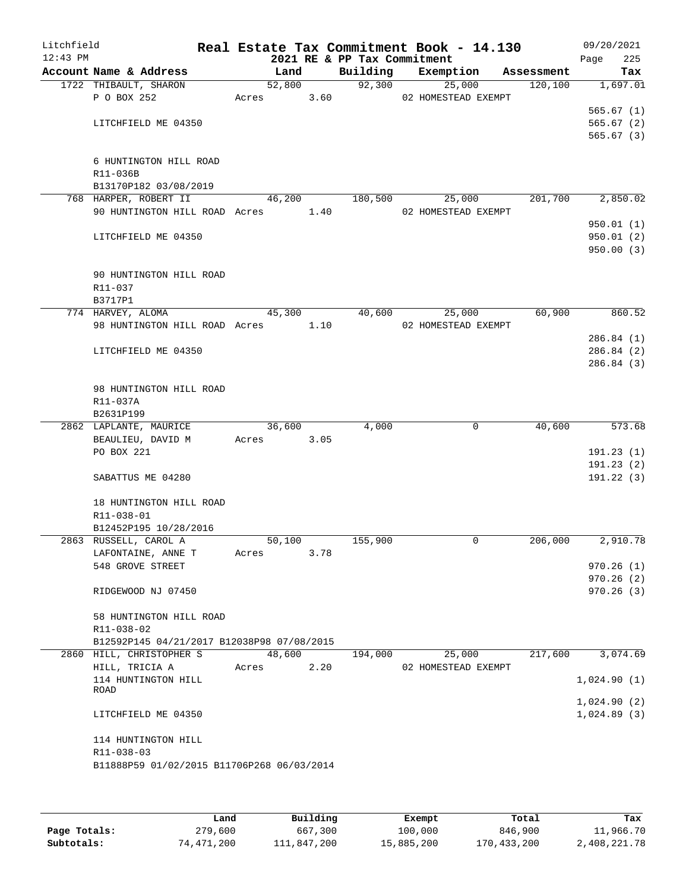Litchfield
12:43 PM

# Real Estate Tax Commitment Book - 14.130

2021 RE & PP Tax Commitment

09/20/2021
Page 225

| Account Name & Address | Land | Building | Exemption | Assessment | Tax |
|---|---|---|---|---|---|
| 1722 THIBAULT, SHARON | 52,800 | 92,300 | 25,000 | 120,100 | 1,697.01 |
| P O BOX 252 | Acres 3.60 | | 02 HOMESTEAD EXEMPT | | |
| | | | | | 565.67 (1) |
| LITCHFIELD ME 04350 | | | | | 565.67 (2) |
| | | | | | 565.67 (3) |
| 6 HUNTINGTON HILL ROAD | | | | | |
| R11-036B | | | | | |
| B13170P182 03/08/2019 | | | | | |
| 768 HARPER, ROBERT II | 46,200 | 180,500 | 25,000 | 201,700 | 2,850.02 |
| 90 HUNTINGTON HILL ROAD | Acres 1.40 | | 02 HOMESTEAD EXEMPT | | |
| | | | | | 950.01 (1) |
| LITCHFIELD ME 04350 | | | | | 950.01 (2) |
| | | | | | 950.00 (3) |
| 90 HUNTINGTON HILL ROAD | | | | | |
| R11-037 | | | | | |
| B3717P1 | | | | | |
| 774 HARVEY, ALOMA | 45,300 | 40,600 | 25,000 | 60,900 | 860.52 |
| 98 HUNTINGTON HILL ROAD | Acres 1.10 | | 02 HOMESTEAD EXEMPT | | |
| | | | | | 286.84 (1) |
| LITCHFIELD ME 04350 | | | | | 286.84 (2) |
| | | | | | 286.84 (3) |
| 98 HUNTINGTON HILL ROAD | | | | | |
| R11-037A | | | | | |
| B2631P199 | | | | | |
| 2862 LAPLANTE, MAURICE | 36,600 | 4,000 | 0 | 40,600 | 573.68 |
| BEAULIEU, DAVID M | Acres 3.05 | | | | |
| PO BOX 221 | | | | | 191.23 (1) |
| | | | | | 191.23 (2) |
| SABATTUS ME 04280 | | | | | 191.22 (3) |
| 18 HUNTINGTON HILL ROAD | | | | | |
| R11-038-01 | | | | | |
| B12452P195 10/28/2016 | | | | | |
| 2863 RUSSELL, CAROL A | 50,100 | 155,900 | 0 | 206,000 | 2,910.78 |
| LAFONTAINE, ANNE T | Acres 3.78 | | | | |
| 548 GROVE STREET | | | | | 970.26 (1) |
| | | | | | 970.26 (2) |
| RIDGEWOOD NJ 07450 | | | | | 970.26 (3) |
| 58 HUNTINGTON HILL ROAD | | | | | |
| R11-038-02 | | | | | |
| B12592P145 04/21/2017 B12038P98 07/08/2015 | | | | | |
| 2860 HILL, CHRISTOPHER S | 48,600 | 194,000 | 25,000 | 217,600 | 3,074.69 |
| HILL, TRICIA A | Acres 2.20 | | 02 HOMESTEAD EXEMPT | | |
| 114 HUNTINGTON HILL ROAD | | | | | 1,024.90 (1) |
| | | | | | 1,024.90 (2) |
| LITCHFIELD ME 04350 | | | | | 1,024.89 (3) |
| 114 HUNTINGTON HILL | | | | | |
| R11-038-03 | | | | | |
| B11888P59 01/02/2015 B11706P268 06/03/2014 | | | | | |

| | Land | Building | Exempt | Total | Tax |
|---|---|---|---|---|---|
| Page Totals: | 279,600 | 667,300 | 100,000 | 846,900 | 11,966.70 |
| Subtotals: | 74,471,200 | 111,847,200 | 15,885,200 | 170,433,200 | 2,408,221.78 |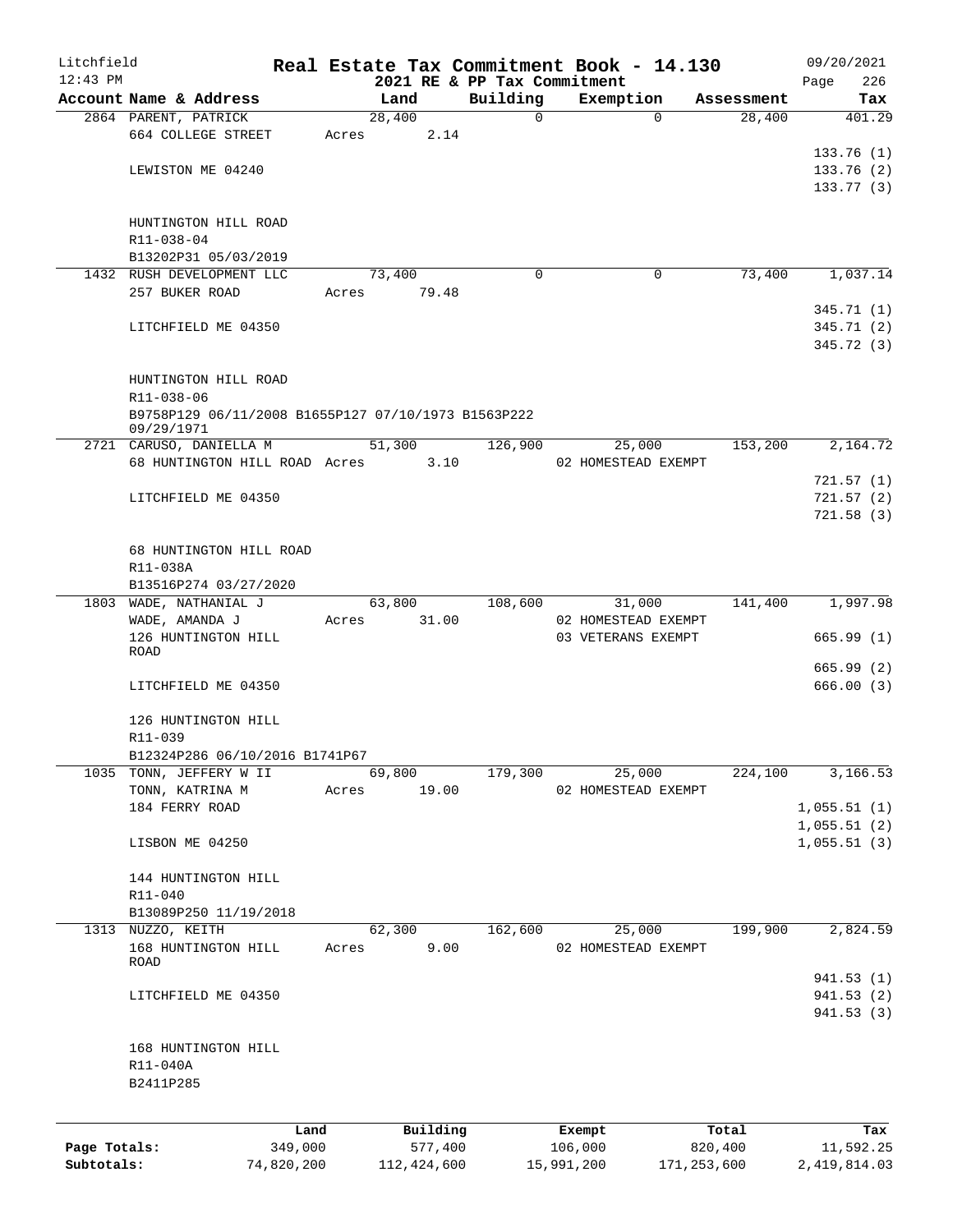Litchfield | Real Estate Tax Commitment Book - 14.130 | 09/20/2021
12:43 PM | 2021 RE & PP Tax Commitment | Page 226

| Account Name & Address | Land | Building | Exemption | Assessment | Tax |
|---|---|---|---|---|---|
| 2864 PARENT, PATRICK | 28,400 | 0 | 0 | 28,400 | 401.29 |
| 664 COLLEGE STREET | Acres 2.14 | | | | |
| | | | | | 133.76 (1) |
| LEWISTON ME 04240 | | | | | 133.76 (2) |
| | | | | | 133.77 (3) |
| HUNTINGTON HILL ROAD | | | | | |
| R11-038-04 | | | | | |
| B13202P31 05/03/2019 | | | | | |
| 1432 RUSH DEVELOPMENT LLC | 73,400 | 0 | 0 | 73,400 | 1,037.14 |
| 257 BUKER ROAD | Acres 79.48 | | | | |
| | | | | | 345.71 (1) |
| LITCHFIELD ME 04350 | | | | | 345.71 (2) |
| | | | | | 345.72 (3) |
| HUNTINGTON HILL ROAD | | | | | |
| R11-038-06 | | | | | |
| B9758P129 06/11/2008 B1655P127 07/10/1973 B1563P222 09/29/1971 | | | | | |
| 2721 CARUSO, DANIELLA M | 51,300 | 126,900 | 25,000 | 153,200 | 2,164.72 |
| 68 HUNTINGTON HILL ROAD | Acres 3.10 | | 02 HOMESTEAD EXEMPT | | |
| | | | | | 721.57 (1) |
| LITCHFIELD ME 04350 | | | | | 721.57 (2) |
| | | | | | 721.58 (3) |
| 68 HUNTINGTON HILL ROAD | | | | | |
| R11-038A | | | | | |
| B13516P274 03/27/2020 | | | | | |
| 1803 WADE, NATHANIAL J | 63,800 | 108,600 | 31,000 | 141,400 | 1,997.98 |
| WADE, AMANDA J | Acres 31.00 | | 02 HOMESTEAD EXEMPT | | |
| 126 HUNTINGTON HILL ROAD | | | 03 VETERANS EXEMPT | | 665.99 (1) |
| | | | | | 665.99 (2) |
| LITCHFIELD ME 04350 | | | | | 666.00 (3) |
| 126 HUNTINGTON HILL | | | | | |
| R11-039 | | | | | |
| B12324P286 06/10/2016 B1741P67 | | | | | |
| 1035 TONN, JEFFERY W II | 69,800 | 179,300 | 25,000 | 224,100 | 3,166.53 |
| TONN, KATRINA M | Acres 19.00 | | 02 HOMESTEAD EXEMPT | | |
| 184 FERRY ROAD | | | | | 1,055.51 (1) |
| | | | | | 1,055.51 (2) |
| LISBON ME 04250 | | | | | 1,055.51 (3) |
| 144 HUNTINGTON HILL | | | | | |
| R11-040 | | | | | |
| B13089P250 11/19/2018 | | | | | |
| 1313 NUZZO, KEITH | 62,300 | 162,600 | 25,000 | 199,900 | 2,824.59 |
| 168 HUNTINGTON HILL ROAD | Acres 9.00 | | 02 HOMESTEAD EXEMPT | | |
| | | | | | 941.53 (1) |
| LITCHFIELD ME 04350 | | | | | 941.53 (2) |
| | | | | | 941.53 (3) |
| 168 HUNTINGTON HILL | | | | | |
| R11-040A | | | | | |
| B2411P285 | | | | | |

| | Land | Building | Exempt | Total | Tax |
|---|---|---|---|---|---|
| Page Totals: | 349,000 | 577,400 | 106,000 | 820,400 | 11,592.25 |
| Subtotals: | 74,820,200 | 112,424,600 | 15,991,200 | 171,253,600 | 2,419,814.03 |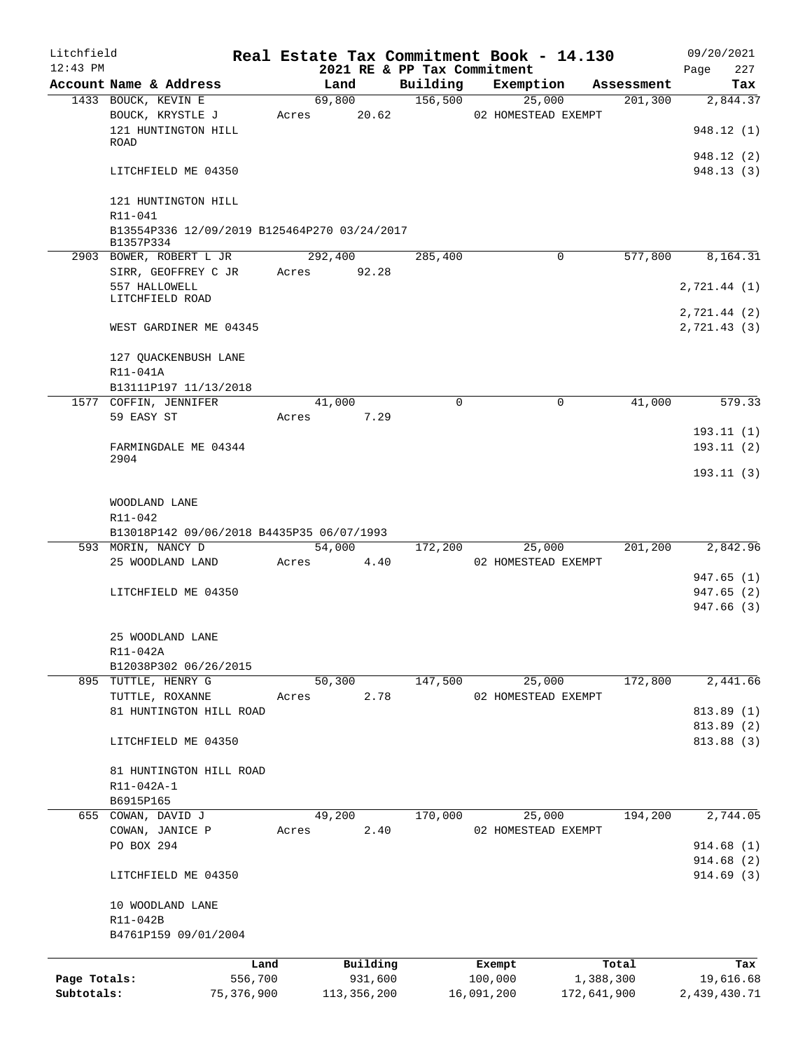Litchfield
12:43 PM

# Real Estate Tax Commitment Book - 14.130

2021 RE & PP Tax Commitment

09/20/2021
Page 227

| Account Name & Address | Land | Building | Exemption | Assessment | Tax |
|---|---|---|---|---|---|
| 1433 BOUCK, KEVIN E | 69,800 | 156,500 | 25,000 | 201,300 | 2,844.37 |
| BOUCK, KRYSTLE J | Acres 20.62 | | 02 HOMESTEAD EXEMPT | | |
| 121 HUNTINGTON HILL ROAD | | | | | 948.12 (1) |
| | | | | | 948.12 (2) |
| LITCHFIELD ME 04350 | | | | | 948.13 (3) |
| 121 HUNTINGTON HILL | | | | | |
| R11-041 | | | | | |
| B13554P336 12/09/2019 B125464P270 03/24/2017 B1357P334 | | | | | |
| 2903 BOWER, ROBERT L JR | 292,400 | 285,400 | 0 | 577,800 | 8,164.31 |
| SIRR, GEOFFREY C JR | Acres 92.28 | | | | |
| 557 HALLOWELL LITCHFIELD ROAD | | | | | 2,721.44 (1) |
| | | | | | 2,721.44 (2) |
| WEST GARDINER ME 04345 | | | | | 2,721.43 (3) |
| 127 QUACKENBUSH LANE | | | | | |
| R11-041A | | | | | |
| B13111P197 11/13/2018 | | | | | |
| 1577 COFFIN, JENNIFER | 41,000 | 0 | 0 | 41,000 | 579.33 |
| 59 EASY ST | Acres 7.29 | | | | |
| | | | | | 193.11 (1) |
| FARMINGDALE ME 04344 2904 | | | | | 193.11 (2) |
| | | | | | 193.11 (3) |
| WOODLAND LANE | | | | | |
| R11-042 | | | | | |
| B13018P142 09/06/2018 B4435P35 06/07/1993 | | | | | |
| 593 MORIN, NANCY D | 54,000 | 172,200 | 25,000 | 201,200 | 2,842.96 |
| 25 WOODLAND LAND | Acres 4.40 | | 02 HOMESTEAD EXEMPT | | |
| | | | | | 947.65 (1) |
| LITCHFIELD ME 04350 | | | | | 947.65 (2) |
| | | | | | 947.66 (3) |
| 25 WOODLAND LANE | | | | | |
| R11-042A | | | | | |
| B12038P302 06/26/2015 | | | | | |
| 895 TUTTLE, HENRY G | 50,300 | 147,500 | 25,000 | 172,800 | 2,441.66 |
| TUTTLE, ROXANNE | Acres 2.78 | | 02 HOMESTEAD EXEMPT | | |
| 81 HUNTINGTON HILL ROAD | | | | | 813.89 (1) |
| | | | | | 813.89 (2) |
| LITCHFIELD ME 04350 | | | | | 813.88 (3) |
| 81 HUNTINGTON HILL ROAD | | | | | |
| R11-042A-1 | | | | | |
| B6915P165 | | | | | |
| 655 COWAN, DAVID J | 49,200 | 170,000 | 25,000 | 194,200 | 2,744.05 |
| COWAN, JANICE P | Acres 2.40 | | 02 HOMESTEAD EXEMPT | | |
| PO BOX 294 | | | | | 914.68 (1) |
| | | | | | 914.68 (2) |
| LITCHFIELD ME 04350 | | | | | 914.69 (3) |
| 10 WOODLAND LANE | | | | | |
| R11-042B | | | | | |
| B4761P159 09/01/2004 | | | | | |

| | Land | Building | Exempt | Total | Tax |
|---|---|---|---|---|---|
| Page Totals: | 556,700 | 931,600 | 100,000 | 1,388,300 | 19,616.68 |
| Subtotals: | 75,376,900 | 113,356,200 | 16,091,200 | 172,641,900 | 2,439,430.71 |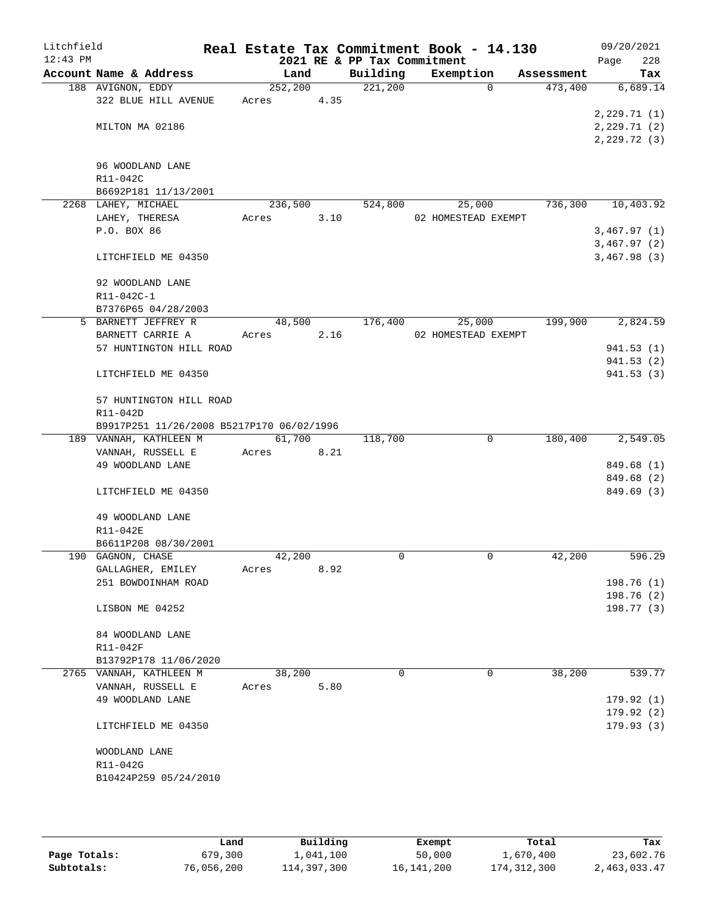Litchfield
12:43 PM

# Real Estate Tax Commitment Book - 14.130

## 2021 RE & PP Tax Commitment

09/20/2021

| Account | Name & Address | Land | Building | Exemption | Assessment | Tax |
|---|---|---|---|---|---|---|
| 188 | AVIGNON, EDDY<br>322 BLUE HILL AVENUE<br><br>MILTON MA 02186<br><br>96 WOODLAND LANE<br>R11-042C<br>B6692P181 11/13/2001 | 252,200<br>Acres 4.35 | 221,200 | 0 | 473,400 | 6,689.14<br><br>2,229.71 (1)<br>2,229.71 (2)<br>2,229.72 (3) |
| 2268 | LAHEY, MICHAEL<br>LAHEY, THERESA<br>P.O. BOX 86<br><br>LITCHFIELD ME 04350<br><br>92 WOODLAND LANE<br>R11-042C-1<br>B7376P65 04/28/2003 | 236,500<br>Acres 3.10 | 524,800 | 25,000<br>02 HOMESTEAD EXEMPT | 736,300 | 10,403.92<br><br>3,467.97 (1)<br>3,467.97 (2)<br>3,467.98 (3) |
| 5 | BARNETT JEFFREY R<br>BARNETT CARRIE A<br>57 HUNTINGTON HILL ROAD<br><br>LITCHFIELD ME 04350<br><br>57 HUNTINGTON HILL ROAD<br>R11-042D<br>B9917P251 11/26/2008 B5217P170 06/02/1996 | 48,500<br>Acres 2.16 | 176,400 | 25,000<br>02 HOMESTEAD EXEMPT | 199,900 | 2,824.59<br><br>941.53 (1)<br>941.53 (2)<br>941.53 (3) |
| 189 | VANNAH, KATHLEEN M<br>VANNAH, RUSSELL E<br>49 WOODLAND LANE<br><br>LITCHFIELD ME 04350<br><br>49 WOODLAND LANE<br>R11-042E<br>B6611P208 08/30/2001 | 61,700<br>Acres 8.21 | 118,700 | 0 | 180,400 | 2,549.05<br><br>849.68 (1)<br>849.68 (2)<br>849.69 (3) |
| 190 | GAGNON, CHASE<br>GALLAGHER, EMILEY<br>251 BOWDOINHAM ROAD<br><br>LISBON ME 04252<br><br>84 WOODLAND LANE<br>R11-042F<br>B13792P178 11/06/2020 | 42,200<br>Acres 8.92 | 0 | 0 | 42,200 | 596.29<br><br>198.76 (1)<br>198.76 (2)<br>198.77 (3) |
| 2765 | VANNAH, KATHLEEN M<br>VANNAH, RUSSELL E<br>49 WOODLAND LANE<br><br>LITCHFIELD ME 04350<br><br>WOODLAND LANE<br>R11-042G<br>B10424P259 05/24/2010 | 38,200<br>Acres 5.80 | 0 | 0 | 38,200 | 539.77<br><br>179.92 (1)<br>179.92 (2)<br>179.93 (3) |

| | Land | Building | Exempt | Total | Tax |
|---|---|---|---|---|---|
| Page Totals: | 679,300 | 1,041,100 | 50,000 | 1,670,400 | 23,602.76 |
| Subtotals: | 76,056,200 | 114,397,300 | 16,141,200 | 174,312,300 | 2,463,033.47 |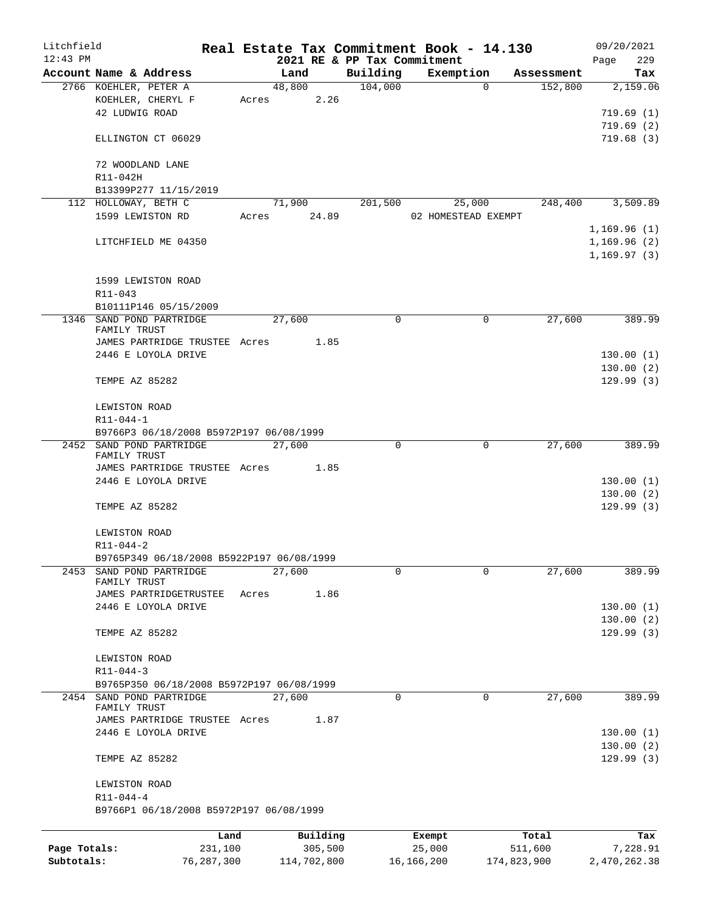Litchfield 12:43 PM

# Real Estate Tax Commitment Book - 14.130

## 2021 RE & PP Tax Commitment

09/20/2021 Page 229

| Account Name & Address | Land | Building | Exemption | Assessment | Tax |
|---|---|---|---|---|---|
| 2766 KOEHLER, PETER A | 48,800 | 104,000 | 0 | 152,800 | 2,159.06 |
| KOEHLER, CHERYL F | Acres 2.26 | | | | |
| 42 LUDWIG ROAD | | | | | 719.69 (1) |
| | | | | | 719.69 (2) |
| ELLINGTON CT 06029 | | | | | 719.68 (3) |
| 72 WOODLAND LANE | | | | | |
| R11-042H | | | | | |
| B13399P277 11/15/2019 | | | | | |
| 112 HOLLOWAY, BETH C | 71,900 | 201,500 | 25,000 | 248,400 | 3,509.89 |
| 1599 LEWISTON RD | Acres 24.89 | | 02 HOMESTEAD EXEMPT | | |
| | | | | | 1,169.96 (1) |
| LITCHFIELD ME 04350 | | | | | 1,169.96 (2) |
| | | | | | 1,169.97 (3) |
| 1599 LEWISTON ROAD | | | | | |
| R11-043 | | | | | |
| B10111P146 05/15/2009 | | | | | |
| 1346 SAND POND PARTRIDGE FAMILY TRUST | 27,600 | 0 | 0 | 27,600 | 389.99 |
| JAMES PARTRIDGE TRUSTEE | Acres 1.85 | | | | |
| 2446 E LOYOLA DRIVE | | | | | 130.00 (1) |
| | | | | | 130.00 (2) |
| TEMPE AZ 85282 | | | | | 129.99 (3) |
| LEWISTON ROAD | | | | | |
| R11-044-1 | | | | | |
| B9766P3 06/18/2008 B5972P197 06/08/1999 | | | | | |
| 2452 SAND POND PARTRIDGE FAMILY TRUST | 27,600 | 0 | 0 | 27,600 | 389.99 |
| JAMES PARTRIDGE TRUSTEE | Acres 1.85 | | | | |
| 2446 E LOYOLA DRIVE | | | | | 130.00 (1) |
| | | | | | 130.00 (2) |
| TEMPE AZ 85282 | | | | | 129.99 (3) |
| LEWISTON ROAD | | | | | |
| R11-044-2 | | | | | |
| B9765P349 06/18/2008 B5922P197 06/08/1999 | | | | | |
| 2453 SAND POND PARTRIDGE FAMILY TRUST | 27,600 | 0 | 0 | 27,600 | 389.99 |
| JAMES PARTRIDGETRUSTEE | Acres 1.86 | | | | |
| 2446 E LOYOLA DRIVE | | | | | 130.00 (1) |
| | | | | | 130.00 (2) |
| TEMPE AZ 85282 | | | | | 129.99 (3) |
| LEWISTON ROAD | | | | | |
| R11-044-3 | | | | | |
| B9765P350 06/18/2008 B5972P197 06/08/1999 | | | | | |
| 2454 SAND POND PARTRIDGE FAMILY TRUST | 27,600 | 0 | 0 | 27,600 | 389.99 |
| JAMES PARTRIDGE TRUSTEE | Acres 1.87 | | | | |
| 2446 E LOYOLA DRIVE | | | | | 130.00 (1) |
| | | | | | 130.00 (2) |
| TEMPE AZ 85282 | | | | | 129.99 (3) |
| LEWISTON ROAD | | | | | |
| R11-044-4 | | | | | |
| B9766P1 06/18/2008 B5972P197 06/08/1999 | | | | | |

| | Land | Building | Exempt | Total | Tax |
|---|---|---|---|---|---|
| Page Totals: | 231,100 | 305,500 | 25,000 | 511,600 | 7,228.91 |
| Subtotals: | 76,287,300 | 114,702,800 | 16,166,200 | 174,823,900 | 2,470,262.38 |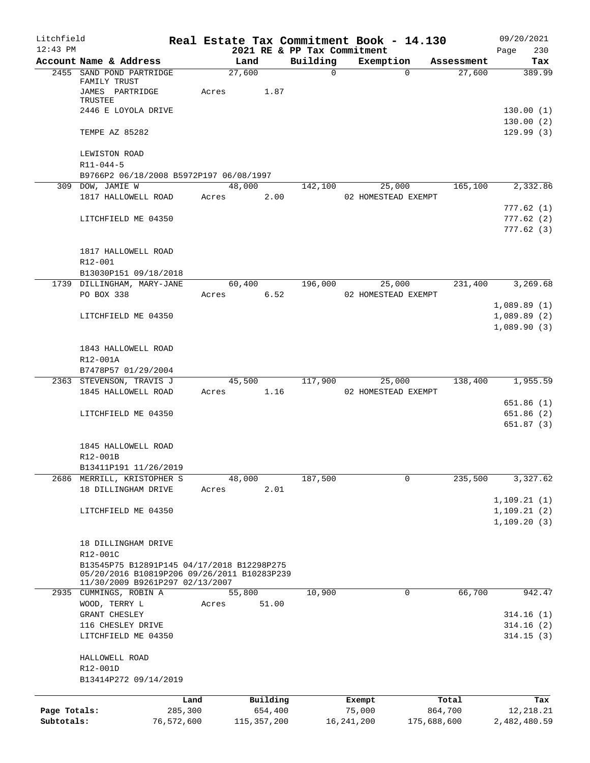Litchfield
12:43 PM

# Real Estate Tax Commitment Book - 14.130

## 2021 RE & PP Tax Commitment

09/20/2021

| Account Name & Address | Land | Building | Exemption | Assessment | Tax |
|---|---|---|---|---|---|
| 2455 SAND POND PARTRIDGE FAMILY TRUST | 27,600 | 0 | 0 | 27,600 | 389.99 |
| JAMES PARTRIDGE TRUSTEE | Acres 1.87 | | | | |
| 2446 E LOYOLA DRIVE | | | | | 130.00 (1) |
| | | | | | 130.00 (2) |
| TEMPE AZ 85282 | | | | | 129.99 (3) |
| LEWISTON ROAD | | | | | |
| R11-044-5 | | | | | |
| B9766P2 06/18/2008 B5972P197 06/08/1997 | | | | | |
| 309 DOW, JAMIE W | 48,000 | 142,100 | 25,000 | 165,100 | 2,332.86 |
| 1817 HALLOWELL ROAD | Acres 2.00 | | 02 HOMESTEAD EXEMPT | | |
| | | | | | 777.62 (1) |
| LITCHFIELD ME 04350 | | | | | 777.62 (2) |
| | | | | | 777.62 (3) |
| 1817 HALLOWELL ROAD | | | | | |
| R12-001 | | | | | |
| B13030P151 09/18/2018 | | | | | |
| 1739 DILLINGHAM, MARY-JANE | 60,400 | 196,000 | 25,000 | 231,400 | 3,269.68 |
| PO BOX 338 | Acres 6.52 | | 02 HOMESTEAD EXEMPT | | |
| | | | | | 1,089.89 (1) |
| LITCHFIELD ME 04350 | | | | | 1,089.89 (2) |
| | | | | | 1,089.90 (3) |
| 1843 HALLOWELL ROAD | | | | | |
| R12-001A | | | | | |
| B7478P57 01/29/2004 | | | | | |
| 2363 STEVENSON, TRAVIS J | 45,500 | 117,900 | 25,000 | 138,400 | 1,955.59 |
| 1845 HALLOWELL ROAD | Acres 1.16 | | 02 HOMESTEAD EXEMPT | | |
| | | | | | 651.86 (1) |
| LITCHFIELD ME 04350 | | | | | 651.86 (2) |
| | | | | | 651.87 (3) |
| 1845 HALLOWELL ROAD | | | | | |
| R12-001B | | | | | |
| B13411P191 11/26/2019 | | | | | |
| 2686 MERRILL, KRISTOPHER S | 48,000 | 187,500 | 0 | 235,500 | 3,327.62 |
| 18 DILLINGHAM DRIVE | Acres 2.01 | | | | |
| | | | | | 1,109.21 (1) |
| LITCHFIELD ME 04350 | | | | | 1,109.21 (2) |
| | | | | | 1,109.20 (3) |
| 18 DILLINGHAM DRIVE | | | | | |
| R12-001C | | | | | |
| B13545P75 B12891P145 04/17/2018 B12298P275 05/20/2016 B10819P206 09/26/2011 B10283P239 11/30/2009 B9261P297 02/13/2007 | | | | | |
| 2935 CUMMINGS, ROBIN A | 55,800 | 10,900 | 0 | 66,700 | 942.47 |
| WOOD, TERRY L | Acres 51.00 | | | | |
| GRANT CHESLEY | | | | | 314.16 (1) |
| 116 CHESLEY DRIVE | | | | | 314.16 (2) |
| LITCHFIELD ME 04350 | | | | | 314.15 (3) |
| HALLOWELL ROAD | | | | | |
| R12-001D | | | | | |
| B13414P272 09/14/2019 | | | | | |

| | Land | Building | Exempt | Total | Tax |
|---|---|---|---|---|---|
| Page Totals: | 285,300 | 654,400 | 75,000 | 864,700 | 12,218.21 |
| Subtotals: | 76,572,600 | 115,357,200 | 16,241,200 | 175,688,600 | 2,482,480.59 |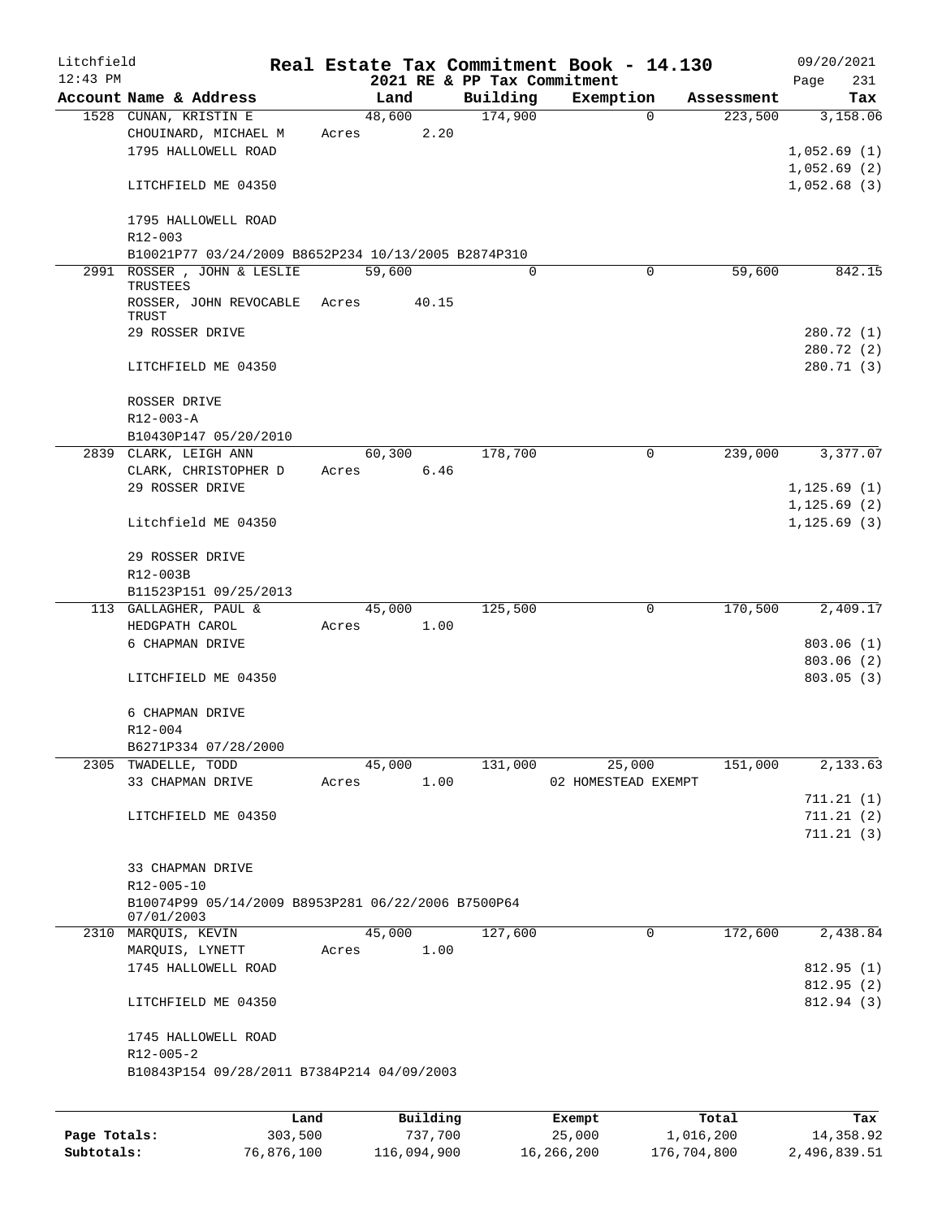# Real Estate Tax Commitment Book - 14.130

Litchfield 12:43 PM — 2021 RE & PP Tax Commitment — 09/20/2021 Page 231

| Account Name & Address | Land | Building | Exemption | Assessment | Tax |
|---|---|---|---|---|---|
| 1528 CUNAN, KRISTIN E | 48,600 | 174,900 | 0 | 223,500 | 3,158.06 |
| CHOUINARD, MICHAEL M | Acres 2.20 | | | | |
| 1795 HALLOWELL ROAD | | | | | 1,052.69 (1) |
| | | | | | 1,052.69 (2) |
| LITCHFIELD ME 04350 | | | | | 1,052.68 (3) |
| 1795 HALLOWELL ROAD | | | | | |
| R12-003 | | | | | |
| B10021P77 03/24/2009 B8652P234 10/13/2005 B2874P310 | | | | | |
| 2991 ROSSER , JOHN & LESLIE TRUSTEES | 59,600 | 0 | 0 | 59,600 | 842.15 |
| ROSSER, JOHN REVOCABLE TRUST | Acres 40.15 | | | | |
| 29 ROSSER DRIVE | | | | | 280.72 (1) |
| | | | | | 280.72 (2) |
| LITCHFIELD ME 04350 | | | | | 280.71 (3) |
| ROSSER DRIVE | | | | | |
| R12-003-A | | | | | |
| B10430P147 05/20/2010 | | | | | |
| 2839 CLARK, LEIGH ANN | 60,300 | 178,700 | 0 | 239,000 | 3,377.07 |
| CLARK, CHRISTOPHER D | Acres 6.46 | | | | |
| 29 ROSSER DRIVE | | | | | 1,125.69 (1) |
| | | | | | 1,125.69 (2) |
| Litchfield ME 04350 | | | | | 1,125.69 (3) |
| 29 ROSSER DRIVE | | | | | |
| R12-003B | | | | | |
| B11523P151 09/25/2013 | | | | | |
| 113 GALLAGHER, PAUL & | 45,000 | 125,500 | 0 | 170,500 | 2,409.17 |
| HEDGPATH CAROL | Acres 1.00 | | | | |
| 6 CHAPMAN DRIVE | | | | | 803.06 (1) |
| | | | | | 803.06 (2) |
| LITCHFIELD ME 04350 | | | | | 803.05 (3) |
| 6 CHAPMAN DRIVE | | | | | |
| R12-004 | | | | | |
| B6271P334 07/28/2000 | | | | | |
| 2305 TWADELLE, TODD | 45,000 | 131,000 | 25,000 | 151,000 | 2,133.63 |
| 33 CHAPMAN DRIVE | Acres 1.00 | | 02 HOMESTEAD EXEMPT | | |
| | | | | | 711.21 (1) |
| LITCHFIELD ME 04350 | | | | | 711.21 (2) |
| | | | | | 711.21 (3) |
| 33 CHAPMAN DRIVE | | | | | |
| R12-005-10 | | | | | |
| B10074P99 05/14/2009 B8953P281 06/22/2006 B7500P64 07/01/2003 | | | | | |
| 2310 MARQUIS, KEVIN | 45,000 | 127,600 | 0 | 172,600 | 2,438.84 |
| MARQUIS, LYNETT | Acres 1.00 | | | | |
| 1745 HALLOWELL ROAD | | | | | 812.95 (1) |
| | | | | | 812.95 (2) |
| LITCHFIELD ME 04350 | | | | | 812.94 (3) |
| 1745 HALLOWELL ROAD | | | | | |
| R12-005-2 | | | | | |
| B10843P154 09/28/2011 B7384P214 04/09/2003 | | | | | |

| | Land | Building | Exempt | Total | Tax |
|---|---|---|---|---|---|
| Page Totals: | 303,500 | 737,700 | 25,000 | 1,016,200 | 14,358.92 |
| Subtotals: | 76,876,100 | 116,094,900 | 16,266,200 | 176,704,800 | 2,496,839.51 |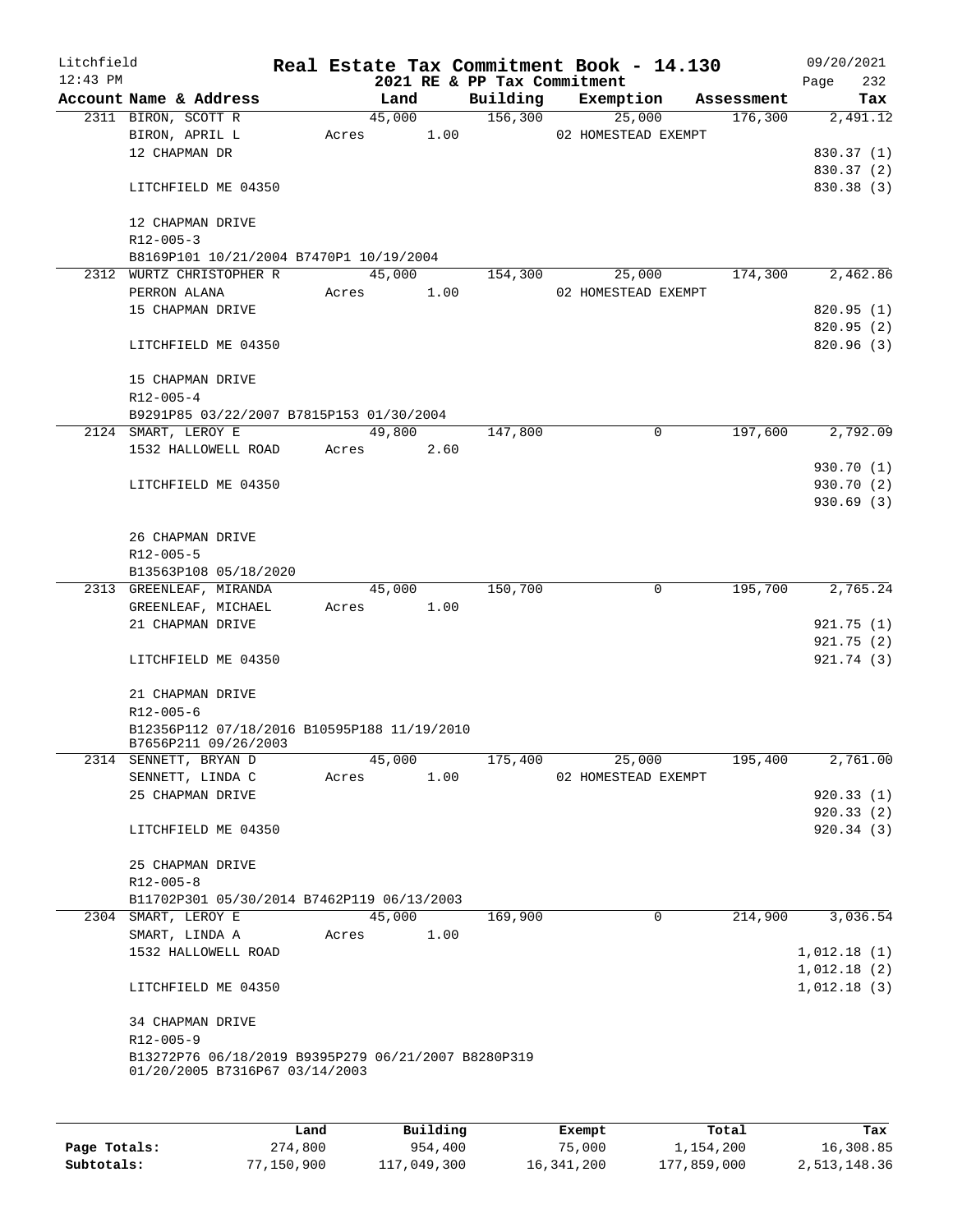# Real Estate Tax Commitment Book - 14.130

Litchfield
12:43 PM

2021 RE & PP Tax Commitment

09/20/2021

| Account | Name & Address | Land | Building | Exemption | Assessment | Tax |
|---|---|---|---|---|---|---|
| 2311 | BIRON, SCOTT R | 45,000 | 156,300 | 25,000 | 176,300 | 2,491.12 |
| | BIRON, APRIL L | Acres 1.00 | | 02 HOMESTEAD EXEMPT | | |
| | 12 CHAPMAN DR | | | | | 830.37 (1) |
| | | | | | | 830.37 (2) |
| | LITCHFIELD ME 04350 | | | | | 830.38 (3) |
| | 12 CHAPMAN DRIVE | | | | | |
| | R12-005-3 | | | | | |
| | B8169P101 10/21/2004 B7470P1 10/19/2004 | | | | | |
| 2312 | WURTZ CHRISTOPHER R | 45,000 | 154,300 | 25,000 | 174,300 | 2,462.86 |
| | PERRON ALANA | Acres 1.00 | | 02 HOMESTEAD EXEMPT | | |
| | 15 CHAPMAN DRIVE | | | | | 820.95 (1) |
| | | | | | | 820.95 (2) |
| | LITCHFIELD ME 04350 | | | | | 820.96 (3) |
| | 15 CHAPMAN DRIVE | | | | | |
| | R12-005-4 | | | | | |
| | B9291P85 03/22/2007 B7815P153 01/30/2004 | | | | | |
| 2124 | SMART, LEROY E | 49,800 | 147,800 | 0 | 197,600 | 2,792.09 |
| | 1532 HALLOWELL ROAD | Acres 2.60 | | | | |
| | | | | | | 930.70 (1) |
| | LITCHFIELD ME 04350 | | | | | 930.70 (2) |
| | | | | | | 930.69 (3) |
| | 26 CHAPMAN DRIVE | | | | | |
| | R12-005-5 | | | | | |
| | B13563P108 05/18/2020 | | | | | |
| 2313 | GREENLEAF, MIRANDA | 45,000 | 150,700 | 0 | 195,700 | 2,765.24 |
| | GREENLEAF, MICHAEL | Acres 1.00 | | | | |
| | 21 CHAPMAN DRIVE | | | | | 921.75 (1) |
| | | | | | | 921.75 (2) |
| | LITCHFIELD ME 04350 | | | | | 921.74 (3) |
| | 21 CHAPMAN DRIVE | | | | | |
| | R12-005-6 | | | | | |
| | B12356P112 07/18/2016 B10595P188 11/19/2010 B7656P211 09/26/2003 | | | | | |
| 2314 | SENNETT, BRYAN D | 45,000 | 175,400 | 25,000 | 195,400 | 2,761.00 |
| | SENNETT, LINDA C | Acres 1.00 | | 02 HOMESTEAD EXEMPT | | |
| | 25 CHAPMAN DRIVE | | | | | 920.33 (1) |
| | | | | | | 920.33 (2) |
| | LITCHFIELD ME 04350 | | | | | 920.34 (3) |
| | 25 CHAPMAN DRIVE | | | | | |
| | R12-005-8 | | | | | |
| | B11702P301 05/30/2014 B7462P119 06/13/2003 | | | | | |
| 2304 | SMART, LEROY E | 45,000 | 169,900 | 0 | 214,900 | 3,036.54 |
| | SMART, LINDA A | Acres 1.00 | | | | |
| | 1532 HALLOWELL ROAD | | | | | 1,012.18 (1) |
| | | | | | | 1,012.18 (2) |
| | LITCHFIELD ME 04350 | | | | | 1,012.18 (3) |
| | 34 CHAPMAN DRIVE | | | | | |
| | R12-005-9 | | | | | |
| | B13272P76 06/18/2019 B9395P279 06/21/2007 B8280P319 01/20/2005 B7316P67 03/14/2003 | | | | | |

| | Land | Building | Exempt | Total | Tax |
|---|---|---|---|---|---|
| Page Totals: | 274,800 | 954,400 | 75,000 | 1,154,200 | 16,308.85 |
| Subtotals: | 77,150,900 | 117,049,300 | 16,341,200 | 177,859,000 | 2,513,148.36 |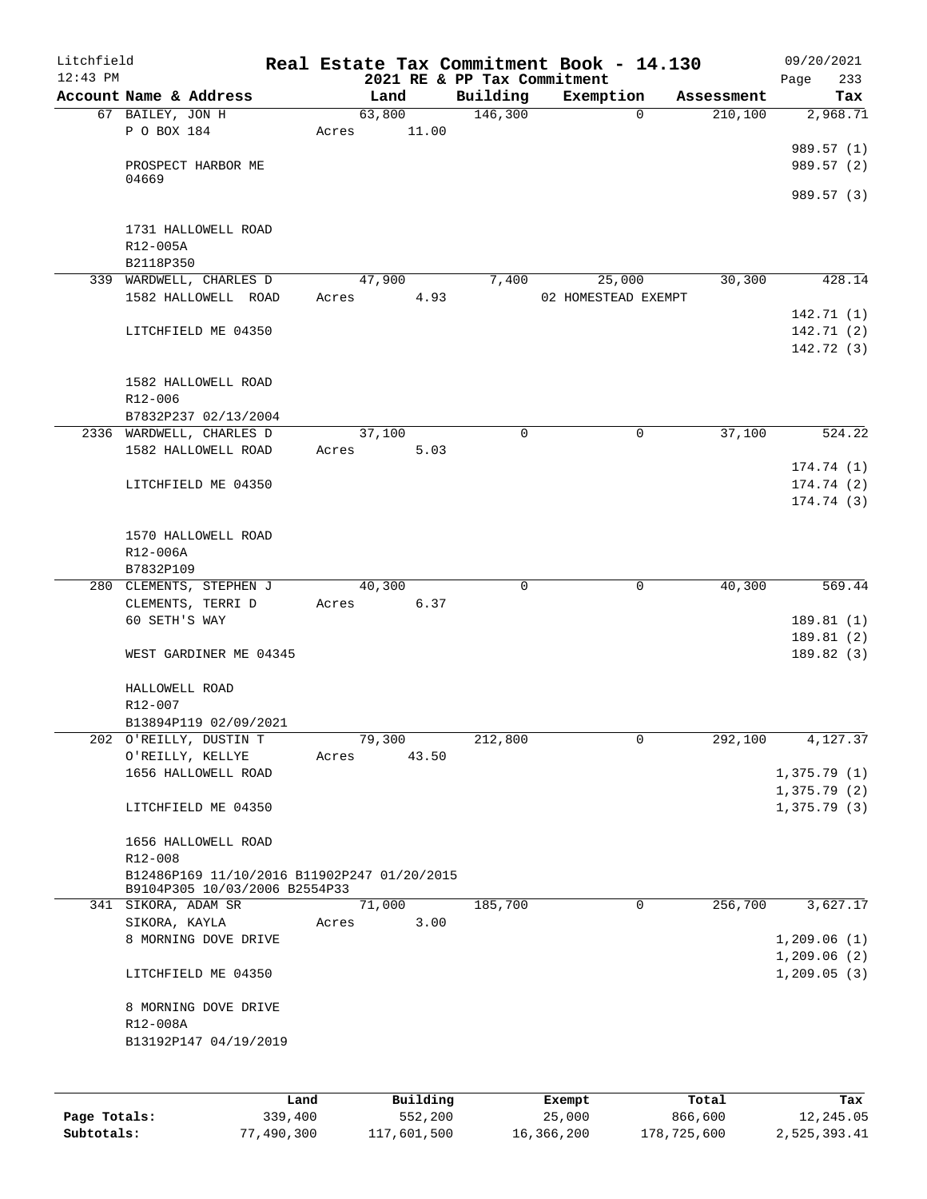# Real Estate Tax Commitment Book - 14.130

Litchfield 12:43 PM — 2021 RE & PP Tax Commitment — 09/20/2021

| Account Name & Address | Land | Building | Exemption | Assessment | Tax |
|---|---|---|---|---|---|
| 67 BAILEY, JON H<br>P O BOX 184<br><br>PROSPECT HARBOR ME 04669<br><br>1731 HALLOWELL ROAD<br>R12-005A<br>B2118P350 | 63,800<br>Acres 11.00 | 146,300 | 0 | 210,100 | 2,968.71<br><br>989.57 (1)<br>989.57 (2)<br>989.57 (3) |
| 339 WARDWELL, CHARLES D<br>1582 HALLOWELL ROAD<br><br>LITCHFIELD ME 04350<br><br>1582 HALLOWELL ROAD<br>R12-006<br>B7832P237 02/13/2004 | 47,900<br>Acres 4.93 | 7,400 | 25,000<br>02 HOMESTEAD EXEMPT | 30,300 | 428.14<br><br>142.71 (1)<br>142.71 (2)<br>142.72 (3) |
| 2336 WARDWELL, CHARLES D<br>1582 HALLOWELL ROAD<br><br>LITCHFIELD ME 04350<br><br>1570 HALLOWELL ROAD<br>R12-006A<br>B7832P109 | 37,100<br>Acres 5.03 | 0 | 0 | 37,100 | 524.22<br><br>174.74 (1)<br>174.74 (2)<br>174.74 (3) |
| 280 CLEMENTS, STEPHEN J<br>CLEMENTS, TERRI D<br>60 SETH'S WAY<br><br>WEST GARDINER ME 04345<br><br>HALLOWELL ROAD<br>R12-007<br>B13894P119 02/09/2021 | 40,300<br>Acres 6.37 | 0 | 0 | 40,300 | 569.44<br><br>189.81 (1)<br>189.81 (2)<br>189.82 (3) |
| 202 O'REILLY, DUSTIN T<br>O'REILLY, KELLYE<br>1656 HALLOWELL ROAD<br><br>LITCHFIELD ME 04350<br><br>1656 HALLOWELL ROAD<br>R12-008<br>B12486P169 11/10/2016 B11902P247 01/20/2015<br>B9104P305 10/03/2006 B2554P33 | 79,300<br>Acres 43.50 | 212,800 | 0 | 292,100 | 4,127.37<br><br>1,375.79 (1)<br>1,375.79 (2)<br>1,375.79 (3) |
| 341 SIKORA, ADAM SR<br>SIKORA, KAYLA<br>8 MORNING DOVE DRIVE<br><br>LITCHFIELD ME 04350<br><br>8 MORNING DOVE DRIVE<br>R12-008A<br>B13192P147 04/19/2019 | 71,000<br>Acres 3.00 | 185,700 | 0 | 256,700 | 3,627.17<br><br>1,209.06 (1)<br>1,209.06 (2)<br>1,209.05 (3) |

| | Land | Building | Exempt | Total | Tax |
|---|---|---|---|---|---|
| Page Totals: | 339,400 | 552,200 | 25,000 | 866,600 | 12,245.05 |
| Subtotals: | 77,490,300 | 117,601,500 | 16,366,200 | 178,725,600 | 2,525,393.41 |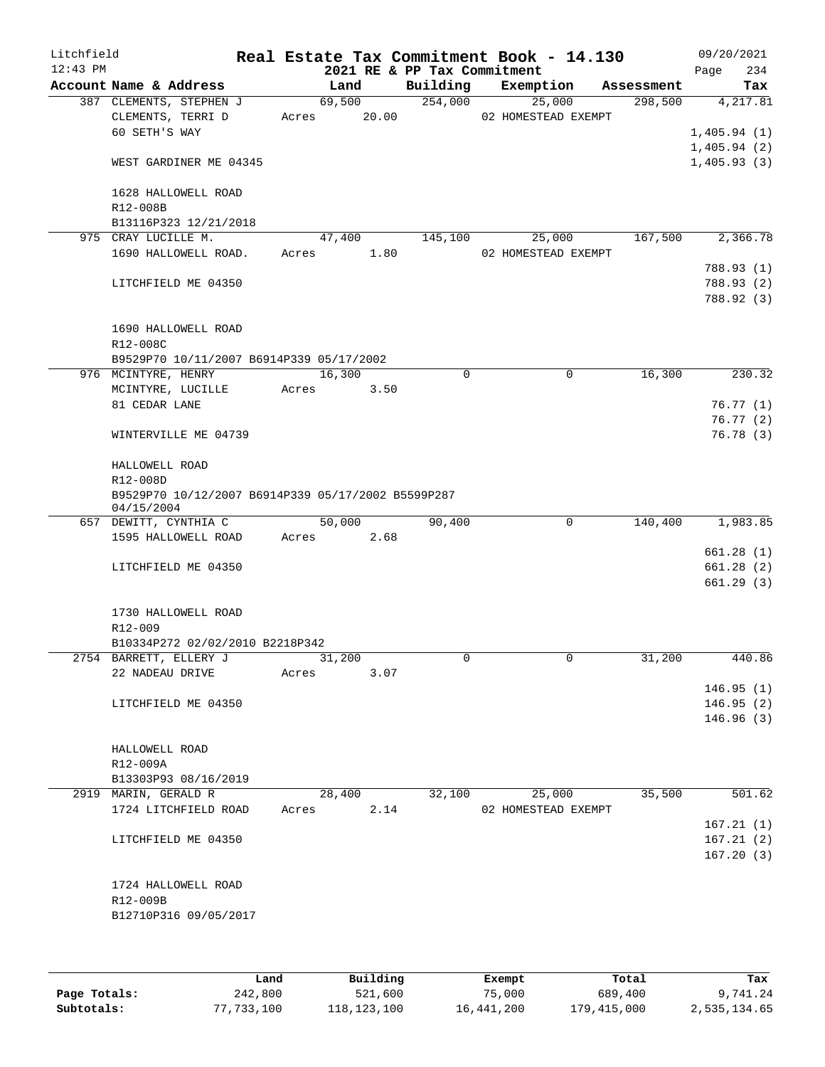Litchfield
12:43 PM

# Real Estate Tax Commitment Book - 14.130

2021 RE & PP Tax Commitment

09/20/2021
Page 234

| Account Name & Address | Land | Building | Exemption | Assessment | Tax |
|---|---|---|---|---|---|
| 387 CLEMENTS, STEPHEN J | 69,500 | 254,000 | 25,000 | 298,500 | 4,217.81 |
| CLEMENTS, TERRI D | Acres 20.00 | | 02 HOMESTEAD EXEMPT | | |
| 60 SETH'S WAY | | | | | 1,405.94 (1) |
| | | | | | 1,405.94 (2) |
| WEST GARDINER ME 04345 | | | | | 1,405.93 (3) |
| 1628 HALLOWELL ROAD | | | | | |
| R12-008B | | | | | |
| B13116P323 12/21/2018 | | | | | |
| 975 CRAY LUCILLE M. | 47,400 | 145,100 | 25,000 | 167,500 | 2,366.78 |
| 1690 HALLOWELL ROAD. | Acres 1.80 | | 02 HOMESTEAD EXEMPT | | |
| | | | | | 788.93 (1) |
| LITCHFIELD ME 04350 | | | | | 788.93 (2) |
| | | | | | 788.92 (3) |
| 1690 HALLOWELL ROAD | | | | | |
| R12-008C | | | | | |
| B9529P70 10/11/2007 B6914P339 05/17/2002 | | | | | |
| 976 MCINTYRE, HENRY | 16,300 | 0 | 0 | 16,300 | 230.32 |
| MCINTYRE, LUCILLE | Acres 3.50 | | | | |
| 81 CEDAR LANE | | | | | 76.77 (1) |
| | | | | | 76.77 (2) |
| WINTERVILLE ME 04739 | | | | | 76.78 (3) |
| HALLOWELL ROAD | | | | | |
| R12-008D | | | | | |
| B9529P70 10/12/2007 B6914P339 05/17/2002 B5599P287 04/15/2004 | | | | | |
| 657 DEWITT, CYNTHIA C | 50,000 | 90,400 | 0 | 140,400 | 1,983.85 |
| 1595 HALLOWELL ROAD | Acres 2.68 | | | | |
| | | | | | 661.28 (1) |
| LITCHFIELD ME 04350 | | | | | 661.28 (2) |
| | | | | | 661.29 (3) |
| 1730 HALLOWELL ROAD | | | | | |
| R12-009 | | | | | |
| B10334P272 02/02/2010 B2218P342 | | | | | |
| 2754 BARRETT, ELLERY J | 31,200 | 0 | 0 | 31,200 | 440.86 |
| 22 NADEAU DRIVE | Acres 3.07 | | | | |
| | | | | | 146.95 (1) |
| LITCHFIELD ME 04350 | | | | | 146.95 (2) |
| | | | | | 146.96 (3) |
| HALLOWELL ROAD | | | | | |
| R12-009A | | | | | |
| B13303P93 08/16/2019 | | | | | |
| 2919 MARIN, GERALD R | 28,400 | 32,100 | 25,000 | 35,500 | 501.62 |
| 1724 LITCHFIELD ROAD | Acres 2.14 | | 02 HOMESTEAD EXEMPT | | |
| | | | | | 167.21 (1) |
| LITCHFIELD ME 04350 | | | | | 167.21 (2) |
| | | | | | 167.20 (3) |
| 1724 HALLOWELL ROAD | | | | | |
| R12-009B | | | | | |
| B12710P316 09/05/2017 | | | | | |

| | Land | Building | Exempt | Total | Tax |
|---|---|---|---|---|---|
| Page Totals: | 242,800 | 521,600 | 75,000 | 689,400 | 9,741.24 |
| Subtotals: | 77,733,100 | 118,123,100 | 16,441,200 | 179,415,000 | 2,535,134.65 |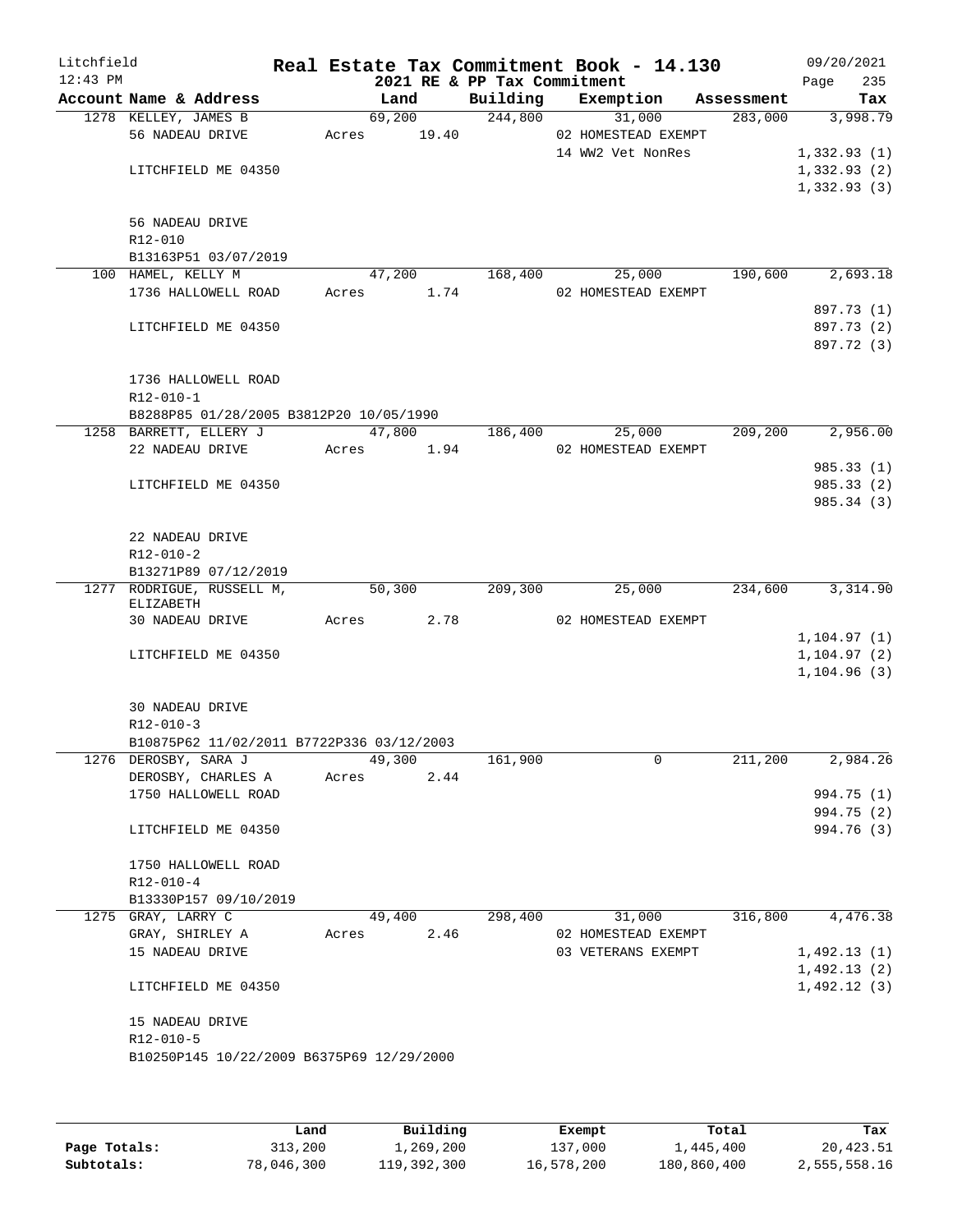Litchfield
12:43 PM

# Real Estate Tax Commitment Book - 14.130

2021 RE & PP Tax Commitment

09/20/2021

| Account Name & Address | Land | Building | Exemption | Assessment | Tax |
|---|---|---|---|---|---|
| 1278 KELLEY, JAMES B | 69,200 | 244,800 | 31,000 | 283,000 | 3,998.79 |
| 56 NADEAU DRIVE | Acres 19.40 | | 02 HOMESTEAD EXEMPT | | |
| | | | 14 WW2 Vet NonRes | | 1,332.93 (1) |
| LITCHFIELD ME 04350 | | | | | 1,332.93 (2) |
| | | | | | 1,332.93 (3) |
| 56 NADEAU DRIVE | | | | | |
| R12-010 | | | | | |
| B13163P51 03/07/2019 | | | | | |
| 100 HAMEL, KELLY M | 47,200 | 168,400 | 25,000 | 190,600 | 2,693.18 |
| 1736 HALLOWELL ROAD | Acres 1.74 | | 02 HOMESTEAD EXEMPT | | |
| | | | | | 897.73 (1) |
| LITCHFIELD ME 04350 | | | | | 897.73 (2) |
| | | | | | 897.72 (3) |
| 1736 HALLOWELL ROAD | | | | | |
| R12-010-1 | | | | | |
| B8288P85 01/28/2005 B3812P20 10/05/1990 | | | | | |
| 1258 BARRETT, ELLERY J | 47,800 | 186,400 | 25,000 | 209,200 | 2,956.00 |
| 22 NADEAU DRIVE | Acres 1.94 | | 02 HOMESTEAD EXEMPT | | |
| | | | | | 985.33 (1) |
| LITCHFIELD ME 04350 | | | | | 985.33 (2) |
| | | | | | 985.34 (3) |
| 22 NADEAU DRIVE | | | | | |
| R12-010-2 | | | | | |
| B13271P89 07/12/2019 | | | | | |
| 1277 RODRIGUE, RUSSELL M, ELIZABETH | 50,300 | 209,300 | 25,000 | 234,600 | 3,314.90 |
| 30 NADEAU DRIVE | Acres 2.78 | | 02 HOMESTEAD EXEMPT | | |
| | | | | | 1,104.97 (1) |
| LITCHFIELD ME 04350 | | | | | 1,104.97 (2) |
| | | | | | 1,104.96 (3) |
| 30 NADEAU DRIVE | | | | | |
| R12-010-3 | | | | | |
| B10875P62 11/02/2011 B7722P336 03/12/2003 | | | | | |
| 1276 DEROSBY, SARA J | 49,300 | 161,900 | 0 | 211,200 | 2,984.26 |
| DEROSBY, CHARLES A | Acres 2.44 | | | | |
| 1750 HALLOWELL ROAD | | | | | 994.75 (1) |
| | | | | | 994.75 (2) |
| LITCHFIELD ME 04350 | | | | | 994.76 (3) |
| 1750 HALLOWELL ROAD | | | | | |
| R12-010-4 | | | | | |
| B13330P157 09/10/2019 | | | | | |
| 1275 GRAY, LARRY C | 49,400 | 298,400 | 31,000 | 316,800 | 4,476.38 |
| GRAY, SHIRLEY A | Acres 2.46 | | 02 HOMESTEAD EXEMPT | | |
| 15 NADEAU DRIVE | | | 03 VETERANS EXEMPT | | 1,492.13 (1) |
| | | | | | 1,492.13 (2) |
| LITCHFIELD ME 04350 | | | | | 1,492.12 (3) |
| 15 NADEAU DRIVE | | | | | |
| R12-010-5 | | | | | |
| B10250P145 10/22/2009 B6375P69 12/29/2000 | | | | | |

| | Land | Building | Exempt | Total | Tax |
|---|---|---|---|---|---|
| Page Totals: | 313,200 | 1,269,200 | 137,000 | 1,445,400 | 20,423.51 |
| Subtotals: | 78,046,300 | 119,392,300 | 16,578,200 | 180,860,400 | 2,555,558.16 |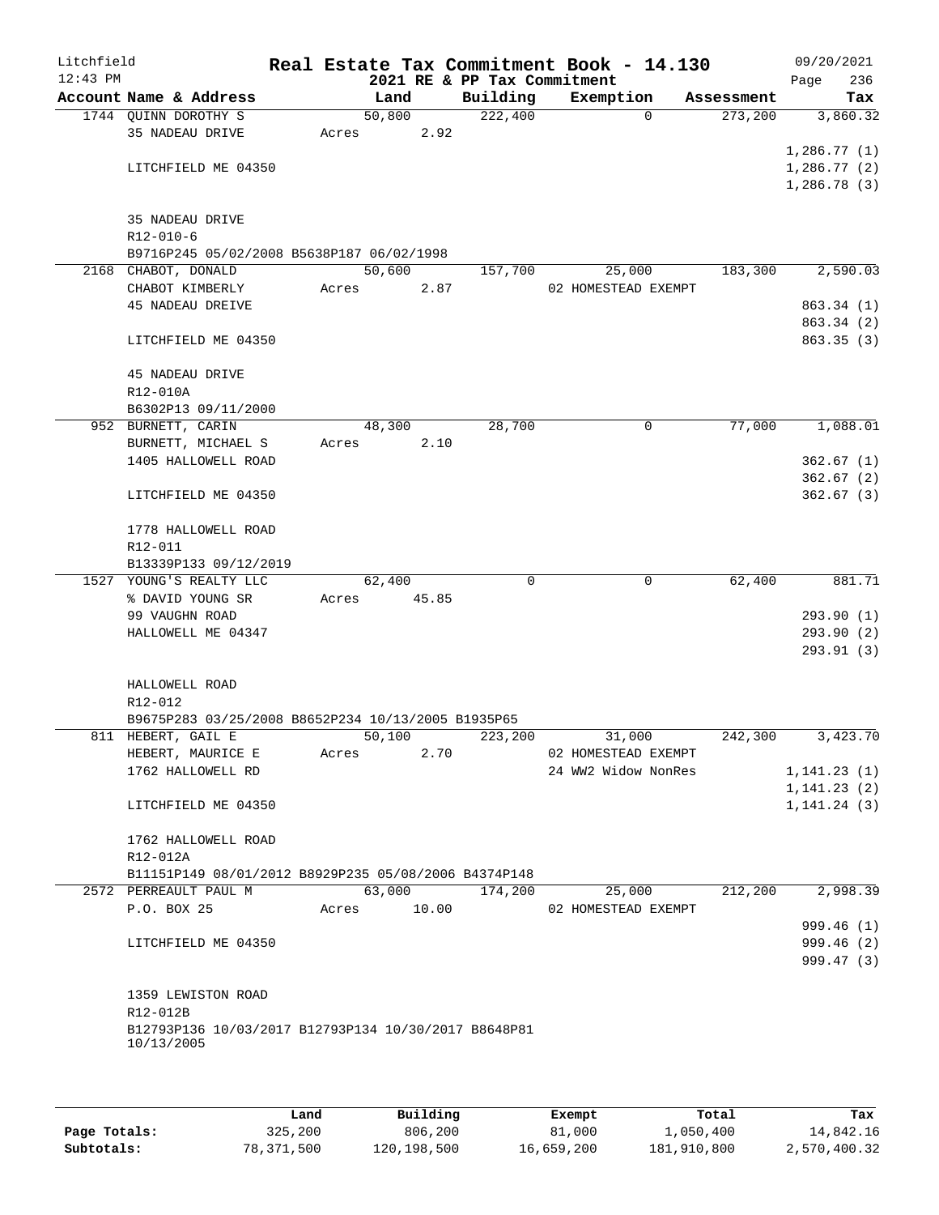Litchfield 12:43 PM

# Real Estate Tax Commitment Book - 14.130

2021 RE & PP Tax Commitment

09/20/2021 Page 236

| Account Name & Address | Land | Building | Exemption | Assessment | Tax |
|---|---|---|---|---|---|
| 1744 QUINN DOROTHY S | 50,800 | 222,400 | 0 | 273,200 | 3,860.32 |
| 35 NADEAU DRIVE | Acres 2.92 | | | | |
| | | | | | 1,286.77 (1) |
| LITCHFIELD ME 04350 | | | | | 1,286.77 (2) |
| | | | | | 1,286.78 (3) |
| 35 NADEAU DRIVE | | | | | |
| R12-010-6 | | | | | |
| B9716P245 05/02/2008 B5638P187 06/02/1998 | | | | | |
| 2168 CHABOT, DONALD | 50,600 | 157,700 | 25,000 | 183,300 | 2,590.03 |
| CHABOT KIMBERLY | Acres 2.87 | | 02 HOMESTEAD EXEMPT | | |
| 45 NADEAU DREIVE | | | | | 863.34 (1) |
| | | | | | 863.34 (2) |
| LITCHFIELD ME 04350 | | | | | 863.35 (3) |
| 45 NADEAU DRIVE | | | | | |
| R12-010A | | | | | |
| B6302P13 09/11/2000 | | | | | |
| 952 BURNETT, CARIN | 48,300 | 28,700 | 0 | 77,000 | 1,088.01 |
| BURNETT, MICHAEL S | Acres 2.10 | | | | |
| 1405 HALLOWELL ROAD | | | | | 362.67 (1) |
| | | | | | 362.67 (2) |
| LITCHFIELD ME 04350 | | | | | 362.67 (3) |
| 1778 HALLOWELL ROAD | | | | | |
| R12-011 | | | | | |
| B13339P133 09/12/2019 | | | | | |
| 1527 YOUNG'S REALTY LLC | 62,400 | 0 | 0 | 62,400 | 881.71 |
| % DAVID YOUNG SR | Acres 45.85 | | | | |
| 99 VAUGHN ROAD | | | | | 293.90 (1) |
| HALLOWELL ME 04347 | | | | | 293.90 (2) |
| | | | | | 293.91 (3) |
| HALLOWELL ROAD | | | | | |
| R12-012 | | | | | |
| B9675P283 03/25/2008 B8652P234 10/13/2005 B1935P65 | | | | | |
| 811 HEBERT, GAIL E | 50,100 | 223,200 | 31,000 | 242,300 | 3,423.70 |
| HEBERT, MAURICE E | Acres 2.70 | | 02 HOMESTEAD EXEMPT | | |
| 1762 HALLOWELL RD | | | 24 WW2 Widow NonRes | | 1,141.23 (1) |
| | | | | | 1,141.23 (2) |
| LITCHFIELD ME 04350 | | | | | 1,141.24 (3) |
| 1762 HALLOWELL ROAD | | | | | |
| R12-012A | | | | | |
| B11151P149 08/01/2012 B8929P235 05/08/2006 B4374P148 | | | | | |
| 2572 PERREAULT PAUL M | 63,000 | 174,200 | 25,000 | 212,200 | 2,998.39 |
| P.O. BOX 25 | Acres 10.00 | | 02 HOMESTEAD EXEMPT | | |
| | | | | | 999.46 (1) |
| LITCHFIELD ME 04350 | | | | | 999.46 (2) |
| | | | | | 999.47 (3) |
| 1359 LEWISTON ROAD | | | | | |
| R12-012B | | | | | |
| B12793P136 10/03/2017 B12793P134 10/30/2017 B8648P81 10/13/2005 | | | | | |

| | Land | Building | Exempt | Total | Tax |
|---|---|---|---|---|---|
| Page Totals: | 325,200 | 806,200 | 81,000 | 1,050,400 | 14,842.16 |
| Subtotals: | 78,371,500 | 120,198,500 | 16,659,200 | 181,910,800 | 2,570,400.32 |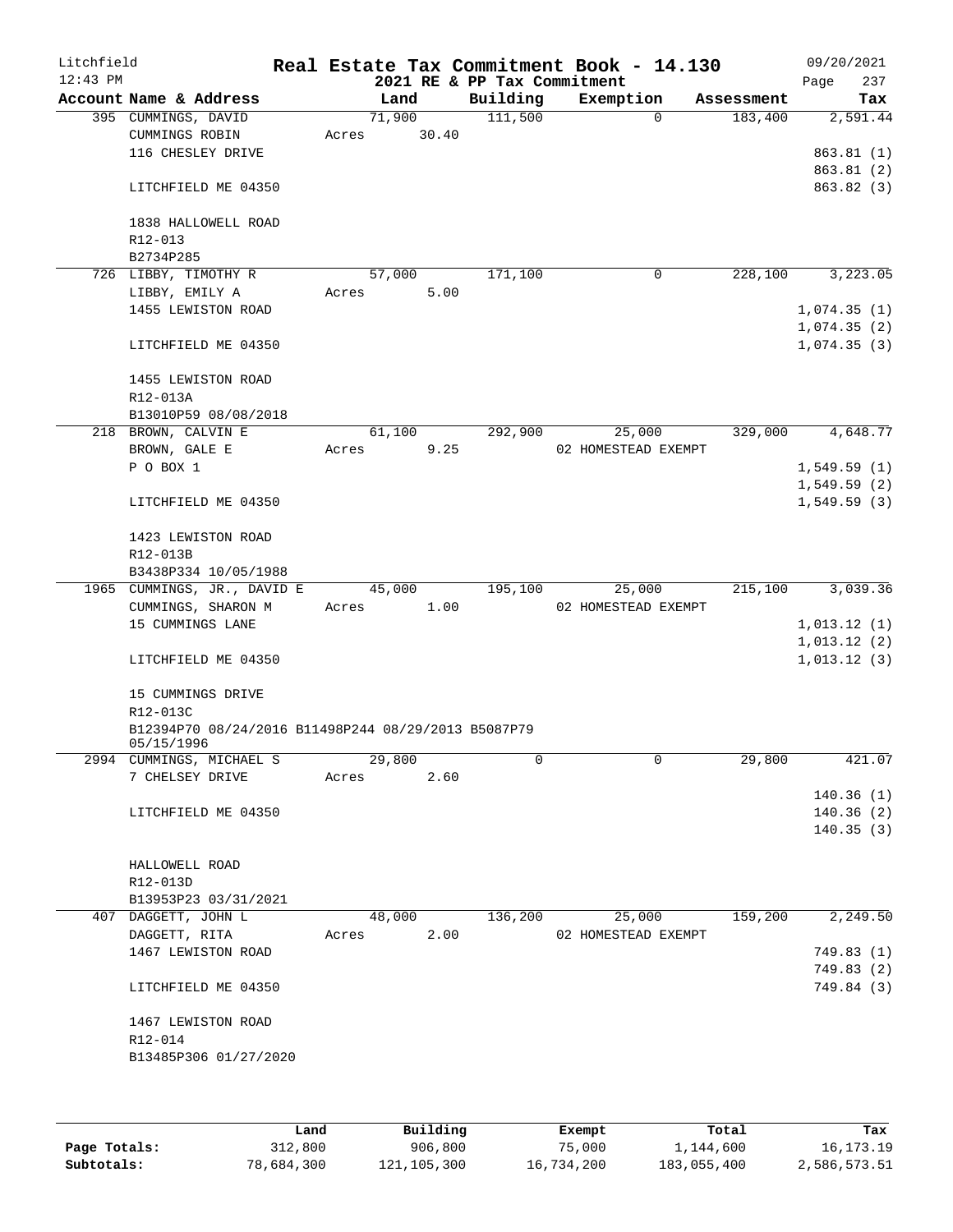Litchfield
12:43 PM

# Real Estate Tax Commitment Book - 14.130

2021 RE & PP Tax Commitment

09/20/2021

| Account Name & Address | Land | Building | Exemption | Assessment | Tax |
|---|---|---|---|---|---|
| 395 CUMMINGS, DAVID | 71,900 | 111,500 | 0 | 183,400 | 2,591.44 |
| CUMMINGS ROBIN | Acres 30.40 | | | | |
| 116 CHESLEY DRIVE | | | | | 863.81 (1) |
| | | | | | 863.81 (2) |
| LITCHFIELD ME 04350 | | | | | 863.82 (3) |
| 1838 HALLOWELL ROAD | | | | | |
| R12-013 | | | | | |
| B2734P285 | | | | | |
| 726 LIBBY, TIMOTHY R | 57,000 | 171,100 | 0 | 228,100 | 3,223.05 |
| LIBBY, EMILY A | Acres 5.00 | | | | |
| 1455 LEWISTON ROAD | | | | | 1,074.35 (1) |
| | | | | | 1,074.35 (2) |
| LITCHFIELD ME 04350 | | | | | 1,074.35 (3) |
| 1455 LEWISTON ROAD | | | | | |
| R12-013A | | | | | |
| B13010P59 08/08/2018 | | | | | |
| 218 BROWN, CALVIN E | 61,100 | 292,900 | 25,000 | 329,000 | 4,648.77 |
| BROWN, GALE E | Acres 9.25 | | 02 HOMESTEAD EXEMPT | | |
| P O BOX 1 | | | | | 1,549.59 (1) |
| | | | | | 1,549.59 (2) |
| LITCHFIELD ME 04350 | | | | | 1,549.59 (3) |
| 1423 LEWISTON ROAD | | | | | |
| R12-013B | | | | | |
| B3438P334 10/05/1988 | | | | | |
| 1965 CUMMINGS, JR., DAVID E | 45,000 | 195,100 | 25,000 | 215,100 | 3,039.36 |
| CUMMINGS, SHARON M | Acres 1.00 | | 02 HOMESTEAD EXEMPT | | |
| 15 CUMMINGS LANE | | | | | 1,013.12 (1) |
| | | | | | 1,013.12 (2) |
| LITCHFIELD ME 04350 | | | | | 1,013.12 (3) |
| 15 CUMMINGS DRIVE | | | | | |
| R12-013C | | | | | |
| B12394P70 08/24/2016 B11498P244 08/29/2013 B5087P79 05/15/1996 | | | | | |
| 2994 CUMMINGS, MICHAEL S | 29,800 | 0 | 0 | 29,800 | 421.07 |
| 7 CHELSEY DRIVE | Acres 2.60 | | | | |
| | | | | | 140.36 (1) |
| LITCHFIELD ME 04350 | | | | | 140.36 (2) |
| | | | | | 140.35 (3) |
| HALLOWELL ROAD | | | | | |
| R12-013D | | | | | |
| B13953P23 03/31/2021 | | | | | |
| 407 DAGGETT, JOHN L | 48,000 | 136,200 | 25,000 | 159,200 | 2,249.50 |
| DAGGETT, RITA | Acres 2.00 | | 02 HOMESTEAD EXEMPT | | |
| 1467 LEWISTON ROAD | | | | | 749.83 (1) |
| | | | | | 749.83 (2) |
| LITCHFIELD ME 04350 | | | | | 749.84 (3) |
| 1467 LEWISTON ROAD | | | | | |
| R12-014 | | | | | |
| B13485P306 01/27/2020 | | | | | |

| | Land | Building | Exempt | Total | Tax |
|---|---|---|---|---|---|
| **Page Totals:** | 312,800 | 906,800 | 75,000 | 1,144,600 | 16,173.19 |
| **Subtotals:** | 78,684,300 | 121,105,300 | 16,734,200 | 183,055,400 | 2,586,573.51 |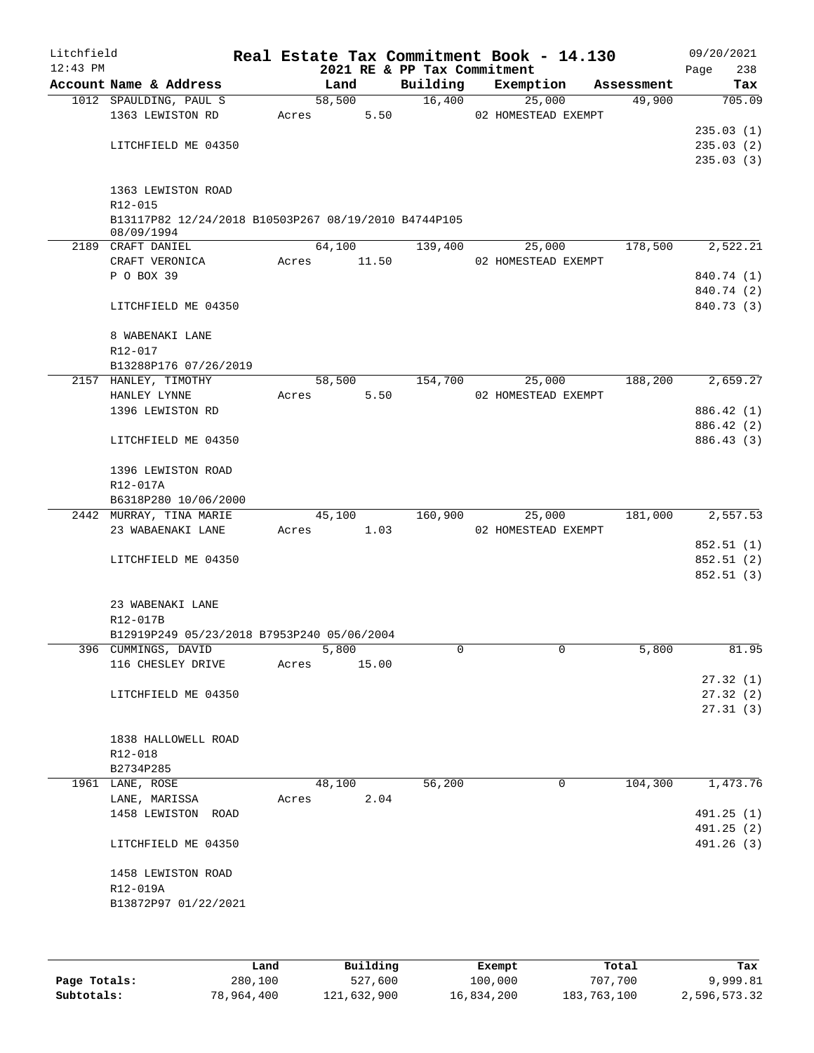Litchfield 12:43 PM

# Real Estate Tax Commitment Book - 14.130

2021 RE & PP Tax Commitment

09/20/2021 Page 238

| Account Name & Address | Land | Building | Exemption | Assessment | Tax |
|---|---|---|---|---|---|
| 1012 SPAULDING, PAUL S | 58,500 | 16,400 | 25,000 | 49,900 | 705.09 |
| 1363 LEWISTON RD | Acres 5.50 | | 02 HOMESTEAD EXEMPT | | |
| | | | | | 235.03 (1) |
| LITCHFIELD ME 04350 | | | | | 235.03 (2) |
| | | | | | 235.03 (3) |
| 1363 LEWISTON ROAD | | | | | |
| R12-015 | | | | | |
| B13117P82 12/24/2018 B10503P267 08/19/2010 B4744P105 08/09/1994 | | | | | |
| 2189 CRAFT DANIEL | 64,100 | 139,400 | 25,000 | 178,500 | 2,522.21 |
| CRAFT VERONICA | Acres 11.50 | | 02 HOMESTEAD EXEMPT | | |
| P O BOX 39 | | | | | 840.74 (1) |
| | | | | | 840.74 (2) |
| LITCHFIELD ME 04350 | | | | | 840.73 (3) |
| 8 WABENAKI LANE | | | | | |
| R12-017 | | | | | |
| B13288P176 07/26/2019 | | | | | |
| 2157 HANLEY, TIMOTHY | 58,500 | 154,700 | 25,000 | 188,200 | 2,659.27 |
| HANLEY LYNNE | Acres 5.50 | | 02 HOMESTEAD EXEMPT | | |
| 1396 LEWISTON RD | | | | | 886.42 (1) |
| | | | | | 886.42 (2) |
| LITCHFIELD ME 04350 | | | | | 886.43 (3) |
| 1396 LEWISTON ROAD | | | | | |
| R12-017A | | | | | |
| B6318P280 10/06/2000 | | | | | |
| 2442 MURRAY, TINA MARIE | 45,100 | 160,900 | 25,000 | 181,000 | 2,557.53 |
| 23 WABAENAKI LANE | Acres 1.03 | | 02 HOMESTEAD EXEMPT | | |
| | | | | | 852.51 (1) |
| LITCHFIELD ME 04350 | | | | | 852.51 (2) |
| | | | | | 852.51 (3) |
| 23 WABENAKI LANE | | | | | |
| R12-017B | | | | | |
| B12919P249 05/23/2018 B7953P240 05/06/2004 | | | | | |
| 396 CUMMINGS, DAVID | 5,800 | 0 | 0 | 5,800 | 81.95 |
| 116 CHESLEY DRIVE | Acres 15.00 | | | | |
| | | | | | 27.32 (1) |
| LITCHFIELD ME 04350 | | | | | 27.32 (2) |
| | | | | | 27.31 (3) |
| 1838 HALLOWELL ROAD | | | | | |
| R12-018 | | | | | |
| B2734P285 | | | | | |
| 1961 LANE, ROSE | 48,100 | 56,200 | 0 | 104,300 | 1,473.76 |
| LANE, MARISSA | Acres 2.04 | | | | |
| 1458 LEWISTON ROAD | | | | | 491.25 (1) |
| | | | | | 491.25 (2) |
| LITCHFIELD ME 04350 | | | | | 491.26 (3) |
| 1458 LEWISTON ROAD | | | | | |
| R12-019A | | | | | |
| B13872P97 01/22/2021 | | | | | |

| | Land | Building | Exempt | Total | Tax |
|---|---|---|---|---|---|
| Page Totals: | 280,100 | 527,600 | 100,000 | 707,700 | 9,999.81 |
| Subtotals: | 78,964,400 | 121,632,900 | 16,834,200 | 183,763,100 | 2,596,573.32 |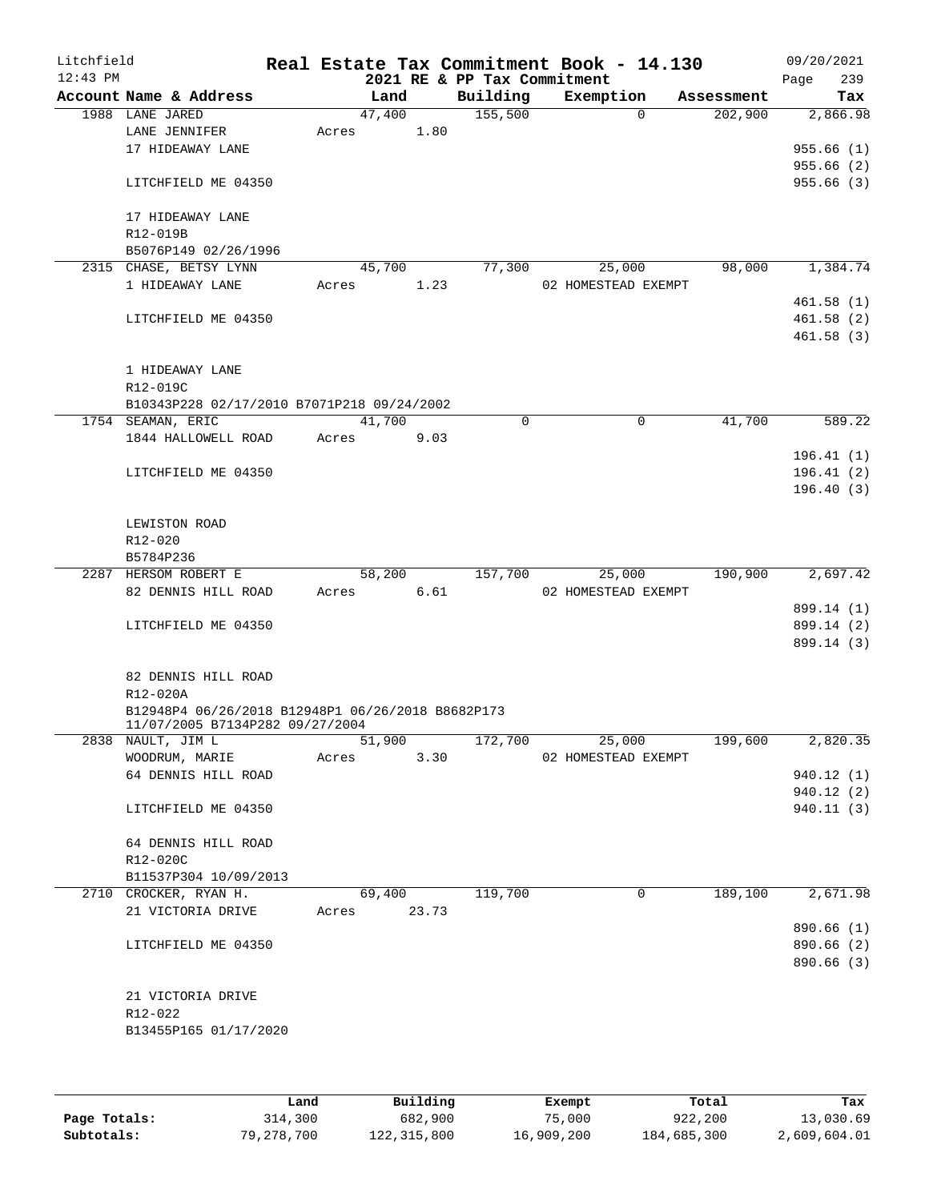Litchfield
12:43 PM

**Real Estate Tax Commitment Book - 14.130**
**2021 RE & PP Tax Commitment**

09/20/2021
Page 239

| Account Name & Address | Land | Building | Exemption | Assessment | Tax |
|---|---|---|---|---|---|
| 1988 LANE JARED | 47,400 | 155,500 | 0 | 202,900 | 2,866.98 |
| LANE JENNIFER | Acres 1.80 | | | | |
| 17 HIDEAWAY LANE | | | | | 955.66 (1) |
| | | | | | 955.66 (2) |
| LITCHFIELD ME 04350 | | | | | 955.66 (3) |
| 17 HIDEAWAY LANE | | | | | |
| R12-019B | | | | | |
| B5076P149 02/26/1996 | | | | | |
| 2315 CHASE, BETSY LYNN | 45,700 | 77,300 | 25,000 | 98,000 | 1,384.74 |
| 1 HIDEAWAY LANE | Acres 1.23 | | 02 HOMESTEAD EXEMPT | | |
| | | | | | 461.58 (1) |
| LITCHFIELD ME 04350 | | | | | 461.58 (2) |
| | | | | | 461.58 (3) |
| 1 HIDEAWAY LANE | | | | | |
| R12-019C | | | | | |
| B10343P228 02/17/2010 B7071P218 09/24/2002 | | | | | |
| 1754 SEAMAN, ERIC | 41,700 | 0 | 0 | 41,700 | 589.22 |
| 1844 HALLOWELL ROAD | Acres 9.03 | | | | |
| | | | | | 196.41 (1) |
| LITCHFIELD ME 04350 | | | | | 196.41 (2) |
| | | | | | 196.40 (3) |
| LEWISTON ROAD | | | | | |
| R12-020 | | | | | |
| B5784P236 | | | | | |
| 2287 HERSOM ROBERT E | 58,200 | 157,700 | 25,000 | 190,900 | 2,697.42 |
| 82 DENNIS HILL ROAD | Acres 6.61 | | 02 HOMESTEAD EXEMPT | | |
| | | | | | 899.14 (1) |
| LITCHFIELD ME 04350 | | | | | 899.14 (2) |
| | | | | | 899.14 (3) |
| 82 DENNIS HILL ROAD | | | | | |
| R12-020A | | | | | |
| B12948P4 06/26/2018 B12948P1 06/26/2018 B8682P173 11/07/2005 B7134P282 09/27/2004 | | | | | |
| 2838 NAULT, JIM L | 51,900 | 172,700 | 25,000 | 199,600 | 2,820.35 |
| WOODRUM, MARIE | Acres 3.30 | | 02 HOMESTEAD EXEMPT | | |
| 64 DENNIS HILL ROAD | | | | | 940.12 (1) |
| | | | | | 940.12 (2) |
| LITCHFIELD ME 04350 | | | | | 940.11 (3) |
| 64 DENNIS HILL ROAD | | | | | |
| R12-020C | | | | | |
| B11537P304 10/09/2013 | | | | | |
| 2710 CROCKER, RYAN H. | 69,400 | 119,700 | 0 | 189,100 | 2,671.98 |
| 21 VICTORIA DRIVE | Acres 23.73 | | | | |
| | | | | | 890.66 (1) |
| LITCHFIELD ME 04350 | | | | | 890.66 (2) |
| | | | | | 890.66 (3) |
| 21 VICTORIA DRIVE | | | | | |
| R12-022 | | | | | |
| B13455P165 01/17/2020 | | | | | |

| | Land | Building | Exempt | Total | Tax |
|---|---|---|---|---|---|
| Page Totals: | 314,300 | 682,900 | 75,000 | 922,200 | 13,030.69 |
| Subtotals: | 79,278,700 | 122,315,800 | 16,909,200 | 184,685,300 | 2,609,604.01 |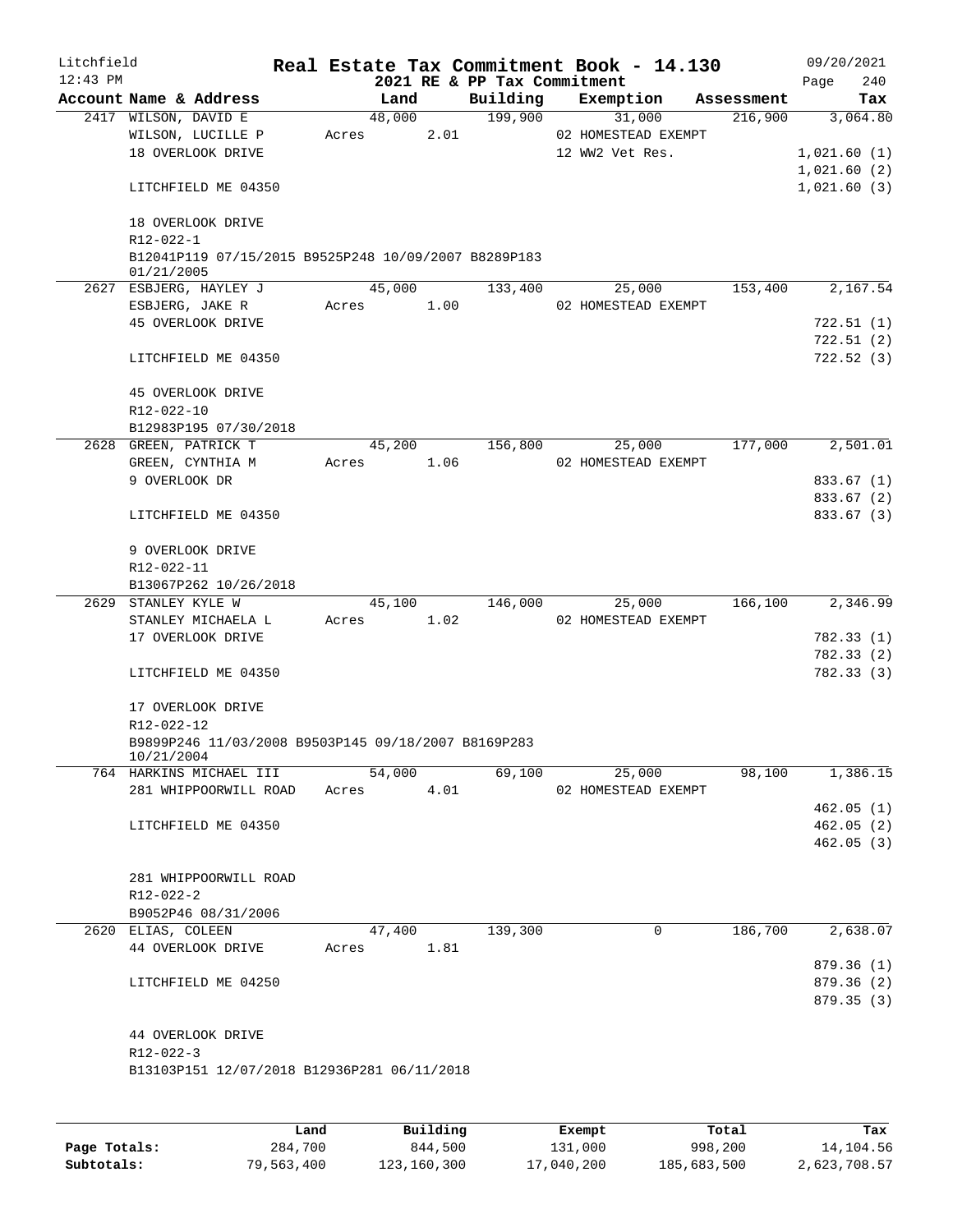Litchfield
12:43 PM

# Real Estate Tax Commitment Book - 14.130

09/20/2021

2021 RE & PP Tax Commitment

| Account Name & Address | Land | Building | Exemption | Assessment | Tax |
|---|---|---|---|---|---|
| 2417 WILSON, DAVID E | 48,000 | 199,900 | 31,000 | 216,900 | 3,064.80 |
| WILSON, LUCILLE P | Acres 2.01 | | 02 HOMESTEAD EXEMPT | | |
| 18 OVERLOOK DRIVE | | | 12 WW2 Vet Res. | | 1,021.60 (1) |
| | | | | | 1,021.60 (2) |
| LITCHFIELD ME 04350 | | | | | 1,021.60 (3) |
| 18 OVERLOOK DRIVE | | | | | |
| R12-022-1 | | | | | |
| B12041P119 07/15/2015 B9525P248 10/09/2007 B8289P183 01/21/2005 | | | | | |
| 2627 ESBJERG, HAYLEY J | 45,000 | 133,400 | 25,000 | 153,400 | 2,167.54 |
| ESBJERG, JAKE R | Acres 1.00 | | 02 HOMESTEAD EXEMPT | | |
| 45 OVERLOOK DRIVE | | | | | 722.51 (1) |
| | | | | | 722.51 (2) |
| LITCHFIELD ME 04350 | | | | | 722.52 (3) |
| 45 OVERLOOK DRIVE | | | | | |
| R12-022-10 | | | | | |
| B12983P195 07/30/2018 | | | | | |
| 2628 GREEN, PATRICK T | 45,200 | 156,800 | 25,000 | 177,000 | 2,501.01 |
| GREEN, CYNTHIA M | Acres 1.06 | | 02 HOMESTEAD EXEMPT | | |
| 9 OVERLOOK DR | | | | | 833.67 (1) |
| | | | | | 833.67 (2) |
| LITCHFIELD ME 04350 | | | | | 833.67 (3) |
| 9 OVERLOOK DRIVE | | | | | |
| R12-022-11 | | | | | |
| B13067P262 10/26/2018 | | | | | |
| 2629 STANLEY KYLE W | 45,100 | 146,000 | 25,000 | 166,100 | 2,346.99 |
| STANLEY MICHAELA L | Acres 1.02 | | 02 HOMESTEAD EXEMPT | | |
| 17 OVERLOOK DRIVE | | | | | 782.33 (1) |
| | | | | | 782.33 (2) |
| LITCHFIELD ME 04350 | | | | | 782.33 (3) |
| 17 OVERLOOK DRIVE | | | | | |
| R12-022-12 | | | | | |
| B9899P246 11/03/2008 B9503P145 09/18/2007 B8169P283 10/21/2004 | | | | | |
| 764 HARKINS MICHAEL III | 54,000 | 69,100 | 25,000 | 98,100 | 1,386.15 |
| 281 WHIPPOORWILL ROAD | Acres 4.01 | | 02 HOMESTEAD EXEMPT | | |
| | | | | | 462.05 (1) |
| LITCHFIELD ME 04350 | | | | | 462.05 (2) |
| | | | | | 462.05 (3) |
| 281 WHIPPOORWILL ROAD | | | | | |
| R12-022-2 | | | | | |
| B9052P46 08/31/2006 | | | | | |
| 2620 ELIAS, COLEEN | 47,400 | 139,300 | 0 | 186,700 | 2,638.07 |
| 44 OVERLOOK DRIVE | Acres 1.81 | | | | |
| | | | | | 879.36 (1) |
| LITCHFIELD ME 04250 | | | | | 879.36 (2) |
| | | | | | 879.35 (3) |
| 44 OVERLOOK DRIVE | | | | | |
| R12-022-3 | | | | | |
| B13103P151 12/07/2018 B12936P281 06/11/2018 | | | | | |

| | Land | Building | Exempt | Total | Tax |
|---|---|---|---|---|---|
| Page Totals: | 284,700 | 844,500 | 131,000 | 998,200 | 14,104.56 |
| Subtotals: | 79,563,400 | 123,160,300 | 17,040,200 | 185,683,500 | 2,623,708.57 |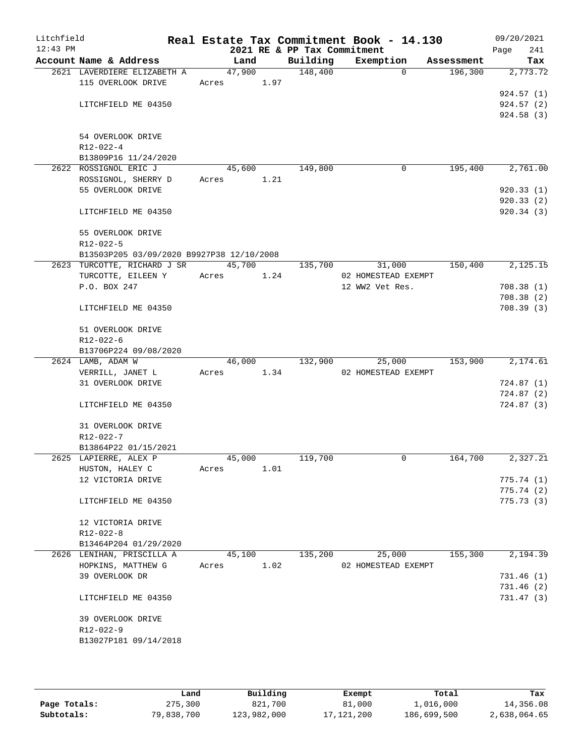# Real Estate Tax Commitment Book - 14.130

Litchfield 12:43 PM — 2021 RE & PP Tax Commitment — 09/20/2021

| Account Name & Address | Land | Building | Exemption | Assessment | Tax |
|---|---|---|---|---|---|
| 2621 LAVERDIERE ELIZABETH A | 47,900 | 148,400 | 0 | 196,300 | 2,773.72 |
| 115 OVERLOOK DRIVE | Acres 1.97 | | | | |
| | | | | | 924.57 (1) |
| LITCHFIELD ME 04350 | | | | | 924.57 (2) |
| | | | | | 924.58 (3) |
| 54 OVERLOOK DRIVE | | | | | |
| R12-022-4 | | | | | |
| B13809P16 11/24/2020 | | | | | |
| 2622 ROSSIGNOL ERIC J | 45,600 | 149,800 | 0 | 195,400 | 2,761.00 |
| ROSSIGNOL, SHERRY D | Acres 1.21 | | | | |
| 55 OVERLOOK DRIVE | | | | | 920.33 (1) |
| | | | | | 920.33 (2) |
| LITCHFIELD ME 04350 | | | | | 920.34 (3) |
| 55 OVERLOOK DRIVE | | | | | |
| R12-022-5 | | | | | |
| B13503P205 03/09/2020 B9927P38 12/10/2008 | | | | | |
| 2623 TURCOTTE, RICHARD J SR | 45,700 | 135,700 | 31,000 | 150,400 | 2,125.15 |
| TURCOTTE, EILEEN Y | Acres 1.24 | | 02 HOMESTEAD EXEMPT | | |
| P.O. BOX 247 | | | 12 WW2 Vet Res. | | 708.38 (1) |
| | | | | | 708.38 (2) |
| LITCHFIELD ME 04350 | | | | | 708.39 (3) |
| 51 OVERLOOK DRIVE | | | | | |
| R12-022-6 | | | | | |
| B13706P224 09/08/2020 | | | | | |
| 2624 LAMB, ADAM W | 46,000 | 132,900 | 25,000 | 153,900 | 2,174.61 |
| VERRILL, JANET L | Acres 1.34 | | 02 HOMESTEAD EXEMPT | | |
| 31 OVERLOOK DRIVE | | | | | 724.87 (1) |
| | | | | | 724.87 (2) |
| LITCHFIELD ME 04350 | | | | | 724.87 (3) |
| 31 OVERLOOK DRIVE | | | | | |
| R12-022-7 | | | | | |
| B13864P22 01/15/2021 | | | | | |
| 2625 LAPIERRE, ALEX P | 45,000 | 119,700 | 0 | 164,700 | 2,327.21 |
| HUSTON, HALEY C | Acres 1.01 | | | | |
| 12 VICTORIA DRIVE | | | | | 775.74 (1) |
| | | | | | 775.74 (2) |
| LITCHFIELD ME 04350 | | | | | 775.73 (3) |
| 12 VICTORIA DRIVE | | | | | |
| R12-022-8 | | | | | |
| B13464P204 01/29/2020 | | | | | |
| 2626 LENIHAN, PRISCILLA A | 45,100 | 135,200 | 25,000 | 155,300 | 2,194.39 |
| HOPKINS, MATTHEW G | Acres 1.02 | | 02 HOMESTEAD EXEMPT | | |
| 39 OVERLOOK DR | | | | | 731.46 (1) |
| | | | | | 731.46 (2) |
| LITCHFIELD ME 04350 | | | | | 731.47 (3) |
| 39 OVERLOOK DRIVE | | | | | |
| R12-022-9 | | | | | |
| B13027P181 09/14/2018 | | | | | |

| | Land | Building | Exempt | Total | Tax |
|---|---|---|---|---|---|
| Page Totals: | 275,300 | 821,700 | 81,000 | 1,016,000 | 14,356.08 |
| Subtotals: | 79,838,700 | 123,982,000 | 17,121,200 | 186,699,500 | 2,638,064.65 |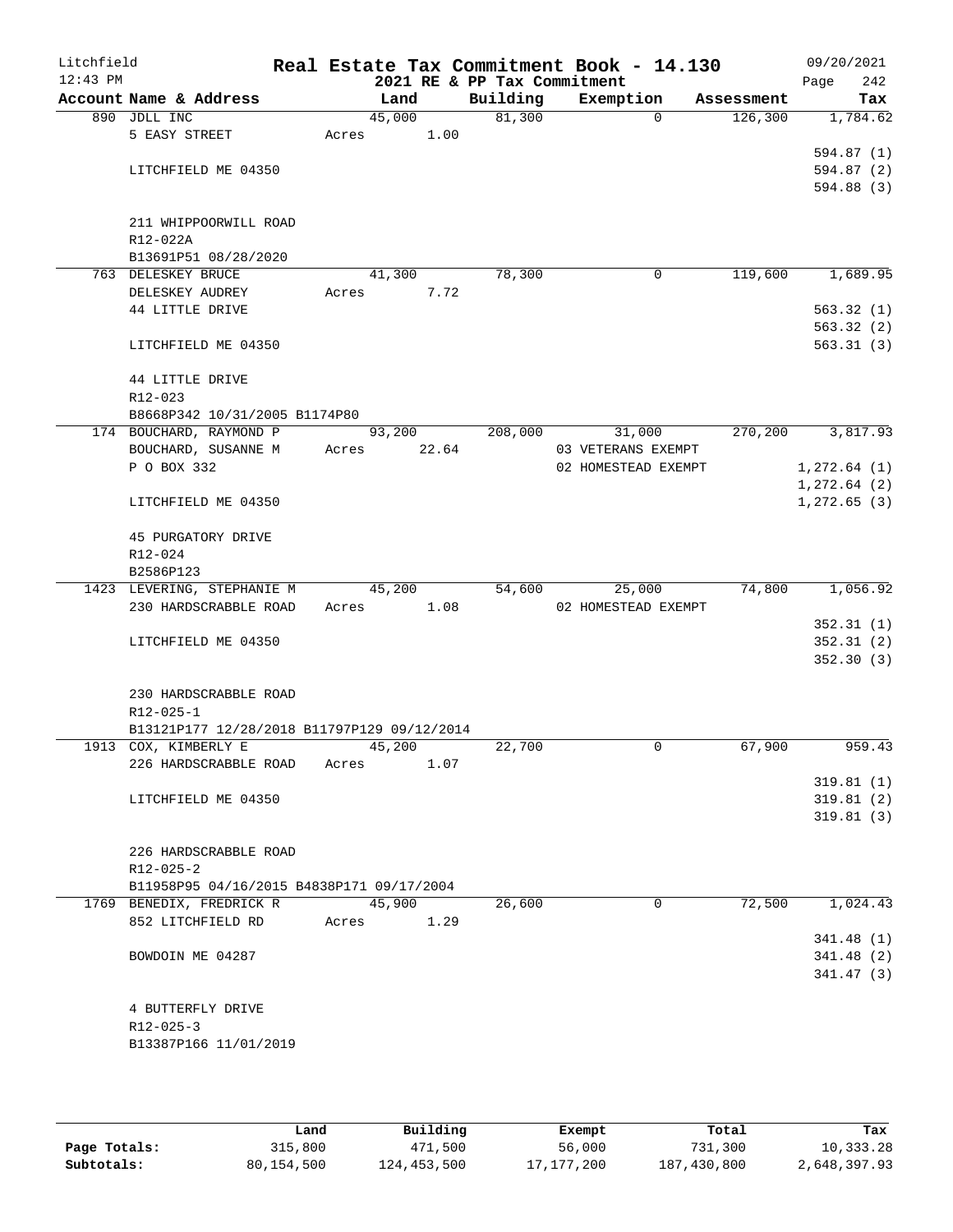Litchfield
12:43 PM

# Real Estate Tax Commitment Book - 14.130

## 2021 RE & PP Tax Commitment

09/20/2021
Page 242

| Account Name & Address | Land | Building | Exemption | Assessment | Tax |
|---|---|---|---|---|---|
| 890 JDLL INC | 45,000 | 81,300 | 0 | 126,300 | 1,784.62 |
| 5 EASY STREET | Acres 1.00 | | | | |
| | | | | | 594.87 (1) |
| LITCHFIELD ME 04350 | | | | | 594.87 (2) |
| | | | | | 594.88 (3) |
| 211 WHIPPOORWILL ROAD | | | | | |
| R12-022A | | | | | |
| B13691P51 08/28/2020 | | | | | |
| 763 DELESKEY BRUCE | 41,300 | 78,300 | 0 | 119,600 | 1,689.95 |
| DELESKEY AUDREY | Acres 7.72 | | | | |
| 44 LITTLE DRIVE | | | | | 563.32 (1) |
| | | | | | 563.32 (2) |
| LITCHFIELD ME 04350 | | | | | 563.31 (3) |
| 44 LITTLE DRIVE | | | | | |
| R12-023 | | | | | |
| B8668P342 10/31/2005 B1174P80 | | | | | |
| 174 BOUCHARD, RAYMOND P | 93,200 | 208,000 | 31,000 | 270,200 | 3,817.93 |
| BOUCHARD, SUSANNE M | Acres 22.64 | | 03 VETERANS EXEMPT | | |
| P O BOX 332 | | | 02 HOMESTEAD EXEMPT | | 1,272.64 (1) |
| | | | | | 1,272.64 (2) |
| LITCHFIELD ME 04350 | | | | | 1,272.65 (3) |
| 45 PURGATORY DRIVE | | | | | |
| R12-024 | | | | | |
| B2586P123 | | | | | |
| 1423 LEVERING, STEPHANIE M | 45,200 | 54,600 | 25,000 | 74,800 | 1,056.92 |
| 230 HARDSCRABBLE ROAD | Acres 1.08 | | 02 HOMESTEAD EXEMPT | | |
| | | | | | 352.31 (1) |
| LITCHFIELD ME 04350 | | | | | 352.31 (2) |
| | | | | | 352.30 (3) |
| 230 HARDSCRABBLE ROAD | | | | | |
| R12-025-1 | | | | | |
| B13121P177 12/28/2018 B11797P129 09/12/2014 | | | | | |
| 1913 COX, KIMBERLY E | 45,200 | 22,700 | 0 | 67,900 | 959.43 |
| 226 HARDSCRABBLE ROAD | Acres 1.07 | | | | |
| | | | | | 319.81 (1) |
| LITCHFIELD ME 04350 | | | | | 319.81 (2) |
| | | | | | 319.81 (3) |
| 226 HARDSCRABBLE ROAD | | | | | |
| R12-025-2 | | | | | |
| B11958P95 04/16/2015 B4838P171 09/17/2004 | | | | | |
| 1769 BENEDIX, FREDRICK R | 45,900 | 26,600 | 0 | 72,500 | 1,024.43 |
| 852 LITCHFIELD RD | Acres 1.29 | | | | |
| | | | | | 341.48 (1) |
| BOWDOIN ME 04287 | | | | | 341.48 (2) |
| | | | | | 341.47 (3) |
| 4 BUTTERFLY DRIVE | | | | | |
| R12-025-3 | | | | | |
| B13387P166 11/01/2019 | | | | | |

| | Land | Building | Exempt | Total | Tax |
|---|---|---|---|---|---|
| Page Totals: | 315,800 | 471,500 | 56,000 | 731,300 | 10,333.28 |
| Subtotals: | 80,154,500 | 124,453,500 | 17,177,200 | 187,430,800 | 2,648,397.93 |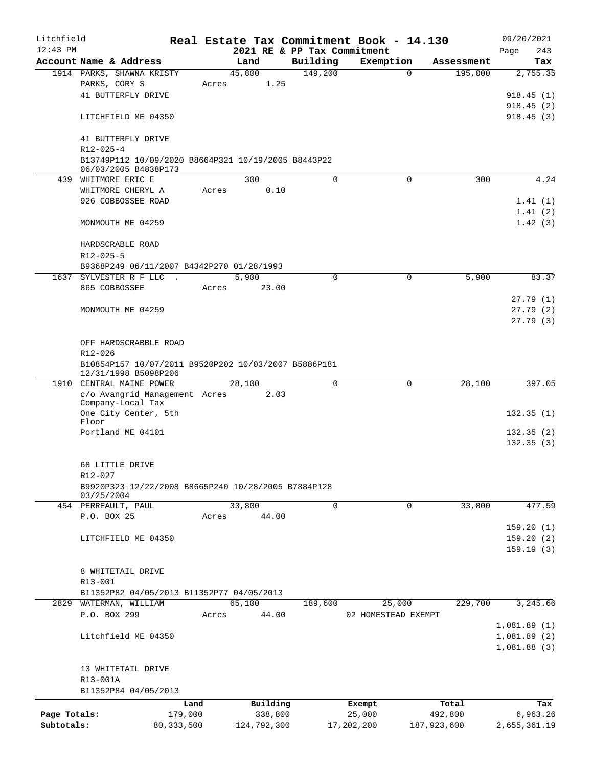# Litchfield — Real Estate Tax Commitment Book - 14.130

12:43 PM — 2021 RE & PP Tax Commitment — 09/20/2021

| Account | Name & Address | Land | Building | Exemption | Assessment | Tax |
|---|---|---|---|---|---|---|
| 1914 | PARKS, SHAWNA KRISTY | 45,800 | 149,200 | 0 | 195,000 | 2,755.35 |
| | PARKS, CORY S | Acres 1.25 | | | | |
| | 41 BUTTERFLY DRIVE | | | | | 918.45 (1) |
| | | | | | | 918.45 (2) |
| | LITCHFIELD ME 04350 | | | | | 918.45 (3) |
| | 41 BUTTERFLY DRIVE | | | | | |
| | R12-025-4 | | | | | |
| | B13749P112 10/09/2020 B8664P321 10/19/2005 B8443P22 06/03/2005 B4838P173 | | | | | |
| 439 | WHITMORE ERIC E | 300 | 0 | 0 | 300 | 4.24 |
| | WHITMORE CHERYL A | Acres 0.10 | | | | |
| | 926 COBBOSSEE ROAD | | | | | 1.41 (1) |
| | | | | | | 1.41 (2) |
| | MONMOUTH ME 04259 | | | | | 1.42 (3) |
| | HARDSCRABLE ROAD | | | | | |
| | R12-025-5 | | | | | |
| | B9368P249 06/11/2007 B4342P270 01/28/1993 | | | | | |
| 1637 | SYLVESTER R F LLC . | 5,900 | 0 | 0 | 5,900 | 83.37 |
| | 865 COBBOSSEE | Acres 23.00 | | | | |
| | | | | | | 27.79 (1) |
| | MONMOUTH ME 04259 | | | | | 27.79 (2) |
| | | | | | | 27.79 (3) |
| | OFF HARDSCRABBLE ROAD | | | | | |
| | R12-026 | | | | | |
| | B10854P157 10/07/2011 B9520P202 10/03/2007 B5886P181 12/31/1998 B5098P206 | | | | | |
| 1910 | CENTRAL MAINE POWER | 28,100 | 0 | 0 | 28,100 | 397.05 |
| | c/o Avangrid Management Company-Local Tax | Acres 2.03 | | | | |
| | One City Center, 5th Floor | | | | | 132.35 (1) |
| | Portland ME 04101 | | | | | 132.35 (2) |
| | | | | | | 132.35 (3) |
| | 68 LITTLE DRIVE | | | | | |
| | R12-027 | | | | | |
| | B9920P323 12/22/2008 B8665P240 10/28/2005 B7884P128 03/25/2004 | | | | | |
| 454 | PERREAULT, PAUL | 33,800 | 0 | 0 | 33,800 | 477.59 |
| | P.O. BOX 25 | Acres 44.00 | | | | |
| | | | | | | 159.20 (1) |
| | LITCHFIELD ME 04350 | | | | | 159.20 (2) |
| | | | | | | 159.19 (3) |
| | 8 WHITETAIL DRIVE | | | | | |
| | R13-001 | | | | | |
| | B11352P82 04/05/2013 B11352P77 04/05/2013 | | | | | |
| 2829 | WATERMAN, WILLIAM | 65,100 | 189,600 | 25,000 | 229,700 | 3,245.66 |
| | P.O. BOX 299 | Acres 44.00 | | 02 HOMESTEAD EXEMPT | | |
| | | | | | | 1,081.89 (1) |
| | Litchfield ME 04350 | | | | | 1,081.89 (2) |
| | | | | | | 1,081.88 (3) |
| | 13 WHITETAIL DRIVE | | | | | |
| | R13-001A | | | | | |
| | B11352P84 04/05/2013 | | | | | |

| | Land | Building | Exempt | Total | Tax |
|---|---|---|---|---|---|
| Page Totals: | 179,000 | 338,800 | 25,000 | 492,800 | 6,963.26 |
| Subtotals: | 80,333,500 | 124,792,300 | 17,202,200 | 187,923,600 | 2,655,361.19 |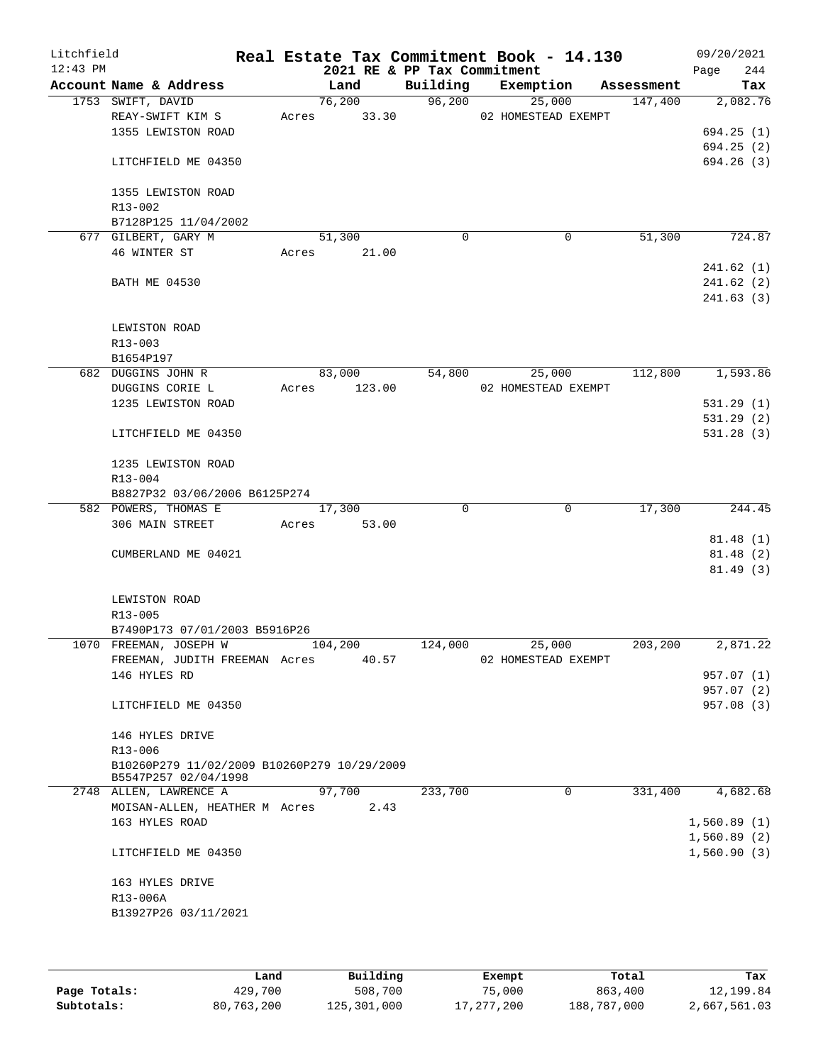Litchfield 12:43 PM

# Real Estate Tax Commitment Book - 14.130

2021 RE & PP Tax Commitment

09/20/2021 Page 244

| Account Name & Address | Land | Building | Exemption | Assessment | Tax |
|---|---|---|---|---|---|
| 1753 SWIFT, DAVID | 76,200 | 96,200 | 25,000 | 147,400 | 2,082.76 |
| REAY-SWIFT KIM S | Acres 33.30 | | 02 HOMESTEAD EXEMPT | | |
| 1355 LEWISTON ROAD | | | | | 694.25 (1) |
| | | | | | 694.25 (2) |
| LITCHFIELD ME 04350 | | | | | 694.26 (3) |
| 1355 LEWISTON ROAD | | | | | |
| R13-002 | | | | | |
| B7128P125 11/04/2002 | | | | | |
| 677 GILBERT, GARY M | 51,300 | 0 | 0 | 51,300 | 724.87 |
| 46 WINTER ST | Acres 21.00 | | | | |
| | | | | | 241.62 (1) |
| BATH ME 04530 | | | | | 241.62 (2) |
| | | | | | 241.63 (3) |
| LEWISTON ROAD | | | | | |
| R13-003 | | | | | |
| B1654P197 | | | | | |
| 682 DUGGINS JOHN R | 83,000 | 54,800 | 25,000 | 112,800 | 1,593.86 |
| DUGGINS CORIE L | Acres 123.00 | | 02 HOMESTEAD EXEMPT | | |
| 1235 LEWISTON ROAD | | | | | 531.29 (1) |
| | | | | | 531.29 (2) |
| LITCHFIELD ME 04350 | | | | | 531.28 (3) |
| 1235 LEWISTON ROAD | | | | | |
| R13-004 | | | | | |
| B8827P32 03/06/2006 B6125P274 | | | | | |
| 582 POWERS, THOMAS E | 17,300 | 0 | 0 | 17,300 | 244.45 |
| 306 MAIN STREET | Acres 53.00 | | | | |
| | | | | | 81.48 (1) |
| CUMBERLAND ME 04021 | | | | | 81.48 (2) |
| | | | | | 81.49 (3) |
| LEWISTON ROAD | | | | | |
| R13-005 | | | | | |
| B7490P173 07/01/2003 B5916P26 | | | | | |
| 1070 FREEMAN, JOSEPH W | 104,200 | 124,000 | 25,000 | 203,200 | 2,871.22 |
| FREEMAN, JUDITH FREEMAN | Acres 40.57 | | 02 HOMESTEAD EXEMPT | | |
| 146 HYLES RD | | | | | 957.07 (1) |
| | | | | | 957.07 (2) |
| LITCHFIELD ME 04350 | | | | | 957.08 (3) |
| 146 HYLES DRIVE | | | | | |
| R13-006 | | | | | |
| B10260P279 11/02/2009 B10260P279 10/29/2009 | | | | | |
| B5547P257 02/04/1998 | | | | | |
| 2748 ALLEN, LAWRENCE A | 97,700 | 233,700 | 0 | 331,400 | 4,682.68 |
| MOISAN-ALLEN, HEATHER M | Acres 2.43 | | | | |
| 163 HYLES ROAD | | | | | 1,560.89 (1) |
| | | | | | 1,560.89 (2) |
| LITCHFIELD ME 04350 | | | | | 1,560.90 (3) |
| 163 HYLES DRIVE | | | | | |
| R13-006A | | | | | |
| B13927P26 03/11/2021 | | | | | |

| | Land | Building | Exempt | Total | Tax |
|---|---|---|---|---|---|
| Page Totals: | 429,700 | 508,700 | 75,000 | 863,400 | 12,199.84 |
| Subtotals: | 80,763,200 | 125,301,000 | 17,277,200 | 188,787,000 | 2,667,561.03 |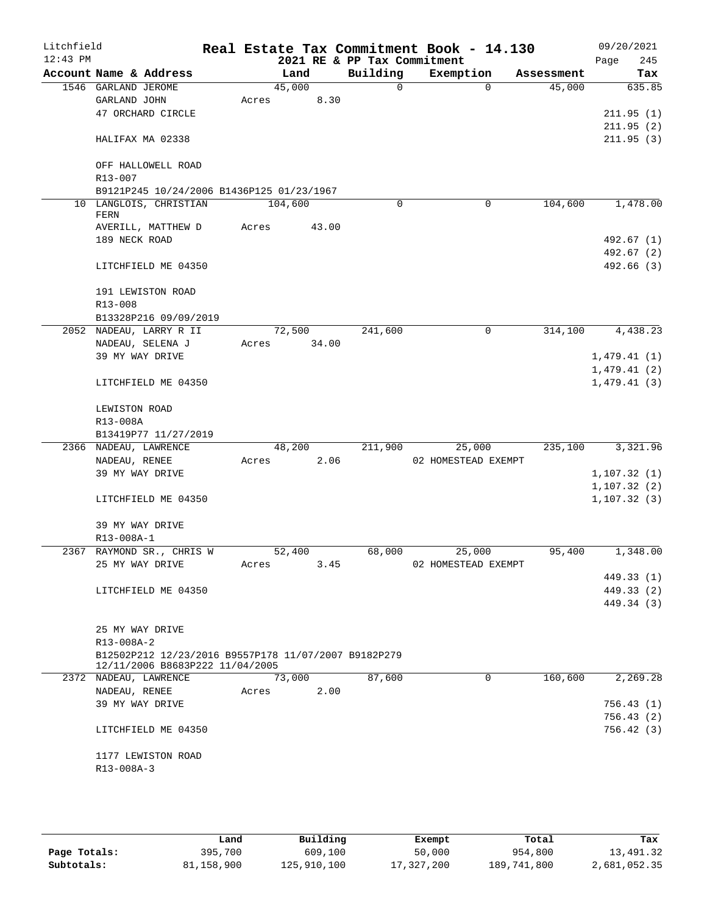Litchfield
12:43 PM

# Real Estate Tax Commitment Book - 14.130

2021 RE & PP Tax Commitment

09/20/2021

| Account Name & Address | Land | Building | Exemption | Assessment | Tax |
|---|---|---|---|---|---|
| 1546 GARLAND JEROME | 45,000 | 0 | 0 | 45,000 | 635.85 |
| GARLAND JOHN | Acres 8.30 | | | | |
| 47 ORCHARD CIRCLE | | | | | 211.95 (1) |
| | | | | | 211.95 (2) |
| HALIFAX MA 02338 | | | | | 211.95 (3) |
| OFF HALLOWELL ROAD | | | | | |
| R13-007 | | | | | |
| B9121P245 10/24/2006 B1436P125 01/23/1967 | | | | | |
| 10 LANGLOIS, CHRISTIAN FERN | 104,600 | 0 | 0 | 104,600 | 1,478.00 |
| AVERILL, MATTHEW D | Acres 43.00 | | | | |
| 189 NECK ROAD | | | | | 492.67 (1) |
| | | | | | 492.67 (2) |
| LITCHFIELD ME 04350 | | | | | 492.66 (3) |
| 191 LEWISTON ROAD | | | | | |
| R13-008 | | | | | |
| B13328P216 09/09/2019 | | | | | |
| 2052 NADEAU, LARRY R II | 72,500 | 241,600 | 0 | 314,100 | 4,438.23 |
| NADEAU, SELENA J | Acres 34.00 | | | | |
| 39 MY WAY DRIVE | | | | | 1,479.41 (1) |
| | | | | | 1,479.41 (2) |
| LITCHFIELD ME 04350 | | | | | 1,479.41 (3) |
| LEWISTON ROAD | | | | | |
| R13-008A | | | | | |
| B13419P77 11/27/2019 | | | | | |
| 2366 NADEAU, LAWRENCE | 48,200 | 211,900 | 25,000 | 235,100 | 3,321.96 |
| NADEAU, RENEE | Acres 2.06 | | 02 HOMESTEAD EXEMPT | | |
| 39 MY WAY DRIVE | | | | | 1,107.32 (1) |
| | | | | | 1,107.32 (2) |
| LITCHFIELD ME 04350 | | | | | 1,107.32 (3) |
| 39 MY WAY DRIVE | | | | | |
| R13-008A-1 | | | | | |
| 2367 RAYMOND SR., CHRIS W | 52,400 | 68,000 | 25,000 | 95,400 | 1,348.00 |
| 25 MY WAY DRIVE | Acres 3.45 | | 02 HOMESTEAD EXEMPT | | |
| | | | | | 449.33 (1) |
| LITCHFIELD ME 04350 | | | | | 449.33 (2) |
| | | | | | 449.34 (3) |
| 25 MY WAY DRIVE | | | | | |
| R13-008A-2 | | | | | |
| B12502P212 12/23/2016 B9557P178 11/07/2007 B9182P279 12/11/2006 B8683P222 11/04/2005 | | | | | |
| 2372 NADEAU, LAWRENCE | 73,000 | 87,600 | 0 | 160,600 | 2,269.28 |
| NADEAU, RENEE | Acres 2.00 | | | | |
| 39 MY WAY DRIVE | | | | | 756.43 (1) |
| | | | | | 756.43 (2) |
| LITCHFIELD ME 04350 | | | | | 756.42 (3) |
| 1177 LEWISTON ROAD | | | | | |
| R13-008A-3 | | | | | |

| | Land | Building | Exempt | Total | Tax |
|---|---|---|---|---|---|
| Page Totals: | 395,700 | 609,100 | 50,000 | 954,800 | 13,491.32 |
| Subtotals: | 81,158,900 | 125,910,100 | 17,327,200 | 189,741,800 | 2,681,052.35 |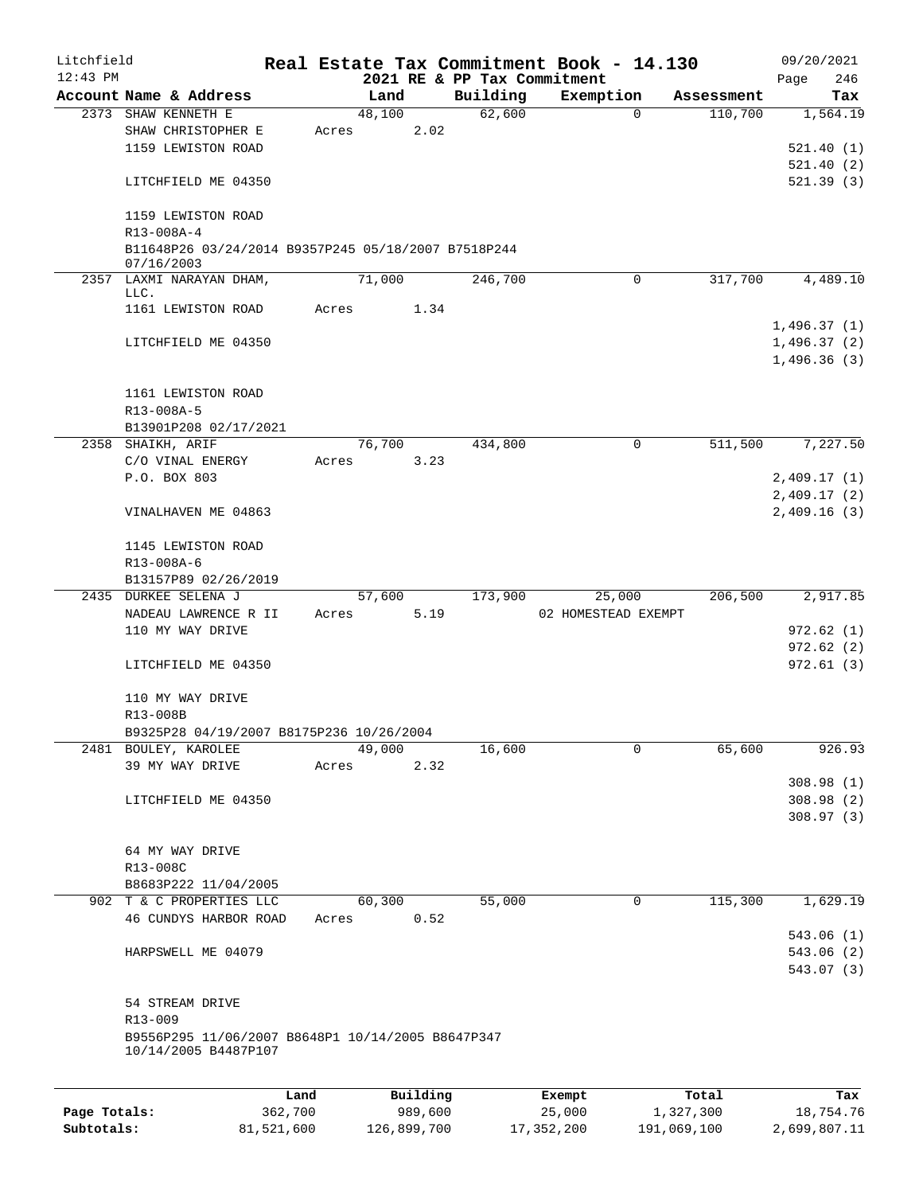Litchfield 12:43 PM

# Real Estate Tax Commitment Book - 14.130

2021 RE & PP Tax Commitment

09/20/2021 Page 246

| Account Name & Address | Land | Building | Exemption | Assessment | Tax |
|---|---|---|---|---|---|
| 2373 SHAW KENNETH E | 48,100 | 62,600 | 0 | 110,700 | 1,564.19 |
| SHAW CHRISTOPHER E | Acres 2.02 | | | | |
| 1159 LEWISTON ROAD | | | | | 521.40 (1) |
| | | | | | 521.40 (2) |
| LITCHFIELD ME 04350 | | | | | 521.39 (3) |
| 1159 LEWISTON ROAD | | | | | |
| R13-008A-4 | | | | | |
| B11648P26 03/24/2014 B9357P245 05/18/2007 B7518P244 07/16/2003 | | | | | |
| 2357 LAXMI NARAYAN DHAM, LLC. | 71,000 | 246,700 | 0 | 317,700 | 4,489.10 |
| 1161 LEWISTON ROAD | Acres 1.34 | | | | |
| | | | | | 1,496.37 (1) |
| LITCHFIELD ME 04350 | | | | | 1,496.37 (2) |
| | | | | | 1,496.36 (3) |
| 1161 LEWISTON ROAD | | | | | |
| R13-008A-5 | | | | | |
| B13901P208 02/17/2021 | | | | | |
| 2358 SHAIKH, ARIF | 76,700 | 434,800 | 0 | 511,500 | 7,227.50 |
| C/O VINAL ENERGY | Acres 3.23 | | | | |
| P.O. BOX 803 | | | | | 2,409.17 (1) |
| | | | | | 2,409.17 (2) |
| VINALHAVEN ME 04863 | | | | | 2,409.16 (3) |
| 1145 LEWISTON ROAD | | | | | |
| R13-008A-6 | | | | | |
| B13157P89 02/26/2019 | | | | | |
| 2435 DURKEE SELENA J | 57,600 | 173,900 | 25,000 | 206,500 | 2,917.85 |
| NADEAU LAWRENCE R II | Acres 5.19 | | 02 HOMESTEAD EXEMPT | | |
| 110 MY WAY DRIVE | | | | | 972.62 (1) |
| | | | | | 972.62 (2) |
| LITCHFIELD ME 04350 | | | | | 972.61 (3) |
| 110 MY WAY DRIVE | | | | | |
| R13-008B | | | | | |
| B9325P28 04/19/2007 B8175P236 10/26/2004 | | | | | |
| 2481 BOULEY, KAROLEE | 49,000 | 16,600 | 0 | 65,600 | 926.93 |
| 39 MY WAY DRIVE | Acres 2.32 | | | | |
| | | | | | 308.98 (1) |
| LITCHFIELD ME 04350 | | | | | 308.98 (2) |
| | | | | | 308.97 (3) |
| 64 MY WAY DRIVE | | | | | |
| R13-008C | | | | | |
| B8683P222 11/04/2005 | | | | | |
| 902 T & C PROPERTIES LLC | 60,300 | 55,000 | 0 | 115,300 | 1,629.19 |
| 46 CUNDYS HARBOR ROAD | Acres 0.52 | | | | |
| | | | | | 543.06 (1) |
| HARPSWELL ME 04079 | | | | | 543.06 (2) |
| | | | | | 543.07 (3) |
| 54 STREAM DRIVE | | | | | |
| R13-009 | | | | | |
| B9556P295 11/06/2007 B8648P1 10/14/2005 B8647P347 10/14/2005 B4487P107 | | | | | |

| | Land | Building | Exempt | Total | Tax |
|---|---|---|---|---|---|
| Page Totals: | 362,700 | 989,600 | 25,000 | 1,327,300 | 18,754.76 |
| Subtotals: | 81,521,600 | 126,899,700 | 17,352,200 | 191,069,100 | 2,699,807.11 |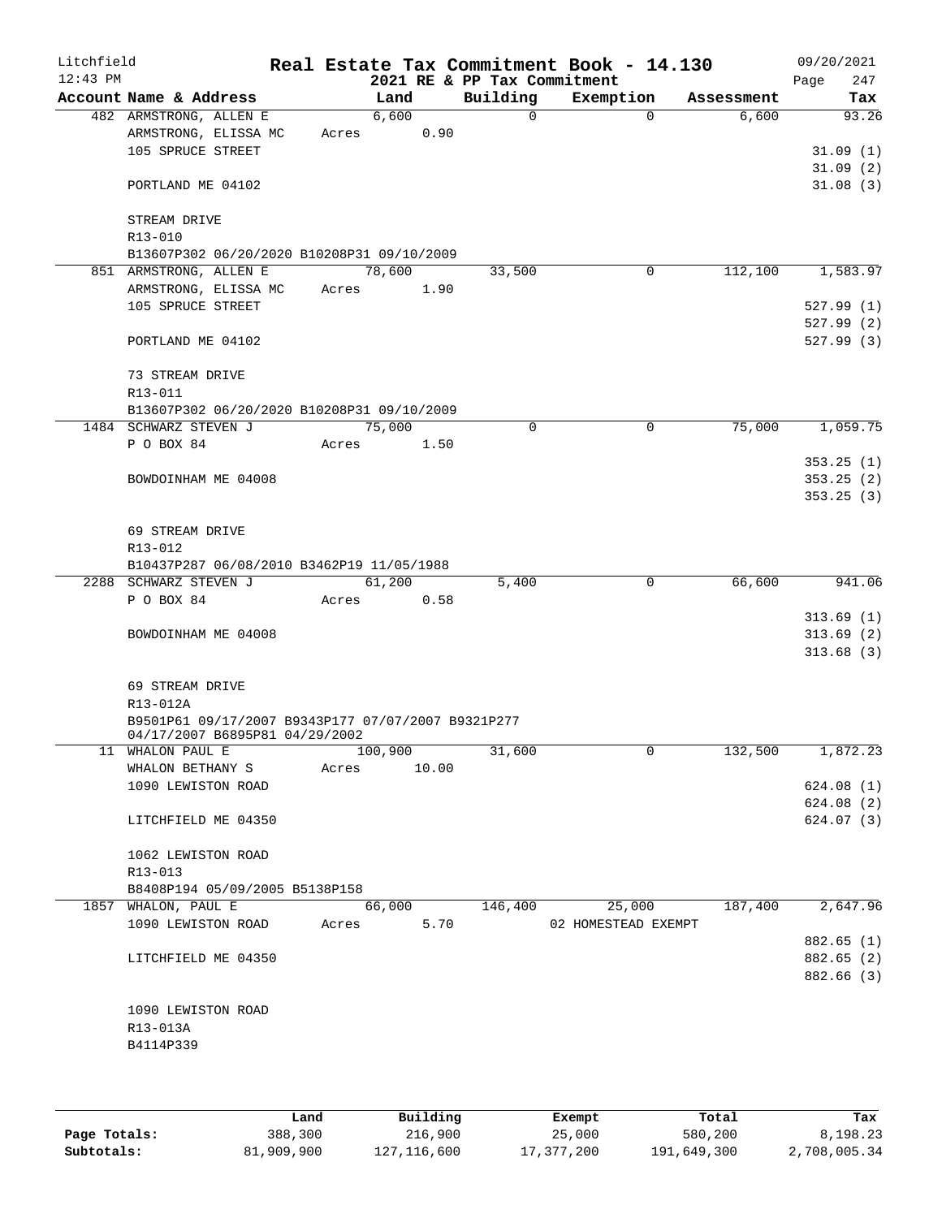Litchfield | Real Estate Tax Commitment Book - 14.130 | 09/20/2021
12:43 PM | 2021 RE & PP Tax Commitment | Page 247

| Account Name & Address | Land | Building | Exemption | Assessment | Tax |
|---|---|---|---|---|---|
| 482 ARMSTRONG, ALLEN E | 6,600 | 0 | 0 | 6,600 | 93.26 |
| ARMSTRONG, ELISSA MC | Acres 0.90 | | | | |
| 105 SPRUCE STREET | | | | | 31.09 (1) |
| | | | | | 31.09 (2) |
| PORTLAND ME 04102 | | | | | 31.08 (3) |
| STREAM DRIVE | | | | | |
| R13-010 | | | | | |
| B13607P302 06/20/2020 B10208P31 09/10/2009 | | | | | |
| 851 ARMSTRONG, ALLEN E | 78,600 | 33,500 | 0 | 112,100 | 1,583.97 |
| ARMSTRONG, ELISSA MC | Acres 1.90 | | | | |
| 105 SPRUCE STREET | | | | | 527.99 (1) |
| | | | | | 527.99 (2) |
| PORTLAND ME 04102 | | | | | 527.99 (3) |
| 73 STREAM DRIVE | | | | | |
| R13-011 | | | | | |
| B13607P302 06/20/2020 B10208P31 09/10/2009 | | | | | |
| 1484 SCHWARZ STEVEN J | 75,000 | 0 | 0 | 75,000 | 1,059.75 |
| P O BOX 84 | Acres 1.50 | | | | |
| | | | | | 353.25 (1) |
| BOWDOINHAM ME 04008 | | | | | 353.25 (2) |
| | | | | | 353.25 (3) |
| 69 STREAM DRIVE | | | | | |
| R13-012 | | | | | |
| B10437P287 06/08/2010 B3462P19 11/05/1988 | | | | | |
| 2288 SCHWARZ STEVEN J | 61,200 | 5,400 | 0 | 66,600 | 941.06 |
| P O BOX 84 | Acres 0.58 | | | | |
| | | | | | 313.69 (1) |
| BOWDOINHAM ME 04008 | | | | | 313.69 (2) |
| | | | | | 313.68 (3) |
| 69 STREAM DRIVE | | | | | |
| R13-012A | | | | | |
| B9501P61 09/17/2007 B9343P177 07/07/2007 B9321P277 04/17/2007 B6895P81 04/29/2002 | | | | | |
| 11 WHALON PAUL E | 100,900 | 31,600 | 0 | 132,500 | 1,872.23 |
| WHALON BETHANY S | Acres 10.00 | | | | |
| 1090 LEWISTON ROAD | | | | | 624.08 (1) |
| | | | | | 624.08 (2) |
| LITCHFIELD ME 04350 | | | | | 624.07 (3) |
| 1062 LEWISTON ROAD | | | | | |
| R13-013 | | | | | |
| B8408P194 05/09/2005 B5138P158 | | | | | |
| 1857 WHALON, PAUL E | 66,000 | 146,400 | 25,000 | 187,400 | 2,647.96 |
| 1090 LEWISTON ROAD | Acres 5.70 | | 02 HOMESTEAD EXEMPT | | |
| | | | | | 882.65 (1) |
| LITCHFIELD ME 04350 | | | | | 882.65 (2) |
| | | | | | 882.66 (3) |
| 1090 LEWISTON ROAD | | | | | |
| R13-013A | | | | | |
| B4114P339 | | | | | |

| | Land | Building | Exempt | Total | Tax |
|---|---|---|---|---|---|
| Page Totals: | 388,300 | 216,900 | 25,000 | 580,200 | 8,198.23 |
| Subtotals: | 81,909,900 | 127,116,600 | 17,377,200 | 191,649,300 | 2,708,005.34 |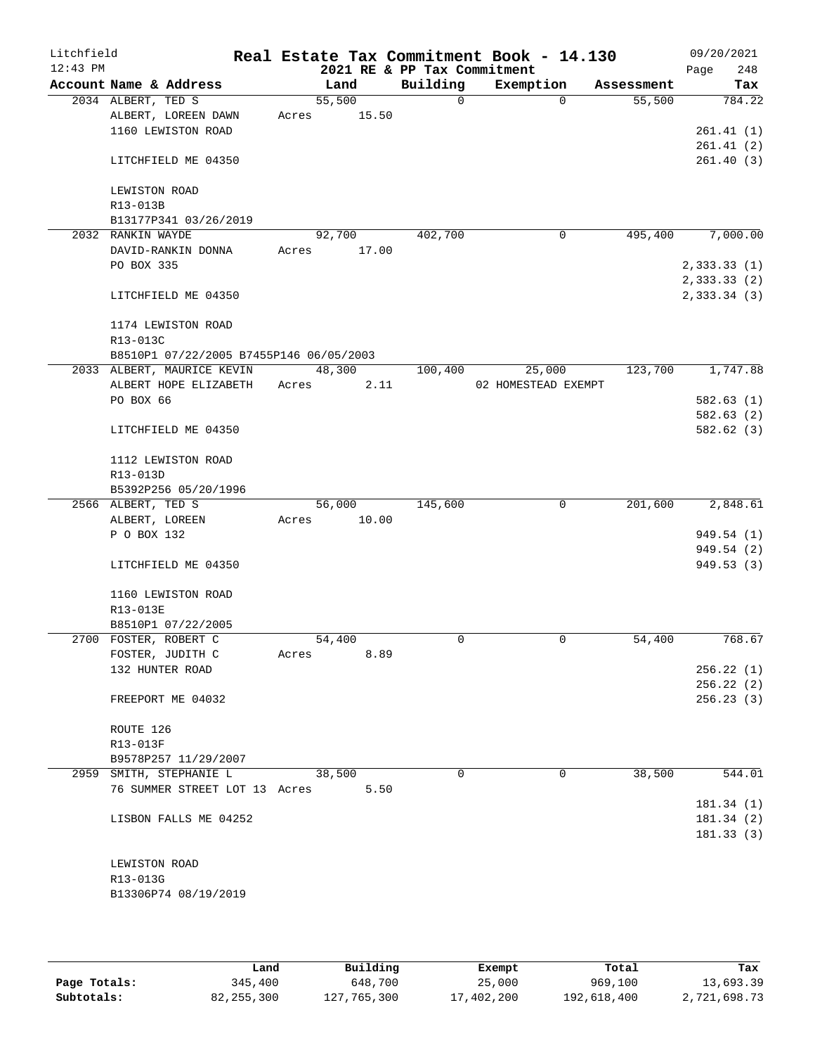Litchfield
12:43 PM

# Real Estate Tax Commitment Book - 14.130

2021 RE & PP Tax Commitment

09/20/2021

| Account Name & Address | Land | Building | Exemption | Assessment | Tax |
|---|---|---|---|---|---|
| 2034 ALBERT, TED S | 55,500 | 0 | 0 | 55,500 | 784.22 |
| ALBERT, LOREEN DAWN | Acres 15.50 | | | | |
| 1160 LEWISTON ROAD | | | | | 261.41 (1) |
| | | | | | 261.41 (2) |
| LITCHFIELD ME 04350 | | | | | 261.40 (3) |
| LEWISTON ROAD | | | | | |
| R13-013B | | | | | |
| B13177P341 03/26/2019 | | | | | |
| 2032 RANKIN WAYDE | 92,700 | 402,700 | 0 | 495,400 | 7,000.00 |
| DAVID-RANKIN DONNA | Acres 17.00 | | | | |
| PO BOX 335 | | | | | 2,333.33 (1) |
| | | | | | 2,333.33 (2) |
| LITCHFIELD ME 04350 | | | | | 2,333.34 (3) |
| 1174 LEWISTON ROAD | | | | | |
| R13-013C | | | | | |
| B8510P1 07/22/2005 B7455P146 06/05/2003 | | | | | |
| 2033 ALBERT, MAURICE KEVIN | 48,300 | 100,400 | 25,000 | 123,700 | 1,747.88 |
| ALBERT HOPE ELIZABETH | Acres 2.11 | | 02 HOMESTEAD EXEMPT | | |
| PO BOX 66 | | | | | 582.63 (1) |
| | | | | | 582.63 (2) |
| LITCHFIELD ME 04350 | | | | | 582.62 (3) |
| 1112 LEWISTON ROAD | | | | | |
| R13-013D | | | | | |
| B5392P256 05/20/1996 | | | | | |
| 2566 ALBERT, TED S | 56,000 | 145,600 | 0 | 201,600 | 2,848.61 |
| ALBERT, LOREEN | Acres 10.00 | | | | |
| P O BOX 132 | | | | | 949.54 (1) |
| | | | | | 949.54 (2) |
| LITCHFIELD ME 04350 | | | | | 949.53 (3) |
| 1160 LEWISTON ROAD | | | | | |
| R13-013E | | | | | |
| B8510P1 07/22/2005 | | | | | |
| 2700 FOSTER, ROBERT C | 54,400 | 0 | 0 | 54,400 | 768.67 |
| FOSTER, JUDITH C | Acres 8.89 | | | | |
| 132 HUNTER ROAD | | | | | 256.22 (1) |
| | | | | | 256.22 (2) |
| FREEPORT ME 04032 | | | | | 256.23 (3) |
| ROUTE 126 | | | | | |
| R13-013F | | | | | |
| B9578P257 11/29/2007 | | | | | |
| 2959 SMITH, STEPHANIE L | 38,500 | 0 | 0 | 38,500 | 544.01 |
| 76 SUMMER STREET LOT 13 | Acres 5.50 | | | | |
| | | | | | 181.34 (1) |
| LISBON FALLS ME 04252 | | | | | 181.34 (2) |
| | | | | | 181.33 (3) |
| LEWISTON ROAD | | | | | |
| R13-013G | | | | | |
| B13306P74 08/19/2019 | | | | | |

| | Land | Building | Exempt | Total | Tax |
|---|---|---|---|---|---|
| Page Totals: | 345,400 | 648,700 | 25,000 | 969,100 | 13,693.39 |
| Subtotals: | 82,255,300 | 127,765,300 | 17,402,200 | 192,618,400 | 2,721,698.73 |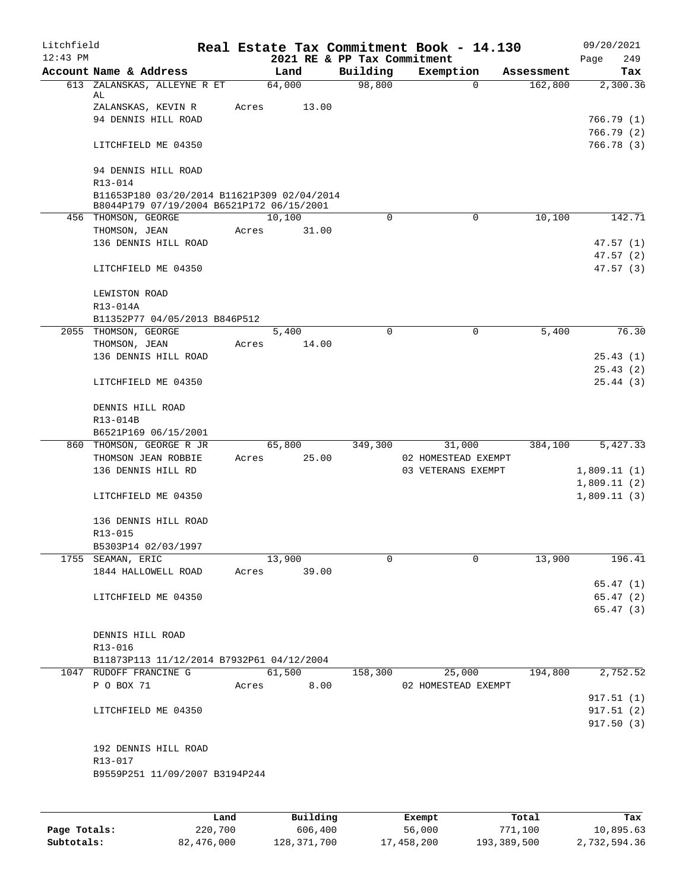# Real Estate Tax Commitment Book - 14.130

Litchfield 12:43 PM — 2021 RE & PP Tax Commitment — 09/20/2021

| Account Name & Address | Land | Building | Exemption | Assessment | Tax |
|---|---|---|---|---|---|
| 613 ZALANSKAS, ALLEYNE R ET AL | 64,000 | 98,800 | 0 | 162,800 | 2,300.36 |
| ZALANSKAS, KEVIN R | Acres 13.00 | | | | |
| 94 DENNIS HILL ROAD | | | | | 766.79 (1) |
| | | | | | 766.79 (2) |
| LITCHFIELD ME 04350 | | | | | 766.78 (3) |
| 94 DENNIS HILL ROAD | | | | | |
| R13-014 | | | | | |
| B11653P180 03/20/2014 B11621P309 02/04/2014 B8044P179 07/19/2004 B6521P172 06/15/2001 | | | | | |
| 456 THOMSON, GEORGE | 10,100 | 0 | 0 | 10,100 | 142.71 |
| THOMSON, JEAN | Acres 31.00 | | | | |
| 136 DENNIS HILL ROAD | | | | | 47.57 (1) |
| | | | | | 47.57 (2) |
| LITCHFIELD ME 04350 | | | | | 47.57 (3) |
| LEWISTON ROAD | | | | | |
| R13-014A | | | | | |
| B11352P77 04/05/2013 B846P512 | | | | | |
| 2055 THOMSON, GEORGE | 5,400 | 0 | 0 | 5,400 | 76.30 |
| THOMSON, JEAN | Acres 14.00 | | | | |
| 136 DENNIS HILL ROAD | | | | | 25.43 (1) |
| | | | | | 25.43 (2) |
| LITCHFIELD ME 04350 | | | | | 25.44 (3) |
| DENNIS HILL ROAD | | | | | |
| R13-014B | | | | | |
| B6521P169 06/15/2001 | | | | | |
| 860 THOMSON, GEORGE R JR | 65,800 | 349,300 | 31,000 | 384,100 | 5,427.33 |
| THOMSON JEAN ROBBIE | Acres 25.00 | | 02 HOMESTEAD EXEMPT | | |
| 136 DENNIS HILL RD | | | 03 VETERANS EXEMPT | | 1,809.11 (1) |
| | | | | | 1,809.11 (2) |
| LITCHFIELD ME 04350 | | | | | 1,809.11 (3) |
| 136 DENNIS HILL ROAD | | | | | |
| R13-015 | | | | | |
| B5303P14 02/03/1997 | | | | | |
| 1755 SEAMAN, ERIC | 13,900 | 0 | 0 | 13,900 | 196.41 |
| 1844 HALLOWELL ROAD | Acres 39.00 | | | | |
| | | | | | 65.47 (1) |
| LITCHFIELD ME 04350 | | | | | 65.47 (2) |
| | | | | | 65.47 (3) |
| DENNIS HILL ROAD | | | | | |
| R13-016 | | | | | |
| B11873P113 11/12/2014 B7932P61 04/12/2004 | | | | | |
| 1047 RUDOFF FRANCINE G | 61,500 | 158,300 | 25,000 | 194,800 | 2,752.52 |
| P O BOX 71 | Acres 8.00 | | 02 HOMESTEAD EXEMPT | | |
| | | | | | 917.51 (1) |
| LITCHFIELD ME 04350 | | | | | 917.51 (2) |
| | | | | | 917.50 (3) |
| 192 DENNIS HILL ROAD | | | | | |
| R13-017 | | | | | |
| B9559P251 11/09/2007 B3194P244 | | | | | |

| | Land | Building | Exempt | Total | Tax |
|---|---|---|---|---|---|
| Page Totals: | 220,700 | 606,400 | 56,000 | 771,100 | 10,895.63 |
| Subtotals: | 82,476,000 | 128,371,700 | 17,458,200 | 193,389,500 | 2,732,594.36 |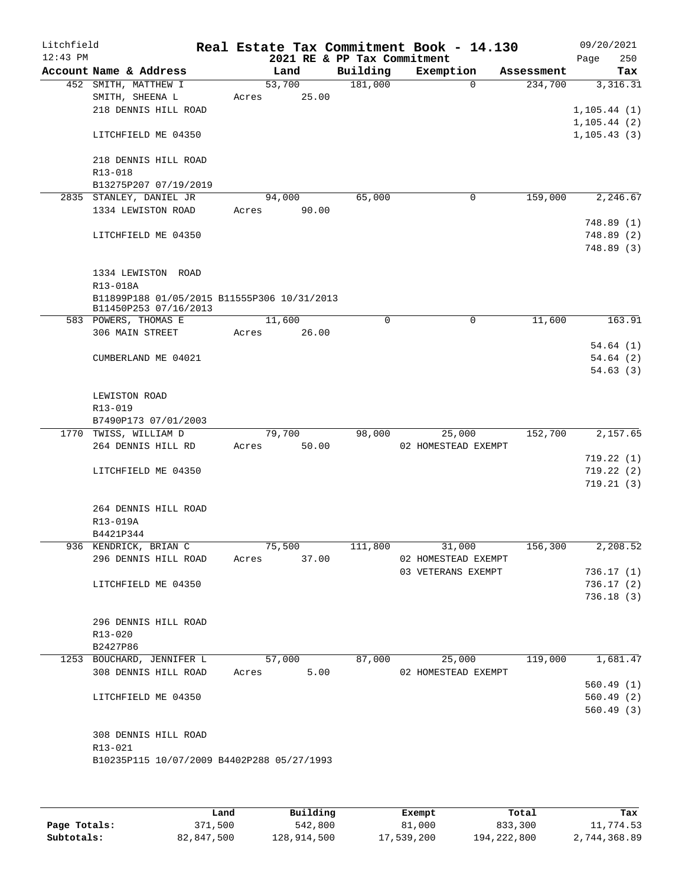Litchfield 12:43 PM

# Real Estate Tax Commitment Book - 14.130

2021 RE & PP Tax Commitment

09/20/2021

| Account Name & Address | Land | Building | Exemption | Assessment | Tax |
|---|---|---|---|---|---|
| 452 SMITH, MATTHEW I | 53,700 | 181,000 | 0 | 234,700 | 3,316.31 |
| SMITH, SHEENA L | Acres 25.00 | | | | |
| 218 DENNIS HILL ROAD | | | | | 1,105.44 (1) |
| | | | | | 1,105.44 (2) |
| LITCHFIELD ME 04350 | | | | | 1,105.43 (3) |
| 218 DENNIS HILL ROAD | | | | | |
| R13-018 | | | | | |
| B13275P207 07/19/2019 | | | | | |
| 2835 STANLEY, DANIEL JR | 94,000 | 65,000 | 0 | 159,000 | 2,246.67 |
| 1334 LEWISTON ROAD | Acres 90.00 | | | | |
| | | | | | 748.89 (1) |
| LITCHFIELD ME 04350 | | | | | 748.89 (2) |
| | | | | | 748.89 (3) |
| 1334 LEWISTON ROAD | | | | | |
| R13-018A | | | | | |
| B11899P188 01/05/2015 B11555P306 10/31/2013 B11450P253 07/16/2013 | | | | | |
| 583 POWERS, THOMAS E | 11,600 | 0 | 0 | 11,600 | 163.91 |
| 306 MAIN STREET | Acres 26.00 | | | | |
| | | | | | 54.64 (1) |
| CUMBERLAND ME 04021 | | | | | 54.64 (2) |
| | | | | | 54.63 (3) |
| LEWISTON ROAD | | | | | |
| R13-019 | | | | | |
| B7490P173 07/01/2003 | | | | | |
| 1770 TWISS, WILLIAM D | 79,700 | 98,000 | 25,000 | 152,700 | 2,157.65 |
| 264 DENNIS HILL RD | Acres 50.00 | | 02 HOMESTEAD EXEMPT | | |
| | | | | | 719.22 (1) |
| LITCHFIELD ME 04350 | | | | | 719.22 (2) |
| | | | | | 719.21 (3) |
| 264 DENNIS HILL ROAD | | | | | |
| R13-019A | | | | | |
| B4421P344 | | | | | |
| 936 KENDRICK, BRIAN C | 75,500 | 111,800 | 31,000 | 156,300 | 2,208.52 |
| 296 DENNIS HILL ROAD | Acres 37.00 | | 02 HOMESTEAD EXEMPT | | |
| | | | 03 VETERANS EXEMPT | | 736.17 (1) |
| LITCHFIELD ME 04350 | | | | | 736.17 (2) |
| | | | | | 736.18 (3) |
| 296 DENNIS HILL ROAD | | | | | |
| R13-020 | | | | | |
| B2427P86 | | | | | |
| 1253 BOUCHARD, JENNIFER L | 57,000 | 87,000 | 25,000 | 119,000 | 1,681.47 |
| 308 DENNIS HILL ROAD | Acres 5.00 | | 02 HOMESTEAD EXEMPT | | |
| | | | | | 560.49 (1) |
| LITCHFIELD ME 04350 | | | | | 560.49 (2) |
| | | | | | 560.49 (3) |
| 308 DENNIS HILL ROAD | | | | | |
| R13-021 | | | | | |
| B10235P115 10/07/2009 B4402P288 05/27/1993 | | | | | |

| | Land | Building | Exempt | Total | Tax |
|---|---|---|---|---|---|
| Page Totals: | 371,500 | 542,800 | 81,000 | 833,300 | 11,774.53 |
| Subtotals: | 82,847,500 | 128,914,500 | 17,539,200 | 194,222,800 | 2,744,368.89 |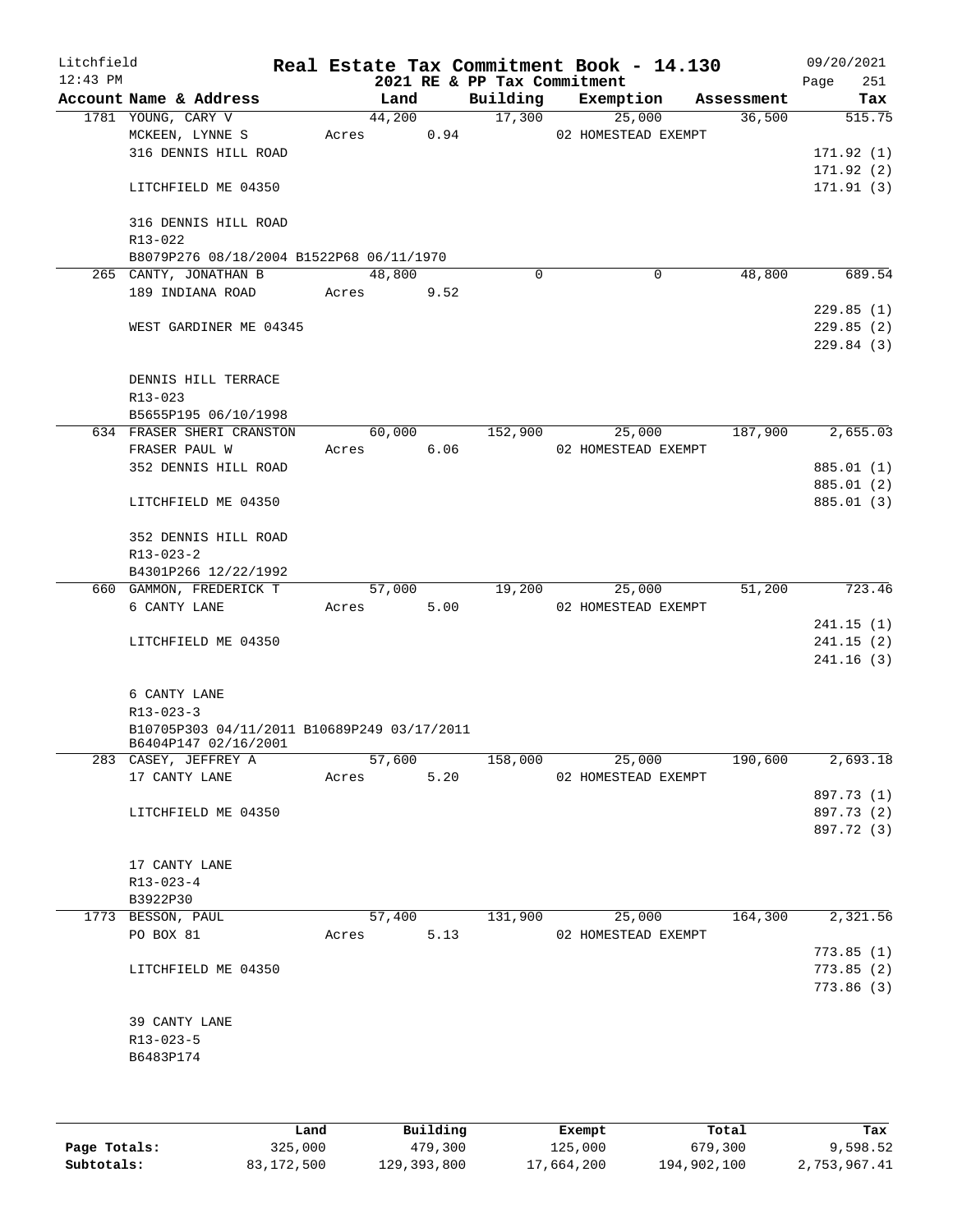Litchfield
12:43 PM

# Real Estate Tax Commitment Book - 14.130

2021 RE & PP Tax Commitment

09/20/2021
Page 251

| Account Name & Address | Land | Building | Exemption | Assessment | Tax |
|---|---|---|---|---|---|
| 1781 YOUNG, CARY V | 44,200 | 17,300 | 25,000 | 36,500 | 515.75 |
| MCKEEN, LYNNE S | Acres 0.94 | | 02 HOMESTEAD EXEMPT | | |
| 316 DENNIS HILL ROAD | | | | | 171.92 (1) |
| | | | | | 171.92 (2) |
| LITCHFIELD ME 04350 | | | | | 171.91 (3) |
| 316 DENNIS HILL ROAD | | | | | |
| R13-022 | | | | | |
| B8079P276 08/18/2004 B1522P68 06/11/1970 | | | | | |
| 265 CANTY, JONATHAN B | 48,800 | 0 | 0 | 48,800 | 689.54 |
| 189 INDIANA ROAD | Acres 9.52 | | | | |
| | | | | | 229.85 (1) |
| WEST GARDINER ME 04345 | | | | | 229.85 (2) |
| | | | | | 229.84 (3) |
| DENNIS HILL TERRACE | | | | | |
| R13-023 | | | | | |
| B5655P195 06/10/1998 | | | | | |
| 634 FRASER SHERI CRANSTON | 60,000 | 152,900 | 25,000 | 187,900 | 2,655.03 |
| FRASER PAUL W | Acres 6.06 | | 02 HOMESTEAD EXEMPT | | |
| 352 DENNIS HILL ROAD | | | | | 885.01 (1) |
| | | | | | 885.01 (2) |
| LITCHFIELD ME 04350 | | | | | 885.01 (3) |
| 352 DENNIS HILL ROAD | | | | | |
| R13-023-2 | | | | | |
| B4301P266 12/22/1992 | | | | | |
| 660 GAMMON, FREDERICK T | 57,000 | 19,200 | 25,000 | 51,200 | 723.46 |
| 6 CANTY LANE | Acres 5.00 | | 02 HOMESTEAD EXEMPT | | |
| | | | | | 241.15 (1) |
| LITCHFIELD ME 04350 | | | | | 241.15 (2) |
| | | | | | 241.16 (3) |
| 6 CANTY LANE | | | | | |
| R13-023-3 | | | | | |
| B10705P303 04/11/2011 B10689P249 03/17/2011 | | | | | |
| B6404P147 02/16/2001 | | | | | |
| 283 CASEY, JEFFREY A | 57,600 | 158,000 | 25,000 | 190,600 | 2,693.18 |
| 17 CANTY LANE | Acres 5.20 | | 02 HOMESTEAD EXEMPT | | |
| | | | | | 897.73 (1) |
| LITCHFIELD ME 04350 | | | | | 897.73 (2) |
| | | | | | 897.72 (3) |
| 17 CANTY LANE | | | | | |
| R13-023-4 | | | | | |
| B3922P30 | | | | | |
| 1773 BESSON, PAUL | 57,400 | 131,900 | 25,000 | 164,300 | 2,321.56 |
| PO BOX 81 | Acres 5.13 | | 02 HOMESTEAD EXEMPT | | |
| | | | | | 773.85 (1) |
| LITCHFIELD ME 04350 | | | | | 773.85 (2) |
| | | | | | 773.86 (3) |
| 39 CANTY LANE | | | | | |
| R13-023-5 | | | | | |
| B6483P174 | | | | | |

| | Land | Building | Exempt | Total | Tax |
|---|---|---|---|---|---|
| Page Totals: | 325,000 | 479,300 | 125,000 | 679,300 | 9,598.52 |
| Subtotals: | 83,172,500 | 129,393,800 | 17,664,200 | 194,902,100 | 2,753,967.41 |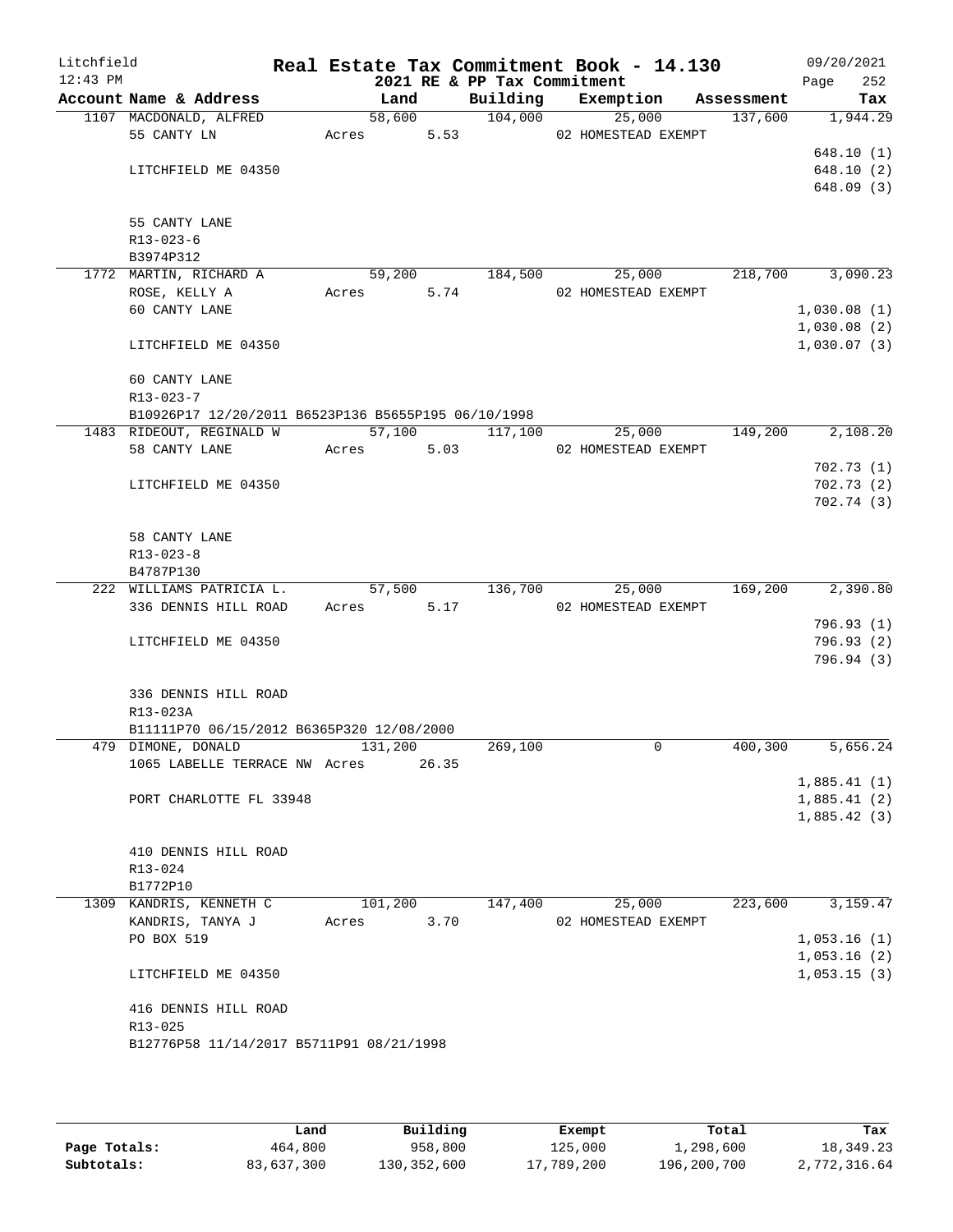# Real Estate Tax Commitment Book - 14.130

## 2021 RE & PP Tax Commitment

Litchfield 12:43 PM — 09/20/2021

| Account Name & Address | Land | Building | Exemption | Assessment | Tax |
|---|---|---|---|---|---|
| 1107 MACDONALD, ALFRED | 58,600 | 104,000 | 25,000 | 137,600 | 1,944.29 |
| 55 CANTY LN | Acres 5.53 | | 02 HOMESTEAD EXEMPT | | |
| | | | | | 648.10 (1) |
| LITCHFIELD ME 04350 | | | | | 648.10 (2) |
| | | | | | 648.09 (3) |
| 55 CANTY LANE | | | | | |
| R13-023-6 | | | | | |
| B3974P312 | | | | | |
| 1772 MARTIN, RICHARD A | 59,200 | 184,500 | 25,000 | 218,700 | 3,090.23 |
| ROSE, KELLY A | Acres 5.74 | | 02 HOMESTEAD EXEMPT | | |
| 60 CANTY LANE | | | | | 1,030.08 (1) |
| | | | | | 1,030.08 (2) |
| LITCHFIELD ME 04350 | | | | | 1,030.07 (3) |
| 60 CANTY LANE | | | | | |
| R13-023-7 | | | | | |
| B10926P17 12/20/2011 B6523P136 B5655P195 06/10/1998 | | | | | |
| 1483 RIDEOUT, REGINALD W | 57,100 | 117,100 | 25,000 | 149,200 | 2,108.20 |
| 58 CANTY LANE | Acres 5.03 | | 02 HOMESTEAD EXEMPT | | |
| | | | | | 702.73 (1) |
| LITCHFIELD ME 04350 | | | | | 702.73 (2) |
| | | | | | 702.74 (3) |
| 58 CANTY LANE | | | | | |
| R13-023-8 | | | | | |
| B4787P130 | | | | | |
| 222 WILLIAMS PATRICIA L. | 57,500 | 136,700 | 25,000 | 169,200 | 2,390.80 |
| 336 DENNIS HILL ROAD | Acres 5.17 | | 02 HOMESTEAD EXEMPT | | |
| | | | | | 796.93 (1) |
| LITCHFIELD ME 04350 | | | | | 796.93 (2) |
| | | | | | 796.94 (3) |
| 336 DENNIS HILL ROAD | | | | | |
| R13-023A | | | | | |
| B11111P70 06/15/2012 B6365P320 12/08/2000 | | | | | |
| 479 DIMONE, DONALD | 131,200 | 269,100 | 0 | 400,300 | 5,656.24 |
| 1065 LABELLE TERRACE NW | Acres 26.35 | | | | |
| | | | | | 1,885.41 (1) |
| PORT CHARLOTTE FL 33948 | | | | | 1,885.41 (2) |
| | | | | | 1,885.42 (3) |
| 410 DENNIS HILL ROAD | | | | | |
| R13-024 | | | | | |
| B1772P10 | | | | | |
| 1309 KANDRIS, KENNETH C | 101,200 | 147,400 | 25,000 | 223,600 | 3,159.47 |
| KANDRIS, TANYA J | Acres 3.70 | | 02 HOMESTEAD EXEMPT | | |
| PO BOX 519 | | | | | 1,053.16 (1) |
| | | | | | 1,053.16 (2) |
| LITCHFIELD ME 04350 | | | | | 1,053.15 (3) |
| 416 DENNIS HILL ROAD | | | | | |
| R13-025 | | | | | |
| B12776P58 11/14/2017 B5711P91 08/21/1998 | | | | | |

| | Land | Building | Exempt | Total | Tax |
|---|---|---|---|---|---|
| Page Totals: | 464,800 | 958,800 | 125,000 | 1,298,600 | 18,349.23 |
| Subtotals: | 83,637,300 | 130,352,600 | 17,789,200 | 196,200,700 | 2,772,316.64 |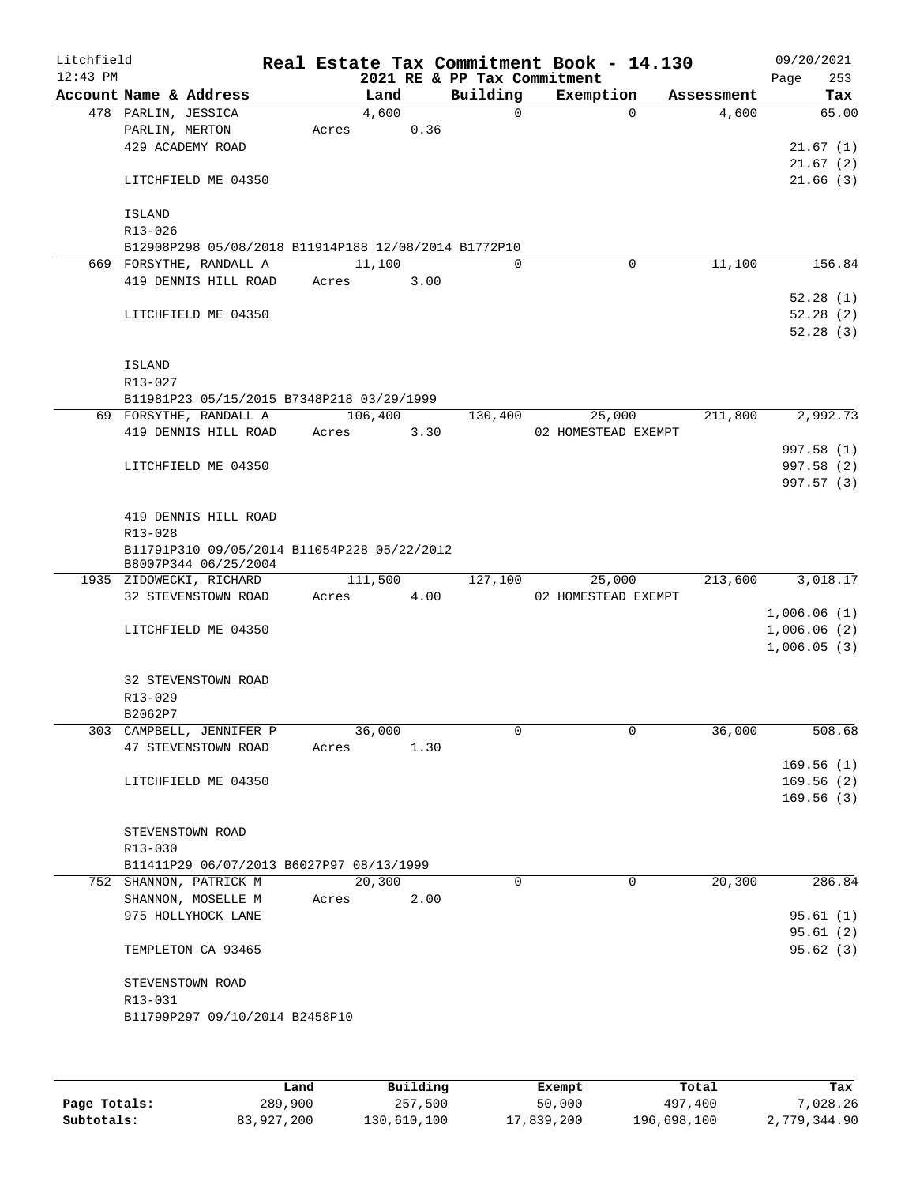Litchfield
12:43 PM

# Real Estate Tax Commitment Book - 14.130

2021 RE & PP Tax Commitment

09/20/2021

| Account Name & Address | Land | Building | Exemption | Assessment | Tax |
|---|---|---|---|---|---|
| 478 PARLIN, JESSICA | 4,600 | 0 | 0 | 4,600 | 65.00 |
| PARLIN, MERTON | Acres 0.36 | | | | |
| 429 ACADEMY ROAD | | | | | 21.67 (1) |
| | | | | | 21.67 (2) |
| LITCHFIELD ME 04350 | | | | | 21.66 (3) |
| ISLAND | | | | | |
| R13-026 | | | | | |
| B12908P298 05/08/2018 B11914P188 12/08/2014 B1772P10 | | | | | |
| 669 FORSYTHE, RANDALL A | 11,100 | 0 | 0 | 11,100 | 156.84 |
| 419 DENNIS HILL ROAD | Acres 3.00 | | | | |
| | | | | | 52.28 (1) |
| LITCHFIELD ME 04350 | | | | | 52.28 (2) |
| | | | | | 52.28 (3) |
| ISLAND | | | | | |
| R13-027 | | | | | |
| B11981P23 05/15/2015 B7348P218 03/29/1999 | | | | | |
| 69 FORSYTHE, RANDALL A | 106,400 | 130,400 | 25,000 | 211,800 | 2,992.73 |
| 419 DENNIS HILL ROAD | Acres 3.30 | | 02 HOMESTEAD EXEMPT | | |
| | | | | | 997.58 (1) |
| LITCHFIELD ME 04350 | | | | | 997.58 (2) |
| | | | | | 997.57 (3) |
| 419 DENNIS HILL ROAD | | | | | |
| R13-028 | | | | | |
| B11791P310 09/05/2014 B11054P228 05/22/2012 B8007P344 06/25/2004 | | | | | |
| 1935 ZIDOWECKI, RICHARD | 111,500 | 127,100 | 25,000 | 213,600 | 3,018.17 |
| 32 STEVENSTOWN ROAD | Acres 4.00 | | 02 HOMESTEAD EXEMPT | | |
| | | | | | 1,006.06 (1) |
| LITCHFIELD ME 04350 | | | | | 1,006.06 (2) |
| | | | | | 1,006.05 (3) |
| 32 STEVENSTOWN ROAD | | | | | |
| R13-029 | | | | | |
| B2062P7 | | | | | |
| 303 CAMPBELL, JENNIFER P | 36,000 | 0 | 0 | 36,000 | 508.68 |
| 47 STEVENSTOWN ROAD | Acres 1.30 | | | | |
| | | | | | 169.56 (1) |
| LITCHFIELD ME 04350 | | | | | 169.56 (2) |
| | | | | | 169.56 (3) |
| STEVENSTOWN ROAD | | | | | |
| R13-030 | | | | | |
| B11411P29 06/07/2013 B6027P97 08/13/1999 | | | | | |
| 752 SHANNON, PATRICK M | 20,300 | 0 | 0 | 20,300 | 286.84 |
| SHANNON, MOSELLE M | Acres 2.00 | | | | |
| 975 HOLLYHOCK LANE | | | | | 95.61 (1) |
| | | | | | 95.61 (2) |
| TEMPLETON CA 93465 | | | | | 95.62 (3) |
| STEVENSTOWN ROAD | | | | | |
| R13-031 | | | | | |
| B11799P297 09/10/2014 B2458P10 | | | | | |

| | Land | Building | Exempt | Total | Tax |
|---|---|---|---|---|---|
| Page Totals: | 289,900 | 257,500 | 50,000 | 497,400 | 7,028.26 |
| Subtotals: | 83,927,200 | 130,610,100 | 17,839,200 | 196,698,100 | 2,779,344.90 |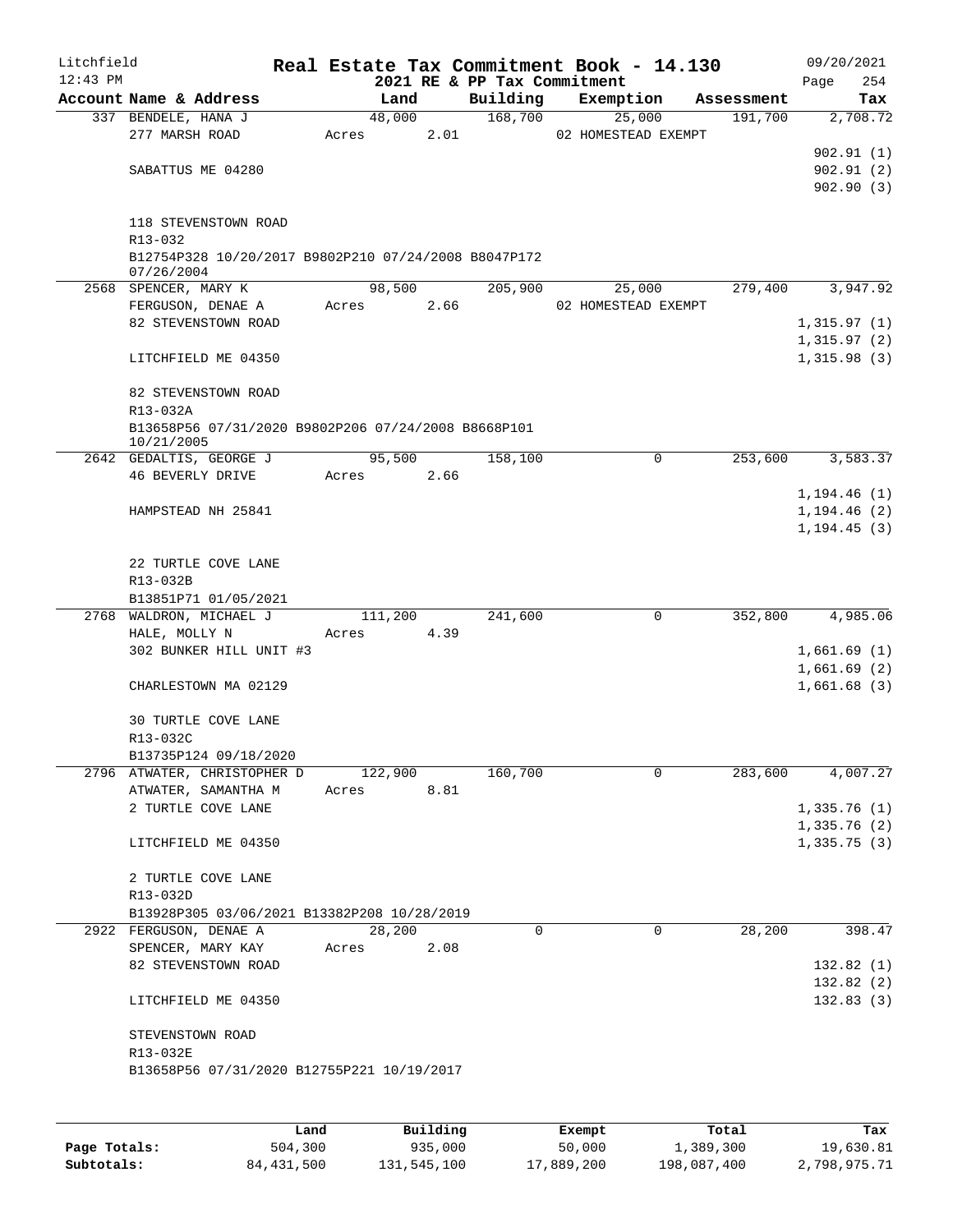# Real Estate Tax Commitment Book - 14.130

Litchfield 12:43 PM — 2021 RE & PP Tax Commitment — 09/20/2021

| Account Name & Address | Land | Building | Exemption | Assessment | Tax |
|---|---|---|---|---|---|
| 337 BENDELE, HANA J<br>277 MARSH ROAD<br><br>SABATTUS ME 04280<br><br>118 STEVENSTOWN ROAD<br>R13-032<br>B12754P328 10/20/2017 B9802P210 07/24/2008 B8047P172 07/26/2004 | 48,000<br>Acres 2.01 | 168,700 | 25,000<br>02 HOMESTEAD EXEMPT | 191,700 | 2,708.72<br><br>902.91 (1)<br>902.91 (2)<br>902.90 (3) |
| 2568 SPENCER, MARY K<br>FERGUSON, DENAE A<br>82 STEVENSTOWN ROAD<br><br>LITCHFIELD ME 04350<br><br>82 STEVENSTOWN ROAD<br>R13-032A<br>B13658P56 07/31/2020 B9802P206 07/24/2008 B8668P101 10/21/2005 | 98,500<br>Acres 2.66 | 205,900 | 25,000<br>02 HOMESTEAD EXEMPT | 279,400 | 3,947.92<br><br>1,315.97 (1)<br>1,315.97 (2)<br>1,315.98 (3) |
| 2642 GEDALTIS, GEORGE J<br>46 BEVERLY DRIVE<br><br>HAMPSTEAD NH 25841<br><br>22 TURTLE COVE LANE<br>R13-032B<br>B13851P71 01/05/2021 | 95,500<br>Acres 2.66 | 158,100 | 0 | 253,600 | 3,583.37<br><br>1,194.46 (1)<br>1,194.46 (2)<br>1,194.45 (3) |
| 2768 WALDRON, MICHAEL J<br>HALE, MOLLY N<br>302 BUNKER HILL UNIT #3<br><br>CHARLESTOWN MA 02129<br><br>30 TURTLE COVE LANE<br>R13-032C<br>B13735P124 09/18/2020 | 111,200<br>Acres 4.39 | 241,600 | 0 | 352,800 | 4,985.06<br><br>1,661.69 (1)<br>1,661.69 (2)<br>1,661.68 (3) |
| 2796 ATWATER, CHRISTOPHER D<br>ATWATER, SAMANTHA M<br>2 TURTLE COVE LANE<br><br>LITCHFIELD ME 04350<br><br>2 TURTLE COVE LANE<br>R13-032D<br>B13928P305 03/06/2021 B13382P208 10/28/2019 | 122,900<br>Acres 8.81 | 160,700 | 0 | 283,600 | 4,007.27<br><br>1,335.76 (1)<br>1,335.76 (2)<br>1,335.75 (3) |
| 2922 FERGUSON, DENAE A<br>SPENCER, MARY KAY<br>82 STEVENSTOWN ROAD<br><br>LITCHFIELD ME 04350<br><br>STEVENSTOWN ROAD<br>R13-032E<br>B13658P56 07/31/2020 B12755P221 10/19/2017 | 28,200<br>Acres 2.08 | 0 | 0 | 28,200 | 398.47<br><br>132.82 (1)<br>132.82 (2)<br>132.83 (3) |

| | Land | Building | Exempt | Total | Tax |
|---|---|---|---|---|---|
| Page Totals: | 504,300 | 935,000 | 50,000 | 1,389,300 | 19,630.81 |
| Subtotals: | 84,431,500 | 131,545,100 | 17,889,200 | 198,087,400 | 2,798,975.71 |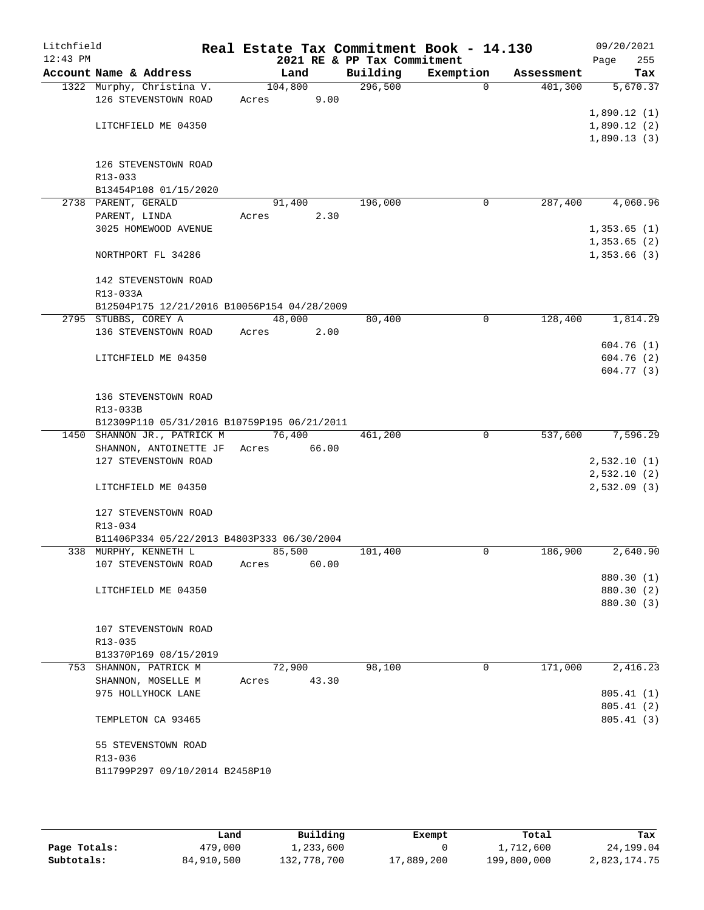Litchfield 12:43 PM

# Real Estate Tax Commitment Book - 14.130

2021 RE & PP Tax Commitment

09/20/2021 Page 255

| Account Name & Address | Land | Building | Exemption | Assessment | Tax |
|---|---|---|---|---|---|
| 1322 Murphy, Christina V. | 104,800 | 296,500 | 0 | 401,300 | 5,670.37 |
| 126 STEVENSTOWN ROAD | Acres 9.00 | | | | |
| | | | | | 1,890.12 (1) |
| LITCHFIELD ME 04350 | | | | | 1,890.12 (2) |
| | | | | | 1,890.13 (3) |
| 126 STEVENSTOWN ROAD | | | | | |
| R13-033 | | | | | |
| B13454P108 01/15/2020 | | | | | |
| 2738 PARENT, GERALD | 91,400 | 196,000 | 0 | 287,400 | 4,060.96 |
| PARENT, LINDA | Acres 2.30 | | | | |
| 3025 HOMEWOOD AVENUE | | | | | 1,353.65 (1) |
| | | | | | 1,353.65 (2) |
| NORTHPORT FL 34286 | | | | | 1,353.66 (3) |
| 142 STEVENSTOWN ROAD | | | | | |
| R13-033A | | | | | |
| B12504P175 12/21/2016 B10056P154 04/28/2009 | | | | | |
| 2795 STUBBS, COREY A | 48,000 | 80,400 | 0 | 128,400 | 1,814.29 |
| 136 STEVENSTOWN ROAD | Acres 2.00 | | | | |
| | | | | | 604.76 (1) |
| LITCHFIELD ME 04350 | | | | | 604.76 (2) |
| | | | | | 604.77 (3) |
| 136 STEVENSTOWN ROAD | | | | | |
| R13-033B | | | | | |
| B12309P110 05/31/2016 B10759P195 06/21/2011 | | | | | |
| 1450 SHANNON JR., PATRICK M | 76,400 | 461,200 | 0 | 537,600 | 7,596.29 |
| SHANNON, ANTOINETTE JF | Acres 66.00 | | | | |
| 127 STEVENSTOWN ROAD | | | | | 2,532.10 (1) |
| | | | | | 2,532.10 (2) |
| LITCHFIELD ME 04350 | | | | | 2,532.09 (3) |
| 127 STEVENSTOWN ROAD | | | | | |
| R13-034 | | | | | |
| B11406P334 05/22/2013 B4803P333 06/30/2004 | | | | | |
| 338 MURPHY, KENNETH L | 85,500 | 101,400 | 0 | 186,900 | 2,640.90 |
| 107 STEVENSTOWN ROAD | Acres 60.00 | | | | |
| | | | | | 880.30 (1) |
| LITCHFIELD ME 04350 | | | | | 880.30 (2) |
| | | | | | 880.30 (3) |
| 107 STEVENSTOWN ROAD | | | | | |
| R13-035 | | | | | |
| B13370P169 08/15/2019 | | | | | |
| 753 SHANNON, PATRICK M | 72,900 | 98,100 | 0 | 171,000 | 2,416.23 |
| SHANNON, MOSELLE M | Acres 43.30 | | | | |
| 975 HOLLYHOCK LANE | | | | | 805.41 (1) |
| | | | | | 805.41 (2) |
| TEMPLETON CA 93465 | | | | | 805.41 (3) |
| 55 STEVENSTOWN ROAD | | | | | |
| R13-036 | | | | | |
| B11799P297 09/10/2014 B2458P10 | | | | | |

| | Land | Building | Exempt | Total | Tax |
|---|---|---|---|---|---|
| Page Totals: | 479,000 | 1,233,600 | 0 | 1,712,600 | 24,199.04 |
| Subtotals: | 84,910,500 | 132,778,700 | 17,889,200 | 199,800,000 | 2,823,174.75 |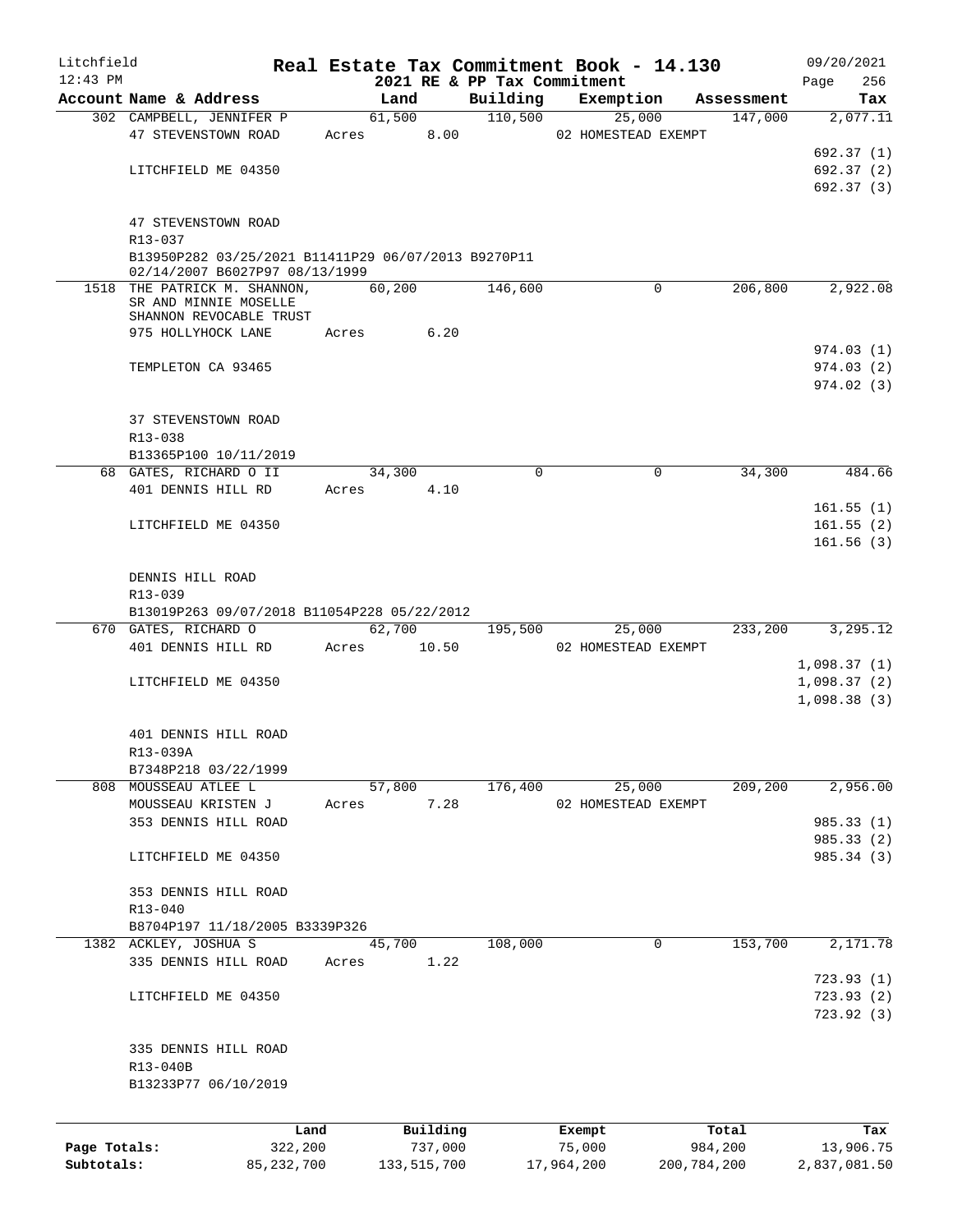Litchfield 12:43 PM

# Real Estate Tax Commitment Book - 14.130

## 2021 RE & PP Tax Commitment

09/20/2021 Page 256

| Account Name & Address | Land | Building | Exemption | Assessment | Tax |
|---|---|---|---|---|---|
| 302 CAMPBELL, JENNIFER P | 61,500 | 110,500 | 25,000 | 147,000 | 2,077.11 |
| 47 STEVENSTOWN ROAD | Acres 8.00 | | 02 HOMESTEAD EXEMPT | | |
| | | | | | 692.37 (1) |
| LITCHFIELD ME 04350 | | | | | 692.37 (2) |
| | | | | | 692.37 (3) |
| 47 STEVENSTOWN ROAD | | | | | |
| R13-037 | | | | | |
| B13950P282 03/25/2021 B11411P29 06/07/2013 B9270P11 02/14/2007 B6027P97 08/13/1999 | | | | | |
| 1518 THE PATRICK M. SHANNON, SR AND MINNIE MOSELLE SHANNON REVOCABLE TRUST | 60,200 | 146,600 | 0 | 206,800 | 2,922.08 |
| 975 HOLLYHOCK LANE | Acres 6.20 | | | | |
| | | | | | 974.03 (1) |
| TEMPLETON CA 93465 | | | | | 974.03 (2) |
| | | | | | 974.02 (3) |
| 37 STEVENSTOWN ROAD | | | | | |
| R13-038 | | | | | |
| B13365P100 10/11/2019 | | | | | |
| 68 GATES, RICHARD O II | 34,300 | 0 | 0 | 34,300 | 484.66 |
| 401 DENNIS HILL RD | Acres 4.10 | | | | |
| | | | | | 161.55 (1) |
| LITCHFIELD ME 04350 | | | | | 161.55 (2) |
| | | | | | 161.56 (3) |
| DENNIS HILL ROAD | | | | | |
| R13-039 | | | | | |
| B13019P263 09/07/2018 B11054P228 05/22/2012 | | | | | |
| 670 GATES, RICHARD O | 62,700 | 195,500 | 25,000 | 233,200 | 3,295.12 |
| 401 DENNIS HILL RD | Acres 10.50 | | 02 HOMESTEAD EXEMPT | | |
| | | | | | 1,098.37 (1) |
| LITCHFIELD ME 04350 | | | | | 1,098.37 (2) |
| | | | | | 1,098.38 (3) |
| 401 DENNIS HILL ROAD | | | | | |
| R13-039A | | | | | |
| B7348P218 03/22/1999 | | | | | |
| 808 MOUSSEAU ATLEE L | 57,800 | 176,400 | 25,000 | 209,200 | 2,956.00 |
| MOUSSEAU KRISTEN J | Acres 7.28 | | 02 HOMESTEAD EXEMPT | | |
| 353 DENNIS HILL ROAD | | | | | 985.33 (1) |
| | | | | | 985.33 (2) |
| LITCHFIELD ME 04350 | | | | | 985.34 (3) |
| 353 DENNIS HILL ROAD | | | | | |
| R13-040 | | | | | |
| B8704P197 11/18/2005 B3339P326 | | | | | |
| 1382 ACKLEY, JOSHUA S | 45,700 | 108,000 | 0 | 153,700 | 2,171.78 |
| 335 DENNIS HILL ROAD | Acres 1.22 | | | | |
| | | | | | 723.93 (1) |
| LITCHFIELD ME 04350 | | | | | 723.93 (2) |
| | | | | | 723.92 (3) |
| 335 DENNIS HILL ROAD | | | | | |
| R13-040B | | | | | |
| B13233P77 06/10/2019 | | | | | |

| | Land | Building | Exempt | Total | Tax |
|---|---|---|---|---|---|
| Page Totals: | 322,200 | 737,000 | 75,000 | 984,200 | 13,906.75 |
| Subtotals: | 85,232,700 | 133,515,700 | 17,964,200 | 200,784,200 | 2,837,081.50 |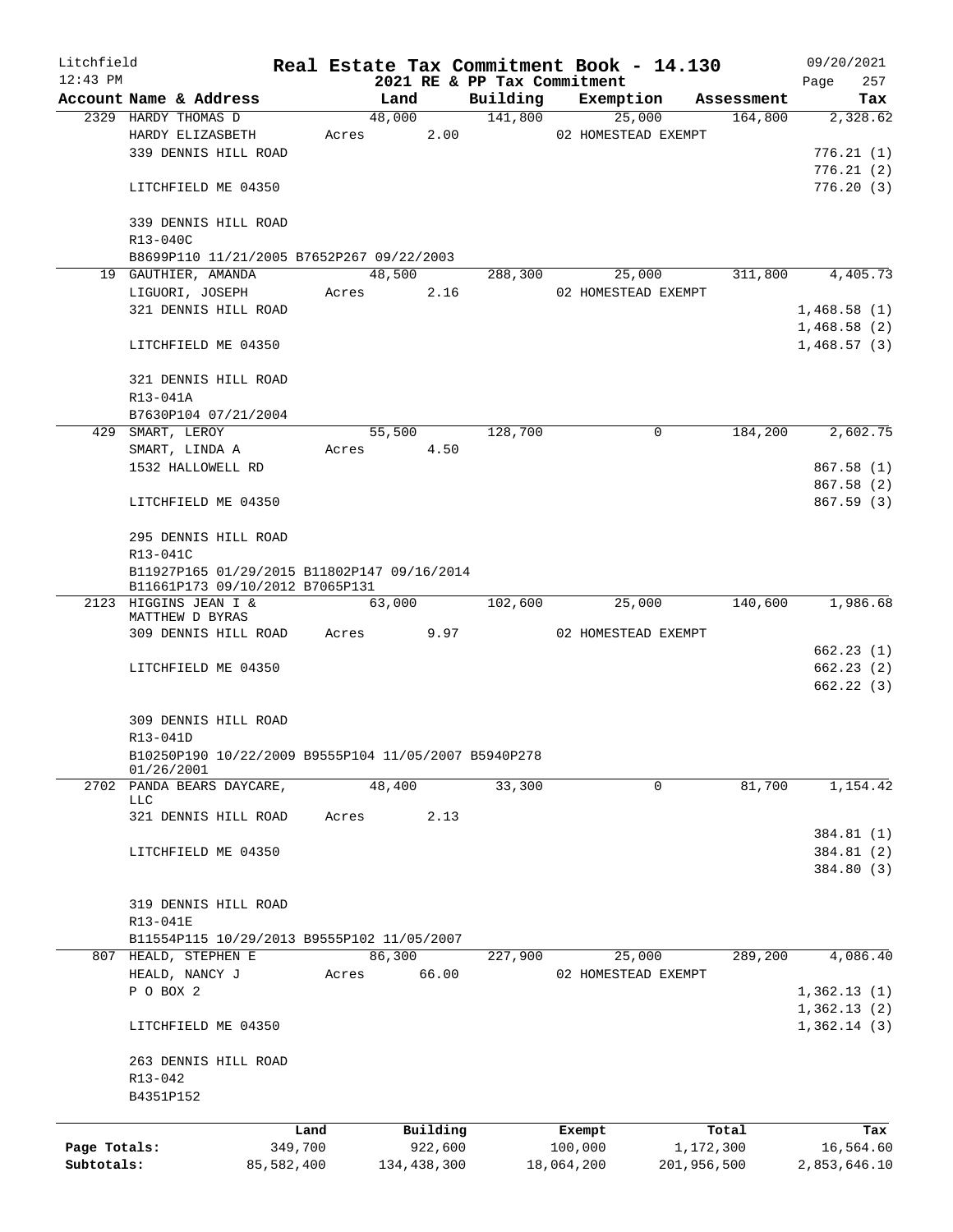# Real Estate Tax Commitment Book - 14.130

Litchfield 12:43 PM — 2021 RE & PP Tax Commitment — 09/20/2021

| Account | Name & Address | Land | Building | Exemption | Assessment | Tax |
|---|---|---|---|---|---|---|
| 2329 | HARDY THOMAS D | 48,000 | 141,800 | 25,000 | 164,800 | 2,328.62 |
| | HARDY ELIZASBETH | Acres 2.00 | | 02 HOMESTEAD EXEMPT | | |
| | 339 DENNIS HILL ROAD | | | | | 776.21 (1) |
| | | | | | | 776.21 (2) |
| | LITCHFIELD ME 04350 | | | | | 776.20 (3) |
| | 339 DENNIS HILL ROAD | | | | | |
| | R13-040C | | | | | |
| | B8699P110 11/21/2005 B7652P267 09/22/2003 | | | | | |
| 19 | GAUTHIER, AMANDA | 48,500 | 288,300 | 25,000 | 311,800 | 4,405.73 |
| | LIGUORI, JOSEPH | Acres 2.16 | | 02 HOMESTEAD EXEMPT | | |
| | 321 DENNIS HILL ROAD | | | | | 1,468.58 (1) |
| | | | | | | 1,468.58 (2) |
| | LITCHFIELD ME 04350 | | | | | 1,468.57 (3) |
| | 321 DENNIS HILL ROAD | | | | | |
| | R13-041A | | | | | |
| | B7630P104 07/21/2004 | | | | | |
| 429 | SMART, LEROY | 55,500 | 128,700 | 0 | 184,200 | 2,602.75 |
| | SMART, LINDA A | Acres 4.50 | | | | |
| | 1532 HALLOWELL RD | | | | | 867.58 (1) |
| | | | | | | 867.58 (2) |
| | LITCHFIELD ME 04350 | | | | | 867.59 (3) |
| | 295 DENNIS HILL ROAD | | | | | |
| | R13-041C | | | | | |
| | B11927P165 01/29/2015 B11802P147 09/16/2014 B11661P173 09/10/2012 B7065P131 | | | | | |
| 2123 | HIGGINS JEAN I & MATTHEW D BYRAS | 63,000 | 102,600 | 25,000 | 140,600 | 1,986.68 |
| | 309 DENNIS HILL ROAD | Acres 9.97 | | 02 HOMESTEAD EXEMPT | | |
| | | | | | | 662.23 (1) |
| | LITCHFIELD ME 04350 | | | | | 662.23 (2) |
| | | | | | | 662.22 (3) |
| | 309 DENNIS HILL ROAD | | | | | |
| | R13-041D | | | | | |
| | B10250P190 10/22/2009 B9555P104 11/05/2007 B5940P278 01/26/2001 | | | | | |
| 2702 | PANDA BEARS DAYCARE, LLC | 48,400 | 33,300 | 0 | 81,700 | 1,154.42 |
| | 321 DENNIS HILL ROAD | Acres 2.13 | | | | |
| | | | | | | 384.81 (1) |
| | LITCHFIELD ME 04350 | | | | | 384.81 (2) |
| | | | | | | 384.80 (3) |
| | 319 DENNIS HILL ROAD | | | | | |
| | R13-041E | | | | | |
| | B11554P115 10/29/2013 B9555P102 11/05/2007 | | | | | |
| 807 | HEALD, STEPHEN E | 86,300 | 227,900 | 25,000 | 289,200 | 4,086.40 |
| | HEALD, NANCY J | Acres 66.00 | | 02 HOMESTEAD EXEMPT | | |
| | P O BOX 2 | | | | | 1,362.13 (1) |
| | | | | | | 1,362.13 (2) |
| | LITCHFIELD ME 04350 | | | | | 1,362.14 (3) |
| | 263 DENNIS HILL ROAD | | | | | |
| | R13-042 | | | | | |
| | B4351P152 | | | | | |

| | Land | Building | Exempt | Total | Tax |
|---|---|---|---|---|---|
| Page Totals: | 349,700 | 922,600 | 100,000 | 1,172,300 | 16,564.60 |
| Subtotals: | 85,582,400 | 134,438,300 | 18,064,200 | 201,956,500 | 2,853,646.10 |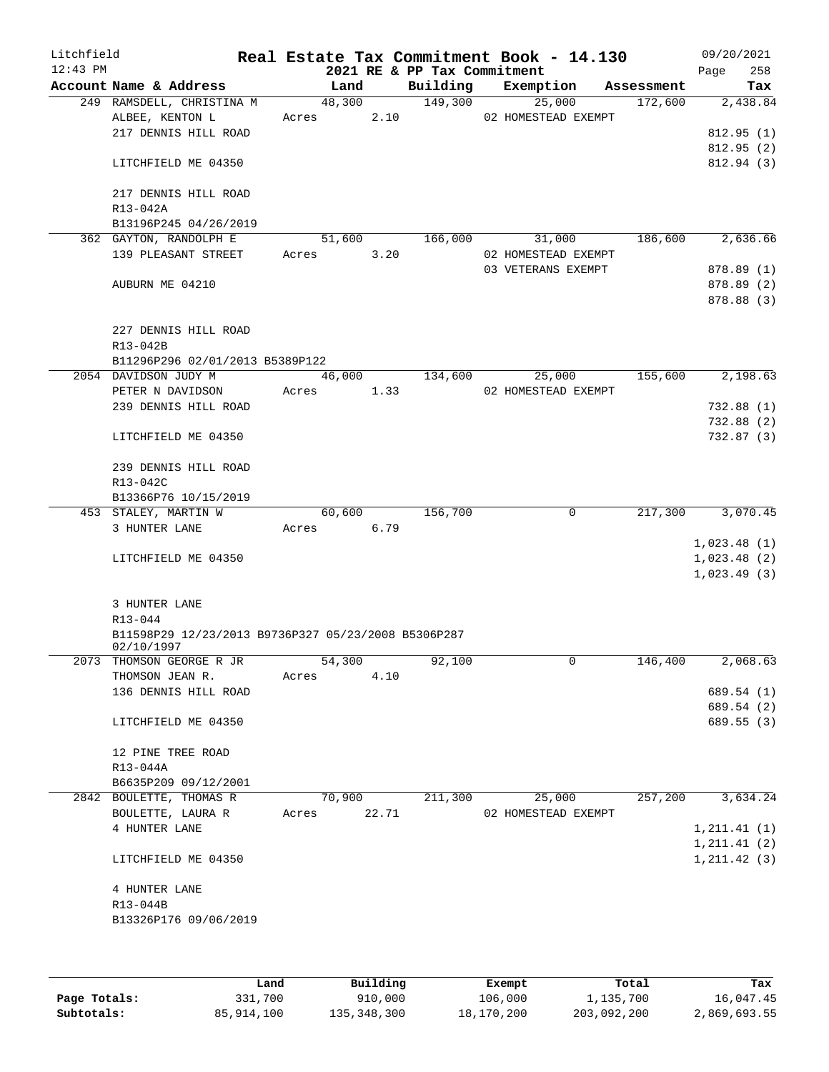Litchfield
12:43 PM

# Real Estate Tax Commitment Book - 14.130

## 2021 RE & PP Tax Commitment

09/20/2021

| Account Name & Address | Land | Building | Exemption | Assessment | Tax |
|---|---|---|---|---|---|
| 249 RAMSDELL, CHRISTINA M | 48,300 | 149,300 | 25,000 | 172,600 | 2,438.84 |
| ALBEE, KENTON L | Acres 2.10 | | 02 HOMESTEAD EXEMPT | | |
| 217 DENNIS HILL ROAD | | | | | 812.95 (1) |
| | | | | | 812.95 (2) |
| LITCHFIELD ME 04350 | | | | | 812.94 (3) |
| 217 DENNIS HILL ROAD | | | | | |
| R13-042A | | | | | |
| B13196P245 04/26/2019 | | | | | |
| 362 GAYTON, RANDOLPH E | 51,600 | 166,000 | 31,000 | 186,600 | 2,636.66 |
| 139 PLEASANT STREET | Acres 3.20 | | 02 HOMESTEAD EXEMPT | | |
| | | | 03 VETERANS EXEMPT | | 878.89 (1) |
| AUBURN ME 04210 | | | | | 878.89 (2) |
| | | | | | 878.88 (3) |
| 227 DENNIS HILL ROAD | | | | | |
| R13-042B | | | | | |
| B11296P296 02/01/2013 B5389P122 | | | | | |
| 2054 DAVIDSON JUDY M | 46,000 | 134,600 | 25,000 | 155,600 | 2,198.63 |
| PETER N DAVIDSON | Acres 1.33 | | 02 HOMESTEAD EXEMPT | | |
| 239 DENNIS HILL ROAD | | | | | 732.88 (1) |
| | | | | | 732.88 (2) |
| LITCHFIELD ME 04350 | | | | | 732.87 (3) |
| 239 DENNIS HILL ROAD | | | | | |
| R13-042C | | | | | |
| B13366P76 10/15/2019 | | | | | |
| 453 STALEY, MARTIN W | 60,600 | 156,700 | 0 | 217,300 | 3,070.45 |
| 3 HUNTER LANE | Acres 6.79 | | | | |
| | | | | | 1,023.48 (1) |
| LITCHFIELD ME 04350 | | | | | 1,023.48 (2) |
| | | | | | 1,023.49 (3) |
| 3 HUNTER LANE | | | | | |
| R13-044 | | | | | |
| B11598P29 12/23/2013 B9736P327 05/23/2008 B5306P287 02/10/1997 | | | | | |
| 2073 THOMSON GEORGE R JR | 54,300 | 92,100 | 0 | 146,400 | 2,068.63 |
| THOMSON JEAN R. | Acres 4.10 | | | | |
| 136 DENNIS HILL ROAD | | | | | 689.54 (1) |
| | | | | | 689.54 (2) |
| LITCHFIELD ME 04350 | | | | | 689.55 (3) |
| 12 PINE TREE ROAD | | | | | |
| R13-044A | | | | | |
| B6635P209 09/12/2001 | | | | | |
| 2842 BOULETTE, THOMAS R | 70,900 | 211,300 | 25,000 | 257,200 | 3,634.24 |
| BOULETTE, LAURA R | Acres 22.71 | | 02 HOMESTEAD EXEMPT | | |
| 4 HUNTER LANE | | | | | 1,211.41 (1) |
| | | | | | 1,211.41 (2) |
| LITCHFIELD ME 04350 | | | | | 1,211.42 (3) |
| 4 HUNTER LANE | | | | | |
| R13-044B | | | | | |
| B13326P176 09/06/2019 | | | | | |

| | Land | Building | Exempt | Total | Tax |
|---|---|---|---|---|---|
| Page Totals: | 331,700 | 910,000 | 106,000 | 1,135,700 | 16,047.45 |
| Subtotals: | 85,914,100 | 135,348,300 | 18,170,200 | 203,092,200 | 2,869,693.55 |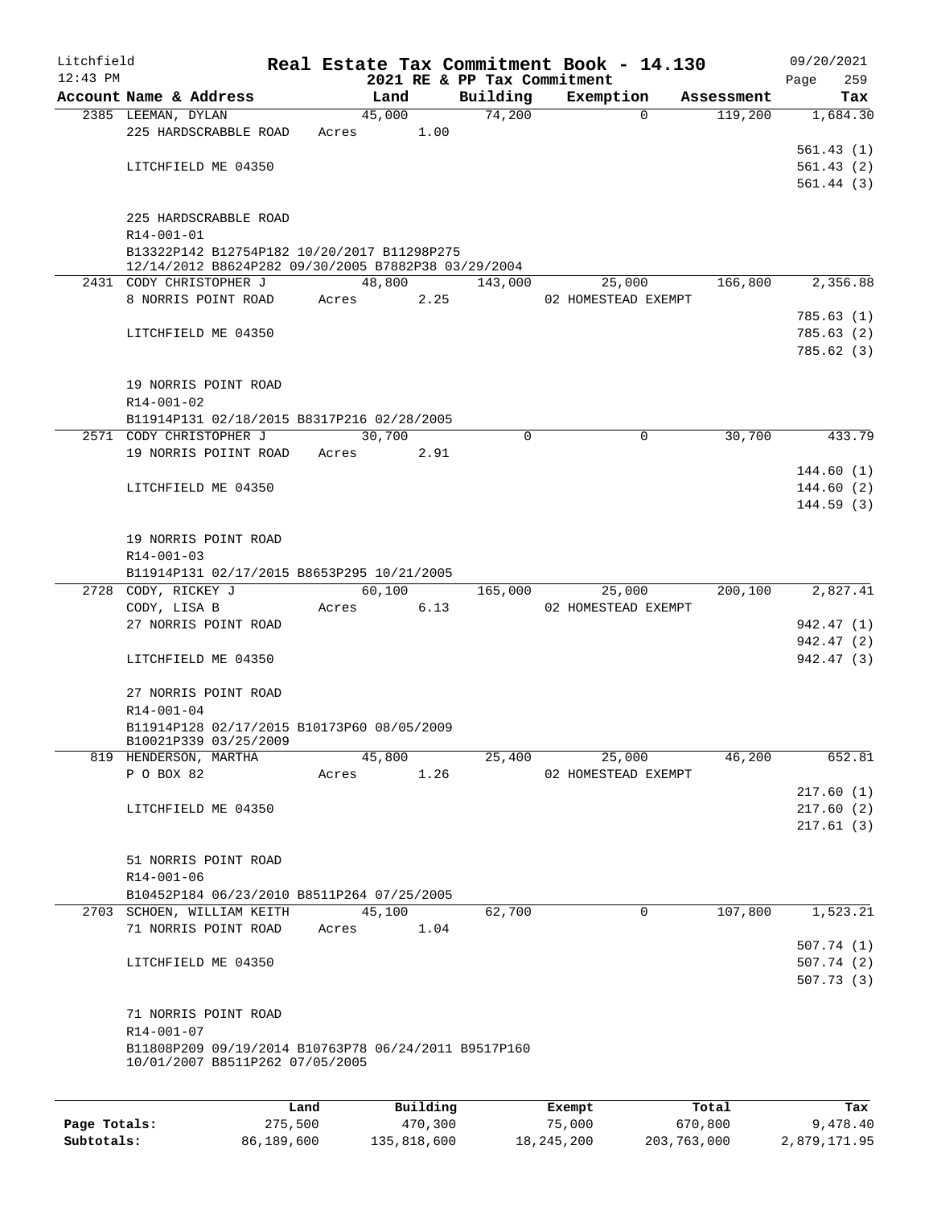# Real Estate Tax Commitment Book - 14.130

Litchfield 12:43 PM — 2021 RE & PP Tax Commitment — 09/20/2021

| Account | Name & Address | Land | Building | Exemption | Assessment | Tax |
|---|---|---|---|---|---|---|
| 2385 | LEEMAN, DYLAN | 45,000 | 74,200 | 0 | 119,200 | 1,684.30 |
| | 225 HARDSCRABBLE ROAD | Acres 1.00 | | | | |
| | | | | | | 561.43 (1) |
| | LITCHFIELD ME 04350 | | | | | 561.43 (2) |
| | | | | | | 561.44 (3) |
| | 225 HARDSCRABBLE ROAD | | | | | |
| | R14-001-01 | | | | | |
| | B13322P142 B12754P182 10/20/2017 B11298P275 12/14/2012 B8624P282 09/30/2005 B7882P38 03/29/2004 | | | | | |
| 2431 | CODY CHRISTOPHER J | 48,800 | 143,000 | 25,000 | 166,800 | 2,356.88 |
| | 8 NORRIS POINT ROAD | Acres 2.25 | | 02 HOMESTEAD EXEMPT | | |
| | | | | | | 785.63 (1) |
| | LITCHFIELD ME 04350 | | | | | 785.63 (2) |
| | | | | | | 785.62 (3) |
| | 19 NORRIS POINT ROAD | | | | | |
| | R14-001-02 | | | | | |
| | B11914P131 02/18/2015 B8317P216 02/28/2005 | | | | | |
| 2571 | CODY CHRISTOPHER J | 30,700 | 0 | 0 | 30,700 | 433.79 |
| | 19 NORRIS POIINT ROAD | Acres 2.91 | | | | |
| | | | | | | 144.60 (1) |
| | LITCHFIELD ME 04350 | | | | | 144.60 (2) |
| | | | | | | 144.59 (3) |
| | 19 NORRIS POINT ROAD | | | | | |
| | R14-001-03 | | | | | |
| | B11914P131 02/17/2015 B8653P295 10/21/2005 | | | | | |
| 2728 | CODY, RICKEY J | 60,100 | 165,000 | 25,000 | 200,100 | 2,827.41 |
| | CODY, LISA B | Acres 6.13 | | 02 HOMESTEAD EXEMPT | | |
| | 27 NORRIS POINT ROAD | | | | | 942.47 (1) |
| | | | | | | 942.47 (2) |
| | LITCHFIELD ME 04350 | | | | | 942.47 (3) |
| | 27 NORRIS POINT ROAD | | | | | |
| | R14-001-04 | | | | | |
| | B11914P128 02/17/2015 B10173P60 08/05/2009 B10021P339 03/25/2009 | | | | | |
| 819 | HENDERSON, MARTHA | 45,800 | 25,400 | 25,000 | 46,200 | 652.81 |
| | P O BOX 82 | Acres 1.26 | | 02 HOMESTEAD EXEMPT | | |
| | | | | | | 217.60 (1) |
| | LITCHFIELD ME 04350 | | | | | 217.60 (2) |
| | | | | | | 217.61 (3) |
| | 51 NORRIS POINT ROAD | | | | | |
| | R14-001-06 | | | | | |
| | B10452P184 06/23/2010 B8511P264 07/25/2005 | | | | | |
| 2703 | SCHOEN, WILLIAM KEITH | 45,100 | 62,700 | 0 | 107,800 | 1,523.21 |
| | 71 NORRIS POINT ROAD | Acres 1.04 | | | | |
| | | | | | | 507.74 (1) |
| | LITCHFIELD ME 04350 | | | | | 507.74 (2) |
| | | | | | | 507.73 (3) |
| | 71 NORRIS POINT ROAD | | | | | |
| | R14-001-07 | | | | | |
| | B11808P209 09/19/2014 B10763P78 06/24/2011 B9517P160 10/01/2007 B8511P262 07/05/2005 | | | | | |

| | Land | Building | Exempt | Total | Tax |
|---|---|---|---|---|---|
| Page Totals: | 275,500 | 470,300 | 75,000 | 670,800 | 9,478.40 |
| Subtotals: | 86,189,600 | 135,818,600 | 18,245,200 | 203,763,000 | 2,879,171.95 |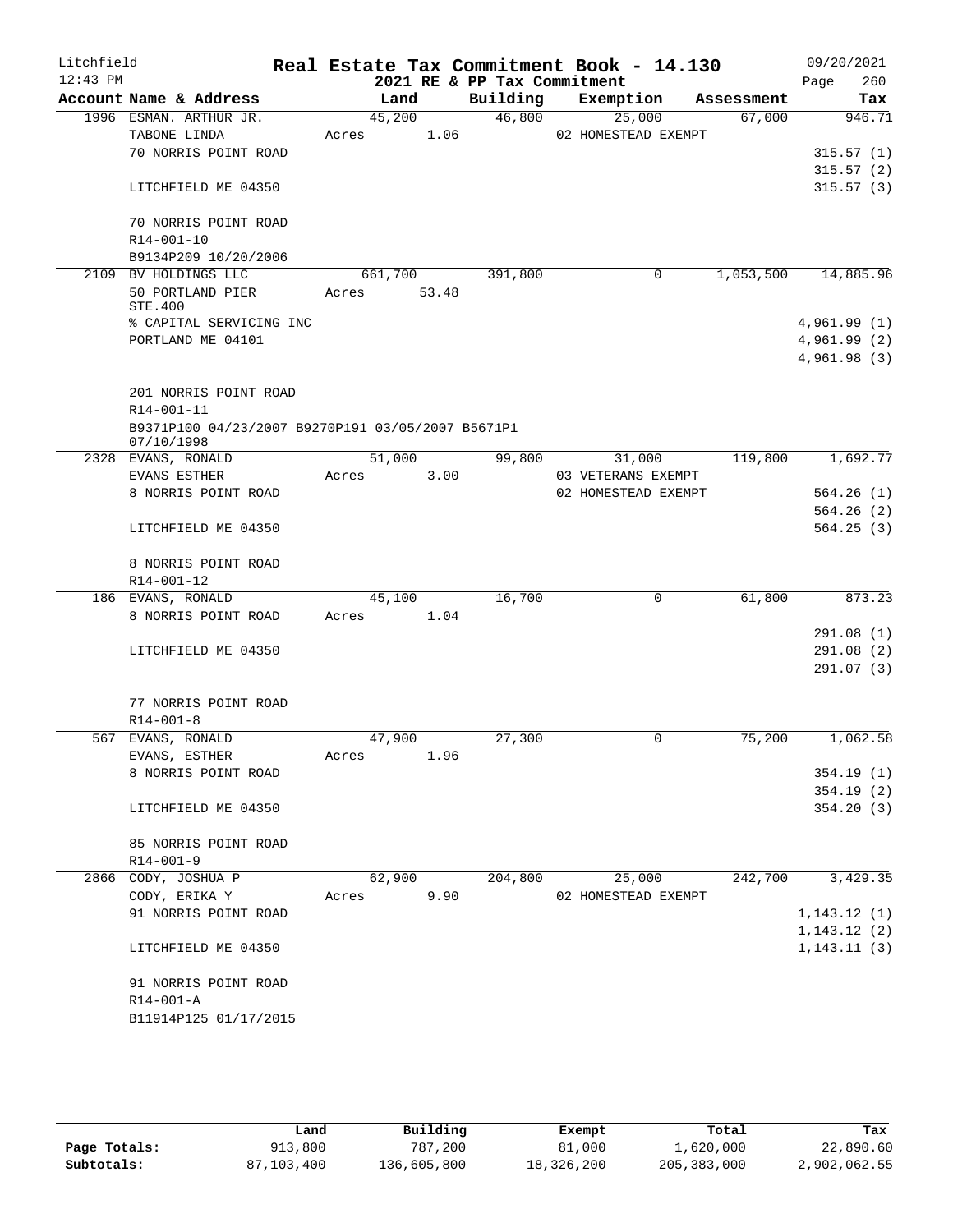# Real Estate Tax Commitment Book - 14.130

## 2021 RE & PP Tax Commitment

Litchfield 12:43 PM — 09/20/2021

| Account Name & Address | Land | Building | Exemption | Assessment | Tax |
|---|---|---|---|---|---|
| 1996 ESMAN. ARTHUR JR. | 45,200 | 46,800 | 25,000 | 67,000 | 946.71 |
| TABONE LINDA | Acres 1.06 | | 02 HOMESTEAD EXEMPT | | |
| 70 NORRIS POINT ROAD | | | | | 315.57 (1) |
| | | | | | 315.57 (2) |
| LITCHFIELD ME 04350 | | | | | 315.57 (3) |
| 70 NORRIS POINT ROAD | | | | | |
| R14-001-10 | | | | | |
| B9134P209 10/20/2006 | | | | | |
| 2109 BV HOLDINGS LLC | 661,700 | 391,800 | 0 | 1,053,500 | 14,885.96 |
| 50 PORTLAND PIER STE.400 | Acres 53.48 | | | | |
| % CAPITAL SERVICING INC | | | | | 4,961.99 (1) |
| PORTLAND ME 04101 | | | | | 4,961.99 (2) |
| | | | | | 4,961.98 (3) |
| 201 NORRIS POINT ROAD | | | | | |
| R14-001-11 | | | | | |
| B9371P100 04/23/2007 B9270P191 03/05/2007 B5671P1 07/10/1998 | | | | | |
| 2328 EVANS, RONALD | 51,000 | 99,800 | 31,000 | 119,800 | 1,692.77 |
| EVANS ESTHER | Acres 3.00 | | 03 VETERANS EXEMPT | | |
| 8 NORRIS POINT ROAD | | | 02 HOMESTEAD EXEMPT | | 564.26 (1) |
| | | | | | 564.26 (2) |
| LITCHFIELD ME 04350 | | | | | 564.25 (3) |
| 8 NORRIS POINT ROAD | | | | | |
| R14-001-12 | | | | | |
| 186 EVANS, RONALD | 45,100 | 16,700 | 0 | 61,800 | 873.23 |
| 8 NORRIS POINT ROAD | Acres 1.04 | | | | |
| | | | | | 291.08 (1) |
| LITCHFIELD ME 04350 | | | | | 291.08 (2) |
| | | | | | 291.07 (3) |
| 77 NORRIS POINT ROAD | | | | | |
| R14-001-8 | | | | | |
| 567 EVANS, RONALD | 47,900 | 27,300 | 0 | 75,200 | 1,062.58 |
| EVANS, ESTHER | Acres 1.96 | | | | |
| 8 NORRIS POINT ROAD | | | | | 354.19 (1) |
| | | | | | 354.19 (2) |
| LITCHFIELD ME 04350 | | | | | 354.20 (3) |
| 85 NORRIS POINT ROAD | | | | | |
| R14-001-9 | | | | | |
| 2866 CODY, JOSHUA P | 62,900 | 204,800 | 25,000 | 242,700 | 3,429.35 |
| CODY, ERIKA Y | Acres 9.90 | | 02 HOMESTEAD EXEMPT | | |
| 91 NORRIS POINT ROAD | | | | | 1,143.12 (1) |
| | | | | | 1,143.12 (2) |
| LITCHFIELD ME 04350 | | | | | 1,143.11 (3) |
| 91 NORRIS POINT ROAD | | | | | |
| R14-001-A | | | | | |
| B11914P125 01/17/2015 | | | | | |

| | Land | Building | Exempt | Total | Tax |
|---|---|---|---|---|---|
| Page Totals: | 913,800 | 787,200 | 81,000 | 1,620,000 | 22,890.60 |
| Subtotals: | 87,103,400 | 136,605,800 | 18,326,200 | 205,383,000 | 2,902,062.55 |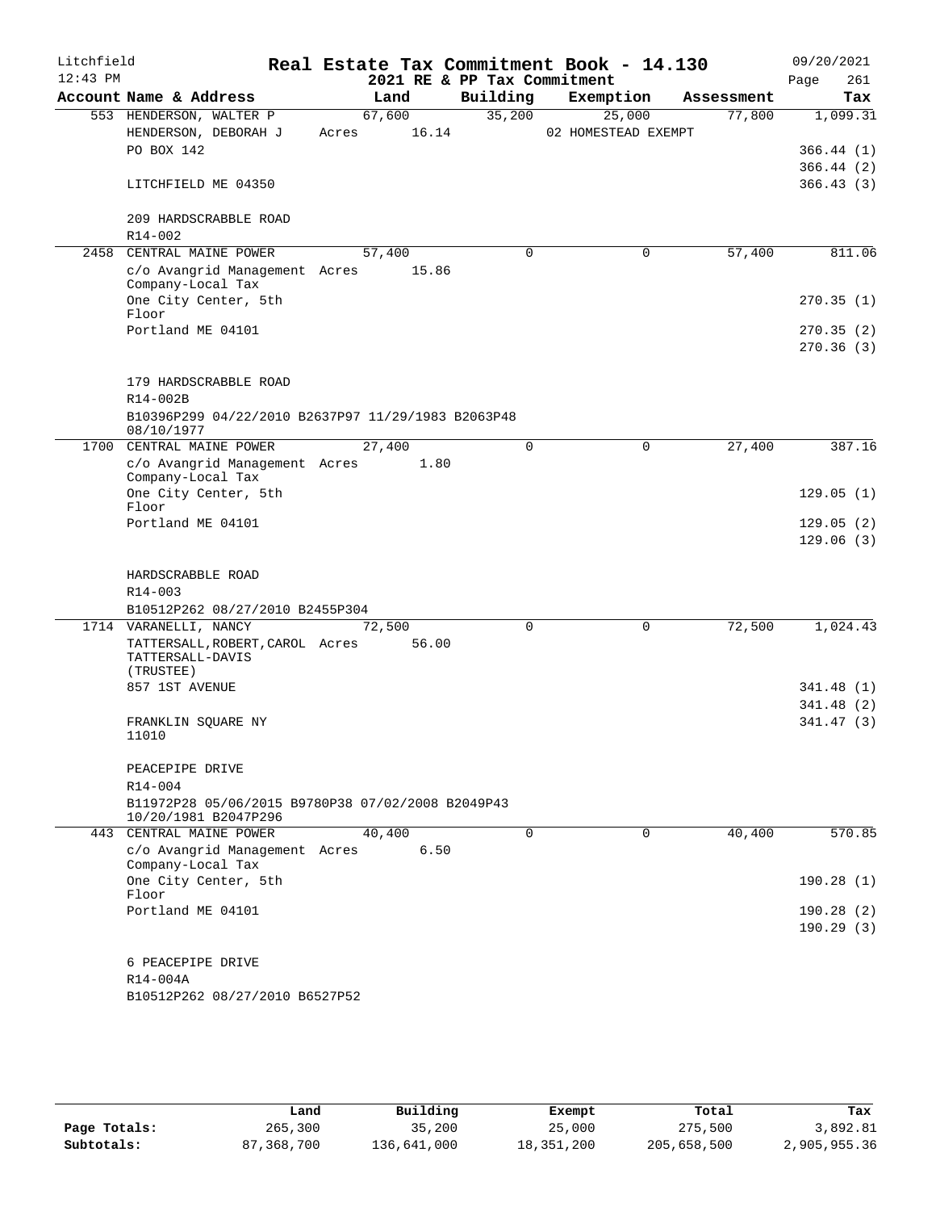Litchfield
12:43 PM

# Real Estate Tax Commitment Book - 14.130

2021 RE & PP Tax Commitment

09/20/2021
Page 261

| Account Name & Address | Land | Building | Exemption | Assessment | Tax |
|---|---|---|---|---|---|
| 553 HENDERSON, WALTER P | 67,600 | 35,200 | 25,000 | 77,800 | 1,099.31 |
| HENDERSON, DEBORAH J | Acres 16.14 | | 02 HOMESTEAD EXEMPT | | |
| PO BOX 142 | | | | | 366.44 (1) |
| | | | | | 366.44 (2) |
| LITCHFIELD ME 04350 | | | | | 366.43 (3) |
| 209 HARDSCRABBLE ROAD | | | | | |
| R14-002 | | | | | |
| 2458 CENTRAL MAINE POWER | 57,400 | 0 | 0 | 57,400 | 811.06 |
| c/o Avangrid Management Company-Local Tax | Acres 15.86 | | | | |
| One City Center, 5th Floor | | | | | 270.35 (1) |
| Portland ME 04101 | | | | | 270.35 (2) |
| | | | | | 270.36 (3) |
| 179 HARDSCRABBLE ROAD | | | | | |
| R14-002B | | | | | |
| B10396P299 04/22/2010 B2637P97 11/29/1983 B2063P48 08/10/1977 | | | | | |
| 1700 CENTRAL MAINE POWER | 27,400 | 0 | 0 | 27,400 | 387.16 |
| c/o Avangrid Management Company-Local Tax | Acres 1.80 | | | | |
| One City Center, 5th Floor | | | | | 129.05 (1) |
| Portland ME 04101 | | | | | 129.05 (2) |
| | | | | | 129.06 (3) |
| HARDSCRABBLE ROAD | | | | | |
| R14-003 | | | | | |
| B10512P262 08/27/2010 B2455P304 | | | | | |
| 1714 VARANELLI, NANCY | 72,500 | 0 | 0 | 72,500 | 1,024.43 |
| TATTERSALL,ROBERT,CAROL TATTERSALL-DAVIS (TRUSTEE) | Acres 56.00 | | | | |
| 857 1ST AVENUE | | | | | 341.48 (1) |
| | | | | | 341.48 (2) |
| FRANKLIN SQUARE NY 11010 | | | | | 341.47 (3) |
| PEACEPIPE DRIVE | | | | | |
| R14-004 | | | | | |
| B11972P28 05/06/2015 B9780P38 07/02/2008 B2049P43 10/20/1981 B2047P296 | | | | | |
| 443 CENTRAL MAINE POWER | 40,400 | 0 | 0 | 40,400 | 570.85 |
| c/o Avangrid Management Company-Local Tax | Acres 6.50 | | | | |
| One City Center, 5th Floor | | | | | 190.28 (1) |
| Portland ME 04101 | | | | | 190.28 (2) |
| | | | | | 190.29 (3) |
| 6 PEACEPIPE DRIVE | | | | | |
| R14-004A | | | | | |
| B10512P262 08/27/2010 B6527P52 | | | | | |

| | Land | Building | Exempt | Total | Tax |
|---|---|---|---|---|---|
| Page Totals: | 265,300 | 35,200 | 25,000 | 275,500 | 3,892.81 |
| Subtotals: | 87,368,700 | 136,641,000 | 18,351,200 | 205,658,500 | 2,905,955.36 |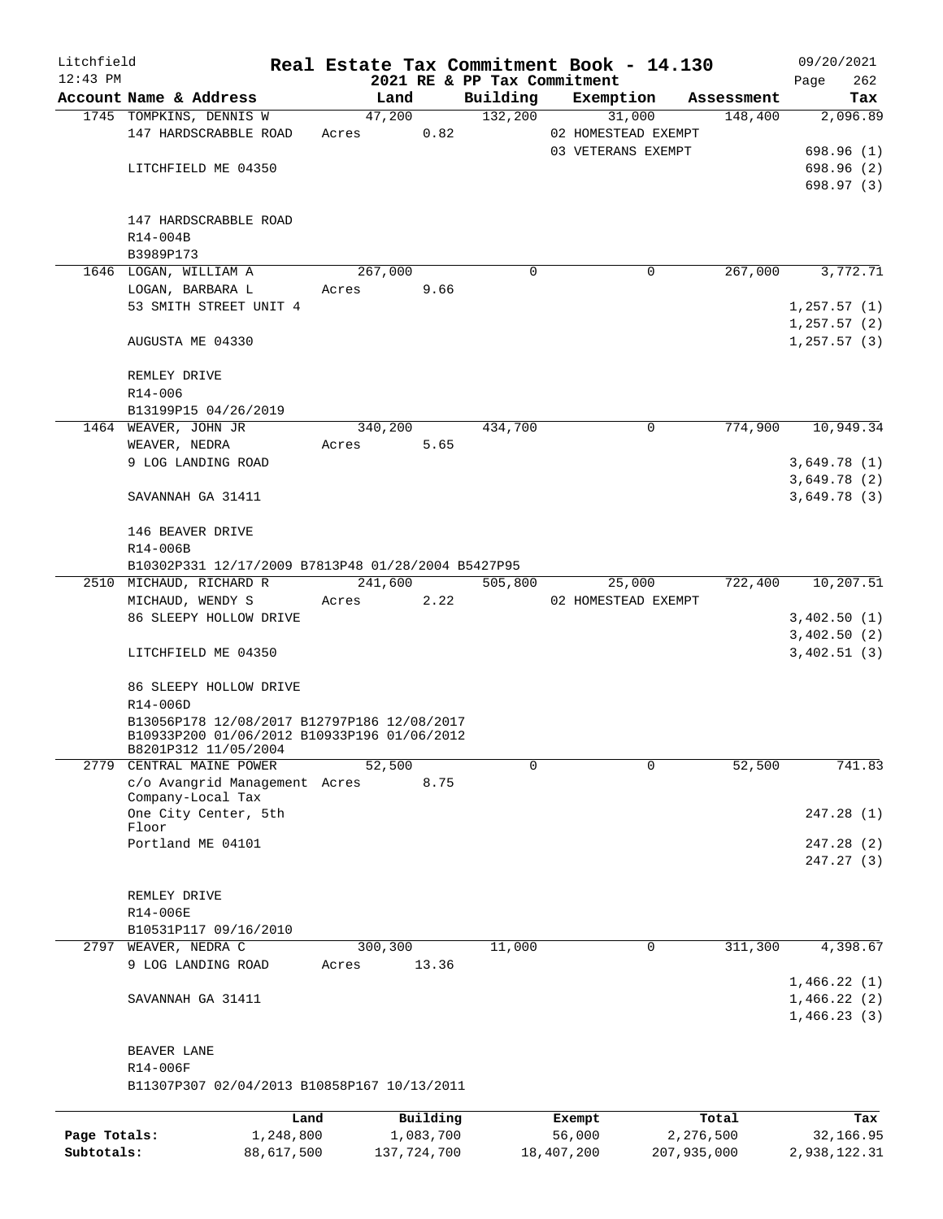Litchfield 12:43 PM

# Real Estate Tax Commitment Book - 14.130

2021 RE & PP Tax Commitment

09/20/2021

| Account Name & Address | Land | Building | Exemption | Assessment | Tax |
|---|---|---|---|---|---|
| 1745 TOMPKINS, DENNIS W | 47,200 | 132,200 | 31,000 | 148,400 | 2,096.89 |
| 147 HARDSCRABBLE ROAD | Acres 0.82 | | 02 HOMESTEAD EXEMPT | | |
| | | | 03 VETERANS EXEMPT | | 698.96 (1) |
| LITCHFIELD ME 04350 | | | | | 698.96 (2) |
| | | | | | 698.97 (3) |
| 147 HARDSCRABBLE ROAD | | | | | |
| R14-004B | | | | | |
| B3989P173 | | | | | |
| 1646 LOGAN, WILLIAM A | 267,000 | 0 | 0 | 267,000 | 3,772.71 |
| LOGAN, BARBARA L | Acres 9.66 | | | | |
| 53 SMITH STREET UNIT 4 | | | | | 1,257.57 (1) |
| | | | | | 1,257.57 (2) |
| AUGUSTA ME 04330 | | | | | 1,257.57 (3) |
| REMLEY DRIVE | | | | | |
| R14-006 | | | | | |
| B13199P15 04/26/2019 | | | | | |
| 1464 WEAVER, JOHN JR | 340,200 | 434,700 | 0 | 774,900 | 10,949.34 |
| WEAVER, NEDRA | Acres 5.65 | | | | |
| 9 LOG LANDING ROAD | | | | | 3,649.78 (1) |
| | | | | | 3,649.78 (2) |
| SAVANNAH GA 31411 | | | | | 3,649.78 (3) |
| 146 BEAVER DRIVE | | | | | |
| R14-006B | | | | | |
| B10302P331 12/17/2009 B7813P48 01/28/2004 B5427P95 | | | | | |
| 2510 MICHAUD, RICHARD R | 241,600 | 505,800 | 25,000 | 722,400 | 10,207.51 |
| MICHAUD, WENDY S | Acres 2.22 | | 02 HOMESTEAD EXEMPT | | |
| 86 SLEEPY HOLLOW DRIVE | | | | | 3,402.50 (1) |
| | | | | | 3,402.50 (2) |
| LITCHFIELD ME 04350 | | | | | 3,402.51 (3) |
| 86 SLEEPY HOLLOW DRIVE | | | | | |
| R14-006D | | | | | |
| B13056P178 12/08/2017 B12797P186 12/08/2017 B10933P200 01/06/2012 B10933P196 01/06/2012 B8201P312 11/05/2004 | | | | | |
| 2779 CENTRAL MAINE POWER | 52,500 | 0 | 0 | 52,500 | 741.83 |
| c/o Avangrid Management Company-Local Tax | Acres 8.75 | | | | |
| One City Center, 5th Floor | | | | | 247.28 (1) |
| Portland ME 04101 | | | | | 247.28 (2) |
| | | | | | 247.27 (3) |
| REMLEY DRIVE | | | | | |
| R14-006E | | | | | |
| B10531P117 09/16/2010 | | | | | |
| 2797 WEAVER, NEDRA C | 300,300 | 11,000 | 0 | 311,300 | 4,398.67 |
| 9 LOG LANDING ROAD | Acres 13.36 | | | | |
| | | | | | 1,466.22 (1) |
| SAVANNAH GA 31411 | | | | | 1,466.22 (2) |
| | | | | | 1,466.23 (3) |
| BEAVER LANE | | | | | |
| R14-006F | | | | | |
| B11307P307 02/04/2013 B10858P167 10/13/2011 | | | | | |

| | Land | Building | Exempt | Total | Tax |
|---|---|---|---|---|---|
| Page Totals: | 1,248,800 | 1,083,700 | 56,000 | 2,276,500 | 32,166.95 |
| Subtotals: | 88,617,500 | 137,724,700 | 18,407,200 | 207,935,000 | 2,938,122.31 |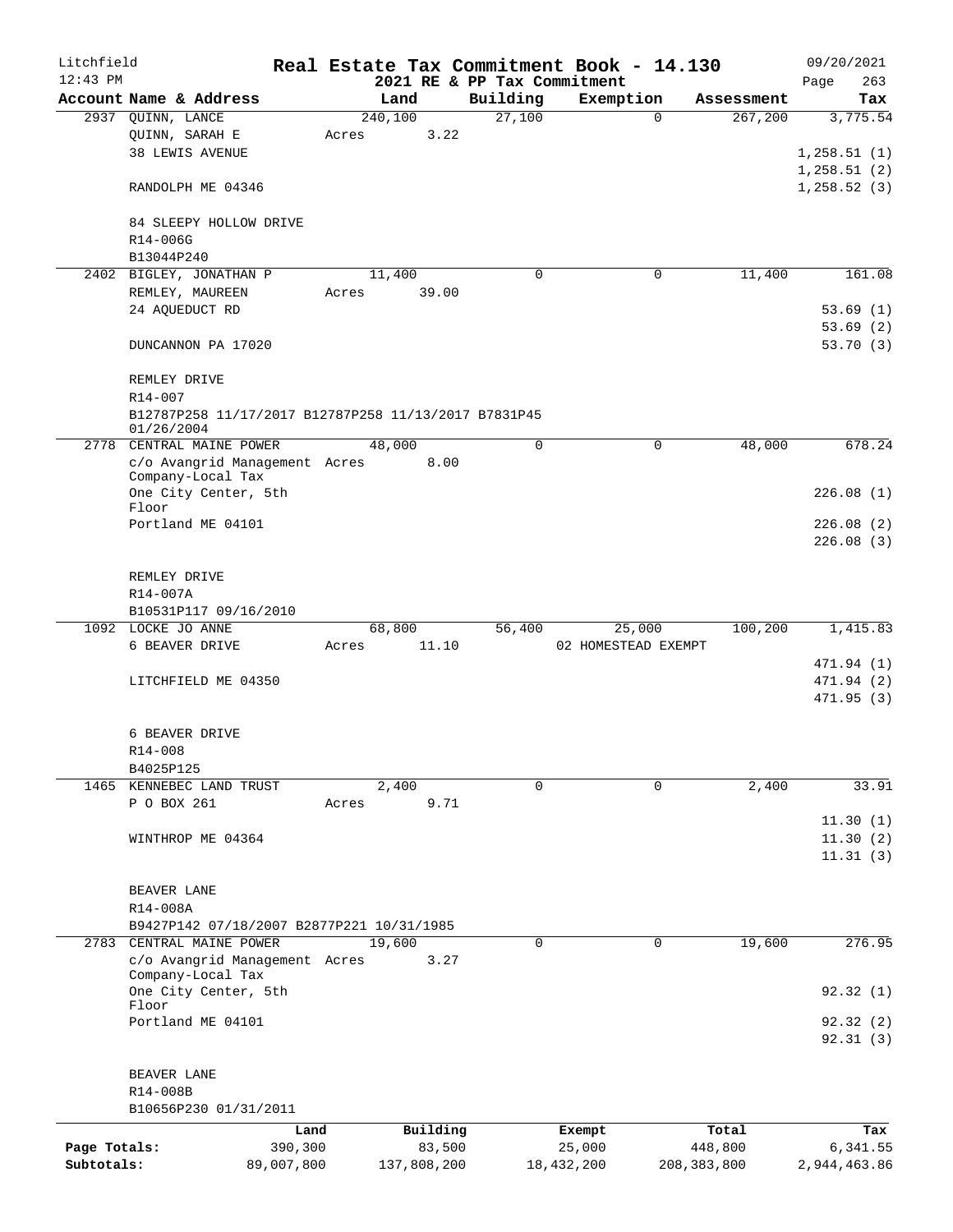Litchfield
12:43 PM

# Real Estate Tax Commitment Book - 14.130

## 2021 RE & PP Tax Commitment

09/20/2021
Page 263

| Account Name & Address | Land | Building | Exemption | Assessment | Tax |
|---|---|---|---|---|---|
| 2937 QUINN, LANCE | 240,100 | 27,100 | 0 | 267,200 | 3,775.54 |
| QUINN, SARAH E | Acres 3.22 | | | | |
| 38 LEWIS AVENUE | | | | | 1,258.51 (1) |
| | | | | | 1,258.51 (2) |
| RANDOLPH ME 04346 | | | | | 1,258.52 (3) |
| 84 SLEEPY HOLLOW DRIVE | | | | | |
| R14-006G | | | | | |
| B13044P240 | | | | | |
| 2402 BIGLEY, JONATHAN P | 11,400 | 0 | 0 | 11,400 | 161.08 |
| REMLEY, MAUREEN | Acres 39.00 | | | | |
| 24 AQUEDUCT RD | | | | | 53.69 (1) |
| | | | | | 53.69 (2) |
| DUNCANNON PA 17020 | | | | | 53.70 (3) |
| REMLEY DRIVE | | | | | |
| R14-007 | | | | | |
| B12787P258 11/17/2017 B12787P258 11/13/2017 B7831P45 01/26/2004 | | | | | |
| 2778 CENTRAL MAINE POWER | 48,000 | 0 | 0 | 48,000 | 678.24 |
| c/o Avangrid Management Company-Local Tax | Acres 8.00 | | | | |
| One City Center, 5th Floor | | | | | 226.08 (1) |
| Portland ME 04101 | | | | | 226.08 (2) |
| | | | | | 226.08 (3) |
| REMLEY DRIVE | | | | | |
| R14-007A | | | | | |
| B10531P117 09/16/2010 | | | | | |
| 1092 LOCKE JO ANNE | 68,800 | 56,400 | 25,000 | 100,200 | 1,415.83 |
| 6 BEAVER DRIVE | Acres 11.10 | | 02 HOMESTEAD EXEMPT | | |
| | | | | | 471.94 (1) |
| LITCHFIELD ME 04350 | | | | | 471.94 (2) |
| | | | | | 471.95 (3) |
| 6 BEAVER DRIVE | | | | | |
| R14-008 | | | | | |
| B4025P125 | | | | | |
| 1465 KENNEBEC LAND TRUST | 2,400 | 0 | 0 | 2,400 | 33.91 |
| P O BOX 261 | Acres 9.71 | | | | |
| | | | | | 11.30 (1) |
| WINTHROP ME 04364 | | | | | 11.30 (2) |
| | | | | | 11.31 (3) |
| BEAVER LANE | | | | | |
| R14-008A | | | | | |
| B9427P142 07/18/2007 B2877P221 10/31/1985 | | | | | |
| 2783 CENTRAL MAINE POWER | 19,600 | 0 | 0 | 19,600 | 276.95 |
| c/o Avangrid Management Company-Local Tax | Acres 3.27 | | | | |
| One City Center, 5th Floor | | | | | 92.32 (1) |
| Portland ME 04101 | | | | | 92.32 (2) |
| | | | | | 92.31 (3) |
| BEAVER LANE | | | | | |
| R14-008B | | | | | |
| B10656P230 01/31/2011 | | | | | |

| | Land | Building | Exempt | Total | Tax |
|---|---|---|---|---|---|
| Page Totals: | 390,300 | 83,500 | 25,000 | 448,800 | 6,341.55 |
| Subtotals: | 89,007,800 | 137,808,200 | 18,432,200 | 208,383,800 | 2,944,463.86 |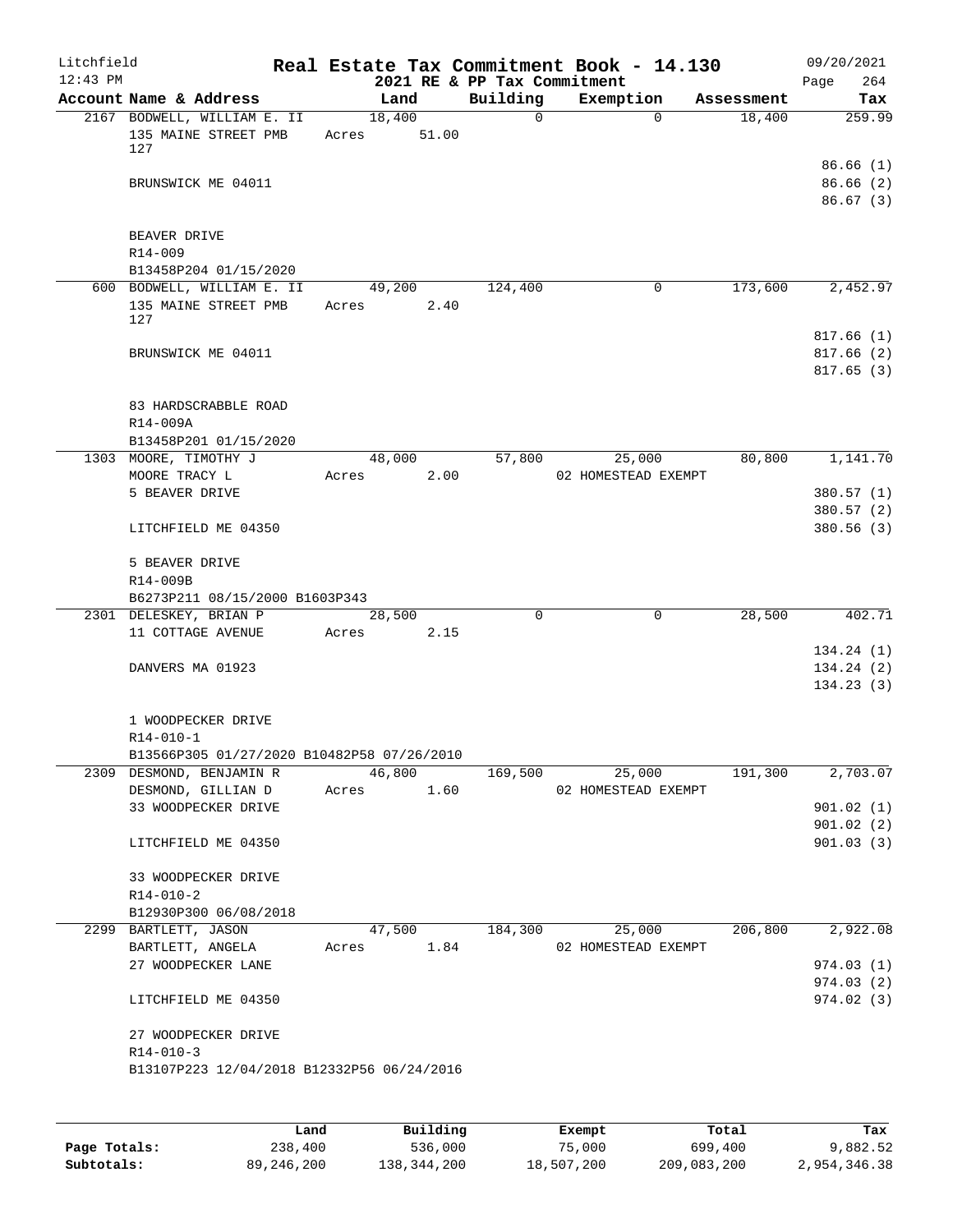# Real Estate Tax Commitment Book - 14.130

Litchfield
12:43 PM

2021 RE & PP Tax Commitment

09/20/2021

| Account Name & Address | Land | Building | Exemption | Assessment | Tax |
|---|---|---|---|---|---|
| 2167 BODWELL, WILLIAM E. II | 18,400 | 0 | 0 | 18,400 | 259.99 |
| 135 MAINE STREET PMB 127 | Acres 51.00 | | | | |
| | | | | | 86.66 (1) |
| BRUNSWICK ME 04011 | | | | | 86.66 (2) |
| | | | | | 86.67 (3) |
| BEAVER DRIVE | | | | | |
| R14-009 | | | | | |
| B13458P204 01/15/2020 | | | | | |
| 600 BODWELL, WILLIAM E. II | 49,200 | 124,400 | 0 | 173,600 | 2,452.97 |
| 135 MAINE STREET PMB 127 | Acres 2.40 | | | | |
| | | | | | 817.66 (1) |
| BRUNSWICK ME 04011 | | | | | 817.66 (2) |
| | | | | | 817.65 (3) |
| 83 HARDSCRABBLE ROAD | | | | | |
| R14-009A | | | | | |
| B13458P201 01/15/2020 | | | | | |
| 1303 MOORE, TIMOTHY J | 48,000 | 57,800 | 25,000 | 80,800 | 1,141.70 |
| MOORE TRACY L | Acres 2.00 | | 02 HOMESTEAD EXEMPT | | |
| 5 BEAVER DRIVE | | | | | 380.57 (1) |
| | | | | | 380.57 (2) |
| LITCHFIELD ME 04350 | | | | | 380.56 (3) |
| 5 BEAVER DRIVE | | | | | |
| R14-009B | | | | | |
| B6273P211 08/15/2000 B1603P343 | | | | | |
| 2301 DELESKEY, BRIAN P | 28,500 | 0 | 0 | 28,500 | 402.71 |
| 11 COTTAGE AVENUE | Acres 2.15 | | | | |
| | | | | | 134.24 (1) |
| DANVERS MA 01923 | | | | | 134.24 (2) |
| | | | | | 134.23 (3) |
| 1 WOODPECKER DRIVE | | | | | |
| R14-010-1 | | | | | |
| B13566P305 01/27/2020 B10482P58 07/26/2010 | | | | | |
| 2309 DESMOND, BENJAMIN R | 46,800 | 169,500 | 25,000 | 191,300 | 2,703.07 |
| DESMOND, GILLIAN D | Acres 1.60 | | 02 HOMESTEAD EXEMPT | | |
| 33 WOODPECKER DRIVE | | | | | 901.02 (1) |
| | | | | | 901.02 (2) |
| LITCHFIELD ME 04350 | | | | | 901.03 (3) |
| 33 WOODPECKER DRIVE | | | | | |
| R14-010-2 | | | | | |
| B12930P300 06/08/2018 | | | | | |
| 2299 BARTLETT, JASON | 47,500 | 184,300 | 25,000 | 206,800 | 2,922.08 |
| BARTLETT, ANGELA | Acres 1.84 | | 02 HOMESTEAD EXEMPT | | |
| 27 WOODPECKER LANE | | | | | 974.03 (1) |
| | | | | | 974.03 (2) |
| LITCHFIELD ME 04350 | | | | | 974.02 (3) |
| 27 WOODPECKER DRIVE | | | | | |
| R14-010-3 | | | | | |
| B13107P223 12/04/2018 B12332P56 06/24/2016 | | | | | |

| | Land | Building | Exempt | Total | Tax |
|---|---|---|---|---|---|
| Page Totals: | 238,400 | 536,000 | 75,000 | 699,400 | 9,882.52 |
| Subtotals: | 89,246,200 | 138,344,200 | 18,507,200 | 209,083,200 | 2,954,346.38 |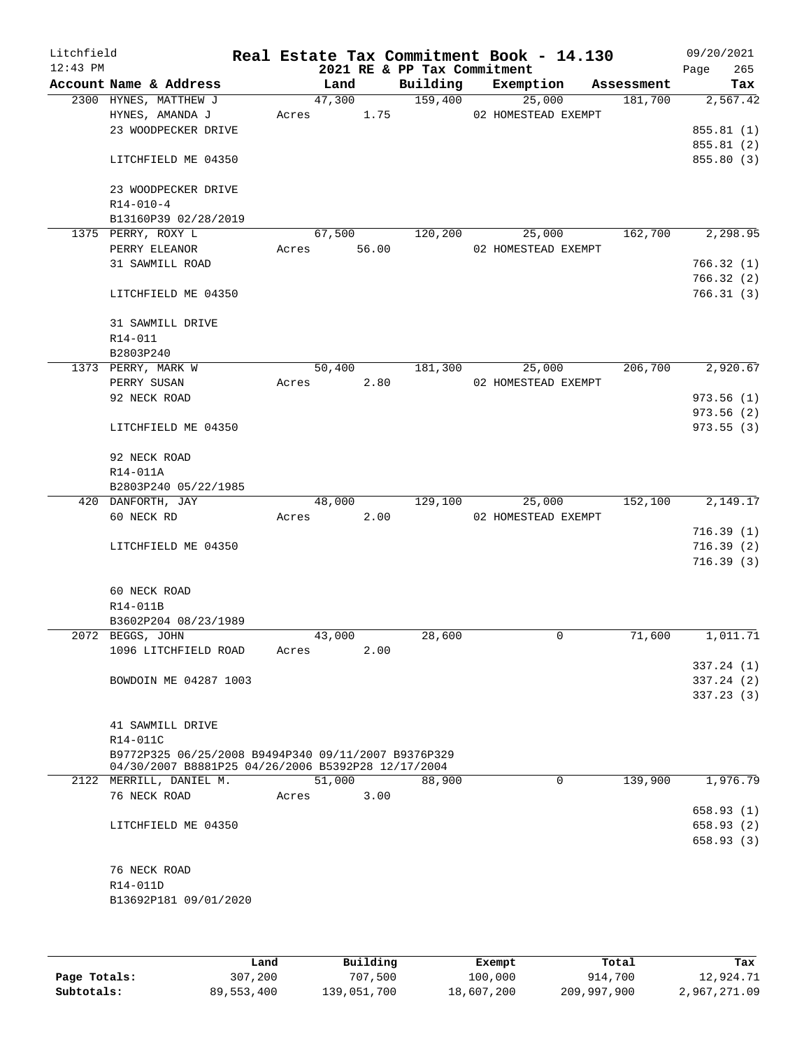Litchfield
12:43 PM

**Real Estate Tax Commitment Book - 14.130**
**2021 RE & PP Tax Commitment**

09/20/2021
Page 265

| Account Name & Address | Land | Building | Exemption | Assessment | Tax |
|---|---|---|---|---|---|
| 2300 HYNES, MATTHEW J | 47,300 | 159,400 | 25,000 | 181,700 | 2,567.42 |
| HYNES, AMANDA J | Acres 1.75 | | 02 HOMESTEAD EXEMPT | | |
| 23 WOODPECKER DRIVE | | | | | 855.81 (1) |
| | | | | | 855.81 (2) |
| LITCHFIELD ME 04350 | | | | | 855.80 (3) |
| 23 WOODPECKER DRIVE | | | | | |
| R14-010-4 | | | | | |
| B13160P39 02/28/2019 | | | | | |
| 1375 PERRY, ROXY L | 67,500 | 120,200 | 25,000 | 162,700 | 2,298.95 |
| PERRY ELEANOR | Acres 56.00 | | 02 HOMESTEAD EXEMPT | | |
| 31 SAWMILL ROAD | | | | | 766.32 (1) |
| | | | | | 766.32 (2) |
| LITCHFIELD ME 04350 | | | | | 766.31 (3) |
| 31 SAWMILL DRIVE | | | | | |
| R14-011 | | | | | |
| B2803P240 | | | | | |
| 1373 PERRY, MARK W | 50,400 | 181,300 | 25,000 | 206,700 | 2,920.67 |
| PERRY SUSAN | Acres 2.80 | | 02 HOMESTEAD EXEMPT | | |
| 92 NECK ROAD | | | | | 973.56 (1) |
| | | | | | 973.56 (2) |
| LITCHFIELD ME 04350 | | | | | 973.55 (3) |
| 92 NECK ROAD | | | | | |
| R14-011A | | | | | |
| B2803P240 05/22/1985 | | | | | |
| 420 DANFORTH, JAY | 48,000 | 129,100 | 25,000 | 152,100 | 2,149.17 |
| 60 NECK RD | Acres 2.00 | | 02 HOMESTEAD EXEMPT | | |
| | | | | | 716.39 (1) |
| LITCHFIELD ME 04350 | | | | | 716.39 (2) |
| | | | | | 716.39 (3) |
| 60 NECK ROAD | | | | | |
| R14-011B | | | | | |
| B3602P204 08/23/1989 | | | | | |
| 2072 BEGGS, JOHN | 43,000 | 28,600 | 0 | 71,600 | 1,011.71 |
| 1096 LITCHFIELD ROAD | Acres 2.00 | | | | |
| | | | | | 337.24 (1) |
| BOWDOIN ME 04287 1003 | | | | | 337.24 (2) |
| | | | | | 337.23 (3) |
| 41 SAWMILL DRIVE | | | | | |
| R14-011C | | | | | |
| B9772P325 06/25/2008 B9494P340 09/11/2007 B9376P329 04/30/2007 B8881P25 04/26/2006 B5392P28 12/17/2004 | | | | | |
| 2122 MERRILL, DANIEL M. | 51,000 | 88,900 | 0 | 139,900 | 1,976.79 |
| 76 NECK ROAD | Acres 3.00 | | | | |
| | | | | | 658.93 (1) |
| LITCHFIELD ME 04350 | | | | | 658.93 (2) |
| | | | | | 658.93 (3) |
| 76 NECK ROAD | | | | | |
| R14-011D | | | | | |
| B13692P181 09/01/2020 | | | | | |

| | Land | Building | Exempt | Total | Tax |
|---|---|---|---|---|---|
| Page Totals: | 307,200 | 707,500 | 100,000 | 914,700 | 12,924.71 |
| Subtotals: | 89,553,400 | 139,051,700 | 18,607,200 | 209,997,900 | 2,967,271.09 |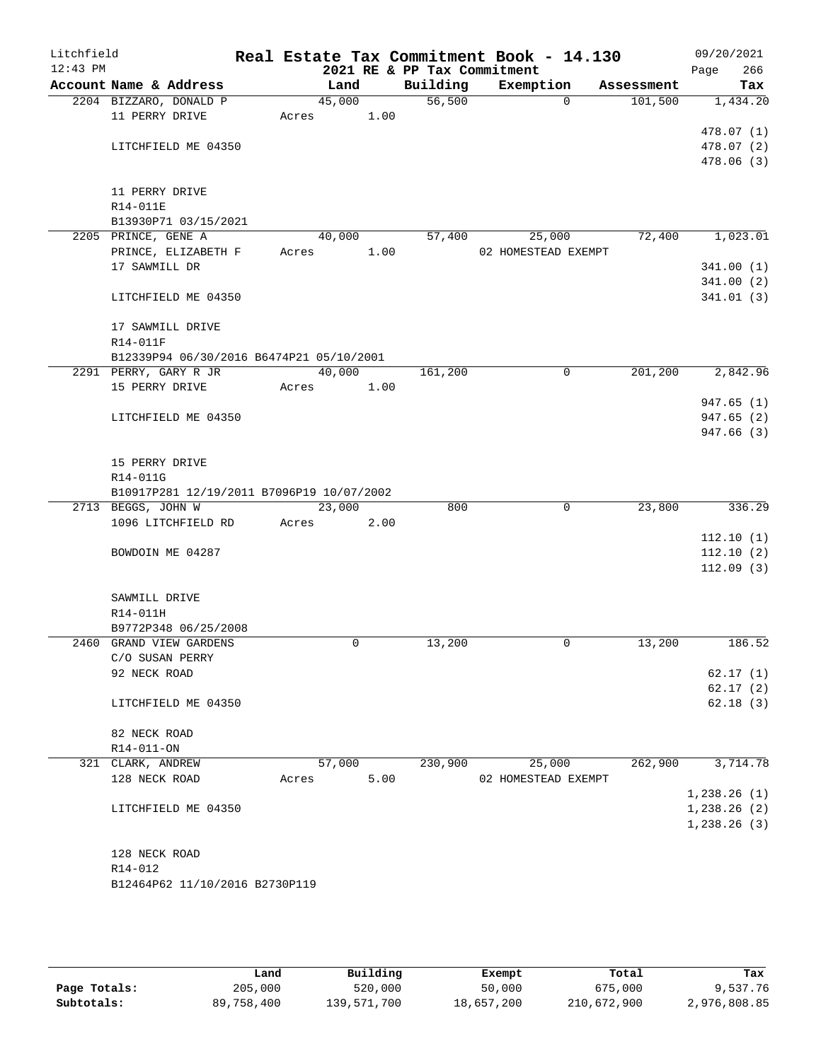Litchfield
12:43 PM

# Real Estate Tax Commitment Book - 14.130

2021 RE & PP Tax Commitment

09/20/2021
Page 266

| Account Name & Address | Land | Building | Exemption | Assessment | Tax |
|---|---|---|---|---|---|
| 2204 BIZZARO, DONALD P | 45,000 | 56,500 | 0 | 101,500 | 1,434.20 |
| 11 PERRY DRIVE | Acres 1.00 | | | | |
| | | | | | 478.07 (1) |
| LITCHFIELD ME 04350 | | | | | 478.07 (2) |
| | | | | | 478.06 (3) |
| 11 PERRY DRIVE | | | | | |
| R14-011E | | | | | |
| B13930P71 03/15/2021 | | | | | |
| 2205 PRINCE, GENE A | 40,000 | 57,400 | 25,000 | 72,400 | 1,023.01 |
| PRINCE, ELIZABETH F | Acres 1.00 | | 02 HOMESTEAD EXEMPT | | |
| 17 SAWMILL DR | | | | | 341.00 (1) |
| | | | | | 341.00 (2) |
| LITCHFIELD ME 04350 | | | | | 341.01 (3) |
| 17 SAWMILL DRIVE | | | | | |
| R14-011F | | | | | |
| B12339P94 06/30/2016 B6474P21 05/10/2001 | | | | | |
| 2291 PERRY, GARY R JR | 40,000 | 161,200 | 0 | 201,200 | 2,842.96 |
| 15 PERRY DRIVE | Acres 1.00 | | | | |
| | | | | | 947.65 (1) |
| LITCHFIELD ME 04350 | | | | | 947.65 (2) |
| | | | | | 947.66 (3) |
| 15 PERRY DRIVE | | | | | |
| R14-011G | | | | | |
| B10917P281 12/19/2011 B7096P19 10/07/2002 | | | | | |
| 2713 BEGGS, JOHN W | 23,000 | 800 | 0 | 23,800 | 336.29 |
| 1096 LITCHFIELD RD | Acres 2.00 | | | | |
| | | | | | 112.10 (1) |
| BOWDOIN ME 04287 | | | | | 112.10 (2) |
| | | | | | 112.09 (3) |
| SAWMILL DRIVE | | | | | |
| R14-011H | | | | | |
| B9772P348 06/25/2008 | | | | | |
| 2460 GRAND VIEW GARDENS | 0 | 13,200 | 0 | 13,200 | 186.52 |
| C/O SUSAN PERRY | | | | | |
| 92 NECK ROAD | | | | | 62.17 (1) |
| | | | | | 62.17 (2) |
| LITCHFIELD ME 04350 | | | | | 62.18 (3) |
| 82 NECK ROAD | | | | | |
| R14-011-ON | | | | | |
| 321 CLARK, ANDREW | 57,000 | 230,900 | 25,000 | 262,900 | 3,714.78 |
| 128 NECK ROAD | Acres 5.00 | | 02 HOMESTEAD EXEMPT | | |
| | | | | | 1,238.26 (1) |
| LITCHFIELD ME 04350 | | | | | 1,238.26 (2) |
| | | | | | 1,238.26 (3) |
| 128 NECK ROAD | | | | | |
| R14-012 | | | | | |
| B12464P62 11/10/2016 B2730P119 | | | | | |

| | Land | Building | Exempt | Total | Tax |
|---|---|---|---|---|---|
| Page Totals: | 205,000 | 520,000 | 50,000 | 675,000 | 9,537.76 |
| Subtotals: | 89,758,400 | 139,571,700 | 18,657,200 | 210,672,900 | 2,976,808.85 |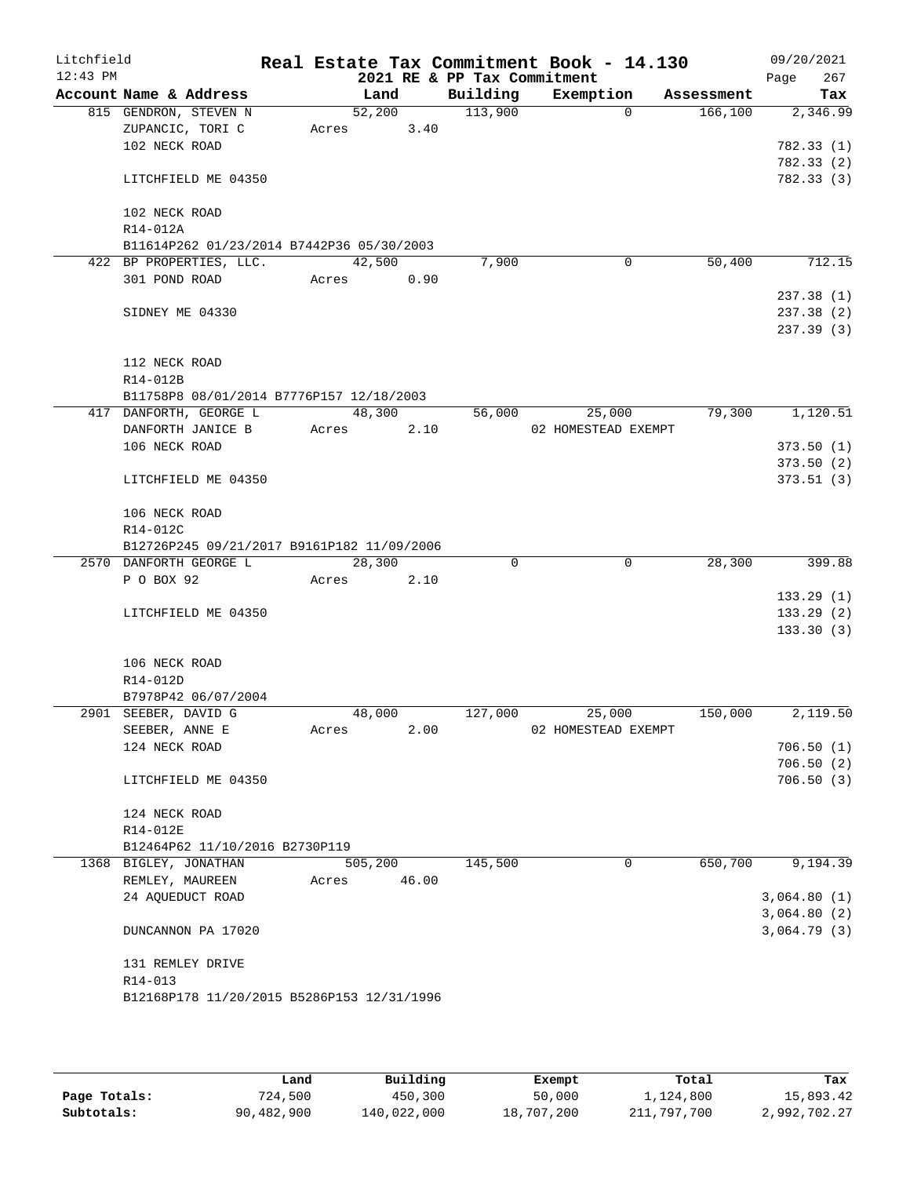Litchfield
12:43 PM

# Real Estate Tax Commitment Book - 14.130

2021 RE & PP Tax Commitment

09/20/2021
Page 267

| Account Name & Address | Land | Building | Exemption | Assessment | Tax |
|---|---|---|---|---|---|
| 815 GENDRON, STEVEN N | 52,200 | 113,900 | 0 | 166,100 | 2,346.99 |
| ZUPANCIC, TORI C | Acres 3.40 | | | | |
| 102 NECK ROAD | | | | | 782.33 (1) |
| | | | | | 782.33 (2) |
| LITCHFIELD ME 04350 | | | | | 782.33 (3) |
| 102 NECK ROAD | | | | | |
| R14-012A | | | | | |
| B11614P262 01/23/2014 B7442P36 05/30/2003 | | | | | |
| 422 BP PROPERTIES, LLC. | 42,500 | 7,900 | 0 | 50,400 | 712.15 |
| 301 POND ROAD | Acres 0.90 | | | | |
| | | | | | 237.38 (1) |
| SIDNEY ME 04330 | | | | | 237.38 (2) |
| | | | | | 237.39 (3) |
| 112 NECK ROAD | | | | | |
| R14-012B | | | | | |
| B11758P8 08/01/2014 B7776P157 12/18/2003 | | | | | |
| 417 DANFORTH, GEORGE L | 48,300 | 56,000 | 25,000 | 79,300 | 1,120.51 |
| DANFORTH JANICE B | Acres 2.10 | | 02 HOMESTEAD EXEMPT | | |
| 106 NECK ROAD | | | | | 373.50 (1) |
| | | | | | 373.50 (2) |
| LITCHFIELD ME 04350 | | | | | 373.51 (3) |
| 106 NECK ROAD | | | | | |
| R14-012C | | | | | |
| B12726P245 09/21/2017 B9161P182 11/09/2006 | | | | | |
| 2570 DANFORTH GEORGE L | 28,300 | 0 | 0 | 28,300 | 399.88 |
| P O BOX 92 | Acres 2.10 | | | | |
| | | | | | 133.29 (1) |
| LITCHFIELD ME 04350 | | | | | 133.29 (2) |
| | | | | | 133.30 (3) |
| 106 NECK ROAD | | | | | |
| R14-012D | | | | | |
| B7978P42 06/07/2004 | | | | | |
| 2901 SEEBER, DAVID G | 48,000 | 127,000 | 25,000 | 150,000 | 2,119.50 |
| SEEBER, ANNE E | Acres 2.00 | | 02 HOMESTEAD EXEMPT | | |
| 124 NECK ROAD | | | | | 706.50 (1) |
| | | | | | 706.50 (2) |
| LITCHFIELD ME 04350 | | | | | 706.50 (3) |
| 124 NECK ROAD | | | | | |
| R14-012E | | | | | |
| B12464P62 11/10/2016 B2730P119 | | | | | |
| 1368 BIGLEY, JONATHAN | 505,200 | 145,500 | 0 | 650,700 | 9,194.39 |
| REMLEY, MAUREEN | Acres 46.00 | | | | |
| 24 AQUEDUCT ROAD | | | | | 3,064.80 (1) |
| | | | | | 3,064.80 (2) |
| DUNCANNON PA 17020 | | | | | 3,064.79 (3) |
| 131 REMLEY DRIVE | | | | | |
| R14-013 | | | | | |
| B12168P178 11/20/2015 B5286P153 12/31/1996 | | | | | |

| | Land | Building | Exempt | Total | Tax |
|---|---|---|---|---|---|
| Page Totals: | 724,500 | 450,300 | 50,000 | 1,124,800 | 15,893.42 |
| Subtotals: | 90,482,900 | 140,022,000 | 18,707,200 | 211,797,700 | 2,992,702.27 |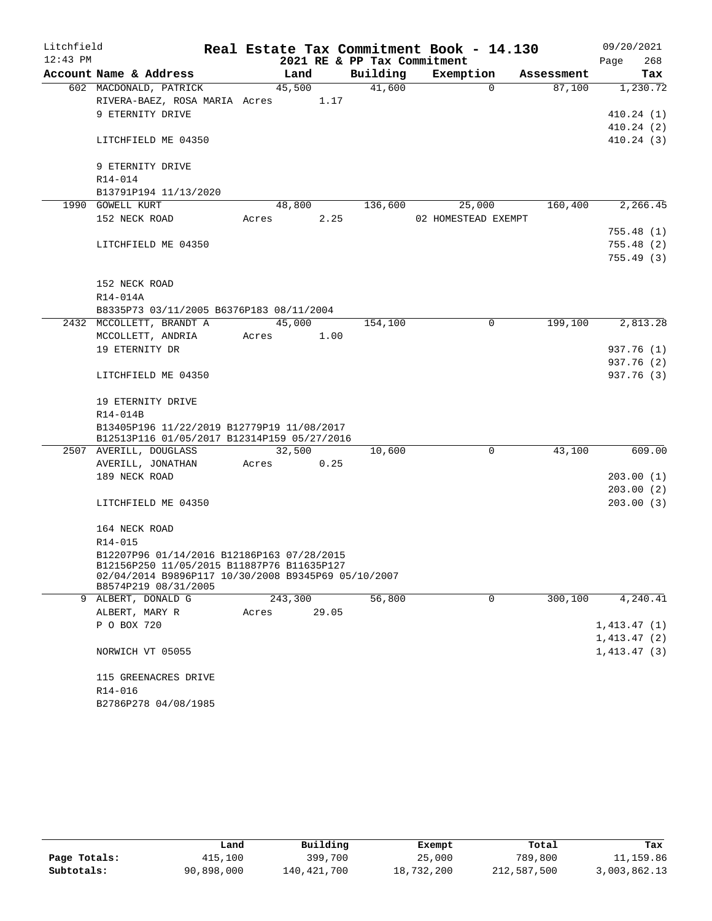Litchfield
12:43 PM

**Real Estate Tax Commitment Book - 14.130**
**2021 RE & PP Tax Commitment**

09/20/2021

| Account Name & Address | Land | Building | Exemption | Assessment | Tax |
|---|---|---|---|---|---|
| 602 MACDONALD, PATRICK | 45,500 | 41,600 | 0 | 87,100 | 1,230.72 |
| RIVERA-BAEZ, ROSA MARIA Acres 1.17 | | | | | |
| 9 ETERNITY DRIVE | | | | | 410.24 (1) |
| | | | | | 410.24 (2) |
| LITCHFIELD ME 04350 | | | | | 410.24 (3) |
| 9 ETERNITY DRIVE | | | | | |
| R14-014 | | | | | |
| B13791P194 11/13/2020 | | | | | |
| 1990 GOWELL KURT | 48,800 | 136,600 | 25,000 | 160,400 | 2,266.45 |
| 152 NECK ROAD Acres 2.25 | | | 02 HOMESTEAD EXEMPT | | |
| | | | | | 755.48 (1) |
| LITCHFIELD ME 04350 | | | | | 755.48 (2) |
| | | | | | 755.49 (3) |
| 152 NECK ROAD | | | | | |
| R14-014A | | | | | |
| B8335P73 03/11/2005 B6376P183 08/11/2004 | | | | | |
| 2432 MCCOLLETT, BRANDT A | 45,000 | 154,100 | 0 | 199,100 | 2,813.28 |
| MCCOLLETT, ANDRIA Acres 1.00 | | | | | |
| 19 ETERNITY DR | | | | | 937.76 (1) |
| | | | | | 937.76 (2) |
| LITCHFIELD ME 04350 | | | | | 937.76 (3) |
| 19 ETERNITY DRIVE | | | | | |
| R14-014B | | | | | |
| B13405P196 11/22/2019 B12779P19 11/08/2017 B12513P116 01/05/2017 B12314P159 05/27/2016 | | | | | |
| 2507 AVERILL, DOUGLASS | 32,500 | 10,600 | 0 | 43,100 | 609.00 |
| AVERILL, JONATHAN Acres 0.25 | | | | | |
| 189 NECK ROAD | | | | | 203.00 (1) |
| | | | | | 203.00 (2) |
| LITCHFIELD ME 04350 | | | | | 203.00 (3) |
| 164 NECK ROAD | | | | | |
| R14-015 | | | | | |
| B12207P96 01/14/2016 B12186P163 07/28/2015 B12156P250 11/05/2015 B11887P76 B11635P127 02/04/2014 B9896P117 10/30/2008 B9345P69 05/10/2007 B8574P219 08/31/2005 | | | | | |
| 9 ALBERT, DONALD G | 243,300 | 56,800 | 0 | 300,100 | 4,240.41 |
| ALBERT, MARY R Acres 29.05 | | | | | |
| P O BOX 720 | | | | | 1,413.47 (1) |
| | | | | | 1,413.47 (2) |
| NORWICH VT 05055 | | | | | 1,413.47 (3) |
| 115 GREENACRES DRIVE | | | | | |
| R14-016 | | | | | |
| B2786P278 04/08/1985 | | | | | |

| | Land | Building | Exempt | Total | Tax |
|---|---|---|---|---|---|
| Page Totals: | 415,100 | 399,700 | 25,000 | 789,800 | 11,159.86 |
| Subtotals: | 90,898,000 | 140,421,700 | 18,732,200 | 212,587,500 | 3,003,862.13 |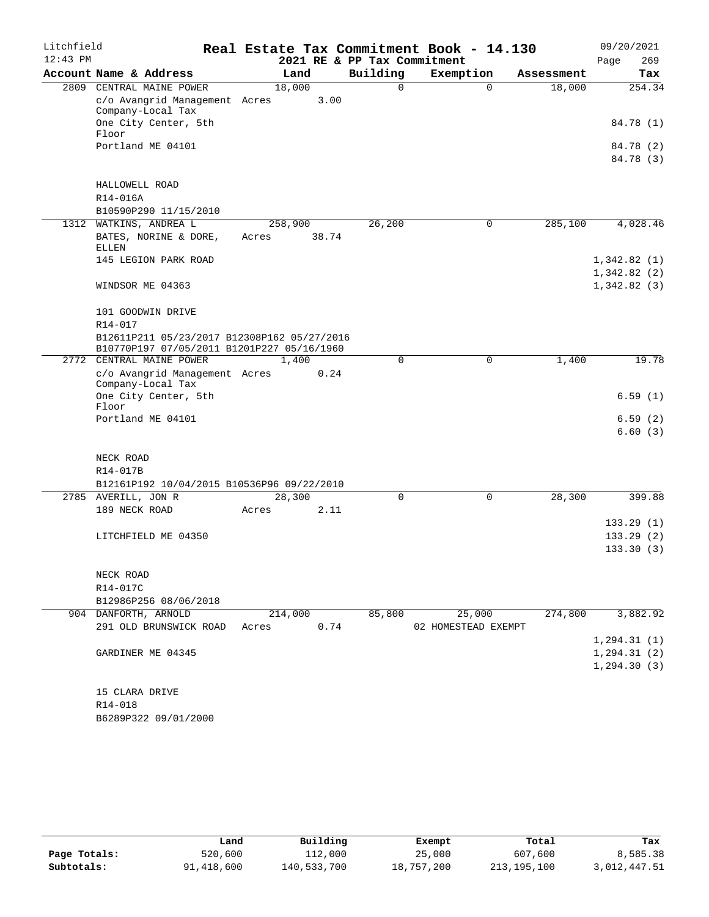# Real Estate Tax Commitment Book - 14.130

Litchfield
12:43 PM

2021 RE & PP Tax Commitment

09/20/2021
Page 269

| Account Name & Address | Land | Building | Exemption | Assessment | Tax |
|---|---|---|---|---|---|
| 2809 CENTRAL MAINE POWER | 18,000 | 0 | 0 | 18,000 | 254.34 |
| c/o Avangrid Management Company-Local Tax | Acres 3.00 | | | | |
| One City Center, 5th Floor | | | | | 84.78 (1) |
| Portland ME 04101 | | | | | 84.78 (2) |
| | | | | | 84.78 (3) |
| HALLOWELL ROAD | | | | | |
| R14-016A | | | | | |
| B10590P290 11/15/2010 | | | | | |
| 1312 WATKINS, ANDREA L | 258,900 | 26,200 | 0 | 285,100 | 4,028.46 |
| BATES, NORINE & DORE, ELLEN | Acres 38.74 | | | | |
| 145 LEGION PARK ROAD | | | | | 1,342.82 (1) |
| | | | | | 1,342.82 (2) |
| WINDSOR ME 04363 | | | | | 1,342.82 (3) |
| 101 GOODWIN DRIVE | | | | | |
| R14-017 | | | | | |
| B12611P211 05/23/2017 B12308P162 05/27/2016 | | | | | |
| B10770P197 07/05/2011 B1201P227 05/16/1960 | | | | | |
| 2772 CENTRAL MAINE POWER | 1,400 | 0 | 0 | 1,400 | 19.78 |
| c/o Avangrid Management Company-Local Tax | Acres 0.24 | | | | |
| One City Center, 5th Floor | | | | | 6.59 (1) |
| Portland ME 04101 | | | | | 6.59 (2) |
| | | | | | 6.60 (3) |
| NECK ROAD | | | | | |
| R14-017B | | | | | |
| B12161P192 10/04/2015 B10536P96 09/22/2010 | | | | | |
| 2785 AVERILL, JON R | 28,300 | 0 | 0 | 28,300 | 399.88 |
| 189 NECK ROAD | Acres 2.11 | | | | |
| | | | | | 133.29 (1) |
| LITCHFIELD ME 04350 | | | | | 133.29 (2) |
| | | | | | 133.30 (3) |
| NECK ROAD | | | | | |
| R14-017C | | | | | |
| B12986P256 08/06/2018 | | | | | |
| 904 DANFORTH, ARNOLD | 214,000 | 85,800 | 25,000 | 274,800 | 3,882.92 |
| 291 OLD BRUNSWICK ROAD | Acres 0.74 | | 02 HOMESTEAD EXEMPT | | |
| | | | | | 1,294.31 (1) |
| GARDINER ME 04345 | | | | | 1,294.31 (2) |
| | | | | | 1,294.30 (3) |
| 15 CLARA DRIVE | | | | | |
| R14-018 | | | | | |
| B6289P322 09/01/2000 | | | | | |

| | Land | Building | Exempt | Total | Tax |
|---|---|---|---|---|---|
| Page Totals: | 520,600 | 112,000 | 25,000 | 607,600 | 8,585.38 |
| Subtotals: | 91,418,600 | 140,533,700 | 18,757,200 | 213,195,100 | 3,012,447.51 |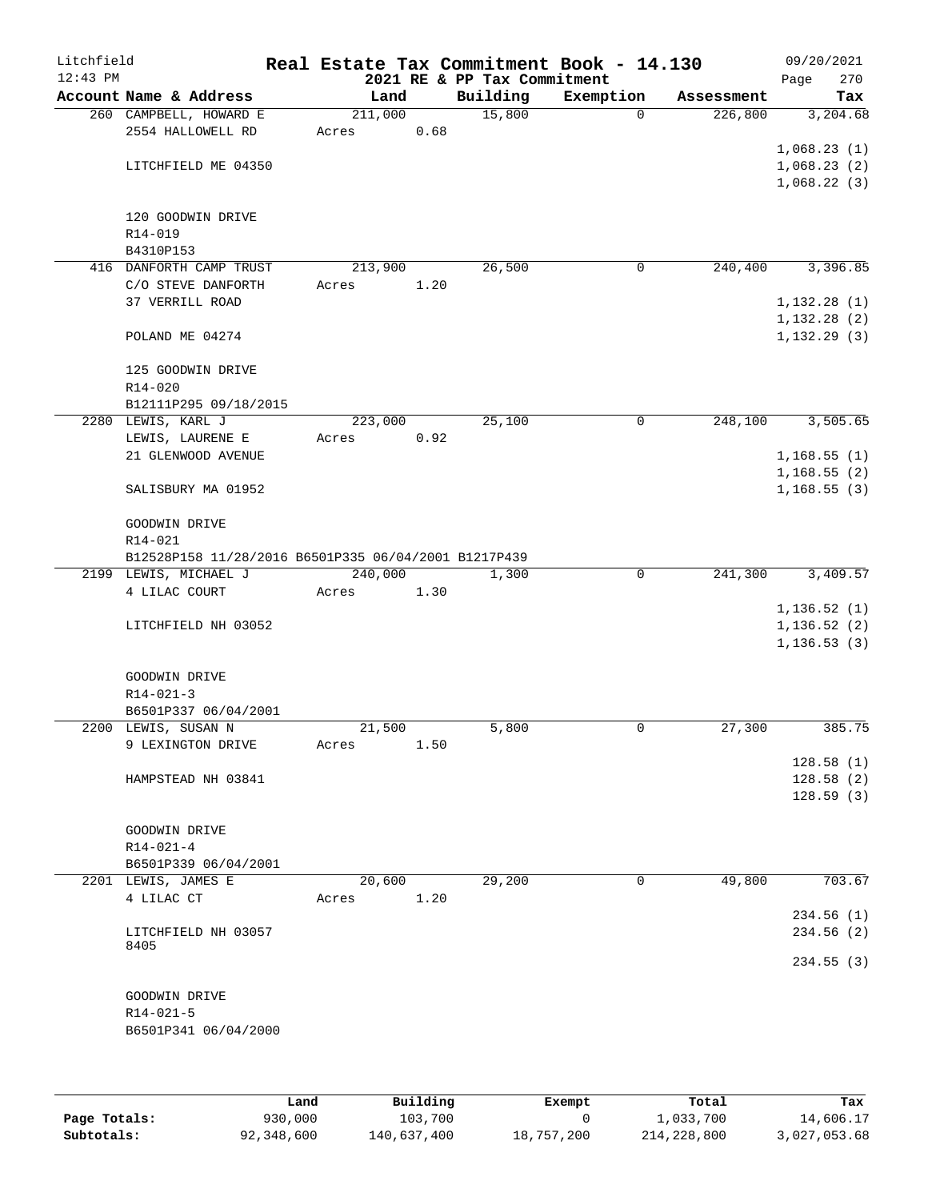Litchfield
12:43 PM

# Real Estate Tax Commitment Book - 14.130

2021 RE & PP Tax Commitment

09/20/2021
Page 270

| Account Name & Address | Land | Building | Exemption | Assessment | Tax |
|---|---|---|---|---|---|
| 260 CAMPBELL, HOWARD E | 211,000 | 15,800 | 0 | 226,800 | 3,204.68 |
| 2554 HALLOWELL RD | Acres 0.68 | | | | |
| | | | | | 1,068.23 (1) |
| LITCHFIELD ME 04350 | | | | | 1,068.23 (2) |
| | | | | | 1,068.22 (3) |
| 120 GOODWIN DRIVE | | | | | |
| R14-019 | | | | | |
| B4310P153 | | | | | |
| 416 DANFORTH CAMP TRUST | 213,900 | 26,500 | 0 | 240,400 | 3,396.85 |
| C/O STEVE DANFORTH | Acres 1.20 | | | | |
| 37 VERRILL ROAD | | | | | 1,132.28 (1) |
| | | | | | 1,132.28 (2) |
| POLAND ME 04274 | | | | | 1,132.29 (3) |
| 125 GOODWIN DRIVE | | | | | |
| R14-020 | | | | | |
| B12111P295 09/18/2015 | | | | | |
| 2280 LEWIS, KARL J | 223,000 | 25,100 | 0 | 248,100 | 3,505.65 |
| LEWIS, LAURENE E | Acres 0.92 | | | | |
| 21 GLENWOOD AVENUE | | | | | 1,168.55 (1) |
| | | | | | 1,168.55 (2) |
| SALISBURY MA 01952 | | | | | 1,168.55 (3) |
| GOODWIN DRIVE | | | | | |
| R14-021 | | | | | |
| B12528P158 11/28/2016 B6501P335 06/04/2001 B1217P439 | | | | | |
| 2199 LEWIS, MICHAEL J | 240,000 | 1,300 | 0 | 241,300 | 3,409.57 |
| 4 LILAC COURT | Acres 1.30 | | | | |
| | | | | | 1,136.52 (1) |
| LITCHFIELD NH 03052 | | | | | 1,136.52 (2) |
| | | | | | 1,136.53 (3) |
| GOODWIN DRIVE | | | | | |
| R14-021-3 | | | | | |
| B6501P337 06/04/2001 | | | | | |
| 2200 LEWIS, SUSAN N | 21,500 | 5,800 | 0 | 27,300 | 385.75 |
| 9 LEXINGTON DRIVE | Acres 1.50 | | | | |
| | | | | | 128.58 (1) |
| HAMPSTEAD NH 03841 | | | | | 128.58 (2) |
| | | | | | 128.59 (3) |
| GOODWIN DRIVE | | | | | |
| R14-021-4 | | | | | |
| B6501P339 06/04/2001 | | | | | |
| 2201 LEWIS, JAMES E | 20,600 | 29,200 | 0 | 49,800 | 703.67 |
| 4 LILAC CT | Acres 1.20 | | | | |
| | | | | | 234.56 (1) |
| LITCHFIELD NH 03057 8405 | | | | | 234.56 (2) |
| | | | | | 234.55 (3) |
| GOODWIN DRIVE | | | | | |
| R14-021-5 | | | | | |
| B6501P341 06/04/2000 | | | | | |

| | Land | Building | Exempt | Total | Tax |
|---|---|---|---|---|---|
| Page Totals: | 930,000 | 103,700 | 0 | 1,033,700 | 14,606.17 |
| Subtotals: | 92,348,600 | 140,637,400 | 18,757,200 | 214,228,800 | 3,027,053.68 |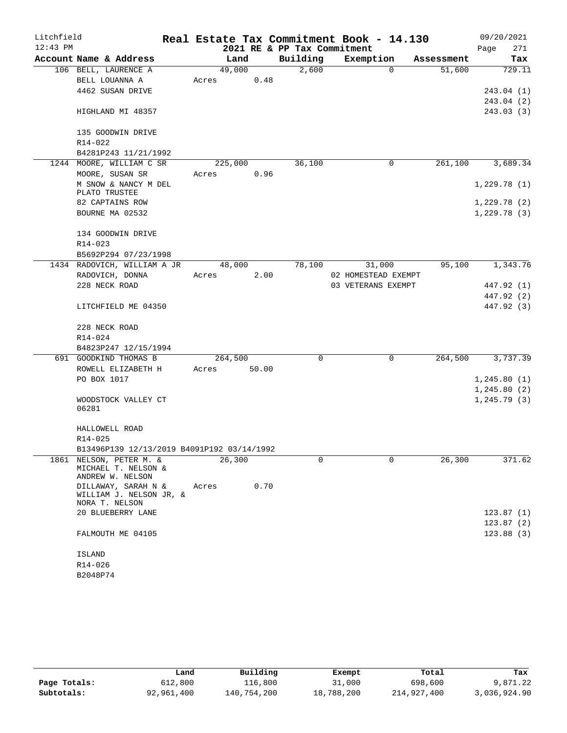Litchfield 12:43 PM

# Real Estate Tax Commitment Book - 14.130

2021 RE & PP Tax Commitment

09/20/2021 Page 271

| Account Name & Address | Land | Building | Exemption | Assessment | Tax |
|---|---|---|---|---|---|
| 106 BELL, LAURENCE A | 49,000 | 2,600 | 0 | 51,600 | 729.11 |
| BELL LOUANNA A | Acres 0.48 | | | | |
| 4462 SUSAN DRIVE | | | | | 243.04 (1) |
| | | | | | 243.04 (2) |
| HIGHLAND MI 48357 | | | | | 243.03 (3) |
| 135 GOODWIN DRIVE | | | | | |
| R14-022 | | | | | |
| B4281P243 11/21/1992 | | | | | |
| 1244 MOORE, WILLIAM C SR | 225,000 | 36,100 | 0 | 261,100 | 3,689.34 |
| MOORE, SUSAN SR | Acres 0.96 | | | | |
| M SNOW & NANCY M DEL PLATO TRUSTEE | | | | | 1,229.78 (1) |
| 82 CAPTAINS ROW | | | | | 1,229.78 (2) |
| BOURNE MA 02532 | | | | | 1,229.78 (3) |
| 134 GOODWIN DRIVE | | | | | |
| R14-023 | | | | | |
| B5692P294 07/23/1998 | | | | | |
| 1434 RADOVICH, WILLIAM A JR | 48,000 | 78,100 | 31,000 | 95,100 | 1,343.76 |
| RADOVICH, DONNA | Acres 2.00 | | 02 HOMESTEAD EXEMPT | | |
| 228 NECK ROAD | | | 03 VETERANS EXEMPT | | 447.92 (1) |
| | | | | | 447.92 (2) |
| LITCHFIELD ME 04350 | | | | | 447.92 (3) |
| 228 NECK ROAD | | | | | |
| R14-024 | | | | | |
| B4823P247 12/15/1994 | | | | | |
| 691 GOODKIND THOMAS B | 264,500 | 0 | 0 | 264,500 | 3,737.39 |
| ROWELL ELIZABETH H | Acres 50.00 | | | | |
| PO BOX 1017 | | | | | 1,245.80 (1) |
| | | | | | 1,245.80 (2) |
| WOODSTOCK VALLEY CT 06281 | | | | | 1,245.79 (3) |
| HALLOWELL ROAD | | | | | |
| R14-025 | | | | | |
| B13496P139 12/13/2019 B4091P192 03/14/1992 | | | | | |
| 1861 NELSON, PETER M. & MICHAEL T. NELSON & ANDREW W. NELSON | 26,300 | 0 | 0 | 26,300 | 371.62 |
| DILLAWAY, SARAH N & WILLIAM J. NELSON JR, & NORA T. NELSON | Acres 0.70 | | | | |
| 20 BLUEBERRY LANE | | | | | 123.87 (1) |
| | | | | | 123.87 (2) |
| FALMOUTH ME 04105 | | | | | 123.88 (3) |
| ISLAND | | | | | |
| R14-026 | | | | | |
| B2048P74 | | | | | |

| | Land | Building | Exempt | Total | Tax |
|---|---|---|---|---|---|
| Page Totals: | 612,800 | 116,800 | 31,000 | 698,600 | 9,871.22 |
| Subtotals: | 92,961,400 | 140,754,200 | 18,788,200 | 214,927,400 | 3,036,924.90 |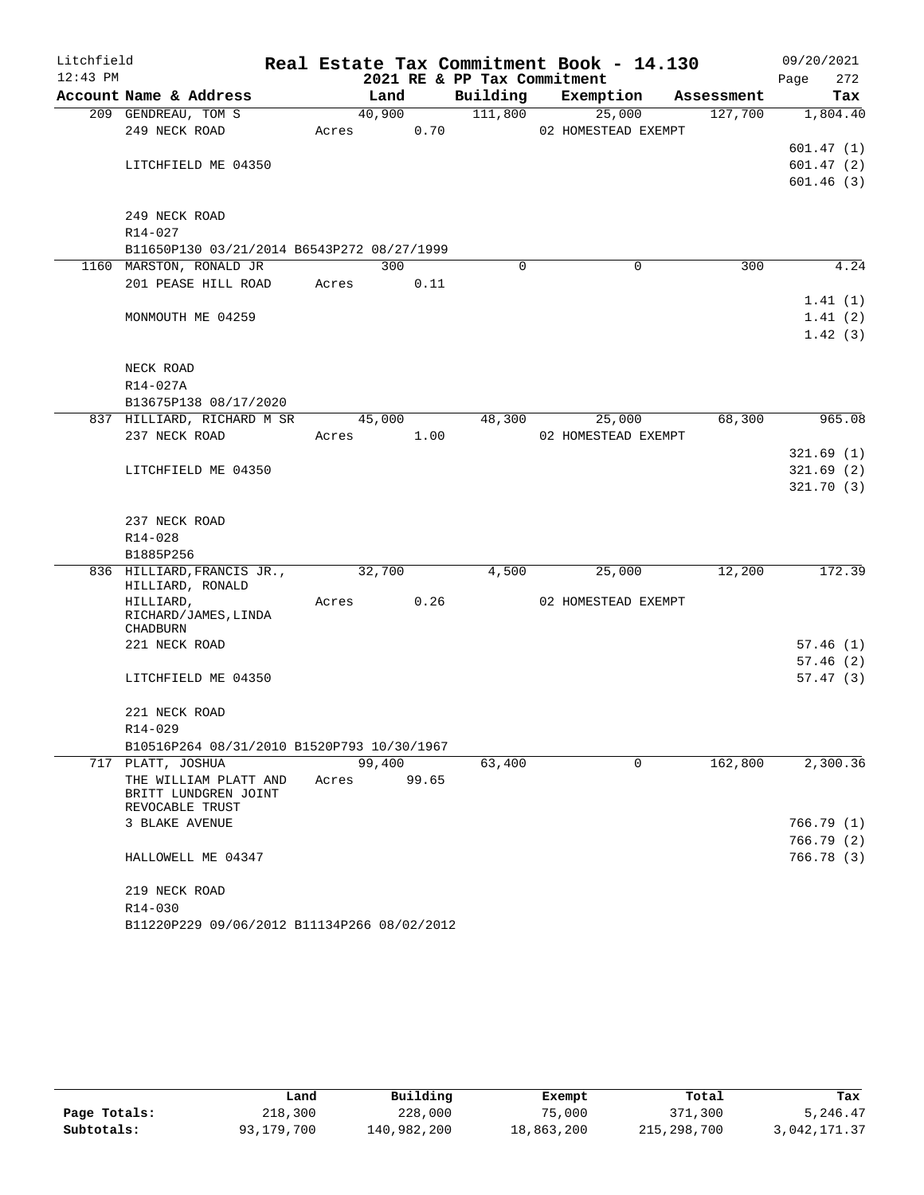Litchfield 12:43 PM

# Real Estate Tax Commitment Book - 14.130

## 2021 RE & PP Tax Commitment

09/20/2021 Page 272

| Account Name & Address | Land | Building | Exemption | Assessment | Tax |
|---|---|---|---|---|---|
| 209 GENDREAU, TOM S | 40,900 | 111,800 | 25,000 | 127,700 | 1,804.40 |
| 249 NECK ROAD | Acres 0.70 | | 02 HOMESTEAD EXEMPT | | |
| | | | | | 601.47 (1) |
| LITCHFIELD ME 04350 | | | | | 601.47 (2) |
| | | | | | 601.46 (3) |
| 249 NECK ROAD | | | | | |
| R14-027 | | | | | |
| B11650P130 03/21/2014 B6543P272 08/27/1999 | | | | | |
| 1160 MARSTON, RONALD JR | 300 | 0 | 0 | 300 | 4.24 |
| 201 PEASE HILL ROAD | Acres 0.11 | | | | |
| | | | | | 1.41 (1) |
| MONMOUTH ME 04259 | | | | | 1.41 (2) |
| | | | | | 1.42 (3) |
| NECK ROAD | | | | | |
| R14-027A | | | | | |
| B13675P138 08/17/2020 | | | | | |
| 837 HILLIARD, RICHARD M SR | 45,000 | 48,300 | 25,000 | 68,300 | 965.08 |
| 237 NECK ROAD | Acres 1.00 | | 02 HOMESTEAD EXEMPT | | |
| | | | | | 321.69 (1) |
| LITCHFIELD ME 04350 | | | | | 321.69 (2) |
| | | | | | 321.70 (3) |
| 237 NECK ROAD | | | | | |
| R14-028 | | | | | |
| B1885P256 | | | | | |
| 836 HILLIARD, FRANCIS JR., HILLIARD, RONALD | 32,700 | 4,500 | 25,000 | 12,200 | 172.39 |
| HILLIARD, RICHARD/JAMES, LINDA CHADBURN | Acres 0.26 | | 02 HOMESTEAD EXEMPT | | |
| 221 NECK ROAD | | | | | 57.46 (1) |
| | | | | | 57.46 (2) |
| LITCHFIELD ME 04350 | | | | | 57.47 (3) |
| 221 NECK ROAD | | | | | |
| R14-029 | | | | | |
| B10516P264 08/31/2010 B1520P793 10/30/1967 | | | | | |
| 717 PLATT, JOSHUA | 99,400 | 63,400 | 0 | 162,800 | 2,300.36 |
| THE WILLIAM PLATT AND BRITT LUNDGREN JOINT REVOCABLE TRUST | Acres 99.65 | | | | |
| 3 BLAKE AVENUE | | | | | 766.79 (1) |
| | | | | | 766.79 (2) |
| HALLOWELL ME 04347 | | | | | 766.78 (3) |
| 219 NECK ROAD | | | | | |
| R14-030 | | | | | |
| B11220P229 09/06/2012 B11134P266 08/02/2012 | | | | | |

| | Land | Building | Exempt | Total | Tax |
|---|---|---|---|---|---|
| Page Totals: | 218,300 | 228,000 | 75,000 | 371,300 | 5,246.47 |
| Subtotals: | 93,179,700 | 140,982,200 | 18,863,200 | 215,298,700 | 3,042,171.37 |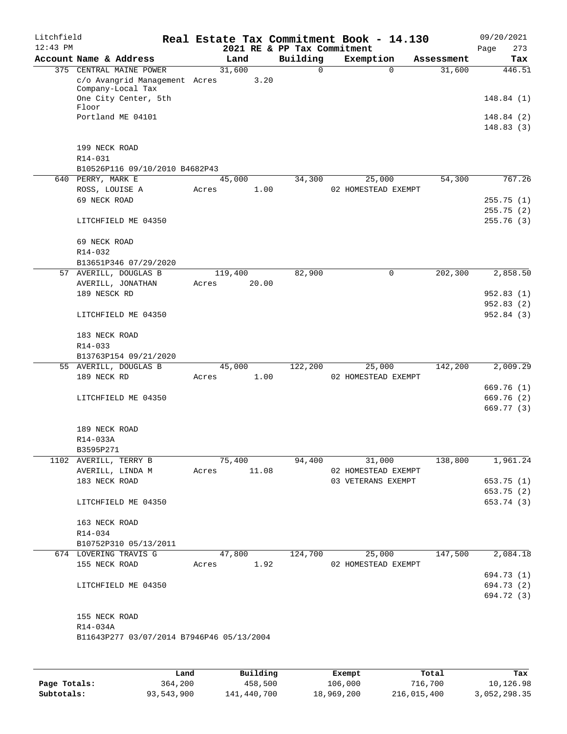Litchfield
12:43 PM

# Real Estate Tax Commitment Book - 14.130

2021 RE & PP Tax Commitment

09/20/2021
Page 273

| Account Name & Address | Land | Building | Exemption | Assessment | Tax |
|---|---|---|---|---|---|
| 375 CENTRAL MAINE POWER | 31,600 | 0 | 0 | 31,600 | 446.51 |
| c/o Avangrid Management Company-Local Tax | Acres 3.20 | | | | |
| One City Center, 5th Floor | | | | | 148.84 (1) |
| Portland ME 04101 | | | | | 148.84 (2) |
| | | | | | 148.83 (3) |
| 199 NECK ROAD | | | | | |
| R14-031 | | | | | |
| B10526P116 09/10/2010 B4682P43 | | | | | |
| 640 PERRY, MARK E | 45,000 | 34,300 | 25,000 | 54,300 | 767.26 |
| ROSS, LOUISE A | Acres 1.00 | | 02 HOMESTEAD EXEMPT | | |
| 69 NECK ROAD | | | | | 255.75 (1) |
| | | | | | 255.75 (2) |
| LITCHFIELD ME 04350 | | | | | 255.76 (3) |
| 69 NECK ROAD | | | | | |
| R14-032 | | | | | |
| B13651P346 07/29/2020 | | | | | |
| 57 AVERILL, DOUGLAS B | 119,400 | 82,900 | 0 | 202,300 | 2,858.50 |
| AVERILL, JONATHAN | Acres 20.00 | | | | |
| 189 NESCK RD | | | | | 952.83 (1) |
| | | | | | 952.83 (2) |
| LITCHFIELD ME 04350 | | | | | 952.84 (3) |
| 183 NECK ROAD | | | | | |
| R14-033 | | | | | |
| B13763P154 09/21/2020 | | | | | |
| 55 AVERILL, DOUGLAS B | 45,000 | 122,200 | 25,000 | 142,200 | 2,009.29 |
| 189 NECK RD | Acres 1.00 | | 02 HOMESTEAD EXEMPT | | |
| | | | | | 669.76 (1) |
| LITCHFIELD ME 04350 | | | | | 669.76 (2) |
| | | | | | 669.77 (3) |
| 189 NECK ROAD | | | | | |
| R14-033A | | | | | |
| B3595P271 | | | | | |
| 1102 AVERILL, TERRY B | 75,400 | 94,400 | 31,000 | 138,800 | 1,961.24 |
| AVERILL, LINDA M | Acres 11.08 | | 02 HOMESTEAD EXEMPT | | |
| 183 NECK ROAD | | | 03 VETERANS EXEMPT | | 653.75 (1) |
| | | | | | 653.75 (2) |
| LITCHFIELD ME 04350 | | | | | 653.74 (3) |
| 163 NECK ROAD | | | | | |
| R14-034 | | | | | |
| B10752P310 05/13/2011 | | | | | |
| 674 LOVERING TRAVIS G | 47,800 | 124,700 | 25,000 | 147,500 | 2,084.18 |
| 155 NECK ROAD | Acres 1.92 | | 02 HOMESTEAD EXEMPT | | |
| | | | | | 694.73 (1) |
| LITCHFIELD ME 04350 | | | | | 694.73 (2) |
| | | | | | 694.72 (3) |
| 155 NECK ROAD | | | | | |
| R14-034A | | | | | |
| B11643P277 03/07/2014 B7946P46 05/13/2004 | | | | | |

| | Land | Building | Exempt | Total | Tax |
|---|---|---|---|---|---|
| Page Totals: | 364,200 | 458,500 | 106,000 | 716,700 | 10,126.98 |
| Subtotals: | 93,543,900 | 141,440,700 | 18,969,200 | 216,015,400 | 3,052,298.35 |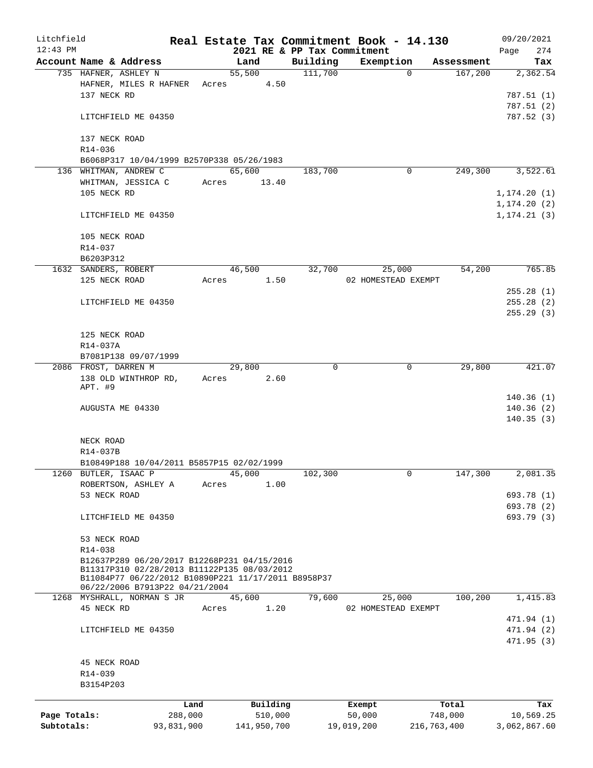Litchfield 12:43 PM

# Real Estate Tax Commitment Book - 14.130

2021 RE & PP Tax Commitment

09/20/2021 Page 274

| Account Name & Address | Land | Building | Exemption | Assessment | Tax |
|---|---|---|---|---|---|
| 735 HAFNER, ASHLEY N | 55,500 | 111,700 | 0 | 167,200 | 2,362.54 |
| HAFNER, MILES R HAFNER | Acres 4.50 | | | | |
| 137 NECK RD | | | | | 787.51 (1) |
| | | | | | 787.51 (2) |
| LITCHFIELD ME 04350 | | | | | 787.52 (3) |
| 137 NECK ROAD | | | | | |
| R14-036 | | | | | |
| B6068P317 10/04/1999 B2570P338 05/26/1983 | | | | | |
| 136 WHITMAN, ANDREW C | 65,600 | 183,700 | 0 | 249,300 | 3,522.61 |
| WHITMAN, JESSICA C | Acres 13.40 | | | | |
| 105 NECK RD | | | | | 1,174.20 (1) |
| | | | | | 1,174.20 (2) |
| LITCHFIELD ME 04350 | | | | | 1,174.21 (3) |
| 105 NECK ROAD | | | | | |
| R14-037 | | | | | |
| B6203P312 | | | | | |
| 1632 SANDERS, ROBERT | 46,500 | 32,700 | 25,000 | 54,200 | 765.85 |
| 125 NECK ROAD | Acres 1.50 | | 02 HOMESTEAD EXEMPT | | |
| | | | | | 255.28 (1) |
| LITCHFIELD ME 04350 | | | | | 255.28 (2) |
| | | | | | 255.29 (3) |
| 125 NECK ROAD | | | | | |
| R14-037A | | | | | |
| B7081P138 09/07/1999 | | | | | |
| 2086 FROST, DARREN M | 29,800 | 0 | 0 | 29,800 | 421.07 |
| 138 OLD WINTHROP RD, APT. #9 | Acres 2.60 | | | | |
| | | | | | 140.36 (1) |
| AUGUSTA ME 04330 | | | | | 140.36 (2) |
| | | | | | 140.35 (3) |
| NECK ROAD | | | | | |
| R14-037B | | | | | |
| B10849P188 10/04/2011 B5857P15 02/02/1999 | | | | | |
| 1260 BUTLER, ISAAC P | 45,000 | 102,300 | 0 | 147,300 | 2,081.35 |
| ROBERTSON, ASHLEY A | Acres 1.00 | | | | |
| 53 NECK ROAD | | | | | 693.78 (1) |
| | | | | | 693.78 (2) |
| LITCHFIELD ME 04350 | | | | | 693.79 (3) |
| 53 NECK ROAD | | | | | |
| R14-038 | | | | | |
| B12637P289 06/20/2017 B12268P231 04/15/2016 B11317P310 02/28/2013 B11122P135 08/03/2012 B11084P77 06/22/2012 B10890P221 11/17/2011 B8958P37 06/22/2006 B7913P22 04/21/2004 | | | | | |
| 1268 MYSHRALL, NORMAN S JR | 45,600 | 79,600 | 25,000 | 100,200 | 1,415.83 |
| 45 NECK RD | Acres 1.20 | | 02 HOMESTEAD EXEMPT | | |
| | | | | | 471.94 (1) |
| LITCHFIELD ME 04350 | | | | | 471.94 (2) |
| | | | | | 471.95 (3) |
| 45 NECK ROAD | | | | | |
| R14-039 | | | | | |
| B3154P203 | | | | | |

| | Land | Building | Exempt | Total | Tax |
|---|---|---|---|---|---|
| Page Totals: | 288,000 | 510,000 | 50,000 | 748,000 | 10,569.25 |
| Subtotals: | 93,831,900 | 141,950,700 | 19,019,200 | 216,763,400 | 3,062,867.60 |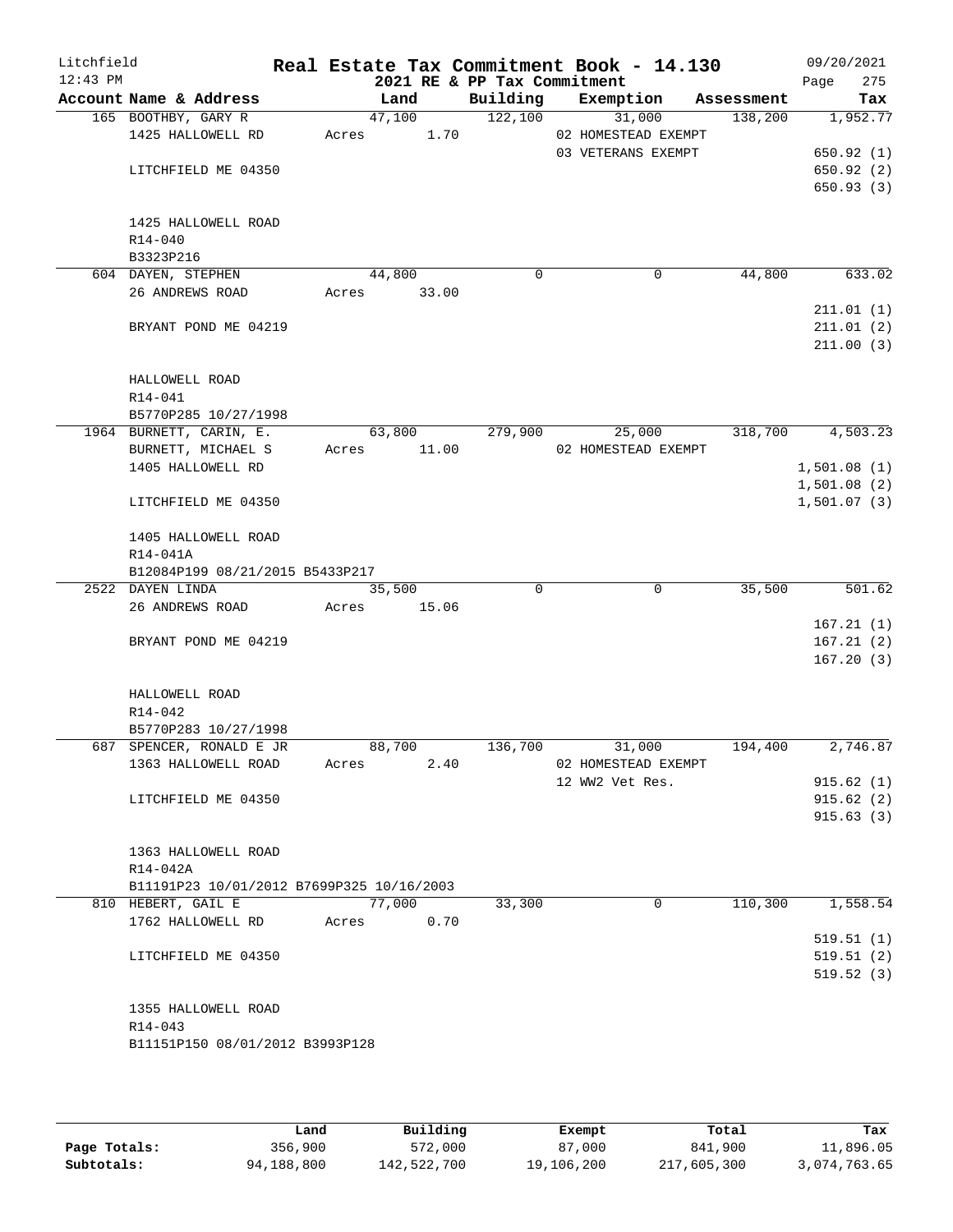# Real Estate Tax Commitment Book - 14.130

Litchfield 12:43 PM — 2021 RE & PP Tax Commitment — 09/20/2021

| Account Name & Address | Land | Building | Exemption | Assessment | Tax |
|---|---|---|---|---|---|
| 165 BOOTHBY, GARY R | 47,100 | 122,100 | 31,000 | 138,200 | 1,952.77 |
| 1425 HALLOWELL RD | Acres 1.70 | | 02 HOMESTEAD EXEMPT | | |
| | | | 03 VETERANS EXEMPT | | 650.92 (1) |
| LITCHFIELD ME 04350 | | | | | 650.92 (2) |
| | | | | | 650.93 (3) |
| 1425 HALLOWELL ROAD | | | | | |
| R14-040 | | | | | |
| B3323P216 | | | | | |
| 604 DAYEN, STEPHEN | 44,800 | 0 | 0 | 44,800 | 633.02 |
| 26 ANDREWS ROAD | Acres 33.00 | | | | |
| | | | | | 211.01 (1) |
| BRYANT POND ME 04219 | | | | | 211.01 (2) |
| | | | | | 211.00 (3) |
| HALLOWELL ROAD | | | | | |
| R14-041 | | | | | |
| B5770P285 10/27/1998 | | | | | |
| 1964 BURNETT, CARIN, E. | 63,800 | 279,900 | 25,000 | 318,700 | 4,503.23 |
| BURNETT, MICHAEL S | Acres 11.00 | | 02 HOMESTEAD EXEMPT | | |
| 1405 HALLOWELL RD | | | | | 1,501.08 (1) |
| | | | | | 1,501.08 (2) |
| LITCHFIELD ME 04350 | | | | | 1,501.07 (3) |
| 1405 HALLOWELL ROAD | | | | | |
| R14-041A | | | | | |
| B12084P199 08/21/2015 B5433P217 | | | | | |
| 2522 DAYEN LINDA | 35,500 | 0 | 0 | 35,500 | 501.62 |
| 26 ANDREWS ROAD | Acres 15.06 | | | | |
| | | | | | 167.21 (1) |
| BRYANT POND ME 04219 | | | | | 167.21 (2) |
| | | | | | 167.20 (3) |
| HALLOWELL ROAD | | | | | |
| R14-042 | | | | | |
| B5770P283 10/27/1998 | | | | | |
| 687 SPENCER, RONALD E JR | 88,700 | 136,700 | 31,000 | 194,400 | 2,746.87 |
| 1363 HALLOWELL ROAD | Acres 2.40 | | 02 HOMESTEAD EXEMPT | | |
| | | | 12 WW2 Vet Res. | | 915.62 (1) |
| LITCHFIELD ME 04350 | | | | | 915.62 (2) |
| | | | | | 915.63 (3) |
| 1363 HALLOWELL ROAD | | | | | |
| R14-042A | | | | | |
| B11191P23 10/01/2012 B7699P325 10/16/2003 | | | | | |
| 810 HEBERT, GAIL E | 77,000 | 33,300 | 0 | 110,300 | 1,558.54 |
| 1762 HALLOWELL RD | Acres 0.70 | | | | |
| | | | | | 519.51 (1) |
| LITCHFIELD ME 04350 | | | | | 519.51 (2) |
| | | | | | 519.52 (3) |
| 1355 HALLOWELL ROAD | | | | | |
| R14-043 | | | | | |
| B11151P150 08/01/2012 B3993P128 | | | | | |

| | Land | Building | Exempt | Total | Tax |
|---|---|---|---|---|---|
| Page Totals: | 356,900 | 572,000 | 87,000 | 841,900 | 11,896.05 |
| Subtotals: | 94,188,800 | 142,522,700 | 19,106,200 | 217,605,300 | 3,074,763.65 |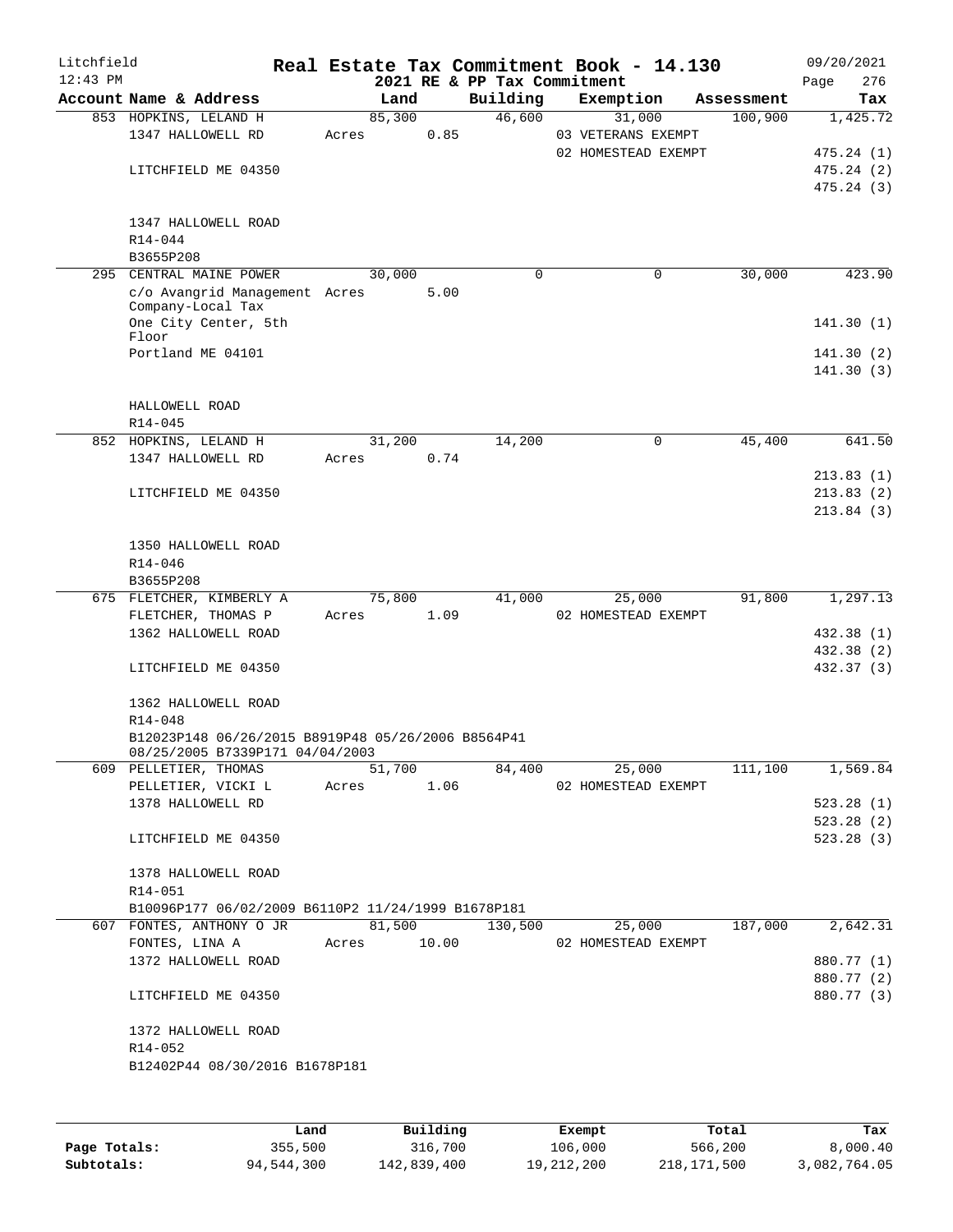# Real Estate Tax Commitment Book - 14.130

Litchfield 12:43 PM — 2021 RE & PP Tax Commitment — 09/20/2021

| Account Name & Address | Land | Building | Exemption | Assessment | Tax |
|---|---|---|---|---|---|
| 853 HOPKINS, LELAND H | 85,300 | 46,600 | 31,000 | 100,900 | 1,425.72 |
| 1347 HALLOWELL RD | Acres 0.85 | | 03 VETERANS EXEMPT | | |
| | | | 02 HOMESTEAD EXEMPT | | 475.24 (1) |
| LITCHFIELD ME 04350 | | | | | 475.24 (2) |
| | | | | | 475.24 (3) |
| 1347 HALLOWELL ROAD | | | | | |
| R14-044 | | | | | |
| B3655P208 | | | | | |
| 295 CENTRAL MAINE POWER | 30,000 | 0 | 0 | 30,000 | 423.90 |
| c/o Avangrid Management Company-Local Tax | Acres 5.00 | | | | |
| One City Center, 5th Floor | | | | | 141.30 (1) |
| Portland ME 04101 | | | | | 141.30 (2) |
| | | | | | 141.30 (3) |
| HALLOWELL ROAD | | | | | |
| R14-045 | | | | | |
| 852 HOPKINS, LELAND H | 31,200 | 14,200 | 0 | 45,400 | 641.50 |
| 1347 HALLOWELL RD | Acres 0.74 | | | | |
| | | | | | 213.83 (1) |
| LITCHFIELD ME 04350 | | | | | 213.83 (2) |
| | | | | | 213.84 (3) |
| 1350 HALLOWELL ROAD | | | | | |
| R14-046 | | | | | |
| B3655P208 | | | | | |
| 675 FLETCHER, KIMBERLY A | 75,800 | 41,000 | 25,000 | 91,800 | 1,297.13 |
| FLETCHER, THOMAS P | Acres 1.09 | | 02 HOMESTEAD EXEMPT | | |
| 1362 HALLOWELL ROAD | | | | | 432.38 (1) |
| | | | | | 432.38 (2) |
| LITCHFIELD ME 04350 | | | | | 432.37 (3) |
| 1362 HALLOWELL ROAD | | | | | |
| R14-048 | | | | | |
| B12023P148 06/26/2015 B8919P48 05/26/2006 B8564P41 08/25/2005 B7339P171 04/04/2003 | | | | | |
| 609 PELLETIER, THOMAS | 51,700 | 84,400 | 25,000 | 111,100 | 1,569.84 |
| PELLETIER, VICKI L | Acres 1.06 | | 02 HOMESTEAD EXEMPT | | |
| 1378 HALLOWELL RD | | | | | 523.28 (1) |
| | | | | | 523.28 (2) |
| LITCHFIELD ME 04350 | | | | | 523.28 (3) |
| 1378 HALLOWELL ROAD | | | | | |
| R14-051 | | | | | |
| B10096P177 06/02/2009 B6110P2 11/24/1999 B1678P181 | | | | | |
| 607 FONTES, ANTHONY O JR | 81,500 | 130,500 | 25,000 | 187,000 | 2,642.31 |
| FONTES, LINA A | Acres 10.00 | | 02 HOMESTEAD EXEMPT | | |
| 1372 HALLOWELL ROAD | | | | | 880.77 (1) |
| | | | | | 880.77 (2) |
| LITCHFIELD ME 04350 | | | | | 880.77 (3) |
| 1372 HALLOWELL ROAD | | | | | |
| R14-052 | | | | | |
| B12402P44 08/30/2016 B1678P181 | | | | | |

| | Land | Building | Exempt | Total | Tax |
|---|---|---|---|---|---|
| Page Totals: | 355,500 | 316,700 | 106,000 | 566,200 | 8,000.40 |
| Subtotals: | 94,544,300 | 142,839,400 | 19,212,200 | 218,171,500 | 3,082,764.05 |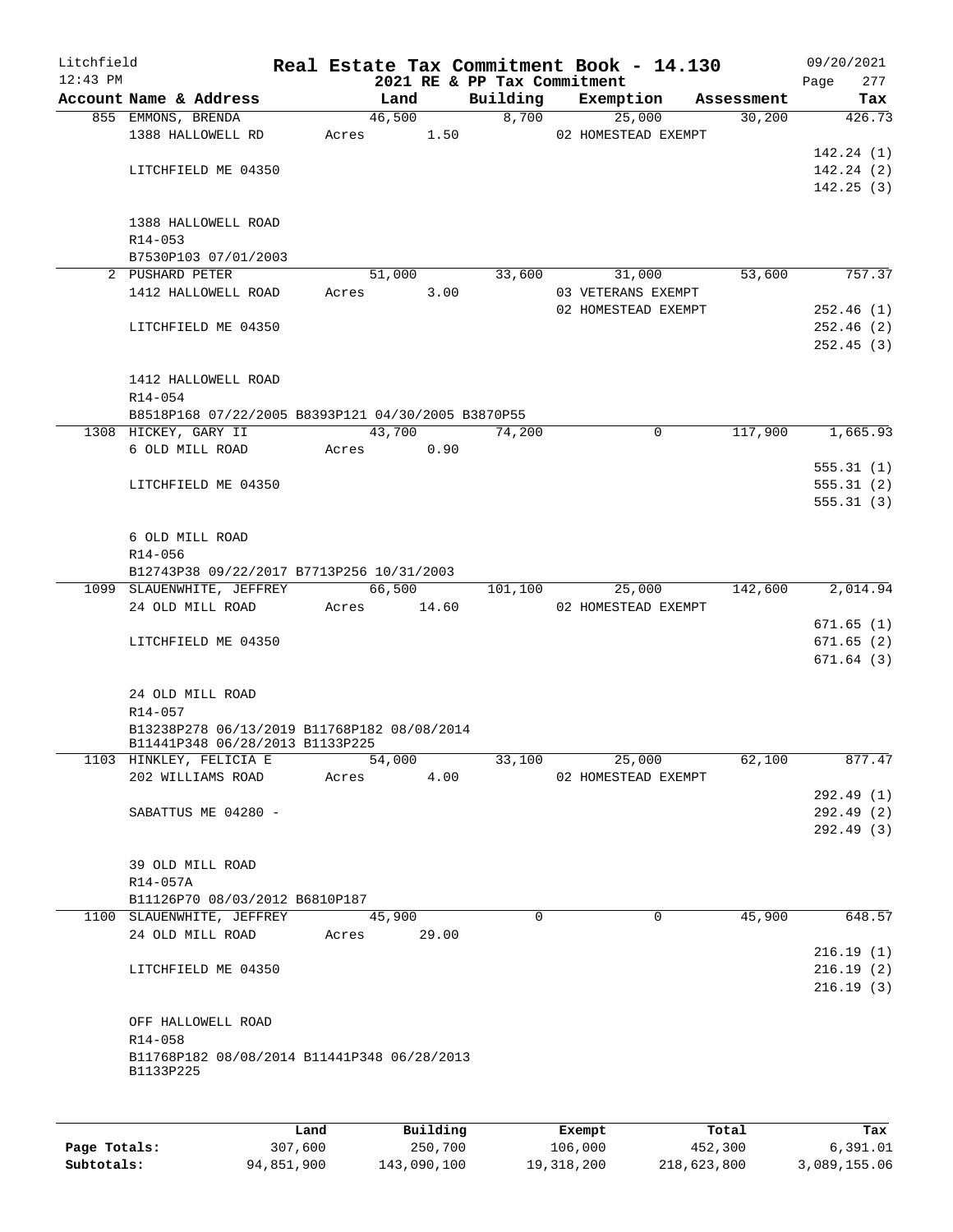Litchfield 12:43 PM

# Real Estate Tax Commitment Book - 14.130

2021 RE & PP Tax Commitment

09/20/2021 Page 277

| Account Name & Address | Land | Building | Exemption | Assessment | Tax |
|---|---|---|---|---|---|
| 855 EMMONS, BRENDA | 46,500 | 8,700 | 25,000 | 30,200 | 426.73 |
| 1388 HALLOWELL RD | Acres 1.50 | | 02 HOMESTEAD EXEMPT | | |
| | | | | | 142.24 (1) |
| LITCHFIELD ME 04350 | | | | | 142.24 (2) |
| | | | | | 142.25 (3) |
| 1388 HALLOWELL ROAD | | | | | |
| R14-053 | | | | | |
| B7530P103 07/01/2003 | | | | | |
| 2 PUSHARD PETER | 51,000 | 33,600 | 31,000 | 53,600 | 757.37 |
| 1412 HALLOWELL ROAD | Acres 3.00 | | 03 VETERANS EXEMPT | | |
| | | | 02 HOMESTEAD EXEMPT | | 252.46 (1) |
| LITCHFIELD ME 04350 | | | | | 252.46 (2) |
| | | | | | 252.45 (3) |
| 1412 HALLOWELL ROAD | | | | | |
| R14-054 | | | | | |
| B8518P168 07/22/2005 B8393P121 04/30/2005 B3870P55 | | | | | |
| 1308 HICKEY, GARY II | 43,700 | 74,200 | 0 | 117,900 | 1,665.93 |
| 6 OLD MILL ROAD | Acres 0.90 | | | | |
| | | | | | 555.31 (1) |
| LITCHFIELD ME 04350 | | | | | 555.31 (2) |
| | | | | | 555.31 (3) |
| 6 OLD MILL ROAD | | | | | |
| R14-056 | | | | | |
| B12743P38 09/22/2017 B7713P256 10/31/2003 | | | | | |
| 1099 SLAUENWHITE, JEFFREY | 66,500 | 101,100 | 25,000 | 142,600 | 2,014.94 |
| 24 OLD MILL ROAD | Acres 14.60 | | 02 HOMESTEAD EXEMPT | | |
| | | | | | 671.65 (1) |
| LITCHFIELD ME 04350 | | | | | 671.65 (2) |
| | | | | | 671.64 (3) |
| 24 OLD MILL ROAD | | | | | |
| R14-057 | | | | | |
| B13238P278 06/13/2019 B11768P182 08/08/2014 B11441P348 06/28/2013 B1133P225 | | | | | |
| 1103 HINKLEY, FELICIA E | 54,000 | 33,100 | 25,000 | 62,100 | 877.47 |
| 202 WILLIAMS ROAD | Acres 4.00 | | 02 HOMESTEAD EXEMPT | | |
| | | | | | 292.49 (1) |
| SABATTUS ME 04280 - | | | | | 292.49 (2) |
| | | | | | 292.49 (3) |
| 39 OLD MILL ROAD | | | | | |
| R14-057A | | | | | |
| B11126P70 08/03/2012 B6810P187 | | | | | |
| 1100 SLAUENWHITE, JEFFREY | 45,900 | 0 | 0 | 45,900 | 648.57 |
| 24 OLD MILL ROAD | Acres 29.00 | | | | |
| | | | | | 216.19 (1) |
| LITCHFIELD ME 04350 | | | | | 216.19 (2) |
| | | | | | 216.19 (3) |
| OFF HALLOWELL ROAD | | | | | |
| R14-058 | | | | | |
| B11768P182 08/08/2014 B11441P348 06/28/2013 B1133P225 | | | | | |

| | Land | Building | Exempt | Total | Tax |
|---|---|---|---|---|---|
| Page Totals: | 307,600 | 250,700 | 106,000 | 452,300 | 6,391.01 |
| Subtotals: | 94,851,900 | 143,090,100 | 19,318,200 | 218,623,800 | 3,089,155.06 |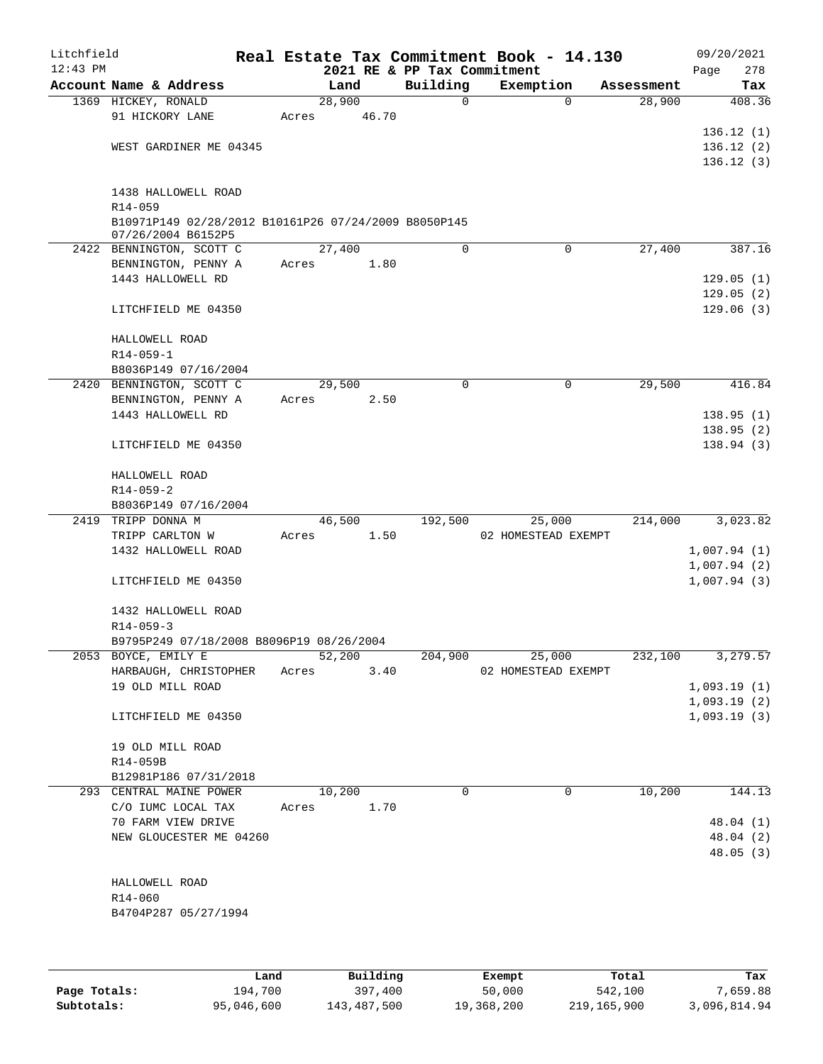# Real Estate Tax Commitment Book - 14.130

Litchfield 12:43 PM — 2021 RE & PP Tax Commitment — 09/20/2021

| Account Name & Address | Land | Building | Exemption | Assessment | Tax |
|---|---|---|---|---|---|
| 1369 HICKEY, RONALD<br>91 HICKORY LANE<br><br>WEST GARDINER ME 04345<br><br>1438 HALLOWELL ROAD<br>R14-059<br>B10971P149 02/28/2012 B10161P26 07/24/2009 B8050P145 07/26/2004 B6152P5 | 28,900<br>Acres 46.70 | 0 | 0 | 28,900 | 408.36<br><br>136.12 (1)<br>136.12 (2)<br>136.12 (3) |
| 2422 BENNINGTON, SCOTT C<br>BENNINGTON, PENNY A<br>1443 HALLOWELL RD<br><br>LITCHFIELD ME 04350<br><br>HALLOWELL ROAD<br>R14-059-1<br>B8036P149 07/16/2004 | 27,400<br>Acres 1.80 | 0 | 0 | 27,400 | 387.16<br><br>129.05 (1)<br>129.05 (2)<br>129.06 (3) |
| 2420 BENNINGTON, SCOTT C<br>BENNINGTON, PENNY A<br>1443 HALLOWELL RD<br><br>LITCHFIELD ME 04350<br><br>HALLOWELL ROAD<br>R14-059-2<br>B8036P149 07/16/2004 | 29,500<br>Acres 2.50 | 0 | 0 | 29,500 | 416.84<br><br>138.95 (1)<br>138.95 (2)<br>138.94 (3) |
| 2419 TRIPP DONNA M<br>TRIPP CARLTON W<br>1432 HALLOWELL ROAD<br><br>LITCHFIELD ME 04350<br><br>1432 HALLOWELL ROAD<br>R14-059-3<br>B9795P249 07/18/2008 B8096P19 08/26/2004 | 46,500<br>Acres 1.50 | 192,500 | 25,000<br>02 HOMESTEAD EXEMPT | 214,000 | 3,023.82<br><br>1,007.94 (1)<br>1,007.94 (2)<br>1,007.94 (3) |
| 2053 BOYCE, EMILY E<br>HARBAUGH, CHRISTOPHER<br>19 OLD MILL ROAD<br><br>LITCHFIELD ME 04350<br><br>19 OLD MILL ROAD<br>R14-059B<br>B12981P186 07/31/2018 | 52,200<br>Acres 3.40 | 204,900 | 25,000<br>02 HOMESTEAD EXEMPT | 232,100 | 3,279.57<br><br>1,093.19 (1)<br>1,093.19 (2)<br>1,093.19 (3) |
| 293 CENTRAL MAINE POWER<br>C/O IUMC LOCAL TAX<br>70 FARM VIEW DRIVE<br>NEW GLOUCESTER ME 04260<br><br>HALLOWELL ROAD<br>R14-060<br>B4704P287 05/27/1994 | 10,200<br>Acres 1.70 | 0 | 0 | 10,200 | 144.13<br><br>48.04 (1)<br>48.04 (2)<br>48.05 (3) |

| | Land | Building | Exempt | Total | Tax |
|---|---|---|---|---|---|
| Page Totals: | 194,700 | 397,400 | 50,000 | 542,100 | 7,659.88 |
| Subtotals: | 95,046,600 | 143,487,500 | 19,368,200 | 219,165,900 | 3,096,814.94 |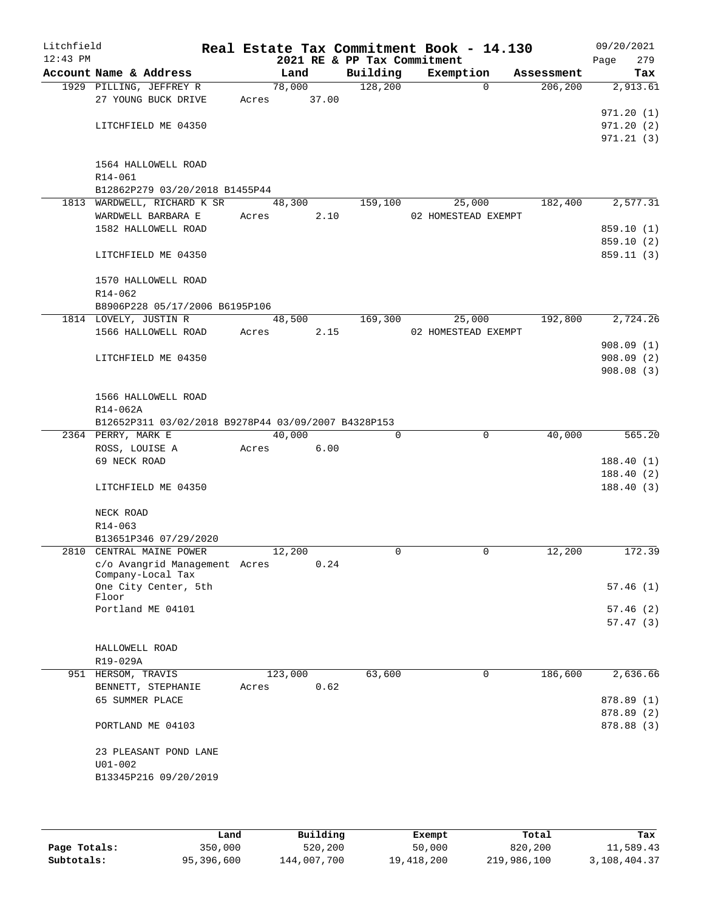# Real Estate Tax Commitment Book - 14.130

Litchfield
12:43 PM

2021 RE & PP Tax Commitment

09/20/2021
Page 279

| Account | Name & Address | Land | Building | Exemption | Assessment | Tax |
|---|---|---|---|---|---|---|
| 1929 | PILLING, JEFFREY R | 78,000 | 128,200 | 0 | 206,200 | 2,913.61 |
| | 27 YOUNG BUCK DRIVE | Acres 37.00 | | | | |
| | | | | | | 971.20 (1) |
| | LITCHFIELD ME 04350 | | | | | 971.20 (2) |
| | | | | | | 971.21 (3) |
| | 1564 HALLOWELL ROAD | | | | | |
| | R14-061 | | | | | |
| | B12862P279 03/20/2018 B1455P44 | | | | | |
| 1813 | WARDWELL, RICHARD K SR | 48,300 | 159,100 | 25,000 | 182,400 | 2,577.31 |
| | WARDWELL BARBARA E | Acres 2.10 | | 02 HOMESTEAD EXEMPT | | |
| | 1582 HALLOWELL ROAD | | | | | 859.10 (1) |
| | | | | | | 859.10 (2) |
| | LITCHFIELD ME 04350 | | | | | 859.11 (3) |
| | 1570 HALLOWELL ROAD | | | | | |
| | R14-062 | | | | | |
| | B8906P228 05/17/2006 B6195P106 | | | | | |
| 1814 | LOVELY, JUSTIN R | 48,500 | 169,300 | 25,000 | 192,800 | 2,724.26 |
| | 1566 HALLOWELL ROAD | Acres 2.15 | | 02 HOMESTEAD EXEMPT | | |
| | | | | | | 908.09 (1) |
| | LITCHFIELD ME 04350 | | | | | 908.09 (2) |
| | | | | | | 908.08 (3) |
| | 1566 HALLOWELL ROAD | | | | | |
| | R14-062A | | | | | |
| | B12652P311 03/02/2018 B9278P44 03/09/2007 B4328P153 | | | | | |
| 2364 | PERRY, MARK E | 40,000 | 0 | 0 | 40,000 | 565.20 |
| | ROSS, LOUISE A | Acres 6.00 | | | | |
| | 69 NECK ROAD | | | | | 188.40 (1) |
| | | | | | | 188.40 (2) |
| | LITCHFIELD ME 04350 | | | | | 188.40 (3) |
| | NECK ROAD | | | | | |
| | R14-063 | | | | | |
| | B13651P346 07/29/2020 | | | | | |
| 2810 | CENTRAL MAINE POWER | 12,200 | 0 | 0 | 12,200 | 172.39 |
| | c/o Avangrid Management Company-Local Tax | Acres 0.24 | | | | |
| | One City Center, 5th Floor | | | | | 57.46 (1) |
| | Portland ME 04101 | | | | | 57.46 (2) |
| | | | | | | 57.47 (3) |
| | HALLOWELL ROAD | | | | | |
| | R19-029A | | | | | |
| 951 | HERSOM, TRAVIS | 123,000 | 63,600 | 0 | 186,600 | 2,636.66 |
| | BENNETT, STEPHANIE | Acres 0.62 | | | | |
| | 65 SUMMER PLACE | | | | | 878.89 (1) |
| | | | | | | 878.89 (2) |
| | PORTLAND ME 04103 | | | | | 878.88 (3) |
| | 23 PLEASANT POND LANE | | | | | |
| | U01-002 | | | | | |
| | B13345P216 09/20/2019 | | | | | |

| | Land | Building | Exempt | Total | Tax |
|---|---|---|---|---|---|
| Page Totals: | 350,000 | 520,200 | 50,000 | 820,200 | 11,589.43 |
| Subtotals: | 95,396,600 | 144,007,700 | 19,418,200 | 219,986,100 | 3,108,404.37 |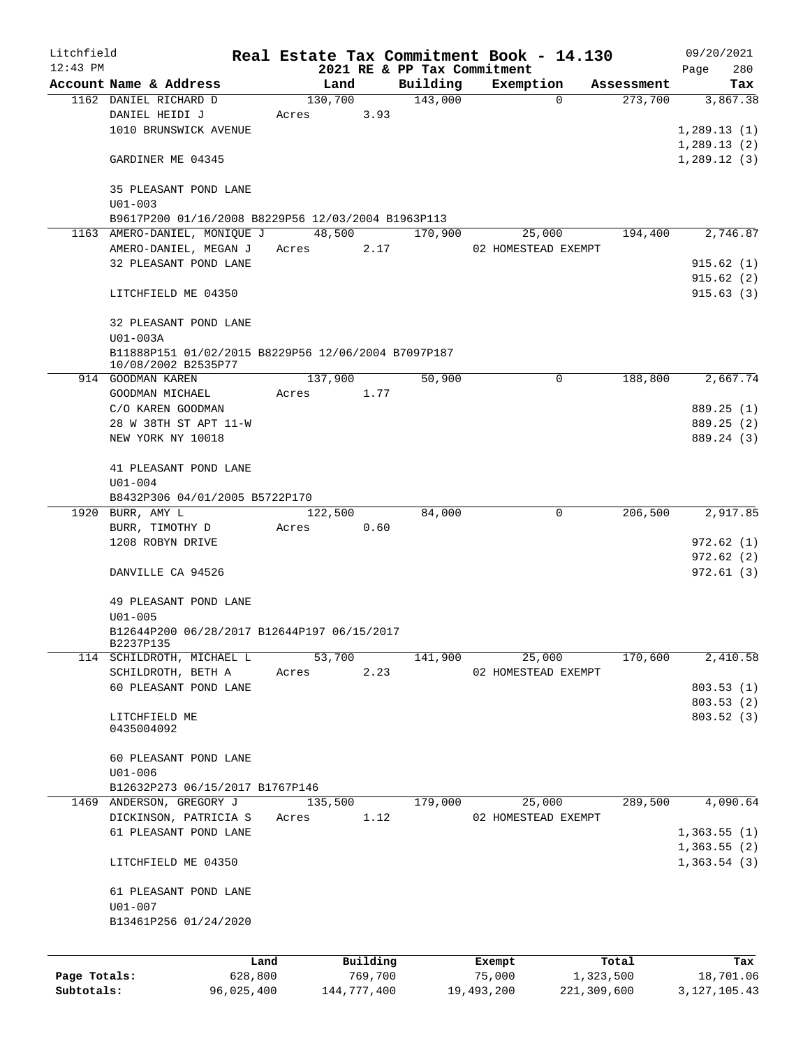Litchfield
12:43 PM

# Real Estate Tax Commitment Book - 14.130

2021 RE & PP Tax Commitment

09/20/2021
Page 280

| Account Name & Address | Land | Building | Exemption | Assessment | Tax |
|---|---|---|---|---|---|
| 1162 DANIEL RICHARD D | 130,700 | 143,000 | 0 | 273,700 | 3,867.38 |
| DANIEL HEIDI J | Acres 3.93 | | | | |
| 1010 BRUNSWICK AVENUE | | | | | 1,289.13 (1) |
| | | | | | 1,289.13 (2) |
| GARDINER ME 04345 | | | | | 1,289.12 (3) |
| 35 PLEASANT POND LANE | | | | | |
| U01-003 | | | | | |
| B9617P200 01/16/2008 B8229P56 12/03/2004 B1963P113 | | | | | |
| 1163 AMERO-DANIEL, MONIQUE J | 48,500 | 170,900 | 25,000 | 194,400 | 2,746.87 |
| AMERO-DANIEL, MEGAN J | Acres 2.17 | | 02 HOMESTEAD EXEMPT | | |
| 32 PLEASANT POND LANE | | | | | 915.62 (1) |
| | | | | | 915.62 (2) |
| LITCHFIELD ME 04350 | | | | | 915.63 (3) |
| 32 PLEASANT POND LANE | | | | | |
| U01-003A | | | | | |
| B11888P151 01/02/2015 B8229P56 12/06/2004 B7097P187 10/08/2002 B2535P77 | | | | | |
| 914 GOODMAN KAREN | 137,900 | 50,900 | 0 | 188,800 | 2,667.74 |
| GOODMAN MICHAEL | Acres 1.77 | | | | |
| C/O KAREN GOODMAN | | | | | 889.25 (1) |
| 28 W 38TH ST APT 11-W | | | | | 889.25 (2) |
| NEW YORK NY 10018 | | | | | 889.24 (3) |
| 41 PLEASANT POND LANE | | | | | |
| U01-004 | | | | | |
| B8432P306 04/01/2005 B5722P170 | | | | | |
| 1920 BURR, AMY L | 122,500 | 84,000 | 0 | 206,500 | 2,917.85 |
| BURR, TIMOTHY D | Acres 0.60 | | | | |
| 1208 ROBYN DRIVE | | | | | 972.62 (1) |
| | | | | | 972.62 (2) |
| DANVILLE CA 94526 | | | | | 972.61 (3) |
| 49 PLEASANT POND LANE | | | | | |
| U01-005 | | | | | |
| B12644P200 06/28/2017 B12644P197 06/15/2017 B2237P135 | | | | | |
| 114 SCHILDROTH, MICHAEL L | 53,700 | 141,900 | 25,000 | 170,600 | 2,410.58 |
| SCHILDROTH, BETH A | Acres 2.23 | | 02 HOMESTEAD EXEMPT | | |
| 60 PLEASANT POND LANE | | | | | 803.53 (1) |
| | | | | | 803.53 (2) |
| LITCHFIELD ME 0435004092 | | | | | 803.52 (3) |
| 60 PLEASANT POND LANE | | | | | |
| U01-006 | | | | | |
| B12632P273 06/15/2017 B1767P146 | | | | | |
| 1469 ANDERSON, GREGORY J | 135,500 | 179,000 | 25,000 | 289,500 | 4,090.64 |
| DICKINSON, PATRICIA S | Acres 1.12 | | 02 HOMESTEAD EXEMPT | | |
| 61 PLEASANT POND LANE | | | | | 1,363.55 (1) |
| | | | | | 1,363.55 (2) |
| LITCHFIELD ME 04350 | | | | | 1,363.54 (3) |
| 61 PLEASANT POND LANE | | | | | |
| U01-007 | | | | | |
| B13461P256 01/24/2020 | | | | | |

| | Land | Building | Exempt | Total | Tax |
|---|---|---|---|---|---|
| **Page Totals:** | 628,800 | 769,700 | 75,000 | 1,323,500 | 18,701.06 |
| **Subtotals:** | 96,025,400 | 144,777,400 | 19,493,200 | 221,309,600 | 3,127,105.43 |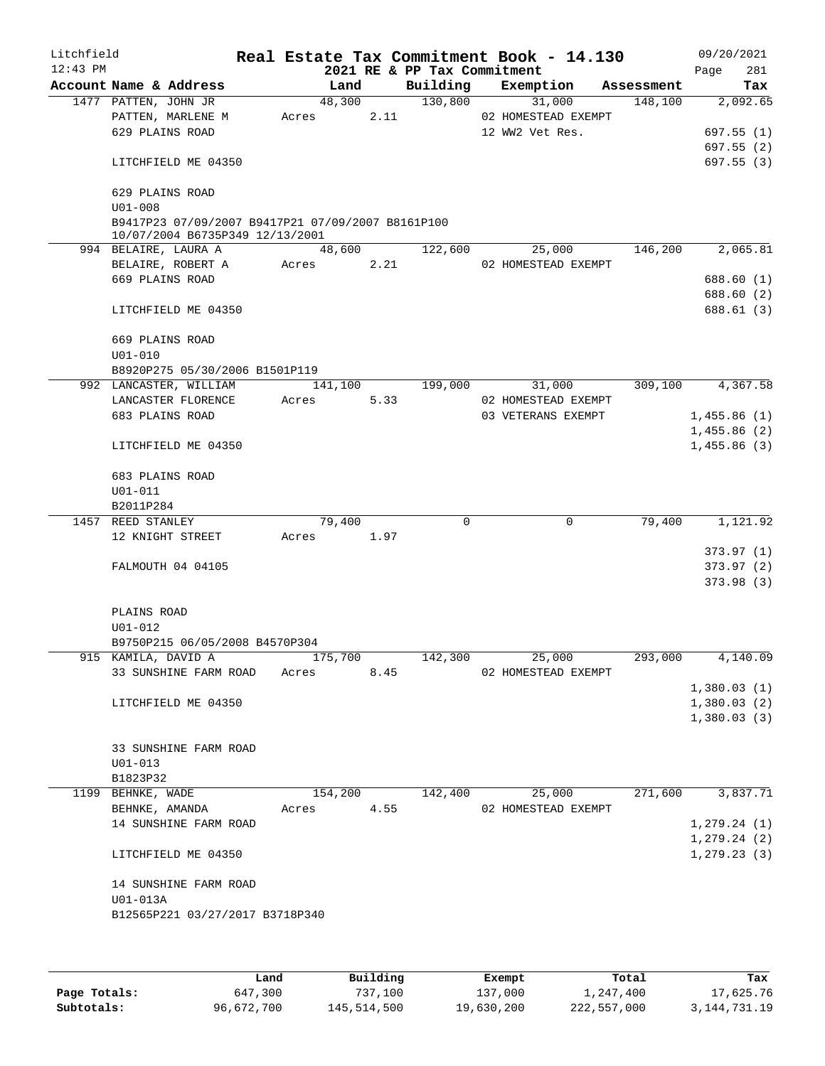Litchfield 12:43 PM

# Real Estate Tax Commitment Book - 14.130

2021 RE & PP Tax Commitment

09/20/2021 Page 281

| Account Name & Address | Land | Building | Exemption | Assessment | Tax |
|---|---|---|---|---|---|
| 1477 PATTEN, JOHN JR | 48,300 | 130,800 | 31,000 | 148,100 | 2,092.65 |
| PATTEN, MARLENE M | Acres 2.11 | | 02 HOMESTEAD EXEMPT | | |
| 629 PLAINS ROAD | | | 12 WW2 Vet Res. | | 697.55 (1) |
| | | | | | 697.55 (2) |
| LITCHFIELD ME 04350 | | | | | 697.55 (3) |
| 629 PLAINS ROAD | | | | | |
| U01-008 | | | | | |
| B9417P23 07/09/2007 B9417P21 07/09/2007 B8161P100 10/07/2004 B6735P349 12/13/2001 | | | | | |
| 994 BELAIRE, LAURA A | 48,600 | 122,600 | 25,000 | 146,200 | 2,065.81 |
| BELAIRE, ROBERT A | Acres 2.21 | | 02 HOMESTEAD EXEMPT | | |
| 669 PLAINS ROAD | | | | | 688.60 (1) |
| | | | | | 688.60 (2) |
| LITCHFIELD ME 04350 | | | | | 688.61 (3) |
| 669 PLAINS ROAD | | | | | |
| U01-010 | | | | | |
| B8920P275 05/30/2006 B1501P119 | | | | | |
| 992 LANCASTER, WILLIAM | 141,100 | 199,000 | 31,000 | 309,100 | 4,367.58 |
| LANCASTER FLORENCE | Acres 5.33 | | 02 HOMESTEAD EXEMPT | | |
| 683 PLAINS ROAD | | | 03 VETERANS EXEMPT | | 1,455.86 (1) |
| | | | | | 1,455.86 (2) |
| LITCHFIELD ME 04350 | | | | | 1,455.86 (3) |
| 683 PLAINS ROAD | | | | | |
| U01-011 | | | | | |
| B2011P284 | | | | | |
| 1457 REED STANLEY | 79,400 | 0 | 0 | 79,400 | 1,121.92 |
| 12 KNIGHT STREET | Acres 1.97 | | | | |
| | | | | | 373.97 (1) |
| FALMOUTH 04 04105 | | | | | 373.97 (2) |
| | | | | | 373.98 (3) |
| PLAINS ROAD | | | | | |
| U01-012 | | | | | |
| B9750P215 06/05/2008 B4570P304 | | | | | |
| 915 KAMILA, DAVID A | 175,700 | 142,300 | 25,000 | 293,000 | 4,140.09 |
| 33 SUNSHINE FARM ROAD | Acres 8.45 | | 02 HOMESTEAD EXEMPT | | |
| | | | | | 1,380.03 (1) |
| LITCHFIELD ME 04350 | | | | | 1,380.03 (2) |
| | | | | | 1,380.03 (3) |
| 33 SUNSHINE FARM ROAD | | | | | |
| U01-013 | | | | | |
| B1823P32 | | | | | |
| 1199 BEHNKE, WADE | 154,200 | 142,400 | 25,000 | 271,600 | 3,837.71 |
| BEHNKE, AMANDA | Acres 4.55 | | 02 HOMESTEAD EXEMPT | | |
| 14 SUNSHINE FARM ROAD | | | | | 1,279.24 (1) |
| | | | | | 1,279.24 (2) |
| LITCHFIELD ME 04350 | | | | | 1,279.23 (3) |
| 14 SUNSHINE FARM ROAD | | | | | |
| U01-013A | | | | | |
| B12565P221 03/27/2017 B3718P340 | | | | | |

| | Land | Building | Exempt | Total | Tax |
|---|---|---|---|---|---|
| Page Totals: | 647,300 | 737,100 | 137,000 | 1,247,400 | 17,625.76 |
| Subtotals: | 96,672,700 | 145,514,500 | 19,630,200 | 222,557,000 | 3,144,731.19 |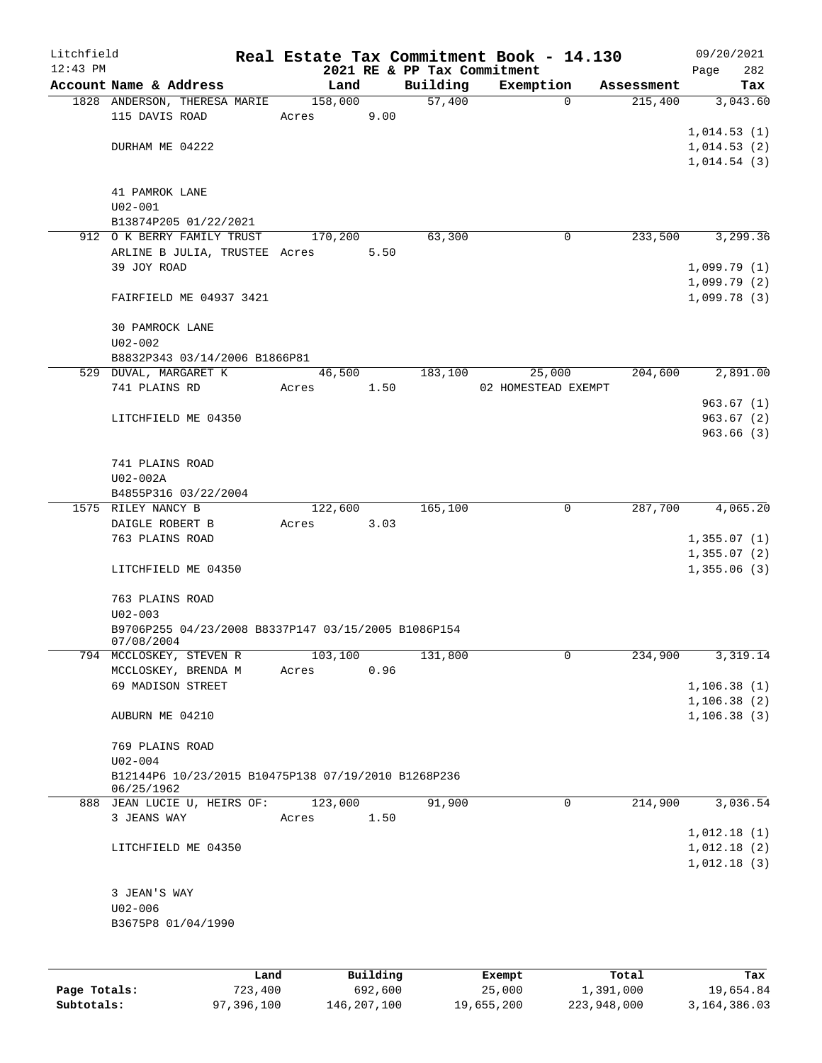Litchfield
12:43 PM

**Real Estate Tax Commitment Book - 14.130**
**2021 RE & PP Tax Commitment**

09/20/2021

| Account Name & Address | Land | Building | Exemption | Assessment | Tax |
|---|---|---|---|---|---|
| 1828 ANDERSON, THERESA MARIE | 158,000 | 57,400 | 0 | 215,400 | 3,043.60 |
| 115 DAVIS ROAD | Acres 9.00 | | | | |
| | | | | | 1,014.53 (1) |
| DURHAM ME 04222 | | | | | 1,014.53 (2) |
| | | | | | 1,014.54 (3) |
| 41 PAMROK LANE | | | | | |
| U02-001 | | | | | |
| B13874P205 01/22/2021 | | | | | |
| 912 O K BERRY FAMILY TRUST | 170,200 | 63,300 | 0 | 233,500 | 3,299.36 |
| ARLINE B JULIA, TRUSTEE | Acres 5.50 | | | | |
| 39 JOY ROAD | | | | | 1,099.79 (1) |
| | | | | | 1,099.79 (2) |
| FAIRFIELD ME 04937 3421 | | | | | 1,099.78 (3) |
| 30 PAMROCK LANE | | | | | |
| U02-002 | | | | | |
| B8832P343 03/14/2006 B1866P81 | | | | | |
| 529 DUVAL, MARGARET K | 46,500 | 183,100 | 25,000 | 204,600 | 2,891.00 |
| 741 PLAINS RD | Acres 1.50 | | 02 HOMESTEAD EXEMPT | | |
| | | | | | 963.67 (1) |
| LITCHFIELD ME 04350 | | | | | 963.67 (2) |
| | | | | | 963.66 (3) |
| 741 PLAINS ROAD | | | | | |
| U02-002A | | | | | |
| B4855P316 03/22/2004 | | | | | |
| 1575 RILEY NANCY B | 122,600 | 165,100 | 0 | 287,700 | 4,065.20 |
| DAIGLE ROBERT B | Acres 3.03 | | | | |
| 763 PLAINS ROAD | | | | | 1,355.07 (1) |
| | | | | | 1,355.07 (2) |
| LITCHFIELD ME 04350 | | | | | 1,355.06 (3) |
| 763 PLAINS ROAD | | | | | |
| U02-003 | | | | | |
| B9706P255 04/23/2008 B8337P147 03/15/2005 B1086P154 07/08/2004 | | | | | |
| 794 MCCLOSKEY, STEVEN R | 103,100 | 131,800 | 0 | 234,900 | 3,319.14 |
| MCCLOSKEY, BRENDA M | Acres 0.96 | | | | |
| 69 MADISON STREET | | | | | 1,106.38 (1) |
| | | | | | 1,106.38 (2) |
| AUBURN ME 04210 | | | | | 1,106.38 (3) |
| 769 PLAINS ROAD | | | | | |
| U02-004 | | | | | |
| B12144P6 10/23/2015 B10475P138 07/19/2010 B1268P236 06/25/1962 | | | | | |
| 888 JEAN LUCIE U, HEIRS OF: | 123,000 | 91,900 | 0 | 214,900 | 3,036.54 |
| 3 JEANS WAY | Acres 1.50 | | | | |
| | | | | | 1,012.18 (1) |
| LITCHFIELD ME 04350 | | | | | 1,012.18 (2) |
| | | | | | 1,012.18 (3) |
| 3 JEAN'S WAY | | | | | |
| U02-006 | | | | | |
| B3675P8 01/04/1990 | | | | | |

| | Land | Building | Exempt | Total | Tax |
|---|---|---|---|---|---|
| Page Totals: | 723,400 | 692,600 | 25,000 | 1,391,000 | 19,654.84 |
| Subtotals: | 97,396,100 | 146,207,100 | 19,655,200 | 223,948,000 | 3,164,386.03 |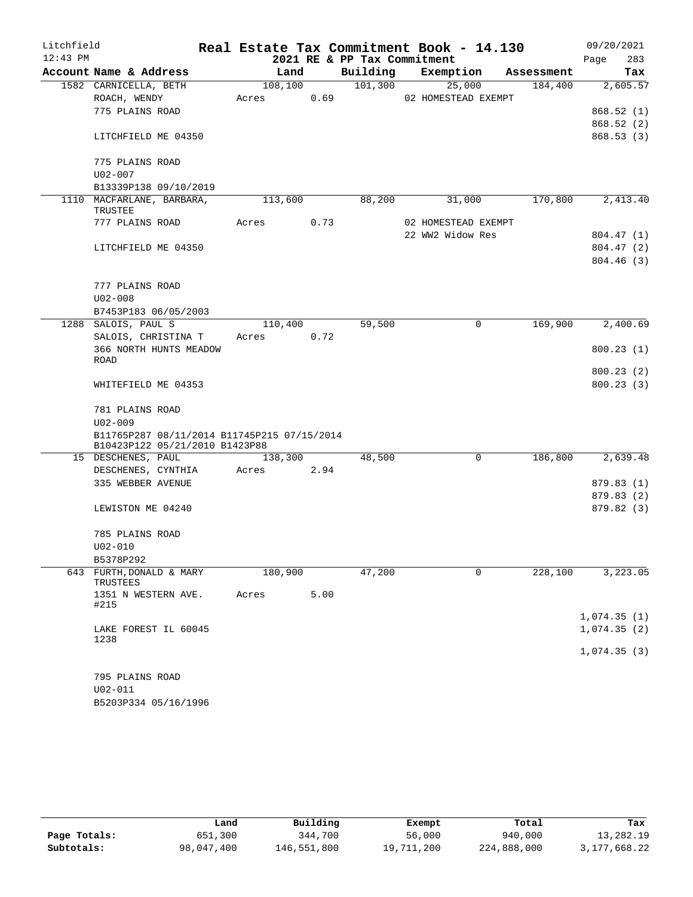Litchfield 12:43 PM

# Real Estate Tax Commitment Book - 14.130

## 2021 RE & PP Tax Commitment

09/20/2021 Page 283

| Account Name & Address | Land | Building | Exemption | Assessment | Tax |
|---|---|---|---|---|---|
| 1582 CARNICELLA, BETH | 108,100 | 101,300 | 25,000 | 184,400 | 2,605.57 |
| ROACH, WENDY | Acres 0.69 | | 02 HOMESTEAD EXEMPT | | |
| 775 PLAINS ROAD | | | | | 868.52 (1) |
| | | | | | 868.52 (2) |
| LITCHFIELD ME 04350 | | | | | 868.53 (3) |
| 775 PLAINS ROAD | | | | | |
| U02-007 | | | | | |
| B13339P138 09/10/2019 | | | | | |
| 1110 MACFARLANE, BARBARA, TRUSTEE | 113,600 | 88,200 | 31,000 | 170,800 | 2,413.40 |
| 777 PLAINS ROAD | Acres 0.73 | | 02 HOMESTEAD EXEMPT | | |
| | | | 22 WW2 Widow Res | | 804.47 (1) |
| LITCHFIELD ME 04350 | | | | | 804.47 (2) |
| | | | | | 804.46 (3) |
| 777 PLAINS ROAD | | | | | |
| U02-008 | | | | | |
| B7453P183 06/05/2003 | | | | | |
| 1288 SALOIS, PAUL S | 110,400 | 59,500 | 0 | 169,900 | 2,400.69 |
| SALOIS, CHRISTINA T | Acres 0.72 | | | | |
| 366 NORTH HUNTS MEADOW ROAD | | | | | 800.23 (1) |
| | | | | | 800.23 (2) |
| WHITEFIELD ME 04353 | | | | | 800.23 (3) |
| 781 PLAINS ROAD | | | | | |
| U02-009 | | | | | |
| B11765P287 08/11/2014 B11745P215 07/15/2014 B10423P122 05/21/2010 B1423P88 | | | | | |
| 15 DESCHENES, PAUL | 138,300 | 48,500 | 0 | 186,800 | 2,639.48 |
| DESCHENES, CYNTHIA | Acres 2.94 | | | | |
| 335 WEBBER AVENUE | | | | | 879.83 (1) |
| | | | | | 879.83 (2) |
| LEWISTON ME 04240 | | | | | 879.82 (3) |
| 785 PLAINS ROAD | | | | | |
| U02-010 | | | | | |
| B5378P292 | | | | | |
| 643 FURTH, DONALD & MARY TRUSTEES | 180,900 | 47,200 | 0 | 228,100 | 3,223.05 |
| 1351 N WESTERN AVE. #215 | Acres 5.00 | | | | |
| | | | | | 1,074.35 (1) |
| LAKE FOREST IL 60045 1238 | | | | | 1,074.35 (2) |
| | | | | | 1,074.35 (3) |
| 795 PLAINS ROAD | | | | | |
| U02-011 | | | | | |
| B5203P334 05/16/1996 | | | | | |

| | Land | Building | Exempt | Total | Tax |
|---|---|---|---|---|---|
| Page Totals: | 651,300 | 344,700 | 56,000 | 940,000 | 13,282.19 |
| Subtotals: | 98,047,400 | 146,551,800 | 19,711,200 | 224,888,000 | 3,177,668.22 |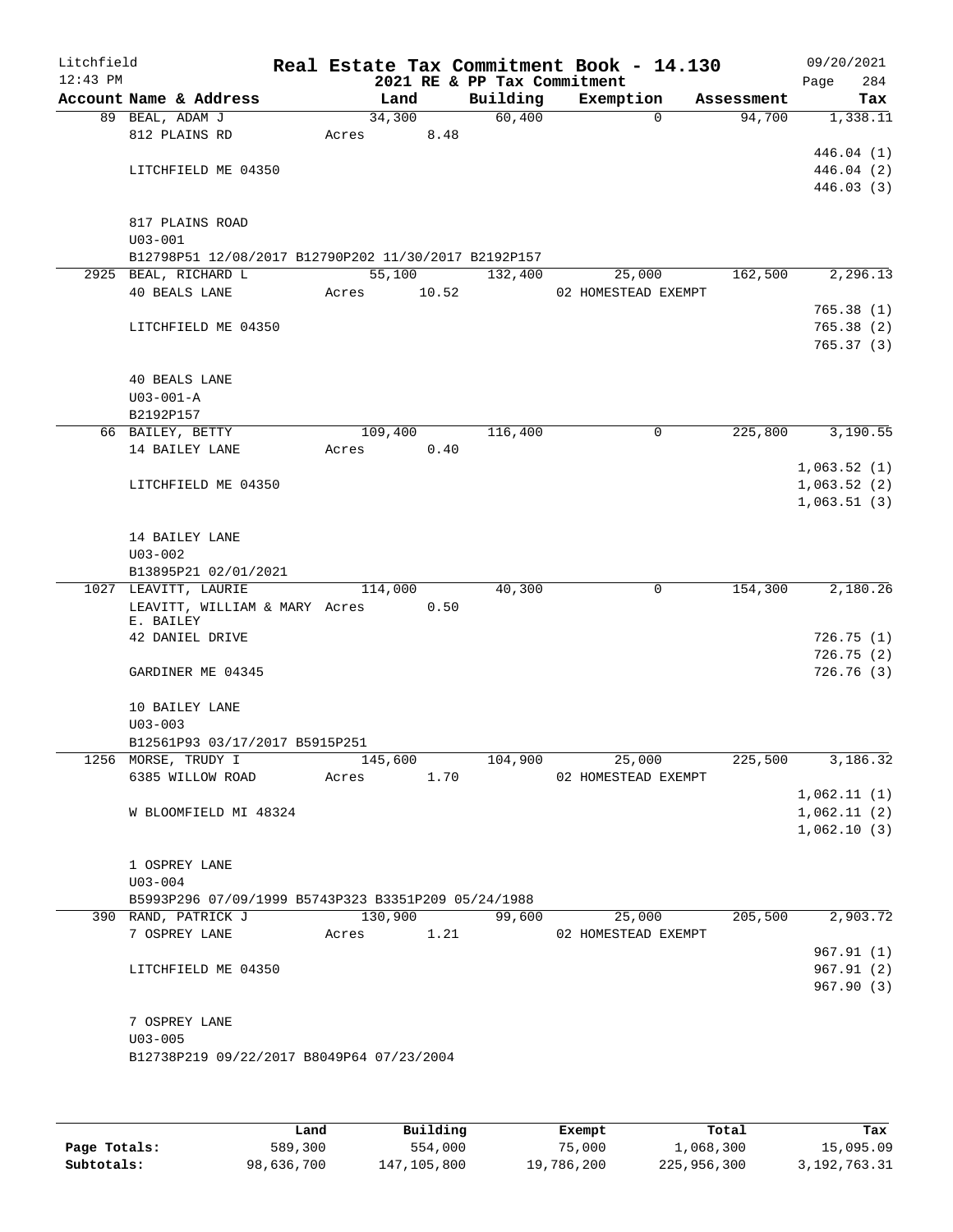Litchfield
12:43 PM

# Real Estate Tax Commitment Book - 14.130

2021 RE & PP Tax Commitment

09/20/2021

| Account Name & Address | Land | Building | Exemption | Assessment | Tax |
|---|---|---|---|---|---|
| 89 BEAL, ADAM J | 34,300 | 60,400 | 0 | 94,700 | 1,338.11 |
| 812 PLAINS RD | Acres 8.48 | | | | |
| | | | | | 446.04 (1) |
| LITCHFIELD ME 04350 | | | | | 446.04 (2) |
| | | | | | 446.03 (3) |
| 817 PLAINS ROAD | | | | | |
| U03-001 | | | | | |
| B12798P51 12/08/2017 B12790P202 11/30/2017 B2192P157 | | | | | |
| 2925 BEAL, RICHARD L | 55,100 | 132,400 | 25,000 | 162,500 | 2,296.13 |
| 40 BEALS LANE | Acres 10.52 | | 02 HOMESTEAD EXEMPT | | |
| | | | | | 765.38 (1) |
| LITCHFIELD ME 04350 | | | | | 765.38 (2) |
| | | | | | 765.37 (3) |
| 40 BEALS LANE | | | | | |
| U03-001-A | | | | | |
| B2192P157 | | | | | |
| 66 BAILEY, BETTY | 109,400 | 116,400 | 0 | 225,800 | 3,190.55 |
| 14 BAILEY LANE | Acres 0.40 | | | | |
| | | | | | 1,063.52 (1) |
| LITCHFIELD ME 04350 | | | | | 1,063.52 (2) |
| | | | | | 1,063.51 (3) |
| 14 BAILEY LANE | | | | | |
| U03-002 | | | | | |
| B13895P21 02/01/2021 | | | | | |
| 1027 LEAVITT, LAURIE | 114,000 | 40,300 | 0 | 154,300 | 2,180.26 |
| LEAVITT, WILLIAM & MARY E. BAILEY | Acres 0.50 | | | | |
| 42 DANIEL DRIVE | | | | | 726.75 (1) |
| | | | | | 726.75 (2) |
| GARDINER ME 04345 | | | | | 726.76 (3) |
| 10 BAILEY LANE | | | | | |
| U03-003 | | | | | |
| B12561P93 03/17/2017 B5915P251 | | | | | |
| 1256 MORSE, TRUDY I | 145,600 | 104,900 | 25,000 | 225,500 | 3,186.32 |
| 6385 WILLOW ROAD | Acres 1.70 | | 02 HOMESTEAD EXEMPT | | |
| | | | | | 1,062.11 (1) |
| W BLOOMFIELD MI 48324 | | | | | 1,062.11 (2) |
| | | | | | 1,062.10 (3) |
| 1 OSPREY LANE | | | | | |
| U03-004 | | | | | |
| B5993P296 07/09/1999 B5743P323 B3351P209 05/24/1988 | | | | | |
| 390 RAND, PATRICK J | 130,900 | 99,600 | 25,000 | 205,500 | 2,903.72 |
| 7 OSPREY LANE | Acres 1.21 | | 02 HOMESTEAD EXEMPT | | |
| | | | | | 967.91 (1) |
| LITCHFIELD ME 04350 | | | | | 967.91 (2) |
| | | | | | 967.90 (3) |
| 7 OSPREY LANE | | | | | |
| U03-005 | | | | | |
| B12738P219 09/22/2017 B8049P64 07/23/2004 | | | | | |

| | Land | Building | Exempt | Total | Tax |
|---|---|---|---|---|---|
| Page Totals: | 589,300 | 554,000 | 75,000 | 1,068,300 | 15,095.09 |
| Subtotals: | 98,636,700 | 147,105,800 | 19,786,200 | 225,956,300 | 3,192,763.31 |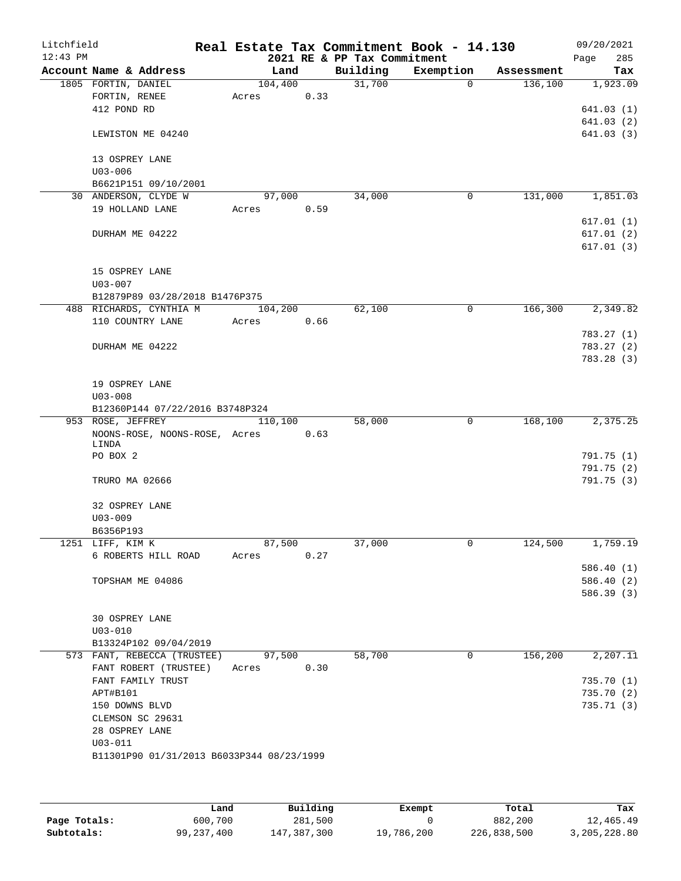Litchfield
12:43 PM

# Real Estate Tax Commitment Book - 14.130

## 2021 RE & PP Tax Commitment

09/20/2021

| Account Name & Address | Land | Building | Exemption | Assessment | Tax |
|---|---|---|---|---|---|
| 1805 FORTIN, DANIEL | 104,400 | 31,700 | 0 | 136,100 | 1,923.09 |
| FORTIN, RENEE | Acres 0.33 | | | | |
| 412 POND RD | | | | | 641.03 (1) |
| | | | | | 641.03 (2) |
| LEWISTON ME 04240 | | | | | 641.03 (3) |
| 13 OSPREY LANE | | | | | |
| U03-006 | | | | | |
| B6621P151 09/10/2001 | | | | | |
| 30 ANDERSON, CLYDE W | 97,000 | 34,000 | 0 | 131,000 | 1,851.03 |
| 19 HOLLAND LANE | Acres 0.59 | | | | |
| | | | | | 617.01 (1) |
| DURHAM ME 04222 | | | | | 617.01 (2) |
| | | | | | 617.01 (3) |
| 15 OSPREY LANE | | | | | |
| U03-007 | | | | | |
| B12879P89 03/28/2018 B1476P375 | | | | | |
| 488 RICHARDS, CYNTHIA M | 104,200 | 62,100 | 0 | 166,300 | 2,349.82 |
| 110 COUNTRY LANE | Acres 0.66 | | | | |
| | | | | | 783.27 (1) |
| DURHAM ME 04222 | | | | | 783.27 (2) |
| | | | | | 783.28 (3) |
| 19 OSPREY LANE | | | | | |
| U03-008 | | | | | |
| B12360P144 07/22/2016 B3748P324 | | | | | |
| 953 ROSE, JEFFREY | 110,100 | 58,000 | 0 | 168,100 | 2,375.25 |
| NOONS-ROSE, NOONS-ROSE, LINDA | Acres 0.63 | | | | |
| PO BOX 2 | | | | | 791.75 (1) |
| | | | | | 791.75 (2) |
| TRURO MA 02666 | | | | | 791.75 (3) |
| 32 OSPREY LANE | | | | | |
| U03-009 | | | | | |
| B6356P193 | | | | | |
| 1251 LIFF, KIM K | 87,500 | 37,000 | 0 | 124,500 | 1,759.19 |
| 6 ROBERTS HILL ROAD | Acres 0.27 | | | | |
| | | | | | 586.40 (1) |
| TOPSHAM ME 04086 | | | | | 586.40 (2) |
| | | | | | 586.39 (3) |
| 30 OSPREY LANE | | | | | |
| U03-010 | | | | | |
| B13324P102 09/04/2019 | | | | | |
| 573 FANT, REBECCA (TRUSTEE) | 97,500 | 58,700 | 0 | 156,200 | 2,207.11 |
| FANT ROBERT (TRUSTEE) | Acres 0.30 | | | | |
| FANT FAMILY TRUST | | | | | 735.70 (1) |
| APT#B101 | | | | | 735.70 (2) |
| 150 DOWNS BLVD | | | | | 735.71 (3) |
| CLEMSON SC 29631 | | | | | |
| 28 OSPREY LANE | | | | | |
| U03-011 | | | | | |
| B11301P90 01/31/2013 B6033P344 08/23/1999 | | | | | |

| | Land | Building | Exempt | Total | Tax |
|---|---|---|---|---|---|
| Page Totals: | 600,700 | 281,500 | 0 | 882,200 | 12,465.49 |
| Subtotals: | 99,237,400 | 147,387,300 | 19,786,200 | 226,838,500 | 3,205,228.80 |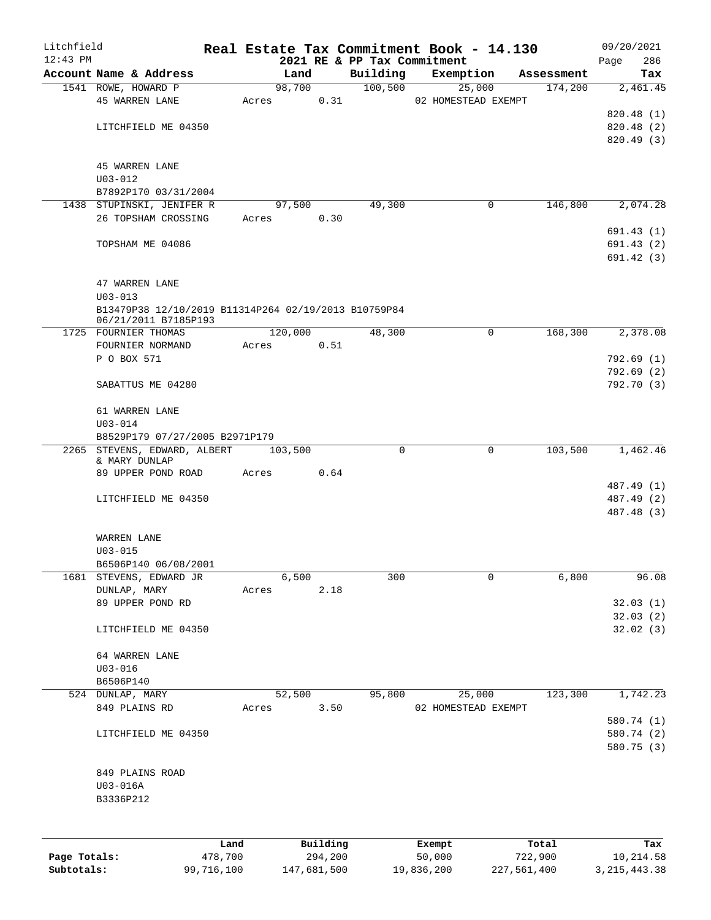Litchfield
12:43 PM

**Real Estate Tax Commitment Book - 14.130**
**2021 RE & PP Tax Commitment**

09/20/2021
Page 286

| Account Name & Address | Land | Building | Exemption | Assessment | Tax |
|---|---|---|---|---|---|
| 1541 ROWE, HOWARD P | 98,700 | 100,500 | 25,000 | 174,200 | 2,461.45 |
| 45 WARREN LANE | Acres 0.31 | | 02 HOMESTEAD EXEMPT | | |
| | | | | | 820.48 (1) |
| LITCHFIELD ME 04350 | | | | | 820.48 (2) |
| | | | | | 820.49 (3) |
| 45 WARREN LANE | | | | | |
| U03-012 | | | | | |
| B7892P170 03/31/2004 | | | | | |
| 1438 STUPINSKI, JENIFER R | 97,500 | 49,300 | 0 | 146,800 | 2,074.28 |
| 26 TOPSHAM CROSSING | Acres 0.30 | | | | |
| | | | | | 691.43 (1) |
| TOPSHAM ME 04086 | | | | | 691.43 (2) |
| | | | | | 691.42 (3) |
| 47 WARREN LANE | | | | | |
| U03-013 | | | | | |
| B13479P38 12/10/2019 B11314P264 02/19/2013 B10759P84 06/21/2011 B7185P193 | | | | | |
| 1725 FOURNIER THOMAS | 120,000 | 48,300 | 0 | 168,300 | 2,378.08 |
| FOURNIER NORMAND | Acres 0.51 | | | | |
| P O BOX 571 | | | | | 792.69 (1) |
| | | | | | 792.69 (2) |
| SABATTUS ME 04280 | | | | | 792.70 (3) |
| 61 WARREN LANE | | | | | |
| U03-014 | | | | | |
| B8529P179 07/27/2005 B2971P179 | | | | | |
| 2265 STEVENS, EDWARD, ALBERT & MARY DUNLAP | 103,500 | 0 | 0 | 103,500 | 1,462.46 |
| 89 UPPER POND ROAD | Acres 0.64 | | | | |
| | | | | | 487.49 (1) |
| LITCHFIELD ME 04350 | | | | | 487.49 (2) |
| | | | | | 487.48 (3) |
| WARREN LANE | | | | | |
| U03-015 | | | | | |
| B6506P140 06/08/2001 | | | | | |
| 1681 STEVENS, EDWARD JR | 6,500 | 300 | 0 | 6,800 | 96.08 |
| DUNLAP, MARY | Acres 2.18 | | | | |
| 89 UPPER POND RD | | | | | 32.03 (1) |
| | | | | | 32.03 (2) |
| LITCHFIELD ME 04350 | | | | | 32.02 (3) |
| 64 WARREN LANE | | | | | |
| U03-016 | | | | | |
| B6506P140 | | | | | |
| 524 DUNLAP, MARY | 52,500 | 95,800 | 25,000 | 123,300 | 1,742.23 |
| 849 PLAINS RD | Acres 3.50 | | 02 HOMESTEAD EXEMPT | | |
| | | | | | 580.74 (1) |
| LITCHFIELD ME 04350 | | | | | 580.74 (2) |
| | | | | | 580.75 (3) |
| 849 PLAINS ROAD | | | | | |
| U03-016A | | | | | |
| B3336P212 | | | | | |

| | Land | Building | Exempt | Total | Tax |
|---|---|---|---|---|---|
| Page Totals: | 478,700 | 294,200 | 50,000 | 722,900 | 10,214.58 |
| Subtotals: | 99,716,100 | 147,681,500 | 19,836,200 | 227,561,400 | 3,215,443.38 |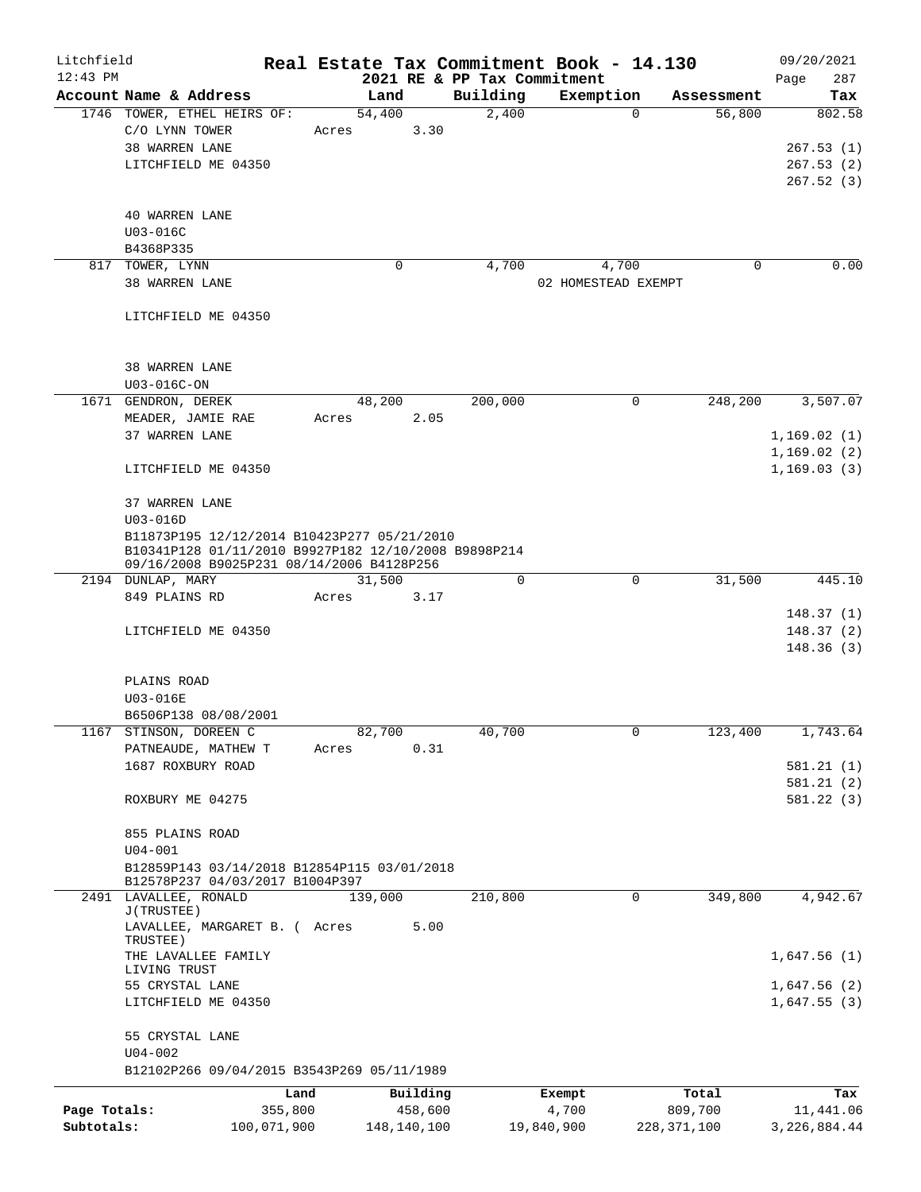Litchfield
12:43 PM

# Real Estate Tax Commitment Book - 14.130

## 2021 RE & PP Tax Commitment

09/20/2021
Page 287

| Account Name & Address | Land | Building | Exemption | Assessment | Tax |
|---|---|---|---|---|---|
| 1746 TOWER, ETHEL HEIRS OF: | 54,400 | 2,400 | 0 | 56,800 | 802.58 |
| C/O LYNN TOWER | Acres 3.30 | | | | |
| 38 WARREN LANE | | | | | 267.53 (1) |
| LITCHFIELD ME 04350 | | | | | 267.53 (2) |
| | | | | | 267.52 (3) |
| 40 WARREN LANE | | | | | |
| U03-016C | | | | | |
| B4368P335 | | | | | |
| 817 TOWER, LYNN | 0 | 4,700 | 4,700 | 0 | 0.00 |
| 38 WARREN LANE | | | 02 HOMESTEAD EXEMPT | | |
| LITCHFIELD ME 04350 | | | | | |
| 38 WARREN LANE | | | | | |
| U03-016C-ON | | | | | |
| 1671 GENDRON, DEREK | 48,200 | 200,000 | 0 | 248,200 | 3,507.07 |
| MEADER, JAMIE RAE | Acres 2.05 | | | | |
| 37 WARREN LANE | | | | | 1,169.02 (1) |
| | | | | | 1,169.02 (2) |
| LITCHFIELD ME 04350 | | | | | 1,169.03 (3) |
| 37 WARREN LANE | | | | | |
| U03-016D | | | | | |
| B11873P195 12/12/2014 B10423P277 05/21/2010 B10341P128 01/11/2010 B9927P182 12/10/2008 B9898P214 09/16/2008 B9025P231 08/14/2006 B4128P256 | | | | | |
| 2194 DUNLAP, MARY | 31,500 | 0 | 0 | 31,500 | 445.10 |
| 849 PLAINS RD | Acres 3.17 | | | | |
| | | | | | 148.37 (1) |
| LITCHFIELD ME 04350 | | | | | 148.37 (2) |
| | | | | | 148.36 (3) |
| PLAINS ROAD | | | | | |
| U03-016E | | | | | |
| B6506P138 08/08/2001 | | | | | |
| 1167 STINSON, DOREEN C | 82,700 | 40,700 | 0 | 123,400 | 1,743.64 |
| PATNEAUDE, MATHEW T | Acres 0.31 | | | | |
| 1687 ROXBURY ROAD | | | | | 581.21 (1) |
| | | | | | 581.21 (2) |
| ROXBURY ME 04275 | | | | | 581.22 (3) |
| 855 PLAINS ROAD | | | | | |
| U04-001 | | | | | |
| B12859P143 03/14/2018 B12854P115 03/01/2018 B12578P237 04/03/2017 B1004P397 | | | | | |
| 2491 LAVALLEE, RONALD J(TRUSTEE) | 139,000 | 210,800 | 0 | 349,800 | 4,942.67 |
| LAVALLEE, MARGARET B. ( TRUSTEE) | Acres 5.00 | | | | |
| THE LAVALLEE FAMILY LIVING TRUST | | | | | 1,647.56 (1) |
| 55 CRYSTAL LANE | | | | | 1,647.56 (2) |
| LITCHFIELD ME 04350 | | | | | 1,647.55 (3) |
| 55 CRYSTAL LANE | | | | | |
| U04-002 | | | | | |
| B12102P266 09/04/2015 B3543P269 05/11/1989 | | | | | |

| | Land | Building | Exempt | Total | Tax |
|---|---|---|---|---|---|
| Page Totals: | 355,800 | 458,600 | 4,700 | 809,700 | 11,441.06 |
| Subtotals: | 100,071,900 | 148,140,100 | 19,840,900 | 228,371,100 | 3,226,884.44 |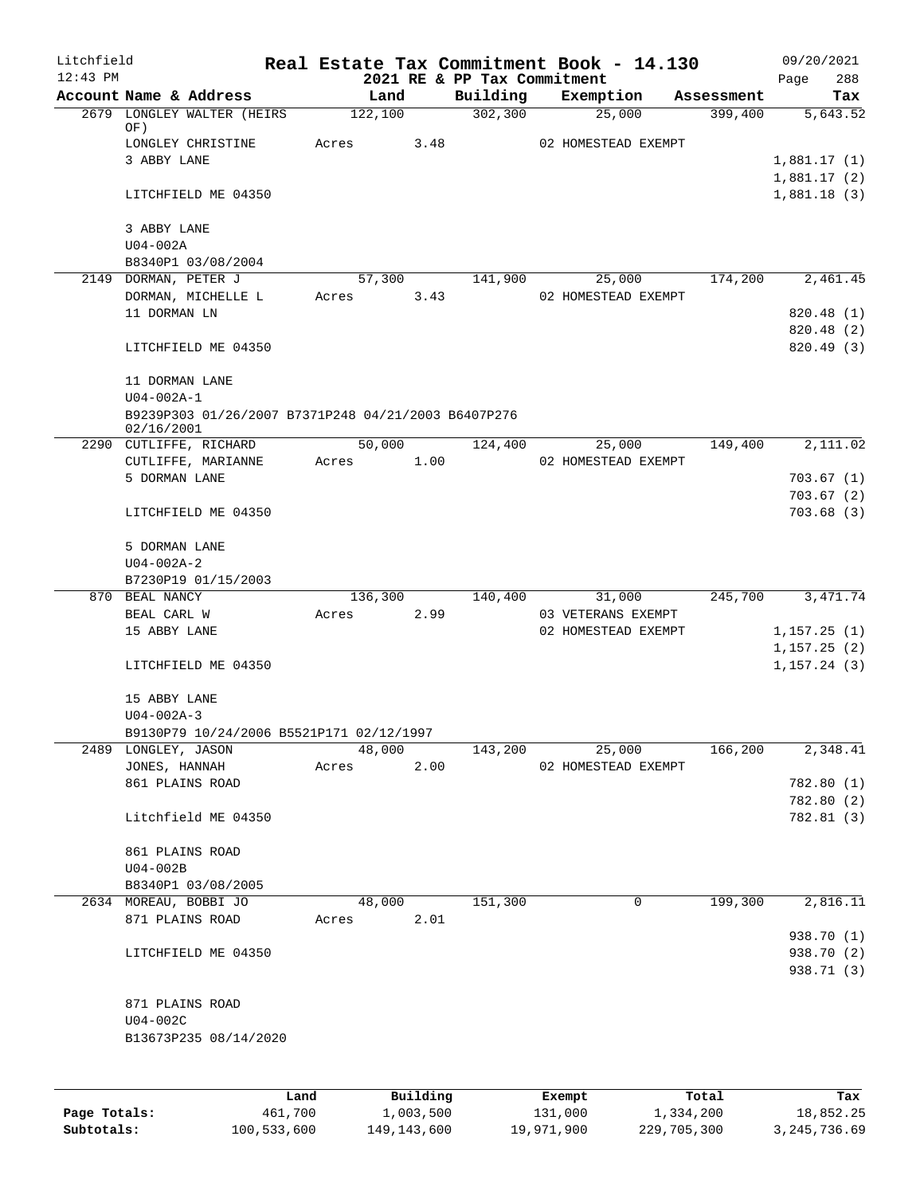Litchfield 12:43 PM

# Real Estate Tax Commitment Book - 14.130

2021 RE & PP Tax Commitment

09/20/2021 Page 288

| Account Name & Address | Land | Building | Exemption | Assessment | Tax |
|---|---|---|---|---|---|
| 2679 LONGLEY WALTER (HEIRS OF) | 122,100 | 302,300 | 25,000 | 399,400 | 5,643.52 |
| LONGLEY CHRISTINE | Acres 3.48 | | 02 HOMESTEAD EXEMPT | | |
| 3 ABBY LANE | | | | | 1,881.17 (1) |
| | | | | | 1,881.17 (2) |
| LITCHFIELD ME 04350 | | | | | 1,881.18 (3) |
| 3 ABBY LANE | | | | | |
| U04-002A | | | | | |
| B8340P1 03/08/2004 | | | | | |
| 2149 DORMAN, PETER J | 57,300 | 141,900 | 25,000 | 174,200 | 2,461.45 |
| DORMAN, MICHELLE L | Acres 3.43 | | 02 HOMESTEAD EXEMPT | | |
| 11 DORMAN LN | | | | | 820.48 (1) |
| | | | | | 820.48 (2) |
| LITCHFIELD ME 04350 | | | | | 820.49 (3) |
| 11 DORMAN LANE | | | | | |
| U04-002A-1 | | | | | |
| B9239P303 01/26/2007 B7371P248 04/21/2003 B6407P276 02/16/2001 | | | | | |
| 2290 CUTLIFFE, RICHARD | 50,000 | 124,400 | 25,000 | 149,400 | 2,111.02 |
| CUTLIFFE, MARIANNE | Acres 1.00 | | 02 HOMESTEAD EXEMPT | | |
| 5 DORMAN LANE | | | | | 703.67 (1) |
| | | | | | 703.67 (2) |
| LITCHFIELD ME 04350 | | | | | 703.68 (3) |
| 5 DORMAN LANE | | | | | |
| U04-002A-2 | | | | | |
| B7230P19 01/15/2003 | | | | | |
| 870 BEAL NANCY | 136,300 | 140,400 | 31,000 | 245,700 | 3,471.74 |
| BEAL CARL W | Acres 2.99 | | 03 VETERANS EXEMPT | | |
| 15 ABBY LANE | | | 02 HOMESTEAD EXEMPT | | 1,157.25 (1) |
| | | | | | 1,157.25 (2) |
| LITCHFIELD ME 04350 | | | | | 1,157.24 (3) |
| 15 ABBY LANE | | | | | |
| U04-002A-3 | | | | | |
| B9130P79 10/24/2006 B5521P171 02/12/1997 | | | | | |
| 2489 LONGLEY, JASON | 48,000 | 143,200 | 25,000 | 166,200 | 2,348.41 |
| JONES, HANNAH | Acres 2.00 | | 02 HOMESTEAD EXEMPT | | |
| 861 PLAINS ROAD | | | | | 782.80 (1) |
| | | | | | 782.80 (2) |
| Litchfield ME 04350 | | | | | 782.81 (3) |
| 861 PLAINS ROAD | | | | | |
| U04-002B | | | | | |
| B8340P1 03/08/2005 | | | | | |
| 2634 MOREAU, BOBBI JO | 48,000 | 151,300 | 0 | 199,300 | 2,816.11 |
| 871 PLAINS ROAD | Acres 2.01 | | | | |
| | | | | | 938.70 (1) |
| LITCHFIELD ME 04350 | | | | | 938.70 (2) |
| | | | | | 938.71 (3) |
| 871 PLAINS ROAD | | | | | |
| U04-002C | | | | | |
| B13673P235 08/14/2020 | | | | | |

| | Land | Building | Exempt | Total | Tax |
|---|---|---|---|---|---|
| Page Totals: | 461,700 | 1,003,500 | 131,000 | 1,334,200 | 18,852.25 |
| Subtotals: | 100,533,600 | 149,143,600 | 19,971,900 | 229,705,300 | 3,245,736.69 |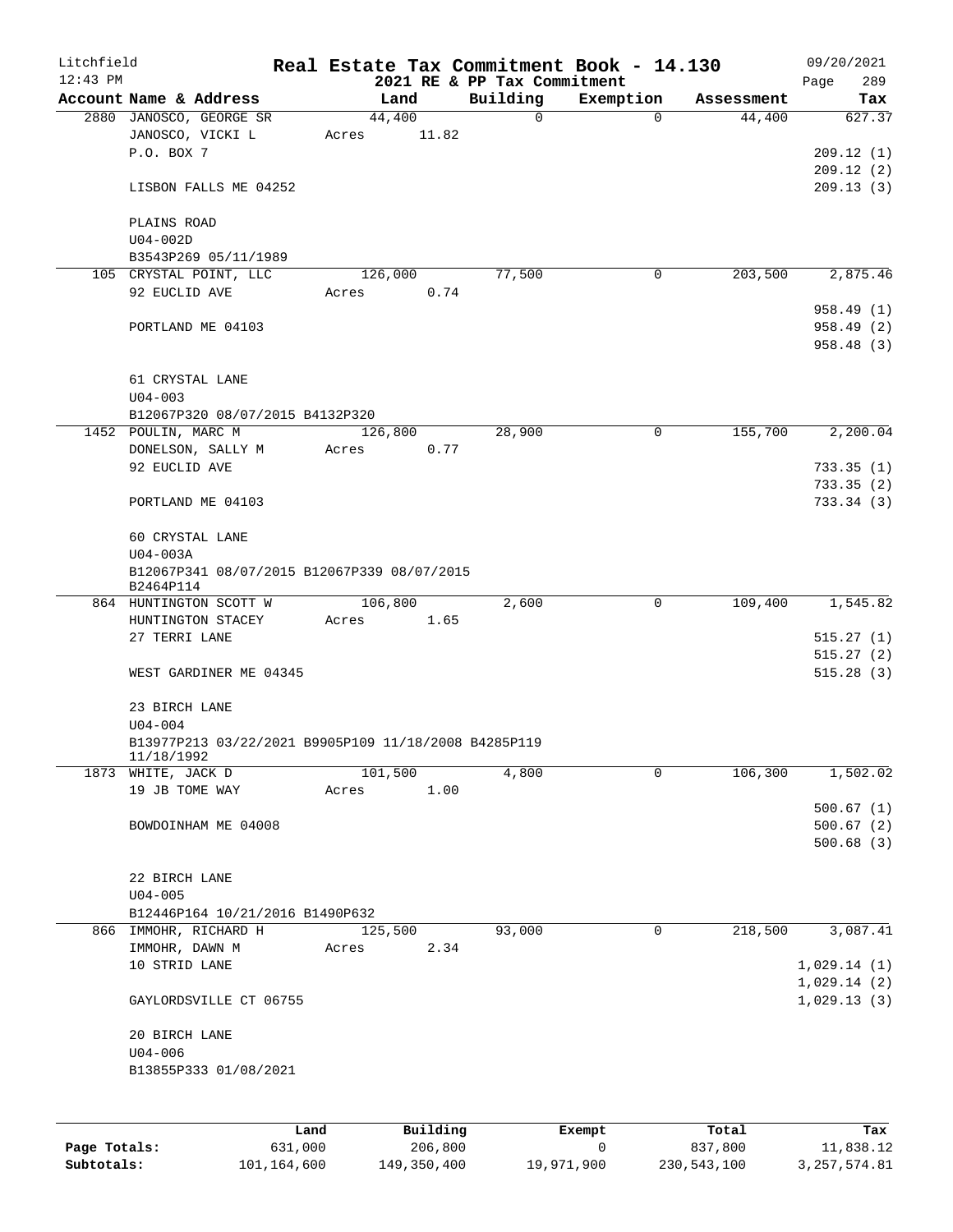Litchfield
12:43 PM

# Real Estate Tax Commitment Book - 14.130

2021 RE & PP Tax Commitment

09/20/2021

| Account | Name & Address | Land | Building | Exemption | Assessment | Tax |
|---|---|---|---|---|---|---|
| 2880 | JANOSCO, GEORGE SR<br>JANOSCO, VICKI L<br>P.O. BOX 7<br><br>LISBON FALLS ME 04252<br><br>PLAINS ROAD<br>U04-002D<br>B3543P269 05/11/1989 | 44,400<br>Acres 11.82 | 0 | 0 | 44,400 | 627.37<br><br>209.12 (1)<br>209.12 (2)<br>209.13 (3) |
| 105 | CRYSTAL POINT, LLC<br>92 EUCLID AVE<br><br>PORTLAND ME 04103<br><br>61 CRYSTAL LANE<br>U04-003<br>B12067P320 08/07/2015 B4132P320 | 126,000<br>Acres 0.74 | 77,500 | 0 | 203,500 | 2,875.46<br><br>958.49 (1)<br>958.49 (2)<br>958.48 (3) |
| 1452 | POULIN, MARC M<br>DONELSON, SALLY M<br>92 EUCLID AVE<br><br>PORTLAND ME 04103<br><br>60 CRYSTAL LANE<br>U04-003A<br>B12067P341 08/07/2015 B12067P339 08/07/2015 B2464P114 | 126,800<br>Acres 0.77 | 28,900 | 0 | 155,700 | 2,200.04<br><br>733.35 (1)<br>733.35 (2)<br>733.34 (3) |
| 864 | HUNTINGTON SCOTT W<br>HUNTINGTON STACEY<br>27 TERRI LANE<br><br>WEST GARDINER ME 04345<br><br>23 BIRCH LANE<br>U04-004<br>B13977P213 03/22/2021 B9905P109 11/18/2008 B4285P119 11/18/1992 | 106,800<br>Acres 1.65 | 2,600 | 0 | 109,400 | 1,545.82<br><br>515.27 (1)<br>515.27 (2)<br>515.28 (3) |
| 1873 | WHITE, JACK D<br>19 JB TOME WAY<br><br>BOWDOINHAM ME 04008<br><br>22 BIRCH LANE<br>U04-005<br>B12446P164 10/21/2016 B1490P632 | 101,500<br>Acres 1.00 | 4,800 | 0 | 106,300 | 1,502.02<br><br>500.67 (1)<br>500.67 (2)<br>500.68 (3) |
| 866 | IMMOHR, RICHARD H<br>IMMOHR, DAWN M<br>10 STRID LANE<br><br>GAYLORDSVILLE CT 06755<br><br>20 BIRCH LANE<br>U04-006<br>B13855P333 01/08/2021 | 125,500<br>Acres 2.34 | 93,000 | 0 | 218,500 | 3,087.41<br><br>1,029.14 (1)<br>1,029.14 (2)<br>1,029.13 (3) |

| | Land | Building | Exempt | Total | Tax |
|---|---|---|---|---|---|
| Page Totals: | 631,000 | 206,800 | 0 | 837,800 | 11,838.12 |
| Subtotals: | 101,164,600 | 149,350,400 | 19,971,900 | 230,543,100 | 3,257,574.81 |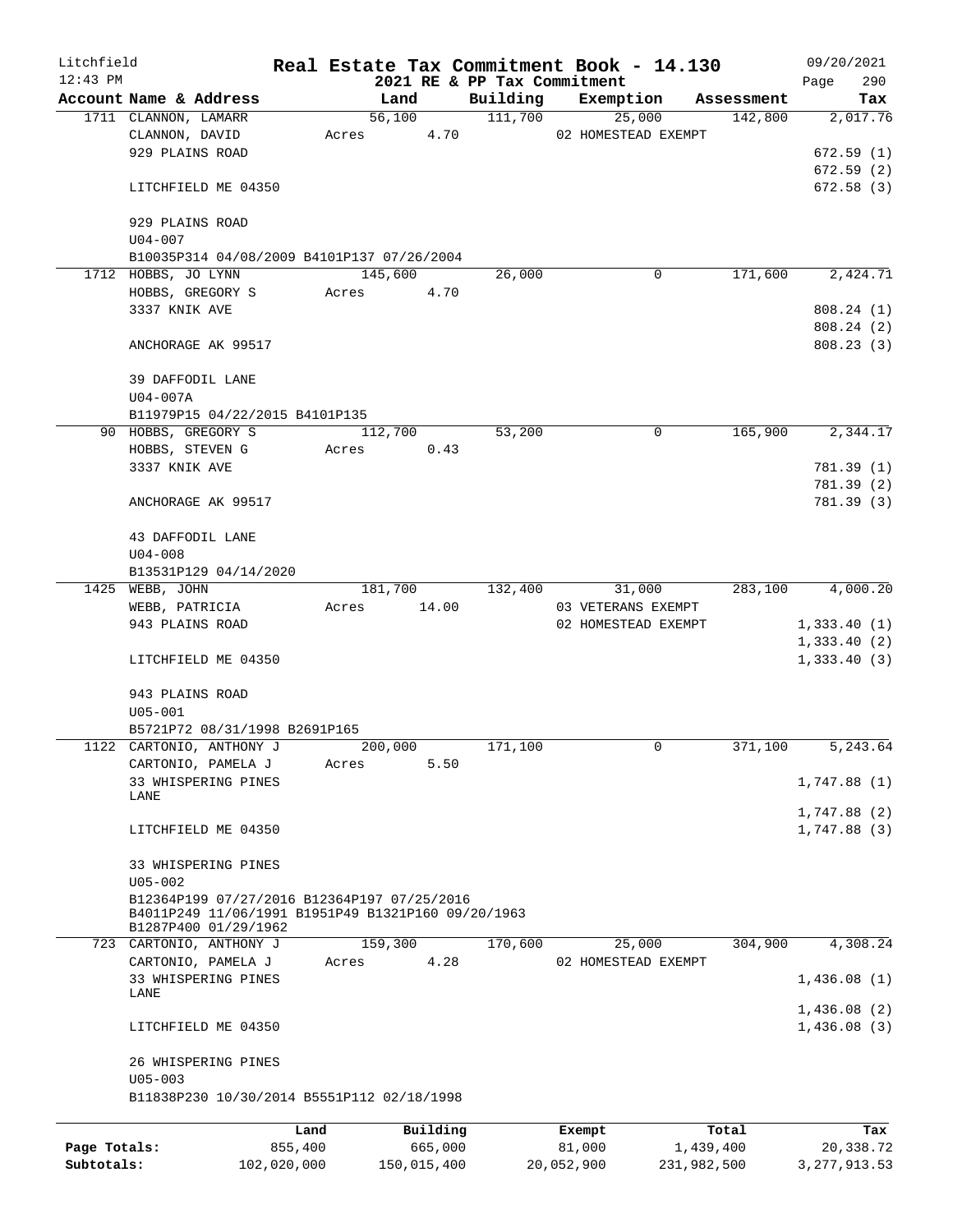Litchfield
12:43 PM

# Real Estate Tax Commitment Book - 14.130

2021 RE & PP Tax Commitment

09/20/2021
Page 290

| Account Name & Address | Land | Building | Exemption | Assessment | Tax |
|---|---|---|---|---|---|
| 1711 CLANNON, LAMARR | 56,100 | 111,700 | 25,000 | 142,800 | 2,017.76 |
| CLANNON, DAVID | Acres 4.70 | | 02 HOMESTEAD EXEMPT | | |
| 929 PLAINS ROAD | | | | | 672.59 (1) |
| | | | | | 672.59 (2) |
| LITCHFIELD ME 04350 | | | | | 672.58 (3) |
| 929 PLAINS ROAD | | | | | |
| U04-007 | | | | | |
| B10035P314 04/08/2009 B4101P137 07/26/2004 | | | | | |
| 1712 HOBBS, JO LYNN | 145,600 | 26,000 | 0 | 171,600 | 2,424.71 |
| HOBBS, GREGORY S | Acres 4.70 | | | | |
| 3337 KNIK AVE | | | | | 808.24 (1) |
| | | | | | 808.24 (2) |
| ANCHORAGE AK 99517 | | | | | 808.23 (3) |
| 39 DAFFODIL LANE | | | | | |
| U04-007A | | | | | |
| B11979P15 04/22/2015 B4101P135 | | | | | |
| 90 HOBBS, GREGORY S | 112,700 | 53,200 | 0 | 165,900 | 2,344.17 |
| HOBBS, STEVEN G | Acres 0.43 | | | | |
| 3337 KNIK AVE | | | | | 781.39 (1) |
| | | | | | 781.39 (2) |
| ANCHORAGE AK 99517 | | | | | 781.39 (3) |
| 43 DAFFODIL LANE | | | | | |
| U04-008 | | | | | |
| B13531P129 04/14/2020 | | | | | |
| 1425 WEBB, JOHN | 181,700 | 132,400 | 31,000 | 283,100 | 4,000.20 |
| WEBB, PATRICIA | Acres 14.00 | | 03 VETERANS EXEMPT | | |
| 943 PLAINS ROAD | | | 02 HOMESTEAD EXEMPT | | 1,333.40 (1) |
| | | | | | 1,333.40 (2) |
| LITCHFIELD ME 04350 | | | | | 1,333.40 (3) |
| 943 PLAINS ROAD | | | | | |
| U05-001 | | | | | |
| B5721P72 08/31/1998 B2691P165 | | | | | |
| 1122 CARTONIO, ANTHONY J | 200,000 | 171,100 | 0 | 371,100 | 5,243.64 |
| CARTONIO, PAMELA J | Acres 5.50 | | | | |
| 33 WHISPERING PINES LANE | | | | | 1,747.88 (1) |
| | | | | | 1,747.88 (2) |
| LITCHFIELD ME 04350 | | | | | 1,747.88 (3) |
| 33 WHISPERING PINES | | | | | |
| U05-002 | | | | | |
| B12364P199 07/27/2016 B12364P197 07/25/2016 B4011P249 11/06/1991 B1951P49 B1321P160 09/20/1963 B1287P400 01/29/1962 | | | | | |
| 723 CARTONIO, ANTHONY J | 159,300 | 170,600 | 25,000 | 304,900 | 4,308.24 |
| CARTONIO, PAMELA J | Acres 4.28 | | 02 HOMESTEAD EXEMPT | | |
| 33 WHISPERING PINES LANE | | | | | 1,436.08 (1) |
| | | | | | 1,436.08 (2) |
| LITCHFIELD ME 04350 | | | | | 1,436.08 (3) |
| 26 WHISPERING PINES | | | | | |
| U05-003 | | | | | |
| B11838P230 10/30/2014 B5551P112 02/18/1998 | | | | | |

| | Land | Building | Exempt | Total | Tax |
|---|---|---|---|---|---|
| Page Totals: | 855,400 | 665,000 | 81,000 | 1,439,400 | 20,338.72 |
| Subtotals: | 102,020,000 | 150,015,400 | 20,052,900 | 231,982,500 | 3,277,913.53 |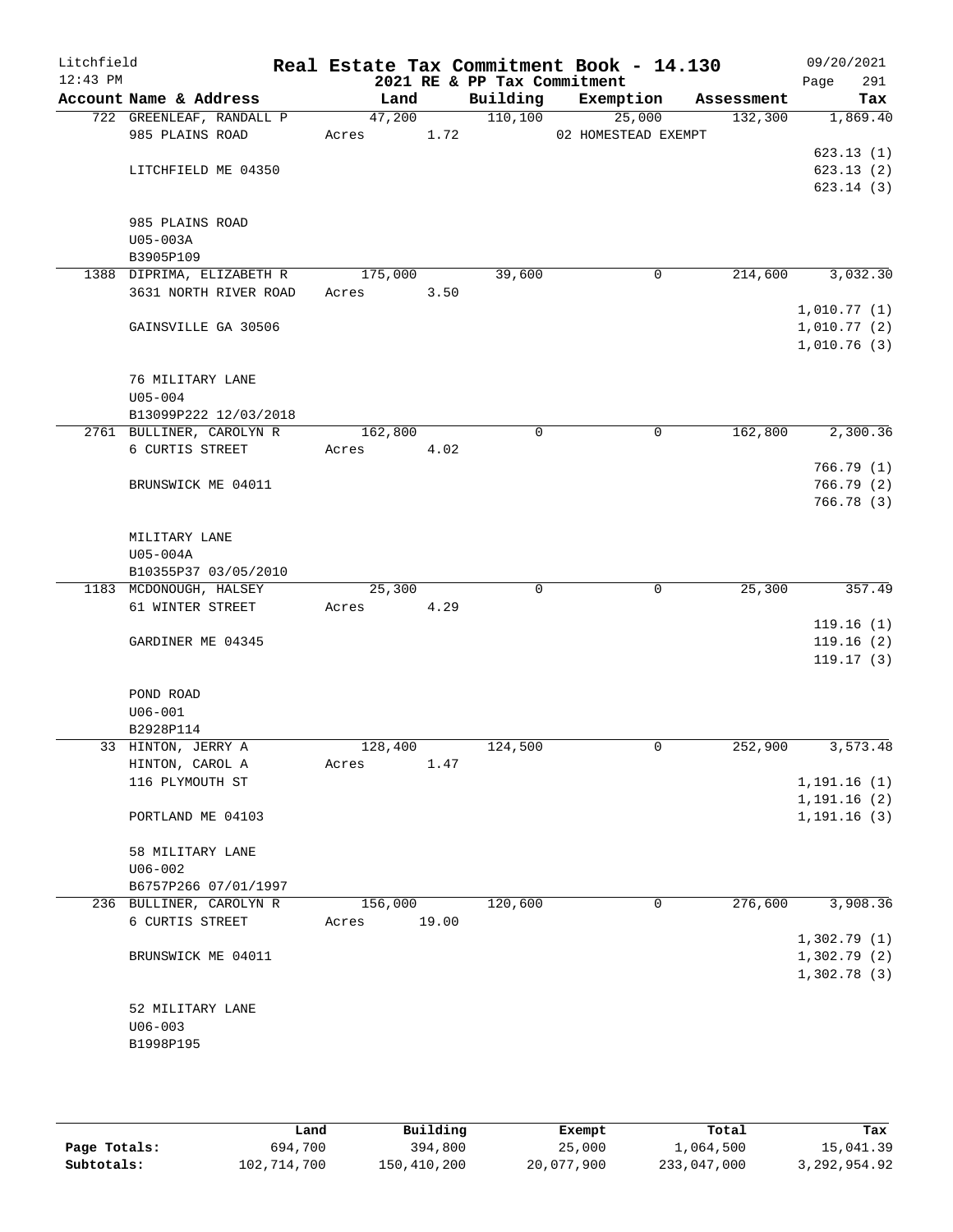Litchfield
12:43 PM

# Real Estate Tax Commitment Book - 14.130

## 2021 RE & PP Tax Commitment

09/20/2021
Page 291

| Account Name & Address | Land | Building | Exemption | Assessment | Tax |
|---|---|---|---|---|---|
| 722 GREENLEAF, RANDALL P<br>985 PLAINS ROAD<br><br>LITCHFIELD ME 04350<br><br>985 PLAINS ROAD<br>U05-003A<br>B3905P109 | 47,200<br>Acres 1.72 | 110,100 | 25,000<br>02 HOMESTEAD EXEMPT | 132,300 | 1,869.40<br>623.13 (1)<br>623.13 (2)<br>623.14 (3) |
| 1388 DIPRIMA, ELIZABETH R<br>3631 NORTH RIVER ROAD<br><br>GAINSVILLE GA 30506<br><br>76 MILITARY LANE<br>U05-004<br>B13099P222 12/03/2018 | 175,000<br>Acres 3.50 | 39,600 | 0 | 214,600 | 3,032.30<br>1,010.77 (1)<br>1,010.77 (2)<br>1,010.76 (3) |
| 2761 BULLINER, CAROLYN R<br>6 CURTIS STREET<br><br>BRUNSWICK ME 04011<br><br>MILITARY LANE<br>U05-004A<br>B10355P37 03/05/2010 | 162,800<br>Acres 4.02 | 0 | 0 | 162,800 | 2,300.36<br>766.79 (1)<br>766.79 (2)<br>766.78 (3) |
| 1183 MCDONOUGH, HALSEY<br>61 WINTER STREET<br><br>GARDINER ME 04345<br><br>POND ROAD<br>U06-001<br>B2928P114 | 25,300<br>Acres 4.29 | 0 | 0 | 25,300 | 357.49<br>119.16 (1)<br>119.16 (2)<br>119.17 (3) |
| 33 HINTON, JERRY A<br>HINTON, CAROL A<br>116 PLYMOUTH ST<br><br>PORTLAND ME 04103<br><br>58 MILITARY LANE<br>U06-002<br>B6757P266 07/01/1997 | 128,400<br>Acres 1.47 | 124,500 | 0 | 252,900 | 3,573.48<br>1,191.16 (1)<br>1,191.16 (2)<br>1,191.16 (3) |
| 236 BULLINER, CAROLYN R<br>6 CURTIS STREET<br><br>BRUNSWICK ME 04011<br><br>52 MILITARY LANE<br>U06-003<br>B1998P195 | 156,000<br>Acres 19.00 | 120,600 | 0 | 276,600 | 3,908.36<br>1,302.79 (1)<br>1,302.79 (2)<br>1,302.78 (3) |

| | Land | Building | Exempt | Total | Tax |
|---|---|---|---|---|---|
| Page Totals: | 694,700 | 394,800 | 25,000 | 1,064,500 | 15,041.39 |
| Subtotals: | 102,714,700 | 150,410,200 | 20,077,900 | 233,047,000 | 3,292,954.92 |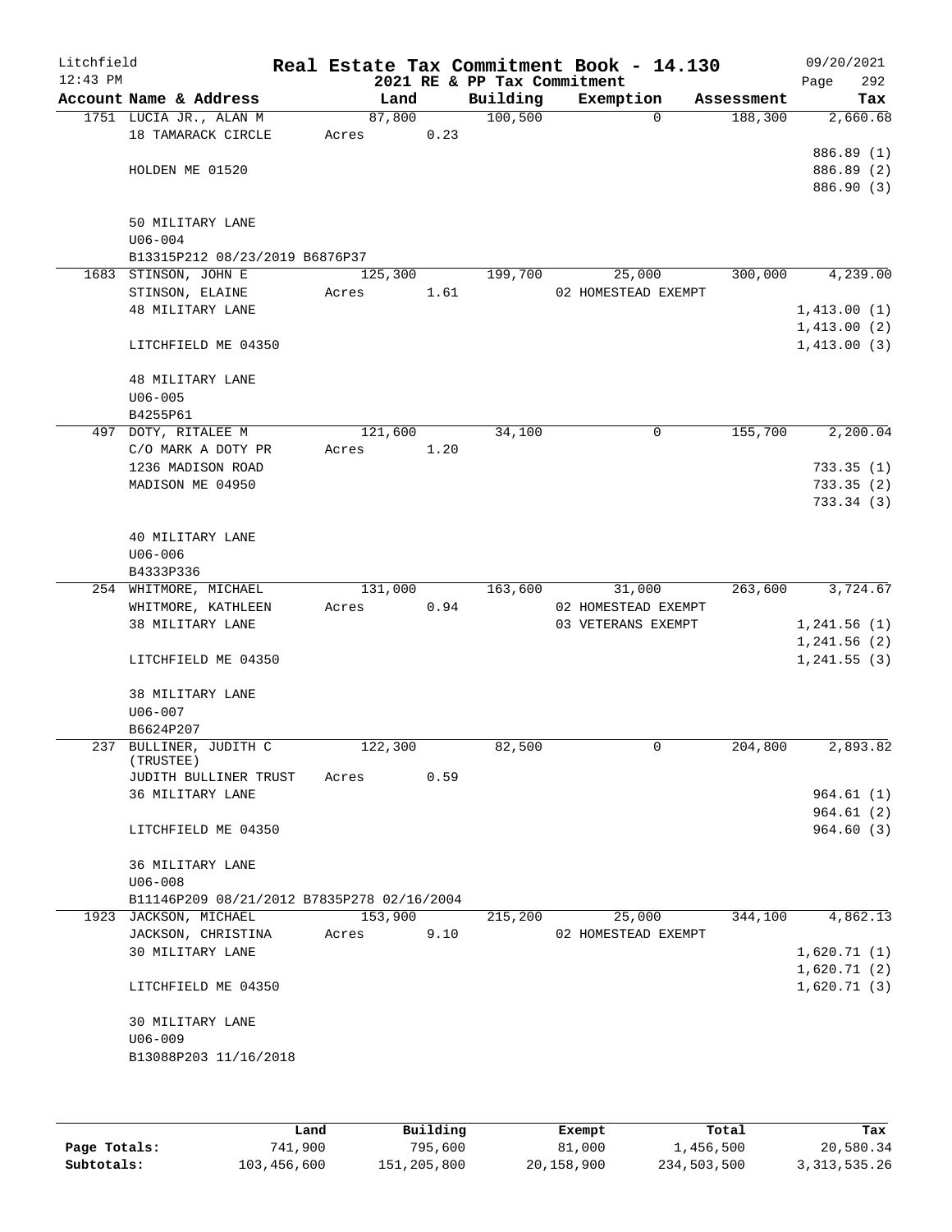Litchfield  
12:43 PM

# Real Estate Tax Commitment Book - 14.130

## 2021 RE & PP Tax Commitment

09/20/2021  
Page 292

| Account Name & Address | Land | Building | Exemption | Assessment | Tax |
|---|---|---|---|---|---|
| 1751 LUCIA JR., ALAN M | 87,800 | 100,500 | 0 | 188,300 | 2,660.68 |
| 18 TAMARACK CIRCLE | Acres 0.23 | | | | |
| | | | | | 886.89 (1) |
| HOLDEN ME 01520 | | | | | 886.89 (2) |
| | | | | | 886.90 (3) |
| 50 MILITARY LANE | | | | | |
| U06-004 | | | | | |
| B13315P212 08/23/2019 B6876P37 | | | | | |
| 1683 STINSON, JOHN E | 125,300 | 199,700 | 25,000 | 300,000 | 4,239.00 |
| STINSON, ELAINE | Acres 1.61 | | 02 HOMESTEAD EXEMPT | | |
| 48 MILITARY LANE | | | | | 1,413.00 (1) |
| | | | | | 1,413.00 (2) |
| LITCHFIELD ME 04350 | | | | | 1,413.00 (3) |
| 48 MILITARY LANE | | | | | |
| U06-005 | | | | | |
| B4255P61 | | | | | |
| 497 DOTY, RITALEE M | 121,600 | 34,100 | 0 | 155,700 | 2,200.04 |
| C/O MARK A DOTY PR | Acres 1.20 | | | | |
| 1236 MADISON ROAD | | | | | 733.35 (1) |
| MADISON ME 04950 | | | | | 733.35 (2) |
| | | | | | 733.34 (3) |
| 40 MILITARY LANE | | | | | |
| U06-006 | | | | | |
| B4333P336 | | | | | |
| 254 WHITMORE, MICHAEL | 131,000 | 163,600 | 31,000 | 263,600 | 3,724.67 |
| WHITMORE, KATHLEEN | Acres 0.94 | | 02 HOMESTEAD EXEMPT | | |
| 38 MILITARY LANE | | | 03 VETERANS EXEMPT | | 1,241.56 (1) |
| | | | | | 1,241.56 (2) |
| LITCHFIELD ME 04350 | | | | | 1,241.55 (3) |
| 38 MILITARY LANE | | | | | |
| U06-007 | | | | | |
| B6624P207 | | | | | |
| 237 BULLINER, JUDITH C (TRUSTEE) | 122,300 | 82,500 | 0 | 204,800 | 2,893.82 |
| JUDITH BULLINER TRUST | Acres 0.59 | | | | |
| 36 MILITARY LANE | | | | | 964.61 (1) |
| | | | | | 964.61 (2) |
| LITCHFIELD ME 04350 | | | | | 964.60 (3) |
| 36 MILITARY LANE | | | | | |
| U06-008 | | | | | |
| B11146P209 08/21/2012 B7835P278 02/16/2004 | | | | | |
| 1923 JACKSON, MICHAEL | 153,900 | 215,200 | 25,000 | 344,100 | 4,862.13 |
| JACKSON, CHRISTINA | Acres 9.10 | | 02 HOMESTEAD EXEMPT | | |
| 30 MILITARY LANE | | | | | 1,620.71 (1) |
| | | | | | 1,620.71 (2) |
| LITCHFIELD ME 04350 | | | | | 1,620.71 (3) |
| 30 MILITARY LANE | | | | | |
| U06-009 | | | | | |
| B13088P203 11/16/2018 | | | | | |

| | Land | Building | Exempt | Total | Tax |
|---|---|---|---|---|---|
| Page Totals: | 741,900 | 795,600 | 81,000 | 1,456,500 | 20,580.34 |
| Subtotals: | 103,456,600 | 151,205,800 | 20,158,900 | 234,503,500 | 3,313,535.26 |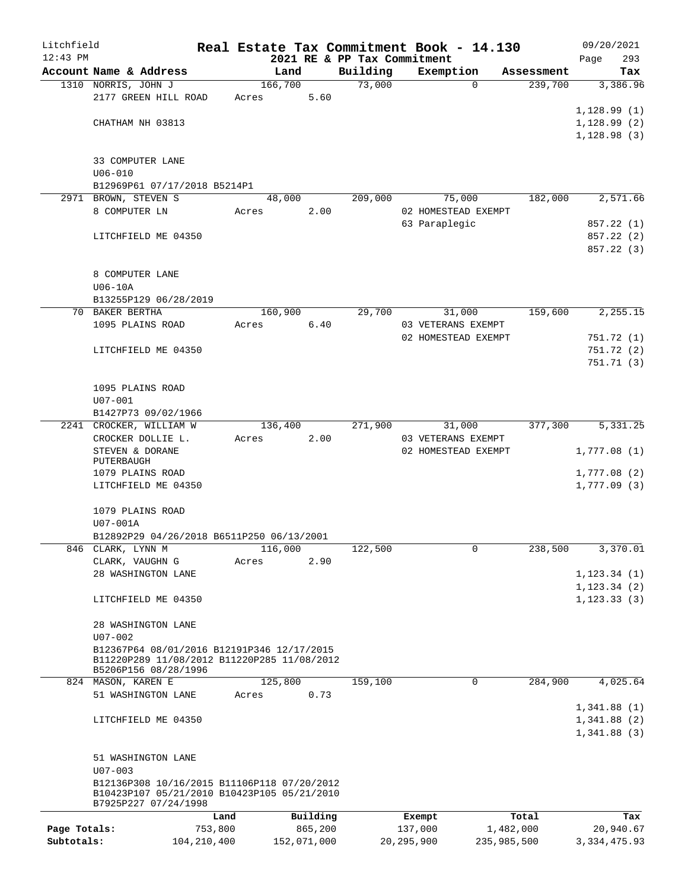Litchfield
12:43 PM

# Real Estate Tax Commitment Book - 14.130

2021 RE & PP Tax Commitment

09/20/2021
Page 293

| Account Name & Address | Land | Building | Exemption | Assessment | Tax |
|---|---|---|---|---|---|
| 1310 NORRIS, JOHN J | 166,700 | 73,000 | 0 | 239,700 | 3,386.96 |
| 2177 GREEN HILL ROAD | Acres 5.60 | | | | |
| | | | | | 1,128.99 (1) |
| CHATHAM NH 03813 | | | | | 1,128.99 (2) |
| | | | | | 1,128.98 (3) |
| 33 COMPUTER LANE | | | | | |
| U06-010 | | | | | |
| B12969P61 07/17/2018 B5214P1 | | | | | |
| 2971 BROWN, STEVEN S | 48,000 | 209,000 | 75,000 | 182,000 | 2,571.66 |
| 8 COMPUTER LN | Acres 2.00 | | 02 HOMESTEAD EXEMPT | | |
| | | | 63 Paraplegic | | 857.22 (1) |
| LITCHFIELD ME 04350 | | | | | 857.22 (2) |
| | | | | | 857.22 (3) |
| 8 COMPUTER LANE | | | | | |
| U06-10A | | | | | |
| B13255P129 06/28/2019 | | | | | |
| 70 BAKER BERTHA | 160,900 | 29,700 | 31,000 | 159,600 | 2,255.15 |
| 1095 PLAINS ROAD | Acres 6.40 | | 03 VETERANS EXEMPT | | |
| | | | 02 HOMESTEAD EXEMPT | | 751.72 (1) |
| LITCHFIELD ME 04350 | | | | | 751.72 (2) |
| | | | | | 751.71 (3) |
| 1095 PLAINS ROAD | | | | | |
| U07-001 | | | | | |
| B1427P73 09/02/1966 | | | | | |
| 2241 CROCKER, WILLIAM W | 136,400 | 271,900 | 31,000 | 377,300 | 5,331.25 |
| CROCKER DOLLIE L. | Acres 2.00 | | 03 VETERANS EXEMPT | | |
| STEVEN & DORANE PUTERBAUGH | | | 02 HOMESTEAD EXEMPT | | 1,777.08 (1) |
| 1079 PLAINS ROAD | | | | | 1,777.08 (2) |
| LITCHFIELD ME 04350 | | | | | 1,777.09 (3) |
| 1079 PLAINS ROAD | | | | | |
| U07-001A | | | | | |
| B12892P29 04/26/2018 B6511P250 06/13/2001 | | | | | |
| 846 CLARK, LYNN M | 116,000 | 122,500 | 0 | 238,500 | 3,370.01 |
| CLARK, VAUGHN G | Acres 2.90 | | | | |
| 28 WASHINGTON LANE | | | | | 1,123.34 (1) |
| | | | | | 1,123.34 (2) |
| LITCHFIELD ME 04350 | | | | | 1,123.33 (3) |
| 28 WASHINGTON LANE | | | | | |
| U07-002 | | | | | |
| B12367P64 08/01/2016 B12191P346 12/17/2015 B11220P289 11/08/2012 B11220P285 11/08/2012 B5206P156 08/28/1996 | | | | | |
| 824 MASON, KAREN E | 125,800 | 159,100 | 0 | 284,900 | 4,025.64 |
| 51 WASHINGTON LANE | Acres 0.73 | | | | |
| | | | | | 1,341.88 (1) |
| LITCHFIELD ME 04350 | | | | | 1,341.88 (2) |
| | | | | | 1,341.88 (3) |
| 51 WASHINGTON LANE | | | | | |
| U07-003 | | | | | |
| B12136P308 10/16/2015 B11106P118 07/20/2012 B10423P107 05/21/2010 B10423P105 05/21/2010 B7925P227 07/24/1998 | | | | | |

| | Land | Building | Exempt | Total | Tax |
|---|---|---|---|---|---|
| Page Totals: | 753,800 | 865,200 | 137,000 | 1,482,000 | 20,940.67 |
| Subtotals: | 104,210,400 | 152,071,000 | 20,295,900 | 235,985,500 | 3,334,475.93 |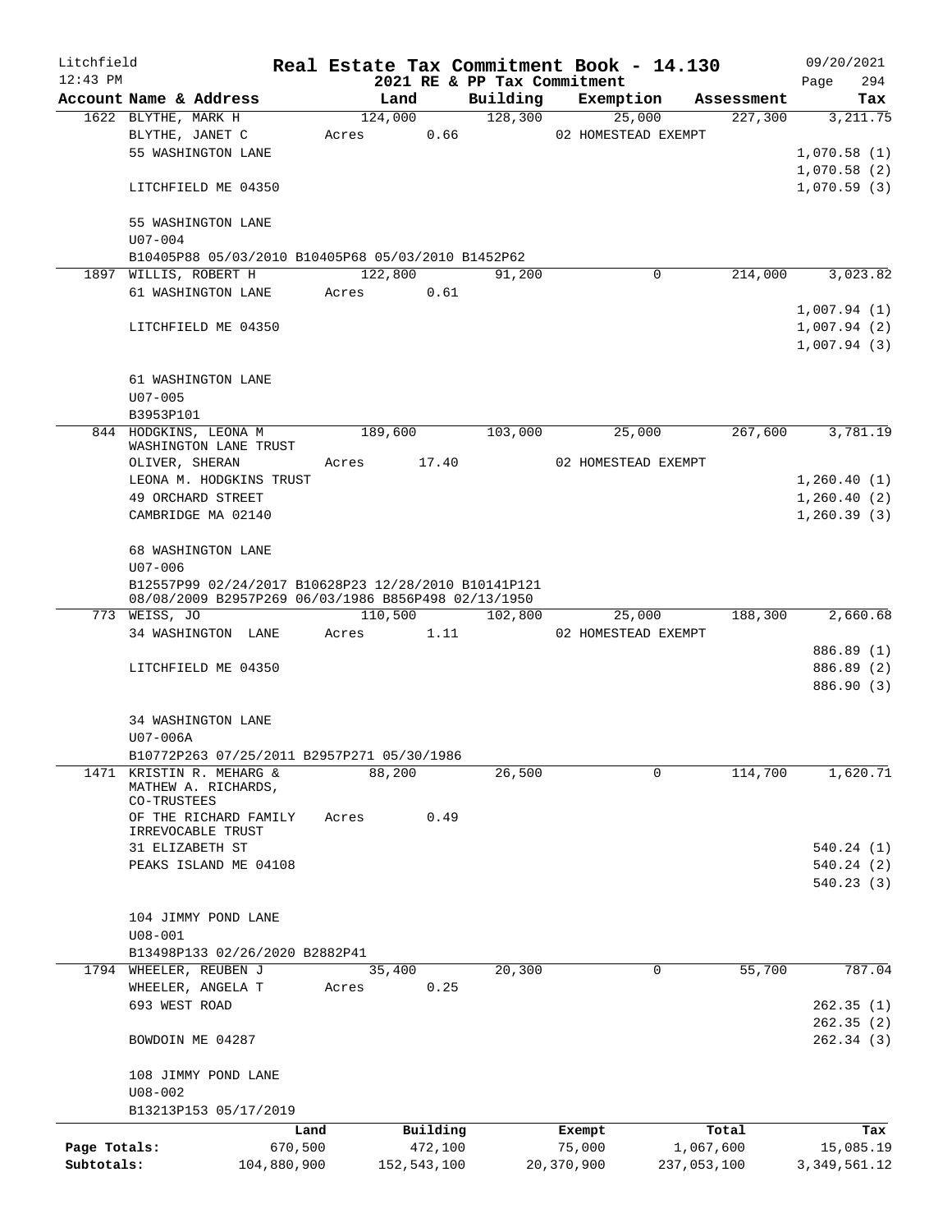Litchfield
12:43 PM

**Real Estate Tax Commitment Book - 14.130**

**2021 RE & PP Tax Commitment**

09/20/2021
Page 294

| Account Name & Address | Land | Building | Exemption | Assessment | Tax |
|---|---|---|---|---|---|
| 1622 BLYTHE, MARK H | 124,000 | 128,300 | 25,000 | 227,300 | 3,211.75 |
| BLYTHE, JANET C | Acres 0.66 | | 02 HOMESTEAD EXEMPT | | |
| 55 WASHINGTON LANE | | | | | 1,070.58 (1) |
| | | | | | 1,070.58 (2) |
| LITCHFIELD ME 04350 | | | | | 1,070.59 (3) |
| 55 WASHINGTON LANE | | | | | |
| U07-004 | | | | | |
| B10405P88 05/03/2010 B10405P68 05/03/2010 B1452P62 | | | | | |
| 1897 WILLIS, ROBERT H | 122,800 | 91,200 | 0 | 214,000 | 3,023.82 |
| 61 WASHINGTON LANE | Acres 0.61 | | | | |
| | | | | | 1,007.94 (1) |
| LITCHFIELD ME 04350 | | | | | 1,007.94 (2) |
| | | | | | 1,007.94 (3) |
| 61 WASHINGTON LANE | | | | | |
| U07-005 | | | | | |
| B3953P101 | | | | | |
| 844 HODGKINS, LEONA M WASHINGTON LANE TRUST | 189,600 | 103,000 | 25,000 | 267,600 | 3,781.19 |
| OLIVER, SHERAN | Acres 17.40 | | 02 HOMESTEAD EXEMPT | | |
| LEONA M. HODGKINS TRUST | | | | | 1,260.40 (1) |
| 49 ORCHARD STREET | | | | | 1,260.40 (2) |
| CAMBRIDGE MA 02140 | | | | | 1,260.39 (3) |
| 68 WASHINGTON LANE | | | | | |
| U07-006 | | | | | |
| B12557P99 02/24/2017 B10628P23 12/28/2010 B10141P121 08/08/2009 B2957P269 06/03/1986 B856P498 02/13/1950 | | | | | |
| 773 WEISS, JO | 110,500 | 102,800 | 25,000 | 188,300 | 2,660.68 |
| 34 WASHINGTON LANE | Acres 1.11 | | 02 HOMESTEAD EXEMPT | | |
| | | | | | 886.89 (1) |
| LITCHFIELD ME 04350 | | | | | 886.89 (2) |
| | | | | | 886.90 (3) |
| 34 WASHINGTON LANE | | | | | |
| U07-006A | | | | | |
| B10772P263 07/25/2011 B2957P271 05/30/1986 | | | | | |
| 1471 KRISTIN R. MEHARG & MATHEW A. RICHARDS, CO-TRUSTEES | 88,200 | 26,500 | 0 | 114,700 | 1,620.71 |
| OF THE RICHARD FAMILY IRREVOCABLE TRUST | Acres 0.49 | | | | |
| 31 ELIZABETH ST | | | | | 540.24 (1) |
| PEAKS ISLAND ME 04108 | | | | | 540.24 (2) |
| | | | | | 540.23 (3) |
| 104 JIMMY POND LANE | | | | | |
| U08-001 | | | | | |
| B13498P133 02/26/2020 B2882P41 | | | | | |
| 1794 WHEELER, REUBEN J | 35,400 | 20,300 | 0 | 55,700 | 787.04 |
| WHEELER, ANGELA T | Acres 0.25 | | | | |
| 693 WEST ROAD | | | | | 262.35 (1) |
| | | | | | 262.35 (2) |
| BOWDOIN ME 04287 | | | | | 262.34 (3) |
| 108 JIMMY POND LANE | | | | | |
| U08-002 | | | | | |
| B13213P153 05/17/2019 | | | | | |

| | Land | Building | Exempt | Total | Tax |
|---|---|---|---|---|---|
| Page Totals: | 670,500 | 472,100 | 75,000 | 1,067,600 | 15,085.19 |
| Subtotals: | 104,880,900 | 152,543,100 | 20,370,900 | 237,053,100 | 3,349,561.12 |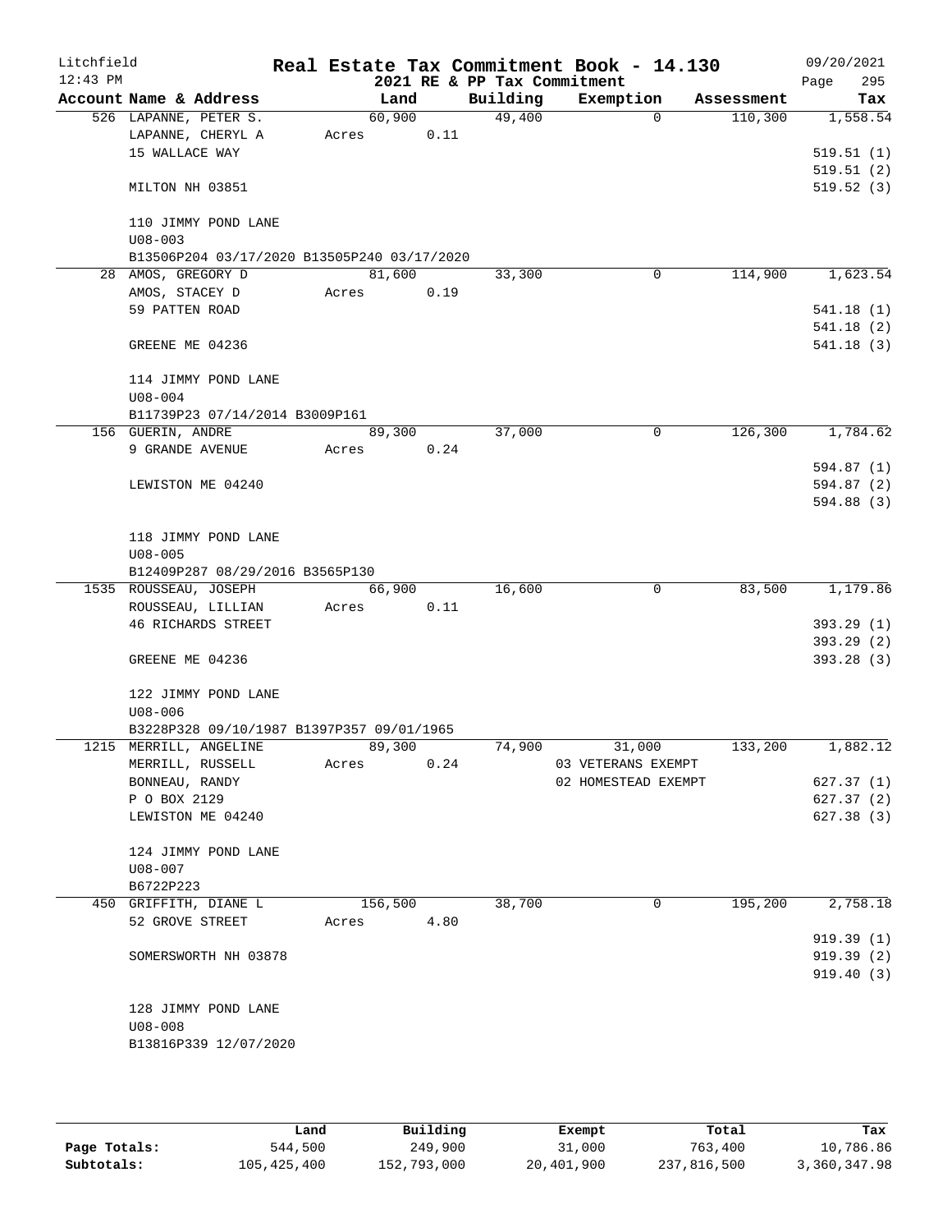Litchfield
12:43 PM

# Real Estate Tax Commitment Book - 14.130

2021 RE & PP Tax Commitment

09/20/2021
Page 295

| Account Name & Address | Land | Building | Exemption | Assessment | Tax |
|---|---|---|---|---|---|
| 526 LAPANNE, PETER S. | 60,900 | 49,400 | 0 | 110,300 | 1,558.54 |
| LAPANNE, CHERYL A | Acres 0.11 | | | | |
| 15 WALLACE WAY | | | | | 519.51 (1) |
| | | | | | 519.51 (2) |
| MILTON NH 03851 | | | | | 519.52 (3) |
| 110 JIMMY POND LANE | | | | | |
| U08-003 | | | | | |
| B13506P204 03/17/2020 B13505P240 03/17/2020 | | | | | |
| 28 AMOS, GREGORY D | 81,600 | 33,300 | 0 | 114,900 | 1,623.54 |
| AMOS, STACEY D | Acres 0.19 | | | | |
| 59 PATTEN ROAD | | | | | 541.18 (1) |
| | | | | | 541.18 (2) |
| GREENE ME 04236 | | | | | 541.18 (3) |
| 114 JIMMY POND LANE | | | | | |
| U08-004 | | | | | |
| B11739P23 07/14/2014 B3009P161 | | | | | |
| 156 GUERIN, ANDRE | 89,300 | 37,000 | 0 | 126,300 | 1,784.62 |
| 9 GRANDE AVENUE | Acres 0.24 | | | | |
| | | | | | 594.87 (1) |
| LEWISTON ME 04240 | | | | | 594.87 (2) |
| | | | | | 594.88 (3) |
| 118 JIMMY POND LANE | | | | | |
| U08-005 | | | | | |
| B12409P287 08/29/2016 B3565P130 | | | | | |
| 1535 ROUSSEAU, JOSEPH | 66,900 | 16,600 | 0 | 83,500 | 1,179.86 |
| ROUSSEAU, LILLIAN | Acres 0.11 | | | | |
| 46 RICHARDS STREET | | | | | 393.29 (1) |
| | | | | | 393.29 (2) |
| GREENE ME 04236 | | | | | 393.28 (3) |
| 122 JIMMY POND LANE | | | | | |
| U08-006 | | | | | |
| B3228P328 09/10/1987 B1397P357 09/01/1965 | | | | | |
| 1215 MERRILL, ANGELINE | 89,300 | 74,900 | 31,000 | 133,200 | 1,882.12 |
| MERRILL, RUSSELL | Acres 0.24 | | 03 VETERANS EXEMPT | | |
| BONNEAU, RANDY | | | 02 HOMESTEAD EXEMPT | | 627.37 (1) |
| P O BOX 2129 | | | | | 627.37 (2) |
| LEWISTON ME 04240 | | | | | 627.38 (3) |
| 124 JIMMY POND LANE | | | | | |
| U08-007 | | | | | |
| B6722P223 | | | | | |
| 450 GRIFFITH, DIANE L | 156,500 | 38,700 | 0 | 195,200 | 2,758.18 |
| 52 GROVE STREET | Acres 4.80 | | | | |
| | | | | | 919.39 (1) |
| SOMERSWORTH NH 03878 | | | | | 919.39 (2) |
| | | | | | 919.40 (3) |
| 128 JIMMY POND LANE | | | | | |
| U08-008 | | | | | |
| B13816P339 12/07/2020 | | | | | |

| | Land | Building | Exempt | Total | Tax |
|---|---|---|---|---|---|
| Page Totals: | 544,500 | 249,900 | 31,000 | 763,400 | 10,786.86 |
| Subtotals: | 105,425,400 | 152,793,000 | 20,401,900 | 237,816,500 | 3,360,347.98 |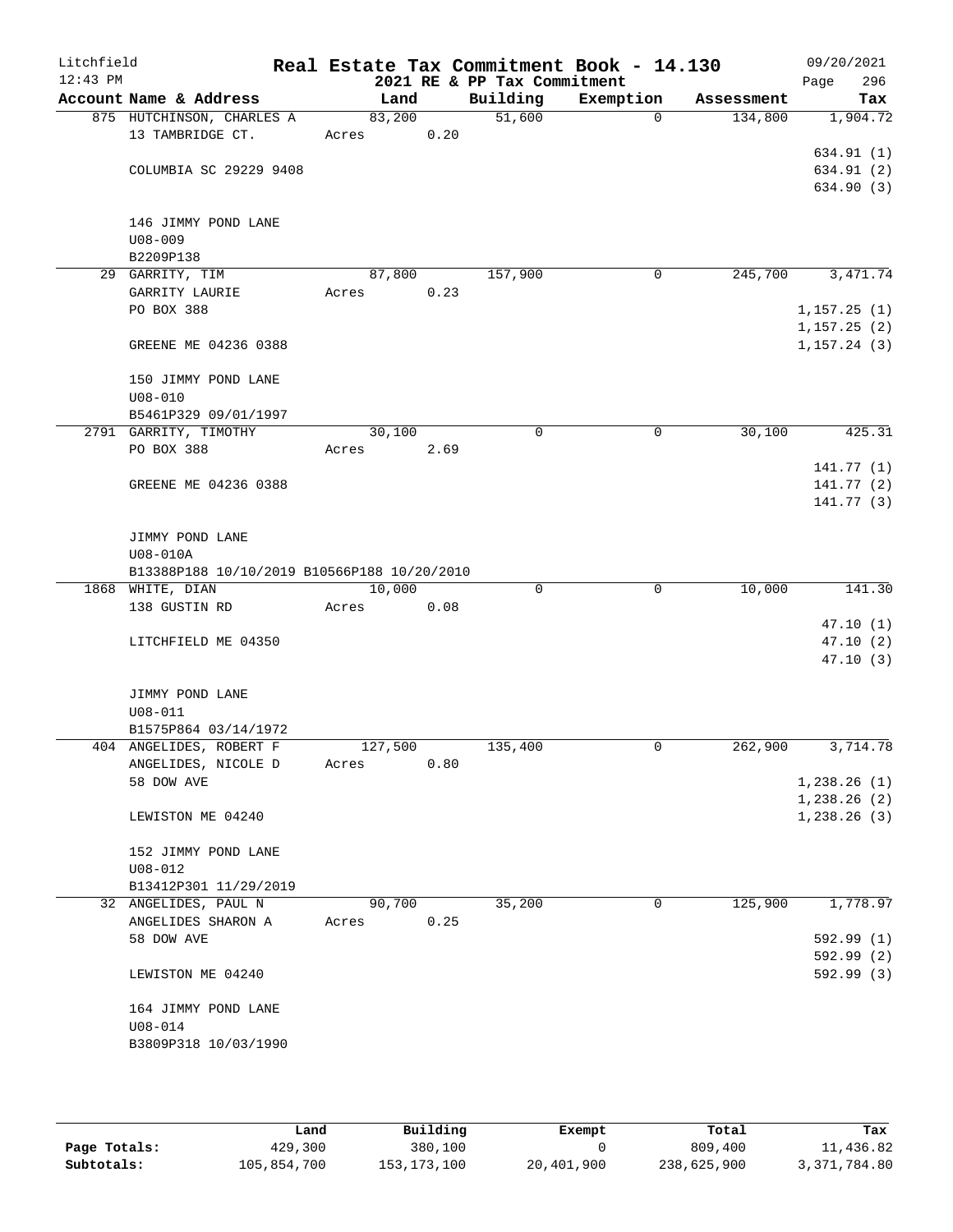Litchfield 12:43 PM

# Real Estate Tax Commitment Book - 14.130

2021 RE & PP Tax Commitment

09/20/2021 Page 296

| Account Name & Address | Land | Building | Exemption | Assessment | Tax |
|---|---|---|---|---|---|
| 875 HUTCHINSON, CHARLES A<br>13 TAMBRIDGE CT.<br><br>COLUMBIA SC 29229 9408<br><br>146 JIMMY POND LANE<br>U08-009<br>B2209P138 | 83,200<br>Acres 0.20 | 51,600 | 0 | 134,800 | 1,904.72<br><br>634.91 (1)<br>634.91 (2)<br>634.90 (3) |
| 29 GARRITY, TIM<br>GARRITY LAURIE<br>PO BOX 388<br><br>GREENE ME 04236 0388<br><br>150 JIMMY POND LANE<br>U08-010<br>B5461P329 09/01/1997 | 87,800<br>Acres 0.23 | 157,900 | 0 | 245,700 | 3,471.74<br><br>1,157.25 (1)<br>1,157.25 (2)<br>1,157.24 (3) |
| 2791 GARRITY, TIMOTHY<br>PO BOX 388<br><br>GREENE ME 04236 0388<br><br>JIMMY POND LANE<br>U08-010A<br>B13388P188 10/10/2019 B10566P188 10/20/2010 | 30,100<br>Acres 2.69 | 0 | 0 | 30,100 | 425.31<br><br>141.77 (1)<br>141.77 (2)<br>141.77 (3) |
| 1868 WHITE, DIAN<br>138 GUSTIN RD<br><br>LITCHFIELD ME 04350<br><br>JIMMY POND LANE<br>U08-011<br>B1575P864 03/14/1972 | 10,000<br>Acres 0.08 | 0 | 0 | 10,000 | 141.30<br><br>47.10 (1)<br>47.10 (2)<br>47.10 (3) |
| 404 ANGELIDES, ROBERT F<br>ANGELIDES, NICOLE D<br>58 DOW AVE<br><br>LEWISTON ME 04240<br><br>152 JIMMY POND LANE<br>U08-012<br>B13412P301 11/29/2019 | 127,500<br>Acres 0.80 | 135,400 | 0 | 262,900 | 3,714.78<br><br>1,238.26 (1)<br>1,238.26 (2)<br>1,238.26 (3) |
| 32 ANGELIDES, PAUL N<br>ANGELIDES SHARON A<br>58 DOW AVE<br><br>LEWISTON ME 04240<br><br>164 JIMMY POND LANE<br>U08-014<br>B3809P318 10/03/1990 | 90,700<br>Acres 0.25 | 35,200 | 0 | 125,900 | 1,778.97<br><br>592.99 (1)<br>592.99 (2)<br>592.99 (3) |

| | Land | Building | Exempt | Total | Tax |
|---|---|---|---|---|---|
| Page Totals: | 429,300 | 380,100 | 0 | 809,400 | 11,436.82 |
| Subtotals: | 105,854,700 | 153,173,100 | 20,401,900 | 238,625,900 | 3,371,784.80 |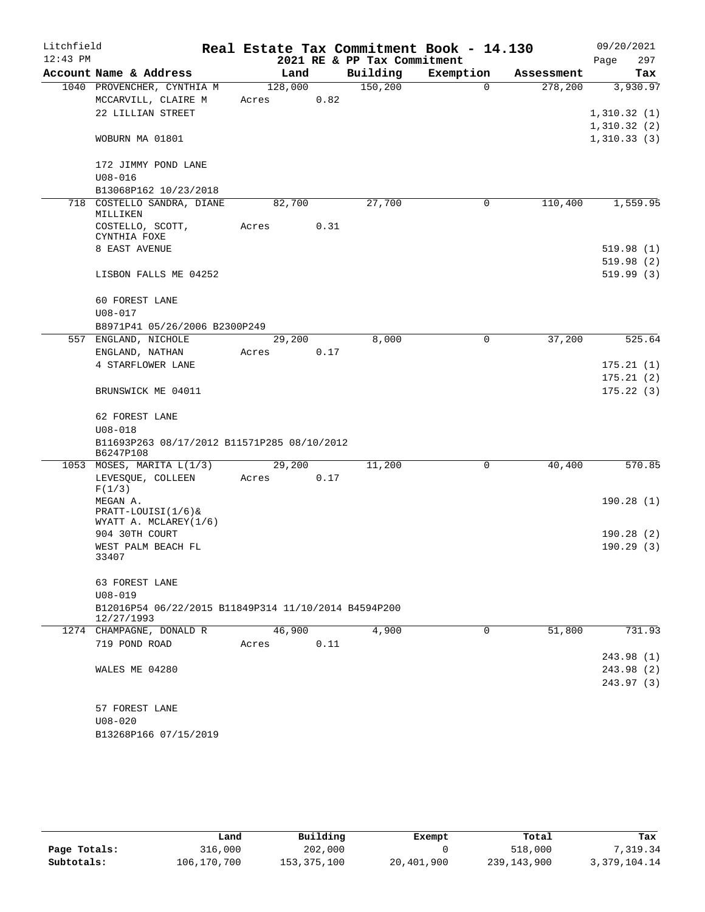Litchfield
12:43 PM

# Real Estate Tax Commitment Book - 14.130

2021 RE & PP Tax Commitment

09/20/2021

| Account | Name & Address | Land | Building | Exemption | Assessment | Tax |
|---|---|---|---|---|---|---|
| 1040 | PROVENCHER, CYNTHIA M | 128,000 | 150,200 | 0 | 278,200 | 3,930.97 |
| | MCCARVILL, CLAIRE M | Acres 0.82 | | | | |
| | 22 LILLIAN STREET | | | | | 1,310.32 (1) |
| | | | | | | 1,310.32 (2) |
| | WOBURN MA 01801 | | | | | 1,310.33 (3) |
| | 172 JIMMY POND LANE | | | | | |
| | U08-016 | | | | | |
| | B13068P162 10/23/2018 | | | | | |
| 718 | COSTELLO SANDRA, DIANE MILLIKEN | 82,700 | 27,700 | 0 | 110,400 | 1,559.95 |
| | COSTELLO, SCOTT, CYNTHIA FOXE | Acres 0.31 | | | | |
| | 8 EAST AVENUE | | | | | 519.98 (1) |
| | | | | | | 519.98 (2) |
| | LISBON FALLS ME 04252 | | | | | 519.99 (3) |
| | 60 FOREST LANE | | | | | |
| | U08-017 | | | | | |
| | B8971P41 05/26/2006 B2300P249 | | | | | |
| 557 | ENGLAND, NICHOLE | 29,200 | 8,000 | 0 | 37,200 | 525.64 |
| | ENGLAND, NATHAN | Acres 0.17 | | | | |
| | 4 STARFLOWER LANE | | | | | 175.21 (1) |
| | | | | | | 175.21 (2) |
| | BRUNSWICK ME 04011 | | | | | 175.22 (3) |
| | 62 FOREST LANE | | | | | |
| | U08-018 | | | | | |
| | B11693P263 08/17/2012 B11571P285 08/10/2012 B6247P108 | | | | | |
| 1053 | MOSES, MARITA L(1/3) | 29,200 | 11,200 | 0 | 40,400 | 570.85 |
| | LEVESQUE, COLLEEN F(1/3) | Acres 0.17 | | | | |
| | MEGAN A. PRATT-LOUISI(1/6)& WYATT A. MCLAREY(1/6) | | | | | 190.28 (1) |
| | 904 30TH COURT | | | | | 190.28 (2) |
| | WEST PALM BEACH FL 33407 | | | | | 190.29 (3) |
| | 63 FOREST LANE | | | | | |
| | U08-019 | | | | | |
| | B12016P54 06/22/2015 B11849P314 11/10/2014 B4594P200 12/27/1993 | | | | | |
| 1274 | CHAMPAGNE, DONALD R | 46,900 | 4,900 | 0 | 51,800 | 731.93 |
| | 719 POND ROAD | Acres 0.11 | | | | |
| | | | | | | 243.98 (1) |
| | WALES ME 04280 | | | | | 243.98 (2) |
| | | | | | | 243.97 (3) |
| | 57 FOREST LANE | | | | | |
| | U08-020 | | | | | |
| | B13268P166 07/15/2019 | | | | | |

| | Land | Building | Exempt | Total | Tax |
|---|---|---|---|---|---|
| Page Totals: | 316,000 | 202,000 | 0 | 518,000 | 7,319.34 |
| Subtotals: | 106,170,700 | 153,375,100 | 20,401,900 | 239,143,900 | 3,379,104.14 |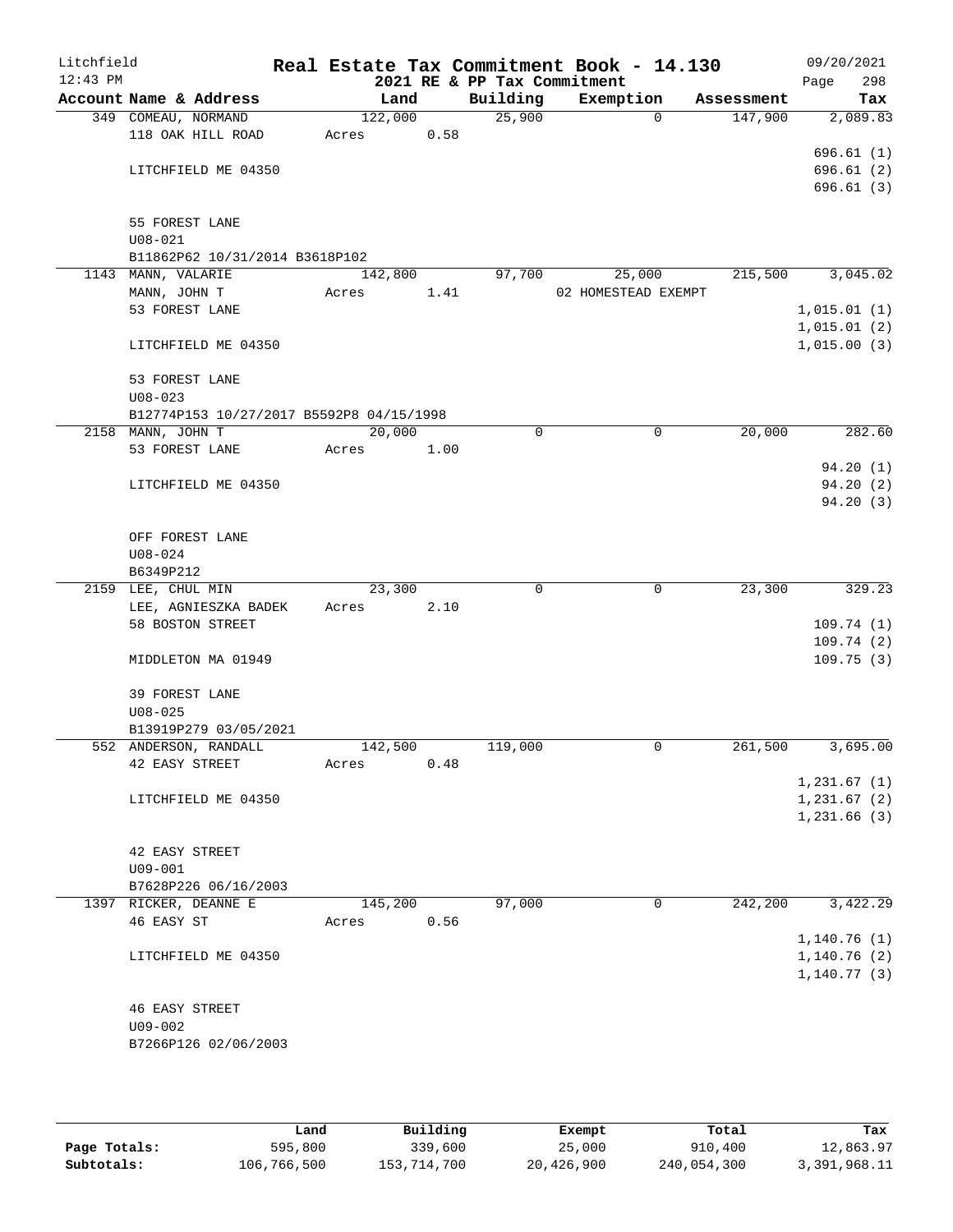Litchfield
12:43 PM

# Real Estate Tax Commitment Book - 14.130
## 2021 RE & PP Tax Commitment

09/20/2021
Page 298

| Account Name & Address | Land | Building | Exemption | Assessment | Tax |
|---|---|---|---|---|---|
| 349 COMEAU, NORMAND | 122,000 | 25,900 | 0 | 147,900 | 2,089.83 |
| 118 OAK HILL ROAD | Acres 0.58 | | | | |
| | | | | | 696.61 (1) |
| LITCHFIELD ME 04350 | | | | | 696.61 (2) |
| | | | | | 696.61 (3) |
| 55 FOREST LANE | | | | | |
| U08-021 | | | | | |
| B11862P62 10/31/2014 B3618P102 | | | | | |
| 1143 MANN, VALARIE | 142,800 | 97,700 | 25,000 | 215,500 | 3,045.02 |
| MANN, JOHN T | Acres 1.41 | | 02 HOMESTEAD EXEMPT | | |
| 53 FOREST LANE | | | | | 1,015.01 (1) |
| | | | | | 1,015.01 (2) |
| LITCHFIELD ME 04350 | | | | | 1,015.00 (3) |
| 53 FOREST LANE | | | | | |
| U08-023 | | | | | |
| B12774P153 10/27/2017 B5592P8 04/15/1998 | | | | | |
| 2158 MANN, JOHN T | 20,000 | 0 | 0 | 20,000 | 282.60 |
| 53 FOREST LANE | Acres 1.00 | | | | |
| | | | | | 94.20 (1) |
| LITCHFIELD ME 04350 | | | | | 94.20 (2) |
| | | | | | 94.20 (3) |
| OFF FOREST LANE | | | | | |
| U08-024 | | | | | |
| B6349P212 | | | | | |
| 2159 LEE, CHUL MIN | 23,300 | 0 | 0 | 23,300 | 329.23 |
| LEE, AGNIESZKA BADEK | Acres 2.10 | | | | |
| 58 BOSTON STREET | | | | | 109.74 (1) |
| | | | | | 109.74 (2) |
| MIDDLETON MA 01949 | | | | | 109.75 (3) |
| 39 FOREST LANE | | | | | |
| U08-025 | | | | | |
| B13919P279 03/05/2021 | | | | | |
| 552 ANDERSON, RANDALL | 142,500 | 119,000 | 0 | 261,500 | 3,695.00 |
| 42 EASY STREET | Acres 0.48 | | | | |
| | | | | | 1,231.67 (1) |
| LITCHFIELD ME 04350 | | | | | 1,231.67 (2) |
| | | | | | 1,231.66 (3) |
| 42 EASY STREET | | | | | |
| U09-001 | | | | | |
| B7628P226 06/16/2003 | | | | | |
| 1397 RICKER, DEANNE E | 145,200 | 97,000 | 0 | 242,200 | 3,422.29 |
| 46 EASY ST | Acres 0.56 | | | | |
| | | | | | 1,140.76 (1) |
| LITCHFIELD ME 04350 | | | | | 1,140.76 (2) |
| | | | | | 1,140.77 (3) |
| 46 EASY STREET | | | | | |
| U09-002 | | | | | |
| B7266P126 02/06/2003 | | | | | |

| | Land | Building | Exempt | Total | Tax |
|---|---|---|---|---|---|
| Page Totals: | 595,800 | 339,600 | 25,000 | 910,400 | 12,863.97 |
| Subtotals: | 106,766,500 | 153,714,700 | 20,426,900 | 240,054,300 | 3,391,968.11 |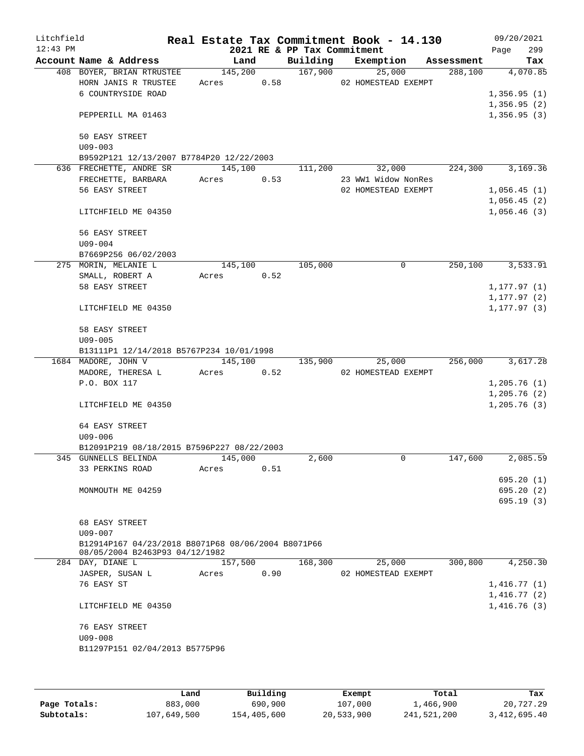Litchfield
12:43 PM

# Real Estate Tax Commitment Book - 14.130

2021 RE & PP Tax Commitment

09/20/2021

| Account Name & Address | Land | Building | Exemption | Assessment | Tax |
|---|---|---|---|---|---|
| 408 BOYER, BRIAN RTRUSTEE | 145,200 | 167,900 | 25,000 | 288,100 | 4,070.85 |
| HORN JANIS R TRUSTEE | Acres 0.58 | | 02 HOMESTEAD EXEMPT | | |
| 6 COUNTRYSIDE ROAD | | | | | 1,356.95 (1) |
| | | | | | 1,356.95 (2) |
| PEPPERILL MA 01463 | | | | | 1,356.95 (3) |
| 50 EASY STREET | | | | | |
| U09-003 | | | | | |
| B9592P121 12/13/2007 B7784P20 12/22/2003 | | | | | |
| 636 FRECHETTE, ANDRE SR | 145,100 | 111,200 | 32,000 | 224,300 | 3,169.36 |
| FRECHETTE, BARBARA | Acres 0.53 | | 23 WW1 Widow NonRes | | |
| 56 EASY STREET | | | 02 HOMESTEAD EXEMPT | | 1,056.45 (1) |
| | | | | | 1,056.45 (2) |
| LITCHFIELD ME 04350 | | | | | 1,056.46 (3) |
| 56 EASY STREET | | | | | |
| U09-004 | | | | | |
| B7669P256 06/02/2003 | | | | | |
| 275 MORIN, MELANIE L | 145,100 | 105,000 | 0 | 250,100 | 3,533.91 |
| SMALL, ROBERT A | Acres 0.52 | | | | |
| 58 EASY STREET | | | | | 1,177.97 (1) |
| | | | | | 1,177.97 (2) |
| LITCHFIELD ME 04350 | | | | | 1,177.97 (3) |
| 58 EASY STREET | | | | | |
| U09-005 | | | | | |
| B13111P1 12/14/2018 B5767P234 10/01/1998 | | | | | |
| 1684 MADORE, JOHN V | 145,100 | 135,900 | 25,000 | 256,000 | 3,617.28 |
| MADORE, THERESA L | Acres 0.52 | | 02 HOMESTEAD EXEMPT | | |
| P.O. BOX 117 | | | | | 1,205.76 (1) |
| | | | | | 1,205.76 (2) |
| LITCHFIELD ME 04350 | | | | | 1,205.76 (3) |
| 64 EASY STREET | | | | | |
| U09-006 | | | | | |
| B12091P219 08/18/2015 B7596P227 08/22/2003 | | | | | |
| 345 GUNNELLS BELINDA | 145,000 | 2,600 | 0 | 147,600 | 2,085.59 |
| 33 PERKINS ROAD | Acres 0.51 | | | | |
| | | | | | 695.20 (1) |
| MONMOUTH ME 04259 | | | | | 695.20 (2) |
| | | | | | 695.19 (3) |
| 68 EASY STREET | | | | | |
| U09-007 | | | | | |
| B12914P167 04/23/2018 B8071P68 08/06/2004 B8071P66 08/05/2004 B2463P93 04/12/1982 | | | | | |
| 284 DAY, DIANE L | 157,500 | 168,300 | 25,000 | 300,800 | 4,250.30 |
| JASPER, SUSAN L | Acres 0.90 | | 02 HOMESTEAD EXEMPT | | |
| 76 EASY ST | | | | | 1,416.77 (1) |
| | | | | | 1,416.77 (2) |
| LITCHFIELD ME 04350 | | | | | 1,416.76 (3) |
| 76 EASY STREET | | | | | |
| U09-008 | | | | | |
| B11297P151 02/04/2013 B5775P96 | | | | | |

| | Land | Building | Exempt | Total | Tax |
|---|---|---|---|---|---|
| Page Totals: | 883,000 | 690,900 | 107,000 | 1,466,900 | 20,727.29 |
| Subtotals: | 107,649,500 | 154,405,600 | 20,533,900 | 241,521,200 | 3,412,695.40 |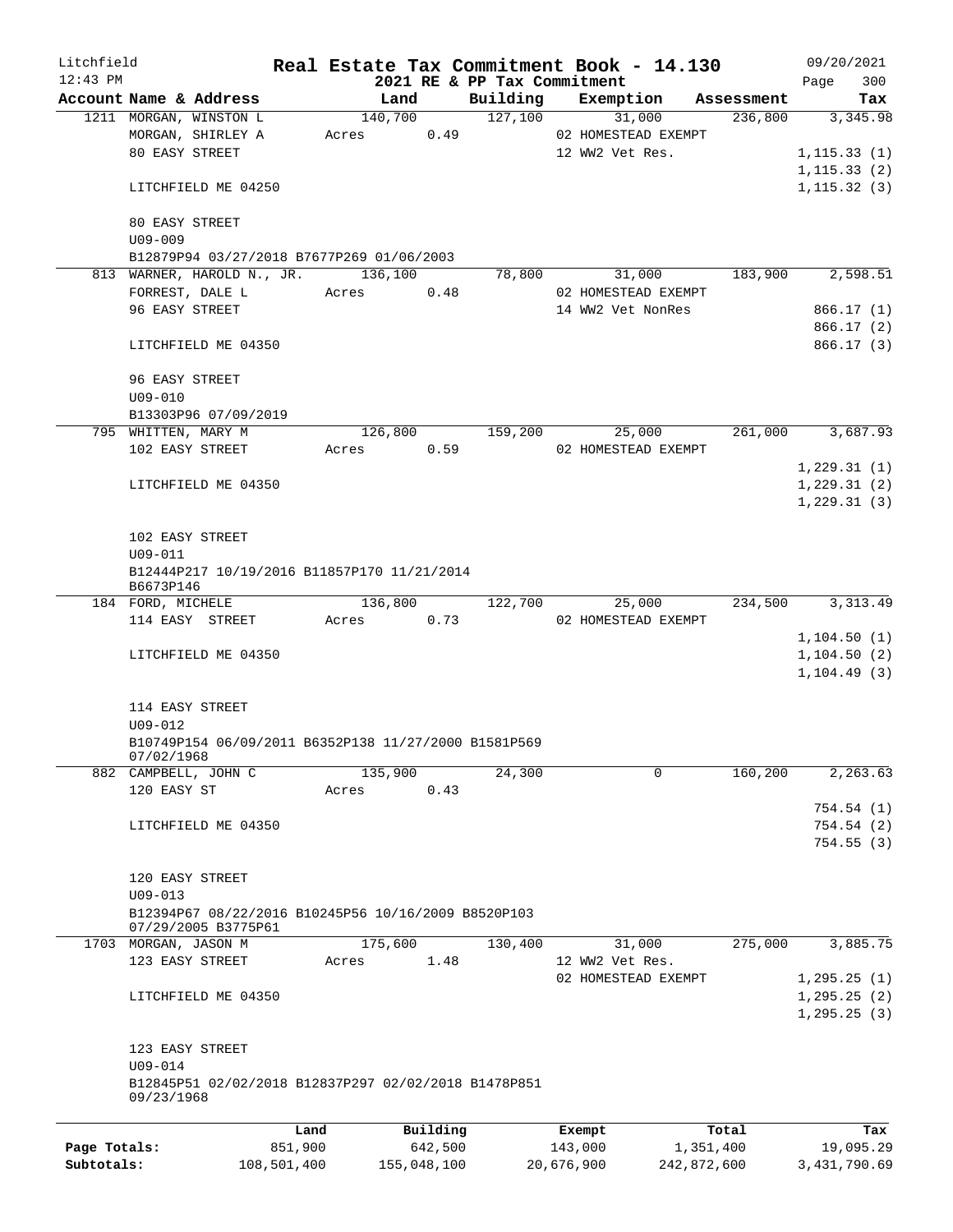Litchfield
12:43 PM

**Real Estate Tax Commitment Book - 14.130**
**2021 RE & PP Tax Commitment**

09/20/2021

| Account Name & Address | Land | Building | Exemption | Assessment | Tax |
|---|---|---|---|---|---|
| 1211 MORGAN, WINSTON L | 140,700 | 127,100 | 31,000 | 236,800 | 3,345.98 |
| MORGAN, SHIRLEY A | Acres 0.49 | | 02 HOMESTEAD EXEMPT | | |
| 80 EASY STREET | | | 12 WW2 Vet Res. | | 1,115.33 (1) |
| | | | | | 1,115.33 (2) |
| LITCHFIELD ME 04250 | | | | | 1,115.32 (3) |
| 80 EASY STREET | | | | | |
| U09-009 | | | | | |
| B12879P94 03/27/2018 B7677P269 01/06/2003 | | | | | |
| 813 WARNER, HAROLD N., JR. | 136,100 | 78,800 | 31,000 | 183,900 | 2,598.51 |
| FORREST, DALE L | Acres 0.48 | | 02 HOMESTEAD EXEMPT | | |
| 96 EASY STREET | | | 14 WW2 Vet NonRes | | 866.17 (1) |
| | | | | | 866.17 (2) |
| LITCHFIELD ME 04350 | | | | | 866.17 (3) |
| 96 EASY STREET | | | | | |
| U09-010 | | | | | |
| B13303P96 07/09/2019 | | | | | |
| 795 WHITTEN, MARY M | 126,800 | 159,200 | 25,000 | 261,000 | 3,687.93 |
| 102 EASY STREET | Acres 0.59 | | 02 HOMESTEAD EXEMPT | | |
| | | | | | 1,229.31 (1) |
| LITCHFIELD ME 04350 | | | | | 1,229.31 (2) |
| | | | | | 1,229.31 (3) |
| 102 EASY STREET | | | | | |
| U09-011 | | | | | |
| B12444P217 10/19/2016 B11857P170 11/21/2014 B6673P146 | | | | | |
| 184 FORD, MICHELE | 136,800 | 122,700 | 25,000 | 234,500 | 3,313.49 |
| 114 EASY STREET | Acres 0.73 | | 02 HOMESTEAD EXEMPT | | |
| | | | | | 1,104.50 (1) |
| LITCHFIELD ME 04350 | | | | | 1,104.50 (2) |
| | | | | | 1,104.49 (3) |
| 114 EASY STREET | | | | | |
| U09-012 | | | | | |
| B10749P154 06/09/2011 B6352P138 11/27/2000 B1581P569 07/02/1968 | | | | | |
| 882 CAMPBELL, JOHN C | 135,900 | 24,300 | 0 | 160,200 | 2,263.63 |
| 120 EASY ST | Acres 0.43 | | | | |
| | | | | | 754.54 (1) |
| LITCHFIELD ME 04350 | | | | | 754.54 (2) |
| | | | | | 754.55 (3) |
| 120 EASY STREET | | | | | |
| U09-013 | | | | | |
| B12394P67 08/22/2016 B10245P56 10/16/2009 B8520P103 07/29/2005 B3775P61 | | | | | |
| 1703 MORGAN, JASON M | 175,600 | 130,400 | 31,000 | 275,000 | 3,885.75 |
| 123 EASY STREET | Acres 1.48 | | 12 WW2 Vet Res. | | |
| | | | 02 HOMESTEAD EXEMPT | | 1,295.25 (1) |
| LITCHFIELD ME 04350 | | | | | 1,295.25 (2) |
| | | | | | 1,295.25 (3) |
| 123 EASY STREET | | | | | |
| U09-014 | | | | | |
| B12845P51 02/02/2018 B12837P297 02/02/2018 B1478P851 09/23/1968 | | | | | |

| | Land | Building | Exempt | Total | Tax |
|---|---|---|---|---|---|
| Page Totals: | 851,900 | 642,500 | 143,000 | 1,351,400 | 19,095.29 |
| Subtotals: | 108,501,400 | 155,048,100 | 20,676,900 | 242,872,600 | 3,431,790.69 |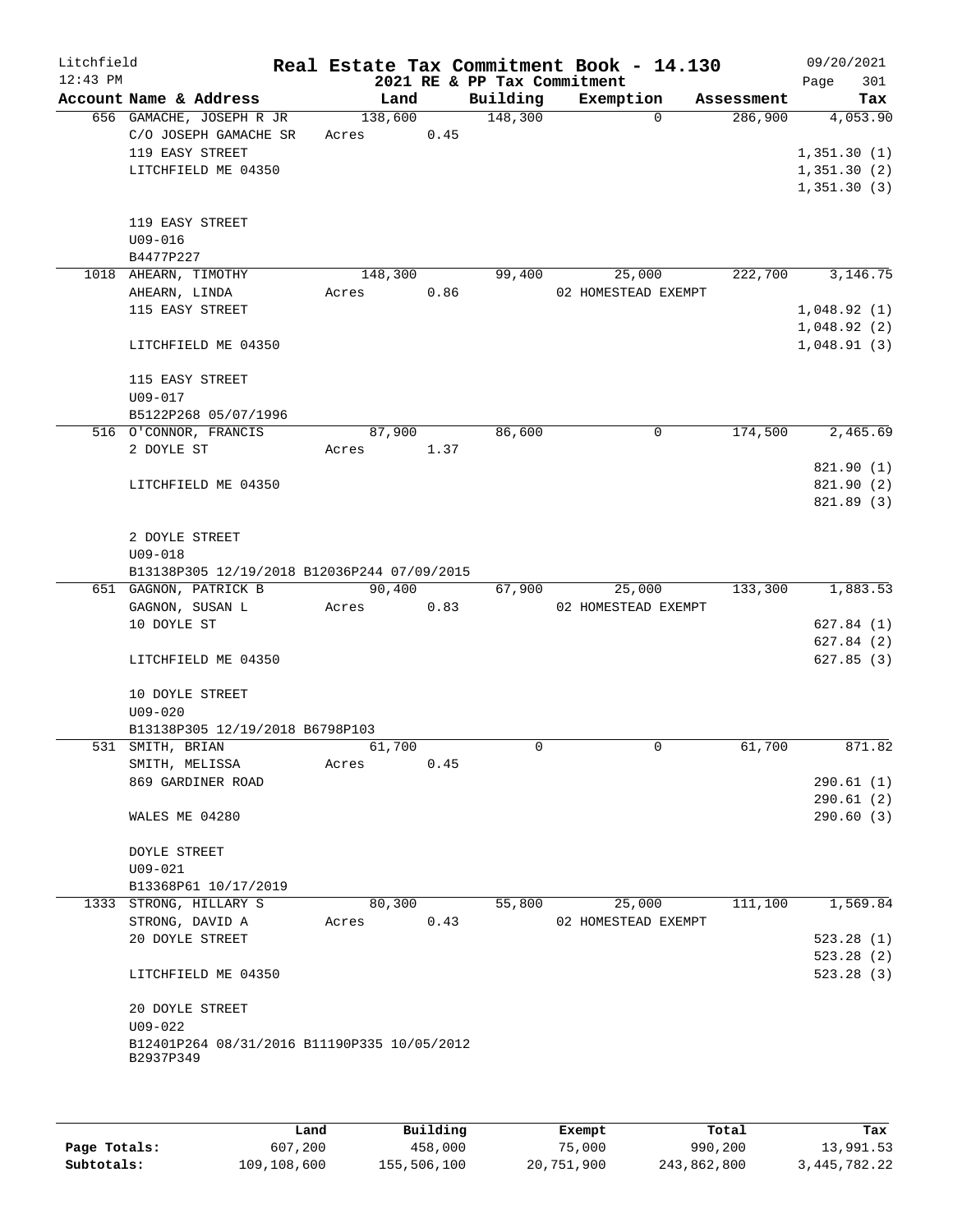Litchfield 12:43 PM

# Real Estate Tax Commitment Book - 14.130

## 2021 RE & PP Tax Commitment

09/20/2021 Page 301

| Account Name & Address | Land | Building | Exemption | Assessment | Tax |
|---|---|---|---|---|---|
| 656 GAMACHE, JOSEPH R JR | 138,600 | 148,300 | 0 | 286,900 | 4,053.90 |
| C/O JOSEPH GAMACHE SR | Acres 0.45 | | | | |
| 119 EASY STREET | | | | | 1,351.30 (1) |
| LITCHFIELD ME 04350 | | | | | 1,351.30 (2) |
| | | | | | 1,351.30 (3) |
| 119 EASY STREET | | | | | |
| U09-016 | | | | | |
| B4477P227 | | | | | |
| 1018 AHEARN, TIMOTHY | 148,300 | 99,400 | 25,000 | 222,700 | 3,146.75 |
| AHEARN, LINDA | Acres 0.86 | | 02 HOMESTEAD EXEMPT | | |
| 115 EASY STREET | | | | | 1,048.92 (1) |
| | | | | | 1,048.92 (2) |
| LITCHFIELD ME 04350 | | | | | 1,048.91 (3) |
| 115 EASY STREET | | | | | |
| U09-017 | | | | | |
| B5122P268 05/07/1996 | | | | | |
| 516 O'CONNOR, FRANCIS | 87,900 | 86,600 | 0 | 174,500 | 2,465.69 |
| 2 DOYLE ST | Acres 1.37 | | | | |
| | | | | | 821.90 (1) |
| LITCHFIELD ME 04350 | | | | | 821.90 (2) |
| | | | | | 821.89 (3) |
| 2 DOYLE STREET | | | | | |
| U09-018 | | | | | |
| B13138P305 12/19/2018 B12036P244 07/09/2015 | | | | | |
| 651 GAGNON, PATRICK B | 90,400 | 67,900 | 25,000 | 133,300 | 1,883.53 |
| GAGNON, SUSAN L | Acres 0.83 | | 02 HOMESTEAD EXEMPT | | |
| 10 DOYLE ST | | | | | 627.84 (1) |
| | | | | | 627.84 (2) |
| LITCHFIELD ME 04350 | | | | | 627.85 (3) |
| 10 DOYLE STREET | | | | | |
| U09-020 | | | | | |
| B13138P305 12/19/2018 B6798P103 | | | | | |
| 531 SMITH, BRIAN | 61,700 | 0 | 0 | 61,700 | 871.82 |
| SMITH, MELISSA | Acres 0.45 | | | | |
| 869 GARDINER ROAD | | | | | 290.61 (1) |
| | | | | | 290.61 (2) |
| WALES ME 04280 | | | | | 290.60 (3) |
| DOYLE STREET | | | | | |
| U09-021 | | | | | |
| B13368P61 10/17/2019 | | | | | |
| 1333 STRONG, HILLARY S | 80,300 | 55,800 | 25,000 | 111,100 | 1,569.84 |
| STRONG, DAVID A | Acres 0.43 | | 02 HOMESTEAD EXEMPT | | |
| 20 DOYLE STREET | | | | | 523.28 (1) |
| | | | | | 523.28 (2) |
| LITCHFIELD ME 04350 | | | | | 523.28 (3) |
| 20 DOYLE STREET | | | | | |
| U09-022 | | | | | |
| B12401P264 08/31/2016 B11190P335 10/05/2012 B2937P349 | | | | | |

| | Land | Building | Exempt | Total | Tax |
|---|---|---|---|---|---|
| Page Totals: | 607,200 | 458,000 | 75,000 | 990,200 | 13,991.53 |
| Subtotals: | 109,108,600 | 155,506,100 | 20,751,900 | 243,862,800 | 3,445,782.22 |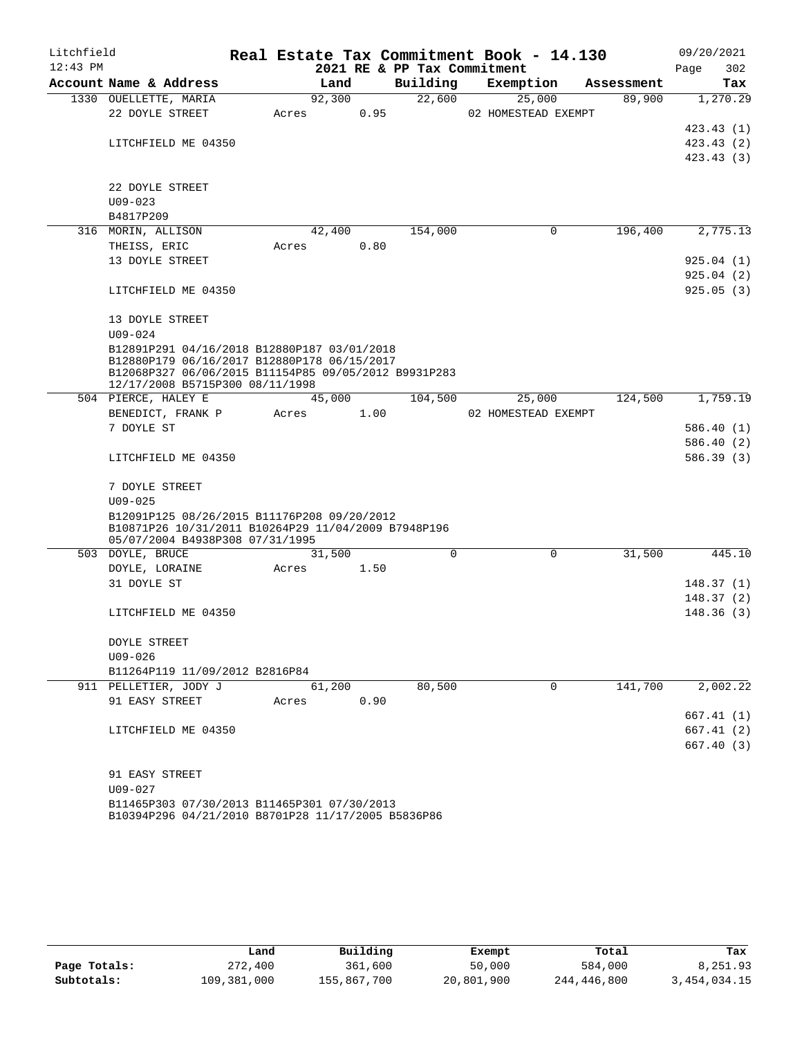# Real Estate Tax Commitment Book - 14.130

Litchfield 12:43 PM — 2021 RE & PP Tax Commitment — 09/20/2021

| Account Name & Address | Land | Building | Exemption | Assessment | Tax |
|---|---|---|---|---|---|
| 1330 OUELLETTE, MARIA | 92,300 | 22,600 | 25,000 | 89,900 | 1,270.29 |
| 22 DOYLE STREET | Acres 0.95 | | 02 HOMESTEAD EXEMPT | | |
| | | | | | 423.43 (1) |
| LITCHFIELD ME 04350 | | | | | 423.43 (2) |
| | | | | | 423.43 (3) |
| 22 DOYLE STREET | | | | | |
| U09-023 | | | | | |
| B4817P209 | | | | | |
| 316 MORIN, ALLISON | 42,400 | 154,000 | 0 | 196,400 | 2,775.13 |
| THEISS, ERIC | Acres 0.80 | | | | |
| 13 DOYLE STREET | | | | | 925.04 (1) |
| | | | | | 925.04 (2) |
| LITCHFIELD ME 04350 | | | | | 925.05 (3) |
| 13 DOYLE STREET | | | | | |
| U09-024 | | | | | |
| B12891P291 04/16/2018 B12880P187 03/01/2018 B12880P179 06/16/2017 B12880P178 06/15/2017 B12068P327 06/06/2015 B11154P85 09/05/2012 B9931P283 12/17/2008 B5715P300 08/11/1998 | | | | | |
| 504 PIERCE, HALEY E | 45,000 | 104,500 | 25,000 | 124,500 | 1,759.19 |
| BENEDICT, FRANK P | Acres 1.00 | | 02 HOMESTEAD EXEMPT | | |
| 7 DOYLE ST | | | | | 586.40 (1) |
| | | | | | 586.40 (2) |
| LITCHFIELD ME 04350 | | | | | 586.39 (3) |
| 7 DOYLE STREET | | | | | |
| U09-025 | | | | | |
| B12091P125 08/26/2015 B11176P208 09/20/2012 B10871P26 10/31/2011 B10264P29 11/04/2009 B7948P196 05/07/2004 B4938P308 07/31/1995 | | | | | |
| 503 DOYLE, BRUCE | 31,500 | 0 | 0 | 31,500 | 445.10 |
| DOYLE, LORAINE | Acres 1.50 | | | | |
| 31 DOYLE ST | | | | | 148.37 (1) |
| | | | | | 148.37 (2) |
| LITCHFIELD ME 04350 | | | | | 148.36 (3) |
| DOYLE STREET | | | | | |
| U09-026 | | | | | |
| B11264P119 11/09/2012 B2816P84 | | | | | |
| 911 PELLETIER, JODY J | 61,200 | 80,500 | 0 | 141,700 | 2,002.22 |
| 91 EASY STREET | Acres 0.90 | | | | |
| | | | | | 667.41 (1) |
| LITCHFIELD ME 04350 | | | | | 667.41 (2) |
| | | | | | 667.40 (3) |
| 91 EASY STREET | | | | | |
| U09-027 | | | | | |
| B11465P303 07/30/2013 B11465P301 07/30/2013 B10394P296 04/21/2010 B8701P28 11/17/2005 B5836P86 | | | | | |

| | Land | Building | Exempt | Total | Tax |
|---|---|---|---|---|---|
| Page Totals: | 272,400 | 361,600 | 50,000 | 584,000 | 8,251.93 |
| Subtotals: | 109,381,000 | 155,867,700 | 20,801,900 | 244,446,800 | 3,454,034.15 |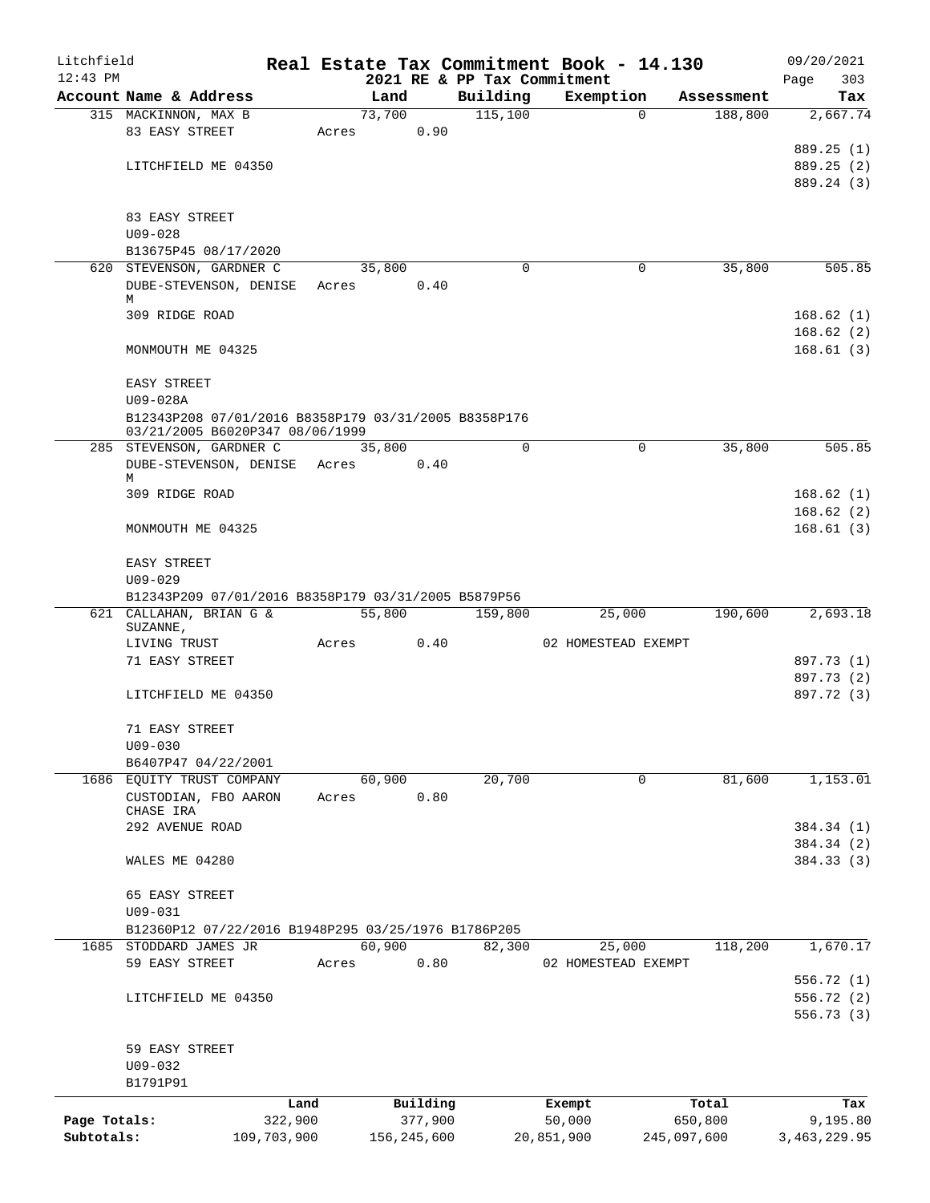# Real Estate Tax Commitment Book - 14.130

## 2021 RE & PP Tax Commitment

Litchfield 12:43 PM — 09/20/2021 — Page 303

| Account Name & Address | Land | Building | Exemption | Assessment | Tax |
|---|---|---|---|---|---|
| 315 MACKINNON, MAX B | 73,700 | 115,100 | 0 | 188,800 | 2,667.74 |
| 83 EASY STREET | Acres 0.90 | | | | |
| | | | | | 889.25 (1) |
| LITCHFIELD ME 04350 | | | | | 889.25 (2) |
| | | | | | 889.24 (3) |
| 83 EASY STREET | | | | | |
| U09-028 | | | | | |
| B13675P45 08/17/2020 | | | | | |
| 620 STEVENSON, GARDNER C | 35,800 | 0 | 0 | 35,800 | 505.85 |
| DUBE-STEVENSON, DENISE M | Acres 0.40 | | | | |
| 309 RIDGE ROAD | | | | | 168.62 (1) |
| | | | | | 168.62 (2) |
| MONMOUTH ME 04325 | | | | | 168.61 (3) |
| EASY STREET | | | | | |
| U09-028A | | | | | |
| B12343P208 07/01/2016 B8358P179 03/31/2005 B8358P176 03/21/2005 B6020P347 08/06/1999 | | | | | |
| 285 STEVENSON, GARDNER C | 35,800 | 0 | 0 | 35,800 | 505.85 |
| DUBE-STEVENSON, DENISE M | Acres 0.40 | | | | |
| 309 RIDGE ROAD | | | | | 168.62 (1) |
| | | | | | 168.62 (2) |
| MONMOUTH ME 04325 | | | | | 168.61 (3) |
| EASY STREET | | | | | |
| U09-029 | | | | | |
| B12343P209 07/01/2016 B8358P179 03/31/2005 B5879P56 | | | | | |
| 621 CALLAHAN, BRIAN G & SUZANNE, | 55,800 | 159,800 | 25,000 | 190,600 | 2,693.18 |
| LIVING TRUST | Acres 0.40 | | 02 HOMESTEAD EXEMPT | | |
| 71 EASY STREET | | | | | 897.73 (1) |
| | | | | | 897.73 (2) |
| LITCHFIELD ME 04350 | | | | | 897.72 (3) |
| 71 EASY STREET | | | | | |
| U09-030 | | | | | |
| B6407P47 04/22/2001 | | | | | |
| 1686 EQUITY TRUST COMPANY | 60,900 | 20,700 | 0 | 81,600 | 1,153.01 |
| CUSTODIAN, FBO AARON CHASE IRA | Acres 0.80 | | | | |
| 292 AVENUE ROAD | | | | | 384.34 (1) |
| | | | | | 384.34 (2) |
| WALES ME 04280 | | | | | 384.33 (3) |
| 65 EASY STREET | | | | | |
| U09-031 | | | | | |
| B12360P12 07/22/2016 B1948P295 03/25/1976 B1786P205 | | | | | |
| 1685 STODDARD JAMES JR | 60,900 | 82,300 | 25,000 | 118,200 | 1,670.17 |
| 59 EASY STREET | Acres 0.80 | | 02 HOMESTEAD EXEMPT | | |
| | | | | | 556.72 (1) |
| LITCHFIELD ME 04350 | | | | | 556.72 (2) |
| | | | | | 556.73 (3) |
| 59 EASY STREET | | | | | |
| U09-032 | | | | | |
| B1791P91 | | | | | |

| | Land | Building | Exempt | Total | Tax |
|---|---|---|---|---|---|
| Page Totals: | 322,900 | 377,900 | 50,000 | 650,800 | 9,195.80 |
| Subtotals: | 109,703,900 | 156,245,600 | 20,851,900 | 245,097,600 | 3,463,229.95 |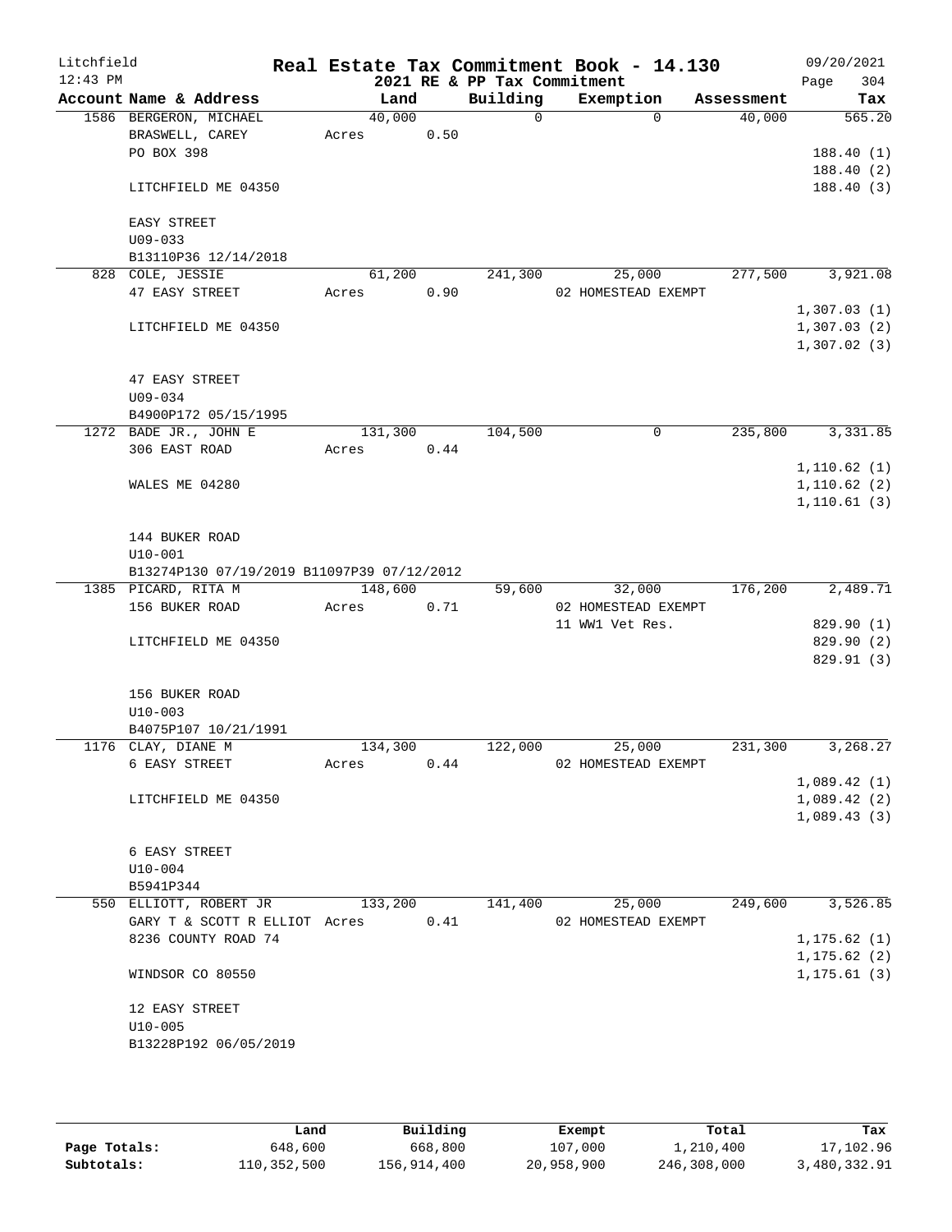Litchfield
12:43 PM

# Real Estate Tax Commitment Book - 14.130

2021 RE & PP Tax Commitment

09/20/2021
Page 304

| Account Name & Address | Land | Building | Exemption | Assessment | Tax |
|---|---|---|---|---|---|
| 1586 BERGERON, MICHAEL | 40,000 | 0 | 0 | 40,000 | 565.20 |
| BRASWELL, CAREY | Acres 0.50 | | | | |
| PO BOX 398 | | | | | 188.40 (1) |
| | | | | | 188.40 (2) |
| LITCHFIELD ME 04350 | | | | | 188.40 (3) |
| EASY STREET | | | | | |
| U09-033 | | | | | |
| B13110P36 12/14/2018 | | | | | |
| 828 COLE, JESSIE | 61,200 | 241,300 | 25,000 | 277,500 | 3,921.08 |
| 47 EASY STREET | Acres 0.90 | | 02 HOMESTEAD EXEMPT | | |
| | | | | | 1,307.03 (1) |
| LITCHFIELD ME 04350 | | | | | 1,307.03 (2) |
| | | | | | 1,307.02 (3) |
| 47 EASY STREET | | | | | |
| U09-034 | | | | | |
| B4900P172 05/15/1995 | | | | | |
| 1272 BADE JR., JOHN E | 131,300 | 104,500 | 0 | 235,800 | 3,331.85 |
| 306 EAST ROAD | Acres 0.44 | | | | |
| | | | | | 1,110.62 (1) |
| WALES ME 04280 | | | | | 1,110.62 (2) |
| | | | | | 1,110.61 (3) |
| 144 BUKER ROAD | | | | | |
| U10-001 | | | | | |
| B13274P130 07/19/2019 B11097P39 07/12/2012 | | | | | |
| 1385 PICARD, RITA M | 148,600 | 59,600 | 32,000 | 176,200 | 2,489.71 |
| 156 BUKER ROAD | Acres 0.71 | | 02 HOMESTEAD EXEMPT | | |
| | | | 11 WW1 Vet Res. | | 829.90 (1) |
| LITCHFIELD ME 04350 | | | | | 829.90 (2) |
| | | | | | 829.91 (3) |
| 156 BUKER ROAD | | | | | |
| U10-003 | | | | | |
| B4075P107 10/21/1991 | | | | | |
| 1176 CLAY, DIANE M | 134,300 | 122,000 | 25,000 | 231,300 | 3,268.27 |
| 6 EASY STREET | Acres 0.44 | | 02 HOMESTEAD EXEMPT | | |
| | | | | | 1,089.42 (1) |
| LITCHFIELD ME 04350 | | | | | 1,089.42 (2) |
| | | | | | 1,089.43 (3) |
| 6 EASY STREET | | | | | |
| U10-004 | | | | | |
| B5941P344 | | | | | |
| 550 ELLIOTT, ROBERT JR | 133,200 | 141,400 | 25,000 | 249,600 | 3,526.85 |
| GARY T & SCOTT R ELLIOT | Acres 0.41 | | 02 HOMESTEAD EXEMPT | | |
| 8236 COUNTY ROAD 74 | | | | | 1,175.62 (1) |
| | | | | | 1,175.62 (2) |
| WINDSOR CO 80550 | | | | | 1,175.61 (3) |
| 12 EASY STREET | | | | | |
| U10-005 | | | | | |
| B13228P192 06/05/2019 | | | | | |

| | Land | Building | Exempt | Total | Tax |
|---|---|---|---|---|---|
| Page Totals: | 648,600 | 668,800 | 107,000 | 1,210,400 | 17,102.96 |
| Subtotals: | 110,352,500 | 156,914,400 | 20,958,900 | 246,308,000 | 3,480,332.91 |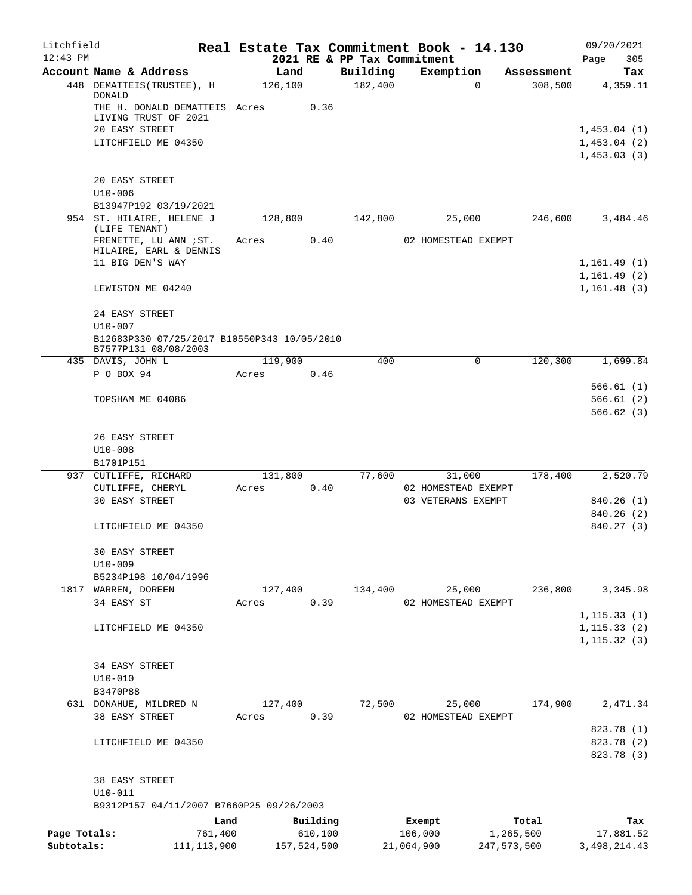# Real Estate Tax Commitment Book - 14.130

Litchfield 12:43 PM — 2021 RE & PP Tax Commitment — 09/20/2021

| Account Name & Address | Land | Building | Exemption | Assessment | Tax |
|---|---|---|---|---|---|
| 448 DEMATTEIS(TRUSTEE), H DONALD | 126,100 | 182,400 | 0 | 308,500 | 4,359.11 |
| THE H. DONALD DEMATTEIS LIVING TRUST OF 2021 | Acres 0.36 | | | | |
| 20 EASY STREET | | | | | 1,453.04 (1) |
| LITCHFIELD ME 04350 | | | | | 1,453.04 (2) |
| | | | | | 1,453.03 (3) |
| 20 EASY STREET | | | | | |
| U10-006 | | | | | |
| B13947P192 03/19/2021 | | | | | |
| 954 ST. HILAIRE, HELENE J (LIFE TENANT) | 128,800 | 142,800 | 25,000 | 246,600 | 3,484.46 |
| FRENETTE, LU ANN ;ST. HILAIRE, EARL & DENNIS | Acres 0.40 | | 02 HOMESTEAD EXEMPT | | |
| 11 BIG DEN'S WAY | | | | | 1,161.49 (1) |
| | | | | | 1,161.49 (2) |
| LEWISTON ME 04240 | | | | | 1,161.48 (3) |
| 24 EASY STREET | | | | | |
| U10-007 | | | | | |
| B12683P330 07/25/2017 B10550P343 10/05/2010 B7577P131 08/08/2003 | | | | | |
| 435 DAVIS, JOHN L | 119,900 | 400 | 0 | 120,300 | 1,699.84 |
| P O BOX 94 | Acres 0.46 | | | | |
| | | | | | 566.61 (1) |
| TOPSHAM ME 04086 | | | | | 566.61 (2) |
| | | | | | 566.62 (3) |
| 26 EASY STREET | | | | | |
| U10-008 | | | | | |
| B1701P151 | | | | | |
| 937 CUTLIFFE, RICHARD | 131,800 | 77,600 | 31,000 | 178,400 | 2,520.79 |
| CUTLIFFE, CHERYL | Acres 0.40 | | 02 HOMESTEAD EXEMPT | | |
| 30 EASY STREET | | | 03 VETERANS EXEMPT | | 840.26 (1) |
| | | | | | 840.26 (2) |
| LITCHFIELD ME 04350 | | | | | 840.27 (3) |
| 30 EASY STREET | | | | | |
| U10-009 | | | | | |
| B5234P198 10/04/1996 | | | | | |
| 1817 WARREN, DOREEN | 127,400 | 134,400 | 25,000 | 236,800 | 3,345.98 |
| 34 EASY ST | Acres 0.39 | | 02 HOMESTEAD EXEMPT | | |
| | | | | | 1,115.33 (1) |
| LITCHFIELD ME 04350 | | | | | 1,115.33 (2) |
| | | | | | 1,115.32 (3) |
| 34 EASY STREET | | | | | |
| U10-010 | | | | | |
| B3470P88 | | | | | |
| 631 DONAHUE, MILDRED N | 127,400 | 72,500 | 25,000 | 174,900 | 2,471.34 |
| 38 EASY STREET | Acres 0.39 | | 02 HOMESTEAD EXEMPT | | |
| | | | | | 823.78 (1) |
| LITCHFIELD ME 04350 | | | | | 823.78 (2) |
| | | | | | 823.78 (3) |
| 38 EASY STREET | | | | | |
| U10-011 | | | | | |
| B9312P157 04/11/2007 B7660P25 09/26/2003 | | | | | |

| | Land | Building | Exempt | Total | Tax |
|---|---|---|---|---|---|
| Page Totals: | 761,400 | 610,100 | 106,000 | 1,265,500 | 17,881.52 |
| Subtotals: | 111,113,900 | 157,524,500 | 21,064,900 | 247,573,500 | 3,498,214.43 |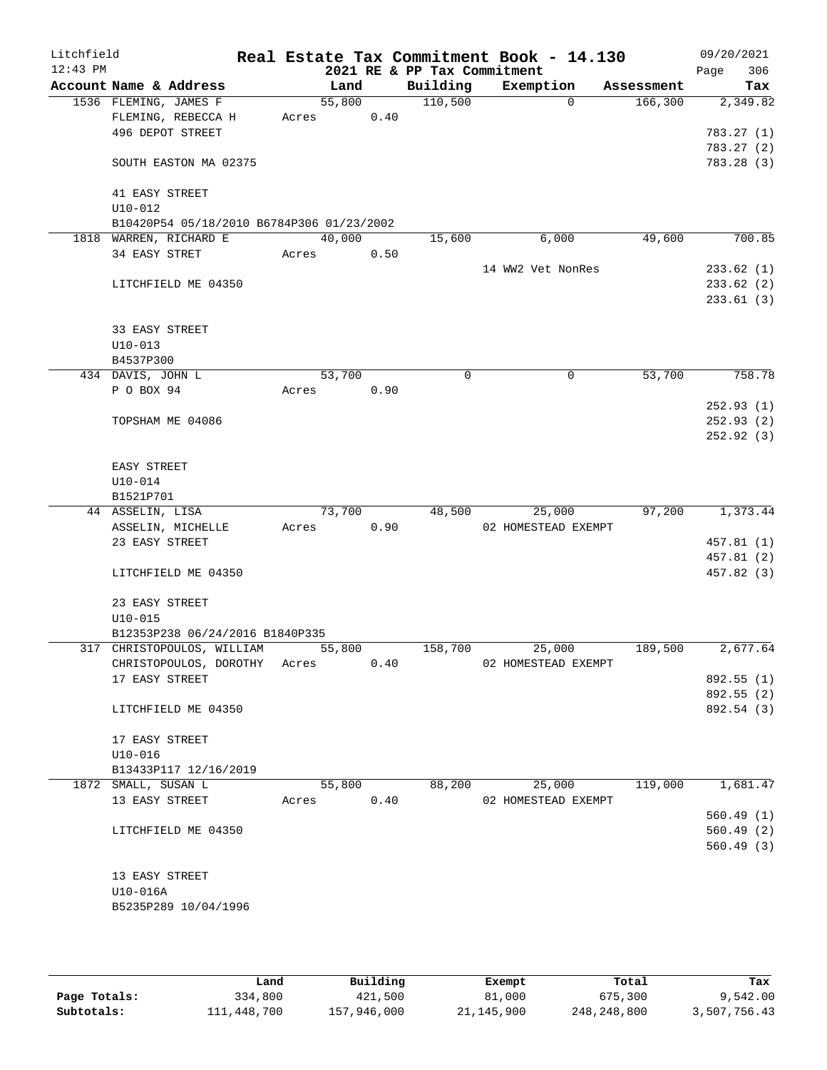Litchfield
12:43 PM

**Real Estate Tax Commitment Book - 14.130**
**2021 RE & PP Tax Commitment**

09/20/2021
Page 306

| Account Name & Address | Land | Building | Exemption | Assessment | Tax |
|---|---|---|---|---|---|
| 1536 FLEMING, JAMES F | 55,800 | 110,500 | 0 | 166,300 | 2,349.82 |
| FLEMING, REBECCA H | Acres 0.40 | | | | |
| 496 DEPOT STREET | | | | | 783.27 (1) |
| | | | | | 783.27 (2) |
| SOUTH EASTON MA 02375 | | | | | 783.28 (3) |
| 41 EASY STREET | | | | | |
| U10-012 | | | | | |
| B10420P54 05/18/2010 B6784P306 01/23/2002 | | | | | |
| 1818 WARREN, RICHARD E | 40,000 | 15,600 | 6,000 | 49,600 | 700.85 |
| 34 EASY STRET | Acres 0.50 | | | | |
| | | | 14 WW2 Vet NonRes | | 233.62 (1) |
| LITCHFIELD ME 04350 | | | | | 233.62 (2) |
| | | | | | 233.61 (3) |
| 33 EASY STREET | | | | | |
| U10-013 | | | | | |
| B4537P300 | | | | | |
| 434 DAVIS, JOHN L | 53,700 | 0 | 0 | 53,700 | 758.78 |
| P O BOX 94 | Acres 0.90 | | | | |
| | | | | | 252.93 (1) |
| TOPSHAM ME 04086 | | | | | 252.93 (2) |
| | | | | | 252.92 (3) |
| EASY STREET | | | | | |
| U10-014 | | | | | |
| B1521P701 | | | | | |
| 44 ASSELIN, LISA | 73,700 | 48,500 | 25,000 | 97,200 | 1,373.44 |
| ASSELIN, MICHELLE | Acres 0.90 | | 02 HOMESTEAD EXEMPT | | |
| 23 EASY STREET | | | | | 457.81 (1) |
| | | | | | 457.81 (2) |
| LITCHFIELD ME 04350 | | | | | 457.82 (3) |
| 23 EASY STREET | | | | | |
| U10-015 | | | | | |
| B12353P238 06/24/2016 B1840P335 | | | | | |
| 317 CHRISTOPOULOS, WILLIAM | 55,800 | 158,700 | 25,000 | 189,500 | 2,677.64 |
| CHRISTOPOULOS, DOROTHY | Acres 0.40 | | 02 HOMESTEAD EXEMPT | | |
| 17 EASY STREET | | | | | 892.55 (1) |
| | | | | | 892.55 (2) |
| LITCHFIELD ME 04350 | | | | | 892.54 (3) |
| 17 EASY STREET | | | | | |
| U10-016 | | | | | |
| B13433P117 12/16/2019 | | | | | |
| 1872 SMALL, SUSAN L | 55,800 | 88,200 | 25,000 | 119,000 | 1,681.47 |
| 13 EASY STREET | Acres 0.40 | | 02 HOMESTEAD EXEMPT | | |
| | | | | | 560.49 (1) |
| LITCHFIELD ME 04350 | | | | | 560.49 (2) |
| | | | | | 560.49 (3) |
| 13 EASY STREET | | | | | |
| U10-016A | | | | | |
| B5235P289 10/04/1996 | | | | | |

| | Land | Building | Exempt | Total | Tax |
|---|---|---|---|---|---|
| Page Totals: | 334,800 | 421,500 | 81,000 | 675,300 | 9,542.00 |
| Subtotals: | 111,448,700 | 157,946,000 | 21,145,900 | 248,248,800 | 3,507,756.43 |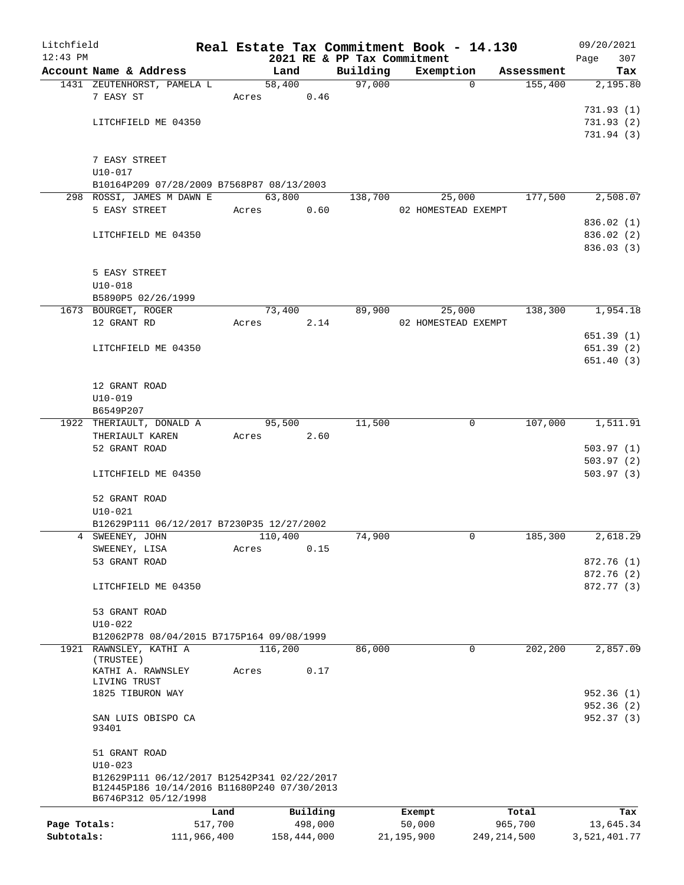Litchfield 12:43 PM

# Real Estate Tax Commitment Book - 14.130

2021 RE & PP Tax Commitment

09/20/2021 Page 307

| Account Name & Address | Land | Building | Exemption | Assessment | Tax |
|---|---|---|---|---|---|
| 1431 ZEUTENHORST, PAMELA L | 58,400 | 97,000 | 0 | 155,400 | 2,195.80 |
| 7 EASY ST | Acres 0.46 | | | | |
| | | | | | 731.93 (1) |
| LITCHFIELD ME 04350 | | | | | 731.93 (2) |
| | | | | | 731.94 (3) |
| 7 EASY STREET | | | | | |
| U10-017 | | | | | |
| B10164P209 07/28/2009 B7568P87 08/13/2003 | | | | | |
| 298 ROSSI, JAMES M DAWN E | 63,800 | 138,700 | 25,000 | 177,500 | 2,508.07 |
| 5 EASY STREET | Acres 0.60 | | 02 HOMESTEAD EXEMPT | | |
| | | | | | 836.02 (1) |
| LITCHFIELD ME 04350 | | | | | 836.02 (2) |
| | | | | | 836.03 (3) |
| 5 EASY STREET | | | | | |
| U10-018 | | | | | |
| B5890P5 02/26/1999 | | | | | |
| 1673 BOURGET, ROGER | 73,400 | 89,900 | 25,000 | 138,300 | 1,954.18 |
| 12 GRANT RD | Acres 2.14 | | 02 HOMESTEAD EXEMPT | | |
| | | | | | 651.39 (1) |
| LITCHFIELD ME 04350 | | | | | 651.39 (2) |
| | | | | | 651.40 (3) |
| 12 GRANT ROAD | | | | | |
| U10-019 | | | | | |
| B6549P207 | | | | | |
| 1922 THERIAULT, DONALD A | 95,500 | 11,500 | 0 | 107,000 | 1,511.91 |
| THERIAULT KAREN | Acres 2.60 | | | | |
| 52 GRANT ROAD | | | | | 503.97 (1) |
| | | | | | 503.97 (2) |
| LITCHFIELD ME 04350 | | | | | 503.97 (3) |
| 52 GRANT ROAD | | | | | |
| U10-021 | | | | | |
| B12629P111 06/12/2017 B7230P35 12/27/2002 | | | | | |
| 4 SWEENEY, JOHN | 110,400 | 74,900 | 0 | 185,300 | 2,618.29 |
| SWEENEY, LISA | Acres 0.15 | | | | |
| 53 GRANT ROAD | | | | | 872.76 (1) |
| | | | | | 872.76 (2) |
| LITCHFIELD ME 04350 | | | | | 872.77 (3) |
| 53 GRANT ROAD | | | | | |
| U10-022 | | | | | |
| B12062P78 08/04/2015 B7175P164 09/08/1999 | | | | | |
| 1921 RAWNSLEY, KATHI A (TRUSTEE) | 116,200 | 86,000 | 0 | 202,200 | 2,857.09 |
| KATHI A. RAWNSLEY LIVING TRUST | Acres 0.17 | | | | |
| 1825 TIBURON WAY | | | | | 952.36 (1) |
| | | | | | 952.36 (2) |
| SAN LUIS OBISPO CA 93401 | | | | | 952.37 (3) |
| 51 GRANT ROAD | | | | | |
| U10-023 | | | | | |
| B12629P111 06/12/2017 B12542P341 02/22/2017 B12445P186 10/14/2016 B11680P240 07/30/2013 B6746P312 05/12/1998 | | | | | |

| | Land | Building | Exempt | Total | Tax |
|---|---|---|---|---|---|
| Page Totals: | 517,700 | 498,000 | 50,000 | 965,700 | 13,645.34 |
| Subtotals: | 111,966,400 | 158,444,000 | 21,195,900 | 249,214,500 | 3,521,401.77 |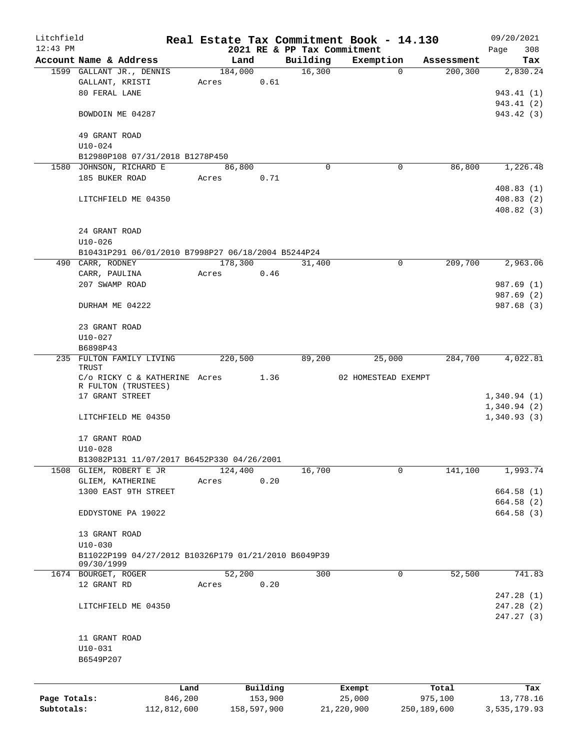Litchfield  Real Estate Tax Commitment Book - 14.130  09/20/2021
12:43 PM  2021 RE & PP Tax Commitment  Page 308

| Account Name & Address | Land | Building | Exemption | Assessment | Tax |
|---|---|---|---|---|---|
| 1599 GALLANT JR., DENNIS | 184,000 | 16,300 | 0 | 200,300 | 2,830.24 |
| GALLANT, KRISTI | Acres 0.61 | | | | |
| 80 FERAL LANE | | | | | 943.41 (1) |
| | | | | | 943.41 (2) |
| BOWDOIN ME 04287 | | | | | 943.42 (3) |
| 49 GRANT ROAD | | | | | |
| U10-024 | | | | | |
| B12980P108 07/31/2018 B1278P450 | | | | | |
| 1580 JOHNSON, RICHARD E | 86,800 | 0 | 0 | 86,800 | 1,226.48 |
| 185 BUKER ROAD | Acres 0.71 | | | | |
| | | | | | 408.83 (1) |
| LITCHFIELD ME 04350 | | | | | 408.83 (2) |
| | | | | | 408.82 (3) |
| 24 GRANT ROAD | | | | | |
| U10-026 | | | | | |
| B10431P291 06/01/2010 B7998P27 06/18/2004 B5244P24 | | | | | |
| 490 CARR, RODNEY | 178,300 | 31,400 | 0 | 209,700 | 2,963.06 |
| CARR, PAULINA | Acres 0.46 | | | | |
| 207 SWAMP ROAD | | | | | 987.69 (1) |
| | | | | | 987.69 (2) |
| DURHAM ME 04222 | | | | | 987.68 (3) |
| 23 GRANT ROAD | | | | | |
| U10-027 | | | | | |
| B6898P43 | | | | | |
| 235 FULTON FAMILY LIVING TRUST | 220,500 | 89,200 | 25,000 | 284,700 | 4,022.81 |
| C/o RICKY C & KATHERINE R FULTON (TRUSTEES) | Acres 1.36 | | 02 HOMESTEAD EXEMPT | | |
| 17 GRANT STREET | | | | | 1,340.94 (1) |
| | | | | | 1,340.94 (2) |
| LITCHFIELD ME 04350 | | | | | 1,340.93 (3) |
| 17 GRANT ROAD | | | | | |
| U10-028 | | | | | |
| B13082P131 11/07/2017 B6452P330 04/26/2001 | | | | | |
| 1508 GLIEM, ROBERT E JR | 124,400 | 16,700 | 0 | 141,100 | 1,993.74 |
| GLIEM, KATHERINE | Acres 0.20 | | | | |
| 1300 EAST 9TH STREET | | | | | 664.58 (1) |
| | | | | | 664.58 (2) |
| EDDYSTONE PA 19022 | | | | | 664.58 (3) |
| 13 GRANT ROAD | | | | | |
| U10-030 | | | | | |
| B11022P199 04/27/2012 B10326P179 01/21/2010 B6049P39 09/30/1999 | | | | | |
| 1674 BOURGET, ROGER | 52,200 | 300 | 0 | 52,500 | 741.83 |
| 12 GRANT RD | Acres 0.20 | | | | |
| | | | | | 247.28 (1) |
| LITCHFIELD ME 04350 | | | | | 247.28 (2) |
| | | | | | 247.27 (3) |
| 11 GRANT ROAD | | | | | |
| U10-031 | | | | | |
| B6549P207 | | | | | |

| | Land | Building | Exempt | Total | Tax |
|---|---|---|---|---|---|
| Page Totals: | 846,200 | 153,900 | 25,000 | 975,100 | 13,778.16 |
| Subtotals: | 112,812,600 | 158,597,900 | 21,220,900 | 250,189,600 | 3,535,179.93 |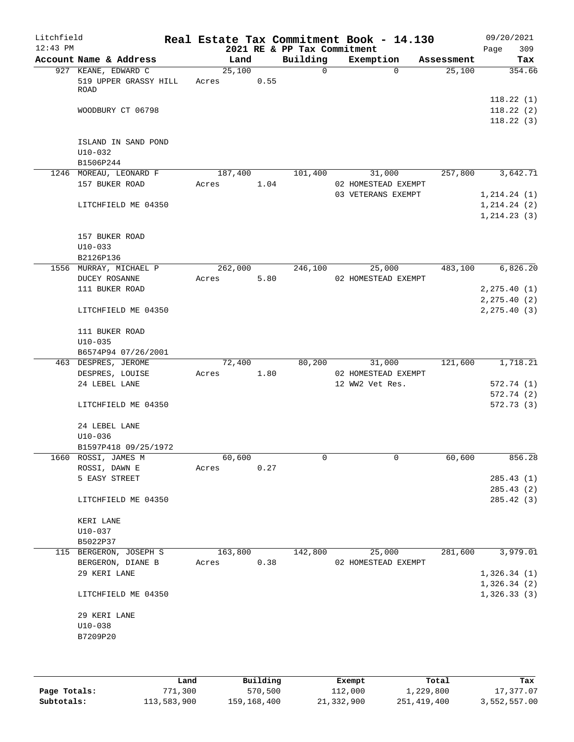Litchfield
12:43 PM

**Real Estate Tax Commitment Book - 14.130**
**2021 RE & PP Tax Commitment**

09/20/2021

| Account Name & Address | Land | Building | Exemption | Assessment | Tax |
|---|---|---|---|---|---|
| 927 KEANE, EDWARD C | 25,100 | 0 | 0 | 25,100 | 354.66 |
| 519 UPPER GRASSY HILL ROAD | Acres 0.55 | | | | |
| | | | | | 118.22 (1) |
| WOODBURY CT 06798 | | | | | 118.22 (2) |
| | | | | | 118.22 (3) |
| ISLAND IN SAND POND | | | | | |
| U10-032 | | | | | |
| B1506P244 | | | | | |
| 1246 MOREAU, LEONARD F | 187,400 | 101,400 | 31,000 | 257,800 | 3,642.71 |
| 157 BUKER ROAD | Acres 1.04 | | 02 HOMESTEAD EXEMPT | | |
| | | | 03 VETERANS EXEMPT | | 1,214.24 (1) |
| LITCHFIELD ME 04350 | | | | | 1,214.24 (2) |
| | | | | | 1,214.23 (3) |
| 157 BUKER ROAD | | | | | |
| U10-033 | | | | | |
| B2126P136 | | | | | |
| 1556 MURRAY, MICHAEL P | 262,000 | 246,100 | 25,000 | 483,100 | 6,826.20 |
| DUCEY ROSANNE | Acres 5.80 | | 02 HOMESTEAD EXEMPT | | |
| 111 BUKER ROAD | | | | | 2,275.40 (1) |
| | | | | | 2,275.40 (2) |
| LITCHFIELD ME 04350 | | | | | 2,275.40 (3) |
| 111 BUKER ROAD | | | | | |
| U10-035 | | | | | |
| B6574P94 07/26/2001 | | | | | |
| 463 DESPRES, JEROME | 72,400 | 80,200 | 31,000 | 121,600 | 1,718.21 |
| DESPRES, LOUISE | Acres 1.80 | | 02 HOMESTEAD EXEMPT | | |
| 24 LEBEL LANE | | | 12 WW2 Vet Res. | | 572.74 (1) |
| | | | | | 572.74 (2) |
| LITCHFIELD ME 04350 | | | | | 572.73 (3) |
| 24 LEBEL LANE | | | | | |
| U10-036 | | | | | |
| B1597P418 09/25/1972 | | | | | |
| 1660 ROSSI, JAMES M | 60,600 | 0 | 0 | 60,600 | 856.28 |
| ROSSI, DAWN E | Acres 0.27 | | | | |
| 5 EASY STREET | | | | | 285.43 (1) |
| | | | | | 285.43 (2) |
| LITCHFIELD ME 04350 | | | | | 285.42 (3) |
| KERI LANE | | | | | |
| U10-037 | | | | | |
| B5022P37 | | | | | |
| 115 BERGERON, JOSEPH S | 163,800 | 142,800 | 25,000 | 281,600 | 3,979.01 |
| BERGERON, DIANE B | Acres 0.38 | | 02 HOMESTEAD EXEMPT | | |
| 29 KERI LANE | | | | | 1,326.34 (1) |
| | | | | | 1,326.34 (2) |
| LITCHFIELD ME 04350 | | | | | 1,326.33 (3) |
| 29 KERI LANE | | | | | |
| U10-038 | | | | | |
| B7209P20 | | | | | |

| | Land | Building | Exempt | Total | Tax |
|---|---|---|---|---|---|
| **Page Totals:** | 771,300 | 570,500 | 112,000 | 1,229,800 | 17,377.07 |
| **Subtotals:** | 113,583,900 | 159,168,400 | 21,332,900 | 251,419,400 | 3,552,557.00 |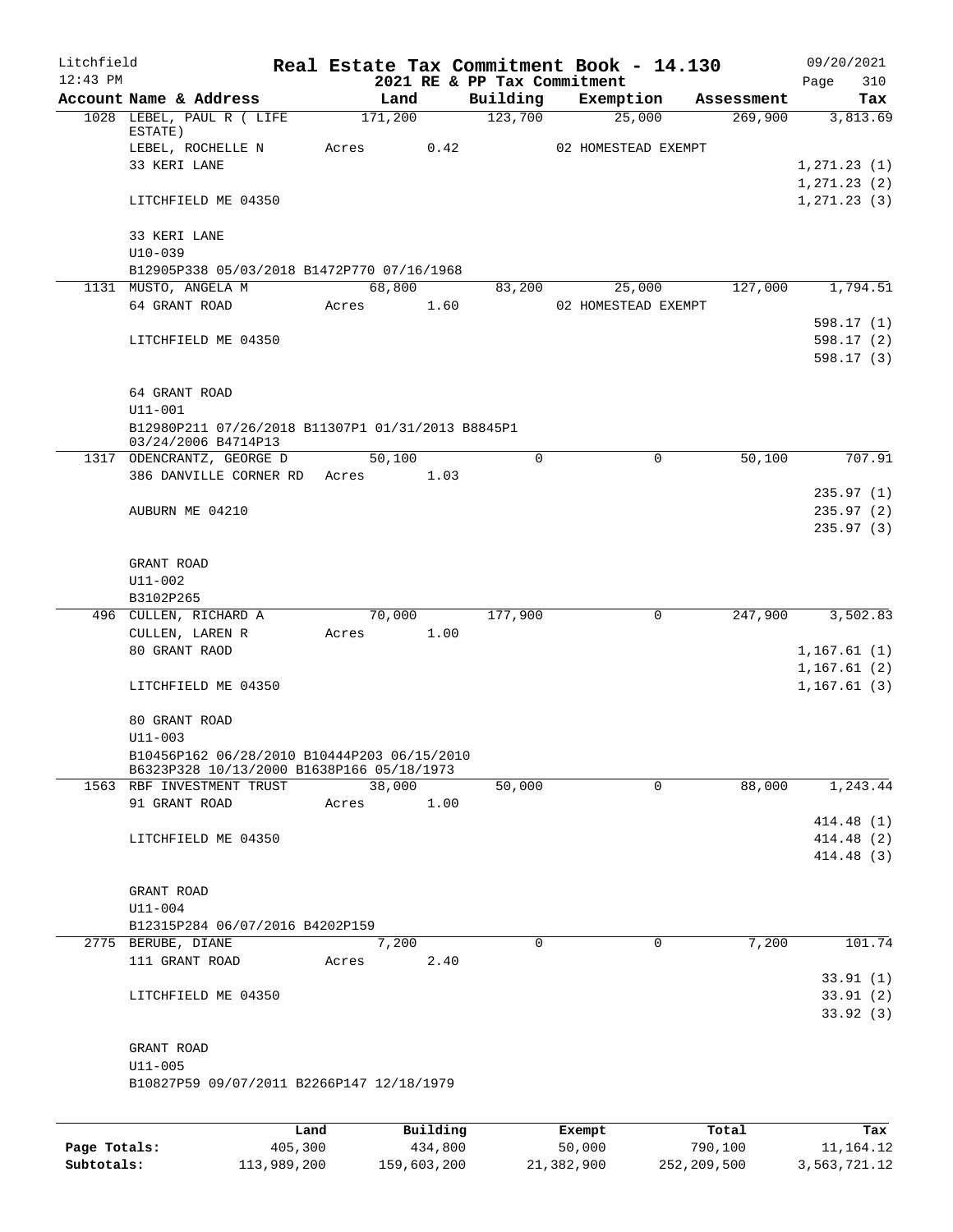Litchfield
12:43 PM

# Real Estate Tax Commitment Book - 14.130

## 2021 RE & PP Tax Commitment

09/20/2021

| Account Name & Address | Land | Building | Exemption | Assessment | Tax |
|---|---|---|---|---|---|
| 1028 LEBEL, PAUL R ( LIFE ESTATE) | 171,200 | 123,700 | 25,000 | 269,900 | 3,813.69 |
| LEBEL, ROCHELLE N | Acres 0.42 | | 02 HOMESTEAD EXEMPT | | |
| 33 KERI LANE | | | | | 1,271.23 (1) |
| | | | | | 1,271.23 (2) |
| LITCHFIELD ME 04350 | | | | | 1,271.23 (3) |
| 33 KERI LANE | | | | | |
| U10-039 | | | | | |
| B12905P338 05/03/2018 B1472P770 07/16/1968 | | | | | |
| 1131 MUSTO, ANGELA M | 68,800 | 83,200 | 25,000 | 127,000 | 1,794.51 |
| 64 GRANT ROAD | Acres 1.60 | | 02 HOMESTEAD EXEMPT | | |
| | | | | | 598.17 (1) |
| LITCHFIELD ME 04350 | | | | | 598.17 (2) |
| | | | | | 598.17 (3) |
| 64 GRANT ROAD | | | | | |
| U11-001 | | | | | |
| B12980P211 07/26/2018 B11307P1 01/31/2013 B8845P1 03/24/2006 B4714P13 | | | | | |
| 1317 ODENCRANTZ, GEORGE D | 50,100 | 0 | 0 | 50,100 | 707.91 |
| 386 DANVILLE CORNER RD | Acres 1.03 | | | | |
| | | | | | 235.97 (1) |
| AUBURN ME 04210 | | | | | 235.97 (2) |
| | | | | | 235.97 (3) |
| GRANT ROAD | | | | | |
| U11-002 | | | | | |
| B3102P265 | | | | | |
| 496 CULLEN, RICHARD A | 70,000 | 177,900 | 0 | 247,900 | 3,502.83 |
| CULLEN, LAREN R | Acres 1.00 | | | | |
| 80 GRANT RAOD | | | | | 1,167.61 (1) |
| | | | | | 1,167.61 (2) |
| LITCHFIELD ME 04350 | | | | | 1,167.61 (3) |
| 80 GRANT ROAD | | | | | |
| U11-003 | | | | | |
| B10456P162 06/28/2010 B10444P203 06/15/2010 B6323P328 10/13/2000 B1638P166 05/18/1973 | | | | | |
| 1563 RBF INVESTMENT TRUST | 38,000 | 50,000 | 0 | 88,000 | 1,243.44 |
| 91 GRANT ROAD | Acres 1.00 | | | | |
| | | | | | 414.48 (1) |
| LITCHFIELD ME 04350 | | | | | 414.48 (2) |
| | | | | | 414.48 (3) |
| GRANT ROAD | | | | | |
| U11-004 | | | | | |
| B12315P284 06/07/2016 B4202P159 | | | | | |
| 2775 BERUBE, DIANE | 7,200 | 0 | 0 | 7,200 | 101.74 |
| 111 GRANT ROAD | Acres 2.40 | | | | |
| | | | | | 33.91 (1) |
| LITCHFIELD ME 04350 | | | | | 33.91 (2) |
| | | | | | 33.92 (3) |
| GRANT ROAD | | | | | |
| U11-005 | | | | | |
| B10827P59 09/07/2011 B2266P147 12/18/1979 | | | | | |

| | Land | Building | Exempt | Total | Tax |
|---|---|---|---|---|---|
| Page Totals: | 405,300 | 434,800 | 50,000 | 790,100 | 11,164.12 |
| Subtotals: | 113,989,200 | 159,603,200 | 21,382,900 | 252,209,500 | 3,563,721.12 |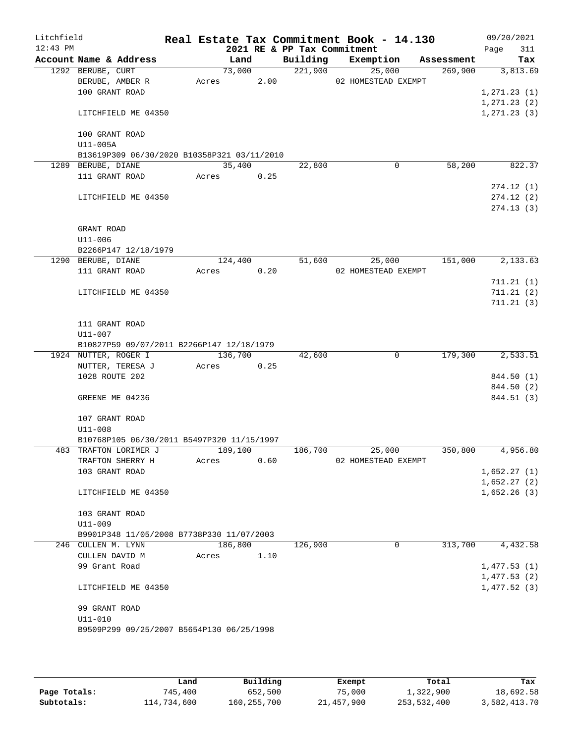Litchfield 12:43 PM

# Real Estate Tax Commitment Book - 14.130

2021 RE & PP Tax Commitment

09/20/2021 Page 311

| Account Name & Address | Land | Building | Exemption | Assessment | Tax |
|---|---|---|---|---|---|
| 1292 BERUBE, CURT | 73,000 | 221,900 | 25,000 | 269,900 | 3,813.69 |
| BERUBE, AMBER R | Acres 2.00 | | 02 HOMESTEAD EXEMPT | | |
| 100 GRANT ROAD | | | | | 1,271.23 (1) |
| | | | | | 1,271.23 (2) |
| LITCHFIELD ME 04350 | | | | | 1,271.23 (3) |
| 100 GRANT ROAD | | | | | |
| U11-005A | | | | | |
| B13619P309 06/30/2020 B10358P321 03/11/2010 | | | | | |
| 1289 BERUBE, DIANE | 35,400 | 22,800 | 0 | 58,200 | 822.37 |
| 111 GRANT ROAD | Acres 0.25 | | | | |
| | | | | | 274.12 (1) |
| LITCHFIELD ME 04350 | | | | | 274.12 (2) |
| | | | | | 274.13 (3) |
| GRANT ROAD | | | | | |
| U11-006 | | | | | |
| B2266P147 12/18/1979 | | | | | |
| 1290 BERUBE, DIANE | 124,400 | 51,600 | 25,000 | 151,000 | 2,133.63 |
| 111 GRANT ROAD | Acres 0.20 | | 02 HOMESTEAD EXEMPT | | |
| | | | | | 711.21 (1) |
| LITCHFIELD ME 04350 | | | | | 711.21 (2) |
| | | | | | 711.21 (3) |
| 111 GRANT ROAD | | | | | |
| U11-007 | | | | | |
| B10827P59 09/07/2011 B2266P147 12/18/1979 | | | | | |
| 1924 NUTTER, ROGER I | 136,700 | 42,600 | 0 | 179,300 | 2,533.51 |
| NUTTER, TERESA J | Acres 0.25 | | | | |
| 1028 ROUTE 202 | | | | | 844.50 (1) |
| | | | | | 844.50 (2) |
| GREENE ME 04236 | | | | | 844.51 (3) |
| 107 GRANT ROAD | | | | | |
| U11-008 | | | | | |
| B10768P105 06/30/2011 B5497P320 11/15/1997 | | | | | |
| 483 TRAFTON LORIMER J | 189,100 | 186,700 | 25,000 | 350,800 | 4,956.80 |
| TRAFTON SHERRY H | Acres 0.60 | | 02 HOMESTEAD EXEMPT | | |
| 103 GRANT ROAD | | | | | 1,652.27 (1) |
| | | | | | 1,652.27 (2) |
| LITCHFIELD ME 04350 | | | | | 1,652.26 (3) |
| 103 GRANT ROAD | | | | | |
| U11-009 | | | | | |
| B9901P348 11/05/2008 B7738P330 11/07/2003 | | | | | |
| 246 CULLEN M. LYNN | 186,800 | 126,900 | 0 | 313,700 | 4,432.58 |
| CULLEN DAVID M | Acres 1.10 | | | | |
| 99 Grant Road | | | | | 1,477.53 (1) |
| | | | | | 1,477.53 (2) |
| LITCHFIELD ME 04350 | | | | | 1,477.52 (3) |
| 99 GRANT ROAD | | | | | |
| U11-010 | | | | | |
| B9509P299 09/25/2007 B5654P130 06/25/1998 | | | | | |

| | Land | Building | Exempt | Total | Tax |
|---|---|---|---|---|---|
| Page Totals: | 745,400 | 652,500 | 75,000 | 1,322,900 | 18,692.58 |
| Subtotals: | 114,734,600 | 160,255,700 | 21,457,900 | 253,532,400 | 3,582,413.70 |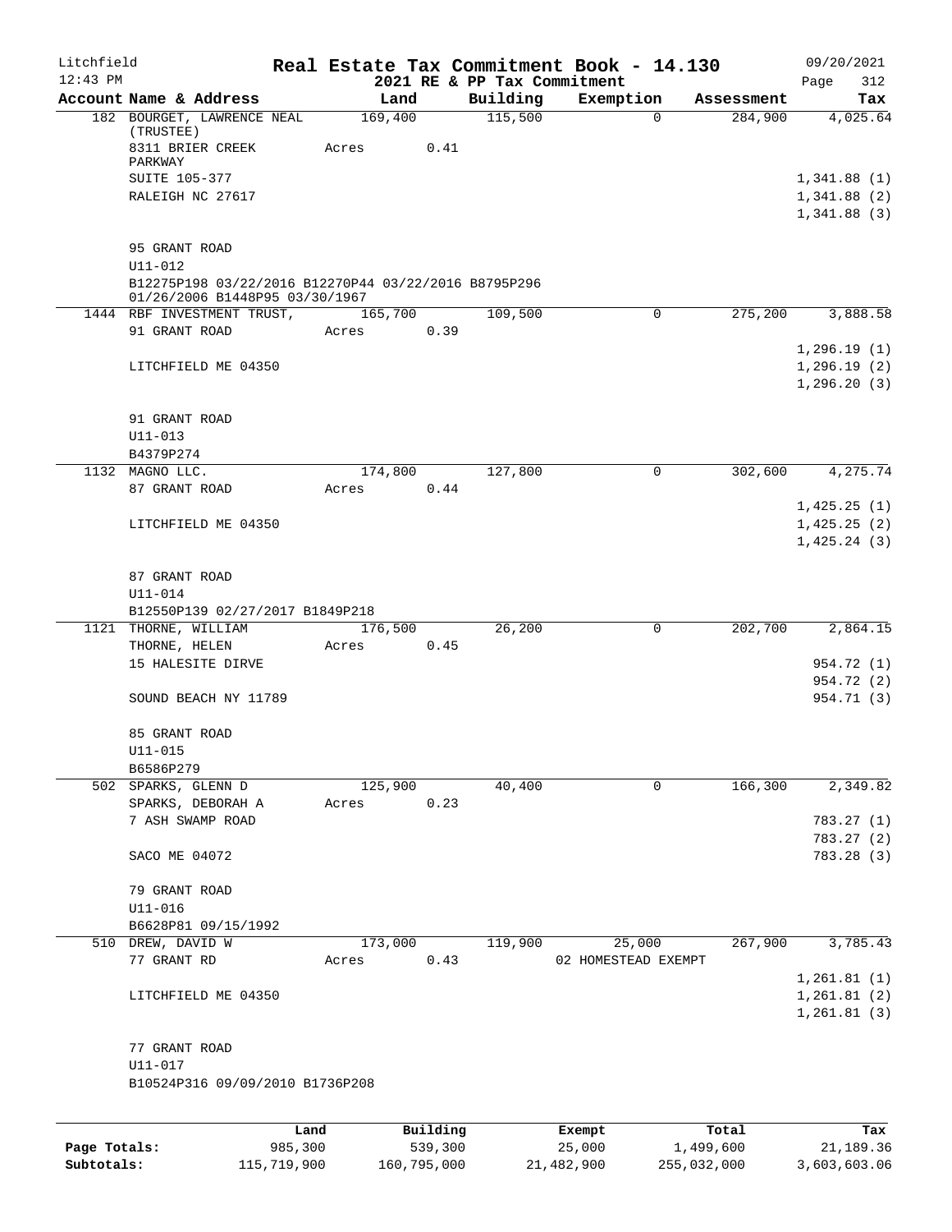Litchfield
12:43 PM

# Real Estate Tax Commitment Book - 14.130

## 2021 RE & PP Tax Commitment

09/20/2021
Page 312

| Account Name & Address | Land | Building | Exemption | Assessment | Tax |
|---|---|---|---|---|---|
| 182 BOURGET, LAWRENCE NEAL (TRUSTEE) | 169,400 | 115,500 | 0 | 284,900 | 4,025.64 |
| 8311 BRIER CREEK PARKWAY | Acres 0.41 | | | | |
| SUITE 105-377 | | | | | 1,341.88 (1) |
| RALEIGH NC 27617 | | | | | 1,341.88 (2) |
| | | | | | 1,341.88 (3) |
| 95 GRANT ROAD | | | | | |
| U11-012 | | | | | |
| B12275P198 03/22/2016 B12270P44 03/22/2016 B8795P296 01/26/2006 B1448P95 03/30/1967 | | | | | |
| 1444 RBF INVESTMENT TRUST, | 165,700 | 109,500 | 0 | 275,200 | 3,888.58 |
| 91 GRANT ROAD | Acres 0.39 | | | | |
| | | | | | 1,296.19 (1) |
| LITCHFIELD ME 04350 | | | | | 1,296.19 (2) |
| | | | | | 1,296.20 (3) |
| 91 GRANT ROAD | | | | | |
| U11-013 | | | | | |
| B4379P274 | | | | | |
| 1132 MAGNO LLC. | 174,800 | 127,800 | 0 | 302,600 | 4,275.74 |
| 87 GRANT ROAD | Acres 0.44 | | | | |
| | | | | | 1,425.25 (1) |
| LITCHFIELD ME 04350 | | | | | 1,425.25 (2) |
| | | | | | 1,425.24 (3) |
| 87 GRANT ROAD | | | | | |
| U11-014 | | | | | |
| B12550P139 02/27/2017 B1849P218 | | | | | |
| 1121 THORNE, WILLIAM | 176,500 | 26,200 | 0 | 202,700 | 2,864.15 |
| THORNE, HELEN | Acres 0.45 | | | | |
| 15 HALESITE DIRVE | | | | | 954.72 (1) |
| | | | | | 954.72 (2) |
| SOUND BEACH NY 11789 | | | | | 954.71 (3) |
| 85 GRANT ROAD | | | | | |
| U11-015 | | | | | |
| B6586P279 | | | | | |
| 502 SPARKS, GLENN D | 125,900 | 40,400 | 0 | 166,300 | 2,349.82 |
| SPARKS, DEBORAH A | Acres 0.23 | | | | |
| 7 ASH SWAMP ROAD | | | | | 783.27 (1) |
| | | | | | 783.27 (2) |
| SACO ME 04072 | | | | | 783.28 (3) |
| 79 GRANT ROAD | | | | | |
| U11-016 | | | | | |
| B6628P81 09/15/1992 | | | | | |
| 510 DREW, DAVID W | 173,000 | 119,900 | 25,000 | 267,900 | 3,785.43 |
| 77 GRANT RD | Acres 0.43 | | 02 HOMESTEAD EXEMPT | | |
| | | | | | 1,261.81 (1) |
| LITCHFIELD ME 04350 | | | | | 1,261.81 (2) |
| | | | | | 1,261.81 (3) |
| 77 GRANT ROAD | | | | | |
| U11-017 | | | | | |
| B10524P316 09/09/2010 B1736P208 | | | | | |

| | Land | Building | Exempt | Total | Tax |
|---|---|---|---|---|---|
| Page Totals: | 985,300 | 539,300 | 25,000 | 1,499,600 | 21,189.36 |
| Subtotals: | 115,719,900 | 160,795,000 | 21,482,900 | 255,032,000 | 3,603,603.06 |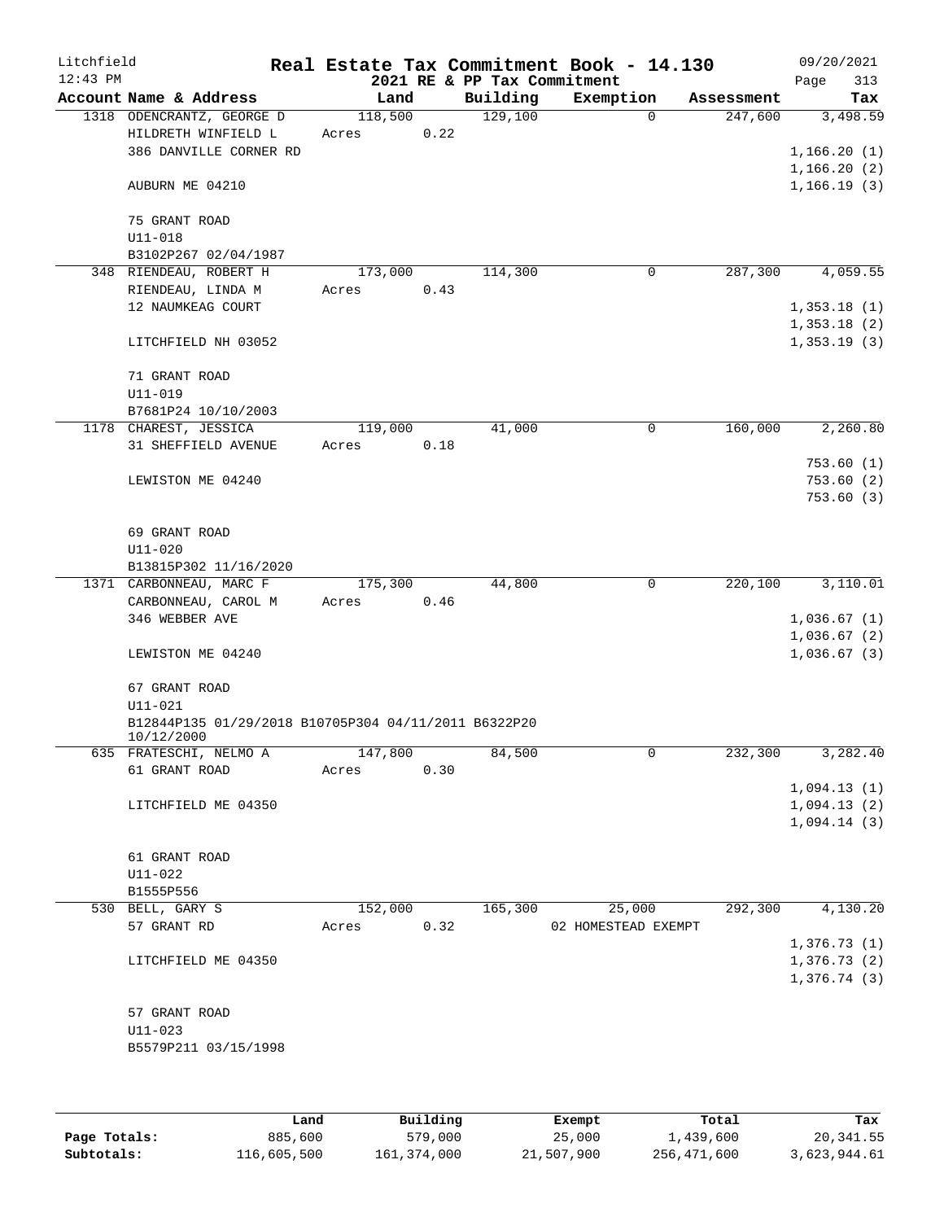Litchfield
12:43 PM

**Real Estate Tax Commitment Book - 14.130**

**2021 RE & PP Tax Commitment**

09/20/2021
Page 313

| Account Name & Address | Land | Building | Exemption | Assessment | Tax |
|---|---|---|---|---|---|
| 1318 ODENCRANTZ, GEORGE D | 118,500 | 129,100 | 0 | 247,600 | 3,498.59 |
| HILDRETH WINFIELD L | Acres 0.22 | | | | |
| 386 DANVILLE CORNER RD | | | | | 1,166.20 (1) |
| | | | | | 1,166.20 (2) |
| AUBURN ME 04210 | | | | | 1,166.19 (3) |
| 75 GRANT ROAD | | | | | |
| U11-018 | | | | | |
| B3102P267 02/04/1987 | | | | | |
| 348 RIENDEAU, ROBERT H | 173,000 | 114,300 | 0 | 287,300 | 4,059.55 |
| RIENDEAU, LINDA M | Acres 0.43 | | | | |
| 12 NAUMKEAG COURT | | | | | 1,353.18 (1) |
| | | | | | 1,353.18 (2) |
| LITCHFIELD NH 03052 | | | | | 1,353.19 (3) |
| 71 GRANT ROAD | | | | | |
| U11-019 | | | | | |
| B7681P24 10/10/2003 | | | | | |
| 1178 CHAREST, JESSICA | 119,000 | 41,000 | 0 | 160,000 | 2,260.80 |
| 31 SHEFFIELD AVENUE | Acres 0.18 | | | | |
| | | | | | 753.60 (1) |
| LEWISTON ME 04240 | | | | | 753.60 (2) |
| | | | | | 753.60 (3) |
| 69 GRANT ROAD | | | | | |
| U11-020 | | | | | |
| B13815P302 11/16/2020 | | | | | |
| 1371 CARBONNEAU, MARC F | 175,300 | 44,800 | 0 | 220,100 | 3,110.01 |
| CARBONNEAU, CAROL M | Acres 0.46 | | | | |
| 346 WEBBER AVE | | | | | 1,036.67 (1) |
| | | | | | 1,036.67 (2) |
| LEWISTON ME 04240 | | | | | 1,036.67 (3) |
| 67 GRANT ROAD | | | | | |
| U11-021 | | | | | |
| B12844P135 01/29/2018 B10705P304 04/11/2011 B6322P20 10/12/2000 | | | | | |
| 635 FRATESCHI, NELMO A | 147,800 | 84,500 | 0 | 232,300 | 3,282.40 |
| 61 GRANT ROAD | Acres 0.30 | | | | |
| | | | | | 1,094.13 (1) |
| LITCHFIELD ME 04350 | | | | | 1,094.13 (2) |
| | | | | | 1,094.14 (3) |
| 61 GRANT ROAD | | | | | |
| U11-022 | | | | | |
| B1555P556 | | | | | |
| 530 BELL, GARY S | 152,000 | 165,300 | 25,000 | 292,300 | 4,130.20 |
| 57 GRANT RD | Acres 0.32 | | 02 HOMESTEAD EXEMPT | | |
| | | | | | 1,376.73 (1) |
| LITCHFIELD ME 04350 | | | | | 1,376.73 (2) |
| | | | | | 1,376.74 (3) |
| 57 GRANT ROAD | | | | | |
| U11-023 | | | | | |
| B5579P211 03/15/1998 | | | | | |

| | Land | Building | Exempt | Total | Tax |
|---|---|---|---|---|---|
| **Page Totals:** | 885,600 | 579,000 | 25,000 | 1,439,600 | 20,341.55 |
| **Subtotals:** | 116,605,500 | 161,374,000 | 21,507,900 | 256,471,600 | 3,623,944.61 |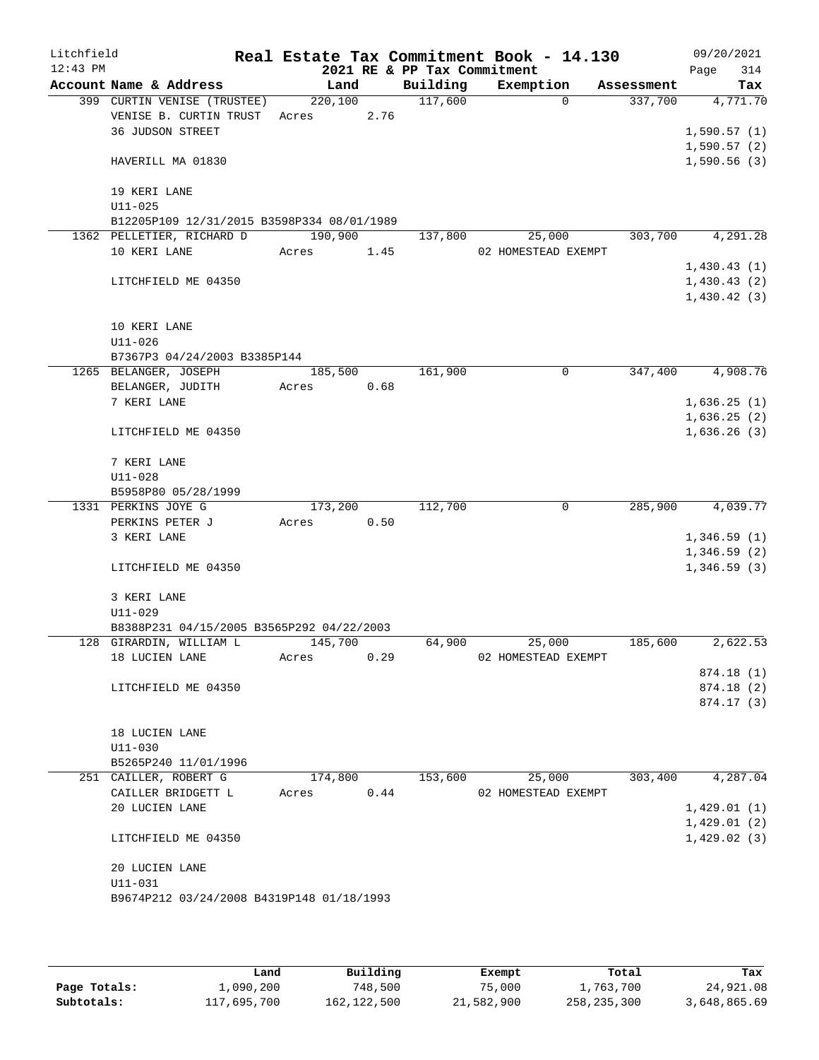Litchfield
12:43 PM

# Real Estate Tax Commitment Book - 14.130

2021 RE & PP Tax Commitment

09/20/2021
Page 314

| Account Name & Address | Land | Building | Exemption | Assessment | Tax |
|---|---|---|---|---|---|
| 399 CURTIN VENISE (TRUSTEE) | 220,100 | 117,600 | 0 | 337,700 | 4,771.70 |
| VENISE B. CURTIN TRUST | Acres 2.76 | | | | |
| 36 JUDSON STREET | | | | | 1,590.57 (1) |
| | | | | | 1,590.57 (2) |
| HAVERILL MA 01830 | | | | | 1,590.56 (3) |
| 19 KERI LANE | | | | | |
| U11-025 | | | | | |
| B12205P109 12/31/2015 B3598P334 08/01/1989 | | | | | |
| 1362 PELLETIER, RICHARD D | 190,900 | 137,800 | 25,000 | 303,700 | 4,291.28 |
| 10 KERI LANE | Acres 1.45 | | 02 HOMESTEAD EXEMPT | | |
| | | | | | 1,430.43 (1) |
| LITCHFIELD ME 04350 | | | | | 1,430.43 (2) |
| | | | | | 1,430.42 (3) |
| 10 KERI LANE | | | | | |
| U11-026 | | | | | |
| B7367P3 04/24/2003 B3385P144 | | | | | |
| 1265 BELANGER, JOSEPH | 185,500 | 161,900 | 0 | 347,400 | 4,908.76 |
| BELANGER, JUDITH | Acres 0.68 | | | | |
| 7 KERI LANE | | | | | 1,636.25 (1) |
| | | | | | 1,636.25 (2) |
| LITCHFIELD ME 04350 | | | | | 1,636.26 (3) |
| 7 KERI LANE | | | | | |
| U11-028 | | | | | |
| B5958P80 05/28/1999 | | | | | |
| 1331 PERKINS JOYE G | 173,200 | 112,700 | 0 | 285,900 | 4,039.77 |
| PERKINS PETER J | Acres 0.50 | | | | |
| 3 KERI LANE | | | | | 1,346.59 (1) |
| | | | | | 1,346.59 (2) |
| LITCHFIELD ME 04350 | | | | | 1,346.59 (3) |
| 3 KERI LANE | | | | | |
| U11-029 | | | | | |
| B8388P231 04/15/2005 B3565P292 04/22/2003 | | | | | |
| 128 GIRARDIN, WILLIAM L | 145,700 | 64,900 | 25,000 | 185,600 | 2,622.53 |
| 18 LUCIEN LANE | Acres 0.29 | | 02 HOMESTEAD EXEMPT | | |
| | | | | | 874.18 (1) |
| LITCHFIELD ME 04350 | | | | | 874.18 (2) |
| | | | | | 874.17 (3) |
| 18 LUCIEN LANE | | | | | |
| U11-030 | | | | | |
| B5265P240 11/01/1996 | | | | | |
| 251 CAILLER, ROBERT G | 174,800 | 153,600 | 25,000 | 303,400 | 4,287.04 |
| CAILLER BRIDGETT L | Acres 0.44 | | 02 HOMESTEAD EXEMPT | | |
| 20 LUCIEN LANE | | | | | 1,429.01 (1) |
| | | | | | 1,429.01 (2) |
| LITCHFIELD ME 04350 | | | | | 1,429.02 (3) |
| 20 LUCIEN LANE | | | | | |
| U11-031 | | | | | |
| B9674P212 03/24/2008 B4319P148 01/18/1993 | | | | | |

| | Land | Building | Exempt | Total | Tax |
|---|---|---|---|---|---|
| Page Totals: | 1,090,200 | 748,500 | 75,000 | 1,763,700 | 24,921.08 |
| Subtotals: | 117,695,700 | 162,122,500 | 21,582,900 | 258,235,300 | 3,648,865.69 |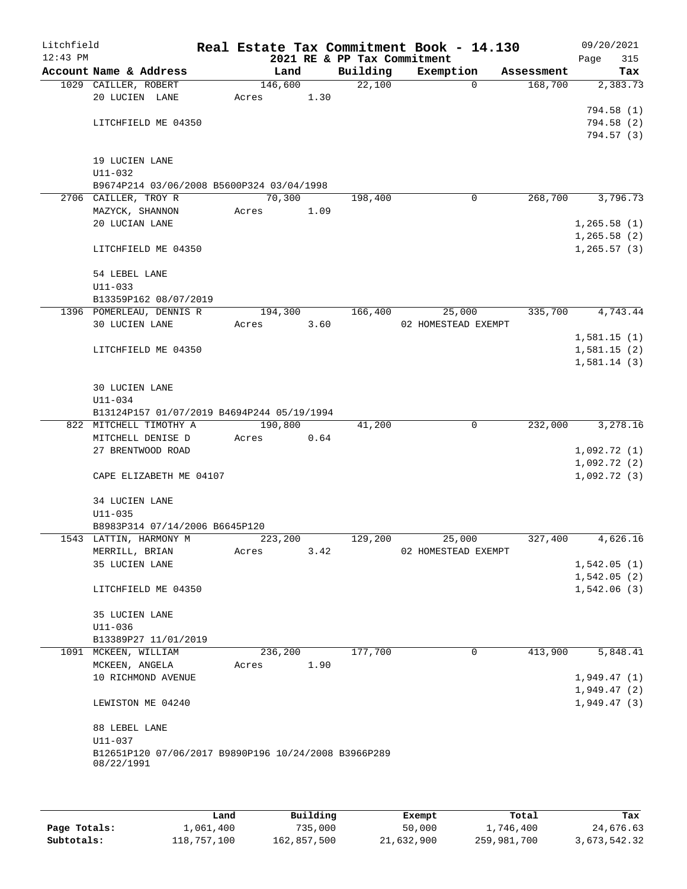# Litchfield — Real Estate Tax Commitment Book - 14.130

2021 RE & PP Tax Commitment — 12:43 PM — 09/20/2021

| Account Name & Address | Land | Building | Exemption | Assessment | Tax |
|---|---|---|---|---|---|
| 1029 CAILLER, ROBERT | 146,600 | 22,100 | 0 | 168,700 | 2,383.73 |
| 20 LUCIEN LANE | Acres 1.30 | | | | |
| | | | | | 794.58 (1) |
| LITCHFIELD ME 04350 | | | | | 794.58 (2) |
| | | | | | 794.57 (3) |
| 19 LUCIEN LANE | | | | | |
| U11-032 | | | | | |
| B9674P214 03/06/2008 B5600P324 03/04/1998 | | | | | |
| 2706 CAILLER, TROY R | 70,300 | 198,400 | 0 | 268,700 | 3,796.73 |
| MAZYCK, SHANNON | Acres 1.09 | | | | |
| 20 LUCIAN LANE | | | | | 1,265.58 (1) |
| | | | | | 1,265.58 (2) |
| LITCHFIELD ME 04350 | | | | | 1,265.57 (3) |
| 54 LEBEL LANE | | | | | |
| U11-033 | | | | | |
| B13359P162 08/07/2019 | | | | | |
| 1396 POMERLEAU, DENNIS R | 194,300 | 166,400 | 25,000 | 335,700 | 4,743.44 |
| 30 LUCIEN LANE | Acres 3.60 | | 02 HOMESTEAD EXEMPT | | |
| | | | | | 1,581.15 (1) |
| LITCHFIELD ME 04350 | | | | | 1,581.15 (2) |
| | | | | | 1,581.14 (3) |
| 30 LUCIEN LANE | | | | | |
| U11-034 | | | | | |
| B13124P157 01/07/2019 B4694P244 05/19/1994 | | | | | |
| 822 MITCHELL TIMOTHY A | 190,800 | 41,200 | 0 | 232,000 | 3,278.16 |
| MITCHELL DENISE D | Acres 0.64 | | | | |
| 27 BRENTWOOD ROAD | | | | | 1,092.72 (1) |
| | | | | | 1,092.72 (2) |
| CAPE ELIZABETH ME 04107 | | | | | 1,092.72 (3) |
| 34 LUCIEN LANE | | | | | |
| U11-035 | | | | | |
| B8983P314 07/14/2006 B6645P120 | | | | | |
| 1543 LATTIN, HARMONY M | 223,200 | 129,200 | 25,000 | 327,400 | 4,626.16 |
| MERRILL, BRIAN | Acres 3.42 | | 02 HOMESTEAD EXEMPT | | |
| 35 LUCIEN LANE | | | | | 1,542.05 (1) |
| | | | | | 1,542.05 (2) |
| LITCHFIELD ME 04350 | | | | | 1,542.06 (3) |
| 35 LUCIEN LANE | | | | | |
| U11-036 | | | | | |
| B13389P27 11/01/2019 | | | | | |
| 1091 MCKEEN, WILLIAM | 236,200 | 177,700 | 0 | 413,900 | 5,848.41 |
| MCKEEN, ANGELA | Acres 1.90 | | | | |
| 10 RICHMOND AVENUE | | | | | 1,949.47 (1) |
| | | | | | 1,949.47 (2) |
| LEWISTON ME 04240 | | | | | 1,949.47 (3) |
| 88 LEBEL LANE | | | | | |
| U11-037 | | | | | |
| B12651P120 07/06/2017 B9890P196 10/24/2008 B3966P289 08/22/1991 | | | | | |

| | Land | Building | Exempt | Total | Tax |
|---|---|---|---|---|---|
| Page Totals: | 1,061,400 | 735,000 | 50,000 | 1,746,400 | 24,676.63 |
| Subtotals: | 118,757,100 | 162,857,500 | 21,632,900 | 259,981,700 | 3,673,542.32 |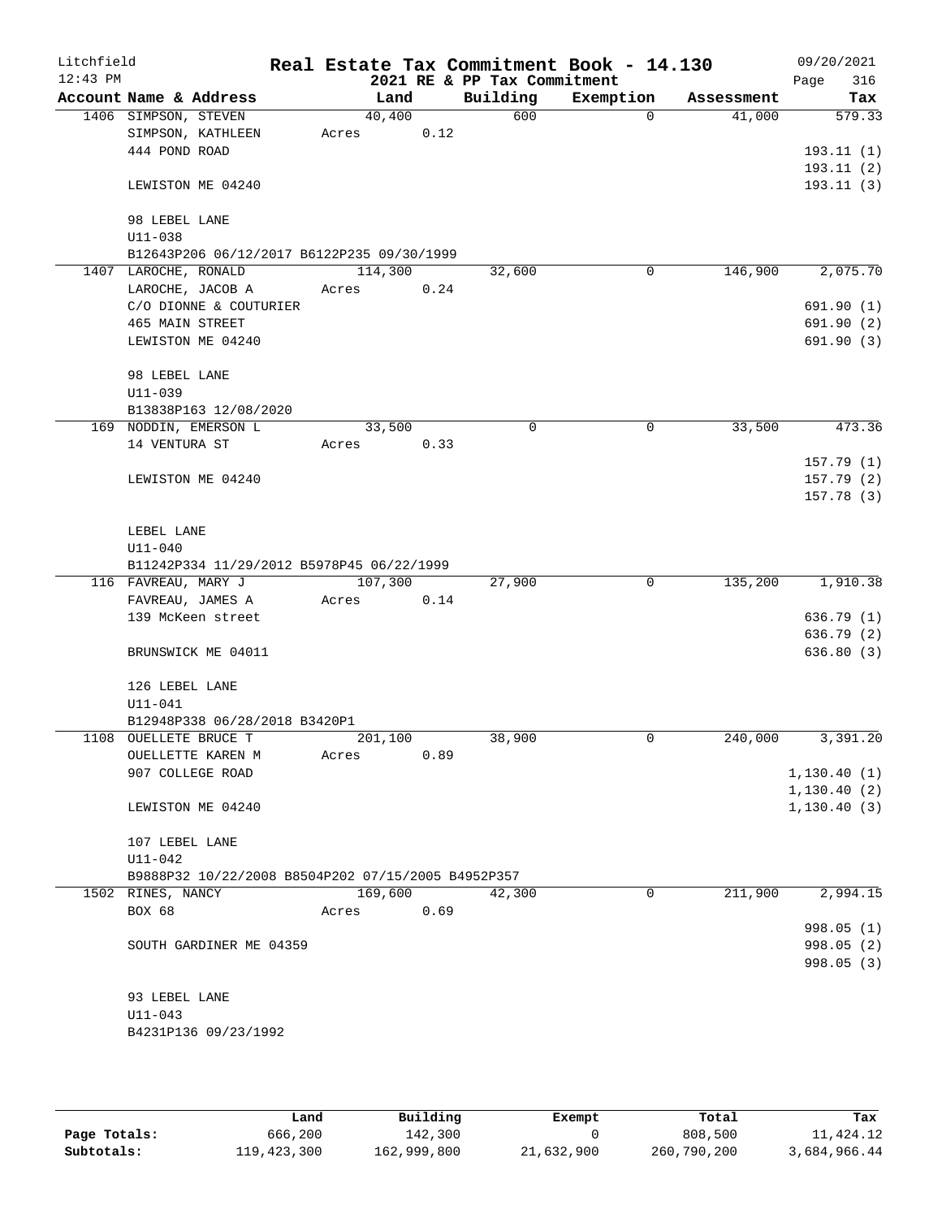Litchfield
12:43 PM

# Real Estate Tax Commitment Book - 14.130

2021 RE & PP Tax Commitment

09/20/2021

| Account Name & Address | Land | Building | Exemption | Assessment | Tax |
|---|---|---|---|---|---|
| 1406 SIMPSON, STEVEN | 40,400 | 600 | 0 | 41,000 | 579.33 |
| SIMPSON, KATHLEEN | Acres 0.12 | | | | |
| 444 POND ROAD | | | | | 193.11 (1) |
| | | | | | 193.11 (2) |
| LEWISTON ME 04240 | | | | | 193.11 (3) |
| 98 LEBEL LANE | | | | | |
| U11-038 | | | | | |
| B12643P206 06/12/2017 B6122P235 09/30/1999 | | | | | |
| 1407 LAROCHE, RONALD | 114,300 | 32,600 | 0 | 146,900 | 2,075.70 |
| LAROCHE, JACOB A | Acres 0.24 | | | | |
| C/O DIONNE & COUTURIER | | | | | 691.90 (1) |
| 465 MAIN STREET | | | | | 691.90 (2) |
| LEWISTON ME 04240 | | | | | 691.90 (3) |
| 98 LEBEL LANE | | | | | |
| U11-039 | | | | | |
| B13838P163 12/08/2020 | | | | | |
| 169 NODDIN, EMERSON L | 33,500 | 0 | 0 | 33,500 | 473.36 |
| 14 VENTURA ST | Acres 0.33 | | | | |
| | | | | | 157.79 (1) |
| LEWISTON ME 04240 | | | | | 157.79 (2) |
| | | | | | 157.78 (3) |
| LEBEL LANE | | | | | |
| U11-040 | | | | | |
| B11242P334 11/29/2012 B5978P45 06/22/1999 | | | | | |
| 116 FAVREAU, MARY J | 107,300 | 27,900 | 0 | 135,200 | 1,910.38 |
| FAVREAU, JAMES A | Acres 0.14 | | | | |
| 139 McKeen street | | | | | 636.79 (1) |
| | | | | | 636.79 (2) |
| BRUNSWICK ME 04011 | | | | | 636.80 (3) |
| 126 LEBEL LANE | | | | | |
| U11-041 | | | | | |
| B12948P338 06/28/2018 B3420P1 | | | | | |
| 1108 OUELLETE BRUCE T | 201,100 | 38,900 | 0 | 240,000 | 3,391.20 |
| OUELLETTE KAREN M | Acres 0.89 | | | | |
| 907 COLLEGE ROAD | | | | | 1,130.40 (1) |
| | | | | | 1,130.40 (2) |
| LEWISTON ME 04240 | | | | | 1,130.40 (3) |
| 107 LEBEL LANE | | | | | |
| U11-042 | | | | | |
| B9888P32 10/22/2008 B8504P202 07/15/2005 B4952P357 | | | | | |
| 1502 RINES, NANCY | 169,600 | 42,300 | 0 | 211,900 | 2,994.15 |
| BOX 68 | Acres 0.69 | | | | |
| | | | | | 998.05 (1) |
| SOUTH GARDINER ME 04359 | | | | | 998.05 (2) |
| | | | | | 998.05 (3) |
| 93 LEBEL LANE | | | | | |
| U11-043 | | | | | |
| B4231P136 09/23/1992 | | | | | |

| | Land | Building | Exempt | Total | Tax |
|---|---|---|---|---|---|
| Page Totals: | 666,200 | 142,300 | 0 | 808,500 | 11,424.12 |
| Subtotals: | 119,423,300 | 162,999,800 | 21,632,900 | 260,790,200 | 3,684,966.44 |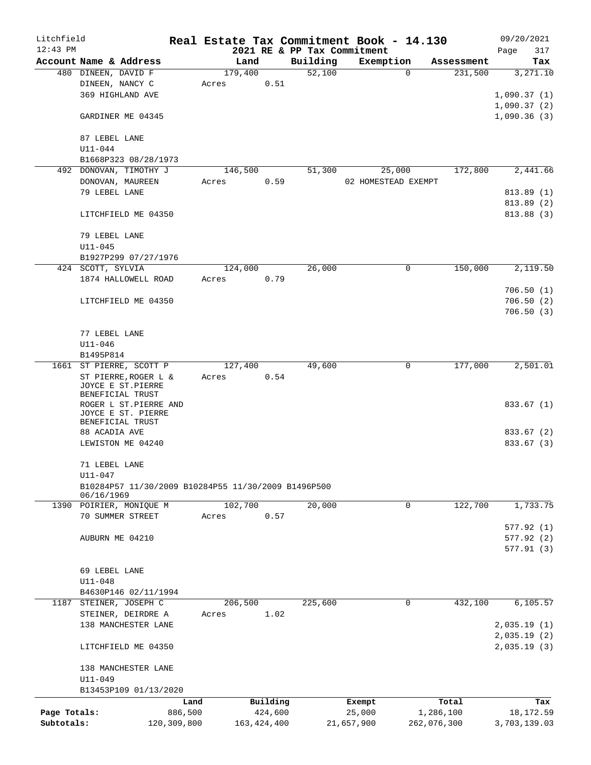Litchfield
12:43 PM

# Real Estate Tax Commitment Book - 14.130

2021 RE & PP Tax Commitment

09/20/2021
Page 317

| Account Name & Address | Land | Building | Exemption | Assessment | Tax |
|---|---|---|---|---|---|
| 480 DINEEN, DAVID F | 179,400 | 52,100 | 0 | 231,500 | 3,271.10 |
| DINEEN, NANCY C | Acres 0.51 | | | | |
| 369 HIGHLAND AVE | | | | | 1,090.37 (1) |
| | | | | | 1,090.37 (2) |
| GARDINER ME 04345 | | | | | 1,090.36 (3) |
| 87 LEBEL LANE | | | | | |
| U11-044 | | | | | |
| B1668P323 08/28/1973 | | | | | |
| 492 DONOVAN, TIMOTHY J | 146,500 | 51,300 | 25,000 | 172,800 | 2,441.66 |
| DONOVAN, MAUREEN | Acres 0.59 | | 02 HOMESTEAD EXEMPT | | |
| 79 LEBEL LANE | | | | | 813.89 (1) |
| | | | | | 813.89 (2) |
| LITCHFIELD ME 04350 | | | | | 813.88 (3) |
| 79 LEBEL LANE | | | | | |
| U11-045 | | | | | |
| B1927P299 07/27/1976 | | | | | |
| 424 SCOTT, SYLVIA | 124,000 | 26,000 | 0 | 150,000 | 2,119.50 |
| 1874 HALLOWELL ROAD | Acres 0.79 | | | | |
| | | | | | 706.50 (1) |
| LITCHFIELD ME 04350 | | | | | 706.50 (2) |
| | | | | | 706.50 (3) |
| 77 LEBEL LANE | | | | | |
| U11-046 | | | | | |
| B1495P814 | | | | | |
| 1661 ST PIERRE, SCOTT P | 127,400 | 49,600 | 0 | 177,000 | 2,501.01 |
| ST PIERRE,ROGER L & JOYCE E ST.PIERRE BENEFICIAL TRUST | Acres 0.54 | | | | |
| ROGER L ST.PIERRE AND JOYCE E ST. PIERRE BENEFICIAL TRUST | | | | | 833.67 (1) |
| 88 ACADIA AVE | | | | | 833.67 (2) |
| LEWISTON ME 04240 | | | | | 833.67 (3) |
| 71 LEBEL LANE | | | | | |
| U11-047 | | | | | |
| B10284P57 11/30/2009 B10284P55 11/30/2009 B1496P500 06/16/1969 | | | | | |
| 1390 POIRIER, MONIQUE M | 102,700 | 20,000 | 0 | 122,700 | 1,733.75 |
| 70 SUMMER STREET | Acres 0.57 | | | | |
| | | | | | 577.92 (1) |
| AUBURN ME 04210 | | | | | 577.92 (2) |
| | | | | | 577.91 (3) |
| 69 LEBEL LANE | | | | | |
| U11-048 | | | | | |
| B4630P146 02/11/1994 | | | | | |
| 1187 STEINER, JOSEPH C | 206,500 | 225,600 | 0 | 432,100 | 6,105.57 |
| STEINER, DEIRDRE A | Acres 1.02 | | | | |
| 138 MANCHESTER LANE | | | | | 2,035.19 (1) |
| | | | | | 2,035.19 (2) |
| LITCHFIELD ME 04350 | | | | | 2,035.19 (3) |
| 138 MANCHESTER LANE | | | | | |
| U11-049 | | | | | |
| B13453P109 01/13/2020 | | | | | |

| | Land | Building | Exempt | Total | Tax |
|---|---|---|---|---|---|
| Page Totals: | 886,500 | 424,600 | 25,000 | 1,286,100 | 18,172.59 |
| Subtotals: | 120,309,800 | 163,424,400 | 21,657,900 | 262,076,300 | 3,703,139.03 |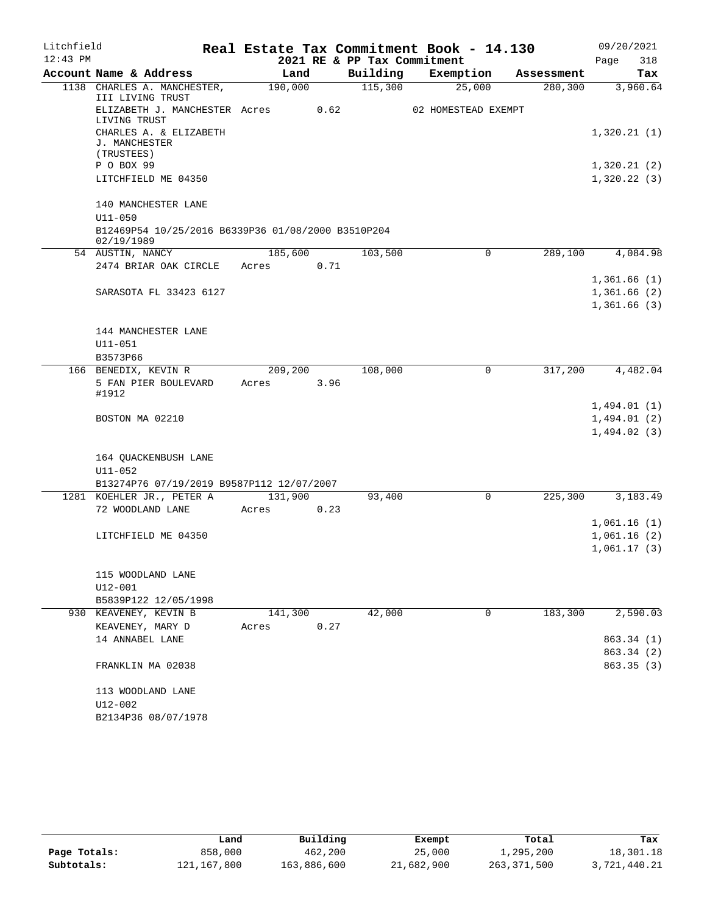Litchfield
12:43 PM

**Real Estate Tax Commitment Book - 14.130**
**2021 RE & PP Tax Commitment**

09/20/2021
Page 318

| Account Name & Address | Land | Building | Exemption | Assessment | Tax |
|---|---|---|---|---|---|
| 1138 CHARLES A. MANCHESTER, III LIVING TRUST | 190,000 | 115,300 | 25,000 | 280,300 | 3,960.64 |
| ELIZABETH J. MANCHESTER LIVING TRUST | Acres 0.62 | | 02 HOMESTEAD EXEMPT | | |
| CHARLES A. & ELIZABETH J. MANCHESTER (TRUSTEES) | | | | | 1,320.21 (1) |
| P O BOX 99 | | | | | 1,320.21 (2) |
| LITCHFIELD ME 04350 | | | | | 1,320.22 (3) |
| 140 MANCHESTER LANE | | | | | |
| U11-050 | | | | | |
| B12469P54 10/25/2016 B6339P36 01/08/2000 B3510P204 02/19/1989 | | | | | |
| 54 AUSTIN, NANCY | 185,600 | 103,500 | 0 | 289,100 | 4,084.98 |
| 2474 BRIAR OAK CIRCLE | Acres 0.71 | | | | |
| | | | | | 1,361.66 (1) |
| SARASOTA FL 33423 6127 | | | | | 1,361.66 (2) |
| | | | | | 1,361.66 (3) |
| 144 MANCHESTER LANE | | | | | |
| U11-051 | | | | | |
| B3573P66 | | | | | |
| 166 BENEDIX, KEVIN R | 209,200 | 108,000 | 0 | 317,200 | 4,482.04 |
| 5 FAN PIER BOULEVARD #1912 | Acres 3.96 | | | | |
| | | | | | 1,494.01 (1) |
| BOSTON MA 02210 | | | | | 1,494.01 (2) |
| | | | | | 1,494.02 (3) |
| 164 QUACKENBUSH LANE | | | | | |
| U11-052 | | | | | |
| B13274P76 07/19/2019 B9587P112 12/07/2007 | | | | | |
| 1281 KOEHLER JR., PETER A | 131,900 | 93,400 | 0 | 225,300 | 3,183.49 |
| 72 WOODLAND LANE | Acres 0.23 | | | | |
| | | | | | 1,061.16 (1) |
| LITCHFIELD ME 04350 | | | | | 1,061.16 (2) |
| | | | | | 1,061.17 (3) |
| 115 WOODLAND LANE | | | | | |
| U12-001 | | | | | |
| B5839P122 12/05/1998 | | | | | |
| 930 KEAVENEY, KEVIN B | 141,300 | 42,000 | 0 | 183,300 | 2,590.03 |
| KEAVENEY, MARY D | Acres 0.27 | | | | |
| 14 ANNABEL LANE | | | | | 863.34 (1) |
| | | | | | 863.34 (2) |
| FRANKLIN MA 02038 | | | | | 863.35 (3) |
| 113 WOODLAND LANE | | | | | |
| U12-002 | | | | | |
| B2134P36 08/07/1978 | | | | | |

| | Land | Building | Exempt | Total | Tax |
|---|---|---|---|---|---|
| Page Totals: | 858,000 | 462,200 | 25,000 | 1,295,200 | 18,301.18 |
| Subtotals: | 121,167,800 | 163,886,600 | 21,682,900 | 263,371,500 | 3,721,440.21 |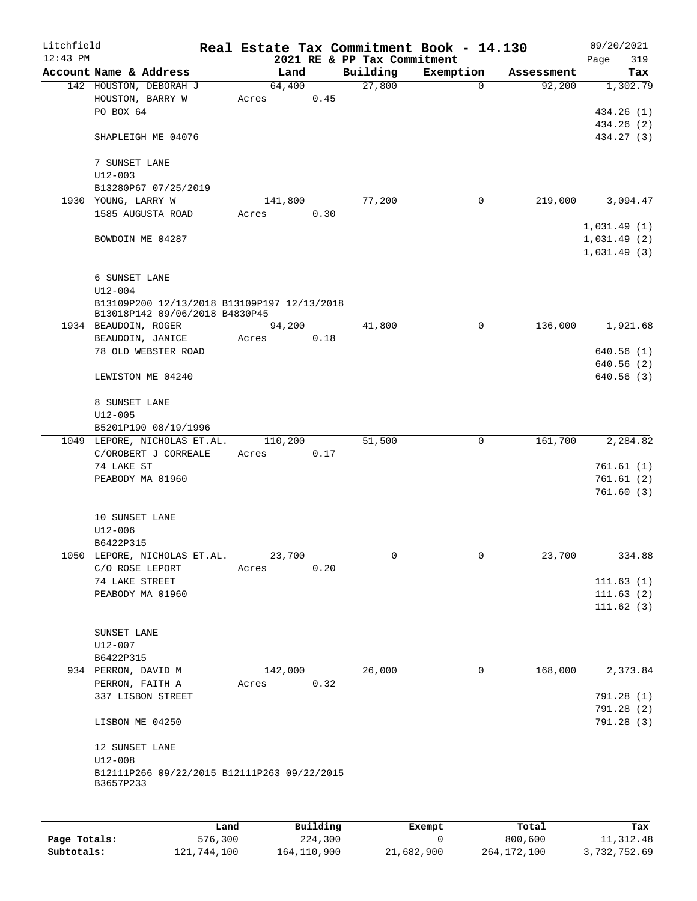Litchfield
12:43 PM

# Real Estate Tax Commitment Book - 14.130

## 2021 RE & PP Tax Commitment

09/20/2021

| Account Name & Address | Land | Building | Exemption | Assessment | Tax |
|---|---|---|---|---|---|
| 142 HOUSTON, DEBORAH J<br>HOUSTON, BARRY W<br>PO BOX 64<br><br>SHAPLEIGH ME 04076<br><br>7 SUNSET LANE<br>U12-003<br>B13280P67 07/25/2019 | 64,400<br>Acres 0.45 | 27,800 | 0 | 92,200 | 1,302.79<br><br>434.26 (1)<br>434.26 (2)<br>434.27 (3) |
| 1930 YOUNG, LARRY W<br>1585 AUGUSTA ROAD<br><br>BOWDOIN ME 04287<br><br>6 SUNSET LANE<br>U12-004<br>B13109P200 12/13/2018 B13109P197 12/13/2018<br>B13018P142 09/06/2018 B4830P45 | 141,800<br>Acres 0.30 | 77,200 | 0 | 219,000 | 3,094.47<br><br>1,031.49 (1)<br>1,031.49 (2)<br>1,031.49 (3) |
| 1934 BEAUDOIN, ROGER<br>BEAUDOIN, JANICE<br>78 OLD WEBSTER ROAD<br><br>LEWISTON ME 04240<br><br>8 SUNSET LANE<br>U12-005<br>B5201P190 08/19/1996 | 94,200<br>Acres 0.18 | 41,800 | 0 | 136,000 | 1,921.68<br><br>640.56 (1)<br>640.56 (2)<br>640.56 (3) |
| 1049 LEPORE, NICHOLAS ET.AL.<br>C/OROBERT J CORREALE<br>74 LAKE ST<br>PEABODY MA 01960<br><br>10 SUNSET LANE<br>U12-006<br>B6422P315 | 110,200<br>Acres 0.17 | 51,500 | 0 | 161,700 | 2,284.82<br><br>761.61 (1)<br>761.61 (2)<br>761.60 (3) |
| 1050 LEPORE, NICHOLAS ET.AL.<br>C/O ROSE LEPORT<br>74 LAKE STREET<br>PEABODY MA 01960<br><br>SUNSET LANE<br>U12-007<br>B6422P315 | 23,700<br>Acres 0.20 | 0 | 0 | 23,700 | 334.88<br><br>111.63 (1)<br>111.63 (2)<br>111.62 (3) |
| 934 PERRON, DAVID M<br>PERRON, FAITH A<br>337 LISBON STREET<br><br>LISBON ME 04250<br><br>12 SUNSET LANE<br>U12-008<br>B12111P266 09/22/2015 B12111P263 09/22/2015<br>B3657P233 | 142,000<br>Acres 0.32 | 26,000 | 0 | 168,000 | 2,373.84<br><br>791.28 (1)<br>791.28 (2)<br>791.28 (3) |

| | Land | Building | Exempt | Total | Tax |
|---|---|---|---|---|---|
| **Page Totals:** | 576,300 | 224,300 | 0 | 800,600 | 11,312.48 |
| **Subtotals:** | 121,744,100 | 164,110,900 | 21,682,900 | 264,172,100 | 3,732,752.69 |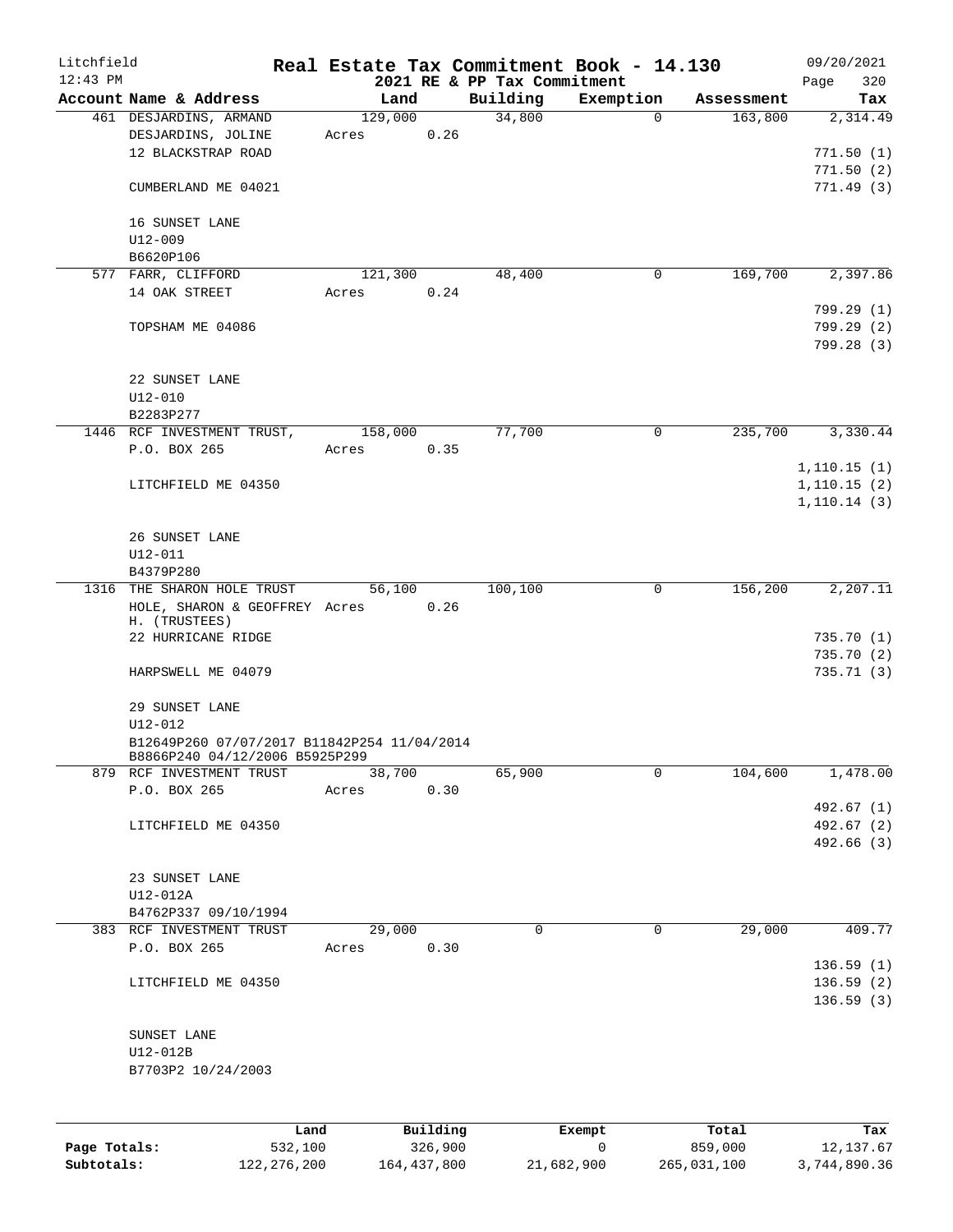Litchfield
12:43 PM

# Real Estate Tax Commitment Book - 14.130

## 2021 RE & PP Tax Commitment

09/20/2021

| Account Name & Address | Land | Building | Exemption | Assessment | Tax |
|---|---|---|---|---|---|
| 461 DESJARDINS, ARMAND | 129,000 | 34,800 | 0 | 163,800 | 2,314.49 |
| DESJARDINS, JOLINE | Acres 0.26 | | | | |
| 12 BLACKSTRAP ROAD | | | | | 771.50 (1) |
| | | | | | 771.50 (2) |
| CUMBERLAND ME 04021 | | | | | 771.49 (3) |
| 16 SUNSET LANE | | | | | |
| U12-009 | | | | | |
| B6620P106 | | | | | |
| 577 FARR, CLIFFORD | 121,300 | 48,400 | 0 | 169,700 | 2,397.86 |
| 14 OAK STREET | Acres 0.24 | | | | |
| | | | | | 799.29 (1) |
| TOPSHAM ME 04086 | | | | | 799.29 (2) |
| | | | | | 799.28 (3) |
| 22 SUNSET LANE | | | | | |
| U12-010 | | | | | |
| B2283P277 | | | | | |
| 1446 RCF INVESTMENT TRUST, | 158,000 | 77,700 | 0 | 235,700 | 3,330.44 |
| P.O. BOX 265 | Acres 0.35 | | | | |
| | | | | | 1,110.15 (1) |
| LITCHFIELD ME 04350 | | | | | 1,110.15 (2) |
| | | | | | 1,110.14 (3) |
| 26 SUNSET LANE | | | | | |
| U12-011 | | | | | |
| B4379P280 | | | | | |
| 1316 THE SHARON HOLE TRUST | 56,100 | 100,100 | 0 | 156,200 | 2,207.11 |
| HOLE, SHARON & GEOFFREY H. (TRUSTEES) | Acres 0.26 | | | | |
| 22 HURRICANE RIDGE | | | | | 735.70 (1) |
| | | | | | 735.70 (2) |
| HARPSWELL ME 04079 | | | | | 735.71 (3) |
| 29 SUNSET LANE | | | | | |
| U12-012 | | | | | |
| B12649P260 07/07/2017 B11842P254 11/04/2014 B8866P240 04/12/2006 B5925P299 | | | | | |
| 879 RCF INVESTMENT TRUST | 38,700 | 65,900 | 0 | 104,600 | 1,478.00 |
| P.O. BOX 265 | Acres 0.30 | | | | |
| | | | | | 492.67 (1) |
| LITCHFIELD ME 04350 | | | | | 492.67 (2) |
| | | | | | 492.66 (3) |
| 23 SUNSET LANE | | | | | |
| U12-012A | | | | | |
| B4762P337 09/10/1994 | | | | | |
| 383 RCF INVESTMENT TRUST | 29,000 | 0 | 0 | 29,000 | 409.77 |
| P.O. BOX 265 | Acres 0.30 | | | | |
| | | | | | 136.59 (1) |
| LITCHFIELD ME 04350 | | | | | 136.59 (2) |
| | | | | | 136.59 (3) |
| SUNSET LANE | | | | | |
| U12-012B | | | | | |
| B7703P2 10/24/2003 | | | | | |

| | Land | Building | Exempt | Total | Tax |
|---|---|---|---|---|---|
| Page Totals: | 532,100 | 326,900 | 0 | 859,000 | 12,137.67 |
| Subtotals: | 122,276,200 | 164,437,800 | 21,682,900 | 265,031,100 | 3,744,890.36 |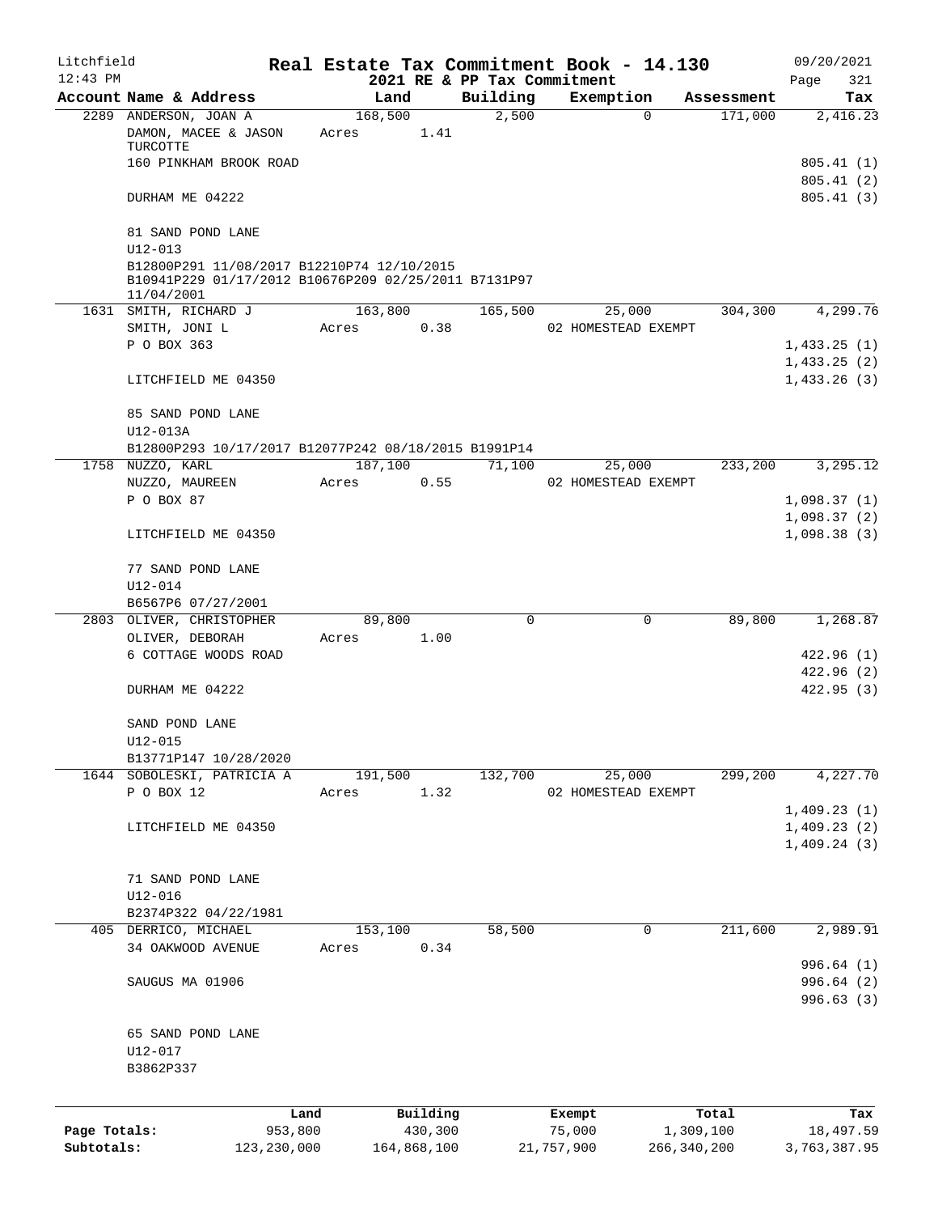Litchfield 12:43 PM

# Real Estate Tax Commitment Book - 14.130

## 2021 RE & PP Tax Commitment

09/20/2021 Page 321

| Account | Name & Address | Land | Building | Exemption | Assessment | Tax |
|---|---|---|---|---|---|---|
| 2289 | ANDERSON, JOAN A<br>DAMON, MACEE & JASON TURCOTTE<br>160 PINKHAM BROOK ROAD<br>DURHAM ME 04222<br><br>81 SAND POND LANE<br>U12-013<br>B12800P291 11/08/2017 B12210P74 12/10/2015 B10941P229 01/17/2012 B10676P209 02/25/2011 B7131P97 11/04/2001 | 168,500<br>Acres 1.41 | 2,500 | 0 | 171,000 | 2,416.23<br>805.41 (1)<br>805.41 (2)<br>805.41 (3) |
| 1631 | SMITH, RICHARD J<br>SMITH, JONI L<br>P O BOX 363<br>LITCHFIELD ME 04350<br><br>85 SAND POND LANE<br>U12-013A<br>B12800P293 10/17/2017 B12077P242 08/18/2015 B1991P14 | 163,800<br>Acres 0.38 | 165,500 | 25,000<br>02 HOMESTEAD EXEMPT | 304,300 | 4,299.76<br>1,433.25 (1)<br>1,433.25 (2)<br>1,433.26 (3) |
| 1758 | NUZZO, KARL<br>NUZZO, MAUREEN<br>P O BOX 87<br>LITCHFIELD ME 04350<br><br>77 SAND POND LANE<br>U12-014<br>B6567P6 07/27/2001 | 187,100<br>Acres 0.55 | 71,100 | 25,000<br>02 HOMESTEAD EXEMPT | 233,200 | 3,295.12<br>1,098.37 (1)<br>1,098.37 (2)<br>1,098.38 (3) |
| 2803 | OLIVER, CHRISTOPHER<br>OLIVER, DEBORAH<br>6 COTTAGE WOODS ROAD<br>DURHAM ME 04222<br><br>SAND POND LANE<br>U12-015<br>B13771P147 10/28/2020 | 89,800<br>Acres 1.00 | 0 | 0 | 89,800 | 1,268.87<br>422.96 (1)<br>422.96 (2)<br>422.95 (3) |
| 1644 | SOBOLESKI, PATRICIA A<br>P O BOX 12<br>LITCHFIELD ME 04350<br><br>71 SAND POND LANE<br>U12-016<br>B2374P322 04/22/1981 | 191,500<br>Acres 1.32 | 132,700 | 25,000<br>02 HOMESTEAD EXEMPT | 299,200 | 4,227.70<br>1,409.23 (1)<br>1,409.23 (2)<br>1,409.24 (3) |
| 405 | DERRICO, MICHAEL<br>34 OAKWOOD AVENUE<br>SAUGUS MA 01906<br><br>65 SAND POND LANE<br>U12-017<br>B3862P337 | 153,100<br>Acres 0.34 | 58,500 | 0 | 211,600 | 2,989.91<br>996.64 (1)<br>996.64 (2)<br>996.63 (3) |

| | Land | Building | Exempt | Total | Tax |
|---|---|---|---|---|---|
| Page Totals: | 953,800 | 430,300 | 75,000 | 1,309,100 | 18,497.59 |
| Subtotals: | 123,230,000 | 164,868,100 | 21,757,900 | 266,340,200 | 3,763,387.95 |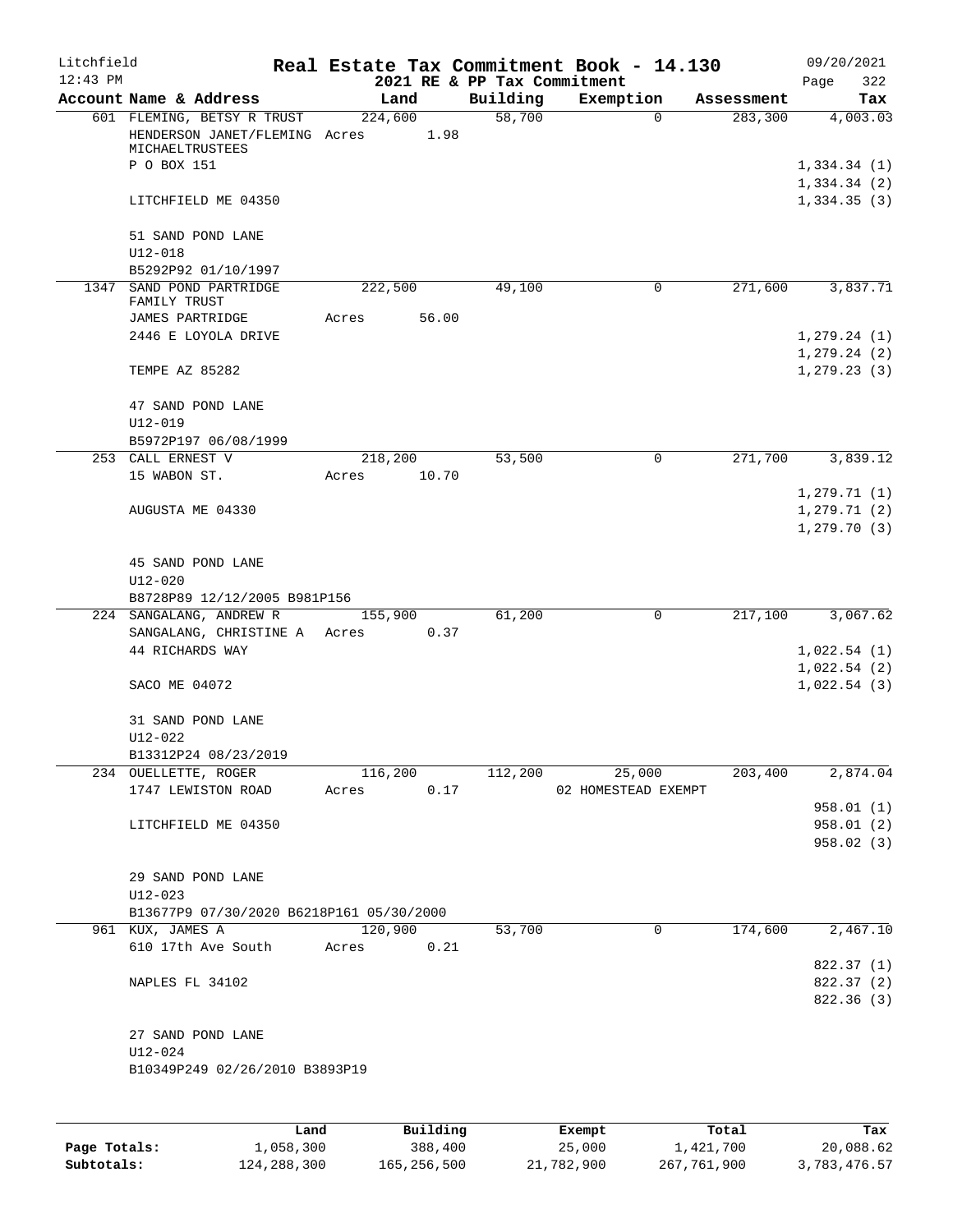Litchfield 12:43 PM

# Real Estate Tax Commitment Book - 14.130

2021 RE & PP Tax Commitment

09/20/2021 Page 322

| Account Name & Address | Land | Building | Exemption | Assessment | Tax |
|---|---|---|---|---|---|
| 601 FLEMING, BETSY R TRUST | 224,600 | 58,700 | 0 | 283,300 | 4,003.03 |
| HENDERSON JANET/FLEMING MICHAELTRUSTEES | Acres 1.98 | | | | |
| P O BOX 151 | | | | | 1,334.34 (1) |
| | | | | | 1,334.34 (2) |
| LITCHFIELD ME 04350 | | | | | 1,334.35 (3) |
| 51 SAND POND LANE | | | | | |
| U12-018 | | | | | |
| B5292P92 01/10/1997 | | | | | |
| 1347 SAND POND PARTRIDGE FAMILY TRUST | 222,500 | 49,100 | 0 | 271,600 | 3,837.71 |
| JAMES PARTRIDGE | Acres 56.00 | | | | |
| 2446 E LOYOLA DRIVE | | | | | 1,279.24 (1) |
| | | | | | 1,279.24 (2) |
| TEMPE AZ 85282 | | | | | 1,279.23 (3) |
| 47 SAND POND LANE | | | | | |
| U12-019 | | | | | |
| B5972P197 06/08/1999 | | | | | |
| 253 CALL ERNEST V | 218,200 | 53,500 | 0 | 271,700 | 3,839.12 |
| 15 WABON ST. | Acres 10.70 | | | | |
| | | | | | 1,279.71 (1) |
| AUGUSTA ME 04330 | | | | | 1,279.71 (2) |
| | | | | | 1,279.70 (3) |
| 45 SAND POND LANE | | | | | |
| U12-020 | | | | | |
| B8728P89 12/12/2005 B981P156 | | | | | |
| 224 SANGALANG, ANDREW R | 155,900 | 61,200 | 0 | 217,100 | 3,067.62 |
| SANGALANG, CHRISTINE A | Acres 0.37 | | | | |
| 44 RICHARDS WAY | | | | | 1,022.54 (1) |
| | | | | | 1,022.54 (2) |
| SACO ME 04072 | | | | | 1,022.54 (3) |
| 31 SAND POND LANE | | | | | |
| U12-022 | | | | | |
| B13312P24 08/23/2019 | | | | | |
| 234 OUELLETTE, ROGER | 116,200 | 112,200 | 25,000 | 203,400 | 2,874.04 |
| 1747 LEWISTON ROAD | Acres 0.17 | | 02 HOMESTEAD EXEMPT | | |
| | | | | | 958.01 (1) |
| LITCHFIELD ME 04350 | | | | | 958.01 (2) |
| | | | | | 958.02 (3) |
| 29 SAND POND LANE | | | | | |
| U12-023 | | | | | |
| B13677P9 07/30/2020 B6218P161 05/30/2000 | | | | | |
| 961 KUX, JAMES A | 120,900 | 53,700 | 0 | 174,600 | 2,467.10 |
| 610 17th Ave South | Acres 0.21 | | | | |
| | | | | | 822.37 (1) |
| NAPLES FL 34102 | | | | | 822.37 (2) |
| | | | | | 822.36 (3) |
| 27 SAND POND LANE | | | | | |
| U12-024 | | | | | |
| B10349P249 02/26/2010 B3893P19 | | | | | |

| | Land | Building | Exempt | Total | Tax |
|---|---|---|---|---|---|
| Page Totals: | 1,058,300 | 388,400 | 25,000 | 1,421,700 | 20,088.62 |
| Subtotals: | 124,288,300 | 165,256,500 | 21,782,900 | 267,761,900 | 3,783,476.57 |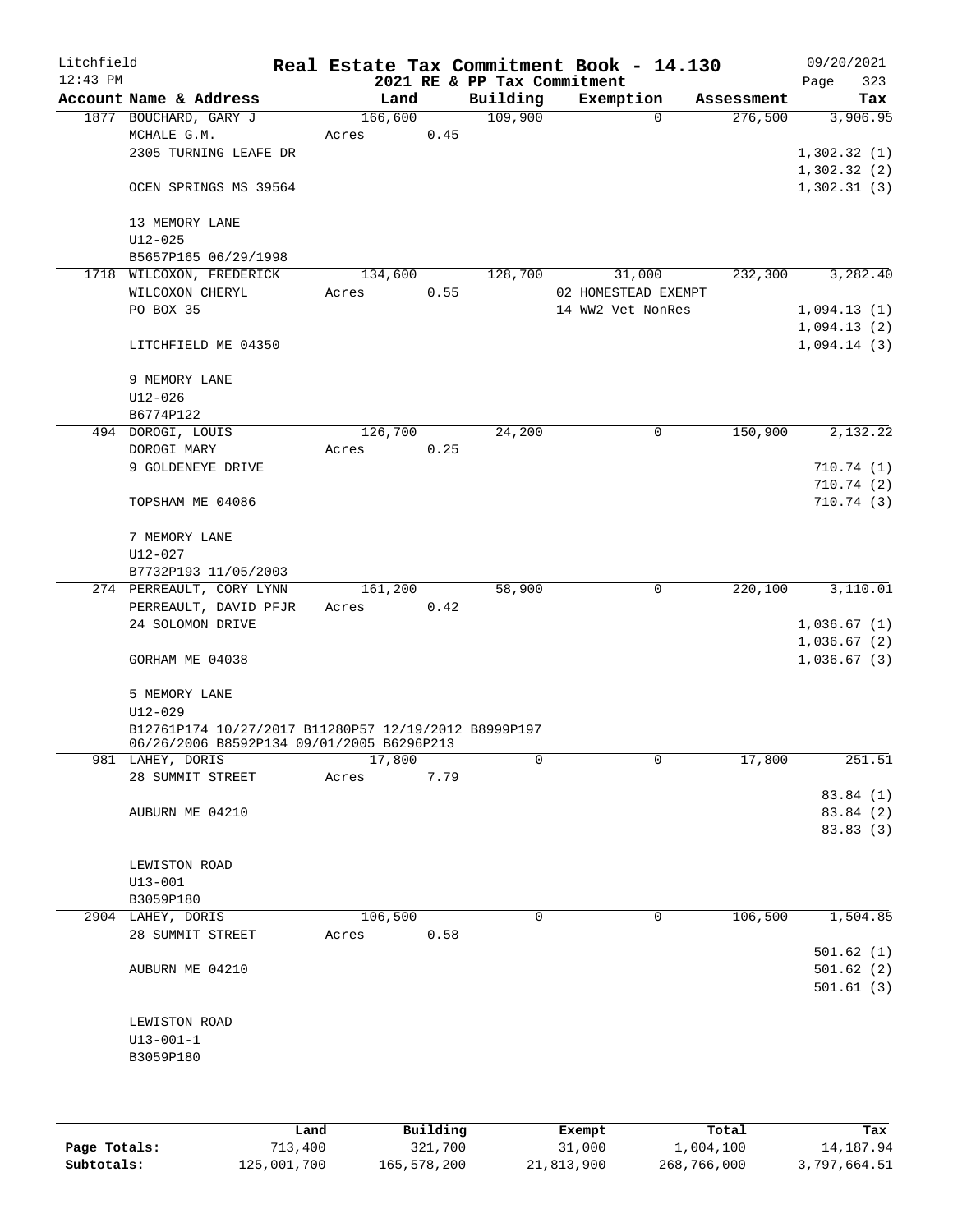Litchfield | Real Estate Tax Commitment Book - 14.130 | 09/20/2021
12:43 PM | 2021 RE & PP Tax Commitment | Page 323

| Account Name & Address | Land | Building | Exemption | Assessment | Tax |
|---|---|---|---|---|---|
| 1877 BOUCHARD, GARY J | 166,600 | 109,900 | 0 | 276,500 | 3,906.95 |
| MCHALE G.M. | Acres 0.45 | | | | |
| 2305 TURNING LEAFE DR | | | | | 1,302.32 (1) |
| | | | | | 1,302.32 (2) |
| OCEN SPRINGS MS 39564 | | | | | 1,302.31 (3) |
| 13 MEMORY LANE | | | | | |
| U12-025 | | | | | |
| B5657P165 06/29/1998 | | | | | |
| 1718 WILCOXON, FREDERICK | 134,600 | 128,700 | 31,000 | 232,300 | 3,282.40 |
| WILCOXON CHERYL | Acres 0.55 | | 02 HOMESTEAD EXEMPT | | |
| PO BOX 35 | | | 14 WW2 Vet NonRes | | 1,094.13 (1) |
| | | | | | 1,094.13 (2) |
| LITCHFIELD ME 04350 | | | | | 1,094.14 (3) |
| 9 MEMORY LANE | | | | | |
| U12-026 | | | | | |
| B6774P122 | | | | | |
| 494 DOROGI, LOUIS | 126,700 | 24,200 | 0 | 150,900 | 2,132.22 |
| DOROGI MARY | Acres 0.25 | | | | |
| 9 GOLDENEYE DRIVE | | | | | 710.74 (1) |
| | | | | | 710.74 (2) |
| TOPSHAM ME 04086 | | | | | 710.74 (3) |
| 7 MEMORY LANE | | | | | |
| U12-027 | | | | | |
| B7732P193 11/05/2003 | | | | | |
| 274 PERREAULT, CORY LYNN | 161,200 | 58,900 | 0 | 220,100 | 3,110.01 |
| PERREAULT, DAVID PFJR | Acres 0.42 | | | | |
| 24 SOLOMON DRIVE | | | | | 1,036.67 (1) |
| | | | | | 1,036.67 (2) |
| GORHAM ME 04038 | | | | | 1,036.67 (3) |
| 5 MEMORY LANE | | | | | |
| U12-029 | | | | | |
| B12761P174 10/27/2017 B11280P57 12/19/2012 B8999P197 06/26/2006 B8592P134 09/01/2005 B6296P213 | | | | | |
| 981 LAHEY, DORIS | 17,800 | 0 | 0 | 17,800 | 251.51 |
| 28 SUMMIT STREET | Acres 7.79 | | | | |
| | | | | | 83.84 (1) |
| AUBURN ME 04210 | | | | | 83.84 (2) |
| | | | | | 83.83 (3) |
| LEWISTON ROAD | | | | | |
| U13-001 | | | | | |
| B3059P180 | | | | | |
| 2904 LAHEY, DORIS | 106,500 | 0 | 0 | 106,500 | 1,504.85 |
| 28 SUMMIT STREET | Acres 0.58 | | | | |
| | | | | | 501.62 (1) |
| AUBURN ME 04210 | | | | | 501.62 (2) |
| | | | | | 501.61 (3) |
| LEWISTON ROAD | | | | | |
| U13-001-1 | | | | | |
| B3059P180 | | | | | |

| | Land | Building | Exempt | Total | Tax |
|---|---|---|---|---|---|
| Page Totals: | 713,400 | 321,700 | 31,000 | 1,004,100 | 14,187.94 |
| Subtotals: | 125,001,700 | 165,578,200 | 21,813,900 | 268,766,000 | 3,797,664.51 |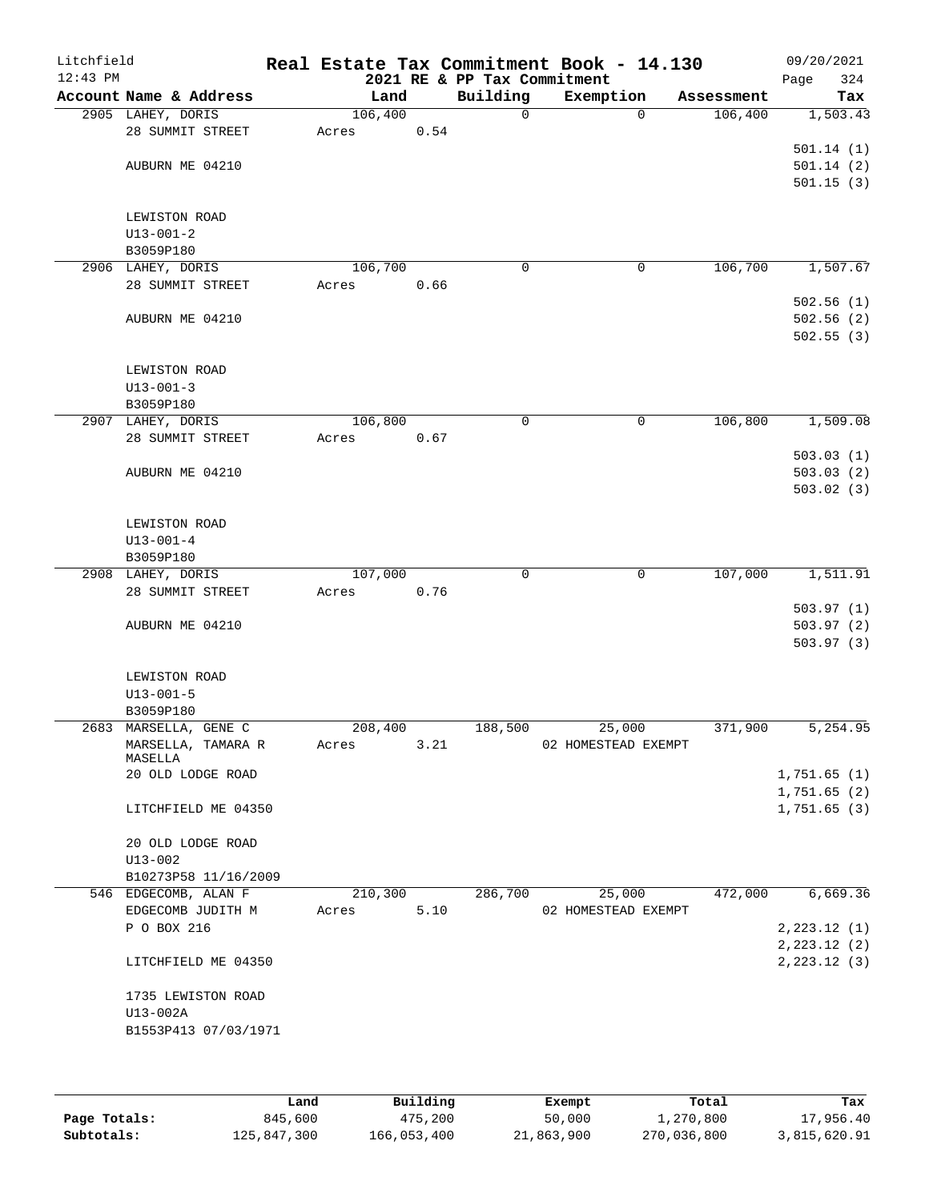Litchfield
12:43 PM

**Real Estate Tax Commitment Book - 14.130**
**2021 RE & PP Tax Commitment**

09/20/2021

| Account Name & Address | Land | Building | Exemption | Assessment | Tax |
|---|---|---|---|---|---|
| 2905 LAHEY, DORIS | 106,400 | 0 | 0 | 106,400 | 1,503.43 |
| 28 SUMMIT STREET | Acres 0.54 | | | | |
| | | | | | 501.14 (1) |
| AUBURN ME 04210 | | | | | 501.14 (2) |
| | | | | | 501.15 (3) |
| LEWISTON ROAD | | | | | |
| U13-001-2 | | | | | |
| B3059P180 | | | | | |
| 2906 LAHEY, DORIS | 106,700 | 0 | 0 | 106,700 | 1,507.67 |
| 28 SUMMIT STREET | Acres 0.66 | | | | |
| | | | | | 502.56 (1) |
| AUBURN ME 04210 | | | | | 502.56 (2) |
| | | | | | 502.55 (3) |
| LEWISTON ROAD | | | | | |
| U13-001-3 | | | | | |
| B3059P180 | | | | | |
| 2907 LAHEY, DORIS | 106,800 | 0 | 0 | 106,800 | 1,509.08 |
| 28 SUMMIT STREET | Acres 0.67 | | | | |
| | | | | | 503.03 (1) |
| AUBURN ME 04210 | | | | | 503.03 (2) |
| | | | | | 503.02 (3) |
| LEWISTON ROAD | | | | | |
| U13-001-4 | | | | | |
| B3059P180 | | | | | |
| 2908 LAHEY, DORIS | 107,000 | 0 | 0 | 107,000 | 1,511.91 |
| 28 SUMMIT STREET | Acres 0.76 | | | | |
| | | | | | 503.97 (1) |
| AUBURN ME 04210 | | | | | 503.97 (2) |
| | | | | | 503.97 (3) |
| LEWISTON ROAD | | | | | |
| U13-001-5 | | | | | |
| B3059P180 | | | | | |
| 2683 MARSELLA, GENE C | 208,400 | 188,500 | 25,000 | 371,900 | 5,254.95 |
| MARSELLA, TAMARA R MASELLA | Acres 3.21 | | 02 HOMESTEAD EXEMPT | | |
| 20 OLD LODGE ROAD | | | | | 1,751.65 (1) |
| | | | | | 1,751.65 (2) |
| LITCHFIELD ME 04350 | | | | | 1,751.65 (3) |
| 20 OLD LODGE ROAD | | | | | |
| U13-002 | | | | | |
| B10273P58 11/16/2009 | | | | | |
| 546 EDGECOMB, ALAN F | 210,300 | 286,700 | 25,000 | 472,000 | 6,669.36 |
| EDGECOMB JUDITH M | Acres 5.10 | | 02 HOMESTEAD EXEMPT | | |
| P O BOX 216 | | | | | 2,223.12 (1) |
| | | | | | 2,223.12 (2) |
| LITCHFIELD ME 04350 | | | | | 2,223.12 (3) |
| 1735 LEWISTON ROAD | | | | | |
| U13-002A | | | | | |
| B1553P413 07/03/1971 | | | | | |

| | Land | Building | Exempt | Total | Tax |
|---|---|---|---|---|---|
| **Page Totals:** | 845,600 | 475,200 | 50,000 | 1,270,800 | 17,956.40 |
| **Subtotals:** | 125,847,300 | 166,053,400 | 21,863,900 | 270,036,800 | 3,815,620.91 |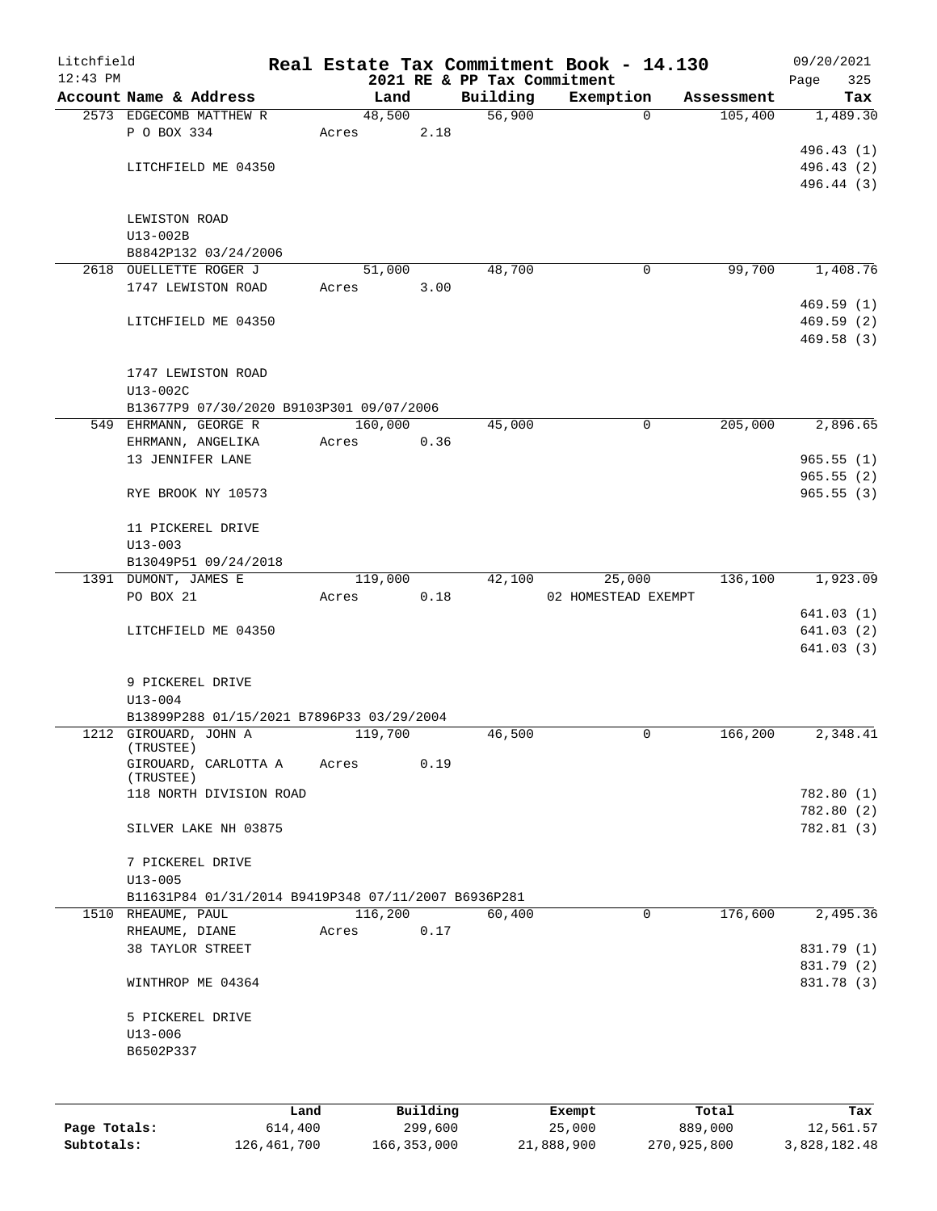# Real Estate Tax Commitment Book - 14.130

Litchfield 12:43 PM — 2021 RE & PP Tax Commitment — 09/20/2021

| Account Name & Address | Land | Building | Exemption | Assessment | Tax |
|---|---|---|---|---|---|
| 2573 EDGECOMB MATTHEW R | 48,500 | 56,900 | 0 | 105,400 | 1,489.30 |
| P O BOX 334 | Acres 2.18 | | | | |
| | | | | | 496.43 (1) |
| LITCHFIELD ME 04350 | | | | | 496.43 (2) |
| | | | | | 496.44 (3) |
| LEWISTON ROAD | | | | | |
| U13-002B | | | | | |
| B8842P132 03/24/2006 | | | | | |
| 2618 OUELLETTE ROGER J | 51,000 | 48,700 | 0 | 99,700 | 1,408.76 |
| 1747 LEWISTON ROAD | Acres 3.00 | | | | |
| | | | | | 469.59 (1) |
| LITCHFIELD ME 04350 | | | | | 469.59 (2) |
| | | | | | 469.58 (3) |
| 1747 LEWISTON ROAD | | | | | |
| U13-002C | | | | | |
| B13677P9 07/30/2020 B9103P301 09/07/2006 | | | | | |
| 549 EHRMANN, GEORGE R | 160,000 | 45,000 | 0 | 205,000 | 2,896.65 |
| EHRMANN, ANGELIKA | Acres 0.36 | | | | |
| 13 JENNIFER LANE | | | | | 965.55 (1) |
| | | | | | 965.55 (2) |
| RYE BROOK NY 10573 | | | | | 965.55 (3) |
| 11 PICKEREL DRIVE | | | | | |
| U13-003 | | | | | |
| B13049P51 09/24/2018 | | | | | |
| 1391 DUMONT, JAMES E | 119,000 | 42,100 | 25,000 | 136,100 | 1,923.09 |
| PO BOX 21 | Acres 0.18 | | 02 HOMESTEAD EXEMPT | | |
| | | | | | 641.03 (1) |
| LITCHFIELD ME 04350 | | | | | 641.03 (2) |
| | | | | | 641.03 (3) |
| 9 PICKEREL DRIVE | | | | | |
| U13-004 | | | | | |
| B13899P288 01/15/2021 B7896P33 03/29/2004 | | | | | |
| 1212 GIROUARD, JOHN A (TRUSTEE) | 119,700 | 46,500 | 0 | 166,200 | 2,348.41 |
| GIROUARD, CARLOTTA A (TRUSTEE) | Acres 0.19 | | | | |
| 118 NORTH DIVISION ROAD | | | | | 782.80 (1) |
| | | | | | 782.80 (2) |
| SILVER LAKE NH 03875 | | | | | 782.81 (3) |
| 7 PICKEREL DRIVE | | | | | |
| U13-005 | | | | | |
| B11631P84 01/31/2014 B9419P348 07/11/2007 B6936P281 | | | | | |
| 1510 RHEAUME, PAUL | 116,200 | 60,400 | 0 | 176,600 | 2,495.36 |
| RHEAUME, DIANE | Acres 0.17 | | | | |
| 38 TAYLOR STREET | | | | | 831.79 (1) |
| | | | | | 831.79 (2) |
| WINTHROP ME 04364 | | | | | 831.78 (3) |
| 5 PICKEREL DRIVE | | | | | |
| U13-006 | | | | | |
| B6502P337 | | | | | |

| | Land | Building | Exempt | Total | Tax |
|---|---|---|---|---|---|
| Page Totals: | 614,400 | 299,600 | 25,000 | 889,000 | 12,561.57 |
| Subtotals: | 126,461,700 | 166,353,000 | 21,888,900 | 270,925,800 | 3,828,182.48 |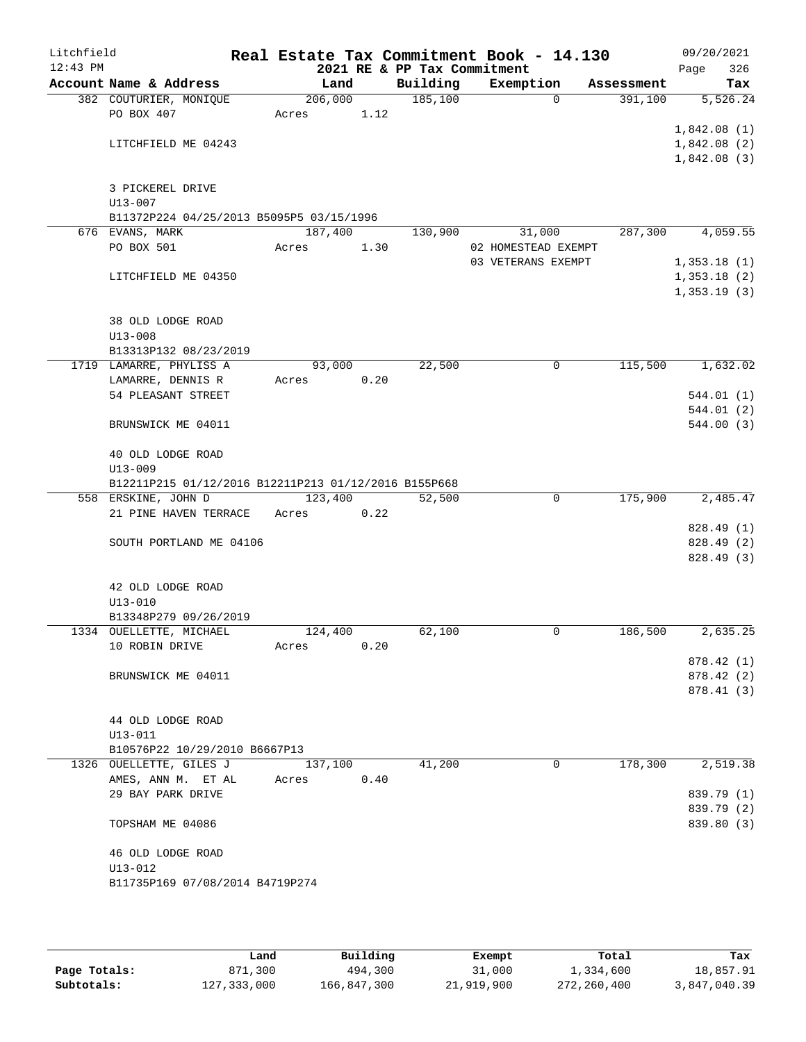# Real Estate Tax Commitment Book - 14.130

Litchfield
12:43 PM

2021 RE & PP Tax Commitment

09/20/2021

| Account | Name & Address | Land | Building | Exemption | Assessment | Tax |
|---|---|---|---|---|---|---|
| 382 | COUTURIER, MONIQUE<br>PO BOX 407<br><br>LITCHFIELD ME 04243<br><br>3 PICKEREL DRIVE<br>U13-007<br>B11372P224 04/25/2013 B5095P5 03/15/1996 | 206,000<br>Acres 1.12 | 185,100 | 0 | 391,100 | 5,526.24<br><br>1,842.08 (1)<br>1,842.08 (2)<br>1,842.08 (3) |
| 676 | EVANS, MARK<br>PO BOX 501<br><br>LITCHFIELD ME 04350<br><br>38 OLD LODGE ROAD<br>U13-008<br>B13313P132 08/23/2019 | 187,400<br>Acres 1.30 | 130,900 | 31,000<br>02 HOMESTEAD EXEMPT<br>03 VETERANS EXEMPT | 287,300 | 4,059.55<br><br>1,353.18 (1)<br>1,353.18 (2)<br>1,353.19 (3) |
| 1719 | LAMARRE, PHYLISS A<br>LAMARRE, DENNIS R<br>54 PLEASANT STREET<br><br>BRUNSWICK ME 04011<br><br>40 OLD LODGE ROAD<br>U13-009<br>B12211P215 01/12/2016 B12211P213 01/12/2016 B155P668 | 93,000<br>Acres 0.20 | 22,500 | 0 | 115,500 | 1,632.02<br><br>544.01 (1)<br>544.01 (2)<br>544.00 (3) |
| 558 | ERSKINE, JOHN D<br>21 PINE HAVEN TERRACE<br><br>SOUTH PORTLAND ME 04106<br><br>42 OLD LODGE ROAD<br>U13-010<br>B13348P279 09/26/2019 | 123,400<br>Acres 0.22 | 52,500 | 0 | 175,900 | 2,485.47<br><br>828.49 (1)<br>828.49 (2)<br>828.49 (3) |
| 1334 | OUELLETTE, MICHAEL<br>10 ROBIN DRIVE<br><br>BRUNSWICK ME 04011<br><br>44 OLD LODGE ROAD<br>U13-011<br>B10576P22 10/29/2010 B6667P13 | 124,400<br>Acres 0.20 | 62,100 | 0 | 186,500 | 2,635.25<br><br>878.42 (1)<br>878.42 (2)<br>878.41 (3) |
| 1326 | OUELLETTE, GILES J<br>AMES, ANN M. ET AL<br>29 BAY PARK DRIVE<br><br>TOPSHAM ME 04086<br><br>46 OLD LODGE ROAD<br>U13-012<br>B11735P169 07/08/2014 B4719P274 | 137,100<br>Acres 0.40 | 41,200 | 0 | 178,300 | 2,519.38<br><br>839.79 (1)<br>839.79 (2)<br>839.80 (3) |

| | Land | Building | Exempt | Total | Tax |
|---|---|---|---|---|---|
| Page Totals: | 871,300 | 494,300 | 31,000 | 1,334,600 | 18,857.91 |
| Subtotals: | 127,333,000 | 166,847,300 | 21,919,900 | 272,260,400 | 3,847,040.39 |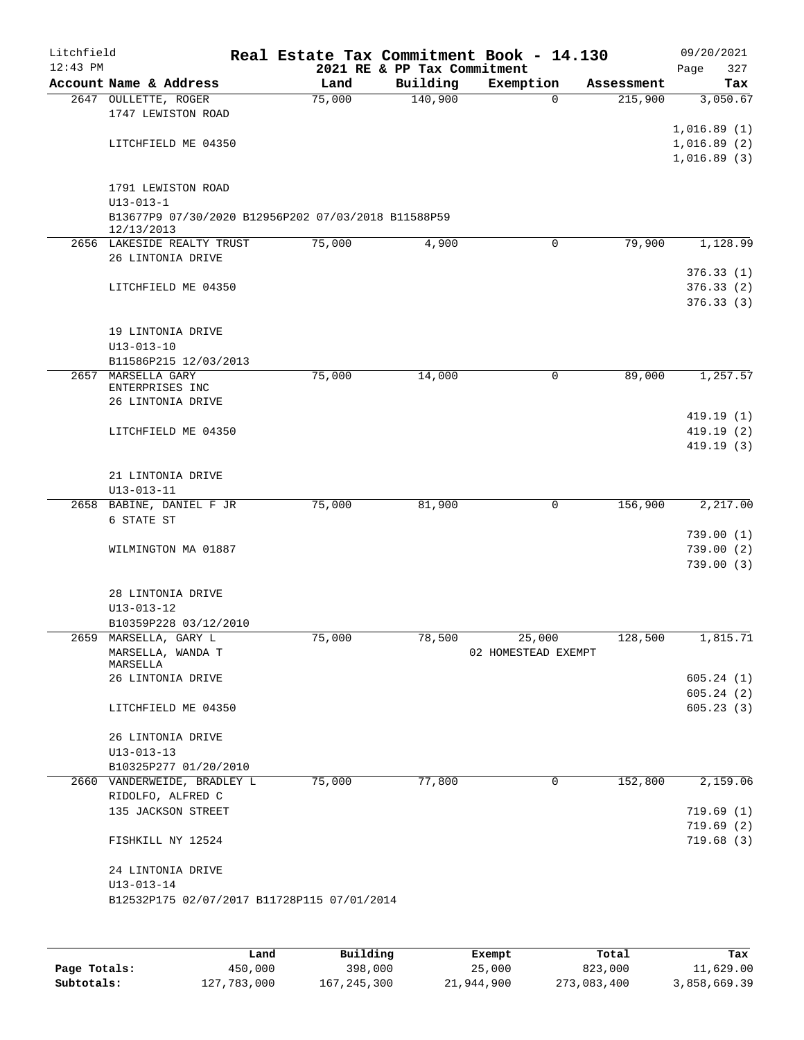Litchfield 12:43 PM

# Real Estate Tax Commitment Book - 14.130

2021 RE & PP Tax Commitment

09/20/2021 Page 327

| Account Name & Address | Land | Building | Exemption | Assessment | Tax |
|---|---|---|---|---|---|
| 2647 OULLETTE, ROGER<br>1747 LEWISTON ROAD<br><br>LITCHFIELD ME 04350<br><br>1791 LEWISTON ROAD<br>U13-013-1<br>B13677P9 07/30/2020 B12956P202 07/03/2018 B11588P59 12/13/2013 | 75,000 | 140,900 | 0 | 215,900 | 3,050.67<br><br>1,016.89 (1)<br>1,016.89 (2)<br>1,016.89 (3) |
| 2656 LAKESIDE REALTY TRUST<br>26 LINTONIA DRIVE<br><br>LITCHFIELD ME 04350<br><br>19 LINTONIA DRIVE<br>U13-013-10<br>B11586P215 12/03/2013 | 75,000 | 4,900 | 0 | 79,900 | 1,128.99<br><br>376.33 (1)<br>376.33 (2)<br>376.33 (3) |
| 2657 MARSELLA GARY ENTERPRISES INC<br>26 LINTONIA DRIVE<br><br>LITCHFIELD ME 04350<br><br>21 LINTONIA DRIVE<br>U13-013-11 | 75,000 | 14,000 | 0 | 89,000 | 1,257.57<br><br>419.19 (1)<br>419.19 (2)<br>419.19 (3) |
| 2658 BABINE, DANIEL F JR<br>6 STATE ST<br><br>WILMINGTON MA 01887<br><br>28 LINTONIA DRIVE<br>U13-013-12<br>B10359P228 03/12/2010 | 75,000 | 81,900 | 0 | 156,900 | 2,217.00<br><br>739.00 (1)<br>739.00 (2)<br>739.00 (3) |
| 2659 MARSELLA, GARY L<br>MARSELLA, WANDA T MARSELLA<br>26 LINTONIA DRIVE<br><br>LITCHFIELD ME 04350<br><br>26 LINTONIA DRIVE<br>U13-013-13<br>B10325P277 01/20/2010 | 75,000 | 78,500 | 25,000<br>02 HOMESTEAD EXEMPT | 128,500 | 1,815.71<br><br>605.24 (1)<br>605.24 (2)<br>605.23 (3) |
| 2660 VANDERWEIDE, BRADLEY L<br>RIDOLFO, ALFRED C<br>135 JACKSON STREET<br><br>FISHKILL NY 12524<br><br>24 LINTONIA DRIVE<br>U13-013-14<br>B12532P175 02/07/2017 B11728P115 07/01/2014 | 75,000 | 77,800 | 0 | 152,800 | 2,159.06<br><br>719.69 (1)<br>719.69 (2)<br>719.68 (3) |

| | Land | Building | Exempt | Total | Tax |
|---|---|---|---|---|---|
| Page Totals: | 450,000 | 398,000 | 25,000 | 823,000 | 11,629.00 |
| Subtotals: | 127,783,000 | 167,245,300 | 21,944,900 | 273,083,400 | 3,858,669.39 |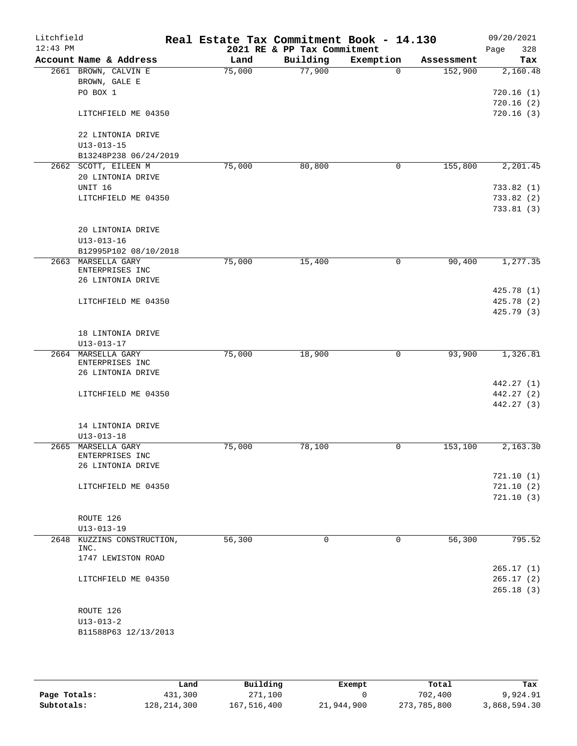# Real Estate Tax Commitment Book - 14.130

Litchfield
12:43 PM

2021 RE & PP Tax Commitment

09/20/2021

| Account | Name & Address | Land | Building | Exemption | Assessment | Tax |
|---|---|---|---|---|---|---|
| 2661 | BROWN, CALVIN E<br>BROWN, GALE E<br>PO BOX 1<br><br>LITCHFIELD ME 04350<br><br>22 LINTONIA DRIVE<br>U13-013-15<br>B13248P238 06/24/2019 | 75,000 | 77,900 | 0 | 152,900 | 2,160.48<br><br>720.16 (1)<br>720.16 (2)<br>720.16 (3) |
| 2662 | SCOTT, EILEEN M<br>20 LINTONIA DRIVE<br>UNIT 16<br>LITCHFIELD ME 04350<br><br>20 LINTONIA DRIVE<br>U13-013-16<br>B12995P102 08/10/2018 | 75,000 | 80,800 | 0 | 155,800 | 2,201.45<br><br>733.82 (1)<br>733.82 (2)<br>733.81 (3) |
| 2663 | MARSELLA GARY<br>ENTERPRISES INC<br>26 LINTONIA DRIVE<br><br>LITCHFIELD ME 04350<br><br>18 LINTONIA DRIVE<br>U13-013-17 | 75,000 | 15,400 | 0 | 90,400 | 1,277.35<br><br>425.78 (1)<br>425.78 (2)<br>425.79 (3) |
| 2664 | MARSELLA GARY<br>ENTERPRISES INC<br>26 LINTONIA DRIVE<br><br>LITCHFIELD ME 04350<br><br>14 LINTONIA DRIVE<br>U13-013-18 | 75,000 | 18,900 | 0 | 93,900 | 1,326.81<br><br>442.27 (1)<br>442.27 (2)<br>442.27 (3) |
| 2665 | MARSELLA GARY<br>ENTERPRISES INC<br>26 LINTONIA DRIVE<br><br>LITCHFIELD ME 04350<br><br>ROUTE 126<br>U13-013-19 | 75,000 | 78,100 | 0 | 153,100 | 2,163.30<br><br>721.10 (1)<br>721.10 (2)<br>721.10 (3) |
| 2648 | KUZZINS CONSTRUCTION,<br>INC.<br>1747 LEWISTON ROAD<br><br>LITCHFIELD ME 04350<br><br>ROUTE 126<br>U13-013-2<br>B11588P63 12/13/2013 | 56,300 | 0 | 0 | 56,300 | 795.52<br><br>265.17 (1)<br>265.17 (2)<br>265.18 (3) |

| | Land | Building | Exempt | Total | Tax |
|---|---|---|---|---|---|
| Page Totals: | 431,300 | 271,100 | 0 | 702,400 | 9,924.91 |
| Subtotals: | 128,214,300 | 167,516,400 | 21,944,900 | 273,785,800 | 3,868,594.30 |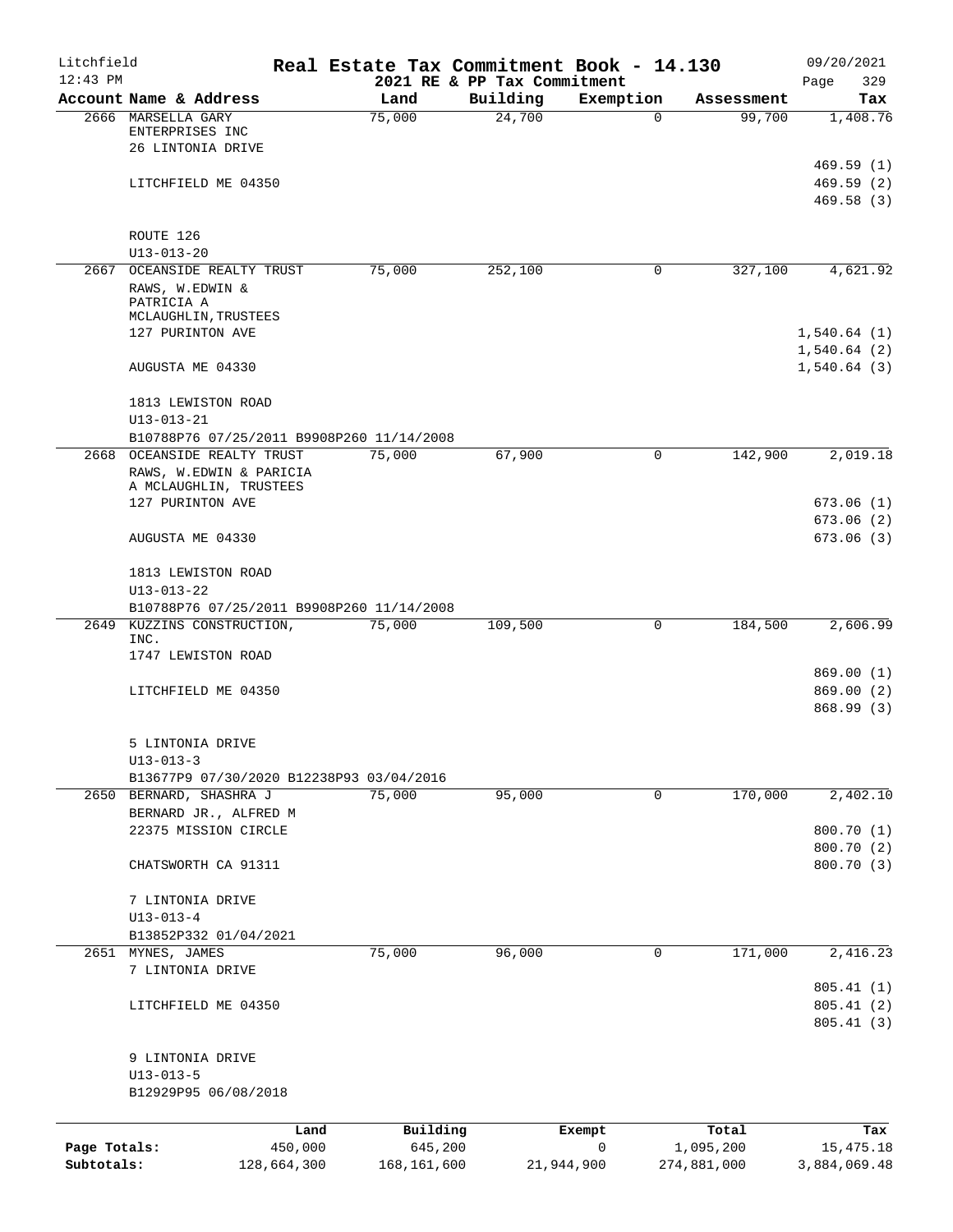Litchfield
12:43 PM

# Real Estate Tax Commitment Book - 14.130

2021 RE & PP Tax Commitment

09/20/2021

| Account Name & Address | Land | Building | Exemption | Assessment | Tax |
|---|---|---|---|---|---|
| 2666 MARSELLA GARY ENTERPRISES INC<br>26 LINTONIA DRIVE<br><br>LITCHFIELD ME 04350<br><br>ROUTE 126<br>U13-013-20 | 75,000 | 24,700 | 0 | 99,700 | 1,408.76<br><br>469.59 (1)<br>469.59 (2)<br>469.58 (3) |
| 2667 OCEANSIDE REALTY TRUST<br>RAWS, W.EDWIN & PATRICIA A MCLAUGHLIN,TRUSTEES<br>127 PURINTON AVE<br><br>AUGUSTA ME 04330<br><br>1813 LEWISTON ROAD<br>U13-013-21<br>B10788P76 07/25/2011 B9908P260 11/14/2008 | 75,000 | 252,100 | 0 | 327,100 | 4,621.92<br><br>1,540.64 (1)<br>1,540.64 (2)<br>1,540.64 (3) |
| 2668 OCEANSIDE REALTY TRUST<br>RAWS, W.EDWIN & PARICIA A MCLAUGHLIN, TRUSTEES<br>127 PURINTON AVE<br><br>AUGUSTA ME 04330<br><br>1813 LEWISTON ROAD<br>U13-013-22<br>B10788P76 07/25/2011 B9908P260 11/14/2008 | 75,000 | 67,900 | 0 | 142,900 | 2,019.18<br><br>673.06 (1)<br>673.06 (2)<br>673.06 (3) |
| 2649 KUZZINS CONSTRUCTION, INC.<br>1747 LEWISTON ROAD<br><br>LITCHFIELD ME 04350<br><br>5 LINTONIA DRIVE<br>U13-013-3<br>B13677P9 07/30/2020 B12238P93 03/04/2016 | 75,000 | 109,500 | 0 | 184,500 | 2,606.99<br><br>869.00 (1)<br>869.00 (2)<br>868.99 (3) |
| 2650 BERNARD, SHASHRA J<br>BERNARD JR., ALFRED M<br>22375 MISSION CIRCLE<br><br>CHATSWORTH CA 91311<br><br>7 LINTONIA DRIVE<br>U13-013-4<br>B13852P332 01/04/2021 | 75,000 | 95,000 | 0 | 170,000 | 2,402.10<br><br>800.70 (1)<br>800.70 (2)<br>800.70 (3) |
| 2651 MYNES, JAMES<br>7 LINTONIA DRIVE<br><br>LITCHFIELD ME 04350<br><br>9 LINTONIA DRIVE<br>U13-013-5<br>B12929P95 06/08/2018 | 75,000 | 96,000 | 0 | 171,000 | 2,416.23<br><br>805.41 (1)<br>805.41 (2)<br>805.41 (3) |

| | Land | Building | Exempt | Total | Tax |
|---|---|---|---|---|---|
| Page Totals: | 450,000 | 645,200 | 0 | 1,095,200 | 15,475.18 |
| Subtotals: | 128,664,300 | 168,161,600 | 21,944,900 | 274,881,000 | 3,884,069.48 |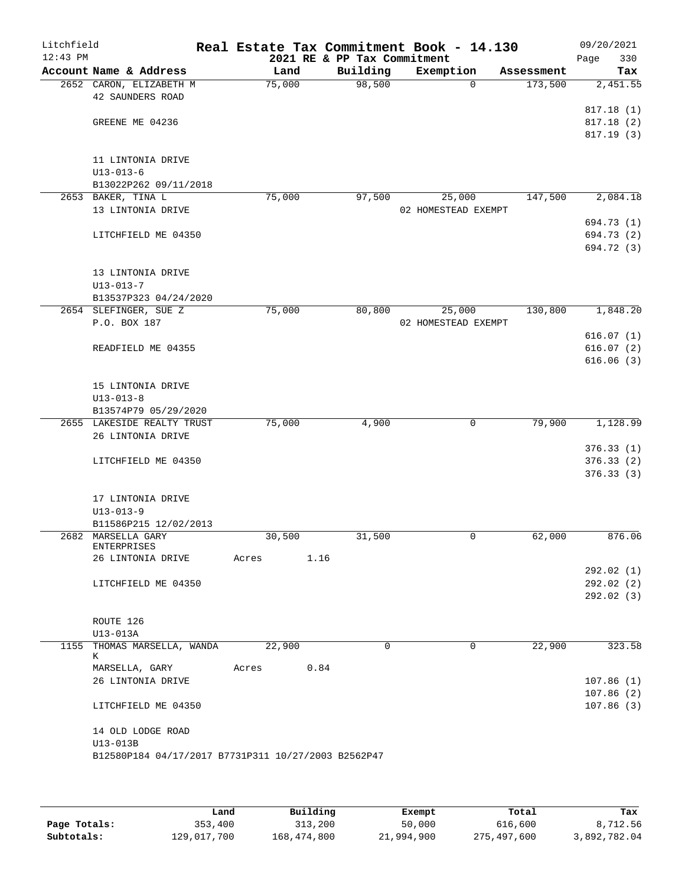Litchfield
12:43 PM

**Real Estate Tax Commitment Book - 14.130**
**2021 RE & PP Tax Commitment**

09/20/2021

| Account Name & Address | Land | Building | Exemption | Assessment | Tax |
|---|---|---|---|---|---|
| 2652 CARON, ELIZABETH M | 75,000 | 98,500 | 0 | 173,500 | 2,451.55 |
| 42 SAUNDERS ROAD | | | | | |
| | | | | | 817.18 (1) |
| GREENE ME 04236 | | | | | 817.18 (2) |
| | | | | | 817.19 (3) |
| 11 LINTONIA DRIVE | | | | | |
| U13-013-6 | | | | | |
| B13022P262 09/11/2018 | | | | | |
| 2653 BAKER, TINA L | 75,000 | 97,500 | 25,000 | 147,500 | 2,084.18 |
| 13 LINTONIA DRIVE | | | 02 HOMESTEAD EXEMPT | | |
| | | | | | 694.73 (1) |
| LITCHFIELD ME 04350 | | | | | 694.73 (2) |
| | | | | | 694.72 (3) |
| 13 LINTONIA DRIVE | | | | | |
| U13-013-7 | | | | | |
| B13537P323 04/24/2020 | | | | | |
| 2654 SLEFINGER, SUE Z | 75,000 | 80,800 | 25,000 | 130,800 | 1,848.20 |
| P.O. BOX 187 | | | 02 HOMESTEAD EXEMPT | | |
| | | | | | 616.07 (1) |
| READFIELD ME 04355 | | | | | 616.07 (2) |
| | | | | | 616.06 (3) |
| 15 LINTONIA DRIVE | | | | | |
| U13-013-8 | | | | | |
| B13574P79 05/29/2020 | | | | | |
| 2655 LAKESIDE REALTY TRUST | 75,000 | 4,900 | 0 | 79,900 | 1,128.99 |
| 26 LINTONIA DRIVE | | | | | |
| | | | | | 376.33 (1) |
| LITCHFIELD ME 04350 | | | | | 376.33 (2) |
| | | | | | 376.33 (3) |
| 17 LINTONIA DRIVE | | | | | |
| U13-013-9 | | | | | |
| B11586P215 12/02/2013 | | | | | |
| 2682 MARSELLA GARY ENTERPRISES | 30,500 | 31,500 | 0 | 62,000 | 876.06 |
| 26 LINTONIA DRIVE | Acres 1.16 | | | | |
| | | | | | 292.02 (1) |
| LITCHFIELD ME 04350 | | | | | 292.02 (2) |
| | | | | | 292.02 (3) |
| ROUTE 126 | | | | | |
| U13-013A | | | | | |
| 1155 THOMAS MARSELLA, WANDA K | 22,900 | 0 | 0 | 22,900 | 323.58 |
| MARSELLA, GARY | Acres 0.84 | | | | |
| 26 LINTONIA DRIVE | | | | | 107.86 (1) |
| | | | | | 107.86 (2) |
| LITCHFIELD ME 04350 | | | | | 107.86 (3) |
| 14 OLD LODGE ROAD | | | | | |
| U13-013B | | | | | |
| B12580P184 04/17/2017 B7731P311 10/27/2003 B2562P47 | | | | | |

| | Land | Building | Exempt | Total | Tax |
|---|---|---|---|---|---|
| **Page Totals:** | 353,400 | 313,200 | 50,000 | 616,600 | 8,712.56 |
| **Subtotals:** | 129,017,700 | 168,474,800 | 21,994,900 | 275,497,600 | 3,892,782.04 |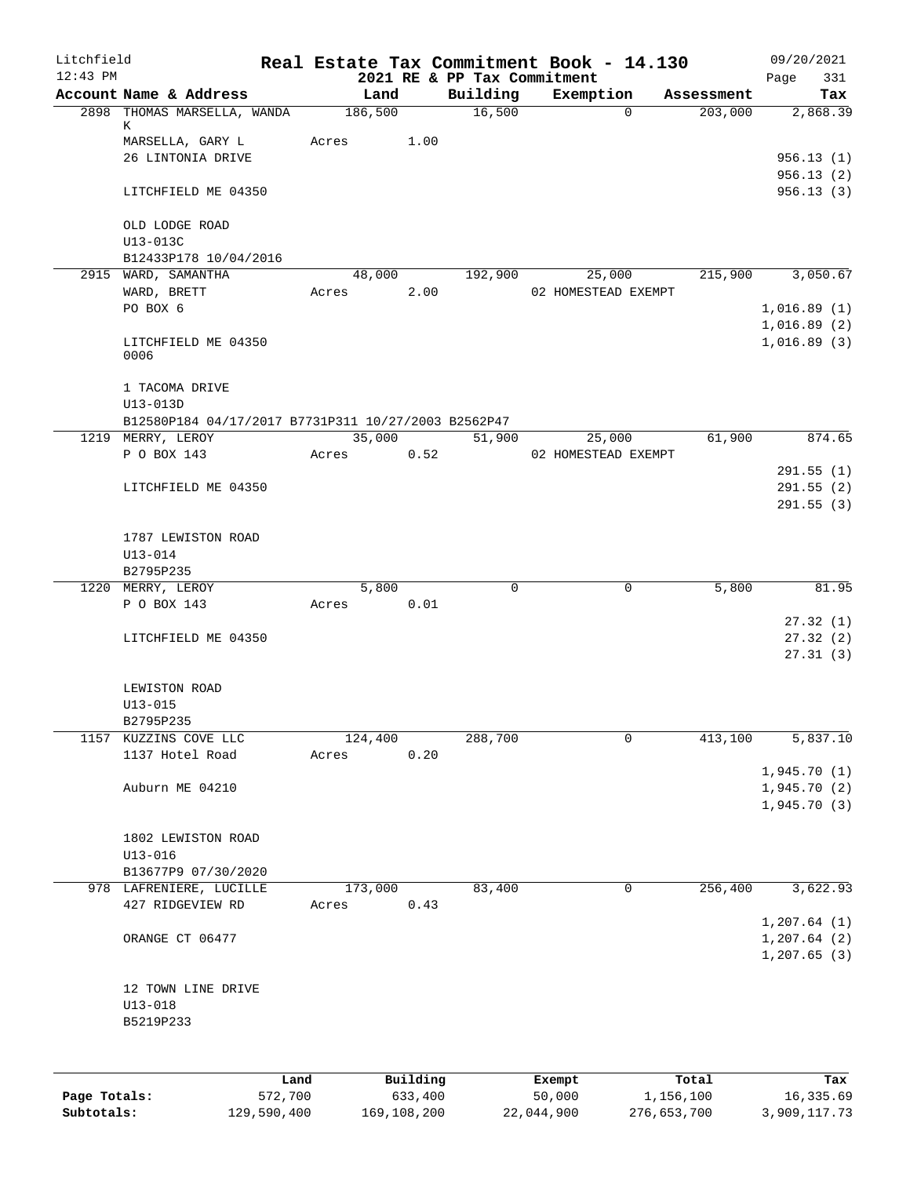Litchfield
12:43 PM

# Real Estate Tax Commitment Book - 14.130

2021 RE & PP Tax Commitment

09/20/2021
Page 331

| Account Name & Address | Land | Building | Exemption | Assessment | Tax |
|---|---|---|---|---|---|
| 2898 THOMAS MARSELLA, WANDA K | 186,500 | 16,500 | 0 | 203,000 | 2,868.39 |
| MARSELLA, GARY L | Acres 1.00 | | | | |
| 26 LINTONIA DRIVE | | | | | 956.13 (1) |
| | | | | | 956.13 (2) |
| LITCHFIELD ME 04350 | | | | | 956.13 (3) |
| OLD LODGE ROAD | | | | | |
| U13-013C | | | | | |
| B12433P178 10/04/2016 | | | | | |
| 2915 WARD, SAMANTHA | 48,000 | 192,900 | 25,000 | 215,900 | 3,050.67 |
| WARD, BRETT | Acres 2.00 | | 02 HOMESTEAD EXEMPT | | |
| PO BOX 6 | | | | | 1,016.89 (1) |
| | | | | | 1,016.89 (2) |
| LITCHFIELD ME 04350 0006 | | | | | 1,016.89 (3) |
| 1 TACOMA DRIVE | | | | | |
| U13-013D | | | | | |
| B12580P184 04/17/2017 B7731P311 10/27/2003 B2562P47 | | | | | |
| 1219 MERRY, LEROY | 35,000 | 51,900 | 25,000 | 61,900 | 874.65 |
| P O BOX 143 | Acres 0.52 | | 02 HOMESTEAD EXEMPT | | |
| | | | | | 291.55 (1) |
| LITCHFIELD ME 04350 | | | | | 291.55 (2) |
| | | | | | 291.55 (3) |
| 1787 LEWISTON ROAD | | | | | |
| U13-014 | | | | | |
| B2795P235 | | | | | |
| 1220 MERRY, LEROY | 5,800 | 0 | 0 | 5,800 | 81.95 |
| P O BOX 143 | Acres 0.01 | | | | |
| | | | | | 27.32 (1) |
| LITCHFIELD ME 04350 | | | | | 27.32 (2) |
| | | | | | 27.31 (3) |
| LEWISTON ROAD | | | | | |
| U13-015 | | | | | |
| B2795P235 | | | | | |
| 1157 KUZZINS COVE LLC | 124,400 | 288,700 | 0 | 413,100 | 5,837.10 |
| 1137 Hotel Road | Acres 0.20 | | | | |
| | | | | | 1,945.70 (1) |
| Auburn ME 04210 | | | | | 1,945.70 (2) |
| | | | | | 1,945.70 (3) |
| 1802 LEWISTON ROAD | | | | | |
| U13-016 | | | | | |
| B13677P9 07/30/2020 | | | | | |
| 978 LAFRENIERE, LUCILLE | 173,000 | 83,400 | 0 | 256,400 | 3,622.93 |
| 427 RIDGEVIEW RD | Acres 0.43 | | | | |
| | | | | | 1,207.64 (1) |
| ORANGE CT 06477 | | | | | 1,207.64 (2) |
| | | | | | 1,207.65 (3) |
| 12 TOWN LINE DRIVE | | | | | |
| U13-018 | | | | | |
| B5219P233 | | | | | |

| | Land | Building | Exempt | Total | Tax |
|---|---|---|---|---|---|
| Page Totals: | 572,700 | 633,400 | 50,000 | 1,156,100 | 16,335.69 |
| Subtotals: | 129,590,400 | 169,108,200 | 22,044,900 | 276,653,700 | 3,909,117.73 |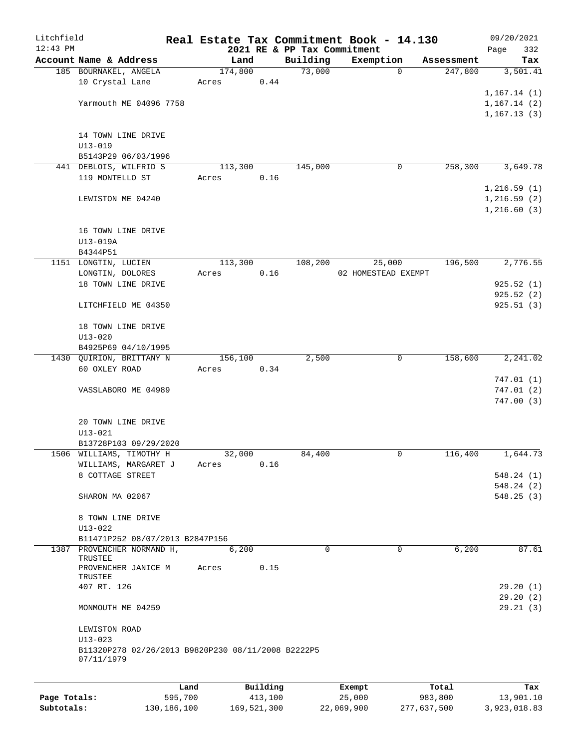Litchfield
12:43 PM

# Real Estate Tax Commitment Book - 14.130

2021 RE & PP Tax Commitment

09/20/2021

| Account Name & Address | Land | Building | Exemption | Assessment | Tax |
|---|---|---|---|---|---|
| 185 BOURNAKEL, ANGELA | 174,800 | 73,000 | 0 | 247,800 | 3,501.41 |
| 10 Crystal Lane | Acres 0.44 | | | | |
| | | | | | 1,167.14 (1) |
| Yarmouth ME 04096 7758 | | | | | 1,167.14 (2) |
| | | | | | 1,167.13 (3) |
| 14 TOWN LINE DRIVE | | | | | |
| U13-019 | | | | | |
| B5143P29 06/03/1996 | | | | | |
| 441 DEBLOIS, WILFRID S | 113,300 | 145,000 | 0 | 258,300 | 3,649.78 |
| 119 MONTELLO ST | Acres 0.16 | | | | |
| | | | | | 1,216.59 (1) |
| LEWISTON ME 04240 | | | | | 1,216.59 (2) |
| | | | | | 1,216.60 (3) |
| 16 TOWN LINE DRIVE | | | | | |
| U13-019A | | | | | |
| B4344P51 | | | | | |
| 1151 LONGTIN, LUCIEN | 113,300 | 108,200 | 25,000 | 196,500 | 2,776.55 |
| LONGTIN, DOLORES | Acres 0.16 | | 02 HOMESTEAD EXEMPT | | |
| 18 TOWN LINE DRIVE | | | | | 925.52 (1) |
| | | | | | 925.52 (2) |
| LITCHFIELD ME 04350 | | | | | 925.51 (3) |
| 18 TOWN LINE DRIVE | | | | | |
| U13-020 | | | | | |
| B4925P69 04/10/1995 | | | | | |
| 1430 QUIRION, BRITTANY N | 156,100 | 2,500 | 0 | 158,600 | 2,241.02 |
| 60 OXLEY ROAD | Acres 0.34 | | | | |
| | | | | | 747.01 (1) |
| VASSLABORO ME 04989 | | | | | 747.01 (2) |
| | | | | | 747.00 (3) |
| 20 TOWN LINE DRIVE | | | | | |
| U13-021 | | | | | |
| B13728P103 09/29/2020 | | | | | |
| 1506 WILLIAMS, TIMOTHY H | 32,000 | 84,400 | 0 | 116,400 | 1,644.73 |
| WILLIAMS, MARGARET J | Acres 0.16 | | | | |
| 8 COTTAGE STREET | | | | | 548.24 (1) |
| | | | | | 548.24 (2) |
| SHARON MA 02067 | | | | | 548.25 (3) |
| 8 TOWN LINE DRIVE | | | | | |
| U13-022 | | | | | |
| B11471P252 08/07/2013 B2847P156 | | | | | |
| 1387 PROVENCHER NORMAND H, TRUSTEE | 6,200 | 0 | 0 | 6,200 | 87.61 |
| PROVENCHER JANICE M TRUSTEE | Acres 0.15 | | | | |
| 407 RT. 126 | | | | | 29.20 (1) |
| | | | | | 29.20 (2) |
| MONMOUTH ME 04259 | | | | | 29.21 (3) |
| LEWISTON ROAD | | | | | |
| U13-023 | | | | | |
| B11320P278 02/26/2013 B9820P230 08/11/2008 B2222P5 07/11/1979 | | | | | |

| | Land | Building | Exempt | Total | Tax |
|---|---|---|---|---|---|
| Page Totals: | 595,700 | 413,100 | 25,000 | 983,800 | 13,901.10 |
| Subtotals: | 130,186,100 | 169,521,300 | 22,069,900 | 277,637,500 | 3,923,018.83 |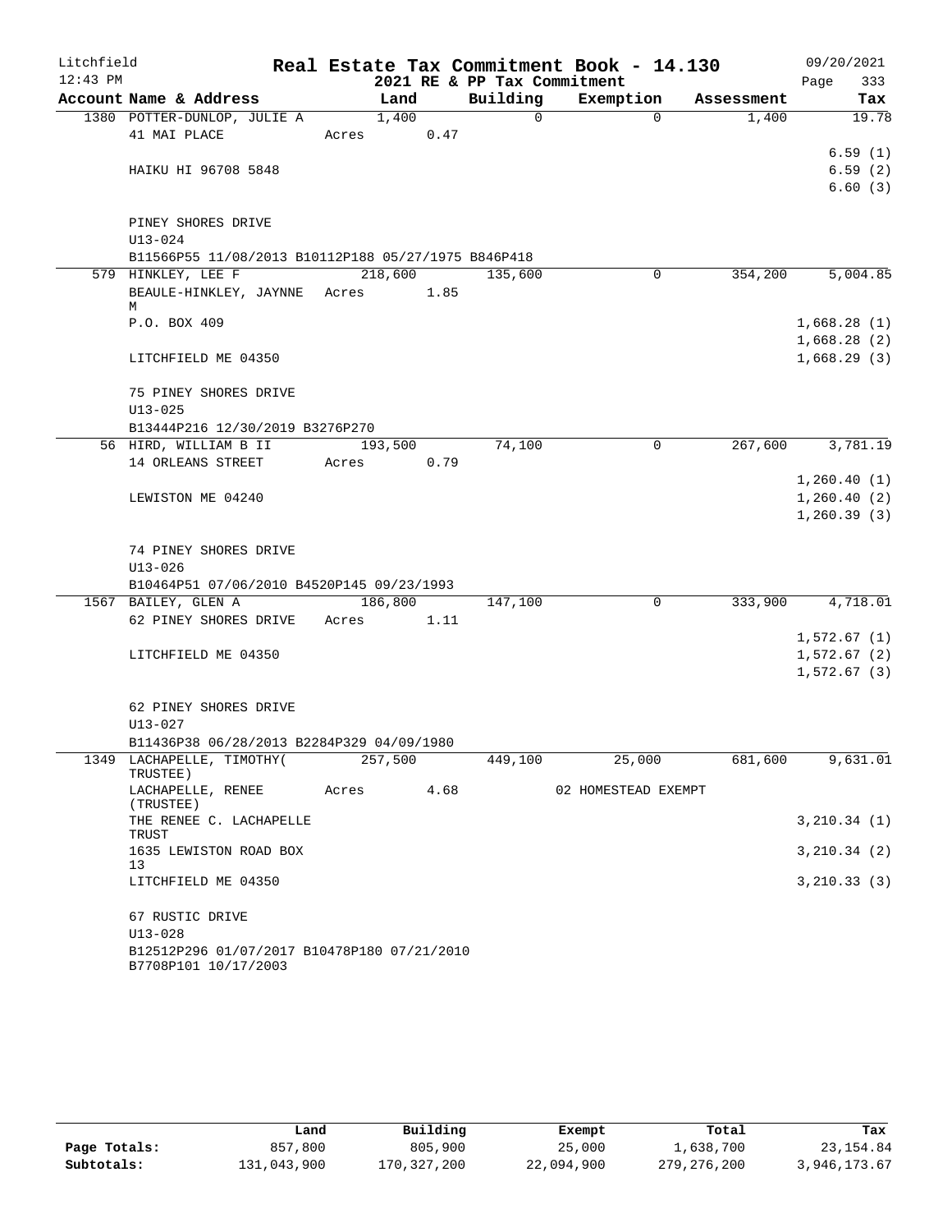Litchfield
12:43 PM

# Real Estate Tax Commitment Book - 14.130

2021 RE & PP Tax Commitment

09/20/2021

| Account Name & Address | Land | Building | Exemption | Assessment | Tax |
|---|---|---|---|---|---|
| 1380 POTTER-DUNLOP, JULIE A | 1,400 | 0 | 0 | 1,400 | 19.78 |
| 41 MAI PLACE | Acres 0.47 | | | | |
| | | | | | 6.59 (1) |
| HAIKU HI 96708 5848 | | | | | 6.59 (2) |
| | | | | | 6.60 (3) |
| PINEY SHORES DRIVE | | | | | |
| U13-024 | | | | | |
| B11566P55 11/08/2013 B10112P188 05/27/1975 B846P418 | | | | | |
| 579 HINKLEY, LEE F | 218,600 | 135,600 | 0 | 354,200 | 5,004.85 |
| BEAULE-HINKLEY, JAYNNE M | Acres 1.85 | | | | |
| P.O. BOX 409 | | | | | 1,668.28 (1) |
| | | | | | 1,668.28 (2) |
| LITCHFIELD ME 04350 | | | | | 1,668.29 (3) |
| 75 PINEY SHORES DRIVE | | | | | |
| U13-025 | | | | | |
| B13444P216 12/30/2019 B3276P270 | | | | | |
| 56 HIRD, WILLIAM B II | 193,500 | 74,100 | 0 | 267,600 | 3,781.19 |
| 14 ORLEANS STREET | Acres 0.79 | | | | |
| | | | | | 1,260.40 (1) |
| LEWISTON ME 04240 | | | | | 1,260.40 (2) |
| | | | | | 1,260.39 (3) |
| 74 PINEY SHORES DRIVE | | | | | |
| U13-026 | | | | | |
| B10464P51 07/06/2010 B4520P145 09/23/1993 | | | | | |
| 1567 BAILEY, GLEN A | 186,800 | 147,100 | 0 | 333,900 | 4,718.01 |
| 62 PINEY SHORES DRIVE | Acres 1.11 | | | | |
| | | | | | 1,572.67 (1) |
| LITCHFIELD ME 04350 | | | | | 1,572.67 (2) |
| | | | | | 1,572.67 (3) |
| 62 PINEY SHORES DRIVE | | | | | |
| U13-027 | | | | | |
| B11436P38 06/28/2013 B2284P329 04/09/1980 | | | | | |
| 1349 LACHAPELLE, TIMOTHY( TRUSTEE) | 257,500 | 449,100 | 25,000 | 681,600 | 9,631.01 |
| LACHAPELLE, RENEE (TRUSTEE) | Acres 4.68 | | 02 HOMESTEAD EXEMPT | | |
| THE RENEE C. LACHAPELLE TRUST | | | | | 3,210.34 (1) |
| 1635 LEWISTON ROAD BOX 13 | | | | | 3,210.34 (2) |
| LITCHFIELD ME 04350 | | | | | 3,210.33 (3) |
| 67 RUSTIC DRIVE | | | | | |
| U13-028 | | | | | |
| B12512P296 01/07/2017 B10478P180 07/21/2010 B7708P101 10/17/2003 | | | | | |

| | Land | Building | Exempt | Total | Tax |
|---|---|---|---|---|---|
| Page Totals: | 857,800 | 805,900 | 25,000 | 1,638,700 | 23,154.84 |
| Subtotals: | 131,043,900 | 170,327,200 | 22,094,900 | 279,276,200 | 3,946,173.67 |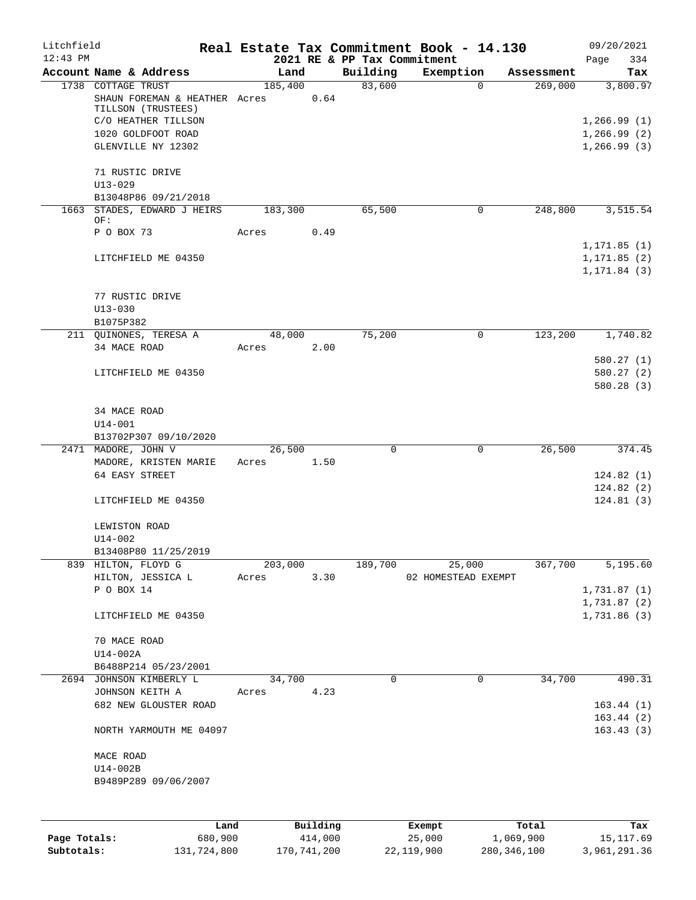# Litchfield — Real Estate Tax Commitment Book - 14.130

12:43 PM — 2021 RE & PP Tax Commitment — 09/20/2021

| Account Name & Address | Land | Building | Exemption | Assessment | Tax |
|---|---|---|---|---|---|
| 1738 COTTAGE TRUST | 185,400 | 83,600 | 0 | 269,000 | 3,800.97 |
| SHAUN FOREMAN & HEATHER TILLSON (TRUSTEES) | Acres 0.64 | | | | |
| C/O HEATHER TILLSON | | | | | 1,266.99 (1) |
| 1020 GOLDFOOT ROAD | | | | | 1,266.99 (2) |
| GLENVILLE NY 12302 | | | | | 1,266.99 (3) |
| 71 RUSTIC DRIVE | | | | | |
| U13-029 | | | | | |
| B13048P86 09/21/2018 | | | | | |
| 1663 STADES, EDWARD J HEIRS OF: | 183,300 | 65,500 | 0 | 248,800 | 3,515.54 |
| P O BOX 73 | Acres 0.49 | | | | |
| | | | | | 1,171.85 (1) |
| LITCHFIELD ME 04350 | | | | | 1,171.85 (2) |
| | | | | | 1,171.84 (3) |
| 77 RUSTIC DRIVE | | | | | |
| U13-030 | | | | | |
| B1075P382 | | | | | |
| 211 QUINONES, TERESA A | 48,000 | 75,200 | 0 | 123,200 | 1,740.82 |
| 34 MACE ROAD | Acres 2.00 | | | | |
| | | | | | 580.27 (1) |
| LITCHFIELD ME 04350 | | | | | 580.27 (2) |
| | | | | | 580.28 (3) |
| 34 MACE ROAD | | | | | |
| U14-001 | | | | | |
| B13702P307 09/10/2020 | | | | | |
| 2471 MADORE, JOHN V | 26,500 | 0 | 0 | 26,500 | 374.45 |
| MADORE, KRISTEN MARIE | Acres 1.50 | | | | |
| 64 EASY STREET | | | | | 124.82 (1) |
| | | | | | 124.82 (2) |
| LITCHFIELD ME 04350 | | | | | 124.81 (3) |
| LEWISTON ROAD | | | | | |
| U14-002 | | | | | |
| B13408P80 11/25/2019 | | | | | |
| 839 HILTON, FLOYD G | 203,000 | 189,700 | 25,000 | 367,700 | 5,195.60 |
| HILTON, JESSICA L | Acres 3.30 | | 02 HOMESTEAD EXEMPT | | |
| P O BOX 14 | | | | | 1,731.87 (1) |
| | | | | | 1,731.87 (2) |
| LITCHFIELD ME 04350 | | | | | 1,731.86 (3) |
| 70 MACE ROAD | | | | | |
| U14-002A | | | | | |
| B6488P214 05/23/2001 | | | | | |
| 2694 JOHNSON KIMBERLY L | 34,700 | 0 | 0 | 34,700 | 490.31 |
| JOHNSON KEITH A | Acres 4.23 | | | | |
| 682 NEW GLOUSTER ROAD | | | | | 163.44 (1) |
| | | | | | 163.44 (2) |
| NORTH YARMOUTH ME 04097 | | | | | 163.43 (3) |
| MACE ROAD | | | | | |
| U14-002B | | | | | |
| B9489P289 09/06/2007 | | | | | |

| | Land | Building | Exempt | Total | Tax |
|---|---|---|---|---|---|
| Page Totals: | 680,900 | 414,000 | 25,000 | 1,069,900 | 15,117.69 |
| Subtotals: | 131,724,800 | 170,741,200 | 22,119,900 | 280,346,100 | 3,961,291.36 |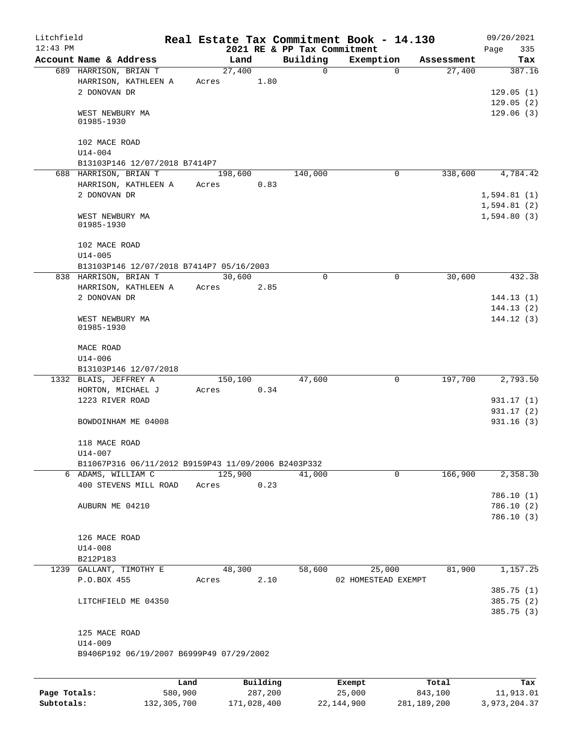Litchfield
12:43 PM

**Real Estate Tax Commitment Book - 14.130**
**2021 RE & PP Tax Commitment**

09/20/2021

| Account Name & Address | Land | Building | Exemption | Assessment | Tax |
|---|---|---|---|---|---|
| 689 HARRISON, BRIAN T | 27,400 | 0 | 0 | 27,400 | 387.16 |
| HARRISON, KATHLEEN A | Acres 1.80 | | | | |
| 2 DONOVAN DR | | | | | 129.05 (1) |
| | | | | | 129.05 (2) |
| WEST NEWBURY MA 01985-1930 | | | | | 129.06 (3) |
| 102 MACE ROAD | | | | | |
| U14-004 | | | | | |
| B13103P146 12/07/2018 B7414P7 | | | | | |
| 688 HARRISON, BRIAN T | 198,600 | 140,000 | 0 | 338,600 | 4,784.42 |
| HARRISON, KATHLEEN A | Acres 0.83 | | | | |
| 2 DONOVAN DR | | | | | 1,594.81 (1) |
| | | | | | 1,594.81 (2) |
| WEST NEWBURY MA 01985-1930 | | | | | 1,594.80 (3) |
| 102 MACE ROAD | | | | | |
| U14-005 | | | | | |
| B13103P146 12/07/2018 B7414P7 05/16/2003 | | | | | |
| 838 HARRISON, BRIAN T | 30,600 | 0 | 0 | 30,600 | 432.38 |
| HARRISON, KATHLEEN A | Acres 2.85 | | | | |
| 2 DONOVAN DR | | | | | 144.13 (1) |
| | | | | | 144.13 (2) |
| WEST NEWBURY MA 01985-1930 | | | | | 144.12 (3) |
| MACE ROAD | | | | | |
| U14-006 | | | | | |
| B13103P146 12/07/2018 | | | | | |
| 1332 BLAIS, JEFFREY A | 150,100 | 47,600 | 0 | 197,700 | 2,793.50 |
| HORTON, MICHAEL J | Acres 0.34 | | | | |
| 1223 RIVER ROAD | | | | | 931.17 (1) |
| | | | | | 931.17 (2) |
| BOWDOINHAM ME 04008 | | | | | 931.16 (3) |
| 118 MACE ROAD | | | | | |
| U14-007 | | | | | |
| B11067P316 06/11/2012 B9159P43 11/09/2006 B2403P332 | | | | | |
| 6 ADAMS, WILLIAM C | 125,900 | 41,000 | 0 | 166,900 | 2,358.30 |
| 400 STEVENS MILL ROAD | Acres 0.23 | | | | |
| | | | | | 786.10 (1) |
| AUBURN ME 04210 | | | | | 786.10 (2) |
| | | | | | 786.10 (3) |
| 126 MACE ROAD | | | | | |
| U14-008 | | | | | |
| B212P183 | | | | | |
| 1239 GALLANT, TIMOTHY E | 48,300 | 58,600 | 25,000 | 81,900 | 1,157.25 |
| P.O.BOX 455 | Acres 2.10 | | 02 HOMESTEAD EXEMPT | | |
| | | | | | 385.75 (1) |
| LITCHFIELD ME 04350 | | | | | 385.75 (2) |
| | | | | | 385.75 (3) |
| 125 MACE ROAD | | | | | |
| U14-009 | | | | | |
| B9406P192 06/19/2007 B6999P49 07/29/2002 | | | | | |

| | Land | Building | Exempt | Total | Tax |
|---|---|---|---|---|---|
| Page Totals: | 580,900 | 287,200 | 25,000 | 843,100 | 11,913.01 |
| Subtotals: | 132,305,700 | 171,028,400 | 22,144,900 | 281,189,200 | 3,973,204.37 |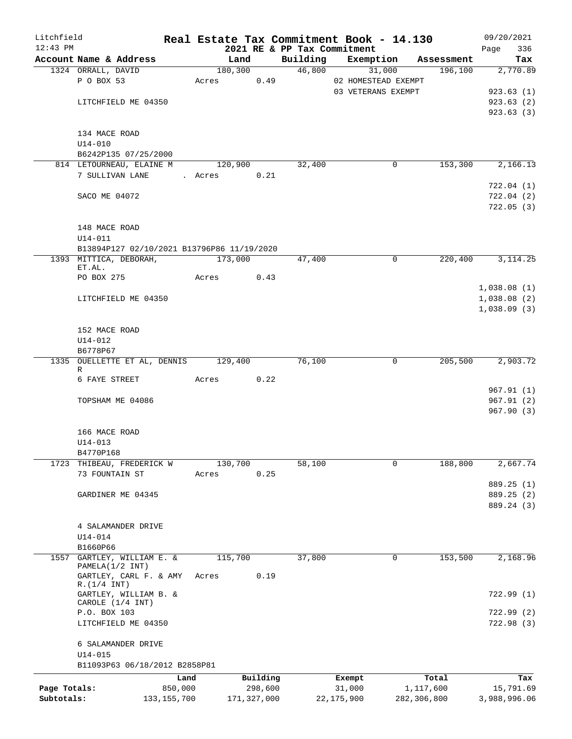Litchfield 12:43 PM

# Real Estate Tax Commitment Book - 14.130

2021 RE & PP Tax Commitment

09/20/2021

| Account Name & Address | Land | Building | Exemption | Assessment | Tax |
|---|---|---|---|---|---|
| 1324 ORRALL, DAVID | 180,300 | 46,800 | 31,000 | 196,100 | 2,770.89 |
| P O BOX 53 | Acres 0.49 | | 02 HOMESTEAD EXEMPT | | |
| | | | 03 VETERANS EXEMPT | | 923.63 (1) |
| LITCHFIELD ME 04350 | | | | | 923.63 (2) |
| | | | | | 923.63 (3) |
| 134 MACE ROAD | | | | | |
| U14-010 | | | | | |
| B6242P135 07/25/2000 | | | | | |
| 814 LETOURNEAU, ELAINE M | 120,900 | 32,400 | 0 | 153,300 | 2,166.13 |
| 7 SULLIVAN LANE | . Acres 0.21 | | | | |
| | | | | | 722.04 (1) |
| SACO ME 04072 | | | | | 722.04 (2) |
| | | | | | 722.05 (3) |
| 148 MACE ROAD | | | | | |
| U14-011 | | | | | |
| B13894P127 02/10/2021 B13796P86 11/19/2020 | | | | | |
| 1393 MITTICA, DEBORAH, ET.AL. | 173,000 | 47,400 | 0 | 220,400 | 3,114.25 |
| PO BOX 275 | Acres 0.43 | | | | |
| | | | | | 1,038.08 (1) |
| LITCHFIELD ME 04350 | | | | | 1,038.08 (2) |
| | | | | | 1,038.09 (3) |
| 152 MACE ROAD | | | | | |
| U14-012 | | | | | |
| B6778P67 | | | | | |
| 1335 OUELLETTE ET AL, DENNIS R | 129,400 | 76,100 | 0 | 205,500 | 2,903.72 |
| 6 FAYE STREET | Acres 0.22 | | | | |
| | | | | | 967.91 (1) |
| TOPSHAM ME 04086 | | | | | 967.91 (2) |
| | | | | | 967.90 (3) |
| 166 MACE ROAD | | | | | |
| U14-013 | | | | | |
| B4770P168 | | | | | |
| 1723 THIBEAU, FREDERICK W | 130,700 | 58,100 | 0 | 188,800 | 2,667.74 |
| 73 FOUNTAIN ST | Acres 0.25 | | | | |
| | | | | | 889.25 (1) |
| GARDINER ME 04345 | | | | | 889.25 (2) |
| | | | | | 889.24 (3) |
| 4 SALAMANDER DRIVE | | | | | |
| U14-014 | | | | | |
| B1660P66 | | | | | |
| 1557 GARTLEY, WILLIAM E. & PAMELA(1/2 INT) | 115,700 | 37,800 | 0 | 153,500 | 2,168.96 |
| GARTLEY, CARL F. & AMY R.(1/4 INT) | Acres 0.19 | | | | |
| GARTLEY, WILLIAM B. & CAROLE (1/4 INT) | | | | | 722.99 (1) |
| P.O. BOX 103 | | | | | 722.99 (2) |
| LITCHFIELD ME 04350 | | | | | 722.98 (3) |
| 6 SALAMANDER DRIVE | | | | | |
| U14-015 | | | | | |
| B11093P63 06/18/2012 B2858P81 | | | | | |

| | Land | Building | Exempt | Total | Tax |
|---|---|---|---|---|---|
| Page Totals: | 850,000 | 298,600 | 31,000 | 1,117,600 | 15,791.69 |
| Subtotals: | 133,155,700 | 171,327,000 | 22,175,900 | 282,306,800 | 3,988,996.06 |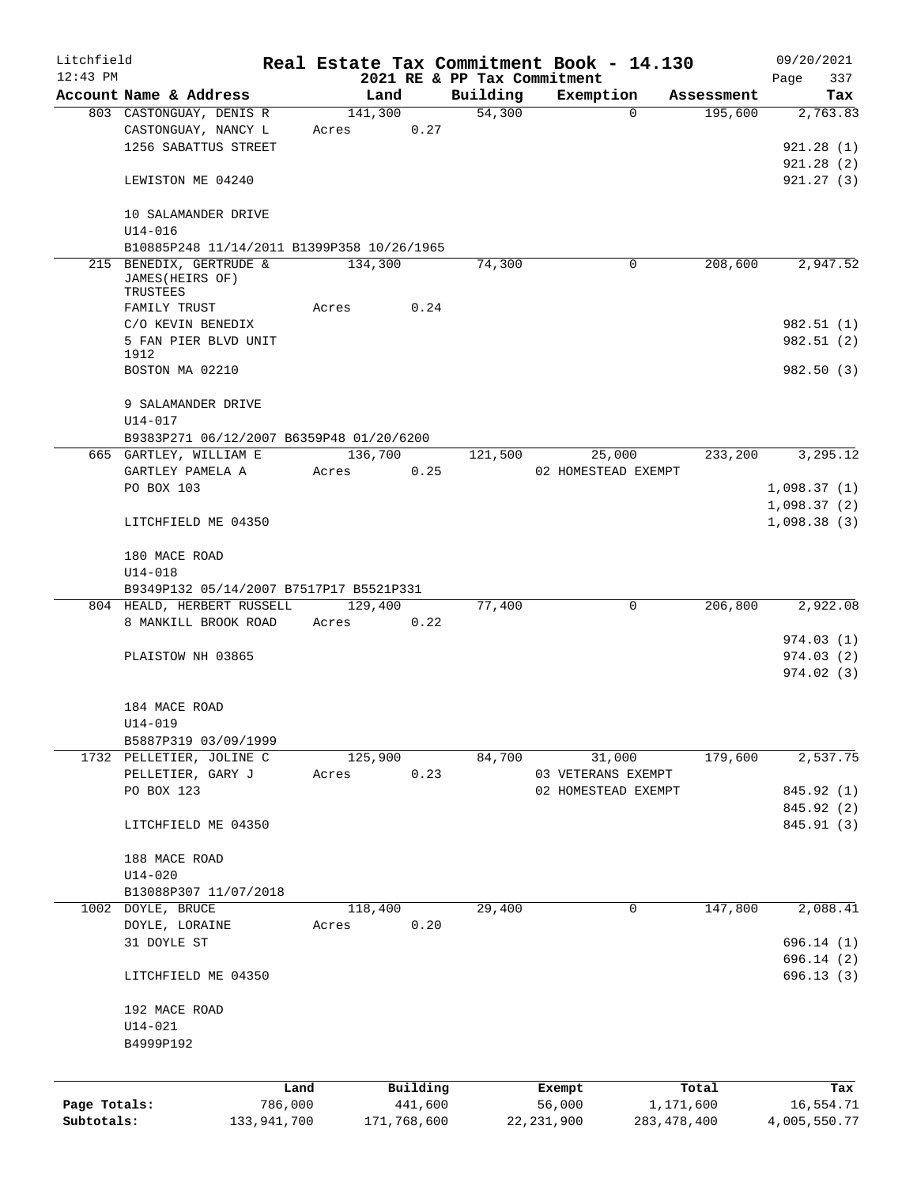Litchfield 12:43 PM

**Real Estate Tax Commitment Book - 14.130**

**2021 RE & PP Tax Commitment**

09/20/2021 Page 337

| Account Name & Address | Land | Building | Exemption | Assessment | Tax |
|---|---|---|---|---|---|
| 803 CASTONGUAY, DENIS R | 141,300 | 54,300 | 0 | 195,600 | 2,763.83 |
| CASTONGUAY, NANCY L | Acres 0.27 | | | | |
| 1256 SABATTUS STREET | | | | | 921.28 (1) |
| | | | | | 921.28 (2) |
| LEWISTON ME 04240 | | | | | 921.27 (3) |
| 10 SALAMANDER DRIVE | | | | | |
| U14-016 | | | | | |
| B10885P248 11/14/2011 B1399P358 10/26/1965 | | | | | |
| 215 BENEDIX, GERTRUDE & JAMES(HEIRS OF) TRUSTEES | 134,300 | 74,300 | 0 | 208,600 | 2,947.52 |
| FAMILY TRUST | Acres 0.24 | | | | |
| C/O KEVIN BENEDIX | | | | | 982.51 (1) |
| 5 FAN PIER BLVD UNIT 1912 | | | | | 982.51 (2) |
| BOSTON MA 02210 | | | | | 982.50 (3) |
| 9 SALAMANDER DRIVE | | | | | |
| U14-017 | | | | | |
| B9383P271 06/12/2007 B6359P48 01/20/6200 | | | | | |
| 665 GARTLEY, WILLIAM E | 136,700 | 121,500 | 25,000 | 233,200 | 3,295.12 |
| GARTLEY PAMELA A | Acres 0.25 | | 02 HOMESTEAD EXEMPT | | |
| PO BOX 103 | | | | | 1,098.37 (1) |
| | | | | | 1,098.37 (2) |
| LITCHFIELD ME 04350 | | | | | 1,098.38 (3) |
| 180 MACE ROAD | | | | | |
| U14-018 | | | | | |
| B9349P132 05/14/2007 B7517P17 B5521P331 | | | | | |
| 804 HEALD, HERBERT RUSSELL | 129,400 | 77,400 | 0 | 206,800 | 2,922.08 |
| 8 MANKILL BROOK ROAD | Acres 0.22 | | | | |
| | | | | | 974.03 (1) |
| PLAISTOW NH 03865 | | | | | 974.03 (2) |
| | | | | | 974.02 (3) |
| 184 MACE ROAD | | | | | |
| U14-019 | | | | | |
| B5887P319 03/09/1999 | | | | | |
| 1732 PELLETIER, JOLINE C | 125,900 | 84,700 | 31,000 | 179,600 | 2,537.75 |
| PELLETIER, GARY J | Acres 0.23 | | 03 VETERANS EXEMPT | | |
| PO BOX 123 | | | 02 HOMESTEAD EXEMPT | | 845.92 (1) |
| | | | | | 845.92 (2) |
| LITCHFIELD ME 04350 | | | | | 845.91 (3) |
| 188 MACE ROAD | | | | | |
| U14-020 | | | | | |
| B13088P307 11/07/2018 | | | | | |
| 1002 DOYLE, BRUCE | 118,400 | 29,400 | 0 | 147,800 | 2,088.41 |
| DOYLE, LORAINE | Acres 0.20 | | | | |
| 31 DOYLE ST | | | | | 696.14 (1) |
| | | | | | 696.14 (2) |
| LITCHFIELD ME 04350 | | | | | 696.13 (3) |
| 192 MACE ROAD | | | | | |
| U14-021 | | | | | |
| B4999P192 | | | | | |

| | Land | Building | Exempt | Total | Tax |
|---|---|---|---|---|---|
| Page Totals: | 786,000 | 441,600 | 56,000 | 1,171,600 | 16,554.71 |
| Subtotals: | 133,941,700 | 171,768,600 | 22,231,900 | 283,478,400 | 4,005,550.77 |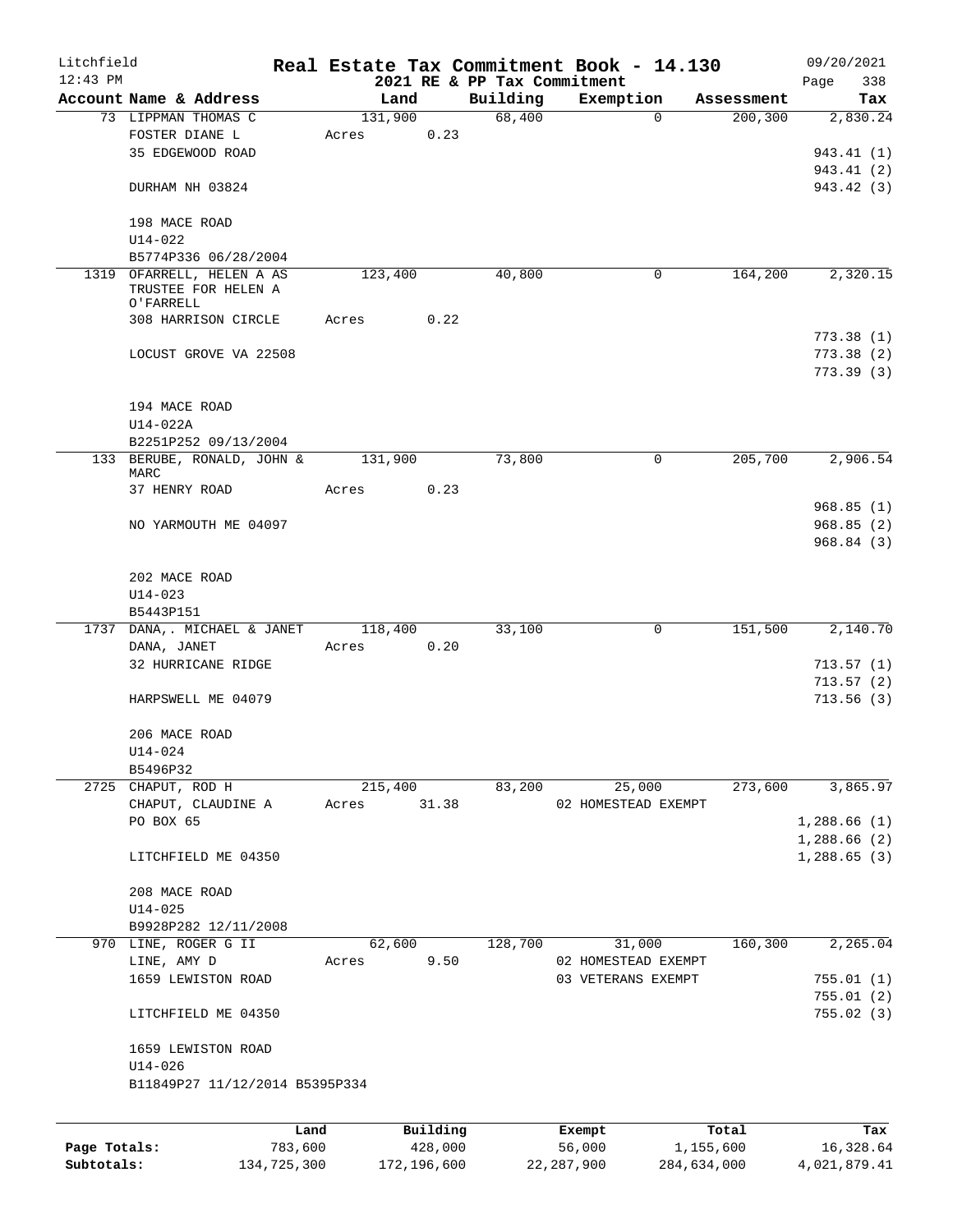Litchfield 12:43 PM

# Real Estate Tax Commitment Book - 14.130

2021 RE & PP Tax Commitment

09/20/2021

| Account Name & Address | Land | Building | Exemption | Assessment | Tax |
|---|---|---|---|---|---|
| 73 LIPPMAN THOMAS C | 131,900 | 68,400 | 0 | 200,300 | 2,830.24 |
| FOSTER DIANE L | Acres 0.23 | | | | |
| 35 EDGEWOOD ROAD | | | | | 943.41 (1) |
| | | | | | 943.41 (2) |
| DURHAM NH 03824 | | | | | 943.42 (3) |
| 198 MACE ROAD | | | | | |
| U14-022 | | | | | |
| B5774P336 06/28/2004 | | | | | |
| 1319 OFARRELL, HELEN A AS TRUSTEE FOR HELEN A O'FARRELL | 123,400 | 40,800 | 0 | 164,200 | 2,320.15 |
| 308 HARRISON CIRCLE | Acres 0.22 | | | | |
| | | | | | 773.38 (1) |
| LOCUST GROVE VA 22508 | | | | | 773.38 (2) |
| | | | | | 773.39 (3) |
| 194 MACE ROAD | | | | | |
| U14-022A | | | | | |
| B2251P252 09/13/2004 | | | | | |
| 133 BERUBE, RONALD, JOHN & MARC | 131,900 | 73,800 | 0 | 205,700 | 2,906.54 |
| 37 HENRY ROAD | Acres 0.23 | | | | |
| | | | | | 968.85 (1) |
| NO YARMOUTH ME 04097 | | | | | 968.85 (2) |
| | | | | | 968.84 (3) |
| 202 MACE ROAD | | | | | |
| U14-023 | | | | | |
| B5443P151 | | | | | |
| 1737 DANA,. MICHAEL & JANET | 118,400 | 33,100 | 0 | 151,500 | 2,140.70 |
| DANA, JANET | Acres 0.20 | | | | |
| 32 HURRICANE RIDGE | | | | | 713.57 (1) |
| | | | | | 713.57 (2) |
| HARPSWELL ME 04079 | | | | | 713.56 (3) |
| 206 MACE ROAD | | | | | |
| U14-024 | | | | | |
| B5496P32 | | | | | |
| 2725 CHAPUT, ROD H | 215,400 | 83,200 | 25,000 | 273,600 | 3,865.97 |
| CHAPUT, CLAUDINE A | Acres 31.38 | | 02 HOMESTEAD EXEMPT | | |
| PO BOX 65 | | | | | 1,288.66 (1) |
| | | | | | 1,288.66 (2) |
| LITCHFIELD ME 04350 | | | | | 1,288.65 (3) |
| 208 MACE ROAD | | | | | |
| U14-025 | | | | | |
| B9928P282 12/11/2008 | | | | | |
| 970 LINE, ROGER G II | 62,600 | 128,700 | 31,000 | 160,300 | 2,265.04 |
| LINE, AMY D | Acres 9.50 | | 02 HOMESTEAD EXEMPT | | |
| 1659 LEWISTON ROAD | | | 03 VETERANS EXEMPT | | 755.01 (1) |
| | | | | | 755.01 (2) |
| LITCHFIELD ME 04350 | | | | | 755.02 (3) |
| 1659 LEWISTON ROAD | | | | | |
| U14-026 | | | | | |
| B11849P27 11/12/2014 B5395P334 | | | | | |

| | Land | Building | Exempt | Total | Tax |
|---|---|---|---|---|---|
| Page Totals: | 783,600 | 428,000 | 56,000 | 1,155,600 | 16,328.64 |
| Subtotals: | 134,725,300 | 172,196,600 | 22,287,900 | 284,634,000 | 4,021,879.41 |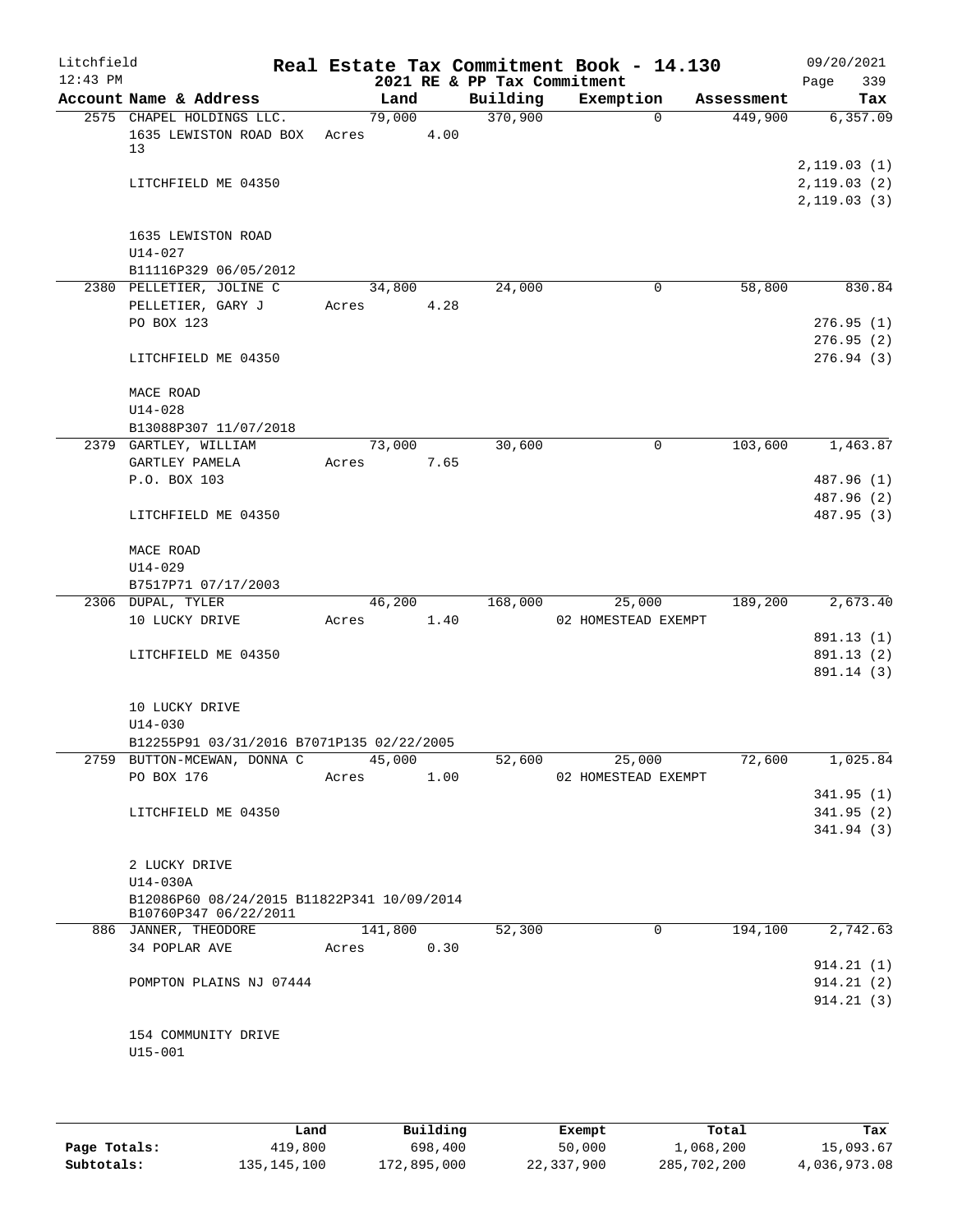# Real Estate Tax Commitment Book - 14.130

Litchfield
12:43 PM

2021 RE & PP Tax Commitment

09/20/2021

| Account Name & Address | Land | Building | Exemption | Assessment | Tax |
|---|---|---|---|---|---|
| 2575 CHAPEL HOLDINGS LLC. | 79,000 | 370,900 | 0 | 449,900 | 6,357.09 |
| 1635 LEWISTON ROAD BOX 13 | Acres 4.00 | | | | |
| | | | | | 2,119.03 (1) |
| LITCHFIELD ME 04350 | | | | | 2,119.03 (2) |
| | | | | | 2,119.03 (3) |
| 1635 LEWISTON ROAD | | | | | |
| U14-027 | | | | | |
| B11116P329 06/05/2012 | | | | | |
| 2380 PELLETIER, JOLINE C | 34,800 | 24,000 | 0 | 58,800 | 830.84 |
| PELLETIER, GARY J | Acres 4.28 | | | | |
| PO BOX 123 | | | | | 276.95 (1) |
| | | | | | 276.95 (2) |
| LITCHFIELD ME 04350 | | | | | 276.94 (3) |
| MACE ROAD | | | | | |
| U14-028 | | | | | |
| B13088P307 11/07/2018 | | | | | |
| 2379 GARTLEY, WILLIAM | 73,000 | 30,600 | 0 | 103,600 | 1,463.87 |
| GARTLEY PAMELA | Acres 7.65 | | | | |
| P.O. BOX 103 | | | | | 487.96 (1) |
| | | | | | 487.96 (2) |
| LITCHFIELD ME 04350 | | | | | 487.95 (3) |
| MACE ROAD | | | | | |
| U14-029 | | | | | |
| B7517P71 07/17/2003 | | | | | |
| 2306 DUPAL, TYLER | 46,200 | 168,000 | 25,000 | 189,200 | 2,673.40 |
| 10 LUCKY DRIVE | Acres 1.40 | | 02 HOMESTEAD EXEMPT | | |
| | | | | | 891.13 (1) |
| LITCHFIELD ME 04350 | | | | | 891.13 (2) |
| | | | | | 891.14 (3) |
| 10 LUCKY DRIVE | | | | | |
| U14-030 | | | | | |
| B12255P91 03/31/2016 B7071P135 02/22/2005 | | | | | |
| 2759 BUTTON-MCEWAN, DONNA C | 45,000 | 52,600 | 25,000 | 72,600 | 1,025.84 |
| PO BOX 176 | Acres 1.00 | | 02 HOMESTEAD EXEMPT | | |
| | | | | | 341.95 (1) |
| LITCHFIELD ME 04350 | | | | | 341.95 (2) |
| | | | | | 341.94 (3) |
| 2 LUCKY DRIVE | | | | | |
| U14-030A | | | | | |
| B12086P60 08/24/2015 B11822P341 10/09/2014 B10760P347 06/22/2011 | | | | | |
| 886 JANNER, THEODORE | 141,800 | 52,300 | 0 | 194,100 | 2,742.63 |
| 34 POPLAR AVE | Acres 0.30 | | | | |
| | | | | | 914.21 (1) |
| POMPTON PLAINS NJ 07444 | | | | | 914.21 (2) |
| | | | | | 914.21 (3) |
| 154 COMMUNITY DRIVE | | | | | |
| U15-001 | | | | | |

| | Land | Building | Exempt | Total | Tax |
|---|---|---|---|---|---|
| Page Totals: | 419,800 | 698,400 | 50,000 | 1,068,200 | 15,093.67 |
| Subtotals: | 135,145,100 | 172,895,000 | 22,337,900 | 285,702,200 | 4,036,973.08 |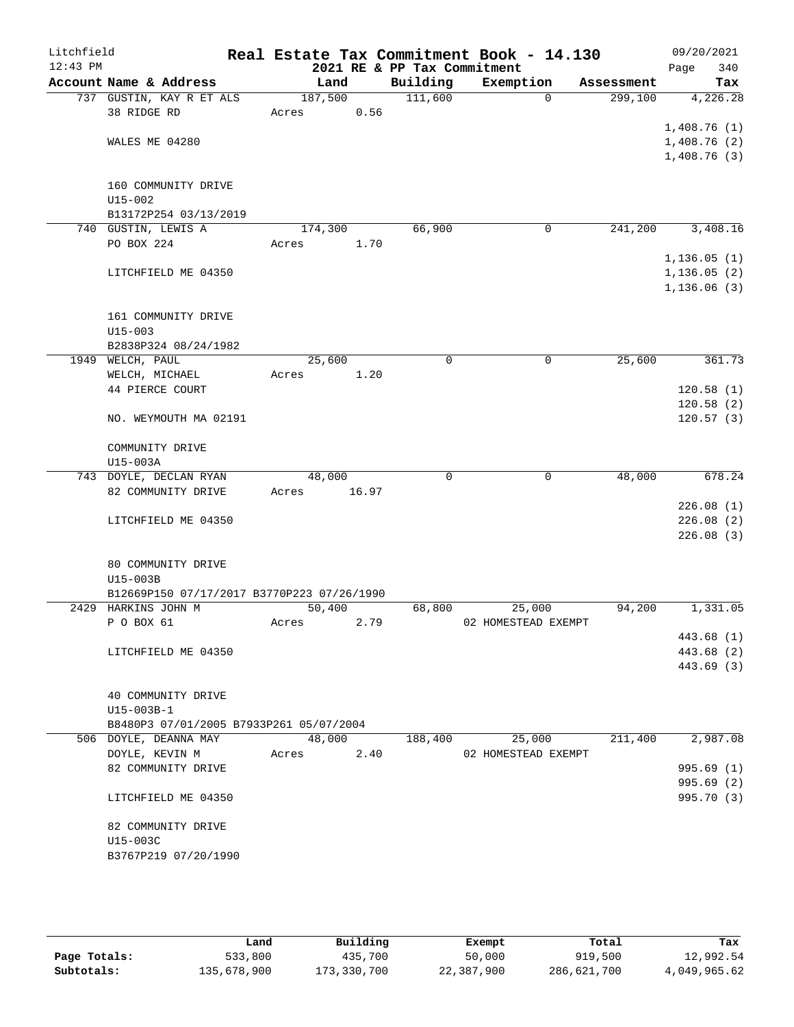Litchfield 12:43 PM

# Real Estate Tax Commitment Book - 14.130

2021 RE & PP Tax Commitment

09/20/2021 Page 340

| Account Name & Address | Land | Building | Exemption | Assessment | Tax |
|---|---|---|---|---|---|
| 737 GUSTIN, KAY R ET ALS | 187,500 | 111,600 | 0 | 299,100 | 4,226.28 |
| 38 RIDGE RD | Acres 0.56 | | | | |
| | | | | | 1,408.76 (1) |
| WALES ME 04280 | | | | | 1,408.76 (2) |
| | | | | | 1,408.76 (3) |
| 160 COMMUNITY DRIVE | | | | | |
| U15-002 | | | | | |
| B13172P254 03/13/2019 | | | | | |
| 740 GUSTIN, LEWIS A | 174,300 | 66,900 | 0 | 241,200 | 3,408.16 |
| PO BOX 224 | Acres 1.70 | | | | |
| | | | | | 1,136.05 (1) |
| LITCHFIELD ME 04350 | | | | | 1,136.05 (2) |
| | | | | | 1,136.06 (3) |
| 161 COMMUNITY DRIVE | | | | | |
| U15-003 | | | | | |
| B2838P324 08/24/1982 | | | | | |
| 1949 WELCH, PAUL | 25,600 | 0 | 0 | 25,600 | 361.73 |
| WELCH, MICHAEL | Acres 1.20 | | | | |
| 44 PIERCE COURT | | | | | 120.58 (1) |
| | | | | | 120.58 (2) |
| NO. WEYMOUTH MA 02191 | | | | | 120.57 (3) |
| COMMUNITY DRIVE | | | | | |
| U15-003A | | | | | |
| 743 DOYLE, DECLAN RYAN | 48,000 | 0 | 0 | 48,000 | 678.24 |
| 82 COMMUNITY DRIVE | Acres 16.97 | | | | |
| | | | | | 226.08 (1) |
| LITCHFIELD ME 04350 | | | | | 226.08 (2) |
| | | | | | 226.08 (3) |
| 80 COMMUNITY DRIVE | | | | | |
| U15-003B | | | | | |
| B12669P150 07/17/2017 B3770P223 07/26/1990 | | | | | |
| 2429 HARKINS JOHN M | 50,400 | 68,800 | 25,000 | 94,200 | 1,331.05 |
| P O BOX 61 | Acres 2.79 | | 02 HOMESTEAD EXEMPT | | |
| | | | | | 443.68 (1) |
| LITCHFIELD ME 04350 | | | | | 443.68 (2) |
| | | | | | 443.69 (3) |
| 40 COMMUNITY DRIVE | | | | | |
| U15-003B-1 | | | | | |
| B8480P3 07/01/2005 B7933P261 05/07/2004 | | | | | |
| 506 DOYLE, DEANNA MAY | 48,000 | 188,400 | 25,000 | 211,400 | 2,987.08 |
| DOYLE, KEVIN M | Acres 2.40 | | 02 HOMESTEAD EXEMPT | | |
| 82 COMMUNITY DRIVE | | | | | 995.69 (1) |
| | | | | | 995.69 (2) |
| LITCHFIELD ME 04350 | | | | | 995.70 (3) |
| 82 COMMUNITY DRIVE | | | | | |
| U15-003C | | | | | |
| B3767P219 07/20/1990 | | | | | |

| | Land | Building | Exempt | Total | Tax |
|---|---|---|---|---|---|
| Page Totals: | 533,800 | 435,700 | 50,000 | 919,500 | 12,992.54 |
| Subtotals: | 135,678,900 | 173,330,700 | 22,387,900 | 286,621,700 | 4,049,965.62 |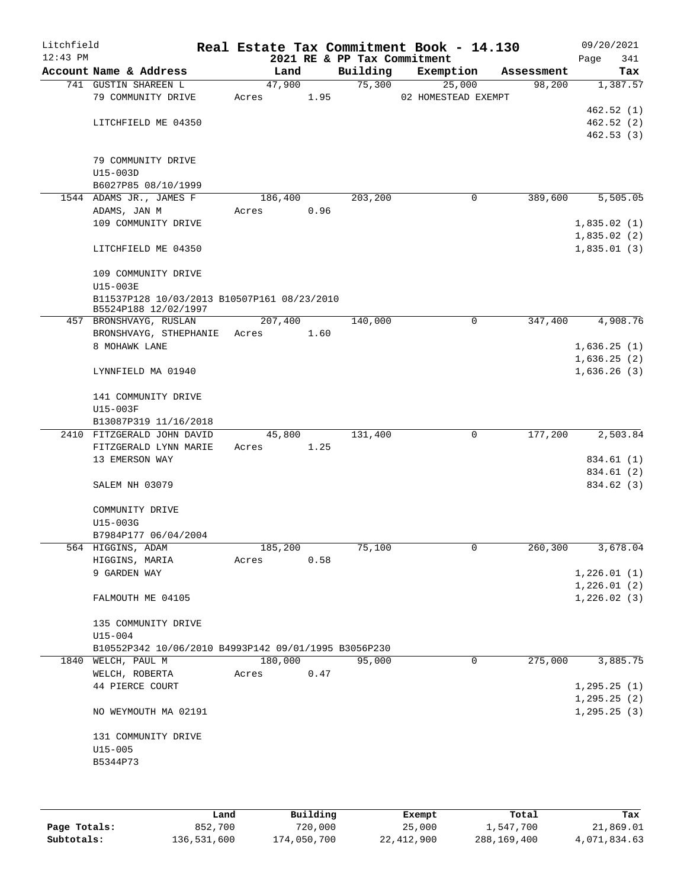# Real Estate Tax Commitment Book - 14.130

Litchfield 12:43 PM — 2021 RE & PP Tax Commitment — 09/20/2021

| Account Name & Address | Land | Building | Exemption | Assessment | Tax |
|---|---|---|---|---|---|
| 741 GUSTIN SHAREEN L | 47,900 | 75,300 | 25,000 | 98,200 | 1,387.57 |
| 79 COMMUNITY DRIVE | Acres 1.95 | | 02 HOMESTEAD EXEMPT | | |
| | | | | | 462.52 (1) |
| LITCHFIELD ME 04350 | | | | | 462.52 (2) |
| | | | | | 462.53 (3) |
| 79 COMMUNITY DRIVE | | | | | |
| U15-003D | | | | | |
| B6027P85 08/10/1999 | | | | | |
| 1544 ADAMS JR., JAMES F | 186,400 | 203,200 | 0 | 389,600 | 5,505.05 |
| ADAMS, JAN M | Acres 0.96 | | | | |
| 109 COMMUNITY DRIVE | | | | | 1,835.02 (1) |
| | | | | | 1,835.02 (2) |
| LITCHFIELD ME 04350 | | | | | 1,835.01 (3) |
| 109 COMMUNITY DRIVE | | | | | |
| U15-003E | | | | | |
| B11537P128 10/03/2013 B10507P161 08/23/2010 B5524P188 12/02/1997 | | | | | |
| 457 BRONSHVAYG, RUSLAN | 207,400 | 140,000 | 0 | 347,400 | 4,908.76 |
| BRONSHVAYG, STHEPHANIE | Acres 1.60 | | | | |
| 8 MOHAWK LANE | | | | | 1,636.25 (1) |
| | | | | | 1,636.25 (2) |
| LYNNFIELD MA 01940 | | | | | 1,636.26 (3) |
| 141 COMMUNITY DRIVE | | | | | |
| U15-003F | | | | | |
| B13087P319 11/16/2018 | | | | | |
| 2410 FITZGERALD JOHN DAVID | 45,800 | 131,400 | 0 | 177,200 | 2,503.84 |
| FITZGERALD LYNN MARIE | Acres 1.25 | | | | |
| 13 EMERSON WAY | | | | | 834.61 (1) |
| | | | | | 834.61 (2) |
| SALEM NH 03079 | | | | | 834.62 (3) |
| COMMUNITY DRIVE | | | | | |
| U15-003G | | | | | |
| B7984P177 06/04/2004 | | | | | |
| 564 HIGGINS, ADAM | 185,200 | 75,100 | 0 | 260,300 | 3,678.04 |
| HIGGINS, MARIA | Acres 0.58 | | | | |
| 9 GARDEN WAY | | | | | 1,226.01 (1) |
| | | | | | 1,226.01 (2) |
| FALMOUTH ME 04105 | | | | | 1,226.02 (3) |
| 135 COMMUNITY DRIVE | | | | | |
| U15-004 | | | | | |
| B10552P342 10/06/2010 B4993P142 09/01/1995 B3056P230 | | | | | |
| 1840 WELCH, PAUL M | 180,000 | 95,000 | 0 | 275,000 | 3,885.75 |
| WELCH, ROBERTA | Acres 0.47 | | | | |
| 44 PIERCE COURT | | | | | 1,295.25 (1) |
| | | | | | 1,295.25 (2) |
| NO WEYMOUTH MA 02191 | | | | | 1,295.25 (3) |
| 131 COMMUNITY DRIVE | | | | | |
| U15-005 | | | | | |
| B5344P73 | | | | | |

| | Land | Building | Exempt | Total | Tax |
|---|---|---|---|---|---|
| Page Totals: | 852,700 | 720,000 | 25,000 | 1,547,700 | 21,869.01 |
| Subtotals: | 136,531,600 | 174,050,700 | 22,412,900 | 288,169,400 | 4,071,834.63 |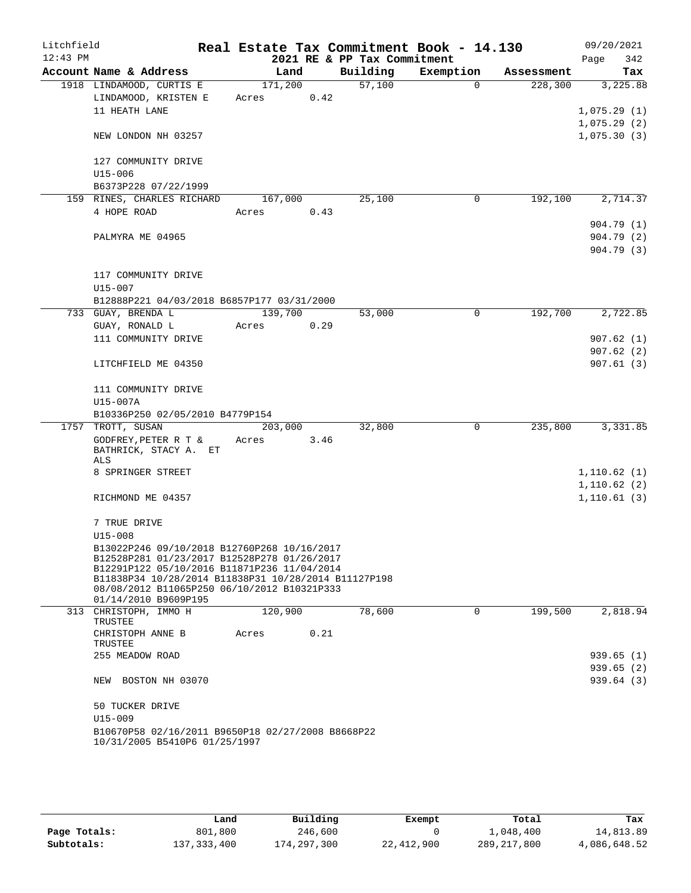Litchfield 12:43 PM

# Real Estate Tax Commitment Book - 14.130

## 2021 RE & PP Tax Commitment

09/20/2021

| Account Name & Address | Land | Building | Exemption | Assessment | Tax |
|---|---|---|---|---|---|
| 1918 LINDAMOOD, CURTIS E | 171,200 | 57,100 | 0 | 228,300 | 3,225.88 |
| LINDAMOOD, KRISTEN E | Acres 0.42 | | | | |
| 11 HEATH LANE | | | | | 1,075.29 (1) |
| | | | | | 1,075.29 (2) |
| NEW LONDON NH 03257 | | | | | 1,075.30 (3) |
| 127 COMMUNITY DRIVE | | | | | |
| U15-006 | | | | | |
| B6373P228 07/22/1999 | | | | | |
| 159 RINES, CHARLES RICHARD | 167,000 | 25,100 | 0 | 192,100 | 2,714.37 |
| 4 HOPE ROAD | Acres 0.43 | | | | |
| | | | | | 904.79 (1) |
| PALMYRA ME 04965 | | | | | 904.79 (2) |
| | | | | | 904.79 (3) |
| 117 COMMUNITY DRIVE | | | | | |
| U15-007 | | | | | |
| B12888P221 04/03/2018 B6857P177 03/31/2000 | | | | | |
| 733 GUAY, BRENDA L | 139,700 | 53,000 | 0 | 192,700 | 2,722.85 |
| GUAY, RONALD L | Acres 0.29 | | | | |
| 111 COMMUNITY DRIVE | | | | | 907.62 (1) |
| | | | | | 907.62 (2) |
| LITCHFIELD ME 04350 | | | | | 907.61 (3) |
| 111 COMMUNITY DRIVE | | | | | |
| U15-007A | | | | | |
| B10336P250 02/05/2010 B4779P154 | | | | | |
| 1757 TROTT, SUSAN | 203,000 | 32,800 | 0 | 235,800 | 3,331.85 |
| GODFREY,PETER R T & BATHRICK, STACY A. ET ALS | Acres 3.46 | | | | |
| 8 SPRINGER STREET | | | | | 1,110.62 (1) |
| | | | | | 1,110.62 (2) |
| RICHMOND ME 04357 | | | | | 1,110.61 (3) |
| 7 TRUE DRIVE | | | | | |
| U15-008 | | | | | |
| B13022P246 09/10/2018 B12760P268 10/16/2017 B12528P281 01/23/2017 B12528P278 01/26/2017 B12291P122 05/10/2016 B11871P236 11/04/2014 B11838P34 10/28/2014 B11838P31 10/28/2014 B11127P198 08/08/2012 B11065P250 06/10/2012 B10321P333 01/14/2010 B9609P195 | | | | | |
| 313 CHRISTOPH, IMMO H TRUSTEE | 120,900 | 78,600 | 0 | 199,500 | 2,818.94 |
| CHRISTOPH ANNE B TRUSTEE | Acres 0.21 | | | | |
| 255 MEADOW ROAD | | | | | 939.65 (1) |
| | | | | | 939.65 (2) |
| NEW BOSTON NH 03070 | | | | | 939.64 (3) |
| 50 TUCKER DRIVE | | | | | |
| U15-009 | | | | | |
| B10670P58 02/16/2011 B9650P18 02/27/2008 B8668P22 10/31/2005 B5410P6 01/25/1997 | | | | | |

| | Land | Building | Exempt | Total | Tax |
|---|---|---|---|---|---|
| Page Totals: | 801,800 | 246,600 | 0 | 1,048,400 | 14,813.89 |
| Subtotals: | 137,333,400 | 174,297,300 | 22,412,900 | 289,217,800 | 4,086,648.52 |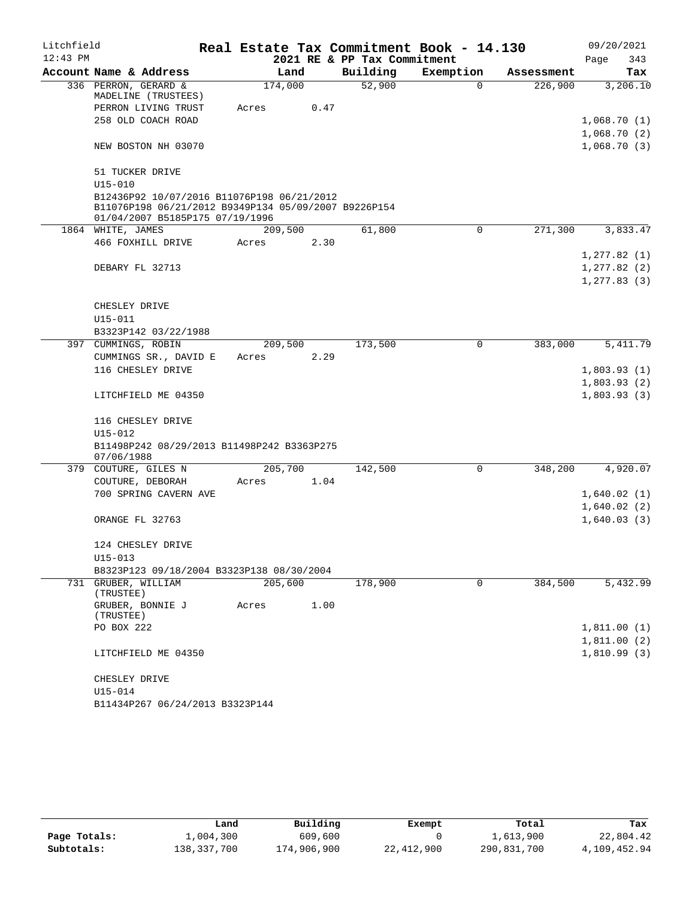Litchfield — Real Estate Tax Commitment Book - 14.130 — 09/20/2021

12:43 PM — 2021 RE & PP Tax Commitment — Page 343

| Account Name & Address | Land | Building | Exemption | Assessment | Tax |
|---|---|---|---|---|---|
| 336 PERRON, GERARD & MADELINE (TRUSTEES) | 174,000 | 52,900 | 0 | 226,900 | 3,206.10 |
| PERRON LIVING TRUST | Acres 0.47 | | | | |
| 258 OLD COACH ROAD | | | | | 1,068.70 (1) |
| | | | | | 1,068.70 (2) |
| NEW BOSTON NH 03070 | | | | | 1,068.70 (3) |
| 51 TUCKER DRIVE | | | | | |
| U15-010 | | | | | |
| B12436P92 10/07/2016 B11076P198 06/21/2012 B11076P198 06/21/2012 B9349P134 05/09/2007 B9226P154 01/04/2007 B5185P175 07/19/1996 | | | | | |
| 1864 WHITE, JAMES | 209,500 | 61,800 | 0 | 271,300 | 3,833.47 |
| 466 FOXHILL DRIVE | Acres 2.30 | | | | |
| | | | | | 1,277.82 (1) |
| DEBARY FL 32713 | | | | | 1,277.82 (2) |
| | | | | | 1,277.83 (3) |
| CHESLEY DRIVE | | | | | |
| U15-011 | | | | | |
| B3323P142 03/22/1988 | | | | | |
| 397 CUMMINGS, ROBIN | 209,500 | 173,500 | 0 | 383,000 | 5,411.79 |
| CUMMINGS SR., DAVID E | Acres 2.29 | | | | |
| 116 CHESLEY DRIVE | | | | | 1,803.93 (1) |
| | | | | | 1,803.93 (2) |
| LITCHFIELD ME 04350 | | | | | 1,803.93 (3) |
| 116 CHESLEY DRIVE | | | | | |
| U15-012 | | | | | |
| B11498P242 08/29/2013 B11498P242 B3363P275 07/06/1988 | | | | | |
| 379 COUTURE, GILES N | 205,700 | 142,500 | 0 | 348,200 | 4,920.07 |
| COUTURE, DEBORAH | Acres 1.04 | | | | |
| 700 SPRING CAVERN AVE | | | | | 1,640.02 (1) |
| | | | | | 1,640.02 (2) |
| ORANGE FL 32763 | | | | | 1,640.03 (3) |
| 124 CHESLEY DRIVE | | | | | |
| U15-013 | | | | | |
| B8323P123 09/18/2004 B3323P138 08/30/2004 | | | | | |
| 731 GRUBER, WILLIAM (TRUSTEE) | 205,600 | 178,900 | 0 | 384,500 | 5,432.99 |
| GRUBER, BONNIE J (TRUSTEE) | Acres 1.00 | | | | |
| PO BOX 222 | | | | | 1,811.00 (1) |
| | | | | | 1,811.00 (2) |
| LITCHFIELD ME 04350 | | | | | 1,810.99 (3) |
| CHESLEY DRIVE | | | | | |
| U15-014 | | | | | |
| B11434P267 06/24/2013 B3323P144 | | | | | |

| | Land | Building | Exempt | Total | Tax |
|---|---|---|---|---|---|
| Page Totals: | 1,004,300 | 609,600 | 0 | 1,613,900 | 22,804.42 |
| Subtotals: | 138,337,700 | 174,906,900 | 22,412,900 | 290,831,700 | 4,109,452.94 |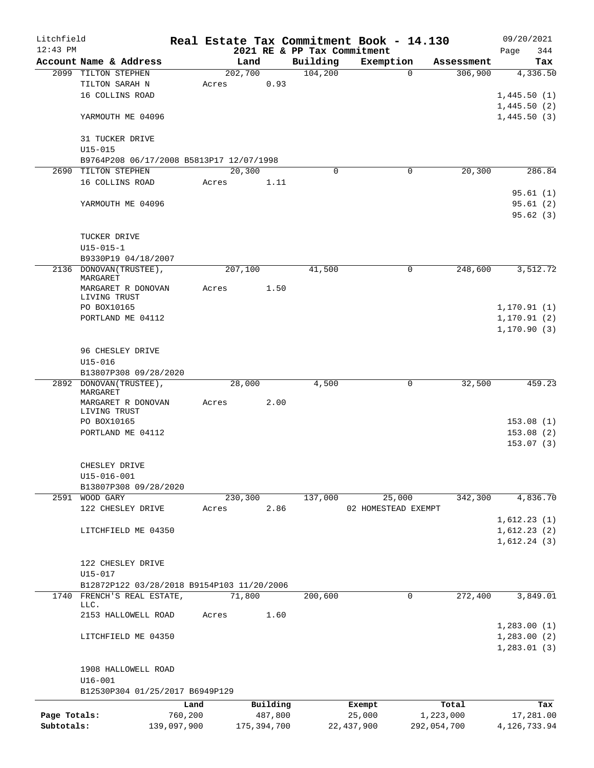Litchfield 12:43 PM

**Real Estate Tax Commitment Book - 14.130**
**2021 RE & PP Tax Commitment**

09/20/2021 Page 344

| Account Name & Address | Land | Building | Exemption | Assessment | Tax |
|---|---|---|---|---|---|
| 2099 TILTON STEPHEN | 202,700 | 104,200 | 0 | 306,900 | 4,336.50 |
| TILTON SARAH N | Acres 0.93 | | | | |
| 16 COLLINS ROAD | | | | | 1,445.50 (1) |
| | | | | | 1,445.50 (2) |
| YARMOUTH ME 04096 | | | | | 1,445.50 (3) |
| 31 TUCKER DRIVE | | | | | |
| U15-015 | | | | | |
| B9764P208 06/17/2008 B5813P17 12/07/1998 | | | | | |
| 2690 TILTON STEPHEN | 20,300 | 0 | 0 | 20,300 | 286.84 |
| 16 COLLINS ROAD | Acres 1.11 | | | | |
| | | | | | 95.61 (1) |
| YARMOUTH ME 04096 | | | | | 95.61 (2) |
| | | | | | 95.62 (3) |
| TUCKER DRIVE | | | | | |
| U15-015-1 | | | | | |
| B9330P19 04/18/2007 | | | | | |
| 2136 DONOVAN(TRUSTEE), MARGARET | 207,100 | 41,500 | 0 | 248,600 | 3,512.72 |
| MARGARET R DONOVAN LIVING TRUST | Acres 1.50 | | | | |
| PO BOX10165 | | | | | 1,170.91 (1) |
| PORTLAND ME 04112 | | | | | 1,170.91 (2) |
| | | | | | 1,170.90 (3) |
| 96 CHESLEY DRIVE | | | | | |
| U15-016 | | | | | |
| B13807P308 09/28/2020 | | | | | |
| 2892 DONOVAN(TRUSTEE), MARGARET | 28,000 | 4,500 | 0 | 32,500 | 459.23 |
| MARGARET R DONOVAN LIVING TRUST | Acres 2.00 | | | | |
| PO BOX10165 | | | | | 153.08 (1) |
| PORTLAND ME 04112 | | | | | 153.08 (2) |
| | | | | | 153.07 (3) |
| CHESLEY DRIVE | | | | | |
| U15-016-001 | | | | | |
| B13807P308 09/28/2020 | | | | | |
| 2591 WOOD GARY | 230,300 | 137,000 | 25,000 | 342,300 | 4,836.70 |
| 122 CHESLEY DRIVE | Acres 2.86 | | 02 HOMESTEAD EXEMPT | | |
| | | | | | 1,612.23 (1) |
| LITCHFIELD ME 04350 | | | | | 1,612.23 (2) |
| | | | | | 1,612.24 (3) |
| 122 CHESLEY DRIVE | | | | | |
| U15-017 | | | | | |
| B12872P122 03/28/2018 B9154P103 11/20/2006 | | | | | |
| 1740 FRENCH'S REAL ESTATE, LLC. | 71,800 | 200,600 | 0 | 272,400 | 3,849.01 |
| 2153 HALLOWELL ROAD | Acres 1.60 | | | | |
| | | | | | 1,283.00 (1) |
| LITCHFIELD ME 04350 | | | | | 1,283.00 (2) |
| | | | | | 1,283.01 (3) |
| 1908 HALLOWELL ROAD | | | | | |
| U16-001 | | | | | |
| B12530P304 01/25/2017 B6949P129 | | | | | |

| | Land | Building | Exempt | Total | Tax |
|---|---|---|---|---|---|
| Page Totals: | 760,200 | 487,800 | 25,000 | 1,223,000 | 17,281.00 |
| Subtotals: | 139,097,900 | 175,394,700 | 22,437,900 | 292,054,700 | 4,126,733.94 |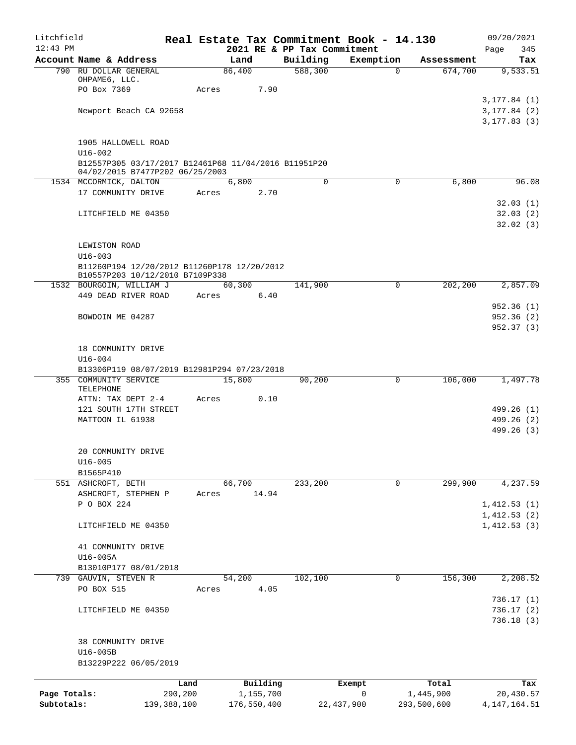Litchfield
12:43 PM

**Real Estate Tax Commitment Book - 14.130**
**2021 RE & PP Tax Commitment**

09/20/2021

| Account Name & Address | Land | Building | Exemption | Assessment | Tax |
|---|---|---|---|---|---|
| 790 RU DOLLAR GENERAL OHPAME6, LLC. | 86,400 | 588,300 | 0 | 674,700 | 9,533.51 |
| PO Box 7369 | Acres 7.90 | | | | |
| | | | | | 3,177.84 (1) |
| Newport Beach CA 92658 | | | | | 3,177.84 (2) |
| | | | | | 3,177.83 (3) |
| 1905 HALLOWELL ROAD | | | | | |
| U16-002 | | | | | |
| B12557P305 03/17/2017 B12461P68 11/04/2016 B11951P20 04/02/2015 B7477P202 06/25/2003 | | | | | |
| 1534 MCCORMICK, DALTON | 6,800 | 0 | 0 | 6,800 | 96.08 |
| 17 COMMUNITY DRIVE | Acres 2.70 | | | | |
| | | | | | 32.03 (1) |
| LITCHFIELD ME 04350 | | | | | 32.03 (2) |
| | | | | | 32.02 (3) |
| LEWISTON ROAD | | | | | |
| U16-003 | | | | | |
| B11260P194 12/20/2012 B11260P178 12/20/2012 B10557P203 10/12/2010 B7109P338 | | | | | |
| 1532 BOURGOIN, WILLIAM J | 60,300 | 141,900 | 0 | 202,200 | 2,857.09 |
| 449 DEAD RIVER ROAD | Acres 6.40 | | | | |
| | | | | | 952.36 (1) |
| BOWDOIN ME 04287 | | | | | 952.36 (2) |
| | | | | | 952.37 (3) |
| 18 COMMUNITY DRIVE | | | | | |
| U16-004 | | | | | |
| B13306P119 08/07/2019 B12981P294 07/23/2018 | | | | | |
| 355 COMMUNITY SERVICE TELEPHONE | 15,800 | 90,200 | 0 | 106,000 | 1,497.78 |
| ATTN: TAX DEPT 2-4 | Acres 0.10 | | | | |
| 121 SOUTH 17TH STREET | | | | | 499.26 (1) |
| MATTOON IL 61938 | | | | | 499.26 (2) |
| | | | | | 499.26 (3) |
| 20 COMMUNITY DRIVE | | | | | |
| U16-005 | | | | | |
| B1565P410 | | | | | |
| 551 ASHCROFT, BETH | 66,700 | 233,200 | 0 | 299,900 | 4,237.59 |
| ASHCROFT, STEPHEN P | Acres 14.94 | | | | |
| P O BOX 224 | | | | | 1,412.53 (1) |
| | | | | | 1,412.53 (2) |
| LITCHFIELD ME 04350 | | | | | 1,412.53 (3) |
| 41 COMMUNITY DRIVE | | | | | |
| U16-005A | | | | | |
| B13010P177 08/01/2018 | | | | | |
| 739 GAUVIN, STEVEN R | 54,200 | 102,100 | 0 | 156,300 | 2,208.52 |
| PO BOX 515 | Acres 4.05 | | | | |
| | | | | | 736.17 (1) |
| LITCHFIELD ME 04350 | | | | | 736.17 (2) |
| | | | | | 736.18 (3) |
| 38 COMMUNITY DRIVE | | | | | |
| U16-005B | | | | | |
| B13229P222 06/05/2019 | | | | | |

| | Land | Building | Exempt | Total | Tax |
|---|---|---|---|---|---|
| Page Totals: | 290,200 | 1,155,700 | 0 | 1,445,900 | 20,430.57 |
| Subtotals: | 139,388,100 | 176,550,400 | 22,437,900 | 293,500,600 | 4,147,164.51 |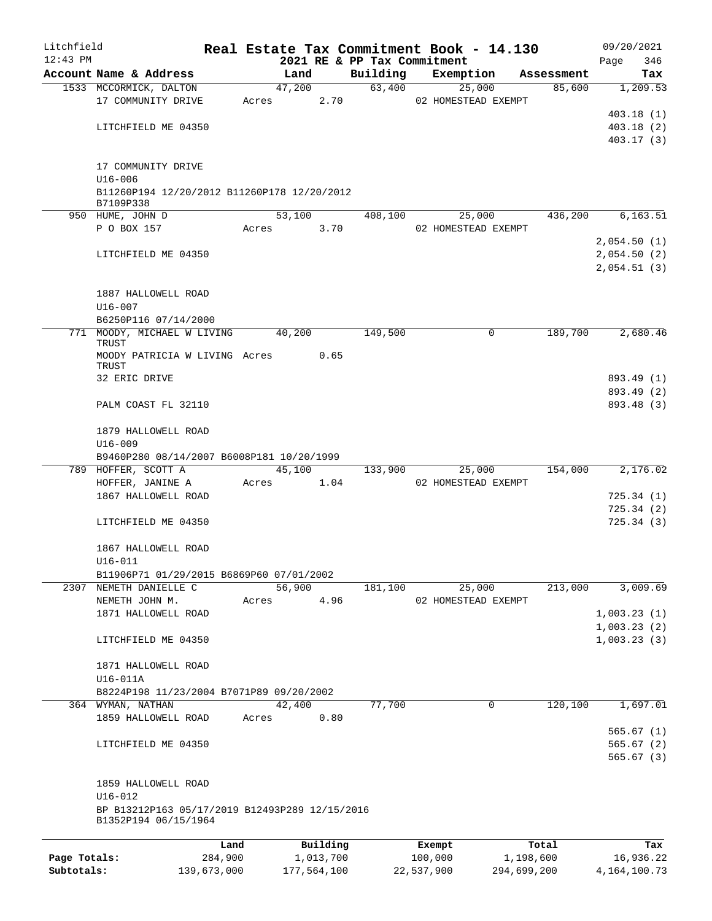# Real Estate Tax Commitment Book - 14.130

Litchfield
12:43 PM

2021 RE & PP Tax Commitment

09/20/2021

| Account Name & Address | Land | Building | Exemption | Assessment | Tax |
|---|---|---|---|---|---|
| 1533 MCCORMICK, DALTON | 47,200 | 63,400 | 25,000 | 85,600 | 1,209.53 |
| 17 COMMUNITY DRIVE | Acres 2.70 | | 02 HOMESTEAD EXEMPT | | |
| | | | | | 403.18 (1) |
| LITCHFIELD ME 04350 | | | | | 403.18 (2) |
| | | | | | 403.17 (3) |
| 17 COMMUNITY DRIVE | | | | | |
| U16-006 | | | | | |
| B11260P194 12/20/2012 B11260P178 12/20/2012 B7109P338 | | | | | |
| 950 HUME, JOHN D | 53,100 | 408,100 | 25,000 | 436,200 | 6,163.51 |
| P O BOX 157 | Acres 3.70 | | 02 HOMESTEAD EXEMPT | | |
| | | | | | 2,054.50 (1) |
| LITCHFIELD ME 04350 | | | | | 2,054.50 (2) |
| | | | | | 2,054.51 (3) |
| 1887 HALLOWELL ROAD | | | | | |
| U16-007 | | | | | |
| B6250P116 07/14/2000 | | | | | |
| 771 MOODY, MICHAEL W LIVING TRUST | 40,200 | 149,500 | 0 | 189,700 | 2,680.46 |
| MOODY PATRICIA W LIVING TRUST | Acres 0.65 | | | | |
| 32 ERIC DRIVE | | | | | 893.49 (1) |
| | | | | | 893.49 (2) |
| PALM COAST FL 32110 | | | | | 893.48 (3) |
| 1879 HALLOWELL ROAD | | | | | |
| U16-009 | | | | | |
| B9460P280 08/14/2007 B6008P181 10/20/1999 | | | | | |
| 789 HOFFER, SCOTT A | 45,100 | 133,900 | 25,000 | 154,000 | 2,176.02 |
| HOFFER, JANINE A | Acres 1.04 | | 02 HOMESTEAD EXEMPT | | |
| 1867 HALLOWELL ROAD | | | | | 725.34 (1) |
| | | | | | 725.34 (2) |
| LITCHFIELD ME 04350 | | | | | 725.34 (3) |
| 1867 HALLOWELL ROAD | | | | | |
| U16-011 | | | | | |
| B11906P71 01/29/2015 B6869P60 07/01/2002 | | | | | |
| 2307 NEMETH DANIELLE C | 56,900 | 181,100 | 25,000 | 213,000 | 3,009.69 |
| NEMETH JOHN M. | Acres 4.96 | | 02 HOMESTEAD EXEMPT | | |
| 1871 HALLOWELL ROAD | | | | | 1,003.23 (1) |
| | | | | | 1,003.23 (2) |
| LITCHFIELD ME 04350 | | | | | 1,003.23 (3) |
| 1871 HALLOWELL ROAD | | | | | |
| U16-011A | | | | | |
| B8224P198 11/23/2004 B7071P89 09/20/2002 | | | | | |
| 364 WYMAN, NATHAN | 42,400 | 77,700 | 0 | 120,100 | 1,697.01 |
| 1859 HALLOWELL ROAD | Acres 0.80 | | | | |
| | | | | | 565.67 (1) |
| LITCHFIELD ME 04350 | | | | | 565.67 (2) |
| | | | | | 565.67 (3) |
| 1859 HALLOWELL ROAD | | | | | |
| U16-012 | | | | | |
| BP B13212P163 05/17/2019 B12493P289 12/15/2016 B1352P194 06/15/1964 | | | | | |

| | Land | Building | Exempt | Total | Tax |
|---|---|---|---|---|---|
| Page Totals: | 284,900 | 1,013,700 | 100,000 | 1,198,600 | 16,936.22 |
| Subtotals: | 139,673,000 | 177,564,100 | 22,537,900 | 294,699,200 | 4,164,100.73 |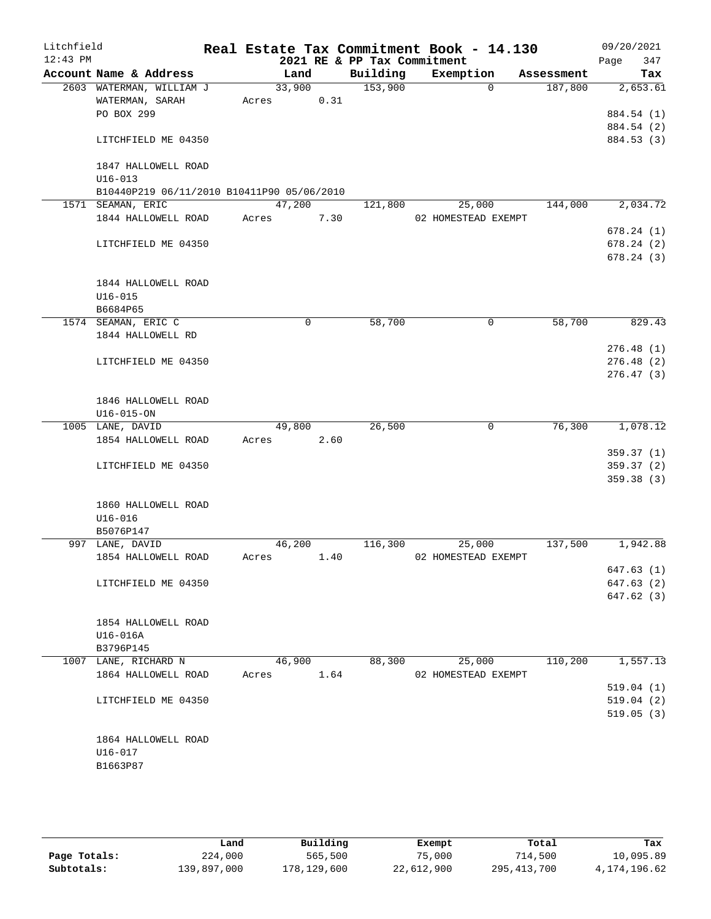# Real Estate Tax Commitment Book - 14.130

Litchfield 12:43 PM — 2021 RE & PP Tax Commitment — 09/20/2021

| Account Name & Address | Land | Building | Exemption | Assessment | Tax |
|---|---|---|---|---|---|
| 2603 WATERMAN, WILLIAM J | 33,900 | 153,900 | 0 | 187,800 | 2,653.61 |
| WATERMAN, SARAH | Acres 0.31 | | | | |
| PO BOX 299 | | | | | 884.54 (1) |
| | | | | | 884.54 (2) |
| LITCHFIELD ME 04350 | | | | | 884.53 (3) |
| 1847 HALLOWELL ROAD | | | | | |
| U16-013 | | | | | |
| B10440P219 06/11/2010 B10411P90 05/06/2010 | | | | | |
| 1571 SEAMAN, ERIC | 47,200 | 121,800 | 25,000 | 144,000 | 2,034.72 |
| 1844 HALLOWELL ROAD | Acres 7.30 | | 02 HOMESTEAD EXEMPT | | |
| | | | | | 678.24 (1) |
| LITCHFIELD ME 04350 | | | | | 678.24 (2) |
| | | | | | 678.24 (3) |
| 1844 HALLOWELL ROAD | | | | | |
| U16-015 | | | | | |
| B6684P65 | | | | | |
| 1574 SEAMAN, ERIC C | 0 | 58,700 | 0 | 58,700 | 829.43 |
| 1844 HALLOWELL RD | | | | | |
| | | | | | 276.48 (1) |
| LITCHFIELD ME 04350 | | | | | 276.48 (2) |
| | | | | | 276.47 (3) |
| 1846 HALLOWELL ROAD | | | | | |
| U16-015-ON | | | | | |
| 1005 LANE, DAVID | 49,800 | 26,500 | 0 | 76,300 | 1,078.12 |
| 1854 HALLOWELL ROAD | Acres 2.60 | | | | |
| | | | | | 359.37 (1) |
| LITCHFIELD ME 04350 | | | | | 359.37 (2) |
| | | | | | 359.38 (3) |
| 1860 HALLOWELL ROAD | | | | | |
| U16-016 | | | | | |
| B5076P147 | | | | | |
| 997 LANE, DAVID | 46,200 | 116,300 | 25,000 | 137,500 | 1,942.88 |
| 1854 HALLOWELL ROAD | Acres 1.40 | | 02 HOMESTEAD EXEMPT | | |
| | | | | | 647.63 (1) |
| LITCHFIELD ME 04350 | | | | | 647.63 (2) |
| | | | | | 647.62 (3) |
| 1854 HALLOWELL ROAD | | | | | |
| U16-016A | | | | | |
| B3796P145 | | | | | |
| 1007 LANE, RICHARD N | 46,900 | 88,300 | 25,000 | 110,200 | 1,557.13 |
| 1864 HALLOWELL ROAD | Acres 1.64 | | 02 HOMESTEAD EXEMPT | | |
| | | | | | 519.04 (1) |
| LITCHFIELD ME 04350 | | | | | 519.04 (2) |
| | | | | | 519.05 (3) |
| 1864 HALLOWELL ROAD | | | | | |
| U16-017 | | | | | |
| B1663P87 | | | | | |

| | Land | Building | Exempt | Total | Tax |
|---|---|---|---|---|---|
| Page Totals: | 224,000 | 565,500 | 75,000 | 714,500 | 10,095.89 |
| Subtotals: | 139,897,000 | 178,129,600 | 22,612,900 | 295,413,700 | 4,174,196.62 |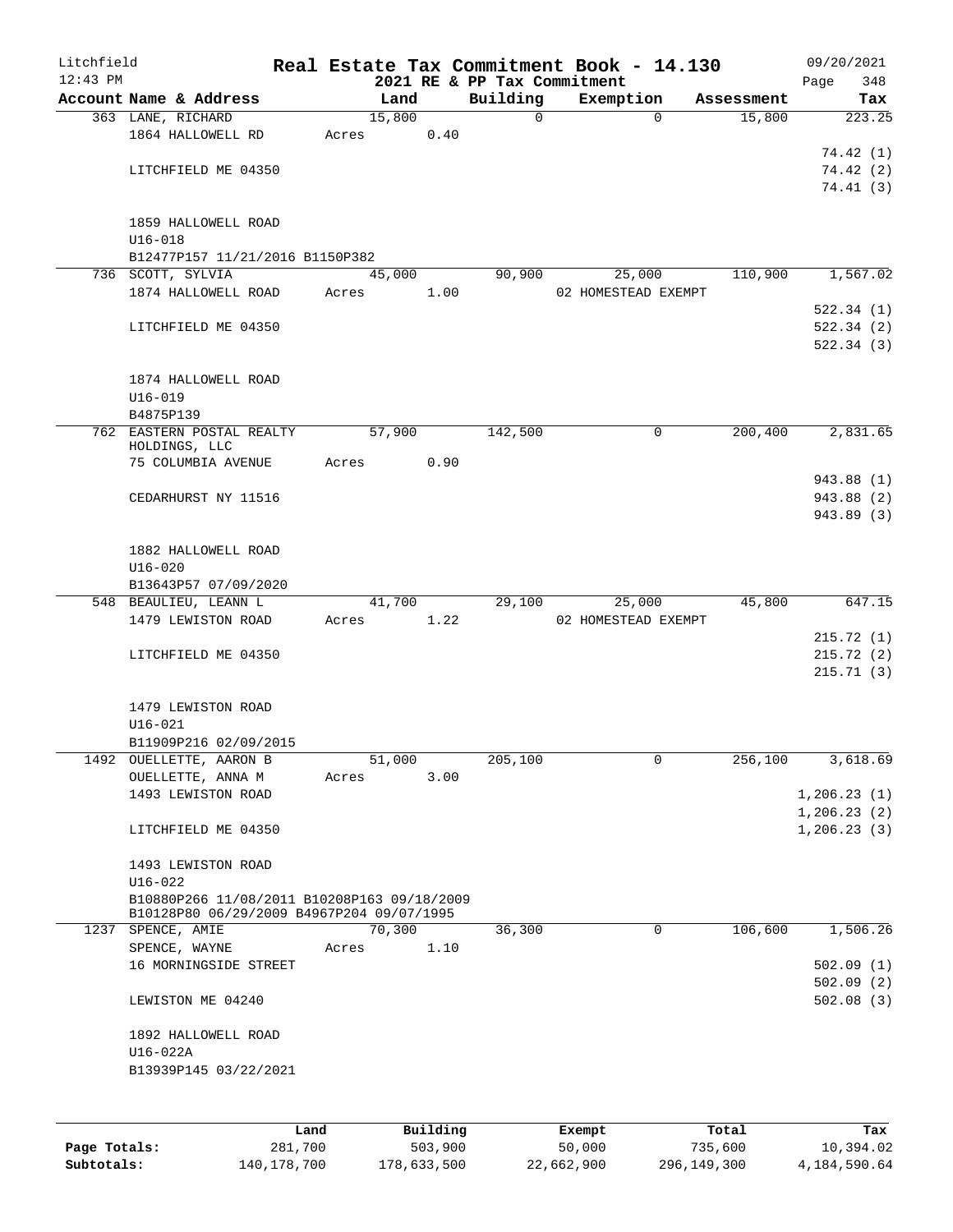Litchfield
12:43 PM

# Real Estate Tax Commitment Book - 14.130

2021 RE & PP Tax Commitment

09/20/2021

| Account Name & Address | Land | Building | Exemption | Assessment | Tax |
|---|---|---|---|---|---|
| 363 LANE, RICHARD<br>1864 HALLOWELL RD<br><br>LITCHFIELD ME 04350<br><br>1859 HALLOWELL ROAD<br>U16-018<br>B12477P157 11/21/2016 B1150P382 | 15,800<br>Acres 0.40 | 0 | 0 | 15,800 | 223.25<br>74.42 (1)<br>74.42 (2)<br>74.41 (3) |
| 736 SCOTT, SYLVIA<br>1874 HALLOWELL ROAD<br><br>LITCHFIELD ME 04350<br><br>1874 HALLOWELL ROAD<br>U16-019<br>B4875P139 | 45,000<br>Acres 1.00 | 90,900 | 25,000<br>02 HOMESTEAD EXEMPT | 110,900 | 1,567.02<br>522.34 (1)<br>522.34 (2)<br>522.34 (3) |
| 762 EASTERN POSTAL REALTY HOLDINGS, LLC<br>75 COLUMBIA AVENUE<br><br>CEDARHURST NY 11516<br><br>1882 HALLOWELL ROAD<br>U16-020<br>B13643P57 07/09/2020 | 57,900<br>Acres 0.90 | 142,500 | 0 | 200,400 | 2,831.65<br>943.88 (1)<br>943.88 (2)<br>943.89 (3) |
| 548 BEAULIEU, LEANN L<br>1479 LEWISTON ROAD<br><br>LITCHFIELD ME 04350<br><br>1479 LEWISTON ROAD<br>U16-021<br>B11909P216 02/09/2015 | 41,700<br>Acres 1.22 | 29,100 | 25,000<br>02 HOMESTEAD EXEMPT | 45,800 | 647.15<br>215.72 (1)<br>215.72 (2)<br>215.71 (3) |
| 1492 OUELLETTE, AARON B<br>OUELLETTE, ANNA M<br>1493 LEWISTON ROAD<br><br>LITCHFIELD ME 04350<br><br>1493 LEWISTON ROAD<br>U16-022<br>B10880P266 11/08/2011 B10208P163 09/18/2009<br>B10128P80 06/29/2009 B4967P204 09/07/1995 | 51,000<br>Acres 3.00 | 205,100 | 0 | 256,100 | 3,618.69<br>1,206.23 (1)<br>1,206.23 (2)<br>1,206.23 (3) |
| 1237 SPENCE, AMIE<br>SPENCE, WAYNE<br>16 MORNINGSIDE STREET<br><br>LEWISTON ME 04240<br><br>1892 HALLOWELL ROAD<br>U16-022A<br>B13939P145 03/22/2021 | 70,300<br>Acres 1.10 | 36,300 | 0 | 106,600 | 1,506.26<br>502.09 (1)<br>502.09 (2)<br>502.08 (3) |

| | Land | Building | Exempt | Total | Tax |
|---|---|---|---|---|---|
| **Page Totals:** | 281,700 | 503,900 | 50,000 | 735,600 | 10,394.02 |
| **Subtotals:** | 140,178,700 | 178,633,500 | 22,662,900 | 296,149,300 | 4,184,590.64 |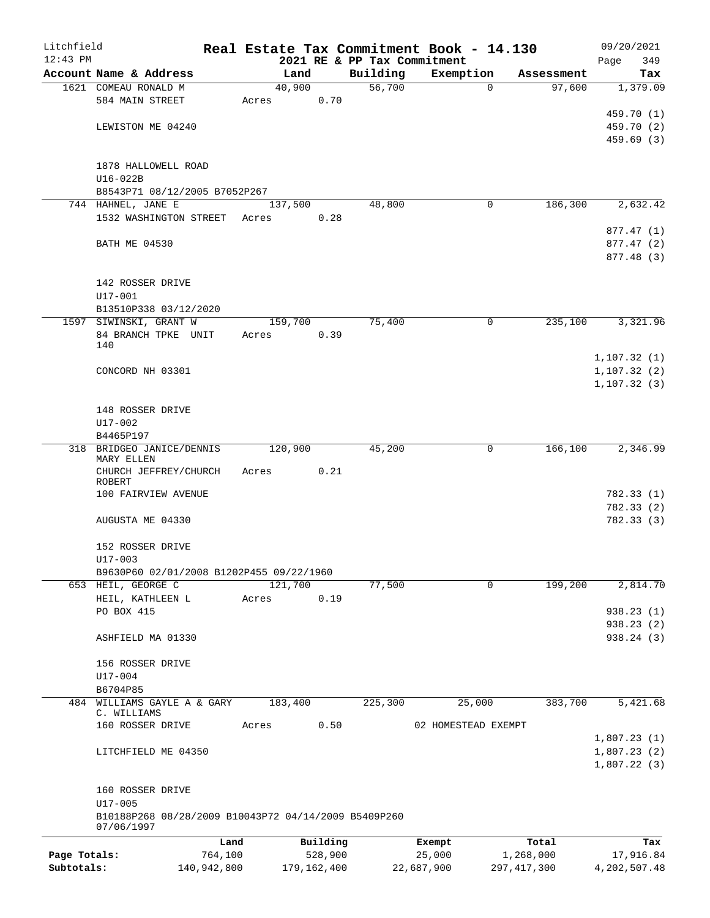Litchfield 12:43 PM

# Real Estate Tax Commitment Book - 14.130

2021 RE & PP Tax Commitment

09/20/2021 Page 349

| Account Name & Address | Land | Building | Exemption | Assessment | Tax |
|---|---|---|---|---|---|
| 1621 COMEAU RONALD M | 40,900 | 56,700 | 0 | 97,600 | 1,379.09 |
| 584 MAIN STREET | Acres 0.70 | | | | |
| | | | | | 459.70 (1) |
| LEWISTON ME 04240 | | | | | 459.70 (2) |
| | | | | | 459.69 (3) |
| 1878 HALLOWELL ROAD | | | | | |
| U16-022B | | | | | |
| B8543P71 08/12/2005 B7052P267 | | | | | |
| 744 HAHNEL, JANE E | 137,500 | 48,800 | 0 | 186,300 | 2,632.42 |
| 1532 WASHINGTON STREET | Acres 0.28 | | | | |
| | | | | | 877.47 (1) |
| BATH ME 04530 | | | | | 877.47 (2) |
| | | | | | 877.48 (3) |
| 142 ROSSER DRIVE | | | | | |
| U17-001 | | | | | |
| B13510P338 03/12/2020 | | | | | |
| 1597 SIWINSKI, GRANT W | 159,700 | 75,400 | 0 | 235,100 | 3,321.96 |
| 84 BRANCH TPKE UNIT 140 | Acres 0.39 | | | | |
| | | | | | 1,107.32 (1) |
| CONCORD NH 03301 | | | | | 1,107.32 (2) |
| | | | | | 1,107.32 (3) |
| 148 ROSSER DRIVE | | | | | |
| U17-002 | | | | | |
| B4465P197 | | | | | |
| 318 BRIDGEO JANICE/DENNIS MARY ELLEN | 120,900 | 45,200 | 0 | 166,100 | 2,346.99 |
| CHURCH JEFFREY/CHURCH ROBERT | Acres 0.21 | | | | |
| 100 FAIRVIEW AVENUE | | | | | 782.33 (1) |
| | | | | | 782.33 (2) |
| AUGUSTA ME 04330 | | | | | 782.33 (3) |
| 152 ROSSER DRIVE | | | | | |
| U17-003 | | | | | |
| B9630P60 02/01/2008 B1202P455 09/22/1960 | | | | | |
| 653 HEIL, GEORGE C | 121,700 | 77,500 | 0 | 199,200 | 2,814.70 |
| HEIL, KATHLEEN L | Acres 0.19 | | | | |
| PO BOX 415 | | | | | 938.23 (1) |
| | | | | | 938.23 (2) |
| ASHFIELD MA 01330 | | | | | 938.24 (3) |
| 156 ROSSER DRIVE | | | | | |
| U17-004 | | | | | |
| B6704P85 | | | | | |
| 484 WILLIAMS GAYLE A & GARY C. WILLIAMS | 183,400 | 225,300 | 25,000 | 383,700 | 5,421.68 |
| 160 ROSSER DRIVE | Acres 0.50 | | 02 HOMESTEAD EXEMPT | | |
| | | | | | 1,807.23 (1) |
| LITCHFIELD ME 04350 | | | | | 1,807.23 (2) |
| | | | | | 1,807.22 (3) |
| 160 ROSSER DRIVE | | | | | |
| U17-005 | | | | | |
| B10188P268 08/28/2009 B10043P72 04/14/2009 B5409P260 07/06/1997 | | | | | |

| | Land | Building | Exempt | Total | Tax |
|---|---|---|---|---|---|
| Page Totals: | 764,100 | 528,900 | 25,000 | 1,268,000 | 17,916.84 |
| Subtotals: | 140,942,800 | 179,162,400 | 22,687,900 | 297,417,300 | 4,202,507.48 |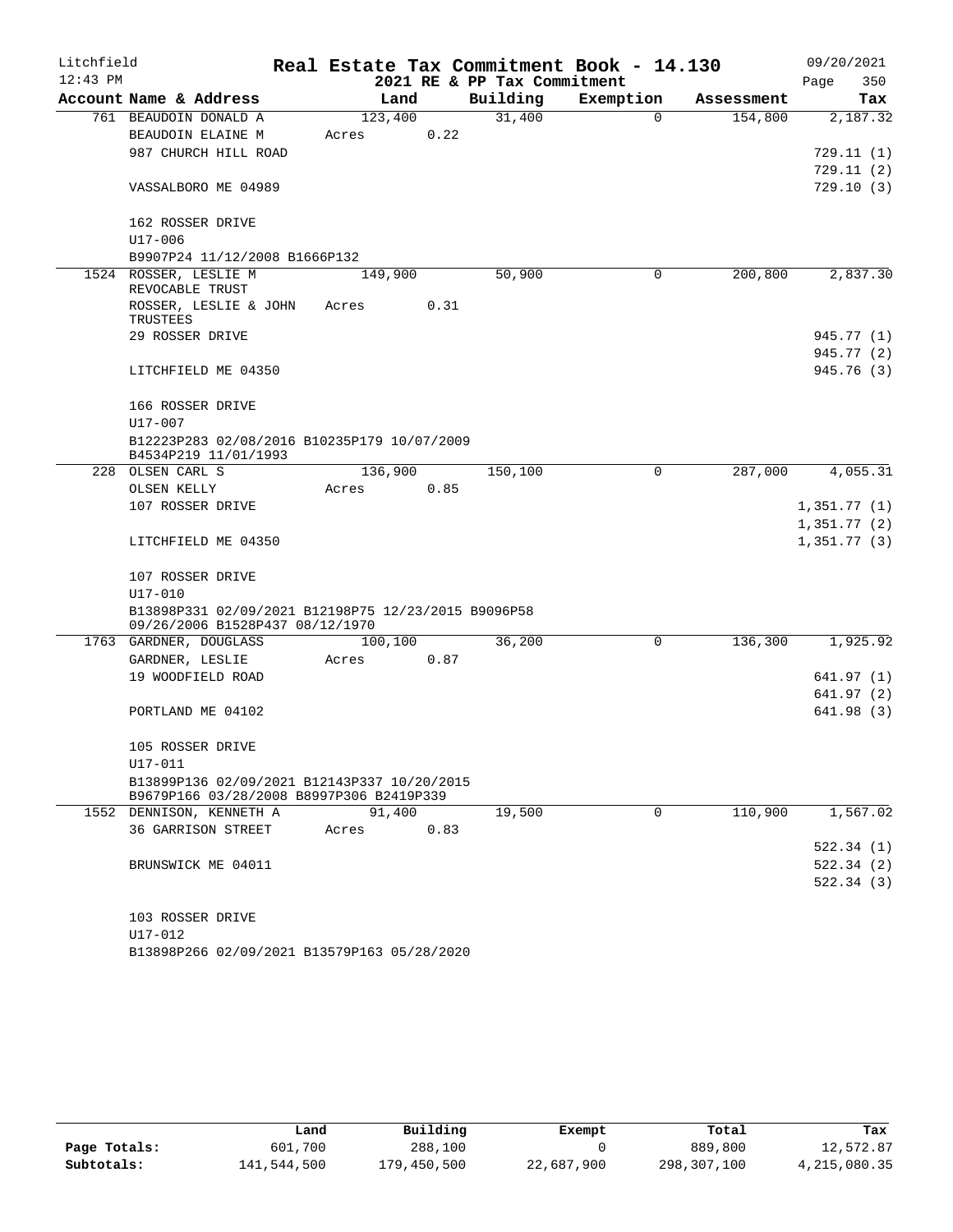# Litchfield Real Estate Tax Commitment Book - 14.130

12:43 PM — 2021 RE & PP Tax Commitment — 09/20/2021

| Account Name & Address | Land | Building | Exemption | Assessment | Tax |
|---|---|---|---|---|---|
| 761 BEAUDOIN DONALD A | 123,400 | 31,400 | 0 | 154,800 | 2,187.32 |
| BEAUDOIN ELAINE M | Acres 0.22 | | | | |
| 987 CHURCH HILL ROAD | | | | | 729.11 (1) |
| | | | | | 729.11 (2) |
| VASSALBORO ME 04989 | | | | | 729.10 (3) |
| 162 ROSSER DRIVE | | | | | |
| U17-006 | | | | | |
| B9907P24 11/12/2008 B1666P132 | | | | | |
| 1524 ROSSER, LESLIE M REVOCABLE TRUST | 149,900 | 50,900 | 0 | 200,800 | 2,837.30 |
| ROSSER, LESLIE & JOHN TRUSTEES | Acres 0.31 | | | | |
| 29 ROSSER DRIVE | | | | | 945.77 (1) |
| | | | | | 945.77 (2) |
| LITCHFIELD ME 04350 | | | | | 945.76 (3) |
| 166 ROSSER DRIVE | | | | | |
| U17-007 | | | | | |
| B12223P283 02/08/2016 B10235P179 10/07/2009 B4534P219 11/01/1993 | | | | | |
| 228 OLSEN CARL S | 136,900 | 150,100 | 0 | 287,000 | 4,055.31 |
| OLSEN KELLY | Acres 0.85 | | | | |
| 107 ROSSER DRIVE | | | | | 1,351.77 (1) |
| | | | | | 1,351.77 (2) |
| LITCHFIELD ME 04350 | | | | | 1,351.77 (3) |
| 107 ROSSER DRIVE | | | | | |
| U17-010 | | | | | |
| B13898P331 02/09/2021 B12198P75 12/23/2015 B9096P58 09/26/2006 B1528P437 08/12/1970 | | | | | |
| 1763 GARDNER, DOUGLASS | 100,100 | 36,200 | 0 | 136,300 | 1,925.92 |
| GARDNER, LESLIE | Acres 0.87 | | | | |
| 19 WOODFIELD ROAD | | | | | 641.97 (1) |
| | | | | | 641.97 (2) |
| PORTLAND ME 04102 | | | | | 641.98 (3) |
| 105 ROSSER DRIVE | | | | | |
| U17-011 | | | | | |
| B13899P136 02/09/2021 B12143P337 10/20/2015 B9679P166 03/28/2008 B8997P306 B2419P339 | | | | | |
| 1552 DENNISON, KENNETH A | 91,400 | 19,500 | 0 | 110,900 | 1,567.02 |
| 36 GARRISON STREET | Acres 0.83 | | | | |
| | | | | | 522.34 (1) |
| BRUNSWICK ME 04011 | | | | | 522.34 (2) |
| | | | | | 522.34 (3) |
| 103 ROSSER DRIVE | | | | | |
| U17-012 | | | | | |
| B13898P266 02/09/2021 B13579P163 05/28/2020 | | | | | |

| | Land | Building | Exempt | Total | Tax |
|---|---|---|---|---|---|
| Page Totals: | 601,700 | 288,100 | 0 | 889,800 | 12,572.87 |
| Subtotals: | 141,544,500 | 179,450,500 | 22,687,900 | 298,307,100 | 4,215,080.35 |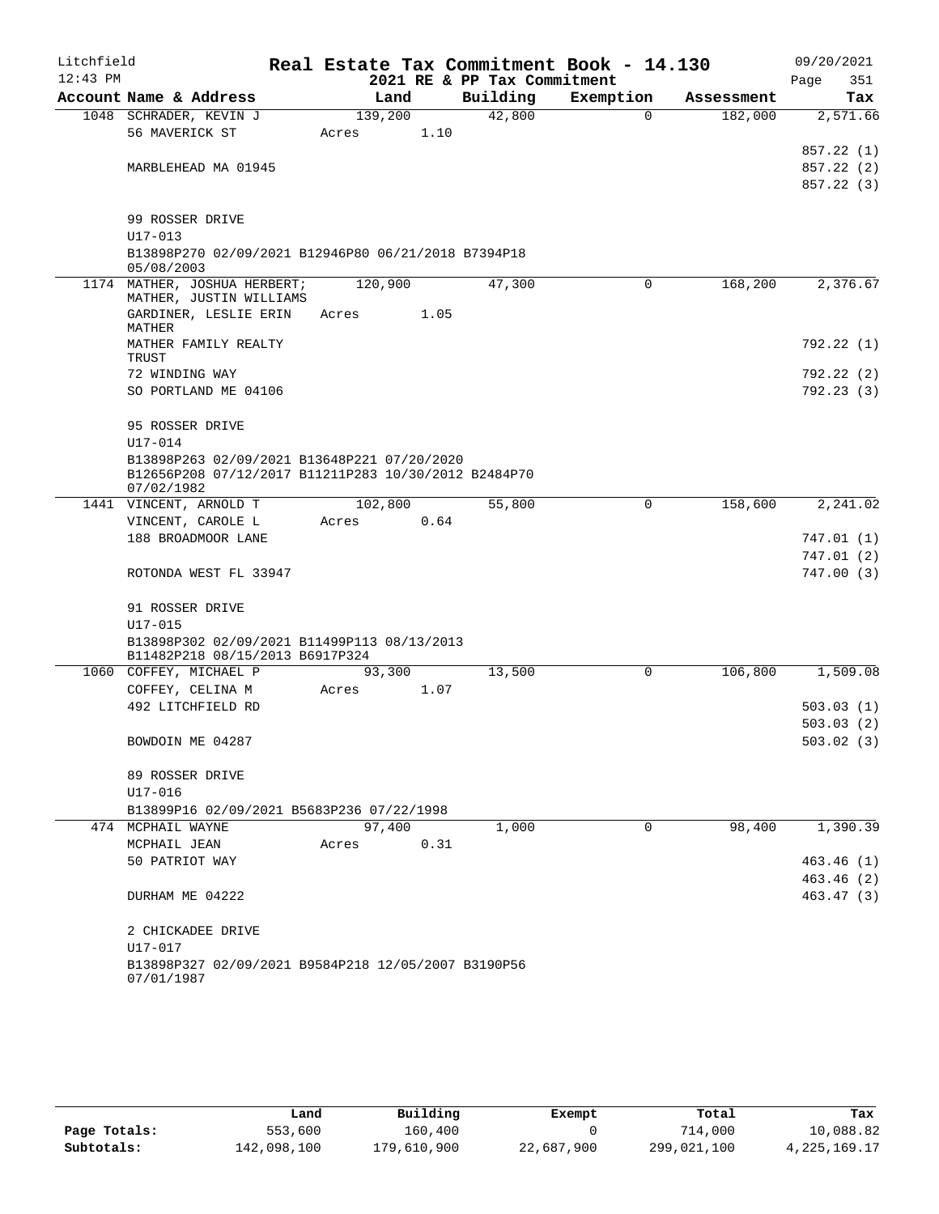Litchfield 12:43 PM

# Real Estate Tax Commitment Book - 14.130

2021 RE & PP Tax Commitment

09/20/2021 Page 351

| Account Name & Address | Land | Building | Exemption | Assessment | Tax |
|---|---|---|---|---|---|
| 1048 SCHRADER, KEVIN J | 139,200 | 42,800 | 0 | 182,000 | 2,571.66 |
| 56 MAVERICK ST | Acres 1.10 | | | | |
| | | | | | 857.22 (1) |
| MARBLEHEAD MA 01945 | | | | | 857.22 (2) |
| | | | | | 857.22 (3) |
| 99 ROSSER DRIVE | | | | | |
| U17-013 | | | | | |
| B13898P270 02/09/2021 B12946P80 06/21/2018 B7394P18 05/08/2003 | | | | | |
| 1174 MATHER, JOSHUA HERBERT; MATHER, JUSTIN WILLIAMS | 120,900 | 47,300 | 0 | 168,200 | 2,376.67 |
| GARDINER, LESLIE ERIN MATHER | Acres 1.05 | | | | |
| MATHER FAMILY REALTY TRUST | | | | | 792.22 (1) |
| 72 WINDING WAY | | | | | 792.22 (2) |
| SO PORTLAND ME 04106 | | | | | 792.23 (3) |
| 95 ROSSER DRIVE | | | | | |
| U17-014 | | | | | |
| B13898P263 02/09/2021 B13648P221 07/20/2020 B12656P208 07/12/2017 B11211P283 10/30/2012 B2484P70 07/02/1982 | | | | | |
| 1441 VINCENT, ARNOLD T | 102,800 | 55,800 | 0 | 158,600 | 2,241.02 |
| VINCENT, CAROLE L | Acres 0.64 | | | | |
| 188 BROADMOOR LANE | | | | | 747.01 (1) |
| | | | | | 747.01 (2) |
| ROTONDA WEST FL 33947 | | | | | 747.00 (3) |
| 91 ROSSER DRIVE | | | | | |
| U17-015 | | | | | |
| B13898P302 02/09/2021 B11499P113 08/13/2013 B11482P218 08/15/2013 B6917P324 | | | | | |
| 1060 COFFEY, MICHAEL P | 93,300 | 13,500 | 0 | 106,800 | 1,509.08 |
| COFFEY, CELINA M | Acres 1.07 | | | | |
| 492 LITCHFIELD RD | | | | | 503.03 (1) |
| | | | | | 503.03 (2) |
| BOWDOIN ME 04287 | | | | | 503.02 (3) |
| 89 ROSSER DRIVE | | | | | |
| U17-016 | | | | | |
| B13899P16 02/09/2021 B5683P236 07/22/1998 | | | | | |
| 474 MCPHAIL WAYNE | 97,400 | 1,000 | 0 | 98,400 | 1,390.39 |
| MCPHAIL JEAN | Acres 0.31 | | | | |
| 50 PATRIOT WAY | | | | | 463.46 (1) |
| | | | | | 463.46 (2) |
| DURHAM ME 04222 | | | | | 463.47 (3) |
| 2 CHICKADEE DRIVE | | | | | |
| U17-017 | | | | | |
| B13898P327 02/09/2021 B9584P218 12/05/2007 B3190P56 07/01/1987 | | | | | |

| | Land | Building | Exempt | Total | Tax |
|---|---|---|---|---|---|
| Page Totals: | 553,600 | 160,400 | 0 | 714,000 | 10,088.82 |
| Subtotals: | 142,098,100 | 179,610,900 | 22,687,900 | 299,021,100 | 4,225,169.17 |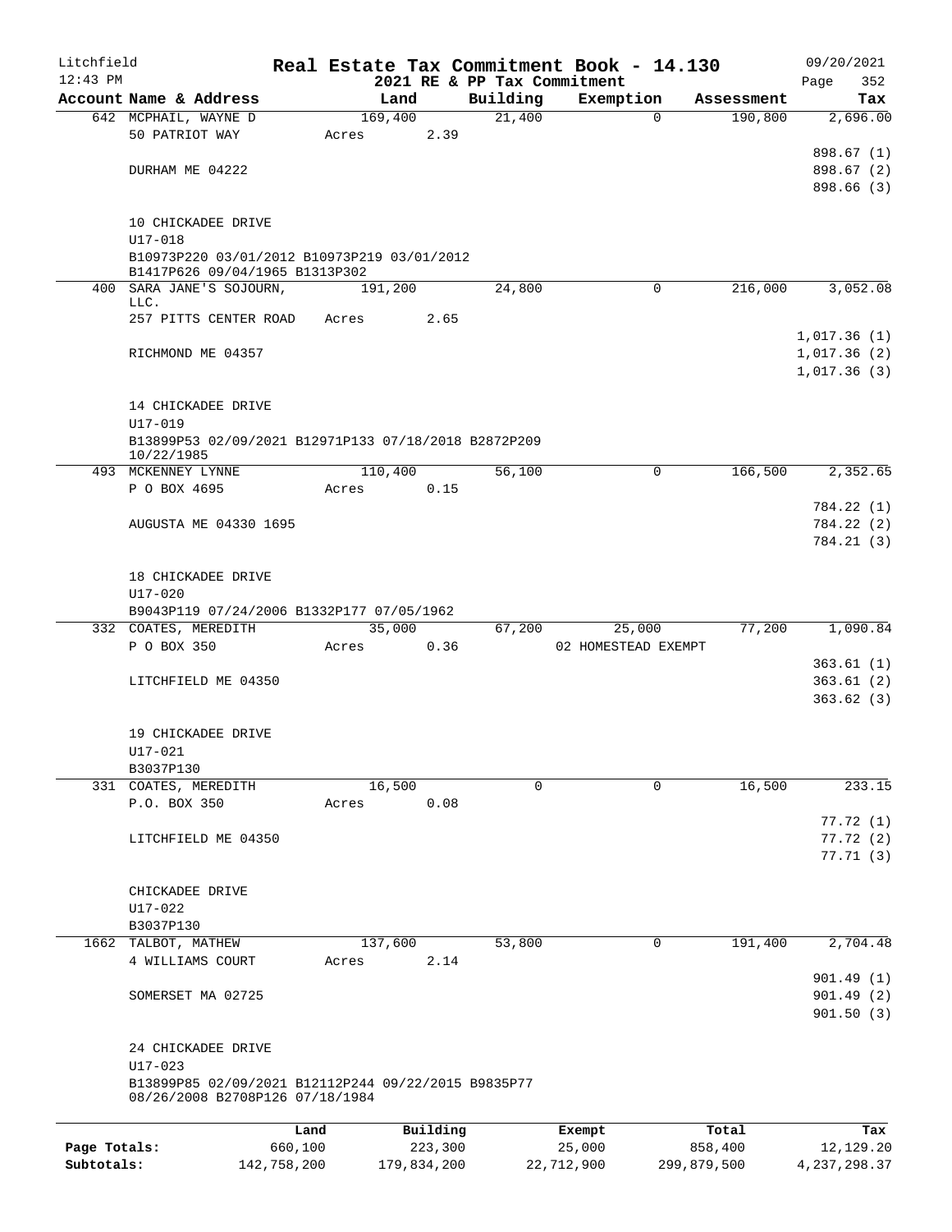Litchfield 12:43 PM

# Real Estate Tax Commitment Book - 14.130

2021 RE & PP Tax Commitment

09/20/2021 Page 352

| Account Name & Address | Land | Building | Exemption | Assessment | Tax |
|---|---|---|---|---|---|
| 642 MCPHAIL, WAYNE D | 169,400 | 21,400 | 0 | 190,800 | 2,696.00 |
| 50 PATRIOT WAY | Acres 2.39 | | | | |
| | | | | | 898.67 (1) |
| DURHAM ME 04222 | | | | | 898.67 (2) |
| | | | | | 898.66 (3) |
| 10 CHICKADEE DRIVE | | | | | |
| U17-018 | | | | | |
| B10973P220 03/01/2012 B10973P219 03/01/2012 B1417P626 09/04/1965 B1313P302 | | | | | |
| 400 SARA JANE'S SOJOURN, LLC. | 191,200 | 24,800 | 0 | 216,000 | 3,052.08 |
| 257 PITTS CENTER ROAD | Acres 2.65 | | | | |
| | | | | | 1,017.36 (1) |
| RICHMOND ME 04357 | | | | | 1,017.36 (2) |
| | | | | | 1,017.36 (3) |
| 14 CHICKADEE DRIVE | | | | | |
| U17-019 | | | | | |
| B13899P53 02/09/2021 B12971P133 07/18/2018 B2872P209 10/22/1985 | | | | | |
| 493 MCKENNEY LYNNE | 110,400 | 56,100 | 0 | 166,500 | 2,352.65 |
| P O BOX 4695 | Acres 0.15 | | | | |
| | | | | | 784.22 (1) |
| AUGUSTA ME 04330 1695 | | | | | 784.22 (2) |
| | | | | | 784.21 (3) |
| 18 CHICKADEE DRIVE | | | | | |
| U17-020 | | | | | |
| B9043P119 07/24/2006 B1332P177 07/05/1962 | | | | | |
| 332 COATES, MEREDITH | 35,000 | 67,200 | 25,000 | 77,200 | 1,090.84 |
| P O BOX 350 | Acres 0.36 | | 02 HOMESTEAD EXEMPT | | |
| | | | | | 363.61 (1) |
| LITCHFIELD ME 04350 | | | | | 363.61 (2) |
| | | | | | 363.62 (3) |
| 19 CHICKADEE DRIVE | | | | | |
| U17-021 | | | | | |
| B3037P130 | | | | | |
| 331 COATES, MEREDITH | 16,500 | 0 | 0 | 16,500 | 233.15 |
| P.O. BOX 350 | Acres 0.08 | | | | |
| | | | | | 77.72 (1) |
| LITCHFIELD ME 04350 | | | | | 77.72 (2) |
| | | | | | 77.71 (3) |
| CHICKADEE DRIVE | | | | | |
| U17-022 | | | | | |
| B3037P130 | | | | | |
| 1662 TALBOT, MATHEW | 137,600 | 53,800 | 0 | 191,400 | 2,704.48 |
| 4 WILLIAMS COURT | Acres 2.14 | | | | |
| | | | | | 901.49 (1) |
| SOMERSET MA 02725 | | | | | 901.49 (2) |
| | | | | | 901.50 (3) |
| 24 CHICKADEE DRIVE | | | | | |
| U17-023 | | | | | |
| B13899P85 02/09/2021 B12112P244 09/22/2015 B9835P77 08/26/2008 B2708P126 07/18/1984 | | | | | |

| | Land | Building | Exempt | Total | Tax |
|---|---|---|---|---|---|
| Page Totals: | 660,100 | 223,300 | 25,000 | 858,400 | 12,129.20 |
| Subtotals: | 142,758,200 | 179,834,200 | 22,712,900 | 299,879,500 | 4,237,298.37 |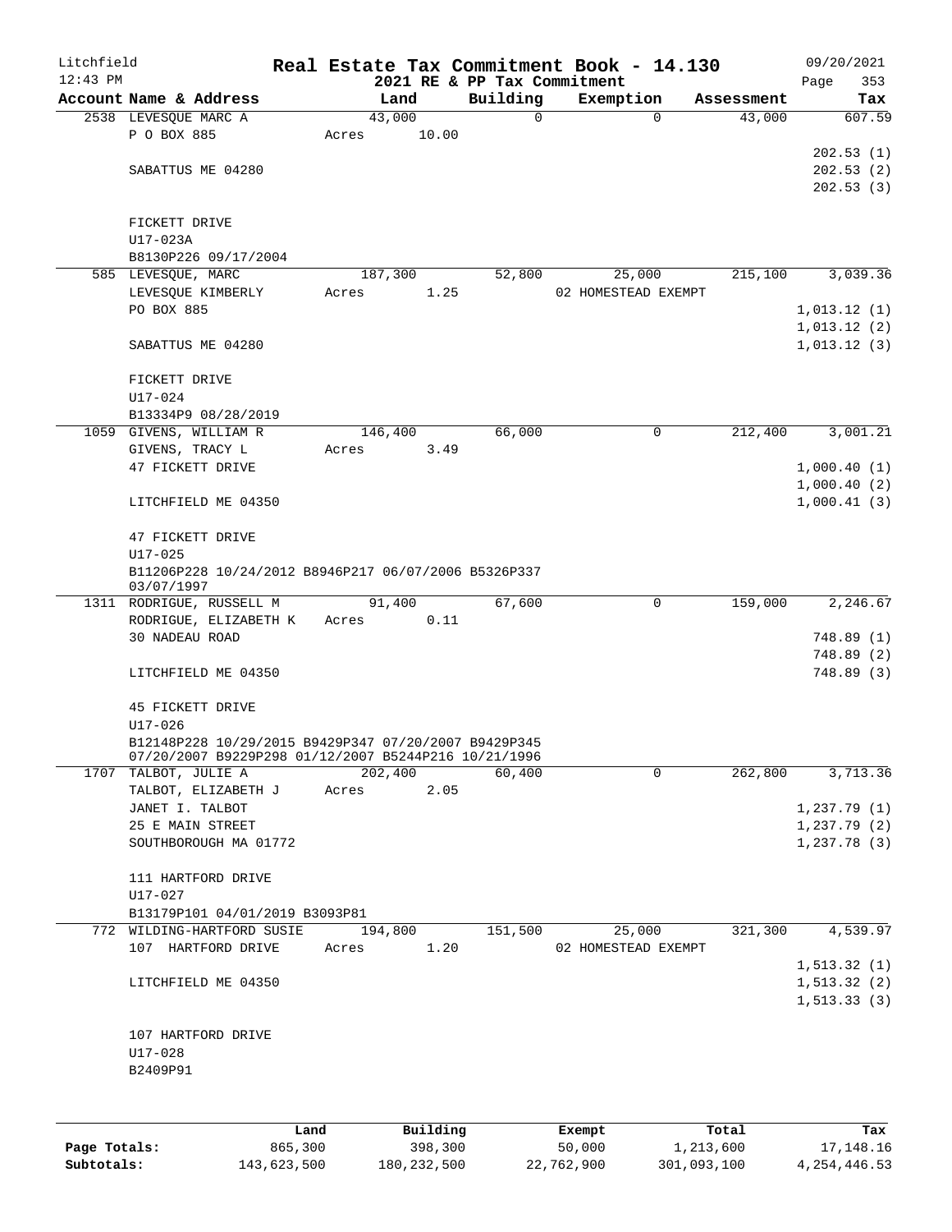Litchfield
12:43 PM

# Real Estate Tax Commitment Book - 14.130

2021 RE & PP Tax Commitment

09/20/2021
Page 353

| Account Name & Address | Land | Building | Exemption | Assessment | Tax |
|---|---|---|---|---|---|
| 2538 LEVESQUE MARC A | 43,000 | 0 | 0 | 43,000 | 607.59 |
| P O BOX 885 | Acres 10.00 | | | | |
| | | | | | 202.53 (1) |
| SABATTUS ME 04280 | | | | | 202.53 (2) |
| | | | | | 202.53 (3) |
| FICKETT DRIVE | | | | | |
| U17-023A | | | | | |
| B8130P226 09/17/2004 | | | | | |
| 585 LEVESQUE, MARC | 187,300 | 52,800 | 25,000 | 215,100 | 3,039.36 |
| LEVESQUE KIMBERLY | Acres 1.25 | | 02 HOMESTEAD EXEMPT | | |
| PO BOX 885 | | | | | 1,013.12 (1) |
| | | | | | 1,013.12 (2) |
| SABATTUS ME 04280 | | | | | 1,013.12 (3) |
| FICKETT DRIVE | | | | | |
| U17-024 | | | | | |
| B13334P9 08/28/2019 | | | | | |
| 1059 GIVENS, WILLIAM R | 146,400 | 66,000 | 0 | 212,400 | 3,001.21 |
| GIVENS, TRACY L | Acres 3.49 | | | | |
| 47 FICKETT DRIVE | | | | | 1,000.40 (1) |
| | | | | | 1,000.40 (2) |
| LITCHFIELD ME 04350 | | | | | 1,000.41 (3) |
| 47 FICKETT DRIVE | | | | | |
| U17-025 | | | | | |
| B11206P228 10/24/2012 B8946P217 06/07/2006 B5326P337 03/07/1997 | | | | | |
| 1311 RODRIGUE, RUSSELL M | 91,400 | 67,600 | 0 | 159,000 | 2,246.67 |
| RODRIGUE, ELIZABETH K | Acres 0.11 | | | | |
| 30 NADEAU ROAD | | | | | 748.89 (1) |
| | | | | | 748.89 (2) |
| LITCHFIELD ME 04350 | | | | | 748.89 (3) |
| 45 FICKETT DRIVE | | | | | |
| U17-026 | | | | | |
| B12148P228 10/29/2015 B9429P347 07/20/2007 B9429P345 07/20/2007 B9229P298 01/12/2007 B5244P216 10/21/1996 | | | | | |
| 1707 TALBOT, JULIE A | 202,400 | 60,400 | 0 | 262,800 | 3,713.36 |
| TALBOT, ELIZABETH J | Acres 2.05 | | | | |
| JANET I. TALBOT | | | | | 1,237.79 (1) |
| 25 E MAIN STREET | | | | | 1,237.79 (2) |
| SOUTHBOROUGH MA 01772 | | | | | 1,237.78 (3) |
| 111 HARTFORD DRIVE | | | | | |
| U17-027 | | | | | |
| B13179P101 04/01/2019 B3093P81 | | | | | |
| 772 WILDING-HARTFORD SUSIE | 194,800 | 151,500 | 25,000 | 321,300 | 4,539.97 |
| 107 HARTFORD DRIVE | Acres 1.20 | | 02 HOMESTEAD EXEMPT | | |
| | | | | | 1,513.32 (1) |
| LITCHFIELD ME 04350 | | | | | 1,513.32 (2) |
| | | | | | 1,513.33 (3) |
| 107 HARTFORD DRIVE | | | | | |
| U17-028 | | | | | |
| B2409P91 | | | | | |

| | Land | Building | Exempt | Total | Tax |
|---|---|---|---|---|---|
| Page Totals: | 865,300 | 398,300 | 50,000 | 1,213,600 | 17,148.16 |
| Subtotals: | 143,623,500 | 180,232,500 | 22,762,900 | 301,093,100 | 4,254,446.53 |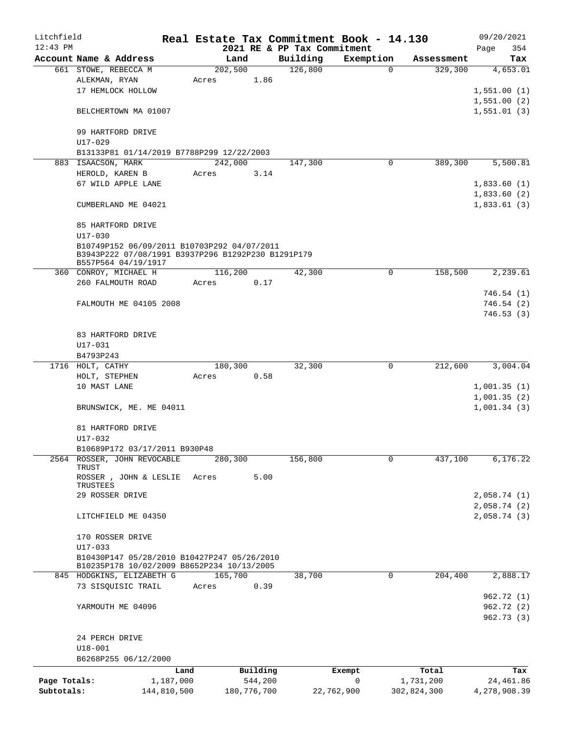Litchfield — Real Estate Tax Commitment Book - 14.130 — 09/20/2021
12:43 PM — 2021 RE & PP Tax Commitment — Page 354

| Account Name & Address | Land | Building | Exemption | Assessment | Tax |
|---|---|---|---|---|---|
| 661 STOWE, REBECCA M | 202,500 | 126,800 | 0 | 329,300 | 4,653.01 |
| ALEKMAN, RYAN | Acres 1.86 | | | | |
| 17 HEMLOCK HOLLOW | | | | | 1,551.00 (1) |
| | | | | | 1,551.00 (2) |
| BELCHERTOWN MA 01007 | | | | | 1,551.01 (3) |
| 99 HARTFORD DRIVE | | | | | |
| U17-029 | | | | | |
| B13133P81 01/14/2019 B7788P299 12/22/2003 | | | | | |
| 883 ISAACSON, MARK | 242,000 | 147,300 | 0 | 389,300 | 5,500.81 |
| HEROLD, KAREN B | Acres 3.14 | | | | |
| 67 WILD APPLE LANE | | | | | 1,833.60 (1) |
| | | | | | 1,833.60 (2) |
| CUMBERLAND ME 04021 | | | | | 1,833.61 (3) |
| 85 HARTFORD DRIVE | | | | | |
| U17-030 | | | | | |
| B10749P152 06/09/2011 B10703P292 04/07/2011 B3943P222 07/08/1991 B3937P296 B1292P230 B1291P179 B557P564 04/19/1917 | | | | | |
| 360 CONROY, MICHAEL H | 116,200 | 42,300 | 0 | 158,500 | 2,239.61 |
| 260 FALMOUTH ROAD | Acres 0.17 | | | | |
| | | | | | 746.54 (1) |
| FALMOUTH ME 04105 2008 | | | | | 746.54 (2) |
| | | | | | 746.53 (3) |
| 83 HARTFORD DRIVE | | | | | |
| U17-031 | | | | | |
| B4793P243 | | | | | |
| 1716 HOLT, CATHY | 180,300 | 32,300 | 0 | 212,600 | 3,004.04 |
| HOLT, STEPHEN | Acres 0.58 | | | | |
| 10 MAST LANE | | | | | 1,001.35 (1) |
| | | | | | 1,001.35 (2) |
| BRUNSWICK, ME. ME 04011 | | | | | 1,001.34 (3) |
| 81 HARTFORD DRIVE | | | | | |
| U17-032 | | | | | |
| B10689P172 03/17/2011 B930P48 | | | | | |
| 2564 ROSSER, JOHN REVOCABLE TRUST | 280,300 | 156,800 | 0 | 437,100 | 6,176.22 |
| ROSSER , JOHN & LESLIE TRUSTEES | Acres 5.00 | | | | |
| 29 ROSSER DRIVE | | | | | 2,058.74 (1) |
| | | | | | 2,058.74 (2) |
| LITCHFIELD ME 04350 | | | | | 2,058.74 (3) |
| 170 ROSSER DRIVE | | | | | |
| U17-033 | | | | | |
| B10430P147 05/28/2010 B10427P247 05/26/2010 B10235P178 10/02/2009 B8652P234 10/13/2005 | | | | | |
| 845 HODGKINS, ELIZABETH G | 165,700 | 38,700 | 0 | 204,400 | 2,888.17 |
| 73 SISQUISIC TRAIL | Acres 0.39 | | | | |
| | | | | | 962.72 (1) |
| YARMOUTH ME 04096 | | | | | 962.72 (2) |
| | | | | | 962.73 (3) |
| 24 PERCH DRIVE | | | | | |
| U18-001 | | | | | |
| B6268P255 06/12/2000 | | | | | |

| | Land | Building | Exempt | Total | Tax |
|---|---|---|---|---|---|
| Page Totals: | 1,187,000 | 544,200 | 0 | 1,731,200 | 24,461.86 |
| Subtotals: | 144,810,500 | 180,776,700 | 22,762,900 | 302,824,300 | 4,278,908.39 |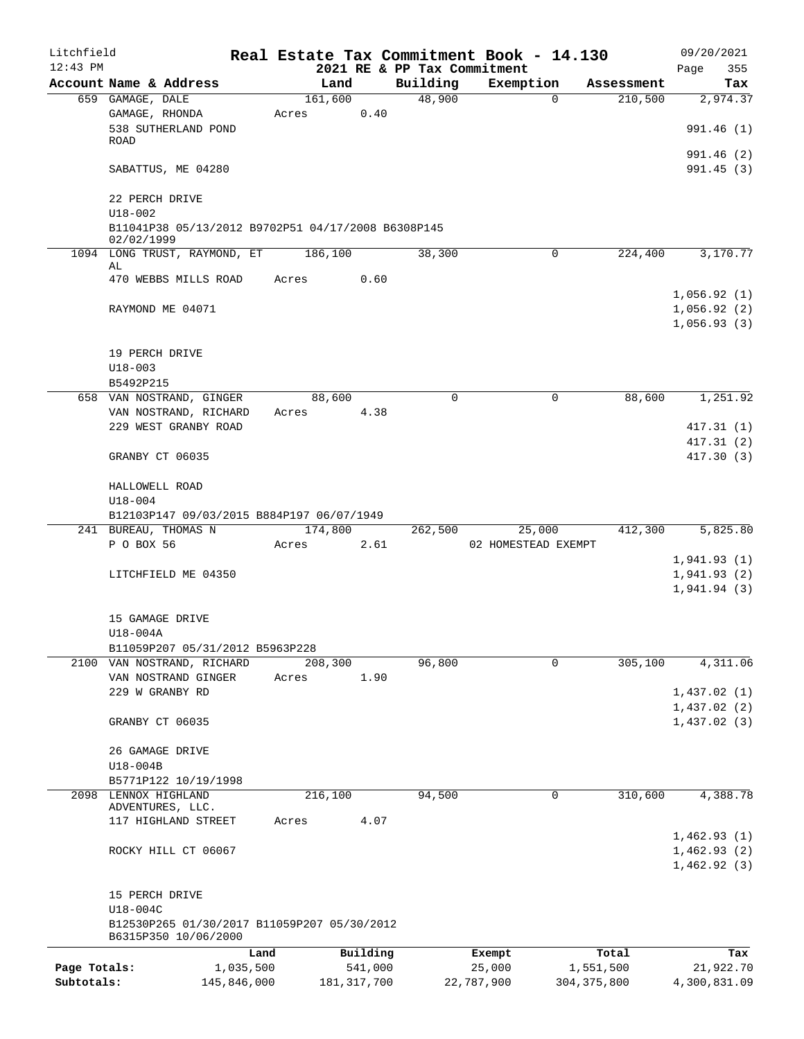Litchfield 12:43 PM

# Real Estate Tax Commitment Book - 14.130

## 2021 RE & PP Tax Commitment

09/20/2021 Page 355

| Account Name & Address | Land | Building | Exemption | Assessment | Tax |
|---|---|---|---|---|---|
| 659 GAMAGE, DALE | 161,600 | 48,900 | 0 | 210,500 | 2,974.37 |
| GAMAGE, RHONDA | Acres 0.40 | | | | |
| 538 SUTHERLAND POND ROAD | | | | | 991.46 (1) |
| | | | | | 991.46 (2) |
| SABATTUS, ME 04280 | | | | | 991.45 (3) |
| 22 PERCH DRIVE | | | | | |
| U18-002 | | | | | |
| B11041P38 05/13/2012 B9702P51 04/17/2008 B6308P145 02/02/1999 | | | | | |
| 1094 LONG TRUST, RAYMOND, ET AL | 186,100 | 38,300 | 0 | 224,400 | 3,170.77 |
| 470 WEBBS MILLS ROAD | Acres 0.60 | | | | |
| | | | | | 1,056.92 (1) |
| RAYMOND ME 04071 | | | | | 1,056.92 (2) |
| | | | | | 1,056.93 (3) |
| 19 PERCH DRIVE | | | | | |
| U18-003 | | | | | |
| B5492P215 | | | | | |
| 658 VAN NOSTRAND, GINGER | 88,600 | 0 | 0 | 88,600 | 1,251.92 |
| VAN NOSTRAND, RICHARD | Acres 4.38 | | | | |
| 229 WEST GRANBY ROAD | | | | | 417.31 (1) |
| | | | | | 417.31 (2) |
| GRANBY CT 06035 | | | | | 417.30 (3) |
| HALLOWELL ROAD | | | | | |
| U18-004 | | | | | |
| B12103P147 09/03/2015 B884P197 06/07/1949 | | | | | |
| 241 BUREAU, THOMAS N | 174,800 | 262,500 | 25,000 | 412,300 | 5,825.80 |
| P O BOX 56 | Acres 2.61 | | 02 HOMESTEAD EXEMPT | | |
| | | | | | 1,941.93 (1) |
| LITCHFIELD ME 04350 | | | | | 1,941.93 (2) |
| | | | | | 1,941.94 (3) |
| 15 GAMAGE DRIVE | | | | | |
| U18-004A | | | | | |
| B11059P207 05/31/2012 B5963P228 | | | | | |
| 2100 VAN NOSTRAND, RICHARD | 208,300 | 96,800 | 0 | 305,100 | 4,311.06 |
| VAN NOSTRAND GINGER | Acres 1.90 | | | | |
| 229 W GRANBY RD | | | | | 1,437.02 (1) |
| | | | | | 1,437.02 (2) |
| GRANBY CT 06035 | | | | | 1,437.02 (3) |
| 26 GAMAGE DRIVE | | | | | |
| U18-004B | | | | | |
| B5771P122 10/19/1998 | | | | | |
| 2098 LENNOX HIGHLAND ADVENTURES, LLC. | 216,100 | 94,500 | 0 | 310,600 | 4,388.78 |
| 117 HIGHLAND STREET | Acres 4.07 | | | | |
| | | | | | 1,462.93 (1) |
| ROCKY HILL CT 06067 | | | | | 1,462.93 (2) |
| | | | | | 1,462.92 (3) |
| 15 PERCH DRIVE | | | | | |
| U18-004C | | | | | |
| B12530P265 01/30/2017 B11059P207 05/30/2012 B6315P350 10/06/2000 | | | | | |

| | Land | Building | Exempt | Total | Tax |
|---|---|---|---|---|---|
| Page Totals: | 1,035,500 | 541,000 | 25,000 | 1,551,500 | 21,922.70 |
| Subtotals: | 145,846,000 | 181,317,700 | 22,787,900 | 304,375,800 | 4,300,831.09 |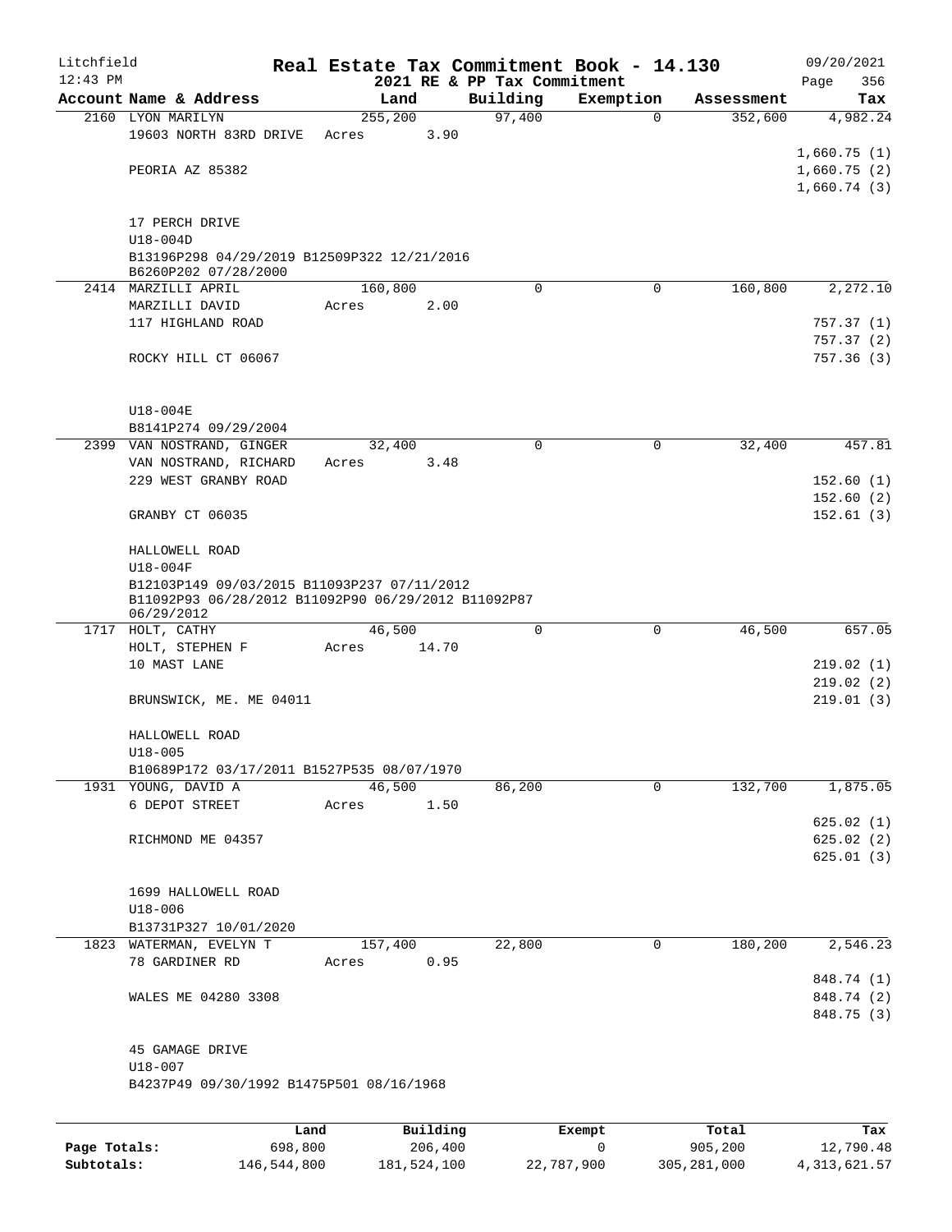Litchfield
12:43 PM

# Real Estate Tax Commitment Book - 14.130

## 2021 RE & PP Tax Commitment

09/20/2021

| Account Name & Address | Land | Building | Exemption | Assessment | Tax |
|---|---|---|---|---|---|
| 2160 LYON MARILYN | 255,200 | 97,400 | 0 | 352,600 | 4,982.24 |
| 19603 NORTH 83RD DRIVE | Acres 3.90 | | | | |
| | | | | | 1,660.75 (1) |
| PEORIA AZ 85382 | | | | | 1,660.75 (2) |
| | | | | | 1,660.74 (3) |
| 17 PERCH DRIVE | | | | | |
| U18-004D | | | | | |
| B13196P298 04/29/2019 B12509P322 12/21/2016 B6260P202 07/28/2000 | | | | | |
| 2414 MARZILLI APRIL | 160,800 | 0 | 0 | 160,800 | 2,272.10 |
| MARZILLI DAVID | Acres 2.00 | | | | |
| 117 HIGHLAND ROAD | | | | | 757.37 (1) |
| | | | | | 757.37 (2) |
| ROCKY HILL CT 06067 | | | | | 757.36 (3) |
| U18-004E | | | | | |
| B8141P274 09/29/2004 | | | | | |
| 2399 VAN NOSTRAND, GINGER | 32,400 | 0 | 0 | 32,400 | 457.81 |
| VAN NOSTRAND, RICHARD | Acres 3.48 | | | | |
| 229 WEST GRANBY ROAD | | | | | 152.60 (1) |
| | | | | | 152.60 (2) |
| GRANBY CT 06035 | | | | | 152.61 (3) |
| HALLOWELL ROAD | | | | | |
| U18-004F | | | | | |
| B12103P149 09/03/2015 B11093P237 07/11/2012 B11092P93 06/28/2012 B11092P90 06/29/2012 B11092P87 06/29/2012 | | | | | |
| 1717 HOLT, CATHY | 46,500 | 0 | 0 | 46,500 | 657.05 |
| HOLT, STEPHEN F | Acres 14.70 | | | | |
| 10 MAST LANE | | | | | 219.02 (1) |
| | | | | | 219.02 (2) |
| BRUNSWICK, ME. ME 04011 | | | | | 219.01 (3) |
| HALLOWELL ROAD | | | | | |
| U18-005 | | | | | |
| B10689P172 03/17/2011 B1527P535 08/07/1970 | | | | | |
| 1931 YOUNG, DAVID A | 46,500 | 86,200 | 0 | 132,700 | 1,875.05 |
| 6 DEPOT STREET | Acres 1.50 | | | | |
| | | | | | 625.02 (1) |
| RICHMOND ME 04357 | | | | | 625.02 (2) |
| | | | | | 625.01 (3) |
| 1699 HALLOWELL ROAD | | | | | |
| U18-006 | | | | | |
| B13731P327 10/01/2020 | | | | | |
| 1823 WATERMAN, EVELYN T | 157,400 | 22,800 | 0 | 180,200 | 2,546.23 |
| 78 GARDINER RD | Acres 0.95 | | | | |
| | | | | | 848.74 (1) |
| WALES ME 04280 3308 | | | | | 848.74 (2) |
| | | | | | 848.75 (3) |
| 45 GAMAGE DRIVE | | | | | |
| U18-007 | | | | | |
| B4237P49 09/30/1992 B1475P501 08/16/1968 | | | | | |

| | Land | Building | Exempt | Total | Tax |
|---|---|---|---|---|---|
| Page Totals: | 698,800 | 206,400 | 0 | 905,200 | 12,790.48 |
| Subtotals: | 146,544,800 | 181,524,100 | 22,787,900 | 305,281,000 | 4,313,621.57 |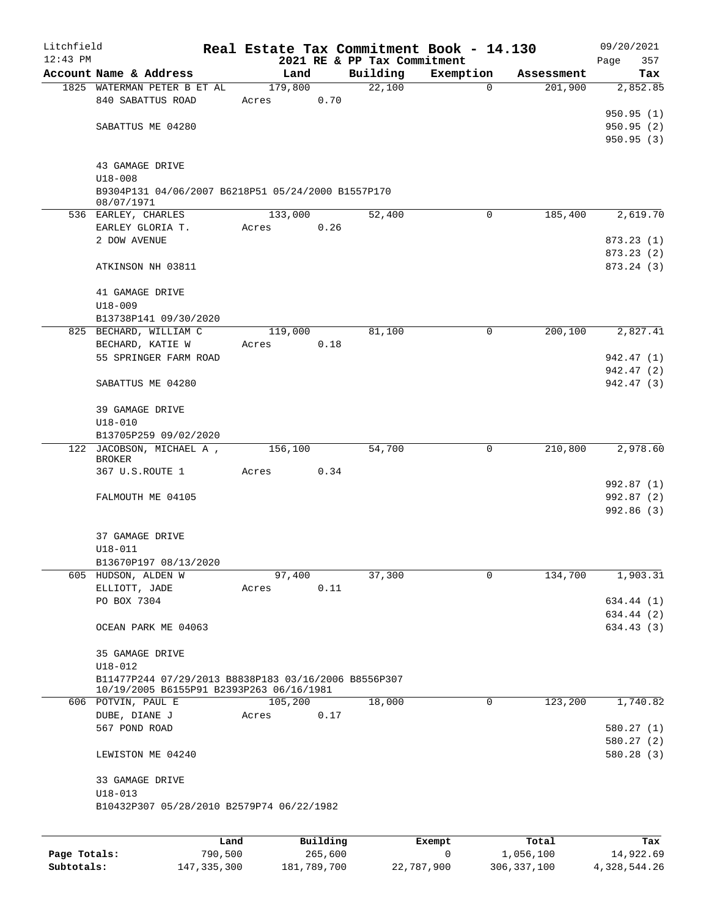Litchfield
12:43 PM

## Real Estate Tax Commitment Book - 14.130
### 2021 RE & PP Tax Commitment

09/20/2021

| Account Name & Address | Land | Building | Exemption | Assessment | Tax |
|---|---|---|---|---|---|
| 1825 WATERMAN PETER B ET AL | 179,800 | 22,100 | 0 | 201,900 | 2,852.85 |
| 840 SABATTUS ROAD | Acres 0.70 | | | | |
| | | | | | 950.95 (1) |
| SABATTUS ME 04280 | | | | | 950.95 (2) |
| | | | | | 950.95 (3) |
| 43 GAMAGE DRIVE | | | | | |
| U18-008 | | | | | |
| B9304P131 04/06/2007 B6218P51 05/24/2000 B1557P170 08/07/1971 | | | | | |
| 536 EARLEY, CHARLES | 133,000 | 52,400 | 0 | 185,400 | 2,619.70 |
| EARLEY GLORIA T. | Acres 0.26 | | | | |
| 2 DOW AVENUE | | | | | 873.23 (1) |
| | | | | | 873.23 (2) |
| ATKINSON NH 03811 | | | | | 873.24 (3) |
| 41 GAMAGE DRIVE | | | | | |
| U18-009 | | | | | |
| B13738P141 09/30/2020 | | | | | |
| 825 BECHARD, WILLIAM C | 119,000 | 81,100 | 0 | 200,100 | 2,827.41 |
| BECHARD, KATIE W | Acres 0.18 | | | | |
| 55 SPRINGER FARM ROAD | | | | | 942.47 (1) |
| | | | | | 942.47 (2) |
| SABATTUS ME 04280 | | | | | 942.47 (3) |
| 39 GAMAGE DRIVE | | | | | |
| U18-010 | | | | | |
| B13705P259 09/02/2020 | | | | | |
| 122 JACOBSON, MICHAEL A , BROKER | 156,100 | 54,700 | 0 | 210,800 | 2,978.60 |
| 367 U.S.ROUTE 1 | Acres 0.34 | | | | |
| | | | | | 992.87 (1) |
| FALMOUTH ME 04105 | | | | | 992.87 (2) |
| | | | | | 992.86 (3) |
| 37 GAMAGE DRIVE | | | | | |
| U18-011 | | | | | |
| B13670P197 08/13/2020 | | | | | |
| 605 HUDSON, ALDEN W | 97,400 | 37,300 | 0 | 134,700 | 1,903.31 |
| ELLIOTT, JADE | Acres 0.11 | | | | |
| PO BOX 7304 | | | | | 634.44 (1) |
| | | | | | 634.44 (2) |
| OCEAN PARK ME 04063 | | | | | 634.43 (3) |
| 35 GAMAGE DRIVE | | | | | |
| U18-012 | | | | | |
| B11477P244 07/29/2013 B8838P183 03/16/2006 B8556P307 10/19/2005 B6155P91 B2393P263 06/16/1981 | | | | | |
| 606 POTVIN, PAUL E | 105,200 | 18,000 | 0 | 123,200 | 1,740.82 |
| DUBE, DIANE J | Acres 0.17 | | | | |
| 567 POND ROAD | | | | | 580.27 (1) |
| | | | | | 580.27 (2) |
| LEWISTON ME 04240 | | | | | 580.28 (3) |
| 33 GAMAGE DRIVE | | | | | |
| U18-013 | | | | | |
| B10432P307 05/28/2010 B2579P74 06/22/1982 | | | | | |

| | Land | Building | Exempt | Total | Tax |
|---|---|---|---|---|---|
| Page Totals: | 790,500 | 265,600 | 0 | 1,056,100 | 14,922.69 |
| Subtotals: | 147,335,300 | 181,789,700 | 22,787,900 | 306,337,100 | 4,328,544.26 |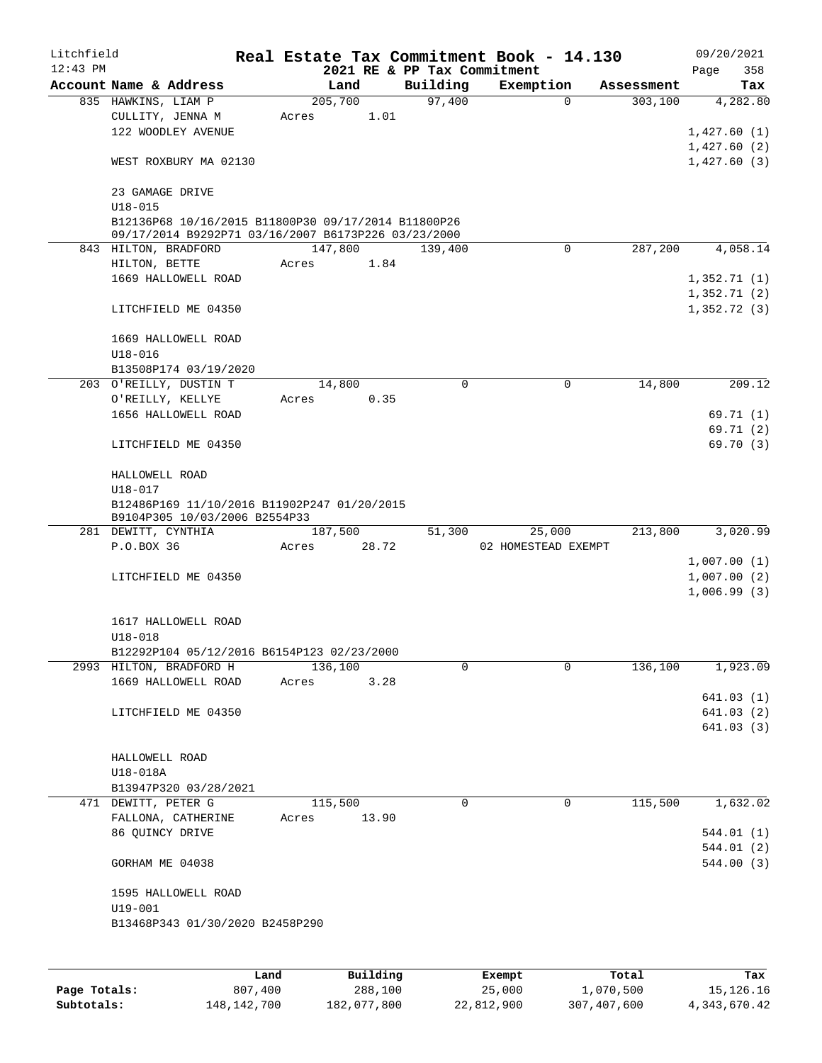Litchfield
12:43 PM

# Real Estate Tax Commitment Book - 14.130

## 2021 RE & PP Tax Commitment

09/20/2021
Page 358

| Account Name & Address | Land | Building | Exemption | Assessment | Tax |
|---|---|---|---|---|---|
| 835 HAWKINS, LIAM P | 205,700 | 97,400 | 0 | 303,100 | 4,282.80 |
| CULLITY, JENNA M | Acres 1.01 | | | | |
| 122 WOODLEY AVENUE | | | | | 1,427.60 (1) |
| | | | | | 1,427.60 (2) |
| WEST ROXBURY MA 02130 | | | | | 1,427.60 (3) |
| 23 GAMAGE DRIVE | | | | | |
| U18-015 | | | | | |
| B12136P68 10/16/2015 B11800P30 09/17/2014 B11800P26 09/17/2014 B9292P71 03/16/2007 B6173P226 03/23/2000 | | | | | |
| 843 HILTON, BRADFORD | 147,800 | 139,400 | 0 | 287,200 | 4,058.14 |
| HILTON, BETTE | Acres 1.84 | | | | |
| 1669 HALLOWELL ROAD | | | | | 1,352.71 (1) |
| | | | | | 1,352.71 (2) |
| LITCHFIELD ME 04350 | | | | | 1,352.72 (3) |
| 1669 HALLOWELL ROAD | | | | | |
| U18-016 | | | | | |
| B13508P174 03/19/2020 | | | | | |
| 203 O'REILLY, DUSTIN T | 14,800 | 0 | 0 | 14,800 | 209.12 |
| O'REILLY, KELLYE | Acres 0.35 | | | | |
| 1656 HALLOWELL ROAD | | | | | 69.71 (1) |
| | | | | | 69.71 (2) |
| LITCHFIELD ME 04350 | | | | | 69.70 (3) |
| HALLOWELL ROAD | | | | | |
| U18-017 | | | | | |
| B12486P169 11/10/2016 B11902P247 01/20/2015 B9104P305 10/03/2006 B2554P33 | | | | | |
| 281 DEWITT, CYNTHIA | 187,500 | 51,300 | 25,000 | 213,800 | 3,020.99 |
| P.O.BOX 36 | Acres 28.72 | | 02 HOMESTEAD EXEMPT | | |
| | | | | | 1,007.00 (1) |
| LITCHFIELD ME 04350 | | | | | 1,007.00 (2) |
| | | | | | 1,006.99 (3) |
| 1617 HALLOWELL ROAD | | | | | |
| U18-018 | | | | | |
| B12292P104 05/12/2016 B6154P123 02/23/2000 | | | | | |
| 2993 HILTON, BRADFORD H | 136,100 | 0 | 0 | 136,100 | 1,923.09 |
| 1669 HALLOWELL ROAD | Acres 3.28 | | | | |
| | | | | | 641.03 (1) |
| LITCHFIELD ME 04350 | | | | | 641.03 (2) |
| | | | | | 641.03 (3) |
| HALLOWELL ROAD | | | | | |
| U18-018A | | | | | |
| B13947P320 03/28/2021 | | | | | |
| 471 DEWITT, PETER G | 115,500 | 0 | 0 | 115,500 | 1,632.02 |
| FALLONA, CATHERINE | Acres 13.90 | | | | |
| 86 QUINCY DRIVE | | | | | 544.01 (1) |
| | | | | | 544.01 (2) |
| GORHAM ME 04038 | | | | | 544.00 (3) |
| 1595 HALLOWELL ROAD | | | | | |
| U19-001 | | | | | |
| B13468P343 01/30/2020 B2458P290 | | | | | |

| | Land | Building | Exempt | Total | Tax |
|---|---|---|---|---|---|
| Page Totals: | 807,400 | 288,100 | 25,000 | 1,070,500 | 15,126.16 |
| Subtotals: | 148,142,700 | 182,077,800 | 22,812,900 | 307,407,600 | 4,343,670.42 |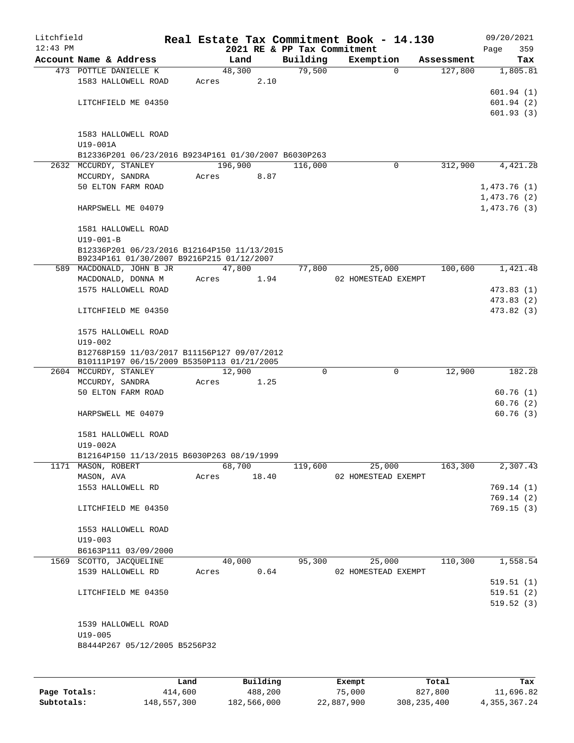Litchfield 12:43 PM

**Real Estate Tax Commitment Book - 14.130**

2021 RE & PP Tax Commitment

09/20/2021 Page 359

| Account Name & Address | Land | Building | Exemption | Assessment | Tax |
|---|---|---|---|---|---|
| 473 POTTLE DANIELLE K<br>1583 HALLOWELL ROAD<br><br>LITCHFIELD ME 04350<br><br>1583 HALLOWELL ROAD<br>U19-001A<br>B12336P201 06/23/2016 B9234P161 01/30/2007 B6030P263 | 48,300<br>Acres 2.10 | 79,500 | 0 | 127,800 | 1,805.81<br><br>601.94 (1)<br>601.94 (2)<br>601.93 (3) |
| 2632 MCCURDY, STANLEY<br>MCCURDY, SANDRA<br>50 ELTON FARM ROAD<br><br>HARPSWELL ME 04079<br><br>1581 HALLOWELL ROAD<br>U19-001-B<br>B12336P201 06/23/2016 B12164P150 11/13/2015<br>B9234P161 01/30/2007 B9216P215 01/12/2007 | 196,900<br>Acres 8.87 | 116,000 | 0 | 312,900 | 4,421.28<br><br>1,473.76 (1)<br>1,473.76 (2)<br>1,473.76 (3) |
| 589 MACDONALD, JOHN B JR<br>MACDONALD, DONNA M<br>1575 HALLOWELL ROAD<br><br>LITCHFIELD ME 04350<br><br>1575 HALLOWELL ROAD<br>U19-002<br>B12768P159 11/03/2017 B11156P127 09/07/2012<br>B10111P197 06/15/2009 B5350P113 01/21/2005 | 47,800<br>Acres 1.94 | 77,800 | 25,000<br>02 HOMESTEAD EXEMPT | 100,600 | 1,421.48<br><br>473.83 (1)<br>473.83 (2)<br>473.82 (3) |
| 2604 MCCURDY, STANLEY<br>MCCURDY, SANDRA<br>50 ELTON FARM ROAD<br><br>HARPSWELL ME 04079<br><br>1581 HALLOWELL ROAD<br>U19-002A<br>B12164P150 11/13/2015 B6030P263 08/19/1999 | 12,900<br>Acres 1.25 | 0 | 0 | 12,900 | 182.28<br><br>60.76 (1)<br>60.76 (2)<br>60.76 (3) |
| 1171 MASON, ROBERT<br>MASON, AVA<br>1553 HALLOWELL RD<br><br>LITCHFIELD ME 04350<br><br>1553 HALLOWELL ROAD<br>U19-003<br>B6163P111 03/09/2000 | 68,700<br>Acres 18.40 | 119,600 | 25,000<br>02 HOMESTEAD EXEMPT | 163,300 | 2,307.43<br><br>769.14 (1)<br>769.14 (2)<br>769.15 (3) |
| 1569 SCOTTO, JACQUELINE<br>1539 HALLOWELL RD<br><br>LITCHFIELD ME 04350<br><br>1539 HALLOWELL ROAD<br>U19-005<br>B8444P267 05/12/2005 B5256P32 | 40,000<br>Acres 0.64 | 95,300 | 25,000<br>02 HOMESTEAD EXEMPT | 110,300 | 1,558.54<br><br>519.51 (1)<br>519.51 (2)<br>519.52 (3) |

| | Land | Building | Exempt | Total | Tax |
|---|---|---|---|---|---|
| **Page Totals:** | 414,600 | 488,200 | 75,000 | 827,800 | 11,696.82 |
| **Subtotals:** | 148,557,300 | 182,566,000 | 22,887,900 | 308,235,400 | 4,355,367.24 |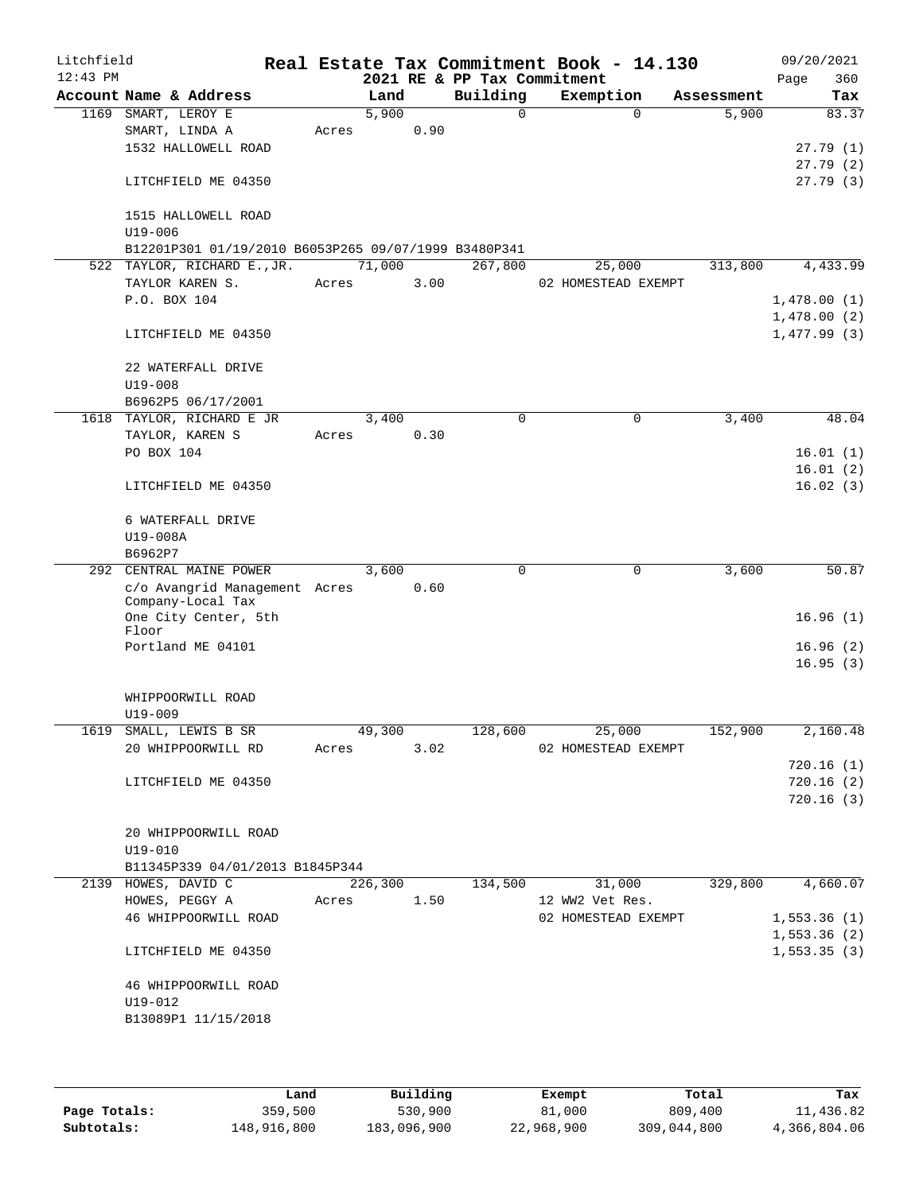Litchfield
12:43 PM

# Real Estate Tax Commitment Book - 14.130

2021 RE & PP Tax Commitment

09/20/2021

| Account | Name & Address | Land | Building | Exemption | Assessment | Tax |
|---|---|---|---|---|---|---|
| 1169 | SMART, LEROY E | 5,900 | 0 | 0 | 5,900 | 83.37 |
| | SMART, LINDA A | Acres 0.90 | | | | |
| | 1532 HALLOWELL ROAD | | | | | 27.79 (1) |
| | | | | | | 27.79 (2) |
| | LITCHFIELD ME 04350 | | | | | 27.79 (3) |
| | 1515 HALLOWELL ROAD | | | | | |
| | U19-006 | | | | | |
| | B12201P301 01/19/2010 B6053P265 09/07/1999 B3480P341 | | | | | |
| 522 | TAYLOR, RICHARD E.,JR. | 71,000 | 267,800 | 25,000 | 313,800 | 4,433.99 |
| | TAYLOR KAREN S. | Acres 3.00 | | 02 HOMESTEAD EXEMPT | | |
| | P.O. BOX 104 | | | | | 1,478.00 (1) |
| | | | | | | 1,478.00 (2) |
| | LITCHFIELD ME 04350 | | | | | 1,477.99 (3) |
| | 22 WATERFALL DRIVE | | | | | |
| | U19-008 | | | | | |
| | B6962P5 06/17/2001 | | | | | |
| 1618 | TAYLOR, RICHARD E JR | 3,400 | 0 | 0 | 3,400 | 48.04 |
| | TAYLOR, KAREN S | Acres 0.30 | | | | |
| | PO BOX 104 | | | | | 16.01 (1) |
| | | | | | | 16.01 (2) |
| | LITCHFIELD ME 04350 | | | | | 16.02 (3) |
| | 6 WATERFALL DRIVE | | | | | |
| | U19-008A | | | | | |
| | B6962P7 | | | | | |
| 292 | CENTRAL MAINE POWER | 3,600 | 0 | 0 | 3,600 | 50.87 |
| | c/o Avangrid Management Company-Local Tax | Acres 0.60 | | | | |
| | One City Center, 5th Floor | | | | | 16.96 (1) |
| | Portland ME 04101 | | | | | 16.96 (2) |
| | | | | | | 16.95 (3) |
| | WHIPPOORWILL ROAD | | | | | |
| | U19-009 | | | | | |
| 1619 | SMALL, LEWIS B SR | 49,300 | 128,600 | 25,000 | 152,900 | 2,160.48 |
| | 20 WHIPPOORWILL RD | Acres 3.02 | | 02 HOMESTEAD EXEMPT | | |
| | | | | | | 720.16 (1) |
| | LITCHFIELD ME 04350 | | | | | 720.16 (2) |
| | | | | | | 720.16 (3) |
| | 20 WHIPPOORWILL ROAD | | | | | |
| | U19-010 | | | | | |
| | B11345P339 04/01/2013 B1845P344 | | | | | |
| 2139 | HOWES, DAVID C | 226,300 | 134,500 | 31,000 | 329,800 | 4,660.07 |
| | HOWES, PEGGY A | Acres 1.50 | | 12 WW2 Vet Res. | | |
| | 46 WHIPPOORWILL ROAD | | | 02 HOMESTEAD EXEMPT | | 1,553.36 (1) |
| | | | | | | 1,553.36 (2) |
| | LITCHFIELD ME 04350 | | | | | 1,553.35 (3) |
| | 46 WHIPPOORWILL ROAD | | | | | |
| | U19-012 | | | | | |
| | B13089P1 11/15/2018 | | | | | |

| | Land | Building | Exempt | Total | Tax |
|---|---|---|---|---|---|
| Page Totals: | 359,500 | 530,900 | 81,000 | 809,400 | 11,436.82 |
| Subtotals: | 148,916,800 | 183,096,900 | 22,968,900 | 309,044,800 | 4,366,804.06 |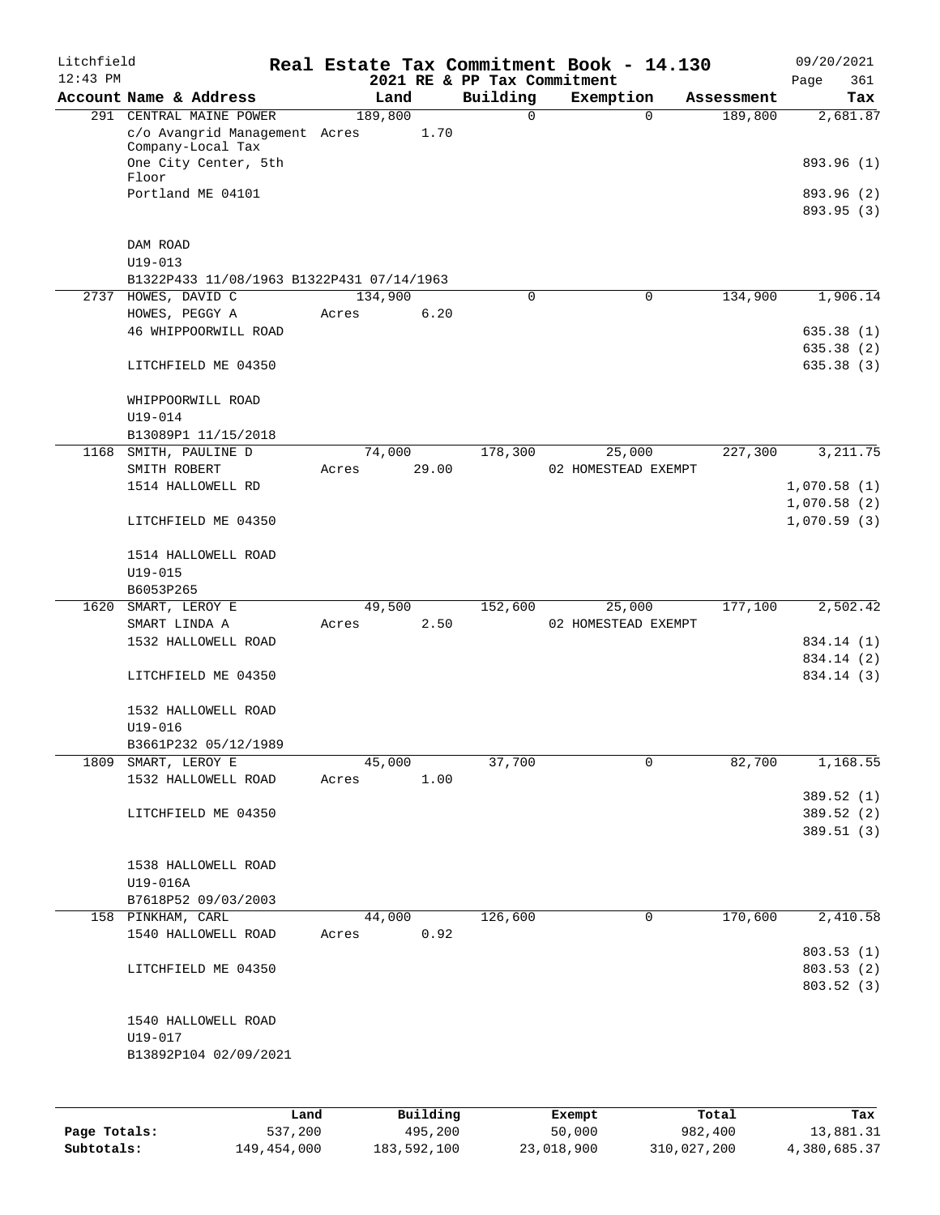# Real Estate Tax Commitment Book - 14.130

Litchfield 12:43 PM — 2021 RE & PP Tax Commitment — 09/20/2021

| Account Name & Address | Land | Building | Exemption | Assessment | Tax |
|---|---|---|---|---|---|
| 291 CENTRAL MAINE POWER | 189,800 | 0 | 0 | 189,800 | 2,681.87 |
| c/o Avangrid Management Company-Local Tax | Acres 1.70 | | | | |
| One City Center, 5th Floor | | | | | 893.96 (1) |
| Portland ME 04101 | | | | | 893.96 (2) |
| | | | | | 893.95 (3) |
| DAM ROAD | | | | | |
| U19-013 | | | | | |
| B1322P433 11/08/1963 B1322P431 07/14/1963 | | | | | |
| 2737 HOWES, DAVID C | 134,900 | 0 | 0 | 134,900 | 1,906.14 |
| HOWES, PEGGY A | Acres 6.20 | | | | |
| 46 WHIPPOORWILL ROAD | | | | | 635.38 (1) |
| | | | | | 635.38 (2) |
| LITCHFIELD ME 04350 | | | | | 635.38 (3) |
| WHIPPOORWILL ROAD | | | | | |
| U19-014 | | | | | |
| B13089P1 11/15/2018 | | | | | |
| 1168 SMITH, PAULINE D | 74,000 | 178,300 | 25,000 | 227,300 | 3,211.75 |
| SMITH ROBERT | Acres 29.00 | | 02 HOMESTEAD EXEMPT | | |
| 1514 HALLOWELL RD | | | | | 1,070.58 (1) |
| | | | | | 1,070.58 (2) |
| LITCHFIELD ME 04350 | | | | | 1,070.59 (3) |
| 1514 HALLOWELL ROAD | | | | | |
| U19-015 | | | | | |
| B6053P265 | | | | | |
| 1620 SMART, LEROY E | 49,500 | 152,600 | 25,000 | 177,100 | 2,502.42 |
| SMART LINDA A | Acres 2.50 | | 02 HOMESTEAD EXEMPT | | |
| 1532 HALLOWELL ROAD | | | | | 834.14 (1) |
| | | | | | 834.14 (2) |
| LITCHFIELD ME 04350 | | | | | 834.14 (3) |
| 1532 HALLOWELL ROAD | | | | | |
| U19-016 | | | | | |
| B3661P232 05/12/1989 | | | | | |
| 1809 SMART, LEROY E | 45,000 | 37,700 | 0 | 82,700 | 1,168.55 |
| 1532 HALLOWELL ROAD | Acres 1.00 | | | | |
| | | | | | 389.52 (1) |
| LITCHFIELD ME 04350 | | | | | 389.52 (2) |
| | | | | | 389.51 (3) |
| 1538 HALLOWELL ROAD | | | | | |
| U19-016A | | | | | |
| B7618P52 09/03/2003 | | | | | |
| 158 PINKHAM, CARL | 44,000 | 126,600 | 0 | 170,600 | 2,410.58 |
| 1540 HALLOWELL ROAD | Acres 0.92 | | | | |
| | | | | | 803.53 (1) |
| LITCHFIELD ME 04350 | | | | | 803.53 (2) |
| | | | | | 803.52 (3) |
| 1540 HALLOWELL ROAD | | | | | |
| U19-017 | | | | | |
| B13892P104 02/09/2021 | | | | | |

| | Land | Building | Exempt | Total | Tax |
|---|---|---|---|---|---|
| Page Totals: | 537,200 | 495,200 | 50,000 | 982,400 | 13,881.31 |
| Subtotals: | 149,454,000 | 183,592,100 | 23,018,900 | 310,027,200 | 4,380,685.37 |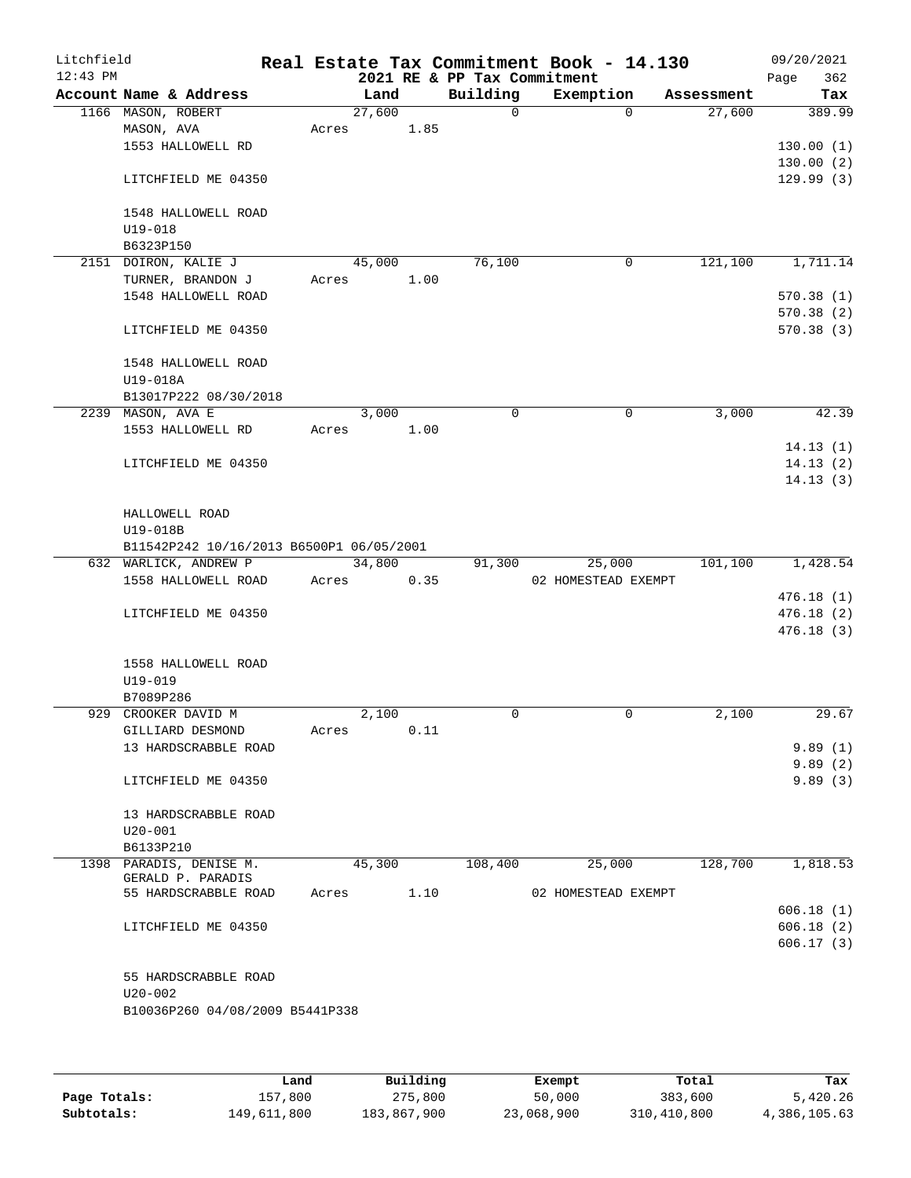Litchfield 12:43 PM

# Real Estate Tax Commitment Book - 14.130

2021 RE & PP Tax Commitment

09/20/2021 Page 362

| Account Name & Address | Land | Building | Exemption | Assessment | Tax |
|---|---|---|---|---|---|
| 1166 MASON, ROBERT | 27,600 | 0 | 0 | 27,600 | 389.99 |
| MASON, AVA | Acres 1.85 | | | | |
| 1553 HALLOWELL RD | | | | | 130.00 (1) |
| | | | | | 130.00 (2) |
| LITCHFIELD ME 04350 | | | | | 129.99 (3) |
| 1548 HALLOWELL ROAD | | | | | |
| U19-018 | | | | | |
| B6323P150 | | | | | |
| 2151 DOIRON, KALIE J | 45,000 | 76,100 | 0 | 121,100 | 1,711.14 |
| TURNER, BRANDON J | Acres 1.00 | | | | |
| 1548 HALLOWELL ROAD | | | | | 570.38 (1) |
| | | | | | 570.38 (2) |
| LITCHFIELD ME 04350 | | | | | 570.38 (3) |
| 1548 HALLOWELL ROAD | | | | | |
| U19-018A | | | | | |
| B13017P222 08/30/2018 | | | | | |
| 2239 MASON, AVA E | 3,000 | 0 | 0 | 3,000 | 42.39 |
| 1553 HALLOWELL RD | Acres 1.00 | | | | |
| | | | | | 14.13 (1) |
| LITCHFIELD ME 04350 | | | | | 14.13 (2) |
| | | | | | 14.13 (3) |
| HALLOWELL ROAD | | | | | |
| U19-018B | | | | | |
| B11542P242 10/16/2013 B6500P1 06/05/2001 | | | | | |
| 632 WARLICK, ANDREW P | 34,800 | 91,300 | 25,000 | 101,100 | 1,428.54 |
| 1558 HALLOWELL ROAD | Acres 0.35 | | 02 HOMESTEAD EXEMPT | | |
| | | | | | 476.18 (1) |
| LITCHFIELD ME 04350 | | | | | 476.18 (2) |
| | | | | | 476.18 (3) |
| 1558 HALLOWELL ROAD | | | | | |
| U19-019 | | | | | |
| B7089P286 | | | | | |
| 929 CROOKER DAVID M | 2,100 | 0 | 0 | 2,100 | 29.67 |
| GILLIARD DESMOND | Acres 0.11 | | | | |
| 13 HARDSCRABBLE ROAD | | | | | 9.89 (1) |
| | | | | | 9.89 (2) |
| LITCHFIELD ME 04350 | | | | | 9.89 (3) |
| 13 HARDSCRABBLE ROAD | | | | | |
| U20-001 | | | | | |
| B6133P210 | | | | | |
| 1398 PARADIS, DENISE M. | 45,300 | 108,400 | 25,000 | 128,700 | 1,818.53 |
| GERALD P. PARADIS | | | | | |
| 55 HARDSCRABBLE ROAD | Acres 1.10 | | 02 HOMESTEAD EXEMPT | | |
| | | | | | 606.18 (1) |
| LITCHFIELD ME 04350 | | | | | 606.18 (2) |
| | | | | | 606.17 (3) |
| 55 HARDSCRABBLE ROAD | | | | | |
| U20-002 | | | | | |
| B10036P260 04/08/2009 B5441P338 | | | | | |

| | Land | Building | Exempt | Total | Tax |
|---|---|---|---|---|---|
| Page Totals: | 157,800 | 275,800 | 50,000 | 383,600 | 5,420.26 |
| Subtotals: | 149,611,800 | 183,867,900 | 23,068,900 | 310,410,800 | 4,386,105.63 |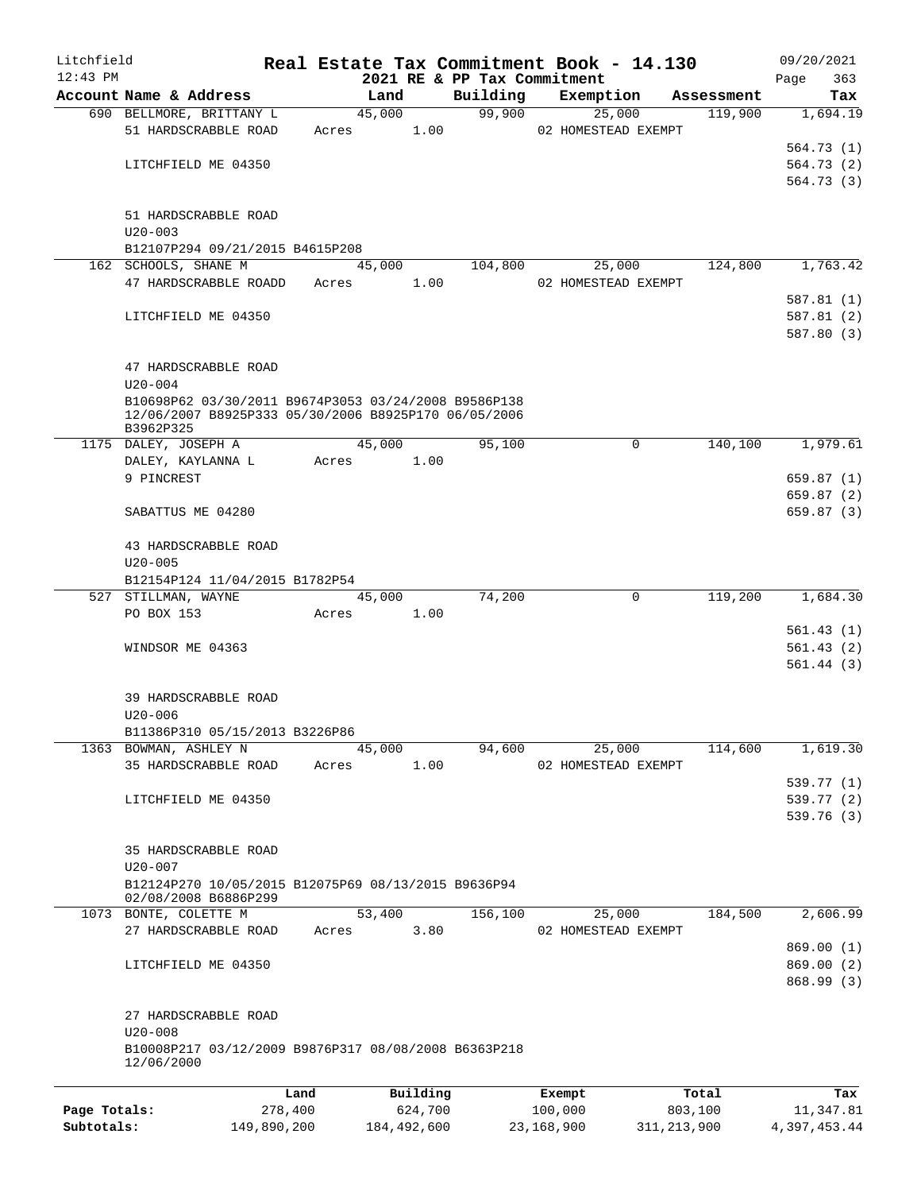Litchfield | Real Estate Tax Commitment Book - 14.130 | 09/20/2021
12:43 PM | 2021 RE & PP Tax Commitment | Page 363

| Account Name & Address | Land | Building | Exemption | Assessment | Tax |
|---|---|---|---|---|---|
| 690 BELLMORE, BRITTANY L | 45,000 | 99,900 | 25,000 | 119,900 | 1,694.19 |
| 51 HARDSCRABBLE ROAD | Acres 1.00 | | 02 HOMESTEAD EXEMPT | | |
| | | | | | 564.73 (1) |
| LITCHFIELD ME 04350 | | | | | 564.73 (2) |
| | | | | | 564.73 (3) |
| 51 HARDSCRABBLE ROAD | | | | | |
| U20-003 | | | | | |
| B12107P294 09/21/2015 B4615P208 | | | | | |
| 162 SCHOOLS, SHANE M | 45,000 | 104,800 | 25,000 | 124,800 | 1,763.42 |
| 47 HARDSCRABBLE ROADD | Acres 1.00 | | 02 HOMESTEAD EXEMPT | | |
| | | | | | 587.81 (1) |
| LITCHFIELD ME 04350 | | | | | 587.81 (2) |
| | | | | | 587.80 (3) |
| 47 HARDSCRABBLE ROAD | | | | | |
| U20-004 | | | | | |
| B10698P62 03/30/2011 B9674P3053 03/24/2008 B9586P138 12/06/2007 B8925P333 05/30/2006 B8925P170 06/05/2006 B3962P325 | | | | | |
| 1175 DALEY, JOSEPH A | 45,000 | 95,100 | 0 | 140,100 | 1,979.61 |
| DALEY, KAYLANNA L | Acres 1.00 | | | | |
| 9 PINCREST | | | | | 659.87 (1) |
| | | | | | 659.87 (2) |
| SABATTUS ME 04280 | | | | | 659.87 (3) |
| 43 HARDSCRABBLE ROAD | | | | | |
| U20-005 | | | | | |
| B12154P124 11/04/2015 B1782P54 | | | | | |
| 527 STILLMAN, WAYNE | 45,000 | 74,200 | 0 | 119,200 | 1,684.30 |
| PO BOX 153 | Acres 1.00 | | | | |
| | | | | | 561.43 (1) |
| WINDSOR ME 04363 | | | | | 561.43 (2) |
| | | | | | 561.44 (3) |
| 39 HARDSCRABBLE ROAD | | | | | |
| U20-006 | | | | | |
| B11386P310 05/15/2013 B3226P86 | | | | | |
| 1363 BOWMAN, ASHLEY N | 45,000 | 94,600 | 25,000 | 114,600 | 1,619.30 |
| 35 HARDSCRABBLE ROAD | Acres 1.00 | | 02 HOMESTEAD EXEMPT | | |
| | | | | | 539.77 (1) |
| LITCHFIELD ME 04350 | | | | | 539.77 (2) |
| | | | | | 539.76 (3) |
| 35 HARDSCRABBLE ROAD | | | | | |
| U20-007 | | | | | |
| B12124P270 10/05/2015 B12075P69 08/13/2015 B9636P94 02/08/2008 B6886P299 | | | | | |
| 1073 BONTE, COLETTE M | 53,400 | 156,100 | 25,000 | 184,500 | 2,606.99 |
| 27 HARDSCRABBLE ROAD | Acres 3.80 | | 02 HOMESTEAD EXEMPT | | |
| | | | | | 869.00 (1) |
| LITCHFIELD ME 04350 | | | | | 869.00 (2) |
| | | | | | 868.99 (3) |
| 27 HARDSCRABBLE ROAD | | | | | |
| U20-008 | | | | | |
| B10008P217 03/12/2009 B9876P317 08/08/2008 B6363P218 12/06/2000 | | | | | |

| | Land | Building | Exempt | Total | Tax |
|---|---|---|---|---|---|
| Page Totals: | 278,400 | 624,700 | 100,000 | 803,100 | 11,347.81 |
| Subtotals: | 149,890,200 | 184,492,600 | 23,168,900 | 311,213,900 | 4,397,453.44 |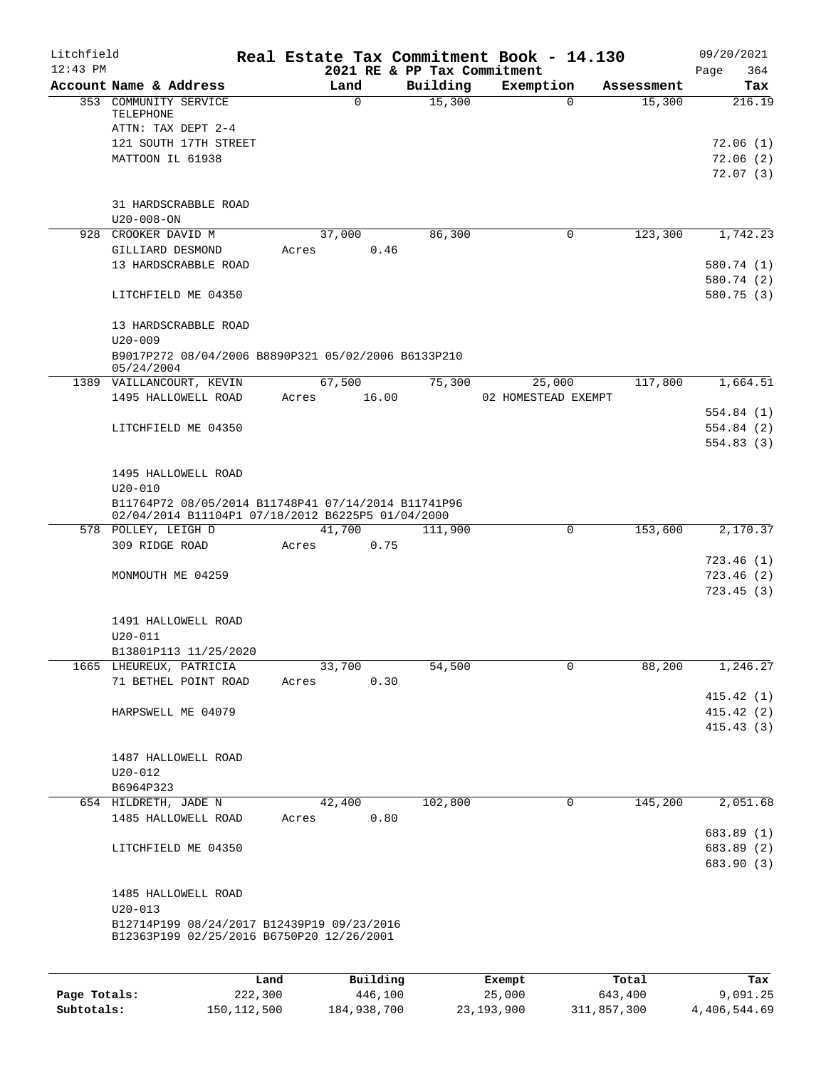Litchfield
12:43 PM

# Real Estate Tax Commitment Book - 14.130

2021 RE & PP Tax Commitment

09/20/2021

| Account Name & Address | Land | Building | Exemption | Assessment | Tax |
|---|---|---|---|---|---|
| 353 COMMUNITY SERVICE TELEPHONE | 0 | 15,300 | 0 | 15,300 | 216.19 |
| ATTN: TAX DEPT 2-4 | | | | | |
| 121 SOUTH 17TH STREET | | | | | 72.06 (1) |
| MATTOON IL 61938 | | | | | 72.06 (2) |
| | | | | | 72.07 (3) |
| 31 HARDSCRABBLE ROAD | | | | | |
| U20-008-ON | | | | | |
| 928 CROOKER DAVID M | 37,000 | 86,300 | 0 | 123,300 | 1,742.23 |
| GILLIARD DESMOND | Acres 0.46 | | | | |
| 13 HARDSCRABBLE ROAD | | | | | 580.74 (1) |
| | | | | | 580.74 (2) |
| LITCHFIELD ME 04350 | | | | | 580.75 (3) |
| 13 HARDSCRABBLE ROAD | | | | | |
| U20-009 | | | | | |
| B9017P272 08/04/2006 B8890P321 05/02/2006 B6133P210 05/24/2004 | | | | | |
| 1389 VAILLANCOURT, KEVIN | 67,500 | 75,300 | 25,000 | 117,800 | 1,664.51 |
| 1495 HALLOWELL ROAD | Acres 16.00 | | 02 HOMESTEAD EXEMPT | | |
| | | | | | 554.84 (1) |
| LITCHFIELD ME 04350 | | | | | 554.84 (2) |
| | | | | | 554.83 (3) |
| 1495 HALLOWELL ROAD | | | | | |
| U20-010 | | | | | |
| B11764P72 08/05/2014 B11748P41 07/14/2014 B11741P96 02/04/2014 B11104P1 07/18/2012 B6225P5 01/04/2000 | | | | | |
| 578 POLLEY, LEIGH D | 41,700 | 111,900 | 0 | 153,600 | 2,170.37 |
| 309 RIDGE ROAD | Acres 0.75 | | | | |
| | | | | | 723.46 (1) |
| MONMOUTH ME 04259 | | | | | 723.46 (2) |
| | | | | | 723.45 (3) |
| 1491 HALLOWELL ROAD | | | | | |
| U20-011 | | | | | |
| B13801P113 11/25/2020 | | | | | |
| 1665 LHEUREUX, PATRICIA | 33,700 | 54,500 | 0 | 88,200 | 1,246.27 |
| 71 BETHEL POINT ROAD | Acres 0.30 | | | | |
| | | | | | 415.42 (1) |
| HARPSWELL ME 04079 | | | | | 415.42 (2) |
| | | | | | 415.43 (3) |
| 1487 HALLOWELL ROAD | | | | | |
| U20-012 | | | | | |
| B6964P323 | | | | | |
| 654 HILDRETH, JADE N | 42,400 | 102,800 | 0 | 145,200 | 2,051.68 |
| 1485 HALLOWELL ROAD | Acres 0.80 | | | | |
| | | | | | 683.89 (1) |
| LITCHFIELD ME 04350 | | | | | 683.89 (2) |
| | | | | | 683.90 (3) |
| 1485 HALLOWELL ROAD | | | | | |
| U20-013 | | | | | |
| B12714P199 08/24/2017 B12439P19 09/23/2016 B12363P199 02/25/2016 B6750P20 12/26/2001 | | | | | |

| | Land | Building | Exempt | Total | Tax |
|---|---|---|---|---|---|
| Page Totals: | 222,300 | 446,100 | 25,000 | 643,400 | 9,091.25 |
| Subtotals: | 150,112,500 | 184,938,700 | 23,193,900 | 311,857,300 | 4,406,544.69 |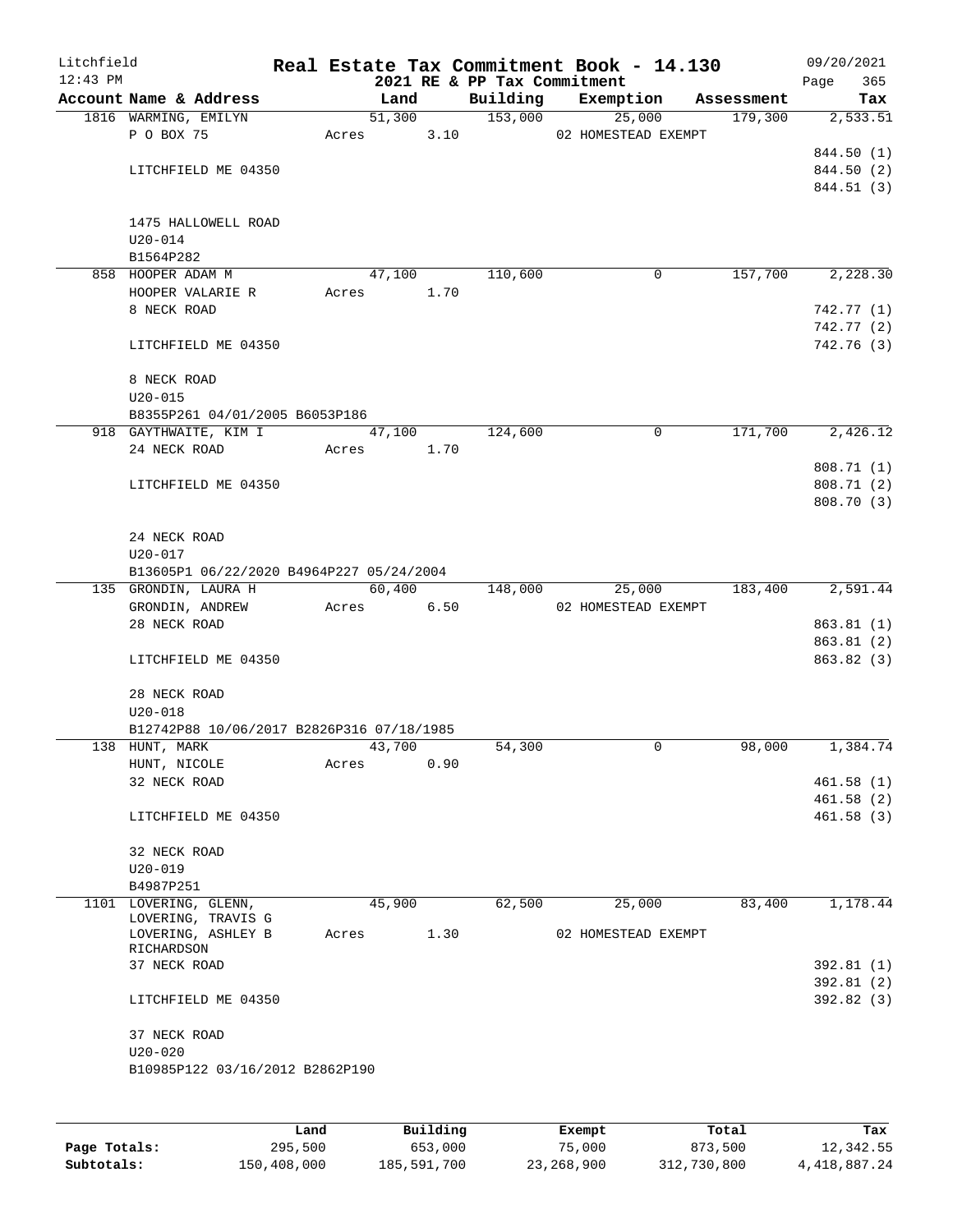Litchfield 12:43 PM

# Real Estate Tax Commitment Book - 14.130

## 2021 RE & PP Tax Commitment

09/20/2021 Page 365

| Account Name & Address | Land | Building | Exemption | Assessment | Tax |
|---|---|---|---|---|---|
| 1816 WARMING, EMILYN | 51,300 | 153,000 | 25,000 | 179,300 | 2,533.51 |
| P O BOX 75 | Acres 3.10 | | 02 HOMESTEAD EXEMPT | | |
| | | | | | 844.50 (1) |
| LITCHFIELD ME 04350 | | | | | 844.50 (2) |
| | | | | | 844.51 (3) |
| 1475 HALLOWELL ROAD | | | | | |
| U20-014 | | | | | |
| B1564P282 | | | | | |
| 858 HOOPER ADAM M | 47,100 | 110,600 | 0 | 157,700 | 2,228.30 |
| HOOPER VALARIE R | Acres 1.70 | | | | |
| 8 NECK ROAD | | | | | 742.77 (1) |
| | | | | | 742.77 (2) |
| LITCHFIELD ME 04350 | | | | | 742.76 (3) |
| 8 NECK ROAD | | | | | |
| U20-015 | | | | | |
| B8355P261 04/01/2005 B6053P186 | | | | | |
| 918 GAYTHWAITE, KIM I | 47,100 | 124,600 | 0 | 171,700 | 2,426.12 |
| 24 NECK ROAD | Acres 1.70 | | | | |
| | | | | | 808.71 (1) |
| LITCHFIELD ME 04350 | | | | | 808.71 (2) |
| | | | | | 808.70 (3) |
| 24 NECK ROAD | | | | | |
| U20-017 | | | | | |
| B13605P1 06/22/2020 B4964P227 05/24/2004 | | | | | |
| 135 GRONDIN, LAURA H | 60,400 | 148,000 | 25,000 | 183,400 | 2,591.44 |
| GRONDIN, ANDREW | Acres 6.50 | | 02 HOMESTEAD EXEMPT | | |
| 28 NECK ROAD | | | | | 863.81 (1) |
| | | | | | 863.81 (2) |
| LITCHFIELD ME 04350 | | | | | 863.82 (3) |
| 28 NECK ROAD | | | | | |
| U20-018 | | | | | |
| B12742P88 10/06/2017 B2826P316 07/18/1985 | | | | | |
| 138 HUNT, MARK | 43,700 | 54,300 | 0 | 98,000 | 1,384.74 |
| HUNT, NICOLE | Acres 0.90 | | | | |
| 32 NECK ROAD | | | | | 461.58 (1) |
| | | | | | 461.58 (2) |
| LITCHFIELD ME 04350 | | | | | 461.58 (3) |
| 32 NECK ROAD | | | | | |
| U20-019 | | | | | |
| B4987P251 | | | | | |
| 1101 LOVERING, GLENN, | 45,900 | 62,500 | 25,000 | 83,400 | 1,178.44 |
| LOVERING, TRAVIS G | | | | | |
| LOVERING, ASHLEY B RICHARDSON | Acres 1.30 | | 02 HOMESTEAD EXEMPT | | |
| 37 NECK ROAD | | | | | 392.81 (1) |
| | | | | | 392.81 (2) |
| LITCHFIELD ME 04350 | | | | | 392.82 (3) |
| 37 NECK ROAD | | | | | |
| U20-020 | | | | | |
| B10985P122 03/16/2012 B2862P190 | | | | | |

| | Land | Building | Exempt | Total | Tax |
|---|---|---|---|---|---|
| Page Totals: | 295,500 | 653,000 | 75,000 | 873,500 | 12,342.55 |
| Subtotals: | 150,408,000 | 185,591,700 | 23,268,900 | 312,730,800 | 4,418,887.24 |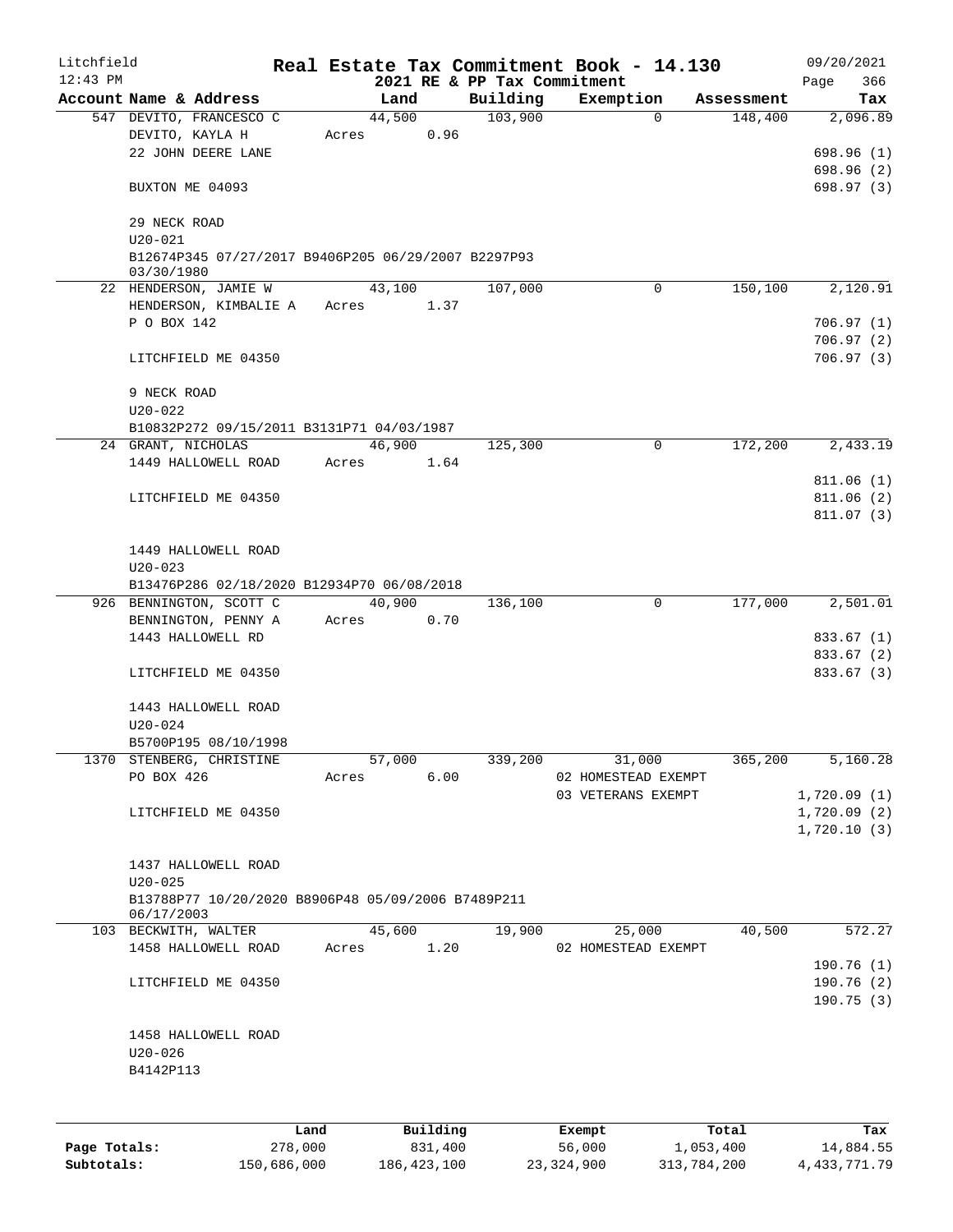# Real Estate Tax Commitment Book - 14.130

Litchfield 12:43 PM — 2021 RE & PP Tax Commitment — 09/20/2021

| Account Name & Address | Land | Building | Exemption | Assessment | Tax |
|---|---|---|---|---|---|
| 547 DEVITO, FRANCESCO C | 44,500 | 103,900 | 0 | 148,400 | 2,096.89 |
| DEVITO, KAYLA H | Acres 0.96 | | | | |
| 22 JOHN DEERE LANE | | | | | 698.96 (1) |
| | | | | | 698.96 (2) |
| BUXTON ME 04093 | | | | | 698.97 (3) |
| 29 NECK ROAD | | | | | |
| U20-021 | | | | | |
| B12674P345 07/27/2017 B9406P205 06/29/2007 B2297P93 03/30/1980 | | | | | |
| 22 HENDERSON, JAMIE W | 43,100 | 107,000 | 0 | 150,100 | 2,120.91 |
| HENDERSON, KIMBALIE A | Acres 1.37 | | | | |
| P O BOX 142 | | | | | 706.97 (1) |
| | | | | | 706.97 (2) |
| LITCHFIELD ME 04350 | | | | | 706.97 (3) |
| 9 NECK ROAD | | | | | |
| U20-022 | | | | | |
| B10832P272 09/15/2011 B3131P71 04/03/1987 | | | | | |
| 24 GRANT, NICHOLAS | 46,900 | 125,300 | 0 | 172,200 | 2,433.19 |
| 1449 HALLOWELL ROAD | Acres 1.64 | | | | |
| | | | | | 811.06 (1) |
| LITCHFIELD ME 04350 | | | | | 811.06 (2) |
| | | | | | 811.07 (3) |
| 1449 HALLOWELL ROAD | | | | | |
| U20-023 | | | | | |
| B13476P286 02/18/2020 B12934P70 06/08/2018 | | | | | |
| 926 BENNINGTON, SCOTT C | 40,900 | 136,100 | 0 | 177,000 | 2,501.01 |
| BENNINGTON, PENNY A | Acres 0.70 | | | | |
| 1443 HALLOWELL RD | | | | | 833.67 (1) |
| | | | | | 833.67 (2) |
| LITCHFIELD ME 04350 | | | | | 833.67 (3) |
| 1443 HALLOWELL ROAD | | | | | |
| U20-024 | | | | | |
| B5700P195 08/10/1998 | | | | | |
| 1370 STENBERG, CHRISTINE | 57,000 | 339,200 | 31,000 | 365,200 | 5,160.28 |
| PO BOX 426 | Acres 6.00 | | 02 HOMESTEAD EXEMPT | | |
| | | | 03 VETERANS EXEMPT | | 1,720.09 (1) |
| LITCHFIELD ME 04350 | | | | | 1,720.09 (2) |
| | | | | | 1,720.10 (3) |
| 1437 HALLOWELL ROAD | | | | | |
| U20-025 | | | | | |
| B13788P77 10/20/2020 B8906P48 05/09/2006 B7489P211 06/17/2003 | | | | | |
| 103 BECKWITH, WALTER | 45,600 | 19,900 | 25,000 | 40,500 | 572.27 |
| 1458 HALLOWELL ROAD | Acres 1.20 | | 02 HOMESTEAD EXEMPT | | |
| | | | | | 190.76 (1) |
| LITCHFIELD ME 04350 | | | | | 190.76 (2) |
| | | | | | 190.75 (3) |
| 1458 HALLOWELL ROAD | | | | | |
| U20-026 | | | | | |
| B4142P113 | | | | | |

| | Land | Building | Exempt | Total | Tax |
|---|---|---|---|---|---|
| Page Totals: | 278,000 | 831,400 | 56,000 | 1,053,400 | 14,884.55 |
| Subtotals: | 150,686,000 | 186,423,100 | 23,324,900 | 313,784,200 | 4,433,771.79 |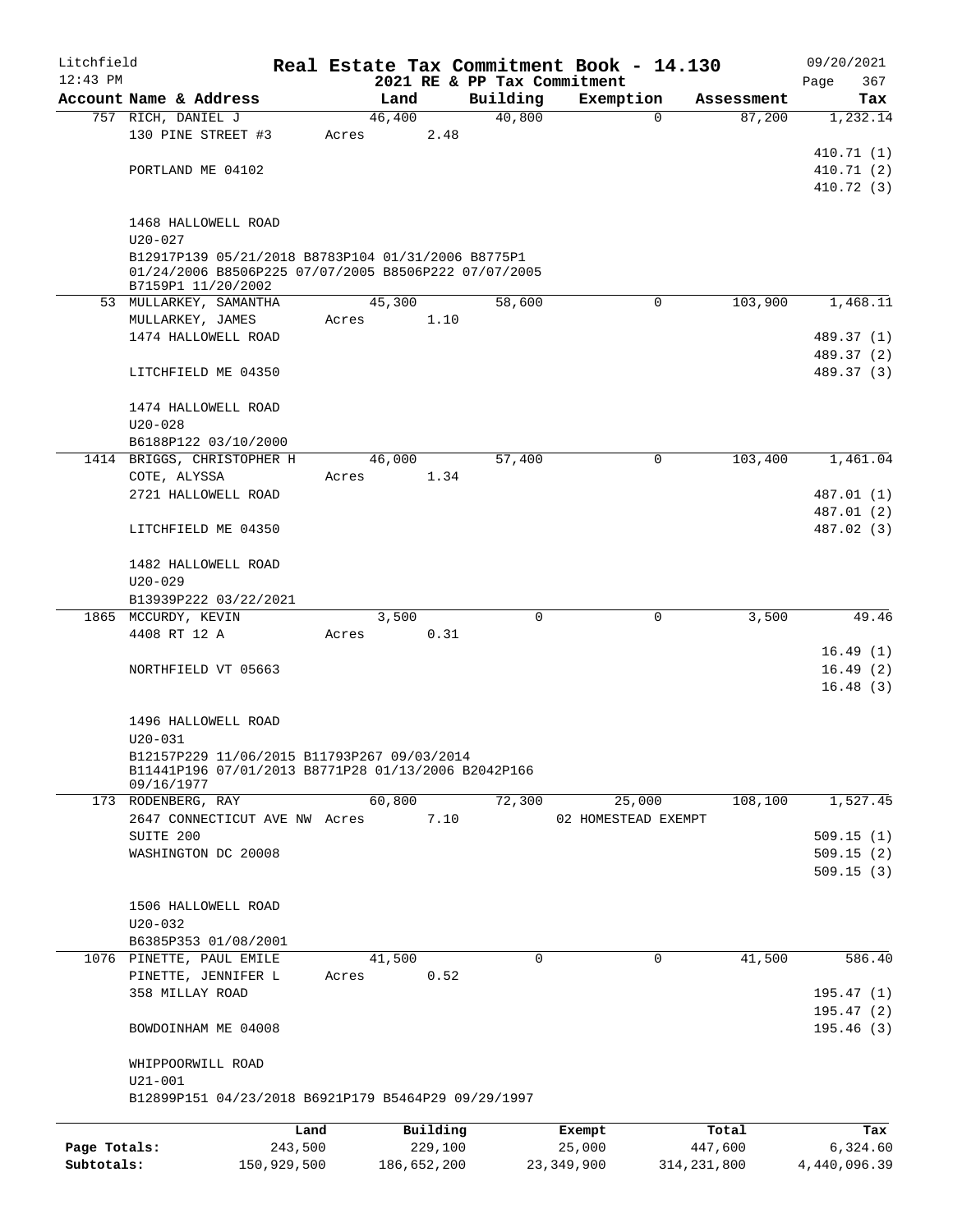Litchfield
12:43 PM

**Real Estate Tax Commitment Book - 14.130**
**2021 RE & PP Tax Commitment**

09/20/2021

| Account Name & Address | Land | Building | Exemption | Assessment | Tax |
|---|---|---|---|---|---|
| 757 RICH, DANIEL J | 46,400 | 40,800 | 0 | 87,200 | 1,232.14 |
| 130 PINE STREET #3 | Acres 2.48 | | | | |
| | | | | | 410.71 (1) |
| PORTLAND ME 04102 | | | | | 410.71 (2) |
| | | | | | 410.72 (3) |
| 1468 HALLOWELL ROAD | | | | | |
| U20-027 | | | | | |
| B12917P139 05/21/2018 B8783P104 01/31/2006 B8775P1 01/24/2006 B8506P225 07/07/2005 B8506P222 07/07/2005 B7159P1 11/20/2002 | | | | | |
| 53 MULLARKEY, SAMANTHA | 45,300 | 58,600 | 0 | 103,900 | 1,468.11 |
| MULLARKEY, JAMES | Acres 1.10 | | | | |
| 1474 HALLOWELL ROAD | | | | | 489.37 (1) |
| | | | | | 489.37 (2) |
| LITCHFIELD ME 04350 | | | | | 489.37 (3) |
| 1474 HALLOWELL ROAD | | | | | |
| U20-028 | | | | | |
| B6188P122 03/10/2000 | | | | | |
| 1414 BRIGGS, CHRISTOPHER H | 46,000 | 57,400 | 0 | 103,400 | 1,461.04 |
| COTE, ALYSSA | Acres 1.34 | | | | |
| 2721 HALLOWELL ROAD | | | | | 487.01 (1) |
| | | | | | 487.01 (2) |
| LITCHFIELD ME 04350 | | | | | 487.02 (3) |
| 1482 HALLOWELL ROAD | | | | | |
| U20-029 | | | | | |
| B13939P222 03/22/2021 | | | | | |
| 1865 MCCURDY, KEVIN | 3,500 | 0 | 0 | 3,500 | 49.46 |
| 4408 RT 12 A | Acres 0.31 | | | | |
| | | | | | 16.49 (1) |
| NORTHFIELD VT 05663 | | | | | 16.49 (2) |
| | | | | | 16.48 (3) |
| 1496 HALLOWELL ROAD | | | | | |
| U20-031 | | | | | |
| B12157P229 11/06/2015 B11793P267 09/03/2014 B11441P196 07/01/2013 B8771P28 01/13/2006 B2042P166 09/16/1977 | | | | | |
| 173 RODENBERG, RAY | 60,800 | 72,300 | 25,000 | 108,100 | 1,527.45 |
| 2647 CONNECTICUT AVE NW | Acres 7.10 | | 02 HOMESTEAD EXEMPT | | |
| SUITE 200 | | | | | 509.15 (1) |
| WASHINGTON DC 20008 | | | | | 509.15 (2) |
| | | | | | 509.15 (3) |
| 1506 HALLOWELL ROAD | | | | | |
| U20-032 | | | | | |
| B6385P353 01/08/2001 | | | | | |
| 1076 PINETTE, PAUL EMILE | 41,500 | 0 | 0 | 41,500 | 586.40 |
| PINETTE, JENNIFER L | Acres 0.52 | | | | |
| 358 MILLAY ROAD | | | | | 195.47 (1) |
| | | | | | 195.47 (2) |
| BOWDOINHAM ME 04008 | | | | | 195.46 (3) |
| WHIPPOORWILL ROAD | | | | | |
| U21-001 | | | | | |
| B12899P151 04/23/2018 B6921P179 B5464P29 09/29/1997 | | | | | |

| | Land | Building | Exempt | Total | Tax |
|---|---|---|---|---|---|
| **Page Totals:** | 243,500 | 229,100 | 25,000 | 447,600 | 6,324.60 |
| **Subtotals:** | 150,929,500 | 186,652,200 | 23,349,900 | 314,231,800 | 4,440,096.39 |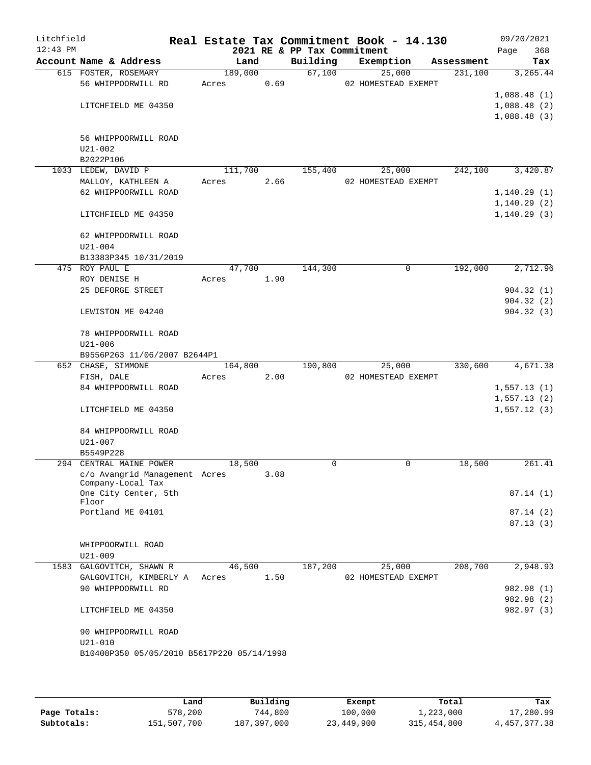# Real Estate Tax Commitment Book - 14.130

Litchfield
12:43 PM

2021 RE & PP Tax Commitment

09/20/2021

| Account Name & Address | Land | Building | Exemption | Assessment | Tax |
|---|---|---|---|---|---|
| 615 FOSTER, ROSEMARY | 189,000 | 67,100 | 25,000 | 231,100 | 3,265.44 |
| 56 WHIPPOORWILL RD | Acres 0.69 | | 02 HOMESTEAD EXEMPT | | |
| | | | | | 1,088.48 (1) |
| LITCHFIELD ME 04350 | | | | | 1,088.48 (2) |
| | | | | | 1,088.48 (3) |
| 56 WHIPPOORWILL ROAD | | | | | |
| U21-002 | | | | | |
| B2022P106 | | | | | |
| 1033 LEDEW, DAVID P | 111,700 | 155,400 | 25,000 | 242,100 | 3,420.87 |
| MALLOY, KATHLEEN A | Acres 2.66 | | 02 HOMESTEAD EXEMPT | | |
| 62 WHIPPOORWILL ROAD | | | | | 1,140.29 (1) |
| | | | | | 1,140.29 (2) |
| LITCHFIELD ME 04350 | | | | | 1,140.29 (3) |
| 62 WHIPPOORWILL ROAD | | | | | |
| U21-004 | | | | | |
| B13383P345 10/31/2019 | | | | | |
| 475 ROY PAUL E | 47,700 | 144,300 | 0 | 192,000 | 2,712.96 |
| ROY DENISE H | Acres 1.90 | | | | |
| 25 DEFORGE STREET | | | | | 904.32 (1) |
| | | | | | 904.32 (2) |
| LEWISTON ME 04240 | | | | | 904.32 (3) |
| 78 WHIPPOORWILL ROAD | | | | | |
| U21-006 | | | | | |
| B9556P263 11/06/2007 B2644P1 | | | | | |
| 652 CHASE, SIMMONE | 164,800 | 190,800 | 25,000 | 330,600 | 4,671.38 |
| FISH, DALE | Acres 2.00 | | 02 HOMESTEAD EXEMPT | | |
| 84 WHIPPOORWILL ROAD | | | | | 1,557.13 (1) |
| | | | | | 1,557.13 (2) |
| LITCHFIELD ME 04350 | | | | | 1,557.12 (3) |
| 84 WHIPPOORWILL ROAD | | | | | |
| U21-007 | | | | | |
| B5549P228 | | | | | |
| 294 CENTRAL MAINE POWER | 18,500 | 0 | 0 | 18,500 | 261.41 |
| c/o Avangrid Management Company-Local Tax | Acres 3.08 | | | | |
| One City Center, 5th Floor | | | | | 87.14 (1) |
| Portland ME 04101 | | | | | 87.14 (2) |
| | | | | | 87.13 (3) |
| WHIPPOORWILL ROAD | | | | | |
| U21-009 | | | | | |
| 1583 GALGOVITCH, SHAWN R | 46,500 | 187,200 | 25,000 | 208,700 | 2,948.93 |
| GALGOVITCH, KIMBERLY A | Acres 1.50 | | 02 HOMESTEAD EXEMPT | | |
| 90 WHIPPOORWILL RD | | | | | 982.98 (1) |
| | | | | | 982.98 (2) |
| LITCHFIELD ME 04350 | | | | | 982.97 (3) |
| 90 WHIPPOORWILL ROAD | | | | | |
| U21-010 | | | | | |
| B10408P350 05/05/2010 B5617P220 05/14/1998 | | | | | |

| | Land | Building | Exempt | Total | Tax |
|---|---|---|---|---|---|
| Page Totals: | 578,200 | 744,800 | 100,000 | 1,223,000 | 17,280.99 |
| Subtotals: | 151,507,700 | 187,397,000 | 23,449,900 | 315,454,800 | 4,457,377.38 |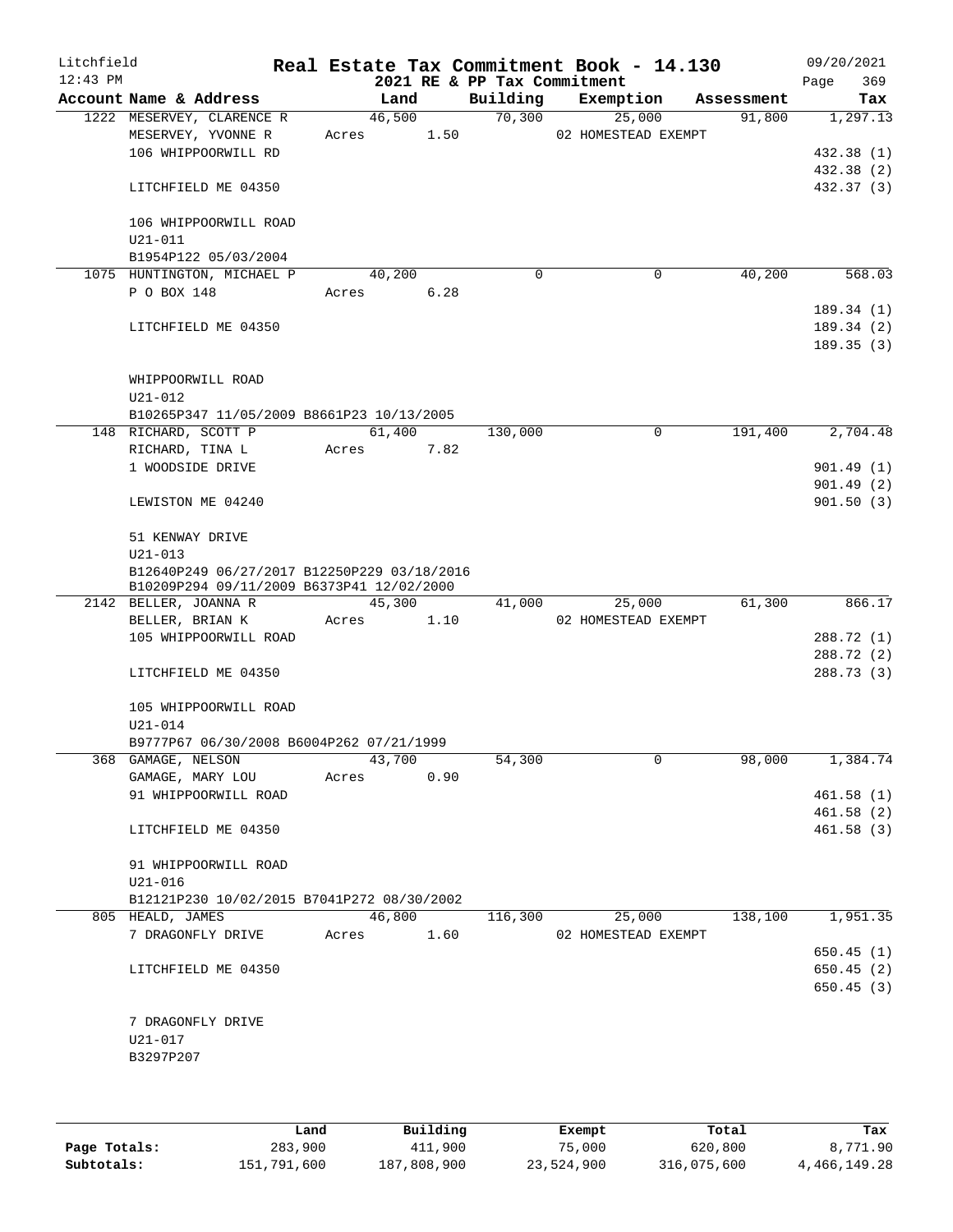Litchfield 12:43 PM

# Real Estate Tax Commitment Book - 14.130

2021 RE & PP Tax Commitment

09/20/2021

| Account Name & Address | Land | Building | Exemption | Assessment | Tax |
|---|---|---|---|---|---|
| 1222 MESERVEY, CLARENCE R | 46,500 | 70,300 | 25,000 | 91,800 | 1,297.13 |
| MESERVEY, YVONNE R | Acres 1.50 | | 02 HOMESTEAD EXEMPT | | |
| 106 WHIPPOORWILL RD | | | | | 432.38 (1) |
| | | | | | 432.38 (2) |
| LITCHFIELD ME 04350 | | | | | 432.37 (3) |
| 106 WHIPPOORWILL ROAD | | | | | |
| U21-011 | | | | | |
| B1954P122 05/03/2004 | | | | | |
| 1075 HUNTINGTON, MICHAEL P | 40,200 | 0 | 0 | 40,200 | 568.03 |
| P O BOX 148 | Acres 6.28 | | | | |
| | | | | | 189.34 (1) |
| LITCHFIELD ME 04350 | | | | | 189.34 (2) |
| | | | | | 189.35 (3) |
| WHIPPOORWILL ROAD | | | | | |
| U21-012 | | | | | |
| B10265P347 11/05/2009 B8661P23 10/13/2005 | | | | | |
| 148 RICHARD, SCOTT P | 61,400 | 130,000 | 0 | 191,400 | 2,704.48 |
| RICHARD, TINA L | Acres 7.82 | | | | |
| 1 WOODSIDE DRIVE | | | | | 901.49 (1) |
| | | | | | 901.49 (2) |
| LEWISTON ME 04240 | | | | | 901.50 (3) |
| 51 KENWAY DRIVE | | | | | |
| U21-013 | | | | | |
| B12640P249 06/27/2017 B12250P229 03/18/2016 | | | | | |
| B10209P294 09/11/2009 B6373P41 12/02/2000 | | | | | |
| 2142 BELLER, JOANNA R | 45,300 | 41,000 | 25,000 | 61,300 | 866.17 |
| BELLER, BRIAN K | Acres 1.10 | | 02 HOMESTEAD EXEMPT | | |
| 105 WHIPPOORWILL ROAD | | | | | 288.72 (1) |
| | | | | | 288.72 (2) |
| LITCHFIELD ME 04350 | | | | | 288.73 (3) |
| 105 WHIPPOORWILL ROAD | | | | | |
| U21-014 | | | | | |
| B9777P67 06/30/2008 B6004P262 07/21/1999 | | | | | |
| 368 GAMAGE, NELSON | 43,700 | 54,300 | 0 | 98,000 | 1,384.74 |
| GAMAGE, MARY LOU | Acres 0.90 | | | | |
| 91 WHIPPOORWILL ROAD | | | | | 461.58 (1) |
| | | | | | 461.58 (2) |
| LITCHFIELD ME 04350 | | | | | 461.58 (3) |
| 91 WHIPPOORWILL ROAD | | | | | |
| U21-016 | | | | | |
| B12121P230 10/02/2015 B7041P272 08/30/2002 | | | | | |
| 805 HEALD, JAMES | 46,800 | 116,300 | 25,000 | 138,100 | 1,951.35 |
| 7 DRAGONFLY DRIVE | Acres 1.60 | | 02 HOMESTEAD EXEMPT | | |
| | | | | | 650.45 (1) |
| LITCHFIELD ME 04350 | | | | | 650.45 (2) |
| | | | | | 650.45 (3) |
| 7 DRAGONFLY DRIVE | | | | | |
| U21-017 | | | | | |
| B3297P207 | | | | | |

| | Land | Building | Exempt | Total | Tax |
|---|---|---|---|---|---|
| Page Totals: | 283,900 | 411,900 | 75,000 | 620,800 | 8,771.90 |
| Subtotals: | 151,791,600 | 187,808,900 | 23,524,900 | 316,075,600 | 4,466,149.28 |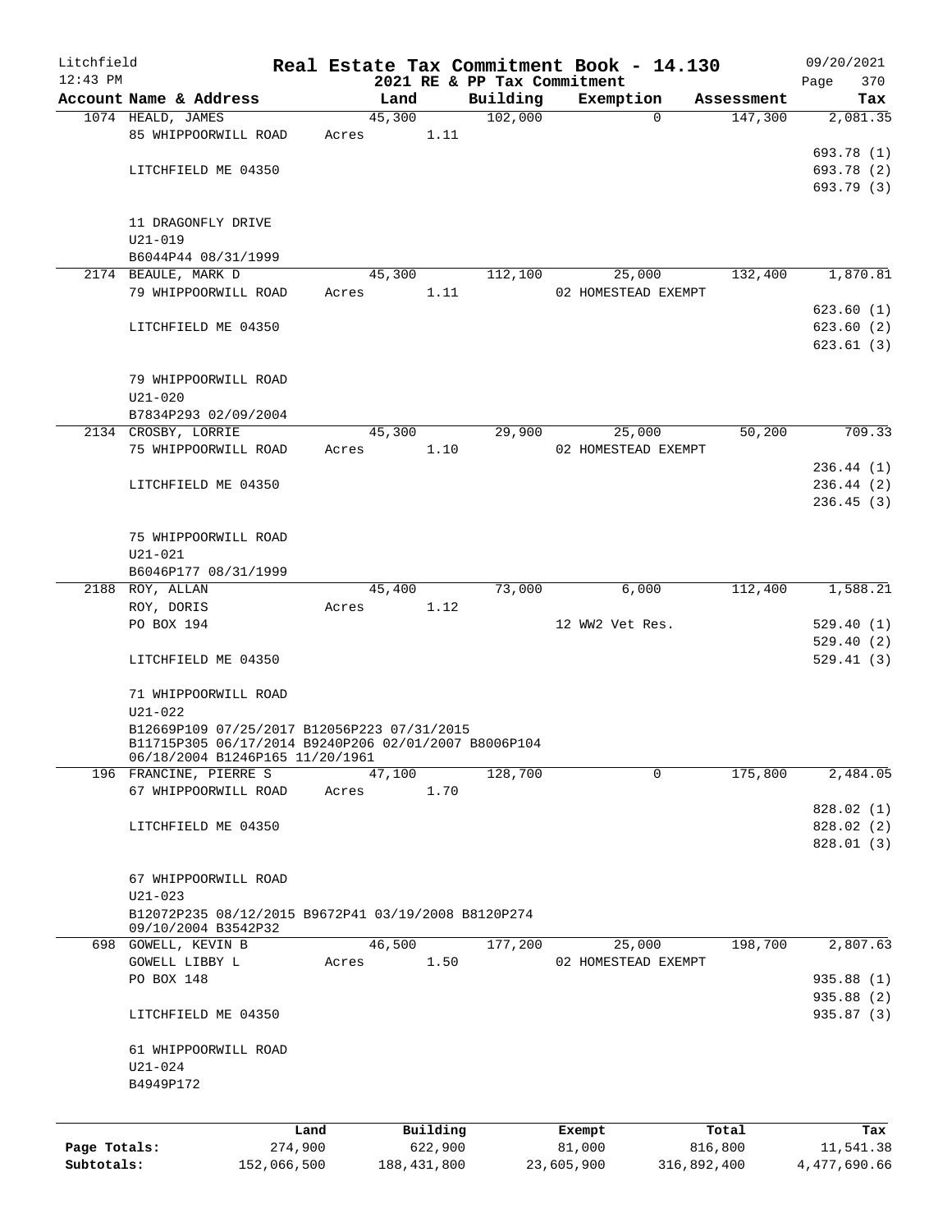Litchfield
12:43 PM

**Real Estate Tax Commitment Book - 14.130**
**2021 RE & PP Tax Commitment**

09/20/2021

| Account Name & Address | Land | Building | Exemption | Assessment | Tax |
|---|---|---|---|---|---|
| 1074 HEALD, JAMES | 45,300 | 102,000 | 0 | 147,300 | 2,081.35 |
| 85 WHIPPOORWILL ROAD | Acres 1.11 | | | | |
| | | | | | 693.78 (1) |
| LITCHFIELD ME 04350 | | | | | 693.78 (2) |
| | | | | | 693.79 (3) |
| 11 DRAGONFLY DRIVE | | | | | |
| U21-019 | | | | | |
| B6044P44 08/31/1999 | | | | | |
| 2174 BEAULE, MARK D | 45,300 | 112,100 | 25,000 | 132,400 | 1,870.81 |
| 79 WHIPPOORWILL ROAD | Acres 1.11 | | 02 HOMESTEAD EXEMPT | | |
| | | | | | 623.60 (1) |
| LITCHFIELD ME 04350 | | | | | 623.60 (2) |
| | | | | | 623.61 (3) |
| 79 WHIPPOORWILL ROAD | | | | | |
| U21-020 | | | | | |
| B7834P293 02/09/2004 | | | | | |
| 2134 CROSBY, LORRIE | 45,300 | 29,900 | 25,000 | 50,200 | 709.33 |
| 75 WHIPPOORWILL ROAD | Acres 1.10 | | 02 HOMESTEAD EXEMPT | | |
| | | | | | 236.44 (1) |
| LITCHFIELD ME 04350 | | | | | 236.44 (2) |
| | | | | | 236.45 (3) |
| 75 WHIPPOORWILL ROAD | | | | | |
| U21-021 | | | | | |
| B6046P177 08/31/1999 | | | | | |
| 2188 ROY, ALLAN | 45,400 | 73,000 | 6,000 | 112,400 | 1,588.21 |
| ROY, DORIS | Acres 1.12 | | | | |
| PO BOX 194 | | | 12 WW2 Vet Res. | | 529.40 (1) |
| | | | | | 529.40 (2) |
| LITCHFIELD ME 04350 | | | | | 529.41 (3) |
| 71 WHIPPOORWILL ROAD | | | | | |
| U21-022 | | | | | |
| B12669P109 07/25/2017 B12056P223 07/31/2015 B11715P305 06/17/2014 B9240P206 02/01/2007 B8006P104 06/18/2004 B1246P165 11/20/1961 | | | | | |
| 196 FRANCINE, PIERRE S | 47,100 | 128,700 | 0 | 175,800 | 2,484.05 |
| 67 WHIPPOORWILL ROAD | Acres 1.70 | | | | |
| | | | | | 828.02 (1) |
| LITCHFIELD ME 04350 | | | | | 828.02 (2) |
| | | | | | 828.01 (3) |
| 67 WHIPPOORWILL ROAD | | | | | |
| U21-023 | | | | | |
| B12072P235 08/12/2015 B9672P41 03/19/2008 B8120P274 09/10/2004 B3542P32 | | | | | |
| 698 GOWELL, KEVIN B | 46,500 | 177,200 | 25,000 | 198,700 | 2,807.63 |
| GOWELL LIBBY L | Acres 1.50 | | 02 HOMESTEAD EXEMPT | | |
| PO BOX 148 | | | | | 935.88 (1) |
| | | | | | 935.88 (2) |
| LITCHFIELD ME 04350 | | | | | 935.87 (3) |
| 61 WHIPPOORWILL ROAD | | | | | |
| U21-024 | | | | | |
| B4949P172 | | | | | |

| | Land | Building | Exempt | Total | Tax |
|---|---|---|---|---|---|
| Page Totals: | 274,900 | 622,900 | 81,000 | 816,800 | 11,541.38 |
| Subtotals: | 152,066,500 | 188,431,800 | 23,605,900 | 316,892,400 | 4,477,690.66 |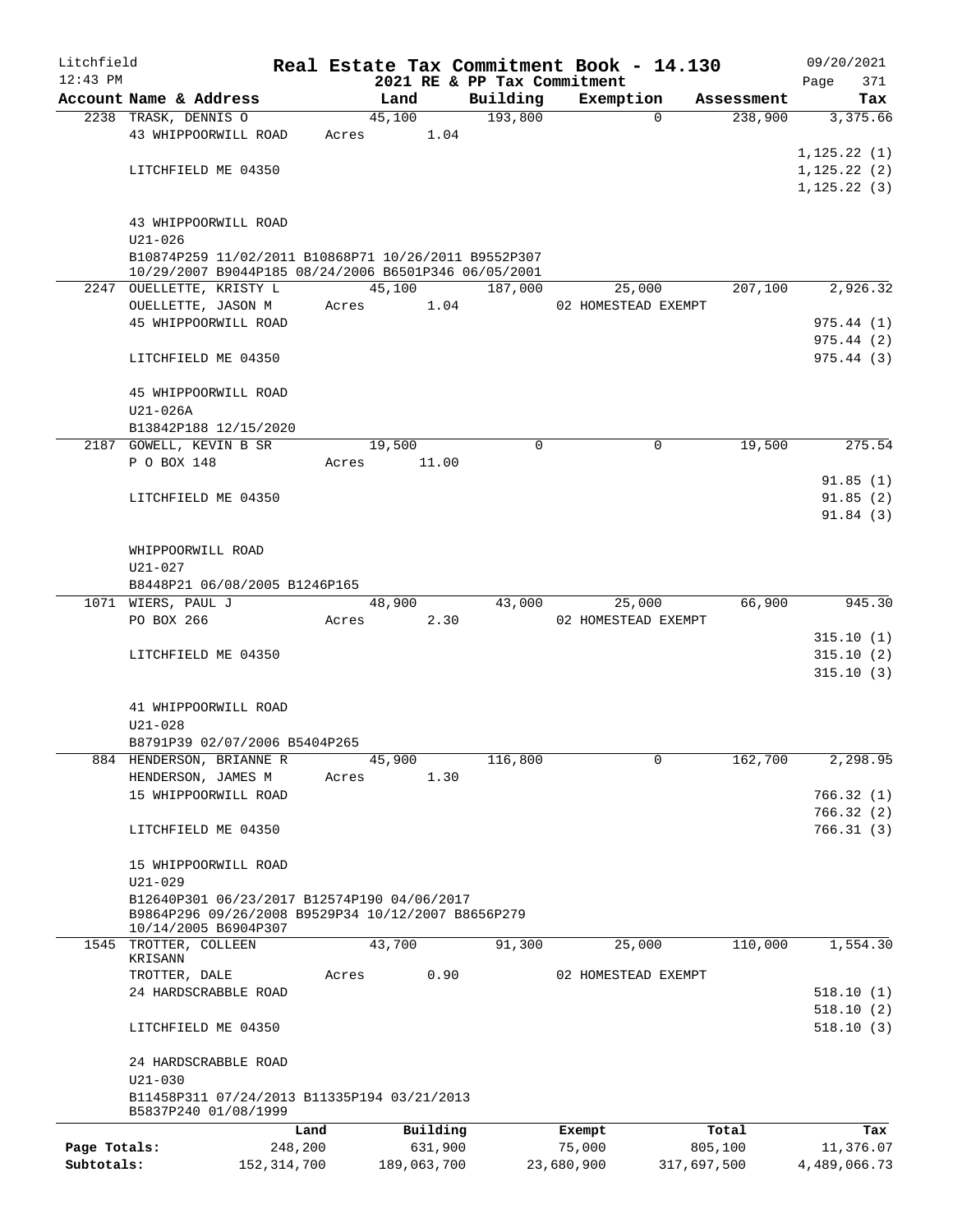Litchfield
12:43 PM

# Real Estate Tax Commitment Book - 14.130

2021 RE & PP Tax Commitment

09/20/2021

| Account Name & Address | Land | Building | Exemption | Assessment | Tax |
|---|---|---|---|---|---|
| 2238 TRASK, DENNIS O | 45,100 | 193,800 | 0 | 238,900 | 3,375.66 |
| 43 WHIPPOORWILL ROAD | Acres 1.04 | | | | |
| | | | | | 1,125.22 (1) |
| LITCHFIELD ME 04350 | | | | | 1,125.22 (2) |
| | | | | | 1,125.22 (3) |
| 43 WHIPPOORWILL ROAD | | | | | |
| U21-026 | | | | | |
| B10874P259 11/02/2011 B10868P71 10/26/2011 B9552P307 10/29/2007 B9044P185 08/24/2006 B6501P346 06/05/2001 | | | | | |
| 2247 OUELLETTE, KRISTY L | 45,100 | 187,000 | 25,000 | 207,100 | 2,926.32 |
| OUELLETTE, JASON M | Acres 1.04 | | 02 HOMESTEAD EXEMPT | | |
| 45 WHIPPOORWILL ROAD | | | | | 975.44 (1) |
| | | | | | 975.44 (2) |
| LITCHFIELD ME 04350 | | | | | 975.44 (3) |
| 45 WHIPPOORWILL ROAD | | | | | |
| U21-026A | | | | | |
| B13842P188 12/15/2020 | | | | | |
| 2187 GOWELL, KEVIN B SR | 19,500 | 0 | 0 | 19,500 | 275.54 |
| P O BOX 148 | Acres 11.00 | | | | |
| | | | | | 91.85 (1) |
| LITCHFIELD ME 04350 | | | | | 91.85 (2) |
| | | | | | 91.84 (3) |
| WHIPPOORWILL ROAD | | | | | |
| U21-027 | | | | | |
| B8448P21 06/08/2005 B1246P165 | | | | | |
| 1071 WIERS, PAUL J | 48,900 | 43,000 | 25,000 | 66,900 | 945.30 |
| PO BOX 266 | Acres 2.30 | | 02 HOMESTEAD EXEMPT | | |
| | | | | | 315.10 (1) |
| LITCHFIELD ME 04350 | | | | | 315.10 (2) |
| | | | | | 315.10 (3) |
| 41 WHIPPOORWILL ROAD | | | | | |
| U21-028 | | | | | |
| B8791P39 02/07/2006 B5404P265 | | | | | |
| 884 HENDERSON, BRIANNE R | 45,900 | 116,800 | 0 | 162,700 | 2,298.95 |
| HENDERSON, JAMES M | Acres 1.30 | | | | |
| 15 WHIPPOORWILL ROAD | | | | | 766.32 (1) |
| | | | | | 766.32 (2) |
| LITCHFIELD ME 04350 | | | | | 766.31 (3) |
| 15 WHIPPOORWILL ROAD | | | | | |
| U21-029 | | | | | |
| B12640P301 06/23/2017 B12574P190 04/06/2017 B9864P296 09/26/2008 B9529P34 10/12/2007 B8656P279 10/14/2005 B6904P307 | | | | | |
| 1545 TROTTER, COLLEEN KRISANN | 43,700 | 91,300 | 25,000 | 110,000 | 1,554.30 |
| TROTTER, DALE | Acres 0.90 | | 02 HOMESTEAD EXEMPT | | |
| 24 HARDSCRABBLE ROAD | | | | | 518.10 (1) |
| | | | | | 518.10 (2) |
| LITCHFIELD ME 04350 | | | | | 518.10 (3) |
| 24 HARDSCRABBLE ROAD | | | | | |
| U21-030 | | | | | |
| B11458P311 07/24/2013 B11335P194 03/21/2013 B5837P240 01/08/1999 | | | | | |

| | Land | Building | Exempt | Total | Tax |
|---|---|---|---|---|---|
| Page Totals: | 248,200 | 631,900 | 75,000 | 805,100 | 11,376.07 |
| Subtotals: | 152,314,700 | 189,063,700 | 23,680,900 | 317,697,500 | 4,489,066.73 |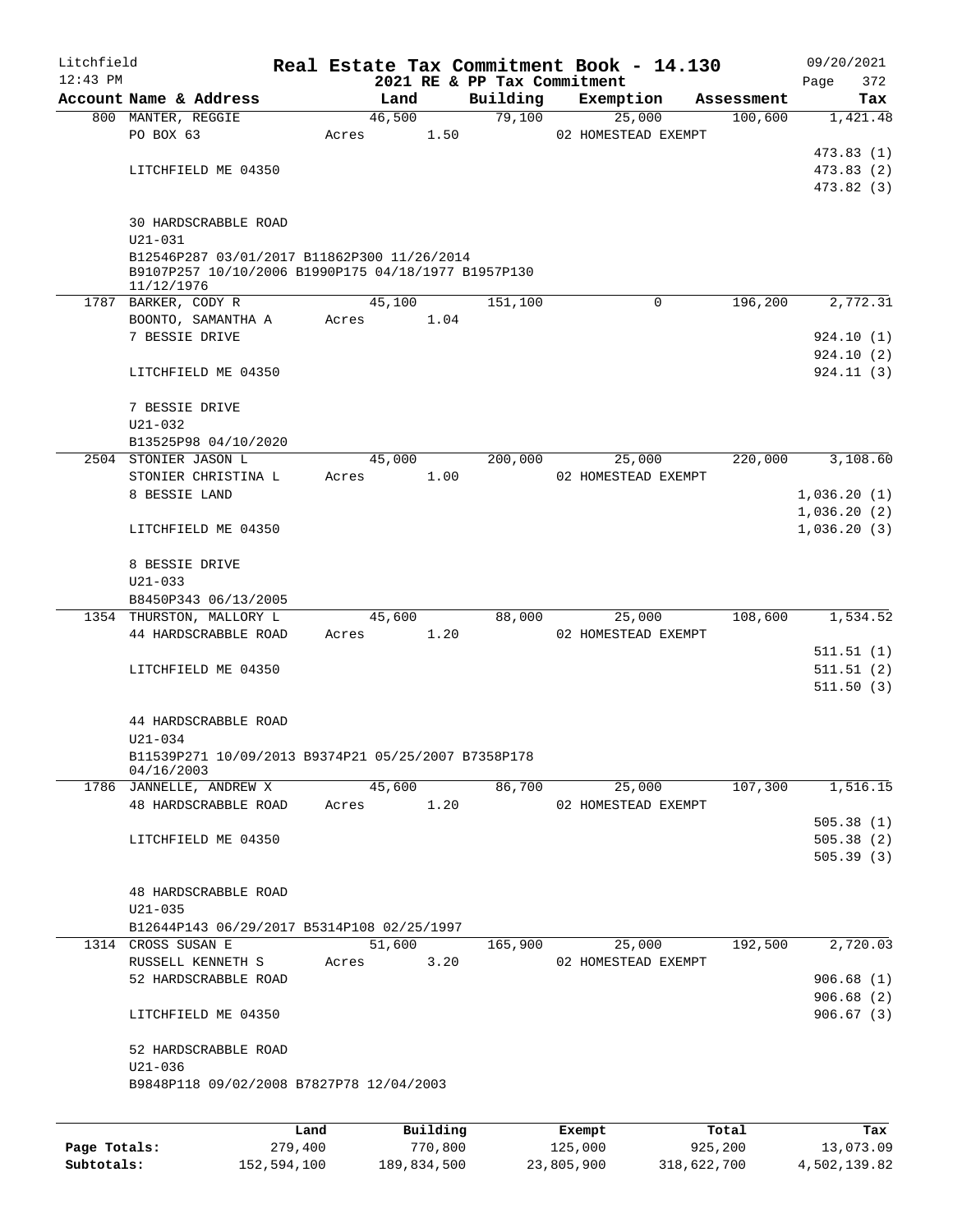# Real Estate Tax Commitment Book - 14.130

Litchfield 12:43 PM — 2021 RE & PP Tax Commitment — 09/20/2021

| Account Name & Address | Land | Building | Exemption | Assessment | Tax |
|---|---|---|---|---|---|
| 800 MANTER, REGGIE | 46,500 | 79,100 | 25,000 | 100,600 | 1,421.48 |
| PO BOX 63 | Acres 1.50 | | 02 HOMESTEAD EXEMPT | | |
| | | | | | 473.83 (1) |
| LITCHFIELD ME 04350 | | | | | 473.83 (2) |
| | | | | | 473.82 (3) |
| 30 HARDSCRABBLE ROAD | | | | | |
| U21-031 | | | | | |
| B12546P287 03/01/2017 B11862P300 11/26/2014 B9107P257 10/10/2006 B1990P175 04/18/1977 B1957P130 11/12/1976 | | | | | |
| 1787 BARKER, CODY R | 45,100 | 151,100 | 0 | 196,200 | 2,772.31 |
| BOONTO, SAMANTHA A | Acres 1.04 | | | | |
| 7 BESSIE DRIVE | | | | | 924.10 (1) |
| | | | | | 924.10 (2) |
| LITCHFIELD ME 04350 | | | | | 924.11 (3) |
| 7 BESSIE DRIVE | | | | | |
| U21-032 | | | | | |
| B13525P98 04/10/2020 | | | | | |
| 2504 STONIER JASON L | 45,000 | 200,000 | 25,000 | 220,000 | 3,108.60 |
| STONIER CHRISTINA L | Acres 1.00 | | 02 HOMESTEAD EXEMPT | | |
| 8 BESSIE LAND | | | | | 1,036.20 (1) |
| | | | | | 1,036.20 (2) |
| LITCHFIELD ME 04350 | | | | | 1,036.20 (3) |
| 8 BESSIE DRIVE | | | | | |
| U21-033 | | | | | |
| B8450P343 06/13/2005 | | | | | |
| 1354 THURSTON, MALLORY L | 45,600 | 88,000 | 25,000 | 108,600 | 1,534.52 |
| 44 HARDSCRABBLE ROAD | Acres 1.20 | | 02 HOMESTEAD EXEMPT | | |
| | | | | | 511.51 (1) |
| LITCHFIELD ME 04350 | | | | | 511.51 (2) |
| | | | | | 511.50 (3) |
| 44 HARDSCRABBLE ROAD | | | | | |
| U21-034 | | | | | |
| B11539P271 10/09/2013 B9374P21 05/25/2007 B7358P178 04/16/2003 | | | | | |
| 1786 JANNELLE, ANDREW X | 45,600 | 86,700 | 25,000 | 107,300 | 1,516.15 |
| 48 HARDSCRABBLE ROAD | Acres 1.20 | | 02 HOMESTEAD EXEMPT | | |
| | | | | | 505.38 (1) |
| LITCHFIELD ME 04350 | | | | | 505.38 (2) |
| | | | | | 505.39 (3) |
| 48 HARDSCRABBLE ROAD | | | | | |
| U21-035 | | | | | |
| B12644P143 06/29/2017 B5314P108 02/25/1997 | | | | | |
| 1314 CROSS SUSAN E | 51,600 | 165,900 | 25,000 | 192,500 | 2,720.03 |
| RUSSELL KENNETH S | Acres 3.20 | | 02 HOMESTEAD EXEMPT | | |
| 52 HARDSCRABBLE ROAD | | | | | 906.68 (1) |
| | | | | | 906.68 (2) |
| LITCHFIELD ME 04350 | | | | | 906.67 (3) |
| 52 HARDSCRABBLE ROAD | | | | | |
| U21-036 | | | | | |
| B9848P118 09/02/2008 B7827P78 12/04/2003 | | | | | |

| | Land | Building | Exempt | Total | Tax |
|---|---|---|---|---|---|
| Page Totals: | 279,400 | 770,800 | 125,000 | 925,200 | 13,073.09 |
| Subtotals: | 152,594,100 | 189,834,500 | 23,805,900 | 318,622,700 | 4,502,139.82 |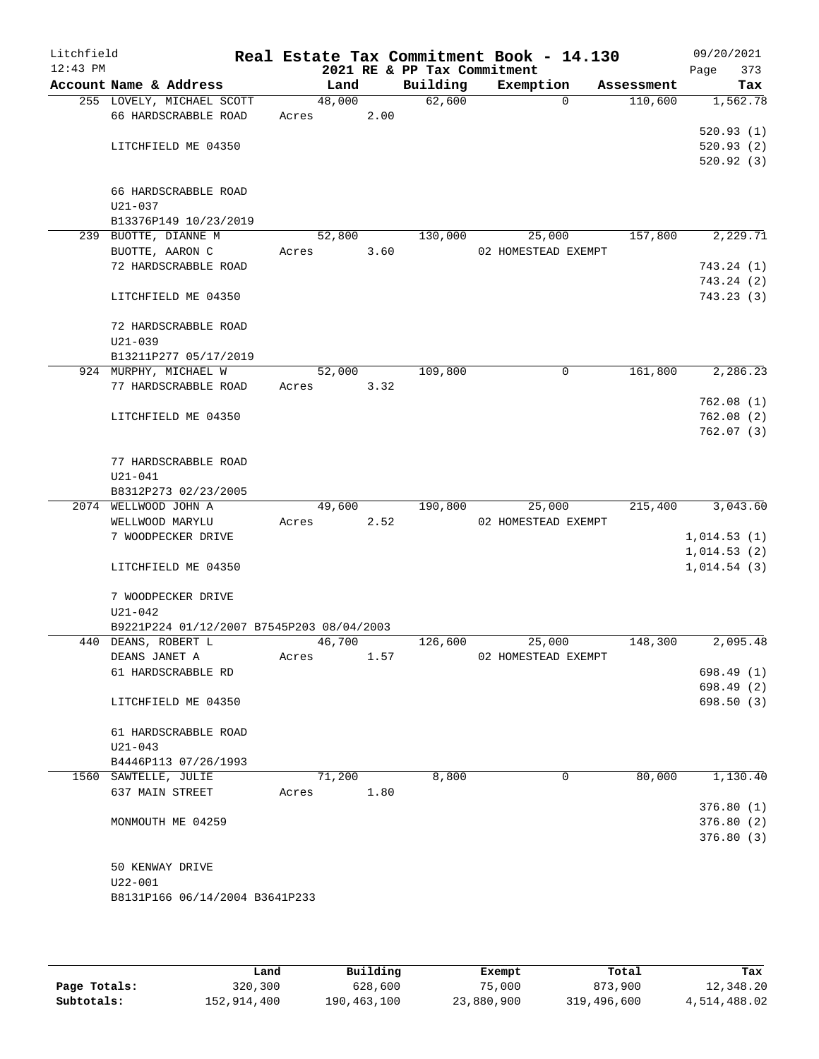Litchfield 12:43 PM

# Real Estate Tax Commitment Book - 14.130

2021 RE & PP Tax Commitment

09/20/2021 Page 373

| Account Name & Address | Land | Building | Exemption | Assessment | Tax |
|---|---|---|---|---|---|
| 255 LOVELY, MICHAEL SCOTT | 48,000 | 62,600 | 0 | 110,600 | 1,562.78 |
| 66 HARDSCRABBLE ROAD | Acres 2.00 | | | | |
| | | | | | 520.93 (1) |
| LITCHFIELD ME 04350 | | | | | 520.93 (2) |
| | | | | | 520.92 (3) |
| 66 HARDSCRABBLE ROAD | | | | | |
| U21-037 | | | | | |
| B13376P149 10/23/2019 | | | | | |
| 239 BUOTTE, DIANNE M | 52,800 | 130,000 | 25,000 | 157,800 | 2,229.71 |
| BUOTTE, AARON C | Acres 3.60 | | 02 HOMESTEAD EXEMPT | | |
| 72 HARDSCRABBLE ROAD | | | | | 743.24 (1) |
| | | | | | 743.24 (2) |
| LITCHFIELD ME 04350 | | | | | 743.23 (3) |
| 72 HARDSCRABBLE ROAD | | | | | |
| U21-039 | | | | | |
| B13211P277 05/17/2019 | | | | | |
| 924 MURPHY, MICHAEL W | 52,000 | 109,800 | 0 | 161,800 | 2,286.23 |
| 77 HARDSCRABBLE ROAD | Acres 3.32 | | | | |
| | | | | | 762.08 (1) |
| LITCHFIELD ME 04350 | | | | | 762.08 (2) |
| | | | | | 762.07 (3) |
| 77 HARDSCRABBLE ROAD | | | | | |
| U21-041 | | | | | |
| B8312P273 02/23/2005 | | | | | |
| 2074 WELLWOOD JOHN A | 49,600 | 190,800 | 25,000 | 215,400 | 3,043.60 |
| WELLWOOD MARYLU | Acres 2.52 | | 02 HOMESTEAD EXEMPT | | |
| 7 WOODPECKER DRIVE | | | | | 1,014.53 (1) |
| | | | | | 1,014.53 (2) |
| LITCHFIELD ME 04350 | | | | | 1,014.54 (3) |
| 7 WOODPECKER DRIVE | | | | | |
| U21-042 | | | | | |
| B9221P224 01/12/2007 B7545P203 08/04/2003 | | | | | |
| 440 DEANS, ROBERT L | 46,700 | 126,600 | 25,000 | 148,300 | 2,095.48 |
| DEANS JANET A | Acres 1.57 | | 02 HOMESTEAD EXEMPT | | |
| 61 HARDSCRABBLE RD | | | | | 698.49 (1) |
| | | | | | 698.49 (2) |
| LITCHFIELD ME 04350 | | | | | 698.50 (3) |
| 61 HARDSCRABBLE ROAD | | | | | |
| U21-043 | | | | | |
| B4446P113 07/26/1993 | | | | | |
| 1560 SAWTELLE, JULIE | 71,200 | 8,800 | 0 | 80,000 | 1,130.40 |
| 637 MAIN STREET | Acres 1.80 | | | | |
| | | | | | 376.80 (1) |
| MONMOUTH ME 04259 | | | | | 376.80 (2) |
| | | | | | 376.80 (3) |
| 50 KENWAY DRIVE | | | | | |
| U22-001 | | | | | |
| B8131P166 06/14/2004 B3641P233 | | | | | |

| | Land | Building | Exempt | Total | Tax |
|---|---|---|---|---|---|
| Page Totals: | 320,300 | 628,600 | 75,000 | 873,900 | 12,348.20 |
| Subtotals: | 152,914,400 | 190,463,100 | 23,880,900 | 319,496,600 | 4,514,488.02 |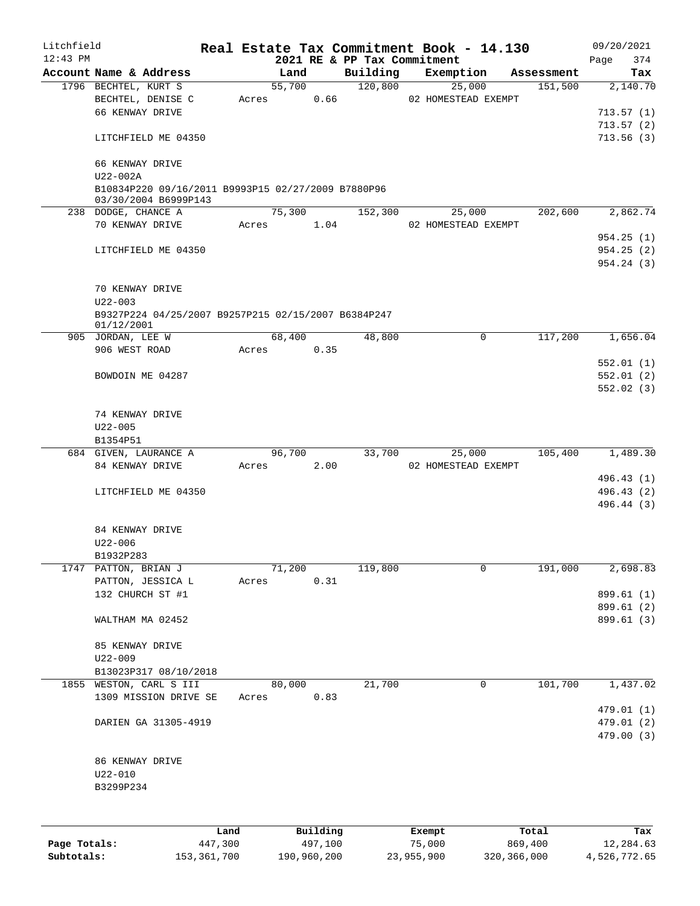# Real Estate Tax Commitment Book - 14.130

Litchfield
12:43 PM

## 2021 RE & PP Tax Commitment

09/20/2021

| Account Name & Address | Land | Building | Exemption | Assessment | Tax |
|---|---|---|---|---|---|
| 1796 BECHTEL, KURT S | 55,700 | 120,800 | 25,000 | 151,500 | 2,140.70 |
| BECHTEL, DENISE C | Acres 0.66 | | 02 HOMESTEAD EXEMPT | | |
| 66 KENWAY DRIVE | | | | | 713.57 (1) |
| | | | | | 713.57 (2) |
| LITCHFIELD ME 04350 | | | | | 713.56 (3) |
| 66 KENWAY DRIVE | | | | | |
| U22-002A | | | | | |
| B10834P220 09/16/2011 B9993P15 02/27/2009 B7880P96 03/30/2004 B6999P143 | | | | | |
| 238 DODGE, CHANCE A | 75,300 | 152,300 | 25,000 | 202,600 | 2,862.74 |
| 70 KENWAY DRIVE | Acres 1.04 | | 02 HOMESTEAD EXEMPT | | |
| | | | | | 954.25 (1) |
| LITCHFIELD ME 04350 | | | | | 954.25 (2) |
| | | | | | 954.24 (3) |
| 70 KENWAY DRIVE | | | | | |
| U22-003 | | | | | |
| B9327P224 04/25/2007 B9257P215 02/15/2007 B6384P247 01/12/2001 | | | | | |
| 905 JORDAN, LEE W | 68,400 | 48,800 | 0 | 117,200 | 1,656.04 |
| 906 WEST ROAD | Acres 0.35 | | | | |
| | | | | | 552.01 (1) |
| BOWDOIN ME 04287 | | | | | 552.01 (2) |
| | | | | | 552.02 (3) |
| 74 KENWAY DRIVE | | | | | |
| U22-005 | | | | | |
| B1354P51 | | | | | |
| 684 GIVEN, LAURANCE A | 96,700 | 33,700 | 25,000 | 105,400 | 1,489.30 |
| 84 KENWAY DRIVE | Acres 2.00 | | 02 HOMESTEAD EXEMPT | | |
| | | | | | 496.43 (1) |
| LITCHFIELD ME 04350 | | | | | 496.43 (2) |
| | | | | | 496.44 (3) |
| 84 KENWAY DRIVE | | | | | |
| U22-006 | | | | | |
| B1932P283 | | | | | |
| 1747 PATTON, BRIAN J | 71,200 | 119,800 | 0 | 191,000 | 2,698.83 |
| PATTON, JESSICA L | Acres 0.31 | | | | |
| 132 CHURCH ST #1 | | | | | 899.61 (1) |
| | | | | | 899.61 (2) |
| WALTHAM MA 02452 | | | | | 899.61 (3) |
| 85 KENWAY DRIVE | | | | | |
| U22-009 | | | | | |
| B13023P317 08/10/2018 | | | | | |
| 1855 WESTON, CARL S III | 80,000 | 21,700 | 0 | 101,700 | 1,437.02 |
| 1309 MISSION DRIVE SE | Acres 0.83 | | | | |
| | | | | | 479.01 (1) |
| DARIEN GA 31305-4919 | | | | | 479.01 (2) |
| | | | | | 479.00 (3) |
| 86 KENWAY DRIVE | | | | | |
| U22-010 | | | | | |
| B3299P234 | | | | | |

| | Land | Building | Exempt | Total | Tax |
|---|---|---|---|---|---|
| Page Totals: | 447,300 | 497,100 | 75,000 | 869,400 | 12,284.63 |
| Subtotals: | 153,361,700 | 190,960,200 | 23,955,900 | 320,366,000 | 4,526,772.65 |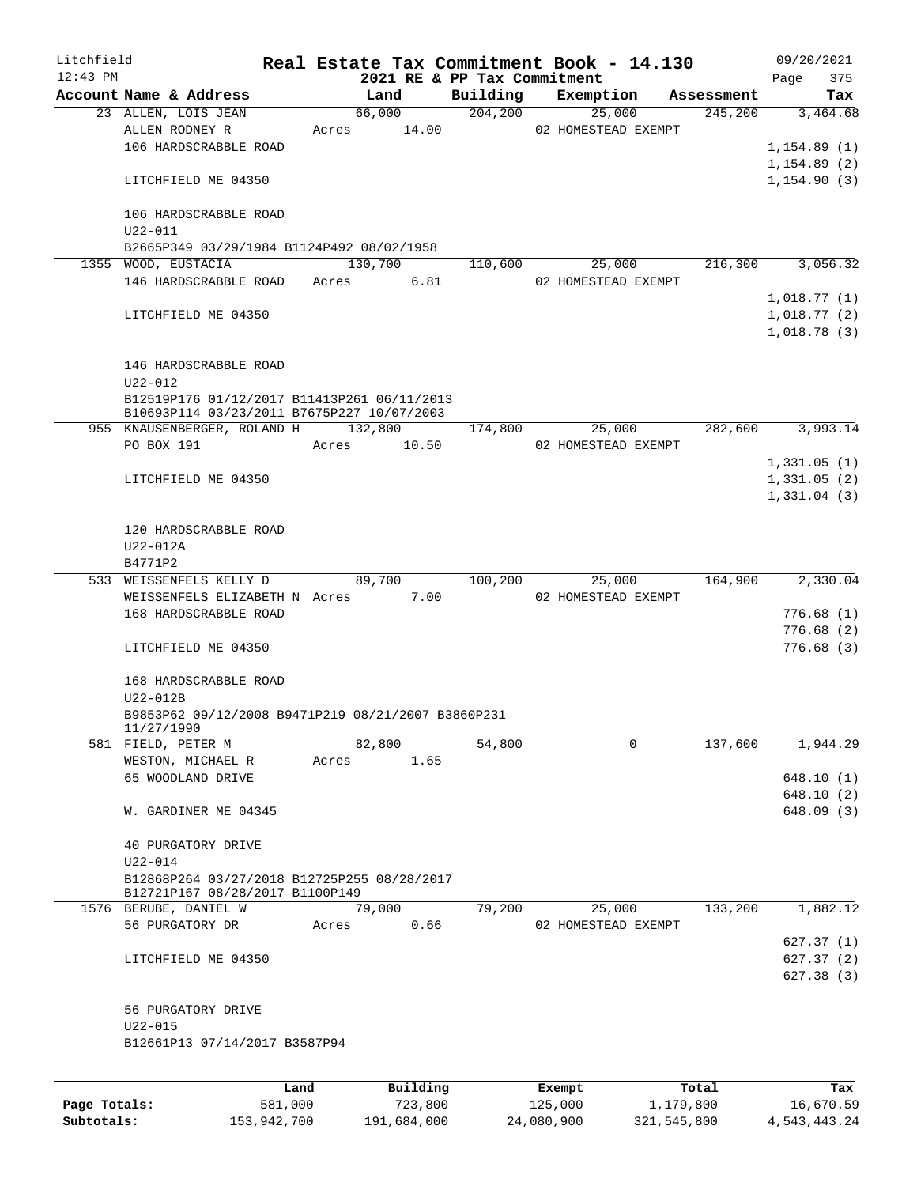Litchfield | Real Estate Tax Commitment Book - 14.130 | 09/20/2021
12:43 PM | 2021 RE & PP Tax Commitment | Page 375

| Account Name & Address | Land | Building | Exemption | Assessment | Tax |
|---|---|---|---|---|---|
| 23 ALLEN, LOIS JEAN | 66,000 | 204,200 | 25,000 | 245,200 | 3,464.68 |
| ALLEN RODNEY R | Acres 14.00 | | 02 HOMESTEAD EXEMPT | | |
| 106 HARDSCRABBLE ROAD | | | | | 1,154.89 (1) |
| | | | | | 1,154.89 (2) |
| LITCHFIELD ME 04350 | | | | | 1,154.90 (3) |
| 106 HARDSCRABBLE ROAD | | | | | |
| U22-011 | | | | | |
| B2665P349 03/29/1984 B1124P492 08/02/1958 | | | | | |
| 1355 WOOD, EUSTACIA | 130,700 | 110,600 | 25,000 | 216,300 | 3,056.32 |
| 146 HARDSCRABBLE ROAD | Acres 6.81 | | 02 HOMESTEAD EXEMPT | | |
| | | | | | 1,018.77 (1) |
| LITCHFIELD ME 04350 | | | | | 1,018.77 (2) |
| | | | | | 1,018.78 (3) |
| 146 HARDSCRABBLE ROAD | | | | | |
| U22-012 | | | | | |
| B12519P176 01/12/2017 B11413P261 06/11/2013 B10693P114 03/23/2011 B7675P227 10/07/2003 | | | | | |
| 955 KNAUSENBERGER, ROLAND H | 132,800 | 174,800 | 25,000 | 282,600 | 3,993.14 |
| PO BOX 191 | Acres 10.50 | | 02 HOMESTEAD EXEMPT | | |
| | | | | | 1,331.05 (1) |
| LITCHFIELD ME 04350 | | | | | 1,331.05 (2) |
| | | | | | 1,331.04 (3) |
| 120 HARDSCRABBLE ROAD | | | | | |
| U22-012A | | | | | |
| B4771P2 | | | | | |
| 533 WEISSENFELS KELLY D | 89,700 | 100,200 | 25,000 | 164,900 | 2,330.04 |
| WEISSENFELS ELIZABETH N | Acres 7.00 | | 02 HOMESTEAD EXEMPT | | |
| 168 HARDSCRABBLE ROAD | | | | | 776.68 (1) |
| | | | | | 776.68 (2) |
| LITCHFIELD ME 04350 | | | | | 776.68 (3) |
| 168 HARDSCRABBLE ROAD | | | | | |
| U22-012B | | | | | |
| B9853P62 09/12/2008 B9471P219 08/21/2007 B3860P231 11/27/1990 | | | | | |
| 581 FIELD, PETER M | 82,800 | 54,800 | 0 | 137,600 | 1,944.29 |
| WESTON, MICHAEL R | Acres 1.65 | | | | |
| 65 WOODLAND DRIVE | | | | | 648.10 (1) |
| | | | | | 648.10 (2) |
| W. GARDINER ME 04345 | | | | | 648.09 (3) |
| 40 PURGATORY DRIVE | | | | | |
| U22-014 | | | | | |
| B12868P264 03/27/2018 B12725P255 08/28/2017 B12721P167 08/28/2017 B1100P149 | | | | | |
| 1576 BERUBE, DANIEL W | 79,000 | 79,200 | 25,000 | 133,200 | 1,882.12 |
| 56 PURGATORY DR | Acres 0.66 | | 02 HOMESTEAD EXEMPT | | |
| | | | | | 627.37 (1) |
| LITCHFIELD ME 04350 | | | | | 627.37 (2) |
| | | | | | 627.38 (3) |
| 56 PURGATORY DRIVE | | | | | |
| U22-015 | | | | | |
| B12661P13 07/14/2017 B3587P94 | | | | | |

| | Land | Building | Exempt | Total | Tax |
|---|---|---|---|---|---|
| Page Totals: | 581,000 | 723,800 | 125,000 | 1,179,800 | 16,670.59 |
| Subtotals: | 153,942,700 | 191,684,000 | 24,080,900 | 321,545,800 | 4,543,443.24 |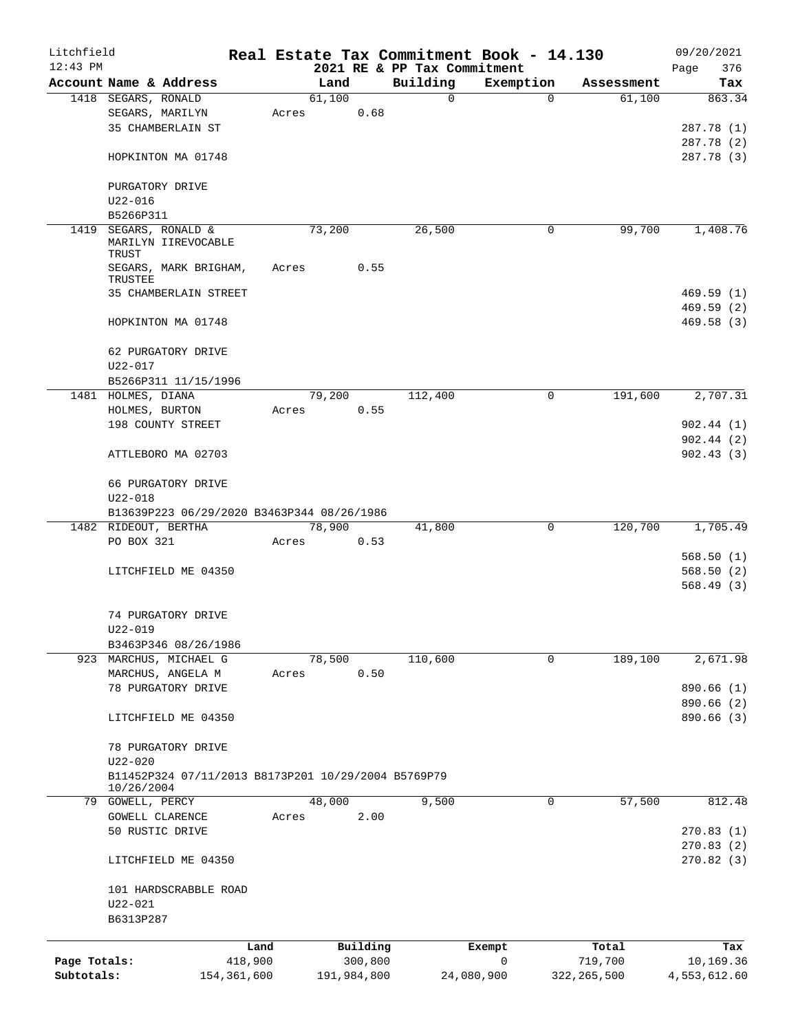Litchfield
12:43 PM

**Real Estate Tax Commitment Book - 14.130**
**2021 RE & PP Tax Commitment**

09/20/2021
Page 376

| Account Name & Address | Land | Building | Exemption | Assessment | Tax |
|---|---|---|---|---|---|
| 1418 SEGARS, RONALD | 61,100 | 0 | 0 | 61,100 | 863.34 |
| SEGARS, MARILYN | Acres 0.68 | | | | |
| 35 CHAMBERLAIN ST | | | | | 287.78 (1) |
| | | | | | 287.78 (2) |
| HOPKINTON MA 01748 | | | | | 287.78 (3) |
| PURGATORY DRIVE | | | | | |
| U22-016 | | | | | |
| B5266P311 | | | | | |
| 1419 SEGARS, RONALD & MARILYN IIREVOCABLE TRUST | 73,200 | 26,500 | 0 | 99,700 | 1,408.76 |
| SEGARS, MARK BRIGHAM, TRUSTEE | Acres 0.55 | | | | |
| 35 CHAMBERLAIN STREET | | | | | 469.59 (1) |
| | | | | | 469.59 (2) |
| HOPKINTON MA 01748 | | | | | 469.58 (3) |
| 62 PURGATORY DRIVE | | | | | |
| U22-017 | | | | | |
| B5266P311 11/15/1996 | | | | | |
| 1481 HOLMES, DIANA | 79,200 | 112,400 | 0 | 191,600 | 2,707.31 |
| HOLMES, BURTON | Acres 0.55 | | | | |
| 198 COUNTY STREET | | | | | 902.44 (1) |
| | | | | | 902.44 (2) |
| ATTLEBORO MA 02703 | | | | | 902.43 (3) |
| 66 PURGATORY DRIVE | | | | | |
| U22-018 | | | | | |
| B13639P223 06/29/2020 B3463P344 08/26/1986 | | | | | |
| 1482 RIDEOUT, BERTHA | 78,900 | 41,800 | 0 | 120,700 | 1,705.49 |
| PO BOX 321 | Acres 0.53 | | | | |
| | | | | | 568.50 (1) |
| LITCHFIELD ME 04350 | | | | | 568.50 (2) |
| | | | | | 568.49 (3) |
| 74 PURGATORY DRIVE | | | | | |
| U22-019 | | | | | |
| B3463P346 08/26/1986 | | | | | |
| 923 MARCHUS, MICHAEL G | 78,500 | 110,600 | 0 | 189,100 | 2,671.98 |
| MARCHUS, ANGELA M | Acres 0.50 | | | | |
| 78 PURGATORY DRIVE | | | | | 890.66 (1) |
| | | | | | 890.66 (2) |
| LITCHFIELD ME 04350 | | | | | 890.66 (3) |
| 78 PURGATORY DRIVE | | | | | |
| U22-020 | | | | | |
| B11452P324 07/11/2013 B8173P201 10/29/2004 B5769P79 10/26/2004 | | | | | |
| 79 GOWELL, PERCY | 48,000 | 9,500 | 0 | 57,500 | 812.48 |
| GOWELL CLARENCE | Acres 2.00 | | | | |
| 50 RUSTIC DRIVE | | | | | 270.83 (1) |
| | | | | | 270.83 (2) |
| LITCHFIELD ME 04350 | | | | | 270.82 (3) |
| 101 HARDSCRABBLE ROAD | | | | | |
| U22-021 | | | | | |
| B6313P287 | | | | | |

| | Land | Building | Exempt | Total | Tax |
|---|---|---|---|---|---|
| Page Totals: | 418,900 | 300,800 | 0 | 719,700 | 10,169.36 |
| Subtotals: | 154,361,600 | 191,984,800 | 24,080,900 | 322,265,500 | 4,553,612.60 |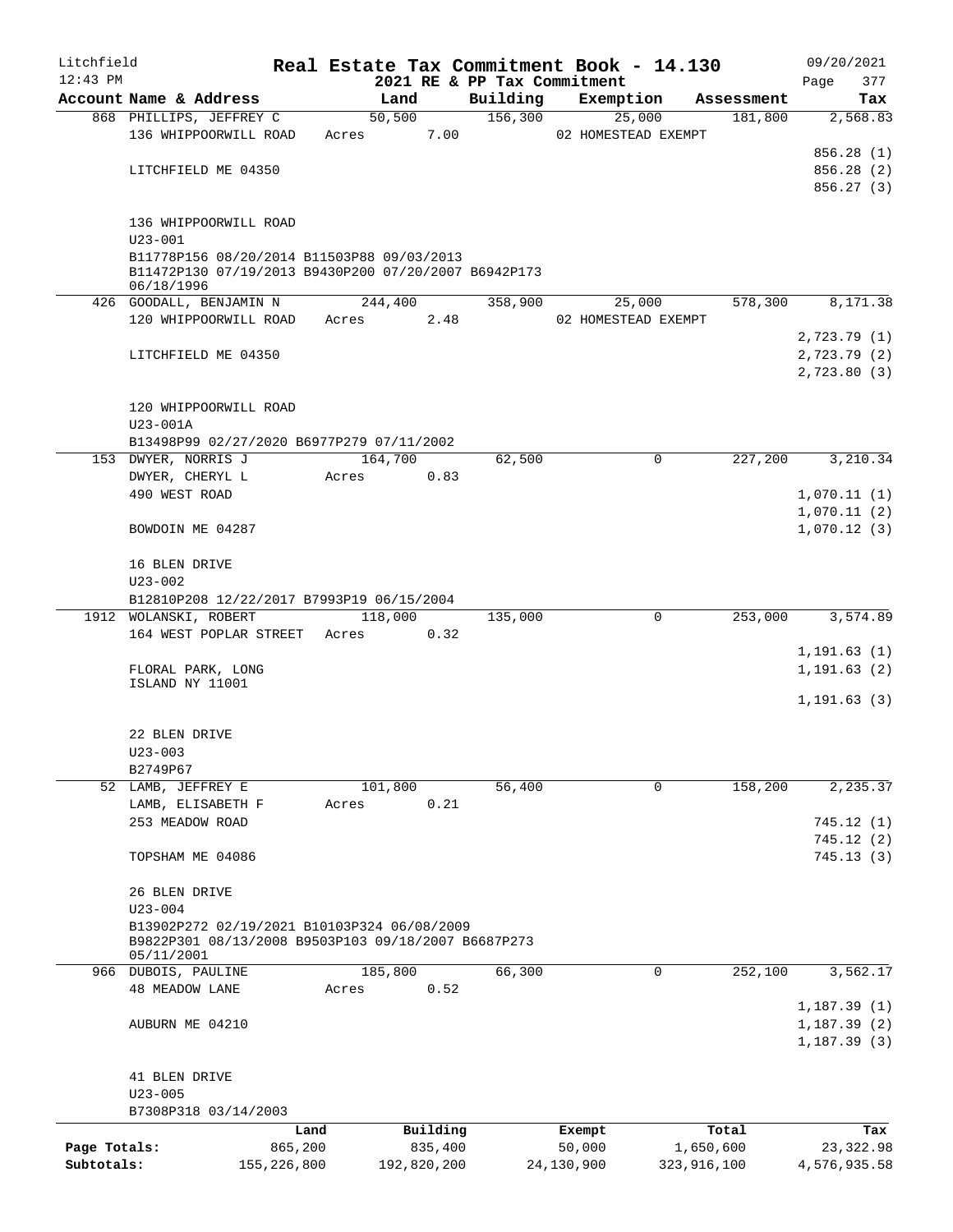Litchfield
12:43 PM

# Real Estate Tax Commitment Book - 14.130

## 2021 RE & PP Tax Commitment

09/20/2021

| Account | Name & Address | Land | Building | Exemption | Assessment | Tax |
|---|---|---|---|---|---|---|
| 868 | PHILLIPS, JEFFREY C<br>136 WHIPPOORWILL ROAD<br><br>LITCHFIELD ME 04350<br><br>136 WHIPPOORWILL ROAD<br>U23-001<br>B11778P156 08/20/2014 B11503P88 09/03/2013 B11472P130 07/19/2013 B9430P200 07/20/2007 B6942P173 06/18/1996 | 50,500<br>Acres 7.00 | 156,300 | 25,000<br>02 HOMESTEAD EXEMPT | 181,800 | 2,568.83<br><br>856.28 (1)<br>856.28 (2)<br>856.27 (3) |
| 426 | GOODALL, BENJAMIN N<br>120 WHIPPOORWILL ROAD<br><br>LITCHFIELD ME 04350<br><br>120 WHIPPOORWILL ROAD<br>U23-001A<br>B13498P99 02/27/2020 B6977P279 07/11/2002 | 244,400<br>Acres 2.48 | 358,900 | 25,000<br>02 HOMESTEAD EXEMPT | 578,300 | 8,171.38<br><br>2,723.79 (1)<br>2,723.79 (2)<br>2,723.80 (3) |
| 153 | DWYER, NORRIS J<br>DWYER, CHERYL L<br>490 WEST ROAD<br><br>BOWDOIN ME 04287<br><br>16 BLEN DRIVE<br>U23-002<br>B12810P208 12/22/2017 B7993P19 06/15/2004 | 164,700<br>Acres 0.83 | 62,500 | 0 | 227,200 | 3,210.34<br><br>1,070.11 (1)<br>1,070.11 (2)<br>1,070.12 (3) |
| 1912 | WOLANSKI, ROBERT<br>164 WEST POPLAR STREET<br><br>FLORAL PARK, LONG ISLAND NY 11001<br><br>22 BLEN DRIVE<br>U23-003<br>B2749P67 | 118,000<br>Acres 0.32 | 135,000 | 0 | 253,000 | 3,574.89<br><br>1,191.63 (1)<br>1,191.63 (2)<br>1,191.63 (3) |
| 52 | LAMB, JEFFREY E<br>LAMB, ELISABETH F<br>253 MEADOW ROAD<br><br>TOPSHAM ME 04086<br><br>26 BLEN DRIVE<br>U23-004<br>B13902P272 02/19/2021 B10103P324 06/08/2009 B9822P301 08/13/2008 B9503P103 09/18/2007 B6687P273 05/11/2001 | 101,800<br>Acres 0.21 | 56,400 | 0 | 158,200 | 2,235.37<br><br>745.12 (1)<br>745.12 (2)<br>745.13 (3) |
| 966 | DUBOIS, PAULINE<br>48 MEADOW LANE<br><br>AUBURN ME 04210<br><br>41 BLEN DRIVE<br>U23-005<br>B7308P318 03/14/2003 | 185,800<br>Acres 0.52 | 66,300 | 0 | 252,100 | 3,562.17<br><br>1,187.39 (1)<br>1,187.39 (2)<br>1,187.39 (3) |

| | Land | Building | Exempt | Total | Tax |
|---|---|---|---|---|---|
| Page Totals: | 865,200 | 835,400 | 50,000 | 1,650,600 | 23,322.98 |
| Subtotals: | 155,226,800 | 192,820,200 | 24,130,900 | 323,916,100 | 4,576,935.58 |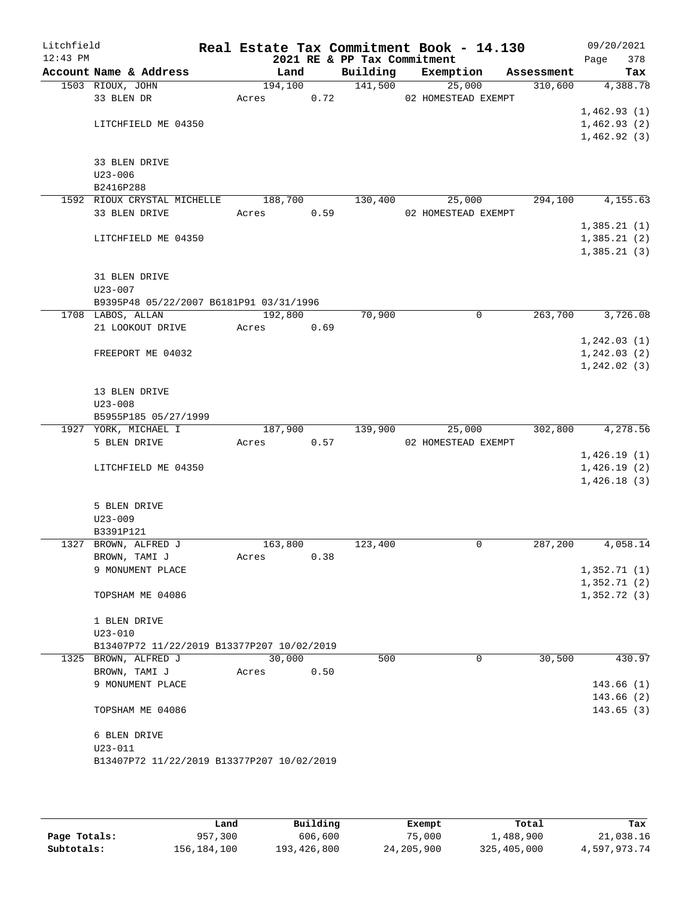Litchfield 12:43 PM

# Real Estate Tax Commitment Book - 14.130

## 2021 RE & PP Tax Commitment

09/20/2021 Page 378

| Account Name & Address | Land | Building | Exemption | Assessment | Tax |
|---|---|---|---|---|---|
| 1503 RIOUX, JOHN | 194,100 | 141,500 | 25,000 | 310,600 | 4,388.78 |
| 33 BLEN DR | Acres 0.72 | | 02 HOMESTEAD EXEMPT | | |
| | | | | | 1,462.93 (1) |
| LITCHFIELD ME 04350 | | | | | 1,462.93 (2) |
| | | | | | 1,462.92 (3) |
| 33 BLEN DRIVE | | | | | |
| U23-006 | | | | | |
| B2416P288 | | | | | |
| 1592 RIOUX CRYSTAL MICHELLE | 188,700 | 130,400 | 25,000 | 294,100 | 4,155.63 |
| 33 BLEN DRIVE | Acres 0.59 | | 02 HOMESTEAD EXEMPT | | |
| | | | | | 1,385.21 (1) |
| LITCHFIELD ME 04350 | | | | | 1,385.21 (2) |
| | | | | | 1,385.21 (3) |
| 31 BLEN DRIVE | | | | | |
| U23-007 | | | | | |
| B9395P48 05/22/2007 B6181P91 03/31/1996 | | | | | |
| 1708 LABOS, ALLAN | 192,800 | 70,900 | 0 | 263,700 | 3,726.08 |
| 21 LOOKOUT DRIVE | Acres 0.69 | | | | |
| | | | | | 1,242.03 (1) |
| FREEPORT ME 04032 | | | | | 1,242.03 (2) |
| | | | | | 1,242.02 (3) |
| 13 BLEN DRIVE | | | | | |
| U23-008 | | | | | |
| B5955P185 05/27/1999 | | | | | |
| 1927 YORK, MICHAEL I | 187,900 | 139,900 | 25,000 | 302,800 | 4,278.56 |
| 5 BLEN DRIVE | Acres 0.57 | | 02 HOMESTEAD EXEMPT | | |
| | | | | | 1,426.19 (1) |
| LITCHFIELD ME 04350 | | | | | 1,426.19 (2) |
| | | | | | 1,426.18 (3) |
| 5 BLEN DRIVE | | | | | |
| U23-009 | | | | | |
| B3391P121 | | | | | |
| 1327 BROWN, ALFRED J | 163,800 | 123,400 | 0 | 287,200 | 4,058.14 |
| BROWN, TAMI J | Acres 0.38 | | | | |
| 9 MONUMENT PLACE | | | | | 1,352.71 (1) |
| | | | | | 1,352.71 (2) |
| TOPSHAM ME 04086 | | | | | 1,352.72 (3) |
| 1 BLEN DRIVE | | | | | |
| U23-010 | | | | | |
| B13407P72 11/22/2019 B13377P207 10/02/2019 | | | | | |
| 1325 BROWN, ALFRED J | 30,000 | 500 | 0 | 30,500 | 430.97 |
| BROWN, TAMI J | Acres 0.50 | | | | |
| 9 MONUMENT PLACE | | | | | 143.66 (1) |
| | | | | | 143.66 (2) |
| TOPSHAM ME 04086 | | | | | 143.65 (3) |
| 6 BLEN DRIVE | | | | | |
| U23-011 | | | | | |
| B13407P72 11/22/2019 B13377P207 10/02/2019 | | | | | |

| | Land | Building | Exempt | Total | Tax |
|---|---|---|---|---|---|
| Page Totals: | 957,300 | 606,600 | 75,000 | 1,488,900 | 21,038.16 |
| Subtotals: | 156,184,100 | 193,426,800 | 24,205,900 | 325,405,000 | 4,597,973.74 |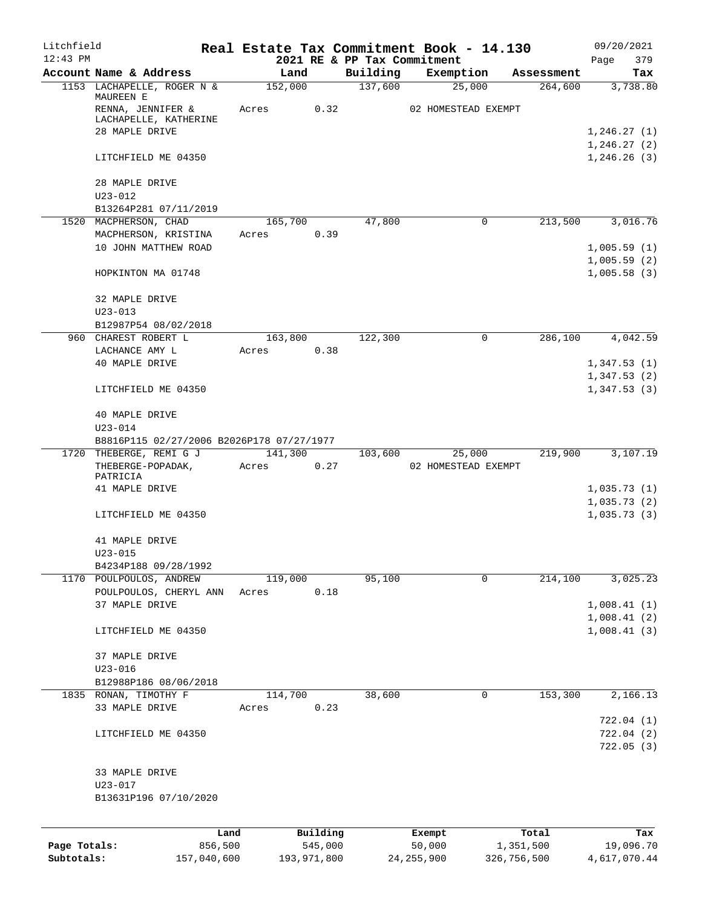Litchfield
12:43 PM

# Real Estate Tax Commitment Book - 14.130

2021 RE & PP Tax Commitment

09/20/2021

| Account Name & Address | Land | Building | Exemption | Assessment | Tax |
|---|---|---|---|---|---|
| 1153 LACHAPELLE, ROGER N & MAUREEN E | 152,000 | 137,600 | 25,000 | 264,600 | 3,738.80 |
| RENNA, JENNIFER & LACHAPELLE, KATHERINE | Acres 0.32 | | 02 HOMESTEAD EXEMPT | | |
| 28 MAPLE DRIVE | | | | | 1,246.27 (1) |
| | | | | | 1,246.27 (2) |
| LITCHFIELD ME 04350 | | | | | 1,246.26 (3) |
| 28 MAPLE DRIVE | | | | | |
| U23-012 | | | | | |
| B13264P281 07/11/2019 | | | | | |
| 1520 MACPHERSON, CHAD | 165,700 | 47,800 | 0 | 213,500 | 3,016.76 |
| MACPHERSON, KRISTINA | Acres 0.39 | | | | |
| 10 JOHN MATTHEW ROAD | | | | | 1,005.59 (1) |
| | | | | | 1,005.59 (2) |
| HOPKINTON MA 01748 | | | | | 1,005.58 (3) |
| 32 MAPLE DRIVE | | | | | |
| U23-013 | | | | | |
| B12987P54 08/02/2018 | | | | | |
| 960 CHAREST ROBERT L | 163,800 | 122,300 | 0 | 286,100 | 4,042.59 |
| LACHANCE AMY L | Acres 0.38 | | | | |
| 40 MAPLE DRIVE | | | | | 1,347.53 (1) |
| | | | | | 1,347.53 (2) |
| LITCHFIELD ME 04350 | | | | | 1,347.53 (3) |
| 40 MAPLE DRIVE | | | | | |
| U23-014 | | | | | |
| B8816P115 02/27/2006 B2026P178 07/27/1977 | | | | | |
| 1720 THEBERGE, REMI G J | 141,300 | 103,600 | 25,000 | 219,900 | 3,107.19 |
| THEBERGE-POPADAK, PATRICIA | Acres 0.27 | | 02 HOMESTEAD EXEMPT | | |
| 41 MAPLE DRIVE | | | | | 1,035.73 (1) |
| | | | | | 1,035.73 (2) |
| LITCHFIELD ME 04350 | | | | | 1,035.73 (3) |
| 41 MAPLE DRIVE | | | | | |
| U23-015 | | | | | |
| B4234P188 09/28/1992 | | | | | |
| 1170 POULPOULOS, ANDREW | 119,000 | 95,100 | 0 | 214,100 | 3,025.23 |
| POULPOULOS, CHERYL ANN | Acres 0.18 | | | | |
| 37 MAPLE DRIVE | | | | | 1,008.41 (1) |
| | | | | | 1,008.41 (2) |
| LITCHFIELD ME 04350 | | | | | 1,008.41 (3) |
| 37 MAPLE DRIVE | | | | | |
| U23-016 | | | | | |
| B12988P186 08/06/2018 | | | | | |
| 1835 RONAN, TIMOTHY F | 114,700 | 38,600 | 0 | 153,300 | 2,166.13 |
| 33 MAPLE DRIVE | Acres 0.23 | | | | |
| | | | | | 722.04 (1) |
| LITCHFIELD ME 04350 | | | | | 722.04 (2) |
| | | | | | 722.05 (3) |
| 33 MAPLE DRIVE | | | | | |
| U23-017 | | | | | |
| B13631P196 07/10/2020 | | | | | |

| | Land | Building | Exempt | Total | Tax |
|---|---|---|---|---|---|
| Page Totals: | 856,500 | 545,000 | 50,000 | 1,351,500 | 19,096.70 |
| Subtotals: | 157,040,600 | 193,971,800 | 24,255,900 | 326,756,500 | 4,617,070.44 |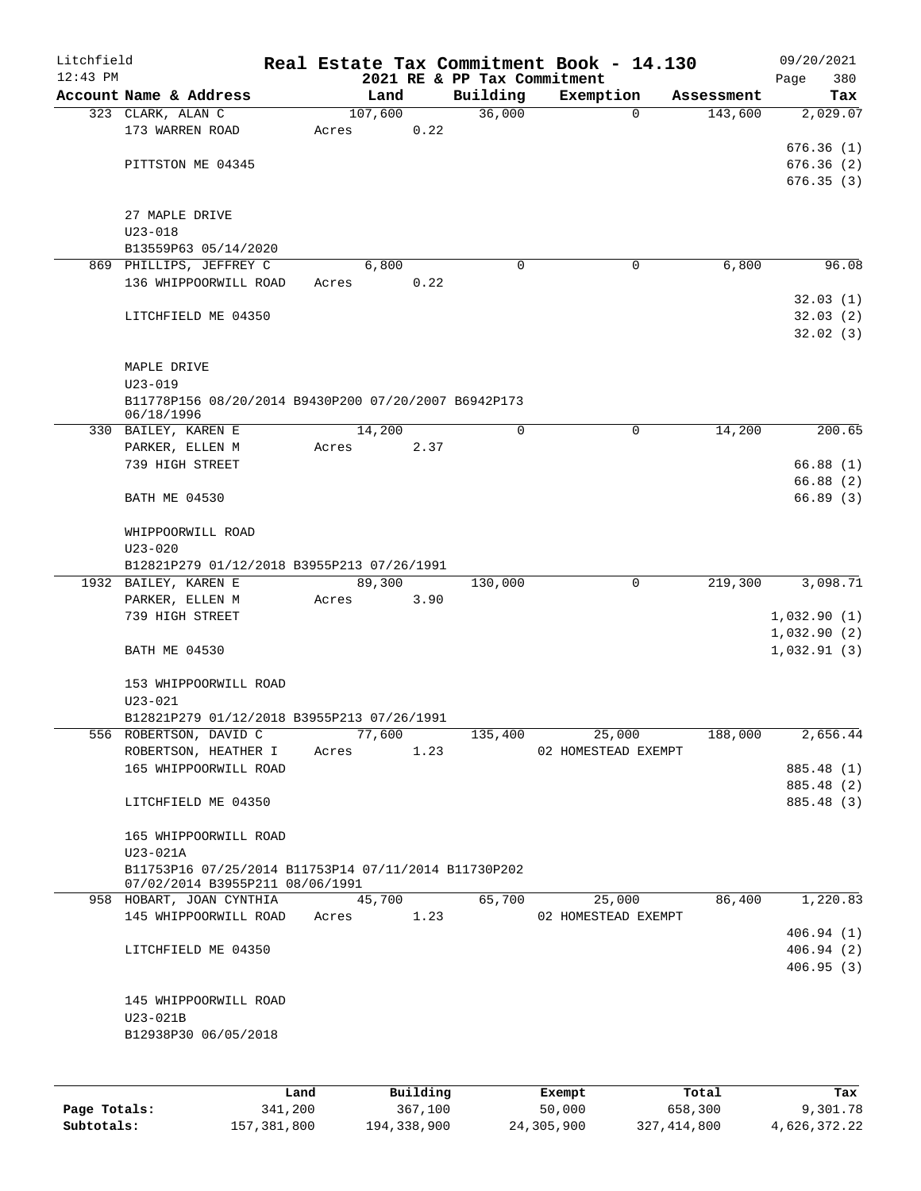# Real Estate Tax Commitment Book - 14.130

Litchfield
12:43 PM

2021 RE & PP Tax Commitment

09/20/2021

| Account Name & Address | Land | Building | Exemption | Assessment | Tax |
|---|---|---|---|---|---|
| 323 CLARK, ALAN C | 107,600 | 36,000 | 0 | 143,600 | 2,029.07 |
| 173 WARREN ROAD | Acres 0.22 | | | | |
| | | | | | 676.36 (1) |
| PITTSTON ME 04345 | | | | | 676.36 (2) |
| | | | | | 676.35 (3) |
| 27 MAPLE DRIVE | | | | | |
| U23-018 | | | | | |
| B13559P63 05/14/2020 | | | | | |
| 869 PHILLIPS, JEFFREY C | 6,800 | 0 | 0 | 6,800 | 96.08 |
| 136 WHIPPOORWILL ROAD | Acres 0.22 | | | | |
| | | | | | 32.03 (1) |
| LITCHFIELD ME 04350 | | | | | 32.03 (2) |
| | | | | | 32.02 (3) |
| MAPLE DRIVE | | | | | |
| U23-019 | | | | | |
| B11778P156 08/20/2014 B9430P200 07/20/2007 B6942P173 06/18/1996 | | | | | |
| 330 BAILEY, KAREN E | 14,200 | 0 | 0 | 14,200 | 200.65 |
| PARKER, ELLEN M | Acres 2.37 | | | | |
| 739 HIGH STREET | | | | | 66.88 (1) |
| | | | | | 66.88 (2) |
| BATH ME 04530 | | | | | 66.89 (3) |
| WHIPPOORWILL ROAD | | | | | |
| U23-020 | | | | | |
| B12821P279 01/12/2018 B3955P213 07/26/1991 | | | | | |
| 1932 BAILEY, KAREN E | 89,300 | 130,000 | 0 | 219,300 | 3,098.71 |
| PARKER, ELLEN M | Acres 3.90 | | | | |
| 739 HIGH STREET | | | | | 1,032.90 (1) |
| | | | | | 1,032.90 (2) |
| BATH ME 04530 | | | | | 1,032.91 (3) |
| 153 WHIPPOORWILL ROAD | | | | | |
| U23-021 | | | | | |
| B12821P279 01/12/2018 B3955P213 07/26/1991 | | | | | |
| 556 ROBERTSON, DAVID C | 77,600 | 135,400 | 25,000 | 188,000 | 2,656.44 |
| ROBERTSON, HEATHER I | Acres 1.23 | | 02 HOMESTEAD EXEMPT | | |
| 165 WHIPPOORWILL ROAD | | | | | 885.48 (1) |
| | | | | | 885.48 (2) |
| LITCHFIELD ME 04350 | | | | | 885.48 (3) |
| 165 WHIPPOORWILL ROAD | | | | | |
| U23-021A | | | | | |
| B11753P16 07/25/2014 B11753P14 07/11/2014 B11730P202 07/02/2014 B3955P211 08/06/1991 | | | | | |
| 958 HOBART, JOAN CYNTHIA | 45,700 | 65,700 | 25,000 | 86,400 | 1,220.83 |
| 145 WHIPPOORWILL ROAD | Acres 1.23 | | 02 HOMESTEAD EXEMPT | | |
| | | | | | 406.94 (1) |
| LITCHFIELD ME 04350 | | | | | 406.94 (2) |
| | | | | | 406.95 (3) |
| 145 WHIPPOORWILL ROAD | | | | | |
| U23-021B | | | | | |
| B12938P30 06/05/2018 | | | | | |

| | Land | Building | Exempt | Total | Tax |
|---|---|---|---|---|---|
| Page Totals: | 341,200 | 367,100 | 50,000 | 658,300 | 9,301.78 |
| Subtotals: | 157,381,800 | 194,338,900 | 24,305,900 | 327,414,800 | 4,626,372.22 |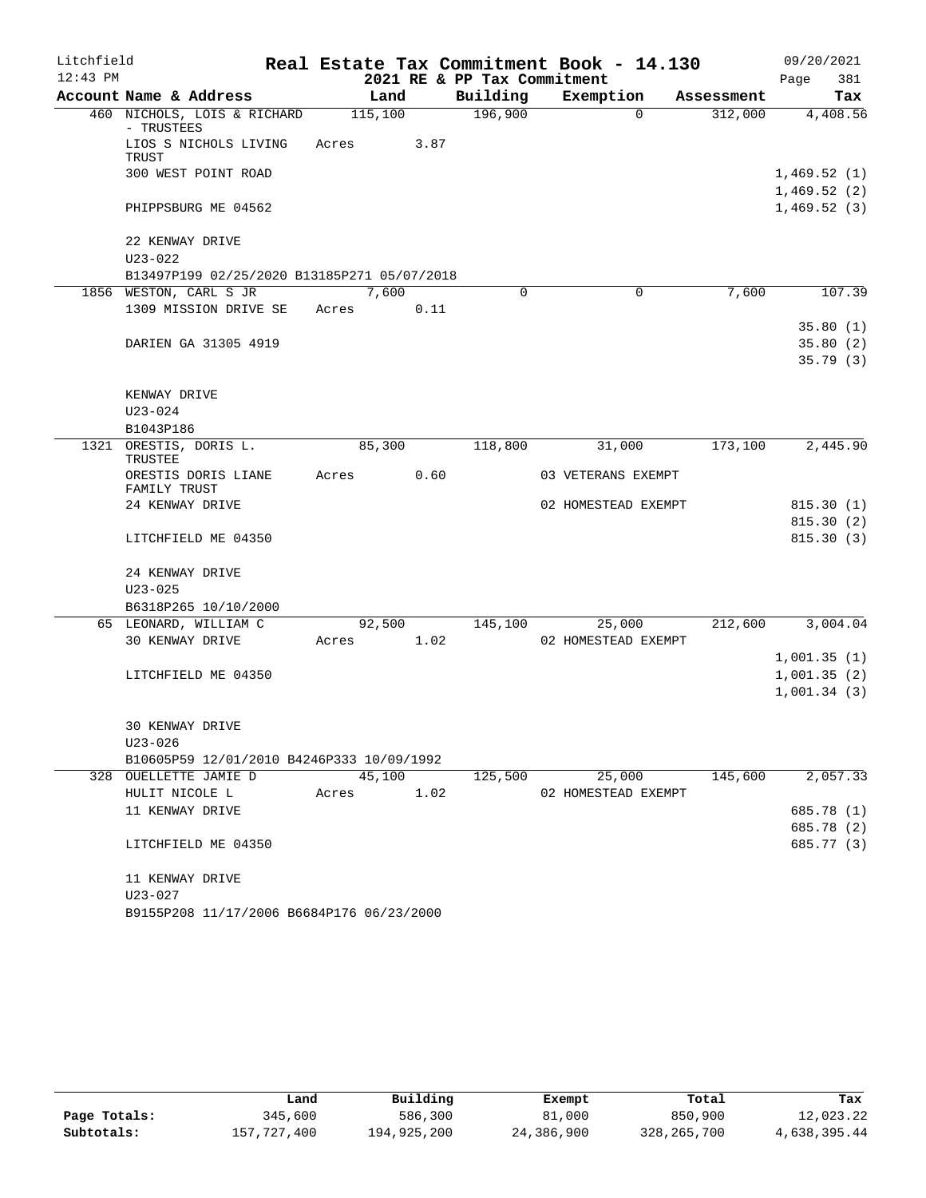Litchfield — Real Estate Tax Commitment Book - 14.130 — 09/20/2021

12:43 PM — 2021 RE & PP Tax Commitment — Page 381

| Account | Name & Address | Land | Building | Exemption | Assessment | Tax |
|---|---|---|---|---|---|---|
| 460 | NICHOLS, LOIS & RICHARD - TRUSTEES | 115,100 | 196,900 | 0 | 312,000 | 4,408.56 |
| | LIOS S NICHOLS LIVING TRUST | Acres 3.87 | | | | |
| | 300 WEST POINT ROAD | | | | | 1,469.52 (1) |
| | | | | | | 1,469.52 (2) |
| | PHIPPSBURG ME 04562 | | | | | 1,469.52 (3) |
| | 22 KENWAY DRIVE | | | | | |
| | U23-022 | | | | | |
| | B13497P199 02/25/2020 B13185P271 05/07/2018 | | | | | |
| 1856 | WESTON, CARL S JR | 7,600 | 0 | 0 | 7,600 | 107.39 |
| | 1309 MISSION DRIVE SE | Acres 0.11 | | | | |
| | | | | | | 35.80 (1) |
| | DARIEN GA 31305 4919 | | | | | 35.80 (2) |
| | | | | | | 35.79 (3) |
| | KENWAY DRIVE | | | | | |
| | U23-024 | | | | | |
| | B1043P186 | | | | | |
| 1321 | ORESTIS, DORIS L. TRUSTEE | 85,300 | 118,800 | 31,000 | 173,100 | 2,445.90 |
| | ORESTIS DORIS LIANE FAMILY TRUST | Acres 0.60 | | 03 VETERANS EXEMPT | | |
| | 24 KENWAY DRIVE | | | 02 HOMESTEAD EXEMPT | | 815.30 (1) |
| | | | | | | 815.30 (2) |
| | LITCHFIELD ME 04350 | | | | | 815.30 (3) |
| | 24 KENWAY DRIVE | | | | | |
| | U23-025 | | | | | |
| | B6318P265 10/10/2000 | | | | | |
| 65 | LEONARD, WILLIAM C | 92,500 | 145,100 | 25,000 | 212,600 | 3,004.04 |
| | 30 KENWAY DRIVE | Acres 1.02 | | 02 HOMESTEAD EXEMPT | | |
| | | | | | | 1,001.35 (1) |
| | LITCHFIELD ME 04350 | | | | | 1,001.35 (2) |
| | | | | | | 1,001.34 (3) |
| | 30 KENWAY DRIVE | | | | | |
| | U23-026 | | | | | |
| | B10605P59 12/01/2010 B4246P333 10/09/1992 | | | | | |
| 328 | OUELLETTE JAMIE D | 45,100 | 125,500 | 25,000 | 145,600 | 2,057.33 |
| | HULIT NICOLE L | Acres 1.02 | | 02 HOMESTEAD EXEMPT | | |
| | 11 KENWAY DRIVE | | | | | 685.78 (1) |
| | | | | | | 685.78 (2) |
| | LITCHFIELD ME 04350 | | | | | 685.77 (3) |
| | 11 KENWAY DRIVE | | | | | |
| | U23-027 | | | | | |
| | B9155P208 11/17/2006 B6684P176 06/23/2000 | | | | | |

| | Land | Building | Exempt | Total | Tax |
|---|---|---|---|---|---|
| Page Totals: | 345,600 | 586,300 | 81,000 | 850,900 | 12,023.22 |
| Subtotals: | 157,727,400 | 194,925,200 | 24,386,900 | 328,265,700 | 4,638,395.44 |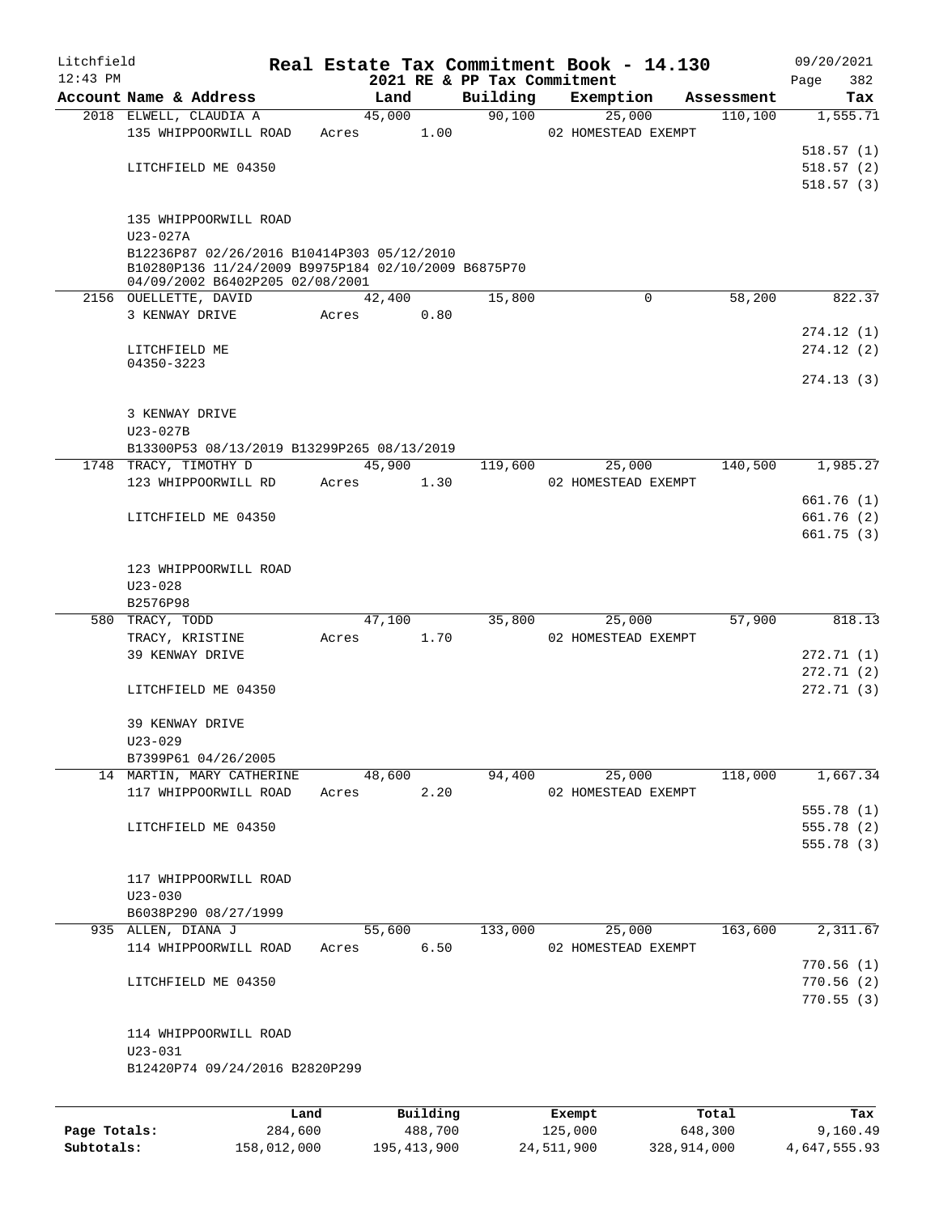Litchfield
12:43 PM

# Real Estate Tax Commitment Book - 14.130

## 2021 RE & PP Tax Commitment

09/20/2021

| Account | Name & Address | Land | Building | Exemption | Assessment | Tax |
|---|---|---|---|---|---|---|
| 2018 | ELWELL, CLAUDIA A<br>135 WHIPPOORWILL ROAD<br>LITCHFIELD ME 04350<br>135 WHIPPOORWILL ROAD<br>U23-027A<br>B12236P87 02/26/2016 B10414P303 05/12/2010 B10280P136 11/24/2009 B9975P184 02/10/2009 B6875P70 04/09/2002 B6402P205 02/08/2001 | 45,000<br>Acres 1.00 | 90,100 | 25,000<br>02 HOMESTEAD EXEMPT | 110,100 | 1,555.71<br>518.57 (1)<br>518.57 (2)<br>518.57 (3) |
| 2156 | OUELLETTE, DAVID<br>3 KENWAY DRIVE<br>LITCHFIELD ME 04350-3223<br>3 KENWAY DRIVE<br>U23-027B<br>B13300P53 08/13/2019 B13299P265 08/13/2019 | 42,400<br>Acres 0.80 | 15,800 | 0 | 58,200 | 822.37<br>274.12 (1)<br>274.12 (2)<br>274.13 (3) |
| 1748 | TRACY, TIMOTHY D<br>123 WHIPPOORWILL RD<br>LITCHFIELD ME 04350<br>123 WHIPPOORWILL ROAD<br>U23-028<br>B2576P98 | 45,900<br>Acres 1.30 | 119,600 | 25,000<br>02 HOMESTEAD EXEMPT | 140,500 | 1,985.27<br>661.76 (1)<br>661.76 (2)<br>661.75 (3) |
| 580 | TRACY, TODD<br>TRACY, KRISTINE<br>39 KENWAY DRIVE<br>LITCHFIELD ME 04350<br>39 KENWAY DRIVE<br>U23-029<br>B7399P61 04/26/2005 | 47,100<br>Acres 1.70 | 35,800 | 25,000<br>02 HOMESTEAD EXEMPT | 57,900 | 818.13<br>272.71 (1)<br>272.71 (2)<br>272.71 (3) |
| 14 | MARTIN, MARY CATHERINE<br>117 WHIPPOORWILL ROAD<br>LITCHFIELD ME 04350<br>117 WHIPPOORWILL ROAD<br>U23-030<br>B6038P290 08/27/1999 | 48,600<br>Acres 2.20 | 94,400 | 25,000<br>02 HOMESTEAD EXEMPT | 118,000 | 1,667.34<br>555.78 (1)<br>555.78 (2)<br>555.78 (3) |
| 935 | ALLEN, DIANA J<br>114 WHIPPOORWILL ROAD<br>LITCHFIELD ME 04350<br>114 WHIPPOORWILL ROAD<br>U23-031<br>B12420P74 09/24/2016 B2820P299 | 55,600<br>Acres 6.50 | 133,000 | 25,000<br>02 HOMESTEAD EXEMPT | 163,600 | 2,311.67<br>770.56 (1)<br>770.56 (2)<br>770.55 (3) |

| | Land | Building | Exempt | Total | Tax |
|---|---|---|---|---|---|
| Page Totals: | 284,600 | 488,700 | 125,000 | 648,300 | 9,160.49 |
| Subtotals: | 158,012,000 | 195,413,900 | 24,511,900 | 328,914,000 | 4,647,555.93 |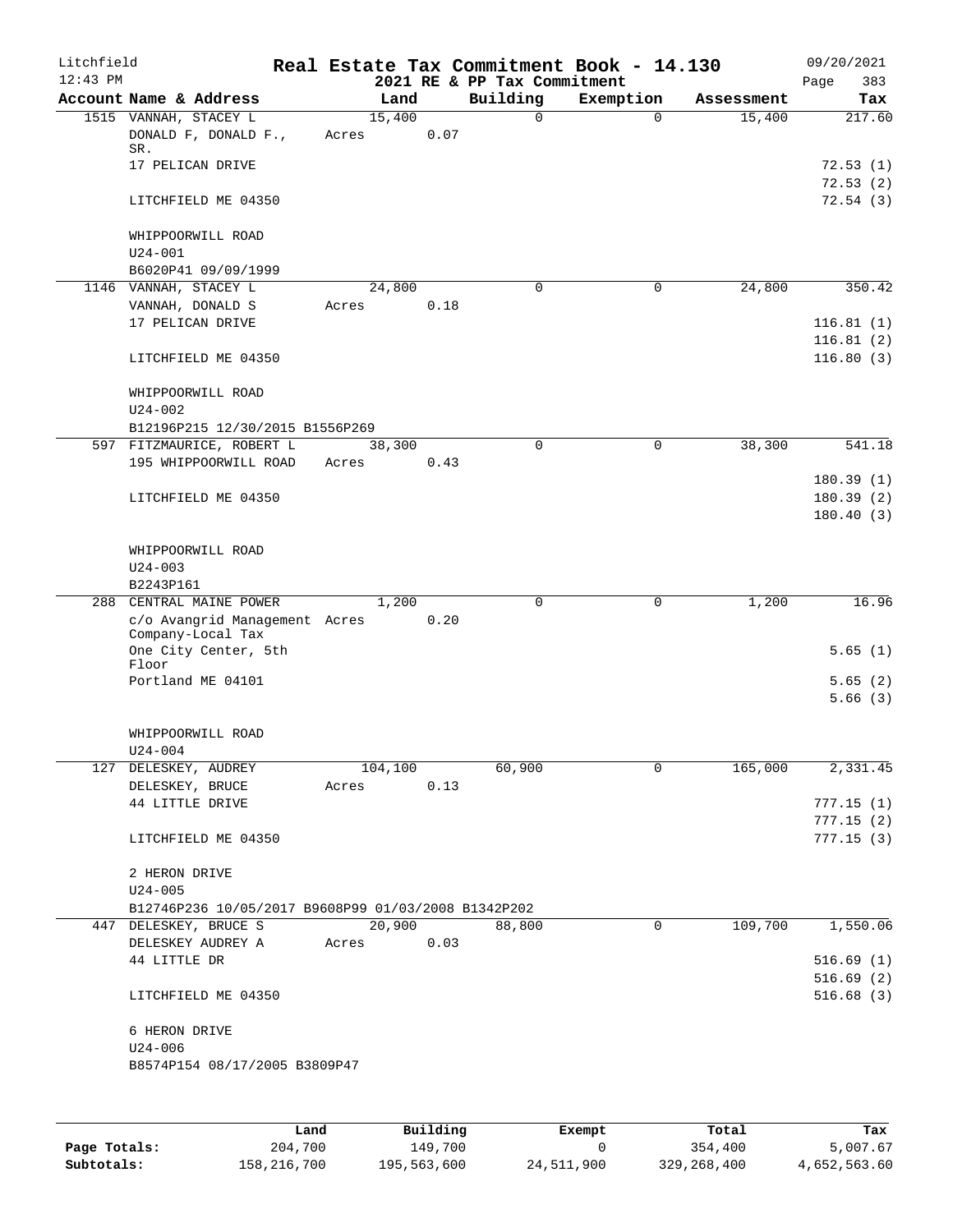Litchfield
12:43 PM

# Real Estate Tax Commitment Book - 14.130

2021 RE & PP Tax Commitment

09/20/2021
Page 383

| Account Name & Address | Land | Building | Exemption | Assessment | Tax |
|---|---|---|---|---|---|
| 1515 VANNAH, STACEY L | 15,400 | 0 | 0 | 15,400 | 217.60 |
| DONALD F, DONALD F., SR. | Acres 0.07 | | | | |
| 17 PELICAN DRIVE | | | | | 72.53 (1) |
| | | | | | 72.53 (2) |
| LITCHFIELD ME 04350 | | | | | 72.54 (3) |
| WHIPPOORWILL ROAD | | | | | |
| U24-001 | | | | | |
| B6020P41 09/09/1999 | | | | | |
| 1146 VANNAH, STACEY L | 24,800 | 0 | 0 | 24,800 | 350.42 |
| VANNAH, DONALD S | Acres 0.18 | | | | |
| 17 PELICAN DRIVE | | | | | 116.81 (1) |
| | | | | | 116.81 (2) |
| LITCHFIELD ME 04350 | | | | | 116.80 (3) |
| WHIPPOORWILL ROAD | | | | | |
| U24-002 | | | | | |
| B12196P215 12/30/2015 B1556P269 | | | | | |
| 597 FITZMAURICE, ROBERT L | 38,300 | 0 | 0 | 38,300 | 541.18 |
| 195 WHIPPOORWILL ROAD | Acres 0.43 | | | | |
| | | | | | 180.39 (1) |
| LITCHFIELD ME 04350 | | | | | 180.39 (2) |
| | | | | | 180.40 (3) |
| WHIPPOORWILL ROAD | | | | | |
| U24-003 | | | | | |
| B2243P161 | | | | | |
| 288 CENTRAL MAINE POWER | 1,200 | 0 | 0 | 1,200 | 16.96 |
| c/o Avangrid Management Company-Local Tax | Acres 0.20 | | | | |
| One City Center, 5th Floor | | | | | 5.65 (1) |
| Portland ME 04101 | | | | | 5.65 (2) |
| | | | | | 5.66 (3) |
| WHIPPOORWILL ROAD | | | | | |
| U24-004 | | | | | |
| 127 DELESKEY, AUDREY | 104,100 | 60,900 | 0 | 165,000 | 2,331.45 |
| DELESKEY, BRUCE | Acres 0.13 | | | | |
| 44 LITTLE DRIVE | | | | | 777.15 (1) |
| | | | | | 777.15 (2) |
| LITCHFIELD ME 04350 | | | | | 777.15 (3) |
| 2 HERON DRIVE | | | | | |
| U24-005 | | | | | |
| B12746P236 10/05/2017 B9608P99 01/03/2008 B1342P202 | | | | | |
| 447 DELESKEY, BRUCE S | 20,900 | 88,800 | 0 | 109,700 | 1,550.06 |
| DELESKEY AUDREY A | Acres 0.03 | | | | |
| 44 LITTLE DR | | | | | 516.69 (1) |
| | | | | | 516.69 (2) |
| LITCHFIELD ME 04350 | | | | | 516.68 (3) |
| 6 HERON DRIVE | | | | | |
| U24-006 | | | | | |
| B8574P154 08/17/2005 B3809P47 | | | | | |

| | Land | Building | Exempt | Total | Tax |
|---|---|---|---|---|---|
| Page Totals: | 204,700 | 149,700 | 0 | 354,400 | 5,007.67 |
| Subtotals: | 158,216,700 | 195,563,600 | 24,511,900 | 329,268,400 | 4,652,563.60 |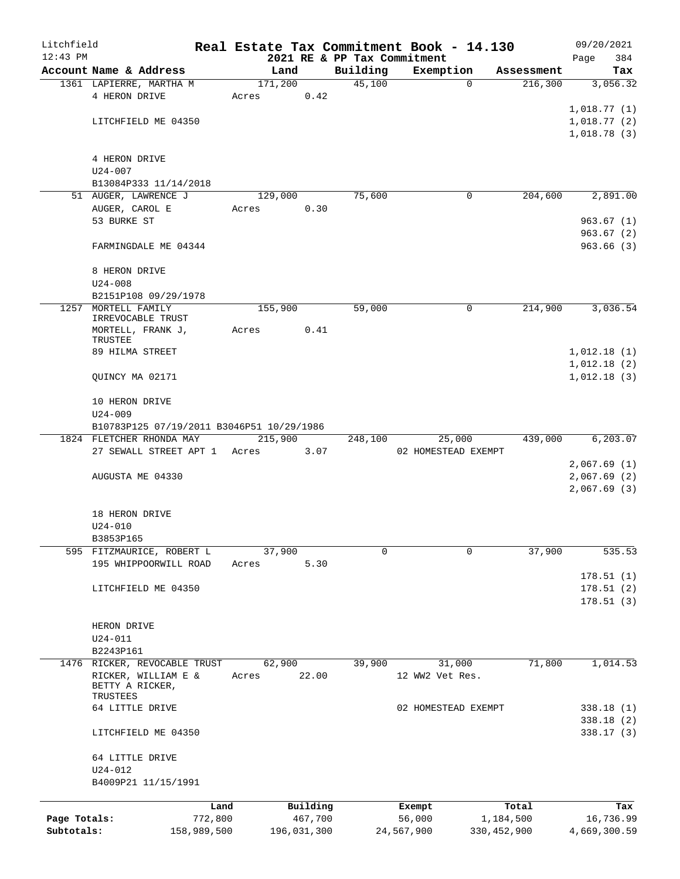Litchfield 12:43 PM

# Real Estate Tax Commitment Book - 14.130

## 2021 RE & PP Tax Commitment

09/20/2021 Page 384

| Account Name & Address | Land | Building | Exemption | Assessment | Tax |
|---|---|---|---|---|---|
| 1361 LAPIERRE, MARTHA M | 171,200 | 45,100 | 0 | 216,300 | 3,056.32 |
| 4 HERON DRIVE | Acres 0.42 | | | | |
| | | | | | 1,018.77 (1) |
| LITCHFIELD ME 04350 | | | | | 1,018.77 (2) |
| | | | | | 1,018.78 (3) |
| 4 HERON DRIVE | | | | | |
| U24-007 | | | | | |
| B13084P333 11/14/2018 | | | | | |
| 51 AUGER, LAWRENCE J | 129,000 | 75,600 | 0 | 204,600 | 2,891.00 |
| AUGER, CAROL E | Acres 0.30 | | | | |
| 53 BURKE ST | | | | | 963.67 (1) |
| | | | | | 963.67 (2) |
| FARMINGDALE ME 04344 | | | | | 963.66 (3) |
| 8 HERON DRIVE | | | | | |
| U24-008 | | | | | |
| B2151P108 09/29/1978 | | | | | |
| 1257 MORTELL FAMILY IRREVOCABLE TRUST | 155,900 | 59,000 | 0 | 214,900 | 3,036.54 |
| MORTELL, FRANK J, TRUSTEE | Acres 0.41 | | | | |
| 89 HILMA STREET | | | | | 1,012.18 (1) |
| | | | | | 1,012.18 (2) |
| QUINCY MA 02171 | | | | | 1,012.18 (3) |
| 10 HERON DRIVE | | | | | |
| U24-009 | | | | | |
| B10783P125 07/19/2011 B3046P51 10/29/1986 | | | | | |
| 1824 FLETCHER RHONDA MAY | 215,900 | 248,100 | 25,000 | 439,000 | 6,203.07 |
| 27 SEWALL STREET APT 1 | Acres 3.07 | | 02 HOMESTEAD EXEMPT | | |
| | | | | | 2,067.69 (1) |
| AUGUSTA ME 04330 | | | | | 2,067.69 (2) |
| | | | | | 2,067.69 (3) |
| 18 HERON DRIVE | | | | | |
| U24-010 | | | | | |
| B3853P165 | | | | | |
| 595 FITZMAURICE, ROBERT L | 37,900 | 0 | 0 | 37,900 | 535.53 |
| 195 WHIPPOORWILL ROAD | Acres 5.30 | | | | |
| | | | | | 178.51 (1) |
| LITCHFIELD ME 04350 | | | | | 178.51 (2) |
| | | | | | 178.51 (3) |
| HERON DRIVE | | | | | |
| U24-011 | | | | | |
| B2243P161 | | | | | |
| 1476 RICKER, REVOCABLE TRUST | 62,900 | 39,900 | 31,000 | 71,800 | 1,014.53 |
| RICKER, WILLIAM E & BETTY A RICKER, TRUSTEES | Acres 22.00 | | 12 WW2 Vet Res. | | |
| 64 LITTLE DRIVE | | | 02 HOMESTEAD EXEMPT | | 338.18 (1) |
| | | | | | 338.18 (2) |
| LITCHFIELD ME 04350 | | | | | 338.17 (3) |
| 64 LITTLE DRIVE | | | | | |
| U24-012 | | | | | |
| B4009P21 11/15/1991 | | | | | |

| | Land | Building | Exempt | Total | Tax |
|---|---|---|---|---|---|
| Page Totals: | 772,800 | 467,700 | 56,000 | 1,184,500 | 16,736.99 |
| Subtotals: | 158,989,500 | 196,031,300 | 24,567,900 | 330,452,900 | 4,669,300.59 |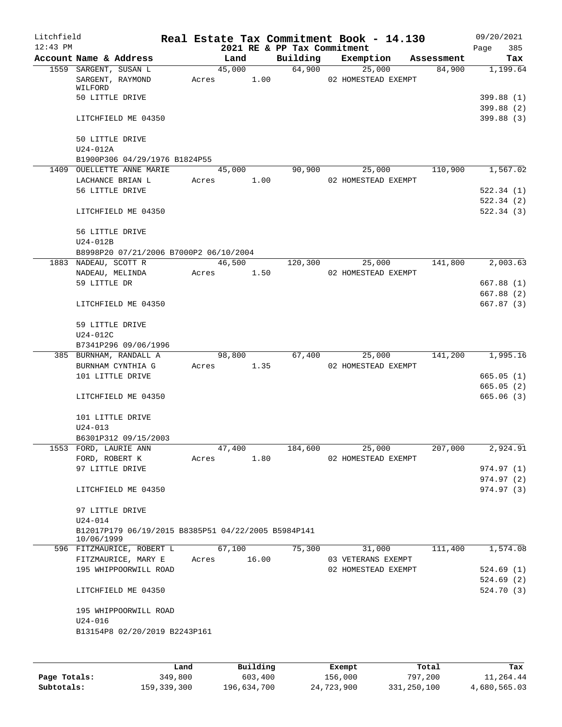Litchfield
12:43 PM

# Real Estate Tax Commitment Book - 14.130

## 2021 RE & PP Tax Commitment

09/20/2021

| Account Name & Address | Land | Building | Exemption | Assessment | Tax |
|---|---|---|---|---|---|
| 1559 SARGENT, SUSAN L | 45,000 | 64,900 | 25,000 | 84,900 | 1,199.64 |
| SARGENT, RAYMOND WILFORD | Acres 1.00 | | 02 HOMESTEAD EXEMPT | | |
| 50 LITTLE DRIVE | | | | | 399.88 (1) |
| | | | | | 399.88 (2) |
| LITCHFIELD ME 04350 | | | | | 399.88 (3) |
| 50 LITTLE DRIVE | | | | | |
| U24-012A | | | | | |
| B1900P306 04/29/1976 B1824P55 | | | | | |
| 1409 OUELLETTE ANNE MARIE | 45,000 | 90,900 | 25,000 | 110,900 | 1,567.02 |
| LACHANCE BRIAN L | Acres 1.00 | | 02 HOMESTEAD EXEMPT | | |
| 56 LITTLE DRIVE | | | | | 522.34 (1) |
| | | | | | 522.34 (2) |
| LITCHFIELD ME 04350 | | | | | 522.34 (3) |
| 56 LITTLE DRIVE | | | | | |
| U24-012B | | | | | |
| B8998P20 07/21/2006 B7000P2 06/10/2004 | | | | | |
| 1883 NADEAU, SCOTT R | 46,500 | 120,300 | 25,000 | 141,800 | 2,003.63 |
| NADEAU, MELINDA | Acres 1.50 | | 02 HOMESTEAD EXEMPT | | |
| 59 LITTLE DR | | | | | 667.88 (1) |
| | | | | | 667.88 (2) |
| LITCHFIELD ME 04350 | | | | | 667.87 (3) |
| 59 LITTLE DRIVE | | | | | |
| U24-012C | | | | | |
| B7341P296 09/06/1996 | | | | | |
| 385 BURNHAM, RANDALL A | 98,800 | 67,400 | 25,000 | 141,200 | 1,995.16 |
| BURNHAM CYNTHIA G | Acres 1.35 | | 02 HOMESTEAD EXEMPT | | |
| 101 LITTLE DRIVE | | | | | 665.05 (1) |
| | | | | | 665.05 (2) |
| LITCHFIELD ME 04350 | | | | | 665.06 (3) |
| 101 LITTLE DRIVE | | | | | |
| U24-013 | | | | | |
| B6301P312 09/15/2003 | | | | | |
| 1553 FORD, LAURIE ANN | 47,400 | 184,600 | 25,000 | 207,000 | 2,924.91 |
| FORD, ROBERT K | Acres 1.80 | | 02 HOMESTEAD EXEMPT | | |
| 97 LITTLE DRIVE | | | | | 974.97 (1) |
| | | | | | 974.97 (2) |
| LITCHFIELD ME 04350 | | | | | 974.97 (3) |
| 97 LITTLE DRIVE | | | | | |
| U24-014 | | | | | |
| B12017P179 06/19/2015 B8385P51 04/22/2005 B5984P141 10/06/1999 | | | | | |
| 596 FITZMAURICE, ROBERT L | 67,100 | 75,300 | 31,000 | 111,400 | 1,574.08 |
| FITZMAURICE, MARY E | Acres 16.00 | | 03 VETERANS EXEMPT | | |
| 195 WHIPPOORWILL ROAD | | | 02 HOMESTEAD EXEMPT | | 524.69 (1) |
| | | | | | 524.69 (2) |
| LITCHFIELD ME 04350 | | | | | 524.70 (3) |
| 195 WHIPPOORWILL ROAD | | | | | |
| U24-016 | | | | | |
| B13154P8 02/20/2019 B2243P161 | | | | | |

| | Land | Building | Exempt | Total | Tax |
|---|---|---|---|---|---|
| Page Totals: | 349,800 | 603,400 | 156,000 | 797,200 | 11,264.44 |
| Subtotals: | 159,339,300 | 196,634,700 | 24,723,900 | 331,250,100 | 4,680,565.03 |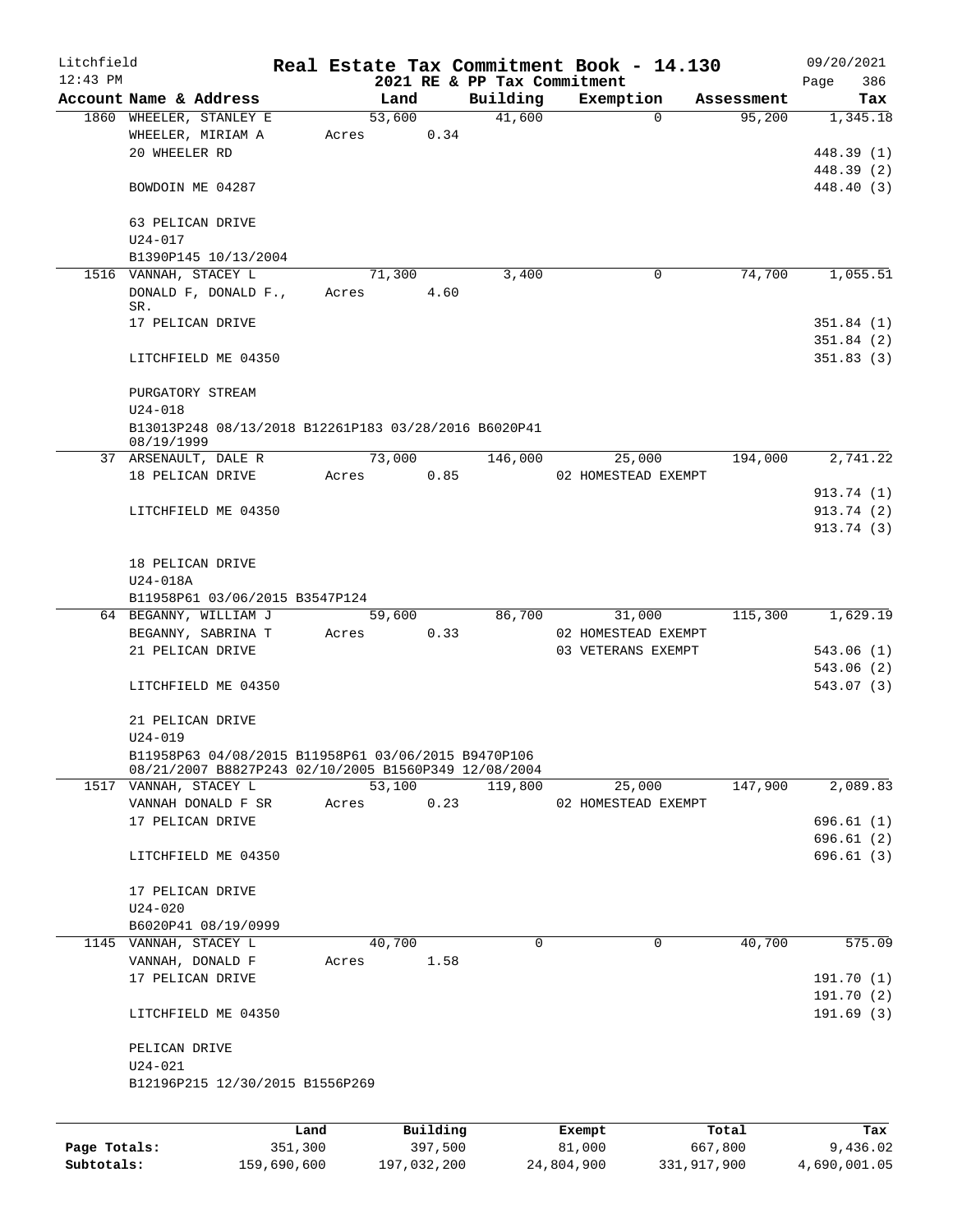Litchfield
12:43 PM

**Real Estate Tax Commitment Book - 14.130**

2021 RE & PP Tax Commitment

09/20/2021

| Account Name & Address | Land | Building | Exemption | Assessment | Tax |
|---|---|---|---|---|---|
| 1860 WHEELER, STANLEY E | 53,600 | 41,600 | 0 | 95,200 | 1,345.18 |
| WHEELER, MIRIAM A | Acres 0.34 | | | | |
| 20 WHEELER RD | | | | | 448.39 (1) |
| | | | | | 448.39 (2) |
| BOWDOIN ME 04287 | | | | | 448.40 (3) |
| 63 PELICAN DRIVE | | | | | |
| U24-017 | | | | | |
| B1390P145 10/13/2004 | | | | | |
| 1516 VANNAH, STACEY L | 71,300 | 3,400 | 0 | 74,700 | 1,055.51 |
| DONALD F, DONALD F., SR. | Acres 4.60 | | | | |
| 17 PELICAN DRIVE | | | | | 351.84 (1) |
| | | | | | 351.84 (2) |
| LITCHFIELD ME 04350 | | | | | 351.83 (3) |
| PURGATORY STREAM | | | | | |
| U24-018 | | | | | |
| B13013P248 08/13/2018 B12261P183 03/28/2016 B6020P41 08/19/1999 | | | | | |
| 37 ARSENAULT, DALE R | 73,000 | 146,000 | 25,000 | 194,000 | 2,741.22 |
| 18 PELICAN DRIVE | Acres 0.85 | | 02 HOMESTEAD EXEMPT | | |
| | | | | | 913.74 (1) |
| LITCHFIELD ME 04350 | | | | | 913.74 (2) |
| | | | | | 913.74 (3) |
| 18 PELICAN DRIVE | | | | | |
| U24-018A | | | | | |
| B11958P61 03/06/2015 B3547P124 | | | | | |
| 64 BEGANNY, WILLIAM J | 59,600 | 86,700 | 31,000 | 115,300 | 1,629.19 |
| BEGANNY, SABRINA T | Acres 0.33 | | 02 HOMESTEAD EXEMPT | | |
| 21 PELICAN DRIVE | | | 03 VETERANS EXEMPT | | 543.06 (1) |
| | | | | | 543.06 (2) |
| LITCHFIELD ME 04350 | | | | | 543.07 (3) |
| 21 PELICAN DRIVE | | | | | |
| U24-019 | | | | | |
| B11958P63 04/08/2015 B11958P61 03/06/2015 B9470P106 08/21/2007 B8827P243 02/10/2005 B1560P349 12/08/2004 | | | | | |
| 1517 VANNAH, STACEY L | 53,100 | 119,800 | 25,000 | 147,900 | 2,089.83 |
| VANNAH DONALD F SR | Acres 0.23 | | 02 HOMESTEAD EXEMPT | | |
| 17 PELICAN DRIVE | | | | | 696.61 (1) |
| | | | | | 696.61 (2) |
| LITCHFIELD ME 04350 | | | | | 696.61 (3) |
| 17 PELICAN DRIVE | | | | | |
| U24-020 | | | | | |
| B6020P41 08/19/0999 | | | | | |
| 1145 VANNAH, STACEY L | 40,700 | 0 | 0 | 40,700 | 575.09 |
| VANNAH, DONALD F | Acres 1.58 | | | | |
| 17 PELICAN DRIVE | | | | | 191.70 (1) |
| | | | | | 191.70 (2) |
| LITCHFIELD ME 04350 | | | | | 191.69 (3) |
| PELICAN DRIVE | | | | | |
| U24-021 | | | | | |
| B12196P215 12/30/2015 B1556P269 | | | | | |

| | Land | Building | Exempt | Total | Tax |
|---|---|---|---|---|---|
| Page Totals: | 351,300 | 397,500 | 81,000 | 667,800 | 9,436.02 |
| Subtotals: | 159,690,600 | 197,032,200 | 24,804,900 | 331,917,900 | 4,690,001.05 |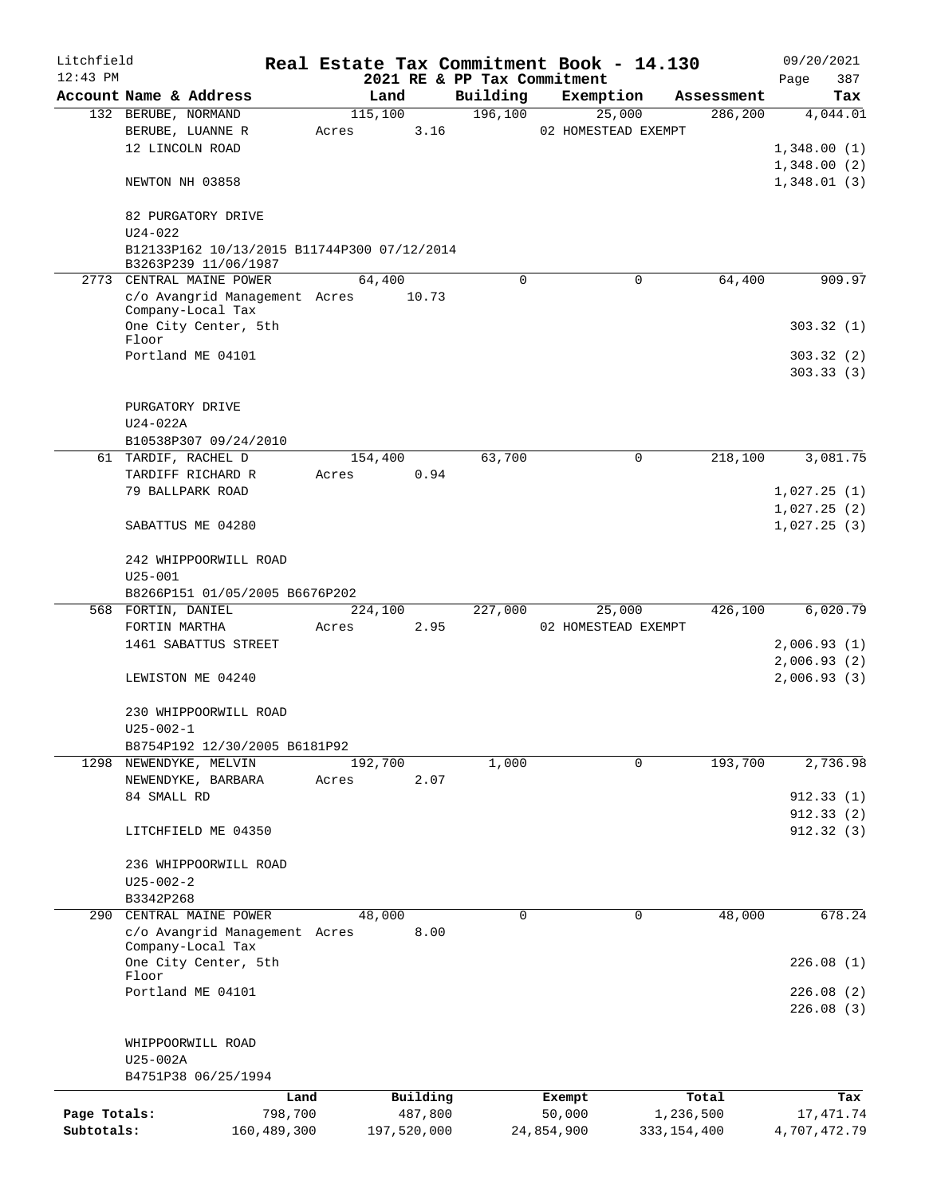Litchfield 12:43 PM

# Real Estate Tax Commitment Book - 14.130

## 2021 RE & PP Tax Commitment

09/20/2021

| Account Name & Address | Land | Building | Exemption | Assessment | Tax |
|---|---|---|---|---|---|
| 132 BERUBE, NORMAND | 115,100 | 196,100 | 25,000 | 286,200 | 4,044.01 |
| BERUBE, LUANNE R | Acres 3.16 | | 02 HOMESTEAD EXEMPT | | |
| 12 LINCOLN ROAD | | | | | 1,348.00 (1) |
| | | | | | 1,348.00 (2) |
| NEWTON NH 03858 | | | | | 1,348.01 (3) |
| 82 PURGATORY DRIVE | | | | | |
| U24-022 | | | | | |
| B12133P162 10/13/2015 B11744P300 07/12/2014 B3263P239 11/06/1987 | | | | | |
| 2773 CENTRAL MAINE POWER | 64,400 | 0 | 0 | 64,400 | 909.97 |
| c/o Avangrid Management Company-Local Tax | Acres 10.73 | | | | |
| One City Center, 5th Floor | | | | | 303.32 (1) |
| Portland ME 04101 | | | | | 303.32 (2) |
| | | | | | 303.33 (3) |
| PURGATORY DRIVE | | | | | |
| U24-022A | | | | | |
| B10538P307 09/24/2010 | | | | | |
| 61 TARDIF, RACHEL D | 154,400 | 63,700 | 0 | 218,100 | 3,081.75 |
| TARDIFF RICHARD R | Acres 0.94 | | | | |
| 79 BALLPARK ROAD | | | | | 1,027.25 (1) |
| | | | | | 1,027.25 (2) |
| SABATTUS ME 04280 | | | | | 1,027.25 (3) |
| 242 WHIPPOORWILL ROAD | | | | | |
| U25-001 | | | | | |
| B8266P151 01/05/2005 B6676P202 | | | | | |
| 568 FORTIN, DANIEL | 224,100 | 227,000 | 25,000 | 426,100 | 6,020.79 |
| FORTIN MARTHA | Acres 2.95 | | 02 HOMESTEAD EXEMPT | | |
| 1461 SABATTUS STREET | | | | | 2,006.93 (1) |
| | | | | | 2,006.93 (2) |
| LEWISTON ME 04240 | | | | | 2,006.93 (3) |
| 230 WHIPPOORWILL ROAD | | | | | |
| U25-002-1 | | | | | |
| B8754P192 12/30/2005 B6181P92 | | | | | |
| 1298 NEWENDYKE, MELVIN | 192,700 | 1,000 | 0 | 193,700 | 2,736.98 |
| NEWENDYKE, BARBARA | Acres 2.07 | | | | |
| 84 SMALL RD | | | | | 912.33 (1) |
| | | | | | 912.33 (2) |
| LITCHFIELD ME 04350 | | | | | 912.32 (3) |
| 236 WHIPPOORWILL ROAD | | | | | |
| U25-002-2 | | | | | |
| B3342P268 | | | | | |
| 290 CENTRAL MAINE POWER | 48,000 | 0 | 0 | 48,000 | 678.24 |
| c/o Avangrid Management Company-Local Tax | Acres 8.00 | | | | |
| One City Center, 5th Floor | | | | | 226.08 (1) |
| Portland ME 04101 | | | | | 226.08 (2) |
| | | | | | 226.08 (3) |
| WHIPPOORWILL ROAD | | | | | |
| U25-002A | | | | | |
| B4751P38 06/25/1994 | | | | | |

| | Land | Building | Exempt | Total | Tax |
|---|---|---|---|---|---|
| Page Totals: | 798,700 | 487,800 | 50,000 | 1,236,500 | 17,471.74 |
| Subtotals: | 160,489,300 | 197,520,000 | 24,854,900 | 333,154,400 | 4,707,472.79 |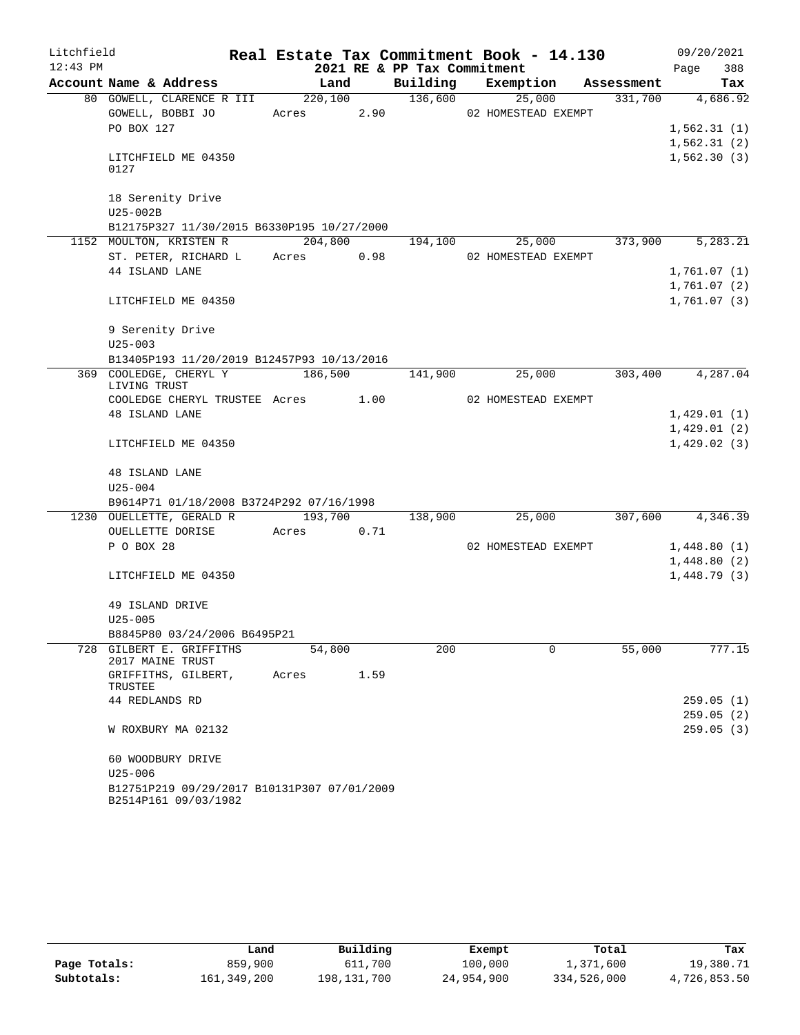# Real Estate Tax Commitment Book - 14.130

Litchfield 12:43 PM — 2021 RE & PP Tax Commitment — 09/20/2021

| Account Name & Address | Land | Building | Exemption | Assessment | Tax |
|---|---|---|---|---|---|
| 80 GOWELL, CLARENCE R III | 220,100 | 136,600 | 25,000 | 331,700 | 4,686.92 |
| GOWELL, BOBBI JO | Acres 2.90 | | 02 HOMESTEAD EXEMPT | | |
| PO BOX 127 | | | | | 1,562.31 (1) |
| | | | | | 1,562.31 (2) |
| LITCHFIELD ME 04350 0127 | | | | | 1,562.30 (3) |
| 18 Serenity Drive | | | | | |
| U25-002B | | | | | |
| B12175P327 11/30/2015 B6330P195 10/27/2000 | | | | | |
| 1152 MOULTON, KRISTEN R | 204,800 | 194,100 | 25,000 | 373,900 | 5,283.21 |
| ST. PETER, RICHARD L | Acres 0.98 | | 02 HOMESTEAD EXEMPT | | |
| 44 ISLAND LANE | | | | | 1,761.07 (1) |
| | | | | | 1,761.07 (2) |
| LITCHFIELD ME 04350 | | | | | 1,761.07 (3) |
| 9 Serenity Drive | | | | | |
| U25-003 | | | | | |
| B13405P193 11/20/2019 B12457P93 10/13/2016 | | | | | |
| 369 COOLEDGE, CHERYL Y LIVING TRUST | 186,500 | 141,900 | 25,000 | 303,400 | 4,287.04 |
| COOLEDGE CHERYL TRUSTEE | Acres 1.00 | | 02 HOMESTEAD EXEMPT | | |
| 48 ISLAND LANE | | | | | 1,429.01 (1) |
| | | | | | 1,429.01 (2) |
| LITCHFIELD ME 04350 | | | | | 1,429.02 (3) |
| 48 ISLAND LANE | | | | | |
| U25-004 | | | | | |
| B9614P71 01/18/2008 B3724P292 07/16/1998 | | | | | |
| 1230 OUELLETTE, GERALD R | 193,700 | 138,900 | 25,000 | 307,600 | 4,346.39 |
| OUELLETTE DORISE | Acres 0.71 | | | | |
| P O BOX 28 | | | 02 HOMESTEAD EXEMPT | | 1,448.80 (1) |
| | | | | | 1,448.80 (2) |
| LITCHFIELD ME 04350 | | | | | 1,448.79 (3) |
| 49 ISLAND DRIVE | | | | | |
| U25-005 | | | | | |
| B8845P80 03/24/2006 B6495P21 | | | | | |
| 728 GILBERT E. GRIFFITHS 2017 MAINE TRUST | 54,800 | 200 | 0 | 55,000 | 777.15 |
| GRIFFITHS, GILBERT, TRUSTEE | Acres 1.59 | | | | |
| 44 REDLANDS RD | | | | | 259.05 (1) |
| | | | | | 259.05 (2) |
| W ROXBURY MA 02132 | | | | | 259.05 (3) |
| 60 WOODBURY DRIVE | | | | | |
| U25-006 | | | | | |
| B12751P219 09/29/2017 B10131P307 07/01/2009 B2514P161 09/03/1982 | | | | | |

| | Land | Building | Exempt | Total | Tax |
|---|---|---|---|---|---|
| Page Totals: | 859,900 | 611,700 | 100,000 | 1,371,600 | 19,380.71 |
| Subtotals: | 161,349,200 | 198,131,700 | 24,954,900 | 334,526,000 | 4,726,853.50 |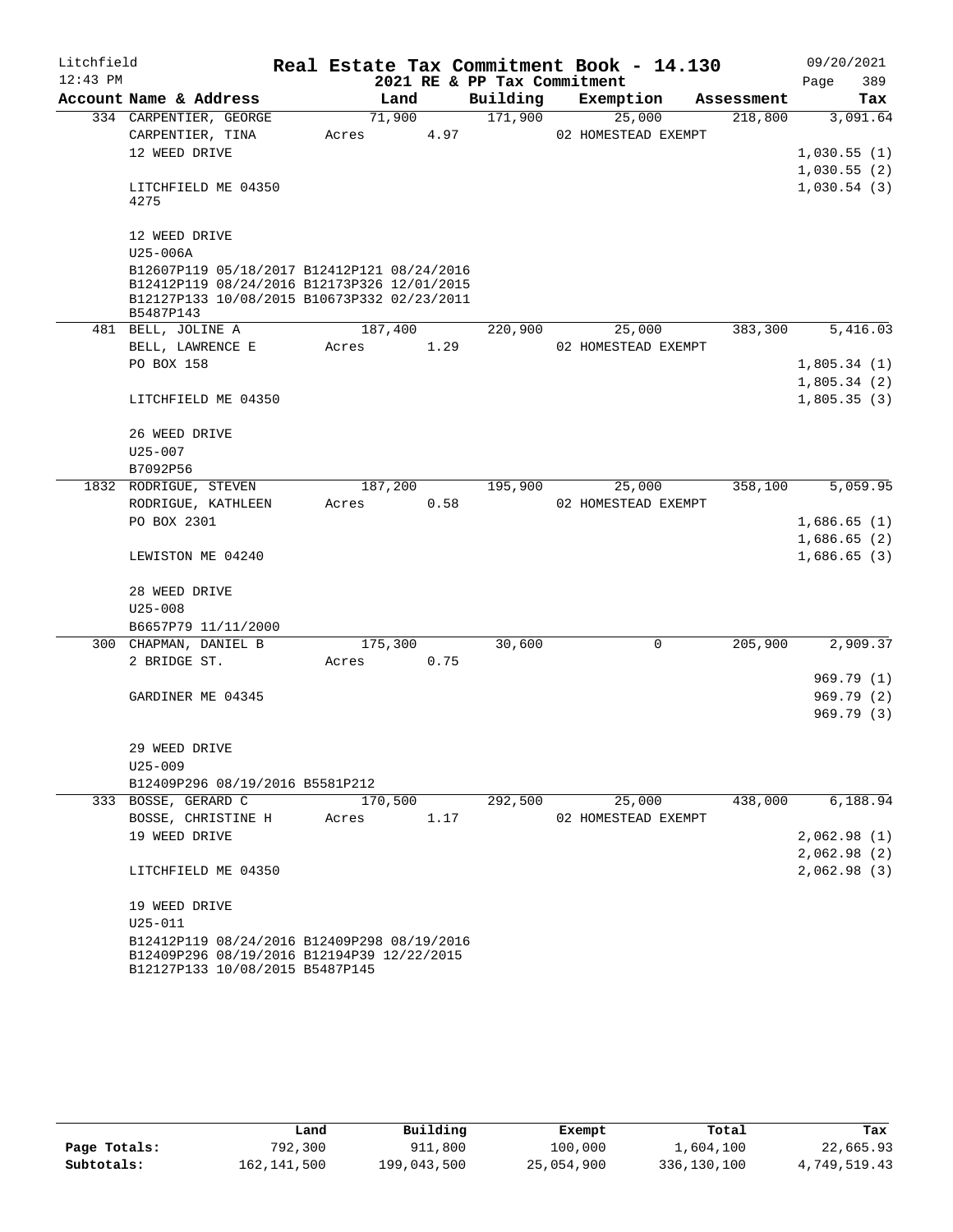Litchfield
12:43 PM

# Real Estate Tax Commitment Book - 14.130

2021 RE & PP Tax Commitment

09/20/2021

| Account Name & Address | Land | Building | Exemption | Assessment | Tax |
|---|---|---|---|---|---|
| 334 CARPENTIER, GEORGE | 71,900 | 171,900 | 25,000 | 218,800 | 3,091.64 |
| CARPENTIER, TINA | Acres 4.97 | | 02 HOMESTEAD EXEMPT | | |
| 12 WEED DRIVE | | | | | 1,030.55 (1) |
| | | | | | 1,030.55 (2) |
| LITCHFIELD ME 04350 | | | | | 1,030.54 (3) |
| 4275 | | | | | |
| 12 WEED DRIVE | | | | | |
| U25-006A | | | | | |
| B12607P119 05/18/2017 B12412P121 08/24/2016 B12412P119 08/24/2016 B12173P326 12/01/2015 B12127P133 10/08/2015 B10673P332 02/23/2011 B5487P143 | | | | | |
| 481 BELL, JOLINE A | 187,400 | 220,900 | 25,000 | 383,300 | 5,416.03 |
| BELL, LAWRENCE E | Acres 1.29 | | 02 HOMESTEAD EXEMPT | | |
| PO BOX 158 | | | | | 1,805.34 (1) |
| | | | | | 1,805.34 (2) |
| LITCHFIELD ME 04350 | | | | | 1,805.35 (3) |
| 26 WEED DRIVE | | | | | |
| U25-007 | | | | | |
| B7092P56 | | | | | |
| 1832 RODRIGUE, STEVEN | 187,200 | 195,900 | 25,000 | 358,100 | 5,059.95 |
| RODRIGUE, KATHLEEN | Acres 0.58 | | 02 HOMESTEAD EXEMPT | | |
| PO BOX 2301 | | | | | 1,686.65 (1) |
| | | | | | 1,686.65 (2) |
| LEWISTON ME 04240 | | | | | 1,686.65 (3) |
| 28 WEED DRIVE | | | | | |
| U25-008 | | | | | |
| B6657P79 11/11/2000 | | | | | |
| 300 CHAPMAN, DANIEL B | 175,300 | 30,600 | 0 | 205,900 | 2,909.37 |
| 2 BRIDGE ST. | Acres 0.75 | | | | |
| | | | | | 969.79 (1) |
| GARDINER ME 04345 | | | | | 969.79 (2) |
| | | | | | 969.79 (3) |
| 29 WEED DRIVE | | | | | |
| U25-009 | | | | | |
| B12409P296 08/19/2016 B5581P212 | | | | | |
| 333 BOSSE, GERARD C | 170,500 | 292,500 | 25,000 | 438,000 | 6,188.94 |
| BOSSE, CHRISTINE H | Acres 1.17 | | 02 HOMESTEAD EXEMPT | | |
| 19 WEED DRIVE | | | | | 2,062.98 (1) |
| | | | | | 2,062.98 (2) |
| LITCHFIELD ME 04350 | | | | | 2,062.98 (3) |
| 19 WEED DRIVE | | | | | |
| U25-011 | | | | | |
| B12412P119 08/24/2016 B12409P298 08/19/2016 B12409P296 08/19/2016 B12194P39 12/22/2015 B12127P133 10/08/2015 B5487P145 | | | | | |

| | Land | Building | Exempt | Total | Tax |
|---|---|---|---|---|---|
| Page Totals: | 792,300 | 911,800 | 100,000 | 1,604,100 | 22,665.93 |
| Subtotals: | 162,141,500 | 199,043,500 | 25,054,900 | 336,130,100 | 4,749,519.43 |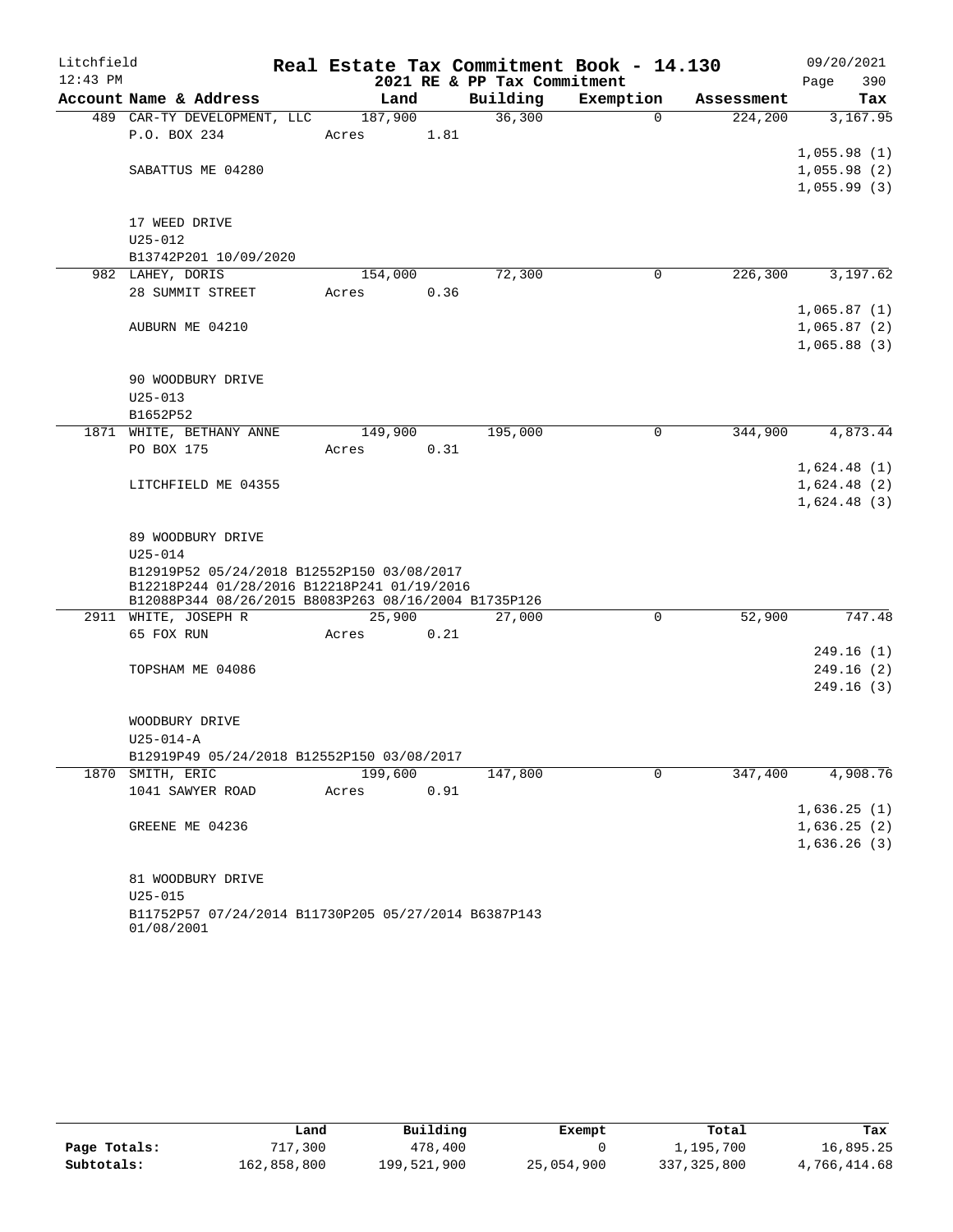Litchfield 12:43 PM

# Real Estate Tax Commitment Book - 14.130

2021 RE & PP Tax Commitment

09/20/2021 Page 390

| Account Name & Address | Land | Building | Exemption | Assessment | Tax |
|---|---|---|---|---|---|
| 489 CAR-TY DEVELOPMENT, LLC | 187,900 | 36,300 | 0 | 224,200 | 3,167.95 |
| P.O. BOX 234 | Acres 1.81 | | | | |
| | | | | | 1,055.98 (1) |
| SABATTUS ME 04280 | | | | | 1,055.98 (2) |
| | | | | | 1,055.99 (3) |
| 17 WEED DRIVE | | | | | |
| U25-012 | | | | | |
| B13742P201 10/09/2020 | | | | | |
| 982 LAHEY, DORIS | 154,000 | 72,300 | 0 | 226,300 | 3,197.62 |
| 28 SUMMIT STREET | Acres 0.36 | | | | |
| | | | | | 1,065.87 (1) |
| AUBURN ME 04210 | | | | | 1,065.87 (2) |
| | | | | | 1,065.88 (3) |
| 90 WOODBURY DRIVE | | | | | |
| U25-013 | | | | | |
| B1652P52 | | | | | |
| 1871 WHITE, BETHANY ANNE | 149,900 | 195,000 | 0 | 344,900 | 4,873.44 |
| PO BOX 175 | Acres 0.31 | | | | |
| | | | | | 1,624.48 (1) |
| LITCHFIELD ME 04355 | | | | | 1,624.48 (2) |
| | | | | | 1,624.48 (3) |
| 89 WOODBURY DRIVE | | | | | |
| U25-014 | | | | | |
| B12919P52 05/24/2018 B12552P150 03/08/2017 B12218P244 01/28/2016 B12218P241 01/19/2016 B12088P344 08/26/2015 B8083P263 08/16/2004 B1735P126 | | | | | |
| 2911 WHITE, JOSEPH R | 25,900 | 27,000 | 0 | 52,900 | 747.48 |
| 65 FOX RUN | Acres 0.21 | | | | |
| | | | | | 249.16 (1) |
| TOPSHAM ME 04086 | | | | | 249.16 (2) |
| | | | | | 249.16 (3) |
| WOODBURY DRIVE | | | | | |
| U25-014-A | | | | | |
| B12919P49 05/24/2018 B12552P150 03/08/2017 | | | | | |
| 1870 SMITH, ERIC | 199,600 | 147,800 | 0 | 347,400 | 4,908.76 |
| 1041 SAWYER ROAD | Acres 0.91 | | | | |
| | | | | | 1,636.25 (1) |
| GREENE ME 04236 | | | | | 1,636.25 (2) |
| | | | | | 1,636.26 (3) |
| 81 WOODBURY DRIVE | | | | | |
| U25-015 | | | | | |
| B11752P57 07/24/2014 B11730P205 05/27/2014 B6387P143 01/08/2001 | | | | | |

| | Land | Building | Exempt | Total | Tax |
|---|---|---|---|---|---|
| Page Totals: | 717,300 | 478,400 | 0 | 1,195,700 | 16,895.25 |
| Subtotals: | 162,858,800 | 199,521,900 | 25,054,900 | 337,325,800 | 4,766,414.68 |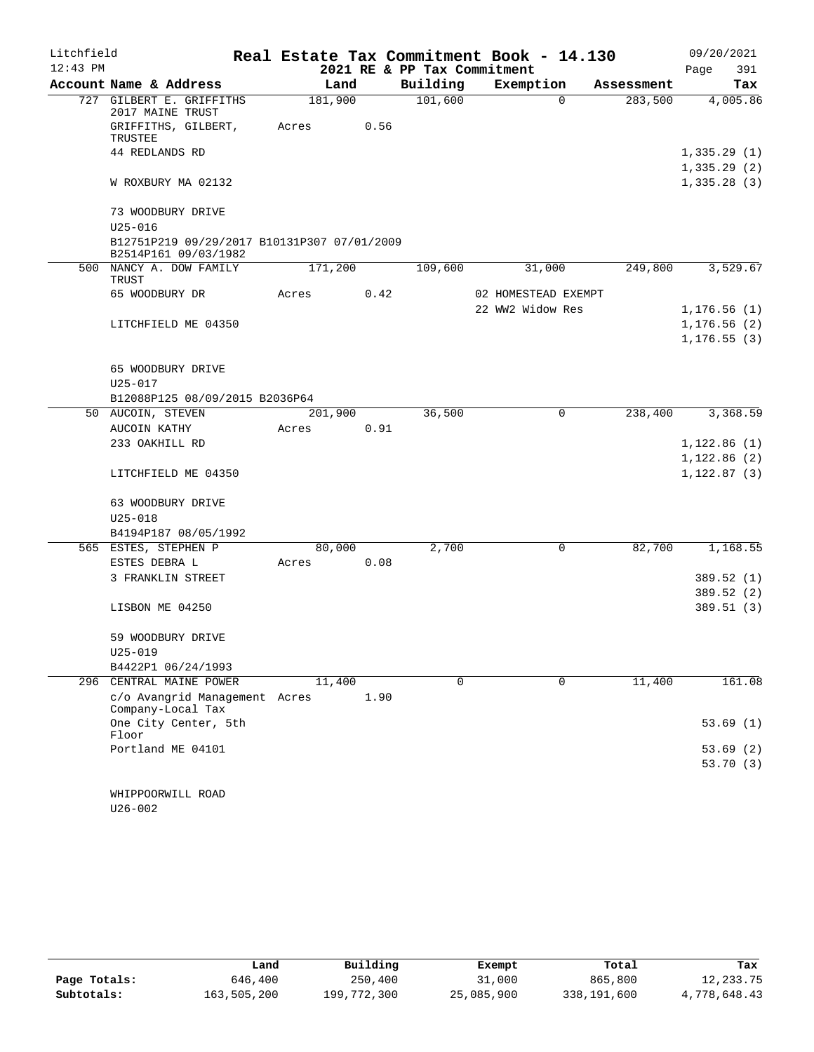Litchfield

12:43 PM

# Real Estate Tax Commitment Book - 14.130

## 2021 RE & PP Tax Commitment

09/20/2021

| Account Name & Address | Land | Building | Exemption | Assessment | Tax |
|---|---|---|---|---|---|
| 727 GILBERT E. GRIFFITHS 2017 MAINE TRUST | 181,900 | 101,600 | 0 | 283,500 | 4,005.86 |
| GRIFFITHS, GILBERT, TRUSTEE | Acres 0.56 | | | | |
| 44 REDLANDS RD | | | | | 1,335.29 (1) |
| | | | | | 1,335.29 (2) |
| W ROXBURY MA 02132 | | | | | 1,335.28 (3) |
| 73 WOODBURY DRIVE | | | | | |
| U25-016 | | | | | |
| B12751P219 09/29/2017 B10131P307 07/01/2009 B2514P161 09/03/1982 | | | | | |
| 500 NANCY A. DOW FAMILY TRUST | 171,200 | 109,600 | 31,000 | 249,800 | 3,529.67 |
| 65 WOODBURY DR | Acres 0.42 | | 02 HOMESTEAD EXEMPT | | |
| | | | 22 WW2 Widow Res | | 1,176.56 (1) |
| LITCHFIELD ME 04350 | | | | | 1,176.56 (2) |
| | | | | | 1,176.55 (3) |
| 65 WOODBURY DRIVE | | | | | |
| U25-017 | | | | | |
| B12088P125 08/09/2015 B2036P64 | | | | | |
| 50 AUCOIN, STEVEN | 201,900 | 36,500 | 0 | 238,400 | 3,368.59 |
| AUCOIN KATHY | Acres 0.91 | | | | |
| 233 OAKHILL RD | | | | | 1,122.86 (1) |
| | | | | | 1,122.86 (2) |
| LITCHFIELD ME 04350 | | | | | 1,122.87 (3) |
| 63 WOODBURY DRIVE | | | | | |
| U25-018 | | | | | |
| B4194P187 08/05/1992 | | | | | |
| 565 ESTES, STEPHEN P | 80,000 | 2,700 | 0 | 82,700 | 1,168.55 |
| ESTES DEBRA L | Acres 0.08 | | | | |
| 3 FRANKLIN STREET | | | | | 389.52 (1) |
| | | | | | 389.52 (2) |
| LISBON ME 04250 | | | | | 389.51 (3) |
| 59 WOODBURY DRIVE | | | | | |
| U25-019 | | | | | |
| B4422P1 06/24/1993 | | | | | |
| 296 CENTRAL MAINE POWER | 11,400 | 0 | 0 | 11,400 | 161.08 |
| c/o Avangrid Management Company-Local Tax | Acres 1.90 | | | | |
| One City Center, 5th Floor | | | | | 53.69 (1) |
| Portland ME 04101 | | | | | 53.69 (2) |
| | | | | | 53.70 (3) |
| WHIPPOORWILL ROAD | | | | | |
| U26-002 | | | | | |

| | Land | Building | Exempt | Total | Tax |
|---|---|---|---|---|---|
| Page Totals: | 646,400 | 250,400 | 31,000 | 865,800 | 12,233.75 |
| Subtotals: | 163,505,200 | 199,772,300 | 25,085,900 | 338,191,600 | 4,778,648.43 |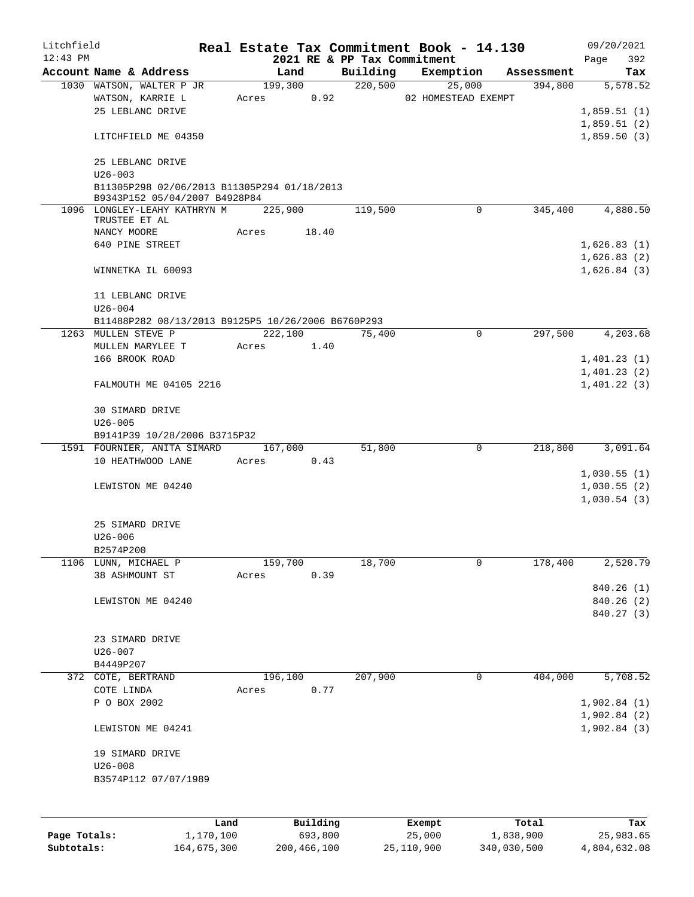Litchfield
12:43 PM

**Real Estate Tax Commitment Book - 14.130**
**2021 RE & PP Tax Commitment**

09/20/2021

| Account Name & Address | Land | Building | Exemption | Assessment | Tax |
|---|---|---|---|---|---|
| 1030 WATSON, WALTER P JR | 199,300 | 220,500 | 25,000 | 394,800 | 5,578.52 |
| WATSON, KARRIE L | Acres 0.92 | | 02 HOMESTEAD EXEMPT | | |
| 25 LEBLANC DRIVE | | | | | 1,859.51 (1) |
| | | | | | 1,859.51 (2) |
| LITCHFIELD ME 04350 | | | | | 1,859.50 (3) |
| 25 LEBLANC DRIVE | | | | | |
| U26-003 | | | | | |
| B11305P298 02/06/2013 B11305P294 01/18/2013 B9343P152 05/04/2007 B4928P84 | | | | | |
| 1096 LONGLEY-LEAHY KATHRYN M TRUSTEE ET AL | 225,900 | 119,500 | 0 | 345,400 | 4,880.50 |
| NANCY MOORE | Acres 18.40 | | | | |
| 640 PINE STREET | | | | | 1,626.83 (1) |
| | | | | | 1,626.83 (2) |
| WINNETKA IL 60093 | | | | | 1,626.84 (3) |
| 11 LEBLANC DRIVE | | | | | |
| U26-004 | | | | | |
| B11488P282 08/13/2013 B9125P5 10/26/2006 B6760P293 | | | | | |
| 1263 MULLEN STEVE P | 222,100 | 75,400 | 0 | 297,500 | 4,203.68 |
| MULLEN MARYLEE T | Acres 1.40 | | | | |
| 166 BROOK ROAD | | | | | 1,401.23 (1) |
| | | | | | 1,401.23 (2) |
| FALMOUTH ME 04105 2216 | | | | | 1,401.22 (3) |
| 30 SIMARD DRIVE | | | | | |
| U26-005 | | | | | |
| B9141P39 10/28/2006 B3715P32 | | | | | |
| 1591 FOURNIER, ANITA SIMARD | 167,000 | 51,800 | 0 | 218,800 | 3,091.64 |
| 10 HEATHWOOD LANE | Acres 0.43 | | | | |
| | | | | | 1,030.55 (1) |
| LEWISTON ME 04240 | | | | | 1,030.55 (2) |
| | | | | | 1,030.54 (3) |
| 25 SIMARD DRIVE | | | | | |
| U26-006 | | | | | |
| B2574P200 | | | | | |
| 1106 LUNN, MICHAEL P | 159,700 | 18,700 | 0 | 178,400 | 2,520.79 |
| 38 ASHMOUNT ST | Acres 0.39 | | | | |
| | | | | | 840.26 (1) |
| LEWISTON ME 04240 | | | | | 840.26 (2) |
| | | | | | 840.27 (3) |
| 23 SIMARD DRIVE | | | | | |
| U26-007 | | | | | |
| B4449P207 | | | | | |
| 372 COTE, BERTRAND | 196,100 | 207,900 | 0 | 404,000 | 5,708.52 |
| COTE LINDA | Acres 0.77 | | | | |
| P O BOX 2002 | | | | | 1,902.84 (1) |
| | | | | | 1,902.84 (2) |
| LEWISTON ME 04241 | | | | | 1,902.84 (3) |
| 19 SIMARD DRIVE | | | | | |
| U26-008 | | | | | |
| B3574P112 07/07/1989 | | | | | |

| | Land | Building | Exempt | Total | Tax |
|---|---|---|---|---|---|
| Page Totals: | 1,170,100 | 693,800 | 25,000 | 1,838,900 | 25,983.65 |
| Subtotals: | 164,675,300 | 200,466,100 | 25,110,900 | 340,030,500 | 4,804,632.08 |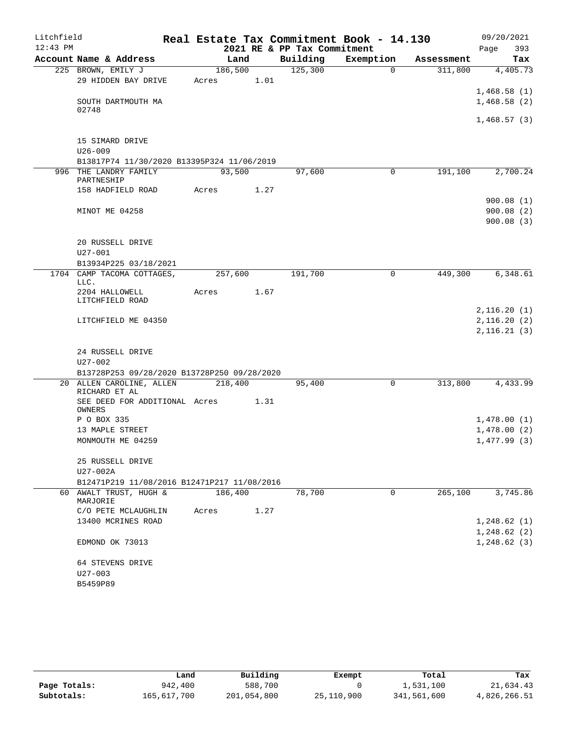Litchfield 12:43 PM

# Real Estate Tax Commitment Book - 14.130

## 2021 RE & PP Tax Commitment

09/20/2021 Page 393

| Account Name & Address | Land | Building | Exemption | Assessment | Tax |
|---|---|---|---|---|---|
| 225 BROWN, EMILY J | 186,500 | 125,300 | 0 | 311,800 | 4,405.73 |
| 29 HIDDEN BAY DRIVE | Acres 1.01 | | | | |
| | | | | | 1,468.58 (1) |
| SOUTH DARTMOUTH MA 02748 | | | | | 1,468.58 (2) |
| | | | | | 1,468.57 (3) |
| 15 SIMARD DRIVE | | | | | |
| U26-009 | | | | | |
| B13817P74 11/30/2020 B13395P324 11/06/2019 | | | | | |
| 996 THE LANDRY FAMILY PARTNESHIP | 93,500 | 97,600 | 0 | 191,100 | 2,700.24 |
| 158 HADFIELD ROAD | Acres 1.27 | | | | |
| | | | | | 900.08 (1) |
| MINOT ME 04258 | | | | | 900.08 (2) |
| | | | | | 900.08 (3) |
| 20 RUSSELL DRIVE | | | | | |
| U27-001 | | | | | |
| B13934P225 03/18/2021 | | | | | |
| 1704 CAMP TACOMA COTTAGES, LLC. | 257,600 | 191,700 | 0 | 449,300 | 6,348.61 |
| 2204 HALLOWELL LITCHFIELD ROAD | Acres 1.67 | | | | |
| | | | | | 2,116.20 (1) |
| LITCHFIELD ME 04350 | | | | | 2,116.20 (2) |
| | | | | | 2,116.21 (3) |
| 24 RUSSELL DRIVE | | | | | |
| U27-002 | | | | | |
| B13728P253 09/28/2020 B13728P250 09/28/2020 | | | | | |
| 20 ALLEN CAROLINE, ALLEN RICHARD ET AL | 218,400 | 95,400 | 0 | 313,800 | 4,433.99 |
| SEE DEED FOR ADDITIONAL OWNERS | Acres 1.31 | | | | |
| P O BOX 335 | | | | | 1,478.00 (1) |
| 13 MAPLE STREET | | | | | 1,478.00 (2) |
| MONMOUTH ME 04259 | | | | | 1,477.99 (3) |
| 25 RUSSELL DRIVE | | | | | |
| U27-002A | | | | | |
| B12471P219 11/08/2016 B12471P217 11/08/2016 | | | | | |
| 60 AWALT TRUST, HUGH & MARJORIE | 186,400 | 78,700 | 0 | 265,100 | 3,745.86 |
| C/O PETE MCLAUGHLIN | Acres 1.27 | | | | |
| 13400 MCRINES ROAD | | | | | 1,248.62 (1) |
| | | | | | 1,248.62 (2) |
| EDMOND OK 73013 | | | | | 1,248.62 (3) |
| 64 STEVENS DRIVE | | | | | |
| U27-003 | | | | | |
| B5459P89 | | | | | |

| | Land | Building | Exempt | Total | Tax |
|---|---|---|---|---|---|
| Page Totals: | 942,400 | 588,700 | 0 | 1,531,100 | 21,634.43 |
| Subtotals: | 165,617,700 | 201,054,800 | 25,110,900 | 341,561,600 | 4,826,266.51 |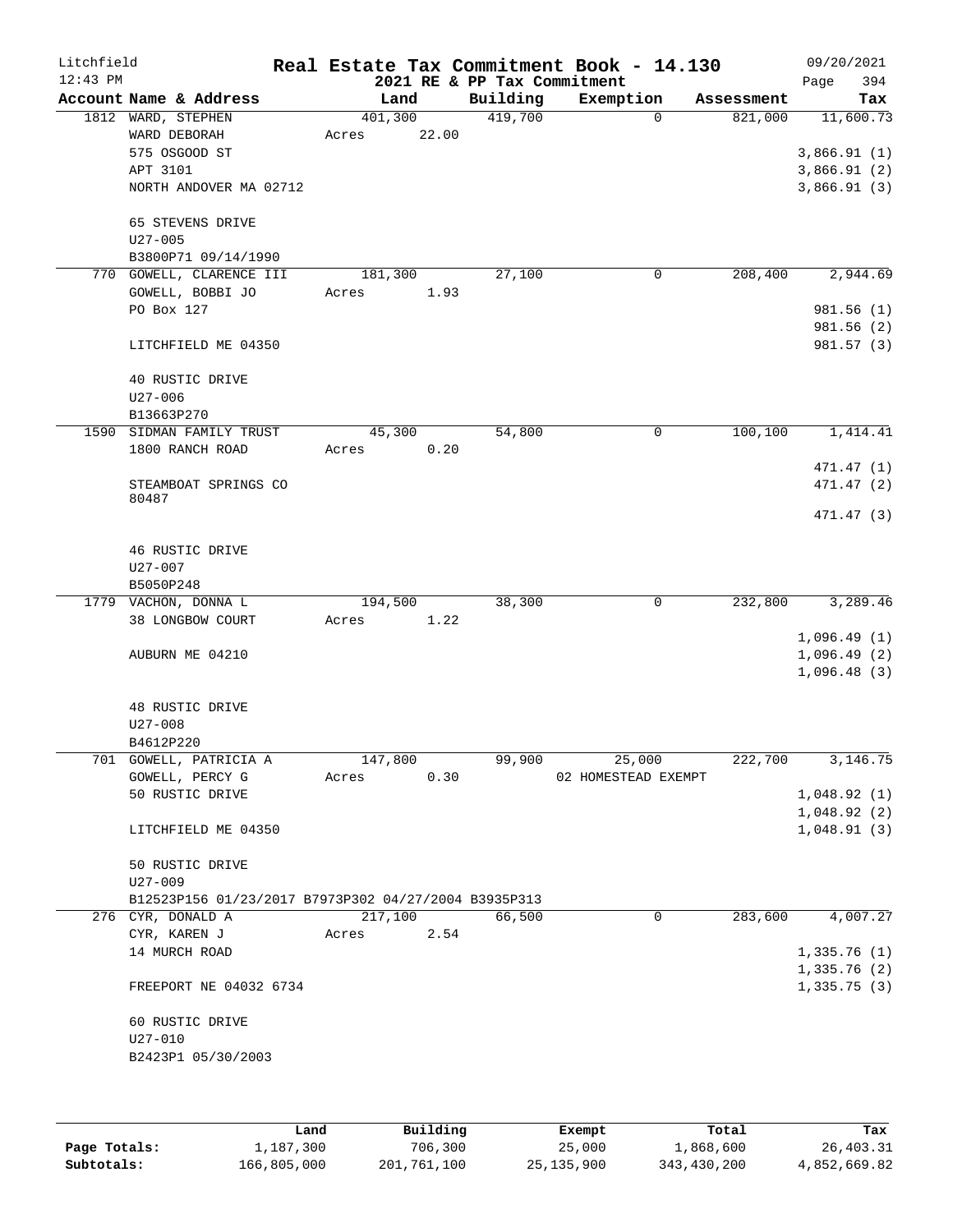Litchfield
12:43 PM

# Real Estate Tax Commitment Book - 14.130

## 2021 RE & PP Tax Commitment

09/20/2021
Page 394

| Account Name & Address | Land | Building | Exemption | Assessment | Tax |
|---|---|---|---|---|---|
| 1812 WARD, STEPHEN | 401,300 | 419,700 | 0 | 821,000 | 11,600.73 |
| WARD DEBORAH | Acres 22.00 | | | | |
| 575 OSGOOD ST | | | | | 3,866.91 (1) |
| APT 3101 | | | | | 3,866.91 (2) |
| NORTH ANDOVER MA 02712 | | | | | 3,866.91 (3) |
| 65 STEVENS DRIVE | | | | | |
| U27-005 | | | | | |
| B3800P71 09/14/1990 | | | | | |
| 770 GOWELL, CLARENCE III | 181,300 | 27,100 | 0 | 208,400 | 2,944.69 |
| GOWELL, BOBBI JO | Acres 1.93 | | | | |
| PO Box 127 | | | | | 981.56 (1) |
| | | | | | 981.56 (2) |
| LITCHFIELD ME 04350 | | | | | 981.57 (3) |
| 40 RUSTIC DRIVE | | | | | |
| U27-006 | | | | | |
| B13663P270 | | | | | |
| 1590 SIDMAN FAMILY TRUST | 45,300 | 54,800 | 0 | 100,100 | 1,414.41 |
| 1800 RANCH ROAD | Acres 0.20 | | | | |
| | | | | | 471.47 (1) |
| STEAMBOAT SPRINGS CO 80487 | | | | | 471.47 (2) |
| | | | | | 471.47 (3) |
| 46 RUSTIC DRIVE | | | | | |
| U27-007 | | | | | |
| B5050P248 | | | | | |
| 1779 VACHON, DONNA L | 194,500 | 38,300 | 0 | 232,800 | 3,289.46 |
| 38 LONGBOW COURT | Acres 1.22 | | | | |
| | | | | | 1,096.49 (1) |
| AUBURN ME 04210 | | | | | 1,096.49 (2) |
| | | | | | 1,096.48 (3) |
| 48 RUSTIC DRIVE | | | | | |
| U27-008 | | | | | |
| B4612P220 | | | | | |
| 701 GOWELL, PATRICIA A | 147,800 | 99,900 | 25,000 | 222,700 | 3,146.75 |
| GOWELL, PERCY G | Acres 0.30 | | 02 HOMESTEAD EXEMPT | | |
| 50 RUSTIC DRIVE | | | | | 1,048.92 (1) |
| | | | | | 1,048.92 (2) |
| LITCHFIELD ME 04350 | | | | | 1,048.91 (3) |
| 50 RUSTIC DRIVE | | | | | |
| U27-009 | | | | | |
| B12523P156 01/23/2017 B7973P302 04/27/2004 B3935P313 | | | | | |
| 276 CYR, DONALD A | 217,100 | 66,500 | 0 | 283,600 | 4,007.27 |
| CYR, KAREN J | Acres 2.54 | | | | |
| 14 MURCH ROAD | | | | | 1,335.76 (1) |
| | | | | | 1,335.76 (2) |
| FREEPORT NE 04032 6734 | | | | | 1,335.75 (3) |
| 60 RUSTIC DRIVE | | | | | |
| U27-010 | | | | | |
| B2423P1 05/30/2003 | | | | | |

| | Land | Building | Exempt | Total | Tax |
|---|---|---|---|---|---|
| Page Totals: | 1,187,300 | 706,300 | 25,000 | 1,868,600 | 26,403.31 |
| Subtotals: | 166,805,000 | 201,761,100 | 25,135,900 | 343,430,200 | 4,852,669.82 |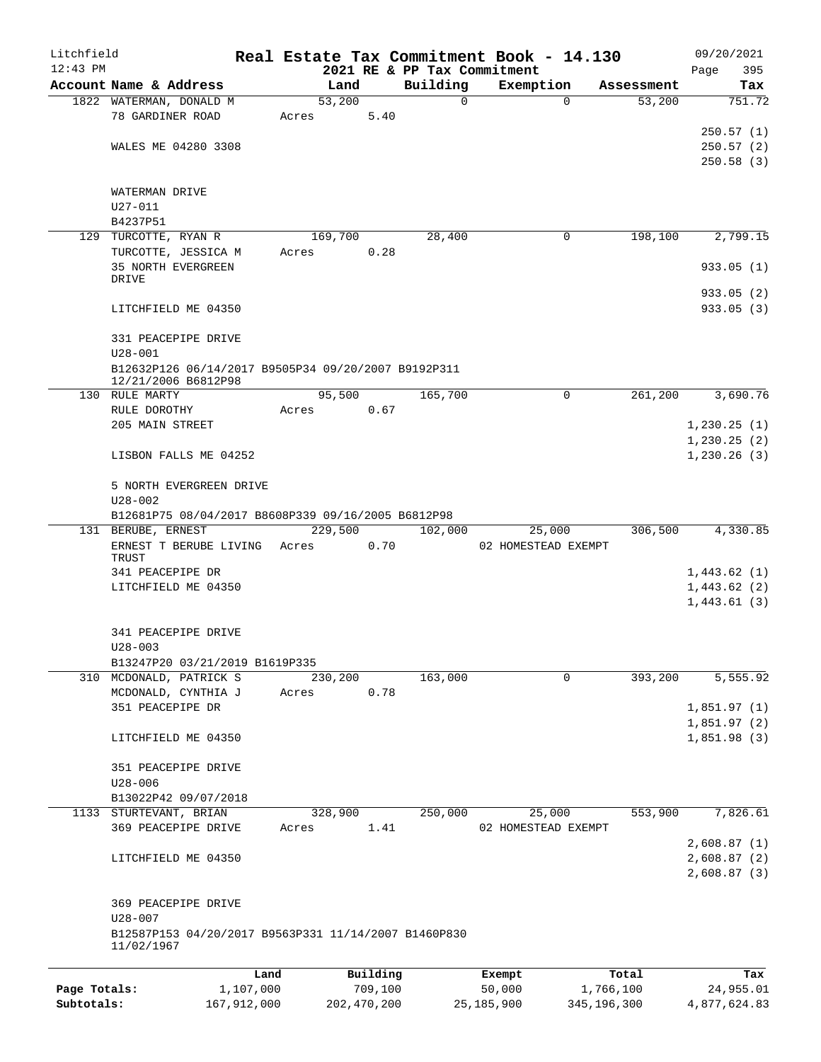Litchfield
12:43 PM

# Real Estate Tax Commitment Book - 14.130

## 2021 RE & PP Tax Commitment

09/20/2021

| Account Name & Address | Land | Building | Exemption | Assessment | Tax |
|---|---|---|---|---|---|
| 1822 WATERMAN, DONALD M | 53,200 | 0 | 0 | 53,200 | 751.72 |
| 78 GARDINER ROAD | Acres 5.40 | | | | |
| | | | | | 250.57 (1) |
| WALES ME 04280 3308 | | | | | 250.57 (2) |
| | | | | | 250.58 (3) |
| WATERMAN DRIVE | | | | | |
| U27-011 | | | | | |
| B4237P51 | | | | | |
| 129 TURCOTTE, RYAN R | 169,700 | 28,400 | 0 | 198,100 | 2,799.15 |
| TURCOTTE, JESSICA M | Acres 0.28 | | | | |
| 35 NORTH EVERGREEN DRIVE | | | | | 933.05 (1) |
| | | | | | 933.05 (2) |
| LITCHFIELD ME 04350 | | | | | 933.05 (3) |
| 331 PEACEPIPE DRIVE | | | | | |
| U28-001 | | | | | |
| B12632P126 06/14/2017 B9505P34 09/20/2007 B9192P311 12/21/2006 B6812P98 | | | | | |
| 130 RULE MARTY | 95,500 | 165,700 | 0 | 261,200 | 3,690.76 |
| RULE DOROTHY | Acres 0.67 | | | | |
| 205 MAIN STREET | | | | | 1,230.25 (1) |
| | | | | | 1,230.25 (2) |
| LISBON FALLS ME 04252 | | | | | 1,230.26 (3) |
| 5 NORTH EVERGREEN DRIVE | | | | | |
| U28-002 | | | | | |
| B12681P75 08/04/2017 B8608P339 09/16/2005 B6812P98 | | | | | |
| 131 BERUBE, ERNEST | 229,500 | 102,000 | 25,000 | 306,500 | 4,330.85 |
| ERNEST T BERUBE LIVING TRUST | Acres 0.70 | | 02 HOMESTEAD EXEMPT | | |
| 341 PEACEPIPE DR | | | | | 1,443.62 (1) |
| LITCHFIELD ME 04350 | | | | | 1,443.62 (2) |
| | | | | | 1,443.61 (3) |
| 341 PEACEPIPE DRIVE | | | | | |
| U28-003 | | | | | |
| B13247P20 03/21/2019 B1619P335 | | | | | |
| 310 MCDONALD, PATRICK S | 230,200 | 163,000 | 0 | 393,200 | 5,555.92 |
| MCDONALD, CYNTHIA J | Acres 0.78 | | | | |
| 351 PEACEPIPE DR | | | | | 1,851.97 (1) |
| | | | | | 1,851.97 (2) |
| LITCHFIELD ME 04350 | | | | | 1,851.98 (3) |
| 351 PEACEPIPE DRIVE | | | | | |
| U28-006 | | | | | |
| B13022P42 09/07/2018 | | | | | |
| 1133 STURTEVANT, BRIAN | 328,900 | 250,000 | 25,000 | 553,900 | 7,826.61 |
| 369 PEACEPIPE DRIVE | Acres 1.41 | | 02 HOMESTEAD EXEMPT | | |
| | | | | | 2,608.87 (1) |
| LITCHFIELD ME 04350 | | | | | 2,608.87 (2) |
| | | | | | 2,608.87 (3) |
| 369 PEACEPIPE DRIVE | | | | | |
| U28-007 | | | | | |
| B12587P153 04/20/2017 B9563P331 11/14/2007 B1460P830 11/02/1967 | | | | | |

| | Land | Building | Exempt | Total | Tax |
|---|---|---|---|---|---|
| Page Totals: | 1,107,000 | 709,100 | 50,000 | 1,766,100 | 24,955.01 |
| Subtotals: | 167,912,000 | 202,470,200 | 25,185,900 | 345,196,300 | 4,877,624.83 |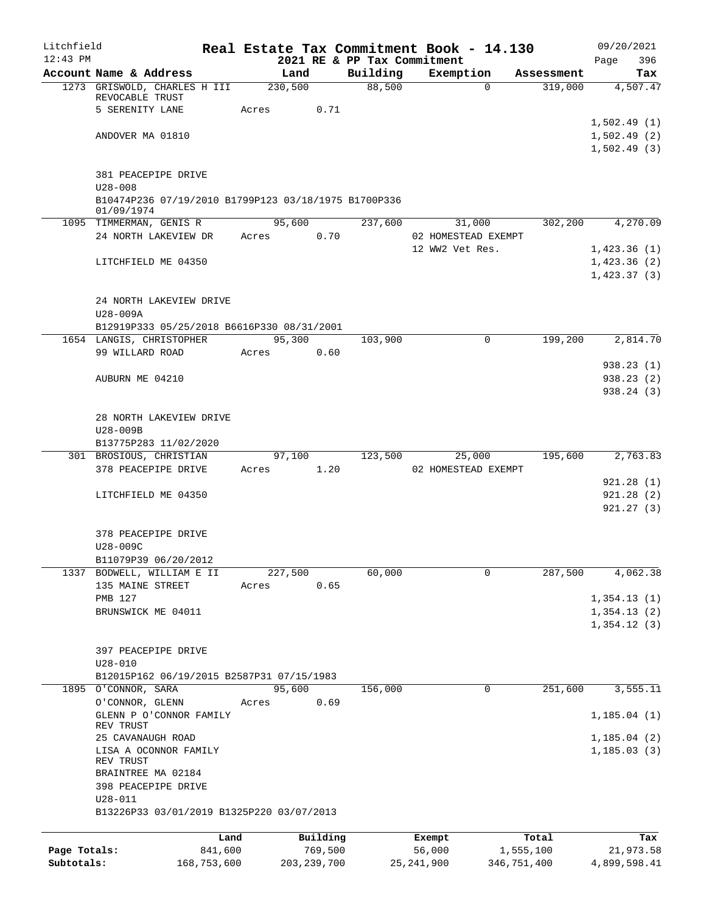Litchfield
12:43 PM

# Real Estate Tax Commitment Book - 14.130
## 2021 RE & PP Tax Commitment

09/20/2021
Page 396

| Account Name & Address | Land | Building | Exemption | Assessment | Tax |
|---|---|---|---|---|---|
| 1273 GRISWOLD, CHARLES H III REVOCABLE TRUST | 230,500 | 88,500 | 0 | 319,000 | 4,507.47 |
| 5 SERENITY LANE | Acres 0.71 | | | | |
| | | | | | 1,502.49 (1) |
| ANDOVER MA 01810 | | | | | 1,502.49 (2) |
| | | | | | 1,502.49 (3) |
| 381 PEACEPIPE DRIVE | | | | | |
| U28-008 | | | | | |
| B10474P236 07/19/2010 B1799P123 03/18/1975 B1700P336 01/09/1974 | | | | | |
| 1095 TIMMERMAN, GENIS R | 95,600 | 237,600 | 31,000 | 302,200 | 4,270.09 |
| 24 NORTH LAKEVIEW DR | Acres 0.70 | | 02 HOMESTEAD EXEMPT | | |
| | | | 12 WW2 Vet Res. | | 1,423.36 (1) |
| LITCHFIELD ME 04350 | | | | | 1,423.36 (2) |
| | | | | | 1,423.37 (3) |
| 24 NORTH LAKEVIEW DRIVE | | | | | |
| U28-009A | | | | | |
| B12919P333 05/25/2018 B6616P330 08/31/2001 | | | | | |
| 1654 LANGIS, CHRISTOPHER | 95,300 | 103,900 | 0 | 199,200 | 2,814.70 |
| 99 WILLARD ROAD | Acres 0.60 | | | | |
| | | | | | 938.23 (1) |
| AUBURN ME 04210 | | | | | 938.23 (2) |
| | | | | | 938.24 (3) |
| 28 NORTH LAKEVIEW DRIVE | | | | | |
| U28-009B | | | | | |
| B13775P283 11/02/2020 | | | | | |
| 301 BROSIOUS, CHRISTIAN | 97,100 | 123,500 | 25,000 | 195,600 | 2,763.83 |
| 378 PEACEPIPE DRIVE | Acres 1.20 | | 02 HOMESTEAD EXEMPT | | |
| | | | | | 921.28 (1) |
| LITCHFIELD ME 04350 | | | | | 921.28 (2) |
| | | | | | 921.27 (3) |
| 378 PEACEPIPE DRIVE | | | | | |
| U28-009C | | | | | |
| B11079P39 06/20/2012 | | | | | |
| 1337 BODWELL, WILLIAM E II | 227,500 | 60,000 | 0 | 287,500 | 4,062.38 |
| 135 MAINE STREET | Acres 0.65 | | | | |
| PMB 127 | | | | | 1,354.13 (1) |
| BRUNSWICK ME 04011 | | | | | 1,354.13 (2) |
| | | | | | 1,354.12 (3) |
| 397 PEACEPIPE DRIVE | | | | | |
| U28-010 | | | | | |
| B12015P162 06/19/2015 B2587P31 07/15/1983 | | | | | |
| 1895 O'CONNOR, SARA | 95,600 | 156,000 | 0 | 251,600 | 3,555.11 |
| O'CONNOR, GLENN | Acres 0.69 | | | | |
| GLENN P O'CONNOR FAMILY REV TRUST | | | | | 1,185.04 (1) |
| 25 CAVANAUGH ROAD | | | | | 1,185.04 (2) |
| LISA A OCONNOR FAMILY REV TRUST | | | | | 1,185.03 (3) |
| BRAINTREE MA 02184 | | | | | |
| 398 PEACEPIPE DRIVE | | | | | |
| U28-011 | | | | | |
| B13226P33 03/01/2019 B1325P220 03/07/2013 | | | | | |

| | Land | Building | Exempt | Total | Tax |
|---|---|---|---|---|---|
| Page Totals: | 841,600 | 769,500 | 56,000 | 1,555,100 | 21,973.58 |
| Subtotals: | 168,753,600 | 203,239,700 | 25,241,900 | 346,751,400 | 4,899,598.41 |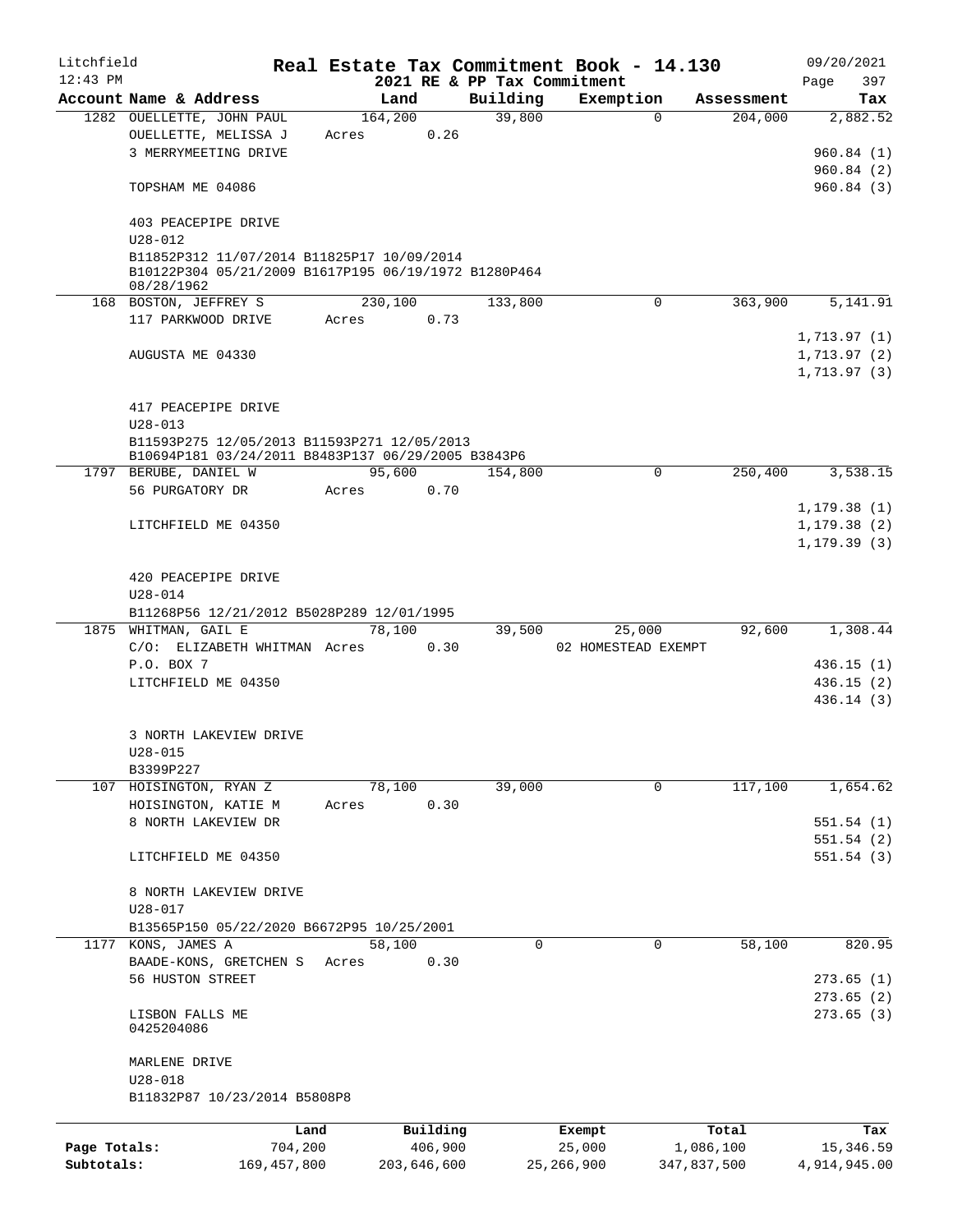Litchfield
12:43 PM

# Real Estate Tax Commitment Book - 14.130
## 2021 RE & PP Tax Commitment

09/20/2021

| Account Name & Address | Land | Building | Exemption | Assessment | Tax |
|---|---|---|---|---|---|
| 1282 OUELLETTE, JOHN PAUL | 164,200 | 39,800 | 0 | 204,000 | 2,882.52 |
| OUELLETTE, MELISSA J | Acres 0.26 | | | | |
| 3 MERRYMEETING DRIVE | | | | | 960.84 (1) |
| | | | | | 960.84 (2) |
| TOPSHAM ME 04086 | | | | | 960.84 (3) |
| 403 PEACEPIPE DRIVE | | | | | |
| U28-012 | | | | | |
| B11852P312 11/07/2014 B11825P17 10/09/2014 | | | | | |
| B10122P304 05/21/2009 B1617P195 06/19/1972 B1280P464 08/28/1962 | | | | | |
| 168 BOSTON, JEFFREY S | 230,100 | 133,800 | 0 | 363,900 | 5,141.91 |
| 117 PARKWOOD DRIVE | Acres 0.73 | | | | |
| | | | | | 1,713.97 (1) |
| AUGUSTA ME 04330 | | | | | 1,713.97 (2) |
| | | | | | 1,713.97 (3) |
| 417 PEACEPIPE DRIVE | | | | | |
| U28-013 | | | | | |
| B11593P275 12/05/2013 B11593P271 12/05/2013 | | | | | |
| B10694P181 03/24/2011 B8483P137 06/29/2005 B3843P6 | | | | | |
| 1797 BERUBE, DANIEL W | 95,600 | 154,800 | 0 | 250,400 | 3,538.15 |
| 56 PURGATORY DR | Acres 0.70 | | | | |
| | | | | | 1,179.38 (1) |
| LITCHFIELD ME 04350 | | | | | 1,179.38 (2) |
| | | | | | 1,179.39 (3) |
| 420 PEACEPIPE DRIVE | | | | | |
| U28-014 | | | | | |
| B11268P56 12/21/2012 B5028P289 12/01/1995 | | | | | |
| 1875 WHITMAN, GAIL E | 78,100 | 39,500 | 25,000 | 92,600 | 1,308.44 |
| C/O: ELIZABETH WHITMAN | Acres 0.30 | | 02 HOMESTEAD EXEMPT | | |
| P.O. BOX 7 | | | | | 436.15 (1) |
| LITCHFIELD ME 04350 | | | | | 436.15 (2) |
| | | | | | 436.14 (3) |
| 3 NORTH LAKEVIEW DRIVE | | | | | |
| U28-015 | | | | | |
| B3399P227 | | | | | |
| 107 HOISINGTON, RYAN Z | 78,100 | 39,000 | 0 | 117,100 | 1,654.62 |
| HOISINGTON, KATIE M | Acres 0.30 | | | | |
| 8 NORTH LAKEVIEW DR | | | | | 551.54 (1) |
| | | | | | 551.54 (2) |
| LITCHFIELD ME 04350 | | | | | 551.54 (3) |
| 8 NORTH LAKEVIEW DRIVE | | | | | |
| U28-017 | | | | | |
| B13565P150 05/22/2020 B6672P95 10/25/2001 | | | | | |
| 1177 KONS, JAMES A | 58,100 | 0 | 0 | 58,100 | 820.95 |
| BAADE-KONS, GRETCHEN S | Acres 0.30 | | | | |
| 56 HUSTON STREET | | | | | 273.65 (1) |
| | | | | | 273.65 (2) |
| LISBON FALLS ME 0425204086 | | | | | 273.65 (3) |
| MARLENE DRIVE | | | | | |
| U28-018 | | | | | |
| B11832P87 10/23/2014 B5808P8 | | | | | |

| | Land | Building | Exempt | Total | Tax |
|---|---|---|---|---|---|
| Page Totals: | 704,200 | 406,900 | 25,000 | 1,086,100 | 15,346.59 |
| Subtotals: | 169,457,800 | 203,646,600 | 25,266,900 | 347,837,500 | 4,914,945.00 |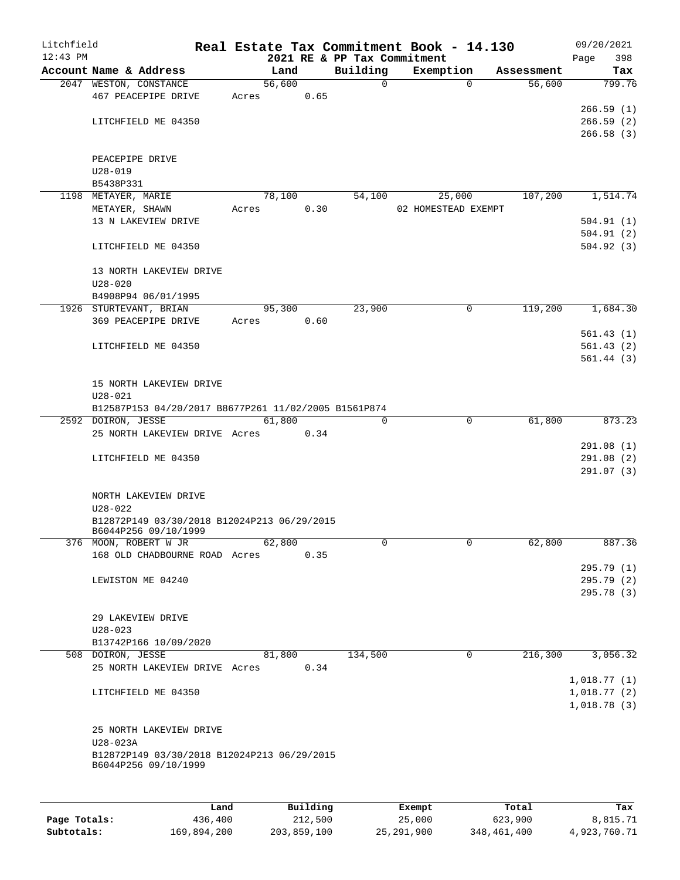Litchfield
12:43 PM

# Real Estate Tax Commitment Book - 14.130

## 2021 RE & PP Tax Commitment

09/20/2021

| Account Name & Address | Land | Building | Exemption | Assessment | Tax |
|---|---|---|---|---|---|
| 2047 WESTON, CONSTANCE | 56,600 | 0 | 0 | 56,600 | 799.76 |
| 467 PEACEPIPE DRIVE | Acres 0.65 | | | | |
| | | | | | 266.59 (1) |
| LITCHFIELD ME 04350 | | | | | 266.59 (2) |
| | | | | | 266.58 (3) |
| PEACEPIPE DRIVE | | | | | |
| U28-019 | | | | | |
| B5438P331 | | | | | |
| 1198 METAYER, MARIE | 78,100 | 54,100 | 25,000 | 107,200 | 1,514.74 |
| METAYER, SHAWN | Acres 0.30 | | 02 HOMESTEAD EXEMPT | | |
| 13 N LAKEVIEW DRIVE | | | | | 504.91 (1) |
| | | | | | 504.91 (2) |
| LITCHFIELD ME 04350 | | | | | 504.92 (3) |
| 13 NORTH LAKEVIEW DRIVE | | | | | |
| U28-020 | | | | | |
| B4908P94 06/01/1995 | | | | | |
| 1926 STURTEVANT, BRIAN | 95,300 | 23,900 | 0 | 119,200 | 1,684.30 |
| 369 PEACEPIPE DRIVE | Acres 0.60 | | | | |
| | | | | | 561.43 (1) |
| LITCHFIELD ME 04350 | | | | | 561.43 (2) |
| | | | | | 561.44 (3) |
| 15 NORTH LAKEVIEW DRIVE | | | | | |
| U28-021 | | | | | |
| B12587P153 04/20/2017 B8677P261 11/02/2005 B1561P874 | | | | | |
| 2592 DOIRON, JESSE | 61,800 | 0 | 0 | 61,800 | 873.23 |
| 25 NORTH LAKEVIEW DRIVE | Acres 0.34 | | | | |
| | | | | | 291.08 (1) |
| LITCHFIELD ME 04350 | | | | | 291.08 (2) |
| | | | | | 291.07 (3) |
| NORTH LAKEVIEW DRIVE | | | | | |
| U28-022 | | | | | |
| B12872P149 03/30/2018 B12024P213 06/29/2015 B6044P256 09/10/1999 | | | | | |
| 376 MOON, ROBERT W JR | 62,800 | 0 | 0 | 62,800 | 887.36 |
| 168 OLD CHADBOURNE ROAD | Acres 0.35 | | | | |
| | | | | | 295.79 (1) |
| LEWISTON ME 04240 | | | | | 295.79 (2) |
| | | | | | 295.78 (3) |
| 29 LAKEVIEW DRIVE | | | | | |
| U28-023 | | | | | |
| B13742P166 10/09/2020 | | | | | |
| 508 DOIRON, JESSE | 81,800 | 134,500 | 0 | 216,300 | 3,056.32 |
| 25 NORTH LAKEVIEW DRIVE | Acres 0.34 | | | | |
| | | | | | 1,018.77 (1) |
| LITCHFIELD ME 04350 | | | | | 1,018.77 (2) |
| | | | | | 1,018.78 (3) |
| 25 NORTH LAKEVIEW DRIVE | | | | | |
| U28-023A | | | | | |
| B12872P149 03/30/2018 B12024P213 06/29/2015 B6044P256 09/10/1999 | | | | | |

| | Land | Building | Exempt | Total | Tax |
|---|---|---|---|---|---|
| Page Totals: | 436,400 | 212,500 | 25,000 | 623,900 | 8,815.71 |
| Subtotals: | 169,894,200 | 203,859,100 | 25,291,900 | 348,461,400 | 4,923,760.71 |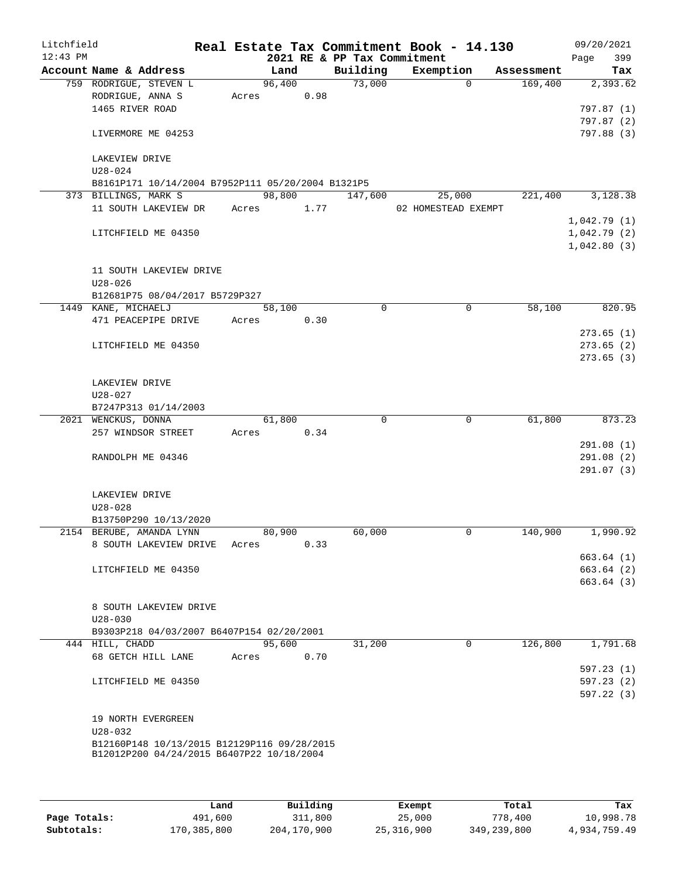Litchfield
12:43 PM

**Real Estate Tax Commitment Book - 14.130**
**2021 RE & PP Tax Commitment**

09/20/2021

| Account Name & Address | Land | Building | Exemption | Assessment | Tax |
|---|---|---|---|---|---|
| 759 RODRIGUE, STEVEN L | 96,400 | 73,000 | 0 | 169,400 | 2,393.62 |
| RODRIGUE, ANNA S | Acres 0.98 | | | | |
| 1465 RIVER ROAD | | | | | 797.87 (1) |
| | | | | | 797.87 (2) |
| LIVERMORE ME 04253 | | | | | 797.88 (3) |
| LAKEVIEW DRIVE | | | | | |
| U28-024 | | | | | |
| B8161P171 10/14/2004 B7952P111 05/20/2004 B1321P5 | | | | | |
| 373 BILLINGS, MARK S | 98,800 | 147,600 | 25,000 | 221,400 | 3,128.38 |
| 11 SOUTH LAKEVIEW DR | Acres 1.77 | | 02 HOMESTEAD EXEMPT | | |
| | | | | | 1,042.79 (1) |
| LITCHFIELD ME 04350 | | | | | 1,042.79 (2) |
| | | | | | 1,042.80 (3) |
| 11 SOUTH LAKEVIEW DRIVE | | | | | |
| U28-026 | | | | | |
| B12681P75 08/04/2017 B5729P327 | | | | | |
| 1449 KANE, MICHAELJ | 58,100 | 0 | 0 | 58,100 | 820.95 |
| 471 PEACEPIPE DRIVE | Acres 0.30 | | | | |
| | | | | | 273.65 (1) |
| LITCHFIELD ME 04350 | | | | | 273.65 (2) |
| | | | | | 273.65 (3) |
| LAKEVIEW DRIVE | | | | | |
| U28-027 | | | | | |
| B7247P313 01/14/2003 | | | | | |
| 2021 WENCKUS, DONNA | 61,800 | 0 | 0 | 61,800 | 873.23 |
| 257 WINDSOR STREET | Acres 0.34 | | | | |
| | | | | | 291.08 (1) |
| RANDOLPH ME 04346 | | | | | 291.08 (2) |
| | | | | | 291.07 (3) |
| LAKEVIEW DRIVE | | | | | |
| U28-028 | | | | | |
| B13750P290 10/13/2020 | | | | | |
| 2154 BERUBE, AMANDA LYNN | 80,900 | 60,000 | 0 | 140,900 | 1,990.92 |
| 8 SOUTH LAKEVIEW DRIVE | Acres 0.33 | | | | |
| | | | | | 663.64 (1) |
| LITCHFIELD ME 04350 | | | | | 663.64 (2) |
| | | | | | 663.64 (3) |
| 8 SOUTH LAKEVIEW DRIVE | | | | | |
| U28-030 | | | | | |
| B9303P218 04/03/2007 B6407P154 02/20/2001 | | | | | |
| 444 HILL, CHADD | 95,600 | 31,200 | 0 | 126,800 | 1,791.68 |
| 68 GETCH HILL LANE | Acres 0.70 | | | | |
| | | | | | 597.23 (1) |
| LITCHFIELD ME 04350 | | | | | 597.23 (2) |
| | | | | | 597.22 (3) |
| 19 NORTH EVERGREEN | | | | | |
| U28-032 | | | | | |
| B12160P148 10/13/2015 B12129P116 09/28/2015 | | | | | |
| B12012P200 04/24/2015 B6407P22 10/18/2004 | | | | | |

| | Land | Building | Exempt | Total | Tax |
|---|---|---|---|---|---|
| **Page Totals:** | 491,600 | 311,800 | 25,000 | 778,400 | 10,998.78 |
| **Subtotals:** | 170,385,800 | 204,170,900 | 25,316,900 | 349,239,800 | 4,934,759.49 |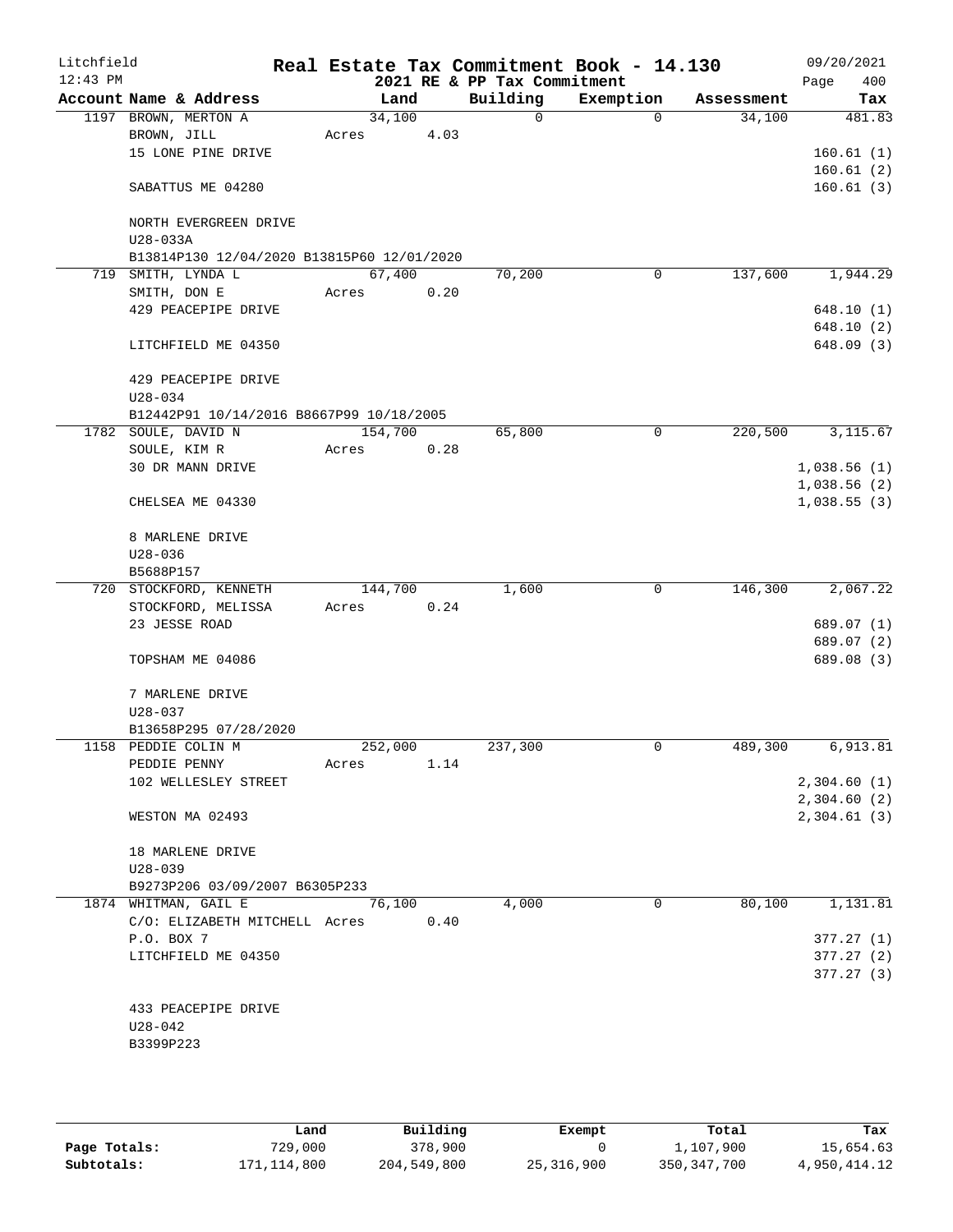Litchfield
12:43 PM

# Real Estate Tax Commitment Book - 14.130

2021 RE & PP Tax Commitment

09/20/2021
Page 400

| Account Name & Address | Land | Building | Exemption | Assessment | Tax |
|---|---|---|---|---|---|
| 1197 BROWN, MERTON A | 34,100 | 0 | 0 | 34,100 | 481.83 |
| BROWN, JILL | Acres 4.03 | | | | |
| 15 LONE PINE DRIVE | | | | | 160.61 (1) |
| | | | | | 160.61 (2) |
| SABATTUS ME 04280 | | | | | 160.61 (3) |
| NORTH EVERGREEN DRIVE | | | | | |
| U28-033A | | | | | |
| B13814P130 12/04/2020 B13815P60 12/01/2020 | | | | | |
| 719 SMITH, LYNDA L | 67,400 | 70,200 | 0 | 137,600 | 1,944.29 |
| SMITH, DON E | Acres 0.20 | | | | |
| 429 PEACEPIPE DRIVE | | | | | 648.10 (1) |
| | | | | | 648.10 (2) |
| LITCHFIELD ME 04350 | | | | | 648.09 (3) |
| 429 PEACEPIPE DRIVE | | | | | |
| U28-034 | | | | | |
| B12442P91 10/14/2016 B8667P99 10/18/2005 | | | | | |
| 1782 SOULE, DAVID N | 154,700 | 65,800 | 0 | 220,500 | 3,115.67 |
| SOULE, KIM R | Acres 0.28 | | | | |
| 30 DR MANN DRIVE | | | | | 1,038.56 (1) |
| | | | | | 1,038.56 (2) |
| CHELSEA ME 04330 | | | | | 1,038.55 (3) |
| 8 MARLENE DRIVE | | | | | |
| U28-036 | | | | | |
| B5688P157 | | | | | |
| 720 STOCKFORD, KENNETH | 144,700 | 1,600 | 0 | 146,300 | 2,067.22 |
| STOCKFORD, MELISSA | Acres 0.24 | | | | |
| 23 JESSE ROAD | | | | | 689.07 (1) |
| | | | | | 689.07 (2) |
| TOPSHAM ME 04086 | | | | | 689.08 (3) |
| 7 MARLENE DRIVE | | | | | |
| U28-037 | | | | | |
| B13658P295 07/28/2020 | | | | | |
| 1158 PEDDIE COLIN M | 252,000 | 237,300 | 0 | 489,300 | 6,913.81 |
| PEDDIE PENNY | Acres 1.14 | | | | |
| 102 WELLESLEY STREET | | | | | 2,304.60 (1) |
| | | | | | 2,304.60 (2) |
| WESTON MA 02493 | | | | | 2,304.61 (3) |
| 18 MARLENE DRIVE | | | | | |
| U28-039 | | | | | |
| B9273P206 03/09/2007 B6305P233 | | | | | |
| 1874 WHITMAN, GAIL E | 76,100 | 4,000 | 0 | 80,100 | 1,131.81 |
| C/O: ELIZABETH MITCHELL | Acres 0.40 | | | | |
| P.O. BOX 7 | | | | | 377.27 (1) |
| LITCHFIELD ME 04350 | | | | | 377.27 (2) |
| | | | | | 377.27 (3) |
| 433 PEACEPIPE DRIVE | | | | | |
| U28-042 | | | | | |
| B3399P223 | | | | | |

| | Land | Building | Exempt | Total | Tax |
|---|---|---|---|---|---|
| Page Totals: | 729,000 | 378,900 | 0 | 1,107,900 | 15,654.63 |
| Subtotals: | 171,114,800 | 204,549,800 | 25,316,900 | 350,347,700 | 4,950,414.12 |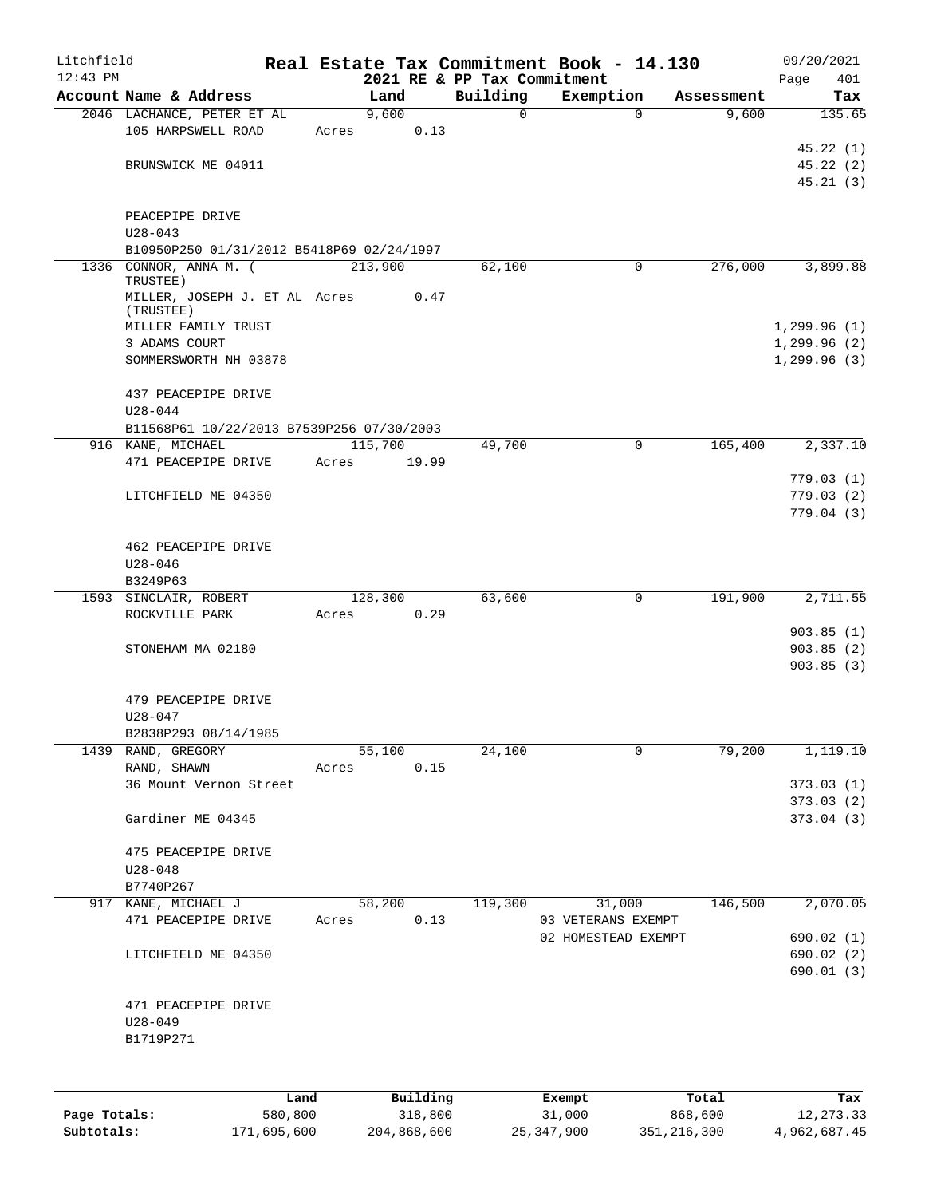Litchfield
12:43 PM

**Real Estate Tax Commitment Book - 14.130**
**2021 RE & PP Tax Commitment**

09/20/2021
Page 401

| Account | Name & Address | Land | Building | Exemption | Assessment | Tax |
|---|---|---|---|---|---|---|
| 2046 | LACHANCE, PETER ET AL | 9,600 | 0 | 0 | 9,600 | 135.65 |
| | 105 HARPSWELL ROAD | Acres 0.13 | | | | |
| | | | | | | 45.22 (1) |
| | BRUNSWICK ME 04011 | | | | | 45.22 (2) |
| | | | | | | 45.21 (3) |
| | PEACEPIPE DRIVE | | | | | |
| | U28-043 | | | | | |
| | B10950P250 01/31/2012 B5418P69 02/24/1997 | | | | | |
| 1336 | CONNOR, ANNA M. ( TRUSTEE) | 213,900 | 62,100 | 0 | 276,000 | 3,899.88 |
| | MILLER, JOSEPH J. ET AL (TRUSTEE) | Acres 0.47 | | | | |
| | MILLER FAMILY TRUST | | | | | 1,299.96 (1) |
| | 3 ADAMS COURT | | | | | 1,299.96 (2) |
| | SOMMERSWORTH NH 03878 | | | | | 1,299.96 (3) |
| | 437 PEACEPIPE DRIVE | | | | | |
| | U28-044 | | | | | |
| | B11568P61 10/22/2013 B7539P256 07/30/2003 | | | | | |
| 916 | KANE, MICHAEL | 115,700 | 49,700 | 0 | 165,400 | 2,337.10 |
| | 471 PEACEPIPE DRIVE | Acres 19.99 | | | | |
| | | | | | | 779.03 (1) |
| | LITCHFIELD ME 04350 | | | | | 779.03 (2) |
| | | | | | | 779.04 (3) |
| | 462 PEACEPIPE DRIVE | | | | | |
| | U28-046 | | | | | |
| | B3249P63 | | | | | |
| 1593 | SINCLAIR, ROBERT | 128,300 | 63,600 | 0 | 191,900 | 2,711.55 |
| | ROCKVILLE PARK | Acres 0.29 | | | | |
| | | | | | | 903.85 (1) |
| | STONEHAM MA 02180 | | | | | 903.85 (2) |
| | | | | | | 903.85 (3) |
| | 479 PEACEPIPE DRIVE | | | | | |
| | U28-047 | | | | | |
| | B2838P293 08/14/1985 | | | | | |
| 1439 | RAND, GREGORY | 55,100 | 24,100 | 0 | 79,200 | 1,119.10 |
| | RAND, SHAWN | Acres 0.15 | | | | |
| | 36 Mount Vernon Street | | | | | 373.03 (1) |
| | | | | | | 373.03 (2) |
| | Gardiner ME 04345 | | | | | 373.04 (3) |
| | 475 PEACEPIPE DRIVE | | | | | |
| | U28-048 | | | | | |
| | B7740P267 | | | | | |
| 917 | KANE, MICHAEL J | 58,200 | 119,300 | 31,000 | 146,500 | 2,070.05 |
| | 471 PEACEPIPE DRIVE | Acres 0.13 | | 03 VETERANS EXEMPT | | |
| | | | | 02 HOMESTEAD EXEMPT | | 690.02 (1) |
| | LITCHFIELD ME 04350 | | | | | 690.02 (2) |
| | | | | | | 690.01 (3) |
| | 471 PEACEPIPE DRIVE | | | | | |
| | U28-049 | | | | | |
| | B1719P271 | | | | | |

| | Land | Building | Exempt | Total | Tax |
|---|---|---|---|---|---|
| **Page Totals:** | 580,800 | 318,800 | 31,000 | 868,600 | 12,273.33 |
| **Subtotals:** | 171,695,600 | 204,868,600 | 25,347,900 | 351,216,300 | 4,962,687.45 |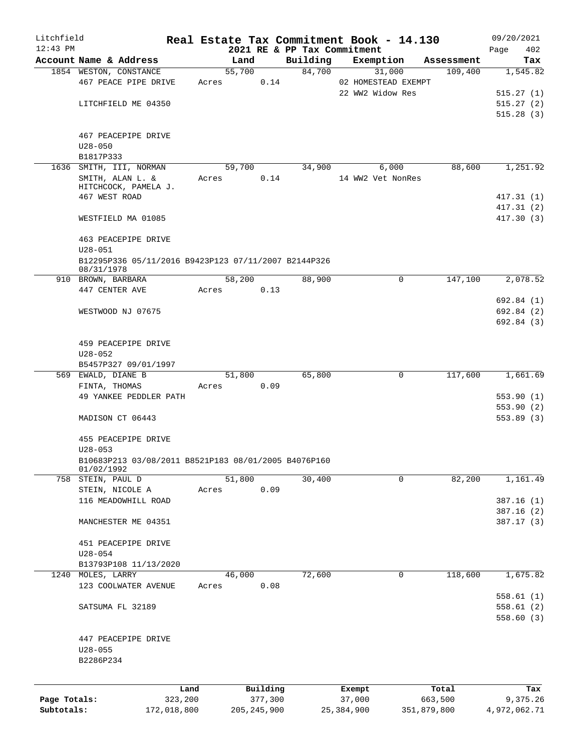# Litchfield — Real Estate Tax Commitment Book - 14.130

12:43 PM — 2021 RE & PP Tax Commitment — 09/20/2021

| Account Name & Address | Land | Building | Exemption | Assessment | Tax |
|---|---|---|---|---|---|
| 1854 WESTON, CONSTANCE | 55,700 | 84,700 | 31,000 | 109,400 | 1,545.82 |
| 467 PEACE PIPE DRIVE | Acres 0.14 | | 02 HOMESTEAD EXEMPT | | |
| | | | 22 WW2 Widow Res | | 515.27 (1) |
| LITCHFIELD ME 04350 | | | | | 515.27 (2) |
| | | | | | 515.28 (3) |
| 467 PEACEPIPE DRIVE | | | | | |
| U28-050 | | | | | |
| B1817P333 | | | | | |
| 1636 SMITH, III, NORMAN | 59,700 | 34,900 | 6,000 | 88,600 | 1,251.92 |
| SMITH, ALAN L. & HITCHCOCK, PAMELA J. | Acres 0.14 | | 14 WW2 Vet NonRes | | |
| 467 WEST ROAD | | | | | 417.31 (1) |
| | | | | | 417.31 (2) |
| WESTFIELD MA 01085 | | | | | 417.30 (3) |
| 463 PEACEPIPE DRIVE | | | | | |
| U28-051 | | | | | |
| B12295P336 05/11/2016 B9423P123 07/11/2007 B2144P326 08/31/1978 | | | | | |
| 910 BROWN, BARBARA | 58,200 | 88,900 | 0 | 147,100 | 2,078.52 |
| 447 CENTER AVE | Acres 0.13 | | | | |
| | | | | | 692.84 (1) |
| WESTWOOD NJ 07675 | | | | | 692.84 (2) |
| | | | | | 692.84 (3) |
| 459 PEACEPIPE DRIVE | | | | | |
| U28-052 | | | | | |
| B5457P327 09/01/1997 | | | | | |
| 569 EWALD, DIANE B | 51,800 | 65,800 | 0 | 117,600 | 1,661.69 |
| FINTA, THOMAS | Acres 0.09 | | | | |
| 49 YANKEE PEDDLER PATH | | | | | 553.90 (1) |
| | | | | | 553.90 (2) |
| MADISON CT 06443 | | | | | 553.89 (3) |
| 455 PEACEPIPE DRIVE | | | | | |
| U28-053 | | | | | |
| B10683P213 03/08/2011 B8521P183 08/01/2005 B4076P160 01/02/1992 | | | | | |
| 758 STEIN, PAUL D | 51,800 | 30,400 | 0 | 82,200 | 1,161.49 |
| STEIN, NICOLE A | Acres 0.09 | | | | |
| 116 MEADOWHILL ROAD | | | | | 387.16 (1) |
| | | | | | 387.16 (2) |
| MANCHESTER ME 04351 | | | | | 387.17 (3) |
| 451 PEACEPIPE DRIVE | | | | | |
| U28-054 | | | | | |
| B13793P108 11/13/2020 | | | | | |
| 1240 MOLES, LARRY | 46,000 | 72,600 | 0 | 118,600 | 1,675.82 |
| 123 COOLWATER AVENUE | Acres 0.08 | | | | |
| | | | | | 558.61 (1) |
| SATSUMA FL 32189 | | | | | 558.61 (2) |
| | | | | | 558.60 (3) |
| 447 PEACEPIPE DRIVE | | | | | |
| U28-055 | | | | | |
| B2286P234 | | | | | |

| | Land | Building | Exempt | Total | Tax |
|---|---|---|---|---|---|
| Page Totals: | 323,200 | 377,300 | 37,000 | 663,500 | 9,375.26 |
| Subtotals: | 172,018,800 | 205,245,900 | 25,384,900 | 351,879,800 | 4,972,062.71 |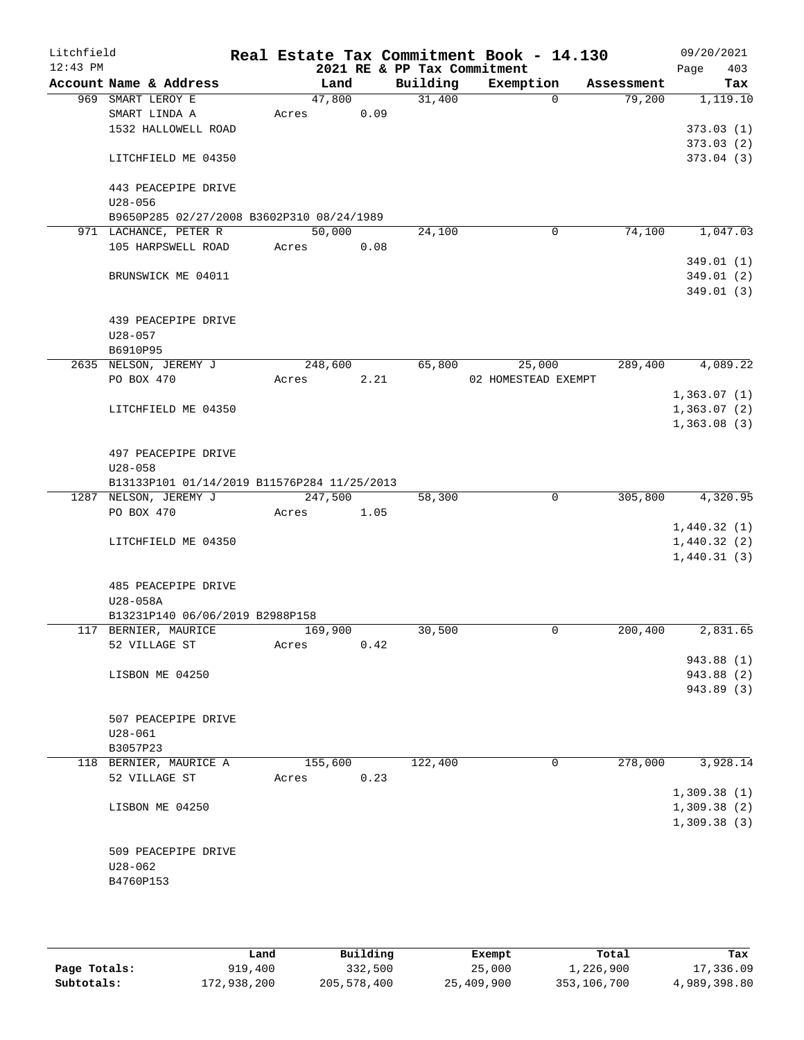Litchfield
12:43 PM

# Real Estate Tax Commitment Book - 14.130

## 2021 RE & PP Tax Commitment

09/20/2021

| Account Name & Address | Land | Building | Exemption | Assessment | Tax |
|---|---|---|---|---|---|
| 969 SMART LEROY E | 47,800 | 31,400 | 0 | 79,200 | 1,119.10 |
| SMART LINDA A | Acres 0.09 | | | | |
| 1532 HALLOWELL ROAD | | | | | 373.03 (1) |
| | | | | | 373.03 (2) |
| LITCHFIELD ME 04350 | | | | | 373.04 (3) |
| 443 PEACEPIPE DRIVE | | | | | |
| U28-056 | | | | | |
| B9650P285 02/27/2008 B3602P310 08/24/1989 | | | | | |
| 971 LACHANCE, PETER R | 50,000 | 24,100 | 0 | 74,100 | 1,047.03 |
| 105 HARPSWELL ROAD | Acres 0.08 | | | | |
| | | | | | 349.01 (1) |
| BRUNSWICK ME 04011 | | | | | 349.01 (2) |
| | | | | | 349.01 (3) |
| 439 PEACEPIPE DRIVE | | | | | |
| U28-057 | | | | | |
| B6910P95 | | | | | |
| 2635 NELSON, JEREMY J | 248,600 | 65,800 | 25,000 | 289,400 | 4,089.22 |
| PO BOX 470 | Acres 2.21 | | 02 HOMESTEAD EXEMPT | | |
| | | | | | 1,363.07 (1) |
| LITCHFIELD ME 04350 | | | | | 1,363.07 (2) |
| | | | | | 1,363.08 (3) |
| 497 PEACEPIPE DRIVE | | | | | |
| U28-058 | | | | | |
| B13133P101 01/14/2019 B11576P284 11/25/2013 | | | | | |
| 1287 NELSON, JEREMY J | 247,500 | 58,300 | 0 | 305,800 | 4,320.95 |
| PO BOX 470 | Acres 1.05 | | | | |
| | | | | | 1,440.32 (1) |
| LITCHFIELD ME 04350 | | | | | 1,440.32 (2) |
| | | | | | 1,440.31 (3) |
| 485 PEACEPIPE DRIVE | | | | | |
| U28-058A | | | | | |
| B13231P140 06/06/2019 B2988P158 | | | | | |
| 117 BERNIER, MAURICE | 169,900 | 30,500 | 0 | 200,400 | 2,831.65 |
| 52 VILLAGE ST | Acres 0.42 | | | | |
| | | | | | 943.88 (1) |
| LISBON ME 04250 | | | | | 943.88 (2) |
| | | | | | 943.89 (3) |
| 507 PEACEPIPE DRIVE | | | | | |
| U28-061 | | | | | |
| B3057P23 | | | | | |
| 118 BERNIER, MAURICE A | 155,600 | 122,400 | 0 | 278,000 | 3,928.14 |
| 52 VILLAGE ST | Acres 0.23 | | | | |
| | | | | | 1,309.38 (1) |
| LISBON ME 04250 | | | | | 1,309.38 (2) |
| | | | | | 1,309.38 (3) |
| 509 PEACEPIPE DRIVE | | | | | |
| U28-062 | | | | | |
| B4760P153 | | | | | |

| | Land | Building | Exempt | Total | Tax |
|---|---|---|---|---|---|
| Page Totals: | 919,400 | 332,500 | 25,000 | 1,226,900 | 17,336.09 |
| Subtotals: | 172,938,200 | 205,578,400 | 25,409,900 | 353,106,700 | 4,989,398.80 |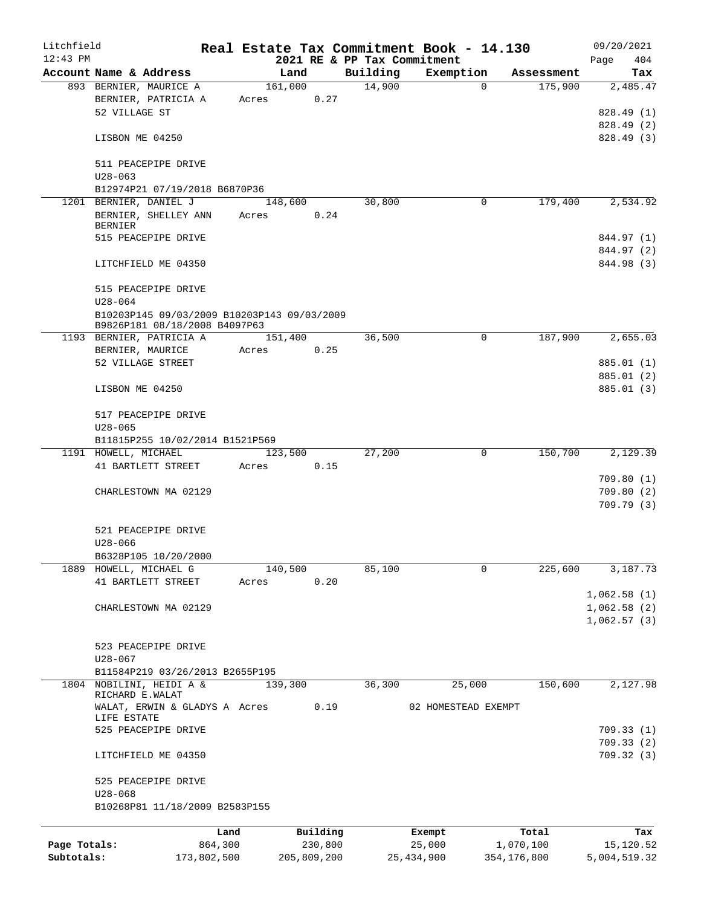Litchfield — Real Estate Tax Commitment Book - 14.130 — 09/20/2021

12:43 PM — 2021 RE & PP Tax Commitment — Page 404

| Account Name & Address | Land | Building | Exemption | Assessment | Tax |
|---|---|---|---|---|---|
| 893 BERNIER, MAURICE A | 161,000 | 14,900 | 0 | 175,900 | 2,485.47 |
| BERNIER, PATRICIA A | Acres 0.27 | | | | |
| 52 VILLAGE ST | | | | | 828.49 (1) |
| | | | | | 828.49 (2) |
| LISBON ME 04250 | | | | | 828.49 (3) |
| 511 PEACEPIPE DRIVE | | | | | |
| U28-063 | | | | | |
| B12974P21 07/19/2018 B6870P36 | | | | | |
| 1201 BERNIER, DANIEL J | 148,600 | 30,800 | 0 | 179,400 | 2,534.92 |
| BERNIER, SHELLEY ANN BERNIER | Acres 0.24 | | | | |
| 515 PEACEPIPE DRIVE | | | | | 844.97 (1) |
| | | | | | 844.97 (2) |
| LITCHFIELD ME 04350 | | | | | 844.98 (3) |
| 515 PEACEPIPE DRIVE | | | | | |
| U28-064 | | | | | |
| B10203P145 09/03/2009 B10203P143 09/03/2009 B9826P181 08/18/2008 B4097P63 | | | | | |
| 1193 BERNIER, PATRICIA A | 151,400 | 36,500 | 0 | 187,900 | 2,655.03 |
| BERNIER, MAURICE | Acres 0.25 | | | | |
| 52 VILLAGE STREET | | | | | 885.01 (1) |
| | | | | | 885.01 (2) |
| LISBON ME 04250 | | | | | 885.01 (3) |
| 517 PEACEPIPE DRIVE | | | | | |
| U28-065 | | | | | |
| B11815P255 10/02/2014 B1521P569 | | | | | |
| 1191 HOWELL, MICHAEL | 123,500 | 27,200 | 0 | 150,700 | 2,129.39 |
| 41 BARTLETT STREET | Acres 0.15 | | | | |
| | | | | | 709.80 (1) |
| CHARLESTOWN MA 02129 | | | | | 709.80 (2) |
| | | | | | 709.79 (3) |
| 521 PEACEPIPE DRIVE | | | | | |
| U28-066 | | | | | |
| B6328P105 10/20/2000 | | | | | |
| 1889 HOWELL, MICHAEL G | 140,500 | 85,100 | 0 | 225,600 | 3,187.73 |
| 41 BARTLETT STREET | Acres 0.20 | | | | |
| | | | | | 1,062.58 (1) |
| CHARLESTOWN MA 02129 | | | | | 1,062.58 (2) |
| | | | | | 1,062.57 (3) |
| 523 PEACEPIPE DRIVE | | | | | |
| U28-067 | | | | | |
| B11584P219 03/26/2013 B2655P195 | | | | | |
| 1804 NOBILINI, HEIDI A & RICHARD E.WALAT | 139,300 | 36,300 | 25,000 | 150,600 | 2,127.98 |
| WALAT, ERWIN & GLADYS A LIFE ESTATE | Acres 0.19 | | 02 HOMESTEAD EXEMPT | | |
| 525 PEACEPIPE DRIVE | | | | | 709.33 (1) |
| | | | | | 709.33 (2) |
| LITCHFIELD ME 04350 | | | | | 709.32 (3) |
| 525 PEACEPIPE DRIVE | | | | | |
| U28-068 | | | | | |
| B10268P81 11/18/2009 B2583P155 | | | | | |

| | Land | Building | Exempt | Total | Tax |
|---|---|---|---|---|---|
| Page Totals: | 864,300 | 230,800 | 25,000 | 1,070,100 | 15,120.52 |
| Subtotals: | 173,802,500 | 205,809,200 | 25,434,900 | 354,176,800 | 5,004,519.32 |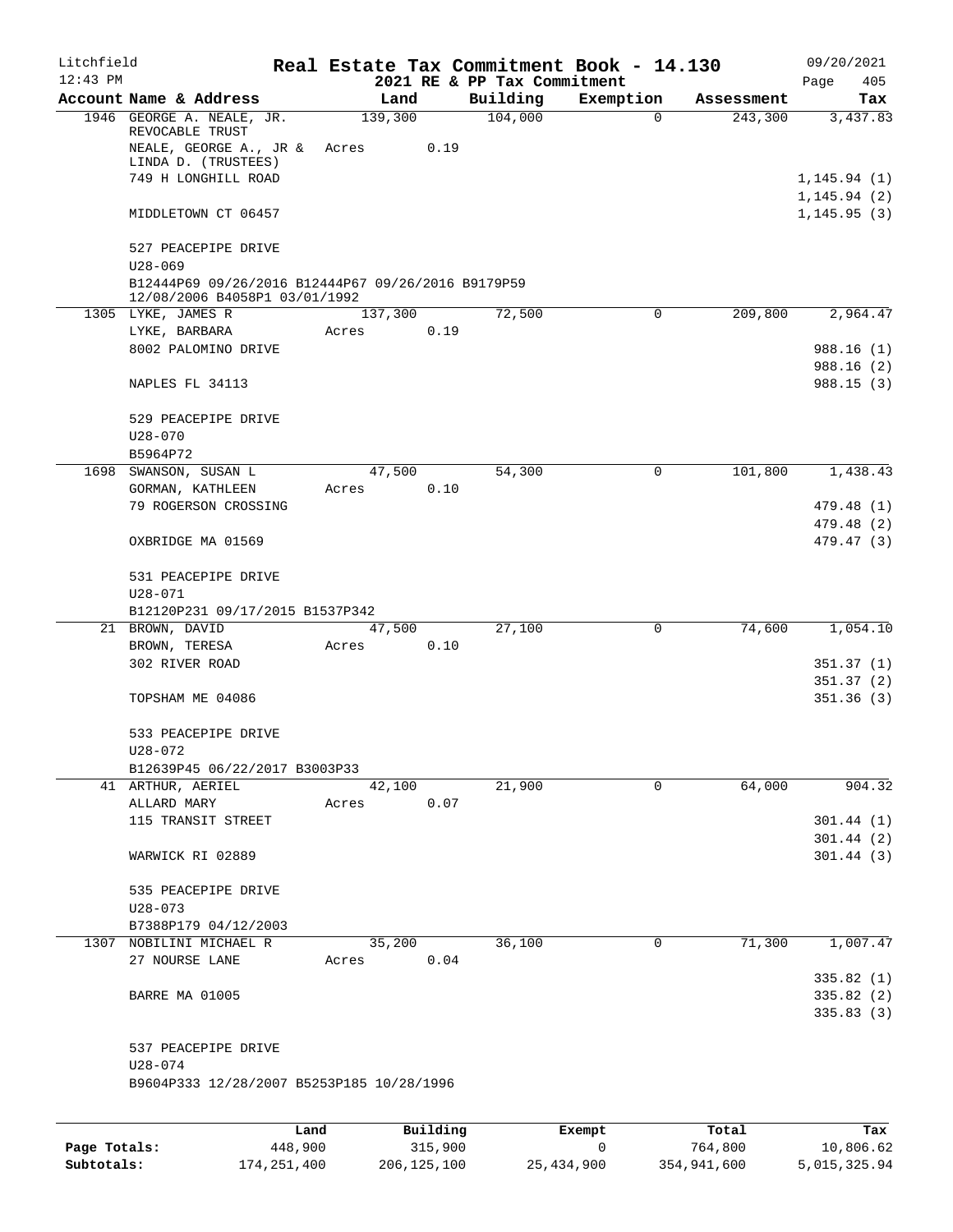# Real Estate Tax Commitment Book - 14.130

Litchfield
12:43 PM

2021 RE & PP Tax Commitment

09/20/2021

| Account | Name & Address | Land | Building | Exemption | Assessment | Tax |
|---|---|---|---|---|---|---|
| 1946 | GEORGE A. NEALE, JR. REVOCABLE TRUST | 139,300 | 104,000 | 0 | 243,300 | 3,437.83 |
| | NEALE, GEORGE A., JR & LINDA D. (TRUSTEES) | Acres 0.19 | | | | |
| | 749 H LONGHILL ROAD | | | | | 1,145.94 (1) |
| | | | | | | 1,145.94 (2) |
| | MIDDLETOWN CT 06457 | | | | | 1,145.95 (3) |
| | 527 PEACEPIPE DRIVE | | | | | |
| | U28-069 | | | | | |
| | B12444P69 09/26/2016 B12444P67 09/26/2016 B9179P59 12/08/2006 B4058P1 03/01/1992 | | | | | |
| 1305 | LYKE, JAMES R | 137,300 | 72,500 | 0 | 209,800 | 2,964.47 |
| | LYKE, BARBARA | Acres 0.19 | | | | |
| | 8002 PALOMINO DRIVE | | | | | 988.16 (1) |
| | | | | | | 988.16 (2) |
| | NAPLES FL 34113 | | | | | 988.15 (3) |
| | 529 PEACEPIPE DRIVE | | | | | |
| | U28-070 | | | | | |
| | B5964P72 | | | | | |
| 1698 | SWANSON, SUSAN L | 47,500 | 54,300 | 0 | 101,800 | 1,438.43 |
| | GORMAN, KATHLEEN | Acres 0.10 | | | | |
| | 79 ROGERSON CROSSING | | | | | 479.48 (1) |
| | | | | | | 479.48 (2) |
| | OXBRIDGE MA 01569 | | | | | 479.47 (3) |
| | 531 PEACEPIPE DRIVE | | | | | |
| | U28-071 | | | | | |
| | B12120P231 09/17/2015 B1537P342 | | | | | |
| 21 | BROWN, DAVID | 47,500 | 27,100 | 0 | 74,600 | 1,054.10 |
| | BROWN, TERESA | Acres 0.10 | | | | |
| | 302 RIVER ROAD | | | | | 351.37 (1) |
| | | | | | | 351.37 (2) |
| | TOPSHAM ME 04086 | | | | | 351.36 (3) |
| | 533 PEACEPIPE DRIVE | | | | | |
| | U28-072 | | | | | |
| | B12639P45 06/22/2017 B3003P33 | | | | | |
| 41 | ARTHUR, AERIEL | 42,100 | 21,900 | 0 | 64,000 | 904.32 |
| | ALLARD MARY | Acres 0.07 | | | | |
| | 115 TRANSIT STREET | | | | | 301.44 (1) |
| | | | | | | 301.44 (2) |
| | WARWICK RI 02889 | | | | | 301.44 (3) |
| | 535 PEACEPIPE DRIVE | | | | | |
| | U28-073 | | | | | |
| | B7388P179 04/12/2003 | | | | | |
| 1307 | NOBILINI MICHAEL R | 35,200 | 36,100 | 0 | 71,300 | 1,007.47 |
| | 27 NOURSE LANE | Acres 0.04 | | | | |
| | | | | | | 335.82 (1) |
| | BARRE MA 01005 | | | | | 335.82 (2) |
| | | | | | | 335.83 (3) |
| | 537 PEACEPIPE DRIVE | | | | | |
| | U28-074 | | | | | |
| | B9604P333 12/28/2007 B5253P185 10/28/1996 | | | | | |

| | Land | Building | Exempt | Total | Tax |
|---|---|---|---|---|---|
| Page Totals: | 448,900 | 315,900 | 0 | 764,800 | 10,806.62 |
| Subtotals: | 174,251,400 | 206,125,100 | 25,434,900 | 354,941,600 | 5,015,325.94 |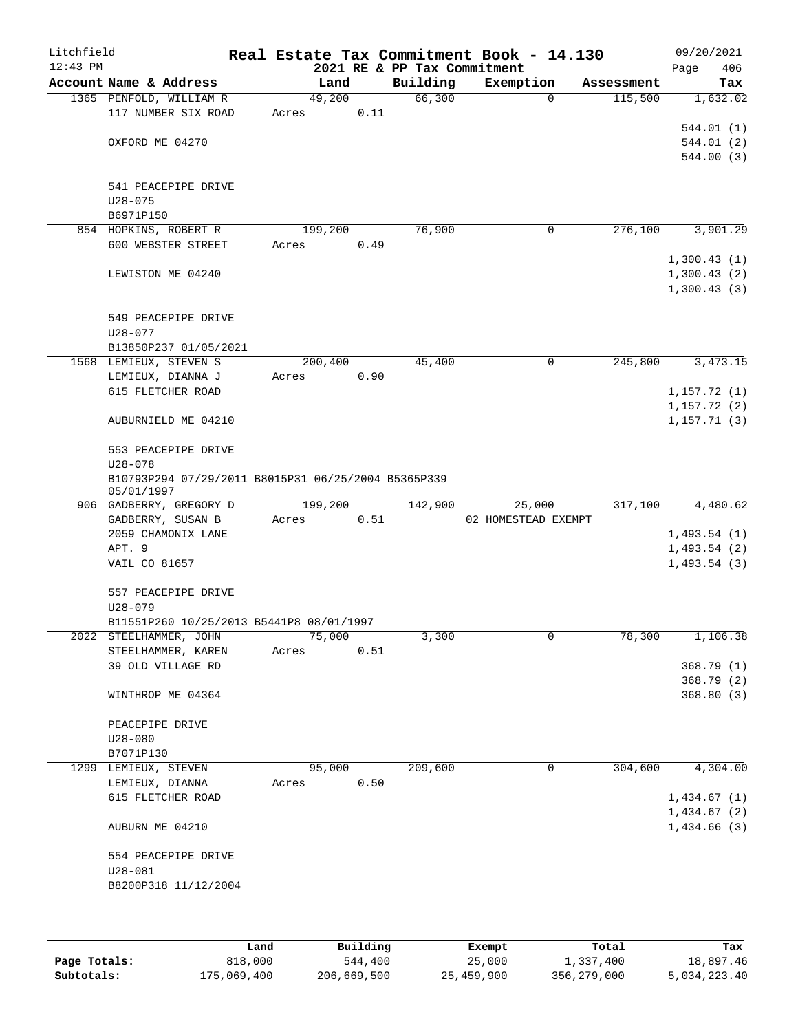# Real Estate Tax Commitment Book - 14.130

Litchfield
12:43 PM

2021 RE & PP Tax Commitment

09/20/2021
Page 406

| Account Name & Address | Land | Building | Exemption | Assessment | Tax |
|---|---|---|---|---|---|
| 1365 PENFOLD, WILLIAM R | 49,200 | 66,300 | 0 | 115,500 | 1,632.02 |
| 117 NUMBER SIX ROAD | Acres 0.11 | | | | |
| | | | | | 544.01 (1) |
| OXFORD ME 04270 | | | | | 544.01 (2) |
| | | | | | 544.00 (3) |
| 541 PEACEPIPE DRIVE | | | | | |
| U28-075 | | | | | |
| B6971P150 | | | | | |
| 854 HOPKINS, ROBERT R | 199,200 | 76,900 | 0 | 276,100 | 3,901.29 |
| 600 WEBSTER STREET | Acres 0.49 | | | | |
| | | | | | 1,300.43 (1) |
| LEWISTON ME 04240 | | | | | 1,300.43 (2) |
| | | | | | 1,300.43 (3) |
| 549 PEACEPIPE DRIVE | | | | | |
| U28-077 | | | | | |
| B13850P237 01/05/2021 | | | | | |
| 1568 LEMIEUX, STEVEN S | 200,400 | 45,400 | 0 | 245,800 | 3,473.15 |
| LEMIEUX, DIANNA J | Acres 0.90 | | | | |
| 615 FLETCHER ROAD | | | | | 1,157.72 (1) |
| | | | | | 1,157.72 (2) |
| AUBURNIELD ME 04210 | | | | | 1,157.71 (3) |
| 553 PEACEPIPE DRIVE | | | | | |
| U28-078 | | | | | |
| B10793P294 07/29/2011 B8015P31 06/25/2004 B5365P339 05/01/1997 | | | | | |
| 906 GADBERRY, GREGORY D | 199,200 | 142,900 | 25,000 | 317,100 | 4,480.62 |
| GADBERRY, SUSAN B | Acres 0.51 | | 02 HOMESTEAD EXEMPT | | |
| 2059 CHAMONIX LANE | | | | | 1,493.54 (1) |
| APT. 9 | | | | | 1,493.54 (2) |
| VAIL CO 81657 | | | | | 1,493.54 (3) |
| 557 PEACEPIPE DRIVE | | | | | |
| U28-079 | | | | | |
| B11551P260 10/25/2013 B5441P8 08/01/1997 | | | | | |
| 2022 STEELHAMMER, JOHN | 75,000 | 3,300 | 0 | 78,300 | 1,106.38 |
| STEELHAMMER, KAREN | Acres 0.51 | | | | |
| 39 OLD VILLAGE RD | | | | | 368.79 (1) |
| | | | | | 368.79 (2) |
| WINTHROP ME 04364 | | | | | 368.80 (3) |
| PEACEPIPE DRIVE | | | | | |
| U28-080 | | | | | |
| B7071P130 | | | | | |
| 1299 LEMIEUX, STEVEN | 95,000 | 209,600 | 0 | 304,600 | 4,304.00 |
| LEMIEUX, DIANNA | Acres 0.50 | | | | |
| 615 FLETCHER ROAD | | | | | 1,434.67 (1) |
| | | | | | 1,434.67 (2) |
| AUBURN ME 04210 | | | | | 1,434.66 (3) |
| 554 PEACEPIPE DRIVE | | | | | |
| U28-081 | | | | | |
| B8200P318 11/12/2004 | | | | | |

| | Land | Building | Exempt | Total | Tax |
|---|---|---|---|---|---|
| Page Totals: | 818,000 | 544,400 | 25,000 | 1,337,400 | 18,897.46 |
| Subtotals: | 175,069,400 | 206,669,500 | 25,459,900 | 356,279,000 | 5,034,223.40 |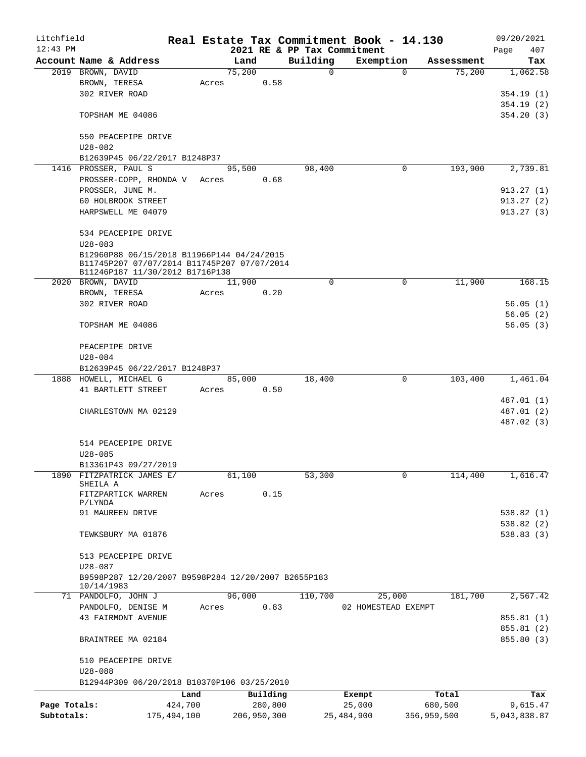Litchfield
12:43 PM

# Real Estate Tax Commitment Book - 14.130

2021 RE & PP Tax Commitment

09/20/2021
Page 407

| Account Name & Address | Land | Building | Exemption | Assessment | Tax |
|---|---|---|---|---|---|
| 2019 BROWN, DAVID | 75,200 | 0 | 0 | 75,200 | 1,062.58 |
| BROWN, TERESA | Acres 0.58 | | | | |
| 302 RIVER ROAD | | | | | 354.19 (1) |
| | | | | | 354.19 (2) |
| TOPSHAM ME 04086 | | | | | 354.20 (3) |
| 550 PEACEPIPE DRIVE | | | | | |
| U28-082 | | | | | |
| B12639P45 06/22/2017 B1248P37 | | | | | |
| 1416 PROSSER, PAUL S | 95,500 | 98,400 | 0 | 193,900 | 2,739.81 |
| PROSSER-COPP, RHONDA V | Acres 0.68 | | | | |
| PROSSER, JUNE M. | | | | | 913.27 (1) |
| 60 HOLBROOK STREET | | | | | 913.27 (2) |
| HARPSWELL ME 04079 | | | | | 913.27 (3) |
| 534 PEACEPIPE DRIVE | | | | | |
| U28-083 | | | | | |
| B12960P88 06/15/2018 B11966P144 04/24/2015 B11745P207 07/07/2014 B11745P207 07/07/2014 B11246P187 11/30/2012 B1716P138 | | | | | |
| 2020 BROWN, DAVID | 11,900 | 0 | 0 | 11,900 | 168.15 |
| BROWN, TERESA | Acres 0.20 | | | | |
| 302 RIVER ROAD | | | | | 56.05 (1) |
| | | | | | 56.05 (2) |
| TOPSHAM ME 04086 | | | | | 56.05 (3) |
| PEACEPIPE DRIVE | | | | | |
| U28-084 | | | | | |
| B12639P45 06/22/2017 B1248P37 | | | | | |
| 1888 HOWELL, MICHAEL G | 85,000 | 18,400 | 0 | 103,400 | 1,461.04 |
| 41 BARTLETT STREET | Acres 0.50 | | | | |
| | | | | | 487.01 (1) |
| CHARLESTOWN MA 02129 | | | | | 487.01 (2) |
| | | | | | 487.02 (3) |
| 514 PEACEPIPE DRIVE | | | | | |
| U28-085 | | | | | |
| B13361P43 09/27/2019 | | | | | |
| 1890 FITZPATRICK JAMES E/ SHEILA A | 61,100 | 53,300 | 0 | 114,400 | 1,616.47 |
| FITZPARTICK WARREN P/LYNDA | Acres 0.15 | | | | |
| 91 MAUREEN DRIVE | | | | | 538.82 (1) |
| | | | | | 538.82 (2) |
| TEWKSBURY MA 01876 | | | | | 538.83 (3) |
| 513 PEACEPIPE DRIVE | | | | | |
| U28-087 | | | | | |
| B9598P287 12/20/2007 B9598P284 12/20/2007 B2655P183 10/14/1983 | | | | | |
| 71 PANDOLFO, JOHN J | 96,000 | 110,700 | 25,000 | 181,700 | 2,567.42 |
| PANDOLFO, DENISE M | Acres 0.83 | | 02 HOMESTEAD EXEMPT | | |
| 43 FAIRMONT AVENUE | | | | | 855.81 (1) |
| | | | | | 855.81 (2) |
| BRAINTREE MA 02184 | | | | | 855.80 (3) |
| 510 PEACEPIPE DRIVE | | | | | |
| U28-088 | | | | | |
| B12944P309 06/20/2018 B10370P106 03/25/2010 | | | | | |

| | Land | Building | Exempt | Total | Tax |
|---|---|---|---|---|---|
| Page Totals: | 424,700 | 280,800 | 25,000 | 680,500 | 9,615.47 |
| Subtotals: | 175,494,100 | 206,950,300 | 25,484,900 | 356,959,500 | 5,043,838.87 |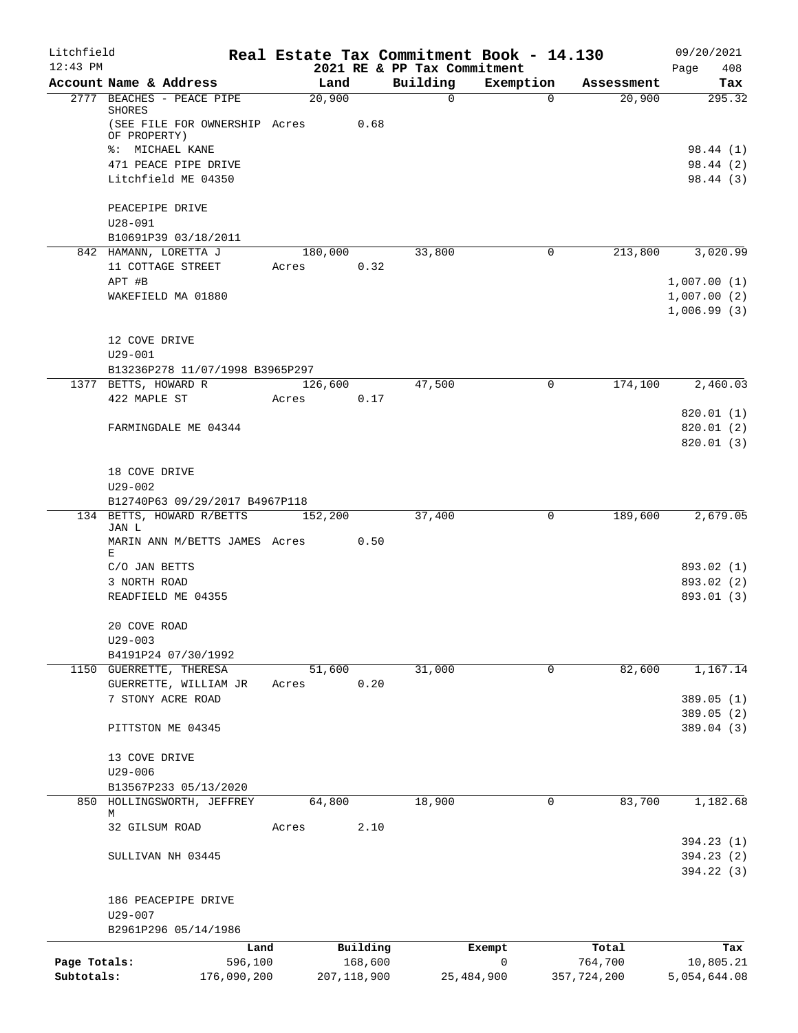Litchfield
12:43 PM

# Real Estate Tax Commitment Book - 14.130
## 2021 RE & PP Tax Commitment

09/20/2021
Page 408

| Account Name & Address | Land | Building | Exemption | Assessment | Tax |
|---|---|---|---|---|---|
| 2777 BEACHES - PEACE PIPE SHORES | 20,900 | 0 | 0 | 20,900 | 295.32 |
| (SEE FILE FOR OWNERSHIP OF PROPERTY) | Acres 0.68 | | | | |
| %: MICHAEL KANE | | | | | 98.44 (1) |
| 471 PEACE PIPE DRIVE | | | | | 98.44 (2) |
| Litchfield ME 04350 | | | | | 98.44 (3) |
| PEACEPIPE DRIVE | | | | | |
| U28-091 | | | | | |
| B10691P39 03/18/2011 | | | | | |
| 842 HAMANN, LORETTA J | 180,000 | 33,800 | 0 | 213,800 | 3,020.99 |
| 11 COTTAGE STREET | Acres 0.32 | | | | |
| APT #B | | | | | 1,007.00 (1) |
| WAKEFIELD MA 01880 | | | | | 1,007.00 (2) |
| | | | | | 1,006.99 (3) |
| 12 COVE DRIVE | | | | | |
| U29-001 | | | | | |
| B13236P278 11/07/1998 B3965P297 | | | | | |
| 1377 BETTS, HOWARD R | 126,600 | 47,500 | 0 | 174,100 | 2,460.03 |
| 422 MAPLE ST | Acres 0.17 | | | | |
| | | | | | 820.01 (1) |
| FARMINGDALE ME 04344 | | | | | 820.01 (2) |
| | | | | | 820.01 (3) |
| 18 COVE DRIVE | | | | | |
| U29-002 | | | | | |
| B12740P63 09/29/2017 B4967P118 | | | | | |
| 134 BETTS, HOWARD R/BETTS JAN L | 152,200 | 37,400 | 0 | 189,600 | 2,679.05 |
| MARIN ANN M/BETTS JAMES E | Acres 0.50 | | | | |
| C/O JAN BETTS | | | | | 893.02 (1) |
| 3 NORTH ROAD | | | | | 893.02 (2) |
| READFIELD ME 04355 | | | | | 893.01 (3) |
| 20 COVE ROAD | | | | | |
| U29-003 | | | | | |
| B4191P24 07/30/1992 | | | | | |
| 1150 GUERRETTE, THERESA | 51,600 | 31,000 | 0 | 82,600 | 1,167.14 |
| GUERRETTE, WILLIAM JR | Acres 0.20 | | | | |
| 7 STONY ACRE ROAD | | | | | 389.05 (1) |
| | | | | | 389.05 (2) |
| PITTSTON ME 04345 | | | | | 389.04 (3) |
| 13 COVE DRIVE | | | | | |
| U29-006 | | | | | |
| B13567P233 05/13/2020 | | | | | |
| 850 HOLLINGSWORTH, JEFFREY M | 64,800 | 18,900 | 0 | 83,700 | 1,182.68 |
| 32 GILSUM ROAD | Acres 2.10 | | | | |
| | | | | | 394.23 (1) |
| SULLIVAN NH 03445 | | | | | 394.23 (2) |
| | | | | | 394.22 (3) |
| 186 PEACEPIPE DRIVE | | | | | |
| U29-007 | | | | | |
| B2961P296 05/14/1986 | | | | | |

| | Land | Building | Exempt | Total | Tax |
|---|---|---|---|---|---|
| Page Totals: | 596,100 | 168,600 | 0 | 764,700 | 10,805.21 |
| Subtotals: | 176,090,200 | 207,118,900 | 25,484,900 | 357,724,200 | 5,054,644.08 |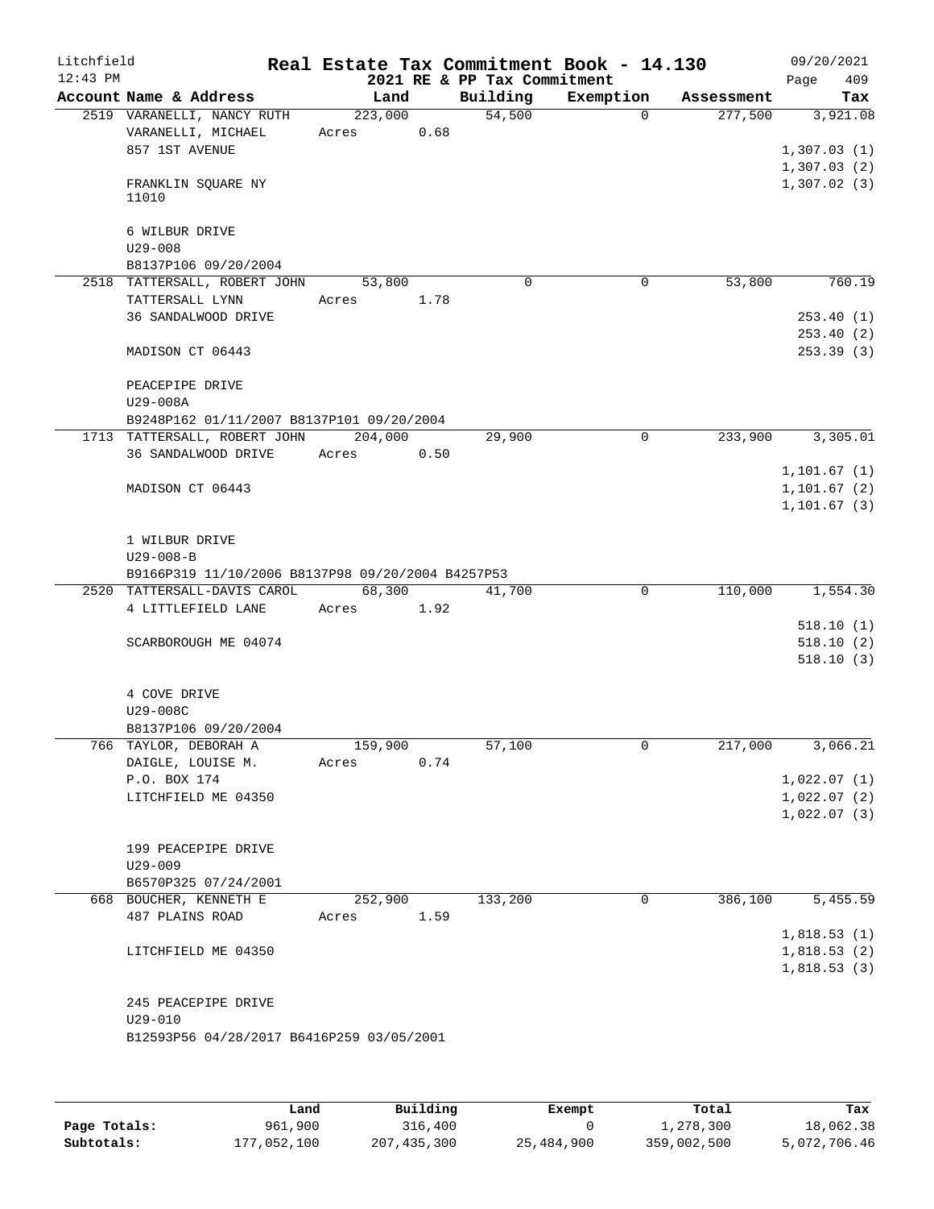Litchfield
12:43 PM

# Real Estate Tax Commitment Book - 14.130

2021 RE & PP Tax Commitment

09/20/2021

| Account Name & Address | Land | Building | Exemption | Assessment | Tax |
|---|---|---|---|---|---|
| 2519 VARANELLI, NANCY RUTH | 223,000 | 54,500 | 0 | 277,500 | 3,921.08 |
| VARANELLI, MICHAEL | Acres 0.68 | | | | |
| 857 1ST AVENUE | | | | | 1,307.03 (1) |
| | | | | | 1,307.03 (2) |
| FRANKLIN SQUARE NY 11010 | | | | | 1,307.02 (3) |
| 6 WILBUR DRIVE | | | | | |
| U29-008 | | | | | |
| B8137P106 09/20/2004 | | | | | |
| 2518 TATTERSALL, ROBERT JOHN | 53,800 | 0 | 0 | 53,800 | 760.19 |
| TATTERSALL LYNN | Acres 1.78 | | | | |
| 36 SANDALWOOD DRIVE | | | | | 253.40 (1) |
| | | | | | 253.40 (2) |
| MADISON CT 06443 | | | | | 253.39 (3) |
| PEACEPIPE DRIVE | | | | | |
| U29-008A | | | | | |
| B9248P162 01/11/2007 B8137P101 09/20/2004 | | | | | |
| 1713 TATTERSALL, ROBERT JOHN | 204,000 | 29,900 | 0 | 233,900 | 3,305.01 |
| 36 SANDALWOOD DRIVE | Acres 0.50 | | | | |
| | | | | | 1,101.67 (1) |
| MADISON CT 06443 | | | | | 1,101.67 (2) |
| | | | | | 1,101.67 (3) |
| 1 WILBUR DRIVE | | | | | |
| U29-008-B | | | | | |
| B9166P319 11/10/2006 B8137P98 09/20/2004 B4257P53 | | | | | |
| 2520 TATTERSALL-DAVIS CAROL | 68,300 | 41,700 | 0 | 110,000 | 1,554.30 |
| 4 LITTLEFIELD LANE | Acres 1.92 | | | | |
| | | | | | 518.10 (1) |
| SCARBOROUGH ME 04074 | | | | | 518.10 (2) |
| | | | | | 518.10 (3) |
| 4 COVE DRIVE | | | | | |
| U29-008C | | | | | |
| B8137P106 09/20/2004 | | | | | |
| 766 TAYLOR, DEBORAH A | 159,900 | 57,100 | 0 | 217,000 | 3,066.21 |
| DAIGLE, LOUISE M. | Acres 0.74 | | | | |
| P.O. BOX 174 | | | | | 1,022.07 (1) |
| LITCHFIELD ME 04350 | | | | | 1,022.07 (2) |
| | | | | | 1,022.07 (3) |
| 199 PEACEPIPE DRIVE | | | | | |
| U29-009 | | | | | |
| B6570P325 07/24/2001 | | | | | |
| 668 BOUCHER, KENNETH E | 252,900 | 133,200 | 0 | 386,100 | 5,455.59 |
| 487 PLAINS ROAD | Acres 1.59 | | | | |
| | | | | | 1,818.53 (1) |
| LITCHFIELD ME 04350 | | | | | 1,818.53 (2) |
| | | | | | 1,818.53 (3) |
| 245 PEACEPIPE DRIVE | | | | | |
| U29-010 | | | | | |
| B12593P56 04/28/2017 B6416P259 03/05/2001 | | | | | |

| | Land | Building | Exempt | Total | Tax |
|---|---|---|---|---|---|
| Page Totals: | 961,900 | 316,400 | 0 | 1,278,300 | 18,062.38 |
| Subtotals: | 177,052,100 | 207,435,300 | 25,484,900 | 359,002,500 | 5,072,706.46 |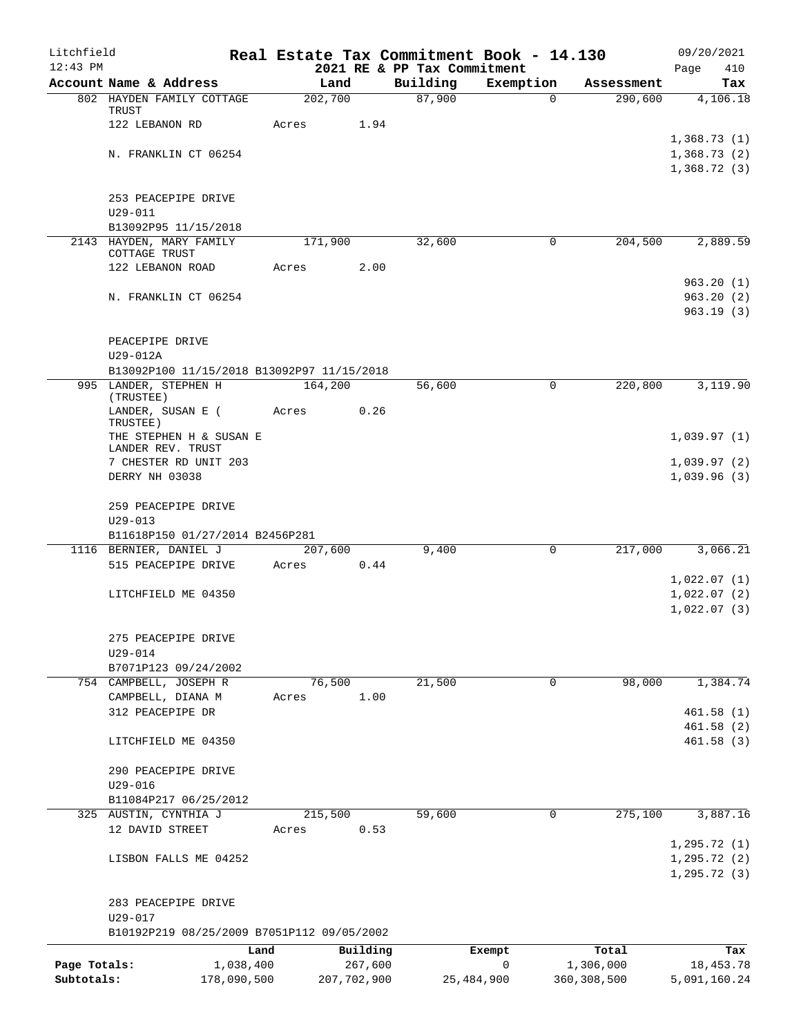# Real Estate Tax Commitment Book - 14.130

Litchfield
12:43 PM

2021 RE & PP Tax Commitment

09/20/2021

| Account Name & Address | Land | Building | Exemption | Assessment | Tax |
|---|---|---|---|---|---|
| 802 HAYDEN FAMILY COTTAGE TRUST | 202,700 | 87,900 | 0 | 290,600 | 4,106.18 |
| 122 LEBANON RD | Acres 1.94 | | | | |
| | | | | | 1,368.73 (1) |
| N. FRANKLIN CT 06254 | | | | | 1,368.73 (2) |
| | | | | | 1,368.72 (3) |
| 253 PEACEPIPE DRIVE | | | | | |
| U29-011 | | | | | |
| B13092P95 11/15/2018 | | | | | |
| 2143 HAYDEN, MARY FAMILY COTTAGE TRUST | 171,900 | 32,600 | 0 | 204,500 | 2,889.59 |
| 122 LEBANON ROAD | Acres 2.00 | | | | |
| | | | | | 963.20 (1) |
| N. FRANKLIN CT 06254 | | | | | 963.20 (2) |
| | | | | | 963.19 (3) |
| PEACEPIPE DRIVE | | | | | |
| U29-012A | | | | | |
| B13092P100 11/15/2018 B13092P97 11/15/2018 | | | | | |
| 995 LANDER, STEPHEN H (TRUSTEE) | 164,200 | 56,600 | 0 | 220,800 | 3,119.90 |
| LANDER, SUSAN E ( TRUSTEE) | Acres 0.26 | | | | |
| THE STEPHEN H & SUSAN E LANDER REV. TRUST | | | | | 1,039.97 (1) |
| 7 CHESTER RD UNIT 203 | | | | | 1,039.97 (2) |
| DERRY NH 03038 | | | | | 1,039.96 (3) |
| 259 PEACEPIPE DRIVE | | | | | |
| U29-013 | | | | | |
| B11618P150 01/27/2014 B2456P281 | | | | | |
| 1116 BERNIER, DANIEL J | 207,600 | 9,400 | 0 | 217,000 | 3,066.21 |
| 515 PEACEPIPE DRIVE | Acres 0.44 | | | | |
| | | | | | 1,022.07 (1) |
| LITCHFIELD ME 04350 | | | | | 1,022.07 (2) |
| | | | | | 1,022.07 (3) |
| 275 PEACEPIPE DRIVE | | | | | |
| U29-014 | | | | | |
| B7071P123 09/24/2002 | | | | | |
| 754 CAMPBELL, JOSEPH R | 76,500 | 21,500 | 0 | 98,000 | 1,384.74 |
| CAMPBELL, DIANA M | Acres 1.00 | | | | |
| 312 PEACEPIPE DR | | | | | 461.58 (1) |
| | | | | | 461.58 (2) |
| LITCHFIELD ME 04350 | | | | | 461.58 (3) |
| 290 PEACEPIPE DRIVE | | | | | |
| U29-016 | | | | | |
| B11084P217 06/25/2012 | | | | | |
| 325 AUSTIN, CYNTHIA J | 215,500 | 59,600 | 0 | 275,100 | 3,887.16 |
| 12 DAVID STREET | Acres 0.53 | | | | |
| | | | | | 1,295.72 (1) |
| LISBON FALLS ME 04252 | | | | | 1,295.72 (2) |
| | | | | | 1,295.72 (3) |
| 283 PEACEPIPE DRIVE | | | | | |
| U29-017 | | | | | |
| B10192P219 08/25/2009 B7051P112 09/05/2002 | | | | | |

| | Land | Building | Exempt | Total | Tax |
|---|---|---|---|---|---|
| Page Totals: | 1,038,400 | 267,600 | 0 | 1,306,000 | 18,453.78 |
| Subtotals: | 178,090,500 | 207,702,900 | 25,484,900 | 360,308,500 | 5,091,160.24 |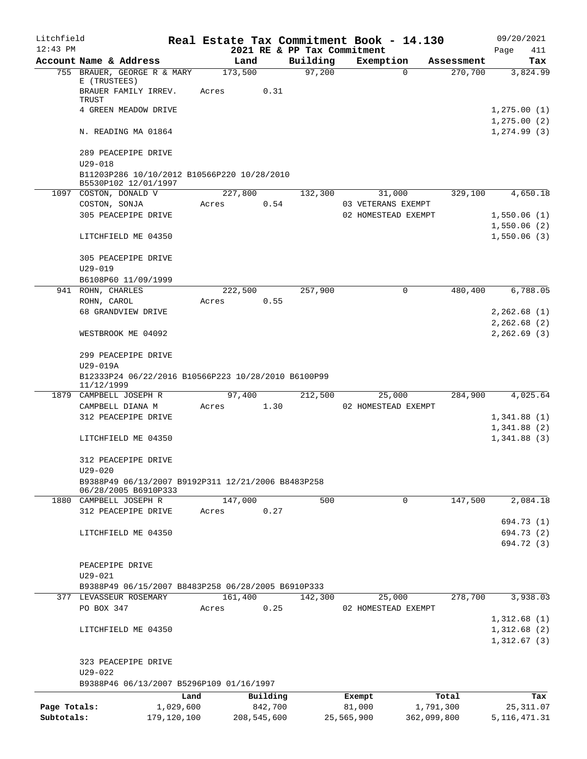# Real Estate Tax Commitment Book - 14.130

Litchfield 12:43 PM — 2021 RE & PP Tax Commitment — 09/20/2021

| Account Name & Address | Land | Building | Exemption | Assessment | Tax |
|---|---|---|---|---|---|
| 755 BRAUER, GEORGE R & MARY E (TRUSTEES) | 173,500 | 97,200 | 0 | 270,700 | 3,824.99 |
| BRAUER FAMILY IRREV. TRUST | Acres 0.31 | | | | |
| 4 GREEN MEADOW DRIVE | | | | | 1,275.00 (1) |
| | | | | | 1,275.00 (2) |
| N. READING MA 01864 | | | | | 1,274.99 (3) |
| 289 PEACEPIPE DRIVE | | | | | |
| U29-018 | | | | | |
| B11203P286 10/10/2012 B10566P220 10/28/2010 B5530P102 12/01/1997 | | | | | |
| 1097 COSTON, DONALD V | 227,800 | 132,300 | 31,000 | 329,100 | 4,650.18 |
| COSTON, SONJA | Acres 0.54 | | 03 VETERANS EXEMPT | | |
| 305 PEACEPIPE DRIVE | | | 02 HOMESTEAD EXEMPT | | 1,550.06 (1) |
| | | | | | 1,550.06 (2) |
| LITCHFIELD ME 04350 | | | | | 1,550.06 (3) |
| 305 PEACEPIPE DRIVE | | | | | |
| U29-019 | | | | | |
| B6108P60 11/09/1999 | | | | | |
| 941 ROHN, CHARLES | 222,500 | 257,900 | 0 | 480,400 | 6,788.05 |
| ROHN, CAROL | Acres 0.55 | | | | |
| 68 GRANDVIEW DRIVE | | | | | 2,262.68 (1) |
| | | | | | 2,262.68 (2) |
| WESTBROOK ME 04092 | | | | | 2,262.69 (3) |
| 299 PEACEPIPE DRIVE | | | | | |
| U29-019A | | | | | |
| B12333P24 06/22/2016 B10566P223 10/28/2010 B6100P99 11/12/1999 | | | | | |
| 1879 CAMPBELL JOSEPH R | 97,400 | 212,500 | 25,000 | 284,900 | 4,025.64 |
| CAMPBELL DIANA M | Acres 1.30 | | 02 HOMESTEAD EXEMPT | | |
| 312 PEACEPIPE DRIVE | | | | | 1,341.88 (1) |
| | | | | | 1,341.88 (2) |
| LITCHFIELD ME 04350 | | | | | 1,341.88 (3) |
| 312 PEACEPIPE DRIVE | | | | | |
| U29-020 | | | | | |
| B9388P49 06/13/2007 B9192P311 12/21/2006 B8483P258 06/28/2005 B6910P333 | | | | | |
| 1880 CAMPBELL JOSEPH R | 147,000 | 500 | 0 | 147,500 | 2,084.18 |
| 312 PEACEPIPE DRIVE | Acres 0.27 | | | | |
| | | | | | 694.73 (1) |
| LITCHFIELD ME 04350 | | | | | 694.73 (2) |
| | | | | | 694.72 (3) |
| PEACEPIPE DRIVE | | | | | |
| U29-021 | | | | | |
| B9388P49 06/15/2007 B8483P258 06/28/2005 B6910P333 | | | | | |
| 377 LEVASSEUR ROSEMARY | 161,400 | 142,300 | 25,000 | 278,700 | 3,938.03 |
| PO BOX 347 | Acres 0.25 | | 02 HOMESTEAD EXEMPT | | |
| | | | | | 1,312.68 (1) |
| LITCHFIELD ME 04350 | | | | | 1,312.68 (2) |
| | | | | | 1,312.67 (3) |
| 323 PEACEPIPE DRIVE | | | | | |
| U29-022 | | | | | |
| B9388P46 06/13/2007 B5296P109 01/16/1997 | | | | | |

| | Land | Building | Exempt | Total | Tax |
|---|---|---|---|---|---|
| Page Totals: | 1,029,600 | 842,700 | 81,000 | 1,791,300 | 25,311.07 |
| Subtotals: | 179,120,100 | 208,545,600 | 25,565,900 | 362,099,800 | 5,116,471.31 |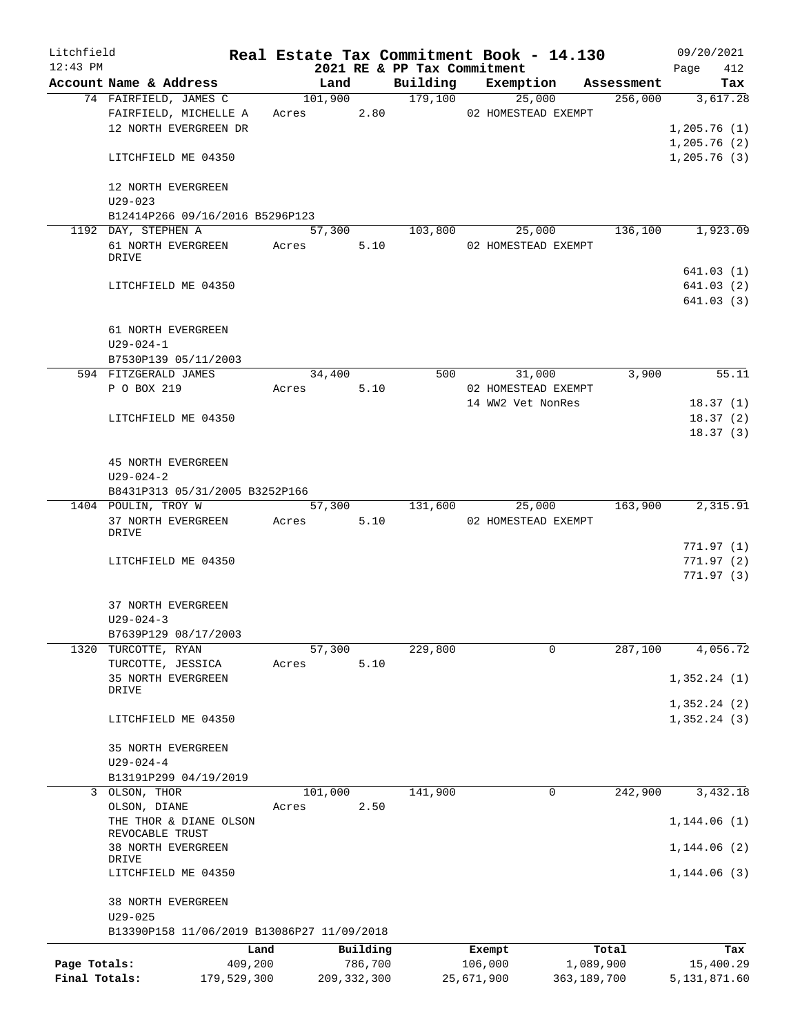Litchfield
12:43 PM

# Real Estate Tax Commitment Book - 14.130

2021 RE & PP Tax Commitment

09/20/2021

| Account Name & Address | Land | Building | Exemption | Assessment | Tax |
|---|---|---|---|---|---|
| 74 FAIRFIELD, JAMES C | 101,900 | 179,100 | 25,000 | 256,000 | 3,617.28 |
| FAIRFIELD, MICHELLE A | Acres 2.80 | | 02 HOMESTEAD EXEMPT | | |
| 12 NORTH EVERGREEN DR | | | | | 1,205.76 (1) |
| | | | | | 1,205.76 (2) |
| LITCHFIELD ME 04350 | | | | | 1,205.76 (3) |
| 12 NORTH EVERGREEN | | | | | |
| U29-023 | | | | | |
| B12414P266 09/16/2016 B5296P123 | | | | | |
| 1192 DAY, STEPHEN A | 57,300 | 103,800 | 25,000 | 136,100 | 1,923.09 |
| 61 NORTH EVERGREEN DRIVE | Acres 5.10 | | 02 HOMESTEAD EXEMPT | | |
| | | | | | 641.03 (1) |
| LITCHFIELD ME 04350 | | | | | 641.03 (2) |
| | | | | | 641.03 (3) |
| 61 NORTH EVERGREEN | | | | | |
| U29-024-1 | | | | | |
| B7530P139 05/11/2003 | | | | | |
| 594 FITZGERALD JAMES | 34,400 | 500 | 31,000 | 3,900 | 55.11 |
| P O BOX 219 | Acres 5.10 | | 02 HOMESTEAD EXEMPT | | |
| | | | 14 WW2 Vet NonRes | | 18.37 (1) |
| LITCHFIELD ME 04350 | | | | | 18.37 (2) |
| | | | | | 18.37 (3) |
| 45 NORTH EVERGREEN | | | | | |
| U29-024-2 | | | | | |
| B8431P313 05/31/2005 B3252P166 | | | | | |
| 1404 POULIN, TROY W | 57,300 | 131,600 | 25,000 | 163,900 | 2,315.91 |
| 37 NORTH EVERGREEN DRIVE | Acres 5.10 | | 02 HOMESTEAD EXEMPT | | |
| | | | | | 771.97 (1) |
| LITCHFIELD ME 04350 | | | | | 771.97 (2) |
| | | | | | 771.97 (3) |
| 37 NORTH EVERGREEN | | | | | |
| U29-024-3 | | | | | |
| B7639P129 08/17/2003 | | | | | |
| 1320 TURCOTTE, RYAN | 57,300 | 229,800 | 0 | 287,100 | 4,056.72 |
| TURCOTTE, JESSICA | Acres 5.10 | | | | |
| 35 NORTH EVERGREEN DRIVE | | | | | 1,352.24 (1) |
| | | | | | 1,352.24 (2) |
| LITCHFIELD ME 04350 | | | | | 1,352.24 (3) |
| 35 NORTH EVERGREEN | | | | | |
| U29-024-4 | | | | | |
| B13191P299 04/19/2019 | | | | | |
| 3 OLSON, THOR | 101,000 | 141,900 | 0 | 242,900 | 3,432.18 |
| OLSON, DIANE | Acres 2.50 | | | | |
| THE THOR & DIANE OLSON REVOCABLE TRUST | | | | | 1,144.06 (1) |
| 38 NORTH EVERGREEN DRIVE | | | | | 1,144.06 (2) |
| LITCHFIELD ME 04350 | | | | | 1,144.06 (3) |
| 38 NORTH EVERGREEN | | | | | |
| U29-025 | | | | | |
| B13390P158 11/06/2019 B13086P27 11/09/2018 | | | | | |

| | Land | Building | Exempt | Total | Tax |
|---|---|---|---|---|---|
| Page Totals: | 409,200 | 786,700 | 106,000 | 1,089,900 | 15,400.29 |
| Final Totals: | 179,529,300 | 209,332,300 | 25,671,900 | 363,189,700 | 5,131,871.60 |